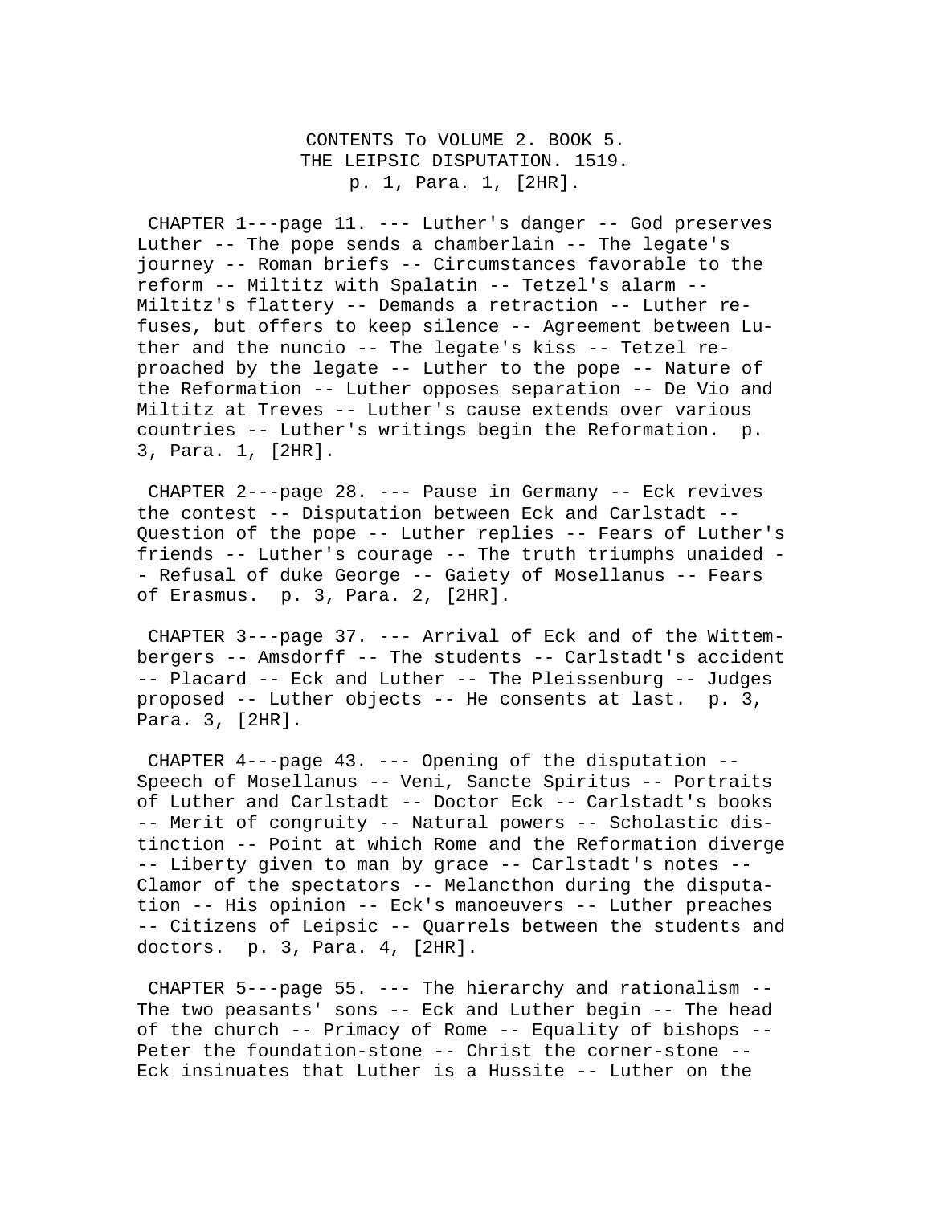# CONTENTS To VOLUME 2. BOOK 5.
## THE LEIPSIC DISPUTATION. 1519.
p. 1, Para. 1, [2HR].

CHAPTER 1---page 11. --- Luther's danger -- God preserves Luther -- The pope sends a chamberlain -- The legate's journey -- Roman briefs -- Circumstances favorable to the reform -- Miltitz with Spalatin -- Tetzel's alarm -- Miltitz's flattery -- Demands a retraction -- Luther refuses, but offers to keep silence -- Agreement between Luther and the nuncio -- The legate's kiss -- Tetzel reproached by the legate -- Luther to the pope -- Nature of the Reformation -- Luther opposes separation -- De Vio and Miltitz at Treves -- Luther's cause extends over various countries -- Luther's writings begin the Reformation. p. 3, Para. 1, [2HR].

CHAPTER 2---page 28. --- Pause in Germany -- Eck revives the contest -- Disputation between Eck and Carlstadt -- Question of the pope -- Luther replies -- Fears of Luther's friends -- Luther's courage -- The truth triumphs unaided -- Refusal of duke George -- Gaiety of Mosellanus -- Fears of Erasmus. p. 3, Para. 2, [2HR].

CHAPTER 3---page 37. --- Arrival of Eck and of the Wittembergers -- Amsdorff -- The students -- Carlstadt's accident -- Placard -- Eck and Luther -- The Pleissenburg -- Judges proposed -- Luther objects -- He consents at last. p. 3, Para. 3, [2HR].

CHAPTER 4---page 43. --- Opening of the disputation -- Speech of Mosellanus -- Veni, Sancte Spiritus -- Portraits of Luther and Carlstadt -- Doctor Eck -- Carlstadt's books -- Merit of congruity -- Natural powers -- Scholastic distinction -- Point at which Rome and the Reformation diverge -- Liberty given to man by grace -- Carlstadt's notes -- Clamor of the spectators -- Melancthon during the disputation -- His opinion -- Eck's manoeuvers -- Luther preaches -- Citizens of Leipsic -- Quarrels between the students and doctors. p. 3, Para. 4, [2HR].

CHAPTER 5---page 55. --- The hierarchy and rationalism -- The two peasants' sons -- Eck and Luther begin -- The head of the church -- Primacy of Rome -- Equality of bishops -- Peter the foundation-stone -- Christ the corner-stone -- Eck insinuates that Luther is a Hussite -- Luther on the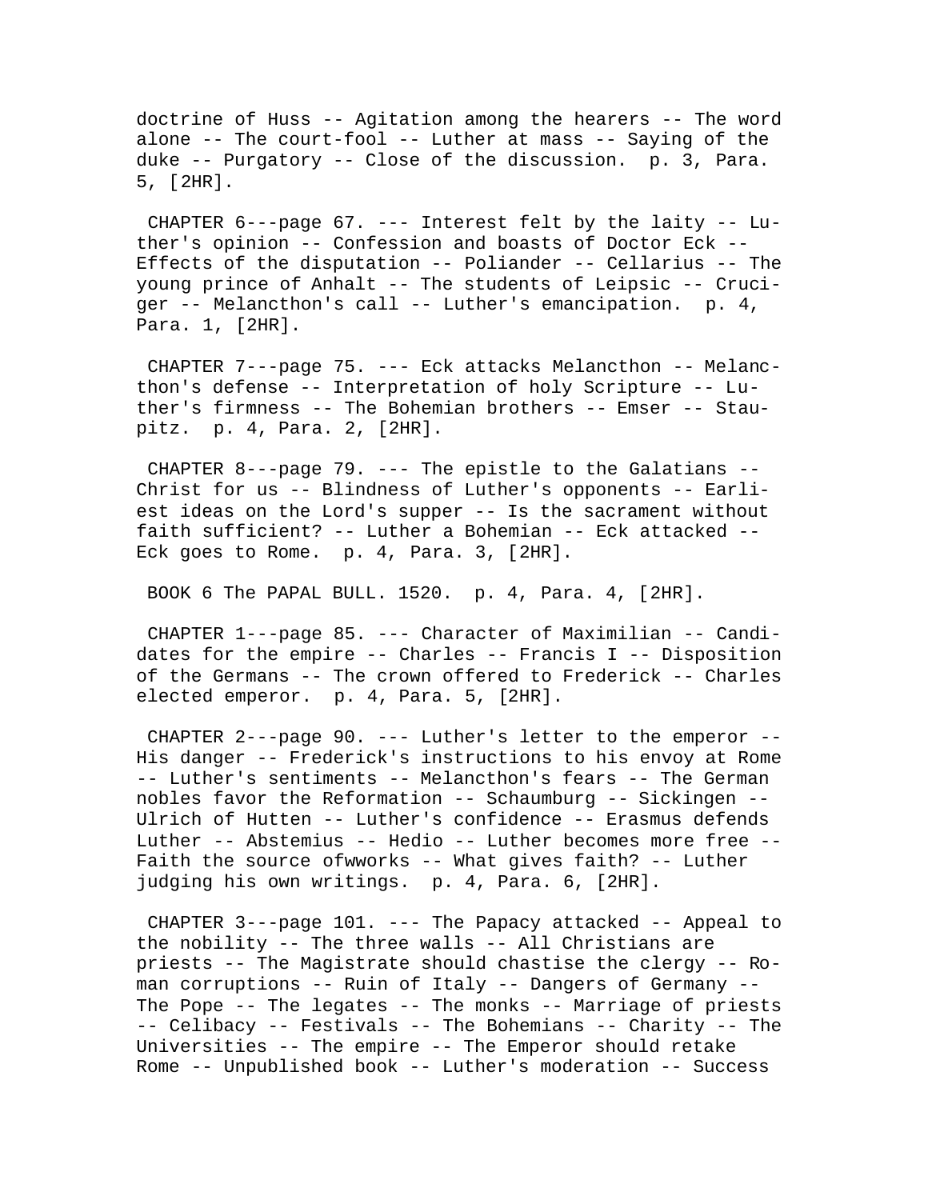doctrine of Huss -- Agitation among the hearers -- The word alone -- The court-fool -- Luther at mass -- Saying of the duke -- Purgatory -- Close of the discussion. p. 3, Para. 5, [2HR].

CHAPTER 6---page 67. --- Interest felt by the laity -- Luther's opinion -- Confession and boasts of Doctor Eck -- Effects of the disputation -- Poliander -- Cellarius -- The young prince of Anhalt -- The students of Leipsic -- Cruciger -- Melancthon's call -- Luther's emancipation. p. 4, Para. 1, [2HR].

CHAPTER 7---page 75. --- Eck attacks Melancthon -- Melancthon's defense -- Interpretation of holy Scripture -- Luther's firmness -- The Bohemian brothers -- Emser -- Staupitz. p. 4, Para. 2, [2HR].

CHAPTER 8---page 79. --- The epistle to the Galatians -- Christ for us -- Blindness of Luther's opponents -- Earliest ideas on the Lord's supper -- Is the sacrament without faith sufficient? -- Luther a Bohemian -- Eck attacked -- Eck goes to Rome. p. 4, Para. 3, [2HR].

BOOK 6 The PAPAL BULL. 1520. p. 4, Para. 4, [2HR].

CHAPTER 1---page 85. --- Character of Maximilian -- Candidates for the empire -- Charles -- Francis I -- Disposition of the Germans -- The crown offered to Frederick -- Charles elected emperor. p. 4, Para. 5, [2HR].

CHAPTER 2---page 90. --- Luther's letter to the emperor -- His danger -- Frederick's instructions to his envoy at Rome -- Luther's sentiments -- Melancthon's fears -- The German nobles favor the Reformation -- Schaumburg -- Sickingen -- Ulrich of Hutten -- Luther's confidence -- Erasmus defends Luther -- Abstemius -- Hedio -- Luther becomes more free -- Faith the source ofwworks -- What gives faith? -- Luther judging his own writings. p. 4, Para. 6, [2HR].

CHAPTER 3---page 101. --- The Papacy attacked -- Appeal to the nobility -- The three walls -- All Christians are priests -- The Magistrate should chastise the clergy -- Roman corruptions -- Ruin of Italy -- Dangers of Germany -- The Pope -- The legates -- The monks -- Marriage of priests -- Celibacy -- Festivals -- The Bohemians -- Charity -- The Universities -- The empire -- The Emperor should retake Rome -- Unpublished book -- Luther's moderation -- Success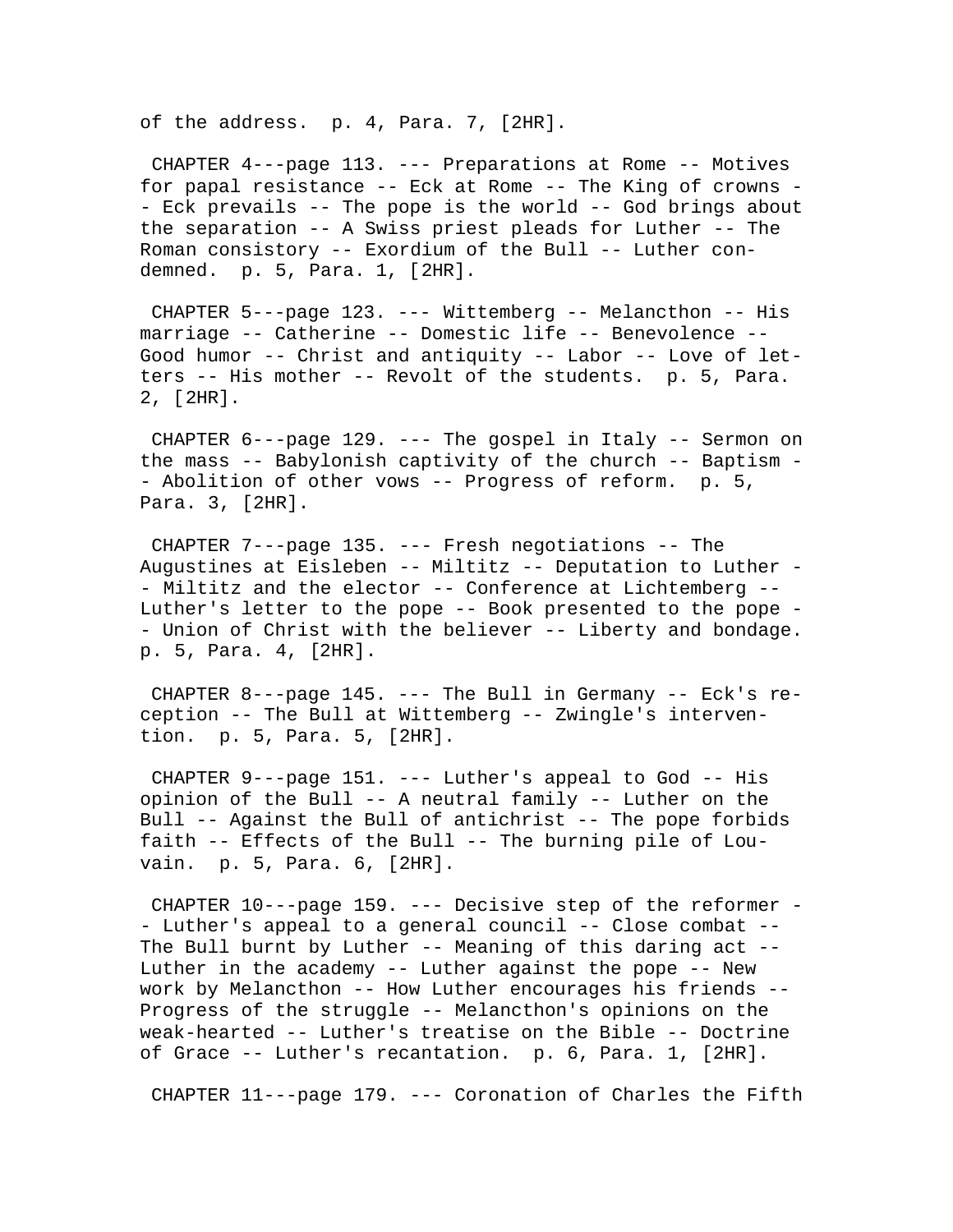of the address. p. 4, Para. 7, [2HR].

CHAPTER 4---page 113. --- Preparations at Rome -- Motives for papal resistance -- Eck at Rome -- The King of crowns -- Eck prevails -- The pope is the world -- God brings about the separation -- A Swiss priest pleads for Luther -- The Roman consistory -- Exordium of the Bull -- Luther condemned. p. 5, Para. 1, [2HR].

CHAPTER 5---page 123. --- Wittemberg -- Melancthon -- His marriage -- Catherine -- Domestic life -- Benevolence -- Good humor -- Christ and antiquity -- Labor -- Love of letters -- His mother -- Revolt of the students. p. 5, Para. 2, [2HR].

CHAPTER 6---page 129. --- The gospel in Italy -- Sermon on the mass -- Babylonish captivity of the church -- Baptism -- Abolition of other vows -- Progress of reform. p. 5, Para. 3, [2HR].

CHAPTER 7---page 135. --- Fresh negotiations -- The Augustines at Eisleben -- Miltitz -- Deputation to Luther -- Miltitz and the elector -- Conference at Lichtemberg -- Luther's letter to the pope -- Book presented to the pope -- Union of Christ with the believer -- Liberty and bondage. p. 5, Para. 4, [2HR].

CHAPTER 8---page 145. --- The Bull in Germany -- Eck's reception -- The Bull at Wittemberg -- Zwingle's intervention. p. 5, Para. 5, [2HR].

CHAPTER 9---page 151. --- Luther's appeal to God -- His opinion of the Bull -- A neutral family -- Luther on the Bull -- Against the Bull of antichrist -- The pope forbids faith -- Effects of the Bull -- The burning pile of Louvain. p. 5, Para. 6, [2HR].

CHAPTER 10---page 159. --- Decisive step of the reformer -- Luther's appeal to a general council -- Close combat -- The Bull burnt by Luther -- Meaning of this daring act -- Luther in the academy -- Luther against the pope -- New work by Melancthon -- How Luther encourages his friends -- Progress of the struggle -- Melancthon's opinions on the weak-hearted -- Luther's treatise on the Bible -- Doctrine of Grace -- Luther's recantation. p. 6, Para. 1, [2HR].

CHAPTER 11---page 179. --- Coronation of Charles the Fifth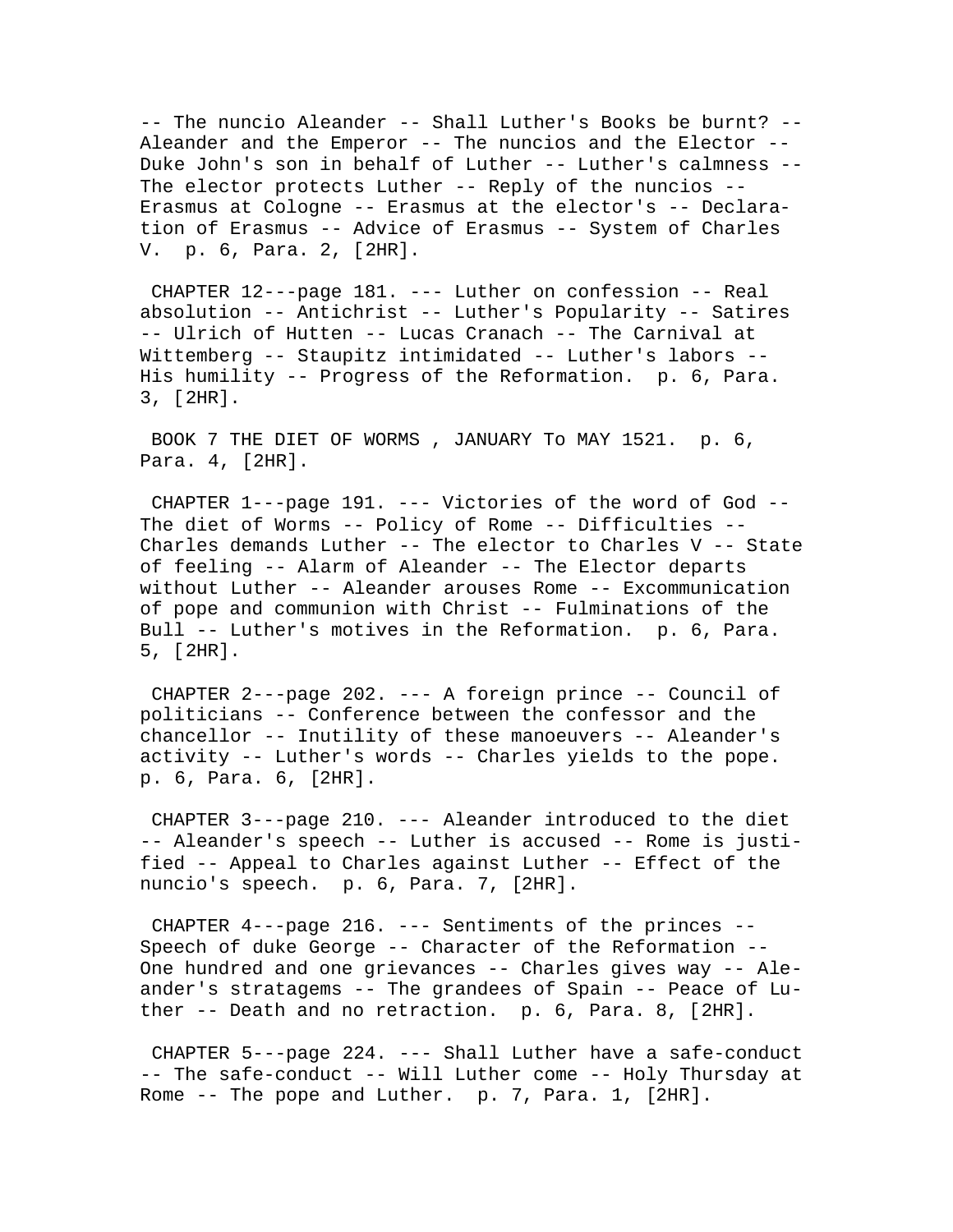-- The nuncio Aleander -- Shall Luther's Books be burnt? -- Aleander and the Emperor -- The nuncios and the Elector -- Duke John's son in behalf of Luther -- Luther's calmness -- The elector protects Luther -- Reply of the nuncios -- Erasmus at Cologne -- Erasmus at the elector's -- Declaration of Erasmus -- Advice of Erasmus -- System of Charles V. p. 6, Para. 2, [2HR].

CHAPTER 12---page 181. --- Luther on confession -- Real absolution -- Antichrist -- Luther's Popularity -- Satires -- Ulrich of Hutten -- Lucas Cranach -- The Carnival at Wittemberg -- Staupitz intimidated -- Luther's labors -- His humility -- Progress of the Reformation. p. 6, Para. 3, [2HR].

BOOK 7 THE DIET OF WORMS , JANUARY To MAY 1521. p. 6, Para. 4, [2HR].

CHAPTER 1---page 191. --- Victories of the word of God -- The diet of Worms -- Policy of Rome -- Difficulties -- Charles demands Luther -- The elector to Charles V -- State of feeling -- Alarm of Aleander -- The Elector departs without Luther -- Aleander arouses Rome -- Excommunication of pope and communion with Christ -- Fulminations of the Bull -- Luther's motives in the Reformation. p. 6, Para. 5, [2HR].

CHAPTER 2---page 202. --- A foreign prince -- Council of politicians -- Conference between the confessor and the chancellor -- Inutility of these manoeuvers -- Aleander's activity -- Luther's words -- Charles yields to the pope. p. 6, Para. 6, [2HR].

CHAPTER 3---page 210. --- Aleander introduced to the diet -- Aleander's speech -- Luther is accused -- Rome is justified -- Appeal to Charles against Luther -- Effect of the nuncio's speech. p. 6, Para. 7, [2HR].

CHAPTER 4---page 216. --- Sentiments of the princes -- Speech of duke George -- Character of the Reformation -- One hundred and one grievances -- Charles gives way -- Aleander's stratagems -- The grandees of Spain -- Peace of Luther -- Death and no retraction. p. 6, Para. 8, [2HR].

CHAPTER 5---page 224. --- Shall Luther have a safe-conduct -- The safe-conduct -- Will Luther come -- Holy Thursday at Rome -- The pope and Luther. p. 7, Para. 1, [2HR].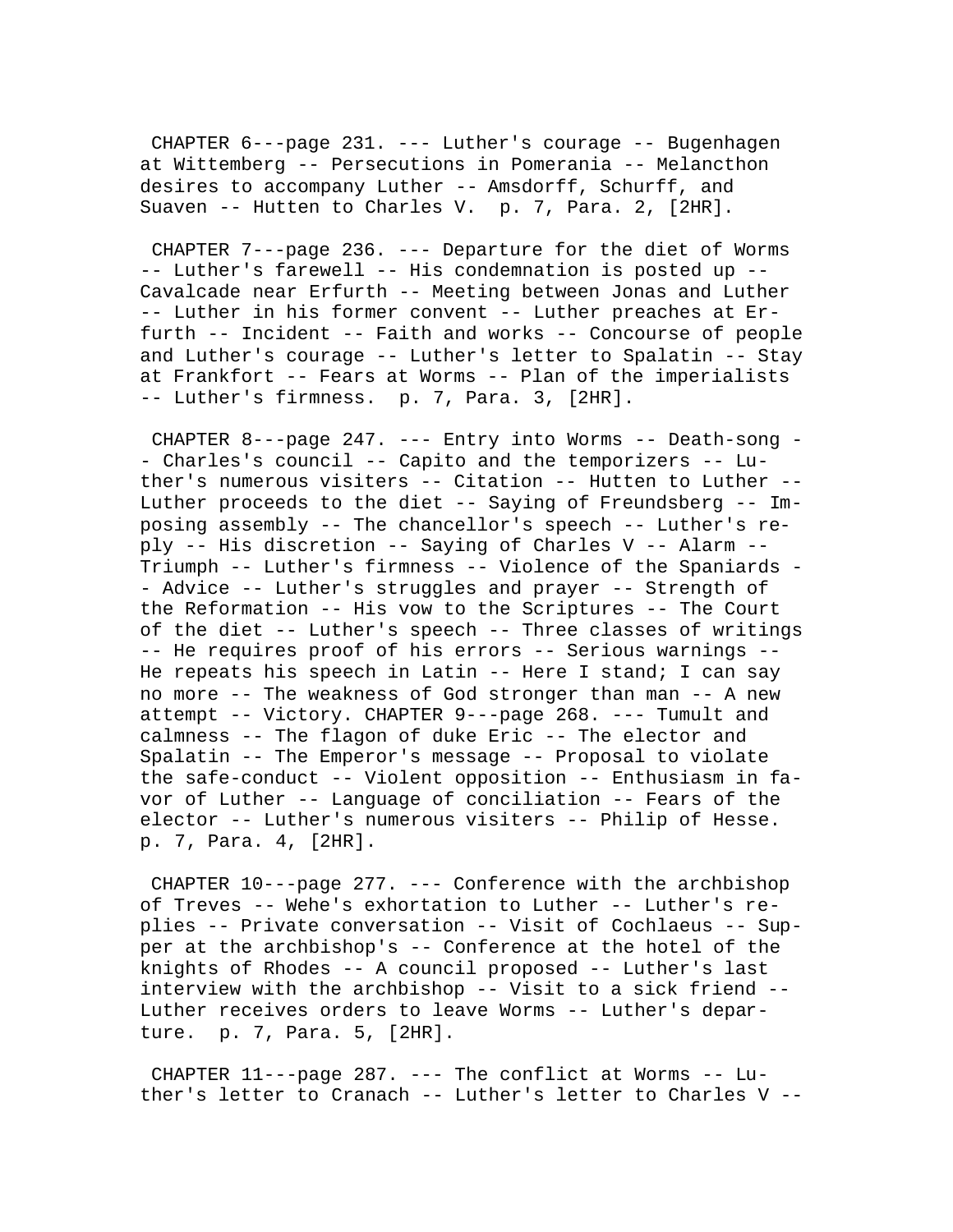CHAPTER 6---page 231. --- Luther's courage -- Bugenhagen at Wittemberg -- Persecutions in Pomerania -- Melancthon desires to accompany Luther -- Amsdorff, Schurff, and Suaven -- Hutten to Charles V.  p. 7, Para. 2, [2HR].

CHAPTER 7---page 236. --- Departure for the diet of Worms -- Luther's farewell -- His condemnation is posted up -- Cavalcade near Erfurth -- Meeting between Jonas and Luther -- Luther in his former convent -- Luther preaches at Erfurth -- Incident -- Faith and works -- Concourse of people and Luther's courage -- Luther's letter to Spalatin -- Stay at Frankfort -- Fears at Worms -- Plan of the imperialists -- Luther's firmness.  p. 7, Para. 3, [2HR].

CHAPTER 8---page 247. --- Entry into Worms -- Death-song -- Charles's council -- Capito and the temporizers -- Luther's numerous visiters -- Citation -- Hutten to Luther -- Luther proceeds to the diet -- Saying of Freundsberg -- Imposing assembly -- The chancellor's speech -- Luther's reply -- His discretion -- Saying of Charles V -- Alarm -- Triumph -- Luther's firmness -- Violence of the Spaniards -- Advice -- Luther's struggles and prayer -- Strength of the Reformation -- His vow to the Scriptures -- The Court of the diet -- Luther's speech -- Three classes of writings -- He requires proof of his errors -- Serious warnings -- He repeats his speech in Latin -- Here I stand; I can say no more -- The weakness of God stronger than man -- A new attempt -- Victory. CHAPTER 9---page 268. --- Tumult and calmness -- The flagon of duke Eric -- The elector and Spalatin -- The Emperor's message -- Proposal to violate the safe-conduct -- Violent opposition -- Enthusiasm in favor of Luther -- Language of conciliation -- Fears of the elector -- Luther's numerous visiters -- Philip of Hesse.  p. 7, Para. 4, [2HR].

CHAPTER 10---page 277. --- Conference with the archbishop of Treves -- Wehe's exhortation to Luther -- Luther's replies -- Private conversation -- Visit of Cochlaeus -- Supper at the archbishop's -- Conference at the hotel of the knights of Rhodes -- A council proposed -- Luther's last interview with the archbishop -- Visit to a sick friend -- Luther receives orders to leave Worms -- Luther's departure.  p. 7, Para. 5, [2HR].

CHAPTER 11---page 287. --- The conflict at Worms -- Luther's letter to Cranach -- Luther's letter to Charles V --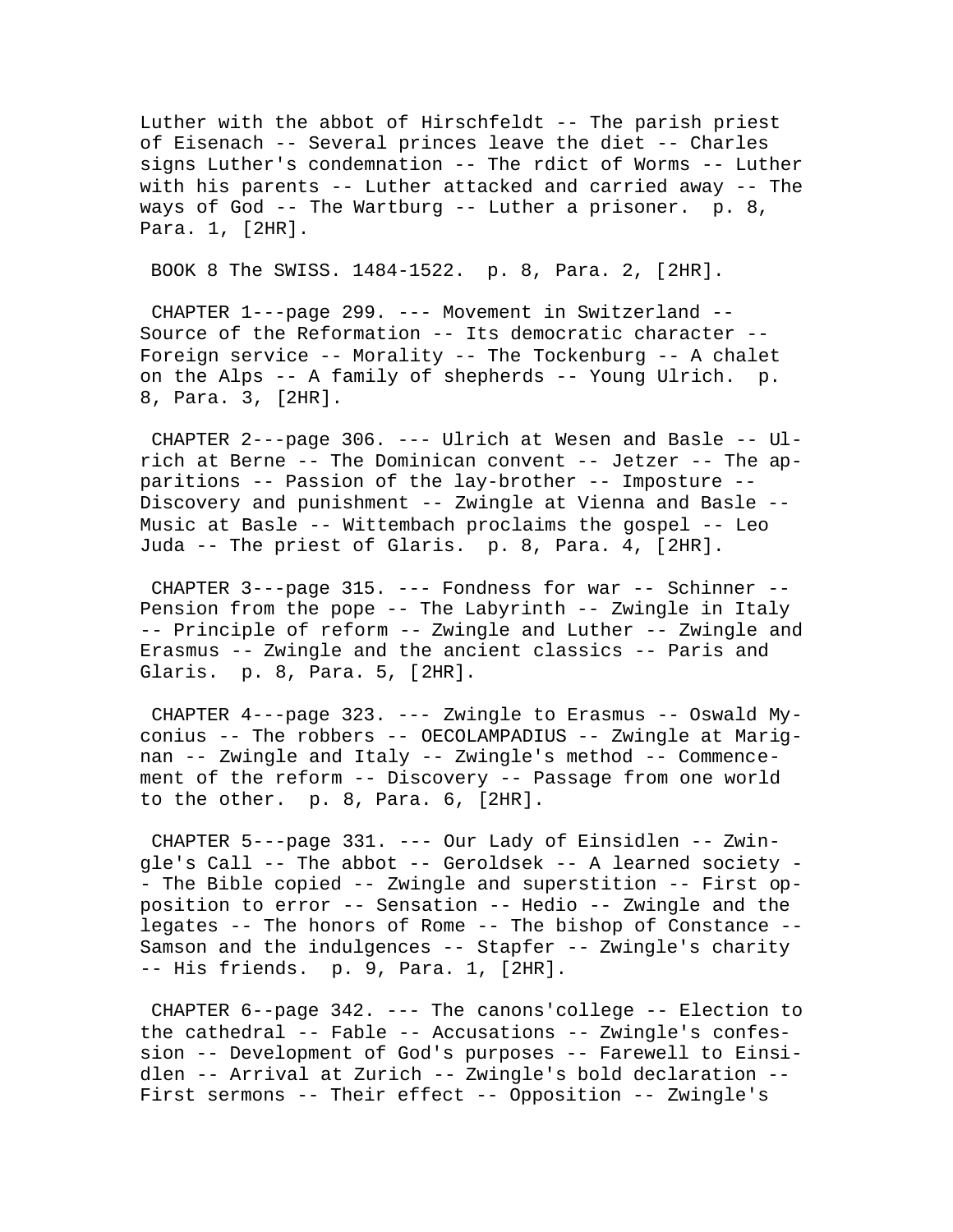Luther with the abbot of Hirschfeldt -- The parish priest of Eisenach -- Several princes leave the diet -- Charles signs Luther's condemnation -- The rdict of Worms -- Luther with his parents -- Luther attacked and carried away -- The ways of God -- The Wartburg -- Luther a prisoner. p. 8, Para. 1, [2HR].

BOOK 8 The SWISS. 1484-1522. p. 8, Para. 2, [2HR].

CHAPTER 1---page 299. --- Movement in Switzerland -- Source of the Reformation -- Its democratic character -- Foreign service -- Morality -- The Tockenburg -- A chalet on the Alps -- A family of shepherds -- Young Ulrich. p. 8, Para. 3, [2HR].

CHAPTER 2---page 306. --- Ulrich at Wesen and Basle -- Ulrich at Berne -- The Dominican convent -- Jetzer -- The apparitions -- Passion of the lay-brother -- Imposture -- Discovery and punishment -- Zwingle at Vienna and Basle -- Music at Basle -- Wittembach proclaims the gospel -- Leo Juda -- The priest of Glaris. p. 8, Para. 4, [2HR].

CHAPTER 3---page 315. --- Fondness for war -- Schinner -- Pension from the pope -- The Labyrinth -- Zwingle in Italy -- Principle of reform -- Zwingle and Luther -- Zwingle and Erasmus -- Zwingle and the ancient classics -- Paris and Glaris. p. 8, Para. 5, [2HR].

CHAPTER 4---page 323. --- Zwingle to Erasmus -- Oswald Myconius -- The robbers -- OECOLAMPADIUS -- Zwingle at Marignan -- Zwingle and Italy -- Zwingle's method -- Commencement of the reform -- Discovery -- Passage from one world to the other. p. 8, Para. 6, [2HR].

CHAPTER 5---page 331. --- Our Lady of Einsidlen -- Zwingle's Call -- The abbot -- Geroldsek -- A learned society -- The Bible copied -- Zwingle and superstition -- First opposition to error -- Sensation -- Hedio -- Zwingle and the legates -- The honors of Rome -- The bishop of Constance -- Samson and the indulgences -- Stapfer -- Zwingle's charity -- His friends. p. 9, Para. 1, [2HR].

CHAPTER 6--page 342. --- The canons'college -- Election to the cathedral -- Fable -- Accusations -- Zwingle's confession -- Development of God's purposes -- Farewell to Einsidlen -- Arrival at Zurich -- Zwingle's bold declaration -- First sermons -- Their effect -- Opposition -- Zwingle's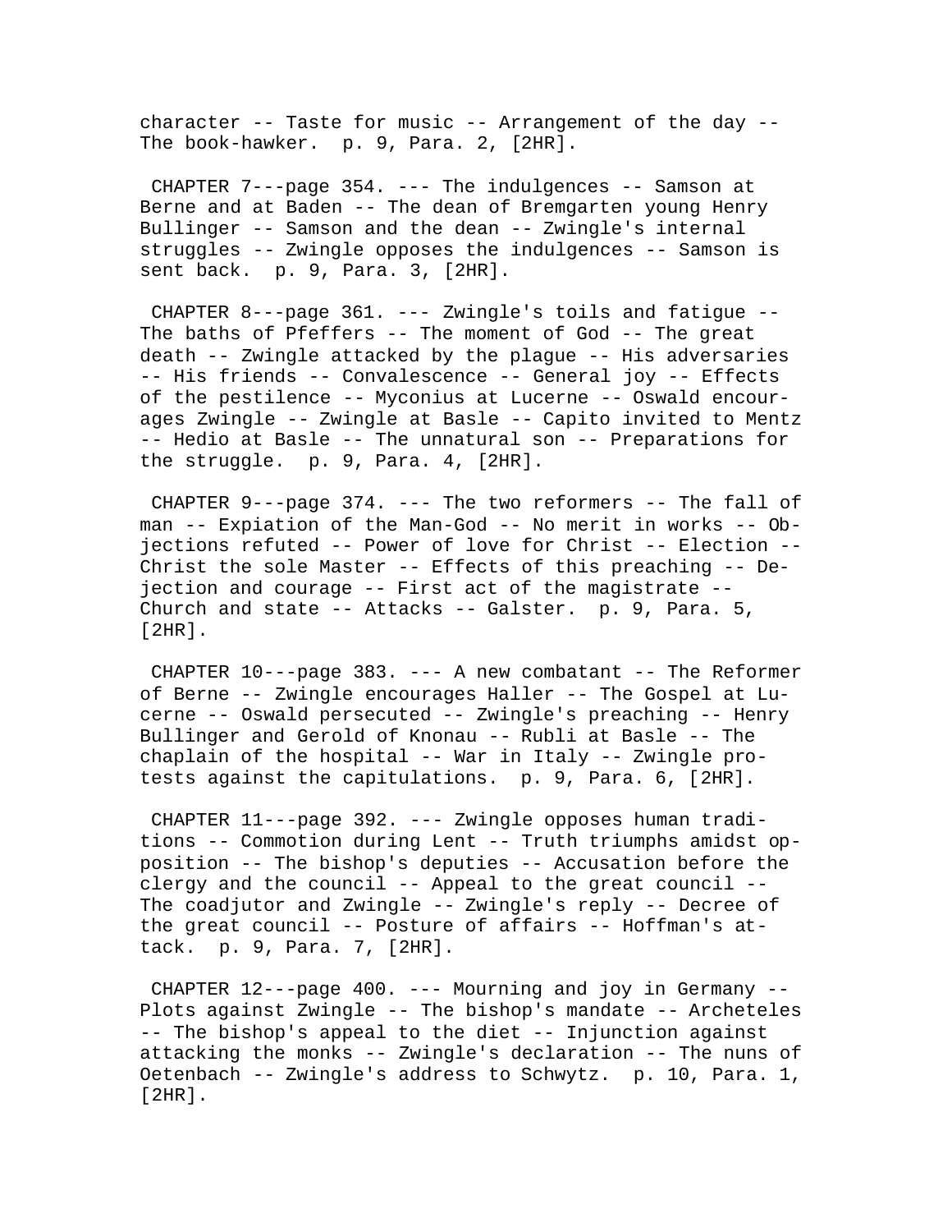character -- Taste for music -- Arrangement of the day -- The book-hawker. p. 9, Para. 2, [2HR].

CHAPTER 7---page 354. --- The indulgences -- Samson at Berne and at Baden -- The dean of Bremgarten young Henry Bullinger -- Samson and the dean -- Zwingle's internal struggles -- Zwingle opposes the indulgences -- Samson is sent back. p. 9, Para. 3, [2HR].

CHAPTER 8---page 361. --- Zwingle's toils and fatigue -- The baths of Pfeffers -- The moment of God -- The great death -- Zwingle attacked by the plague -- His adversaries -- His friends -- Convalescence -- General joy -- Effects of the pestilence -- Myconius at Lucerne -- Oswald encourages Zwingle -- Zwingle at Basle -- Capito invited to Mentz -- Hedio at Basle -- The unnatural son -- Preparations for the struggle. p. 9, Para. 4, [2HR].

CHAPTER 9---page 374. --- The two reformers -- The fall of man -- Expiation of the Man-God -- No merit in works -- Objections refuted -- Power of love for Christ -- Election -- Christ the sole Master -- Effects of this preaching -- Dejection and courage -- First act of the magistrate -- Church and state -- Attacks -- Galster. p. 9, Para. 5, [2HR].

CHAPTER 10---page 383. --- A new combatant -- The Reformer of Berne -- Zwingle encourages Haller -- The Gospel at Lucerne -- Oswald persecuted -- Zwingle's preaching -- Henry Bullinger and Gerold of Knonau -- Rubli at Basle -- The chaplain of the hospital -- War in Italy -- Zwingle protests against the capitulations. p. 9, Para. 6, [2HR].

CHAPTER 11---page 392. --- Zwingle opposes human traditions -- Commotion during Lent -- Truth triumphs amidst opposition -- The bishop's deputies -- Accusation before the clergy and the council -- Appeal to the great council -- The coadjutor and Zwingle -- Zwingle's reply -- Decree of the great council -- Posture of affairs -- Hoffman's attack. p. 9, Para. 7, [2HR].

CHAPTER 12---page 400. --- Mourning and joy in Germany -- Plots against Zwingle -- The bishop's mandate -- Archeteles -- The bishop's appeal to the diet -- Injunction against attacking the monks -- Zwingle's declaration -- The nuns of Oetenbach -- Zwingle's address to Schwytz. p. 10, Para. 1, [2HR].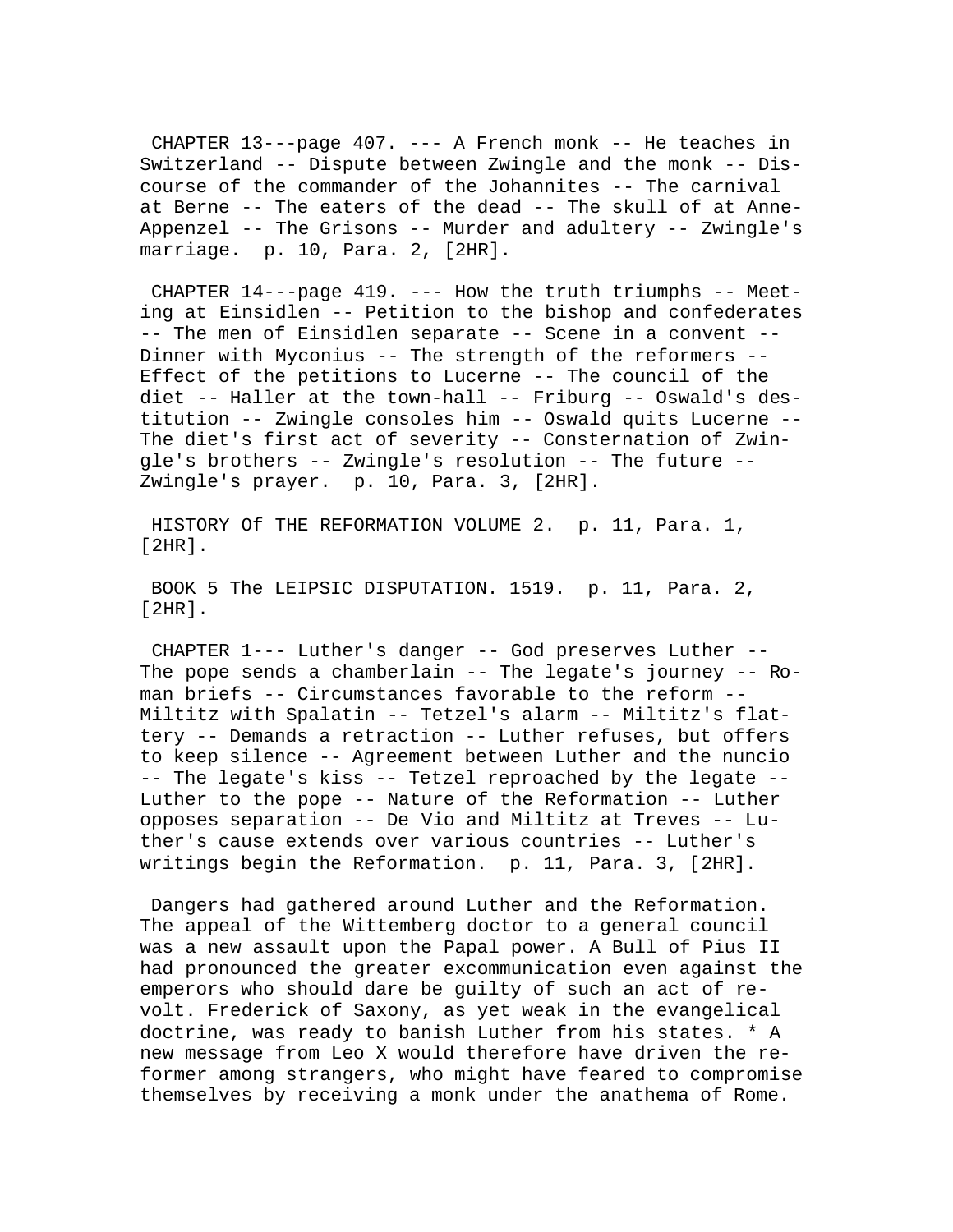CHAPTER 13---page 407. --- A French monk -- He teaches in Switzerland -- Dispute between Zwingle and the monk -- Discourse of the commander of the Johannites -- The carnival at Berne -- The eaters of the dead -- The skull of at Anne-Appenzel -- The Grisons -- Murder and adultery -- Zwingle's marriage. p. 10, Para. 2, [2HR].

CHAPTER 14---page 419. --- How the truth triumphs -- Meeting at Einsidlen -- Petition to the bishop and confederates -- The men of Einsidlen separate -- Scene in a convent -- Dinner with Myconius -- The strength of the reformers -- Effect of the petitions to Lucerne -- The council of the diet -- Haller at the town-hall -- Friburg -- Oswald's destitution -- Zwingle consoles him -- Oswald quits Lucerne -- The diet's first act of severity -- Consternation of Zwingle's brothers -- Zwingle's resolution -- The future -- Zwingle's prayer. p. 10, Para. 3, [2HR].

HISTORY Of THE REFORMATION VOLUME 2. p. 11, Para. 1, [2HR].

BOOK 5 The LEIPSIC DISPUTATION. 1519. p. 11, Para. 2, [2HR].

CHAPTER 1--- Luther's danger -- God preserves Luther -- The pope sends a chamberlain -- The legate's journey -- Roman briefs -- Circumstances favorable to the reform -- Miltitz with Spalatin -- Tetzel's alarm -- Miltitz's flattery -- Demands a retraction -- Luther refuses, but offers to keep silence -- Agreement between Luther and the nuncio -- The legate's kiss -- Tetzel reproached by the legate -- Luther to the pope -- Nature of the Reformation -- Luther opposes separation -- De Vio and Miltitz at Treves -- Luther's cause extends over various countries -- Luther's writings begin the Reformation. p. 11, Para. 3, [2HR].

Dangers had gathered around Luther and the Reformation. The appeal of the Wittemberg doctor to a general council was a new assault upon the Papal power. A Bull of Pius II had pronounced the greater excommunication even against the emperors who should dare be guilty of such an act of revolt. Frederick of Saxony, as yet weak in the evangelical doctrine, was ready to banish Luther from his states. * A new message from Leo X would therefore have driven the reformer among strangers, who might have feared to compromise themselves by receiving a monk under the anathema of Rome.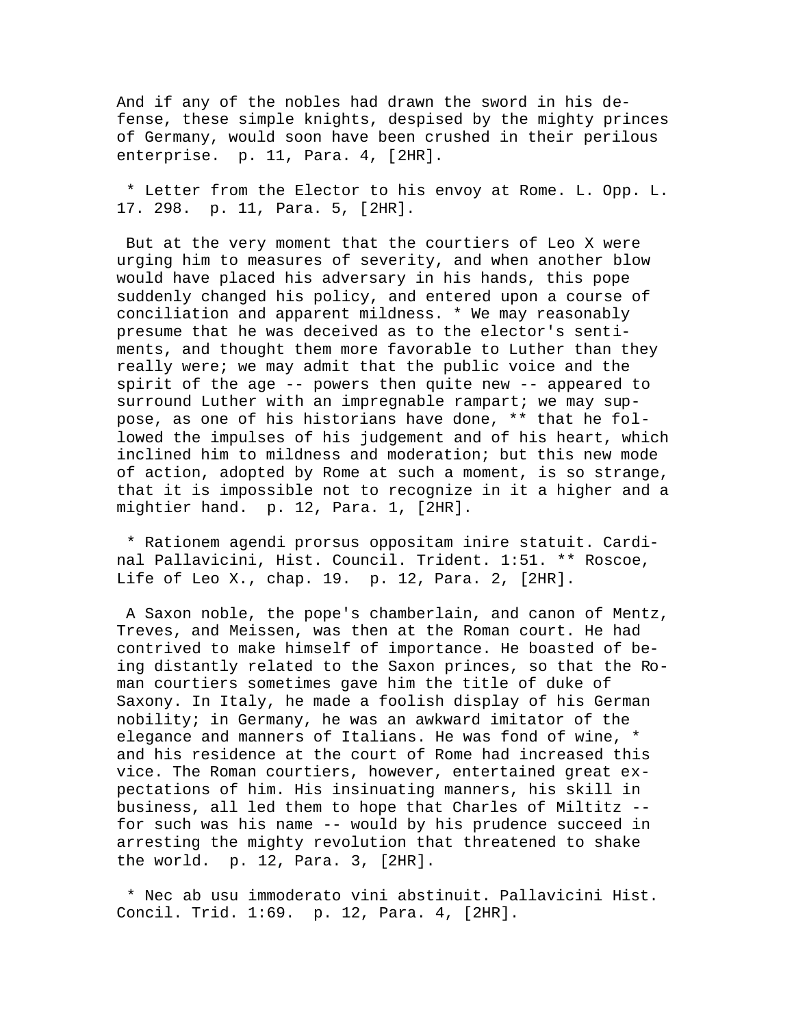And if any of the nobles had drawn the sword in his defense, these simple knights, despised by the mighty princes of Germany, would soon have been crushed in their perilous enterprise. p. 11, Para. 4, [2HR].

* Letter from the Elector to his envoy at Rome. L. Opp. L. 17. 298. p. 11, Para. 5, [2HR].

But at the very moment that the courtiers of Leo X were urging him to measures of severity, and when another blow would have placed his adversary in his hands, this pope suddenly changed his policy, and entered upon a course of conciliation and apparent mildness. * We may reasonably presume that he was deceived as to the elector's sentiments, and thought them more favorable to Luther than they really were; we may admit that the public voice and the spirit of the age -- powers then quite new -- appeared to surround Luther with an impregnable rampart; we may suppose, as one of his historians have done, ** that he followed the impulses of his judgement and of his heart, which inclined him to mildness and moderation; but this new mode of action, adopted by Rome at such a moment, is so strange, that it is impossible not to recognize in it a higher and a mightier hand. p. 12, Para. 1, [2HR].

* Rationem agendi prorsus oppositam inire statuit. Cardinal Pallavicini, Hist. Council. Trident. 1:51. ** Roscoe, Life of Leo X., chap. 19. p. 12, Para. 2, [2HR].

A Saxon noble, the pope's chamberlain, and canon of Mentz, Treves, and Meissen, was then at the Roman court. He had contrived to make himself of importance. He boasted of being distantly related to the Saxon princes, so that the Roman courtiers sometimes gave him the title of duke of Saxony. In Italy, he made a foolish display of his German nobility; in Germany, he was an awkward imitator of the elegance and manners of Italians. He was fond of wine, * and his residence at the court of Rome had increased this vice. The Roman courtiers, however, entertained great expectations of him. His insinuating manners, his skill in business, all led them to hope that Charles of Miltitz -- for such was his name -- would by his prudence succeed in arresting the mighty revolution that threatened to shake the world. p. 12, Para. 3, [2HR].

* Nec ab usu immoderato vini abstinuit. Pallavicini Hist. Concil. Trid. 1:69. p. 12, Para. 4, [2HR].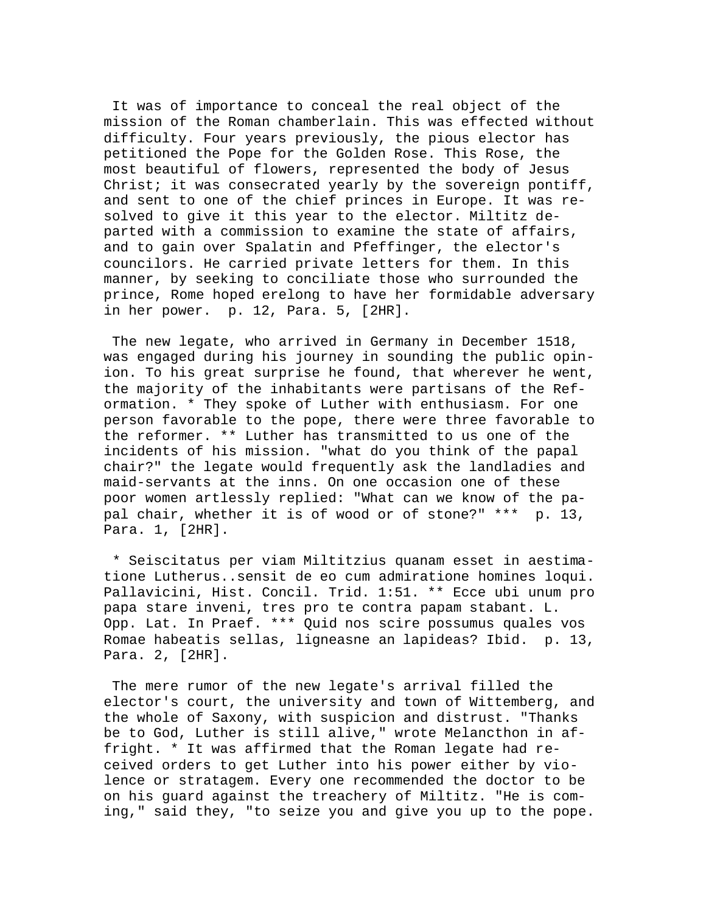It was of importance to conceal the real object of the mission of the Roman chamberlain. This was effected without difficulty. Four years previously, the pious elector has petitioned the Pope for the Golden Rose. This Rose, the most beautiful of flowers, represented the body of Jesus Christ; it was consecrated yearly by the sovereign pontiff, and sent to one of the chief princes in Europe. It was resolved to give it this year to the elector. Miltitz departed with a commission to examine the state of affairs, and to gain over Spalatin and Pfeffinger, the elector's councilors. He carried private letters for them. In this manner, by seeking to conciliate those who surrounded the prince, Rome hoped erelong to have her formidable adversary in her power. p. 12, Para. 5, [2HR].

The new legate, who arrived in Germany in December 1518, was engaged during his journey in sounding the public opinion. To his great surprise he found, that wherever he went, the majority of the inhabitants were partisans of the Reformation. * They spoke of Luther with enthusiasm. For one person favorable to the pope, there were three favorable to the reformer. ** Luther has transmitted to us one of the incidents of his mission. "what do you think of the papal chair?" the legate would frequently ask the landladies and maid-servants at the inns. On one occasion one of these poor women artlessly replied: "What can we know of the papal chair, whether it is of wood or of stone?" *** p. 13, Para. 1, [2HR].

* Seiscitatus per viam Miltitzius quanam esset in aestimatione Lutherus..sensit de eo cum admiratione homines loqui. Pallavicini, Hist. Concil. Trid. 1:51. ** Ecce ubi unum pro papa stare inveni, tres pro te contra papam stabant. L. Opp. Lat. In Praef. *** Quid nos scire possumus quales vos Romae habeatis sellas, ligneasne an lapideas? Ibid. p. 13, Para. 2, [2HR].

The mere rumor of the new legate's arrival filled the elector's court, the university and town of Wittemberg, and the whole of Saxony, with suspicion and distrust. "Thanks be to God, Luther is still alive," wrote Melancthon in affright. * It was affirmed that the Roman legate had received orders to get Luther into his power either by violence or stratagem. Every one recommended the doctor to be on his guard against the treachery of Miltitz. "He is coming," said they, "to seize you and give you up to the pope.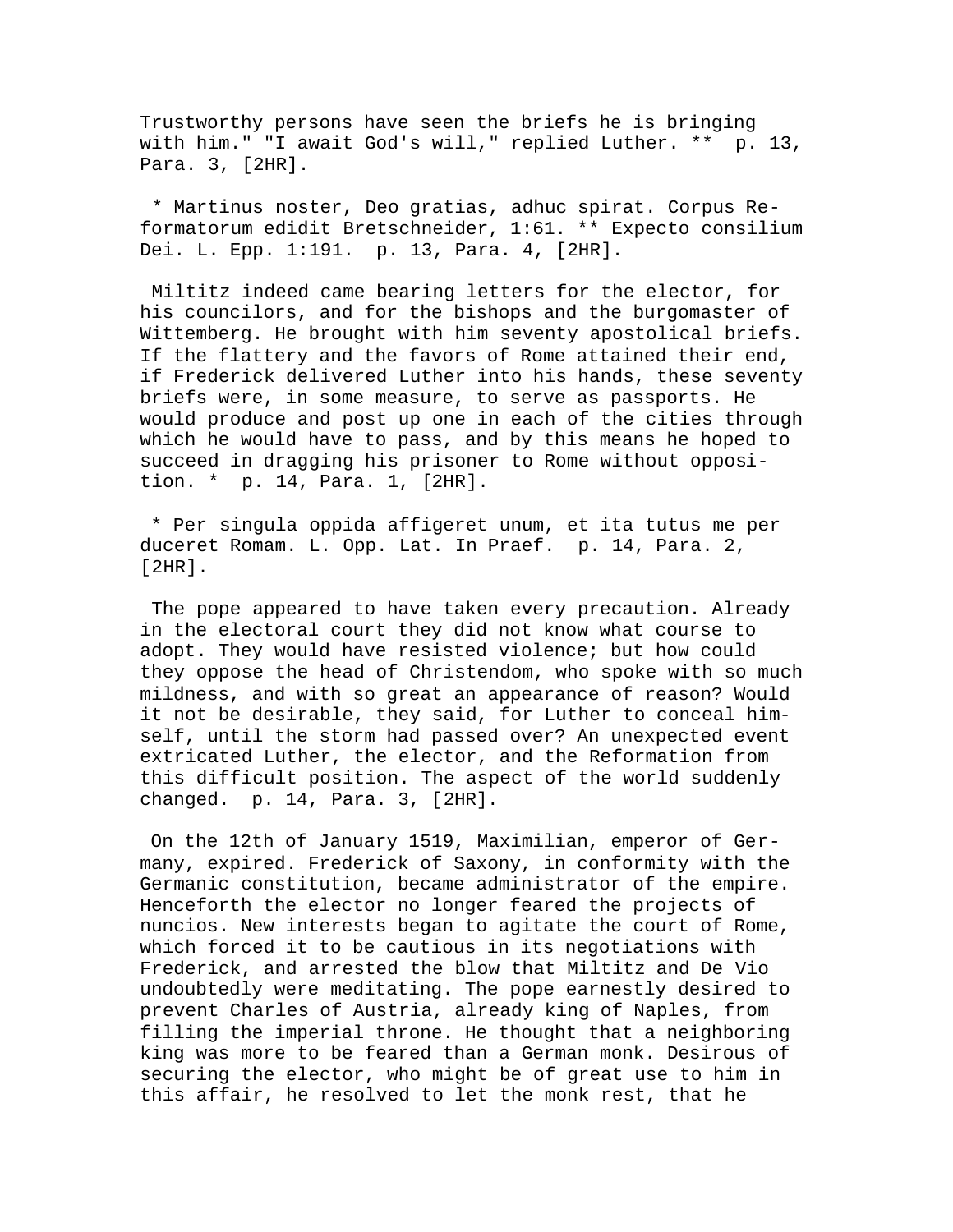Trustworthy persons have seen the briefs he is bringing with him." "I await God's will," replied Luther. ** p. 13, Para. 3, [2HR].

* Martinus noster, Deo gratias, adhuc spirat. Corpus Reformatorum edidit Bretschneider, 1:61. ** Expecto consilium Dei. L. Epp. 1:191. p. 13, Para. 4, [2HR].

Miltitz indeed came bearing letters for the elector, for his councilors, and for the bishops and the burgomaster of Wittemberg. He brought with him seventy apostolical briefs. If the flattery and the favors of Rome attained their end, if Frederick delivered Luther into his hands, these seventy briefs were, in some measure, to serve as passports. He would produce and post up one in each of the cities through which he would have to pass, and by this means he hoped to succeed in dragging his prisoner to Rome without opposition. * p. 14, Para. 1, [2HR].

* Per singula oppida affigeret unum, et ita tutus me per duceret Romam. L. Opp. Lat. In Praef. p. 14, Para. 2, [2HR].

The pope appeared to have taken every precaution. Already in the electoral court they did not know what course to adopt. They would have resisted violence; but how could they oppose the head of Christendom, who spoke with so much mildness, and with so great an appearance of reason? Would it not be desirable, they said, for Luther to conceal himself, until the storm had passed over? An unexpected event extricated Luther, the elector, and the Reformation from this difficult position. The aspect of the world suddenly changed. p. 14, Para. 3, [2HR].

On the 12th of January 1519, Maximilian, emperor of Germany, expired. Frederick of Saxony, in conformity with the Germanic constitution, became administrator of the empire. Henceforth the elector no longer feared the projects of nuncios. New interests began to agitate the court of Rome, which forced it to be cautious in its negotiations with Frederick, and arrested the blow that Miltitz and De Vio undoubtedly were meditating. The pope earnestly desired to prevent Charles of Austria, already king of Naples, from filling the imperial throne. He thought that a neighboring king was more to be feared than a German monk. Desirous of securing the elector, who might be of great use to him in this affair, he resolved to let the monk rest, that he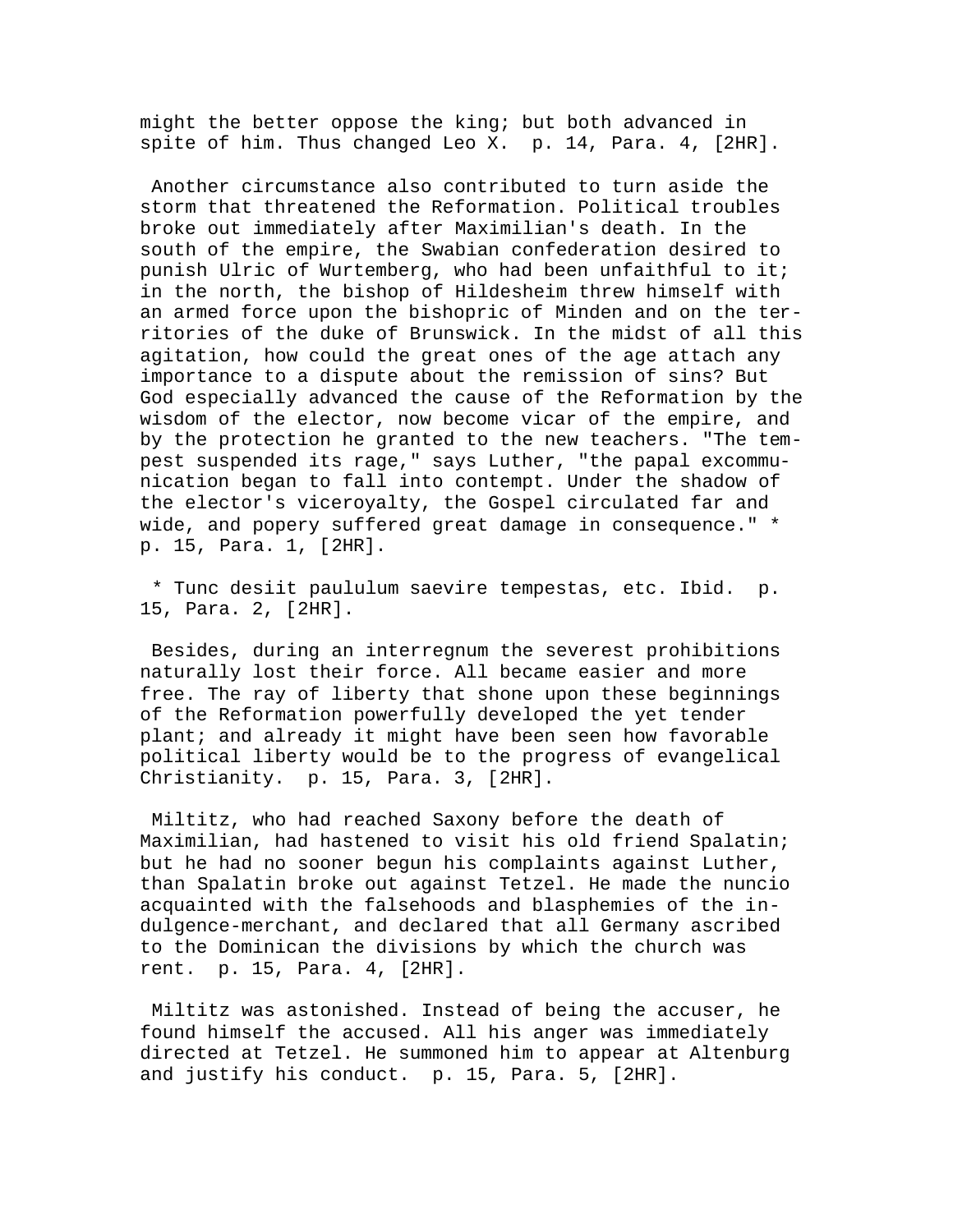might the better oppose the king; but both advanced in spite of him. Thus changed Leo X. p. 14, Para. 4, [2HR].

Another circumstance also contributed to turn aside the storm that threatened the Reformation. Political troubles broke out immediately after Maximilian's death. In the south of the empire, the Swabian confederation desired to punish Ulric of Wurtemberg, who had been unfaithful to it; in the north, the bishop of Hildesheim threw himself with an armed force upon the bishopric of Minden and on the territories of the duke of Brunswick. In the midst of all this agitation, how could the great ones of the age attach any importance to a dispute about the remission of sins? But God especially advanced the cause of the Reformation by the wisdom of the elector, now become vicar of the empire, and by the protection he granted to the new teachers. "The tempest suspended its rage," says Luther, "the papal excommunication began to fall into contempt. Under the shadow of the elector's viceroyalty, the Gospel circulated far and wide, and popery suffered great damage in consequence." * p. 15, Para. 1, [2HR].

* Tunc desiit paululum saevire tempestas, etc. Ibid. p. 15, Para. 2, [2HR].

Besides, during an interregnum the severest prohibitions naturally lost their force. All became easier and more free. The ray of liberty that shone upon these beginnings of the Reformation powerfully developed the yet tender plant; and already it might have been seen how favorable political liberty would be to the progress of evangelical Christianity. p. 15, Para. 3, [2HR].

Miltitz, who had reached Saxony before the death of Maximilian, had hastened to visit his old friend Spalatin; but he had no sooner begun his complaints against Luther, than Spalatin broke out against Tetzel. He made the nuncio acquainted with the falsehoods and blasphemies of the indulgence-merchant, and declared that all Germany ascribed to the Dominican the divisions by which the church was rent. p. 15, Para. 4, [2HR].

Miltitz was astonished. Instead of being the accuser, he found himself the accused. All his anger was immediately directed at Tetzel. He summoned him to appear at Altenburg and justify his conduct. p. 15, Para. 5, [2HR].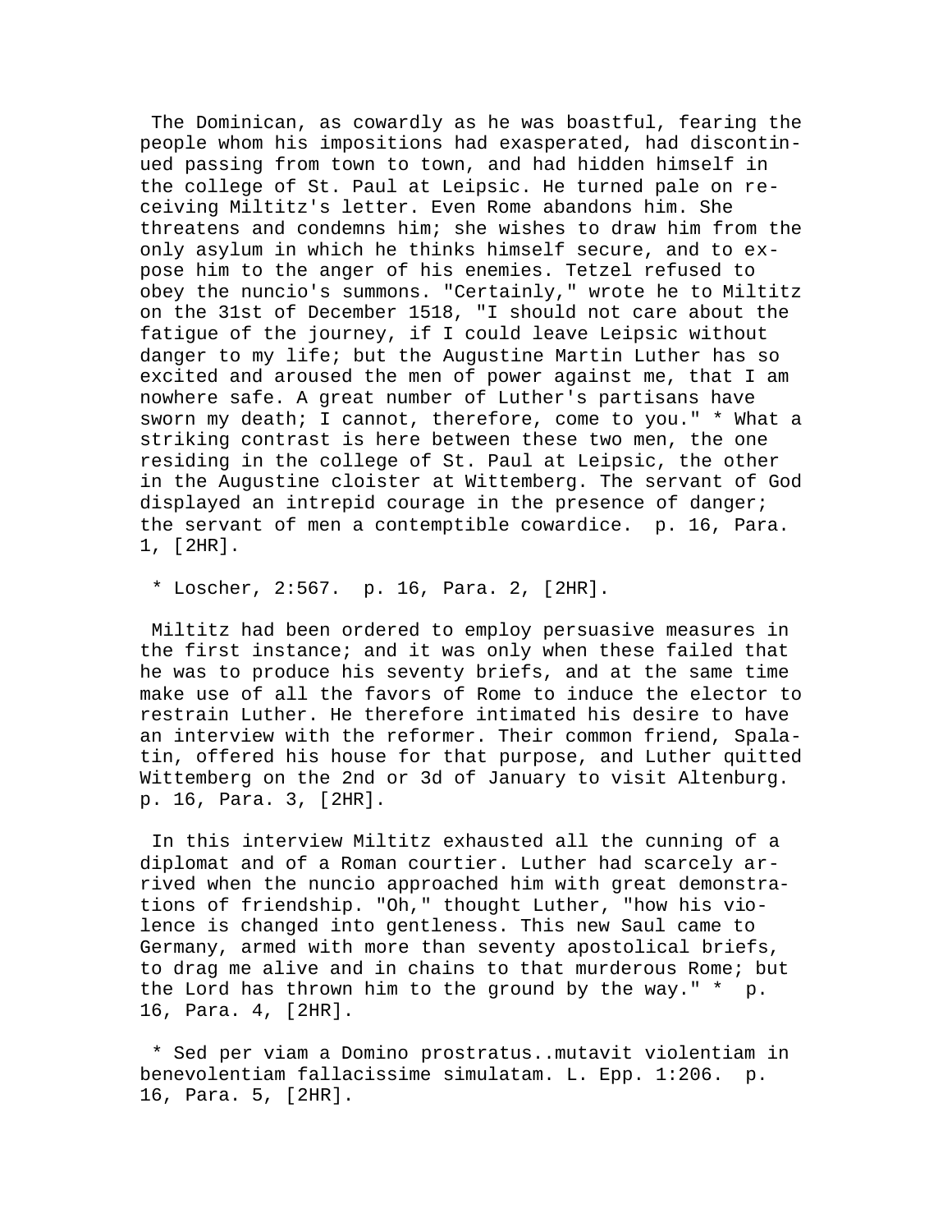The Dominican, as cowardly as he was boastful, fearing the people whom his impositions had exasperated, had discontinued passing from town to town, and had hidden himself in the college of St. Paul at Leipsic. He turned pale on receiving Miltitz's letter. Even Rome abandons him. She threatens and condemns him; she wishes to draw him from the only asylum in which he thinks himself secure, and to expose him to the anger of his enemies. Tetzel refused to obey the nuncio's summons. "Certainly," wrote he to Miltitz on the 31st of December 1518, "I should not care about the fatigue of the journey, if I could leave Leipsic without danger to my life; but the Augustine Martin Luther has so excited and aroused the men of power against me, that I am nowhere safe. A great number of Luther's partisans have sworn my death; I cannot, therefore, come to you." * What a striking contrast is here between these two men, the one residing in the college of St. Paul at Leipsic, the other in the Augustine cloister at Wittemberg. The servant of God displayed an intrepid courage in the presence of danger; the servant of men a contemptible cowardice. p. 16, Para. 1, [2HR].

* Loscher, 2:567. p. 16, Para. 2, [2HR].

Miltitz had been ordered to employ persuasive measures in the first instance; and it was only when these failed that he was to produce his seventy briefs, and at the same time make use of all the favors of Rome to induce the elector to restrain Luther. He therefore intimated his desire to have an interview with the reformer. Their common friend, Spalatin, offered his house for that purpose, and Luther quitted Wittemberg on the 2nd or 3d of January to visit Altenburg. p. 16, Para. 3, [2HR].

In this interview Miltitz exhausted all the cunning of a diplomat and of a Roman courtier. Luther had scarcely arrived when the nuncio approached him with great demonstrations of friendship. "Oh," thought Luther, "how his violence is changed into gentleness. This new Saul came to Germany, armed with more than seventy apostolical briefs, to drag me alive and in chains to that murderous Rome; but the Lord has thrown him to the ground by the way." * p. 16, Para. 4, [2HR].

* Sed per viam a Domino prostratus..mutavit violentiam in benevolentiam fallacissime simulatam. L. Epp. 1:206. p. 16, Para. 5, [2HR].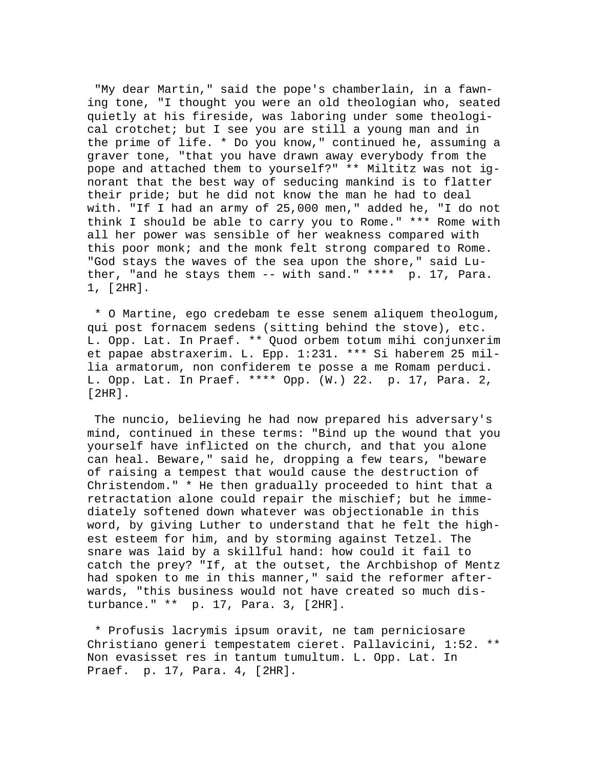"My dear Martin," said the pope's chamberlain, in a fawning tone, "I thought you were an old theologian who, seated quietly at his fireside, was laboring under some theological crotchet; but I see you are still a young man and in the prime of life. * Do you know," continued he, assuming a graver tone, "that you have drawn away everybody from the pope and attached them to yourself?" ** Miltitz was not ignorant that the best way of seducing mankind is to flatter their pride; but he did not know the man he had to deal with. "If I had an army of 25,000 men," added he, "I do not think I should be able to carry you to Rome." *** Rome with all her power was sensible of her weakness compared with this poor monk; and the monk felt strong compared to Rome. "God stays the waves of the sea upon the shore," said Luther, "and he stays them -- with sand." **** p. 17, Para. 1, [2HR].

* O Martine, ego credebam te esse senem aliquem theologum, qui post fornacem sedens (sitting behind the stove), etc. L. Opp. Lat. In Praef. ** Quod orbem totum mihi conjunxerim et papae abstraxerim. L. Epp. 1:231. *** Si haberem 25 millia armatorum, non confiderem te posse a me Romam perduci. L. Opp. Lat. In Praef. **** Opp. (W.) 22. p. 17, Para. 2, [2HR].

The nuncio, believing he had now prepared his adversary's mind, continued in these terms: "Bind up the wound that you yourself have inflicted on the church, and that you alone can heal. Beware," said he, dropping a few tears, "beware of raising a tempest that would cause the destruction of Christendom." * He then gradually proceeded to hint that a retractation alone could repair the mischief; but he immediately softened down whatever was objectionable in this word, by giving Luther to understand that he felt the highest esteem for him, and by storming against Tetzel. The snare was laid by a skillful hand: how could it fail to catch the prey? "If, at the outset, the Archbishop of Mentz had spoken to me in this manner," said the reformer afterwards, "this business would not have created so much disturbance." ** p. 17, Para. 3, [2HR].

* Profusis lacrymis ipsum oravit, ne tam perniciosare Christiano generi tempestatem cieret. Pallavicini, 1:52. ** Non evasisset res in tantum tumultum. L. Opp. Lat. In Praef. p. 17, Para. 4, [2HR].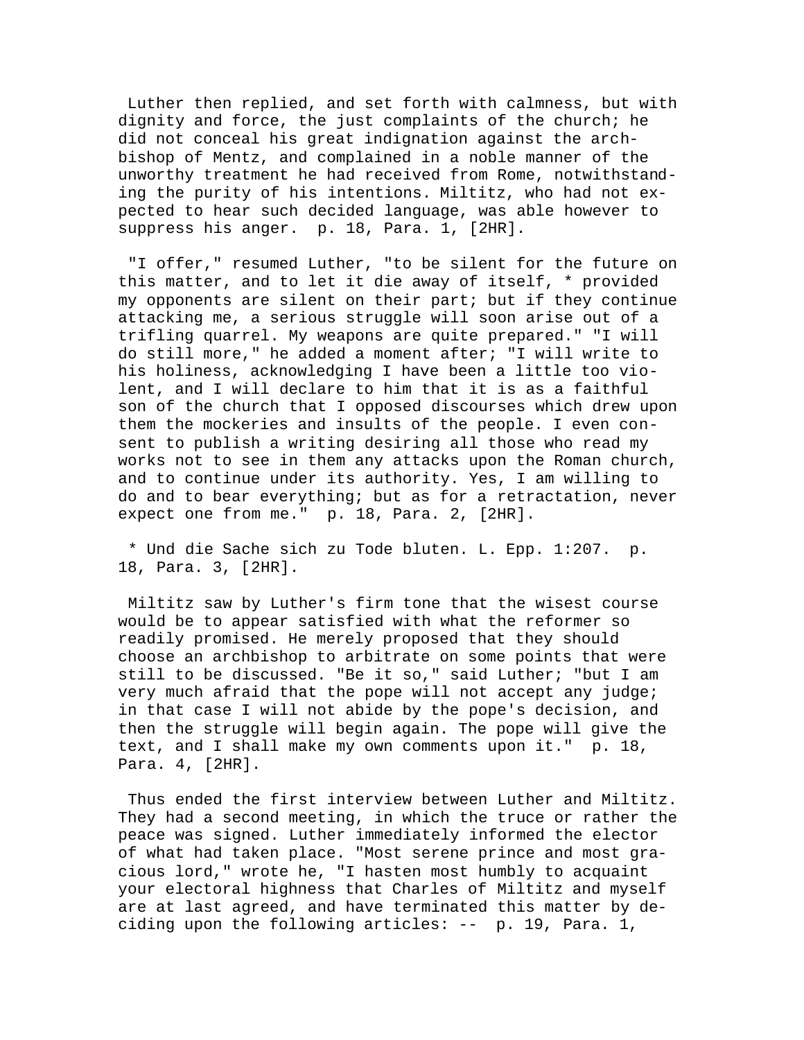Luther then replied, and set forth with calmness, but with dignity and force, the just complaints of the church; he did not conceal his great indignation against the archbishop of Mentz, and complained in a noble manner of the unworthy treatment he had received from Rome, notwithstanding the purity of his intentions. Miltitz, who had not expected to hear such decided language, was able however to suppress his anger. p. 18, Para. 1, [2HR].

"I offer," resumed Luther, "to be silent for the future on this matter, and to let it die away of itself, * provided my opponents are silent on their part; but if they continue attacking me, a serious struggle will soon arise out of a trifling quarrel. My weapons are quite prepared." "I will do still more," he added a moment after; "I will write to his holiness, acknowledging I have been a little too violent, and I will declare to him that it is as a faithful son of the church that I opposed discourses which drew upon them the mockeries and insults of the people. I even consent to publish a writing desiring all those who read my works not to see in them any attacks upon the Roman church, and to continue under its authority. Yes, I am willing to do and to bear everything; but as for a retractation, never expect one from me." p. 18, Para. 2, [2HR].

* Und die Sache sich zu Tode bluten. L. Epp. 1:207. p. 18, Para. 3, [2HR].

Miltitz saw by Luther's firm tone that the wisest course would be to appear satisfied with what the reformer so readily promised. He merely proposed that they should choose an archbishop to arbitrate on some points that were still to be discussed. "Be it so," said Luther; "but I am very much afraid that the pope will not accept any judge; in that case I will not abide by the pope's decision, and then the struggle will begin again. The pope will give the text, and I shall make my own comments upon it." p. 18, Para. 4, [2HR].

Thus ended the first interview between Luther and Miltitz. They had a second meeting, in which the truce or rather the peace was signed. Luther immediately informed the elector of what had taken place. "Most serene prince and most gracious lord," wrote he, "I hasten most humbly to acquaint your electoral highness that Charles of Miltitz and myself are at last agreed, and have terminated this matter by deciding upon the following articles: -- p. 19, Para. 1,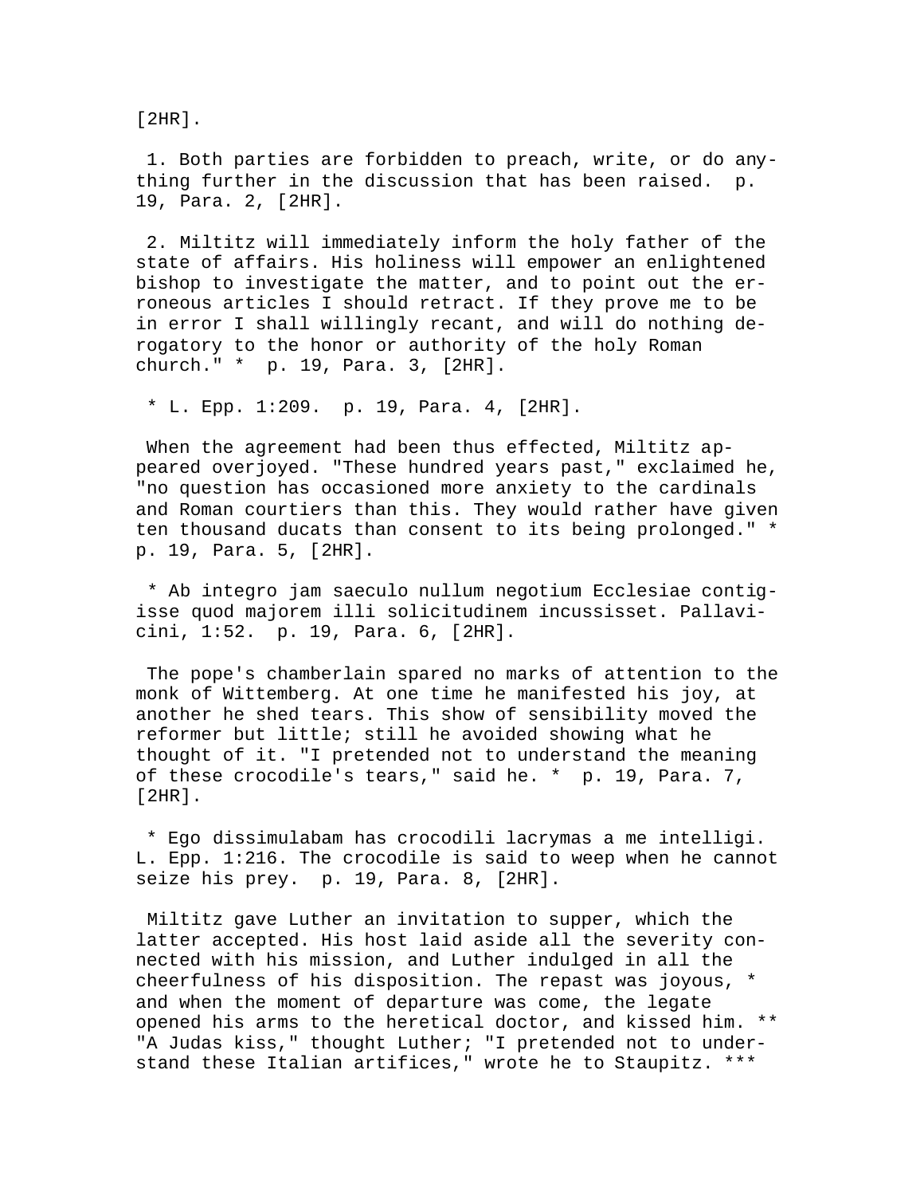[2HR].

1. Both parties are forbidden to preach, write, or do anything further in the discussion that has been raised. p. 19, Para. 2, [2HR].

2. Miltitz will immediately inform the holy father of the state of affairs. His holiness will empower an enlightened bishop to investigate the matter, and to point out the erroneous articles I should retract. If they prove me to be in error I shall willingly recant, and will do nothing derogatory to the honor or authority of the holy Roman church." * p. 19, Para. 3, [2HR].

* L. Epp. 1:209. p. 19, Para. 4, [2HR].

When the agreement had been thus effected, Miltitz appeared overjoyed. "These hundred years past," exclaimed he, "no question has occasioned more anxiety to the cardinals and Roman courtiers than this. They would rather have given ten thousand ducats than consent to its being prolonged." * p. 19, Para. 5, [2HR].

* Ab integro jam saeculo nullum negotium Ecclesiae contigisse quod majorem illi solicitudinem incussisset. Pallavicini, 1:52. p. 19, Para. 6, [2HR].

The pope's chamberlain spared no marks of attention to the monk of Wittemberg. At one time he manifested his joy, at another he shed tears. This show of sensibility moved the reformer but little; still he avoided showing what he thought of it. "I pretended not to understand the meaning of these crocodile's tears," said he. * p. 19, Para. 7, [2HR].

* Ego dissimulabam has crocodili lacrymas a me intelligi. L. Epp. 1:216. The crocodile is said to weep when he cannot seize his prey. p. 19, Para. 8, [2HR].

Miltitz gave Luther an invitation to supper, which the latter accepted. His host laid aside all the severity connected with his mission, and Luther indulged in all the cheerfulness of his disposition. The repast was joyous, * and when the moment of departure was come, the legate opened his arms to the heretical doctor, and kissed him. ** "A Judas kiss," thought Luther; "I pretended not to understand these Italian artifices," wrote he to Staupitz. ***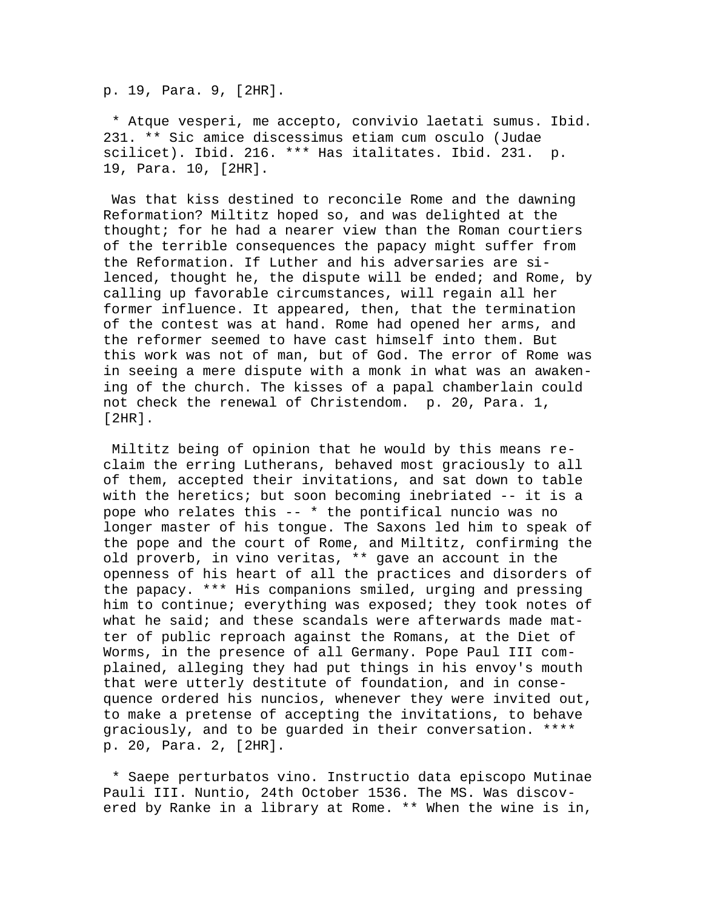p. 19, Para. 9, [2HR].

* Atque vesperi, me accepto, convivio laetati sumus. Ibid. 231. ** Sic amice discessimus etiam cum osculo (Judae scilicet). Ibid. 216. *** Has italitates. Ibid. 231. p. 19, Para. 10, [2HR].

Was that kiss destined to reconcile Rome and the dawning Reformation? Miltitz hoped so, and was delighted at the thought; for he had a nearer view than the Roman courtiers of the terrible consequences the papacy might suffer from the Reformation. If Luther and his adversaries are silenced, thought he, the dispute will be ended; and Rome, by calling up favorable circumstances, will regain all her former influence. It appeared, then, that the termination of the contest was at hand. Rome had opened her arms, and the reformer seemed to have cast himself into them. But this work was not of man, but of God. The error of Rome was in seeing a mere dispute with a monk in what was an awakening of the church. The kisses of a papal chamberlain could not check the renewal of Christendom. p. 20, Para. 1, [2HR].

Miltitz being of opinion that he would by this means reclaim the erring Lutherans, behaved most graciously to all of them, accepted their invitations, and sat down to table with the heretics; but soon becoming inebriated -- it is a pope who relates this -- * the pontifical nuncio was no longer master of his tongue. The Saxons led him to speak of the pope and the court of Rome, and Miltitz, confirming the old proverb, in vino veritas, ** gave an account in the openness of his heart of all the practices and disorders of the papacy. *** His companions smiled, urging and pressing him to continue; everything was exposed; they took notes of what he said; and these scandals were afterwards made matter of public reproach against the Romans, at the Diet of Worms, in the presence of all Germany. Pope Paul III complained, alleging they had put things in his envoy's mouth that were utterly destitute of foundation, and in consequence ordered his nuncios, whenever they were invited out, to make a pretense of accepting the invitations, to behave graciously, and to be guarded in their conversation. **** p. 20, Para. 2, [2HR].

* Saepe perturbatos vino. Instructio data episcopo Mutinae Pauli III. Nuntio, 24th October 1536. The MS. Was discovered by Ranke in a library at Rome. ** When the wine is in,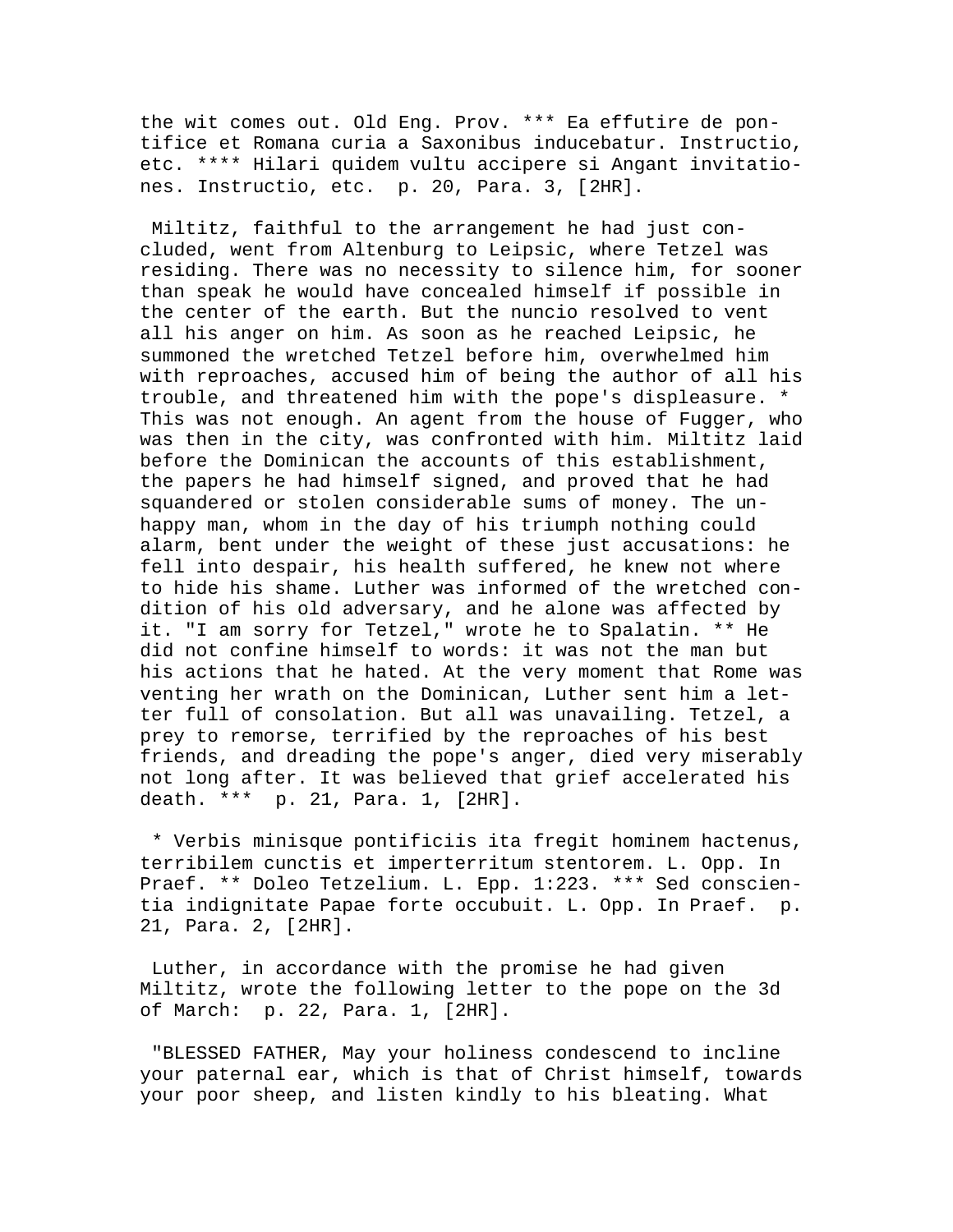the wit comes out. Old Eng. Prov. *** Ea effutire de pontifice et Romana curia a Saxonibus inducebatur. Instructio, etc. **** Hilari quidem vultu accipere si Angant invitationes. Instructio, etc. p. 20, Para. 3, [2HR].

Miltitz, faithful to the arrangement he had just concluded, went from Altenburg to Leipsic, where Tetzel was residing. There was no necessity to silence him, for sooner than speak he would have concealed himself if possible in the center of the earth. But the nuncio resolved to vent all his anger on him. As soon as he reached Leipsic, he summoned the wretched Tetzel before him, overwhelmed him with reproaches, accused him of being the author of all his trouble, and threatened him with the pope's displeasure. * This was not enough. An agent from the house of Fugger, who was then in the city, was confronted with him. Miltitz laid before the Dominican the accounts of this establishment, the papers he had himself signed, and proved that he had squandered or stolen considerable sums of money. The unhappy man, whom in the day of his triumph nothing could alarm, bent under the weight of these just accusations: he fell into despair, his health suffered, he knew not where to hide his shame. Luther was informed of the wretched condition of his old adversary, and he alone was affected by it. "I am sorry for Tetzel," wrote he to Spalatin. ** He did not confine himself to words: it was not the man but his actions that he hated. At the very moment that Rome was venting her wrath on the Dominican, Luther sent him a letter full of consolation. But all was unavailing. Tetzel, a prey to remorse, terrified by the reproaches of his best friends, and dreading the pope's anger, died very miserably not long after. It was believed that grief accelerated his death. *** p. 21, Para. 1, [2HR].

* Verbis minisque pontificiis ita fregit hominem hactenus, terribilem cunctis et imperterritum stentorem. L. Opp. In Praef. ** Doleo Tetzelium. L. Epp. 1:223. *** Sed conscientia indignitate Papae forte occubuit. L. Opp. In Praef. p. 21, Para. 2, [2HR].

Luther, in accordance with the promise he had given Miltitz, wrote the following letter to the pope on the 3d of March: p. 22, Para. 1, [2HR].

"BLESSED FATHER, May your holiness condescend to incline your paternal ear, which is that of Christ himself, towards your poor sheep, and listen kindly to his bleating. What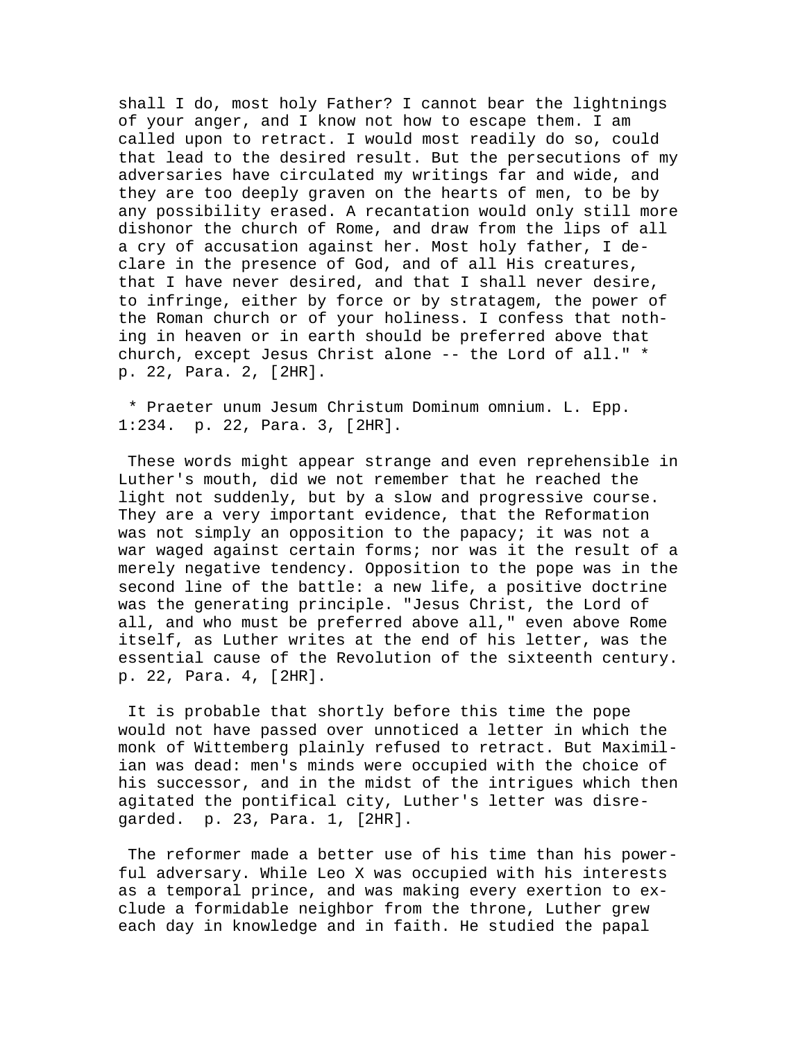shall I do, most holy Father? I cannot bear the lightnings of your anger, and I know not how to escape them. I am called upon to retract. I would most readily do so, could that lead to the desired result. But the persecutions of my adversaries have circulated my writings far and wide, and they are too deeply graven on the hearts of men, to be by any possibility erased. A recantation would only still more dishonor the church of Rome, and draw from the lips of all a cry of accusation against her. Most holy father, I declare in the presence of God, and of all His creatures, that I have never desired, and that I shall never desire, to infringe, either by force or by stratagem, the power of the Roman church or of your holiness. I confess that nothing in heaven or in earth should be preferred above that church, except Jesus Christ alone -- the Lord of all." * p. 22, Para. 2, [2HR].

* Praeter unum Jesum Christum Dominum omnium. L. Epp. 1:234. p. 22, Para. 3, [2HR].

These words might appear strange and even reprehensible in Luther's mouth, did we not remember that he reached the light not suddenly, but by a slow and progressive course. They are a very important evidence, that the Reformation was not simply an opposition to the papacy; it was not a war waged against certain forms; nor was it the result of a merely negative tendency. Opposition to the pope was in the second line of the battle: a new life, a positive doctrine was the generating principle. "Jesus Christ, the Lord of all, and who must be preferred above all," even above Rome itself, as Luther writes at the end of his letter, was the essential cause of the Revolution of the sixteenth century. p. 22, Para. 4, [2HR].

It is probable that shortly before this time the pope would not have passed over unnoticed a letter in which the monk of Wittemberg plainly refused to retract. But Maximilian was dead: men's minds were occupied with the choice of his successor, and in the midst of the intrigues which then agitated the pontifical city, Luther's letter was disregarded. p. 23, Para. 1, [2HR].

The reformer made a better use of his time than his powerful adversary. While Leo X was occupied with his interests as a temporal prince, and was making every exertion to exclude a formidable neighbor from the throne, Luther grew each day in knowledge and in faith. He studied the papal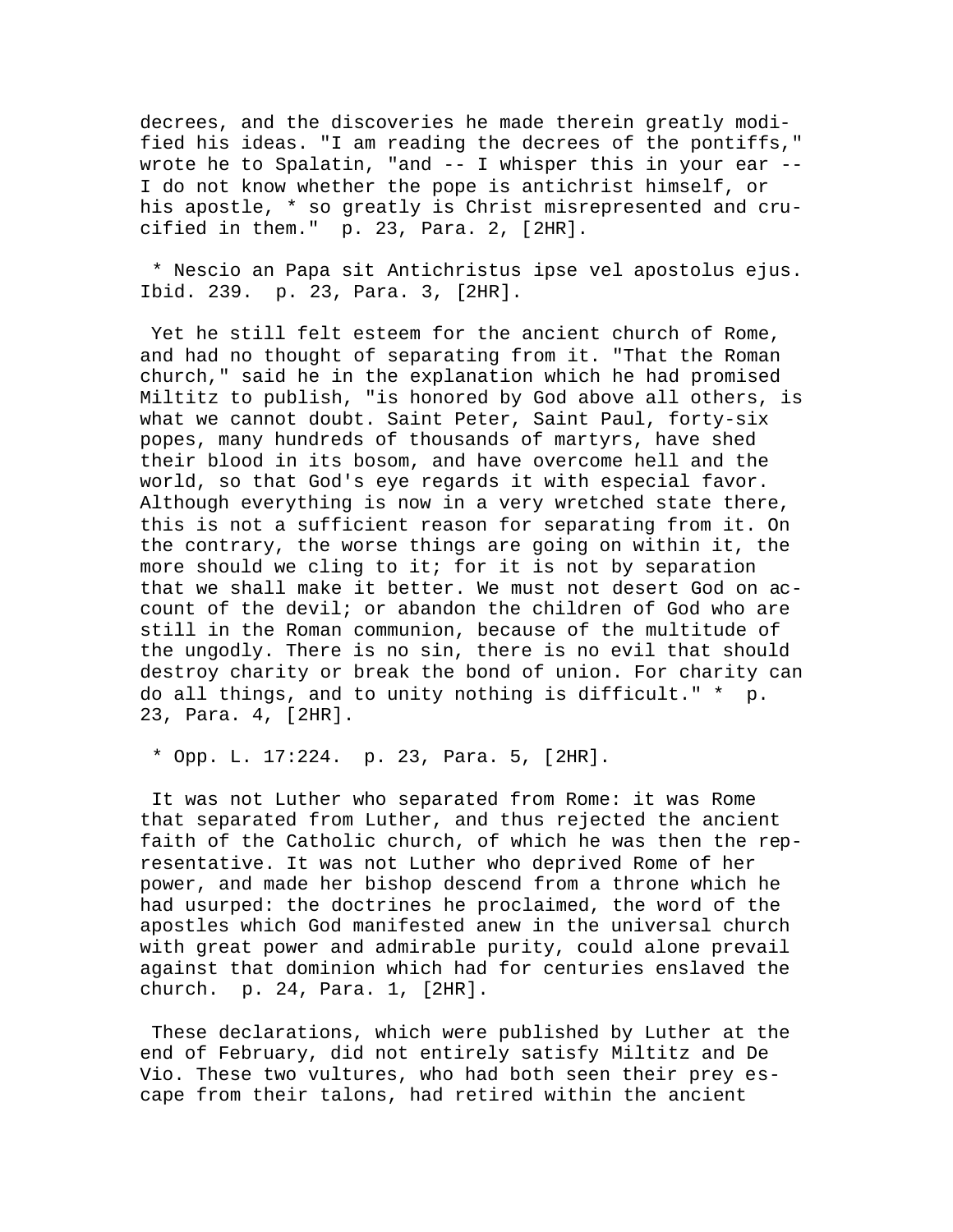decrees, and the discoveries he made therein greatly modified his ideas. "I am reading the decrees of the pontiffs," wrote he to Spalatin, "and -- I whisper this in your ear -- I do not know whether the pope is antichrist himself, or his apostle, * so greatly is Christ misrepresented and crucified in them." p. 23, Para. 2, [2HR].

* Nescio an Papa sit Antichristus ipse vel apostolus ejus. Ibid. 239. p. 23, Para. 3, [2HR].

Yet he still felt esteem for the ancient church of Rome, and had no thought of separating from it. "That the Roman church," said he in the explanation which he had promised Miltitz to publish, "is honored by God above all others, is what we cannot doubt. Saint Peter, Saint Paul, forty-six popes, many hundreds of thousands of martyrs, have shed their blood in its bosom, and have overcome hell and the world, so that God's eye regards it with especial favor. Although everything is now in a very wretched state there, this is not a sufficient reason for separating from it. On the contrary, the worse things are going on within it, the more should we cling to it; for it is not by separation that we shall make it better. We must not desert God on account of the devil; or abandon the children of God who are still in the Roman communion, because of the multitude of the ungodly. There is no sin, there is no evil that should destroy charity or break the bond of union. For charity can do all things, and to unity nothing is difficult." * p. 23, Para. 4, [2HR].

* Opp. L. 17:224. p. 23, Para. 5, [2HR].

It was not Luther who separated from Rome: it was Rome that separated from Luther, and thus rejected the ancient faith of the Catholic church, of which he was then the representative. It was not Luther who deprived Rome of her power, and made her bishop descend from a throne which he had usurped: the doctrines he proclaimed, the word of the apostles which God manifested anew in the universal church with great power and admirable purity, could alone prevail against that dominion which had for centuries enslaved the church. p. 24, Para. 1, [2HR].

These declarations, which were published by Luther at the end of February, did not entirely satisfy Miltitz and De Vio. These two vultures, who had both seen their prey escape from their talons, had retired within the ancient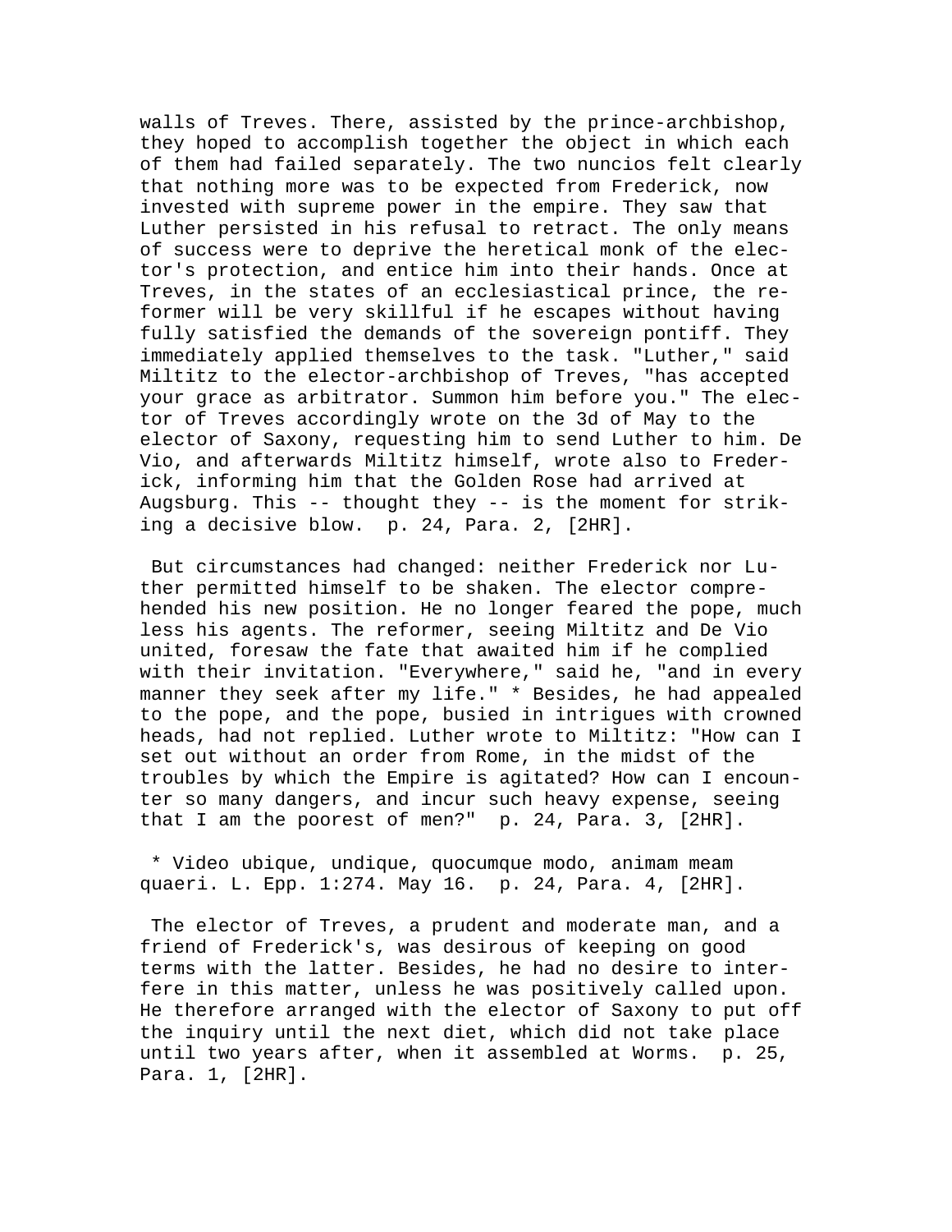walls of Treves. There, assisted by the prince-archbishop, they hoped to accomplish together the object in which each of them had failed separately. The two nuncios felt clearly that nothing more was to be expected from Frederick, now invested with supreme power in the empire. They saw that Luther persisted in his refusal to retract. The only means of success were to deprive the heretical monk of the elector's protection, and entice him into their hands. Once at Treves, in the states of an ecclesiastical prince, the reformer will be very skillful if he escapes without having fully satisfied the demands of the sovereign pontiff. They immediately applied themselves to the task. "Luther," said Miltitz to the elector-archbishop of Treves, "has accepted your grace as arbitrator. Summon him before you." The elector of Treves accordingly wrote on the 3d of May to the elector of Saxony, requesting him to send Luther to him. De Vio, and afterwards Miltitz himself, wrote also to Frederick, informing him that the Golden Rose had arrived at Augsburg. This -- thought they -- is the moment for striking a decisive blow. p. 24, Para. 2, [2HR].

But circumstances had changed: neither Frederick nor Luther permitted himself to be shaken. The elector comprehended his new position. He no longer feared the pope, much less his agents. The reformer, seeing Miltitz and De Vio united, foresaw the fate that awaited him if he complied with their invitation. "Everywhere," said he, "and in every manner they seek after my life." * Besides, he had appealed to the pope, and the pope, busied in intrigues with crowned heads, had not replied. Luther wrote to Miltitz: "How can I set out without an order from Rome, in the midst of the troubles by which the Empire is agitated? How can I encounter so many dangers, and incur such heavy expense, seeing that I am the poorest of men?" p. 24, Para. 3, [2HR].

* Video ubique, undique, quocumque modo, animam meam quaeri. L. Epp. 1:274. May 16. p. 24, Para. 4, [2HR].

The elector of Treves, a prudent and moderate man, and a friend of Frederick's, was desirous of keeping on good terms with the latter. Besides, he had no desire to interfere in this matter, unless he was positively called upon. He therefore arranged with the elector of Saxony to put off the inquiry until the next diet, which did not take place until two years after, when it assembled at Worms. p. 25, Para. 1, [2HR].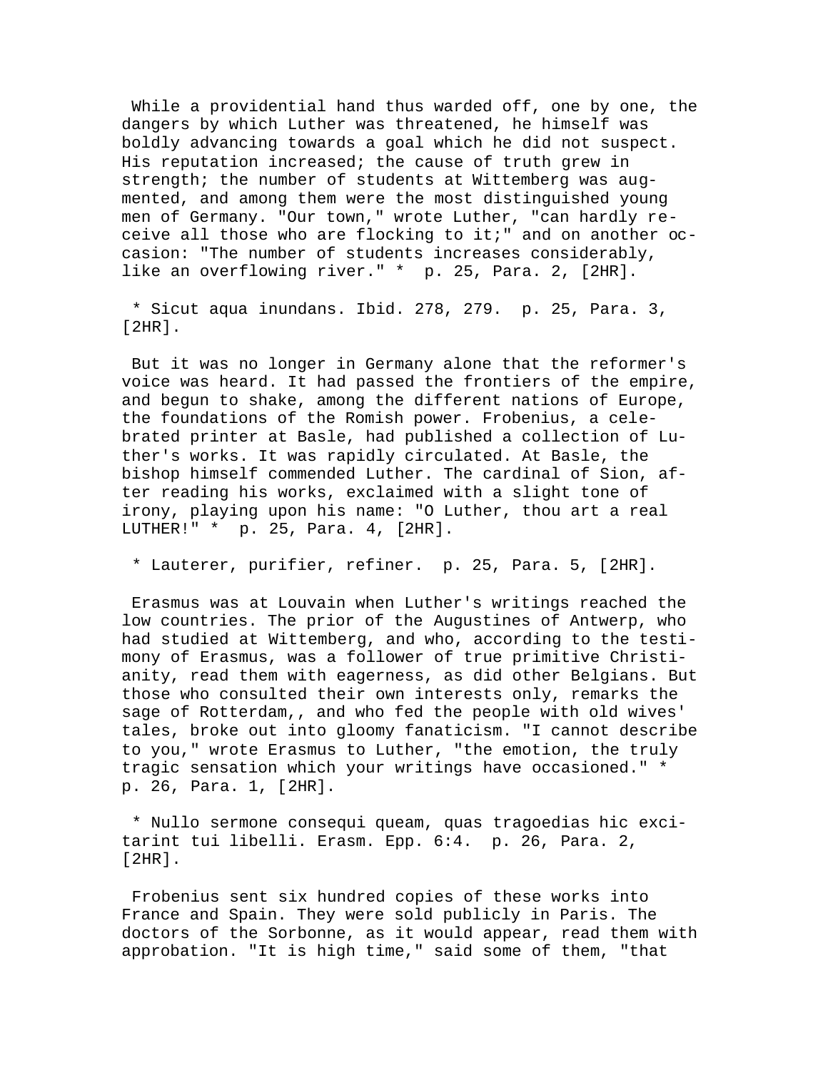While a providential hand thus warded off, one by one, the dangers by which Luther was threatened, he himself was boldly advancing towards a goal which he did not suspect. His reputation increased; the cause of truth grew in strength; the number of students at Wittemberg was augmented, and among them were the most distinguished young men of Germany. "Our town," wrote Luther, "can hardly receive all those who are flocking to it;" and on another occasion: "The number of students increases considerably, like an overflowing river." * p. 25, Para. 2, [2HR].

* Sicut aqua inundans. Ibid. 278, 279. p. 25, Para. 3, [2HR].

But it was no longer in Germany alone that the reformer's voice was heard. It had passed the frontiers of the empire, and begun to shake, among the different nations of Europe, the foundations of the Romish power. Frobenius, a celebrated printer at Basle, had published a collection of Luther's works. It was rapidly circulated. At Basle, the bishop himself commended Luther. The cardinal of Sion, after reading his works, exclaimed with a slight tone of irony, playing upon his name: "O Luther, thou art a real LUTHER!" * p. 25, Para. 4, [2HR].

* Lauterer, purifier, refiner. p. 25, Para. 5, [2HR].

Erasmus was at Louvain when Luther's writings reached the low countries. The prior of the Augustines of Antwerp, who had studied at Wittemberg, and who, according to the testimony of Erasmus, was a follower of true primitive Christianity, read them with eagerness, as did other Belgians. But those who consulted their own interests only, remarks the sage of Rotterdam,, and who fed the people with old wives' tales, broke out into gloomy fanaticism. "I cannot describe to you," wrote Erasmus to Luther, "the emotion, the truly tragic sensation which your writings have occasioned." * p. 26, Para. 1, [2HR].

* Nullo sermone consequi queam, quas tragoedias hic excitarint tui libelli. Erasm. Epp. 6:4. p. 26, Para. 2, [2HR].

Frobenius sent six hundred copies of these works into France and Spain. They were sold publicly in Paris. The doctors of the Sorbonne, as it would appear, read them with approbation. "It is high time," said some of them, "that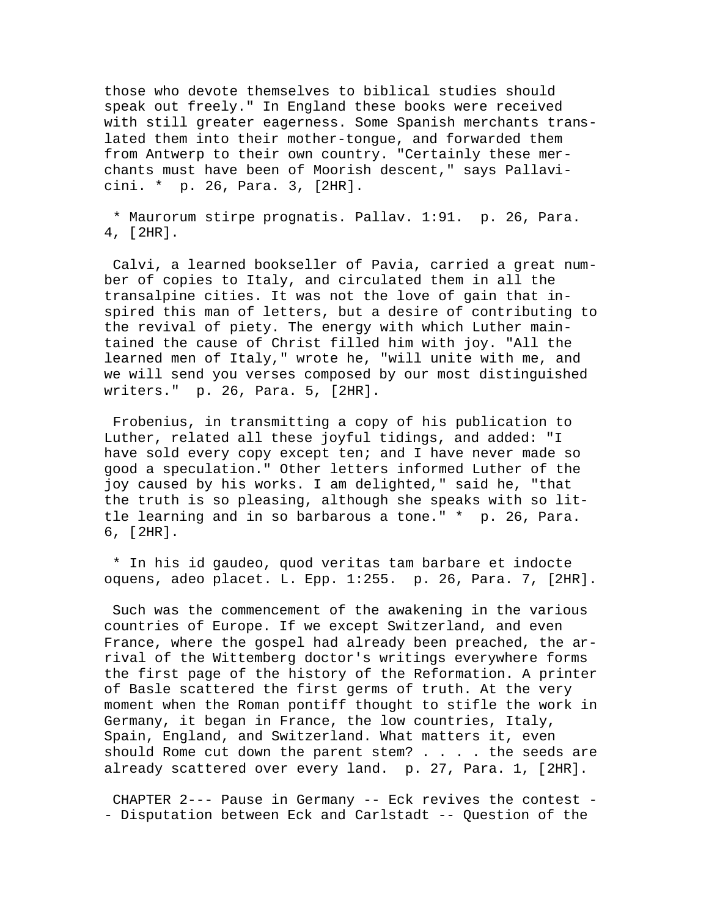those who devote themselves to biblical studies should speak out freely." In England these books were received with still greater eagerness. Some Spanish merchants translated them into their mother-tongue, and forwarded them from Antwerp to their own country. "Certainly these merchants must have been of Moorish descent," says Pallavicini. * p. 26, Para. 3, [2HR].

* Maurorum stirpe prognatis. Pallav. 1:91. p. 26, Para. 4, [2HR].

Calvi, a learned bookseller of Pavia, carried a great number of copies to Italy, and circulated them in all the transalpine cities. It was not the love of gain that inspired this man of letters, but a desire of contributing to the revival of piety. The energy with which Luther maintained the cause of Christ filled him with joy. "All the learned men of Italy," wrote he, "will unite with me, and we will send you verses composed by our most distinguished writers." p. 26, Para. 5, [2HR].

Frobenius, in transmitting a copy of his publication to Luther, related all these joyful tidings, and added: "I have sold every copy except ten; and I have never made so good a speculation." Other letters informed Luther of the joy caused by his works. I am delighted," said he, "that the truth is so pleasing, although she speaks with so little learning and in so barbarous a tone." * p. 26, Para. 6, [2HR].

* In his id gaudeo, quod veritas tam barbare et indocte oquens, adeo placet. L. Epp. 1:255. p. 26, Para. 7, [2HR].

Such was the commencement of the awakening in the various countries of Europe. If we except Switzerland, and even France, where the gospel had already been preached, the arrival of the Wittemberg doctor's writings everywhere forms the first page of the history of the Reformation. A printer of Basle scattered the first germs of truth. At the very moment when the Roman pontiff thought to stifle the work in Germany, it began in France, the low countries, Italy, Spain, England, and Switzerland. What matters it, even should Rome cut down the parent stem? . . . . the seeds are already scattered over every land. p. 27, Para. 1, [2HR].

CHAPTER 2--- Pause in Germany -- Eck revives the contest -- Disputation between Eck and Carlstadt -- Question of the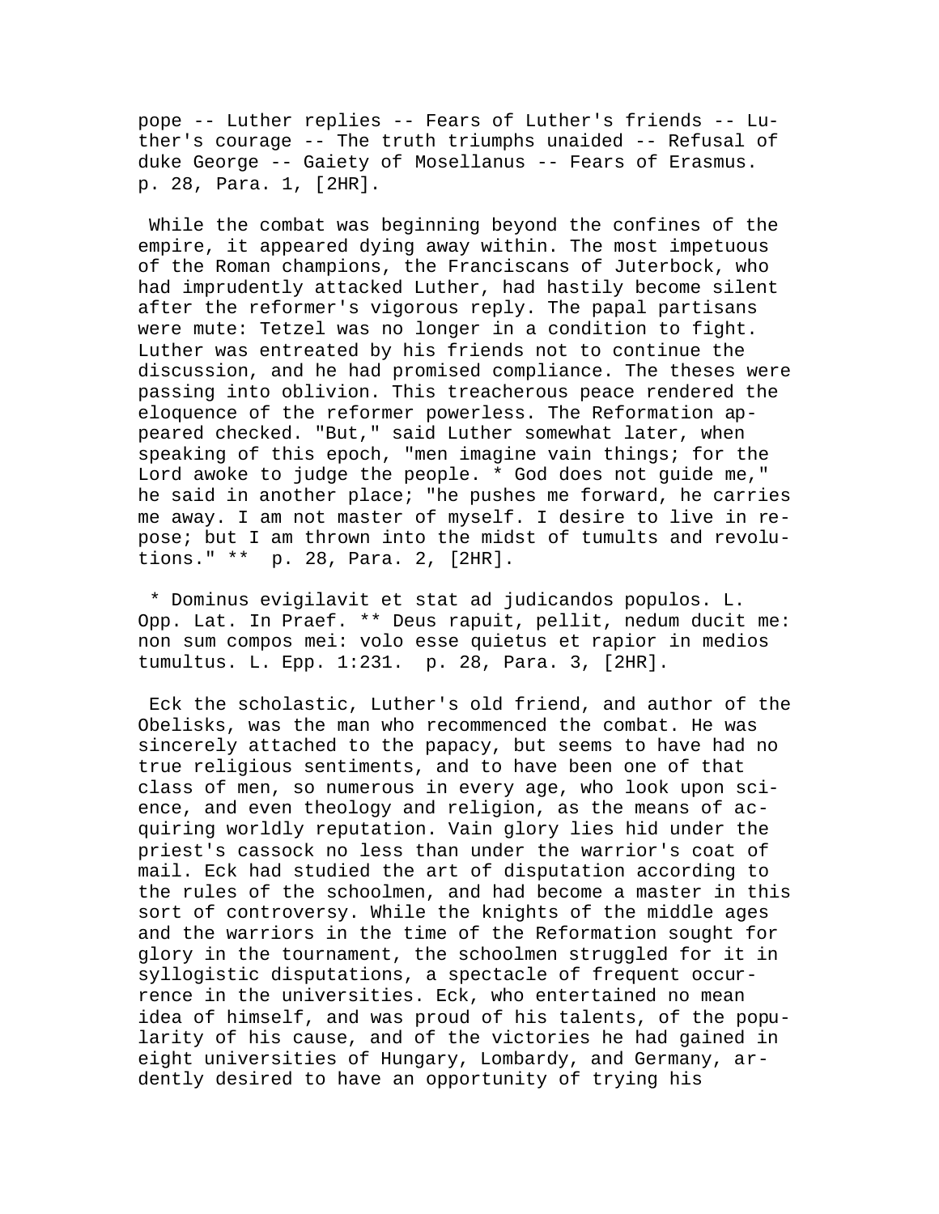pope -- Luther replies -- Fears of Luther's friends -- Luther's courage -- The truth triumphs unaided -- Refusal of duke George -- Gaiety of Mosellanus -- Fears of Erasmus. p. 28, Para. 1, [2HR].

While the combat was beginning beyond the confines of the empire, it appeared dying away within. The most impetuous of the Roman champions, the Franciscans of Juterbock, who had imprudently attacked Luther, had hastily become silent after the reformer's vigorous reply. The papal partisans were mute: Tetzel was no longer in a condition to fight. Luther was entreated by his friends not to continue the discussion, and he had promised compliance. The theses were passing into oblivion. This treacherous peace rendered the eloquence of the reformer powerless. The Reformation appeared checked. "But," said Luther somewhat later, when speaking of this epoch, "men imagine vain things; for the Lord awoke to judge the people. * God does not guide me," he said in another place; "he pushes me forward, he carries me away. I am not master of myself. I desire to live in repose; but I am thrown into the midst of tumults and revolutions." ** p. 28, Para. 2, [2HR].

* Dominus evigilavit et stat ad judicandos populos. L. Opp. Lat. In Praef. ** Deus rapuit, pellit, nedum ducit me: non sum compos mei: volo esse quietus et rapior in medios tumultus. L. Epp. 1:231. p. 28, Para. 3, [2HR].

Eck the scholastic, Luther's old friend, and author of the Obelisks, was the man who recommenced the combat. He was sincerely attached to the papacy, but seems to have had no true religious sentiments, and to have been one of that class of men, so numerous in every age, who look upon science, and even theology and religion, as the means of acquiring worldly reputation. Vain glory lies hid under the priest's cassock no less than under the warrior's coat of mail. Eck had studied the art of disputation according to the rules of the schoolmen, and had become a master in this sort of controversy. While the knights of the middle ages and the warriors in the time of the Reformation sought for glory in the tournament, the schoolmen struggled for it in syllogistic disputations, a spectacle of frequent occurrence in the universities. Eck, who entertained no mean idea of himself, and was proud of his talents, of the popularity of his cause, and of the victories he had gained in eight universities of Hungary, Lombardy, and Germany, ardently desired to have an opportunity of trying his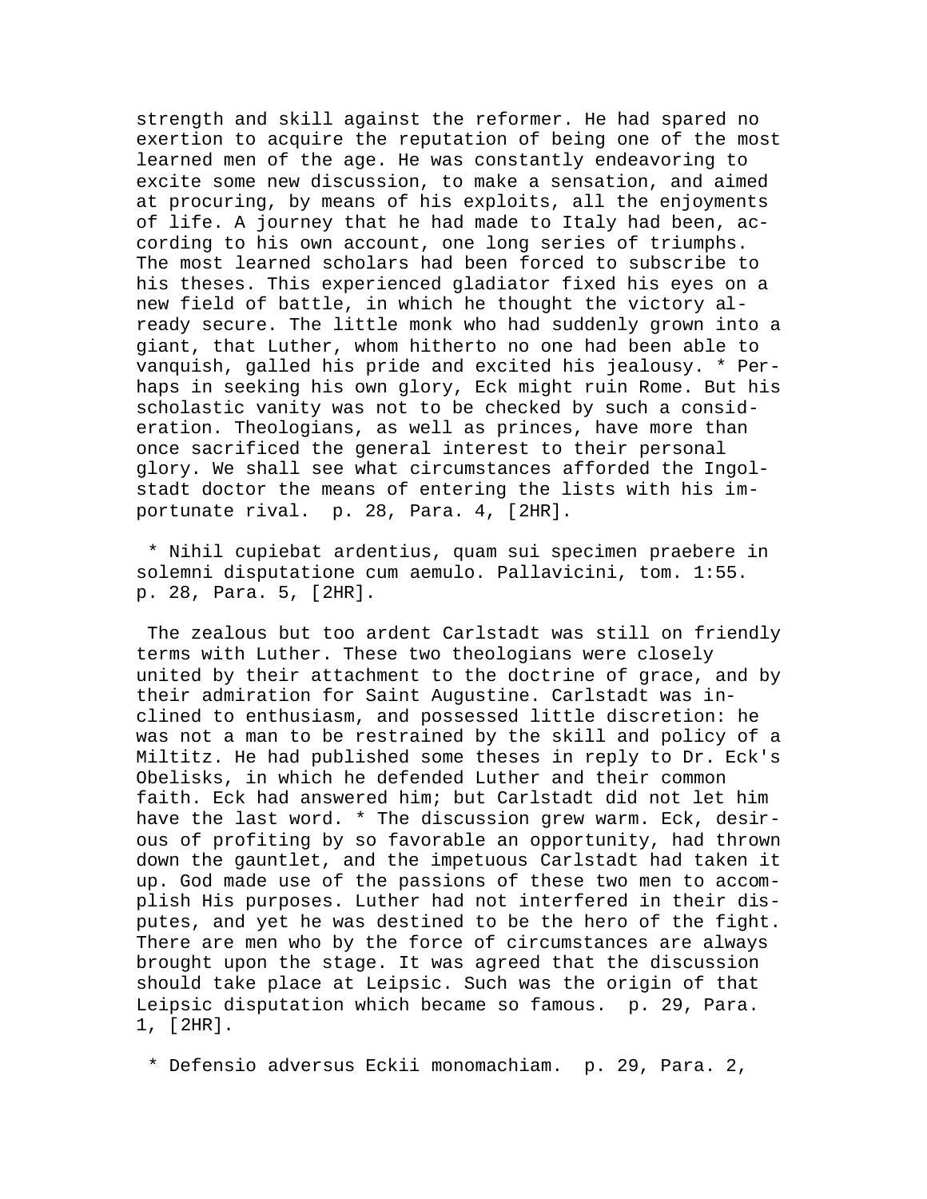strength and skill against the reformer. He had spared no exertion to acquire the reputation of being one of the most learned men of the age. He was constantly endeavoring to excite some new discussion, to make a sensation, and aimed at procuring, by means of his exploits, all the enjoyments of life. A journey that he had made to Italy had been, according to his own account, one long series of triumphs. The most learned scholars had been forced to subscribe to his theses. This experienced gladiator fixed his eyes on a new field of battle, in which he thought the victory already secure. The little monk who had suddenly grown into a giant, that Luther, whom hitherto no one had been able to vanquish, galled his pride and excited his jealousy. * Perhaps in seeking his own glory, Eck might ruin Rome. But his scholastic vanity was not to be checked by such a consideration. Theologians, as well as princes, have more than once sacrificed the general interest to their personal glory. We shall see what circumstances afforded the Ingolstadt doctor the means of entering the lists with his importunate rival. p. 28, Para. 4, [2HR].

* Nihil cupiebat ardentius, quam sui specimen praebere in solemni disputatione cum aemulo. Pallavicini, tom. 1:55. p. 28, Para. 5, [2HR].

The zealous but too ardent Carlstadt was still on friendly terms with Luther. These two theologians were closely united by their attachment to the doctrine of grace, and by their admiration for Saint Augustine. Carlstadt was inclined to enthusiasm, and possessed little discretion: he was not a man to be restrained by the skill and policy of a Miltitz. He had published some theses in reply to Dr. Eck's Obelisks, in which he defended Luther and their common faith. Eck had answered him; but Carlstadt did not let him have the last word. * The discussion grew warm. Eck, desirous of profiting by so favorable an opportunity, had thrown down the gauntlet, and the impetuous Carlstadt had taken it up. God made use of the passions of these two men to accomplish His purposes. Luther had not interfered in their disputes, and yet he was destined to be the hero of the fight. There are men who by the force of circumstances are always brought upon the stage. It was agreed that the discussion should take place at Leipsic. Such was the origin of that Leipsic disputation which became so famous. p. 29, Para. 1, [2HR].

* Defensio adversus Eckii monomachiam. p. 29, Para. 2,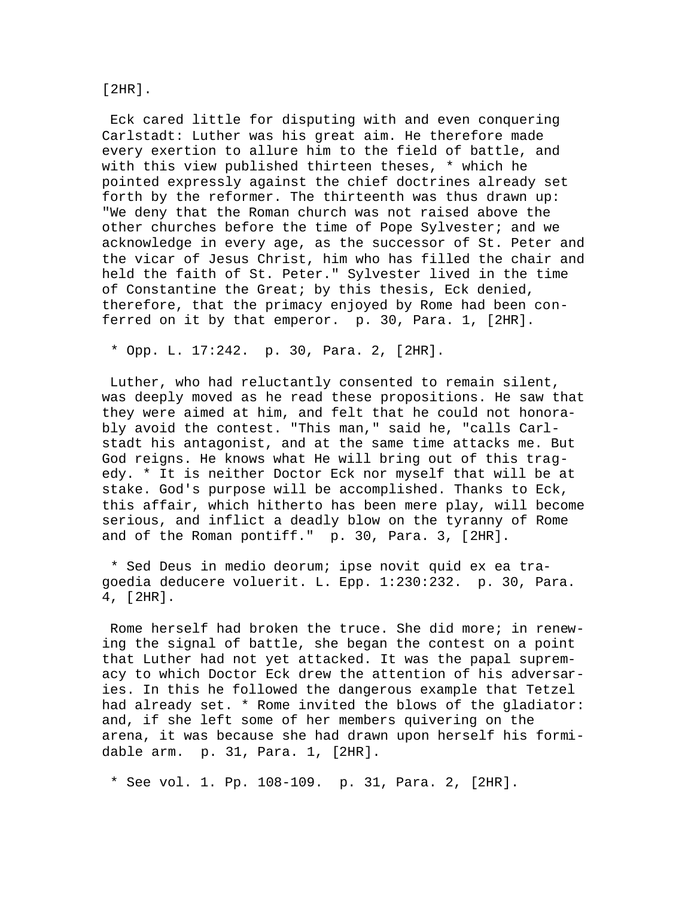[2HR].

Eck cared little for disputing with and even conquering Carlstadt: Luther was his great aim. He therefore made every exertion to allure him to the field of battle, and with this view published thirteen theses, * which he pointed expressly against the chief doctrines already set forth by the reformer. The thirteenth was thus drawn up: "We deny that the Roman church was not raised above the other churches before the time of Pope Sylvester; and we acknowledge in every age, as the successor of St. Peter and the vicar of Jesus Christ, him who has filled the chair and held the faith of St. Peter." Sylvester lived in the time of Constantine the Great; by this thesis, Eck denied, therefore, that the primacy enjoyed by Rome had been conferred on it by that emperor. p. 30, Para. 1, [2HR].

* Opp. L. 17:242. p. 30, Para. 2, [2HR].

Luther, who had reluctantly consented to remain silent, was deeply moved as he read these propositions. He saw that they were aimed at him, and felt that he could not honorably avoid the contest. "This man," said he, "calls Carlstadt his antagonist, and at the same time attacks me. But God reigns. He knows what He will bring out of this tragedy. * It is neither Doctor Eck nor myself that will be at stake. God's purpose will be accomplished. Thanks to Eck, this affair, which hitherto has been mere play, will become serious, and inflict a deadly blow on the tyranny of Rome and of the Roman pontiff." p. 30, Para. 3, [2HR].

* Sed Deus in medio deorum; ipse novit quid ex ea tragoedia deducere voluerit. L. Epp. 1:230:232. p. 30, Para. 4, [2HR].

Rome herself had broken the truce. She did more; in renewing the signal of battle, she began the contest on a point that Luther had not yet attacked. It was the papal supremacy to which Doctor Eck drew the attention of his adversaries. In this he followed the dangerous example that Tetzel had already set. * Rome invited the blows of the gladiator: and, if she left some of her members quivering on the arena, it was because she had drawn upon herself his formidable arm. p. 31, Para. 1, [2HR].

* See vol. 1. Pp. 108-109. p. 31, Para. 2, [2HR].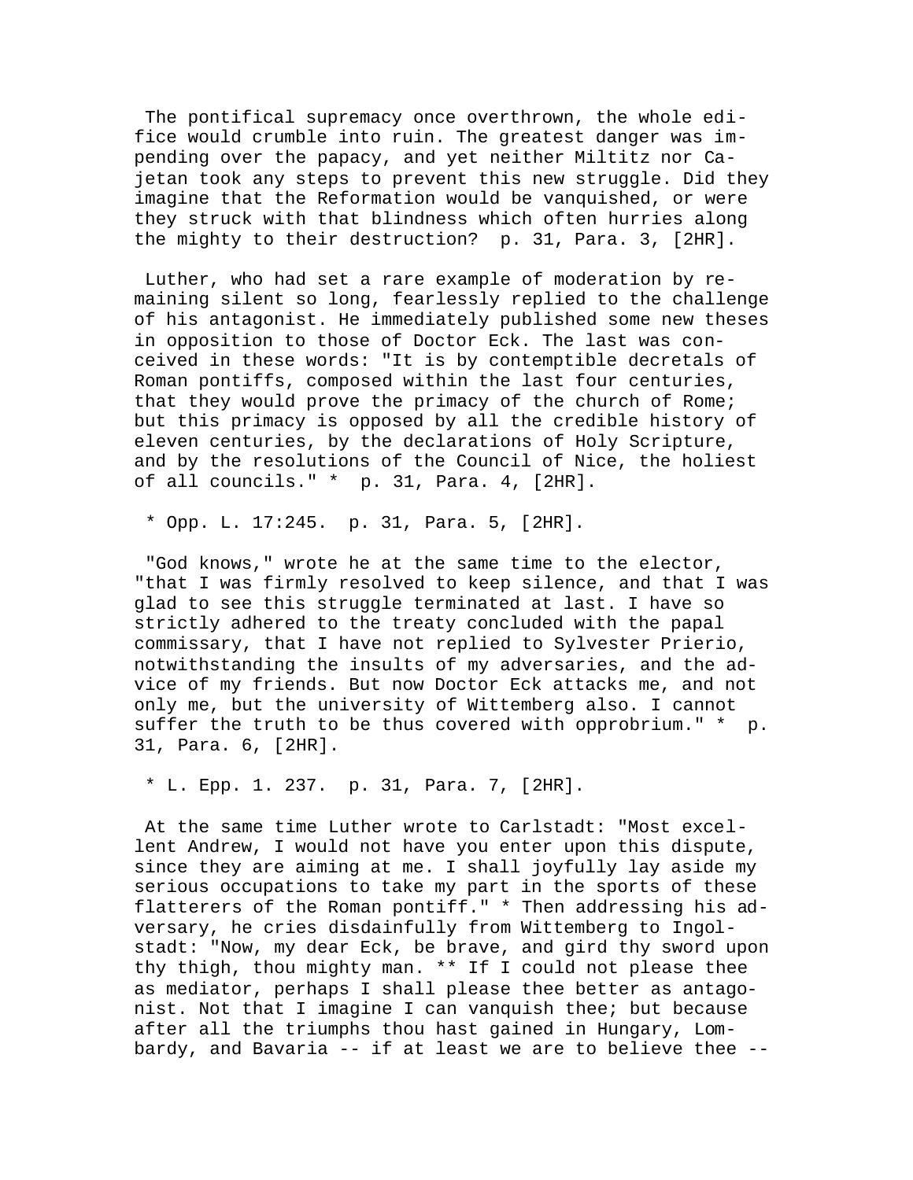The pontifical supremacy once overthrown, the whole edifice would crumble into ruin. The greatest danger was impending over the papacy, and yet neither Miltitz nor Cajetan took any steps to prevent this new struggle. Did they imagine that the Reformation would be vanquished, or were they struck with that blindness which often hurries along the mighty to their destruction?  p. 31, Para. 3, [2HR].

Luther, who had set a rare example of moderation by remaining silent so long, fearlessly replied to the challenge of his antagonist. He immediately published some new theses in opposition to those of Doctor Eck. The last was conceived in these words: "It is by contemptible decretals of Roman pontiffs, composed within the last four centuries, that they would prove the primacy of the church of Rome; but this primacy is opposed by all the credible history of eleven centuries, by the declarations of Holy Scripture, and by the resolutions of the Council of Nice, the holiest of all councils." *  p. 31, Para. 4, [2HR].

* Opp. L. 17:245.  p. 31, Para. 5, [2HR].

"God knows," wrote he at the same time to the elector, "that I was firmly resolved to keep silence, and that I was glad to see this struggle terminated at last. I have so strictly adhered to the treaty concluded with the papal commissary, that I have not replied to Sylvester Prierio, notwithstanding the insults of my adversaries, and the advice of my friends. But now Doctor Eck attacks me, and not only me, but the university of Wittemberg also. I cannot suffer the truth to be thus covered with opprobrium." *  p. 31, Para. 6, [2HR].

* L. Epp. 1. 237.  p. 31, Para. 7, [2HR].

At the same time Luther wrote to Carlstadt: "Most excellent Andrew, I would not have you enter upon this dispute, since they are aiming at me. I shall joyfully lay aside my serious occupations to take my part in the sports of these flatterers of the Roman pontiff." * Then addressing his adversary, he cries disdainfully from Wittemberg to Ingolstadt: "Now, my dear Eck, be brave, and gird thy sword upon thy thigh, thou mighty man. ** If I could not please thee as mediator, perhaps I shall please thee better as antagonist. Not that I imagine I can vanquish thee; but because after all the triumphs thou hast gained in Hungary, Lombardy, and Bavaria -- if at least we are to believe thee --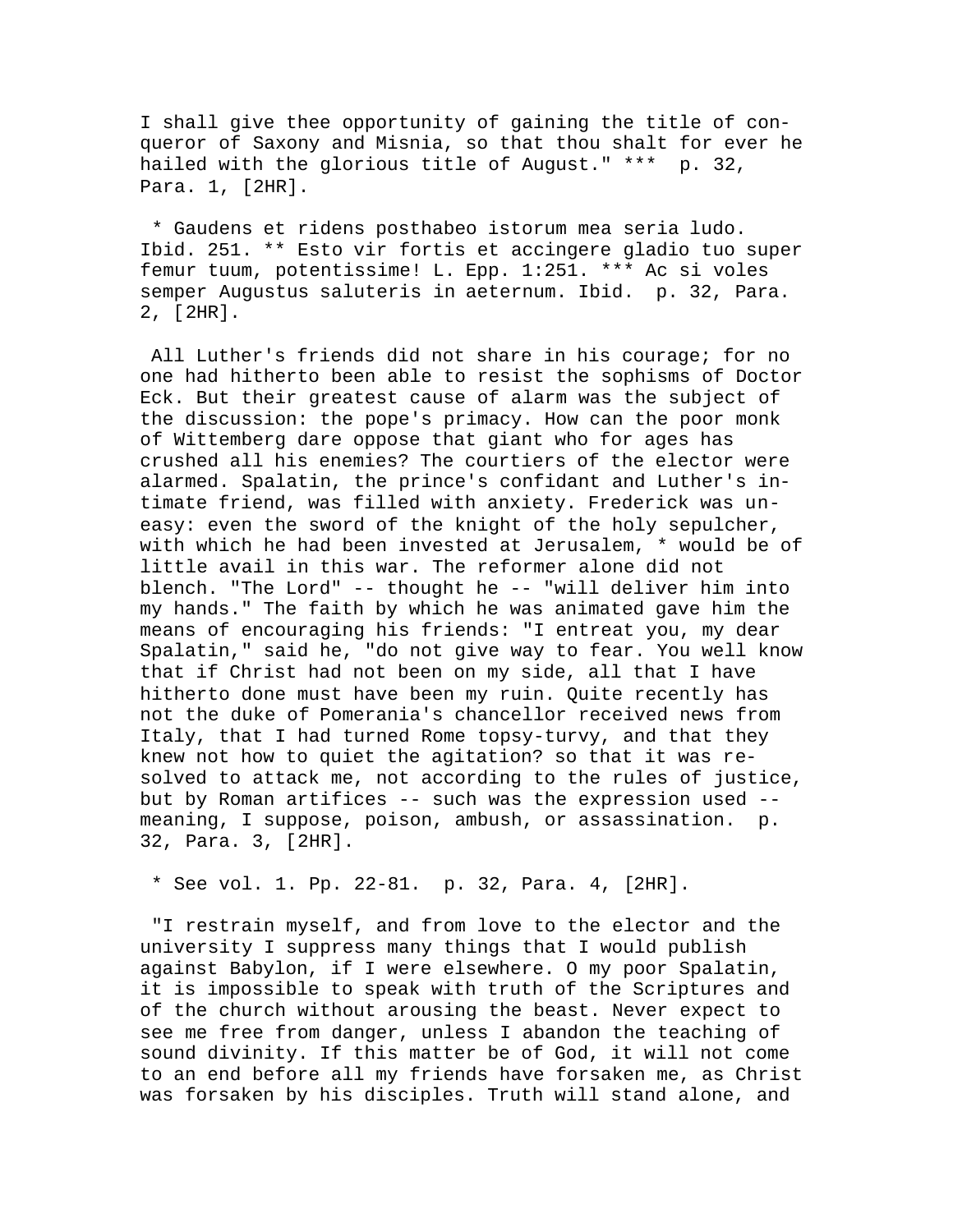I shall give thee opportunity of gaining the title of conqueror of Saxony and Misnia, so that thou shalt for ever he hailed with the glorious title of August." *** p. 32, Para. 1, [2HR].

* Gaudens et ridens posthabeo istorum mea seria ludo. Ibid. 251. ** Esto vir fortis et accingere gladio tuo super femur tuum, potentissime! L. Epp. 1:251. *** Ac si voles semper Augustus saluteris in aeternum. Ibid. p. 32, Para. 2, [2HR].

All Luther's friends did not share in his courage; for no one had hitherto been able to resist the sophisms of Doctor Eck. But their greatest cause of alarm was the subject of the discussion: the pope's primacy. How can the poor monk of Wittemberg dare oppose that giant who for ages has crushed all his enemies? The courtiers of the elector were alarmed. Spalatin, the prince's confidant and Luther's intimate friend, was filled with anxiety. Frederick was uneasy: even the sword of the knight of the holy sepulcher, with which he had been invested at Jerusalem, * would be of little avail in this war. The reformer alone did not blench. "The Lord" -- thought he -- "will deliver him into my hands." The faith by which he was animated gave him the means of encouraging his friends: "I entreat you, my dear Spalatin," said he, "do not give way to fear. You well know that if Christ had not been on my side, all that I have hitherto done must have been my ruin. Quite recently has not the duke of Pomerania's chancellor received news from Italy, that I had turned Rome topsy-turvy, and that they knew not how to quiet the agitation? so that it was resolved to attack me, not according to the rules of justice, but by Roman artifices -- such was the expression used -- meaning, I suppose, poison, ambush, or assassination. p. 32, Para. 3, [2HR].

* See vol. 1. Pp. 22-81. p. 32, Para. 4, [2HR].

"I restrain myself, and from love to the elector and the university I suppress many things that I would publish against Babylon, if I were elsewhere. O my poor Spalatin, it is impossible to speak with truth of the Scriptures and of the church without arousing the beast. Never expect to see me free from danger, unless I abandon the teaching of sound divinity. If this matter be of God, it will not come to an end before all my friends have forsaken me, as Christ was forsaken by his disciples. Truth will stand alone, and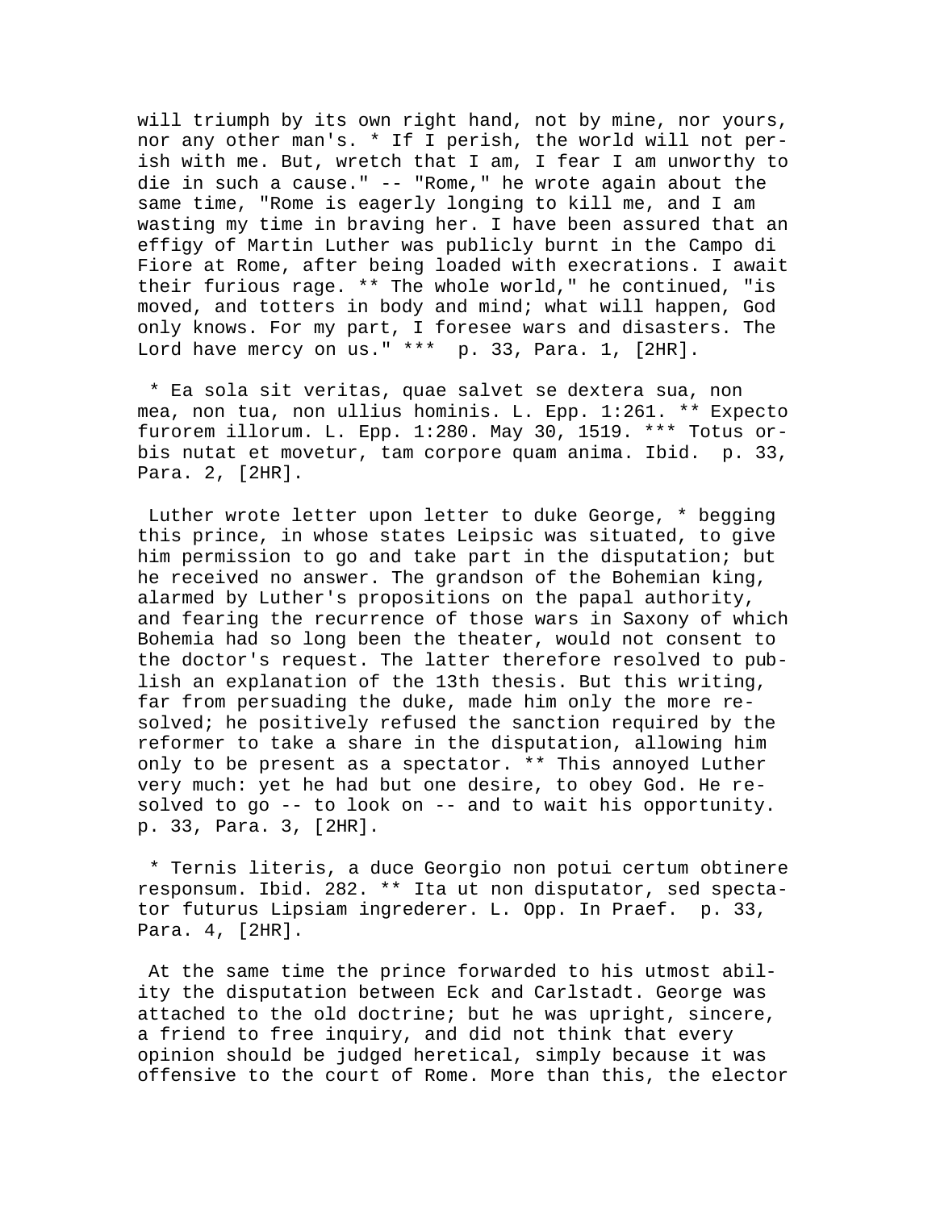will triumph by its own right hand, not by mine, nor yours, nor any other man's. * If I perish, the world will not perish with me. But, wretch that I am, I fear I am unworthy to die in such a cause." -- "Rome," he wrote again about the same time, "Rome is eagerly longing to kill me, and I am wasting my time in braving her. I have been assured that an effigy of Martin Luther was publicly burnt in the Campo di Fiore at Rome, after being loaded with execrations. I await their furious rage. ** The whole world," he continued, "is moved, and totters in body and mind; what will happen, God only knows. For my part, I foresee wars and disasters. The Lord have mercy on us." *** p. 33, Para. 1, [2HR].

* Ea sola sit veritas, quae salvet se dextera sua, non mea, non tua, non ullius hominis. L. Epp. 1:261. ** Expecto furorem illorum. L. Epp. 1:280. May 30, 1519. *** Totus orbis nutat et movetur, tam corpore quam anima. Ibid. p. 33, Para. 2, [2HR].

Luther wrote letter upon letter to duke George, * begging this prince, in whose states Leipsic was situated, to give him permission to go and take part in the disputation; but he received no answer. The grandson of the Bohemian king, alarmed by Luther's propositions on the papal authority, and fearing the recurrence of those wars in Saxony of which Bohemia had so long been the theater, would not consent to the doctor's request. The latter therefore resolved to publish an explanation of the 13th thesis. But this writing, far from persuading the duke, made him only the more resolved; he positively refused the sanction required by the reformer to take a share in the disputation, allowing him only to be present as a spectator. ** This annoyed Luther very much: yet he had but one desire, to obey God. He resolved to go -- to look on -- and to wait his opportunity. p. 33, Para. 3, [2HR].

* Ternis literis, a duce Georgio non potui certum obtinere responsum. Ibid. 282. ** Ita ut non disputator, sed spectator futurus Lipsiam ingrederer. L. Opp. In Praef. p. 33, Para. 4, [2HR].

At the same time the prince forwarded to his utmost ability the disputation between Eck and Carlstadt. George was attached to the old doctrine; but he was upright, sincere, a friend to free inquiry, and did not think that every opinion should be judged heretical, simply because it was offensive to the court of Rome. More than this, the elector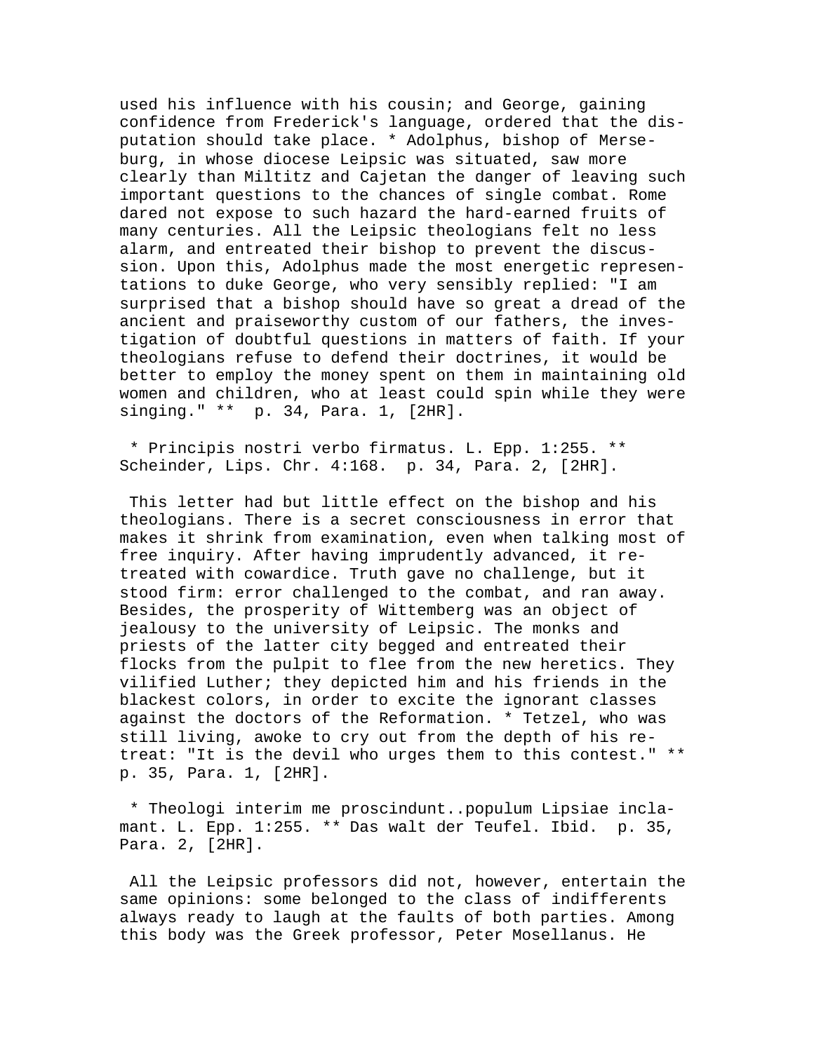used his influence with his cousin; and George, gaining confidence from Frederick's language, ordered that the disputation should take place. * Adolphus, bishop of Merseburg, in whose diocese Leipsic was situated, saw more clearly than Miltitz and Cajetan the danger of leaving such important questions to the chances of single combat. Rome dared not expose to such hazard the hard-earned fruits of many centuries. All the Leipsic theologians felt no less alarm, and entreated their bishop to prevent the discussion. Upon this, Adolphus made the most energetic representations to duke George, who very sensibly replied: "I am surprised that a bishop should have so great a dread of the ancient and praiseworthy custom of our fathers, the investigation of doubtful questions in matters of faith. If your theologians refuse to defend their doctrines, it would be better to employ the money spent on them in maintaining old women and children, who at least could spin while they were singing." ** p. 34, Para. 1, [2HR].

* Principis nostri verbo firmatus. L. Epp. 1:255. ** Scheinder, Lips. Chr. 4:168. p. 34, Para. 2, [2HR].

This letter had but little effect on the bishop and his theologians. There is a secret consciousness in error that makes it shrink from examination, even when talking most of free inquiry. After having imprudently advanced, it retreated with cowardice. Truth gave no challenge, but it stood firm: error challenged to the combat, and ran away. Besides, the prosperity of Wittemberg was an object of jealousy to the university of Leipsic. The monks and priests of the latter city begged and entreated their flocks from the pulpit to flee from the new heretics. They vilified Luther; they depicted him and his friends in the blackest colors, in order to excite the ignorant classes against the doctors of the Reformation. * Tetzel, who was still living, awoke to cry out from the depth of his retreat: "It is the devil who urges them to this contest." ** p. 35, Para. 1, [2HR].

* Theologi interim me proscindunt..populum Lipsiae inclamant. L. Epp. 1:255. ** Das walt der Teufel. Ibid. p. 35, Para. 2, [2HR].

All the Leipsic professors did not, however, entertain the same opinions: some belonged to the class of indifferents always ready to laugh at the faults of both parties. Among this body was the Greek professor, Peter Mosellanus. He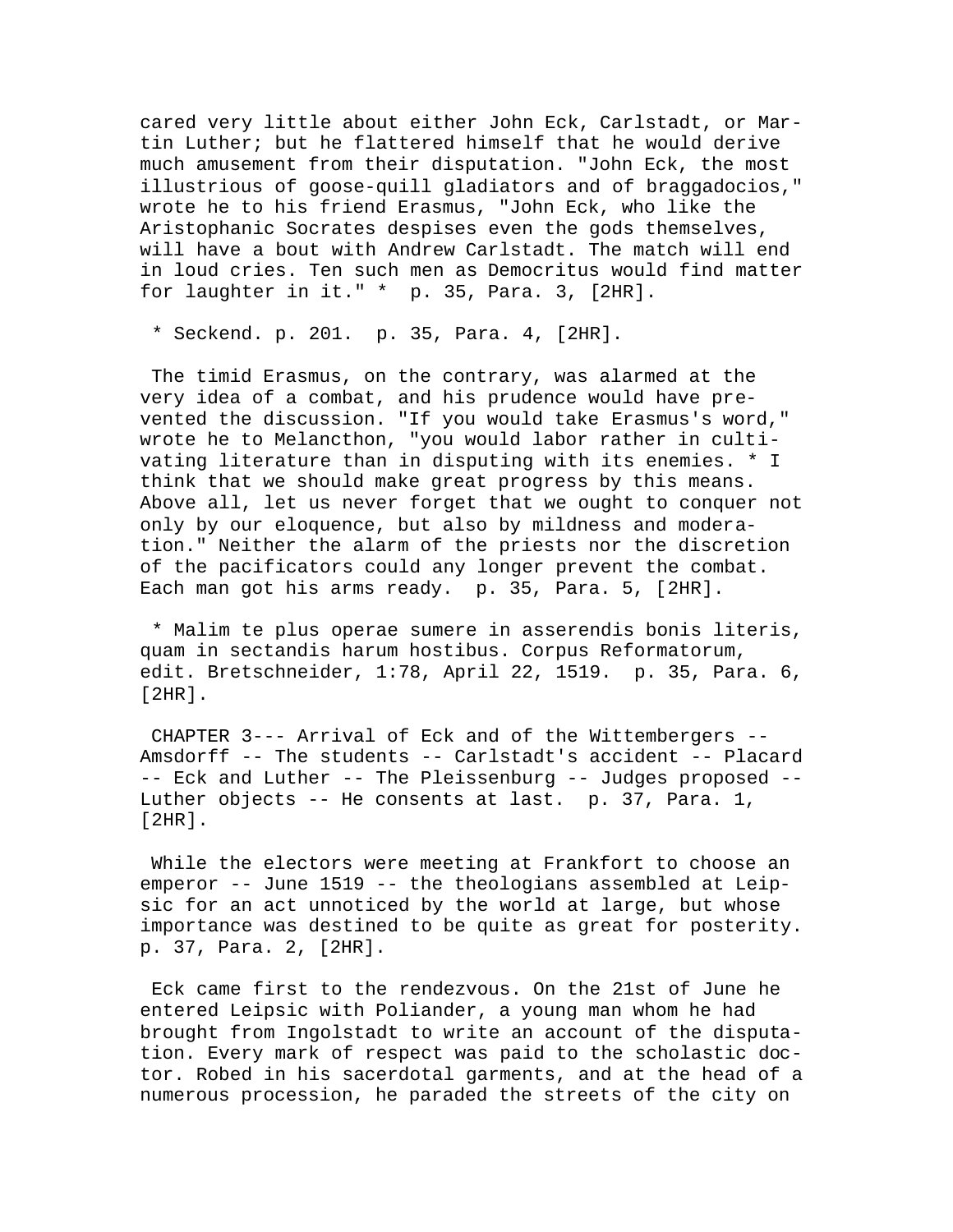cared very little about either John Eck, Carlstadt, or Martin Luther; but he flattered himself that he would derive much amusement from their disputation. "John Eck, the most illustrious of goose-quill gladiators and of braggadocios," wrote he to his friend Erasmus, "John Eck, who like the Aristophanic Socrates despises even the gods themselves, will have a bout with Andrew Carlstadt. The match will end in loud cries. Ten such men as Democritus would find matter for laughter in it." * p. 35, Para. 3, [2HR].

* Seckend. p. 201. p. 35, Para. 4, [2HR].

The timid Erasmus, on the contrary, was alarmed at the very idea of a combat, and his prudence would have prevented the discussion. "If you would take Erasmus's word," wrote he to Melancthon, "you would labor rather in cultivating literature than in disputing with its enemies. * I think that we should make great progress by this means. Above all, let us never forget that we ought to conquer not only by our eloquence, but also by mildness and moderation." Neither the alarm of the priests nor the discretion of the pacificators could any longer prevent the combat. Each man got his arms ready. p. 35, Para. 5, [2HR].

* Malim te plus operae sumere in asserendis bonis literis, quam in sectandis harum hostibus. Corpus Reformatorum, edit. Bretschneider, 1:78, April 22, 1519. p. 35, Para. 6, [2HR].

CHAPTER 3--- Arrival of Eck and of the Wittembergers -- Amsdorff -- The students -- Carlstadt's accident -- Placard -- Eck and Luther -- The Pleissenburg -- Judges proposed -- Luther objects -- He consents at last. p. 37, Para. 1, [2HR].

While the electors were meeting at Frankfort to choose an emperor -- June 1519 -- the theologians assembled at Leipsic for an act unnoticed by the world at large, but whose importance was destined to be quite as great for posterity. p. 37, Para. 2, [2HR].

Eck came first to the rendezvous. On the 21st of June he entered Leipsic with Poliander, a young man whom he had brought from Ingolstadt to write an account of the disputation. Every mark of respect was paid to the scholastic doctor. Robed in his sacerdotal garments, and at the head of a numerous procession, he paraded the streets of the city on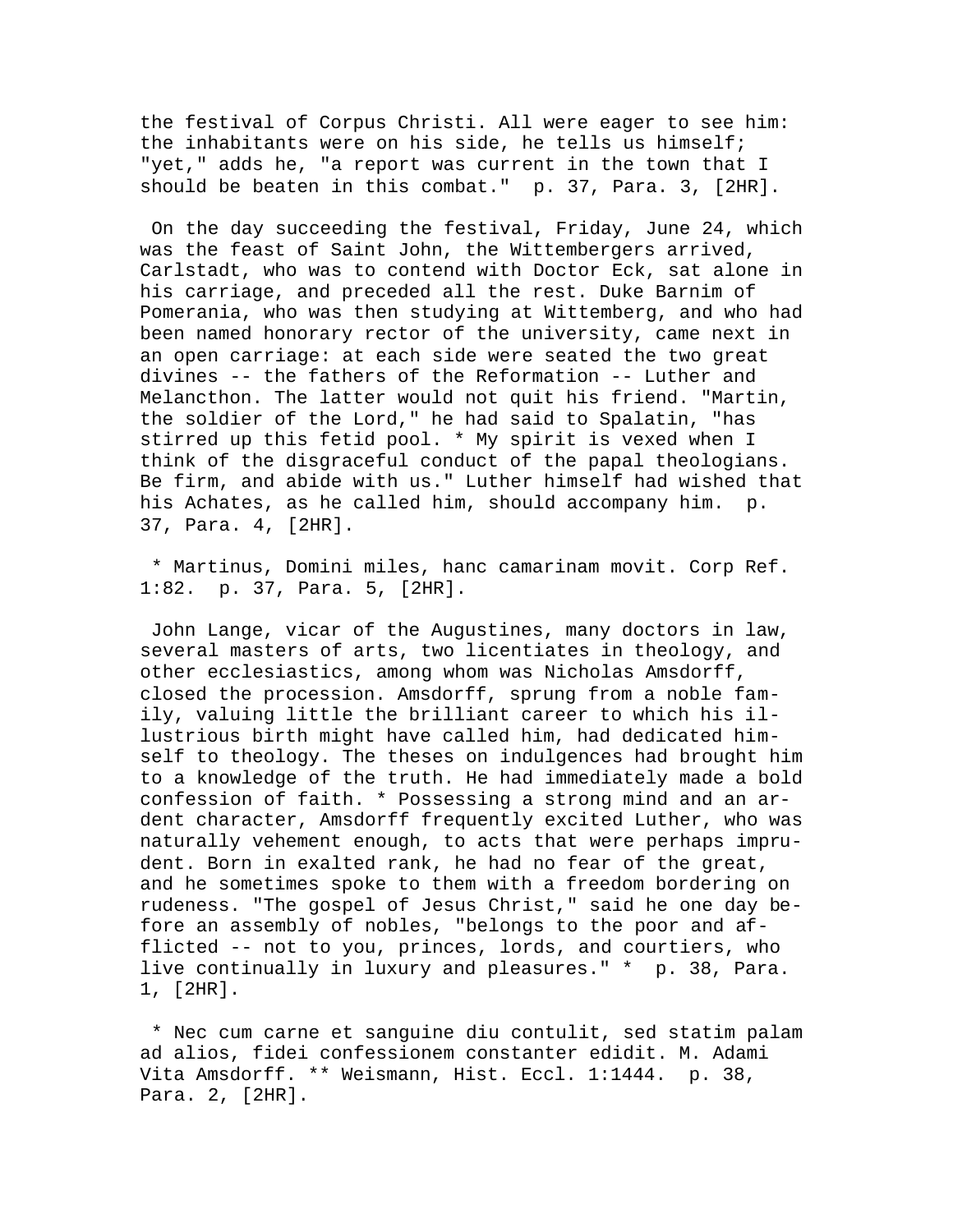the festival of Corpus Christi. All were eager to see him: the inhabitants were on his side, he tells us himself; "yet," adds he, "a report was current in the town that I should be beaten in this combat." p. 37, Para. 3, [2HR].

On the day succeeding the festival, Friday, June 24, which was the feast of Saint John, the Wittembergers arrived, Carlstadt, who was to contend with Doctor Eck, sat alone in his carriage, and preceded all the rest. Duke Barnim of Pomerania, who was then studying at Wittemberg, and who had been named honorary rector of the university, came next in an open carriage: at each side were seated the two great divines -- the fathers of the Reformation -- Luther and Melancthon. The latter would not quit his friend. "Martin, the soldier of the Lord," he had said to Spalatin, "has stirred up this fetid pool. * My spirit is vexed when I think of the disgraceful conduct of the papal theologians. Be firm, and abide with us." Luther himself had wished that his Achates, as he called him, should accompany him. p. 37, Para. 4, [2HR].

* Martinus, Domini miles, hanc camarinam movit. Corp Ref. 1:82. p. 37, Para. 5, [2HR].

John Lange, vicar of the Augustines, many doctors in law, several masters of arts, two licentiates in theology, and other ecclesiastics, among whom was Nicholas Amsdorff, closed the procession. Amsdorff, sprung from a noble family, valuing little the brilliant career to which his illustrious birth might have called him, had dedicated himself to theology. The theses on indulgences had brought him to a knowledge of the truth. He had immediately made a bold confession of faith. * Possessing a strong mind and an ardent character, Amsdorff frequently excited Luther, who was naturally vehement enough, to acts that were perhaps imprudent. Born in exalted rank, he had no fear of the great, and he sometimes spoke to them with a freedom bordering on rudeness. "The gospel of Jesus Christ," said he one day before an assembly of nobles, "belongs to the poor and afflicted -- not to you, princes, lords, and courtiers, who live continually in luxury and pleasures." * p. 38, Para. 1, [2HR].

* Nec cum carne et sanguine diu contulit, sed statim palam ad alios, fidei confessionem constanter edidit. M. Adami Vita Amsdorff. ** Weismann, Hist. Eccl. 1:1444. p. 38, Para. 2, [2HR].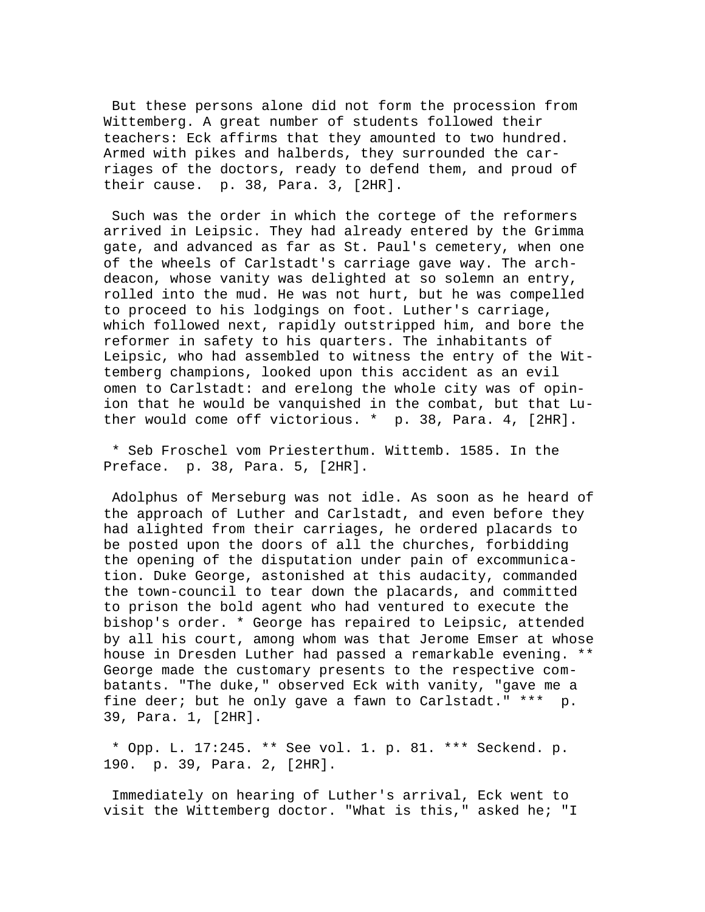But these persons alone did not form the procession from Wittemberg. A great number of students followed their teachers: Eck affirms that they amounted to two hundred. Armed with pikes and halberds, they surrounded the carriages of the doctors, ready to defend them, and proud of their cause. p. 38, Para. 3, [2HR].

Such was the order in which the cortege of the reformers arrived in Leipsic. They had already entered by the Grimma gate, and advanced as far as St. Paul's cemetery, when one of the wheels of Carlstadt's carriage gave way. The archdeacon, whose vanity was delighted at so solemn an entry, rolled into the mud. He was not hurt, but he was compelled to proceed to his lodgings on foot. Luther's carriage, which followed next, rapidly outstripped him, and bore the reformer in safety to his quarters. The inhabitants of Leipsic, who had assembled to witness the entry of the Wittemberg champions, looked upon this accident as an evil omen to Carlstadt: and erelong the whole city was of opinion that he would be vanquished in the combat, but that Luther would come off victorious. * p. 38, Para. 4, [2HR].

* Seb Froschel vom Priesterthum. Wittemb. 1585. In the Preface. p. 38, Para. 5, [2HR].

Adolphus of Merseburg was not idle. As soon as he heard of the approach of Luther and Carlstadt, and even before they had alighted from their carriages, he ordered placards to be posted upon the doors of all the churches, forbidding the opening of the disputation under pain of excommunication. Duke George, astonished at this audacity, commanded the town-council to tear down the placards, and committed to prison the bold agent who had ventured to execute the bishop's order. * George has repaired to Leipsic, attended by all his court, among whom was that Jerome Emser at whose house in Dresden Luther had passed a remarkable evening. ** George made the customary presents to the respective combatants. "The duke," observed Eck with vanity, "gave me a fine deer; but he only gave a fawn to Carlstadt." *** p. 39, Para. 1, [2HR].

* Opp. L. 17:245. ** See vol. 1. p. 81. *** Seckend. p. 190. p. 39, Para. 2, [2HR].

Immediately on hearing of Luther's arrival, Eck went to visit the Wittemberg doctor. "What is this," asked he; "I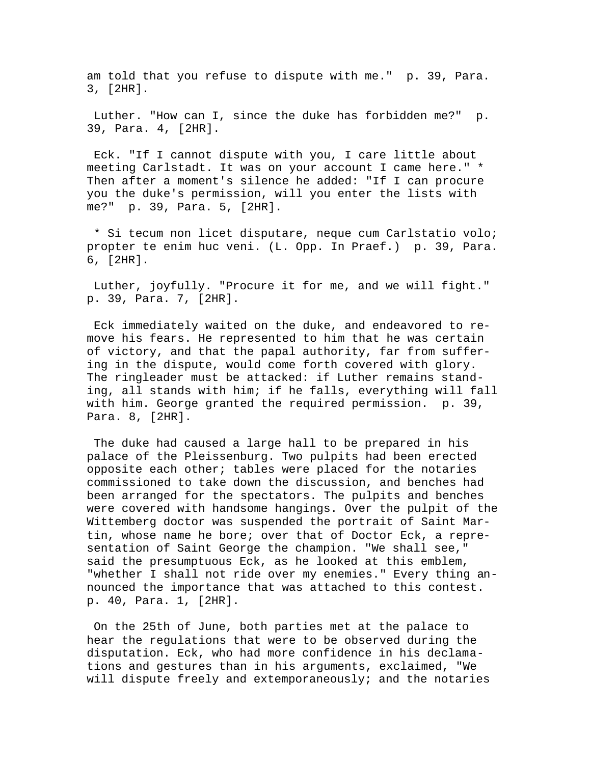am told that you refuse to dispute with me." p. 39, Para. 3, [2HR].

Luther. "How can I, since the duke has forbidden me?" p. 39, Para. 4, [2HR].

Eck. "If I cannot dispute with you, I care little about meeting Carlstadt. It was on your account I came here." * Then after a moment's silence he added: "If I can procure you the duke's permission, will you enter the lists with me?" p. 39, Para. 5, [2HR].

* Si tecum non licet disputare, neque cum Carlstatio volo; propter te enim huc veni. (L. Opp. In Praef.) p. 39, Para. 6, [2HR].

Luther, joyfully. "Procure it for me, and we will fight." p. 39, Para. 7, [2HR].

Eck immediately waited on the duke, and endeavored to remove his fears. He represented to him that he was certain of victory, and that the papal authority, far from suffering in the dispute, would come forth covered with glory. The ringleader must be attacked: if Luther remains standing, all stands with him; if he falls, everything will fall with him. George granted the required permission. p. 39, Para. 8, [2HR].

The duke had caused a large hall to be prepared in his palace of the Pleissenburg. Two pulpits had been erected opposite each other; tables were placed for the notaries commissioned to take down the discussion, and benches had been arranged for the spectators. The pulpits and benches were covered with handsome hangings. Over the pulpit of the Wittemberg doctor was suspended the portrait of Saint Martin, whose name he bore; over that of Doctor Eck, a representation of Saint George the champion. "We shall see," said the presumptuous Eck, as he looked at this emblem, "whether I shall not ride over my enemies." Every thing announced the importance that was attached to this contest. p. 40, Para. 1, [2HR].

On the 25th of June, both parties met at the palace to hear the regulations that were to be observed during the disputation. Eck, who had more confidence in his declamations and gestures than in his arguments, exclaimed, "We will dispute freely and extemporaneously; and the notaries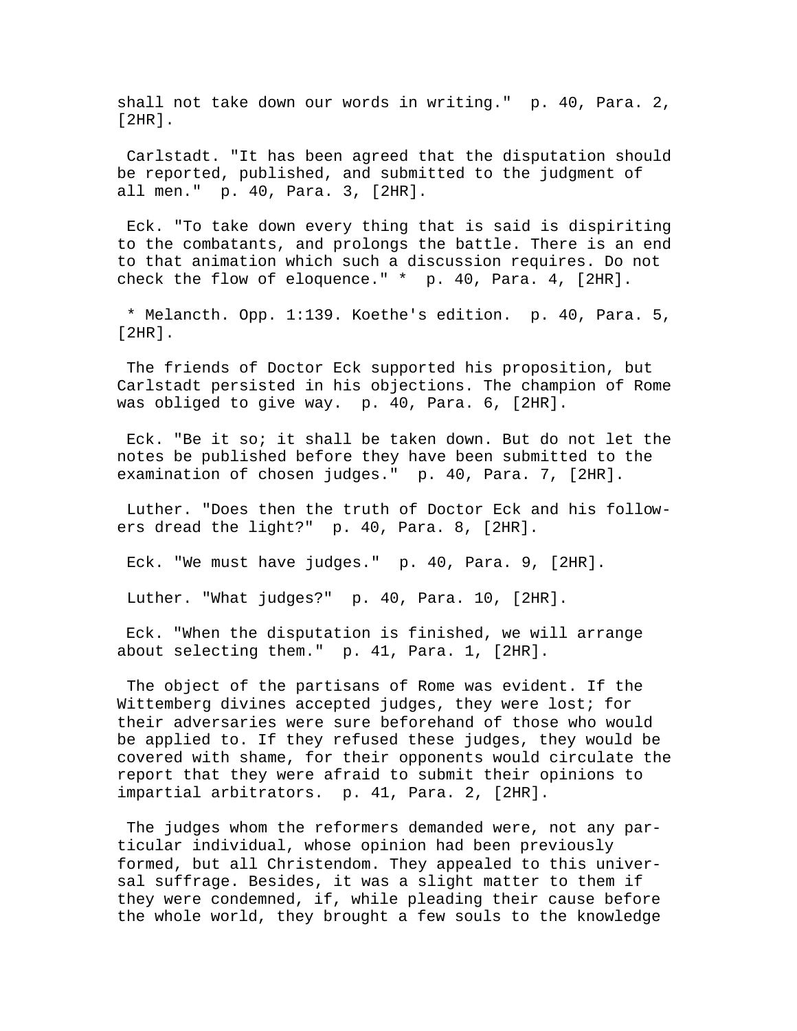shall not take down our words in writing." p. 40, Para. 2, [2HR].

Carlstadt. "It has been agreed that the disputation should be reported, published, and submitted to the judgment of all men." p. 40, Para. 3, [2HR].

Eck. "To take down every thing that is said is dispiriting to the combatants, and prolongs the battle. There is an end to that animation which such a discussion requires. Do not check the flow of eloquence." * p. 40, Para. 4, [2HR].

* Melancth. Opp. 1:139. Koethe's edition. p. 40, Para. 5, [2HR].

The friends of Doctor Eck supported his proposition, but Carlstadt persisted in his objections. The champion of Rome was obliged to give way. p. 40, Para. 6, [2HR].

Eck. "Be it so; it shall be taken down. But do not let the notes be published before they have been submitted to the examination of chosen judges." p. 40, Para. 7, [2HR].

Luther. "Does then the truth of Doctor Eck and his followers dread the light?" p. 40, Para. 8, [2HR].

Eck. "We must have judges." p. 40, Para. 9, [2HR].

Luther. "What judges?" p. 40, Para. 10, [2HR].

Eck. "When the disputation is finished, we will arrange about selecting them." p. 41, Para. 1, [2HR].

The object of the partisans of Rome was evident. If the Wittemberg divines accepted judges, they were lost; for their adversaries were sure beforehand of those who would be applied to. If they refused these judges, they would be covered with shame, for their opponents would circulate the report that they were afraid to submit their opinions to impartial arbitrators. p. 41, Para. 2, [2HR].

The judges whom the reformers demanded were, not any particular individual, whose opinion had been previously formed, but all Christendom. They appealed to this universal suffrage. Besides, it was a slight matter to them if they were condemned, if, while pleading their cause before the whole world, they brought a few souls to the knowledge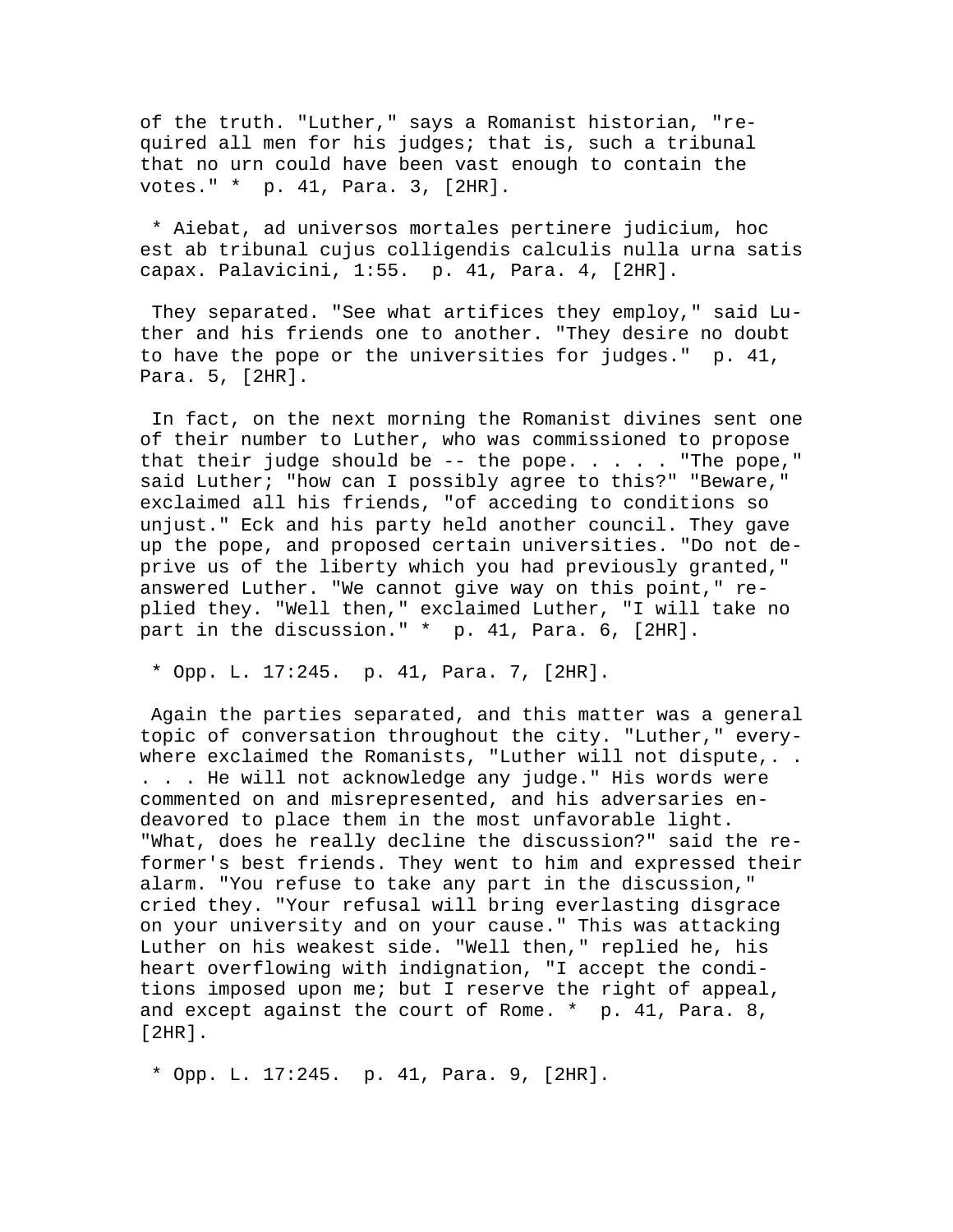of the truth. "Luther," says a Romanist historian, "required all men for his judges; that is, such a tribunal that no urn could have been vast enough to contain the votes." * p. 41, Para. 3, [2HR].

* Aiebat, ad universos mortales pertinere judicium, hoc est ab tribunal cujus colligendis calculis nulla urna satis capax. Palavicini, 1:55. p. 41, Para. 4, [2HR].

They separated. "See what artifices they employ," said Luther and his friends one to another. "They desire no doubt to have the pope or the universities for judges." p. 41, Para. 5, [2HR].

In fact, on the next morning the Romanist divines sent one of their number to Luther, who was commissioned to propose that their judge should be -- the pope. . . . . "The pope," said Luther; "how can I possibly agree to this?" "Beware," exclaimed all his friends, "of acceding to conditions so unjust." Eck and his party held another council. They gave up the pope, and proposed certain universities. "Do not deprive us of the liberty which you had previously granted," answered Luther. "We cannot give way on this point," replied they. "Well then," exclaimed Luther, "I will take no part in the discussion." * p. 41, Para. 6, [2HR].

* Opp. L. 17:245. p. 41, Para. 7, [2HR].

Again the parties separated, and this matter was a general topic of conversation throughout the city. "Luther," everywhere exclaimed the Romanists, "Luther will not dispute,. . . . . He will not acknowledge any judge." His words were commented on and misrepresented, and his adversaries endeavored to place them in the most unfavorable light. "What, does he really decline the discussion?" said the reformer's best friends. They went to him and expressed their alarm. "You refuse to take any part in the discussion," cried they. "Your refusal will bring everlasting disgrace on your university and on your cause." This was attacking Luther on his weakest side. "Well then," replied he, his heart overflowing with indignation, "I accept the conditions imposed upon me; but I reserve the right of appeal, and except against the court of Rome. * p. 41, Para. 8, [2HR].

* Opp. L. 17:245. p. 41, Para. 9, [2HR].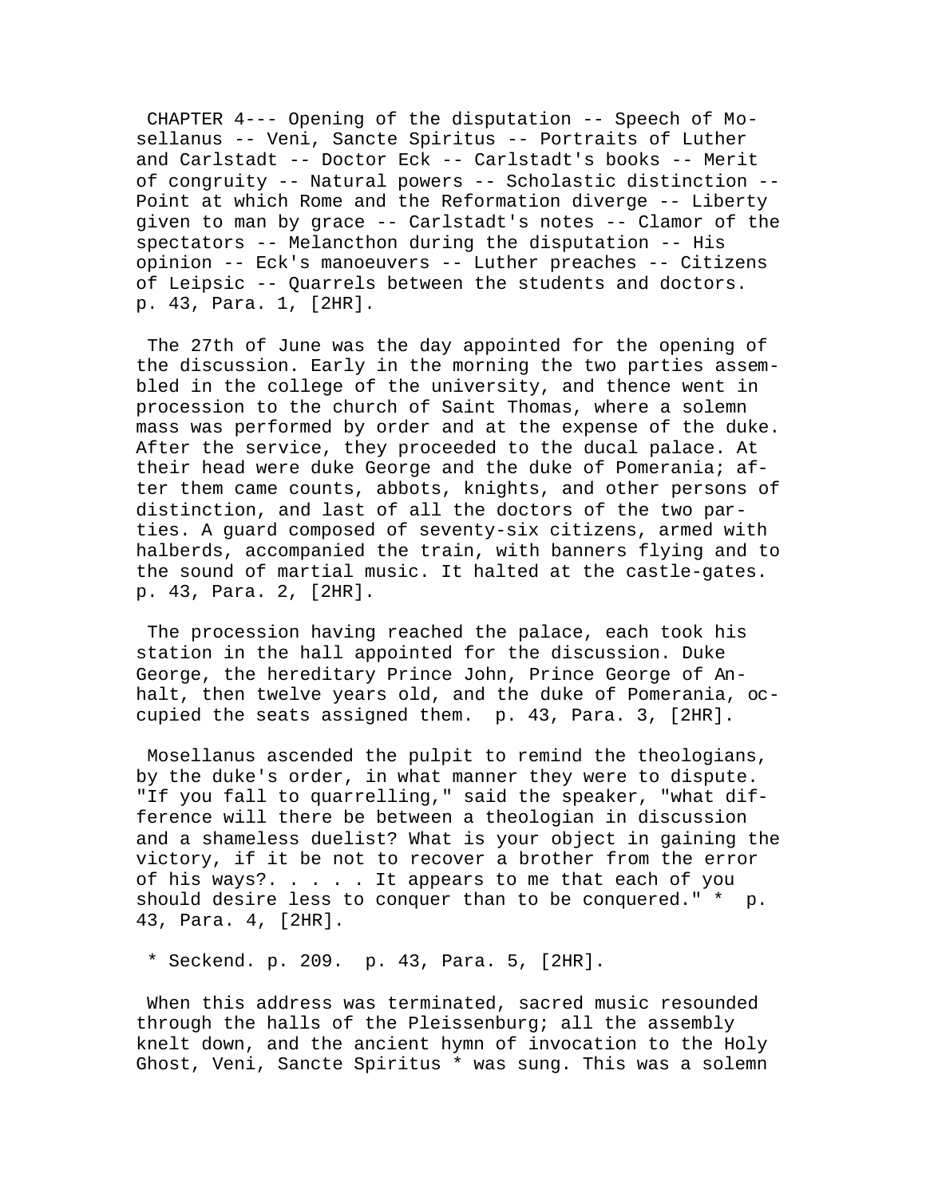CHAPTER 4--- Opening of the disputation -- Speech of Mosellanus -- Veni, Sancte Spiritus -- Portraits of Luther and Carlstadt -- Doctor Eck -- Carlstadt's books -- Merit of congruity -- Natural powers -- Scholastic distinction -- Point at which Rome and the Reformation diverge -- Liberty given to man by grace -- Carlstadt's notes -- Clamor of the spectators -- Melancthon during the disputation -- His opinion -- Eck's manoeuvers -- Luther preaches -- Citizens of Leipsic -- Quarrels between the students and doctors. p. 43, Para. 1, [2HR].

The 27th of June was the day appointed for the opening of the discussion. Early in the morning the two parties assembled in the college of the university, and thence went in procession to the church of Saint Thomas, where a solemn mass was performed by order and at the expense of the duke. After the service, they proceeded to the ducal palace. At their head were duke George and the duke of Pomerania; after them came counts, abbots, knights, and other persons of distinction, and last of all the doctors of the two parties. A guard composed of seventy-six citizens, armed with halberds, accompanied the train, with banners flying and to the sound of martial music. It halted at the castle-gates. p. 43, Para. 2, [2HR].

The procession having reached the palace, each took his station in the hall appointed for the discussion. Duke George, the hereditary Prince John, Prince George of Anhalt, then twelve years old, and the duke of Pomerania, occupied the seats assigned them. p. 43, Para. 3, [2HR].

Mosellanus ascended the pulpit to remind the theologians, by the duke's order, in what manner they were to dispute. "If you fall to quarrelling," said the speaker, "what difference will there be between a theologian in discussion and a shameless duelist? What is your object in gaining the victory, if it be not to recover a brother from the error of his ways?. . . . . It appears to me that each of you should desire less to conquer than to be conquered." * p. 43, Para. 4, [2HR].

* Seckend. p. 209. p. 43, Para. 5, [2HR].

When this address was terminated, sacred music resounded through the halls of the Pleissenburg; all the assembly knelt down, and the ancient hymn of invocation to the Holy Ghost, Veni, Sancte Spiritus * was sung. This was a solemn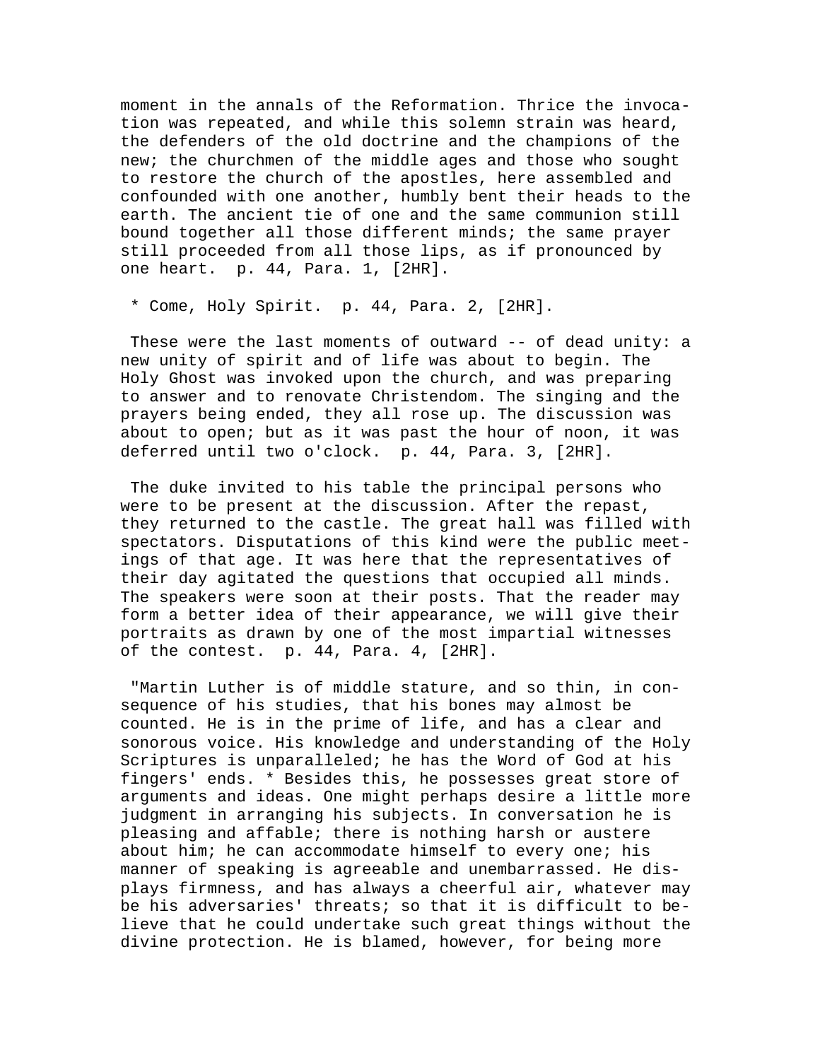moment in the annals of the Reformation. Thrice the invocation was repeated, and while this solemn strain was heard, the defenders of the old doctrine and the champions of the new; the churchmen of the middle ages and those who sought to restore the church of the apostles, here assembled and confounded with one another, humbly bent their heads to the earth. The ancient tie of one and the same communion still bound together all those different minds; the same prayer still proceeded from all those lips, as if pronounced by one heart. p. 44, Para. 1, [2HR].

* Come, Holy Spirit. p. 44, Para. 2, [2HR].

These were the last moments of outward -- of dead unity: a new unity of spirit and of life was about to begin. The Holy Ghost was invoked upon the church, and was preparing to answer and to renovate Christendom. The singing and the prayers being ended, they all rose up. The discussion was about to open; but as it was past the hour of noon, it was deferred until two o'clock. p. 44, Para. 3, [2HR].

The duke invited to his table the principal persons who were to be present at the discussion. After the repast, they returned to the castle. The great hall was filled with spectators. Disputations of this kind were the public meetings of that age. It was here that the representatives of their day agitated the questions that occupied all minds. The speakers were soon at their posts. That the reader may form a better idea of their appearance, we will give their portraits as drawn by one of the most impartial witnesses of the contest. p. 44, Para. 4, [2HR].

"Martin Luther is of middle stature, and so thin, in consequence of his studies, that his bones may almost be counted. He is in the prime of life, and has a clear and sonorous voice. His knowledge and understanding of the Holy Scriptures is unparalleled; he has the Word of God at his fingers' ends. * Besides this, he possesses great store of arguments and ideas. One might perhaps desire a little more judgment in arranging his subjects. In conversation he is pleasing and affable; there is nothing harsh or austere about him; he can accommodate himself to every one; his manner of speaking is agreeable and unembarrassed. He displays firmness, and has always a cheerful air, whatever may be his adversaries' threats; so that it is difficult to believe that he could undertake such great things without the divine protection. He is blamed, however, for being more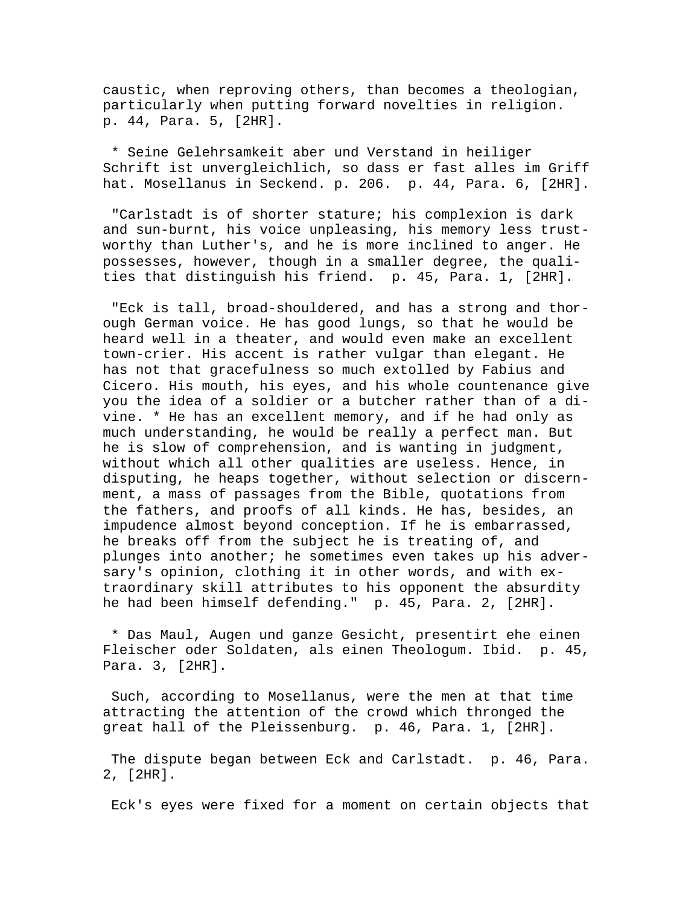caustic, when reproving others, than becomes a theologian, particularly when putting forward novelties in religion. p. 44, Para. 5, [2HR].

* Seine Gelehrsamkeit aber und Verstand in heiliger Schrift ist unvergleichlich, so dass er fast alles im Griff hat. Mosellanus in Seckend. p. 206. p. 44, Para. 6, [2HR].

"Carlstadt is of shorter stature; his complexion is dark and sun-burnt, his voice unpleasing, his memory less trustworthy than Luther's, and he is more inclined to anger. He possesses, however, though in a smaller degree, the qualities that distinguish his friend. p. 45, Para. 1, [2HR].

"Eck is tall, broad-shouldered, and has a strong and thorough German voice. He has good lungs, so that he would be heard well in a theater, and would even make an excellent town-crier. His accent is rather vulgar than elegant. He has not that gracefulness so much extolled by Fabius and Cicero. His mouth, his eyes, and his whole countenance give you the idea of a soldier or a butcher rather than of a divine. * He has an excellent memory, and if he had only as much understanding, he would be really a perfect man. But he is slow of comprehension, and is wanting in judgment, without which all other qualities are useless. Hence, in disputing, he heaps together, without selection or discernment, a mass of passages from the Bible, quotations from the fathers, and proofs of all kinds. He has, besides, an impudence almost beyond conception. If he is embarrassed, he breaks off from the subject he is treating of, and plunges into another; he sometimes even takes up his adversary's opinion, clothing it in other words, and with extraordinary skill attributes to his opponent the absurdity he had been himself defending." p. 45, Para. 2, [2HR].

* Das Maul, Augen und ganze Gesicht, presentirt ehe einen Fleischer oder Soldaten, als einen Theologum. Ibid. p. 45, Para. 3, [2HR].

Such, according to Mosellanus, were the men at that time attracting the attention of the crowd which thronged the great hall of the Pleissenburg. p. 46, Para. 1, [2HR].

The dispute began between Eck and Carlstadt. p. 46, Para. 2, [2HR].

Eck's eyes were fixed for a moment on certain objects that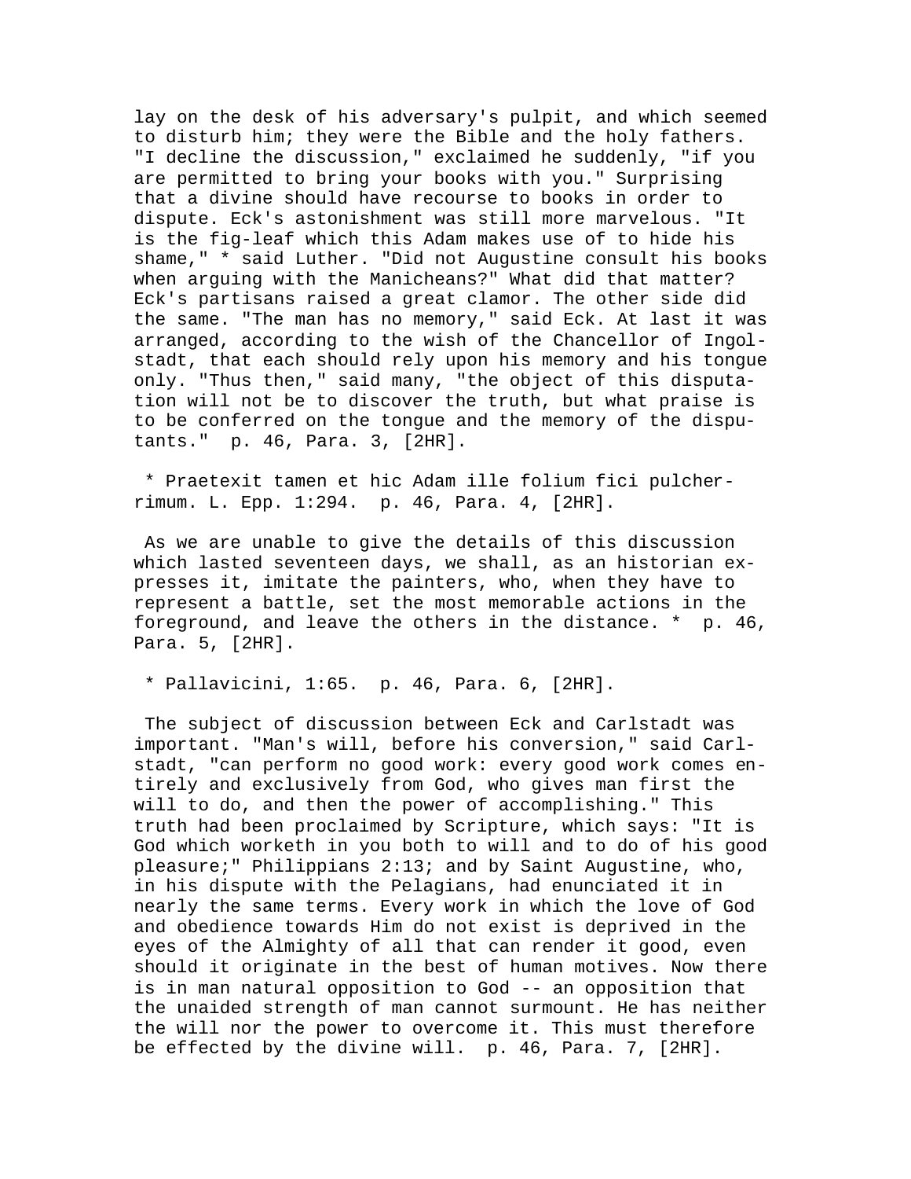lay on the desk of his adversary's pulpit, and which seemed to disturb him; they were the Bible and the holy fathers. "I decline the discussion," exclaimed he suddenly, "if you are permitted to bring your books with you." Surprising that a divine should have recourse to books in order to dispute. Eck's astonishment was still more marvelous. "It is the fig-leaf which this Adam makes use of to hide his shame," * said Luther. "Did not Augustine consult his books when arguing with the Manicheans?" What did that matter? Eck's partisans raised a great clamor. The other side did the same. "The man has no memory," said Eck. At last it was arranged, according to the wish of the Chancellor of Ingolstadt, that each should rely upon his memory and his tongue only. "Thus then," said many, "the object of this disputation will not be to discover the truth, but what praise is to be conferred on the tongue and the memory of the disputants." p. 46, Para. 3, [2HR].

* Praetexit tamen et hic Adam ille folium fici pulcherrimum. L. Epp. 1:294. p. 46, Para. 4, [2HR].

As we are unable to give the details of this discussion which lasted seventeen days, we shall, as an historian expresses it, imitate the painters, who, when they have to represent a battle, set the most memorable actions in the foreground, and leave the others in the distance. * p. 46, Para. 5, [2HR].

* Pallavicini, 1:65. p. 46, Para. 6, [2HR].

The subject of discussion between Eck and Carlstadt was important. "Man's will, before his conversion," said Carlstadt, "can perform no good work: every good work comes entirely and exclusively from God, who gives man first the will to do, and then the power of accomplishing." This truth had been proclaimed by Scripture, which says: "It is God which worketh in you both to will and to do of his good pleasure;" Philippians 2:13; and by Saint Augustine, who, in his dispute with the Pelagians, had enunciated it in nearly the same terms. Every work in which the love of God and obedience towards Him do not exist is deprived in the eyes of the Almighty of all that can render it good, even should it originate in the best of human motives. Now there is in man natural opposition to God -- an opposition that the unaided strength of man cannot surmount. He has neither the will nor the power to overcome it. This must therefore be effected by the divine will. p. 46, Para. 7, [2HR].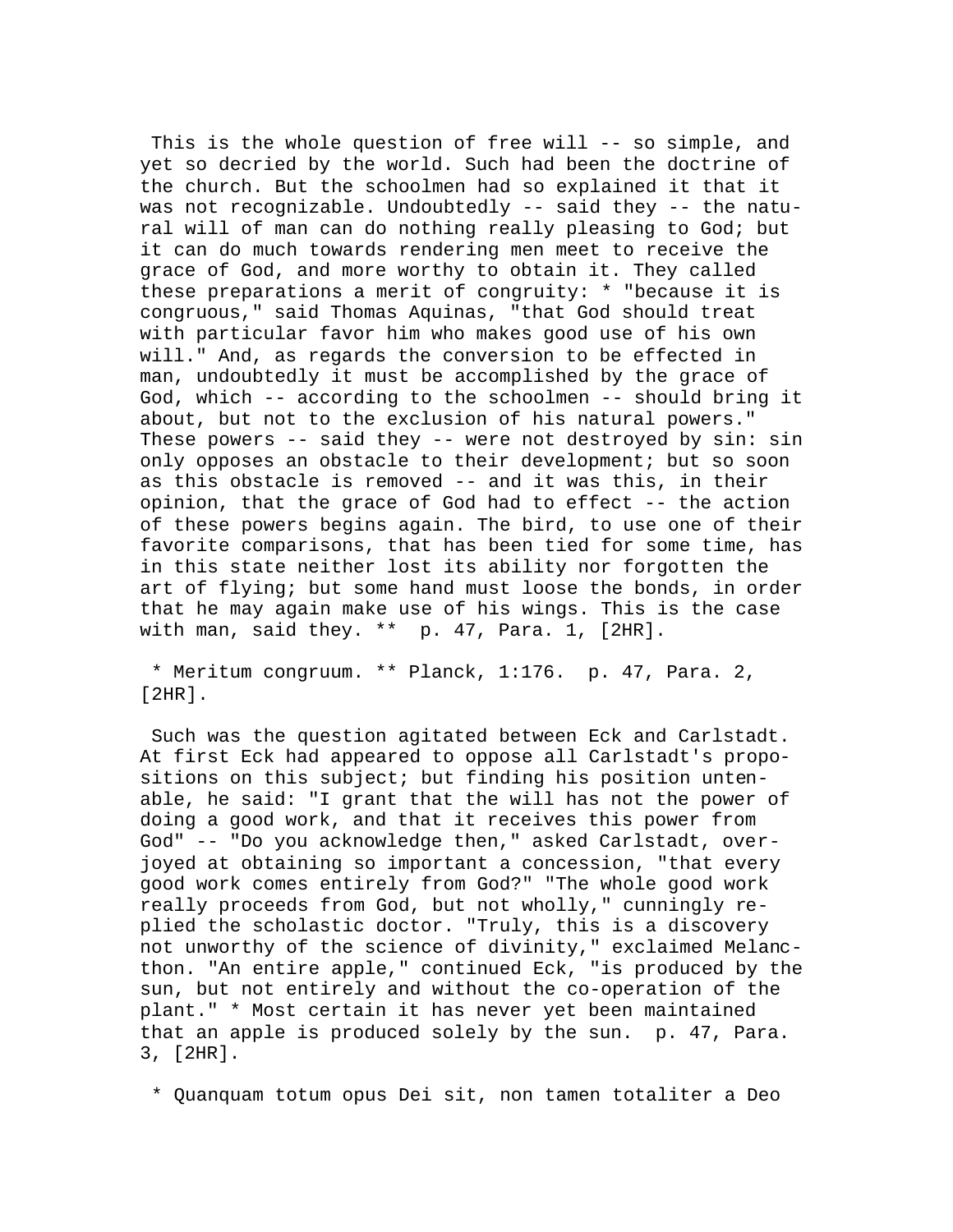This is the whole question of free will -- so simple, and yet so decried by the world. Such had been the doctrine of the church. But the schoolmen had so explained it that it was not recognizable. Undoubtedly -- said they -- the natural will of man can do nothing really pleasing to God; but it can do much towards rendering men meet to receive the grace of God, and more worthy to obtain it. They called these preparations a merit of congruity: * "because it is congruous," said Thomas Aquinas, "that God should treat with particular favor him who makes good use of his own will." And, as regards the conversion to be effected in man, undoubtedly it must be accomplished by the grace of God, which -- according to the schoolmen -- should bring it about, but not to the exclusion of his natural powers." These powers -- said they -- were not destroyed by sin: sin only opposes an obstacle to their development; but so soon as this obstacle is removed -- and it was this, in their opinion, that the grace of God had to effect -- the action of these powers begins again. The bird, to use one of their favorite comparisons, that has been tied for some time, has in this state neither lost its ability nor forgotten the art of flying; but some hand must loose the bonds, in order that he may again make use of his wings. This is the case with man, said they. ** p. 47, Para. 1, [2HR].

* Meritum congruum. ** Planck, 1:176. p. 47, Para. 2, [2HR].

Such was the question agitated between Eck and Carlstadt. At first Eck had appeared to oppose all Carlstadt's propositions on this subject; but finding his position untenable, he said: "I grant that the will has not the power of doing a good work, and that it receives this power from God" -- "Do you acknowledge then," asked Carlstadt, overjoyed at obtaining so important a concession, "that every good work comes entirely from God?" "The whole good work really proceeds from God, but not wholly," cunningly replied the scholastic doctor. "Truly, this is a discovery not unworthy of the science of divinity," exclaimed Melancthon. "An entire apple," continued Eck, "is produced by the sun, but not entirely and without the co-operation of the plant." * Most certain it has never yet been maintained that an apple is produced solely by the sun. p. 47, Para. 3, [2HR].

* Quanquam totum opus Dei sit, non tamen totaliter a Deo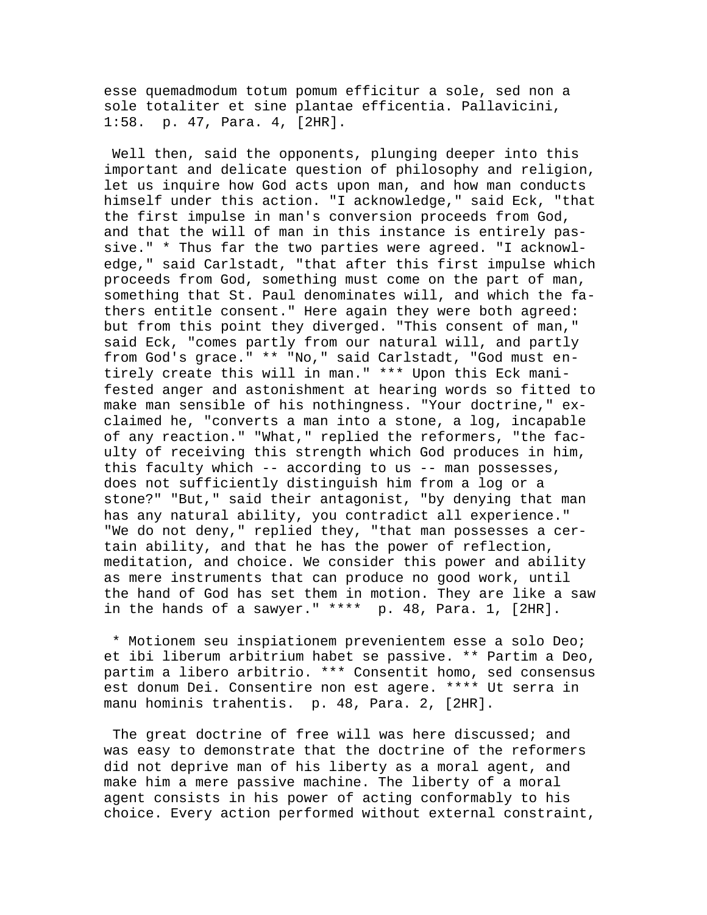esse quemadmodum totum pomum efficitur a sole, sed non a sole totaliter et sine plantae efficentia. Pallavicini, 1:58.  p. 47, Para. 4, [2HR].

Well then, said the opponents, plunging deeper into this important and delicate question of philosophy and religion, let us inquire how God acts upon man, and how man conducts himself under this action. "I acknowledge," said Eck, "that the first impulse in man's conversion proceeds from God, and that the will of man in this instance is entirely passive." * Thus far the two parties were agreed. "I acknowledge," said Carlstadt, "that after this first impulse which proceeds from God, something must come on the part of man, something that St. Paul denominates will, and which the fathers entitle consent." Here again they were both agreed: but from this point they diverged. "This consent of man," said Eck, "comes partly from our natural will, and partly from God's grace." ** "No," said Carlstadt, "God must entirely create this will in man." *** Upon this Eck manifested anger and astonishment at hearing words so fitted to make man sensible of his nothingness. "Your doctrine," exclaimed he, "converts a man into a stone, a log, incapable of any reaction." "What," replied the reformers, "the faculty of receiving this strength which God produces in him, this faculty which -- according to us -- man possesses, does not sufficiently distinguish him from a log or a stone?" "But," said their antagonist, "by denying that man has any natural ability, you contradict all experience." "We do not deny," replied they, "that man possesses a certain ability, and that he has the power of reflection, meditation, and choice. We consider this power and ability as mere instruments that can produce no good work, until the hand of God has set them in motion. They are like a saw in the hands of a sawyer." ****  p. 48, Para. 1, [2HR].

* Motionem seu inspiationem prevenientem esse a solo Deo; et ibi liberum arbitrium habet se passive. ** Partim a Deo, partim a libero arbitrio. *** Consentit homo, sed consensus est donum Dei. Consentire non est agere. **** Ut serra in manu hominis trahentis.  p. 48, Para. 2, [2HR].

The great doctrine of free will was here discussed; and was easy to demonstrate that the doctrine of the reformers did not deprive man of his liberty as a moral agent, and make him a mere passive machine. The liberty of a moral agent consists in his power of acting conformably to his choice. Every action performed without external constraint,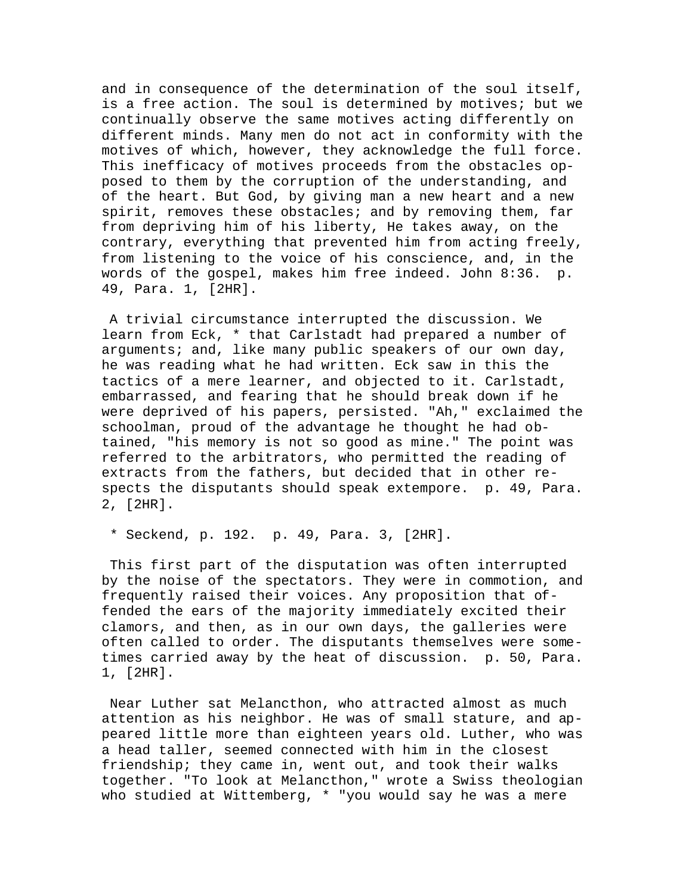and in consequence of the determination of the soul itself, is a free action. The soul is determined by motives; but we continually observe the same motives acting differently on different minds. Many men do not act in conformity with the motives of which, however, they acknowledge the full force. This inefficacy of motives proceeds from the obstacles opposed to them by the corruption of the understanding, and of the heart. But God, by giving man a new heart and a new spirit, removes these obstacles; and by removing them, far from depriving him of his liberty, He takes away, on the contrary, everything that prevented him from acting freely, from listening to the voice of his conscience, and, in the words of the gospel, makes him free indeed. John 8:36. p. 49, Para. 1, [2HR].

A trivial circumstance interrupted the discussion. We learn from Eck, * that Carlstadt had prepared a number of arguments; and, like many public speakers of our own day, he was reading what he had written. Eck saw in this the tactics of a mere learner, and objected to it. Carlstadt, embarrassed, and fearing that he should break down if he were deprived of his papers, persisted. "Ah," exclaimed the schoolman, proud of the advantage he thought he had obtained, "his memory is not so good as mine." The point was referred to the arbitrators, who permitted the reading of extracts from the fathers, but decided that in other respects the disputants should speak extempore. p. 49, Para. 2, [2HR].

* Seckend, p. 192. p. 49, Para. 3, [2HR].

This first part of the disputation was often interrupted by the noise of the spectators. They were in commotion, and frequently raised their voices. Any proposition that offended the ears of the majority immediately excited their clamors, and then, as in our own days, the galleries were often called to order. The disputants themselves were sometimes carried away by the heat of discussion. p. 50, Para. 1, [2HR].

Near Luther sat Melancthon, who attracted almost as much attention as his neighbor. He was of small stature, and appeared little more than eighteen years old. Luther, who was a head taller, seemed connected with him in the closest friendship; they came in, went out, and took their walks together. "To look at Melancthon," wrote a Swiss theologian who studied at Wittemberg, * "you would say he was a mere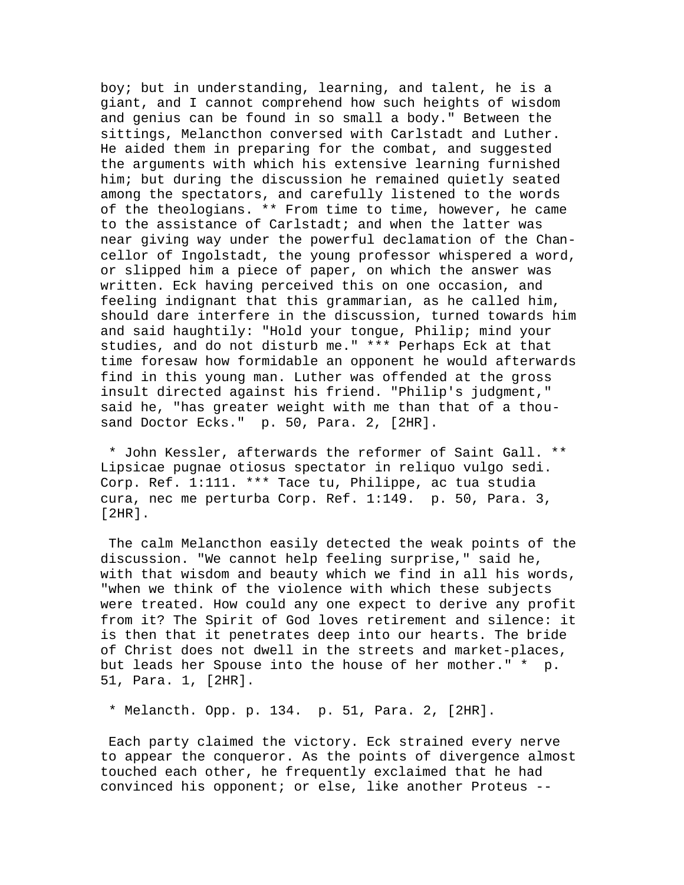boy; but in understanding, learning, and talent, he is a giant, and I cannot comprehend how such heights of wisdom and genius can be found in so small a body." Between the sittings, Melancthon conversed with Carlstadt and Luther. He aided them in preparing for the combat, and suggested the arguments with which his extensive learning furnished him; but during the discussion he remained quietly seated among the spectators, and carefully listened to the words of the theologians. ** From time to time, however, he came to the assistance of Carlstadt; and when the latter was near giving way under the powerful declamation of the Chancellor of Ingolstadt, the young professor whispered a word, or slipped him a piece of paper, on which the answer was written. Eck having perceived this on one occasion, and feeling indignant that this grammarian, as he called him, should dare interfere in the discussion, turned towards him and said haughtily: "Hold your tongue, Philip; mind your studies, and do not disturb me." *** Perhaps Eck at that time foresaw how formidable an opponent he would afterwards find in this young man. Luther was offended at the gross insult directed against his friend. "Philip's judgment," said he, "has greater weight with me than that of a thousand Doctor Ecks."  p. 50, Para. 2, [2HR].

 * John Kessler, afterwards the reformer of Saint Gall. ** Lipsicae pugnae otiosus spectator in reliquo vulgo sedi. Corp. Ref. 1:111. *** Tace tu, Philippe, ac tua studia cura, nec me perturba Corp. Ref. 1:149.  p. 50, Para. 3, [2HR].

 The calm Melancthon easily detected the weak points of the discussion. "We cannot help feeling surprise," said he, with that wisdom and beauty which we find in all his words, "when we think of the violence with which these subjects were treated. How could any one expect to derive any profit from it? The Spirit of God loves retirement and silence: it is then that it penetrates deep into our hearts. The bride of Christ does not dwell in the streets and market-places, but leads her Spouse into the house of her mother." *  p. 51, Para. 1, [2HR].

 * Melancth. Opp. p. 134.  p. 51, Para. 2, [2HR].

 Each party claimed the victory. Eck strained every nerve to appear the conqueror. As the points of divergence almost touched each other, he frequently exclaimed that he had convinced his opponent; or else, like another Proteus --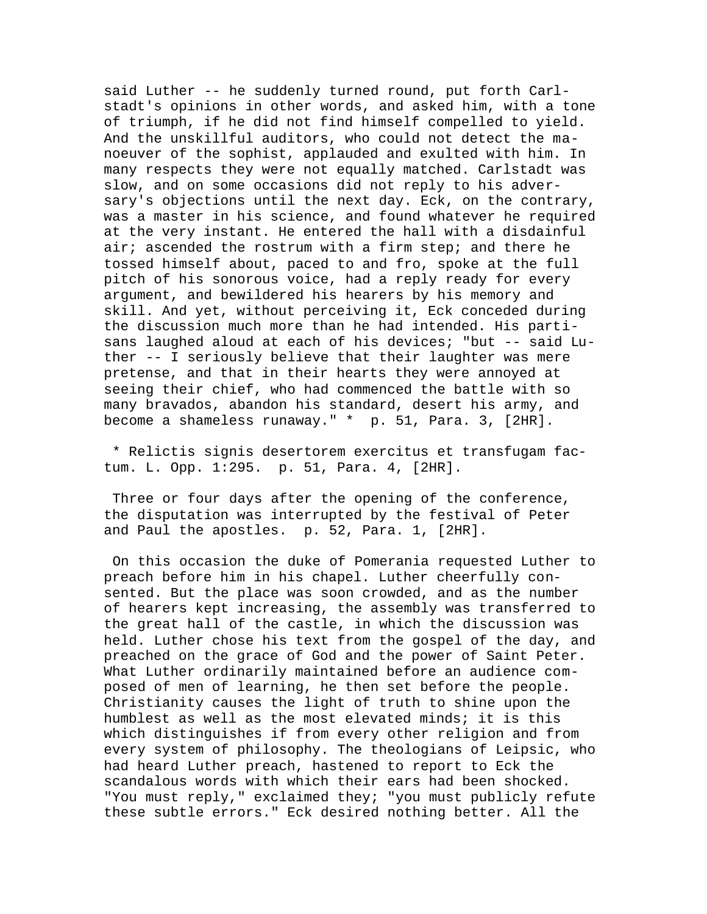said Luther -- he suddenly turned round, put forth Carlstadt's opinions in other words, and asked him, with a tone of triumph, if he did not find himself compelled to yield. And the unskillful auditors, who could not detect the manoeuver of the sophist, applauded and exulted with him. In many respects they were not equally matched. Carlstadt was slow, and on some occasions did not reply to his adversary's objections until the next day. Eck, on the contrary, was a master in his science, and found whatever he required at the very instant. He entered the hall with a disdainful air; ascended the rostrum with a firm step; and there he tossed himself about, paced to and fro, spoke at the full pitch of his sonorous voice, had a reply ready for every argument, and bewildered his hearers by his memory and skill. And yet, without perceiving it, Eck conceded during the discussion much more than he had intended. His partisans laughed aloud at each of his devices; "but -- said Luther -- I seriously believe that their laughter was mere pretense, and that in their hearts they were annoyed at seeing their chief, who had commenced the battle with so many bravados, abandon his standard, desert his army, and become a shameless runaway." * p. 51, Para. 3, [2HR].

* Relictis signis desertorem exercitus et transfugam factum. L. Opp. 1:295. p. 51, Para. 4, [2HR].

Three or four days after the opening of the conference, the disputation was interrupted by the festival of Peter and Paul the apostles. p. 52, Para. 1, [2HR].

On this occasion the duke of Pomerania requested Luther to preach before him in his chapel. Luther cheerfully consented. But the place was soon crowded, and as the number of hearers kept increasing, the assembly was transferred to the great hall of the castle, in which the discussion was held. Luther chose his text from the gospel of the day, and preached on the grace of God and the power of Saint Peter. What Luther ordinarily maintained before an audience composed of men of learning, he then set before the people. Christianity causes the light of truth to shine upon the humblest as well as the most elevated minds; it is this which distinguishes if from every other religion and from every system of philosophy. The theologians of Leipsic, who had heard Luther preach, hastened to report to Eck the scandalous words with which their ears had been shocked. "You must reply," exclaimed they; "you must publicly refute these subtle errors." Eck desired nothing better. All the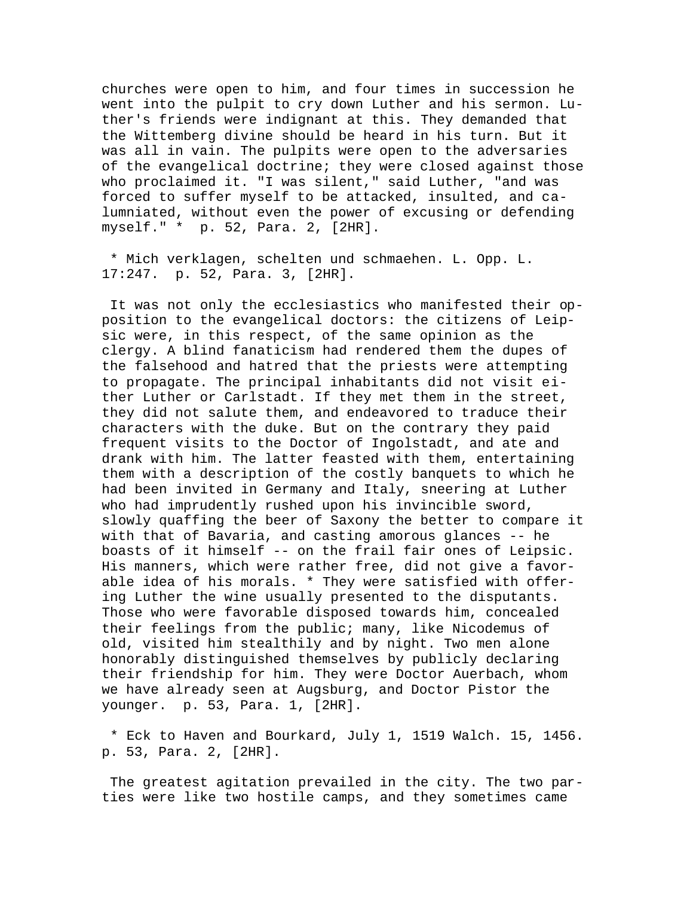churches were open to him, and four times in succession he went into the pulpit to cry down Luther and his sermon. Luther's friends were indignant at this. They demanded that the Wittemberg divine should be heard in his turn. But it was all in vain. The pulpits were open to the adversaries of the evangelical doctrine; they were closed against those who proclaimed it. "I was silent," said Luther, "and was forced to suffer myself to be attacked, insulted, and calumniated, without even the power of excusing or defending myself." * p. 52, Para. 2, [2HR].

* Mich verklagen, schelten und schmaehen. L. Opp. L. 17:247. p. 52, Para. 3, [2HR].

It was not only the ecclesiastics who manifested their opposition to the evangelical doctors: the citizens of Leipsic were, in this respect, of the same opinion as the clergy. A blind fanaticism had rendered them the dupes of the falsehood and hatred that the priests were attempting to propagate. The principal inhabitants did not visit either Luther or Carlstadt. If they met them in the street, they did not salute them, and endeavored to traduce their characters with the duke. But on the contrary they paid frequent visits to the Doctor of Ingolstadt, and ate and drank with him. The latter feasted with them, entertaining them with a description of the costly banquets to which he had been invited in Germany and Italy, sneering at Luther who had imprudently rushed upon his invincible sword, slowly quaffing the beer of Saxony the better to compare it with that of Bavaria, and casting amorous glances -- he boasts of it himself -- on the frail fair ones of Leipsic. His manners, which were rather free, did not give a favorable idea of his morals. * They were satisfied with offering Luther the wine usually presented to the disputants. Those who were favorable disposed towards him, concealed their feelings from the public; many, like Nicodemus of old, visited him stealthily and by night. Two men alone honorably distinguished themselves by publicly declaring their friendship for him. They were Doctor Auerbach, whom we have already seen at Augsburg, and Doctor Pistor the younger. p. 53, Para. 1, [2HR].

* Eck to Haven and Bourkard, July 1, 1519 Walch. 15, 1456. p. 53, Para. 2, [2HR].

The greatest agitation prevailed in the city. The two parties were like two hostile camps, and they sometimes came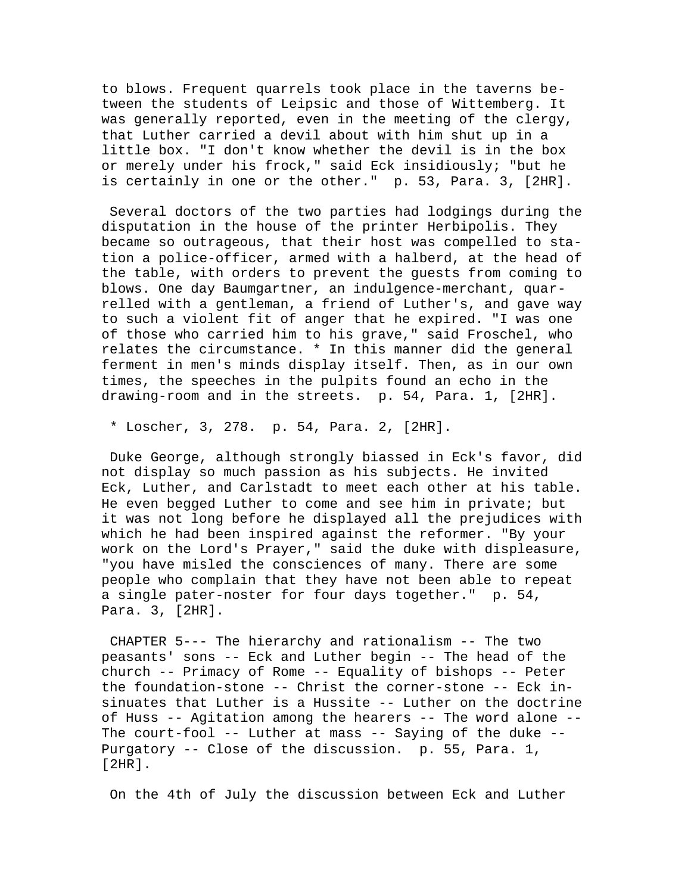to blows. Frequent quarrels took place in the taverns between the students of Leipsic and those of Wittemberg. It was generally reported, even in the meeting of the clergy, that Luther carried a devil about with him shut up in a little box. "I don't know whether the devil is in the box or merely under his frock," said Eck insidiously; "but he is certainly in one or the other." p. 53, Para. 3, [2HR].

Several doctors of the two parties had lodgings during the disputation in the house of the printer Herbipolis. They became so outrageous, that their host was compelled to station a police-officer, armed with a halberd, at the head of the table, with orders to prevent the guests from coming to blows. One day Baumgartner, an indulgence-merchant, quarrelled with a gentleman, a friend of Luther's, and gave way to such a violent fit of anger that he expired. "I was one of those who carried him to his grave," said Froschel, who relates the circumstance. * In this manner did the general ferment in men's minds display itself. Then, as in our own times, the speeches in the pulpits found an echo in the drawing-room and in the streets. p. 54, Para. 1, [2HR].

* Loscher, 3, 278. p. 54, Para. 2, [2HR].

Duke George, although strongly biassed in Eck's favor, did not display so much passion as his subjects. He invited Eck, Luther, and Carlstadt to meet each other at his table. He even begged Luther to come and see him in private; but it was not long before he displayed all the prejudices with which he had been inspired against the reformer. "By your work on the Lord's Prayer," said the duke with displeasure, "you have misled the consciences of many. There are some people who complain that they have not been able to repeat a single pater-noster for four days together." p. 54, Para. 3, [2HR].

CHAPTER 5--- The hierarchy and rationalism -- The two peasants' sons -- Eck and Luther begin -- The head of the church -- Primacy of Rome -- Equality of bishops -- Peter the foundation-stone -- Christ the corner-stone -- Eck insinuates that Luther is a Hussite -- Luther on the doctrine of Huss -- Agitation among the hearers -- The word alone -- The court-fool -- Luther at mass -- Saying of the duke -- Purgatory -- Close of the discussion. p. 55, Para. 1, [2HR].

On the 4th of July the discussion between Eck and Luther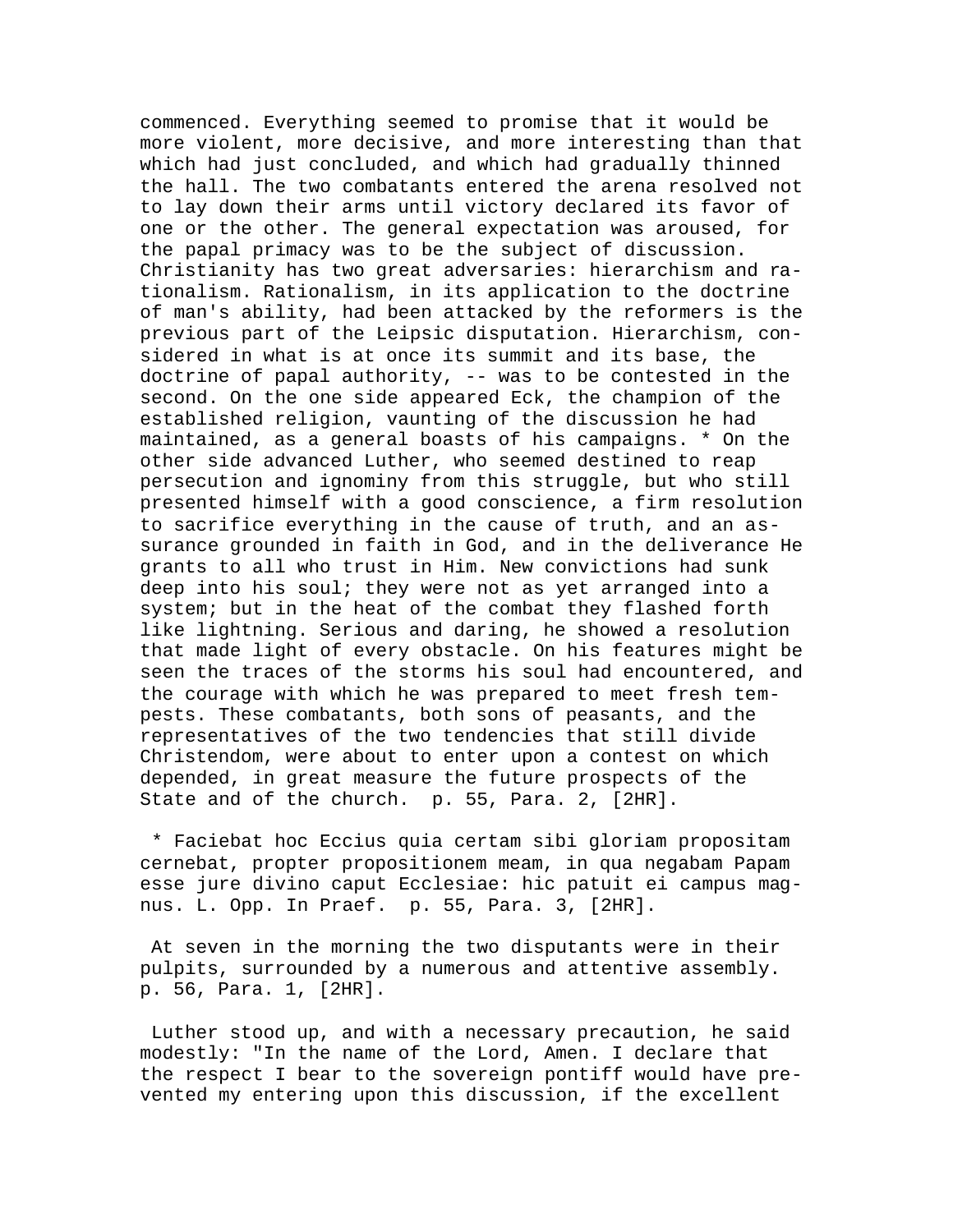commenced. Everything seemed to promise that it would be more violent, more decisive, and more interesting than that which had just concluded, and which had gradually thinned the hall. The two combatants entered the arena resolved not to lay down their arms until victory declared its favor of one or the other. The general expectation was aroused, for the papal primacy was to be the subject of discussion. Christianity has two great adversaries: hierarchism and rationalism. Rationalism, in its application to the doctrine of man's ability, had been attacked by the reformers is the previous part of the Leipsic disputation. Hierarchism, considered in what is at once its summit and its base, the doctrine of papal authority, -- was to be contested in the second. On the one side appeared Eck, the champion of the established religion, vaunting of the discussion he had maintained, as a general boasts of his campaigns. * On the other side advanced Luther, who seemed destined to reap persecution and ignominy from this struggle, but who still presented himself with a good conscience, a firm resolution to sacrifice everything in the cause of truth, and an assurance grounded in faith in God, and in the deliverance He grants to all who trust in Him. New convictions had sunk deep into his soul; they were not as yet arranged into a system; but in the heat of the combat they flashed forth like lightning. Serious and daring, he showed a resolution that made light of every obstacle. On his features might be seen the traces of the storms his soul had encountered, and the courage with which he was prepared to meet fresh tempests. These combatants, both sons of peasants, and the representatives of the two tendencies that still divide Christendom, were about to enter upon a contest on which depended, in great measure the future prospects of the State and of the church. p. 55, Para. 2, [2HR].

* Faciebat hoc Eccius quia certam sibi gloriam propositam cernebat, propter propositionem meam, in qua negabam Papam esse jure divino caput Ecclesiae: hic patuit ei campus magnus. L. Opp. In Praef. p. 55, Para. 3, [2HR].

At seven in the morning the two disputants were in their pulpits, surrounded by a numerous and attentive assembly. p. 56, Para. 1, [2HR].

Luther stood up, and with a necessary precaution, he said modestly: "In the name of the Lord, Amen. I declare that the respect I bear to the sovereign pontiff would have prevented my entering upon this discussion, if the excellent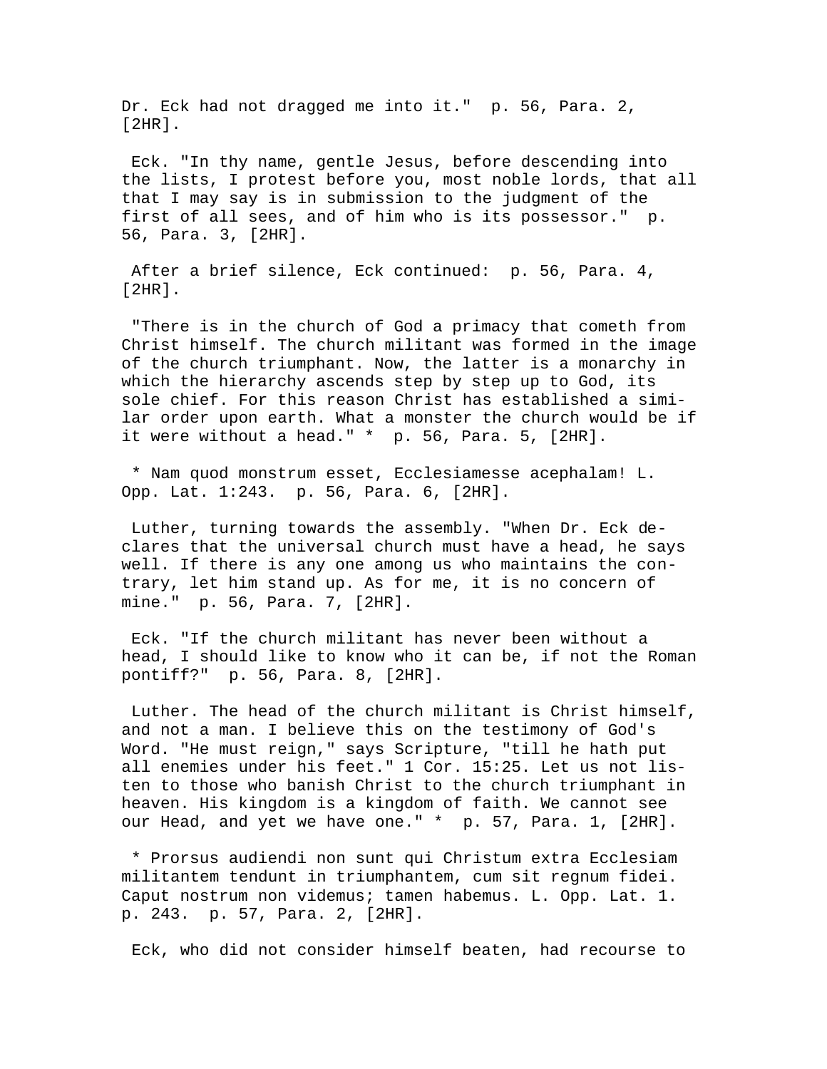Dr. Eck had not dragged me into it." p. 56, Para. 2, [2HR].

Eck. "In thy name, gentle Jesus, before descending into the lists, I protest before you, most noble lords, that all that I may say is in submission to the judgment of the first of all sees, and of him who is its possessor." p. 56, Para. 3, [2HR].

After a brief silence, Eck continued: p. 56, Para. 4, [2HR].

"There is in the church of God a primacy that cometh from Christ himself. The church militant was formed in the image of the church triumphant. Now, the latter is a monarchy in which the hierarchy ascends step by step up to God, its sole chief. For this reason Christ has established a similar order upon earth. What a monster the church would be if it were without a head." * p. 56, Para. 5, [2HR].

* Nam quod monstrum esset, Ecclesiamesse acephalam! L. Opp. Lat. 1:243. p. 56, Para. 6, [2HR].

Luther, turning towards the assembly. "When Dr. Eck declares that the universal church must have a head, he says well. If there is any one among us who maintains the contrary, let him stand up. As for me, it is no concern of mine." p. 56, Para. 7, [2HR].

Eck. "If the church militant has never been without a head, I should like to know who it can be, if not the Roman pontiff?" p. 56, Para. 8, [2HR].

Luther. The head of the church militant is Christ himself, and not a man. I believe this on the testimony of God's Word. "He must reign," says Scripture, "till he hath put all enemies under his feet." 1 Cor. 15:25. Let us not listen to those who banish Christ to the church triumphant in heaven. His kingdom is a kingdom of faith. We cannot see our Head, and yet we have one." * p. 57, Para. 1, [2HR].

* Prorsus audiendi non sunt qui Christum extra Ecclesiam militantem tendunt in triumphantem, cum sit regnum fidei. Caput nostrum non videmus; tamen habemus. L. Opp. Lat. 1. p. 243. p. 57, Para. 2, [2HR].

Eck, who did not consider himself beaten, had recourse to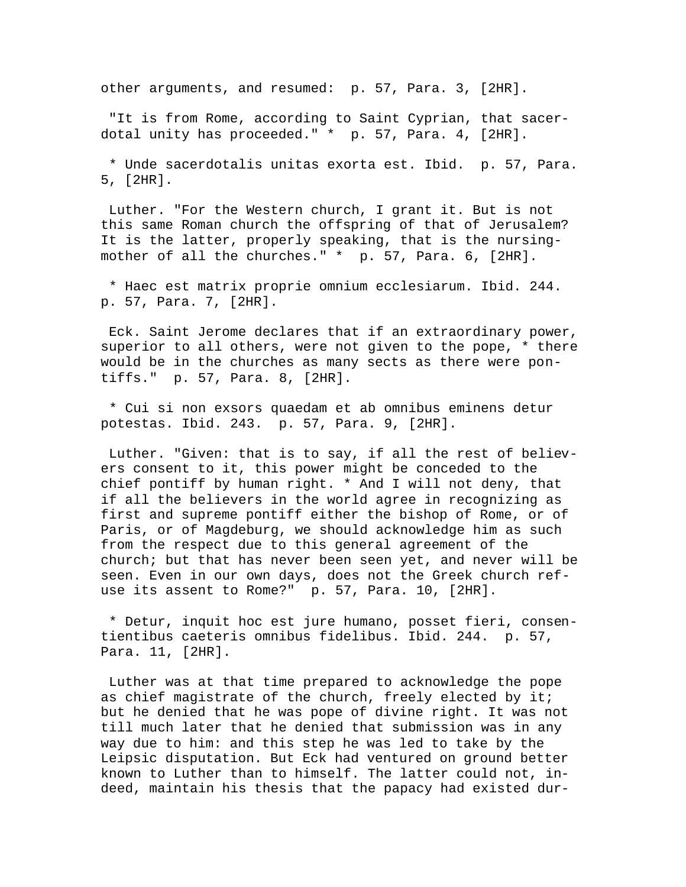other arguments, and resumed:  p. 57, Para. 3, [2HR].

"It is from Rome, according to Saint Cyprian, that sacerdotal unity has proceeded." *  p. 57, Para. 4, [2HR].

* Unde sacerdotalis unitas exorta est. Ibid.  p. 57, Para. 5, [2HR].

Luther. "For the Western church, I grant it. But is not this same Roman church the offspring of that of Jerusalem? It is the latter, properly speaking, that is the nursing-mother of all the churches." *  p. 57, Para. 6, [2HR].

* Haec est matrix proprie omnium ecclesiarum. Ibid. 244.  p. 57, Para. 7, [2HR].

Eck. Saint Jerome declares that if an extraordinary power, superior to all others, were not given to the pope, * there would be in the churches as many sects as there were pontiffs."  p. 57, Para. 8, [2HR].

* Cui si non exsors quaedam et ab omnibus eminens detur potestas. Ibid. 243.  p. 57, Para. 9, [2HR].

Luther. "Given: that is to say, if all the rest of believers consent to it, this power might be conceded to the chief pontiff by human right. * And I will not deny, that if all the believers in the world agree in recognizing as first and supreme pontiff either the bishop of Rome, or of Paris, or of Magdeburg, we should acknowledge him as such from the respect due to this general agreement of the church; but that has never been seen yet, and never will be seen. Even in our own days, does not the Greek church refuse its assent to Rome?"  p. 57, Para. 10, [2HR].

* Detur, inquit hoc est jure humano, posset fieri, consentientibus caeteris omnibus fidelibus. Ibid. 244.  p. 57, Para. 11, [2HR].

Luther was at that time prepared to acknowledge the pope as chief magistrate of the church, freely elected by it; but he denied that he was pope of divine right. It was not till much later that he denied that submission was in any way due to him: and this step he was led to take by the Leipsic disputation. But Eck had ventured on ground better known to Luther than to himself. The latter could not, indeed, maintain his thesis that the papacy had existed dur-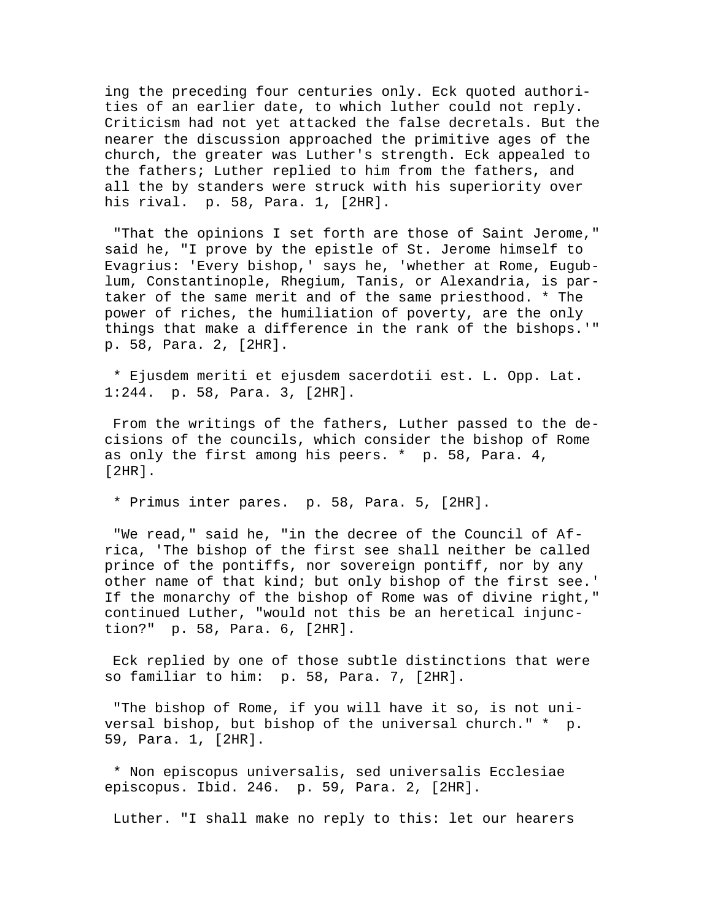ing the preceding four centuries only. Eck quoted authorities of an earlier date, to which luther could not reply. Criticism had not yet attacked the false decretals. But the nearer the discussion approached the primitive ages of the church, the greater was Luther's strength. Eck appealed to the fathers; Luther replied to him from the fathers, and all the by standers were struck with his superiority over his rival. p. 58, Para. 1, [2HR].

"That the opinions I set forth are those of Saint Jerome," said he, "I prove by the epistle of St. Jerome himself to Evagrius: 'Every bishop,' says he, 'whether at Rome, Eugublum, Constantinople, Rhegium, Tanis, or Alexandria, is partaker of the same merit and of the same priesthood. * The power of riches, the humiliation of poverty, are the only things that make a difference in the rank of the bishops.'" p. 58, Para. 2, [2HR].

* Ejusdem meriti et ejusdem sacerdotii est. L. Opp. Lat. 1:244. p. 58, Para. 3, [2HR].

From the writings of the fathers, Luther passed to the decisions of the councils, which consider the bishop of Rome as only the first among his peers. * p. 58, Para. 4, [2HR].

* Primus inter pares. p. 58, Para. 5, [2HR].

"We read," said he, "in the decree of the Council of Africa, 'The bishop of the first see shall neither be called prince of the pontiffs, nor sovereign pontiff, nor by any other name of that kind; but only bishop of the first see.' If the monarchy of the bishop of Rome was of divine right," continued Luther, "would not this be an heretical injunction?" p. 58, Para. 6, [2HR].

Eck replied by one of those subtle distinctions that were so familiar to him: p. 58, Para. 7, [2HR].

"The bishop of Rome, if you will have it so, is not universal bishop, but bishop of the universal church." * p. 59, Para. 1, [2HR].

* Non episcopus universalis, sed universalis Ecclesiae episcopus. Ibid. 246. p. 59, Para. 2, [2HR].

Luther. "I shall make no reply to this: let our hearers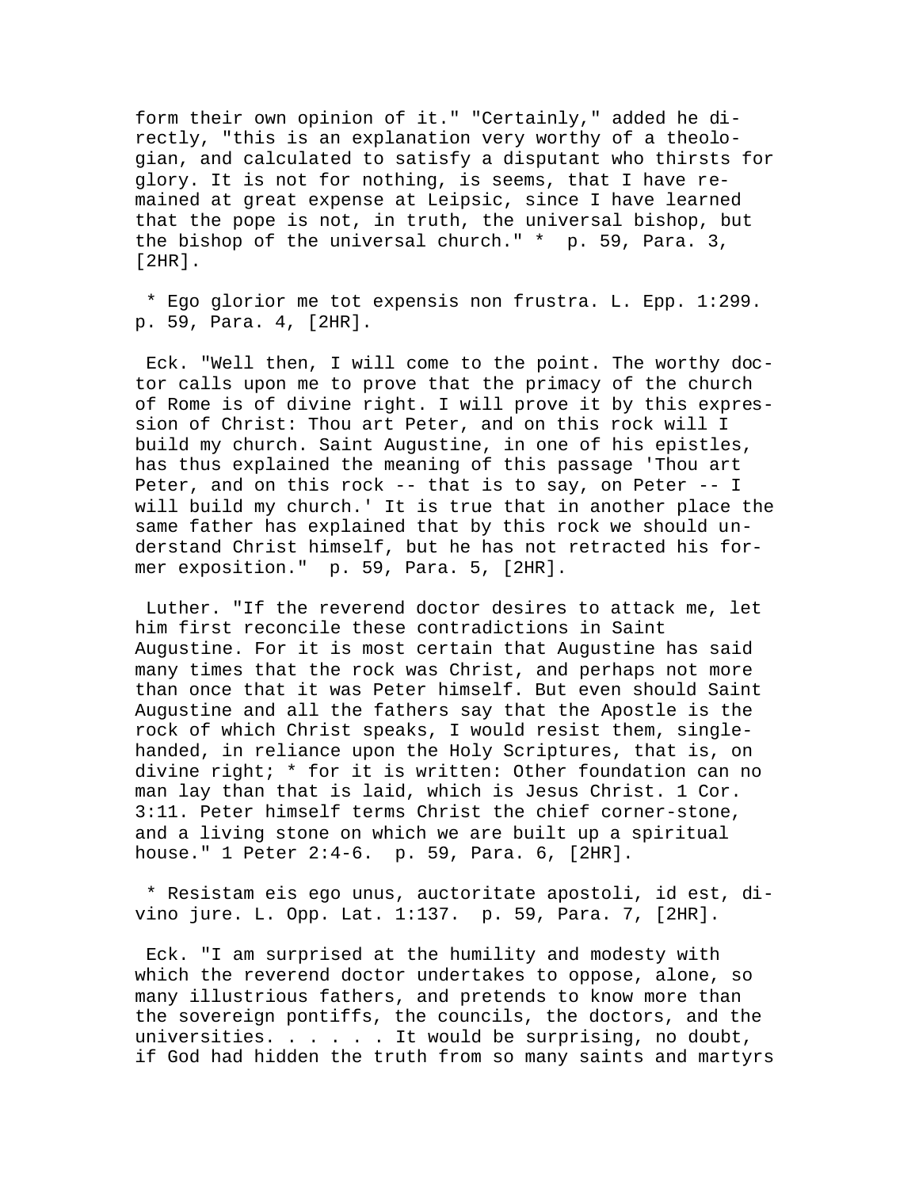form their own opinion of it." "Certainly," added he directly, "this is an explanation very worthy of a theologian, and calculated to satisfy a disputant who thirsts for glory. It is not for nothing, is seems, that I have remained at great expense at Leipsic, since I have learned that the pope is not, in truth, the universal bishop, but the bishop of the universal church." * p. 59, Para. 3, [2HR].

* Ego glorior me tot expensis non frustra. L. Epp. 1:299. p. 59, Para. 4, [2HR].

Eck. "Well then, I will come to the point. The worthy doctor calls upon me to prove that the primacy of the church of Rome is of divine right. I will prove it by this expression of Christ: Thou art Peter, and on this rock will I build my church. Saint Augustine, in one of his epistles, has thus explained the meaning of this passage 'Thou art Peter, and on this rock -- that is to say, on Peter -- I will build my church.' It is true that in another place the same father has explained that by this rock we should understand Christ himself, but he has not retracted his former exposition." p. 59, Para. 5, [2HR].

Luther. "If the reverend doctor desires to attack me, let him first reconcile these contradictions in Saint Augustine. For it is most certain that Augustine has said many times that the rock was Christ, and perhaps not more than once that it was Peter himself. But even should Saint Augustine and all the fathers say that the Apostle is the rock of which Christ speaks, I would resist them, single-handed, in reliance upon the Holy Scriptures, that is, on divine right; * for it is written: Other foundation can no man lay than that is laid, which is Jesus Christ. 1 Cor. 3:11. Peter himself terms Christ the chief corner-stone, and a living stone on which we are built up a spiritual house." 1 Peter 2:4-6. p. 59, Para. 6, [2HR].

* Resistam eis ego unus, auctoritate apostoli, id est, divino jure. L. Opp. Lat. 1:137. p. 59, Para. 7, [2HR].

Eck. "I am surprised at the humility and modesty with which the reverend doctor undertakes to oppose, alone, so many illustrious fathers, and pretends to know more than the sovereign pontiffs, the councils, the doctors, and the universities. . . . . . It would be surprising, no doubt, if God had hidden the truth from so many saints and martyrs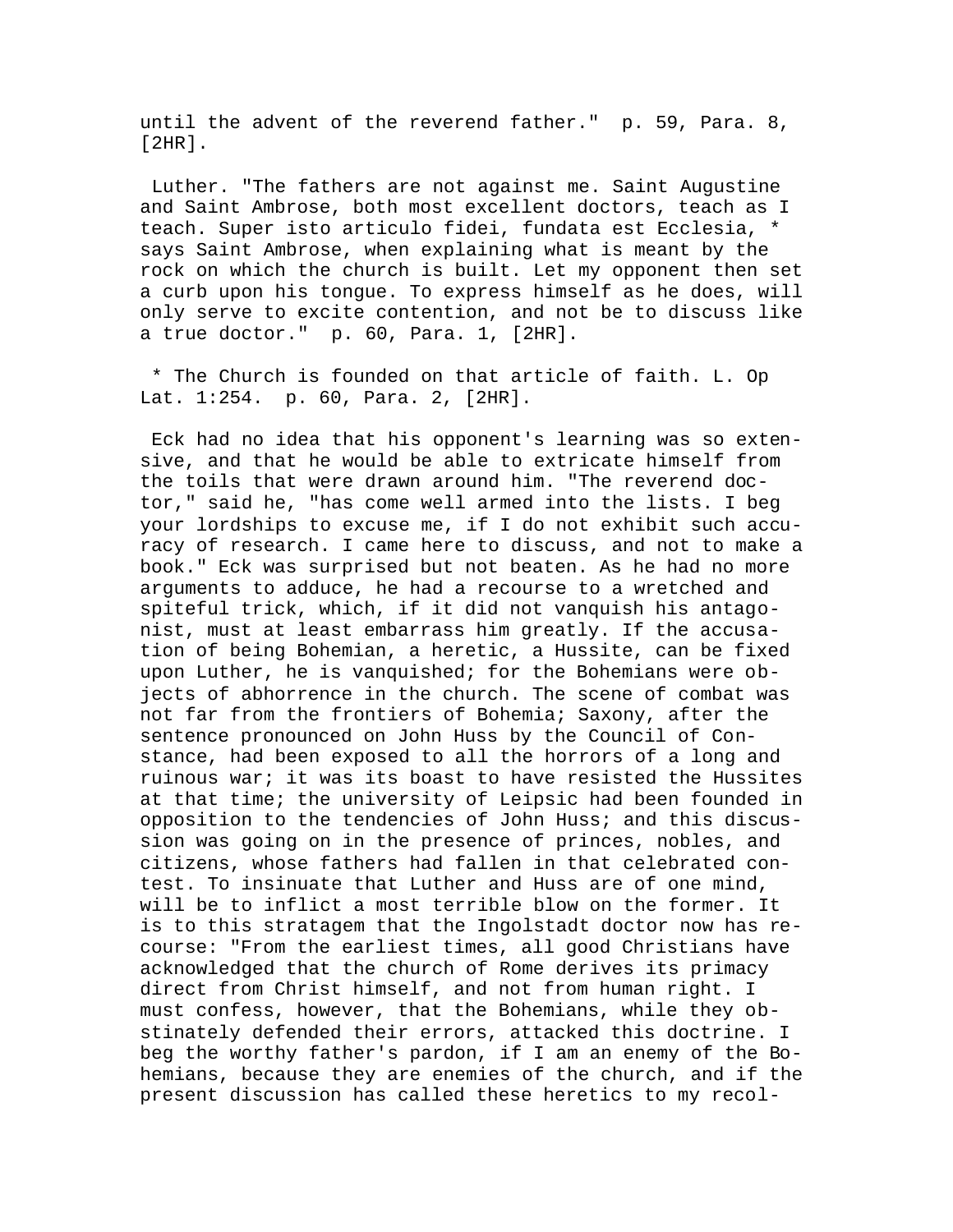until the advent of the reverend father." p. 59, Para. 8, [2HR].

Luther. "The fathers are not against me. Saint Augustine and Saint Ambrose, both most excellent doctors, teach as I teach. Super isto articulo fidei, fundata est Ecclesia, * says Saint Ambrose, when explaining what is meant by the rock on which the church is built. Let my opponent then set a curb upon his tongue. To express himself as he does, will only serve to excite contention, and not be to discuss like a true doctor." p. 60, Para. 1, [2HR].

* The Church is founded on that article of faith. L. Op Lat. 1:254. p. 60, Para. 2, [2HR].

Eck had no idea that his opponent's learning was so extensive, and that he would be able to extricate himself from the toils that were drawn around him. "The reverend doctor," said he, "has come well armed into the lists. I beg your lordships to excuse me, if I do not exhibit such accuracy of research. I came here to discuss, and not to make a book." Eck was surprised but not beaten. As he had no more arguments to adduce, he had a recourse to a wretched and spiteful trick, which, if it did not vanquish his antagonist, must at least embarrass him greatly. If the accusation of being Bohemian, a heretic, a Hussite, can be fixed upon Luther, he is vanquished; for the Bohemians were objects of abhorrence in the church. The scene of combat was not far from the frontiers of Bohemia; Saxony, after the sentence pronounced on John Huss by the Council of Constance, had been exposed to all the horrors of a long and ruinous war; it was its boast to have resisted the Hussites at that time; the university of Leipsic had been founded in opposition to the tendencies of John Huss; and this discussion was going on in the presence of princes, nobles, and citizens, whose fathers had fallen in that celebrated contest. To insinuate that Luther and Huss are of one mind, will be to inflict a most terrible blow on the former. It is to this stratagem that the Ingolstadt doctor now has recourse: "From the earliest times, all good Christians have acknowledged that the church of Rome derives its primacy direct from Christ himself, and not from human right. I must confess, however, that the Bohemians, while they obstinately defended their errors, attacked this doctrine. I beg the worthy father's pardon, if I am an enemy of the Bohemians, because they are enemies of the church, and if the present discussion has called these heretics to my recol-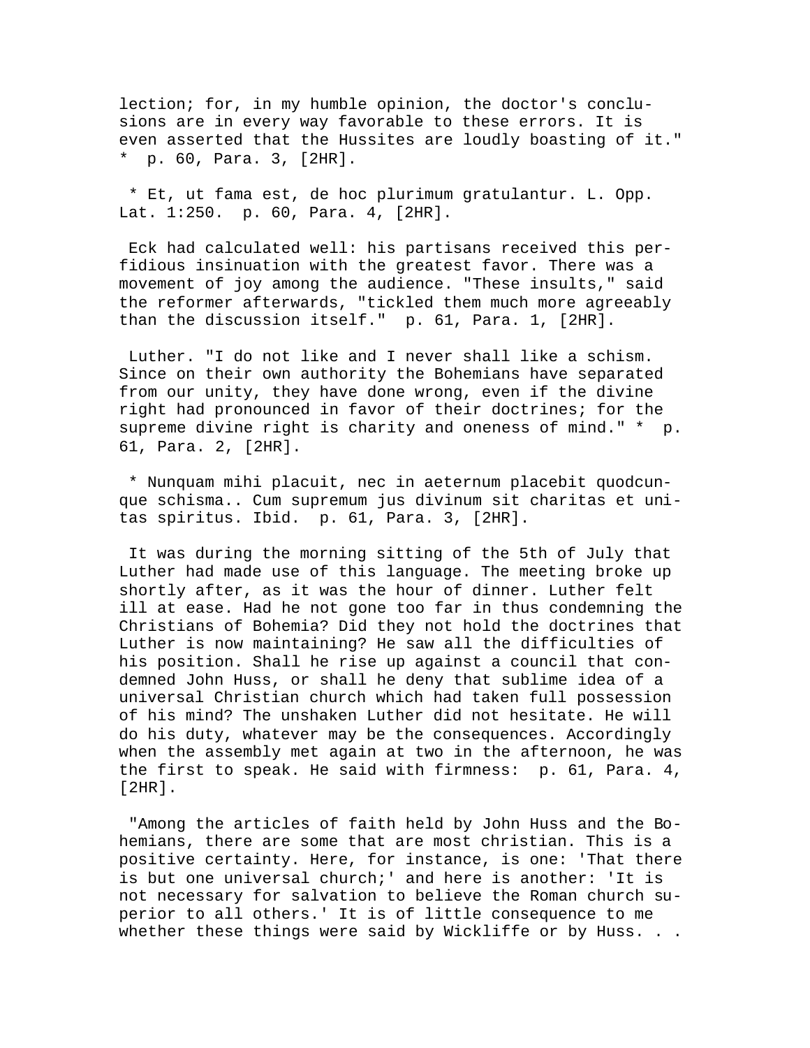lection; for, in my humble opinion, the doctor's conclusions are in every way favorable to these errors. It is even asserted that the Hussites are loudly boasting of it." * p. 60, Para. 3, [2HR].

* Et, ut fama est, de hoc plurimum gratulantur. L. Opp. Lat. 1:250. p. 60, Para. 4, [2HR].

Eck had calculated well: his partisans received this perfidious insinuation with the greatest favor. There was a movement of joy among the audience. "These insults," said the reformer afterwards, "tickled them much more agreeably than the discussion itself." p. 61, Para. 1, [2HR].

Luther. "I do not like and I never shall like a schism. Since on their own authority the Bohemians have separated from our unity, they have done wrong, even if the divine right had pronounced in favor of their doctrines; for the supreme divine right is charity and oneness of mind." * p. 61, Para. 2, [2HR].

* Nunquam mihi placuit, nec in aeternum placebit quodcunque schisma.. Cum supremum jus divinum sit charitas et unitas spiritus. Ibid. p. 61, Para. 3, [2HR].

It was during the morning sitting of the 5th of July that Luther had made use of this language. The meeting broke up shortly after, as it was the hour of dinner. Luther felt ill at ease. Had he not gone too far in thus condemning the Christians of Bohemia? Did they not hold the doctrines that Luther is now maintaining? He saw all the difficulties of his position. Shall he rise up against a council that condemned John Huss, or shall he deny that sublime idea of a universal Christian church which had taken full possession of his mind? The unshaken Luther did not hesitate. He will do his duty, whatever may be the consequences. Accordingly when the assembly met again at two in the afternoon, he was the first to speak. He said with firmness: p. 61, Para. 4, [2HR].

"Among the articles of faith held by John Huss and the Bohemians, there are some that are most christian. This is a positive certainty. Here, for instance, is one: 'That there is but one universal church;' and here is another: 'It is not necessary for salvation to believe the Roman church superior to all others.' It is of little consequence to me whether these things were said by Wickliffe or by Huss. . .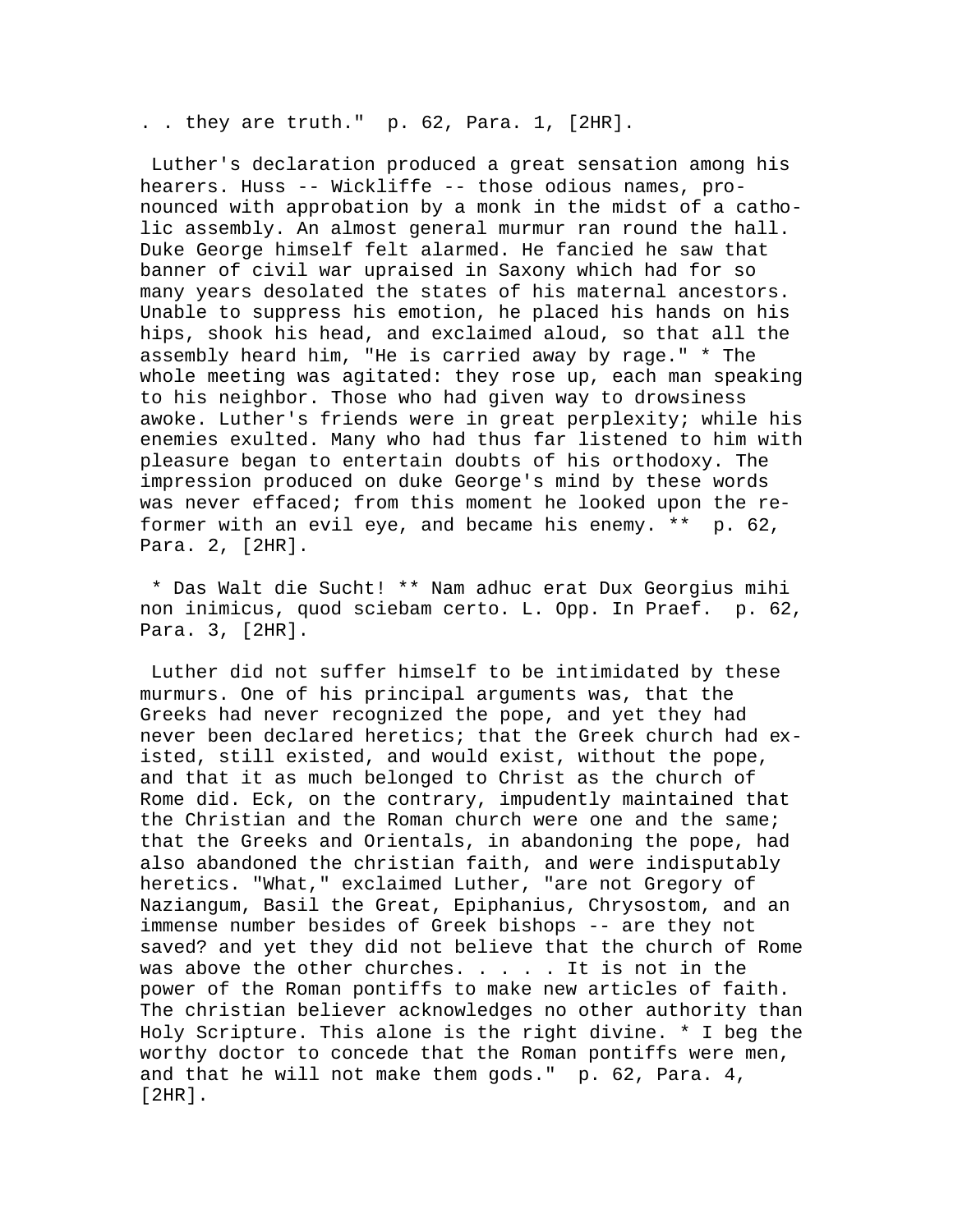. . they are truth."  p. 62, Para. 1, [2HR].

Luther's declaration produced a great sensation among his hearers. Huss -- Wickliffe -- those odious names, pronounced with approbation by a monk in the midst of a catholic assembly. An almost general murmur ran round the hall. Duke George himself felt alarmed. He fancied he saw that banner of civil war upraised in Saxony which had for so many years desolated the states of his maternal ancestors. Unable to suppress his emotion, he placed his hands on his hips, shook his head, and exclaimed aloud, so that all the assembly heard him, "He is carried away by rage." * The whole meeting was agitated: they rose up, each man speaking to his neighbor. Those who had given way to drowsiness awoke. Luther's friends were in great perplexity; while his enemies exulted. Many who had thus far listened to him with pleasure began to entertain doubts of his orthodoxy. The impression produced on duke George's mind by these words was never effaced; from this moment he looked upon the reformer with an evil eye, and became his enemy. **  p. 62, Para. 2, [2HR].

* Das Walt die Sucht! ** Nam adhuc erat Dux Georgius mihi non inimicus, quod sciebam certo. L. Opp. In Praef.  p. 62, Para. 3, [2HR].

Luther did not suffer himself to be intimidated by these murmurs. One of his principal arguments was, that the Greeks had never recognized the pope, and yet they had never been declared heretics; that the Greek church had existed, still existed, and would exist, without the pope, and that it as much belonged to Christ as the church of Rome did. Eck, on the contrary, impudently maintained that the Christian and the Roman church were one and the same; that the Greeks and Orientals, in abandoning the pope, had also abandoned the christian faith, and were indisputably heretics. "What," exclaimed Luther, "are not Gregory of Naziangum, Basil the Great, Epiphanius, Chrysostom, and an immense number besides of Greek bishops -- are they not saved? and yet they did not believe that the church of Rome was above the other churches. . . . . It is not in the power of the Roman pontiffs to make new articles of faith. The christian believer acknowledges no other authority than Holy Scripture. This alone is the right divine. * I beg the worthy doctor to concede that the Roman pontiffs were men, and that he will not make them gods."  p. 62, Para. 4, [2HR].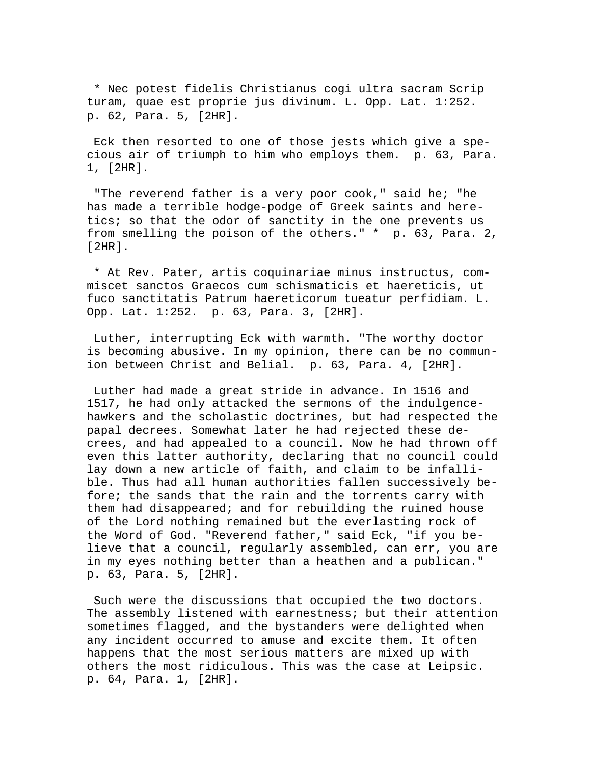* Nec potest fidelis Christianus cogi ultra sacram Scripturam, quae est proprie jus divinum. L. Opp. Lat. 1:252. p. 62, Para. 5, [2HR].

Eck then resorted to one of those jests which give a specious air of triumph to him who employs them. p. 63, Para. 1, [2HR].

"The reverend father is a very poor cook," said he; "he has made a terrible hodge-podge of Greek saints and heretics; so that the odor of sanctity in the one prevents us from smelling the poison of the others." * p. 63, Para. 2, [2HR].

* At Rev. Pater, artis coquinariae minus instructus, commiscet sanctos Graecos cum schismaticis et haereticis, ut fuco sanctitatis Patrum haereticorum tueatur perfidiam. L. Opp. Lat. 1:252. p. 63, Para. 3, [2HR].

Luther, interrupting Eck with warmth. "The worthy doctor is becoming abusive. In my opinion, there can be no communion between Christ and Belial. p. 63, Para. 4, [2HR].

Luther had made a great stride in advance. In 1516 and 1517, he had only attacked the sermons of the indulgence-hawkers and the scholastic doctrines, but had respected the papal decrees. Somewhat later he had rejected these decrees, and had appealed to a council. Now he had thrown off even this latter authority, declaring that no council could lay down a new article of faith, and claim to be infallible. Thus had all human authorities fallen successively before; the sands that the rain and the torrents carry with them had disappeared; and for rebuilding the ruined house of the Lord nothing remained but the everlasting rock of the Word of God. "Reverend father," said Eck, "if you believe that a council, regularly assembled, can err, you are in my eyes nothing better than a heathen and a publican." p. 63, Para. 5, [2HR].

Such were the discussions that occupied the two doctors. The assembly listened with earnestness; but their attention sometimes flagged, and the bystanders were delighted when any incident occurred to amuse and excite them. It often happens that the most serious matters are mixed up with others the most ridiculous. This was the case at Leipsic. p. 64, Para. 1, [2HR].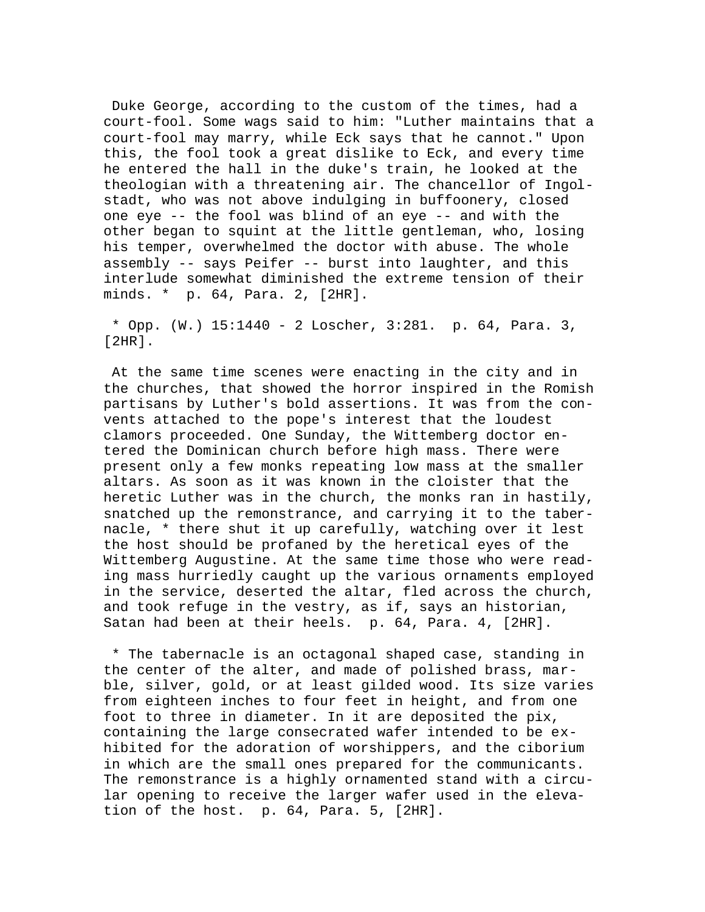Duke George, according to the custom of the times, had a court-fool. Some wags said to him: "Luther maintains that a court-fool may marry, while Eck says that he cannot." Upon this, the fool took a great dislike to Eck, and every time he entered the hall in the duke's train, he looked at the theologian with a threatening air. The chancellor of Ingolstadt, who was not above indulging in buffoonery, closed one eye -- the fool was blind of an eye -- and with the other began to squint at the little gentleman, who, losing his temper, overwhelmed the doctor with abuse. The whole assembly -- says Peifer -- burst into laughter, and this interlude somewhat diminished the extreme tension of their minds. * p. 64, Para. 2, [2HR].

* Opp. (W.) 15:1440 - 2 Loscher, 3:281. p. 64, Para. 3, [2HR].

At the same time scenes were enacting in the city and in the churches, that showed the horror inspired in the Romish partisans by Luther's bold assertions. It was from the convents attached to the pope's interest that the loudest clamors proceeded. One Sunday, the Wittemberg doctor entered the Dominican church before high mass. There were present only a few monks repeating low mass at the smaller altars. As soon as it was known in the cloister that the heretic Luther was in the church, the monks ran in hastily, snatched up the remonstrance, and carrying it to the tabernacle, * there shut it up carefully, watching over it lest the host should be profaned by the heretical eyes of the Wittemberg Augustine. At the same time those who were reading mass hurriedly caught up the various ornaments employed in the service, deserted the altar, fled across the church, and took refuge in the vestry, as if, says an historian, Satan had been at their heels. p. 64, Para. 4, [2HR].

* The tabernacle is an octagonal shaped case, standing in the center of the alter, and made of polished brass, marble, silver, gold, or at least gilded wood. Its size varies from eighteen inches to four feet in height, and from one foot to three in diameter. In it are deposited the pix, containing the large consecrated wafer intended to be exhibited for the adoration of worshippers, and the ciborium in which are the small ones prepared for the communicants. The remonstrance is a highly ornamented stand with a circular opening to receive the larger wafer used in the elevation of the host. p. 64, Para. 5, [2HR].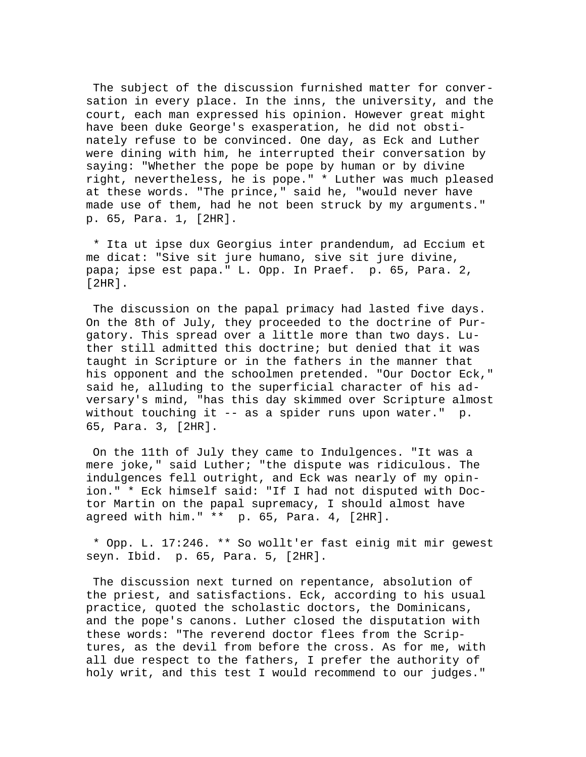The subject of the discussion furnished matter for conversation in every place. In the inns, the university, and the court, each man expressed his opinion. However great might have been duke George's exasperation, he did not obstinately refuse to be convinced. One day, as Eck and Luther were dining with him, he interrupted their conversation by saying: "Whether the pope be pope by human or by divine right, nevertheless, he is pope." * Luther was much pleased at these words. "The prince," said he, "would never have made use of them, had he not been struck by my arguments." p. 65, Para. 1, [2HR].

* Ita ut ipse dux Georgius inter prandendum, ad Eccium et me dicat: "Sive sit jure humano, sive sit jure divine, papa; ipse est papa." L. Opp. In Praef. p. 65, Para. 2, [2HR].

The discussion on the papal primacy had lasted five days. On the 8th of July, they proceeded to the doctrine of Purgatory. This spread over a little more than two days. Luther still admitted this doctrine; but denied that it was taught in Scripture or in the fathers in the manner that his opponent and the schoolmen pretended. "Our Doctor Eck," said he, alluding to the superficial character of his adversary's mind, "has this day skimmed over Scripture almost without touching it -- as a spider runs upon water." p. 65, Para. 3, [2HR].

On the 11th of July they came to Indulgences. "It was a mere joke," said Luther; "the dispute was ridiculous. The indulgences fell outright, and Eck was nearly of my opinion." * Eck himself said: "If I had not disputed with Doctor Martin on the papal supremacy, I should almost have agreed with him." ** p. 65, Para. 4, [2HR].

* Opp. L. 17:246. ** So wollt'er fast einig mit mir gewest seyn. Ibid. p. 65, Para. 5, [2HR].

The discussion next turned on repentance, absolution of the priest, and satisfactions. Eck, according to his usual practice, quoted the scholastic doctors, the Dominicans, and the pope's canons. Luther closed the disputation with these words: "The reverend doctor flees from the Scriptures, as the devil from before the cross. As for me, with all due respect to the fathers, I prefer the authority of holy writ, and this test I would recommend to our judges."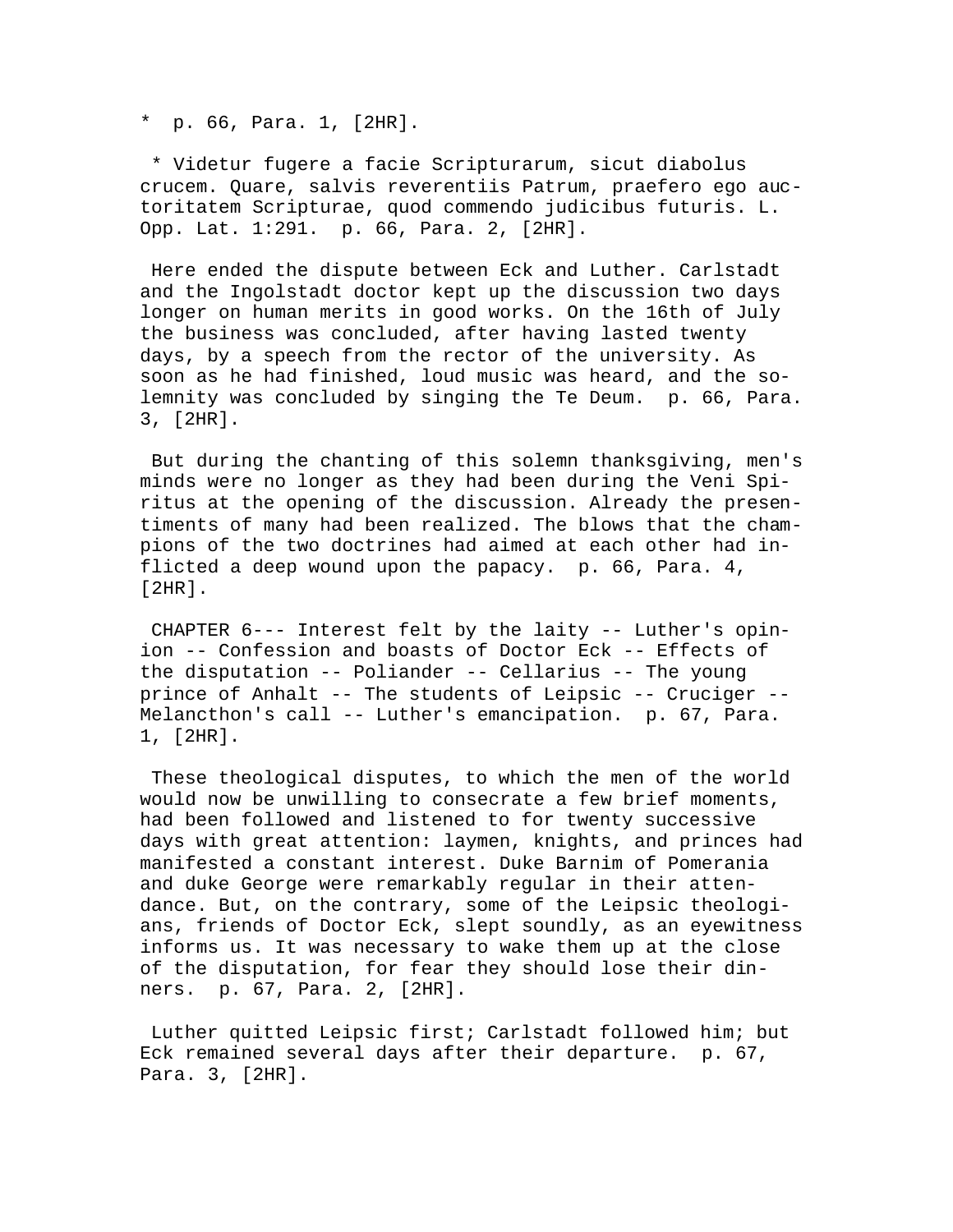*  p. 66, Para. 1, [2HR].

* Videtur fugere a facie Scripturarum, sicut diabolus crucem. Quare, salvis reverentiis Patrum, praefero ego auctoritatem Scripturae, quod commendo judicibus futuris. L. Opp. Lat. 1:291.  p. 66, Para. 2, [2HR].

Here ended the dispute between Eck and Luther. Carlstadt and the Ingolstadt doctor kept up the discussion two days longer on human merits in good works. On the 16th of July the business was concluded, after having lasted twenty days, by a speech from the rector of the university. As soon as he had finished, loud music was heard, and the solemnity was concluded by singing the Te Deum.  p. 66, Para. 3, [2HR].

But during the chanting of this solemn thanksgiving, men's minds were no longer as they had been during the Veni Spiritus at the opening of the discussion. Already the presentiments of many had been realized. The blows that the champions of the two doctrines had aimed at each other had inflicted a deep wound upon the papacy.  p. 66, Para. 4, [2HR].

CHAPTER 6--- Interest felt by the laity -- Luther's opinion -- Confession and boasts of Doctor Eck -- Effects of the disputation -- Poliander -- Cellarius -- The young prince of Anhalt -- The students of Leipsic -- Cruciger -- Melancthon's call -- Luther's emancipation.  p. 67, Para. 1, [2HR].

These theological disputes, to which the men of the world would now be unwilling to consecrate a few brief moments, had been followed and listened to for twenty successive days with great attention: laymen, knights, and princes had manifested a constant interest. Duke Barnim of Pomerania and duke George were remarkably regular in their attendance. But, on the contrary, some of the Leipsic theologians, friends of Doctor Eck, slept soundly, as an eyewitness informs us. It was necessary to wake them up at the close of the disputation, for fear they should lose their dinners.  p. 67, Para. 2, [2HR].

Luther quitted Leipsic first; Carlstadt followed him; but Eck remained several days after their departure.  p. 67, Para. 3, [2HR].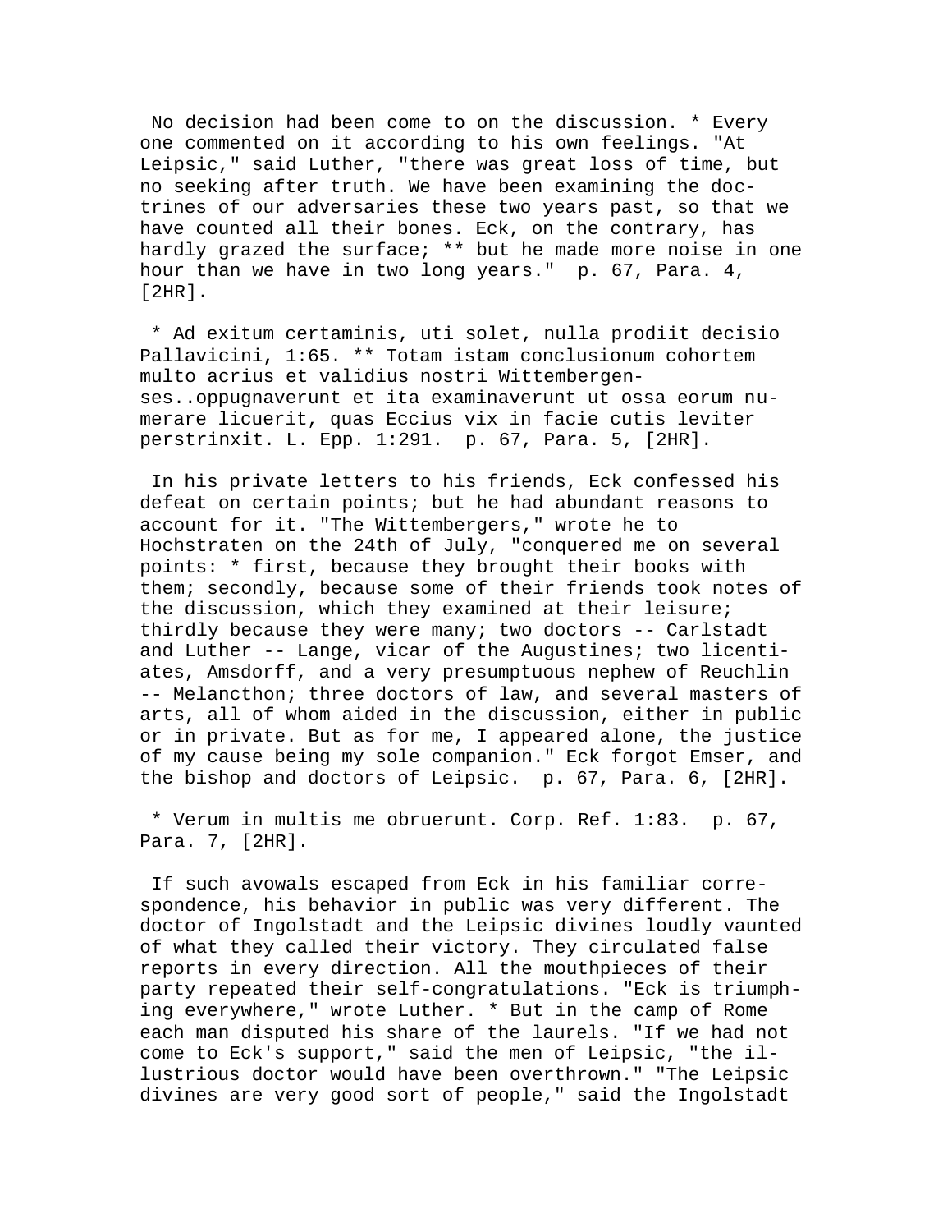No decision had been come to on the discussion. * Every one commented on it according to his own feelings. "At Leipsic," said Luther, "there was great loss of time, but no seeking after truth. We have been examining the doctrines of our adversaries these two years past, so that we have counted all their bones. Eck, on the contrary, has hardly grazed the surface; ** but he made more noise in one hour than we have in two long years." p. 67, Para. 4, [2HR].

* Ad exitum certaminis, uti solet, nulla prodiit decisio Pallavicini, 1:65. ** Totam istam conclusionum cohortem multo acrius et validius nostri Wittembergenses..oppugnaverunt et ita examinaverunt ut ossa eorum numerare licuerit, quas Eccius vix in facie cutis leviter perstrinxit. L. Epp. 1:291. p. 67, Para. 5, [2HR].

In his private letters to his friends, Eck confessed his defeat on certain points; but he had abundant reasons to account for it. "The Wittembergers," wrote he to Hochstraten on the 24th of July, "conquered me on several points: * first, because they brought their books with them; secondly, because some of their friends took notes of the discussion, which they examined at their leisure; thirdly because they were many; two doctors -- Carlstadt and Luther -- Lange, vicar of the Augustines; two licentiates, Amsdorff, and a very presumptuous nephew of Reuchlin -- Melancthon; three doctors of law, and several masters of arts, all of whom aided in the discussion, either in public or in private. But as for me, I appeared alone, the justice of my cause being my sole companion." Eck forgot Emser, and the bishop and doctors of Leipsic. p. 67, Para. 6, [2HR].

* Verum in multis me obruerunt. Corp. Ref. 1:83. p. 67, Para. 7, [2HR].

If such avowals escaped from Eck in his familiar correspondence, his behavior in public was very different. The doctor of Ingolstadt and the Leipsic divines loudly vaunted of what they called their victory. They circulated false reports in every direction. All the mouthpieces of their party repeated their self-congratulations. "Eck is triumphing everywhere," wrote Luther. * But in the camp of Rome each man disputed his share of the laurels. "If we had not come to Eck's support," said the men of Leipsic, "the illustrious doctor would have been overthrown." "The Leipsic divines are very good sort of people," said the Ingolstadt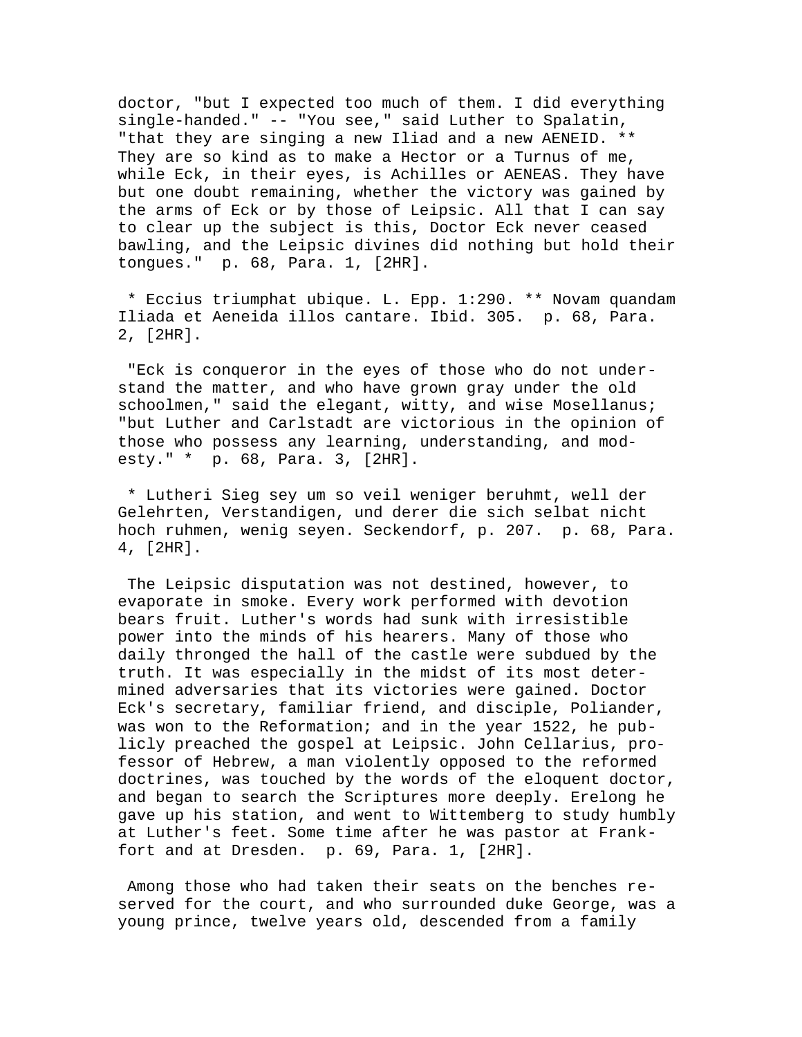doctor, "but I expected too much of them. I did everything single-handed." -- "You see," said Luther to Spalatin, "that they are singing a new Iliad and a new AENEID. ** They are so kind as to make a Hector or a Turnus of me, while Eck, in their eyes, is Achilles or AENEAS. They have but one doubt remaining, whether the victory was gained by the arms of Eck or by those of Leipsic. All that I can say to clear up the subject is this, Doctor Eck never ceased bawling, and the Leipsic divines did nothing but hold their tongues."  p. 68, Para. 1, [2HR].

* Eccius triumphat ubique. L. Epp. 1:290. ** Novam quandam Iliada et Aeneida illos cantare. Ibid. 305.  p. 68, Para. 2, [2HR].

"Eck is conqueror in the eyes of those who do not understand the matter, and who have grown gray under the old schoolmen," said the elegant, witty, and wise Mosellanus; "but Luther and Carlstadt are victorious in the opinion of those who possess any learning, understanding, and modesty." *  p. 68, Para. 3, [2HR].

* Lutheri Sieg sey um so veil weniger beruhmt, well der Gelehrten, Verstandigen, und derer die sich selbat nicht hoch ruhmen, wenig seyen. Seckendorf, p. 207.  p. 68, Para. 4, [2HR].

The Leipsic disputation was not destined, however, to evaporate in smoke. Every work performed with devotion bears fruit. Luther's words had sunk with irresistible power into the minds of his hearers. Many of those who daily thronged the hall of the castle were subdued by the truth. It was especially in the midst of its most determined adversaries that its victories were gained. Doctor Eck's secretary, familiar friend, and disciple, Poliander, was won to the Reformation; and in the year 1522, he publicly preached the gospel at Leipsic. John Cellarius, professor of Hebrew, a man violently opposed to the reformed doctrines, was touched by the words of the eloquent doctor, and began to search the Scriptures more deeply. Erelong he gave up his station, and went to Wittemberg to study humbly at Luther's feet. Some time after he was pastor at Frankfort and at Dresden.  p. 69, Para. 1, [2HR].

Among those who had taken their seats on the benches reserved for the court, and who surrounded duke George, was a young prince, twelve years old, descended from a family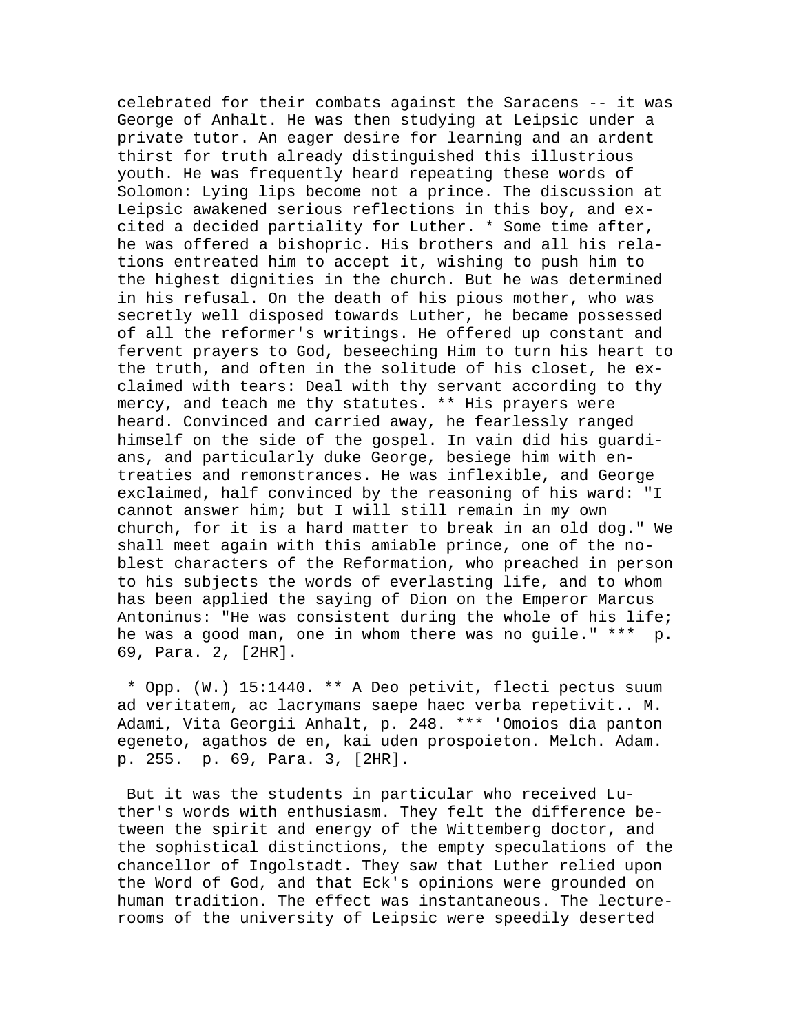celebrated for their combats against the Saracens -- it was George of Anhalt. He was then studying at Leipsic under a private tutor. An eager desire for learning and an ardent thirst for truth already distinguished this illustrious youth. He was frequently heard repeating these words of Solomon: Lying lips become not a prince. The discussion at Leipsic awakened serious reflections in this boy, and excited a decided partiality for Luther. * Some time after, he was offered a bishopric. His brothers and all his relations entreated him to accept it, wishing to push him to the highest dignities in the church. But he was determined in his refusal. On the death of his pious mother, who was secretly well disposed towards Luther, he became possessed of all the reformer's writings. He offered up constant and fervent prayers to God, beseeching Him to turn his heart to the truth, and often in the solitude of his closet, he exclaimed with tears: Deal with thy servant according to thy mercy, and teach me thy statutes. ** His prayers were heard. Convinced and carried away, he fearlessly ranged himself on the side of the gospel. In vain did his guardians, and particularly duke George, besiege him with entreaties and remonstrances. He was inflexible, and George exclaimed, half convinced by the reasoning of his ward: "I cannot answer him; but I will still remain in my own church, for it is a hard matter to break in an old dog." We shall meet again with this amiable prince, one of the noblest characters of the Reformation, who preached in person to his subjects the words of everlasting life, and to whom has been applied the saying of Dion on the Emperor Marcus Antoninus: "He was consistent during the whole of his life; he was a good man, one in whom there was no guile." *** p. 69, Para. 2, [2HR].

* Opp. (W.) 15:1440. ** A Deo petivit, flecti pectus suum ad veritatem, ac lacrymans saepe haec verba repetivit.. M. Adami, Vita Georgii Anhalt, p. 248. *** 'Omoios dia panton egeneto, agathos de en, kai uden prospoieton. Melch. Adam. p. 255. p. 69, Para. 3, [2HR].

But it was the students in particular who received Luther's words with enthusiasm. They felt the difference between the spirit and energy of the Wittemberg doctor, and the sophistical distinctions, the empty speculations of the chancellor of Ingolstadt. They saw that Luther relied upon the Word of God, and that Eck's opinions were grounded on human tradition. The effect was instantaneous. The lecture-rooms of the university of Leipsic were speedily deserted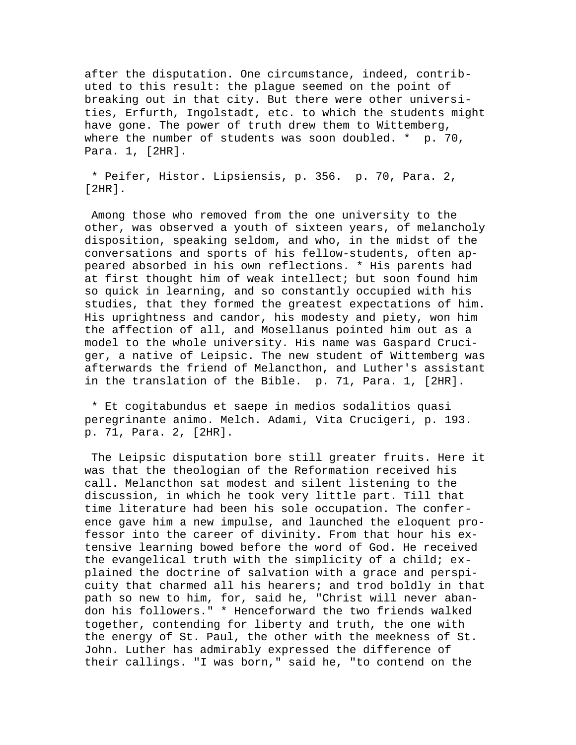after the disputation. One circumstance, indeed, contributed to this result: the plague seemed on the point of breaking out in that city. But there were other universities, Erfurth, Ingolstadt, etc. to which the students might have gone. The power of truth drew them to Wittemberg, where the number of students was soon doubled. * p. 70, Para. 1, [2HR].

* Peifer, Histor. Lipsiensis, p. 356. p. 70, Para. 2, [2HR].

Among those who removed from the one university to the other, was observed a youth of sixteen years, of melancholy disposition, speaking seldom, and who, in the midst of the conversations and sports of his fellow-students, often appeared absorbed in his own reflections. * His parents had at first thought him of weak intellect; but soon found him so quick in learning, and so constantly occupied with his studies, that they formed the greatest expectations of him. His uprightness and candor, his modesty and piety, won him the affection of all, and Mosellanus pointed him out as a model to the whole university. His name was Gaspard Cruciger, a native of Leipsic. The new student of Wittemberg was afterwards the friend of Melancthon, and Luther's assistant in the translation of the Bible. p. 71, Para. 1, [2HR].

* Et cogitabundus et saepe in medios sodalitios quasi peregrinante animo. Melch. Adami, Vita Crucigeri, p. 193. p. 71, Para. 2, [2HR].

The Leipsic disputation bore still greater fruits. Here it was that the theologian of the Reformation received his call. Melancthon sat modest and silent listening to the discussion, in which he took very little part. Till that time literature had been his sole occupation. The conference gave him a new impulse, and launched the eloquent professor into the career of divinity. From that hour his extensive learning bowed before the word of God. He received the evangelical truth with the simplicity of a child; explained the doctrine of salvation with a grace and perspicuity that charmed all his hearers; and trod boldly in that path so new to him, for, said he, "Christ will never abandon his followers." * Henceforward the two friends walked together, contending for liberty and truth, the one with the energy of St. Paul, the other with the meekness of St. John. Luther has admirably expressed the difference of their callings. "I was born," said he, "to contend on the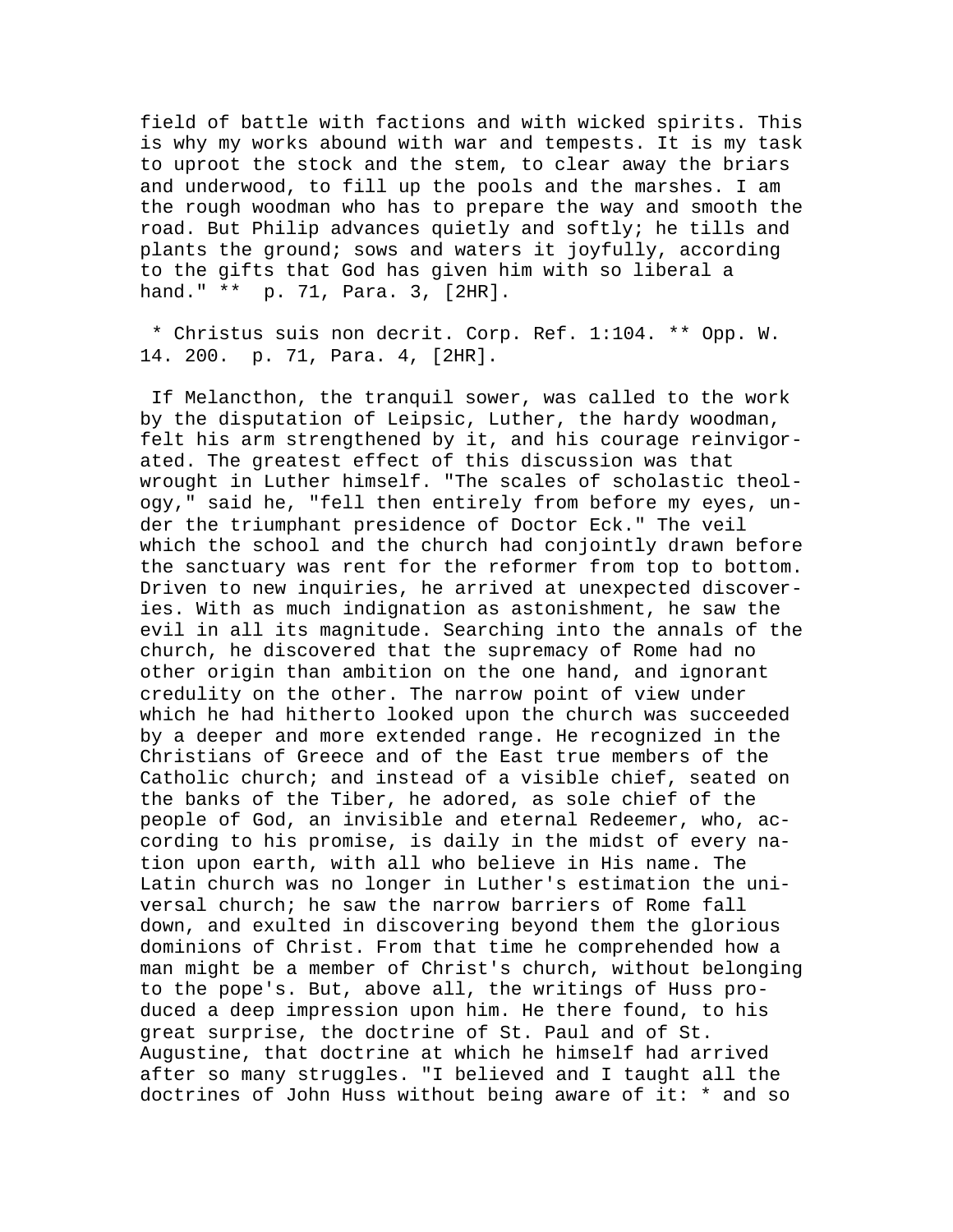field of battle with factions and with wicked spirits. This is why my works abound with war and tempests. It is my task to uproot the stock and the stem, to clear away the briars and underwood, to fill up the pools and the marshes. I am the rough woodman who has to prepare the way and smooth the road. But Philip advances quietly and softly; he tills and plants the ground; sows and waters it joyfully, according to the gifts that God has given him with so liberal a hand." ** p. 71, Para. 3, [2HR].

* Christus suis non decrit. Corp. Ref. 1:104. ** Opp. W. 14. 200. p. 71, Para. 4, [2HR].

If Melancthon, the tranquil sower, was called to the work by the disputation of Leipsic, Luther, the hardy woodman, felt his arm strengthened by it, and his courage reinvigorated. The greatest effect of this discussion was that wrought in Luther himself. "The scales of scholastic theology," said he, "fell then entirely from before my eyes, under the triumphant presidence of Doctor Eck." The veil which the school and the church had conjointly drawn before the sanctuary was rent for the reformer from top to bottom. Driven to new inquiries, he arrived at unexpected discoveries. With as much indignation as astonishment, he saw the evil in all its magnitude. Searching into the annals of the church, he discovered that the supremacy of Rome had no other origin than ambition on the one hand, and ignorant credulity on the other. The narrow point of view under which he had hitherto looked upon the church was succeeded by a deeper and more extended range. He recognized in the Christians of Greece and of the East true members of the Catholic church; and instead of a visible chief, seated on the banks of the Tiber, he adored, as sole chief of the people of God, an invisible and eternal Redeemer, who, according to his promise, is daily in the midst of every nation upon earth, with all who believe in His name. The Latin church was no longer in Luther's estimation the universal church; he saw the narrow barriers of Rome fall down, and exulted in discovering beyond them the glorious dominions of Christ. From that time he comprehended how a man might be a member of Christ's church, without belonging to the pope's. But, above all, the writings of Huss produced a deep impression upon him. He there found, to his great surprise, the doctrine of St. Paul and of St. Augustine, that doctrine at which he himself had arrived after so many struggles. "I believed and I taught all the doctrines of John Huss without being aware of it: * and so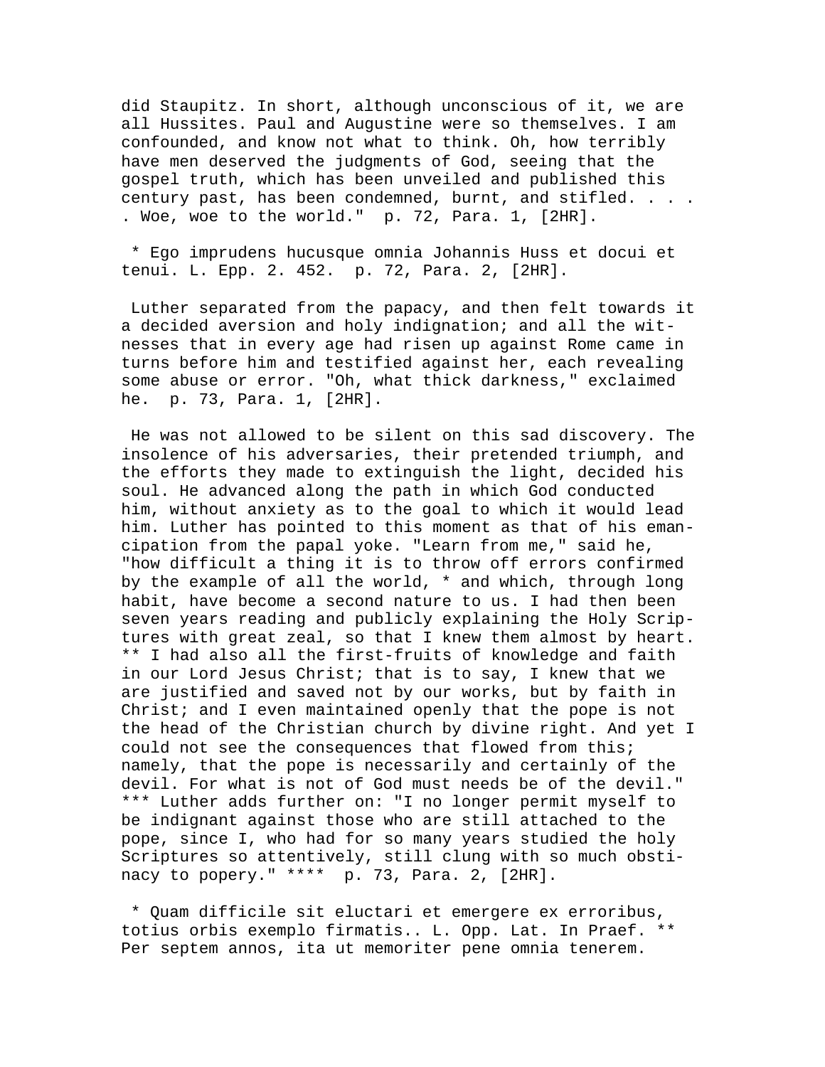did Staupitz. In short, although unconscious of it, we are all Hussites. Paul and Augustine were so themselves. I am confounded, and know not what to think. Oh, how terribly have men deserved the judgments of God, seeing that the gospel truth, which has been unveiled and published this century past, has been condemned, burnt, and stifled. . . . . Woe, woe to the world." p. 72, Para. 1, [2HR].

* Ego imprudens hucusque omnia Johannis Huss et docui et tenui. L. Epp. 2. 452. p. 72, Para. 2, [2HR].

Luther separated from the papacy, and then felt towards it a decided aversion and holy indignation; and all the witnesses that in every age had risen up against Rome came in turns before him and testified against her, each revealing some abuse or error. "Oh, what thick darkness," exclaimed he. p. 73, Para. 1, [2HR].

He was not allowed to be silent on this sad discovery. The insolence of his adversaries, their pretended triumph, and the efforts they made to extinguish the light, decided his soul. He advanced along the path in which God conducted him, without anxiety as to the goal to which it would lead him. Luther has pointed to this moment as that of his emancipation from the papal yoke. "Learn from me," said he, "how difficult a thing it is to throw off errors confirmed by the example of all the world, * and which, through long habit, have become a second nature to us. I had then been seven years reading and publicly explaining the Holy Scriptures with great zeal, so that I knew them almost by heart. ** I had also all the first-fruits of knowledge and faith in our Lord Jesus Christ; that is to say, I knew that we are justified and saved not by our works, but by faith in Christ; and I even maintained openly that the pope is not the head of the Christian church by divine right. And yet I could not see the consequences that flowed from this; namely, that the pope is necessarily and certainly of the devil. For what is not of God must needs be of the devil." *** Luther adds further on: "I no longer permit myself to be indignant against those who are still attached to the pope, since I, who had for so many years studied the holy Scriptures so attentively, still clung with so much obstinacy to popery." **** p. 73, Para. 2, [2HR].

* Quam difficile sit eluctari et emergere ex erroribus, totius orbis exemplo firmatis.. L. Opp. Lat. In Praef. ** Per septem annos, ita ut memoriter pene omnia tenerem.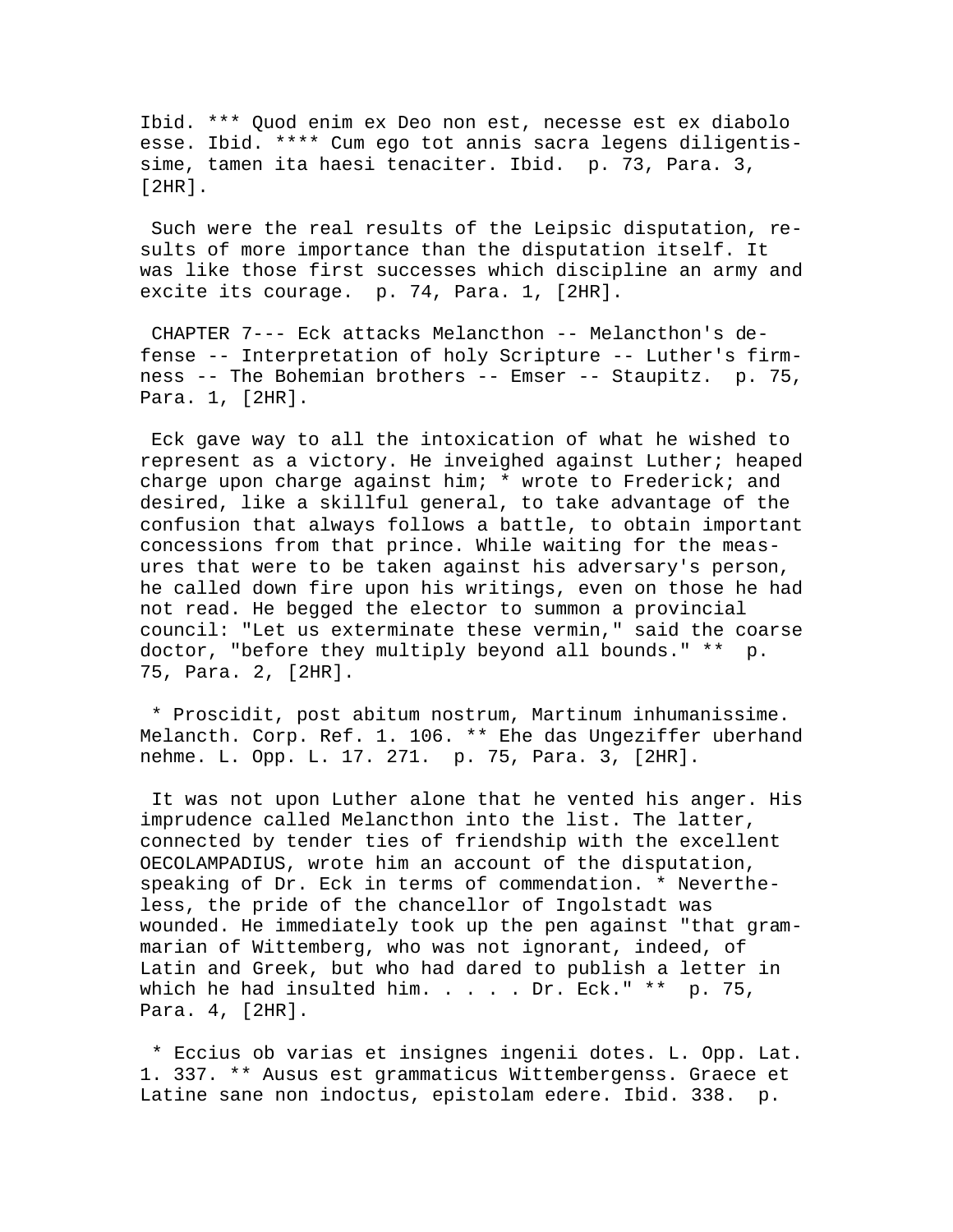Ibid. *** Quod enim ex Deo non est, necesse est ex diabolo esse. Ibid. **** Cum ego tot annis sacra legens diligentissime, tamen ita haesi tenaciter. Ibid. p. 73, Para. 3, [2HR].

Such were the real results of the Leipsic disputation, results of more importance than the disputation itself. It was like those first successes which discipline an army and excite its courage. p. 74, Para. 1, [2HR].

CHAPTER 7--- Eck attacks Melancthon -- Melancthon's defense -- Interpretation of holy Scripture -- Luther's firmness -- The Bohemian brothers -- Emser -- Staupitz. p. 75, Para. 1, [2HR].

Eck gave way to all the intoxication of what he wished to represent as a victory. He inveighed against Luther; heaped charge upon charge against him; * wrote to Frederick; and desired, like a skillful general, to take advantage of the confusion that always follows a battle, to obtain important concessions from that prince. While waiting for the measures that were to be taken against his adversary's person, he called down fire upon his writings, even on those he had not read. He begged the elector to summon a provincial council: "Let us exterminate these vermin," said the coarse doctor, "before they multiply beyond all bounds." ** p. 75, Para. 2, [2HR].

* Proscidit, post abitum nostrum, Martinum inhumanissime. Melancth. Corp. Ref. 1. 106. ** Ehe das Ungeziffer uberhand nehme. L. Opp. L. 17. 271. p. 75, Para. 3, [2HR].

It was not upon Luther alone that he vented his anger. His imprudence called Melancthon into the list. The latter, connected by tender ties of friendship with the excellent OECOLAMPADIUS, wrote him an account of the disputation, speaking of Dr. Eck in terms of commendation. * Nevertheless, the pride of the chancellor of Ingolstadt was wounded. He immediately took up the pen against "that grammarian of Wittemberg, who was not ignorant, indeed, of Latin and Greek, but who had dared to publish a letter in which he had insulted him. . . . . Dr. Eck." ** p. 75, Para. 4, [2HR].

* Eccius ob varias et insignes ingenii dotes. L. Opp. Lat. 1. 337. ** Ausus est grammaticus Wittembergenss. Graece et Latine sane non indoctus, epistolam edere. Ibid. 338. p.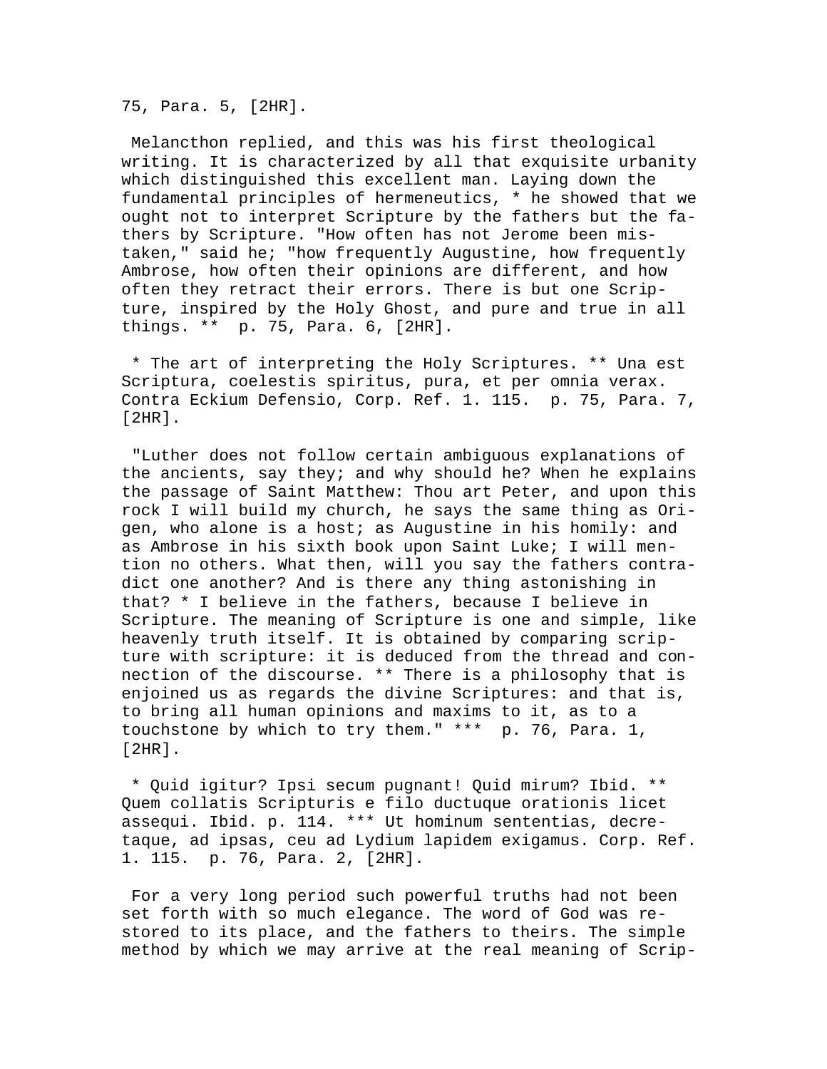75, Para. 5, [2HR].

Melancthon replied, and this was his first theological writing. It is characterized by all that exquisite urbanity which distinguished this excellent man. Laying down the fundamental principles of hermeneutics, * he showed that we ought not to interpret Scripture by the fathers but the fathers by Scripture. "How often has not Jerome been mistaken," said he; "how frequently Augustine, how frequently Ambrose, how often their opinions are different, and how often they retract their errors. There is but one Scripture, inspired by the Holy Ghost, and pure and true in all things. ** p. 75, Para. 6, [2HR].

* The art of interpreting the Holy Scriptures. ** Una est Scriptura, coelestis spiritus, pura, et per omnia verax. Contra Eckium Defensio, Corp. Ref. 1. 115. p. 75, Para. 7, [2HR].

"Luther does not follow certain ambiguous explanations of the ancients, say they; and why should he? When he explains the passage of Saint Matthew: Thou art Peter, and upon this rock I will build my church, he says the same thing as Origen, who alone is a host; as Augustine in his homily: and as Ambrose in his sixth book upon Saint Luke; I will mention no others. What then, will you say the fathers contradict one another? And is there any thing astonishing in that? * I believe in the fathers, because I believe in Scripture. The meaning of Scripture is one and simple, like heavenly truth itself. It is obtained by comparing scripture with scripture: it is deduced from the thread and connection of the discourse. ** There is a philosophy that is enjoined us as regards the divine Scriptures: and that is, to bring all human opinions and maxims to it, as to a touchstone by which to try them." *** p. 76, Para. 1, [2HR].

* Quid igitur? Ipsi secum pugnant! Quid mirum? Ibid. ** Quem collatis Scripturis e filo ductuque orationis licet assequi. Ibid. p. 114. *** Ut hominum sententias, decretaque, ad ipsas, ceu ad Lydium lapidem exigamus. Corp. Ref. 1. 115. p. 76, Para. 2, [2HR].

For a very long period such powerful truths had not been set forth with so much elegance. The word of God was restored to its place, and the fathers to theirs. The simple method by which we may arrive at the real meaning of Scrip-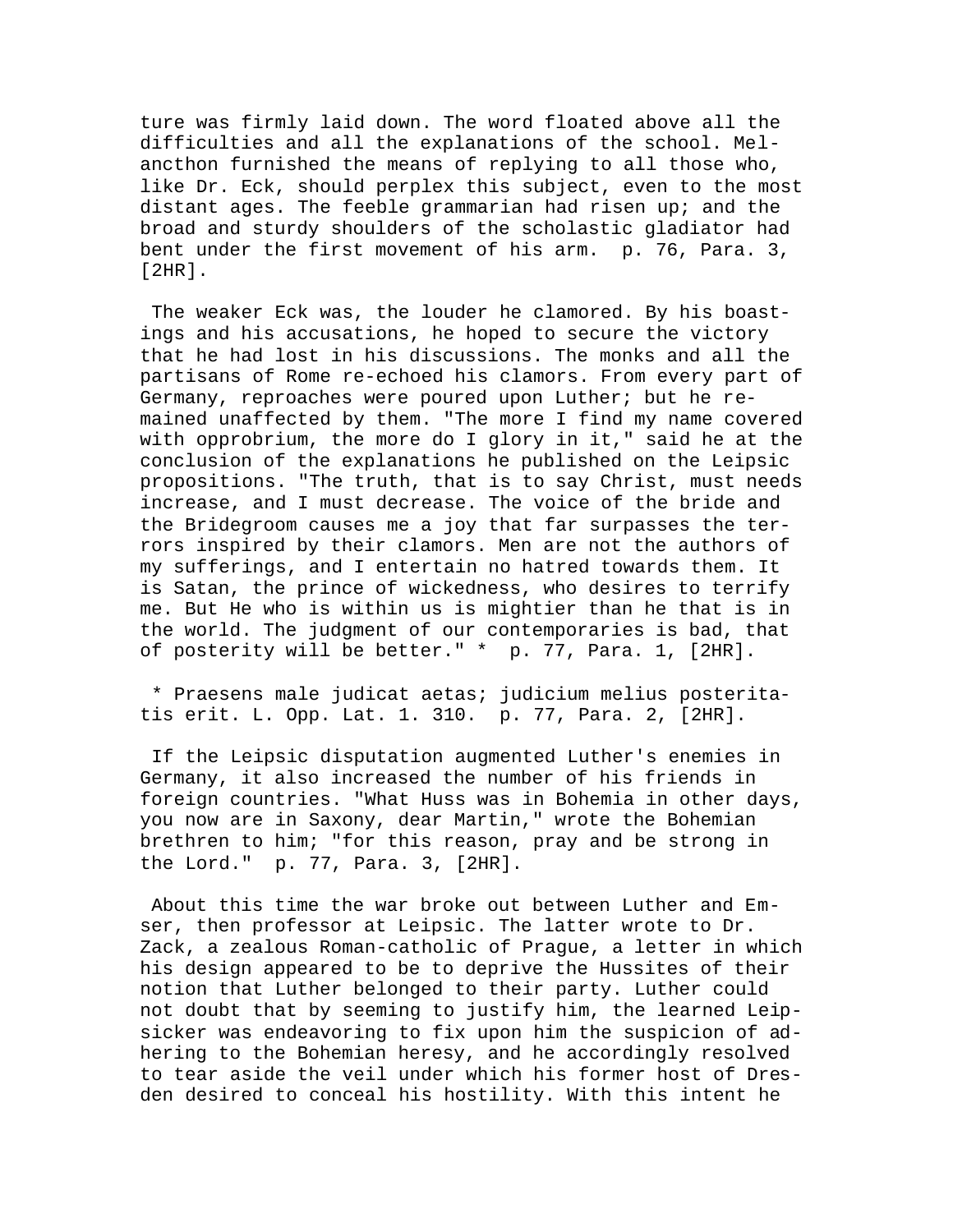ture was firmly laid down. The word floated above all the difficulties and all the explanations of the school. Melancthon furnished the means of replying to all those who, like Dr. Eck, should perplex this subject, even to the most distant ages. The feeble grammarian had risen up; and the broad and sturdy shoulders of the scholastic gladiator had bent under the first movement of his arm. p. 76, Para. 3, [2HR].

The weaker Eck was, the louder he clamored. By his boastings and his accusations, he hoped to secure the victory that he had lost in his discussions. The monks and all the partisans of Rome re-echoed his clamors. From every part of Germany, reproaches were poured upon Luther; but he remained unaffected by them. "The more I find my name covered with opprobrium, the more do I glory in it," said he at the conclusion of the explanations he published on the Leipsic propositions. "The truth, that is to say Christ, must needs increase, and I must decrease. The voice of the bride and the Bridegroom causes me a joy that far surpasses the terrors inspired by their clamors. Men are not the authors of my sufferings, and I entertain no hatred towards them. It is Satan, the prince of wickedness, who desires to terrify me. But He who is within us is mightier than he that is in the world. The judgment of our contemporaries is bad, that of posterity will be better." * p. 77, Para. 1, [2HR].

* Praesens male judicat aetas; judicium melius posteritatis erit. L. Opp. Lat. 1. 310. p. 77, Para. 2, [2HR].

If the Leipsic disputation augmented Luther's enemies in Germany, it also increased the number of his friends in foreign countries. "What Huss was in Bohemia in other days, you now are in Saxony, dear Martin," wrote the Bohemian brethren to him; "for this reason, pray and be strong in the Lord." p. 77, Para. 3, [2HR].

About this time the war broke out between Luther and Emser, then professor at Leipsic. The latter wrote to Dr. Zack, a zealous Roman-catholic of Prague, a letter in which his design appeared to be to deprive the Hussites of their notion that Luther belonged to their party. Luther could not doubt that by seeming to justify him, the learned Leipsicker was endeavoring to fix upon him the suspicion of adhering to the Bohemian heresy, and he accordingly resolved to tear aside the veil under which his former host of Dresden desired to conceal his hostility. With this intent he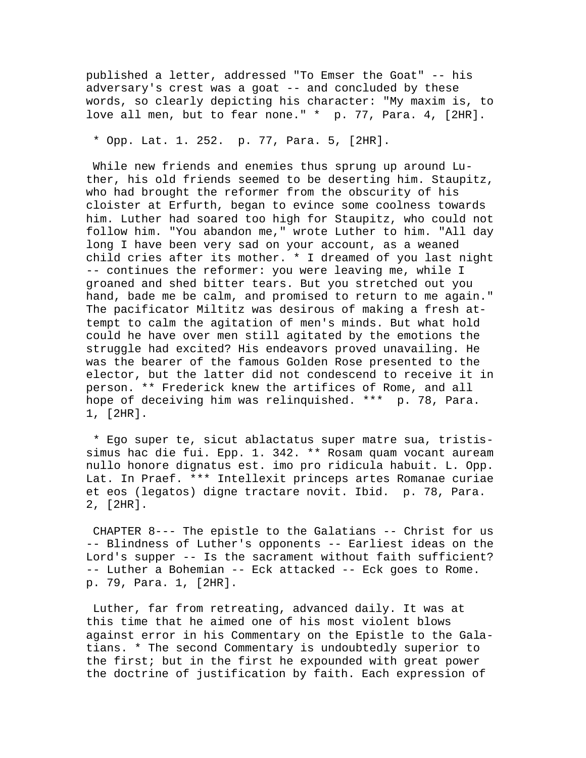published a letter, addressed "To Emser the Goat" -- his adversary's crest was a goat -- and concluded by these words, so clearly depicting his character: "My maxim is, to love all men, but to fear none." * p. 77, Para. 4, [2HR].

* Opp. Lat. 1. 252. p. 77, Para. 5, [2HR].

While new friends and enemies thus sprung up around Luther, his old friends seemed to be deserting him. Staupitz, who had brought the reformer from the obscurity of his cloister at Erfurth, began to evince some coolness towards him. Luther had soared too high for Staupitz, who could not follow him. "You abandon me," wrote Luther to him. "All day long I have been very sad on your account, as a weaned child cries after its mother. * I dreamed of you last night -- continues the reformer: you were leaving me, while I groaned and shed bitter tears. But you stretched out you hand, bade me be calm, and promised to return to me again." The pacificator Miltitz was desirous of making a fresh attempt to calm the agitation of men's minds. But what hold could he have over men still agitated by the emotions the struggle had excited? His endeavors proved unavailing. He was the bearer of the famous Golden Rose presented to the elector, but the latter did not condescend to receive it in person. ** Frederick knew the artifices of Rome, and all hope of deceiving him was relinquished. *** p. 78, Para. 1, [2HR].

* Ego super te, sicut ablactatus super matre sua, tristissimus hac die fui. Epp. 1. 342. ** Rosam quam vocant auream nullo honore dignatus est. imo pro ridicula habuit. L. Opp. Lat. In Praef. *** Intellexit princeps artes Romanae curiae et eos (legatos) digne tractare novit. Ibid. p. 78, Para. 2, [2HR].

CHAPTER 8--- The epistle to the Galatians -- Christ for us -- Blindness of Luther's opponents -- Earliest ideas on the Lord's supper -- Is the sacrament without faith sufficient? -- Luther a Bohemian -- Eck attacked -- Eck goes to Rome. p. 79, Para. 1, [2HR].

Luther, far from retreating, advanced daily. It was at this time that he aimed one of his most violent blows against error in his Commentary on the Epistle to the Galatians. * The second Commentary is undoubtedly superior to the first; but in the first he expounded with great power the doctrine of justification by faith. Each expression of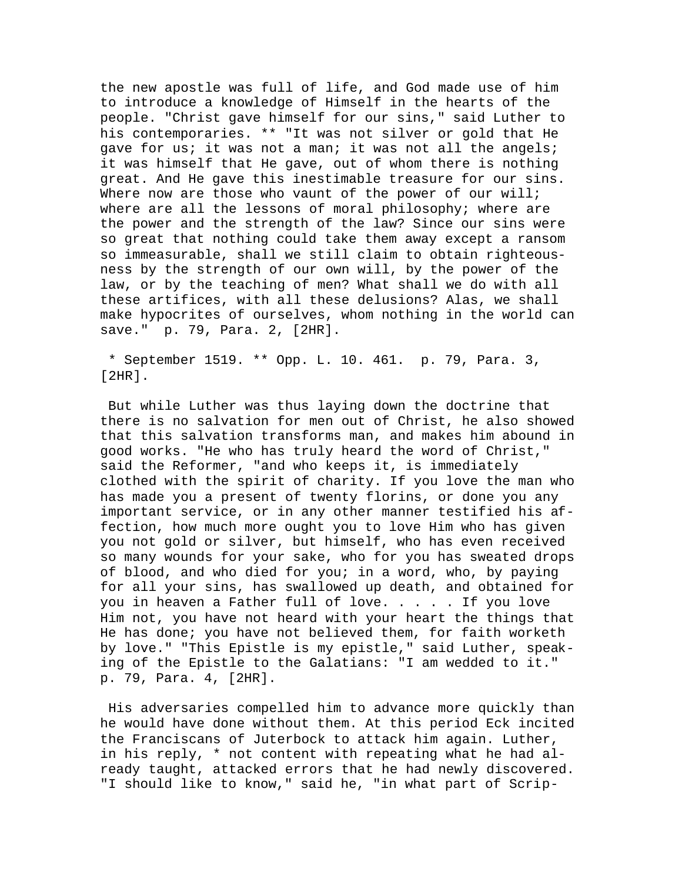the new apostle was full of life, and God made use of him to introduce a knowledge of Himself in the hearts of the people. "Christ gave himself for our sins," said Luther to his contemporaries. ** "It was not silver or gold that He gave for us; it was not a man; it was not all the angels; it was himself that He gave, out of whom there is nothing great. And He gave this inestimable treasure for our sins. Where now are those who vaunt of the power of our will; where are all the lessons of moral philosophy; where are the power and the strength of the law? Since our sins were so great that nothing could take them away except a ransom so immeasurable, shall we still claim to obtain righteousness by the strength of our own will, by the power of the law, or by the teaching of men? What shall we do with all these artifices, with all these delusions? Alas, we shall make hypocrites of ourselves, whom nothing in the world can save." p. 79, Para. 2, [2HR].

* September 1519. ** Opp. L. 10. 461. p. 79, Para. 3, [2HR].

But while Luther was thus laying down the doctrine that there is no salvation for men out of Christ, he also showed that this salvation transforms man, and makes him abound in good works. "He who has truly heard the word of Christ," said the Reformer, "and who keeps it, is immediately clothed with the spirit of charity. If you love the man who has made you a present of twenty florins, or done you any important service, or in any other manner testified his affection, how much more ought you to love Him who has given you not gold or silver, but himself, who has even received so many wounds for your sake, who for you has sweated drops of blood, and who died for you; in a word, who, by paying for all your sins, has swallowed up death, and obtained for you in heaven a Father full of love. . . . . If you love Him not, you have not heard with your heart the things that He has done; you have not believed them, for faith worketh by love." "This Epistle is my epistle," said Luther, speaking of the Epistle to the Galatians: "I am wedded to it." p. 79, Para. 4, [2HR].

His adversaries compelled him to advance more quickly than he would have done without them. At this period Eck incited the Franciscans of Juterbock to attack him again. Luther, in his reply, * not content with repeating what he had already taught, attacked errors that he had newly discovered. "I should like to know," said he, "in what part of Scrip-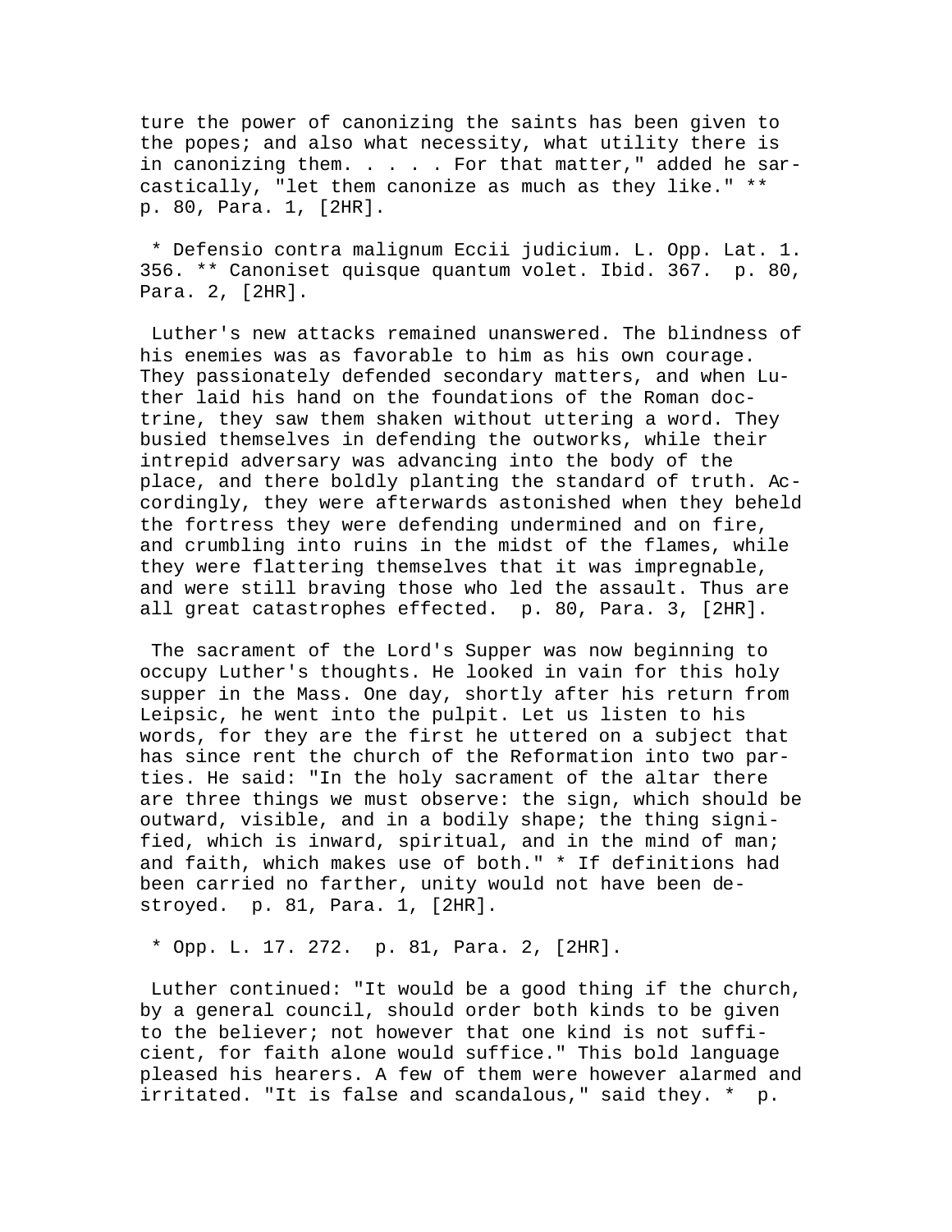ture the power of canonizing the saints has been given to the popes; and also what necessity, what utility there is in canonizing them. . . . . For that matter," added he sarcastically, "let them canonize as much as they like." ** p. 80, Para. 1, [2HR].

* Defensio contra malignum Eccii judicium. L. Opp. Lat. 1. 356. ** Canoniset quisque quantum volet. Ibid. 367. p. 80, Para. 2, [2HR].

Luther's new attacks remained unanswered. The blindness of his enemies was as favorable to him as his own courage. They passionately defended secondary matters, and when Luther laid his hand on the foundations of the Roman doctrine, they saw them shaken without uttering a word. They busied themselves in defending the outworks, while their intrepid adversary was advancing into the body of the place, and there boldly planting the standard of truth. Accordingly, they were afterwards astonished when they beheld the fortress they were defending undermined and on fire, and crumbling into ruins in the midst of the flames, while they were flattering themselves that it was impregnable, and were still braving those who led the assault. Thus are all great catastrophes effected. p. 80, Para. 3, [2HR].

The sacrament of the Lord's Supper was now beginning to occupy Luther's thoughts. He looked in vain for this holy supper in the Mass. One day, shortly after his return from Leipsic, he went into the pulpit. Let us listen to his words, for they are the first he uttered on a subject that has since rent the church of the Reformation into two parties. He said: "In the holy sacrament of the altar there are three things we must observe: the sign, which should be outward, visible, and in a bodily shape; the thing signified, which is inward, spiritual, and in the mind of man; and faith, which makes use of both." * If definitions had been carried no farther, unity would not have been destroyed. p. 81, Para. 1, [2HR].

* Opp. L. 17. 272. p. 81, Para. 2, [2HR].

Luther continued: "It would be a good thing if the church, by a general council, should order both kinds to be given to the believer; not however that one kind is not sufficient, for faith alone would suffice." This bold language pleased his hearers. A few of them were however alarmed and irritated. "It is false and scandalous," said they. * p.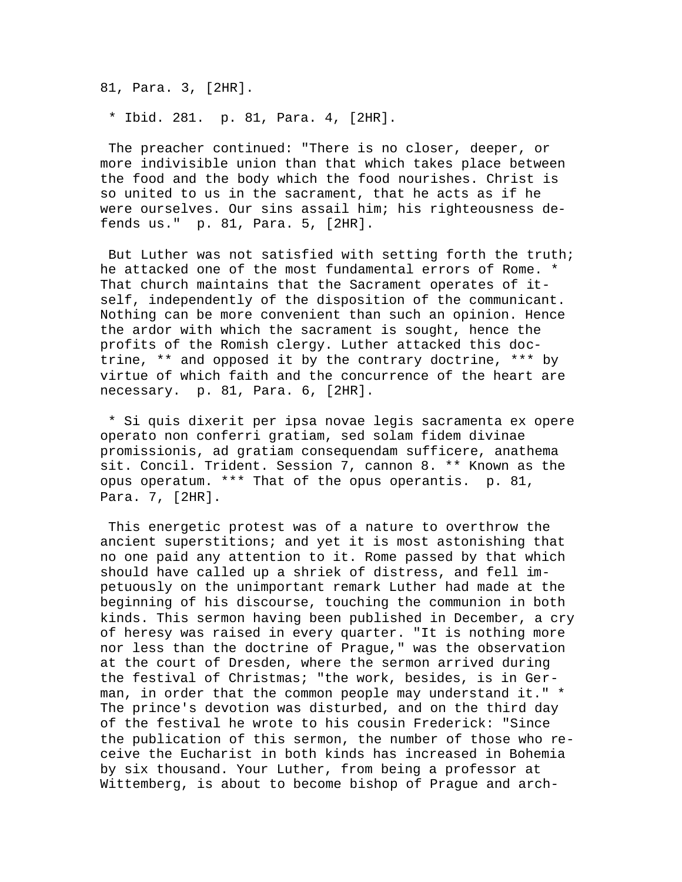81, Para. 3, [2HR].

* Ibid. 281. p. 81, Para. 4, [2HR].

The preacher continued: "There is no closer, deeper, or more indivisible union than that which takes place between the food and the body which the food nourishes. Christ is so united to us in the sacrament, that he acts as if he were ourselves. Our sins assail him; his righteousness defends us." p. 81, Para. 5, [2HR].

But Luther was not satisfied with setting forth the truth; he attacked one of the most fundamental errors of Rome. * That church maintains that the Sacrament operates of itself, independently of the disposition of the communicant. Nothing can be more convenient than such an opinion. Hence the ardor with which the sacrament is sought, hence the profits of the Romish clergy. Luther attacked this doctrine, ** and opposed it by the contrary doctrine, *** by virtue of which faith and the concurrence of the heart are necessary. p. 81, Para. 6, [2HR].

* Si quis dixerit per ipsa novae legis sacramenta ex opere operato non conferri gratiam, sed solam fidem divinae promissionis, ad gratiam consequendam sufficere, anathema sit. Concil. Trident. Session 7, cannon 8. ** Known as the opus operatum. *** That of the opus operantis. p. 81, Para. 7, [2HR].

This energetic protest was of a nature to overthrow the ancient superstitions; and yet it is most astonishing that no one paid any attention to it. Rome passed by that which should have called up a shriek of distress, and fell impetuously on the unimportant remark Luther had made at the beginning of his discourse, touching the communion in both kinds. This sermon having been published in December, a cry of heresy was raised in every quarter. "It is nothing more nor less than the doctrine of Prague," was the observation at the court of Dresden, where the sermon arrived during the festival of Christmas; "the work, besides, is in German, in order that the common people may understand it." * The prince's devotion was disturbed, and on the third day of the festival he wrote to his cousin Frederick: "Since the publication of this sermon, the number of those who receive the Eucharist in both kinds has increased in Bohemia by six thousand. Your Luther, from being a professor at Wittemberg, is about to become bishop of Prague and arch-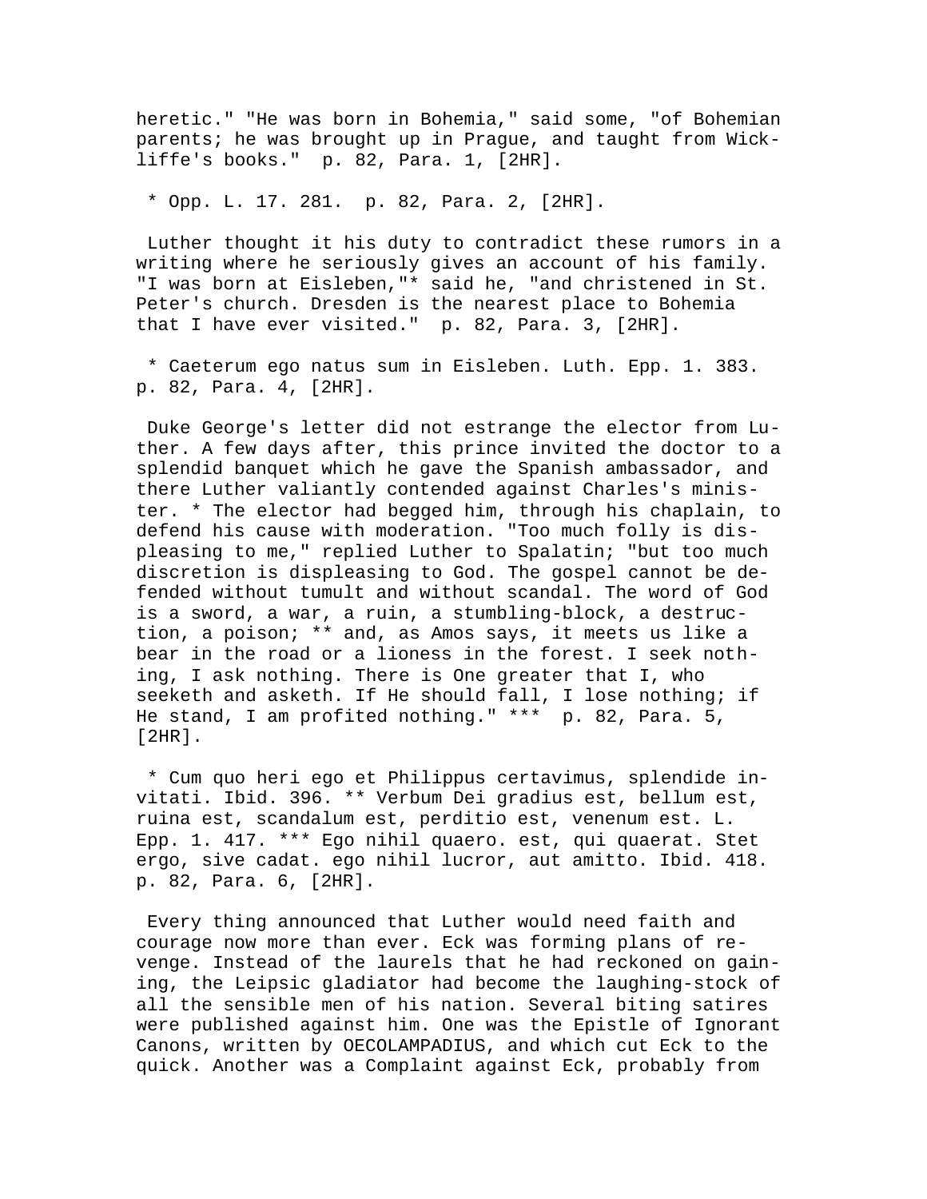heretic." "He was born in Bohemia," said some, "of Bohemian parents; he was brought up in Prague, and taught from Wickliffe's books." p. 82, Para. 1, [2HR].

* Opp. L. 17. 281. p. 82, Para. 2, [2HR].

Luther thought it his duty to contradict these rumors in a writing where he seriously gives an account of his family. "I was born at Eisleben,"* said he, "and christened in St. Peter's church. Dresden is the nearest place to Bohemia that I have ever visited." p. 82, Para. 3, [2HR].

* Caeterum ego natus sum in Eisleben. Luth. Epp. 1. 383. p. 82, Para. 4, [2HR].

Duke George's letter did not estrange the elector from Luther. A few days after, this prince invited the doctor to a splendid banquet which he gave the Spanish ambassador, and there Luther valiantly contended against Charles's minister. * The elector had begged him, through his chaplain, to defend his cause with moderation. "Too much folly is displeasing to me," replied Luther to Spalatin; "but too much discretion is displeasing to God. The gospel cannot be defended without tumult and without scandal. The word of God is a sword, a war, a ruin, a stumbling-block, a destruction, a poison; ** and, as Amos says, it meets us like a bear in the road or a lioness in the forest. I seek nothing, I ask nothing. There is One greater that I, who seeketh and asketh. If He should fall, I lose nothing; if He stand, I am profited nothing." *** p. 82, Para. 5, [2HR].

* Cum quo heri ego et Philippus certavimus, splendide invitati. Ibid. 396. ** Verbum Dei gradius est, bellum est, ruina est, scandalum est, perditio est, venenum est. L. Epp. 1. 417. *** Ego nihil quaero. est, qui quaerat. Stet ergo, sive cadat. ego nihil lucror, aut amitto. Ibid. 418. p. 82, Para. 6, [2HR].

Every thing announced that Luther would need faith and courage now more than ever. Eck was forming plans of revenge. Instead of the laurels that he had reckoned on gaining, the Leipsic gladiator had become the laughing-stock of all the sensible men of his nation. Several biting satires were published against him. One was the Epistle of Ignorant Canons, written by OECOLAMPADIUS, and which cut Eck to the quick. Another was a Complaint against Eck, probably from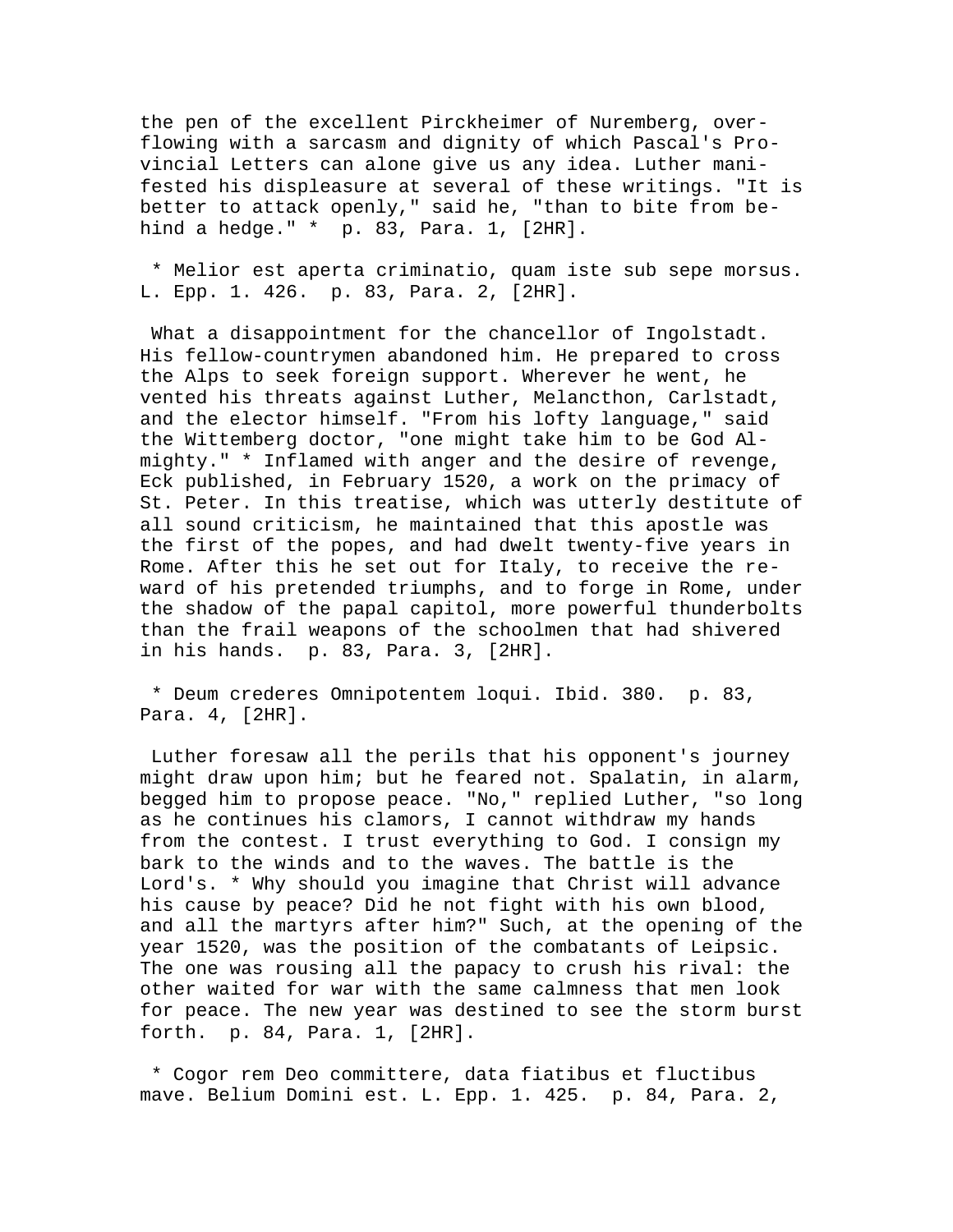the pen of the excellent Pirckheimer of Nuremberg, overflowing with a sarcasm and dignity of which Pascal's Provincial Letters can alone give us any idea. Luther manifested his displeasure at several of these writings. "It is better to attack openly," said he, "than to bite from behind a hedge." * p. 83, Para. 1, [2HR].

* Melior est aperta criminatio, quam iste sub sepe morsus. L. Epp. 1. 426. p. 83, Para. 2, [2HR].

What a disappointment for the chancellor of Ingolstadt. His fellow-countrymen abandoned him. He prepared to cross the Alps to seek foreign support. Wherever he went, he vented his threats against Luther, Melancthon, Carlstadt, and the elector himself. "From his lofty language," said the Wittemberg doctor, "one might take him to be God Almighty." * Inflamed with anger and the desire of revenge, Eck published, in February 1520, a work on the primacy of St. Peter. In this treatise, which was utterly destitute of all sound criticism, he maintained that this apostle was the first of the popes, and had dwelt twenty-five years in Rome. After this he set out for Italy, to receive the reward of his pretended triumphs, and to forge in Rome, under the shadow of the papal capitol, more powerful thunderbolts than the frail weapons of the schoolmen that had shivered in his hands. p. 83, Para. 3, [2HR].

* Deum crederes Omnipotentem loqui. Ibid. 380. p. 83, Para. 4, [2HR].

Luther foresaw all the perils that his opponent's journey might draw upon him; but he feared not. Spalatin, in alarm, begged him to propose peace. "No," replied Luther, "so long as he continues his clamors, I cannot withdraw my hands from the contest. I trust everything to God. I consign my bark to the winds and to the waves. The battle is the Lord's. * Why should you imagine that Christ will advance his cause by peace? Did he not fight with his own blood, and all the martyrs after him?" Such, at the opening of the year 1520, was the position of the combatants of Leipsic. The one was rousing all the papacy to crush his rival: the other waited for war with the same calmness that men look for peace. The new year was destined to see the storm burst forth. p. 84, Para. 1, [2HR].

* Cogor rem Deo committere, data fiatibus et fluctibus mave. Belium Domini est. L. Epp. 1. 425. p. 84, Para. 2,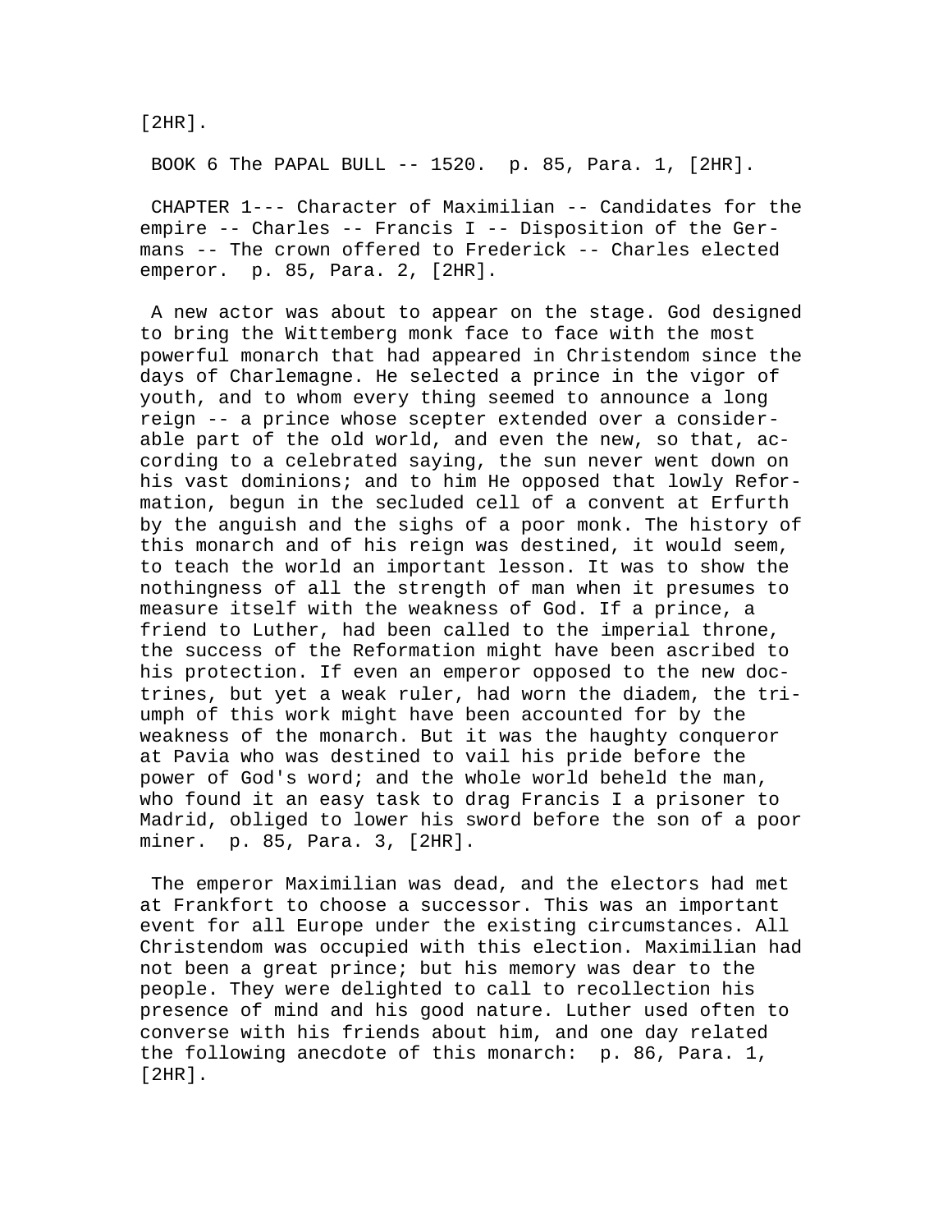[2HR].

BOOK 6 The PAPAL BULL -- 1520. p. 85, Para. 1, [2HR].

CHAPTER 1--- Character of Maximilian -- Candidates for the empire -- Charles -- Francis I -- Disposition of the Germans -- The crown offered to Frederick -- Charles elected emperor. p. 85, Para. 2, [2HR].

A new actor was about to appear on the stage. God designed to bring the Wittemberg monk face to face with the most powerful monarch that had appeared in Christendom since the days of Charlemagne. He selected a prince in the vigor of youth, and to whom every thing seemed to announce a long reign -- a prince whose scepter extended over a considerable part of the old world, and even the new, so that, according to a celebrated saying, the sun never went down on his vast dominions; and to him He opposed that lowly Reformation, begun in the secluded cell of a convent at Erfurth by the anguish and the sighs of a poor monk. The history of this monarch and of his reign was destined, it would seem, to teach the world an important lesson. It was to show the nothingness of all the strength of man when it presumes to measure itself with the weakness of God. If a prince, a friend to Luther, had been called to the imperial throne, the success of the Reformation might have been ascribed to his protection. If even an emperor opposed to the new doctrines, but yet a weak ruler, had worn the diadem, the triumph of this work might have been accounted for by the weakness of the monarch. But it was the haughty conqueror at Pavia who was destined to vail his pride before the power of God's word; and the whole world beheld the man, who found it an easy task to drag Francis I a prisoner to Madrid, obliged to lower his sword before the son of a poor miner. p. 85, Para. 3, [2HR].

The emperor Maximilian was dead, and the electors had met at Frankfort to choose a successor. This was an important event for all Europe under the existing circumstances. All Christendom was occupied with this election. Maximilian had not been a great prince; but his memory was dear to the people. They were delighted to call to recollection his presence of mind and his good nature. Luther used often to converse with his friends about him, and one day related the following anecdote of this monarch: p. 86, Para. 1, [2HR].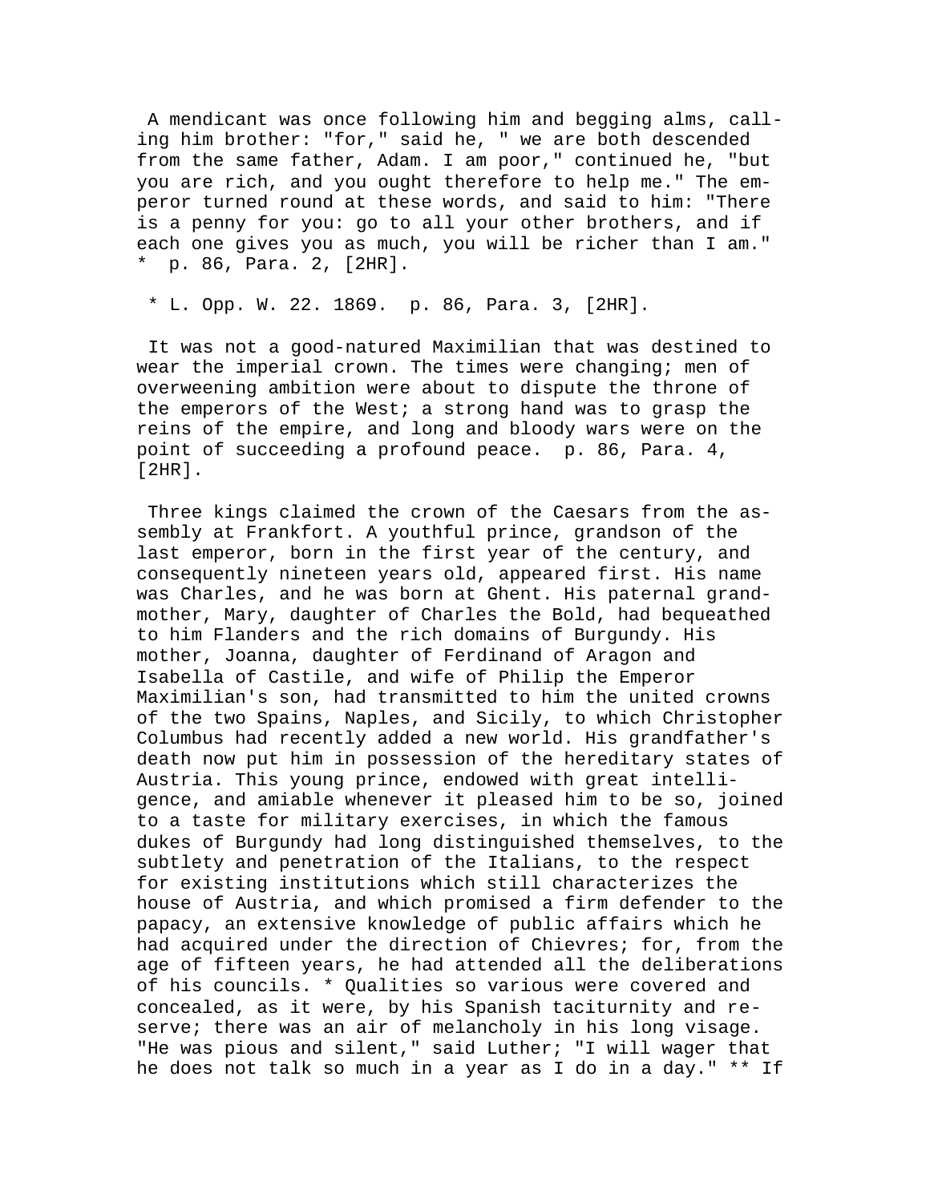A mendicant was once following him and begging alms, calling him brother: "for," said he, " we are both descended from the same father, Adam. I am poor," continued he, "but you are rich, and you ought therefore to help me." The emperor turned round at these words, and said to him: "There is a penny for you: go to all your other brothers, and if each one gives you as much, you will be richer than I am." * p. 86, Para. 2, [2HR].

* L. Opp. W. 22. 1869. p. 86, Para. 3, [2HR].

It was not a good-natured Maximilian that was destined to wear the imperial crown. The times were changing; men of overweening ambition were about to dispute the throne of the emperors of the West; a strong hand was to grasp the reins of the empire, and long and bloody wars were on the point of succeeding a profound peace. p. 86, Para. 4, [2HR].

Three kings claimed the crown of the Caesars from the assembly at Frankfort. A youthful prince, grandson of the last emperor, born in the first year of the century, and consequently nineteen years old, appeared first. His name was Charles, and he was born at Ghent. His paternal grandmother, Mary, daughter of Charles the Bold, had bequeathed to him Flanders and the rich domains of Burgundy. His mother, Joanna, daughter of Ferdinand of Aragon and Isabella of Castile, and wife of Philip the Emperor Maximilian's son, had transmitted to him the united crowns of the two Spains, Naples, and Sicily, to which Christopher Columbus had recently added a new world. His grandfather's death now put him in possession of the hereditary states of Austria. This young prince, endowed with great intelligence, and amiable whenever it pleased him to be so, joined to a taste for military exercises, in which the famous dukes of Burgundy had long distinguished themselves, to the subtlety and penetration of the Italians, to the respect for existing institutions which still characterizes the house of Austria, and which promised a firm defender to the papacy, an extensive knowledge of public affairs which he had acquired under the direction of Chievres; for, from the age of fifteen years, he had attended all the deliberations of his councils. * Qualities so various were covered and concealed, as it were, by his Spanish taciturnity and reserve; there was an air of melancholy in his long visage. "He was pious and silent," said Luther; "I will wager that he does not talk so much in a year as I do in a day." ** If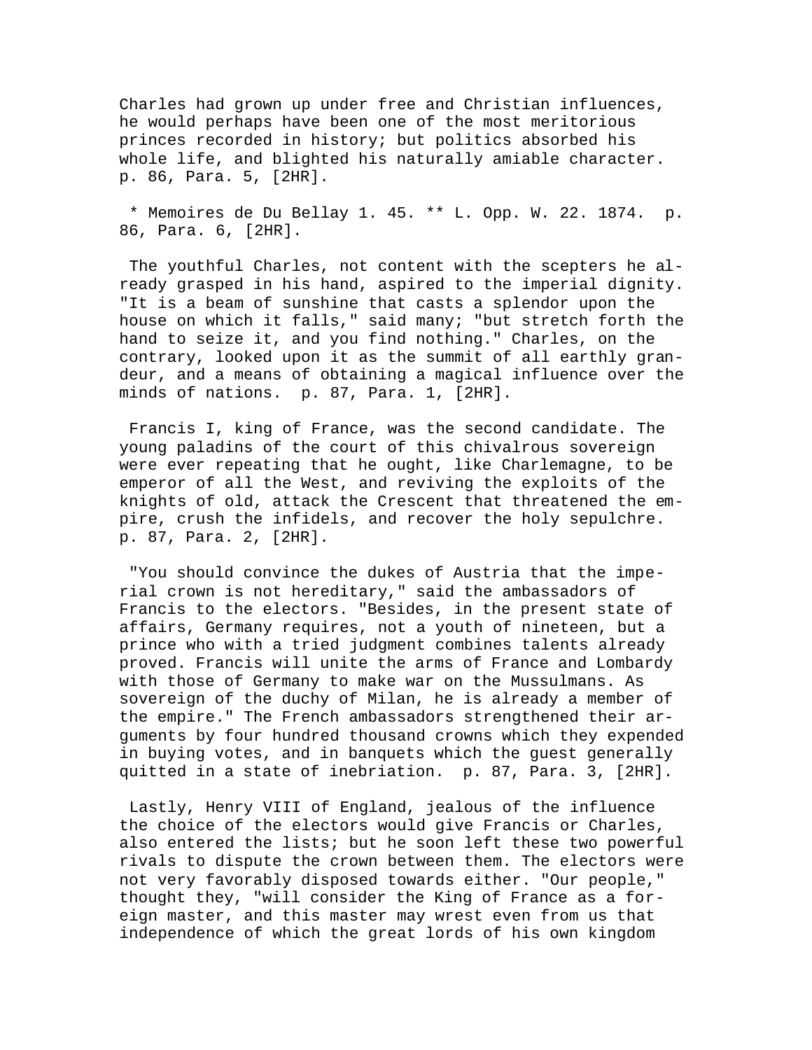Charles had grown up under free and Christian influences, he would perhaps have been one of the most meritorious princes recorded in history; but politics absorbed his whole life, and blighted his naturally amiable character. p. 86, Para. 5, [2HR].

* Memoires de Du Bellay 1. 45. ** L. Opp. W. 22. 1874. p. 86, Para. 6, [2HR].

The youthful Charles, not content with the scepters he already grasped in his hand, aspired to the imperial dignity. "It is a beam of sunshine that casts a splendor upon the house on which it falls," said many; "but stretch forth the hand to seize it, and you find nothing." Charles, on the contrary, looked upon it as the summit of all earthly grandeur, and a means of obtaining a magical influence over the minds of nations. p. 87, Para. 1, [2HR].

Francis I, king of France, was the second candidate. The young paladins of the court of this chivalrous sovereign were ever repeating that he ought, like Charlemagne, to be emperor of all the West, and reviving the exploits of the knights of old, attack the Crescent that threatened the empire, crush the infidels, and recover the holy sepulchre. p. 87, Para. 2, [2HR].

"You should convince the dukes of Austria that the imperial crown is not hereditary," said the ambassadors of Francis to the electors. "Besides, in the present state of affairs, Germany requires, not a youth of nineteen, but a prince who with a tried judgment combines talents already proved. Francis will unite the arms of France and Lombardy with those of Germany to make war on the Mussulmans. As sovereign of the duchy of Milan, he is already a member of the empire." The French ambassadors strengthened their arguments by four hundred thousand crowns which they expended in buying votes, and in banquets which the guest generally quitted in a state of inebriation. p. 87, Para. 3, [2HR].

Lastly, Henry VIII of England, jealous of the influence the choice of the electors would give Francis or Charles, also entered the lists; but he soon left these two powerful rivals to dispute the crown between them. The electors were not very favorably disposed towards either. "Our people," thought they, "will consider the King of France as a foreign master, and this master may wrest even from us that independence of which the great lords of his own kingdom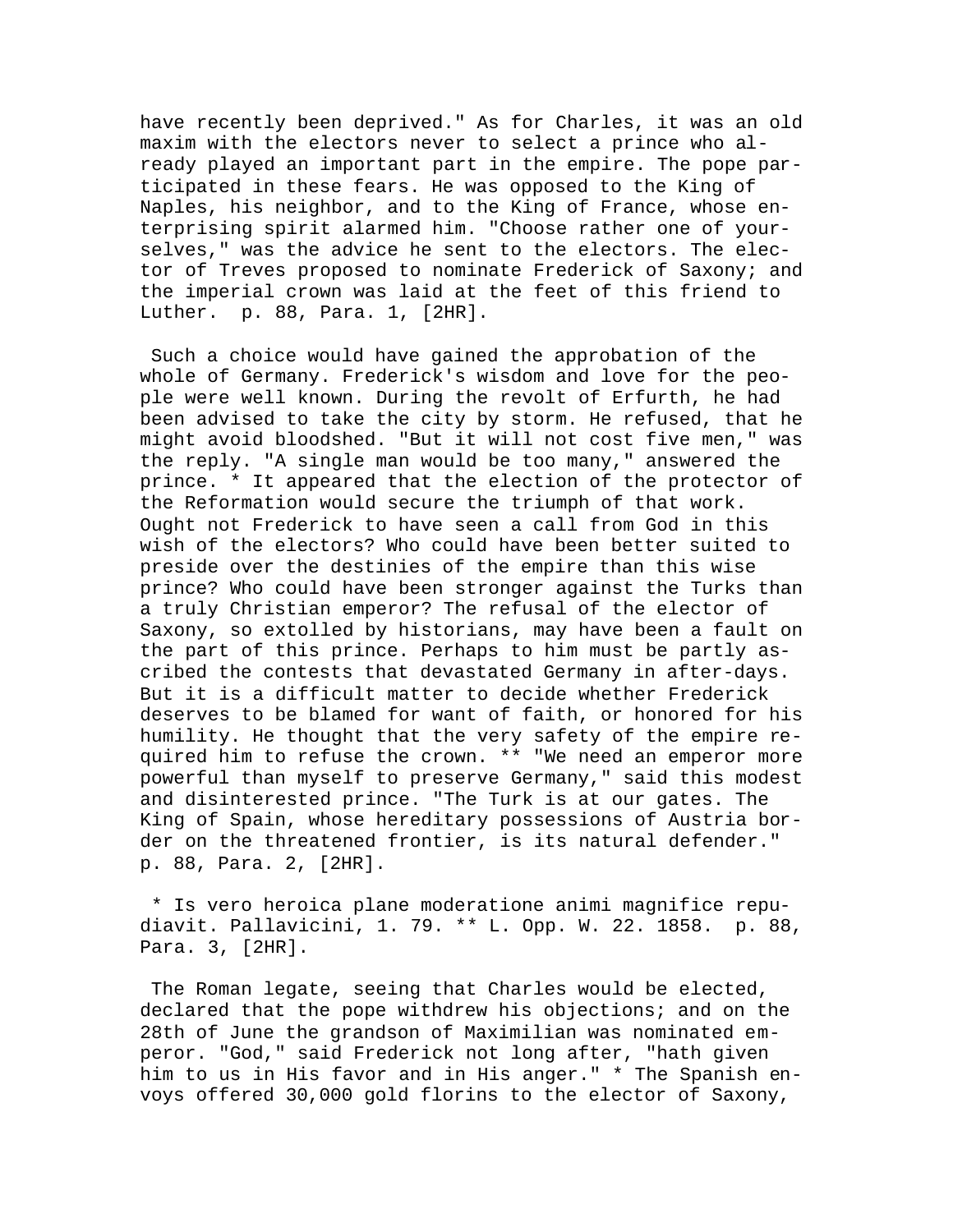have recently been deprived." As for Charles, it was an old maxim with the electors never to select a prince who already played an important part in the empire. The pope participated in these fears. He was opposed to the King of Naples, his neighbor, and to the King of France, whose enterprising spirit alarmed him. "Choose rather one of yourselves," was the advice he sent to the electors. The elector of Treves proposed to nominate Frederick of Saxony; and the imperial crown was laid at the feet of this friend to Luther. p. 88, Para. 1, [2HR].

Such a choice would have gained the approbation of the whole of Germany. Frederick's wisdom and love for the people were well known. During the revolt of Erfurth, he had been advised to take the city by storm. He refused, that he might avoid bloodshed. "But it will not cost five men," was the reply. "A single man would be too many," answered the prince. * It appeared that the election of the protector of the Reformation would secure the triumph of that work. Ought not Frederick to have seen a call from God in this wish of the electors? Who could have been better suited to preside over the destinies of the empire than this wise prince? Who could have been stronger against the Turks than a truly Christian emperor? The refusal of the elector of Saxony, so extolled by historians, may have been a fault on the part of this prince. Perhaps to him must be partly ascribed the contests that devastated Germany in after-days. But it is a difficult matter to decide whether Frederick deserves to be blamed for want of faith, or honored for his humility. He thought that the very safety of the empire required him to refuse the crown. ** "We need an emperor more powerful than myself to preserve Germany," said this modest and disinterested prince. "The Turk is at our gates. The King of Spain, whose hereditary possessions of Austria border on the threatened frontier, is its natural defender." p. 88, Para. 2, [2HR].

* Is vero heroica plane moderatione animi magnifice repudiavit. Pallavicini, 1. 79. ** L. Opp. W. 22. 1858. p. 88, Para. 3, [2HR].

The Roman legate, seeing that Charles would be elected, declared that the pope withdrew his objections; and on the 28th of June the grandson of Maximilian was nominated emperor. "God," said Frederick not long after, "hath given him to us in His favor and in His anger." * The Spanish envoys offered 30,000 gold florins to the elector of Saxony,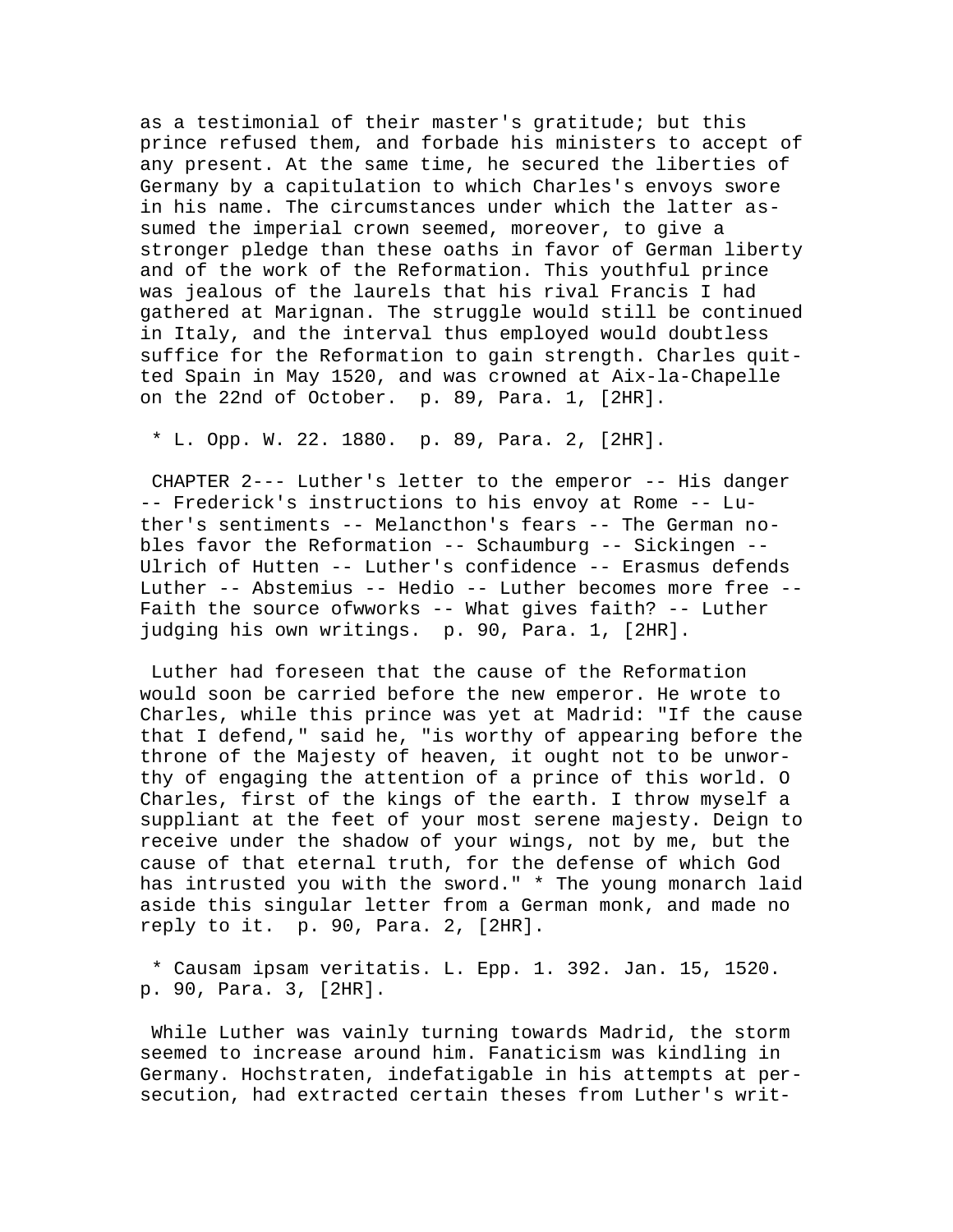as a testimonial of their master's gratitude; but this prince refused them, and forbade his ministers to accept of any present. At the same time, he secured the liberties of Germany by a capitulation to which Charles's envoys swore in his name. The circumstances under which the latter assumed the imperial crown seemed, moreover, to give a stronger pledge than these oaths in favor of German liberty and of the work of the Reformation. This youthful prince was jealous of the laurels that his rival Francis I had gathered at Marignan. The struggle would still be continued in Italy, and the interval thus employed would doubtless suffice for the Reformation to gain strength. Charles quitted Spain in May 1520, and was crowned at Aix-la-Chapelle on the 22nd of October. p. 89, Para. 1, [2HR].

* L. Opp. W. 22. 1880. p. 89, Para. 2, [2HR].

CHAPTER 2--- Luther's letter to the emperor -- His danger -- Frederick's instructions to his envoy at Rome -- Luther's sentiments -- Melancthon's fears -- The German nobles favor the Reformation -- Schaumburg -- Sickingen -- Ulrich of Hutten -- Luther's confidence -- Erasmus defends Luther -- Abstemius -- Hedio -- Luther becomes more free -- Faith the source ofwworks -- What gives faith? -- Luther judging his own writings. p. 90, Para. 1, [2HR].

Luther had foreseen that the cause of the Reformation would soon be carried before the new emperor. He wrote to Charles, while this prince was yet at Madrid: "If the cause that I defend," said he, "is worthy of appearing before the throne of the Majesty of heaven, it ought not to be unworthy of engaging the attention of a prince of this world. O Charles, first of the kings of the earth. I throw myself a suppliant at the feet of your most serene majesty. Deign to receive under the shadow of your wings, not by me, but the cause of that eternal truth, for the defense of which God has intrusted you with the sword." * The young monarch laid aside this singular letter from a German monk, and made no reply to it. p. 90, Para. 2, [2HR].

* Causam ipsam veritatis. L. Epp. 1. 392. Jan. 15, 1520. p. 90, Para. 3, [2HR].

While Luther was vainly turning towards Madrid, the storm seemed to increase around him. Fanaticism was kindling in Germany. Hochstraten, indefatigable in his attempts at persecution, had extracted certain theses from Luther's writ-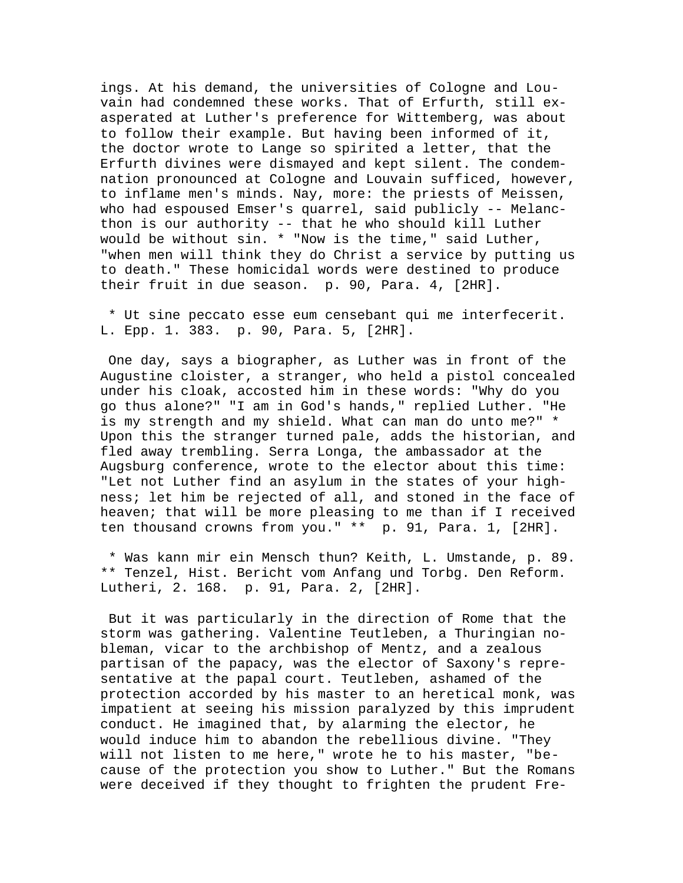ings. At his demand, the universities of Cologne and Louvain had condemned these works. That of Erfurth, still exasperated at Luther's preference for Wittemberg, was about to follow their example. But having been informed of it, the doctor wrote to Lange so spirited a letter, that the Erfurth divines were dismayed and kept silent. The condemnation pronounced at Cologne and Louvain sufficed, however, to inflame men's minds. Nay, more: the priests of Meissen, who had espoused Emser's quarrel, said publicly -- Melancthon is our authority -- that he who should kill Luther would be without sin. * "Now is the time," said Luther, "when men will think they do Christ a service by putting us to death." These homicidal words were destined to produce their fruit in due season. p. 90, Para. 4, [2HR].

* Ut sine peccato esse eum censebant qui me interfecerit. L. Epp. 1. 383. p. 90, Para. 5, [2HR].

One day, says a biographer, as Luther was in front of the Augustine cloister, a stranger, who held a pistol concealed under his cloak, accosted him in these words: "Why do you go thus alone?" "I am in God's hands," replied Luther. "He is my strength and my shield. What can man do unto me?" * Upon this the stranger turned pale, adds the historian, and fled away trembling. Serra Longa, the ambassador at the Augsburg conference, wrote to the elector about this time: "Let not Luther find an asylum in the states of your highness; let him be rejected of all, and stoned in the face of heaven; that will be more pleasing to me than if I received ten thousand crowns from you." ** p. 91, Para. 1, [2HR].

* Was kann mir ein Mensch thun? Keith, L. Umstande, p. 89. ** Tenzel, Hist. Bericht vom Anfang und Torbg. Den Reform. Lutheri, 2. 168. p. 91, Para. 2, [2HR].

But it was particularly in the direction of Rome that the storm was gathering. Valentine Teutleben, a Thuringian nobleman, vicar to the archbishop of Mentz, and a zealous partisan of the papacy, was the elector of Saxony's representative at the papal court. Teutleben, ashamed of the protection accorded by his master to an heretical monk, was impatient at seeing his mission paralyzed by this imprudent conduct. He imagined that, by alarming the elector, he would induce him to abandon the rebellious divine. "They will not listen to me here," wrote he to his master, "because of the protection you show to Luther." But the Romans were deceived if they thought to frighten the prudent Fre-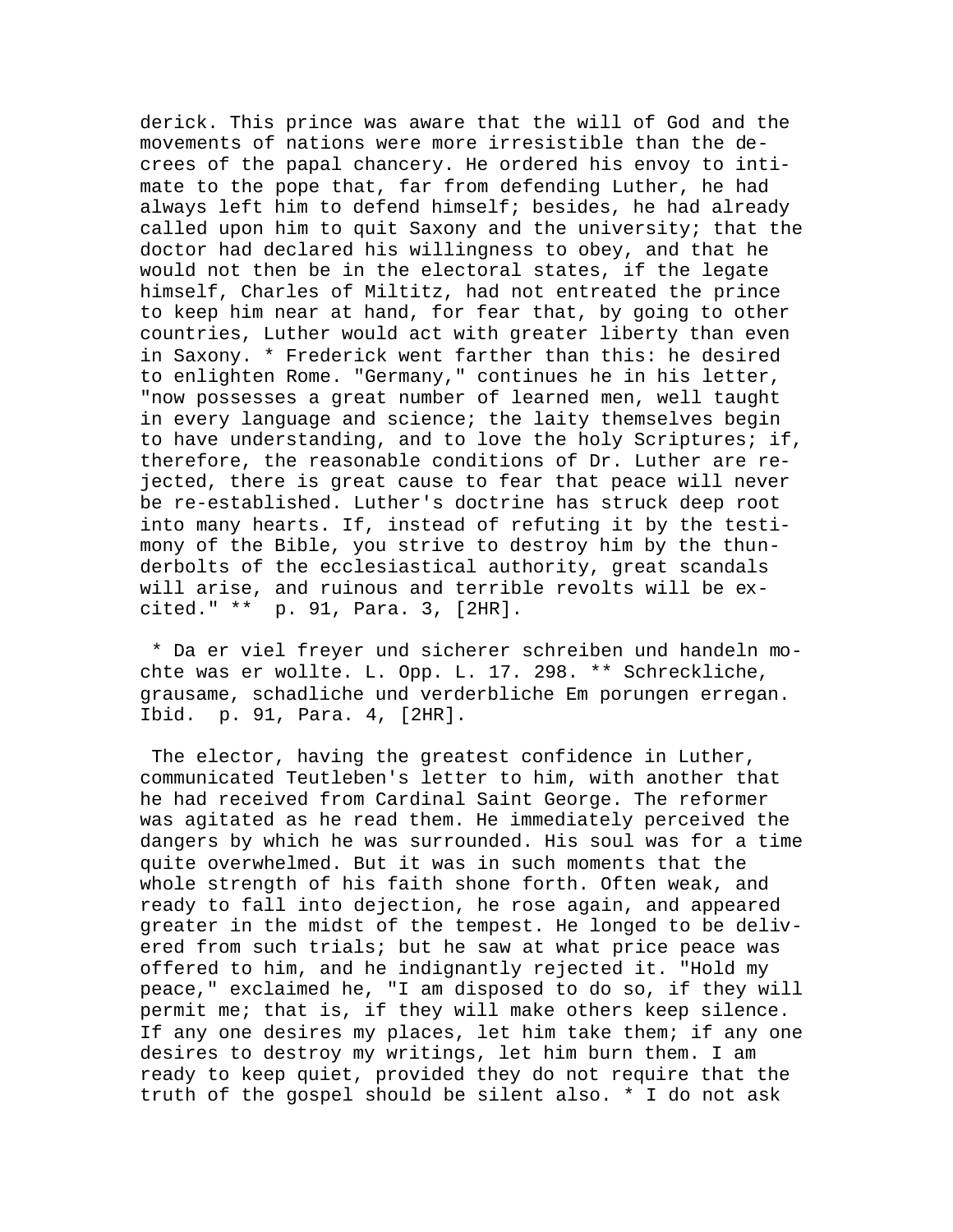derick. This prince was aware that the will of God and the movements of nations were more irresistible than the decrees of the papal chancery. He ordered his envoy to intimate to the pope that, far from defending Luther, he had always left him to defend himself; besides, he had already called upon him to quit Saxony and the university; that the doctor had declared his willingness to obey, and that he would not then be in the electoral states, if the legate himself, Charles of Miltitz, had not entreated the prince to keep him near at hand, for fear that, by going to other countries, Luther would act with greater liberty than even in Saxony. * Frederick went farther than this: he desired to enlighten Rome. "Germany," continues he in his letter, "now possesses a great number of learned men, well taught in every language and science; the laity themselves begin to have understanding, and to love the holy Scriptures; if, therefore, the reasonable conditions of Dr. Luther are rejected, there is great cause to fear that peace will never be re-established. Luther's doctrine has struck deep root into many hearts. If, instead of refuting it by the testimony of the Bible, you strive to destroy him by the thunderbolts of the ecclesiastical authority, great scandals will arise, and ruinous and terrible revolts will be excited." ** p. 91, Para. 3, [2HR].

* Da er viel freyer und sicherer schreiben und handeln mochte was er wollte. L. Opp. L. 17. 298. ** Schreckliche, grausame, schadliche und verderbliche Em porungen erregan. Ibid. p. 91, Para. 4, [2HR].

The elector, having the greatest confidence in Luther, communicated Teutleben's letter to him, with another that he had received from Cardinal Saint George. The reformer was agitated as he read them. He immediately perceived the dangers by which he was surrounded. His soul was for a time quite overwhelmed. But it was in such moments that the whole strength of his faith shone forth. Often weak, and ready to fall into dejection, he rose again, and appeared greater in the midst of the tempest. He longed to be delivered from such trials; but he saw at what price peace was offered to him, and he indignantly rejected it. "Hold my peace," exclaimed he, "I am disposed to do so, if they will permit me; that is, if they will make others keep silence. If any one desires my places, let him take them; if any one desires to destroy my writings, let him burn them. I am ready to keep quiet, provided they do not require that the truth of the gospel should be silent also. * I do not ask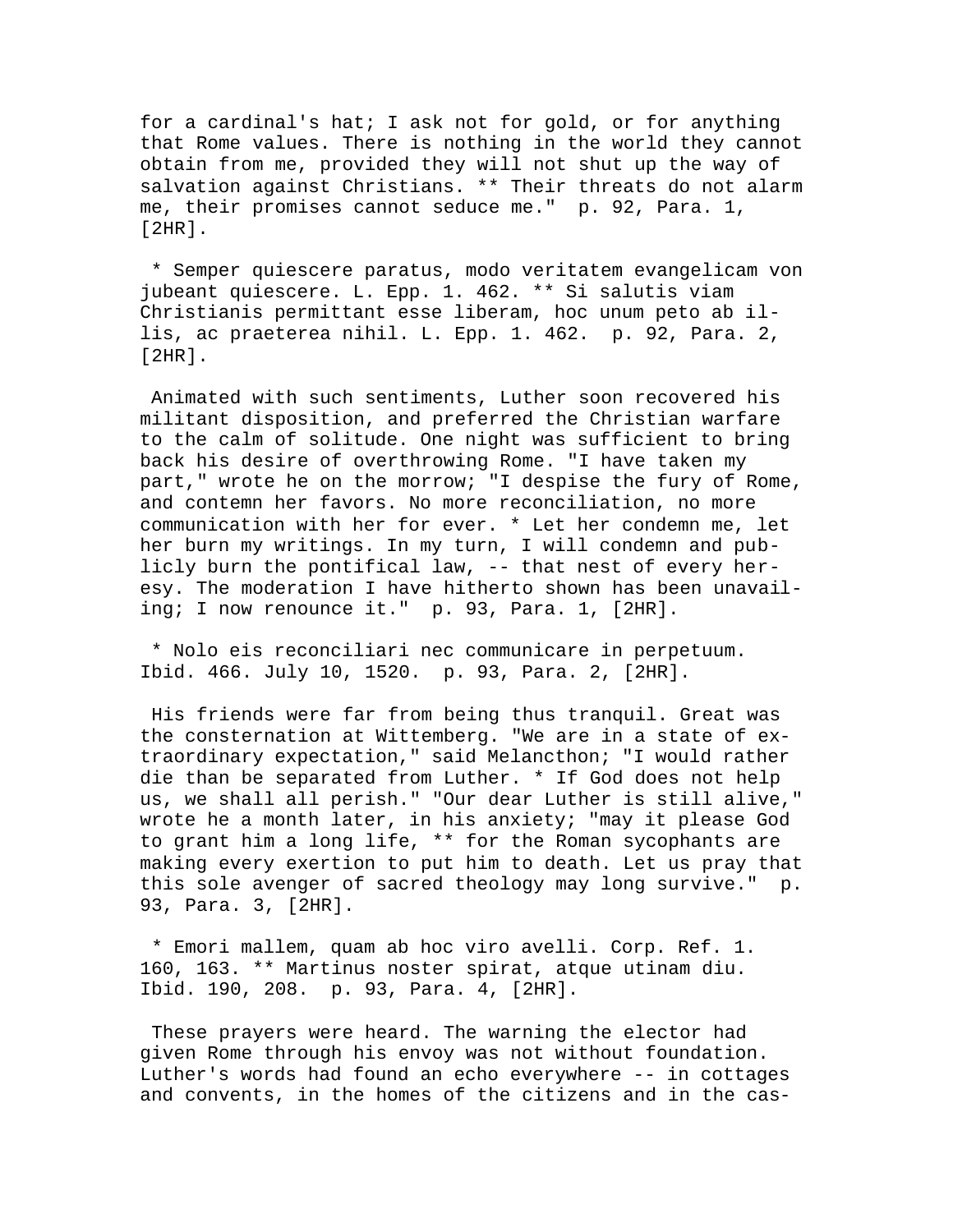for a cardinal's hat; I ask not for gold, or for anything that Rome values. There is nothing in the world they cannot obtain from me, provided they will not shut up the way of salvation against Christians. ** Their threats do not alarm me, their promises cannot seduce me." p. 92, Para. 1, [2HR].

* Semper quiescere paratus, modo veritatem evangelicam von jubeant quiescere. L. Epp. 1. 462. ** Si salutis viam Christianis permittant esse liberam, hoc unum peto ab illis, ac praeterea nihil. L. Epp. 1. 462. p. 92, Para. 2, [2HR].

Animated with such sentiments, Luther soon recovered his militant disposition, and preferred the Christian warfare to the calm of solitude. One night was sufficient to bring back his desire of overthrowing Rome. "I have taken my part," wrote he on the morrow; "I despise the fury of Rome, and contemn her favors. No more reconciliation, no more communication with her for ever. * Let her condemn me, let her burn my writings. In my turn, I will condemn and publicly burn the pontifical law, -- that nest of every heresy. The moderation I have hitherto shown has been unavailing; I now renounce it." p. 93, Para. 1, [2HR].

* Nolo eis reconciliari nec communicare in perpetuum. Ibid. 466. July 10, 1520. p. 93, Para. 2, [2HR].

His friends were far from being thus tranquil. Great was the consternation at Wittemberg. "We are in a state of extraordinary expectation," said Melancthon; "I would rather die than be separated from Luther. * If God does not help us, we shall all perish." "Our dear Luther is still alive," wrote he a month later, in his anxiety; "may it please God to grant him a long life, ** for the Roman sycophants are making every exertion to put him to death. Let us pray that this sole avenger of sacred theology may long survive." p. 93, Para. 3, [2HR].

* Emori mallem, quam ab hoc viro avelli. Corp. Ref. 1. 160, 163. ** Martinus noster spirat, atque utinam diu. Ibid. 190, 208. p. 93, Para. 4, [2HR].

These prayers were heard. The warning the elector had given Rome through his envoy was not without foundation. Luther's words had found an echo everywhere -- in cottages and convents, in the homes of the citizens and in the cas-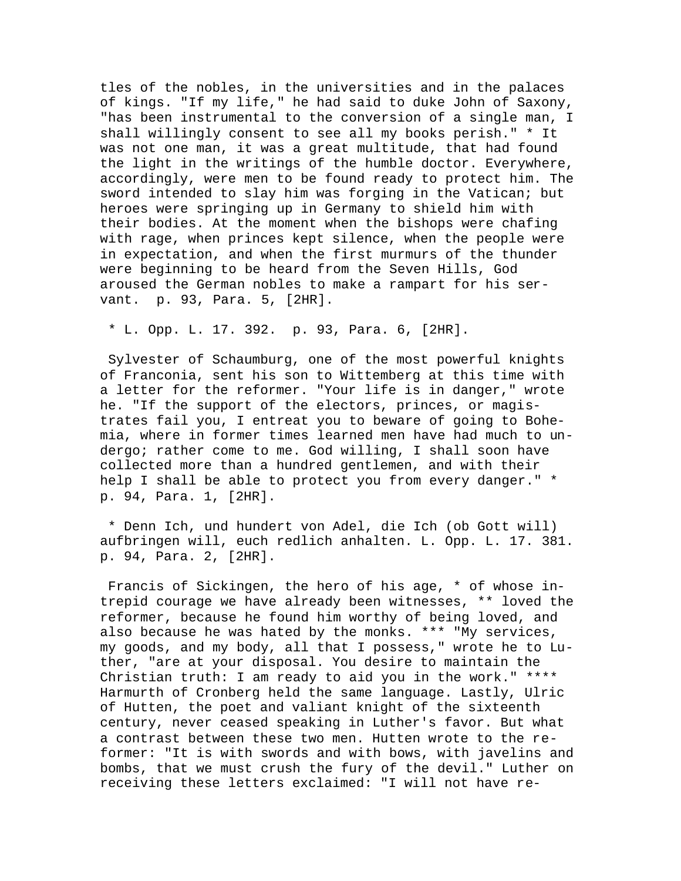tles of the nobles, in the universities and in the palaces of kings. "If my life," he had said to duke John of Saxony, "has been instrumental to the conversion of a single man, I shall willingly consent to see all my books perish." * It was not one man, it was a great multitude, that had found the light in the writings of the humble doctor. Everywhere, accordingly, were men to be found ready to protect him. The sword intended to slay him was forging in the Vatican; but heroes were springing up in Germany to shield him with their bodies. At the moment when the bishops were chafing with rage, when princes kept silence, when the people were in expectation, and when the first murmurs of the thunder were beginning to be heard from the Seven Hills, God aroused the German nobles to make a rampart for his servant. p. 93, Para. 5, [2HR].

* L. Opp. L. 17. 392. p. 93, Para. 6, [2HR].

Sylvester of Schaumburg, one of the most powerful knights of Franconia, sent his son to Wittemberg at this time with a letter for the reformer. "Your life is in danger," wrote he. "If the support of the electors, princes, or magistrates fail you, I entreat you to beware of going to Bohemia, where in former times learned men have had much to undergo; rather come to me. God willing, I shall soon have collected more than a hundred gentlemen, and with their help I shall be able to protect you from every danger." * p. 94, Para. 1, [2HR].

* Denn Ich, und hundert von Adel, die Ich (ob Gott will) aufbringen will, euch redlich anhalten. L. Opp. L. 17. 381. p. 94, Para. 2, [2HR].

Francis of Sickingen, the hero of his age, * of whose intrepid courage we have already been witnesses, ** loved the reformer, because he found him worthy of being loved, and also because he was hated by the monks. *** "My services, my goods, and my body, all that I possess," wrote he to Luther, "are at your disposal. You desire to maintain the Christian truth: I am ready to aid you in the work." **** Harmurth of Cronberg held the same language. Lastly, Ulric of Hutten, the poet and valiant knight of the sixteenth century, never ceased speaking in Luther's favor. But what a contrast between these two men. Hutten wrote to the reformer: "It is with swords and with bows, with javelins and bombs, that we must crush the fury of the devil." Luther on receiving these letters exclaimed: "I will not have re-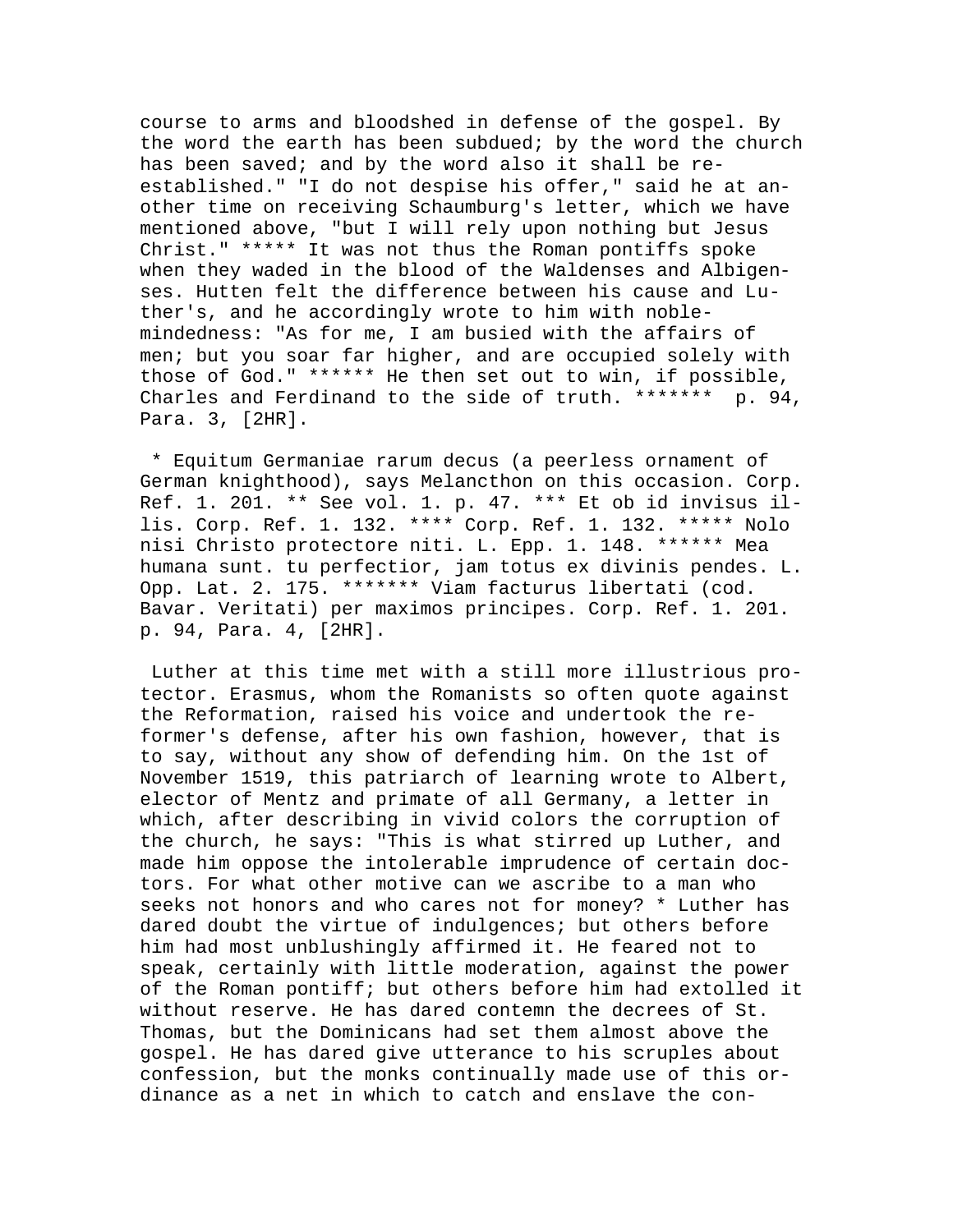course to arms and bloodshed in defense of the gospel. By the word the earth has been subdued; by the word the church has been saved; and by the word also it shall be re-established." "I do not despise his offer," said he at another time on receiving Schaumburg's letter, which we have mentioned above, "but I will rely upon nothing but Jesus Christ." ***** It was not thus the Roman pontiffs spoke when they waded in the blood of the Waldenses and Albigenses. Hutten felt the difference between his cause and Luther's, and he accordingly wrote to him with noble-mindedness: "As for me, I am busied with the affairs of men; but you soar far higher, and are occupied solely with those of God." ****** He then set out to win, if possible, Charles and Ferdinand to the side of truth. ******* p. 94, Para. 3, [2HR].

* Equitum Germaniae rarum decus (a peerless ornament of German knighthood), says Melancthon on this occasion. Corp. Ref. 1. 201. ** See vol. 1. p. 47. *** Et ob id invisus illis. Corp. Ref. 1. 132. **** Corp. Ref. 1. 132. ***** Nolo nisi Christo protectore niti. L. Epp. 1. 148. ****** Mea humana sunt. tu perfectior, jam totus ex divinis pendes. L. Opp. Lat. 2. 175. ******* Viam facturus libertati (cod. Bavar. Veritati) per maximos principes. Corp. Ref. 1. 201. p. 94, Para. 4, [2HR].

Luther at this time met with a still more illustrious protector. Erasmus, whom the Romanists so often quote against the Reformation, raised his voice and undertook the reformer's defense, after his own fashion, however, that is to say, without any show of defending him. On the 1st of November 1519, this patriarch of learning wrote to Albert, elector of Mentz and primate of all Germany, a letter in which, after describing in vivid colors the corruption of the church, he says: "This is what stirred up Luther, and made him oppose the intolerable imprudence of certain doctors. For what other motive can we ascribe to a man who seeks not honors and who cares not for money? * Luther has dared doubt the virtue of indulgences; but others before him had most unblushingly affirmed it. He feared not to speak, certainly with little moderation, against the power of the Roman pontiff; but others before him had extolled it without reserve. He has dared contemn the decrees of St. Thomas, but the Dominicans had set them almost above the gospel. He has dared give utterance to his scruples about confession, but the monks continually made use of this ordinance as a net in which to catch and enslave the con-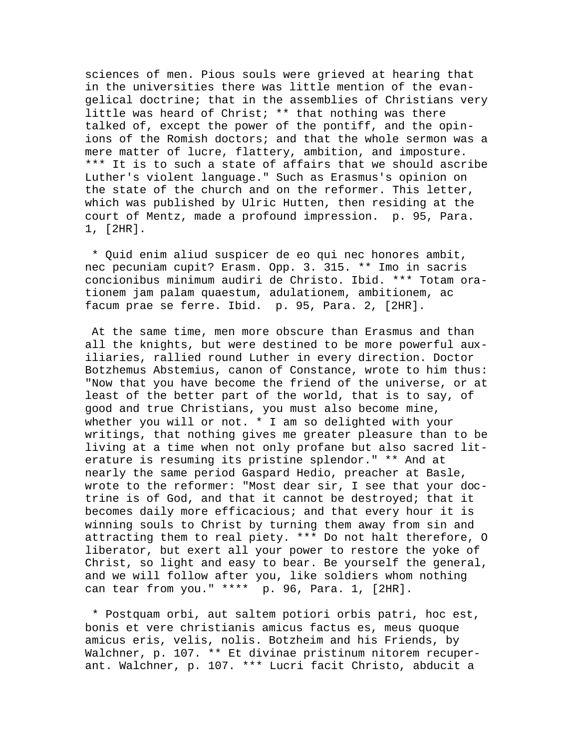sciences of men. Pious souls were grieved at hearing that in the universities there was little mention of the evangelical doctrine; that in the assemblies of Christians very little was heard of Christ; ** that nothing was there talked of, except the power of the pontiff, and the opinions of the Romish doctors; and that the whole sermon was a mere matter of lucre, flattery, ambition, and imposture. *** It is to such a state of affairs that we should ascribe Luther's violent language." Such as Erasmus's opinion on the state of the church and on the reformer. This letter, which was published by Ulric Hutten, then residing at the court of Mentz, made a profound impression. p. 95, Para. 1, [2HR].

* Quid enim aliud suspicer de eo qui nec honores ambit, nec pecuniam cupit? Erasm. Opp. 3. 315. ** Imo in sacris concionibus minimum audiri de Christo. Ibid. *** Totam orationem jam palam quaestum, adulationem, ambitionem, ac facum prae se ferre. Ibid. p. 95, Para. 2, [2HR].

At the same time, men more obscure than Erasmus and than all the knights, but were destined to be more powerful auxiliaries, rallied round Luther in every direction. Doctor Botzhemus Abstemius, canon of Constance, wrote to him thus: "Now that you have become the friend of the universe, or at least of the better part of the world, that is to say, of good and true Christians, you must also become mine, whether you will or not. * I am so delighted with your writings, that nothing gives me greater pleasure than to be living at a time when not only profane but also sacred literature is resuming its pristine splendor." ** And at nearly the same period Gaspard Hedio, preacher at Basle, wrote to the reformer: "Most dear sir, I see that your doctrine is of God, and that it cannot be destroyed; that it becomes daily more efficacious; and that every hour it is winning souls to Christ by turning them away from sin and attracting them to real piety. *** Do not halt therefore, O liberator, but exert all your power to restore the yoke of Christ, so light and easy to bear. Be yourself the general, and we will follow after you, like soldiers whom nothing can tear from you." **** p. 96, Para. 1, [2HR].

* Postquam orbi, aut saltem potiori orbis patri, hoc est, bonis et vere christianis amicus factus es, meus quoque amicus eris, velis, nolis. Botzheim and his Friends, by Walchner, p. 107. ** Et divinae pristinum nitorem recuperant. Walchner, p. 107. *** Lucri facit Christo, abducit a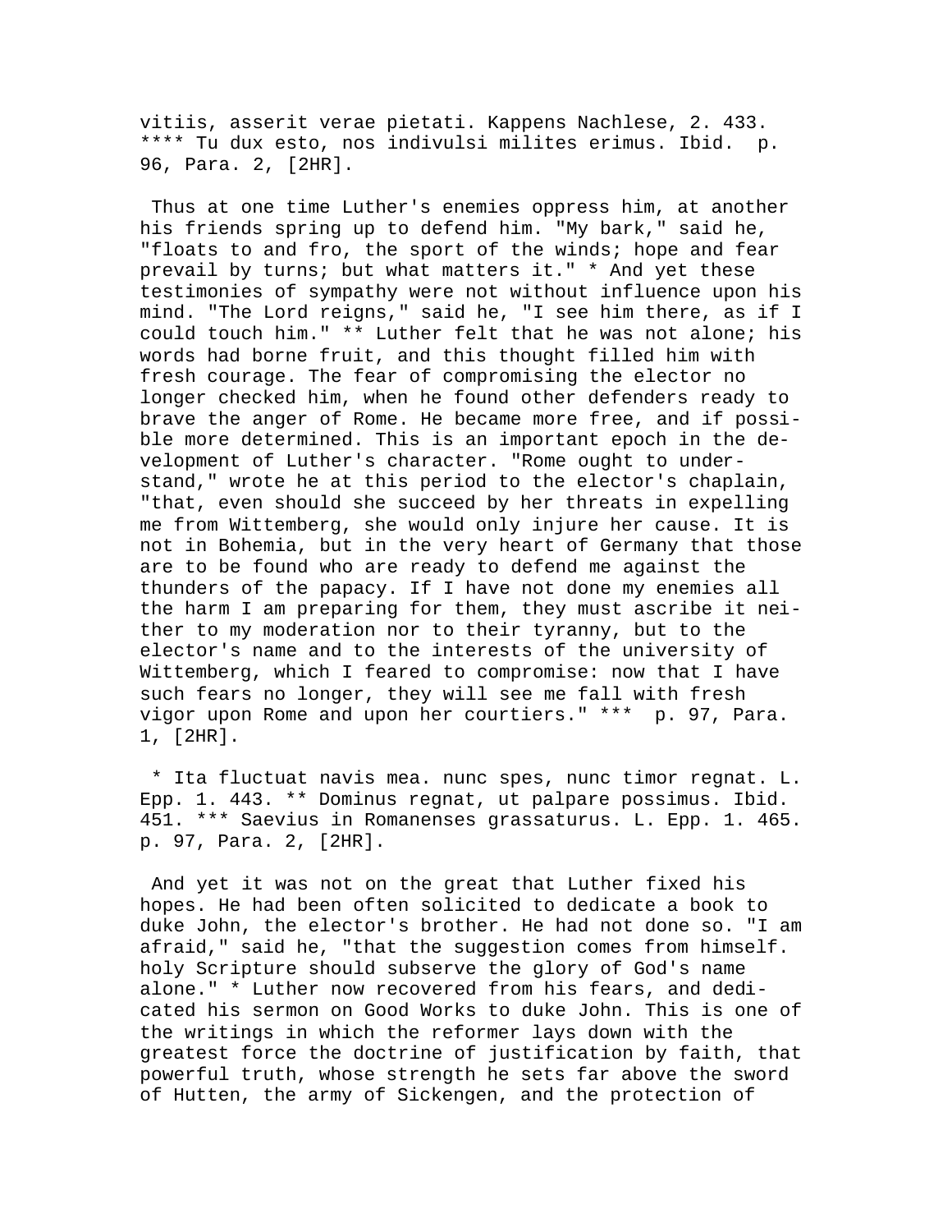vitiis, asserit verae pietati. Kappens Nachlese, 2. 433. **** Tu dux esto, nos indivulsi milites erimus. Ibid. p. 96, Para. 2, [2HR].

Thus at one time Luther's enemies oppress him, at another his friends spring up to defend him. "My bark," said he, "floats to and fro, the sport of the winds; hope and fear prevail by turns; but what matters it." * And yet these testimonies of sympathy were not without influence upon his mind. "The Lord reigns," said he, "I see him there, as if I could touch him." ** Luther felt that he was not alone; his words had borne fruit, and this thought filled him with fresh courage. The fear of compromising the elector no longer checked him, when he found other defenders ready to brave the anger of Rome. He became more free, and if possible more determined. This is an important epoch in the development of Luther's character. "Rome ought to understand," wrote he at this period to the elector's chaplain, "that, even should she succeed by her threats in expelling me from Wittemberg, she would only injure her cause. It is not in Bohemia, but in the very heart of Germany that those are to be found who are ready to defend me against the thunders of the papacy. If I have not done my enemies all the harm I am preparing for them, they must ascribe it neither to my moderation nor to their tyranny, but to the elector's name and to the interests of the university of Wittemberg, which I feared to compromise: now that I have such fears no longer, they will see me fall with fresh vigor upon Rome and upon her courtiers." *** p. 97, Para. 1, [2HR].

* Ita fluctuat navis mea. nunc spes, nunc timor regnat. L. Epp. 1. 443. ** Dominus regnat, ut palpare possimus. Ibid. 451. *** Saevius in Romanenses grassaturus. L. Epp. 1. 465. p. 97, Para. 2, [2HR].

And yet it was not on the great that Luther fixed his hopes. He had been often solicited to dedicate a book to duke John, the elector's brother. He had not done so. "I am afraid," said he, "that the suggestion comes from himself. holy Scripture should subserve the glory of God's name alone." * Luther now recovered from his fears, and dedicated his sermon on Good Works to duke John. This is one of the writings in which the reformer lays down with the greatest force the doctrine of justification by faith, that powerful truth, whose strength he sets far above the sword of Hutten, the army of Sickengen, and the protection of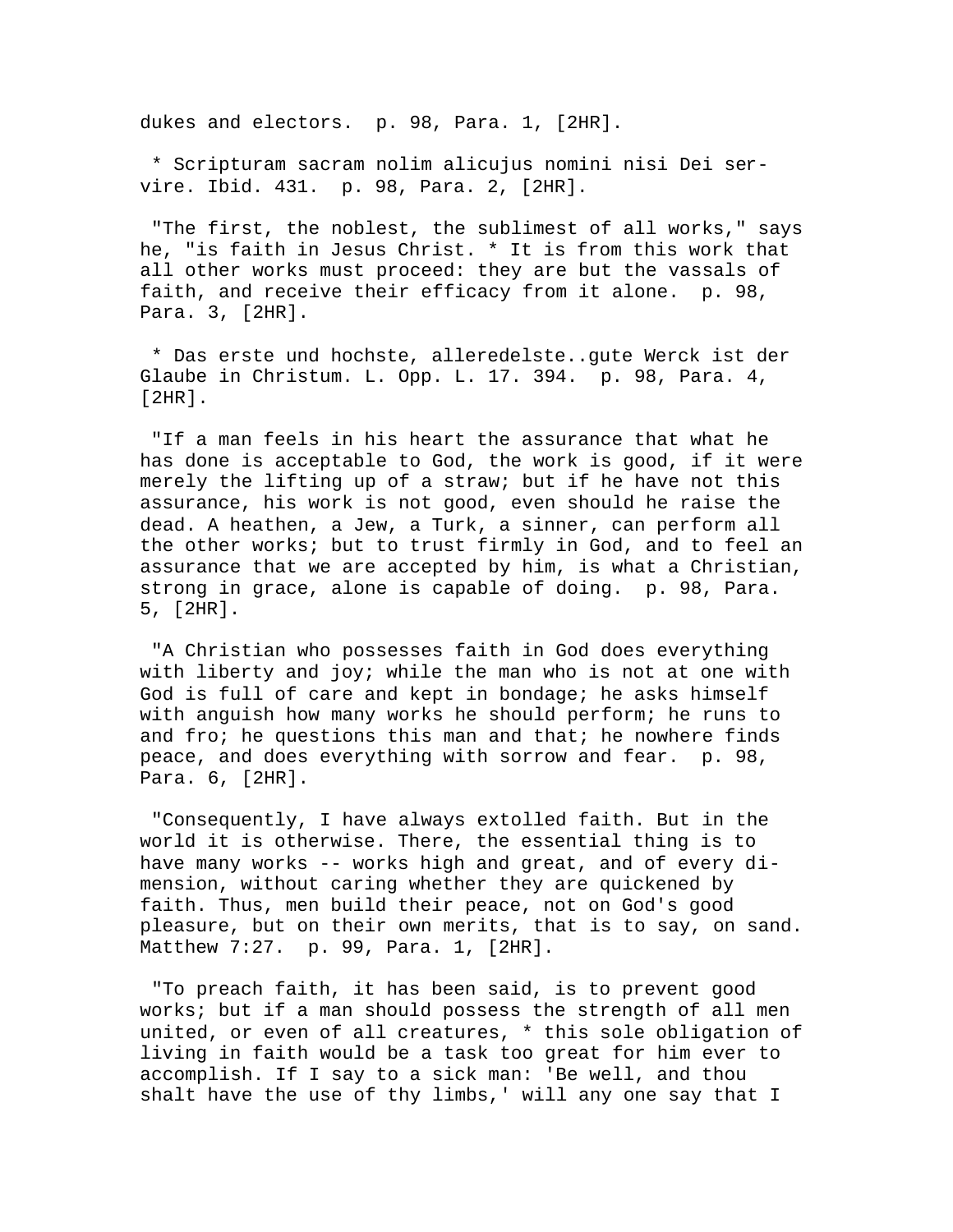dukes and electors. p. 98, Para. 1, [2HR].

* Scripturam sacram nolim alicujus nomini nisi Dei servire. Ibid. 431. p. 98, Para. 2, [2HR].

"The first, the noblest, the sublimest of all works," says he, "is faith in Jesus Christ. * It is from this work that all other works must proceed: they are but the vassals of faith, and receive their efficacy from it alone. p. 98, Para. 3, [2HR].

* Das erste und hochste, alleredelste..gute Werck ist der Glaube in Christum. L. Opp. L. 17. 394. p. 98, Para. 4, [2HR].

"If a man feels in his heart the assurance that what he has done is acceptable to God, the work is good, if it were merely the lifting up of a straw; but if he have not this assurance, his work is not good, even should he raise the dead. A heathen, a Jew, a Turk, a sinner, can perform all the other works; but to trust firmly in God, and to feel an assurance that we are accepted by him, is what a Christian, strong in grace, alone is capable of doing. p. 98, Para. 5, [2HR].

"A Christian who possesses faith in God does everything with liberty and joy; while the man who is not at one with God is full of care and kept in bondage; he asks himself with anguish how many works he should perform; he runs to and fro; he questions this man and that; he nowhere finds peace, and does everything with sorrow and fear. p. 98, Para. 6, [2HR].

"Consequently, I have always extolled faith. But in the world it is otherwise. There, the essential thing is to have many works -- works high and great, and of every dimension, without caring whether they are quickened by faith. Thus, men build their peace, not on God's good pleasure, but on their own merits, that is to say, on sand. Matthew 7:27. p. 99, Para. 1, [2HR].

"To preach faith, it has been said, is to prevent good works; but if a man should possess the strength of all men united, or even of all creatures, * this sole obligation of living in faith would be a task too great for him ever to accomplish. If I say to a sick man: 'Be well, and thou shalt have the use of thy limbs,' will any one say that I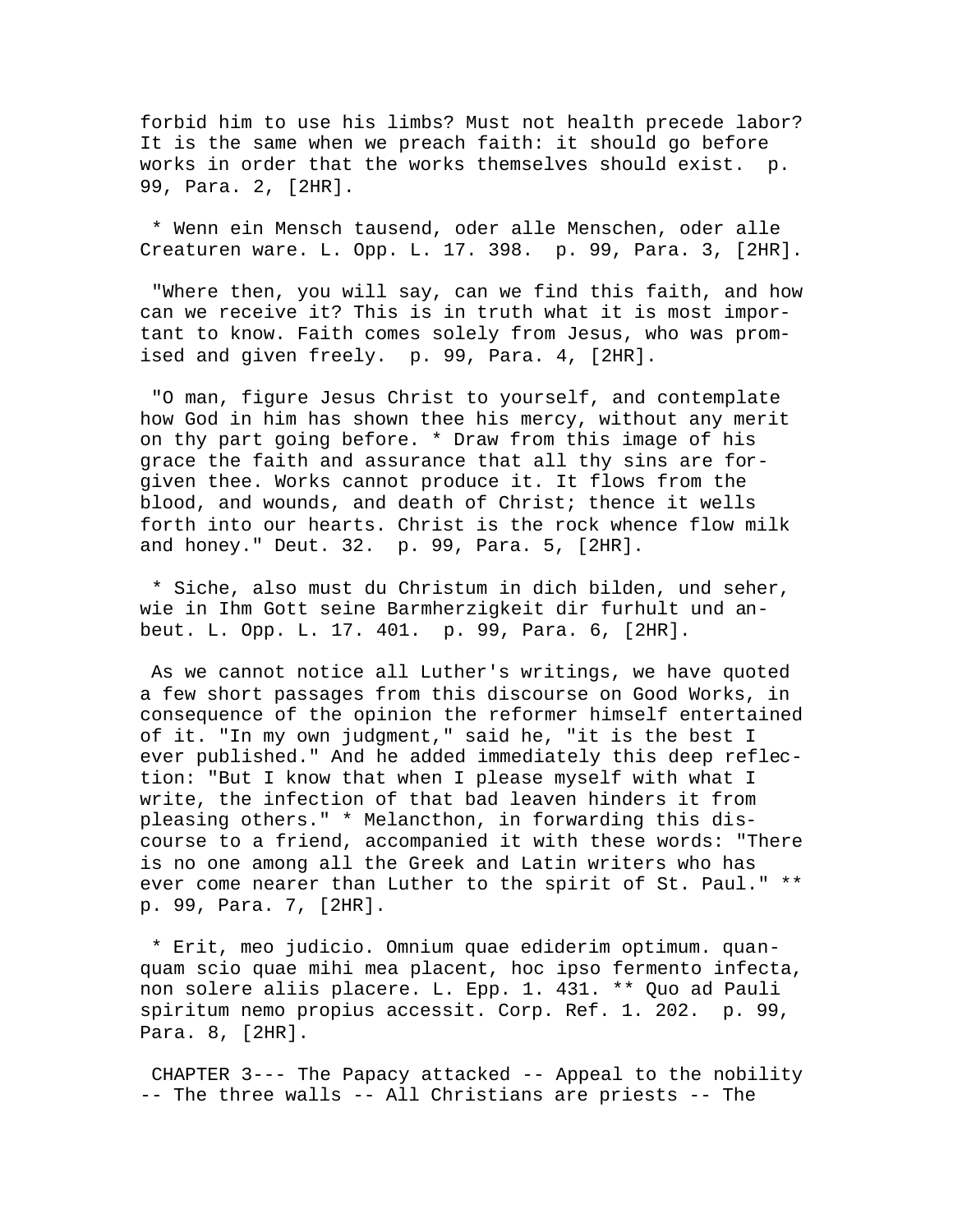forbid him to use his limbs? Must not health precede labor? It is the same when we preach faith: it should go before works in order that the works themselves should exist. p. 99, Para. 2, [2HR].

* Wenn ein Mensch tausend, oder alle Menschen, oder alle Creaturen ware. L. Opp. L. 17. 398. p. 99, Para. 3, [2HR].

"Where then, you will say, can we find this faith, and how can we receive it? This is in truth what it is most important to know. Faith comes solely from Jesus, who was promised and given freely. p. 99, Para. 4, [2HR].

"O man, figure Jesus Christ to yourself, and contemplate how God in him has shown thee his mercy, without any merit on thy part going before. * Draw from this image of his grace the faith and assurance that all thy sins are forgiven thee. Works cannot produce it. It flows from the blood, and wounds, and death of Christ; thence it wells forth into our hearts. Christ is the rock whence flow milk and honey." Deut. 32. p. 99, Para. 5, [2HR].

* Siche, also must du Christum in dich bilden, und seher, wie in Ihm Gott seine Barmherzigkeit dir furhult und anbeut. L. Opp. L. 17. 401. p. 99, Para. 6, [2HR].

As we cannot notice all Luther's writings, we have quoted a few short passages from this discourse on Good Works, in consequence of the opinion the reformer himself entertained of it. "In my own judgment," said he, "it is the best I ever published." And he added immediately this deep reflection: "But I know that when I please myself with what I write, the infection of that bad leaven hinders it from pleasing others." * Melancthon, in forwarding this discourse to a friend, accompanied it with these words: "There is no one among all the Greek and Latin writers who has ever come nearer than Luther to the spirit of St. Paul." ** p. 99, Para. 7, [2HR].

* Erit, meo judicio. Omnium quae ediderim optimum. quanquam scio quae mihi mea placent, hoc ipso fermento infecta, non solere aliis placere. L. Epp. 1. 431. ** Quo ad Pauli spiritum nemo propius accessit. Corp. Ref. 1. 202. p. 99, Para. 8, [2HR].

CHAPTER 3--- The Papacy attacked -- Appeal to the nobility -- The three walls -- All Christians are priests -- The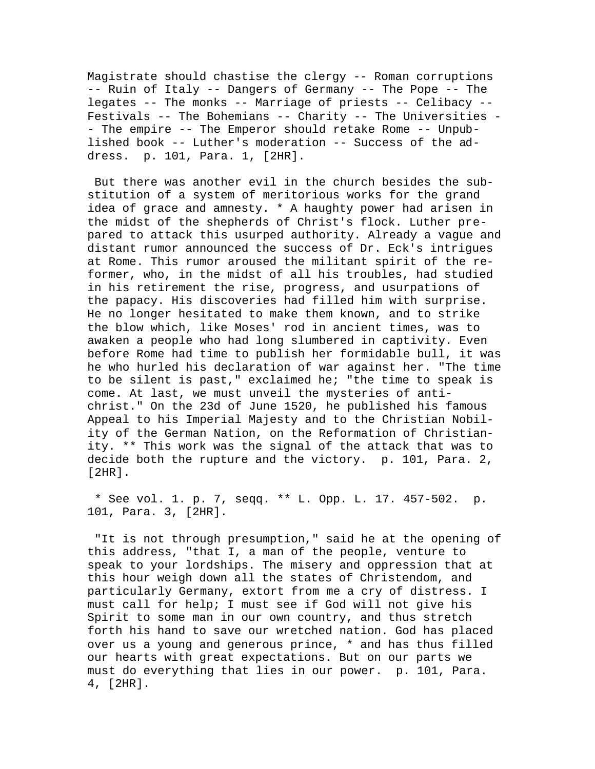Magistrate should chastise the clergy -- Roman corruptions -- Ruin of Italy -- Dangers of Germany -- The Pope -- The legates -- The monks -- Marriage of priests -- Celibacy -- Festivals -- The Bohemians -- Charity -- The Universities -- The empire -- The Emperor should retake Rome -- Unpublished book -- Luther's moderation -- Success of the address. p. 101, Para. 1, [2HR].

But there was another evil in the church besides the substitution of a system of meritorious works for the grand idea of grace and amnesty. * A haughty power had arisen in the midst of the shepherds of Christ's flock. Luther prepared to attack this usurped authority. Already a vague and distant rumor announced the success of Dr. Eck's intrigues at Rome. This rumor aroused the militant spirit of the reformer, who, in the midst of all his troubles, had studied in his retirement the rise, progress, and usurpations of the papacy. His discoveries had filled him with surprise. He no longer hesitated to make them known, and to strike the blow which, like Moses' rod in ancient times, was to awaken a people who had long slumbered in captivity. Even before Rome had time to publish her formidable bull, it was he who hurled his declaration of war against her. "The time to be silent is past," exclaimed he; "the time to speak is come. At last, we must unveil the mysteries of antichrist." On the 23d of June 1520, he published his famous Appeal to his Imperial Majesty and to the Christian Nobility of the German Nation, on the Reformation of Christianity. ** This work was the signal of the attack that was to decide both the rupture and the victory. p. 101, Para. 2, [2HR].

* See vol. 1. p. 7, seqq. ** L. Opp. L. 17. 457-502. p. 101, Para. 3, [2HR].

"It is not through presumption," said he at the opening of this address, "that I, a man of the people, venture to speak to your lordships. The misery and oppression that at this hour weigh down all the states of Christendom, and particularly Germany, extort from me a cry of distress. I must call for help; I must see if God will not give his Spirit to some man in our own country, and thus stretch forth his hand to save our wretched nation. God has placed over us a young and generous prince, * and has thus filled our hearts with great expectations. But on our parts we must do everything that lies in our power. p. 101, Para. 4, [2HR].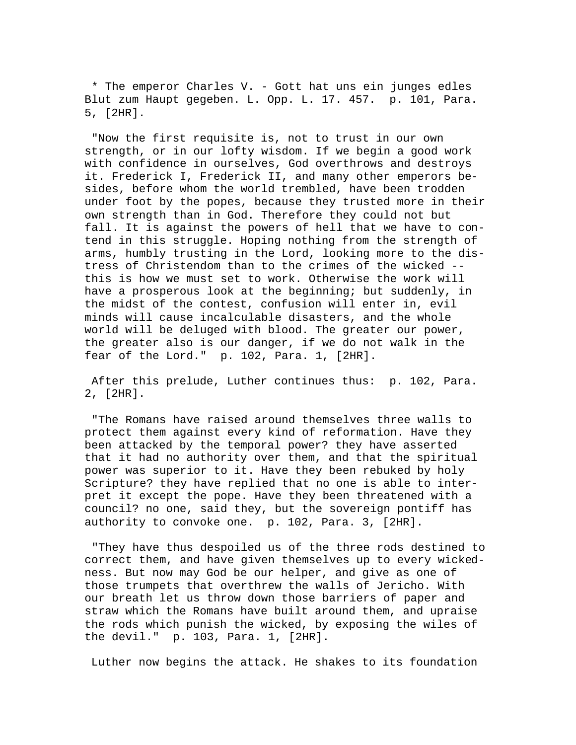* The emperor Charles V. - Gott hat uns ein junges edles Blut zum Haupt gegeben. L. Opp. L. 17. 457. p. 101, Para. 5, [2HR].

"Now the first requisite is, not to trust in our own strength, or in our lofty wisdom. If we begin a good work with confidence in ourselves, God overthrows and destroys it. Frederick I, Frederick II, and many other emperors besides, before whom the world trembled, have been trodden under foot by the popes, because they trusted more in their own strength than in God. Therefore they could not but fall. It is against the powers of hell that we have to contend in this struggle. Hoping nothing from the strength of arms, humbly trusting in the Lord, looking more to the distress of Christendom than to the crimes of the wicked -- this is how we must set to work. Otherwise the work will have a prosperous look at the beginning; but suddenly, in the midst of the contest, confusion will enter in, evil minds will cause incalculable disasters, and the whole world will be deluged with blood. The greater our power, the greater also is our danger, if we do not walk in the fear of the Lord." p. 102, Para. 1, [2HR].

After this prelude, Luther continues thus: p. 102, Para. 2, [2HR].

"The Romans have raised around themselves three walls to protect them against every kind of reformation. Have they been attacked by the temporal power? they have asserted that it had no authority over them, and that the spiritual power was superior to it. Have they been rebuked by holy Scripture? they have replied that no one is able to interpret it except the pope. Have they been threatened with a council? no one, said they, but the sovereign pontiff has authority to convoke one. p. 102, Para. 3, [2HR].

"They have thus despoiled us of the three rods destined to correct them, and have given themselves up to every wickedness. But now may God be our helper, and give as one of those trumpets that overthrew the walls of Jericho. With our breath let us throw down those barriers of paper and straw which the Romans have built around them, and upraise the rods which punish the wicked, by exposing the wiles of the devil." p. 103, Para. 1, [2HR].

Luther now begins the attack. He shakes to its foundation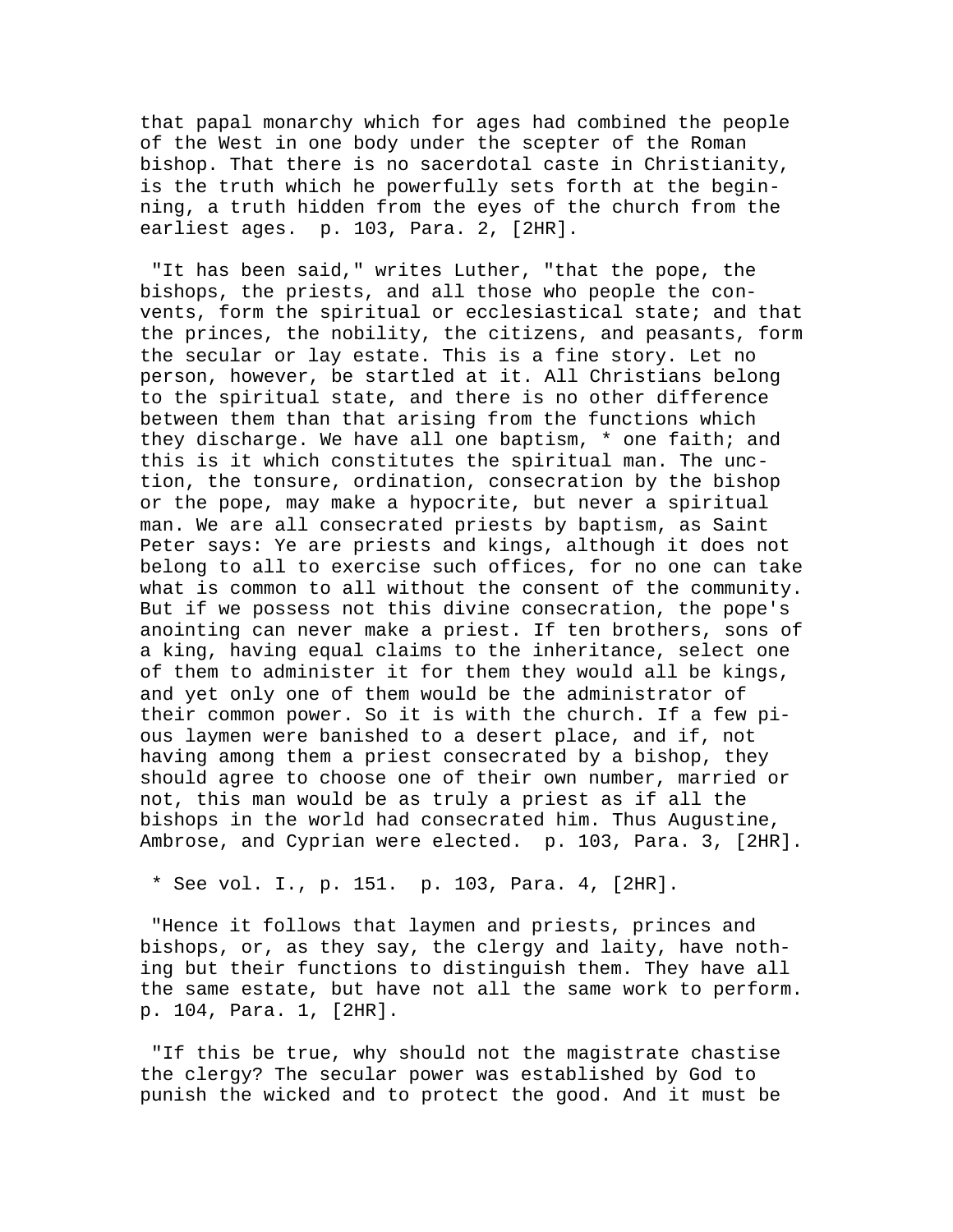that papal monarchy which for ages had combined the people of the West in one body under the scepter of the Roman bishop. That there is no sacerdotal caste in Christianity, is the truth which he powerfully sets forth at the beginning, a truth hidden from the eyes of the church from the earliest ages. p. 103, Para. 2, [2HR].

"It has been said," writes Luther, "that the pope, the bishops, the priests, and all those who people the convents, form the spiritual or ecclesiastical state; and that the princes, the nobility, the citizens, and peasants, form the secular or lay estate. This is a fine story. Let no person, however, be startled at it. All Christians belong to the spiritual state, and there is no other difference between them than that arising from the functions which they discharge. We have all one baptism, * one faith; and this is it which constitutes the spiritual man. The unction, the tonsure, ordination, consecration by the bishop or the pope, may make a hypocrite, but never a spiritual man. We are all consecrated priests by baptism, as Saint Peter says: Ye are priests and kings, although it does not belong to all to exercise such offices, for no one can take what is common to all without the consent of the community. But if we possess not this divine consecration, the pope's anointing can never make a priest. If ten brothers, sons of a king, having equal claims to the inheritance, select one of them to administer it for them they would all be kings, and yet only one of them would be the administrator of their common power. So it is with the church. If a few pious laymen were banished to a desert place, and if, not having among them a priest consecrated by a bishop, they should agree to choose one of their own number, married or not, this man would be as truly a priest as if all the bishops in the world had consecrated him. Thus Augustine, Ambrose, and Cyprian were elected. p. 103, Para. 3, [2HR].

* See vol. I., p. 151. p. 103, Para. 4, [2HR].

"Hence it follows that laymen and priests, princes and bishops, or, as they say, the clergy and laity, have nothing but their functions to distinguish them. They have all the same estate, but have not all the same work to perform. p. 104, Para. 1, [2HR].

"If this be true, why should not the magistrate chastise the clergy? The secular power was established by God to punish the wicked and to protect the good. And it must be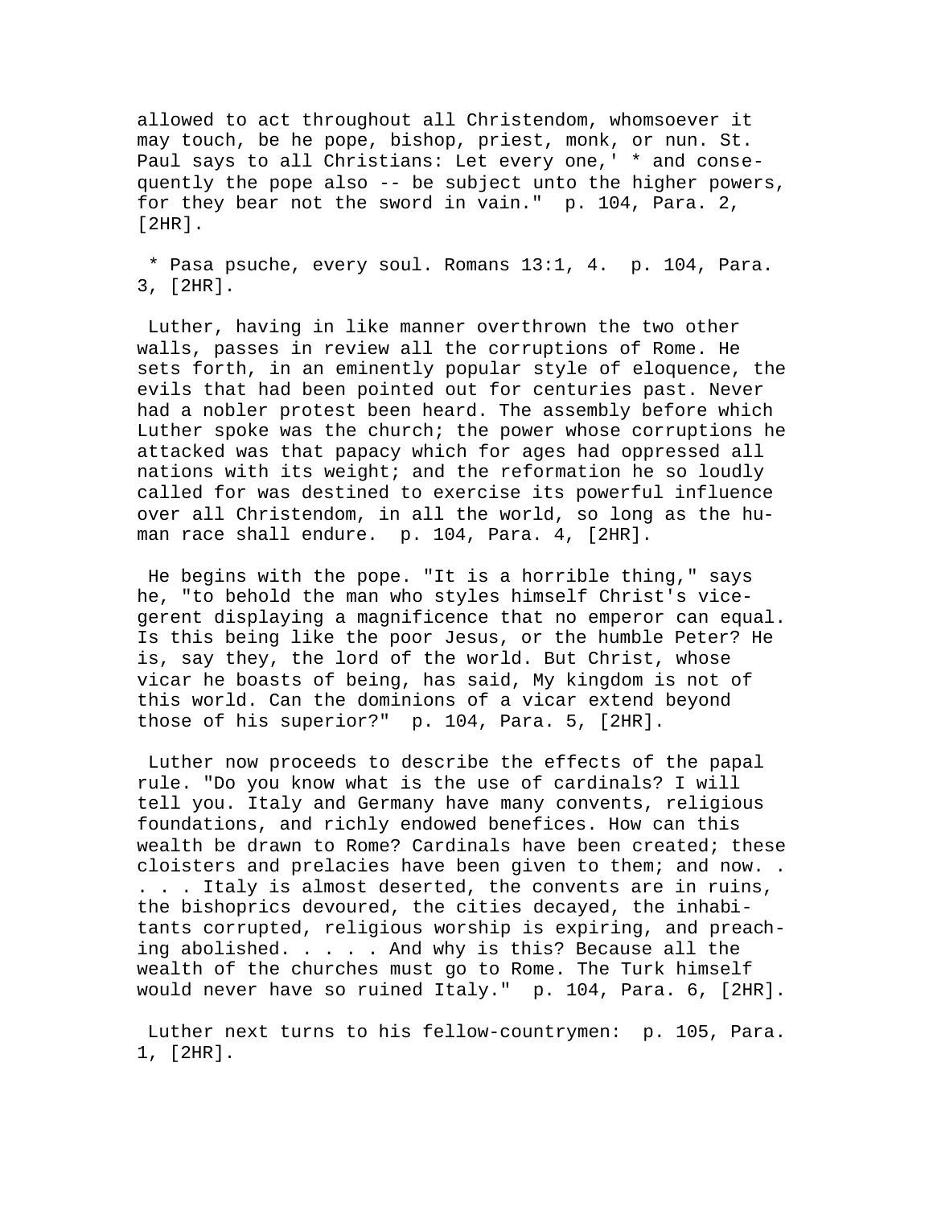allowed to act throughout all Christendom, whomsoever it may touch, be he pope, bishop, priest, monk, or nun. St. Paul says to all Christians: Let every one,' * and consequently the pope also -- be subject unto the higher powers, for they bear not the sword in vain." p. 104, Para. 2, [2HR].

* Pasa psuche, every soul. Romans 13:1, 4. p. 104, Para. 3, [2HR].

Luther, having in like manner overthrown the two other walls, passes in review all the corruptions of Rome. He sets forth, in an eminently popular style of eloquence, the evils that had been pointed out for centuries past. Never had a nobler protest been heard. The assembly before which Luther spoke was the church; the power whose corruptions he attacked was that papacy which for ages had oppressed all nations with its weight; and the reformation he so loudly called for was destined to exercise its powerful influence over all Christendom, in all the world, so long as the human race shall endure. p. 104, Para. 4, [2HR].

He begins with the pope. "It is a horrible thing," says he, "to behold the man who styles himself Christ's vicegerent displaying a magnificence that no emperor can equal. Is this being like the poor Jesus, or the humble Peter? He is, say they, the lord of the world. But Christ, whose vicar he boasts of being, has said, My kingdom is not of this world. Can the dominions of a vicar extend beyond those of his superior?" p. 104, Para. 5, [2HR].

Luther now proceeds to describe the effects of the papal rule. "Do you know what is the use of cardinals? I will tell you. Italy and Germany have many convents, religious foundations, and richly endowed benefices. How can this wealth be drawn to Rome? Cardinals have been created; these cloisters and prelacies have been given to them; and now. . . . . Italy is almost deserted, the convents are in ruins, the bishoprics devoured, the cities decayed, the inhabitants corrupted, religious worship is expiring, and preaching abolished. . . . . And why is this? Because all the wealth of the churches must go to Rome. The Turk himself would never have so ruined Italy." p. 104, Para. 6, [2HR].

Luther next turns to his fellow-countrymen: p. 105, Para. 1, [2HR].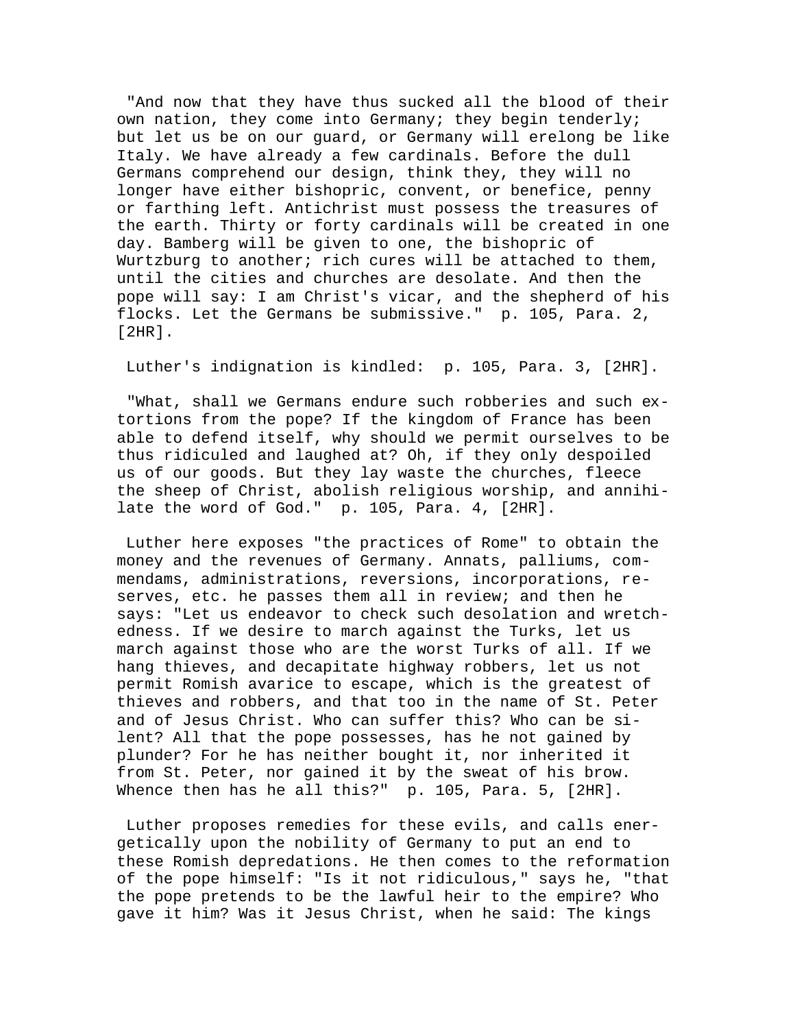"And now that they have thus sucked all the blood of their own nation, they come into Germany; they begin tenderly; but let us be on our guard, or Germany will erelong be like Italy. We have already a few cardinals. Before the dull Germans comprehend our design, think they, they will no longer have either bishopric, convent, or benefice, penny or farthing left. Antichrist must possess the treasures of the earth. Thirty or forty cardinals will be created in one day. Bamberg will be given to one, the bishopric of Wurtzburg to another; rich cures will be attached to them, until the cities and churches are desolate. And then the pope will say: I am Christ's vicar, and the shepherd of his flocks. Let the Germans be submissive." p. 105, Para. 2, [2HR].

Luther's indignation is kindled: p. 105, Para. 3, [2HR].

"What, shall we Germans endure such robberies and such extortions from the pope? If the kingdom of France has been able to defend itself, why should we permit ourselves to be thus ridiculed and laughed at? Oh, if they only despoiled us of our goods. But they lay waste the churches, fleece the sheep of Christ, abolish religious worship, and annihilate the word of God." p. 105, Para. 4, [2HR].

Luther here exposes "the practices of Rome" to obtain the money and the revenues of Germany. Annats, palliums, commendams, administrations, reversions, incorporations, reserves, etc. he passes them all in review; and then he says: "Let us endeavor to check such desolation and wretchedness. If we desire to march against the Turks, let us march against those who are the worst Turks of all. If we hang thieves, and decapitate highway robbers, let us not permit Romish avarice to escape, which is the greatest of thieves and robbers, and that too in the name of St. Peter and of Jesus Christ. Who can suffer this? Who can be silent? All that the pope possesses, has he not gained by plunder? For he has neither bought it, nor inherited it from St. Peter, nor gained it by the sweat of his brow. Whence then has he all this?" p. 105, Para. 5, [2HR].

Luther proposes remedies for these evils, and calls energetically upon the nobility of Germany to put an end to these Romish depredations. He then comes to the reformation of the pope himself: "Is it not ridiculous," says he, "that the pope pretends to be the lawful heir to the empire? Who gave it him? Was it Jesus Christ, when he said: The kings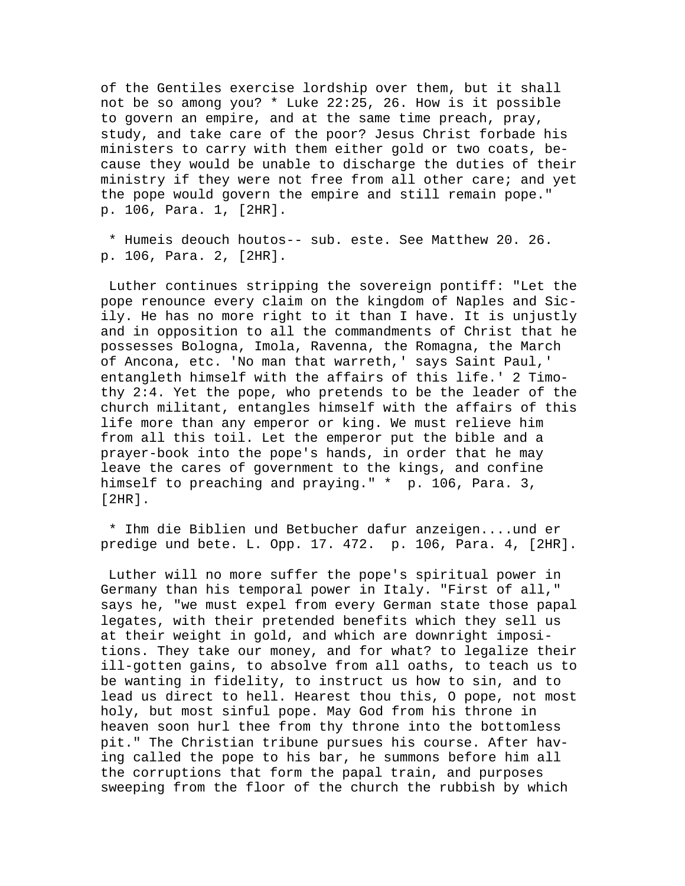of the Gentiles exercise lordship over them, but it shall not be so among you? * Luke 22:25, 26. How is it possible to govern an empire, and at the same time preach, pray, study, and take care of the poor? Jesus Christ forbade his ministers to carry with them either gold or two coats, because they would be unable to discharge the duties of their ministry if they were not free from all other care; and yet the pope would govern the empire and still remain pope." p. 106, Para. 1, [2HR].

* Humeis deouch houtos-- sub. este. See Matthew 20. 26. p. 106, Para. 2, [2HR].

Luther continues stripping the sovereign pontiff: "Let the pope renounce every claim on the kingdom of Naples and Sicily. He has no more right to it than I have. It is unjustly and in opposition to all the commandments of Christ that he possesses Bologna, Imola, Ravenna, the Romagna, the March of Ancona, etc. 'No man that warreth,' says Saint Paul,' entangleth himself with the affairs of this life.' 2 Timothy 2:4. Yet the pope, who pretends to be the leader of the church militant, entangles himself with the affairs of this life more than any emperor or king. We must relieve him from all this toil. Let the emperor put the bible and a prayer-book into the pope's hands, in order that he may leave the cares of government to the kings, and confine himself to preaching and praying." * p. 106, Para. 3, [2HR].

* Ihm die Biblien und Betbucher dafur anzeigen....und er predige und bete. L. Opp. 17. 472. p. 106, Para. 4, [2HR].

Luther will no more suffer the pope's spiritual power in Germany than his temporal power in Italy. "First of all," says he, "we must expel from every German state those papal legates, with their pretended benefits which they sell us at their weight in gold, and which are downright impositions. They take our money, and for what? to legalize their ill-gotten gains, to absolve from all oaths, to teach us to be wanting in fidelity, to instruct us how to sin, and to lead us direct to hell. Hearest thou this, O pope, not most holy, but most sinful pope. May God from his throne in heaven soon hurl thee from thy throne into the bottomless pit." The Christian tribune pursues his course. After having called the pope to his bar, he summons before him all the corruptions that form the papal train, and purposes sweeping from the floor of the church the rubbish by which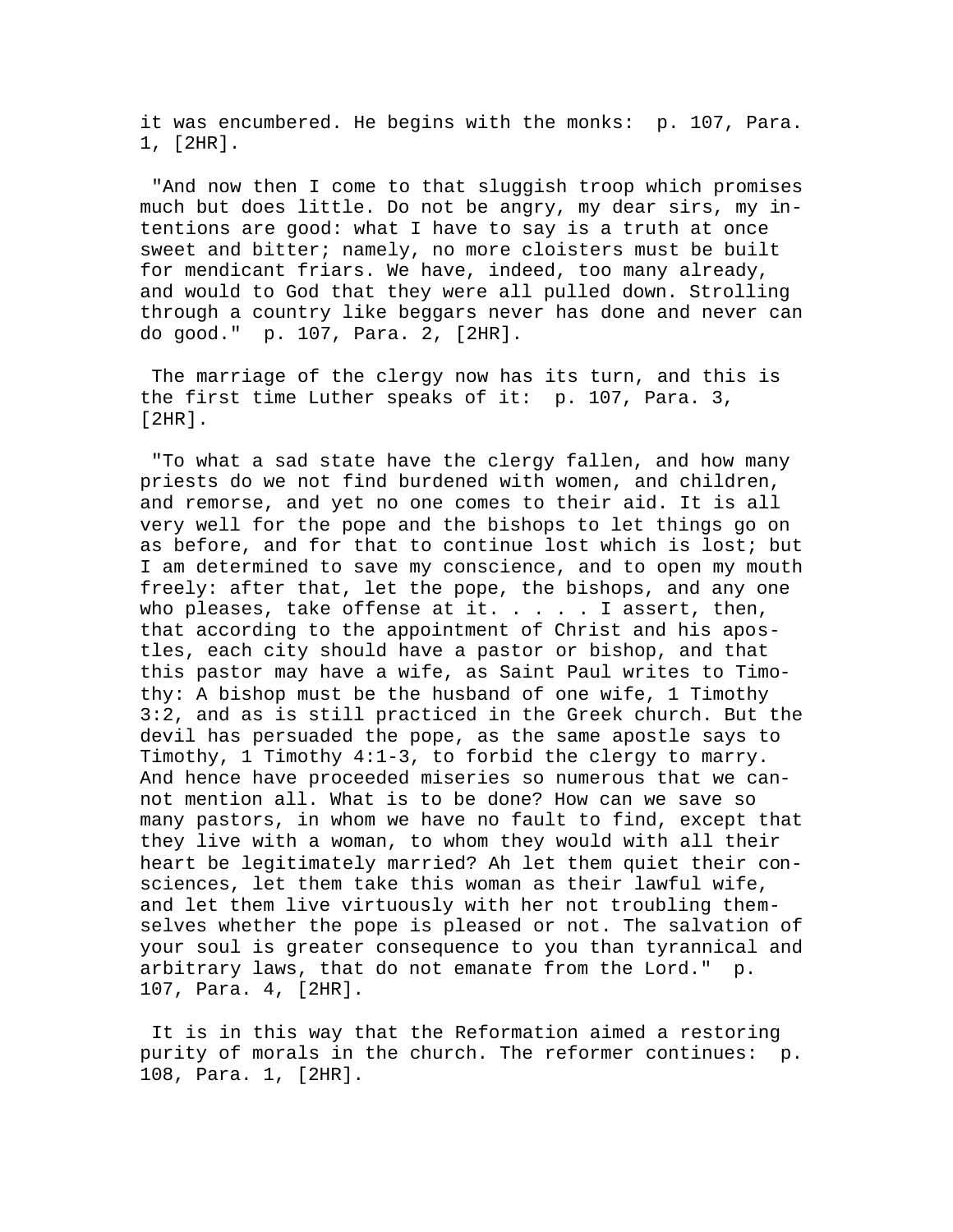it was encumbered. He begins with the monks: p. 107, Para. 1, [2HR].

"And now then I come to that sluggish troop which promises much but does little. Do not be angry, my dear sirs, my intentions are good: what I have to say is a truth at once sweet and bitter; namely, no more cloisters must be built for mendicant friars. We have, indeed, too many already, and would to God that they were all pulled down. Strolling through a country like beggars never has done and never can do good." p. 107, Para. 2, [2HR].

The marriage of the clergy now has its turn, and this is the first time Luther speaks of it: p. 107, Para. 3, [2HR].

"To what a sad state have the clergy fallen, and how many priests do we not find burdened with women, and children, and remorse, and yet no one comes to their aid. It is all very well for the pope and the bishops to let things go on as before, and for that to continue lost which is lost; but I am determined to save my conscience, and to open my mouth freely: after that, let the pope, the bishops, and any one who pleases, take offense at it. . . . . I assert, then, that according to the appointment of Christ and his apostles, each city should have a pastor or bishop, and that this pastor may have a wife, as Saint Paul writes to Timothy: A bishop must be the husband of one wife, 1 Timothy 3:2, and as is still practiced in the Greek church. But the devil has persuaded the pope, as the same apostle says to Timothy, 1 Timothy 4:1-3, to forbid the clergy to marry. And hence have proceeded miseries so numerous that we cannot mention all. What is to be done? How can we save so many pastors, in whom we have no fault to find, except that they live with a woman, to whom they would with all their heart be legitimately married? Ah let them quiet their consciences, let them take this woman as their lawful wife, and let them live virtuously with her not troubling themselves whether the pope is pleased or not. The salvation of your soul is greater consequence to you than tyrannical and arbitrary laws, that do not emanate from the Lord." p. 107, Para. 4, [2HR].

It is in this way that the Reformation aimed a restoring purity of morals in the church. The reformer continues: p. 108, Para. 1, [2HR].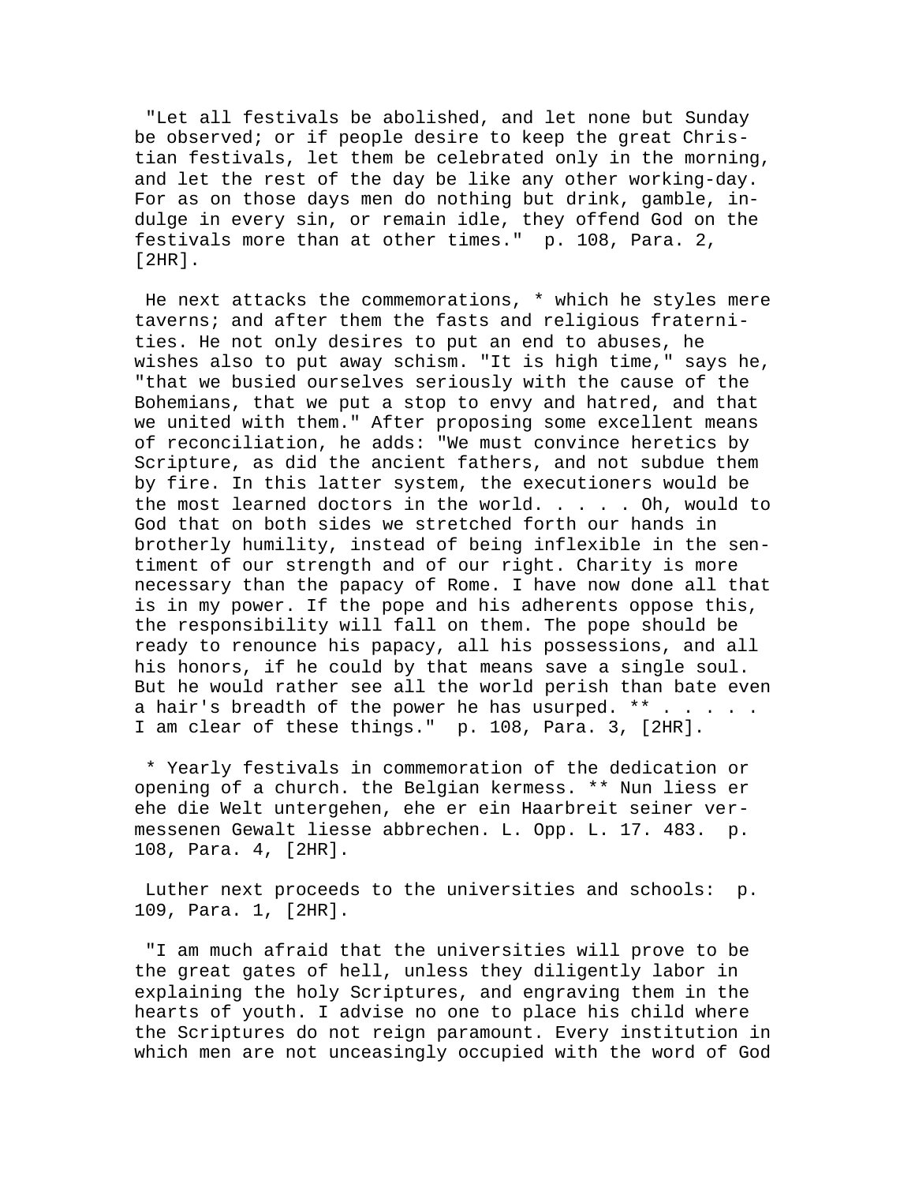"Let all festivals be abolished, and let none but Sunday be observed; or if people desire to keep the great Christian festivals, let them be celebrated only in the morning, and let the rest of the day be like any other working-day. For as on those days men do nothing but drink, gamble, indulge in every sin, or remain idle, they offend God on the festivals more than at other times." p. 108, Para. 2, [2HR].

He next attacks the commemorations, * which he styles mere taverns; and after them the fasts and religious fraternities. He not only desires to put an end to abuses, he wishes also to put away schism. "It is high time," says he, "that we busied ourselves seriously with the cause of the Bohemians, that we put a stop to envy and hatred, and that we united with them." After proposing some excellent means of reconciliation, he adds: "We must convince heretics by Scripture, as did the ancient fathers, and not subdue them by fire. In this latter system, the executioners would be the most learned doctors in the world. . . . . Oh, would to God that on both sides we stretched forth our hands in brotherly humility, instead of being inflexible in the sentiment of our strength and of our right. Charity is more necessary than the papacy of Rome. I have now done all that is in my power. If the pope and his adherents oppose this, the responsibility will fall on them. The pope should be ready to renounce his papacy, all his possessions, and all his honors, if he could by that means save a single soul. But he would rather see all the world perish than bate even a hair's breadth of the power he has usurped. ** . . . . . I am clear of these things." p. 108, Para. 3, [2HR].

* Yearly festivals in commemoration of the dedication or opening of a church. the Belgian kermess. ** Nun liess er ehe die Welt untergehen, ehe er ein Haarbreit seiner vermessenen Gewalt liesse abbrechen. L. Opp. L. 17. 483. p. 108, Para. 4, [2HR].

Luther next proceeds to the universities and schools: p. 109, Para. 1, [2HR].

"I am much afraid that the universities will prove to be the great gates of hell, unless they diligently labor in explaining the holy Scriptures, and engraving them in the hearts of youth. I advise no one to place his child where the Scriptures do not reign paramount. Every institution in which men are not unceasingly occupied with the word of God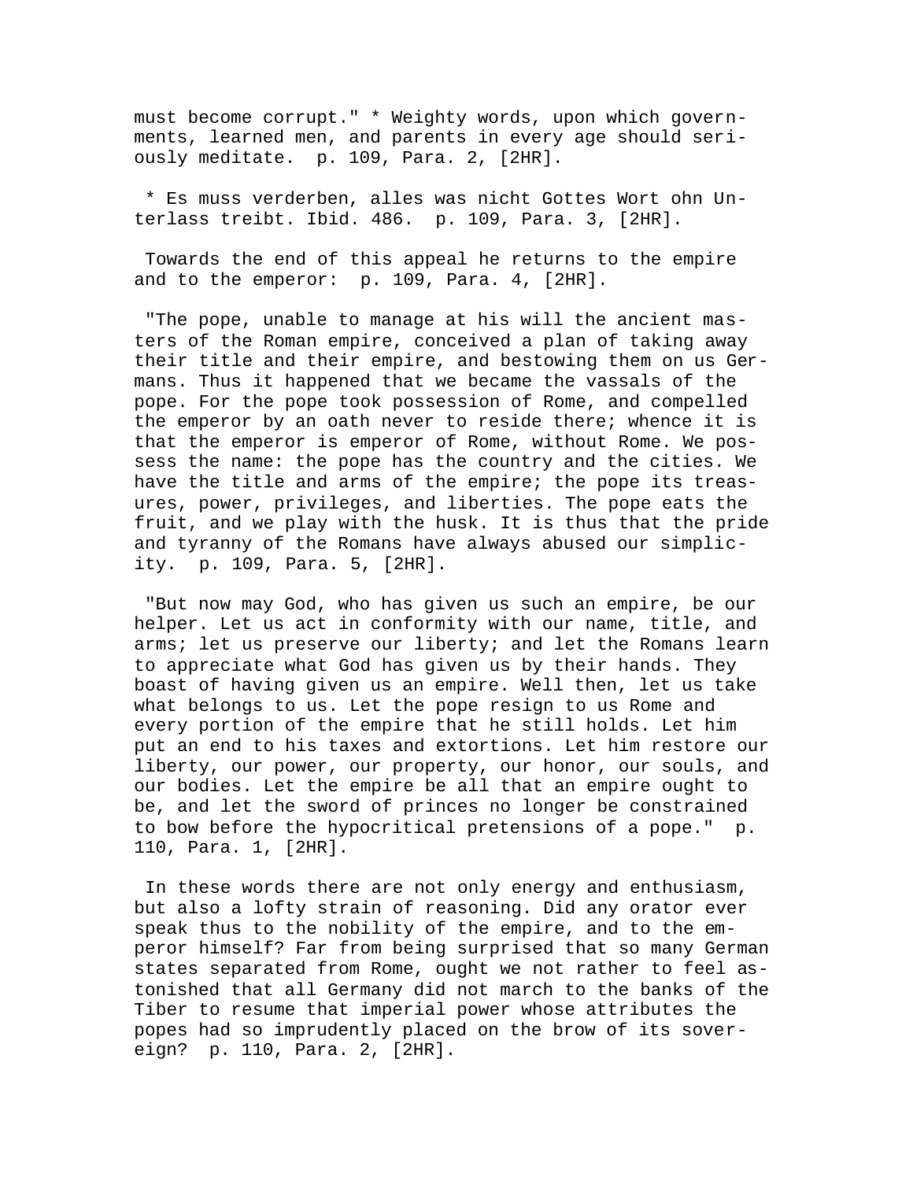must become corrupt." * Weighty words, upon which governments, learned men, and parents in every age should seriously meditate. p. 109, Para. 2, [2HR].

* Es muss verderben, alles was nicht Gottes Wort ohn Unterlass treibt. Ibid. 486. p. 109, Para. 3, [2HR].

Towards the end of this appeal he returns to the empire and to the emperor: p. 109, Para. 4, [2HR].

"The pope, unable to manage at his will the ancient masters of the Roman empire, conceived a plan of taking away their title and their empire, and bestowing them on us Germans. Thus it happened that we became the vassals of the pope. For the pope took possession of Rome, and compelled the emperor by an oath never to reside there; whence it is that the emperor is emperor of Rome, without Rome. We possess the name: the pope has the country and the cities. We have the title and arms of the empire; the pope its treasures, power, privileges, and liberties. The pope eats the fruit, and we play with the husk. It is thus that the pride and tyranny of the Romans have always abused our simplicity. p. 109, Para. 5, [2HR].

"But now may God, who has given us such an empire, be our helper. Let us act in conformity with our name, title, and arms; let us preserve our liberty; and let the Romans learn to appreciate what God has given us by their hands. They boast of having given us an empire. Well then, let us take what belongs to us. Let the pope resign to us Rome and every portion of the empire that he still holds. Let him put an end to his taxes and extortions. Let him restore our liberty, our power, our property, our honor, our souls, and our bodies. Let the empire be all that an empire ought to be, and let the sword of princes no longer be constrained to bow before the hypocritical pretensions of a pope." p. 110, Para. 1, [2HR].

In these words there are not only energy and enthusiasm, but also a lofty strain of reasoning. Did any orator ever speak thus to the nobility of the empire, and to the emperor himself? Far from being surprised that so many German states separated from Rome, ought we not rather to feel astonished that all Germany did not march to the banks of the Tiber to resume that imperial power whose attributes the popes had so imprudently placed on the brow of its sovereign? p. 110, Para. 2, [2HR].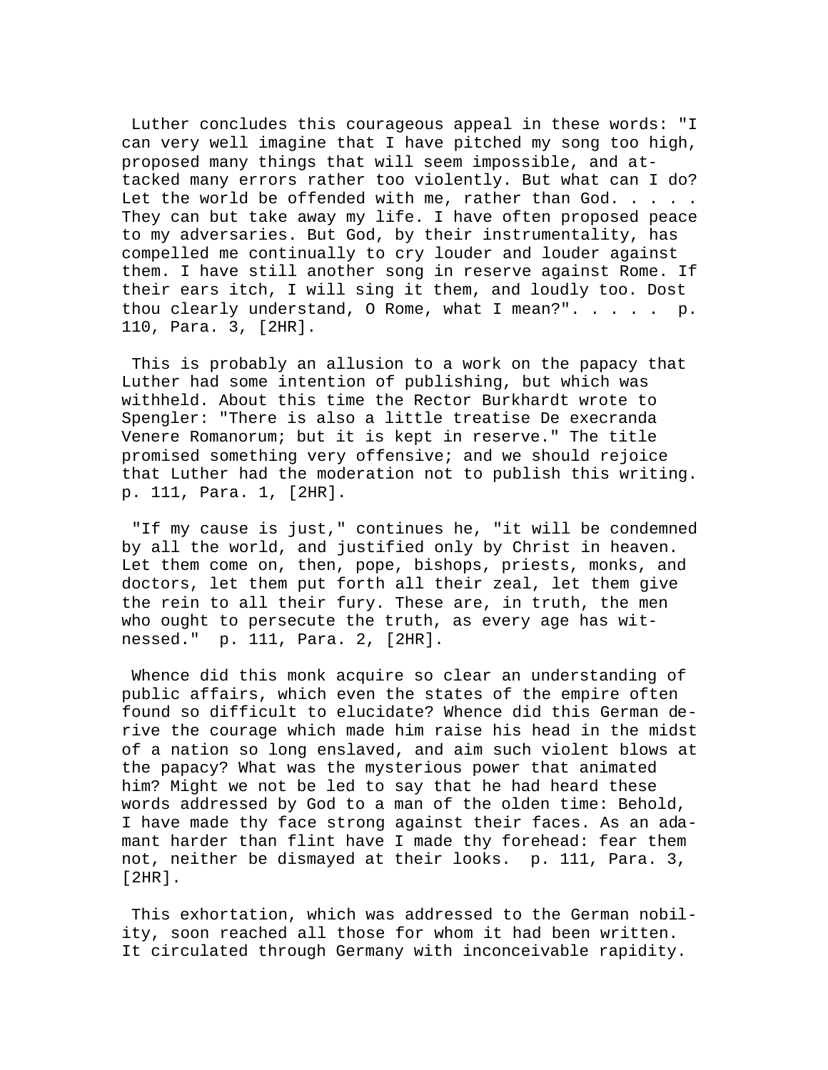Luther concludes this courageous appeal in these words: "I can very well imagine that I have pitched my song too high, proposed many things that will seem impossible, and attacked many errors rather too violently. But what can I do? Let the world be offended with me, rather than God. . . . . They can but take away my life. I have often proposed peace to my adversaries. But God, by their instrumentality, has compelled me continually to cry louder and louder against them. I have still another song in reserve against Rome. If their ears itch, I will sing it them, and loudly too. Dost thou clearly understand, O Rome, what I mean?". . . . .  p. 110, Para. 3, [2HR].

This is probably an allusion to a work on the papacy that Luther had some intention of publishing, but which was withheld. About this time the Rector Burkhardt wrote to Spengler: "There is also a little treatise De execranda Venere Romanorum; but it is kept in reserve." The title promised something very offensive; and we should rejoice that Luther had the moderation not to publish this writing. p. 111, Para. 1, [2HR].

"If my cause is just," continues he, "it will be condemned by all the world, and justified only by Christ in heaven. Let them come on, then, pope, bishops, priests, monks, and doctors, let them put forth all their zeal, let them give the rein to all their fury. These are, in truth, the men who ought to persecute the truth, as every age has witnessed."  p. 111, Para. 2, [2HR].

Whence did this monk acquire so clear an understanding of public affairs, which even the states of the empire often found so difficult to elucidate? Whence did this German derive the courage which made him raise his head in the midst of a nation so long enslaved, and aim such violent blows at the papacy? What was the mysterious power that animated him? Might we not be led to say that he had heard these words addressed by God to a man of the olden time: Behold, I have made thy face strong against their faces. As an adamant harder than flint have I made thy forehead: fear them not, neither be dismayed at their looks.  p. 111, Para. 3, [2HR].

This exhortation, which was addressed to the German nobility, soon reached all those for whom it had been written. It circulated through Germany with inconceivable rapidity.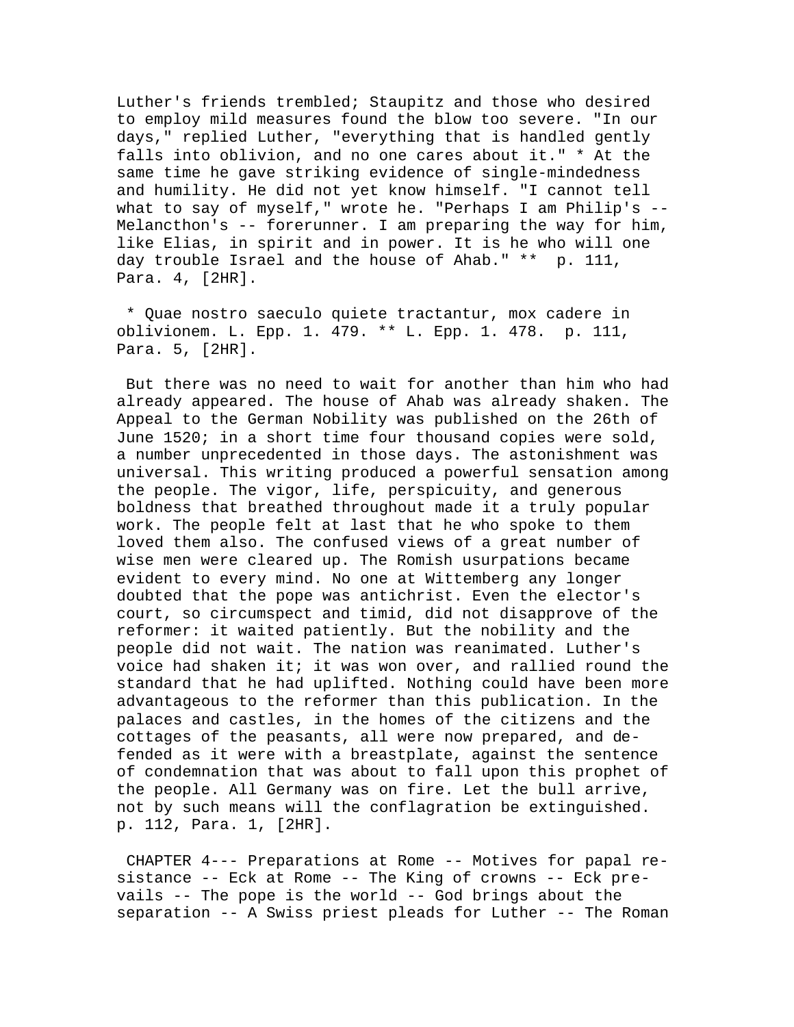Luther's friends trembled; Staupitz and those who desired to employ mild measures found the blow too severe. "In our days," replied Luther, "everything that is handled gently falls into oblivion, and no one cares about it." * At the same time he gave striking evidence of single-mindedness and humility. He did not yet know himself. "I cannot tell what to say of myself," wrote he. "Perhaps I am Philip's -- Melancthon's -- forerunner. I am preparing the way for him, like Elias, in spirit and in power. It is he who will one day trouble Israel and the house of Ahab." ** p. 111, Para. 4, [2HR].

* Quae nostro saeculo quiete tractantur, mox cadere in oblivionem. L. Epp. 1. 479. ** L. Epp. 1. 478. p. 111, Para. 5, [2HR].

But there was no need to wait for another than him who had already appeared. The house of Ahab was already shaken. The Appeal to the German Nobility was published on the 26th of June 1520; in a short time four thousand copies were sold, a number unprecedented in those days. The astonishment was universal. This writing produced a powerful sensation among the people. The vigor, life, perspicuity, and generous boldness that breathed throughout made it a truly popular work. The people felt at last that he who spoke to them loved them also. The confused views of a great number of wise men were cleared up. The Romish usurpations became evident to every mind. No one at Wittemberg any longer doubted that the pope was antichrist. Even the elector's court, so circumspect and timid, did not disapprove of the reformer: it waited patiently. But the nobility and the people did not wait. The nation was reanimated. Luther's voice had shaken it; it was won over, and rallied round the standard that he had uplifted. Nothing could have been more advantageous to the reformer than this publication. In the palaces and castles, in the homes of the citizens and the cottages of the peasants, all were now prepared, and defended as it were with a breastplate, against the sentence of condemnation that was about to fall upon this prophet of the people. All Germany was on fire. Let the bull arrive, not by such means will the conflagration be extinguished. p. 112, Para. 1, [2HR].

CHAPTER 4--- Preparations at Rome -- Motives for papal resistance -- Eck at Rome -- The King of crowns -- Eck prevails -- The pope is the world -- God brings about the separation -- A Swiss priest pleads for Luther -- The Roman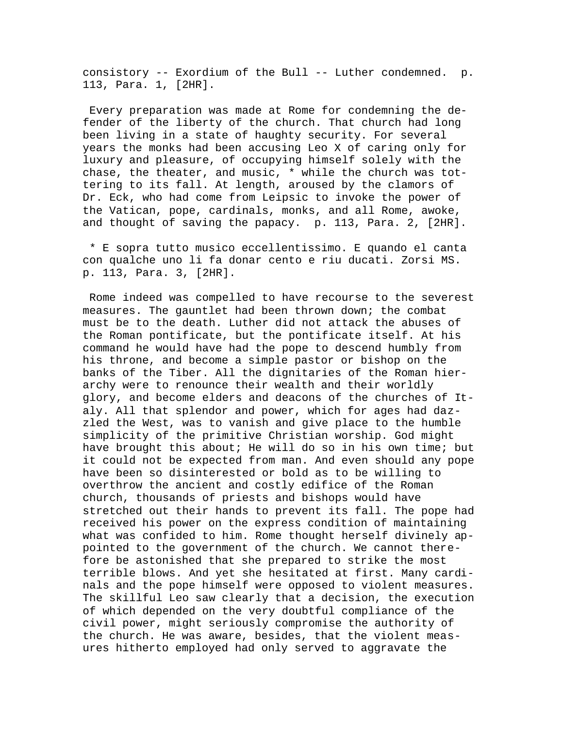consistory -- Exordium of the Bull -- Luther condemned. p. 113, Para. 1, [2HR].

Every preparation was made at Rome for condemning the defender of the liberty of the church. That church had long been living in a state of haughty security. For several years the monks had been accusing Leo X of caring only for luxury and pleasure, of occupying himself solely with the chase, the theater, and music, * while the church was tottering to its fall. At length, aroused by the clamors of Dr. Eck, who had come from Leipsic to invoke the power of the Vatican, pope, cardinals, monks, and all Rome, awoke, and thought of saving the papacy. p. 113, Para. 2, [2HR].

* E sopra tutto musico eccellentissimo. E quando el canta con qualche uno li fa donar cento e riu ducati. Zorsi MS. p. 113, Para. 3, [2HR].

Rome indeed was compelled to have recourse to the severest measures. The gauntlet had been thrown down; the combat must be to the death. Luther did not attack the abuses of the Roman pontificate, but the pontificate itself. At his command he would have had the pope to descend humbly from his throne, and become a simple pastor or bishop on the banks of the Tiber. All the dignitaries of the Roman hierarchy were to renounce their wealth and their worldly glory, and become elders and deacons of the churches of Italy. All that splendor and power, which for ages had dazzled the West, was to vanish and give place to the humble simplicity of the primitive Christian worship. God might have brought this about; He will do so in his own time; but it could not be expected from man. And even should any pope have been so disinterested or bold as to be willing to overthrow the ancient and costly edifice of the Roman church, thousands of priests and bishops would have stretched out their hands to prevent its fall. The pope had received his power on the express condition of maintaining what was confided to him. Rome thought herself divinely appointed to the government of the church. We cannot therefore be astonished that she prepared to strike the most terrible blows. And yet she hesitated at first. Many cardinals and the pope himself were opposed to violent measures. The skillful Leo saw clearly that a decision, the execution of which depended on the very doubtful compliance of the civil power, might seriously compromise the authority of the church. He was aware, besides, that the violent measures hitherto employed had only served to aggravate the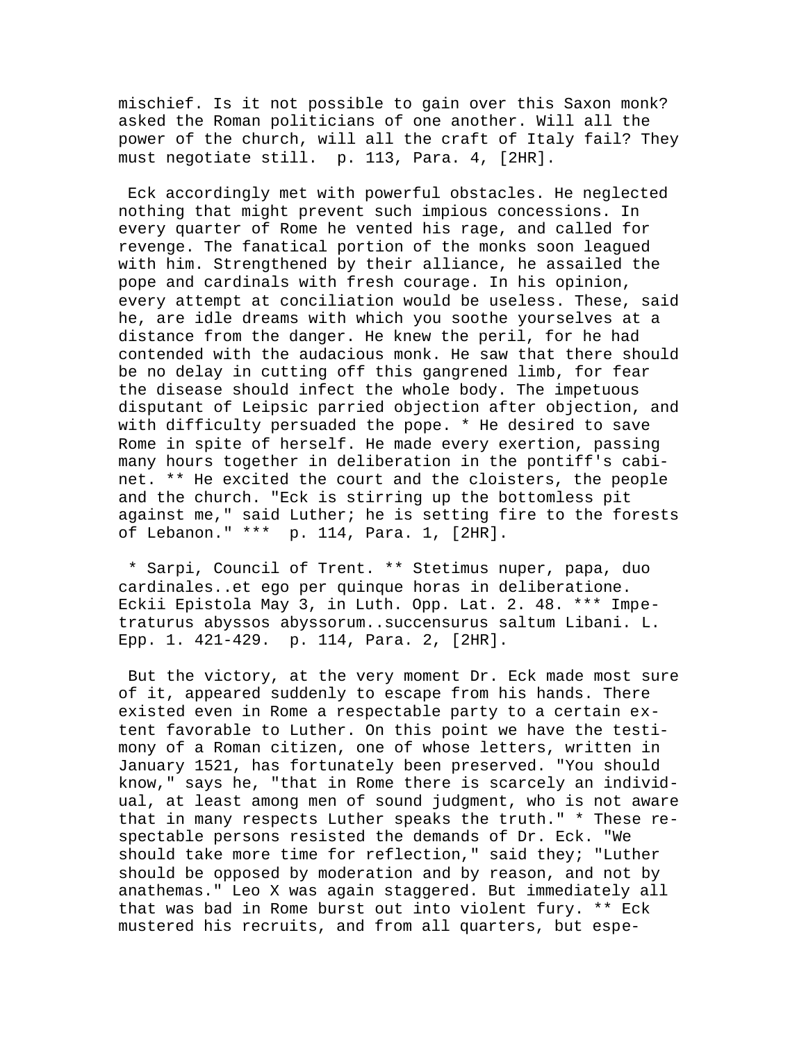mischief. Is it not possible to gain over this Saxon monk? asked the Roman politicians of one another. Will all the power of the church, will all the craft of Italy fail? They must negotiate still. p. 113, Para. 4, [2HR].

Eck accordingly met with powerful obstacles. He neglected nothing that might prevent such impious concessions. In every quarter of Rome he vented his rage, and called for revenge. The fanatical portion of the monks soon leagued with him. Strengthened by their alliance, he assailed the pope and cardinals with fresh courage. In his opinion, every attempt at conciliation would be useless. These, said he, are idle dreams with which you soothe yourselves at a distance from the danger. He knew the peril, for he had contended with the audacious monk. He saw that there should be no delay in cutting off this gangrened limb, for fear the disease should infect the whole body. The impetuous disputant of Leipsic parried objection after objection, and with difficulty persuaded the pope. * He desired to save Rome in spite of herself. He made every exertion, passing many hours together in deliberation in the pontiff's cabinet. ** He excited the court and the cloisters, the people and the church. "Eck is stirring up the bottomless pit against me," said Luther; he is setting fire to the forests of Lebanon." *** p. 114, Para. 1, [2HR].

* Sarpi, Council of Trent. ** Stetimus nuper, papa, duo cardinales..et ego per quinque horas in deliberatione. Eckii Epistola May 3, in Luth. Opp. Lat. 2. 48. *** Impetraturus abyssos abyssorum..succensurus saltum Libani. L. Epp. 1. 421-429. p. 114, Para. 2, [2HR].

But the victory, at the very moment Dr. Eck made most sure of it, appeared suddenly to escape from his hands. There existed even in Rome a respectable party to a certain extent favorable to Luther. On this point we have the testimony of a Roman citizen, one of whose letters, written in January 1521, has fortunately been preserved. "You should know," says he, "that in Rome there is scarcely an individual, at least among men of sound judgment, who is not aware that in many respects Luther speaks the truth." * These respectable persons resisted the demands of Dr. Eck. "We should take more time for reflection," said they; "Luther should be opposed by moderation and by reason, and not by anathemas." Leo X was again staggered. But immediately all that was bad in Rome burst out into violent fury. ** Eck mustered his recruits, and from all quarters, but espe-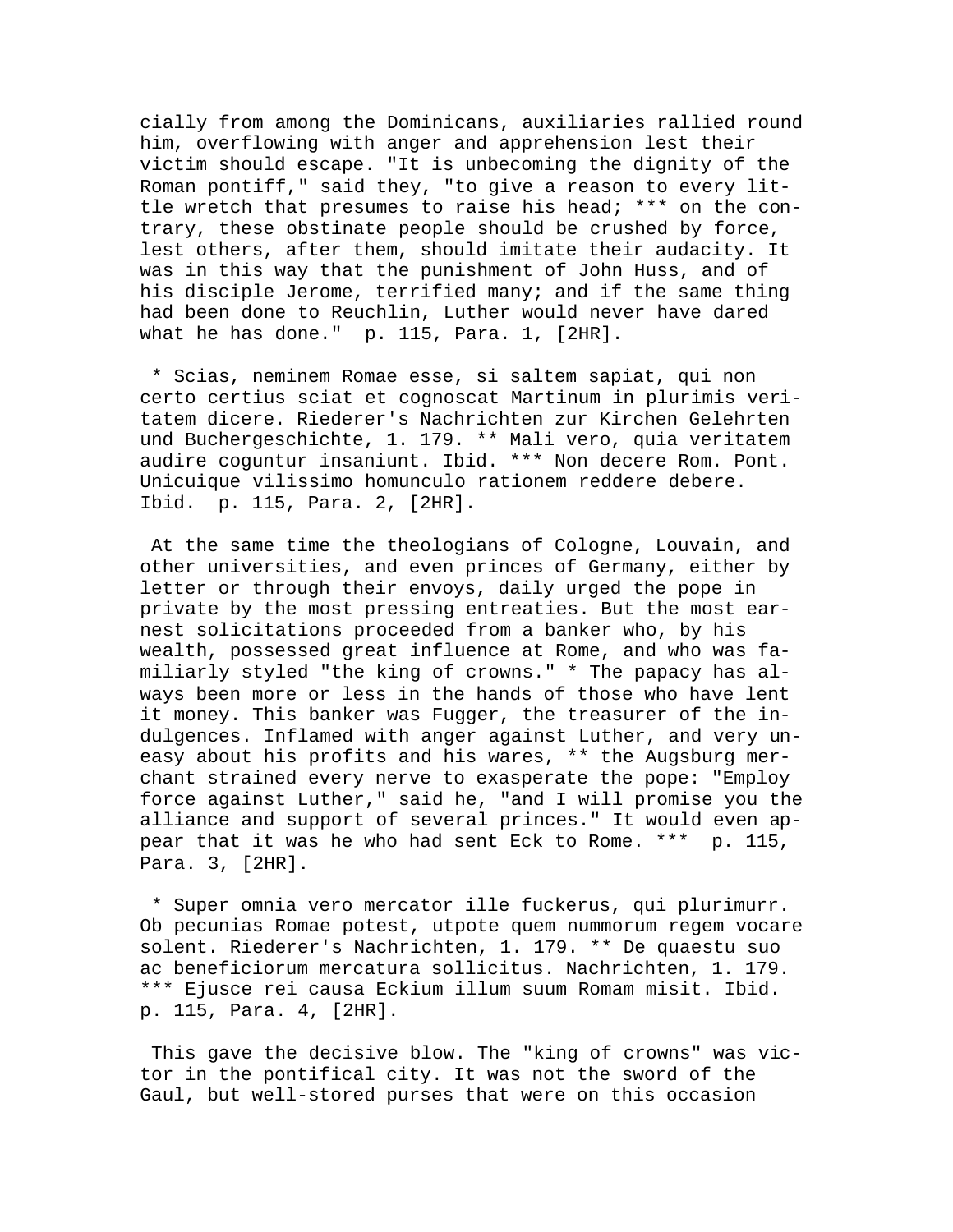cially from among the Dominicans, auxiliaries rallied round him, overflowing with anger and apprehension lest their victim should escape. "It is unbecoming the dignity of the Roman pontiff," said they, "to give a reason to every little wretch that presumes to raise his head; *** on the contrary, these obstinate people should be crushed by force, lest others, after them, should imitate their audacity. It was in this way that the punishment of John Huss, and of his disciple Jerome, terrified many; and if the same thing had been done to Reuchlin, Luther would never have dared what he has done." p. 115, Para. 1, [2HR].

* Scias, neminem Romae esse, si saltem sapiat, qui non certo certius sciat et cognoscat Martinum in plurimis veritatem dicere. Riederer's Nachrichten zur Kirchen Gelehrten und Buchergeschichte, 1. 179. ** Mali vero, quia veritatem audire coguntur insaniunt. Ibid. *** Non decere Rom. Pont. Unicuique vilissimo homunculo rationem reddere debere. Ibid. p. 115, Para. 2, [2HR].

At the same time the theologians of Cologne, Louvain, and other universities, and even princes of Germany, either by letter or through their envoys, daily urged the pope in private by the most pressing entreaties. But the most earnest solicitations proceeded from a banker who, by his wealth, possessed great influence at Rome, and who was familiarly styled "the king of crowns." * The papacy has always been more or less in the hands of those who have lent it money. This banker was Fugger, the treasurer of the indulgences. Inflamed with anger against Luther, and very uneasy about his profits and his wares, ** the Augsburg merchant strained every nerve to exasperate the pope: "Employ force against Luther," said he, "and I will promise you the alliance and support of several princes." It would even appear that it was he who had sent Eck to Rome. *** p. 115, Para. 3, [2HR].

* Super omnia vero mercator ille fuckerus, qui plurimurr. Ob pecunias Romae potest, utpote quem nummorum regem vocare solent. Riederer's Nachrichten, 1. 179. ** De quaestu suo ac beneficiorum mercatura sollicitus. Nachrichten, 1. 179. *** Ejusce rei causa Eckium illum suum Romam misit. Ibid. p. 115, Para. 4, [2HR].

This gave the decisive blow. The "king of crowns" was victor in the pontifical city. It was not the sword of the Gaul, but well-stored purses that were on this occasion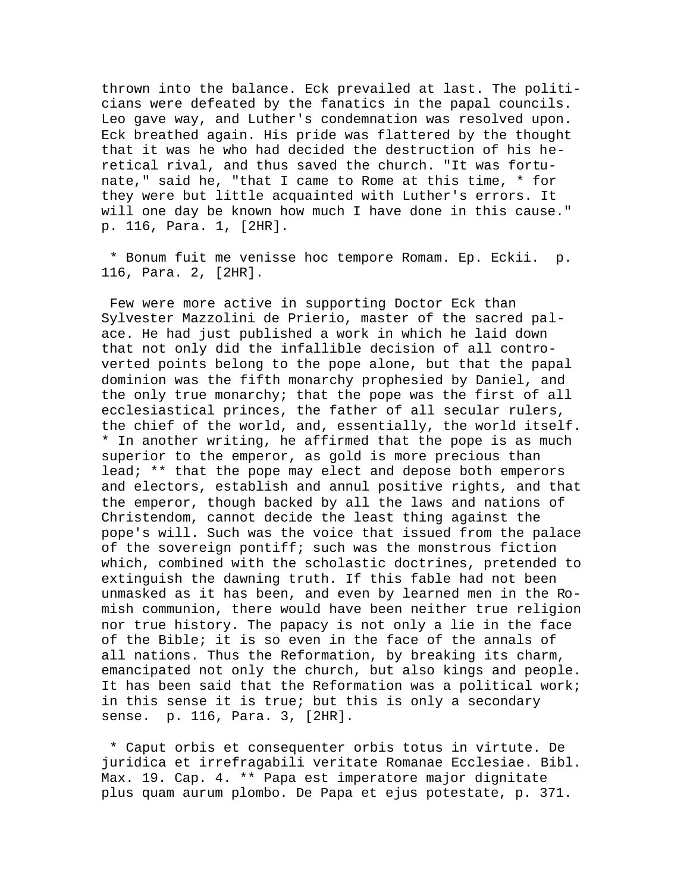thrown into the balance. Eck prevailed at last. The politicians were defeated by the fanatics in the papal councils. Leo gave way, and Luther's condemnation was resolved upon. Eck breathed again. His pride was flattered by the thought that it was he who had decided the destruction of his heretical rival, and thus saved the church. "It was fortunate," said he, "that I came to Rome at this time, * for they were but little acquainted with Luther's errors. It will one day be known how much I have done in this cause." p. 116, Para. 1, [2HR].

* Bonum fuit me venisse hoc tempore Romam. Ep. Eckii. p. 116, Para. 2, [2HR].

Few were more active in supporting Doctor Eck than Sylvester Mazzolini de Prierio, master of the sacred palace. He had just published a work in which he laid down that not only did the infallible decision of all controverted points belong to the pope alone, but that the papal dominion was the fifth monarchy prophesied by Daniel, and the only true monarchy; that the pope was the first of all ecclesiastical princes, the father of all secular rulers, the chief of the world, and, essentially, the world itself. * In another writing, he affirmed that the pope is as much superior to the emperor, as gold is more precious than lead; ** that the pope may elect and depose both emperors and electors, establish and annul positive rights, and that the emperor, though backed by all the laws and nations of Christendom, cannot decide the least thing against the pope's will. Such was the voice that issued from the palace of the sovereign pontiff; such was the monstrous fiction which, combined with the scholastic doctrines, pretended to extinguish the dawning truth. If this fable had not been unmasked as it has been, and even by learned men in the Romish communion, there would have been neither true religion nor true history. The papacy is not only a lie in the face of the Bible; it is so even in the face of the annals of all nations. Thus the Reformation, by breaking its charm, emancipated not only the church, but also kings and people. It has been said that the Reformation was a political work; in this sense it is true; but this is only a secondary sense. p. 116, Para. 3, [2HR].

* Caput orbis et consequenter orbis totus in virtute. De juridica et irrefragabili veritate Romanae Ecclesiae. Bibl. Max. 19. Cap. 4. ** Papa est imperatore major dignitate plus quam aurum plombo. De Papa et ejus potestate, p. 371.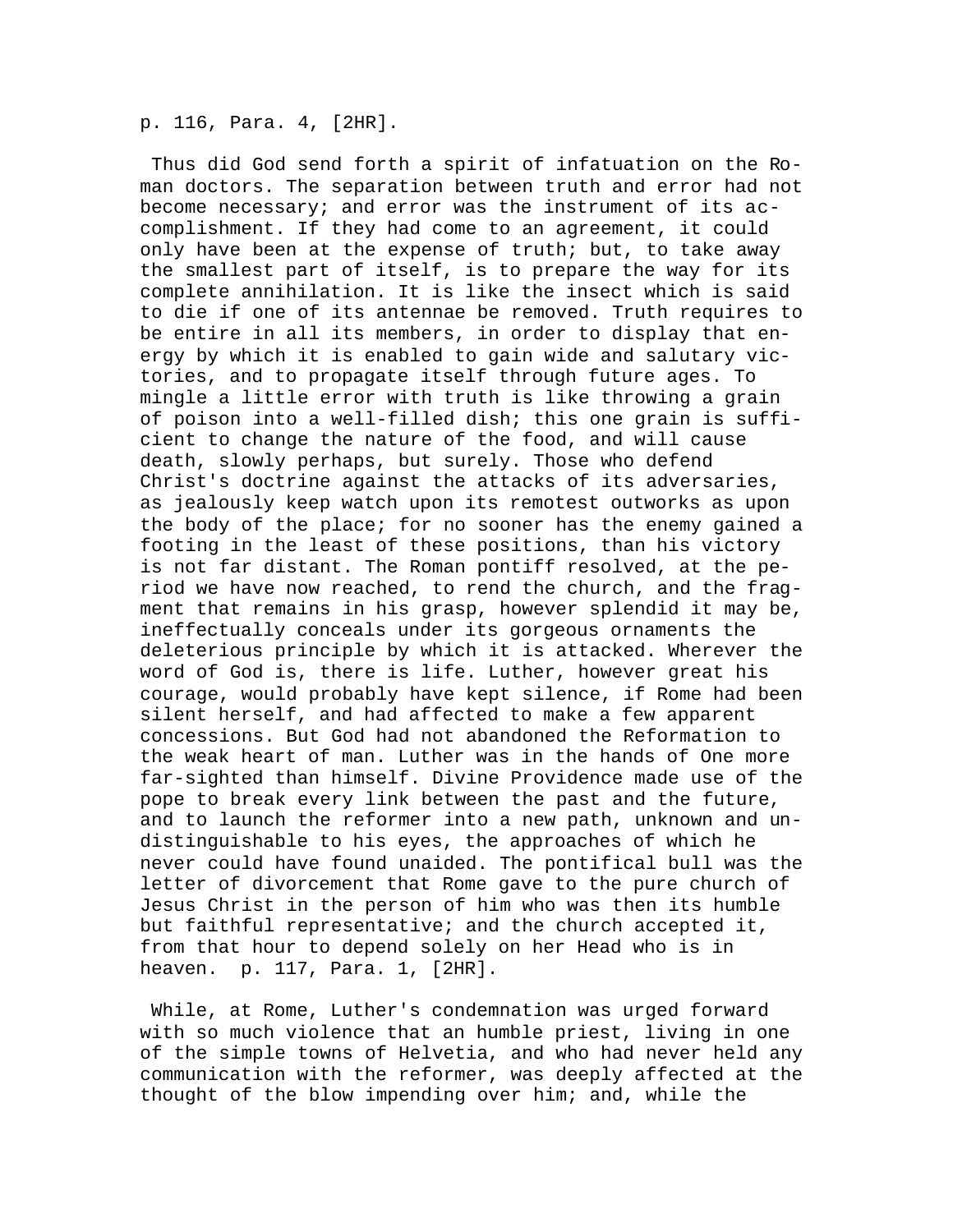p. 116, Para. 4, [2HR].

Thus did God send forth a spirit of infatuation on the Roman doctors. The separation between truth and error had not become necessary; and error was the instrument of its accomplishment. If they had come to an agreement, it could only have been at the expense of truth; but, to take away the smallest part of itself, is to prepare the way for its complete annihilation. It is like the insect which is said to die if one of its antennae be removed. Truth requires to be entire in all its members, in order to display that energy by which it is enabled to gain wide and salutary victories, and to propagate itself through future ages. To mingle a little error with truth is like throwing a grain of poison into a well-filled dish; this one grain is sufficient to change the nature of the food, and will cause death, slowly perhaps, but surely. Those who defend Christ's doctrine against the attacks of its adversaries, as jealously keep watch upon its remotest outworks as upon the body of the place; for no sooner has the enemy gained a footing in the least of these positions, than his victory is not far distant. The Roman pontiff resolved, at the period we have now reached, to rend the church, and the fragment that remains in his grasp, however splendid it may be, ineffectually conceals under its gorgeous ornaments the deleterious principle by which it is attacked. Wherever the word of God is, there is life. Luther, however great his courage, would probably have kept silence, if Rome had been silent herself, and had affected to make a few apparent concessions. But God had not abandoned the Reformation to the weak heart of man. Luther was in the hands of One more far-sighted than himself. Divine Providence made use of the pope to break every link between the past and the future, and to launch the reformer into a new path, unknown and undistinguishable to his eyes, the approaches of which he never could have found unaided. The pontifical bull was the letter of divorcement that Rome gave to the pure church of Jesus Christ in the person of him who was then its humble but faithful representative; and the church accepted it, from that hour to depend solely on her Head who is in heaven. p. 117, Para. 1, [2HR].

While, at Rome, Luther's condemnation was urged forward with so much violence that an humble priest, living in one of the simple towns of Helvetia, and who had never held any communication with the reformer, was deeply affected at the thought of the blow impending over him; and, while the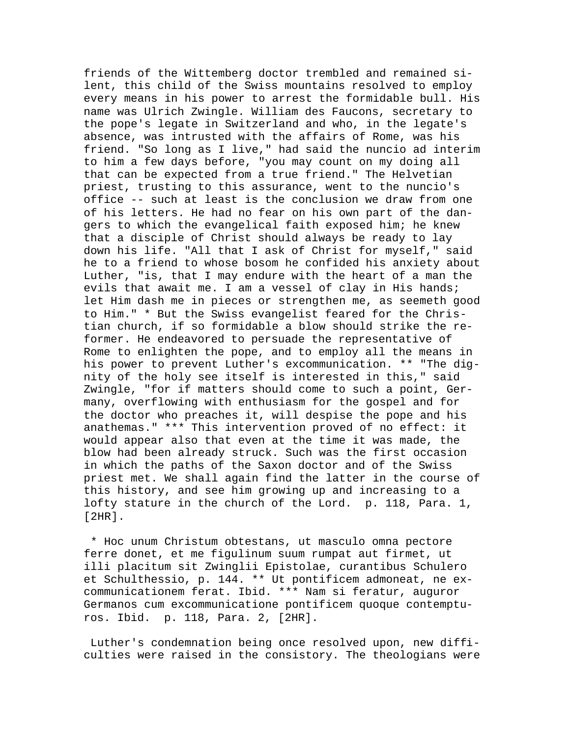friends of the Wittemberg doctor trembled and remained silent, this child of the Swiss mountains resolved to employ every means in his power to arrest the formidable bull. His name was Ulrich Zwingle. William des Faucons, secretary to the pope's legate in Switzerland and who, in the legate's absence, was intrusted with the affairs of Rome, was his friend. "So long as I live," had said the nuncio ad interim to him a few days before, "you may count on my doing all that can be expected from a true friend." The Helvetian priest, trusting to this assurance, went to the nuncio's office -- such at least is the conclusion we draw from one of his letters. He had no fear on his own part of the dangers to which the evangelical faith exposed him; he knew that a disciple of Christ should always be ready to lay down his life. "All that I ask of Christ for myself," said he to a friend to whose bosom he confided his anxiety about Luther, "is, that I may endure with the heart of a man the evils that await me. I am a vessel of clay in His hands; let Him dash me in pieces or strengthen me, as seemeth good to Him." * But the Swiss evangelist feared for the Christian church, if so formidable a blow should strike the reformer. He endeavored to persuade the representative of Rome to enlighten the pope, and to employ all the means in his power to prevent Luther's excommunication. ** "The dignity of the holy see itself is interested in this," said Zwingle, "for if matters should come to such a point, Germany, overflowing with enthusiasm for the gospel and for the doctor who preaches it, will despise the pope and his anathemas." *** This intervention proved of no effect: it would appear also that even at the time it was made, the blow had been already struck. Such was the first occasion in which the paths of the Saxon doctor and of the Swiss priest met. We shall again find the latter in the course of this history, and see him growing up and increasing to a lofty stature in the church of the Lord. p. 118, Para. 1, [2HR].

* Hoc unum Christum obtestans, ut masculo omna pectore ferre donet, et me figulinum suum rumpat aut firmet, ut illi placitum sit Zwinglii Epistolae, curantibus Schulero et Schulthessio, p. 144. ** Ut pontificem admoneat, ne excommunicationem ferat. Ibid. *** Nam si feratur, auguror Germanos cum excommunicatione pontificem quoque contempturos. Ibid. p. 118, Para. 2, [2HR].

Luther's condemnation being once resolved upon, new difficulties were raised in the consistory. The theologians were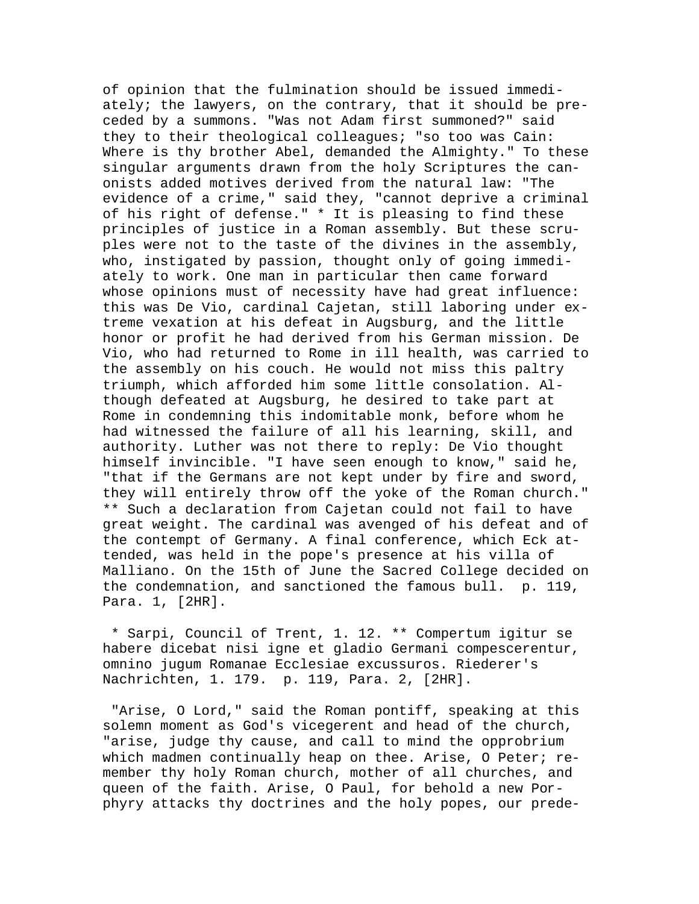of opinion that the fulmination should be issued immediately; the lawyers, on the contrary, that it should be preceded by a summons. "Was not Adam first summoned?" said they to their theological colleagues; "so too was Cain: Where is thy brother Abel, demanded the Almighty." To these singular arguments drawn from the holy Scriptures the canonists added motives derived from the natural law: "The evidence of a crime," said they, "cannot deprive a criminal of his right of defense." * It is pleasing to find these principles of justice in a Roman assembly. But these scruples were not to the taste of the divines in the assembly, who, instigated by passion, thought only of going immediately to work. One man in particular then came forward whose opinions must of necessity have had great influence: this was De Vio, cardinal Cajetan, still laboring under extreme vexation at his defeat in Augsburg, and the little honor or profit he had derived from his German mission. De Vio, who had returned to Rome in ill health, was carried to the assembly on his couch. He would not miss this paltry triumph, which afforded him some little consolation. Although defeated at Augsburg, he desired to take part at Rome in condemning this indomitable monk, before whom he had witnessed the failure of all his learning, skill, and authority. Luther was not there to reply: De Vio thought himself invincible. "I have seen enough to know," said he, "that if the Germans are not kept under by fire and sword, they will entirely throw off the yoke of the Roman church." ** Such a declaration from Cajetan could not fail to have great weight. The cardinal was avenged of his defeat and of the contempt of Germany. A final conference, which Eck attended, was held in the pope's presence at his villa of Malliano. On the 15th of June the Sacred College decided on the condemnation, and sanctioned the famous bull. p. 119, Para. 1, [2HR].

* Sarpi, Council of Trent, 1. 12. ** Compertum igitur se habere dicebat nisi igne et gladio Germani compescerentur, omnino jugum Romanae Ecclesiae excussuros. Riederer's Nachrichten, 1. 179. p. 119, Para. 2, [2HR].

"Arise, O Lord," said the Roman pontiff, speaking at this solemn moment as God's vicegerent and head of the church, "arise, judge thy cause, and call to mind the opprobrium which madmen continually heap on thee. Arise, O Peter; remember thy holy Roman church, mother of all churches, and queen of the faith. Arise, O Paul, for behold a new Porphyry attacks thy doctrines and the holy popes, our prede-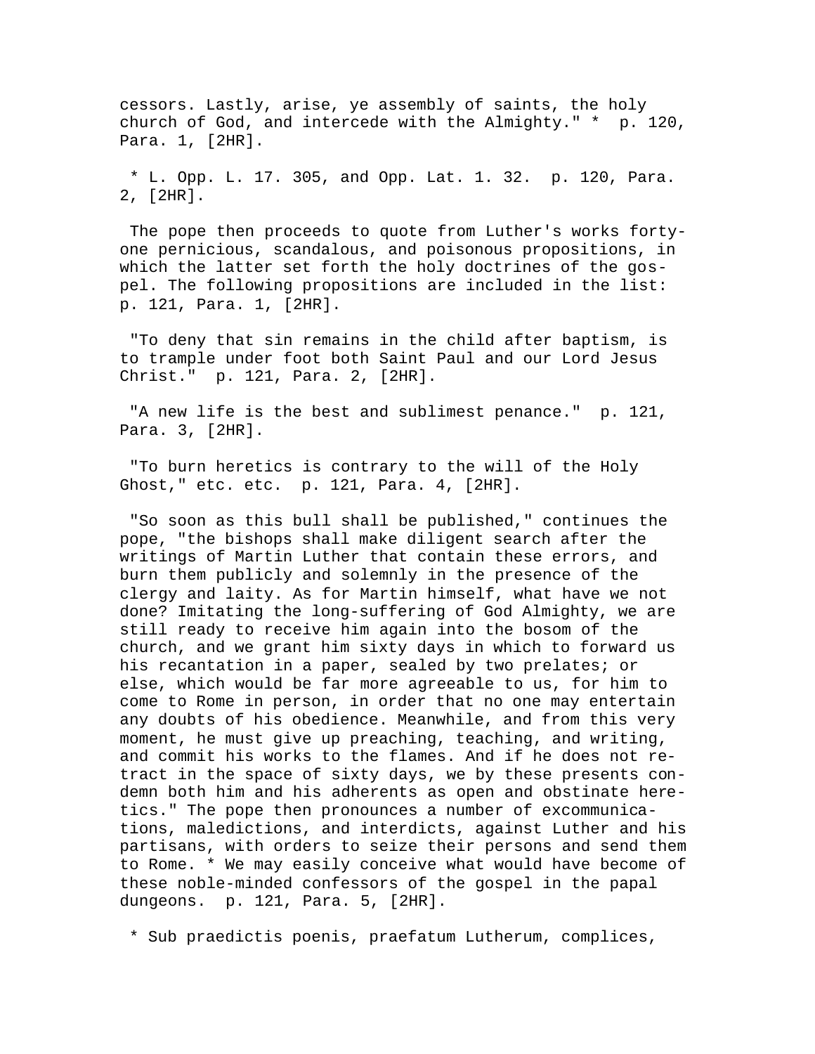cessors. Lastly, arise, ye assembly of saints, the holy church of God, and intercede with the Almighty." * p. 120, Para. 1, [2HR].

* L. Opp. L. 17. 305, and Opp. Lat. 1. 32. p. 120, Para. 2, [2HR].

The pope then proceeds to quote from Luther's works forty-one pernicious, scandalous, and poisonous propositions, in which the latter set forth the holy doctrines of the gospel. The following propositions are included in the list: p. 121, Para. 1, [2HR].

"To deny that sin remains in the child after baptism, is to trample under foot both Saint Paul and our Lord Jesus Christ." p. 121, Para. 2, [2HR].

"A new life is the best and sublimest penance." p. 121, Para. 3, [2HR].

"To burn heretics is contrary to the will of the Holy Ghost," etc. etc. p. 121, Para. 4, [2HR].

"So soon as this bull shall be published," continues the pope, "the bishops shall make diligent search after the writings of Martin Luther that contain these errors, and burn them publicly and solemnly in the presence of the clergy and laity. As for Martin himself, what have we not done? Imitating the long-suffering of God Almighty, we are still ready to receive him again into the bosom of the church, and we grant him sixty days in which to forward us his recantation in a paper, sealed by two prelates; or else, which would be far more agreeable to us, for him to come to Rome in person, in order that no one may entertain any doubts of his obedience. Meanwhile, and from this very moment, he must give up preaching, teaching, and writing, and commit his works to the flames. And if he does not retract in the space of sixty days, we by these presents condemn both him and his adherents as open and obstinate heretics." The pope then pronounces a number of excommunications, maledictions, and interdicts, against Luther and his partisans, with orders to seize their persons and send them to Rome. * We may easily conceive what would have become of these noble-minded confessors of the gospel in the papal dungeons. p. 121, Para. 5, [2HR].

* Sub praedictis poenis, praefatum Lutherum, complices,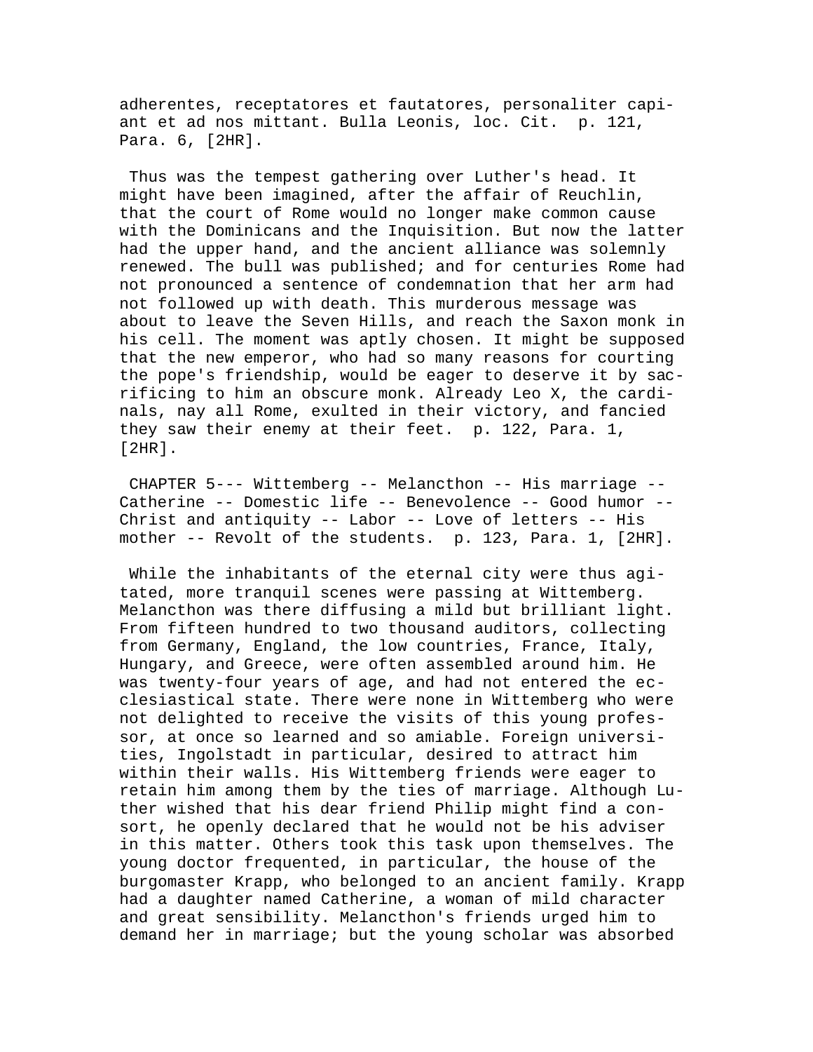adherentes, receptatores et fautatores, personaliter capiant et ad nos mittant. Bulla Leonis, loc. Cit. p. 121, Para. 6, [2HR].

Thus was the tempest gathering over Luther's head. It might have been imagined, after the affair of Reuchlin, that the court of Rome would no longer make common cause with the Dominicans and the Inquisition. But now the latter had the upper hand, and the ancient alliance was solemnly renewed. The bull was published; and for centuries Rome had not pronounced a sentence of condemnation that her arm had not followed up with death. This murderous message was about to leave the Seven Hills, and reach the Saxon monk in his cell. The moment was aptly chosen. It might be supposed that the new emperor, who had so many reasons for courting the pope's friendship, would be eager to deserve it by sacrificing to him an obscure monk. Already Leo X, the cardinals, nay all Rome, exulted in their victory, and fancied they saw their enemy at their feet. p. 122, Para. 1, [2HR].

CHAPTER 5--- Wittemberg -- Melancthon -- His marriage -- Catherine -- Domestic life -- Benevolence -- Good humor -- Christ and antiquity -- Labor -- Love of letters -- His mother -- Revolt of the students. p. 123, Para. 1, [2HR].

While the inhabitants of the eternal city were thus agitated, more tranquil scenes were passing at Wittemberg. Melancthon was there diffusing a mild but brilliant light. From fifteen hundred to two thousand auditors, collecting from Germany, England, the low countries, France, Italy, Hungary, and Greece, were often assembled around him. He was twenty-four years of age, and had not entered the ecclesiastical state. There were none in Wittemberg who were not delighted to receive the visits of this young professor, at once so learned and so amiable. Foreign universities, Ingolstadt in particular, desired to attract him within their walls. His Wittemberg friends were eager to retain him among them by the ties of marriage. Although Luther wished that his dear friend Philip might find a consort, he openly declared that he would not be his adviser in this matter. Others took this task upon themselves. The young doctor frequented, in particular, the house of the burgomaster Krapp, who belonged to an ancient family. Krapp had a daughter named Catherine, a woman of mild character and great sensibility. Melancthon's friends urged him to demand her in marriage; but the young scholar was absorbed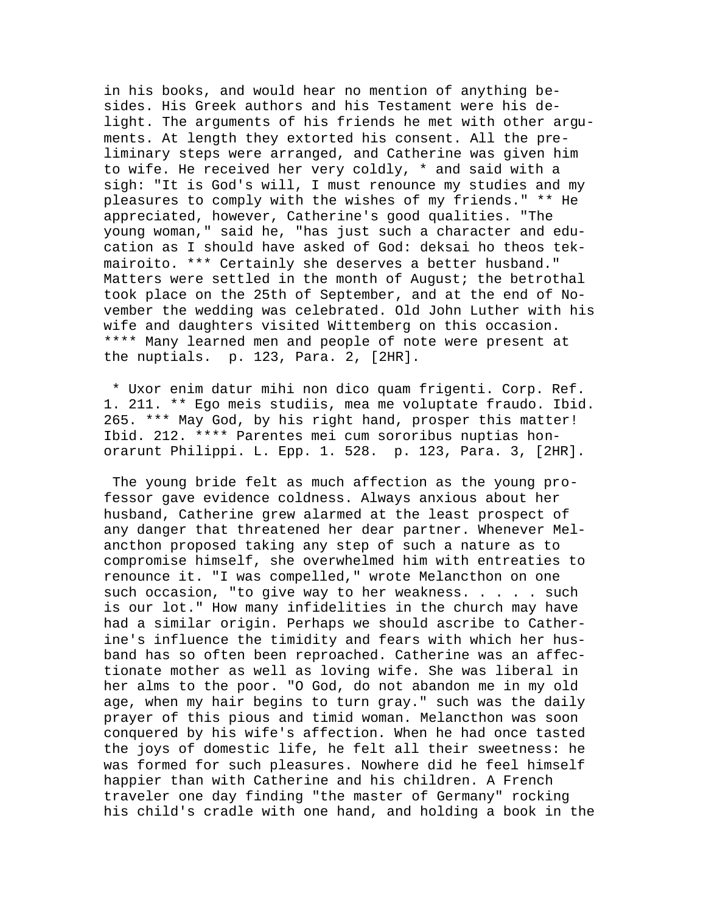in his books, and would hear no mention of anything besides. His Greek authors and his Testament were his delight. The arguments of his friends he met with other arguments. At length they extorted his consent. All the preliminary steps were arranged, and Catherine was given him to wife. He received her very coldly, * and said with a sigh: "It is God's will, I must renounce my studies and my pleasures to comply with the wishes of my friends." ** He appreciated, however, Catherine's good qualities. "The young woman," said he, "has just such a character and education as I should have asked of God: deksai ho theos tekmairoito. *** Certainly she deserves a better husband." Matters were settled in the month of August; the betrothal took place on the 25th of September, and at the end of November the wedding was celebrated. Old John Luther with his wife and daughters visited Wittemberg on this occasion. **** Many learned men and people of note were present at the nuptials. p. 123, Para. 2, [2HR].

* Uxor enim datur mihi non dico quam frigenti. Corp. Ref. 1. 211. ** Ego meis studiis, mea me voluptate fraudo. Ibid. 265. *** May God, by his right hand, prosper this matter! Ibid. 212. **** Parentes mei cum sororibus nuptias honorarunt Philippi. L. Epp. 1. 528. p. 123, Para. 3, [2HR].

The young bride felt as much affection as the young professor gave evidence coldness. Always anxious about her husband, Catherine grew alarmed at the least prospect of any danger that threatened her dear partner. Whenever Melancthon proposed taking any step of such a nature as to compromise himself, she overwhelmed him with entreaties to renounce it. "I was compelled," wrote Melancthon on one such occasion, "to give way to her weakness. . . . . such is our lot." How many infidelities in the church may have had a similar origin. Perhaps we should ascribe to Catherine's influence the timidity and fears with which her husband has so often been reproached. Catherine was an affectionate mother as well as loving wife. She was liberal in her alms to the poor. "O God, do not abandon me in my old age, when my hair begins to turn gray." such was the daily prayer of this pious and timid woman. Melancthon was soon conquered by his wife's affection. When he had once tasted the joys of domestic life, he felt all their sweetness: he was formed for such pleasures. Nowhere did he feel himself happier than with Catherine and his children. A French traveler one day finding "the master of Germany" rocking his child's cradle with one hand, and holding a book in the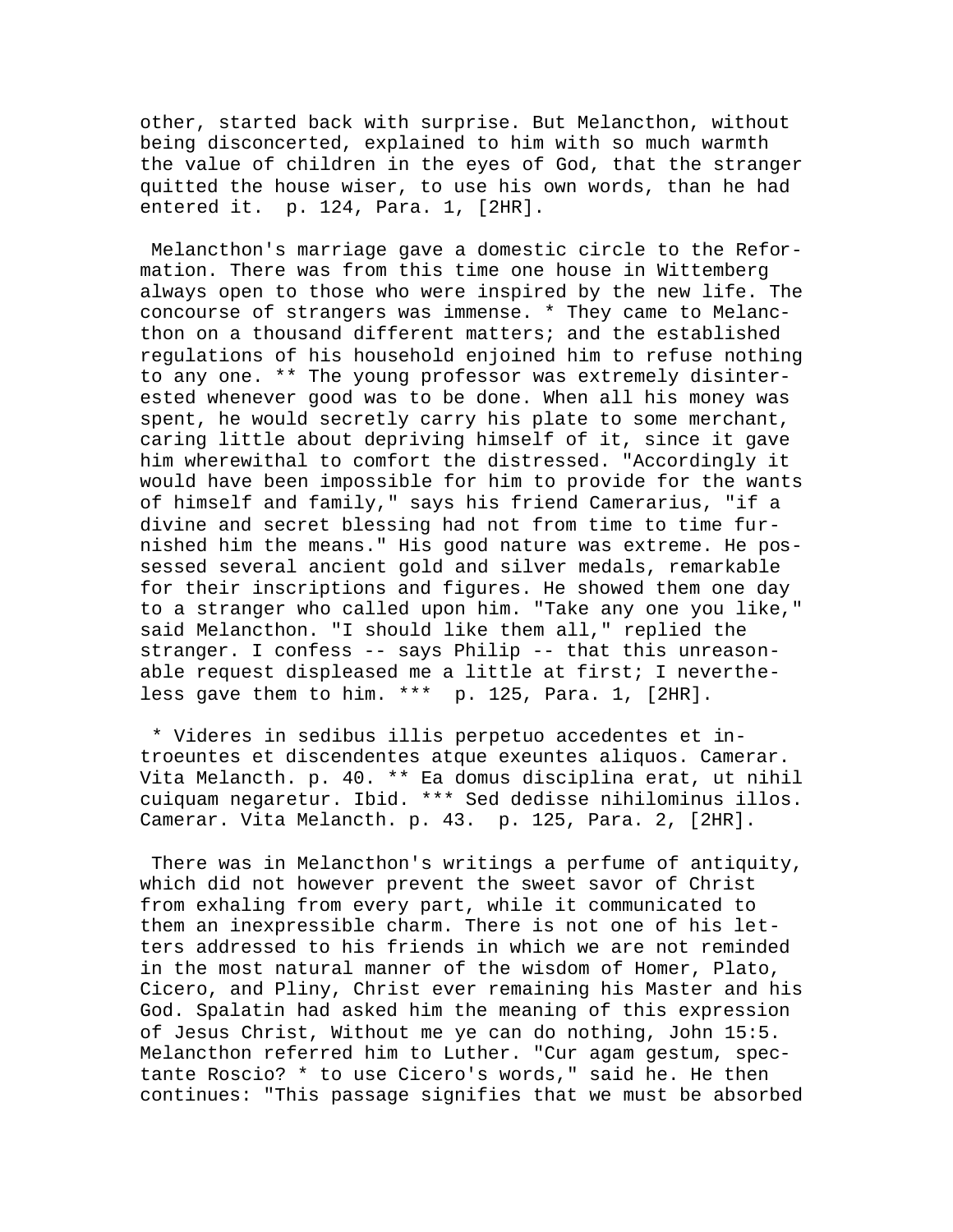other, started back with surprise. But Melancthon, without being disconcerted, explained to him with so much warmth the value of children in the eyes of God, that the stranger quitted the house wiser, to use his own words, than he had entered it.  p. 124, Para. 1, [2HR].

Melancthon's marriage gave a domestic circle to the Reformation. There was from this time one house in Wittemberg always open to those who were inspired by the new life. The concourse of strangers was immense. * They came to Melancthon on a thousand different matters; and the established regulations of his household enjoined him to refuse nothing to any one. ** The young professor was extremely disinterested whenever good was to be done. When all his money was spent, he would secretly carry his plate to some merchant, caring little about depriving himself of it, since it gave him wherewithal to comfort the distressed. "Accordingly it would have been impossible for him to provide for the wants of himself and family," says his friend Camerarius, "if a divine and secret blessing had not from time to time furnished him the means." His good nature was extreme. He possessed several ancient gold and silver medals, remarkable for their inscriptions and figures. He showed them one day to a stranger who called upon him. "Take any one you like," said Melancthon. "I should like them all," replied the stranger. I confess -- says Philip -- that this unreasonable request displeased me a little at first; I nevertheless gave them to him. ***  p. 125, Para. 1, [2HR].

* Videres in sedibus illis perpetuo accedentes et introeuntes et discendentes atque exeuntes aliquos. Camerar. Vita Melancth. p. 40. ** Ea domus disciplina erat, ut nihil cuiquam negaretur. Ibid. *** Sed dedisse nihilominus illos. Camerar. Vita Melancth. p. 43.  p. 125, Para. 2, [2HR].

There was in Melancthon's writings a perfume of antiquity, which did not however prevent the sweet savor of Christ from exhaling from every part, while it communicated to them an inexpressible charm. There is not one of his letters addressed to his friends in which we are not reminded in the most natural manner of the wisdom of Homer, Plato, Cicero, and Pliny, Christ ever remaining his Master and his God. Spalatin had asked him the meaning of this expression of Jesus Christ, Without me ye can do nothing, John 15:5. Melancthon referred him to Luther. "Cur agam gestum, spectante Roscio? * to use Cicero's words," said he. He then continues: "This passage signifies that we must be absorbed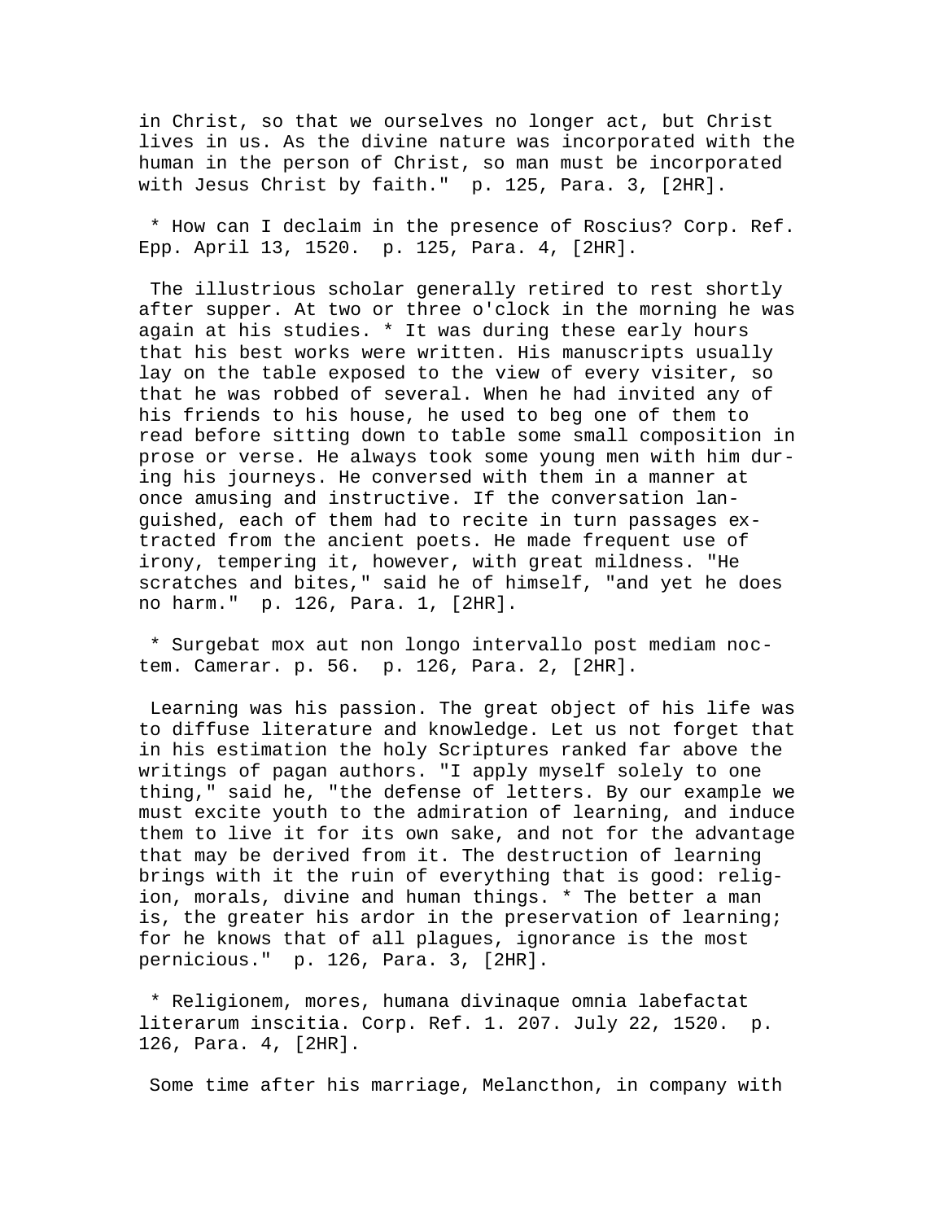in Christ, so that we ourselves no longer act, but Christ lives in us. As the divine nature was incorporated with the human in the person of Christ, so man must be incorporated with Jesus Christ by faith." p. 125, Para. 3, [2HR].

* How can I declaim in the presence of Roscius? Corp. Ref. Epp. April 13, 1520. p. 125, Para. 4, [2HR].

The illustrious scholar generally retired to rest shortly after supper. At two or three o'clock in the morning he was again at his studies. * It was during these early hours that his best works were written. His manuscripts usually lay on the table exposed to the view of every visiter, so that he was robbed of several. When he had invited any of his friends to his house, he used to beg one of them to read before sitting down to table some small composition in prose or verse. He always took some young men with him during his journeys. He conversed with them in a manner at once amusing and instructive. If the conversation languished, each of them had to recite in turn passages extracted from the ancient poets. He made frequent use of irony, tempering it, however, with great mildness. "He scratches and bites," said he of himself, "and yet he does no harm." p. 126, Para. 1, [2HR].

* Surgebat mox aut non longo intervallo post mediam noctem. Camerar. p. 56. p. 126, Para. 2, [2HR].

Learning was his passion. The great object of his life was to diffuse literature and knowledge. Let us not forget that in his estimation the holy Scriptures ranked far above the writings of pagan authors. "I apply myself solely to one thing," said he, "the defense of letters. By our example we must excite youth to the admiration of learning, and induce them to live it for its own sake, and not for the advantage that may be derived from it. The destruction of learning brings with it the ruin of everything that is good: religion, morals, divine and human things. * The better a man is, the greater his ardor in the preservation of learning; for he knows that of all plagues, ignorance is the most pernicious." p. 126, Para. 3, [2HR].

* Religionem, mores, humana divinaque omnia labefactat literarum inscitia. Corp. Ref. 1. 207. July 22, 1520. p. 126, Para. 4, [2HR].

Some time after his marriage, Melancthon, in company with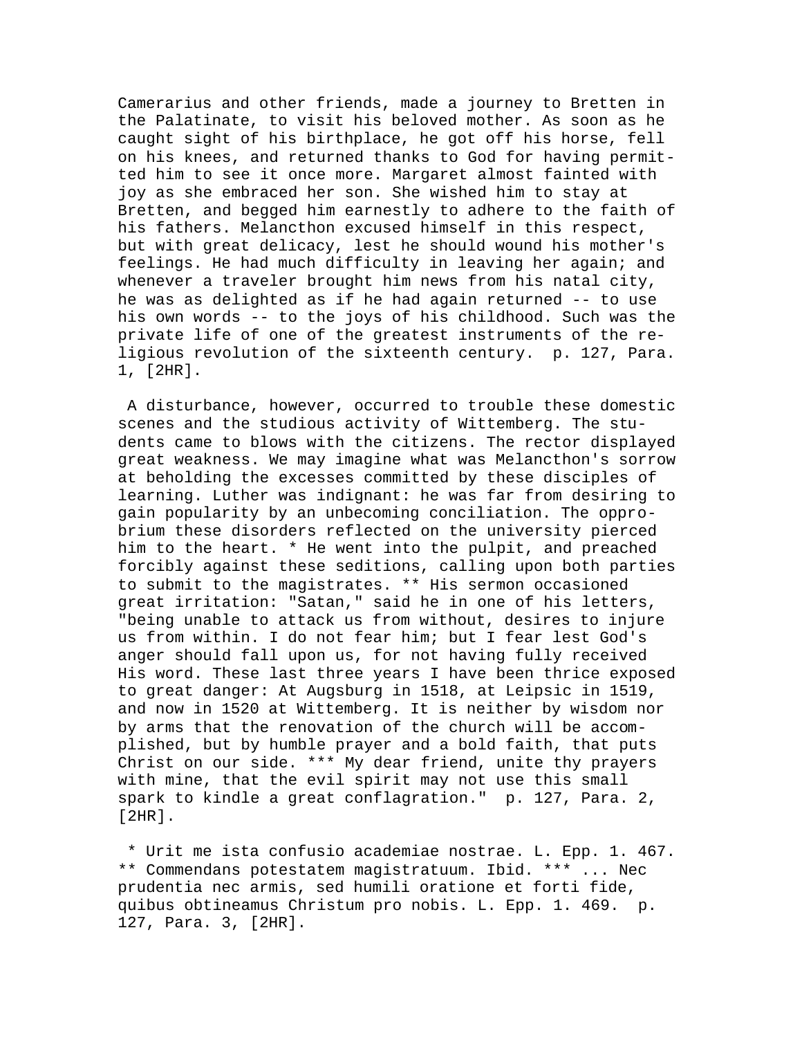Camerarius and other friends, made a journey to Bretten in the Palatinate, to visit his beloved mother. As soon as he caught sight of his birthplace, he got off his horse, fell on his knees, and returned thanks to God for having permitted him to see it once more. Margaret almost fainted with joy as she embraced her son. She wished him to stay at Bretten, and begged him earnestly to adhere to the faith of his fathers. Melancthon excused himself in this respect, but with great delicacy, lest he should wound his mother's feelings. He had much difficulty in leaving her again; and whenever a traveler brought him news from his natal city, he was as delighted as if he had again returned -- to use his own words -- to the joys of his childhood. Such was the private life of one of the greatest instruments of the religious revolution of the sixteenth century. p. 127, Para. 1, [2HR].

A disturbance, however, occurred to trouble these domestic scenes and the studious activity of Wittemberg. The students came to blows with the citizens. The rector displayed great weakness. We may imagine what was Melancthon's sorrow at beholding the excesses committed by these disciples of learning. Luther was indignant: he was far from desiring to gain popularity by an unbecoming conciliation. The opprobrium these disorders reflected on the university pierced him to the heart. * He went into the pulpit, and preached forcibly against these seditions, calling upon both parties to submit to the magistrates. ** His sermon occasioned great irritation: "Satan," said he in one of his letters, "being unable to attack us from without, desires to injure us from within. I do not fear him; but I fear lest God's anger should fall upon us, for not having fully received His word. These last three years I have been thrice exposed to great danger: At Augsburg in 1518, at Leipsic in 1519, and now in 1520 at Wittemberg. It is neither by wisdom nor by arms that the renovation of the church will be accomplished, but by humble prayer and a bold faith, that puts Christ on our side. *** My dear friend, unite thy prayers with mine, that the evil spirit may not use this small spark to kindle a great conflagration." p. 127, Para. 2, [2HR].

* Urit me ista confusio academiae nostrae. L. Epp. 1. 467. ** Commendans potestatem magistratuum. Ibid. *** ... Nec prudentia nec armis, sed humili oratione et forti fide, quibus obtineamus Christum pro nobis. L. Epp. 1. 469. p. 127, Para. 3, [2HR].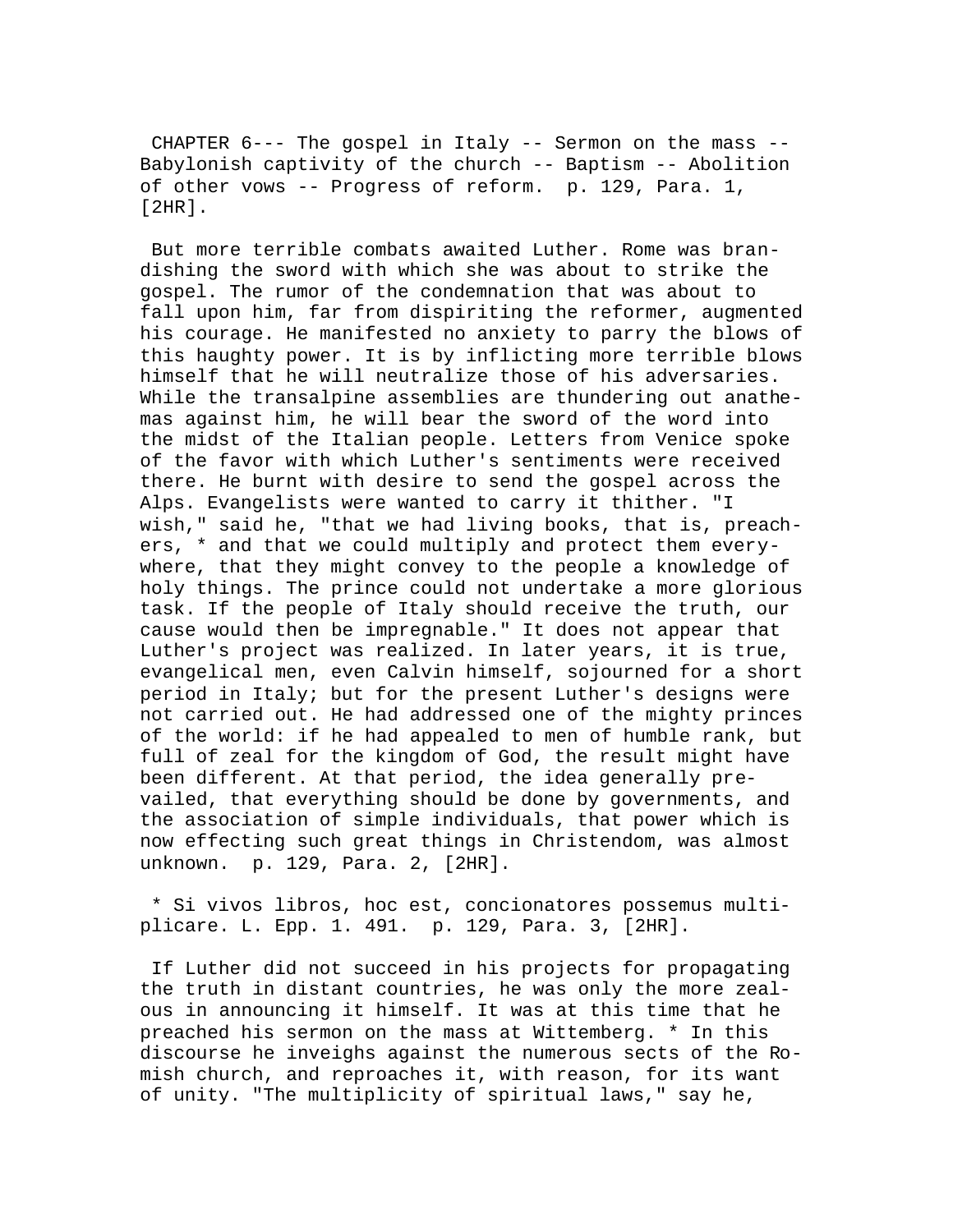CHAPTER 6--- The gospel in Italy -- Sermon on the mass -- Babylonish captivity of the church -- Baptism -- Abolition of other vows -- Progress of reform. p. 129, Para. 1, [2HR].

But more terrible combats awaited Luther. Rome was brandishing the sword with which she was about to strike the gospel. The rumor of the condemnation that was about to fall upon him, far from dispiriting the reformer, augmented his courage. He manifested no anxiety to parry the blows of this haughty power. It is by inflicting more terrible blows himself that he will neutralize those of his adversaries. While the transalpine assemblies are thundering out anathemas against him, he will bear the sword of the word into the midst of the Italian people. Letters from Venice spoke of the favor with which Luther's sentiments were received there. He burnt with desire to send the gospel across the Alps. Evangelists were wanted to carry it thither. "I wish," said he, "that we had living books, that is, preachers, * and that we could multiply and protect them everywhere, that they might convey to the people a knowledge of holy things. The prince could not undertake a more glorious task. If the people of Italy should receive the truth, our cause would then be impregnable." It does not appear that Luther's project was realized. In later years, it is true, evangelical men, even Calvin himself, sojourned for a short period in Italy; but for the present Luther's designs were not carried out. He had addressed one of the mighty princes of the world: if he had appealed to men of humble rank, but full of zeal for the kingdom of God, the result might have been different. At that period, the idea generally prevailed, that everything should be done by governments, and the association of simple individuals, that power which is now effecting such great things in Christendom, was almost unknown. p. 129, Para. 2, [2HR].

* Si vivos libros, hoc est, concionatores possemus multiplicare. L. Epp. 1. 491. p. 129, Para. 3, [2HR].

If Luther did not succeed in his projects for propagating the truth in distant countries, he was only the more zealous in announcing it himself. It was at this time that he preached his sermon on the mass at Wittemberg. * In this discourse he inveighs against the numerous sects of the Romish church, and reproaches it, with reason, for its want of unity. "The multiplicity of spiritual laws," say he,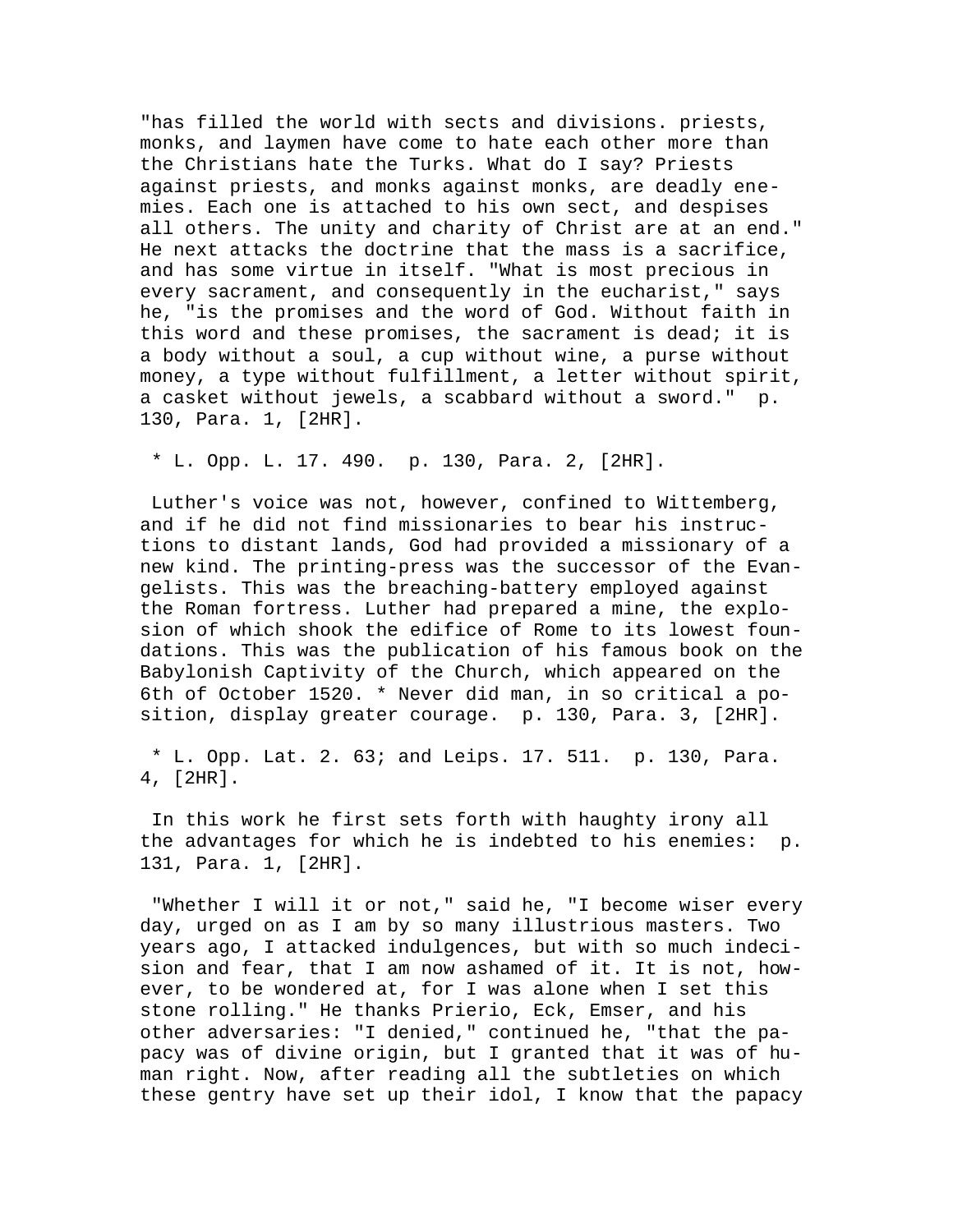"has filled the world with sects and divisions. priests, monks, and laymen have come to hate each other more than the Christians hate the Turks. What do I say? Priests against priests, and monks against monks, are deadly enemies. Each one is attached to his own sect, and despises all others. The unity and charity of Christ are at an end." He next attacks the doctrine that the mass is a sacrifice, and has some virtue in itself. "What is most precious in every sacrament, and consequently in the eucharist," says he, "is the promises and the word of God. Without faith in this word and these promises, the sacrament is dead; it is a body without a soul, a cup without wine, a purse without money, a type without fulfillment, a letter without spirit, a casket without jewels, a scabbard without a sword." p. 130, Para. 1, [2HR].

* L. Opp. L. 17. 490. p. 130, Para. 2, [2HR].

Luther's voice was not, however, confined to Wittemberg, and if he did not find missionaries to bear his instructions to distant lands, God had provided a missionary of a new kind. The printing-press was the successor of the Evangelists. This was the breaching-battery employed against the Roman fortress. Luther had prepared a mine, the explosion of which shook the edifice of Rome to its lowest foundations. This was the publication of his famous book on the Babylonish Captivity of the Church, which appeared on the 6th of October 1520. * Never did man, in so critical a position, display greater courage. p. 130, Para. 3, [2HR].

* L. Opp. Lat. 2. 63; and Leips. 17. 511. p. 130, Para. 4, [2HR].

In this work he first sets forth with haughty irony all the advantages for which he is indebted to his enemies: p. 131, Para. 1, [2HR].

"Whether I will it or not," said he, "I become wiser every day, urged on as I am by so many illustrious masters. Two years ago, I attacked indulgences, but with so much indecision and fear, that I am now ashamed of it. It is not, however, to be wondered at, for I was alone when I set this stone rolling." He thanks Prierio, Eck, Emser, and his other adversaries: "I denied," continued he, "that the papacy was of divine origin, but I granted that it was of human right. Now, after reading all the subtleties on which these gentry have set up their idol, I know that the papacy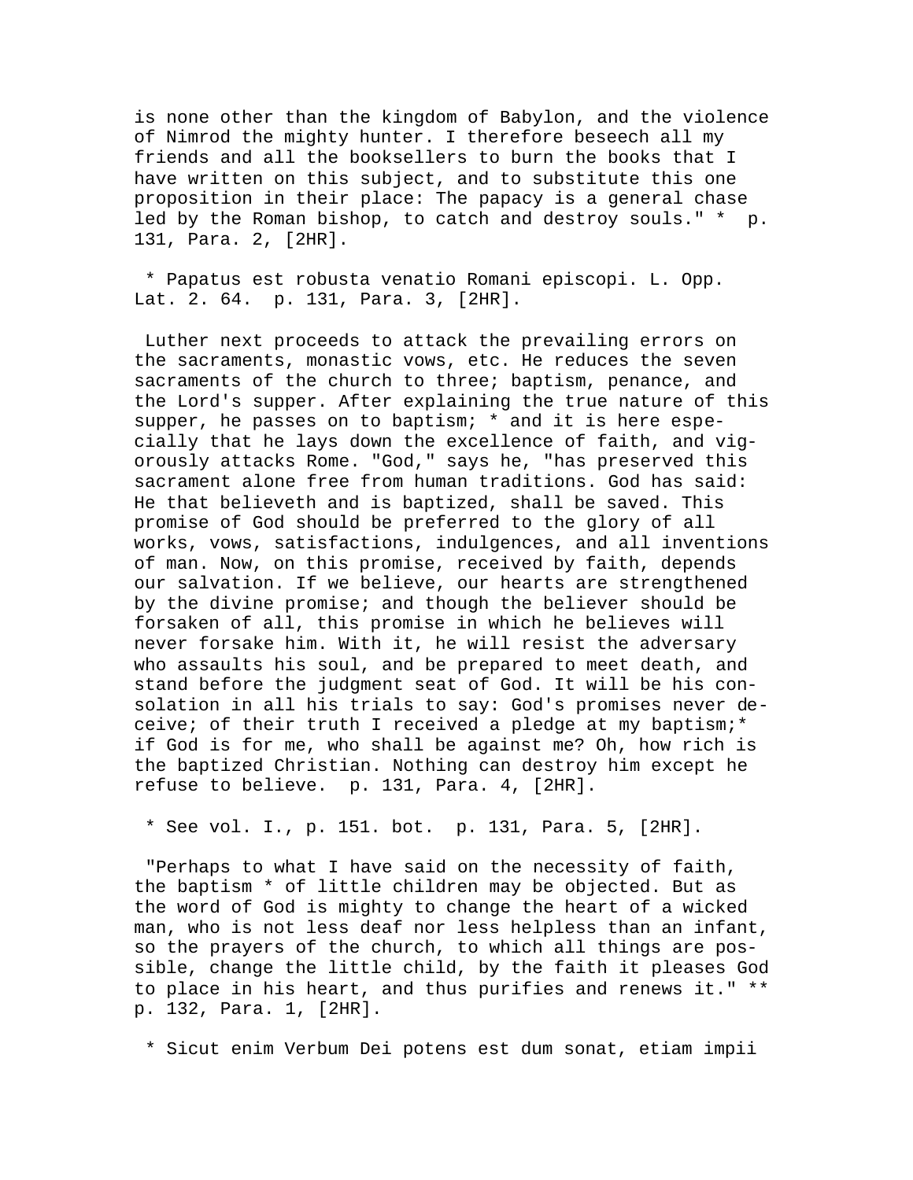is none other than the kingdom of Babylon, and the violence of Nimrod the mighty hunter. I therefore beseech all my friends and all the booksellers to burn the books that I have written on this subject, and to substitute this one proposition in their place: The papacy is a general chase led by the Roman bishop, to catch and destroy souls." * p. 131, Para. 2, [2HR].

* Papatus est robusta venatio Romani episcopi. L. Opp. Lat. 2. 64. p. 131, Para. 3, [2HR].

Luther next proceeds to attack the prevailing errors on the sacraments, monastic vows, etc. He reduces the seven sacraments of the church to three; baptism, penance, and the Lord's supper. After explaining the true nature of this supper, he passes on to baptism; * and it is here especially that he lays down the excellence of faith, and vigorously attacks Rome. "God," says he, "has preserved this sacrament alone free from human traditions. God has said: He that believeth and is baptized, shall be saved. This promise of God should be preferred to the glory of all works, vows, satisfactions, indulgences, and all inventions of man. Now, on this promise, received by faith, depends our salvation. If we believe, our hearts are strengthened by the divine promise; and though the believer should be forsaken of all, this promise in which he believes will never forsake him. With it, he will resist the adversary who assaults his soul, and be prepared to meet death, and stand before the judgment seat of God. It will be his consolation in all his trials to say: God's promises never deceive; of their truth I received a pledge at my baptism;* if God is for me, who shall be against me? Oh, how rich is the baptized Christian. Nothing can destroy him except he refuse to believe. p. 131, Para. 4, [2HR].

* See vol. I., p. 151. bot. p. 131, Para. 5, [2HR].

"Perhaps to what I have said on the necessity of faith, the baptism * of little children may be objected. But as the word of God is mighty to change the heart of a wicked man, who is not less deaf nor less helpless than an infant, so the prayers of the church, to which all things are possible, change the little child, by the faith it pleases God to place in his heart, and thus purifies and renews it." ** p. 132, Para. 1, [2HR].

* Sicut enim Verbum Dei potens est dum sonat, etiam impii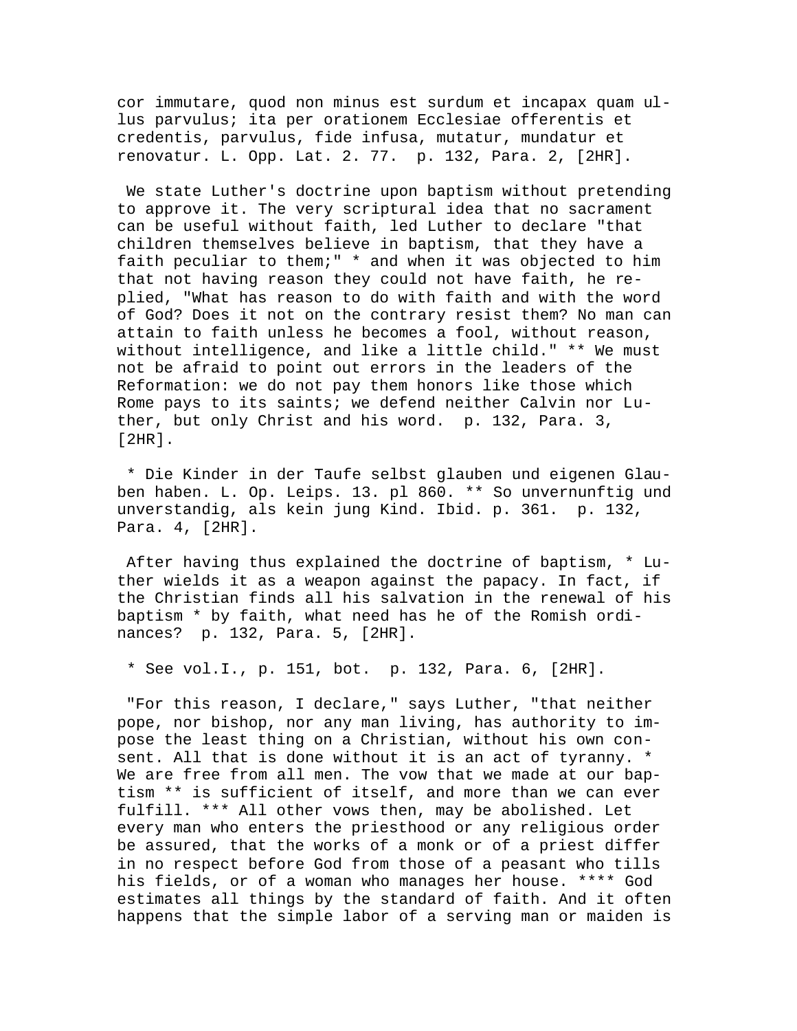cor immutare, quod non minus est surdum et incapax quam ullus parvulus; ita per orationem Ecclesiae offerentis et credentis, parvulus, fide infusa, mutatur, mundatur et renovatur. L. Opp. Lat. 2. 77. p. 132, Para. 2, [2HR].

We state Luther's doctrine upon baptism without pretending to approve it. The very scriptural idea that no sacrament can be useful without faith, led Luther to declare "that children themselves believe in baptism, that they have a faith peculiar to them;" * and when it was objected to him that not having reason they could not have faith, he replied, "What has reason to do with faith and with the word of God? Does it not on the contrary resist them? No man can attain to faith unless he becomes a fool, without reason, without intelligence, and like a little child." ** We must not be afraid to point out errors in the leaders of the Reformation: we do not pay them honors like those which Rome pays to its saints; we defend neither Calvin nor Luther, but only Christ and his word. p. 132, Para. 3, [2HR].

* Die Kinder in der Taufe selbst glauben und eigenen Glauben haben. L. Op. Leips. 13. pl 860. ** So unvernunftig und unverstandig, als kein jung Kind. Ibid. p. 361. p. 132, Para. 4, [2HR].

After having thus explained the doctrine of baptism, * Luther wields it as a weapon against the papacy. In fact, if the Christian finds all his salvation in the renewal of his baptism * by faith, what need has he of the Romish ordinances? p. 132, Para. 5, [2HR].

* See vol.I., p. 151, bot. p. 132, Para. 6, [2HR].

"For this reason, I declare," says Luther, "that neither pope, nor bishop, nor any man living, has authority to impose the least thing on a Christian, without his own consent. All that is done without it is an act of tyranny. * We are free from all men. The vow that we made at our baptism ** is sufficient of itself, and more than we can ever fulfill. *** All other vows then, may be abolished. Let every man who enters the priesthood or any religious order be assured, that the works of a monk or of a priest differ in no respect before God from those of a peasant who tills his fields, or of a woman who manages her house. **** God estimates all things by the standard of faith. And it often happens that the simple labor of a serving man or maiden is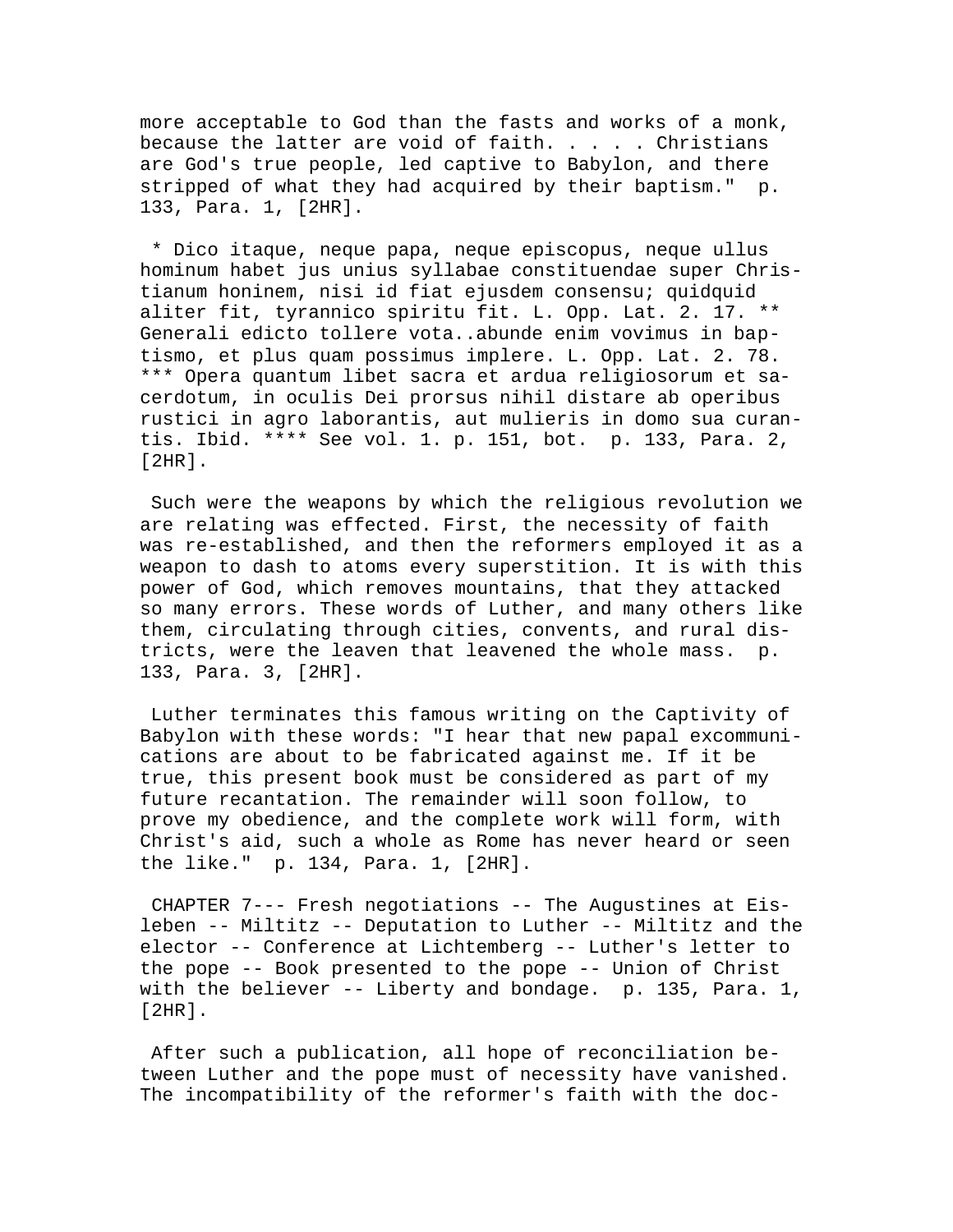more acceptable to God than the fasts and works of a monk, because the latter are void of faith. . . . . Christians are God's true people, led captive to Babylon, and there stripped of what they had acquired by their baptism." p. 133, Para. 1, [2HR].

* Dico itaque, neque papa, neque episcopus, neque ullus hominum habet jus unius syllabae constituendae super Christianum honinem, nisi id fiat ejusdem consensu; quidquid aliter fit, tyrannico spiritu fit. L. Opp. Lat. 2. 17. ** Generali edicto tollere vota..abunde enim vovimus in baptismo, et plus quam possimus implere. L. Opp. Lat. 2. 78. *** Opera quantum libet sacra et ardua religiosorum et sacerdotum, in oculis Dei prorsus nihil distare ab operibus rustici in agro laborantis, aut mulieris in domo sua curantis. Ibid. **** See vol. 1. p. 151, bot. p. 133, Para. 2, [2HR].

Such were the weapons by which the religious revolution we are relating was effected. First, the necessity of faith was re-established, and then the reformers employed it as a weapon to dash to atoms every superstition. It is with this power of God, which removes mountains, that they attacked so many errors. These words of Luther, and many others like them, circulating through cities, convents, and rural districts, were the leaven that leavened the whole mass. p. 133, Para. 3, [2HR].

Luther terminates this famous writing on the Captivity of Babylon with these words: "I hear that new papal excommunications are about to be fabricated against me. If it be true, this present book must be considered as part of my future recantation. The remainder will soon follow, to prove my obedience, and the complete work will form, with Christ's aid, such a whole as Rome has never heard or seen the like." p. 134, Para. 1, [2HR].

CHAPTER 7--- Fresh negotiations -- The Augustines at Eisleben -- Miltitz -- Deputation to Luther -- Miltitz and the elector -- Conference at Lichtemberg -- Luther's letter to the pope -- Book presented to the pope -- Union of Christ with the believer -- Liberty and bondage. p. 135, Para. 1, [2HR].

After such a publication, all hope of reconciliation between Luther and the pope must of necessity have vanished. The incompatibility of the reformer's faith with the doc-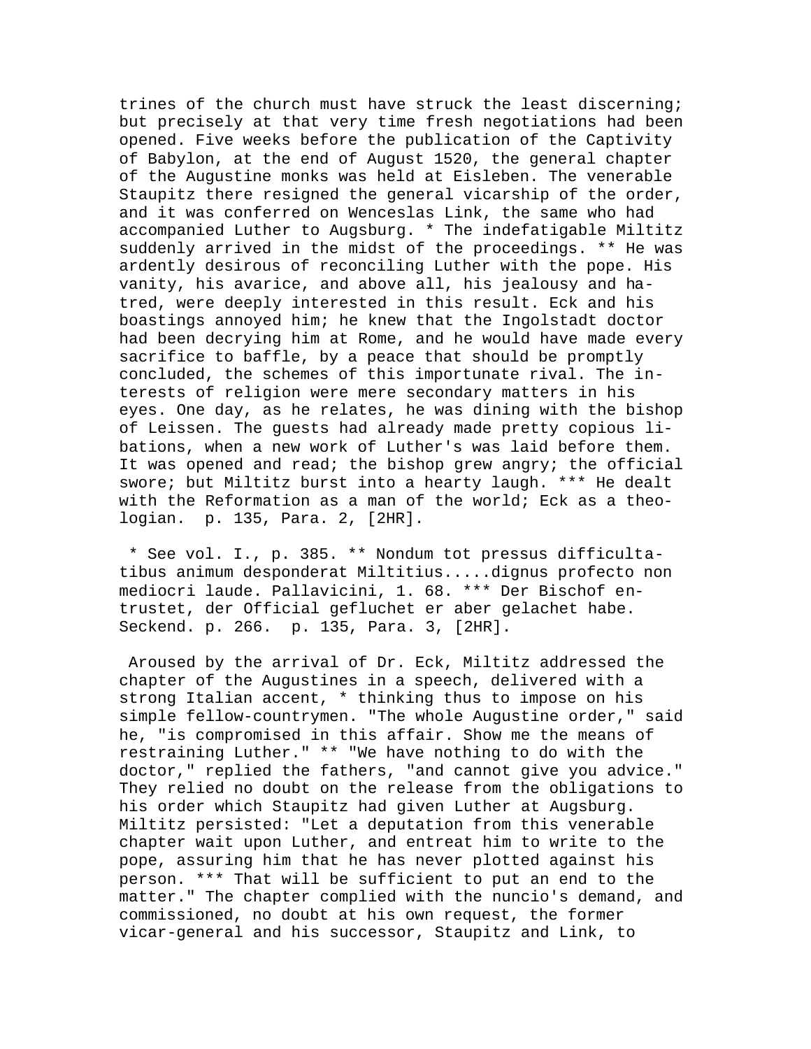trines of the church must have struck the least discerning; but precisely at that very time fresh negotiations had been opened. Five weeks before the publication of the Captivity of Babylon, at the end of August 1520, the general chapter of the Augustine monks was held at Eisleben. The venerable Staupitz there resigned the general vicarship of the order, and it was conferred on Wenceslas Link, the same who had accompanied Luther to Augsburg. * The indefatigable Miltitz suddenly arrived in the midst of the proceedings. ** He was ardently desirous of reconciling Luther with the pope. His vanity, his avarice, and above all, his jealousy and hatred, were deeply interested in this result. Eck and his boastings annoyed him; he knew that the Ingolstadt doctor had been decrying him at Rome, and he would have made every sacrifice to baffle, by a peace that should be promptly concluded, the schemes of this importunate rival. The interests of religion were mere secondary matters in his eyes. One day, as he relates, he was dining with the bishop of Leissen. The guests had already made pretty copious libations, when a new work of Luther's was laid before them. It was opened and read; the bishop grew angry; the official swore; but Miltitz burst into a hearty laugh. *** He dealt with the Reformation as a man of the world; Eck as a theologian.  p. 135, Para. 2, [2HR].

* See vol. I., p. 385. ** Nondum tot pressus difficultatibus animum desponderat Miltitius.....dignus profecto non mediocri laude. Pallavicini, 1. 68. *** Der Bischof entrustet, der Official gefluchet er aber gelachet habe. Seckend. p. 266.  p. 135, Para. 3, [2HR].

Aroused by the arrival of Dr. Eck, Miltitz addressed the chapter of the Augustines in a speech, delivered with a strong Italian accent, * thinking thus to impose on his simple fellow-countrymen. "The whole Augustine order," said he, "is compromised in this affair. Show me the means of restraining Luther." ** "We have nothing to do with the doctor," replied the fathers, "and cannot give you advice." They relied no doubt on the release from the obligations to his order which Staupitz had given Luther at Augsburg. Miltitz persisted: "Let a deputation from this venerable chapter wait upon Luther, and entreat him to write to the pope, assuring him that he has never plotted against his person. *** That will be sufficient to put an end to the matter." The chapter complied with the nuncio's demand, and commissioned, no doubt at his own request, the former vicar-general and his successor, Staupitz and Link, to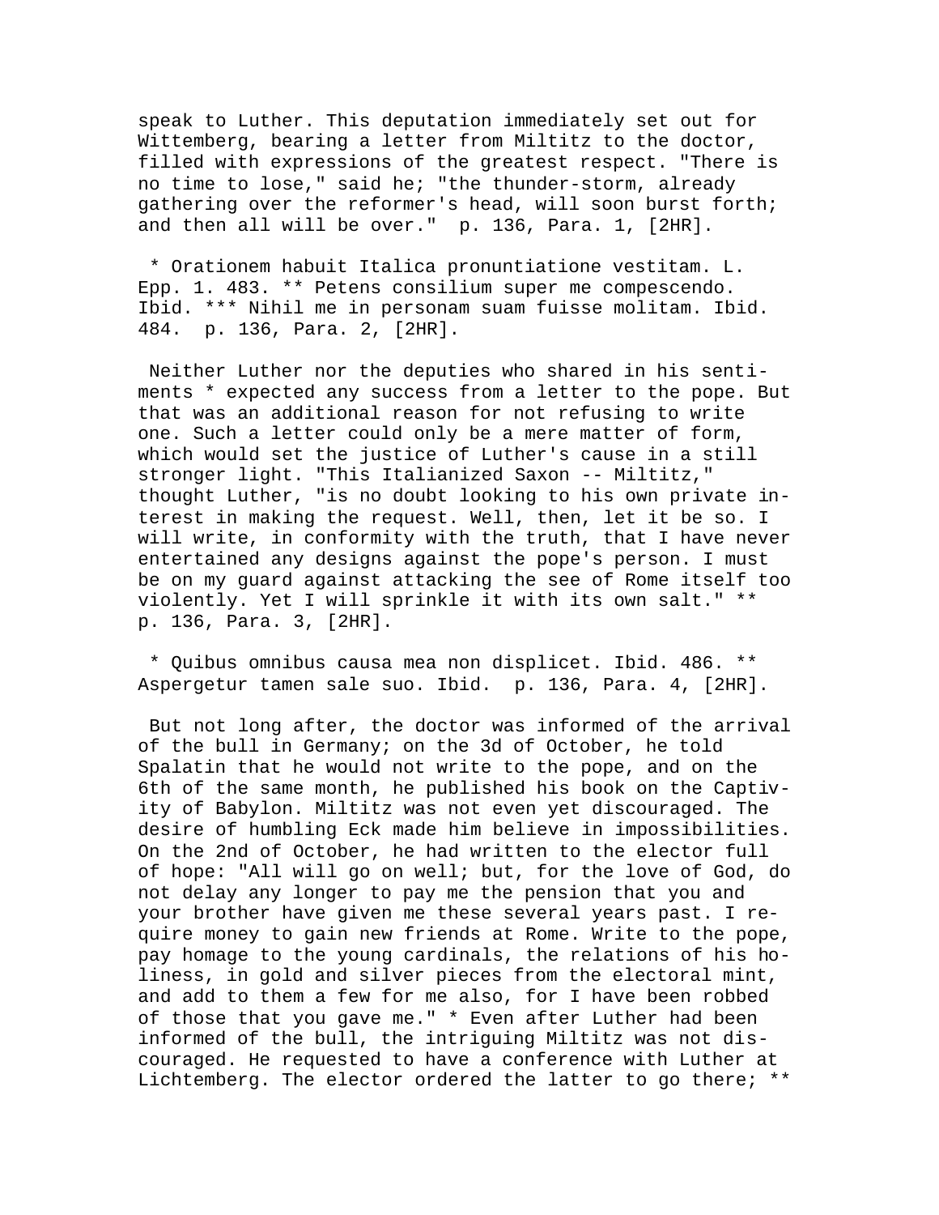speak to Luther. This deputation immediately set out for Wittemberg, bearing a letter from Miltitz to the doctor, filled with expressions of the greatest respect. "There is no time to lose," said he; "the thunder-storm, already gathering over the reformer's head, will soon burst forth; and then all will be over." p. 136, Para. 1, [2HR].

* Orationem habuit Italica pronuntiatione vestitam. L. Epp. 1. 483. ** Petens consilium super me compescendo. Ibid. *** Nihil me in personam suam fuisse molitam. Ibid. 484. p. 136, Para. 2, [2HR].

Neither Luther nor the deputies who shared in his sentiments * expected any success from a letter to the pope. But that was an additional reason for not refusing to write one. Such a letter could only be a mere matter of form, which would set the justice of Luther's cause in a still stronger light. "This Italianized Saxon -- Miltitz," thought Luther, "is no doubt looking to his own private interest in making the request. Well, then, let it be so. I will write, in conformity with the truth, that I have never entertained any designs against the pope's person. I must be on my guard against attacking the see of Rome itself too violently. Yet I will sprinkle it with its own salt." ** p. 136, Para. 3, [2HR].

* Quibus omnibus causa mea non displicet. Ibid. 486. ** Aspergetur tamen sale suo. Ibid. p. 136, Para. 4, [2HR].

But not long after, the doctor was informed of the arrival of the bull in Germany; on the 3d of October, he told Spalatin that he would not write to the pope, and on the 6th of the same month, he published his book on the Captivity of Babylon. Miltitz was not even yet discouraged. The desire of humbling Eck made him believe in impossibilities. On the 2nd of October, he had written to the elector full of hope: "All will go on well; but, for the love of God, do not delay any longer to pay me the pension that you and your brother have given me these several years past. I require money to gain new friends at Rome. Write to the pope, pay homage to the young cardinals, the relations of his holiness, in gold and silver pieces from the electoral mint, and add to them a few for me also, for I have been robbed of those that you gave me." * Even after Luther had been informed of the bull, the intriguing Miltitz was not discouraged. He requested to have a conference with Luther at Lichtemberg. The elector ordered the latter to go there; **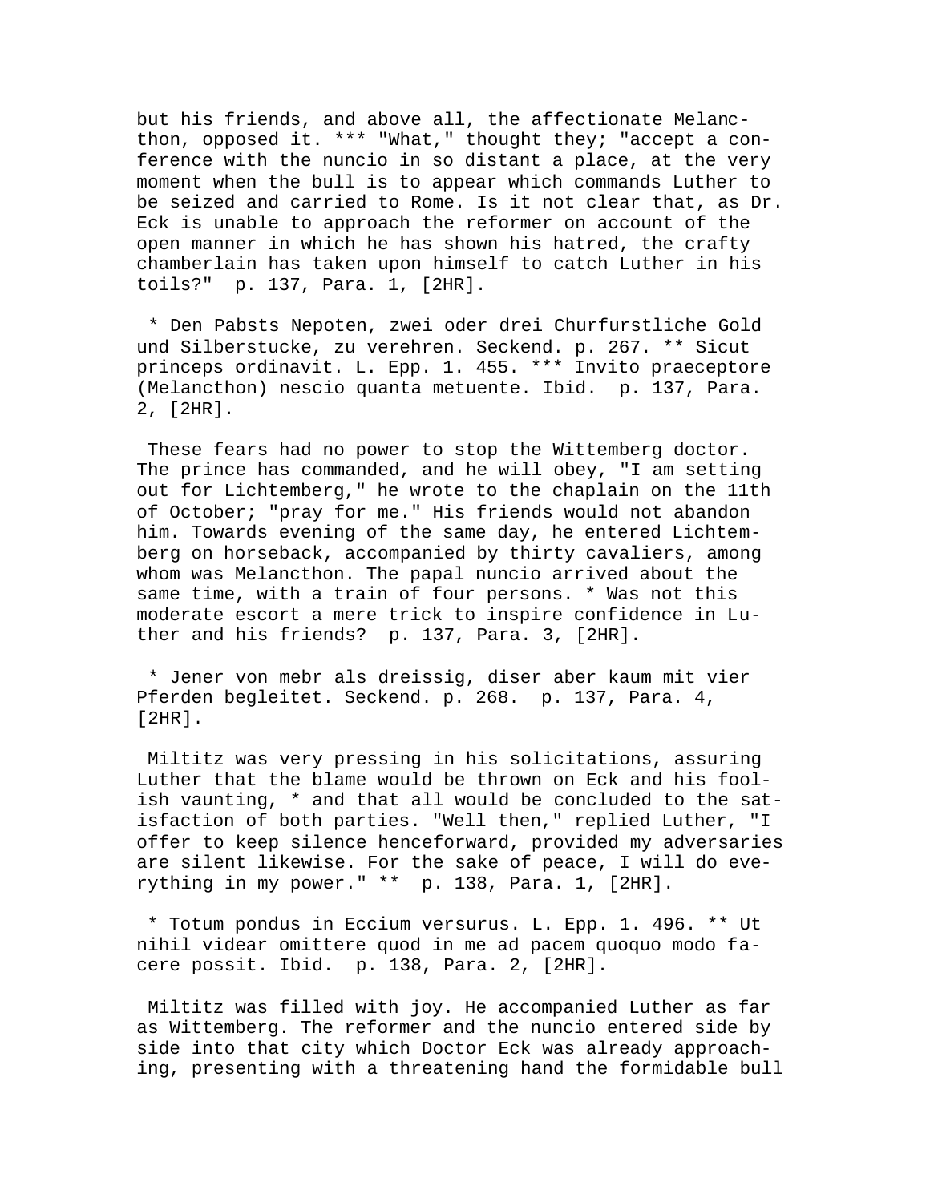but his friends, and above all, the affectionate Melancthon, opposed it. *** "What," thought they; "accept a conference with the nuncio in so distant a place, at the very moment when the bull is to appear which commands Luther to be seized and carried to Rome. Is it not clear that, as Dr. Eck is unable to approach the reformer on account of the open manner in which he has shown his hatred, the crafty chamberlain has taken upon himself to catch Luther in his toils?" p. 137, Para. 1, [2HR].

* Den Pabsts Nepoten, zwei oder drei Churfurstliche Gold und Silberstucke, zu verehren. Seckend. p. 267. ** Sicut princeps ordinavit. L. Epp. 1. 455. *** Invito praeceptore (Melancthon) nescio quanta metuente. Ibid. p. 137, Para. 2, [2HR].

These fears had no power to stop the Wittemberg doctor. The prince has commanded, and he will obey, "I am setting out for Lichtemberg," he wrote to the chaplain on the 11th of October; "pray for me." His friends would not abandon him. Towards evening of the same day, he entered Lichtemberg on horseback, accompanied by thirty cavaliers, among whom was Melancthon. The papal nuncio arrived about the same time, with a train of four persons. * Was not this moderate escort a mere trick to inspire confidence in Luther and his friends? p. 137, Para. 3, [2HR].

* Jener von mebr als dreissig, diser aber kaum mit vier Pferden begleitet. Seckend. p. 268. p. 137, Para. 4, [2HR].

Miltitz was very pressing in his solicitations, assuring Luther that the blame would be thrown on Eck and his foolish vaunting, * and that all would be concluded to the satisfaction of both parties. "Well then," replied Luther, "I offer to keep silence henceforward, provided my adversaries are silent likewise. For the sake of peace, I will do everything in my power." ** p. 138, Para. 1, [2HR].

* Totum pondus in Eccium versurus. L. Epp. 1. 496. ** Ut nihil videar omittere quod in me ad pacem quoquo modo facere possit. Ibid. p. 138, Para. 2, [2HR].

Miltitz was filled with joy. He accompanied Luther as far as Wittemberg. The reformer and the nuncio entered side by side into that city which Doctor Eck was already approaching, presenting with a threatening hand the formidable bull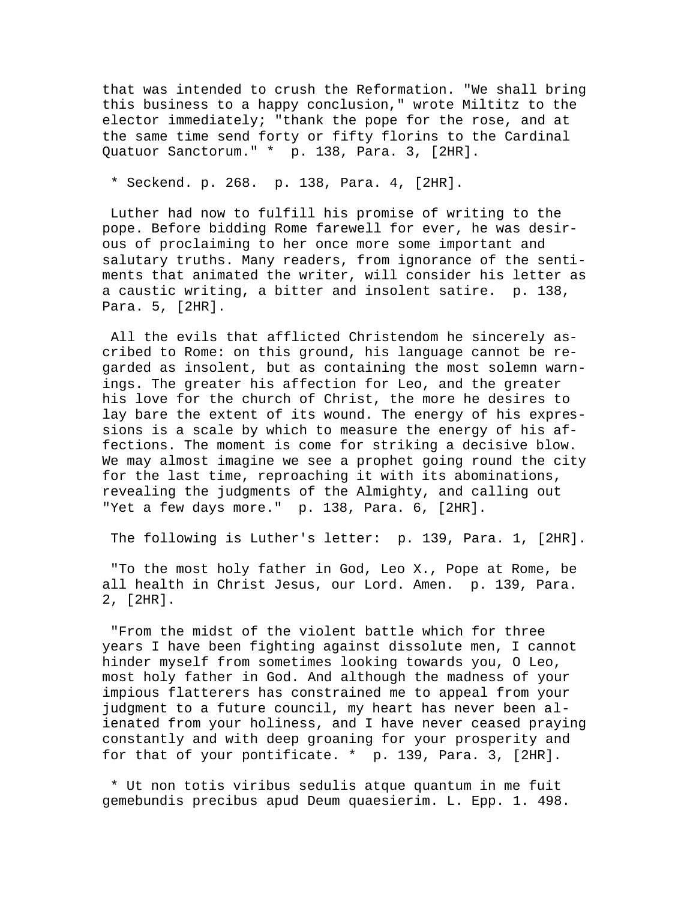that was intended to crush the Reformation. "We shall bring this business to a happy conclusion," wrote Miltitz to the elector immediately; "thank the pope for the rose, and at the same time send forty or fifty florins to the Cardinal Quatuor Sanctorum." * p. 138, Para. 3, [2HR].

* Seckend. p. 268. p. 138, Para. 4, [2HR].

Luther had now to fulfill his promise of writing to the pope. Before bidding Rome farewell for ever, he was desirous of proclaiming to her once more some important and salutary truths. Many readers, from ignorance of the sentiments that animated the writer, will consider his letter as a caustic writing, a bitter and insolent satire. p. 138, Para. 5, [2HR].

All the evils that afflicted Christendom he sincerely ascribed to Rome: on this ground, his language cannot be regarded as insolent, but as containing the most solemn warnings. The greater his affection for Leo, and the greater his love for the church of Christ, the more he desires to lay bare the extent of its wound. The energy of his expressions is a scale by which to measure the energy of his affections. The moment is come for striking a decisive blow. We may almost imagine we see a prophet going round the city for the last time, reproaching it with its abominations, revealing the judgments of the Almighty, and calling out "Yet a few days more." p. 138, Para. 6, [2HR].

The following is Luther's letter: p. 139, Para. 1, [2HR].

"To the most holy father in God, Leo X., Pope at Rome, be all health in Christ Jesus, our Lord. Amen. p. 139, Para. 2, [2HR].

"From the midst of the violent battle which for three years I have been fighting against dissolute men, I cannot hinder myself from sometimes looking towards you, O Leo, most holy father in God. And although the madness of your impious flatterers has constrained me to appeal from your judgment to a future council, my heart has never been alienated from your holiness, and I have never ceased praying constantly and with deep groaning for your prosperity and for that of your pontificate. * p. 139, Para. 3, [2HR].

* Ut non totis viribus sedulis atque quantum in me fuit gemebundis precibus apud Deum quaesierim. L. Epp. 1. 498.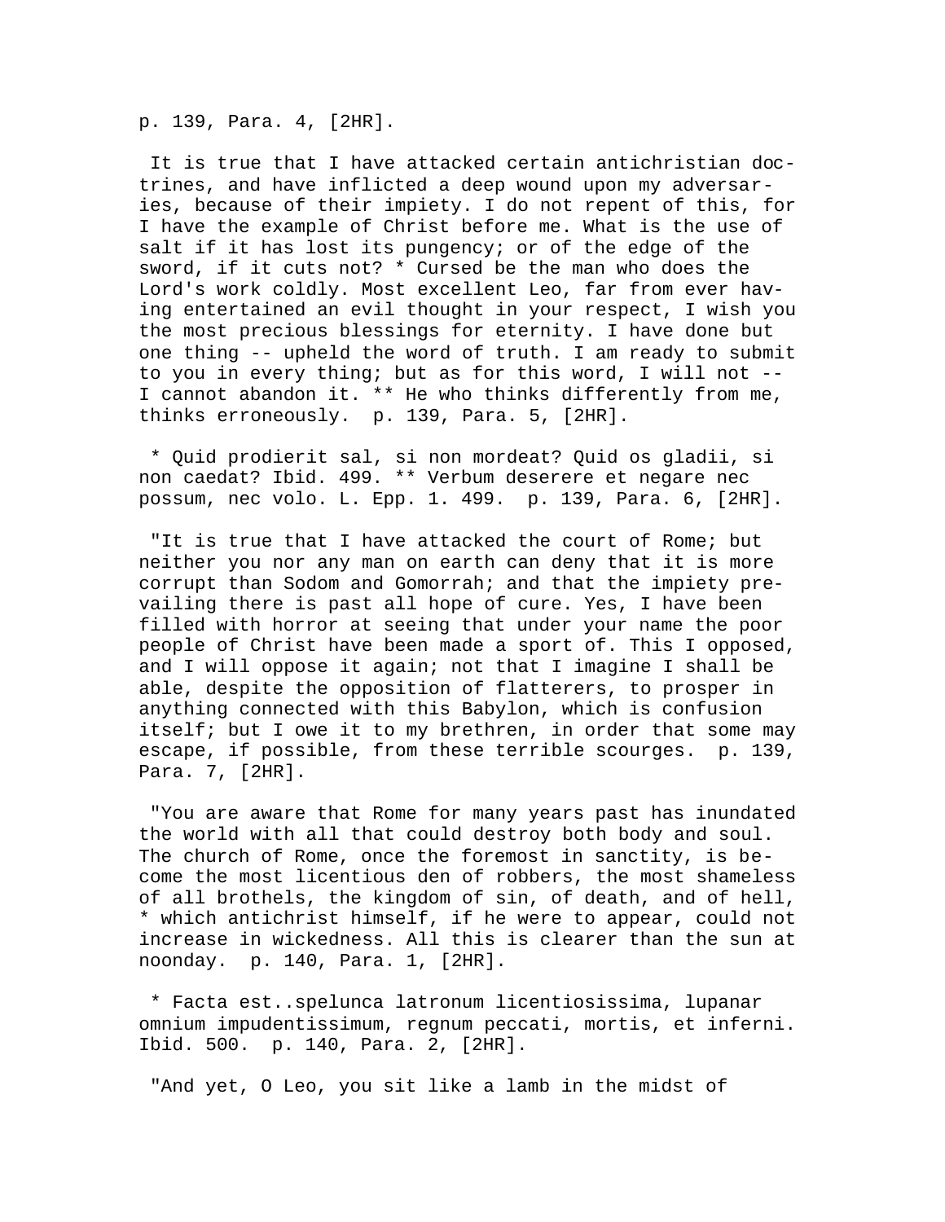p. 139, Para. 4, [2HR].

It is true that I have attacked certain antichristian doctrines, and have inflicted a deep wound upon my adversaries, because of their impiety. I do not repent of this, for I have the example of Christ before me. What is the use of salt if it has lost its pungency; or of the edge of the sword, if it cuts not? * Cursed be the man who does the Lord's work coldly. Most excellent Leo, far from ever having entertained an evil thought in your respect, I wish you the most precious blessings for eternity. I have done but one thing -- upheld the word of truth. I am ready to submit to you in every thing; but as for this word, I will not -- I cannot abandon it. ** He who thinks differently from me, thinks erroneously. p. 139, Para. 5, [2HR].

* Quid prodierit sal, si non mordeat? Quid os gladii, si non caedat? Ibid. 499. ** Verbum deserere et negare nec possum, nec volo. L. Epp. 1. 499. p. 139, Para. 6, [2HR].

"It is true that I have attacked the court of Rome; but neither you nor any man on earth can deny that it is more corrupt than Sodom and Gomorrah; and that the impiety prevailing there is past all hope of cure. Yes, I have been filled with horror at seeing that under your name the poor people of Christ have been made a sport of. This I opposed, and I will oppose it again; not that I imagine I shall be able, despite the opposition of flatterers, to prosper in anything connected with this Babylon, which is confusion itself; but I owe it to my brethren, in order that some may escape, if possible, from these terrible scourges. p. 139, Para. 7, [2HR].

"You are aware that Rome for many years past has inundated the world with all that could destroy both body and soul. The church of Rome, once the foremost in sanctity, is become the most licentious den of robbers, the most shameless of all brothels, the kingdom of sin, of death, and of hell, * which antichrist himself, if he were to appear, could not increase in wickedness. All this is clearer than the sun at noonday. p. 140, Para. 1, [2HR].

* Facta est..spelunca latronum licentiosissima, lupanar omnium impudentissimum, regnum peccati, mortis, et inferni. Ibid. 500. p. 140, Para. 2, [2HR].

"And yet, O Leo, you sit like a lamb in the midst of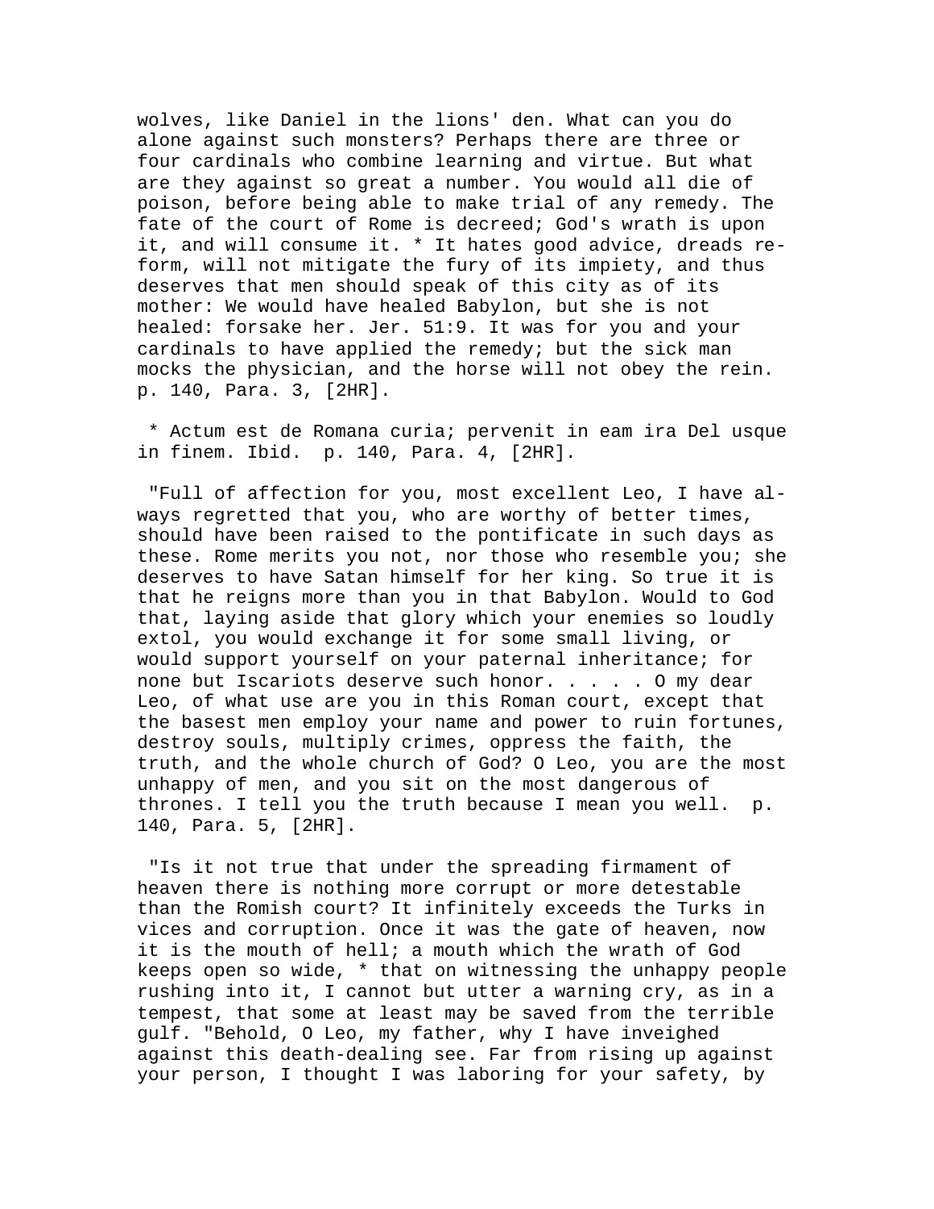wolves, like Daniel in the lions' den. What can you do alone against such monsters? Perhaps there are three or four cardinals who combine learning and virtue. But what are they against so great a number. You would all die of poison, before being able to make trial of any remedy. The fate of the court of Rome is decreed; God's wrath is upon it, and will consume it. * It hates good advice, dreads reform, will not mitigate the fury of its impiety, and thus deserves that men should speak of this city as of its mother: We would have healed Babylon, but she is not healed: forsake her. Jer. 51:9. It was for you and your cardinals to have applied the remedy; but the sick man mocks the physician, and the horse will not obey the rein. p. 140, Para. 3, [2HR].

* Actum est de Romana curia; pervenit in eam ira Del usque in finem. Ibid. p. 140, Para. 4, [2HR].

"Full of affection for you, most excellent Leo, I have always regretted that you, who are worthy of better times, should have been raised to the pontificate in such days as these. Rome merits you not, nor those who resemble you; she deserves to have Satan himself for her king. So true it is that he reigns more than you in that Babylon. Would to God that, laying aside that glory which your enemies so loudly extol, you would exchange it for some small living, or would support yourself on your paternal inheritance; for none but Iscariots deserve such honor. . . . . O my dear Leo, of what use are you in this Roman court, except that the basest men employ your name and power to ruin fortunes, destroy souls, multiply crimes, oppress the faith, the truth, and the whole church of God? O Leo, you are the most unhappy of men, and you sit on the most dangerous of thrones. I tell you the truth because I mean you well. p. 140, Para. 5, [2HR].

"Is it not true that under the spreading firmament of heaven there is nothing more corrupt or more detestable than the Romish court? It infinitely exceeds the Turks in vices and corruption. Once it was the gate of heaven, now it is the mouth of hell; a mouth which the wrath of God keeps open so wide, * that on witnessing the unhappy people rushing into it, I cannot but utter a warning cry, as in a tempest, that some at least may be saved from the terrible gulf. "Behold, O Leo, my father, why I have inveighed against this death-dealing see. Far from rising up against your person, I thought I was laboring for your safety, by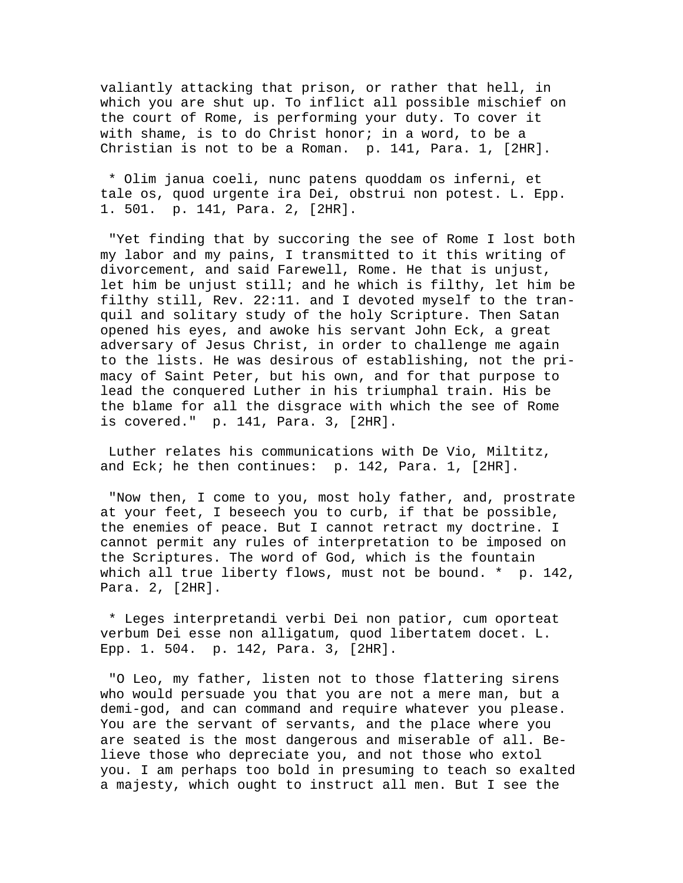valiantly attacking that prison, or rather that hell, in which you are shut up. To inflict all possible mischief on the court of Rome, is performing your duty. To cover it with shame, is to do Christ honor; in a word, to be a Christian is not to be a Roman.  p. 141, Para. 1, [2HR].

 * Olim janua coeli, nunc patens quoddam os inferni, et tale os, quod urgente ira Dei, obstrui non potest. L. Epp. 1. 501.  p. 141, Para. 2, [2HR].

 "Yet finding that by succoring the see of Rome I lost both my labor and my pains, I transmitted to it this writing of divorcement, and said Farewell, Rome. He that is unjust, let him be unjust still; and he which is filthy, let him be filthy still, Rev. 22:11. and I devoted myself to the tranquil and solitary study of the holy Scripture. Then Satan opened his eyes, and awoke his servant John Eck, a great adversary of Jesus Christ, in order to challenge me again to the lists. He was desirous of establishing, not the primacy of Saint Peter, but his own, and for that purpose to lead the conquered Luther in his triumphal train. His be the blame for all the disgrace with which the see of Rome is covered."  p. 141, Para. 3, [2HR].

 Luther relates his communications with De Vio, Miltitz, and Eck; he then continues:  p. 142, Para. 1, [2HR].

 "Now then, I come to you, most holy father, and, prostrate at your feet, I beseech you to curb, if that be possible, the enemies of peace. But I cannot retract my doctrine. I cannot permit any rules of interpretation to be imposed on the Scriptures. The word of God, which is the fountain which all true liberty flows, must not be bound. *  p. 142, Para. 2, [2HR].

 * Leges interpretandi verbi Dei non patior, cum oporteat verbum Dei esse non alligatum, quod libertatem docet. L. Epp. 1. 504.  p. 142, Para. 3, [2HR].

 "O Leo, my father, listen not to those flattering sirens who would persuade you that you are not a mere man, but a demi-god, and can command and require whatever you please. You are the servant of servants, and the place where you are seated is the most dangerous and miserable of all. Believe those who depreciate you, and not those who extol you. I am perhaps too bold in presuming to teach so exalted a majesty, which ought to instruct all men. But I see the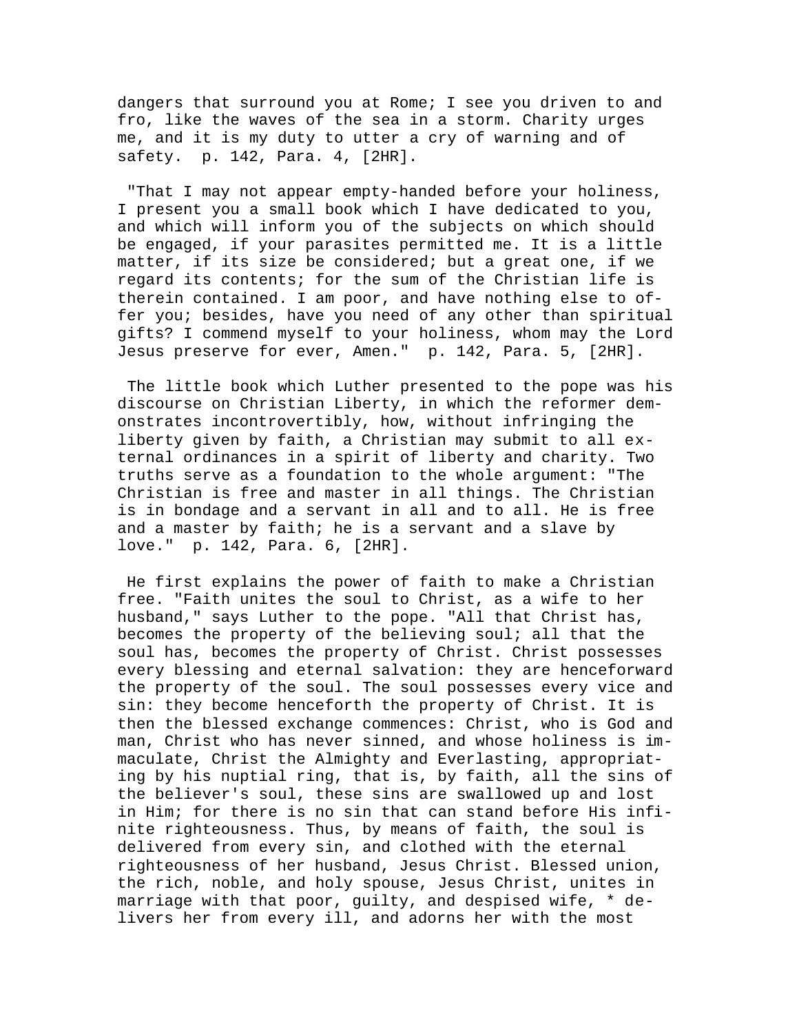dangers that surround you at Rome; I see you driven to and fro, like the waves of the sea in a storm. Charity urges me, and it is my duty to utter a cry of warning and of safety.  p. 142, Para. 4, [2HR].

"That I may not appear empty-handed before your holiness, I present you a small book which I have dedicated to you, and which will inform you of the subjects on which should be engaged, if your parasites permitted me. It is a little matter, if its size be considered; but a great one, if we regard its contents; for the sum of the Christian life is therein contained. I am poor, and have nothing else to offer you; besides, have you need of any other than spiritual gifts? I commend myself to your holiness, whom may the Lord Jesus preserve for ever, Amen."  p. 142, Para. 5, [2HR].

The little book which Luther presented to the pope was his discourse on Christian Liberty, in which the reformer demonstrates incontrovertibly, how, without infringing the liberty given by faith, a Christian may submit to all external ordinances in a spirit of liberty and charity. Two truths serve as a foundation to the whole argument: "The Christian is free and master in all things. The Christian is in bondage and a servant in all and to all. He is free and a master by faith; he is a servant and a slave by love."  p. 142, Para. 6, [2HR].

He first explains the power of faith to make a Christian free. "Faith unites the soul to Christ, as a wife to her husband," says Luther to the pope. "All that Christ has, becomes the property of the believing soul; all that the soul has, becomes the property of Christ. Christ possesses every blessing and eternal salvation: they are henceforward the property of the soul. The soul possesses every vice and sin: they become henceforth the property of Christ. It is then the blessed exchange commences: Christ, who is God and man, Christ who has never sinned, and whose holiness is immaculate, Christ the Almighty and Everlasting, appropriating by his nuptial ring, that is, by faith, all the sins of the believer's soul, these sins are swallowed up and lost in Him; for there is no sin that can stand before His infinite righteousness. Thus, by means of faith, the soul is delivered from every sin, and clothed with the eternal righteousness of her husband, Jesus Christ. Blessed union, the rich, noble, and holy spouse, Jesus Christ, unites in marriage with that poor, guilty, and despised wife, * delivers her from every ill, and adorns her with the most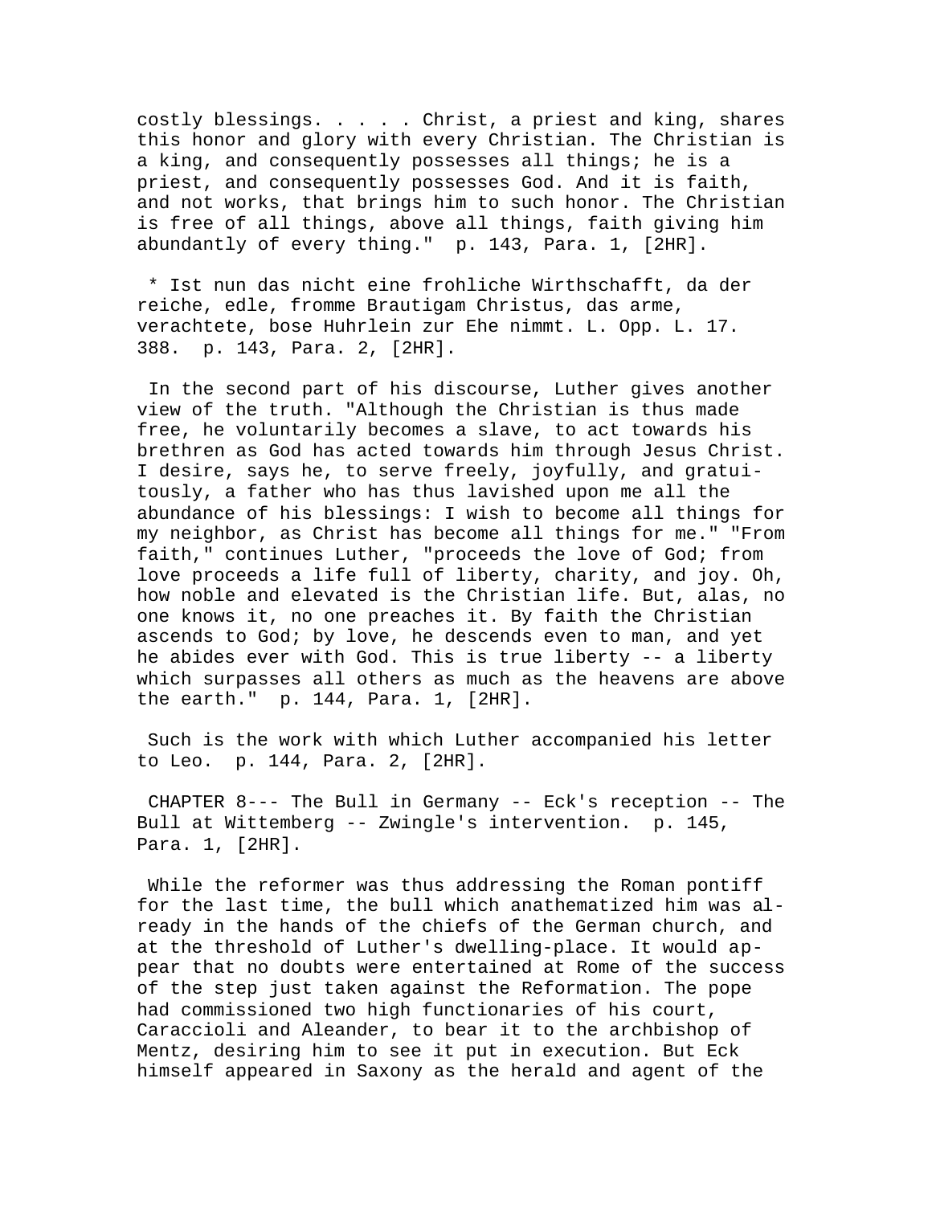costly blessings. . . . . Christ, a priest and king, shares this honor and glory with every Christian. The Christian is a king, and consequently possesses all things; he is a priest, and consequently possesses God. And it is faith, and not works, that brings him to such honor. The Christian is free of all things, above all things, faith giving him abundantly of every thing." p. 143, Para. 1, [2HR].

* Ist nun das nicht eine frohliche Wirthschafft, da der reiche, edle, fromme Brautigam Christus, das arme, verachtete, bose Huhrlein zur Ehe nimmt. L. Opp. L. 17. 388. p. 143, Para. 2, [2HR].

In the second part of his discourse, Luther gives another view of the truth. "Although the Christian is thus made free, he voluntarily becomes a slave, to act towards his brethren as God has acted towards him through Jesus Christ. I desire, says he, to serve freely, joyfully, and gratuitously, a father who has thus lavished upon me all the abundance of his blessings: I wish to become all things for my neighbor, as Christ has become all things for me." "From faith," continues Luther, "proceeds the love of God; from love proceeds a life full of liberty, charity, and joy. Oh, how noble and elevated is the Christian life. But, alas, no one knows it, no one preaches it. By faith the Christian ascends to God; by love, he descends even to man, and yet he abides ever with God. This is true liberty -- a liberty which surpasses all others as much as the heavens are above the earth." p. 144, Para. 1, [2HR].

Such is the work with which Luther accompanied his letter to Leo. p. 144, Para. 2, [2HR].

CHAPTER 8--- The Bull in Germany -- Eck's reception -- The Bull at Wittemberg -- Zwingle's intervention. p. 145, Para. 1, [2HR].

While the reformer was thus addressing the Roman pontiff for the last time, the bull which anathematized him was already in the hands of the chiefs of the German church, and at the threshold of Luther's dwelling-place. It would appear that no doubts were entertained at Rome of the success of the step just taken against the Reformation. The pope had commissioned two high functionaries of his court, Caraccioli and Aleander, to bear it to the archbishop of Mentz, desiring him to see it put in execution. But Eck himself appeared in Saxony as the herald and agent of the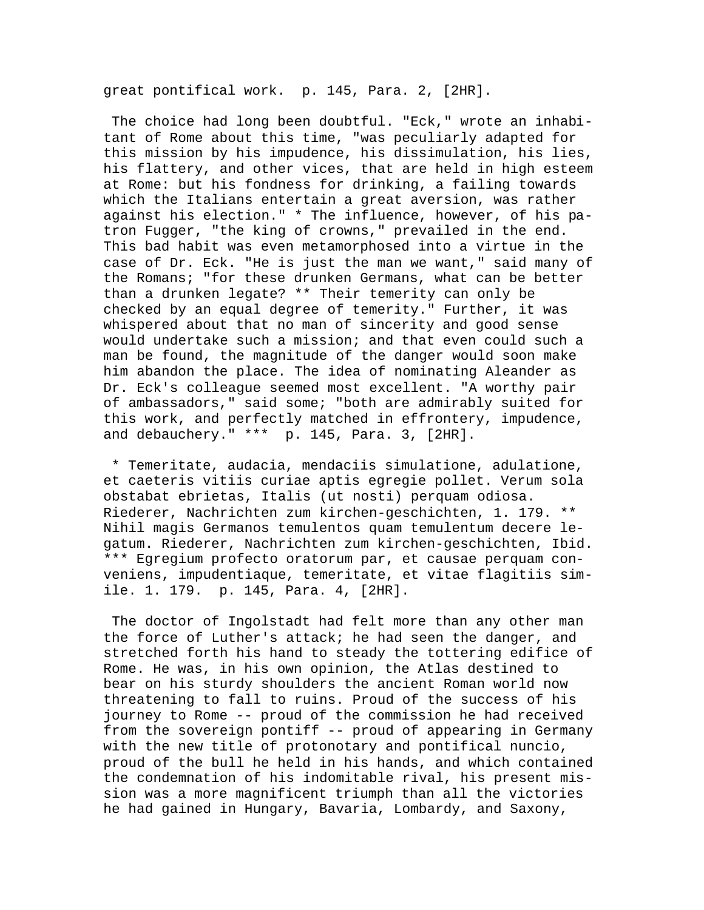great pontifical work. p. 145, Para. 2, [2HR].

The choice had long been doubtful. "Eck," wrote an inhabitant of Rome about this time, "was peculiarly adapted for this mission by his impudence, his dissimulation, his lies, his flattery, and other vices, that are held in high esteem at Rome: but his fondness for drinking, a failing towards which the Italians entertain a great aversion, was rather against his election." * The influence, however, of his patron Fugger, "the king of crowns," prevailed in the end. This bad habit was even metamorphosed into a virtue in the case of Dr. Eck. "He is just the man we want," said many of the Romans; "for these drunken Germans, what can be better than a drunken legate? ** Their temerity can only be checked by an equal degree of temerity." Further, it was whispered about that no man of sincerity and good sense would undertake such a mission; and that even could such a man be found, the magnitude of the danger would soon make him abandon the place. The idea of nominating Aleander as Dr. Eck's colleague seemed most excellent. "A worthy pair of ambassadors," said some; "both are admirably suited for this work, and perfectly matched in effrontery, impudence, and debauchery." *** p. 145, Para. 3, [2HR].

* Temeritate, audacia, mendaciis simulatione, adulatione, et caeteris vitiis curiae aptis egregie pollet. Verum sola obstabat ebrietas, Italis (ut nosti) perquam odiosa. Riederer, Nachrichten zum kirchen-geschichten, 1. 179. ** Nihil magis Germanos temulentos quam temulentum decere legatum. Riederer, Nachrichten zum kirchen-geschichten, Ibid. *** Egregium profecto oratorum par, et causae perquam conveniens, impudentiaque, temeritate, et vitae flagitiis simile. 1. 179. p. 145, Para. 4, [2HR].

The doctor of Ingolstadt had felt more than any other man the force of Luther's attack; he had seen the danger, and stretched forth his hand to steady the tottering edifice of Rome. He was, in his own opinion, the Atlas destined to bear on his sturdy shoulders the ancient Roman world now threatening to fall to ruins. Proud of the success of his journey to Rome -- proud of the commission he had received from the sovereign pontiff -- proud of appearing in Germany with the new title of protonotary and pontifical nuncio, proud of the bull he held in his hands, and which contained the condemnation of his indomitable rival, his present mission was a more magnificent triumph than all the victories he had gained in Hungary, Bavaria, Lombardy, and Saxony,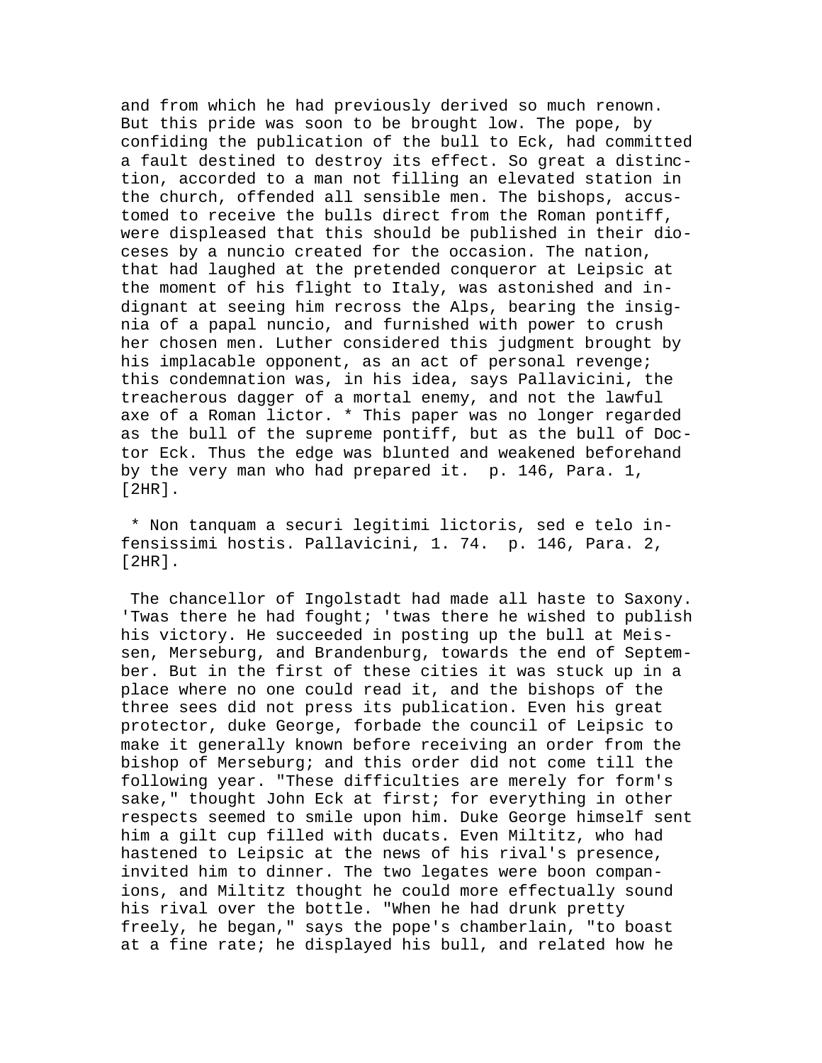and from which he had previously derived so much renown. But this pride was soon to be brought low. The pope, by confiding the publication of the bull to Eck, had committed a fault destined to destroy its effect. So great a distinction, accorded to a man not filling an elevated station in the church, offended all sensible men. The bishops, accustomed to receive the bulls direct from the Roman pontiff, were displeased that this should be published in their dioceses by a nuncio created for the occasion. The nation, that had laughed at the pretended conqueror at Leipsic at the moment of his flight to Italy, was astonished and indignant at seeing him recross the Alps, bearing the insignia of a papal nuncio, and furnished with power to crush her chosen men. Luther considered this judgment brought by his implacable opponent, as an act of personal revenge; this condemnation was, in his idea, says Pallavicini, the treacherous dagger of a mortal enemy, and not the lawful axe of a Roman lictor. * This paper was no longer regarded as the bull of the supreme pontiff, but as the bull of Doctor Eck. Thus the edge was blunted and weakened beforehand by the very man who had prepared it.  p. 146, Para. 1, [2HR].

* Non tanquam a securi legitimi lictoris, sed e telo infensissimi hostis. Pallavicini, 1. 74.  p. 146, Para. 2, [2HR].

The chancellor of Ingolstadt had made all haste to Saxony. 'Twas there he had fought; 'twas there he wished to publish his victory. He succeeded in posting up the bull at Meissen, Merseburg, and Brandenburg, towards the end of September. But in the first of these cities it was stuck up in a place where no one could read it, and the bishops of the three sees did not press its publication. Even his great protector, duke George, forbade the council of Leipsic to make it generally known before receiving an order from the bishop of Merseburg; and this order did not come till the following year. "These difficulties are merely for form's sake," thought John Eck at first; for everything in other respects seemed to smile upon him. Duke George himself sent him a gilt cup filled with ducats. Even Miltitz, who had hastened to Leipsic at the news of his rival's presence, invited him to dinner. The two legates were boon companions, and Miltitz thought he could more effectually sound his rival over the bottle. "When he had drunk pretty freely, he began," says the pope's chamberlain, "to boast at a fine rate; he displayed his bull, and related how he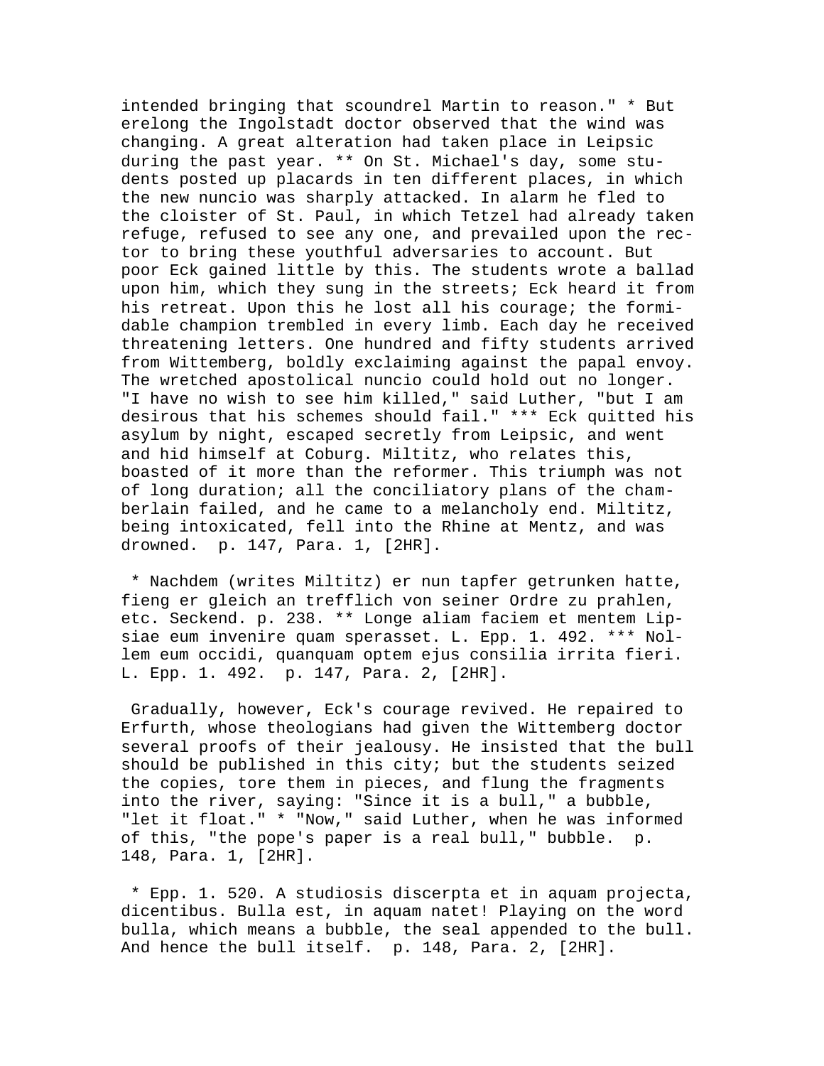intended bringing that scoundrel Martin to reason." * But erelong the Ingolstadt doctor observed that the wind was changing. A great alteration had taken place in Leipsic during the past year. ** On St. Michael's day, some students posted up placards in ten different places, in which the new nuncio was sharply attacked. In alarm he fled to the cloister of St. Paul, in which Tetzel had already taken refuge, refused to see any one, and prevailed upon the rector to bring these youthful adversaries to account. But poor Eck gained little by this. The students wrote a ballad upon him, which they sung in the streets; Eck heard it from his retreat. Upon this he lost all his courage; the formidable champion trembled in every limb. Each day he received threatening letters. One hundred and fifty students arrived from Wittemberg, boldly exclaiming against the papal envoy. The wretched apostolical nuncio could hold out no longer. "I have no wish to see him killed," said Luther, "but I am desirous that his schemes should fail." *** Eck quitted his asylum by night, escaped secretly from Leipsic, and went and hid himself at Coburg. Miltitz, who relates this, boasted of it more than the reformer. This triumph was not of long duration; all the conciliatory plans of the chamberlain failed, and he came to a melancholy end. Miltitz, being intoxicated, fell into the Rhine at Mentz, and was drowned. p. 147, Para. 1, [2HR].

* Nachdem (writes Miltitz) er nun tapfer getrunken hatte, fieng er gleich an trefflich von seiner Ordre zu prahlen, etc. Seckend. p. 238. ** Longe aliam faciem et mentem Lipsiae eum invenire quam sperasset. L. Epp. 1. 492. *** Nollem eum occidi, quanquam optem ejus consilia irrita fieri. L. Epp. 1. 492. p. 147, Para. 2, [2HR].

Gradually, however, Eck's courage revived. He repaired to Erfurth, whose theologians had given the Wittemberg doctor several proofs of their jealousy. He insisted that the bull should be published in this city; but the students seized the copies, tore them in pieces, and flung the fragments into the river, saying: "Since it is a bull," a bubble, "let it float." * "Now," said Luther, when he was informed of this, "the pope's paper is a real bull," bubble. p. 148, Para. 1, [2HR].

* Epp. 1. 520. A studiosis discerpta et in aquam projecta, dicentibus. Bulla est, in aquam natet! Playing on the word bulla, which means a bubble, the seal appended to the bull. And hence the bull itself. p. 148, Para. 2, [2HR].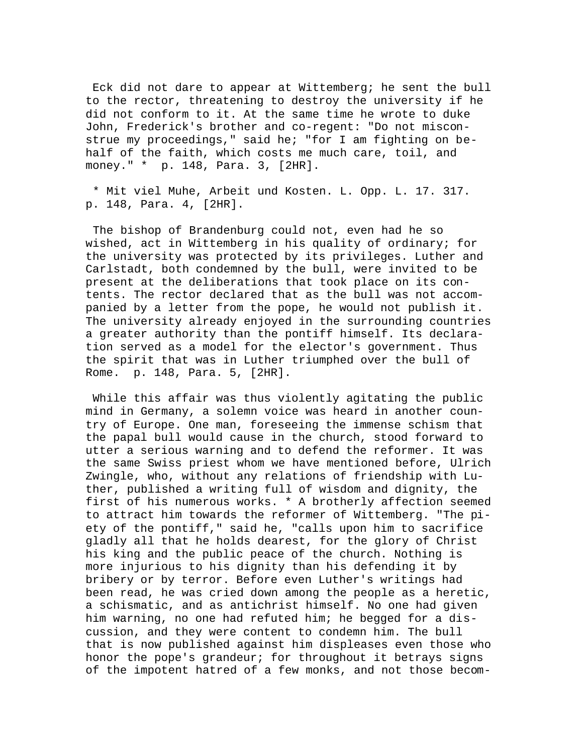Eck did not dare to appear at Wittemberg; he sent the bull to the rector, threatening to destroy the university if he did not conform to it. At the same time he wrote to duke John, Frederick's brother and co-regent: "Do not misconstrue my proceedings," said he; "for I am fighting on behalf of the faith, which costs me much care, toil, and money." * p. 148, Para. 3, [2HR].

* Mit viel Muhe, Arbeit und Kosten. L. Opp. L. 17. 317. p. 148, Para. 4, [2HR].

The bishop of Brandenburg could not, even had he so wished, act in Wittemberg in his quality of ordinary; for the university was protected by its privileges. Luther and Carlstadt, both condemned by the bull, were invited to be present at the deliberations that took place on its contents. The rector declared that as the bull was not accompanied by a letter from the pope, he would not publish it. The university already enjoyed in the surrounding countries a greater authority than the pontiff himself. Its declaration served as a model for the elector's government. Thus the spirit that was in Luther triumphed over the bull of Rome. p. 148, Para. 5, [2HR].

While this affair was thus violently agitating the public mind in Germany, a solemn voice was heard in another country of Europe. One man, foreseeing the immense schism that the papal bull would cause in the church, stood forward to utter a serious warning and to defend the reformer. It was the same Swiss priest whom we have mentioned before, Ulrich Zwingle, who, without any relations of friendship with Luther, published a writing full of wisdom and dignity, the first of his numerous works. * A brotherly affection seemed to attract him towards the reformer of Wittemberg. "The piety of the pontiff," said he, "calls upon him to sacrifice gladly all that he holds dearest, for the glory of Christ his king and the public peace of the church. Nothing is more injurious to his dignity than his defending it by bribery or by terror. Before even Luther's writings had been read, he was cried down among the people as a heretic, a schismatic, and as antichrist himself. No one had given him warning, no one had refuted him; he begged for a discussion, and they were content to condemn him. The bull that is now published against him displeases even those who honor the pope's grandeur; for throughout it betrays signs of the impotent hatred of a few monks, and not those becom-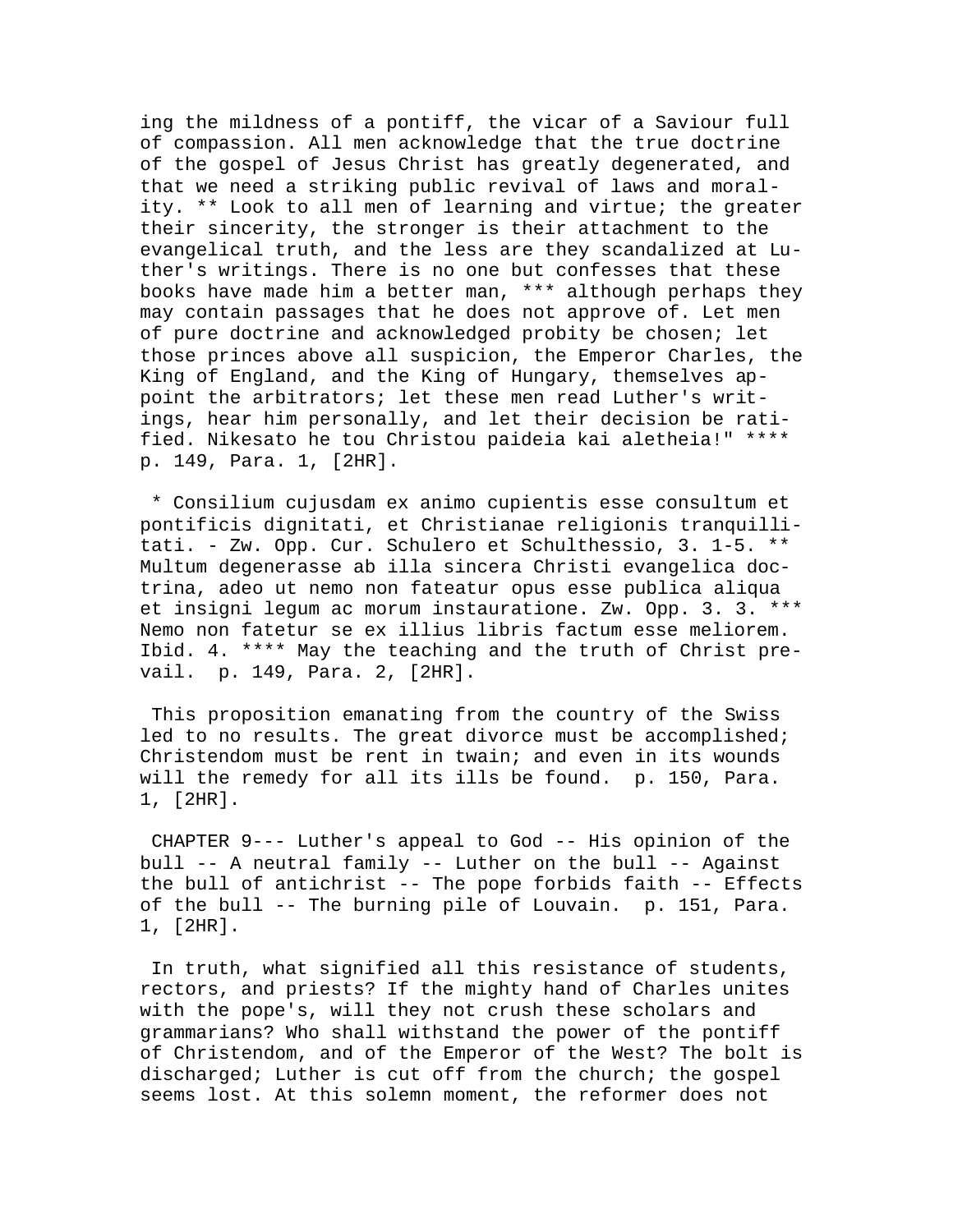ing the mildness of a pontiff, the vicar of a Saviour full of compassion. All men acknowledge that the true doctrine of the gospel of Jesus Christ has greatly degenerated, and that we need a striking public revival of laws and morality. ** Look to all men of learning and virtue; the greater their sincerity, the stronger is their attachment to the evangelical truth, and the less are they scandalized at Luther's writings. There is no one but confesses that these books have made him a better man, *** although perhaps they may contain passages that he does not approve of. Let men of pure doctrine and acknowledged probity be chosen; let those princes above all suspicion, the Emperor Charles, the King of England, and the King of Hungary, themselves appoint the arbitrators; let these men read Luther's writings, hear him personally, and let their decision be ratified. Nikesato he tou Christou paideia kai aletheia!" **** p. 149, Para. 1, [2HR].

* Consilium cujusdam ex animo cupientis esse consultum et pontificis dignitati, et Christianae religionis tranquillitati. - Zw. Opp. Cur. Schulero et Schulthessio, 3. 1-5. ** Multum degenerasse ab illa sincera Christi evangelica doctrina, adeo ut nemo non fateatur opus esse publica aliqua et insigni legum ac morum instauratione. Zw. Opp. 3. 3. *** Nemo non fatetur se ex illius libris factum esse meliorem. Ibid. 4. **** May the teaching and the truth of Christ prevail. p. 149, Para. 2, [2HR].

This proposition emanating from the country of the Swiss led to no results. The great divorce must be accomplished; Christendom must be rent in twain; and even in its wounds will the remedy for all its ills be found. p. 150, Para. 1, [2HR].

CHAPTER 9--- Luther's appeal to God -- His opinion of the bull -- A neutral family -- Luther on the bull -- Against the bull of antichrist -- The pope forbids faith -- Effects of the bull -- The burning pile of Louvain. p. 151, Para. 1, [2HR].

In truth, what signified all this resistance of students, rectors, and priests? If the mighty hand of Charles unites with the pope's, will they not crush these scholars and grammarians? Who shall withstand the power of the pontiff of Christendom, and of the Emperor of the West? The bolt is discharged; Luther is cut off from the church; the gospel seems lost. At this solemn moment, the reformer does not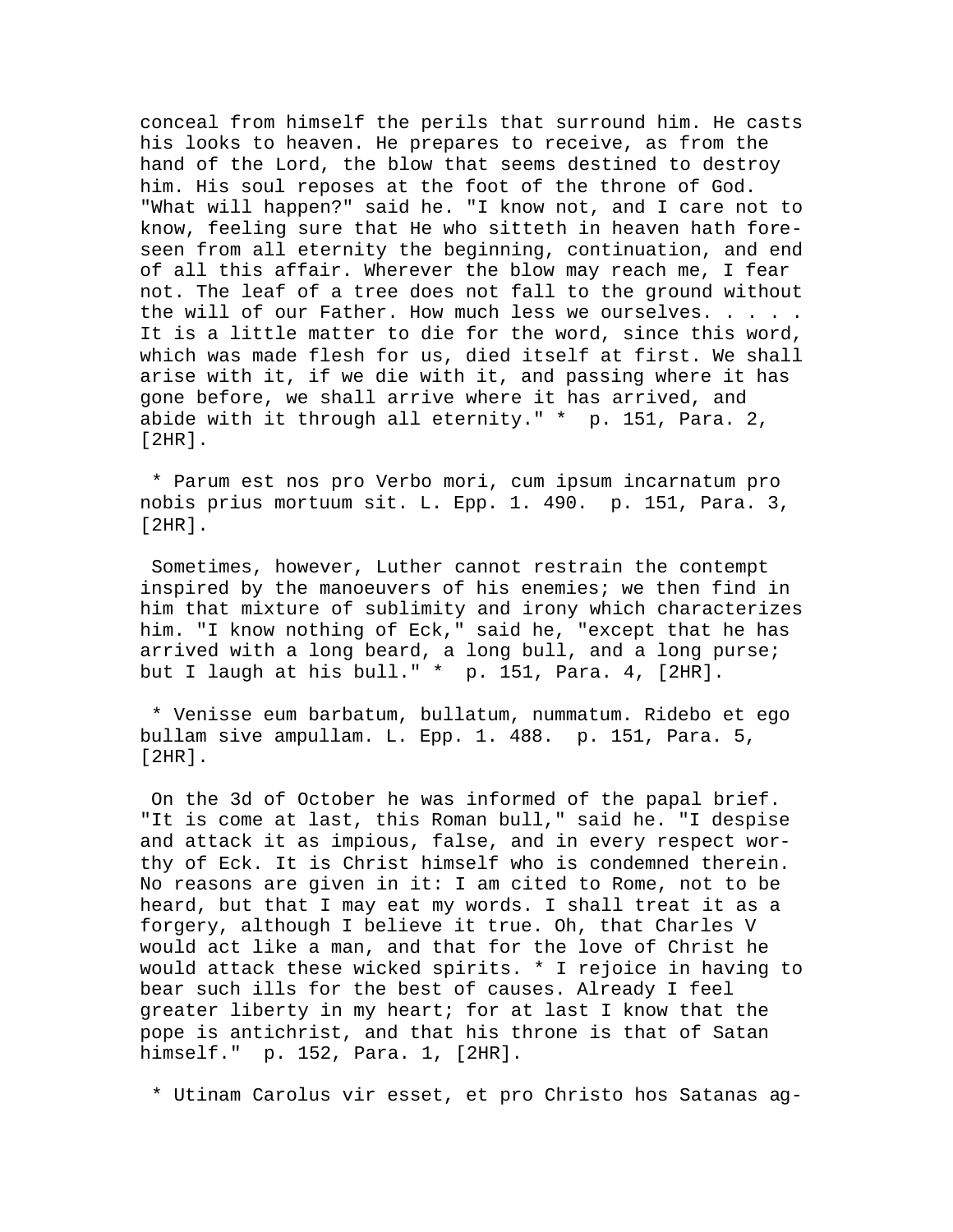conceal from himself the perils that surround him. He casts his looks to heaven. He prepares to receive, as from the hand of the Lord, the blow that seems destined to destroy him. His soul reposes at the foot of the throne of God. "What will happen?" said he. "I know not, and I care not to know, feeling sure that He who sitteth in heaven hath foreseen from all eternity the beginning, continuation, and end of all this affair. Wherever the blow may reach me, I fear not. The leaf of a tree does not fall to the ground without the will of our Father. How much less we ourselves. . . . . It is a little matter to die for the word, since this word, which was made flesh for us, died itself at first. We shall arise with it, if we die with it, and passing where it has gone before, we shall arrive where it has arrived, and abide with it through all eternity." * p. 151, Para. 2, [2HR].

* Parum est nos pro Verbo mori, cum ipsum incarnatum pro nobis prius mortuum sit. L. Epp. 1. 490. p. 151, Para. 3, [2HR].

Sometimes, however, Luther cannot restrain the contempt inspired by the manoeuvers of his enemies; we then find in him that mixture of sublimity and irony which characterizes him. "I know nothing of Eck," said he, "except that he has arrived with a long beard, a long bull, and a long purse; but I laugh at his bull." * p. 151, Para. 4, [2HR].

* Venisse eum barbatum, bullatum, nummatum. Ridebo et ego bullam sive ampullam. L. Epp. 1. 488. p. 151, Para. 5, [2HR].

On the 3d of October he was informed of the papal brief. "It is come at last, this Roman bull," said he. "I despise and attack it as impious, false, and in every respect worthy of Eck. It is Christ himself who is condemned therein. No reasons are given in it: I am cited to Rome, not to be heard, but that I may eat my words. I shall treat it as a forgery, although I believe it true. Oh, that Charles V would act like a man, and that for the love of Christ he would attack these wicked spirits. * I rejoice in having to bear such ills for the best of causes. Already I feel greater liberty in my heart; for at last I know that the pope is antichrist, and that his throne is that of Satan himself." p. 152, Para. 1, [2HR].

* Utinam Carolus vir esset, et pro Christo hos Satanas ag-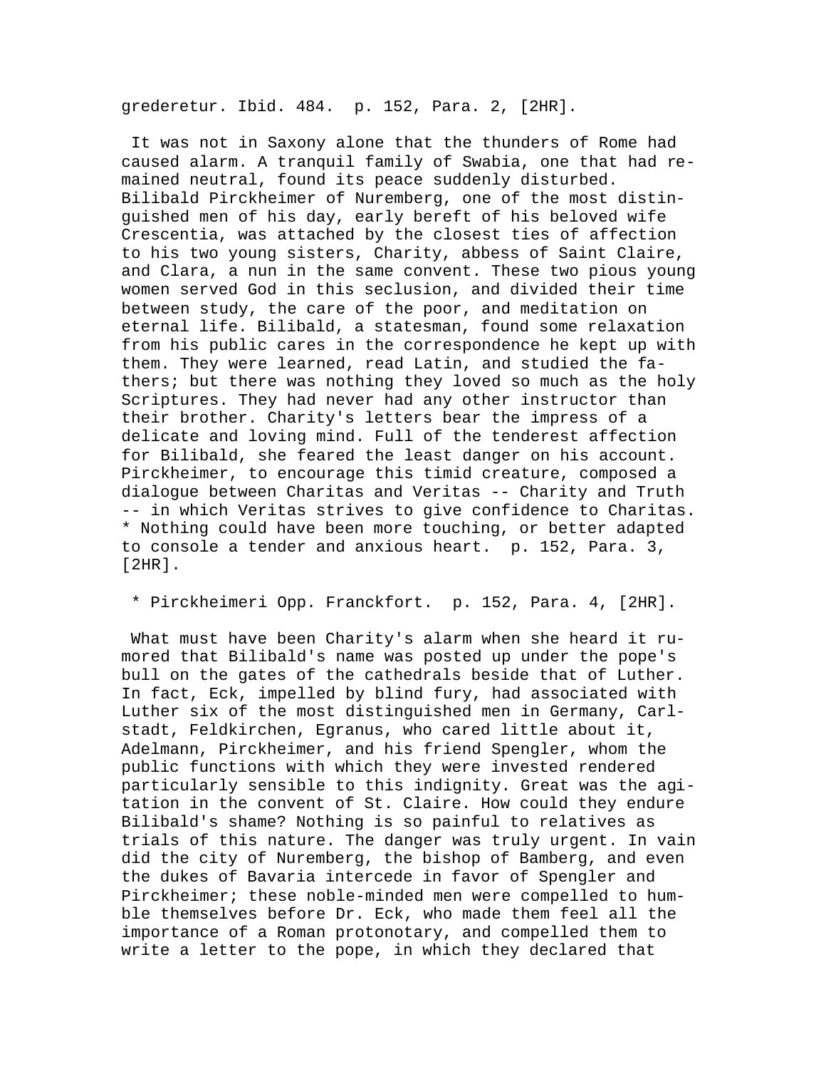gredesubretur. Ibid. 484.  p. 152, Para. 2, [2HR].

It was not in Saxony alone that the thunders of Rome had caused alarm. A tranquil family of Swabia, one that had remained neutral, found its peace suddenly disturbed. Bilibald Pirckheimer of Nuremberg, one of the most distinguished men of his day, early bereft of his beloved wife Crescentia, was attached by the closest ties of affection to his two young sisters, Charity, abbess of Saint Claire, and Clara, a nun in the same convent. These two pious young women served God in this seclusion, and divided their time between study, the care of the poor, and meditation on eternal life. Bilibald, a statesman, found some relaxation from his public cares in the correspondence he kept up with them. They were learned, read Latin, and studied the fathers; but there was nothing they loved so much as the holy Scriptures. They had never had any other instructor than their brother. Charity's letters bear the impress of a delicate and loving mind. Full of the tenderest affection for Bilibald, she feared the least danger on his account. Pirckheimer, to encourage this timid creature, composed a dialogue between Charitas and Veritas -- Charity and Truth -- in which Veritas strives to give confidence to Charitas. * Nothing could have been more touching, or better adapted to console a tender and anxious heart.  p. 152, Para. 3, [2HR].

* Pirckheimeri Opp. Franckfort.  p. 152, Para. 4, [2HR].

What must have been Charity's alarm when she heard it rumored that Bilibald's name was posted up under the pope's bull on the gates of the cathedrals beside that of Luther. In fact, Eck, impelled by blind fury, had associated with Luther six of the most distinguished men in Germany, Carlstadt, Feldkirchen, Egranus, who cared little about it, Adelmann, Pirckheimer, and his friend Spengler, whom the public functions with which they were invested rendered particularly sensible to this indignity. Great was the agitation in the convent of St. Claire. How could they endure Bilibald's shame? Nothing is so painful to relatives as trials of this nature. The danger was truly urgent. In vain did the city of Nuremberg, the bishop of Bamberg, and even the dukes of Bavaria intercede in favor of Spengler and Pirckheimer; these noble-minded men were compelled to humble themselves before Dr. Eck, who made them feel all the importance of a Roman protonotary, and compelled them to write a letter to the pope, in which they declared that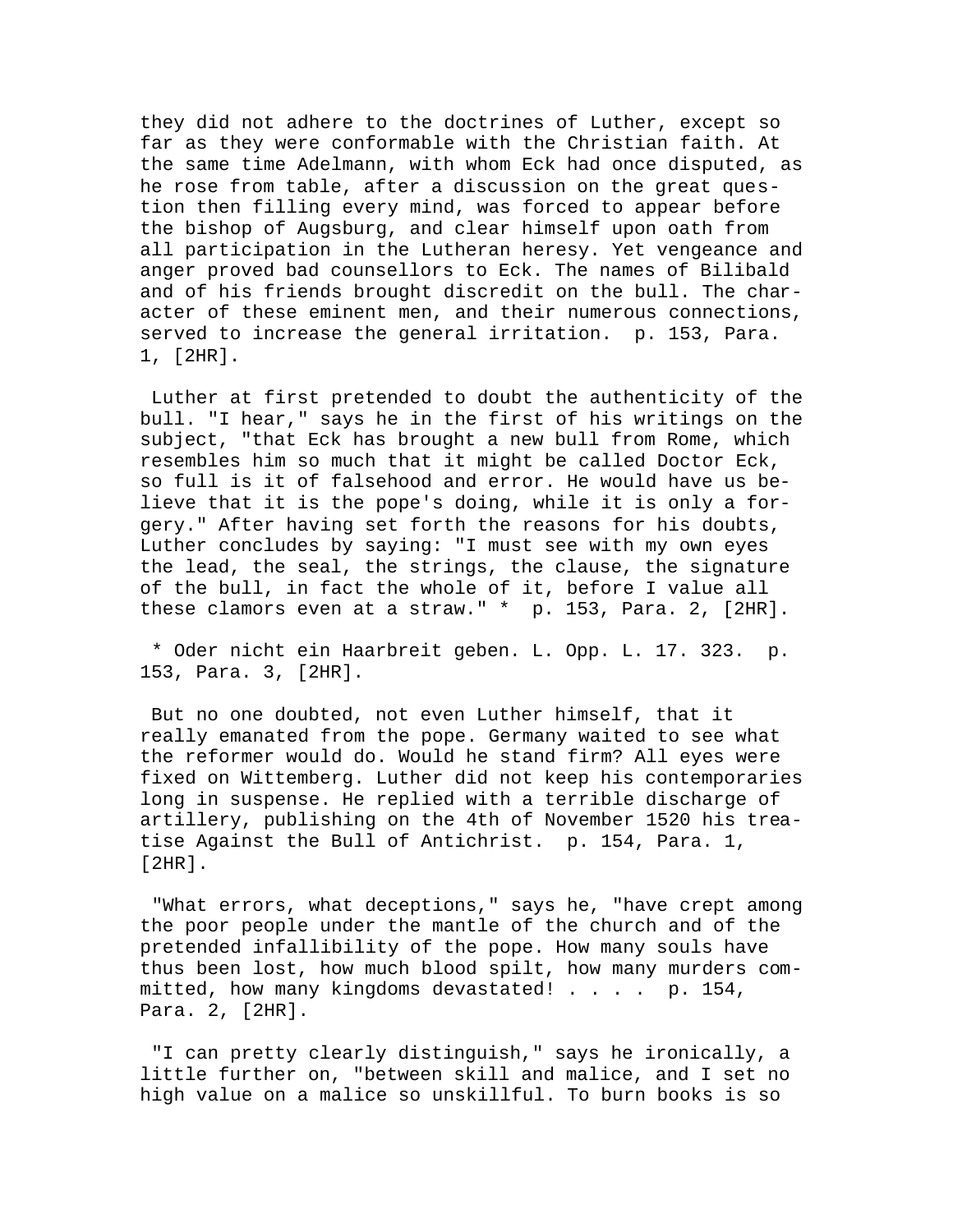they did not adhere to the doctrines of Luther, except so far as they were conformable with the Christian faith. At the same time Adelmann, with whom Eck had once disputed, as he rose from table, after a discussion on the great question then filling every mind, was forced to appear before the bishop of Augsburg, and clear himself upon oath from all participation in the Lutheran heresy. Yet vengeance and anger proved bad counsellors to Eck. The names of Bilibald and of his friends brought discredit on the bull. The character of these eminent men, and their numerous connections, served to increase the general irritation. p. 153, Para. 1, [2HR].

Luther at first pretended to doubt the authenticity of the bull. "I hear," says he in the first of his writings on the subject, "that Eck has brought a new bull from Rome, which resembles him so much that it might be called Doctor Eck, so full is it of falsehood and error. He would have us believe that it is the pope's doing, while it is only a forgery." After having set forth the reasons for his doubts, Luther concludes by saying: "I must see with my own eyes the lead, the seal, the strings, the clause, the signature of the bull, in fact the whole of it, before I value all these clamors even at a straw." * p. 153, Para. 2, [2HR].

* Oder nicht ein Haarbreit geben. L. Opp. L. 17. 323. p. 153, Para. 3, [2HR].

But no one doubted, not even Luther himself, that it really emanated from the pope. Germany waited to see what the reformer would do. Would he stand firm? All eyes were fixed on Wittemberg. Luther did not keep his contemporaries long in suspense. He replied with a terrible discharge of artillery, publishing on the 4th of November 1520 his treatise Against the Bull of Antichrist. p. 154, Para. 1, [2HR].

"What errors, what deceptions," says he, "have crept among the poor people under the mantle of the church and of the pretended infallibility of the pope. How many souls have thus been lost, how much blood spilt, how many murders committed, how many kingdoms devastated! . . . . p. 154, Para. 2, [2HR].

"I can pretty clearly distinguish," says he ironically, a little further on, "between skill and malice, and I set no high value on a malice so unskillful. To burn books is so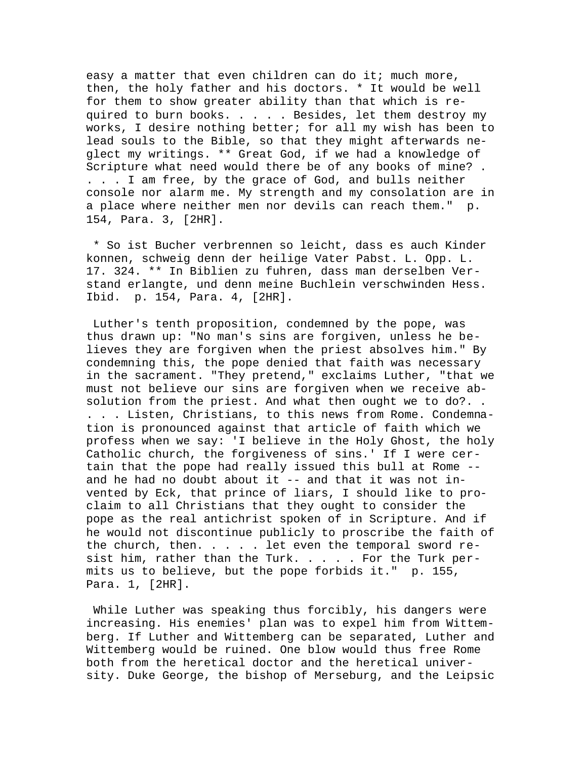easy a matter that even children can do it; much more, then, the holy father and his doctors. * It would be well for them to show greater ability than that which is required to burn books. . . . . Besides, let them destroy my works, I desire nothing better; for all my wish has been to lead souls to the Bible, so that they might afterwards neglect my writings. ** Great God, if we had a knowledge of Scripture what need would there be of any books of mine? . . . . I am free, by the grace of God, and bulls neither console nor alarm me. My strength and my consolation are in a place where neither men nor devils can reach them." p. 154, Para. 3, [2HR].

* So ist Bucher verbrennen so leicht, dass es auch Kinder konnen, schweig denn der heilige Vater Pabst. L. Opp. L. 17. 324. ** In Biblien zu fuhren, dass man derselben Verstand erlangte, und denn meine Buchlein verschwinden Hess. Ibid. p. 154, Para. 4, [2HR].

Luther's tenth proposition, condemned by the pope, was thus drawn up: "No man's sins are forgiven, unless he believes they are forgiven when the priest absolves him." By condemning this, the pope denied that faith was necessary in the sacrament. "They pretend," exclaims Luther, "that we must not believe our sins are forgiven when we receive absolution from the priest. And what then ought we to do?. . . . . Listen, Christians, to this news from Rome. Condemnation is pronounced against that article of faith which we profess when we say: 'I believe in the Holy Ghost, the holy Catholic church, the forgiveness of sins.' If I were certain that the pope had really issued this bull at Rome -- and he had no doubt about it -- and that it was not invented by Eck, that prince of liars, I should like to proclaim to all Christians that they ought to consider the pope as the real antichrist spoken of in Scripture. And if he would not discontinue publicly to proscribe the faith of the church, then. . . . . let even the temporal sword resist him, rather than the Turk. . . . . For the Turk permits us to believe, but the pope forbids it." p. 155, Para. 1, [2HR].

While Luther was speaking thus forcibly, his dangers were increasing. His enemies' plan was to expel him from Wittemberg. If Luther and Wittemberg can be separated, Luther and Wittemberg would be ruined. One blow would thus free Rome both from the heretical doctor and the heretical university. Duke George, the bishop of Merseburg, and the Leipsic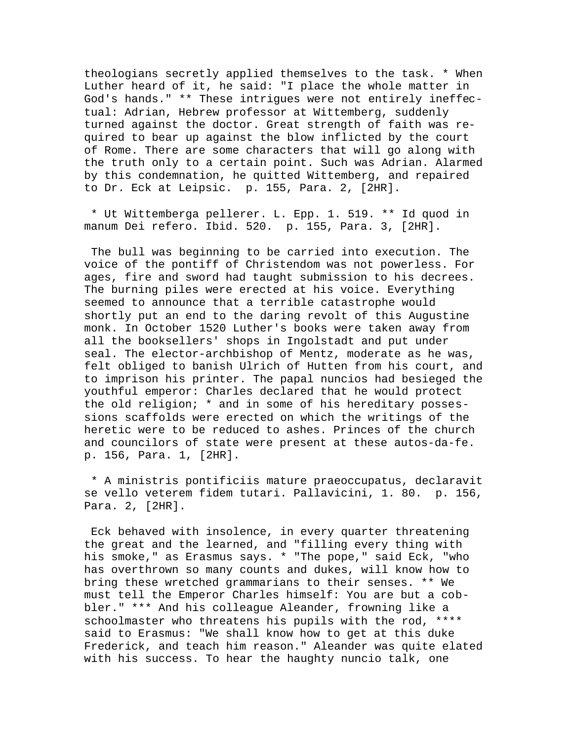theologians secretly applied themselves to the task. * When Luther heard of it, he said: "I place the whole matter in God's hands." ** These intrigues were not entirely ineffectual: Adrian, Hebrew professor at Wittemberg, suddenly turned against the doctor. Great strength of faith was required to bear up against the blow inflicted by the court of Rome. There are some characters that will go along with the truth only to a certain point. Such was Adrian. Alarmed by this condemnation, he quitted Wittemberg, and repaired to Dr. Eck at Leipsic.  p. 155, Para. 2, [2HR].

 * Ut Wittemberga pellerer. L. Epp. 1. 519. ** Id quod in manum Dei refero. Ibid. 520.  p. 155, Para. 3, [2HR].

 The bull was beginning to be carried into execution. The voice of the pontiff of Christendom was not powerless. For ages, fire and sword had taught submission to his decrees. The burning piles were erected at his voice. Everything seemed to announce that a terrible catastrophe would shortly put an end to the daring revolt of this Augustine monk. In October 1520 Luther's books were taken away from all the booksellers' shops in Ingolstadt and put under seal. The elector-archbishop of Mentz, moderate as he was, felt obliged to banish Ulrich of Hutten from his court, and to imprison his printer. The papal nuncios had besieged the youthful emperor: Charles declared that he would protect the old religion; * and in some of his hereditary possessions scaffolds were erected on which the writings of the heretic were to be reduced to ashes. Princes of the church and councilors of state were present at these autos-da-fe.  p. 156, Para. 1, [2HR].

 * A ministris pontificiis mature praeoccupatus, declaravit se vello veterem fidem tutari. Pallavicini, 1. 80.  p. 156, Para. 2, [2HR].

 Eck behaved with insolence, in every quarter threatening the great and the learned, and "filling every thing with his smoke," as Erasmus says. * "The pope," said Eck, "who has overthrown so many counts and dukes, will know how to bring these wretched grammarians to their senses. ** We must tell the Emperor Charles himself: You are but a cobbler." *** And his colleague Aleander, frowning like a schoolmaster who threatens his pupils with the rod, **** said to Erasmus: "We shall know how to get at this duke Frederick, and teach him reason." Aleander was quite elated with his success. To hear the haughty nuncio talk, one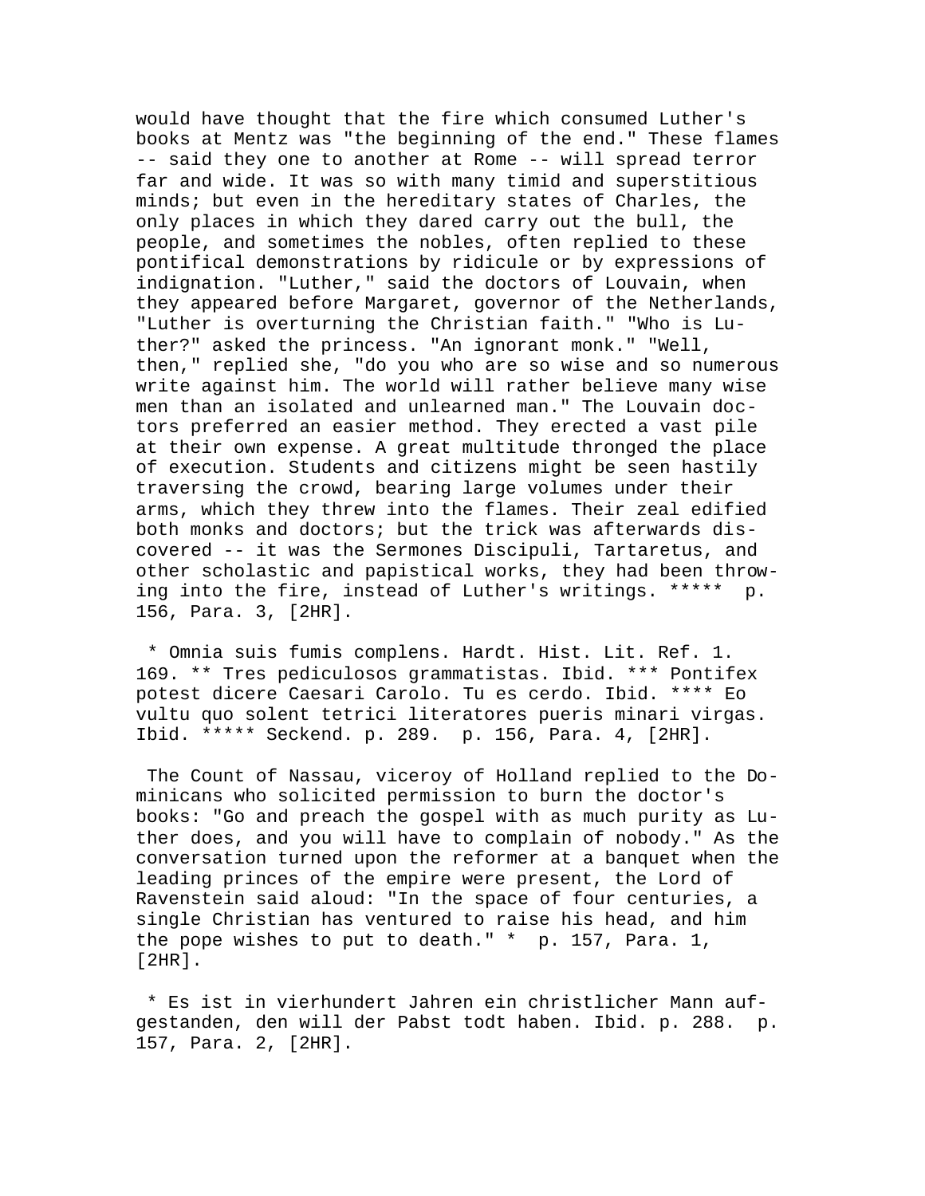would have thought that the fire which consumed Luther's books at Mentz was "the beginning of the end." These flames -- said they one to another at Rome -- will spread terror far and wide. It was so with many timid and superstitious minds; but even in the hereditary states of Charles, the only places in which they dared carry out the bull, the people, and sometimes the nobles, often replied to these pontifical demonstrations by ridicule or by expressions of indignation. "Luther," said the doctors of Louvain, when they appeared before Margaret, governor of the Netherlands, "Luther is overturning the Christian faith." "Who is Luther?" asked the princess. "An ignorant monk." "Well, then," replied she, "do you who are so wise and so numerous write against him. The world will rather believe many wise men than an isolated and unlearned man." The Louvain doctors preferred an easier method. They erected a vast pile at their own expense. A great multitude thronged the place of execution. Students and citizens might be seen hastily traversing the crowd, bearing large volumes under their arms, which they threw into the flames. Their zeal edified both monks and doctors; but the trick was afterwards discovered -- it was the Sermones Discipuli, Tartaretus, and other scholastic and papistical works, they had been throwing into the fire, instead of Luther's writings. ***** p. 156, Para. 3, [2HR].

* Omnia suis fumis complens. Hardt. Hist. Lit. Ref. 1. 169. ** Tres pediculosos grammatistas. Ibid. *** Pontifex potest dicere Caesari Carolo. Tu es cerdo. Ibid. **** Eo vultu quo solent tetrici literatores pueris minari virgas. Ibid. ***** Seckend. p. 289. p. 156, Para. 4, [2HR].

The Count of Nassau, viceroy of Holland replied to the Dominicans who solicited permission to burn the doctor's books: "Go and preach the gospel with as much purity as Luther does, and you will have to complain of nobody." As the conversation turned upon the reformer at a banquet when the leading princes of the empire were present, the Lord of Ravenstein said aloud: "In the space of four centuries, a single Christian has ventured to raise his head, and him the pope wishes to put to death." * p. 157, Para. 1, [2HR].

* Es ist in vierhundert Jahren ein christlicher Mann aufgestanden, den will der Pabst todt haben. Ibid. p. 288. p. 157, Para. 2, [2HR].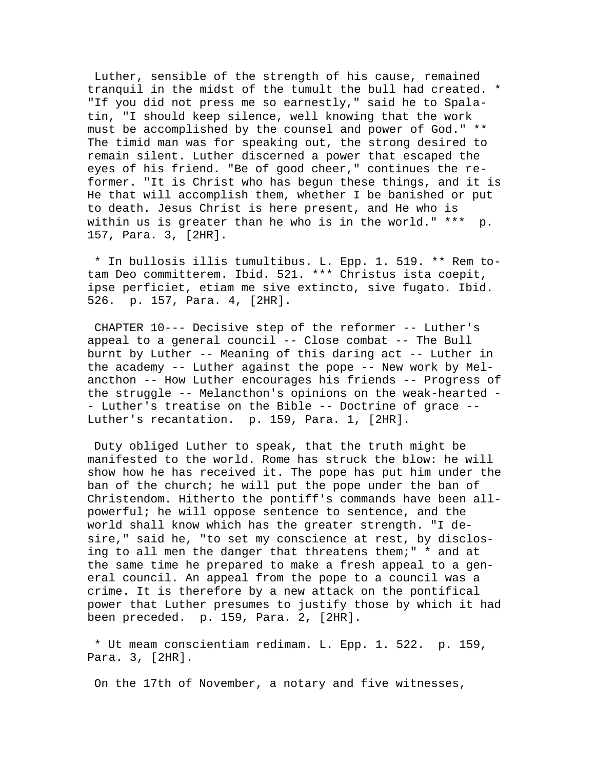Luther, sensible of the strength of his cause, remained tranquil in the midst of the tumult the bull had created. * "If you did not press me so earnestly," said he to Spalatin, "I should keep silence, well knowing that the work must be accomplished by the counsel and power of God." ** The timid man was for speaking out, the strong desired to remain silent. Luther discerned a power that escaped the eyes of his friend. "Be of good cheer," continues the reformer. "It is Christ who has begun these things, and it is He that will accomplish them, whether I be banished or put to death. Jesus Christ is here present, and He who is within us is greater than he who is in the world." ***  p. 157, Para. 3, [2HR].

* In bullosis illis tumultibus. L. Epp. 1. 519. ** Rem totam Deo committerem. Ibid. 521. *** Christus ista coepit, ipse perficiet, etiam me sive extincto, sive fugato. Ibid. 526.  p. 157, Para. 4, [2HR].

CHAPTER 10--- Decisive step of the reformer -- Luther's appeal to a general council -- Close combat -- The Bull burnt by Luther -- Meaning of this daring act -- Luther in the academy -- Luther against the pope -- New work by Melancthon -- How Luther encourages his friends -- Progress of the struggle -- Melancthon's opinions on the weak-hearted -- Luther's treatise on the Bible -- Doctrine of grace -- Luther's recantation.  p. 159, Para. 1, [2HR].

Duty obliged Luther to speak, that the truth might be manifested to the world. Rome has struck the blow: he will show how he has received it. The pope has put him under the ban of the church; he will put the pope under the ban of Christendom. Hitherto the pontiff's commands have been all-powerful; he will oppose sentence to sentence, and the world shall know which has the greater strength. "I desire," said he, "to set my conscience at rest, by disclosing to all men the danger that threatens them;" * and at the same time he prepared to make a fresh appeal to a general council. An appeal from the pope to a council was a crime. It is therefore by a new attack on the pontifical power that Luther presumes to justify those by which it had been preceded.  p. 159, Para. 2, [2HR].

* Ut meam conscientiam redimam. L. Epp. 1. 522.  p. 159, Para. 3, [2HR].

On the 17th of November, a notary and five witnesses,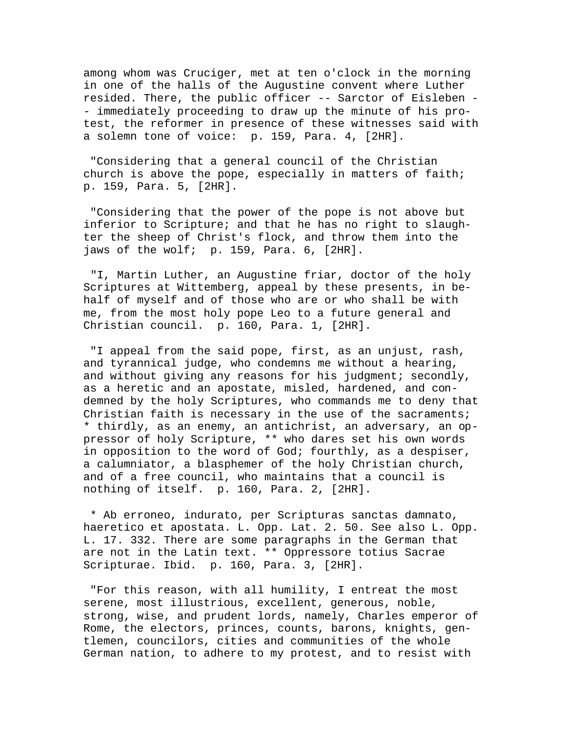among whom was Cruciger, met at ten o'clock in the morning in one of the halls of the Augustine convent where Luther resided. There, the public officer -- Sarctor of Eisleben -- immediately proceeding to draw up the minute of his protest, the reformer in presence of these witnesses said with a solemn tone of voice: p. 159, Para. 4, [2HR].

"Considering that a general council of the Christian church is above the pope, especially in matters of faith; p. 159, Para. 5, [2HR].

"Considering that the power of the pope is not above but inferior to Scripture; and that he has no right to slaughter the sheep of Christ's flock, and throw them into the jaws of the wolf; p. 159, Para. 6, [2HR].

"I, Martin Luther, an Augustine friar, doctor of the holy Scriptures at Wittemberg, appeal by these presents, in behalf of myself and of those who are or who shall be with me, from the most holy pope Leo to a future general and Christian council. p. 160, Para. 1, [2HR].

"I appeal from the said pope, first, as an unjust, rash, and tyrannical judge, who condemns me without a hearing, and without giving any reasons for his judgment; secondly, as a heretic and an apostate, misled, hardened, and condemned by the holy Scriptures, who commands me to deny that Christian faith is necessary in the use of the sacraments; * thirdly, as an enemy, an antichrist, an adversary, an oppressor of holy Scripture, ** who dares set his own words in opposition to the word of God; fourthly, as a despiser, a calumniator, a blasphemer of the holy Christian church, and of a free council, who maintains that a council is nothing of itself. p. 160, Para. 2, [2HR].

* Ab erroneo, indurato, per Scripturas sanctas damnato, haeretico et apostata. L. Opp. Lat. 2. 50. See also L. Opp. L. 17. 332. There are some paragraphs in the German that are not in the Latin text. ** Oppressore totius Sacrae Scripturae. Ibid. p. 160, Para. 3, [2HR].

"For this reason, with all humility, I entreat the most serene, most illustrious, excellent, generous, noble, strong, wise, and prudent lords, namely, Charles emperor of Rome, the electors, princes, counts, barons, knights, gentlemen, councilors, cities and communities of the whole German nation, to adhere to my protest, and to resist with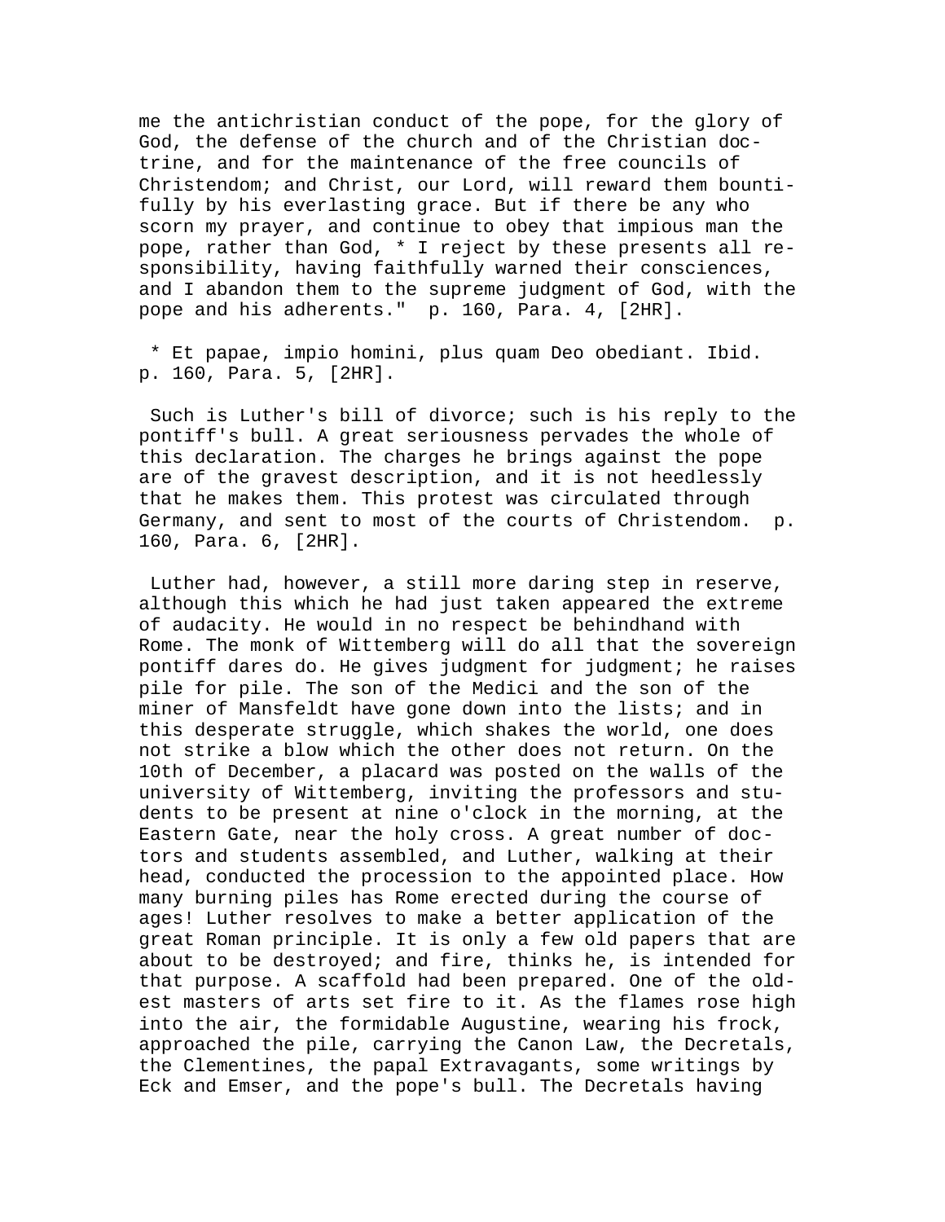me the antichristian conduct of the pope, for the glory of God, the defense of the church and of the Christian doctrine, and for the maintenance of the free councils of Christendom; and Christ, our Lord, will reward them bountifully by his everlasting grace. But if there be any who scorn my prayer, and continue to obey that impious man the pope, rather than God, * I reject by these presents all responsibility, having faithfully warned their consciences, and I abandon them to the supreme judgment of God, with the pope and his adherents."  p. 160, Para. 4, [2HR].

* Et papae, impio homini, plus quam Deo obediant. Ibid. p. 160, Para. 5, [2HR].

Such is Luther's bill of divorce; such is his reply to the pontiff's bull. A great seriousness pervades the whole of this declaration. The charges he brings against the pope are of the gravest description, and it is not heedlessly that he makes them. This protest was circulated through Germany, and sent to most of the courts of Christendom.  p. 160, Para. 6, [2HR].

Luther had, however, a still more daring step in reserve, although this which he had just taken appeared the extreme of audacity. He would in no respect be behindhand with Rome. The monk of Wittemberg will do all that the sovereign pontiff dares do. He gives judgment for judgment; he raises pile for pile. The son of the Medici and the son of the miner of Mansfeldt have gone down into the lists; and in this desperate struggle, which shakes the world, one does not strike a blow which the other does not return. On the 10th of December, a placard was posted on the walls of the university of Wittemberg, inviting the professors and students to be present at nine o'clock in the morning, at the Eastern Gate, near the holy cross. A great number of doctors and students assembled, and Luther, walking at their head, conducted the procession to the appointed place. How many burning piles has Rome erected during the course of ages! Luther resolves to make a better application of the great Roman principle. It is only a few old papers that are about to be destroyed; and fire, thinks he, is intended for that purpose. A scaffold had been prepared. One of the oldest masters of arts set fire to it. As the flames rose high into the air, the formidable Augustine, wearing his frock, approached the pile, carrying the Canon Law, the Decretals, the Clementines, the papal Extravagants, some writings by Eck and Emser, and the pope's bull. The Decretals having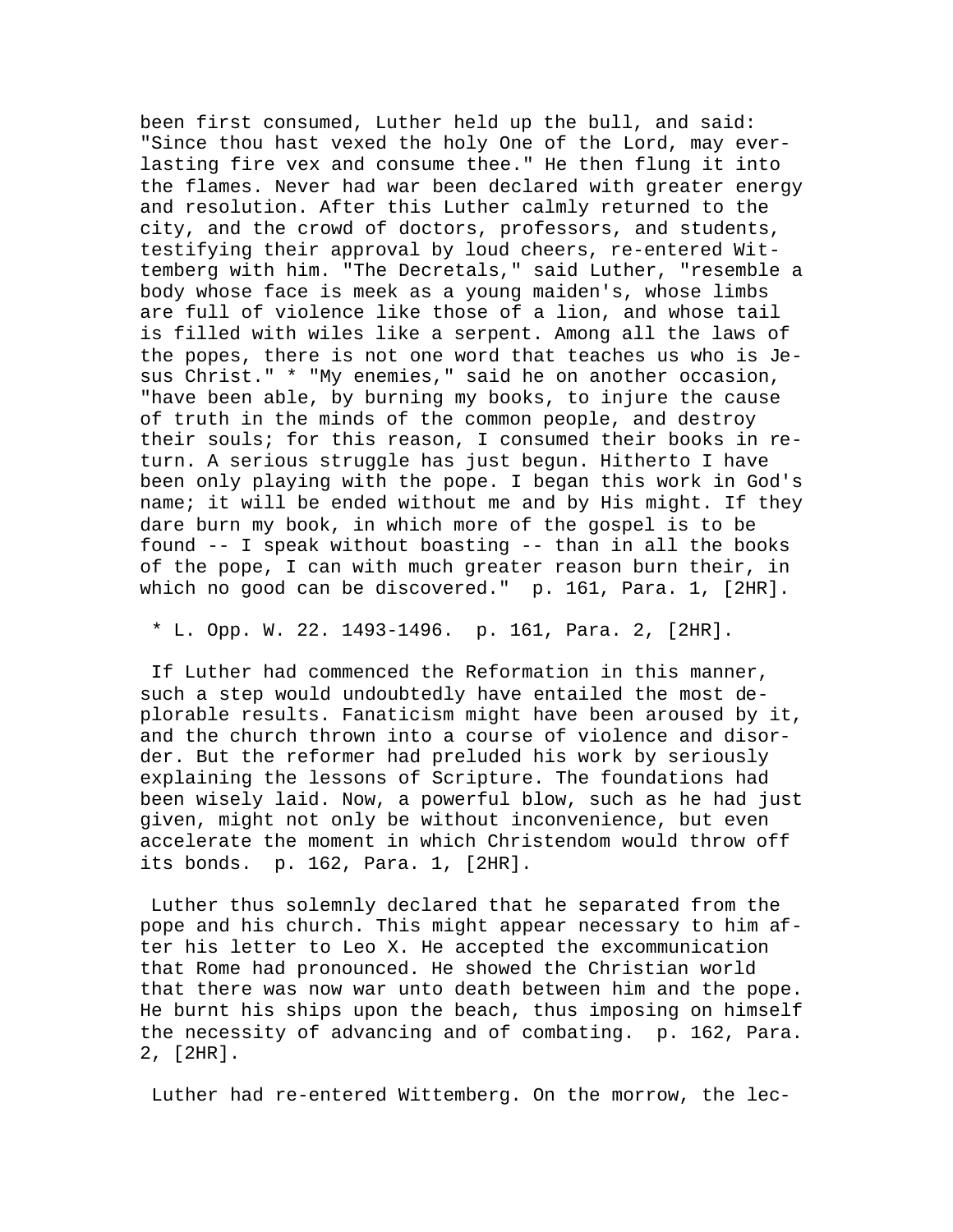been first consumed, Luther held up the bull, and said: "Since thou hast vexed the holy One of the Lord, may everlasting fire vex and consume thee." He then flung it into the flames. Never had war been declared with greater energy and resolution. After this Luther calmly returned to the city, and the crowd of doctors, professors, and students, testifying their approval by loud cheers, re-entered Wittemberg with him. "The Decretals," said Luther, "resemble a body whose face is meek as a young maiden's, whose limbs are full of violence like those of a lion, and whose tail is filled with wiles like a serpent. Among all the laws of the popes, there is not one word that teaches us who is Jesus Christ." * "My enemies," said he on another occasion, "have been able, by burning my books, to injure the cause of truth in the minds of the common people, and destroy their souls; for this reason, I consumed their books in return. A serious struggle has just begun. Hitherto I have been only playing with the pope. I began this work in God's name; it will be ended without me and by His might. If they dare burn my book, in which more of the gospel is to be found -- I speak without boasting -- than in all the books of the pope, I can with much greater reason burn their, in which no good can be discovered."  p. 161, Para. 1, [2HR].

* L. Opp. W. 22. 1493-1496.  p. 161, Para. 2, [2HR].

If Luther had commenced the Reformation in this manner, such a step would undoubtedly have entailed the most deplorable results. Fanaticism might have been aroused by it, and the church thrown into a course of violence and disorder. But the reformer had preluded his work by seriously explaining the lessons of Scripture. The foundations had been wisely laid. Now, a powerful blow, such as he had just given, might not only be without inconvenience, but even accelerate the moment in which Christendom would throw off its bonds.  p. 162, Para. 1, [2HR].

Luther thus solemnly declared that he separated from the pope and his church. This might appear necessary to him after his letter to Leo X. He accepted the excommunication that Rome had pronounced. He showed the Christian world that there was now war unto death between him and the pope. He burnt his ships upon the beach, thus imposing on himself the necessity of advancing and of combating.  p. 162, Para. 2, [2HR].

Luther had re-entered Wittemberg. On the morrow, the lec-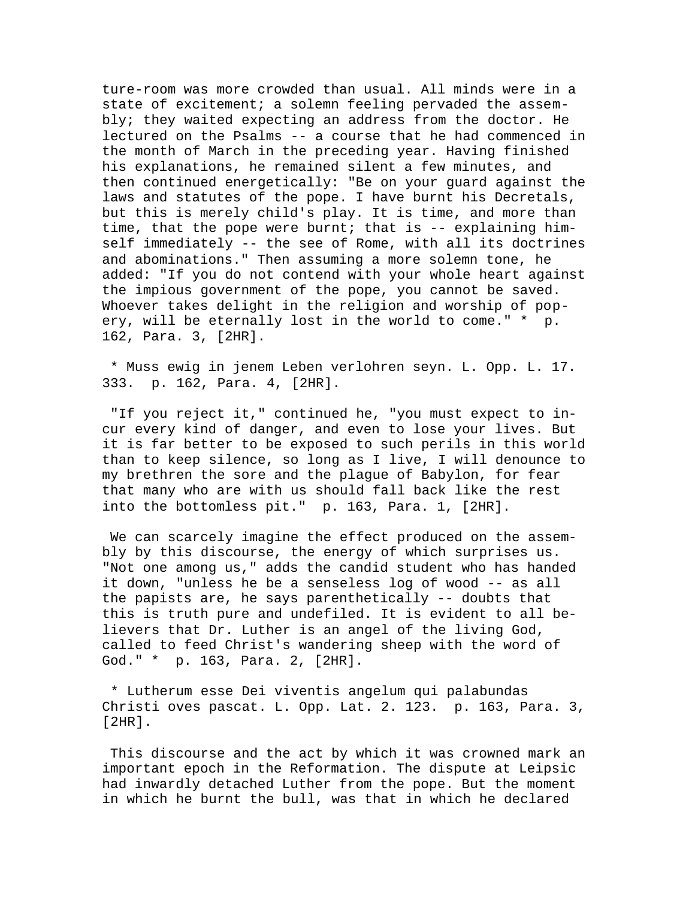ture-room was more crowded than usual. All minds were in a state of excitement; a solemn feeling pervaded the assembly; they waited expecting an address from the doctor. He lectured on the Psalms -- a course that he had commenced in the month of March in the preceding year. Having finished his explanations, he remained silent a few minutes, and then continued energetically: "Be on your guard against the laws and statutes of the pope. I have burnt his Decretals, but this is merely child's play. It is time, and more than time, that the pope were burnt; that is -- explaining himself immediately -- the see of Rome, with all its doctrines and abominations." Then assuming a more solemn tone, he added: "If you do not contend with your whole heart against the impious government of the pope, you cannot be saved. Whoever takes delight in the religion and worship of popery, will be eternally lost in the world to come." * p. 162, Para. 3, [2HR].

* Muss ewig in jenem Leben verlohren seyn. L. Opp. L. 17. 333. p. 162, Para. 4, [2HR].

"If you reject it," continued he, "you must expect to incur every kind of danger, and even to lose your lives. But it is far better to be exposed to such perils in this world than to keep silence, so long as I live, I will denounce to my brethren the sore and the plague of Babylon, for fear that many who are with us should fall back like the rest into the bottomless pit." p. 163, Para. 1, [2HR].

We can scarcely imagine the effect produced on the assembly by this discourse, the energy of which surprises us. "Not one among us," adds the candid student who has handed it down, "unless he be a senseless log of wood -- as all the papists are, he says parenthetically -- doubts that this is truth pure and undefiled. It is evident to all believers that Dr. Luther is an angel of the living God, called to feed Christ's wandering sheep with the word of God." * p. 163, Para. 2, [2HR].

* Lutherum esse Dei viventis angelum qui palabundas Christi oves pascat. L. Opp. Lat. 2. 123. p. 163, Para. 3, [2HR].

This discourse and the act by which it was crowned mark an important epoch in the Reformation. The dispute at Leipsic had inwardly detached Luther from the pope. But the moment in which he burnt the bull, was that in which he declared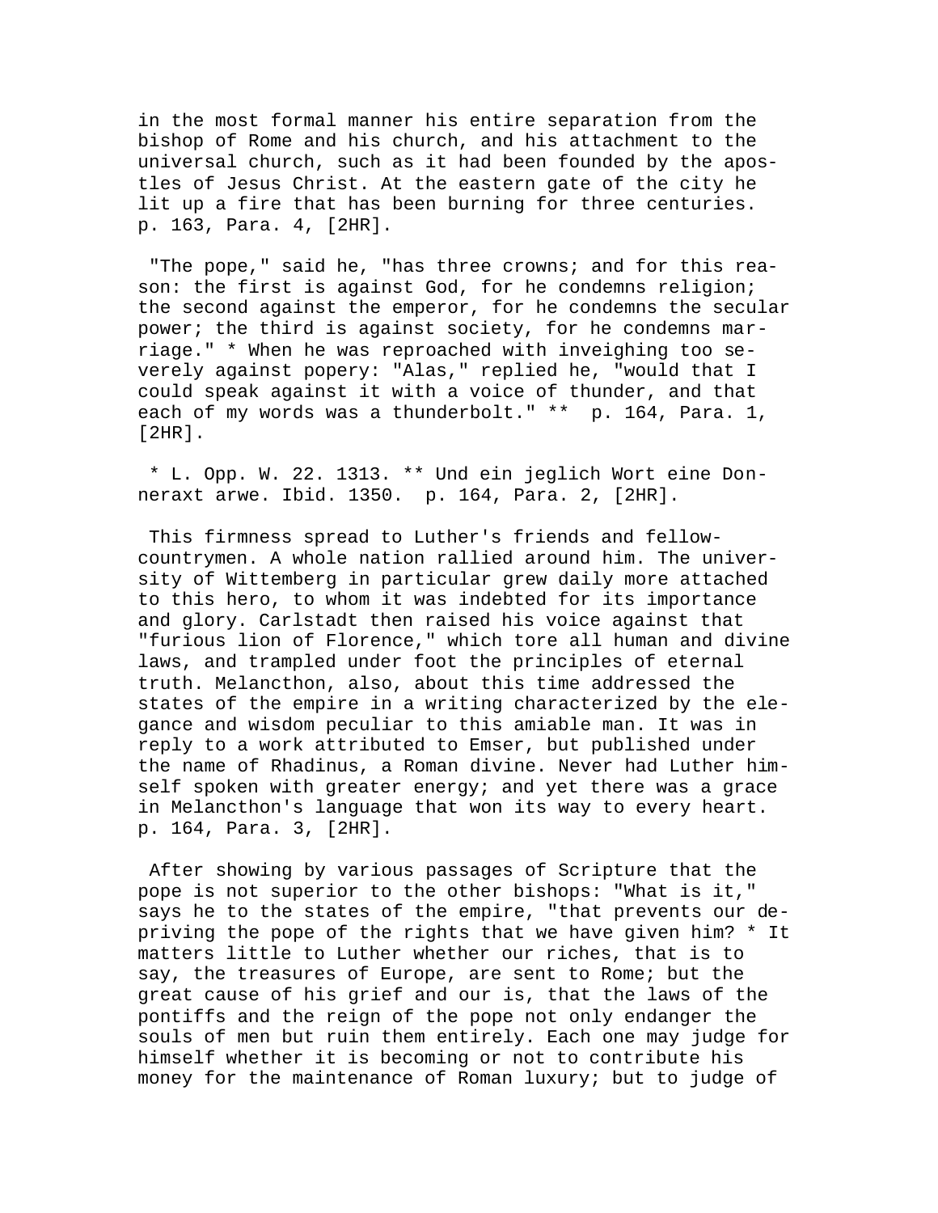in the most formal manner his entire separation from the bishop of Rome and his church, and his attachment to the universal church, such as it had been founded by the apostles of Jesus Christ. At the eastern gate of the city he lit up a fire that has been burning for three centuries. p. 163, Para. 4, [2HR].

"The pope," said he, "has three crowns; and for this reason: the first is against God, for he condemns religion; the second against the emperor, for he condemns the secular power; the third is against society, for he condemns marriage." * When he was reproached with inveighing too severely against popery: "Alas," replied he, "would that I could speak against it with a voice of thunder, and that each of my words was a thunderbolt." ** p. 164, Para. 1, [2HR].

* L. Opp. W. 22. 1313. ** Und ein jeglich Wort eine Donneraxt arwe. Ibid. 1350. p. 164, Para. 2, [2HR].

This firmness spread to Luther's friends and fellow-countrymen. A whole nation rallied around him. The university of Wittemberg in particular grew daily more attached to this hero, to whom it was indebted for its importance and glory. Carlstadt then raised his voice against that "furious lion of Florence," which tore all human and divine laws, and trampled under foot the principles of eternal truth. Melancthon, also, about this time addressed the states of the empire in a writing characterized by the elegance and wisdom peculiar to this amiable man. It was in reply to a work attributed to Emser, but published under the name of Rhadinus, a Roman divine. Never had Luther himself spoken with greater energy; and yet there was a grace in Melancthon's language that won its way to every heart. p. 164, Para. 3, [2HR].

After showing by various passages of Scripture that the pope is not superior to the other bishops: "What is it," says he to the states of the empire, "that prevents our depriving the pope of the rights that we have given him? * It matters little to Luther whether our riches, that is to say, the treasures of Europe, are sent to Rome; but the great cause of his grief and our is, that the laws of the pontiffs and the reign of the pope not only endanger the souls of men but ruin them entirely. Each one may judge for himself whether it is becoming or not to contribute his money for the maintenance of Roman luxury; but to judge of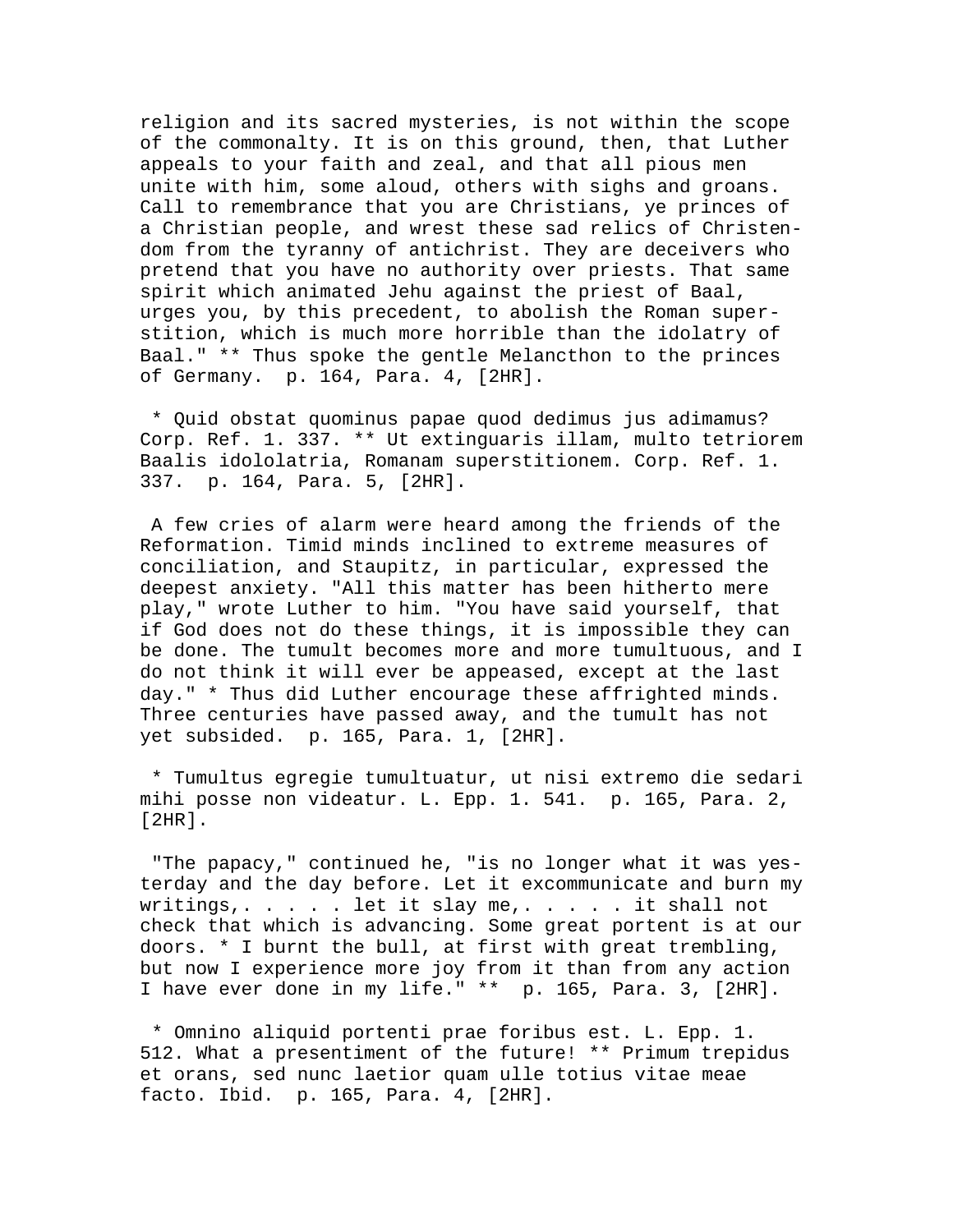religion and its sacred mysteries, is not within the scope of the commonalty. It is on this ground, then, that Luther appeals to your faith and zeal, and that all pious men unite with him, some aloud, others with sighs and groans. Call to remembrance that you are Christians, ye princes of a Christian people, and wrest these sad relics of Christendom from the tyranny of antichrist. They are deceivers who pretend that you have no authority over priests. That same spirit which animated Jehu against the priest of Baal, urges you, by this precedent, to abolish the Roman superstition, which is much more horrible than the idolatry of Baal." ** Thus spoke the gentle Melancthon to the princes of Germany.  p. 164, Para. 4, [2HR].

 * Quid obstat quominus papae quod dedimus jus adimamus? Corp. Ref. 1. 337. ** Ut extinguaris illam, multo tetriorem Baalis idololatria, Romanam superstitionem. Corp. Ref. 1. 337.  p. 164, Para. 5, [2HR].

 A few cries of alarm were heard among the friends of the Reformation. Timid minds inclined to extreme measures of conciliation, and Staupitz, in particular, expressed the deepest anxiety. "All this matter has been hitherto mere play," wrote Luther to him. "You have said yourself, that if God does not do these things, it is impossible they can be done. The tumult becomes more and more tumultuous, and I do not think it will ever be appeased, except at the last day." * Thus did Luther encourage these affrighted minds. Three centuries have passed away, and the tumult has not yet subsided.  p. 165, Para. 1, [2HR].

 * Tumultus egregie tumultuatur, ut nisi extremo die sedari mihi posse non videatur. L. Epp. 1. 541.  p. 165, Para. 2, [2HR].

 "The papacy," continued he, "is no longer what it was yesterday and the day before. Let it excommunicate and burn my writings,. . . . . let it slay me,. . . . . it shall not check that which is advancing. Some great portent is at our doors. * I burnt the bull, at first with great trembling, but now I experience more joy from it than from any action I have ever done in my life." **  p. 165, Para. 3, [2HR].

 * Omnino aliquid portenti prae foribus est. L. Epp. 1. 512. What a presentiment of the future! ** Primum trepidus et orans, sed nunc laetior quam ulle totius vitae meae facto. Ibid.  p. 165, Para. 4, [2HR].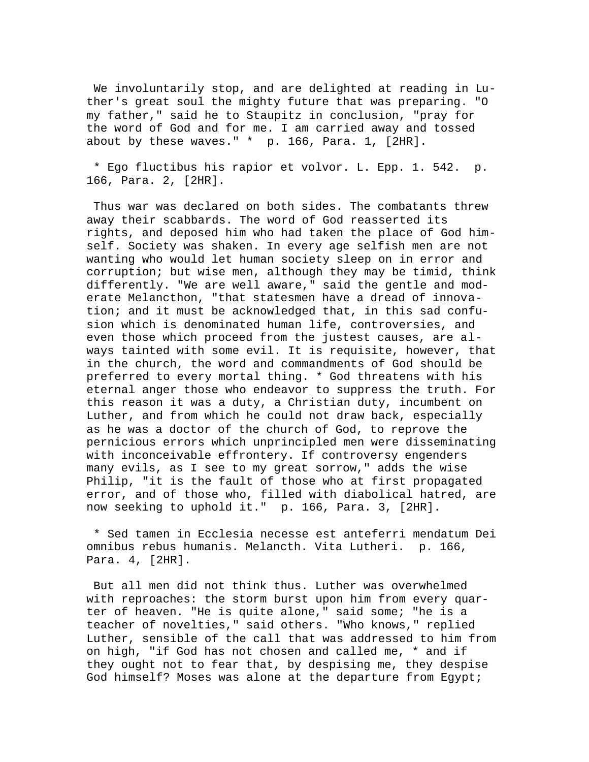We involuntarily stop, and are delighted at reading in Luther's great soul the mighty future that was preparing. "O my father," said he to Staupitz in conclusion, "pray for the word of God and for me. I am carried away and tossed about by these waves." * p. 166, Para. 1, [2HR].

* Ego fluctibus his rapior et volvor. L. Epp. 1. 542. p. 166, Para. 2, [2HR].

Thus war was declared on both sides. The combatants threw away their scabbards. The word of God reasserted its rights, and deposed him who had taken the place of God himself. Society was shaken. In every age selfish men are not wanting who would let human society sleep on in error and corruption; but wise men, although they may be timid, think differently. "We are well aware," said the gentle and moderate Melancthon, "that statesmen have a dread of innovation; and it must be acknowledged that, in this sad confusion which is denominated human life, controversies, and even those which proceed from the justest causes, are always tainted with some evil. It is requisite, however, that in the church, the word and commandments of God should be preferred to every mortal thing. * God threatens with his eternal anger those who endeavor to suppress the truth. For this reason it was a duty, a Christian duty, incumbent on Luther, and from which he could not draw back, especially as he was a doctor of the church of God, to reprove the pernicious errors which unprincipled men were disseminating with inconceivable effrontery. If controversy engenders many evils, as I see to my great sorrow," adds the wise Philip, "it is the fault of those who at first propagated error, and of those who, filled with diabolical hatred, are now seeking to uphold it." p. 166, Para. 3, [2HR].

* Sed tamen in Ecclesia necesse est anteferri mendatum Dei omnibus rebus humanis. Melancth. Vita Lutheri. p. 166, Para. 4, [2HR].

But all men did not think thus. Luther was overwhelmed with reproaches: the storm burst upon him from every quarter of heaven. "He is quite alone," said some; "he is a teacher of novelties," said others. "Who knows," replied Luther, sensible of the call that was addressed to him from on high, "if God has not chosen and called me, * and if they ought not to fear that, by despising me, they despise God himself? Moses was alone at the departure from Egypt;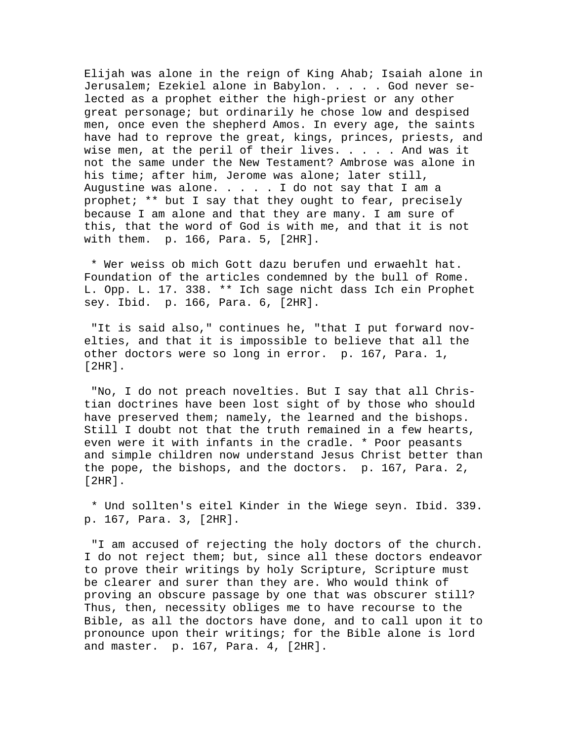Elijah was alone in the reign of King Ahab; Isaiah alone in Jerusalem; Ezekiel alone in Babylon. . . . . God never selected as a prophet either the high-priest or any other great personage; but ordinarily he chose low and despised men, once even the shepherd Amos. In every age, the saints have had to reprove the great, kings, princes, priests, and wise men, at the peril of their lives. . . . . And was it not the same under the New Testament? Ambrose was alone in his time; after him, Jerome was alone; later still, Augustine was alone. . . . . I do not say that I am a prophet; ** but I say that they ought to fear, precisely because I am alone and that they are many. I am sure of this, that the word of God is with me, and that it is not with them. p. 166, Para. 5, [2HR].

* Wer weiss ob mich Gott dazu berufen und erwaehlt hat. Foundation of the articles condemned by the bull of Rome. L. Opp. L. 17. 338. ** Ich sage nicht dass Ich ein Prophet sey. Ibid. p. 166, Para. 6, [2HR].

"It is said also," continues he, "that I put forward novelties, and that it is impossible to believe that all the other doctors were so long in error. p. 167, Para. 1, [2HR].

"No, I do not preach novelties. But I say that all Christian doctrines have been lost sight of by those who should have preserved them; namely, the learned and the bishops. Still I doubt not that the truth remained in a few hearts, even were it with infants in the cradle. * Poor peasants and simple children now understand Jesus Christ better than the pope, the bishops, and the doctors. p. 167, Para. 2, [2HR].

* Und sollten's eitel Kinder in the Wiege seyn. Ibid. 339. p. 167, Para. 3, [2HR].

"I am accused of rejecting the holy doctors of the church. I do not reject them; but, since all these doctors endeavor to prove their writings by holy Scripture, Scripture must be clearer and surer than they are. Who would think of proving an obscure passage by one that was obscurer still? Thus, then, necessity obliges me to have recourse to the Bible, as all the doctors have done, and to call upon it to pronounce upon their writings; for the Bible alone is lord and master. p. 167, Para. 4, [2HR].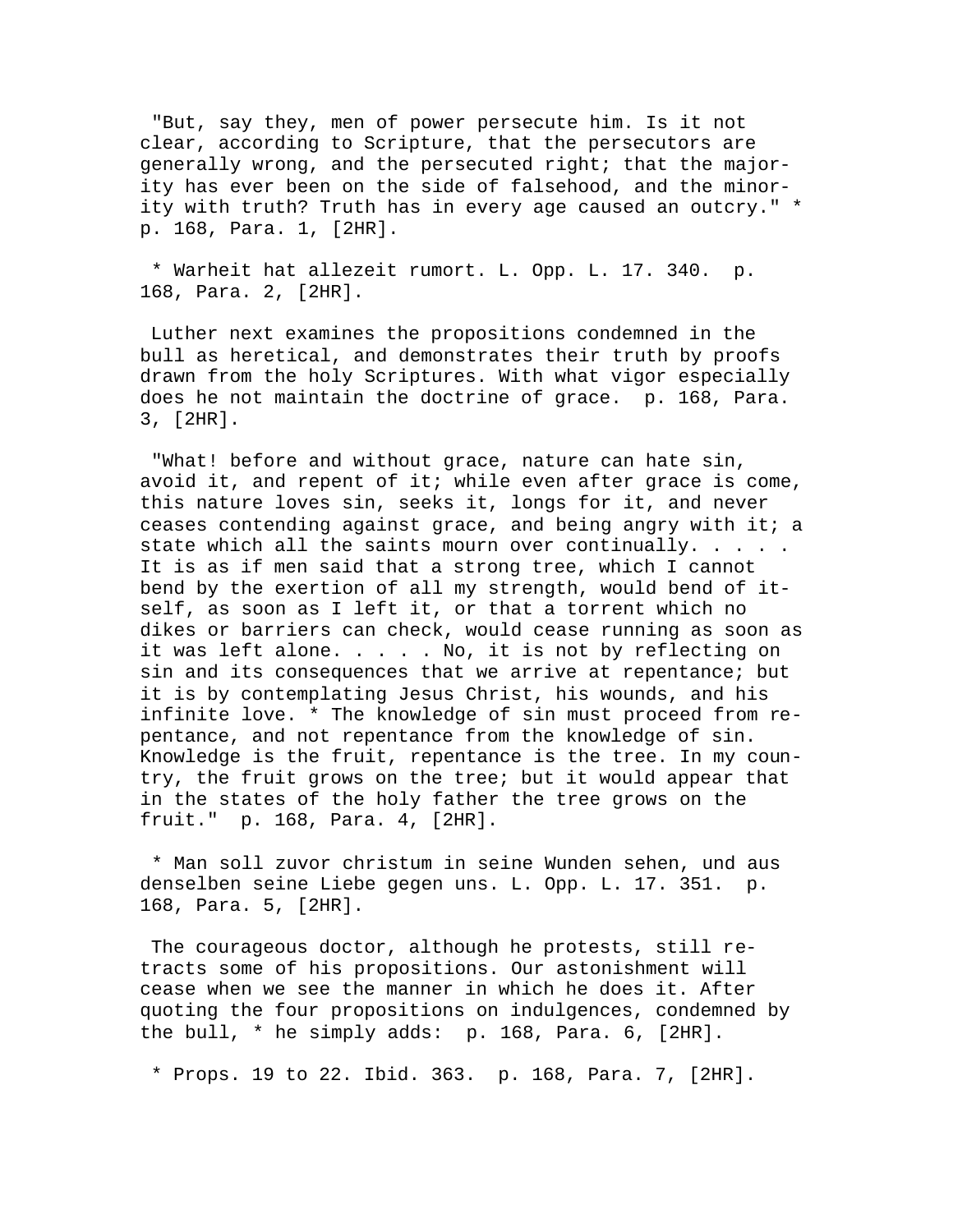"But, say they, men of power persecute him. Is it not clear, according to Scripture, that the persecutors are generally wrong, and the persecuted right; that the majority has ever been on the side of falsehood, and the minority with truth? Truth has in every age caused an outcry." * p. 168, Para. 1, [2HR].

* Warheit hat allezeit rumort. L. Opp. L. 17. 340. p. 168, Para. 2, [2HR].

Luther next examines the propositions condemned in the bull as heretical, and demonstrates their truth by proofs drawn from the holy Scriptures. With what vigor especially does he not maintain the doctrine of grace. p. 168, Para. 3, [2HR].

"What! before and without grace, nature can hate sin, avoid it, and repent of it; while even after grace is come, this nature loves sin, seeks it, longs for it, and never ceases contending against grace, and being angry with it; a state which all the saints mourn over continually. . . . . It is as if men said that a strong tree, which I cannot bend by the exertion of all my strength, would bend of itself, as soon as I left it, or that a torrent which no dikes or barriers can check, would cease running as soon as it was left alone. . . . . No, it is not by reflecting on sin and its consequences that we arrive at repentance; but it is by contemplating Jesus Christ, his wounds, and his infinite love. * The knowledge of sin must proceed from repentance, and not repentance from the knowledge of sin. Knowledge is the fruit, repentance is the tree. In my country, the fruit grows on the tree; but it would appear that in the states of the holy father the tree grows on the fruit." p. 168, Para. 4, [2HR].

* Man soll zuvor christum in seine Wunden sehen, und aus denselben seine Liebe gegen uns. L. Opp. L. 17. 351. p. 168, Para. 5, [2HR].

The courageous doctor, although he protests, still retracts some of his propositions. Our astonishment will cease when we see the manner in which he does it. After quoting the four propositions on indulgences, condemned by the bull, * he simply adds: p. 168, Para. 6, [2HR].

* Props. 19 to 22. Ibid. 363. p. 168, Para. 7, [2HR].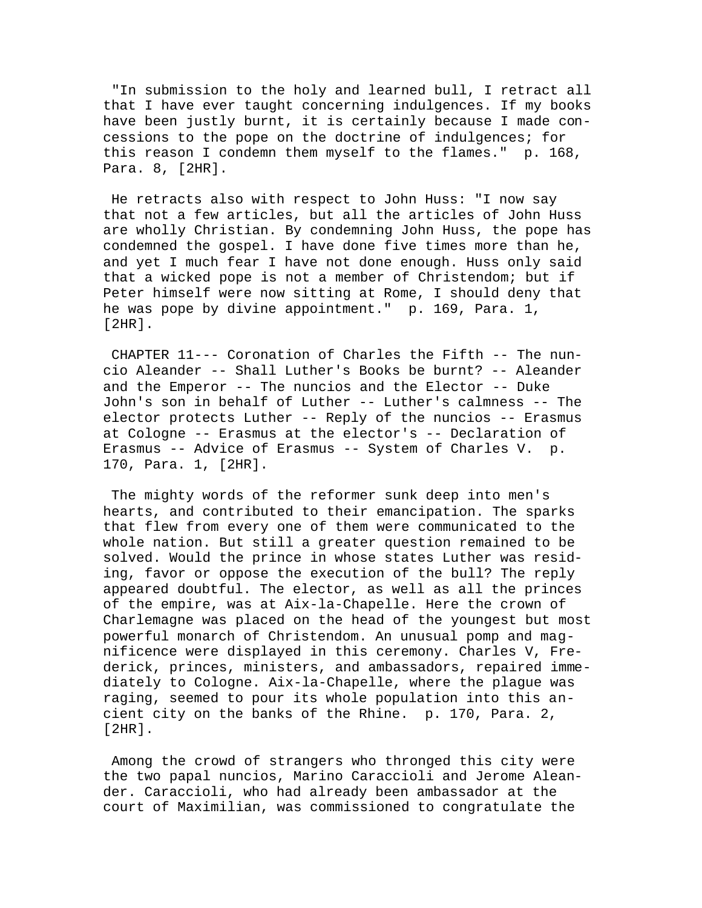"In submission to the holy and learned bull, I retract all that I have ever taught concerning indulgences. If my books have been justly burnt, it is certainly because I made concessions to the pope on the doctrine of indulgences; for this reason I condemn them myself to the flames." p. 168, Para. 8, [2HR].

He retracts also with respect to John Huss: "I now say that not a few articles, but all the articles of John Huss are wholly Christian. By condemning John Huss, the pope has condemned the gospel. I have done five times more than he, and yet I much fear I have not done enough. Huss only said that a wicked pope is not a member of Christendom; but if Peter himself were now sitting at Rome, I should deny that he was pope by divine appointment." p. 169, Para. 1, [2HR].

CHAPTER 11--- Coronation of Charles the Fifth -- The nuncio Aleander -- Shall Luther's Books be burnt? -- Aleander and the Emperor -- The nuncios and the Elector -- Duke John's son in behalf of Luther -- Luther's calmness -- The elector protects Luther -- Reply of the nuncios -- Erasmus at Cologne -- Erasmus at the elector's -- Declaration of Erasmus -- Advice of Erasmus -- System of Charles V. p. 170, Para. 1, [2HR].

The mighty words of the reformer sunk deep into men's hearts, and contributed to their emancipation. The sparks that flew from every one of them were communicated to the whole nation. But still a greater question remained to be solved. Would the prince in whose states Luther was residing, favor or oppose the execution of the bull? The reply appeared doubtful. The elector, as well as all the princes of the empire, was at Aix-la-Chapelle. Here the crown of Charlemagne was placed on the head of the youngest but most powerful monarch of Christendom. An unusual pomp and magnificence were displayed in this ceremony. Charles V, Frederick, princes, ministers, and ambassadors, repaired immediately to Cologne. Aix-la-Chapelle, where the plague was raging, seemed to pour its whole population into this ancient city on the banks of the Rhine. p. 170, Para. 2, [2HR].

Among the crowd of strangers who thronged this city were the two papal nuncios, Marino Caraccioli and Jerome Aleander. Caraccioli, who had already been ambassador at the court of Maximilian, was commissioned to congratulate the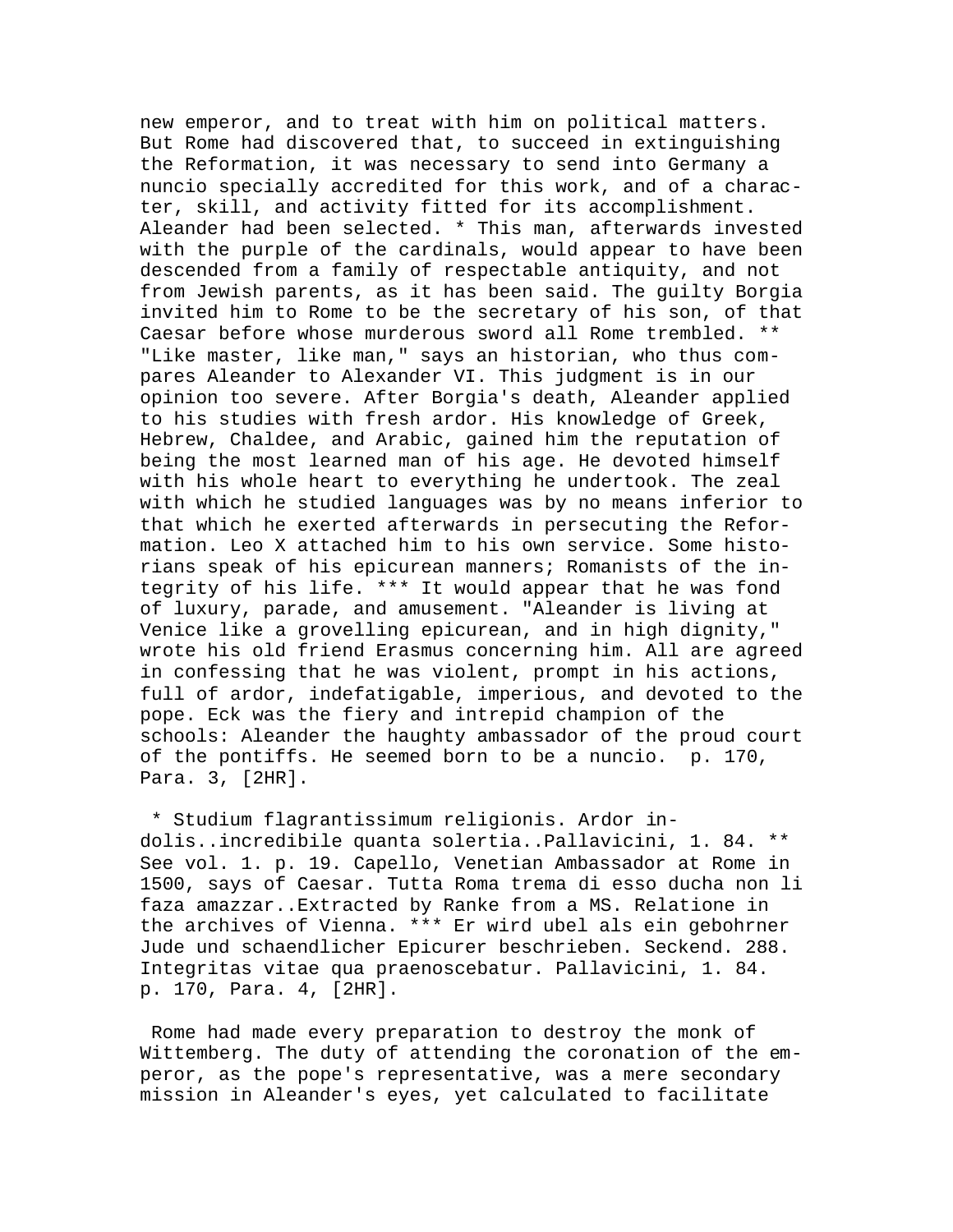new emperor, and to treat with him on political matters. But Rome had discovered that, to succeed in extinguishing the Reformation, it was necessary to send into Germany a nuncio specially accredited for this work, and of a character, skill, and activity fitted for its accomplishment. Aleander had been selected. * This man, afterwards invested with the purple of the cardinals, would appear to have been descended from a family of respectable antiquity, and not from Jewish parents, as it has been said. The guilty Borgia invited him to Rome to be the secretary of his son, of that Caesar before whose murderous sword all Rome trembled. ** "Like master, like man," says an historian, who thus compares Aleander to Alexander VI. This judgment is in our opinion too severe. After Borgia's death, Aleander applied to his studies with fresh ardor. His knowledge of Greek, Hebrew, Chaldee, and Arabic, gained him the reputation of being the most learned man of his age. He devoted himself with his whole heart to everything he undertook. The zeal with which he studied languages was by no means inferior to that which he exerted afterwards in persecuting the Reformation. Leo X attached him to his own service. Some historians speak of his epicurean manners; Romanists of the integrity of his life. *** It would appear that he was fond of luxury, parade, and amusement. "Aleander is living at Venice like a grovelling epicurean, and in high dignity," wrote his old friend Erasmus concerning him. All are agreed in confessing that he was violent, prompt in his actions, full of ardor, indefatigable, imperious, and devoted to the pope. Eck was the fiery and intrepid champion of the schools: Aleander the haughty ambassador of the proud court of the pontiffs. He seemed born to be a nuncio. p. 170, Para. 3, [2HR].

* Studium flagrantissimum religionis. Ardor indolis..incredibile quanta solertia..Pallavicini, 1. 84. ** See vol. 1. p. 19. Capello, Venetian Ambassador at Rome in 1500, says of Caesar. Tutta Roma trema di esso ducha non li faza amazzar..Extracted by Ranke from a MS. Relatione in the archives of Vienna. *** Er wird ubel als ein gebohrner Jude und schaendlicher Epicurer beschrieben. Seckend. 288. Integritas vitae qua praenoscebatur. Pallavicini, 1. 84. p. 170, Para. 4, [2HR].

Rome had made every preparation to destroy the monk of Wittemberg. The duty of attending the coronation of the emperor, as the pope's representative, was a mere secondary mission in Aleander's eyes, yet calculated to facilitate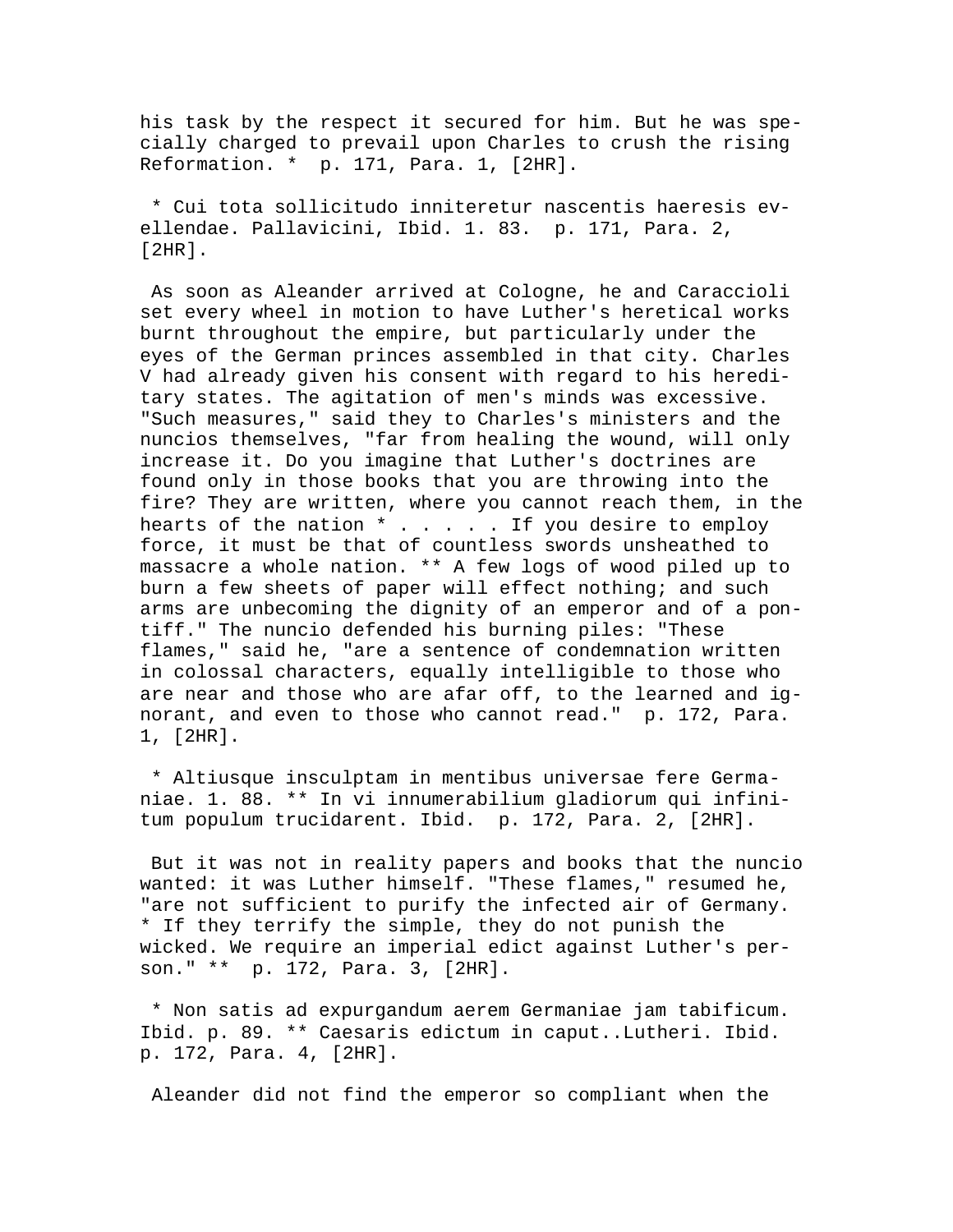his task by the respect it secured for him. But he was specially charged to prevail upon Charles to crush the rising Reformation. * p. 171, Para. 1, [2HR].

* Cui tota sollicitudo inniteretur nascentis haeresis evellendae. Pallavicini, Ibid. 1. 83. p. 171, Para. 2, [2HR].

As soon as Aleander arrived at Cologne, he and Caraccioli set every wheel in motion to have Luther's heretical works burnt throughout the empire, but particularly under the eyes of the German princes assembled in that city. Charles V had already given his consent with regard to his hereditary states. The agitation of men's minds was excessive. "Such measures," said they to Charles's ministers and the nuncios themselves, "far from healing the wound, will only increase it. Do you imagine that Luther's doctrines are found only in those books that you are throwing into the fire? They are written, where you cannot reach them, in the hearts of the nation * . . . . . If you desire to employ force, it must be that of countless swords unsheathed to massacre a whole nation. ** A few logs of wood piled up to burn a few sheets of paper will effect nothing; and such arms are unbecoming the dignity of an emperor and of a pontiff." The nuncio defended his burning piles: "These flames," said he, "are a sentence of condemnation written in colossal characters, equally intelligible to those who are near and those who are afar off, to the learned and ignorant, and even to those who cannot read." p. 172, Para. 1, [2HR].

* Altiusque insculptam in mentibus universae fere Germaniae. 1. 88. ** In vi innumerabilium gladiorum qui infinitum populum trucidarent. Ibid. p. 172, Para. 2, [2HR].

But it was not in reality papers and books that the nuncio wanted: it was Luther himself. "These flames," resumed he, "are not sufficient to purify the infected air of Germany. * If they terrify the simple, they do not punish the wicked. We require an imperial edict against Luther's person." ** p. 172, Para. 3, [2HR].

* Non satis ad expurgandum aerem Germaniae jam tabificum. Ibid. p. 89. ** Caesaris edictum in caput..Lutheri. Ibid. p. 172, Para. 4, [2HR].

Aleander did not find the emperor so compliant when the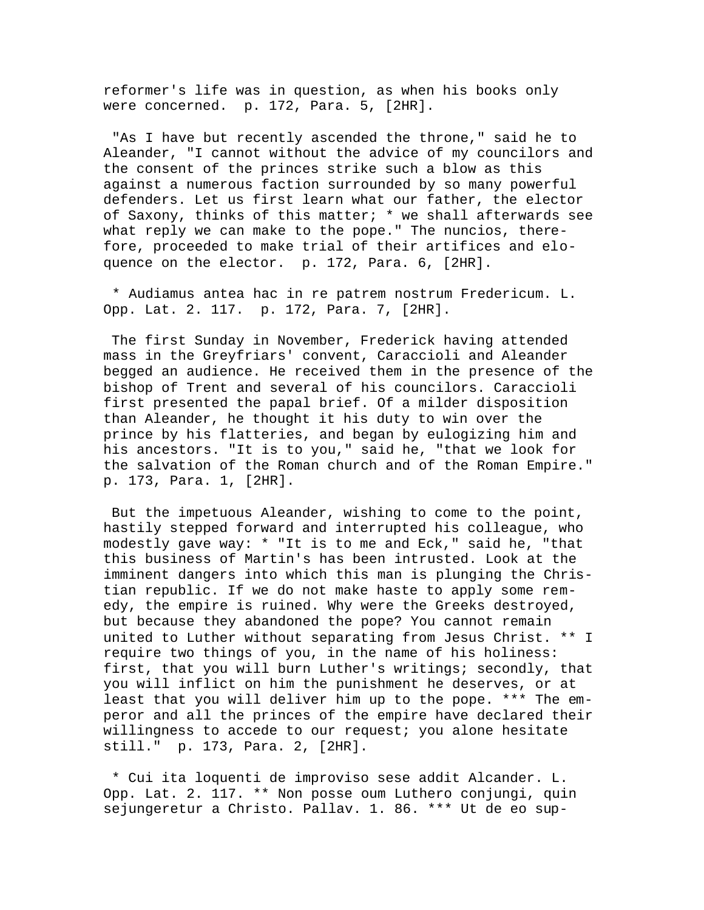reformer's life was in question, as when his books only were concerned. p. 172, Para. 5, [2HR].

"As I have but recently ascended the throne," said he to Aleander, "I cannot without the advice of my councilors and the consent of the princes strike such a blow as this against a numerous faction surrounded by so many powerful defenders. Let us first learn what our father, the elector of Saxony, thinks of this matter; * we shall afterwards see what reply we can make to the pope." The nuncios, therefore, proceeded to make trial of their artifices and eloquence on the elector. p. 172, Para. 6, [2HR].

* Audiamus antea hac in re patrem nostrum Fredericum. L. Opp. Lat. 2. 117. p. 172, Para. 7, [2HR].

The first Sunday in November, Frederick having attended mass in the Greyfriars' convent, Caraccioli and Aleander begged an audience. He received them in the presence of the bishop of Trent and several of his councilors. Caraccioli first presented the papal brief. Of a milder disposition than Aleander, he thought it his duty to win over the prince by his flatteries, and began by eulogizing him and his ancestors. "It is to you," said he, "that we look for the salvation of the Roman church and of the Roman Empire." p. 173, Para. 1, [2HR].

But the impetuous Aleander, wishing to come to the point, hastily stepped forward and interrupted his colleague, who modestly gave way: * "It is to me and Eck," said he, "that this business of Martin's has been intrusted. Look at the imminent dangers into which this man is plunging the Christian republic. If we do not make haste to apply some remedy, the empire is ruined. Why were the Greeks destroyed, but because they abandoned the pope? You cannot remain united to Luther without separating from Jesus Christ. ** I require two things of you, in the name of his holiness: first, that you will burn Luther's writings; secondly, that you will inflict on him the punishment he deserves, or at least that you will deliver him up to the pope. *** The emperor and all the princes of the empire have declared their willingness to accede to our request; you alone hesitate still." p. 173, Para. 2, [2HR].

* Cui ita loquenti de improviso sese addit Alcander. L. Opp. Lat. 2. 117. ** Non posse oum Luthero conjungi, quin sejungeretur a Christo. Pallav. 1. 86. *** Ut de eo sup-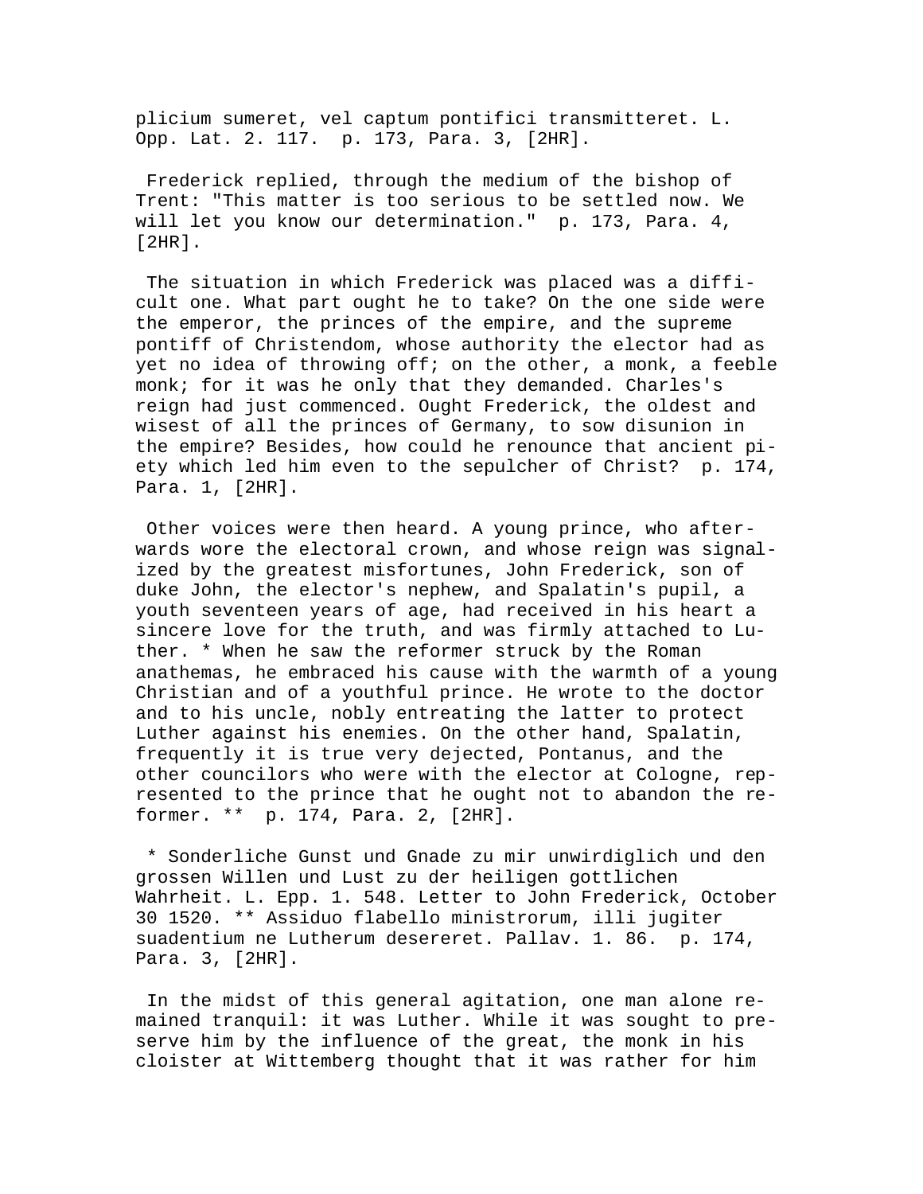plicium sumeret, vel captum pontifici transmitteret. L. Opp. Lat. 2. 117. p. 173, Para. 3, [2HR].

Frederick replied, through the medium of the bishop of Trent: "This matter is too serious to be settled now. We will let you know our determination." p. 173, Para. 4, [2HR].

The situation in which Frederick was placed was a difficult one. What part ought he to take? On the one side were the emperor, the princes of the empire, and the supreme pontiff of Christendom, whose authority the elector had as yet no idea of throwing off; on the other, a monk, a feeble monk; for it was he only that they demanded. Charles's reign had just commenced. Ought Frederick, the oldest and wisest of all the princes of Germany, to sow disunion in the empire? Besides, how could he renounce that ancient piety which led him even to the sepulcher of Christ? p. 174, Para. 1, [2HR].

Other voices were then heard. A young prince, who afterwards wore the electoral crown, and whose reign was signalized by the greatest misfortunes, John Frederick, son of duke John, the elector's nephew, and Spalatin's pupil, a youth seventeen years of age, had received in his heart a sincere love for the truth, and was firmly attached to Luther. * When he saw the reformer struck by the Roman anathemas, he embraced his cause with the warmth of a young Christian and of a youthful prince. He wrote to the doctor and to his uncle, nobly entreating the latter to protect Luther against his enemies. On the other hand, Spalatin, frequently it is true very dejected, Pontanus, and the other councilors who were with the elector at Cologne, represented to the prince that he ought not to abandon the reformer. ** p. 174, Para. 2, [2HR].

* Sonderliche Gunst und Gnade zu mir unwirdiglich und den grossen Willen und Lust zu der heiligen gottlichen Wahrheit. L. Epp. 1. 548. Letter to John Frederick, October 30 1520. ** Assiduo flabello ministrorum, illi jugiter suadentium ne Lutherum desereret. Pallav. 1. 86. p. 174, Para. 3, [2HR].

In the midst of this general agitation, one man alone remained tranquil: it was Luther. While it was sought to preserve him by the influence of the great, the monk in his cloister at Wittemberg thought that it was rather for him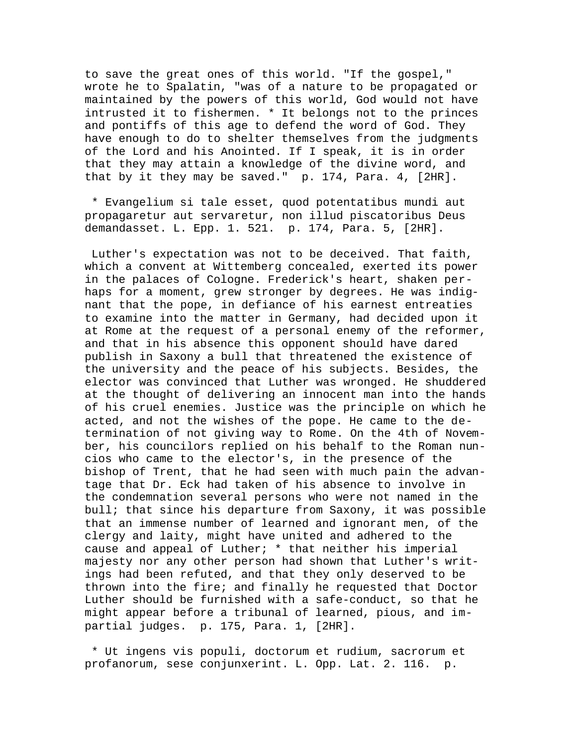to save the great ones of this world. "If the gospel," wrote he to Spalatin, "was of a nature to be propagated or maintained by the powers of this world, God would not have intrusted it to fishermen. * It belongs not to the princes and pontiffs of this age to defend the word of God. They have enough to do to shelter themselves from the judgments of the Lord and his Anointed. If I speak, it is in order that they may attain a knowledge of the divine word, and that by it they may be saved." p. 174, Para. 4, [2HR].

* Evangelium si tale esset, quod potentatibus mundi aut propagaretur aut servaretur, non illud piscatoribus Deus demandasset. L. Epp. 1. 521. p. 174, Para. 5, [2HR].

Luther's expectation was not to be deceived. That faith, which a convent at Wittemberg concealed, exerted its power in the palaces of Cologne. Frederick's heart, shaken perhaps for a moment, grew stronger by degrees. He was indignant that the pope, in defiance of his earnest entreaties to examine into the matter in Germany, had decided upon it at Rome at the request of a personal enemy of the reformer, and that in his absence this opponent should have dared publish in Saxony a bull that threatened the existence of the university and the peace of his subjects. Besides, the elector was convinced that Luther was wronged. He shuddered at the thought of delivering an innocent man into the hands of his cruel enemies. Justice was the principle on which he acted, and not the wishes of the pope. He came to the determination of not giving way to Rome. On the 4th of November, his councilors replied on his behalf to the Roman nuncios who came to the elector's, in the presence of the bishop of Trent, that he had seen with much pain the advantage that Dr. Eck had taken of his absence to involve in the condemnation several persons who were not named in the bull; that since his departure from Saxony, it was possible that an immense number of learned and ignorant men, of the clergy and laity, might have united and adhered to the cause and appeal of Luther; * that neither his imperial majesty nor any other person had shown that Luther's writings had been refuted, and that they only deserved to be thrown into the fire; and finally he requested that Doctor Luther should be furnished with a safe-conduct, so that he might appear before a tribunal of learned, pious, and impartial judges. p. 175, Para. 1, [2HR].

* Ut ingens vis populi, doctorum et rudium, sacrorum et profanorum, sese conjunxerint. L. Opp. Lat. 2. 116. p.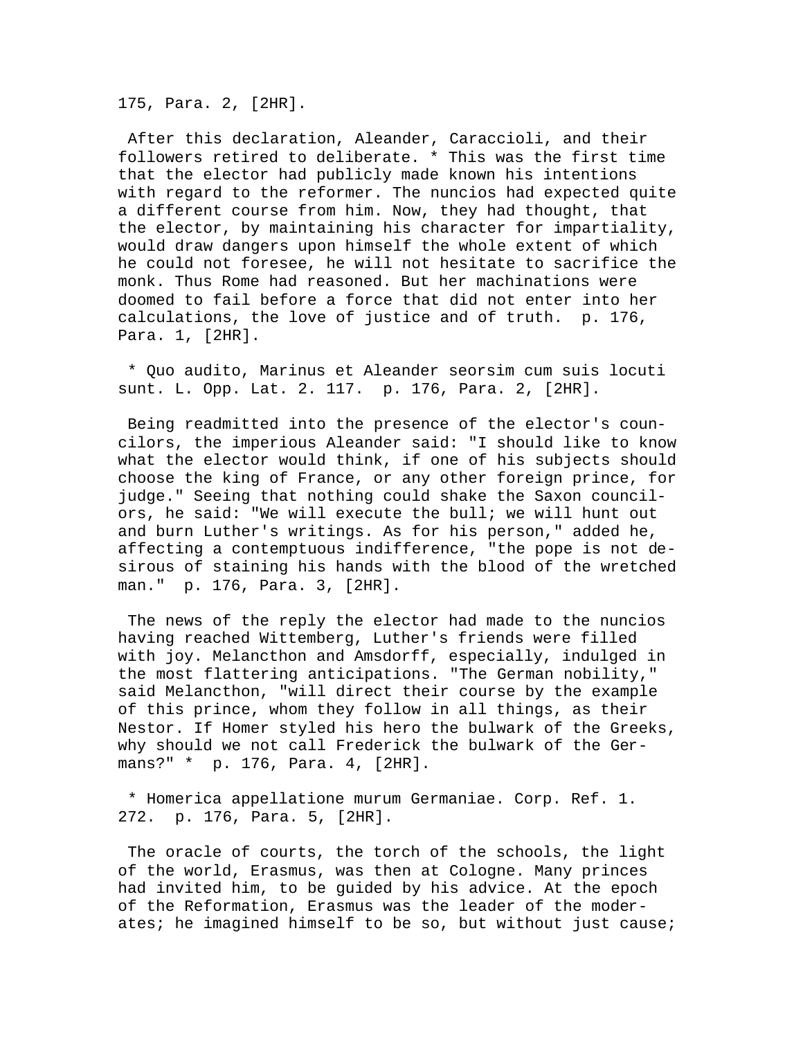175, Para. 2, [2HR].

After this declaration, Aleander, Caraccioli, and their followers retired to deliberate. * This was the first time that the elector had publicly made known his intentions with regard to the reformer. The nuncios had expected quite a different course from him. Now, they had thought, that the elector, by maintaining his character for impartiality, would draw dangers upon himself the whole extent of which he could not foresee, he will not hesitate to sacrifice the monk. Thus Rome had reasoned. But her machinations were doomed to fail before a force that did not enter into her calculations, the love of justice and of truth. p. 176, Para. 1, [2HR].

* Quo audito, Marinus et Aleander seorsim cum suis locuti sunt. L. Opp. Lat. 2. 117. p. 176, Para. 2, [2HR].

Being readmitted into the presence of the elector's councilors, the imperious Aleander said: "I should like to know what the elector would think, if one of his subjects should choose the king of France, or any other foreign prince, for judge." Seeing that nothing could shake the Saxon councilors, he said: "We will execute the bull; we will hunt out and burn Luther's writings. As for his person," added he, affecting a contemptuous indifference, "the pope is not desirous of staining his hands with the blood of the wretched man." p. 176, Para. 3, [2HR].

The news of the reply the elector had made to the nuncios having reached Wittemberg, Luther's friends were filled with joy. Melancthon and Amsdorff, especially, indulged in the most flattering anticipations. "The German nobility," said Melancthon, "will direct their course by the example of this prince, whom they follow in all things, as their Nestor. If Homer styled his hero the bulwark of the Greeks, why should we not call Frederick the bulwark of the Germans?" * p. 176, Para. 4, [2HR].

* Homerica appellatione murum Germaniae. Corp. Ref. 1. 272. p. 176, Para. 5, [2HR].

The oracle of courts, the torch of the schools, the light of the world, Erasmus, was then at Cologne. Many princes had invited him, to be guided by his advice. At the epoch of the Reformation, Erasmus was the leader of the moderates; he imagined himself to be so, but without just cause;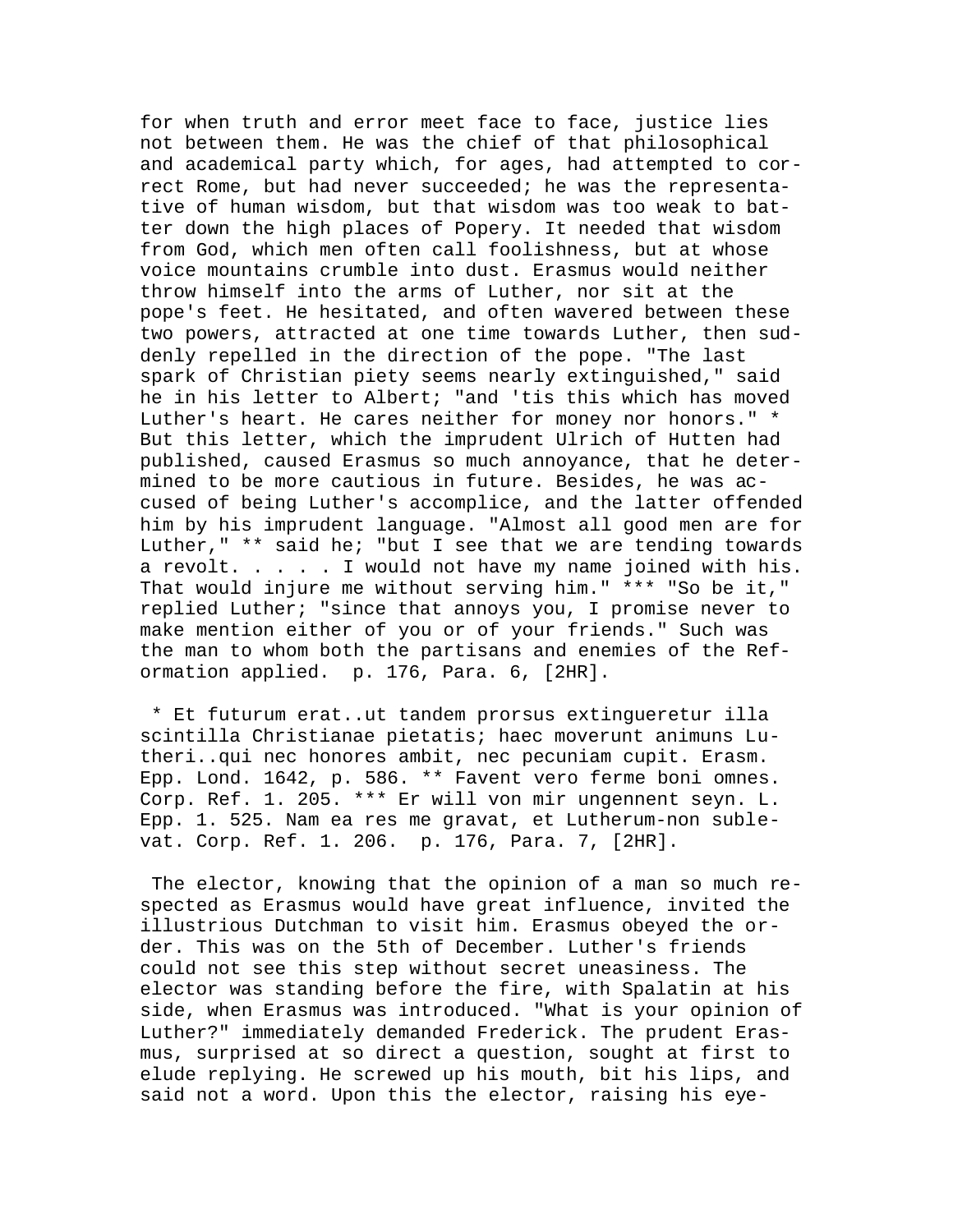for when truth and error meet face to face, justice lies not between them. He was the chief of that philosophical and academical party which, for ages, had attempted to correct Rome, but had never succeeded; he was the representative of human wisdom, but that wisdom was too weak to batter down the high places of Popery. It needed that wisdom from God, which men often call foolishness, but at whose voice mountains crumble into dust. Erasmus would neither throw himself into the arms of Luther, nor sit at the pope's feet. He hesitated, and often wavered between these two powers, attracted at one time towards Luther, then suddenly repelled in the direction of the pope. "The last spark of Christian piety seems nearly extinguished," said he in his letter to Albert; "and 'tis this which has moved Luther's heart. He cares neither for money nor honors." * But this letter, which the imprudent Ulrich of Hutten had published, caused Erasmus so much annoyance, that he determined to be more cautious in future. Besides, he was accused of being Luther's accomplice, and the latter offended him by his imprudent language. "Almost all good men are for Luther," ** said he; "but I see that we are tending towards a revolt. . . . . I would not have my name joined with his. That would injure me without serving him." *** "So be it," replied Luther; "since that annoys you, I promise never to make mention either of you or of your friends." Such was the man to whom both the partisans and enemies of the Reformation applied. p. 176, Para. 6, [2HR].

* Et futurum erat..ut tandem prorsus extingueretur illa scintilla Christianae pietatis; haec moverunt animuns Lutheri..qui nec honores ambit, nec pecuniam cupit. Erasm. Epp. Lond. 1642, p. 586. ** Favent vero ferme boni omnes. Corp. Ref. 1. 205. *** Er will von mir ungennent seyn. L. Epp. 1. 525. Nam ea res me gravat, et Lutherum-non sublevat. Corp. Ref. 1. 206. p. 176, Para. 7, [2HR].

The elector, knowing that the opinion of a man so much respected as Erasmus would have great influence, invited the illustrious Dutchman to visit him. Erasmus obeyed the order. This was on the 5th of December. Luther's friends could not see this step without secret uneasiness. The elector was standing before the fire, with Spalatin at his side, when Erasmus was introduced. "What is your opinion of Luther?" immediately demanded Frederick. The prudent Erasmus, surprised at so direct a question, sought at first to elude replying. He screwed up his mouth, bit his lips, and said not a word. Upon this the elector, raising his eye-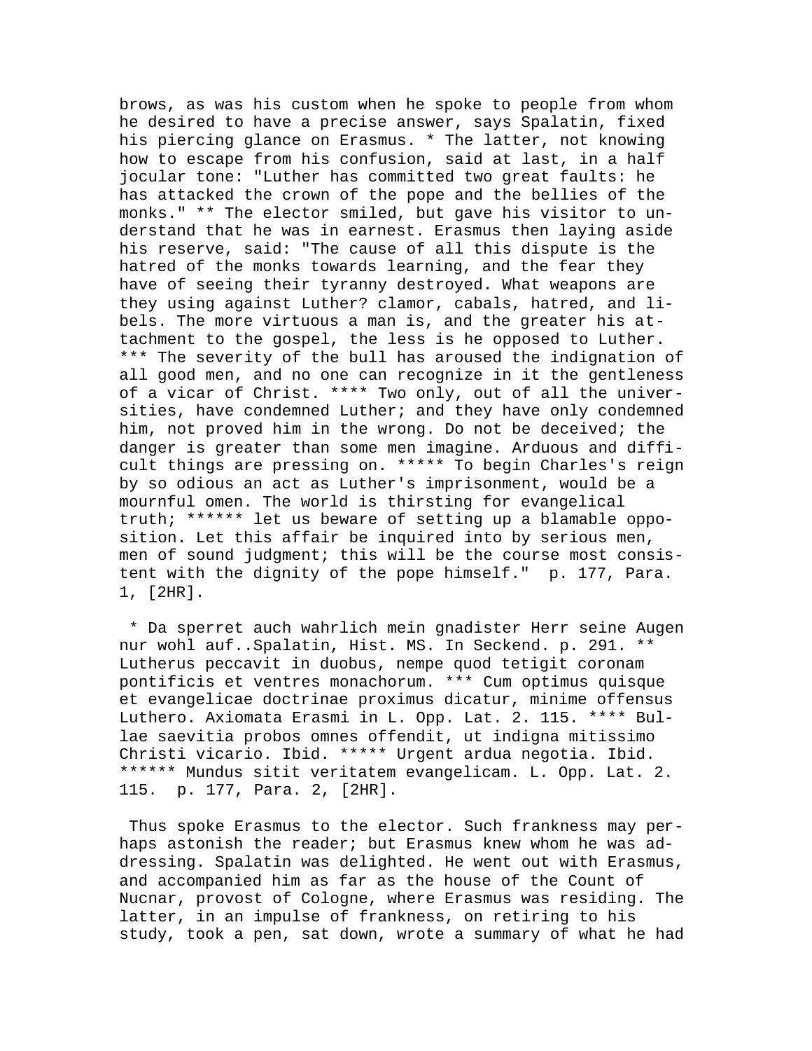brows, as was his custom when he spoke to people from whom he desired to have a precise answer, says Spalatin, fixed his piercing glance on Erasmus. * The latter, not knowing how to escape from his confusion, said at last, in a half jocular tone: "Luther has committed two great faults: he has attacked the crown of the pope and the bellies of the monks." ** The elector smiled, but gave his visitor to understand that he was in earnest. Erasmus then laying aside his reserve, said: "The cause of all this dispute is the hatred of the monks towards learning, and the fear they have of seeing their tyranny destroyed. What weapons are they using against Luther? clamor, cabals, hatred, and libels. The more virtuous a man is, and the greater his attachment to the gospel, the less is he opposed to Luther. *** The severity of the bull has aroused the indignation of all good men, and no one can recognize in it the gentleness of a vicar of Christ. **** Two only, out of all the universities, have condemned Luther; and they have only condemned him, not proved him in the wrong. Do not be deceived; the danger is greater than some men imagine. Arduous and difficult things are pressing on. ***** To begin Charles's reign by so odious an act as Luther's imprisonment, would be a mournful omen. The world is thirsting for evangelical truth; ****** let us beware of setting up a blamable opposition. Let this affair be inquired into by serious men, men of sound judgment; this will be the course most consistent with the dignity of the pope himself."  p. 177, Para. 1, [2HR].

 * Da sperret auch wahrlich mein gnadister Herr seine Augen nur wohl auf..Spalatin, Hist. MS. In Seckend. p. 291. ** Lutherus peccavit in duobus, nempe quod tetigit coronam pontificis et ventres monachorum. *** Cum optimus quisque et evangelicae doctrinae proximus dicatur, minime offensus Luthero. Axiomata Erasmi in L. Opp. Lat. 2. 115. **** Bullae saevitia probos omnes offendit, ut indigna mitissimo Christi vicario. Ibid. ***** Urgent ardua negotia. Ibid. ****** Mundus sitit veritatem evangelicam. L. Opp. Lat. 2. 115.  p. 177, Para. 2, [2HR].

 Thus spoke Erasmus to the elector. Such frankness may perhaps astonish the reader; but Erasmus knew whom he was addressing. Spalatin was delighted. He went out with Erasmus, and accompanied him as far as the house of the Count of Nucnar, provost of Cologne, where Erasmus was residing. The latter, in an impulse of frankness, on retiring to his study, took a pen, sat down, wrote a summary of what he had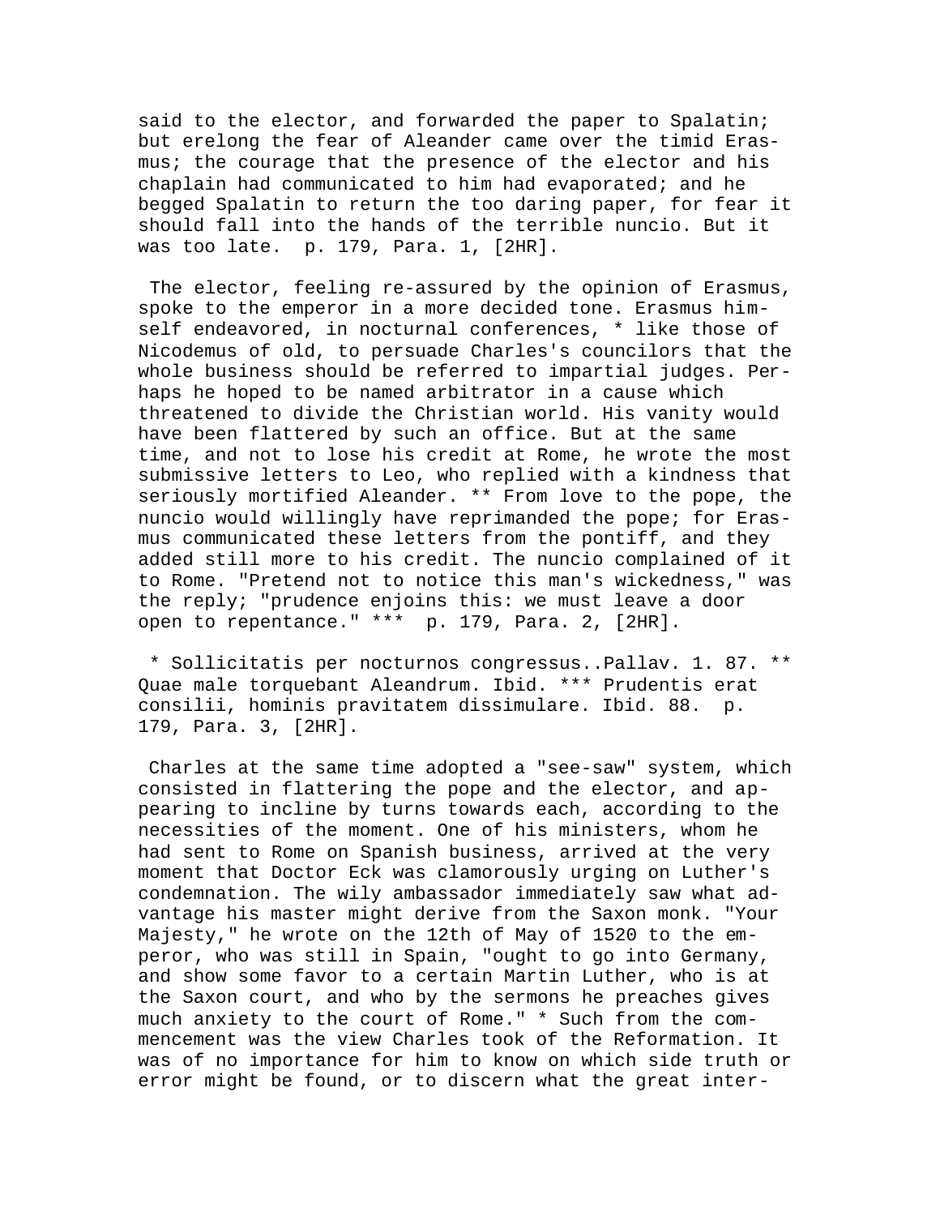said to the elector, and forwarded the paper to Spalatin; but erelong the fear of Aleander came over the timid Erasmus; the courage that the presence of the elector and his chaplain had communicated to him had evaporated; and he begged Spalatin to return the too daring paper, for fear it should fall into the hands of the terrible nuncio. But it was too late. p. 179, Para. 1, [2HR].

The elector, feeling re-assured by the opinion of Erasmus, spoke to the emperor in a more decided tone. Erasmus himself endeavored, in nocturnal conferences, * like those of Nicodemus of old, to persuade Charles's councilors that the whole business should be referred to impartial judges. Perhaps he hoped to be named arbitrator in a cause which threatened to divide the Christian world. His vanity would have been flattered by such an office. But at the same time, and not to lose his credit at Rome, he wrote the most submissive letters to Leo, who replied with a kindness that seriously mortified Aleander. ** From love to the pope, the nuncio would willingly have reprimanded the pope; for Erasmus communicated these letters from the pontiff, and they added still more to his credit. The nuncio complained of it to Rome. "Pretend not to notice this man's wickedness," was the reply; "prudence enjoins this: we must leave a door open to repentance." *** p. 179, Para. 2, [2HR].

* Sollicitatis per nocturnos congressus..Pallav. 1. 87. ** Quae male torquebant Aleandrum. Ibid. *** Prudentis erat consilii, hominis pravitatem dissimulare. Ibid. 88. p. 179, Para. 3, [2HR].

Charles at the same time adopted a "see-saw" system, which consisted in flattering the pope and the elector, and appearing to incline by turns towards each, according to the necessities of the moment. One of his ministers, whom he had sent to Rome on Spanish business, arrived at the very moment that Doctor Eck was clamorously urging on Luther's condemnation. The wily ambassador immediately saw what advantage his master might derive from the Saxon monk. "Your Majesty," he wrote on the 12th of May of 1520 to the emperor, who was still in Spain, "ought to go into Germany, and show some favor to a certain Martin Luther, who is at the Saxon court, and who by the sermons he preaches gives much anxiety to the court of Rome." * Such from the commencement was the view Charles took of the Reformation. It was of no importance for him to know on which side truth or error might be found, or to discern what the great inter-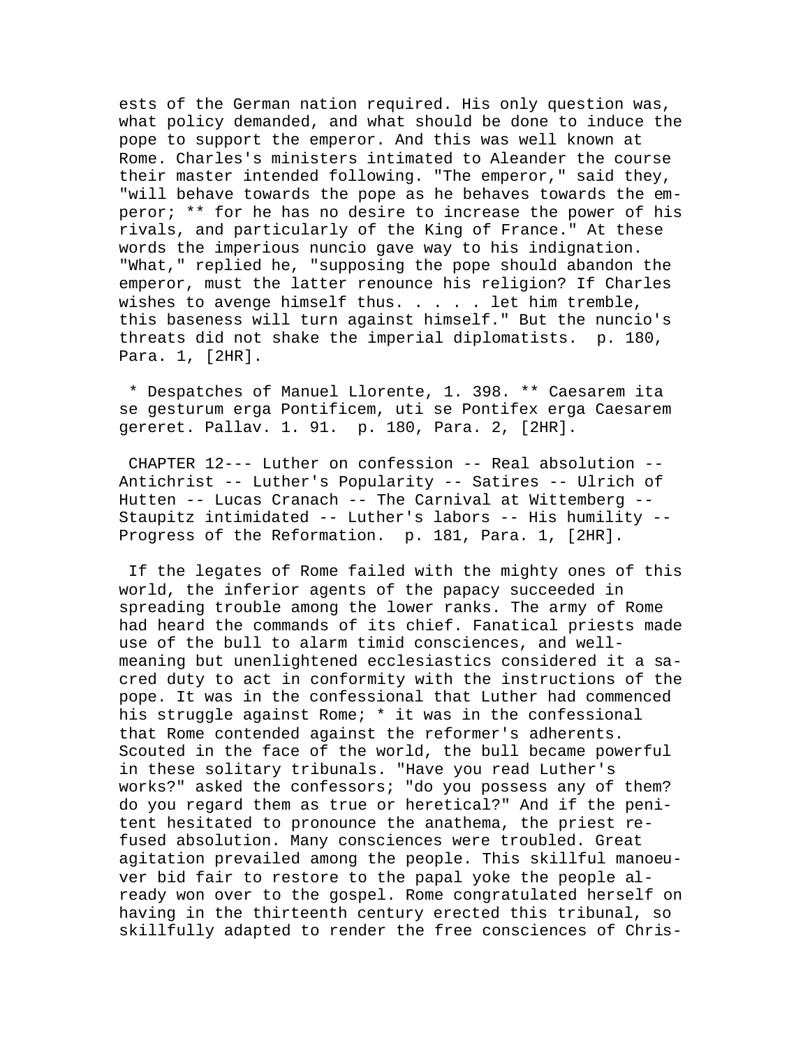ests of the German nation required. His only question was, what policy demanded, and what should be done to induce the pope to support the emperor. And this was well known at Rome. Charles's ministers intimated to Aleander the course their master intended following. "The emperor," said they, "will behave towards the pope as he behaves towards the emperor; ** for he has no desire to increase the power of his rivals, and particularly of the King of France." At these words the imperious nuncio gave way to his indignation. "What," replied he, "supposing the pope should abandon the emperor, must the latter renounce his religion? If Charles wishes to avenge himself thus. . . . . let him tremble, this baseness will turn against himself." But the nuncio's threats did not shake the imperial diplomatists. p. 180, Para. 1, [2HR].

* Despatches of Manuel Llorente, 1. 398. ** Caesarem ita se gesturum erga Pontificem, uti se Pontifex erga Caesarem gereret. Pallav. 1. 91. p. 180, Para. 2, [2HR].

CHAPTER 12--- Luther on confession -- Real absolution -- Antichrist -- Luther's Popularity -- Satires -- Ulrich of Hutten -- Lucas Cranach -- The Carnival at Wittemberg -- Staupitz intimidated -- Luther's labors -- His humility -- Progress of the Reformation. p. 181, Para. 1, [2HR].

If the legates of Rome failed with the mighty ones of this world, the inferior agents of the papacy succeeded in spreading trouble among the lower ranks. The army of Rome had heard the commands of its chief. Fanatical priests made use of the bull to alarm timid consciences, and well-meaning but unenlightened ecclesiastics considered it a sacred duty to act in conformity with the instructions of the pope. It was in the confessional that Luther had commenced his struggle against Rome; * it was in the confessional that Rome contended against the reformer's adherents. Scouted in the face of the world, the bull became powerful in these solitary tribunals. "Have you read Luther's works?" asked the confessors; "do you possess any of them? do you regard them as true or heretical?" And if the penitent hesitated to pronounce the anathema, the priest refused absolution. Many consciences were troubled. Great agitation prevailed among the people. This skillful manoeuver bid fair to restore to the papal yoke the people already won over to the gospel. Rome congratulated herself on having in the thirteenth century erected this tribunal, so skillfully adapted to render the free consciences of Chris-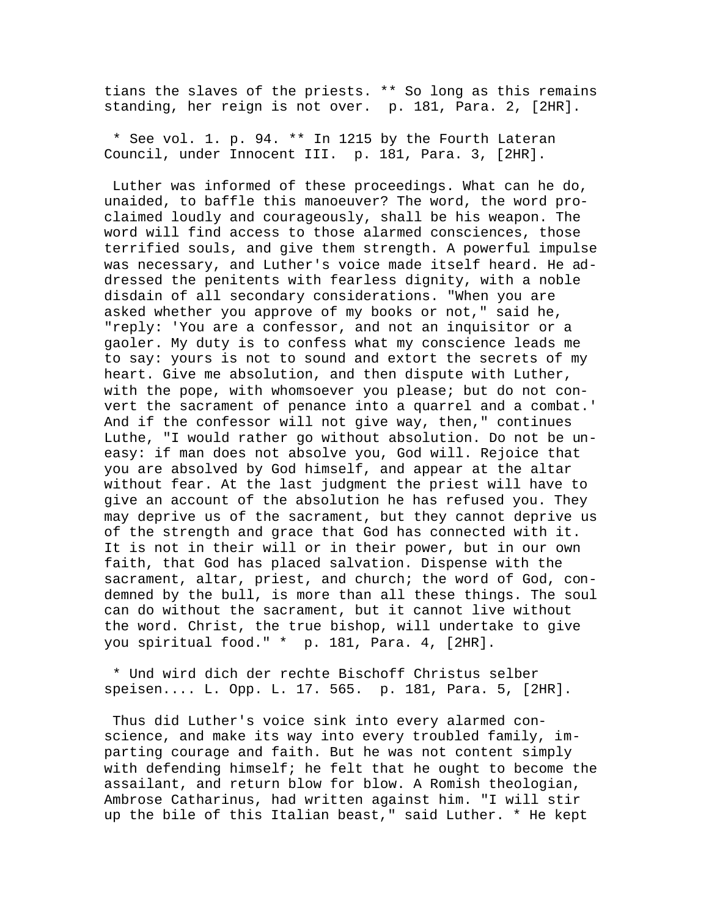tians the slaves of the priests. ** So long as this remains standing, her reign is not over.  p. 181, Para. 2, [2HR].

* See vol. 1. p. 94. ** In 1215 by the Fourth Lateran Council, under Innocent III.  p. 181, Para. 3, [2HR].

Luther was informed of these proceedings. What can he do, unaided, to baffle this manoeuver? The word, the word proclaimed loudly and courageously, shall be his weapon. The word will find access to those alarmed consciences, those terrified souls, and give them strength. A powerful impulse was necessary, and Luther's voice made itself heard. He addressed the penitents with fearless dignity, with a noble disdain of all secondary considerations. "When you are asked whether you approve of my books or not," said he, "reply: 'You are a confessor, and not an inquisitor or a gaoler. My duty is to confess what my conscience leads me to say: yours is not to sound and extort the secrets of my heart. Give me absolution, and then dispute with Luther, with the pope, with whomsoever you please; but do not convert the sacrament of penance into a quarrel and a combat.' And if the confessor will not give way, then," continues Luthe, "I would rather go without absolution. Do not be uneasy: if man does not absolve you, God will. Rejoice that you are absolved by God himself, and appear at the altar without fear. At the last judgment the priest will have to give an account of the absolution he has refused you. They may deprive us of the sacrament, but they cannot deprive us of the strength and grace that God has connected with it. It is not in their will or in their power, but in our own faith, that God has placed salvation. Dispense with the sacrament, altar, priest, and church; the word of God, condemned by the bull, is more than all these things. The soul can do without the sacrament, but it cannot live without the word. Christ, the true bishop, will undertake to give you spiritual food." *  p. 181, Para. 4, [2HR].

* Und wird dich der rechte Bischoff Christus selber speisen.... L. Opp. L. 17. 565.  p. 181, Para. 5, [2HR].

Thus did Luther's voice sink into every alarmed conscience, and make its way into every troubled family, imparting courage and faith. But he was not content simply with defending himself; he felt that he ought to become the assailant, and return blow for blow. A Romish theologian, Ambrose Catharinus, had written against him. "I will stir up the bile of this Italian beast," said Luther. * He kept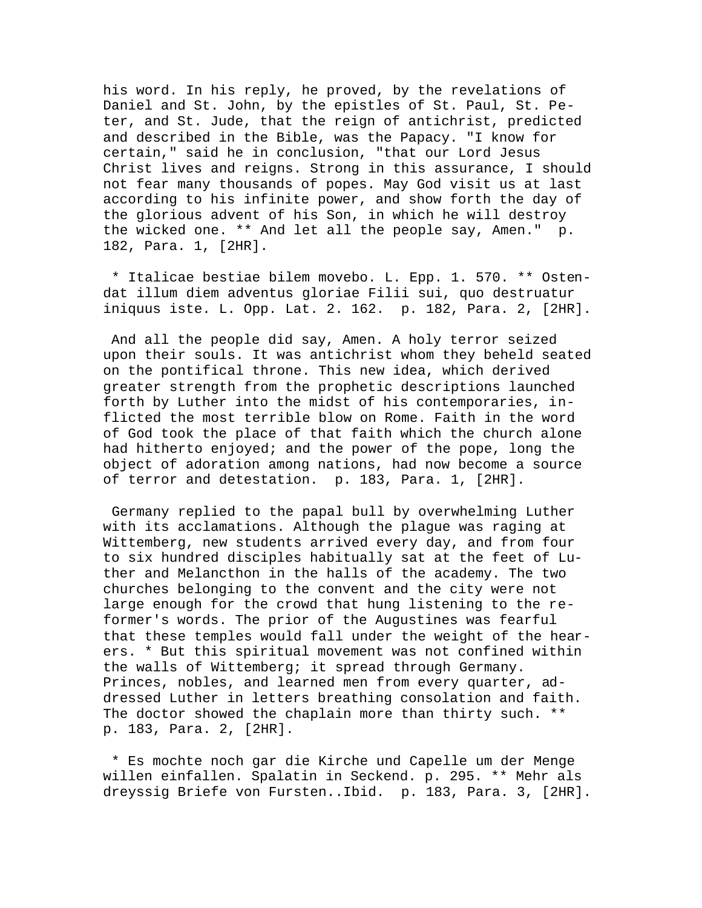his word. In his reply, he proved, by the revelations of Daniel and St. John, by the epistles of St. Paul, St. Peter, and St. Jude, that the reign of antichrist, predicted and described in the Bible, was the Papacy. "I know for certain," said he in conclusion, "that our Lord Jesus Christ lives and reigns. Strong in this assurance, I should not fear many thousands of popes. May God visit us at last according to his infinite power, and show forth the day of the glorious advent of his Son, in which he will destroy the wicked one. ** And let all the people say, Amen." p. 182, Para. 1, [2HR].

* Italicae bestiae bilem movebo. L. Epp. 1. 570. ** Ostendat illum diem adventus gloriae Filii sui, quo destruatur iniquus iste. L. Opp. Lat. 2. 162. p. 182, Para. 2, [2HR].

And all the people did say, Amen. A holy terror seized upon their souls. It was antichrist whom they beheld seated on the pontifical throne. This new idea, which derived greater strength from the prophetic descriptions launched forth by Luther into the midst of his contemporaries, inflicted the most terrible blow on Rome. Faith in the word of God took the place of that faith which the church alone had hitherto enjoyed; and the power of the pope, long the object of adoration among nations, had now become a source of terror and detestation. p. 183, Para. 1, [2HR].

Germany replied to the papal bull by overwhelming Luther with its acclamations. Although the plague was raging at Wittemberg, new students arrived every day, and from four to six hundred disciples habitually sat at the feet of Luther and Melancthon in the halls of the academy. The two churches belonging to the convent and the city were not large enough for the crowd that hung listening to the reformer's words. The prior of the Augustines was fearful that these temples would fall under the weight of the hearers. * But this spiritual movement was not confined within the walls of Wittemberg; it spread through Germany. Princes, nobles, and learned men from every quarter, addressed Luther in letters breathing consolation and faith. The doctor showed the chaplain more than thirty such. ** p. 183, Para. 2, [2HR].

* Es mochte noch gar die Kirche und Capelle um der Menge willen einfallen. Spalatin in Seckend. p. 295. ** Mehr als dreyssig Briefe von Fursten..Ibid. p. 183, Para. 3, [2HR].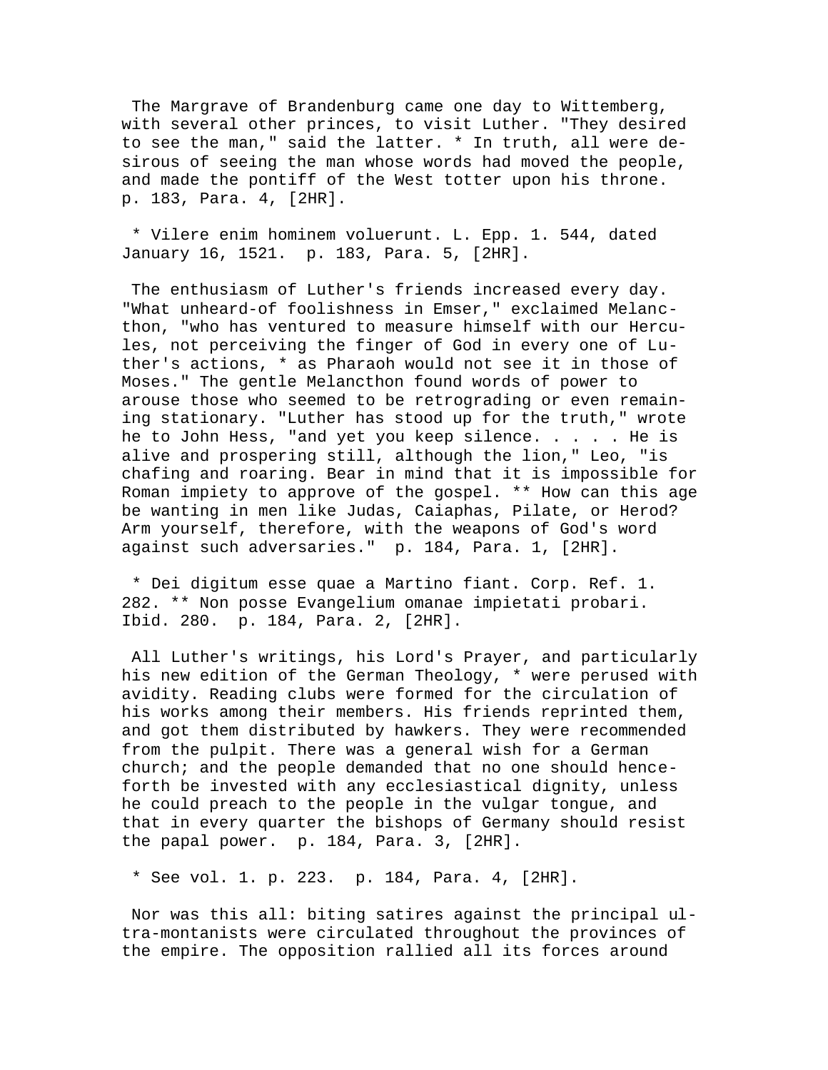The Margrave of Brandenburg came one day to Wittemberg, with several other princes, to visit Luther. "They desired to see the man," said the latter. * In truth, all were desirous of seeing the man whose words had moved the people, and made the pontiff of the West totter upon his throne. p. 183, Para. 4, [2HR].

* Vilere enim hominem voluerunt. L. Epp. 1. 544, dated January 16, 1521. p. 183, Para. 5, [2HR].

The enthusiasm of Luther's friends increased every day. "What unheard-of foolishness in Emser," exclaimed Melancthon, "who has ventured to measure himself with our Hercules, not perceiving the finger of God in every one of Luther's actions, * as Pharaoh would not see it in those of Moses." The gentle Melancthon found words of power to arouse those who seemed to be retrograding or even remaining stationary. "Luther has stood up for the truth," wrote he to John Hess, "and yet you keep silence. . . . . He is alive and prospering still, although the lion," Leo, "is chafing and roaring. Bear in mind that it is impossible for Roman impiety to approve of the gospel. ** How can this age be wanting in men like Judas, Caiaphas, Pilate, or Herod? Arm yourself, therefore, with the weapons of God's word against such adversaries." p. 184, Para. 1, [2HR].

* Dei digitum esse quae a Martino fiant. Corp. Ref. 1. 282. ** Non posse Evangelium omanae impietati probari. Ibid. 280. p. 184, Para. 2, [2HR].

All Luther's writings, his Lord's Prayer, and particularly his new edition of the German Theology, * were perused with avidity. Reading clubs were formed for the circulation of his works among their members. His friends reprinted them, and got them distributed by hawkers. They were recommended from the pulpit. There was a general wish for a German church; and the people demanded that no one should henceforth be invested with any ecclesiastical dignity, unless he could preach to the people in the vulgar tongue, and that in every quarter the bishops of Germany should resist the papal power. p. 184, Para. 3, [2HR].

* See vol. 1. p. 223. p. 184, Para. 4, [2HR].

Nor was this all: biting satires against the principal ultra-montanists were circulated throughout the provinces of the empire. The opposition rallied all its forces around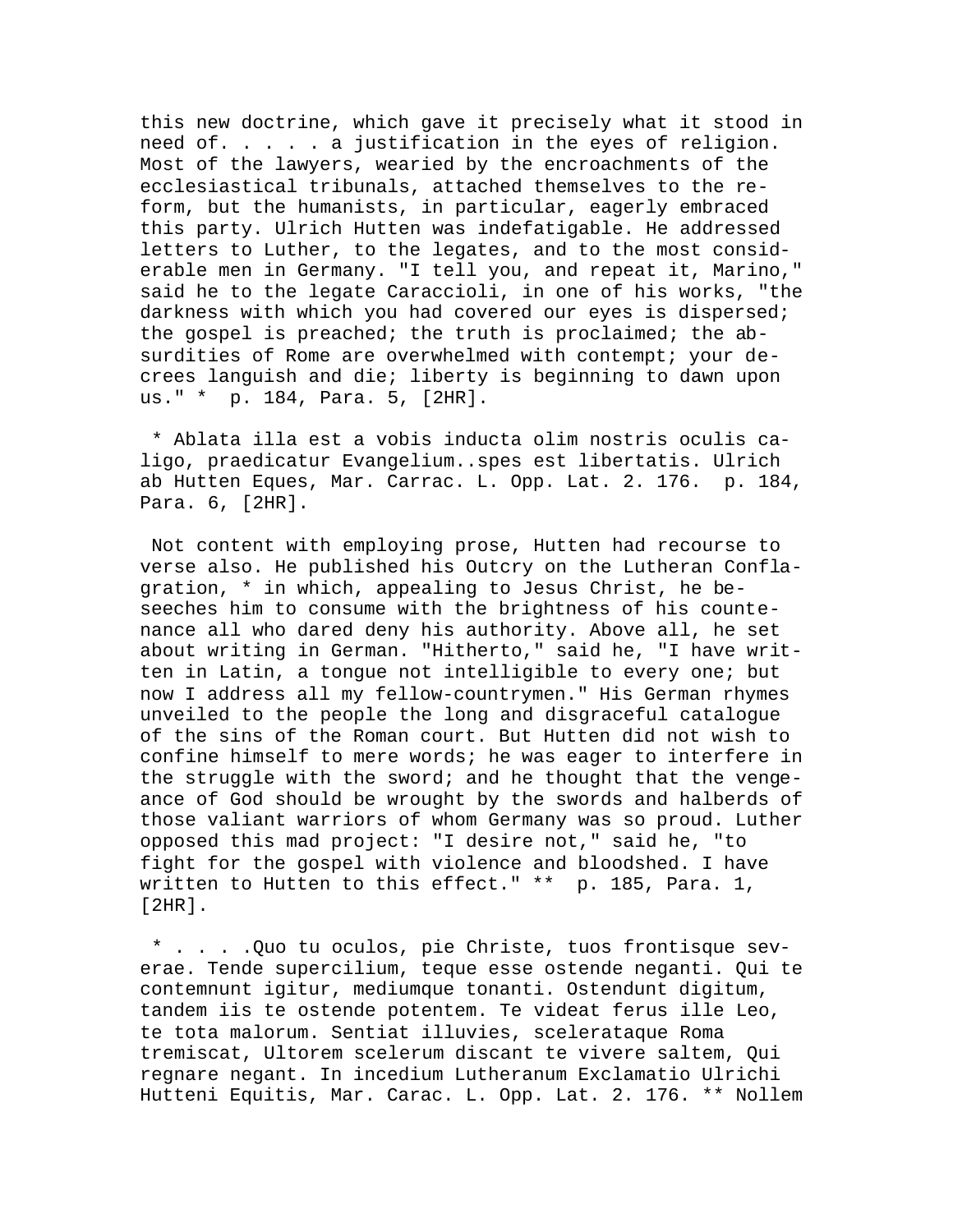this new doctrine, which gave it precisely what it stood in need of. . . . . a justification in the eyes of religion. Most of the lawyers, wearied by the encroachments of the ecclesiastical tribunals, attached themselves to the reform, but the humanists, in particular, eagerly embraced this party. Ulrich Hutten was indefatigable. He addressed letters to Luther, to the legates, and to the most considerable men in Germany. "I tell you, and repeat it, Marino," said he to the legate Caraccioli, in one of his works, "the darkness with which you had covered our eyes is dispersed; the gospel is preached; the truth is proclaimed; the absurdities of Rome are overwhelmed with contempt; your decrees languish and die; liberty is beginning to dawn upon us." * p. 184, Para. 5, [2HR].

* Ablata illa est a vobis inducta olim nostris oculis caligo, praedicatur Evangelium..spes est libertatis. Ulrich ab Hutten Eques, Mar. Carrac. L. Opp. Lat. 2. 176. p. 184, Para. 6, [2HR].

Not content with employing prose, Hutten had recourse to verse also. He published his Outcry on the Lutheran Conflagration, * in which, appealing to Jesus Christ, he beseeches him to consume with the brightness of his countenance all who dared deny his authority. Above all, he set about writing in German. "Hitherto," said he, "I have written in Latin, a tongue not intelligible to every one; but now I address all my fellow-countrymen." His German rhymes unveiled to the people the long and disgraceful catalogue of the sins of the Roman court. But Hutten did not wish to confine himself to mere words; he was eager to interfere in the struggle with the sword; and he thought that the vengeance of God should be wrought by the swords and halberds of those valiant warriors of whom Germany was so proud. Luther opposed this mad project: "I desire not," said he, "to fight for the gospel with violence and bloodshed. I have written to Hutten to this effect." ** p. 185, Para. 1, [2HR].

* . . . .Quo tu oculos, pie Christe, tuos frontisque severae. Tende supercilium, teque esse ostende neganti. Qui te contemnunt igitur, mediumque tonanti. Ostendunt digitum, tandem iis te ostende potentem. Te videat ferus ille Leo, te tota malorum. Sentiat illuvies, scelerataque Roma tremiscat, Ultorem scelerum discant te vivere saltem, Qui regnare negant. In incedium Lutheranum Exclamatio Ulrichi Hutteni Equitis, Mar. Carac. L. Opp. Lat. 2. 176. ** Nollem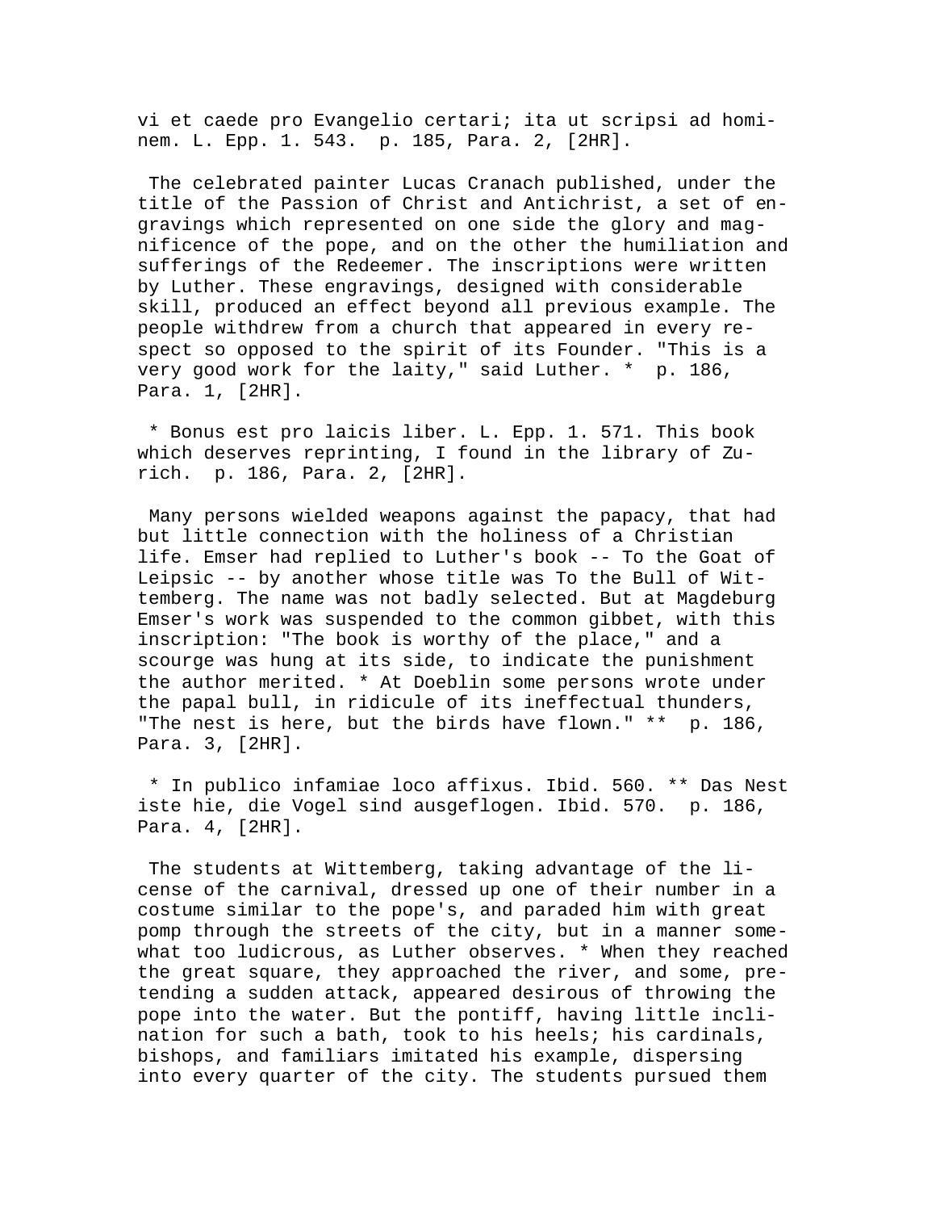vi et caede pro Evangelio certari; ita ut scripsi ad hominem. L. Epp. 1. 543. p. 185, Para. 2, [2HR].

The celebrated painter Lucas Cranach published, under the title of the Passion of Christ and Antichrist, a set of engravings which represented on one side the glory and magnificence of the pope, and on the other the humiliation and sufferings of the Redeemer. The inscriptions were written by Luther. These engravings, designed with considerable skill, produced an effect beyond all previous example. The people withdrew from a church that appeared in every respect so opposed to the spirit of its Founder. "This is a very good work for the laity," said Luther. * p. 186, Para. 1, [2HR].

* Bonus est pro laicis liber. L. Epp. 1. 571. This book which deserves reprinting, I found in the library of Zurich. p. 186, Para. 2, [2HR].

Many persons wielded weapons against the papacy, that had but little connection with the holiness of a Christian life. Emser had replied to Luther's book -- To the Goat of Leipsic -- by another whose title was To the Bull of Wittemberg. The name was not badly selected. But at Magdeburg Emser's work was suspended to the common gibbet, with this inscription: "The book is worthy of the place," and a scourge was hung at its side, to indicate the punishment the author merited. * At Doeblin some persons wrote under the papal bull, in ridicule of its ineffectual thunders, "The nest is here, but the birds have flown." ** p. 186, Para. 3, [2HR].

* In publico infamiae loco affixus. Ibid. 560. ** Das Nest iste hie, die Vogel sind ausgeflogen. Ibid. 570. p. 186, Para. 4, [2HR].

The students at Wittemberg, taking advantage of the license of the carnival, dressed up one of their number in a costume similar to the pope's, and paraded him with great pomp through the streets of the city, but in a manner somewhat too ludicrous, as Luther observes. * When they reached the great square, they approached the river, and some, pretending a sudden attack, appeared desirous of throwing the pope into the water. But the pontiff, having little inclination for such a bath, took to his heels; his cardinals, bishops, and familiars imitated his example, dispersing into every quarter of the city. The students pursued them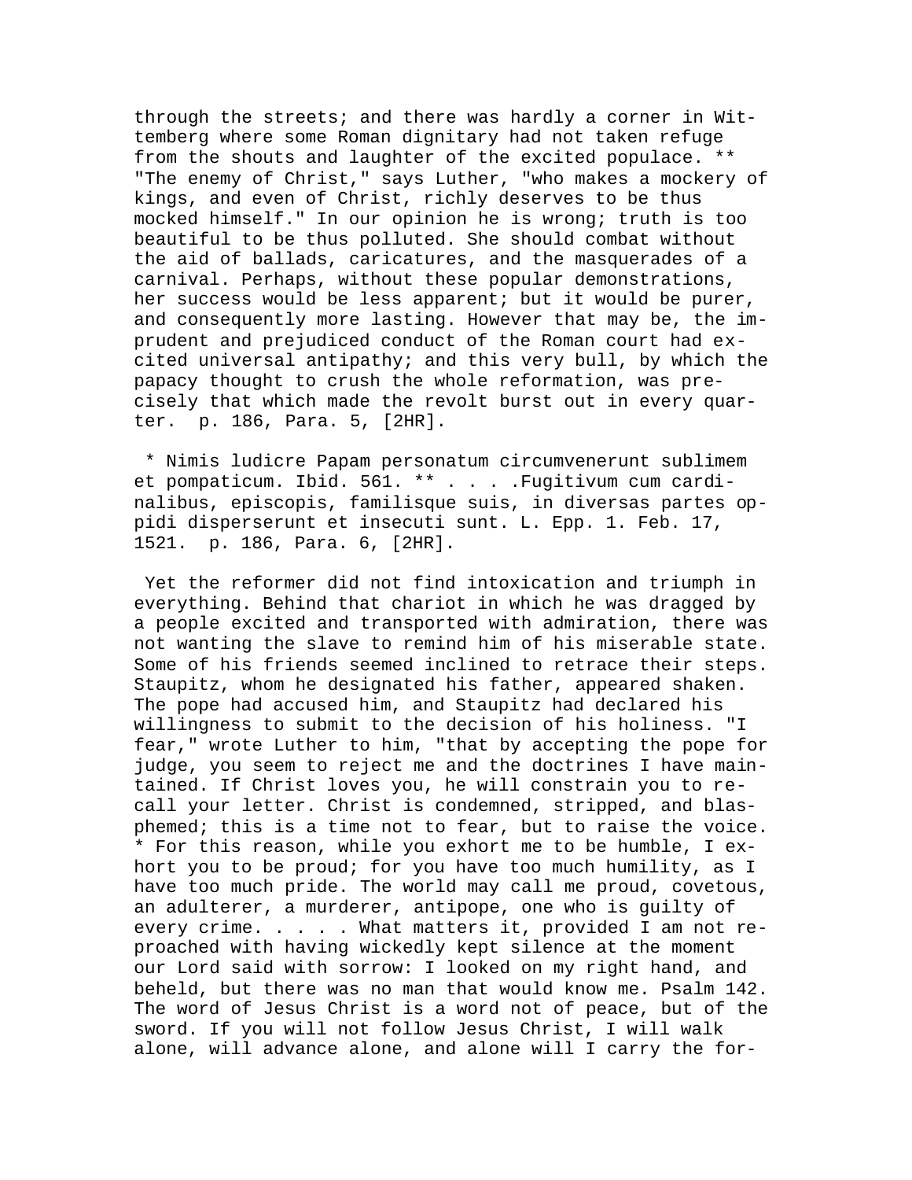through the streets; and there was hardly a corner in Wittemberg where some Roman dignitary had not taken refuge from the shouts and laughter of the excited populace. ** "The enemy of Christ," says Luther, "who makes a mockery of kings, and even of Christ, richly deserves to be thus mocked himself." In our opinion he is wrong; truth is too beautiful to be thus polluted. She should combat without the aid of ballads, caricatures, and the masquerades of a carnival. Perhaps, without these popular demonstrations, her success would be less apparent; but it would be purer, and consequently more lasting. However that may be, the imprudent and prejudiced conduct of the Roman court had excited universal antipathy; and this very bull, by which the papacy thought to crush the whole reformation, was precisely that which made the revolt burst out in every quarter. p. 186, Para. 5, [2HR].

* Nimis ludicre Papam personatum circumvenerunt sublimem et pompaticum. Ibid. 561. ** . . . .Fugitivum cum cardinalibus, episcopis, familisque suis, in diversas partes oppidi disperserunt et insecuti sunt. L. Epp. 1. Feb. 17, 1521. p. 186, Para. 6, [2HR].

Yet the reformer did not find intoxication and triumph in everything. Behind that chariot in which he was dragged by a people excited and transported with admiration, there was not wanting the slave to remind him of his miserable state. Some of his friends seemed inclined to retrace their steps. Staupitz, whom he designated his father, appeared shaken. The pope had accused him, and Staupitz had declared his willingness to submit to the decision of his holiness. "I fear," wrote Luther to him, "that by accepting the pope for judge, you seem to reject me and the doctrines I have maintained. If Christ loves you, he will constrain you to recall your letter. Christ is condemned, stripped, and blasphemed; this is a time not to fear, but to raise the voice. * For this reason, while you exhort me to be humble, I exhort you to be proud; for you have too much humility, as I have too much pride. The world may call me proud, covetous, an adulterer, a murderer, antipope, one who is guilty of every crime. . . . . What matters it, provided I am not reproached with having wickedly kept silence at the moment our Lord said with sorrow: I looked on my right hand, and beheld, but there was no man that would know me. Psalm 142. The word of Jesus Christ is a word not of peace, but of the sword. If you will not follow Jesus Christ, I will walk alone, will advance alone, and alone will I carry the for-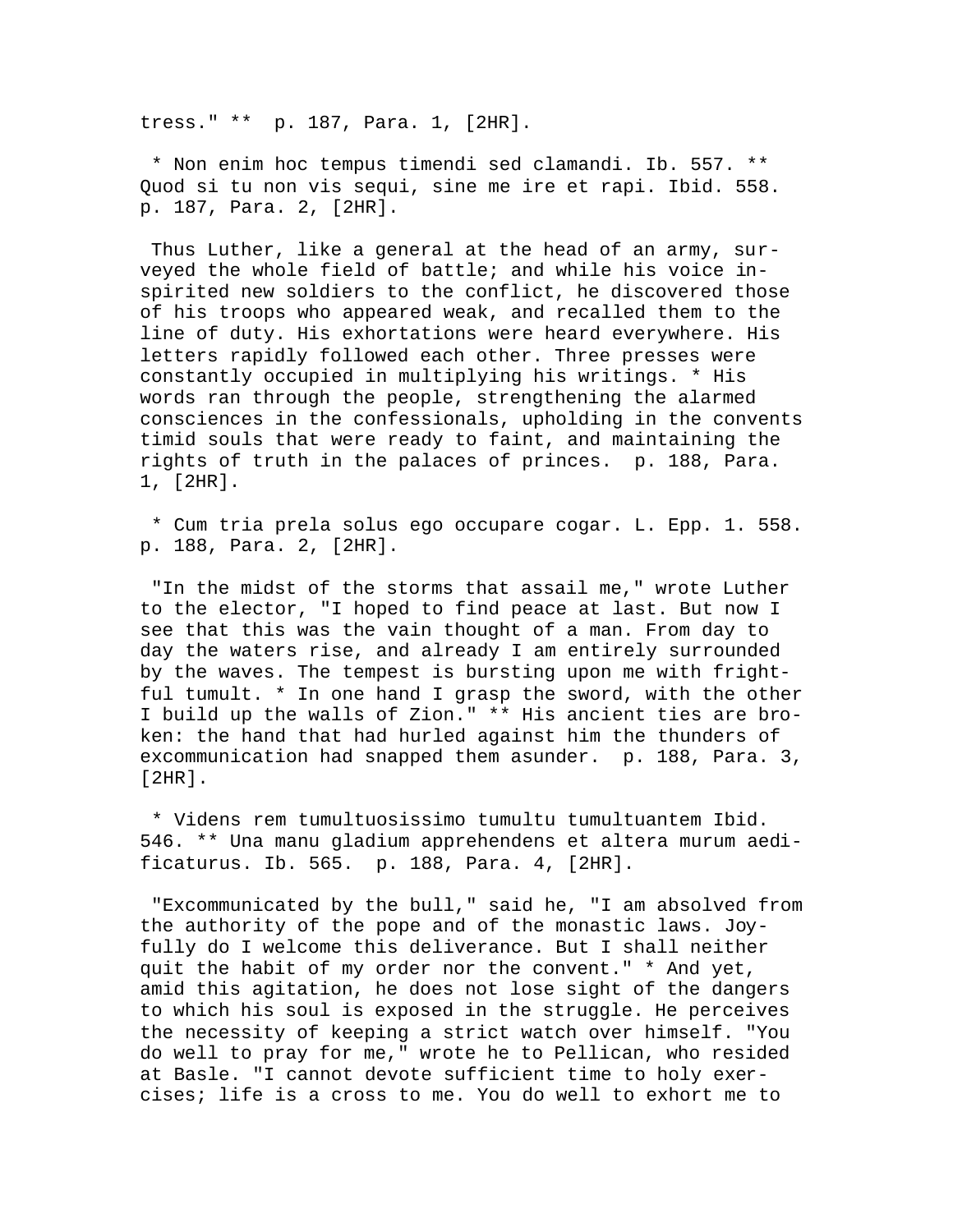tress." ** p. 187, Para. 1, [2HR].

* Non enim hoc tempus timendi sed clamandi. Ib. 557. ** Quod si tu non vis sequi, sine me ire et rapi. Ibid. 558. p. 187, Para. 2, [2HR].

Thus Luther, like a general at the head of an army, surveyed the whole field of battle; and while his voice inspirited new soldiers to the conflict, he discovered those of his troops who appeared weak, and recalled them to the line of duty. His exhortations were heard everywhere. His letters rapidly followed each other. Three presses were constantly occupied in multiplying his writings. * His words ran through the people, strengthening the alarmed consciences in the confessionals, upholding in the convents timid souls that were ready to faint, and maintaining the rights of truth in the palaces of princes. p. 188, Para. 1, [2HR].

* Cum tria prela solus ego occupare cogar. L. Epp. 1. 558. p. 188, Para. 2, [2HR].

"In the midst of the storms that assail me," wrote Luther to the elector, "I hoped to find peace at last. But now I see that this was the vain thought of a man. From day to day the waters rise, and already I am entirely surrounded by the waves. The tempest is bursting upon me with frightful tumult. * In one hand I grasp the sword, with the other I build up the walls of Zion." ** His ancient ties are broken: the hand that had hurled against him the thunders of excommunication had snapped them asunder. p. 188, Para. 3, [2HR].

* Videns rem tumultuosissimo tumultu tumultuantem Ibid. 546. ** Una manu gladium apprehendens et altera murum aedificaturus. Ib. 565. p. 188, Para. 4, [2HR].

"Excommunicated by the bull," said he, "I am absolved from the authority of the pope and of the monastic laws. Joyfully do I welcome this deliverance. But I shall neither quit the habit of my order nor the convent." * And yet, amid this agitation, he does not lose sight of the dangers to which his soul is exposed in the struggle. He perceives the necessity of keeping a strict watch over himself. "You do well to pray for me," wrote he to Pellican, who resided at Basle. "I cannot devote sufficient time to holy exercises; life is a cross to me. You do well to exhort me to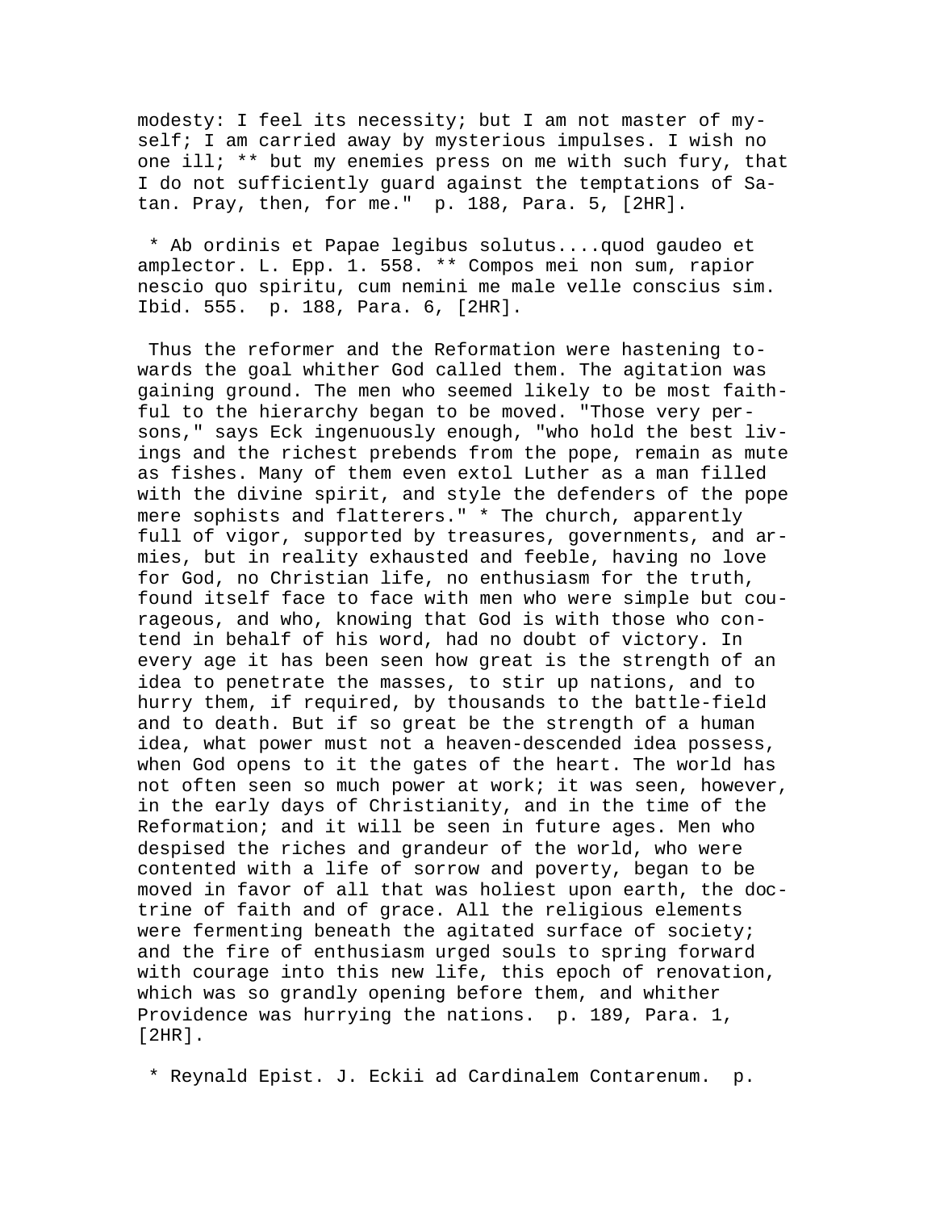modesty: I feel its necessity; but I am not master of myself; I am carried away by mysterious impulses. I wish no one ill; ** but my enemies press on me with such fury, that I do not sufficiently guard against the temptations of Satan. Pray, then, for me."  p. 188, Para. 5, [2HR].

* Ab ordinis et Papae legibus solutus....quod gaudeo et amplector. L. Epp. 1. 558. ** Compos mei non sum, rapior nescio quo spiritu, cum nemini me male velle conscius sim. Ibid. 555.  p. 188, Para. 6, [2HR].

Thus the reformer and the Reformation were hastening towards the goal whither God called them. The agitation was gaining ground. The men who seemed likely to be most faithful to the hierarchy began to be moved. "Those very persons," says Eck ingenuously enough, "who hold the best livings and the richest prebends from the pope, remain as mute as fishes. Many of them even extol Luther as a man filled with the divine spirit, and style the defenders of the pope mere sophists and flatterers." * The church, apparently full of vigor, supported by treasures, governments, and armies, but in reality exhausted and feeble, having no love for God, no Christian life, no enthusiasm for the truth, found itself face to face with men who were simple but courageous, and who, knowing that God is with those who contend in behalf of his word, had no doubt of victory. In every age it has been seen how great is the strength of an idea to penetrate the masses, to stir up nations, and to hurry them, if required, by thousands to the battle-field and to death. But if so great be the strength of a human idea, what power must not a heaven-descended idea possess, when God opens to it the gates of the heart. The world has not often seen so much power at work; it was seen, however, in the early days of Christianity, and in the time of the Reformation; and it will be seen in future ages. Men who despised the riches and grandeur of the world, who were contented with a life of sorrow and poverty, began to be moved in favor of all that was holiest upon earth, the doctrine of faith and of grace. All the religious elements were fermenting beneath the agitated surface of society; and the fire of enthusiasm urged souls to spring forward with courage into this new life, this epoch of renovation, which was so grandly opening before them, and whither Providence was hurrying the nations.  p. 189, Para. 1, [2HR].

* Reynald Epist. J. Eckii ad Cardinalem Contarenum.  p.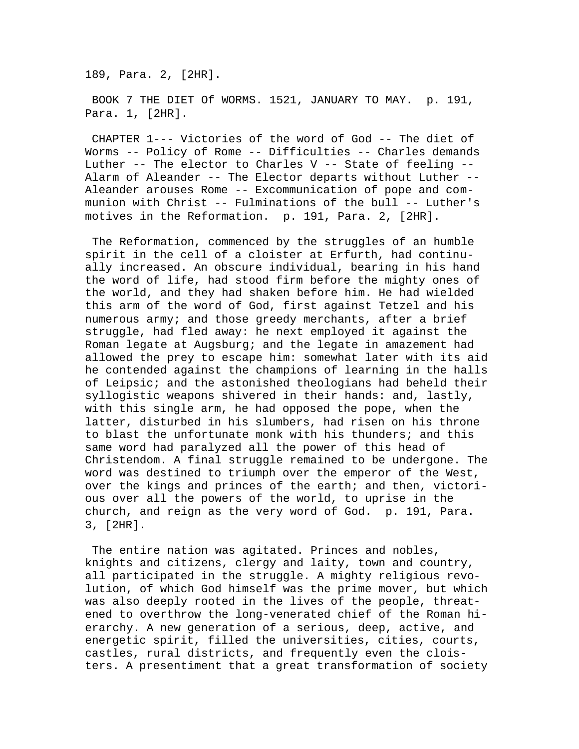189, Para. 2, [2HR].

BOOK 7 THE DIET Of WORMS. 1521, JANUARY TO MAY. p. 191, Para. 1, [2HR].

CHAPTER 1--- Victories of the word of God -- The diet of Worms -- Policy of Rome -- Difficulties -- Charles demands Luther -- The elector to Charles V -- State of feeling -- Alarm of Aleander -- The Elector departs without Luther -- Aleander arouses Rome -- Excommunication of pope and communion with Christ -- Fulminations of the bull -- Luther's motives in the Reformation. p. 191, Para. 2, [2HR].

The Reformation, commenced by the struggles of an humble spirit in the cell of a cloister at Erfurth, had continually increased. An obscure individual, bearing in his hand the word of life, had stood firm before the mighty ones of the world, and they had shaken before him. He had wielded this arm of the word of God, first against Tetzel and his numerous army; and those greedy merchants, after a brief struggle, had fled away: he next employed it against the Roman legate at Augsburg; and the legate in amazement had allowed the prey to escape him: somewhat later with its aid he contended against the champions of learning in the halls of Leipsic; and the astonished theologians had beheld their syllogistic weapons shivered in their hands: and, lastly, with this single arm, he had opposed the pope, when the latter, disturbed in his slumbers, had risen on his throne to blast the unfortunate monk with his thunders; and this same word had paralyzed all the power of this head of Christendom. A final struggle remained to be undergone. The word was destined to triumph over the emperor of the West, over the kings and princes of the earth; and then, victorious over all the powers of the world, to uprise in the church, and reign as the very word of God. p. 191, Para. 3, [2HR].

The entire nation was agitated. Princes and nobles, knights and citizens, clergy and laity, town and country, all participated in the struggle. A mighty religious revolution, of which God himself was the prime mover, but which was also deeply rooted in the lives of the people, threatened to overthrow the long-venerated chief of the Roman hierarchy. A new generation of a serious, deep, active, and energetic spirit, filled the universities, cities, courts, castles, rural districts, and frequently even the cloisters. A presentiment that a great transformation of society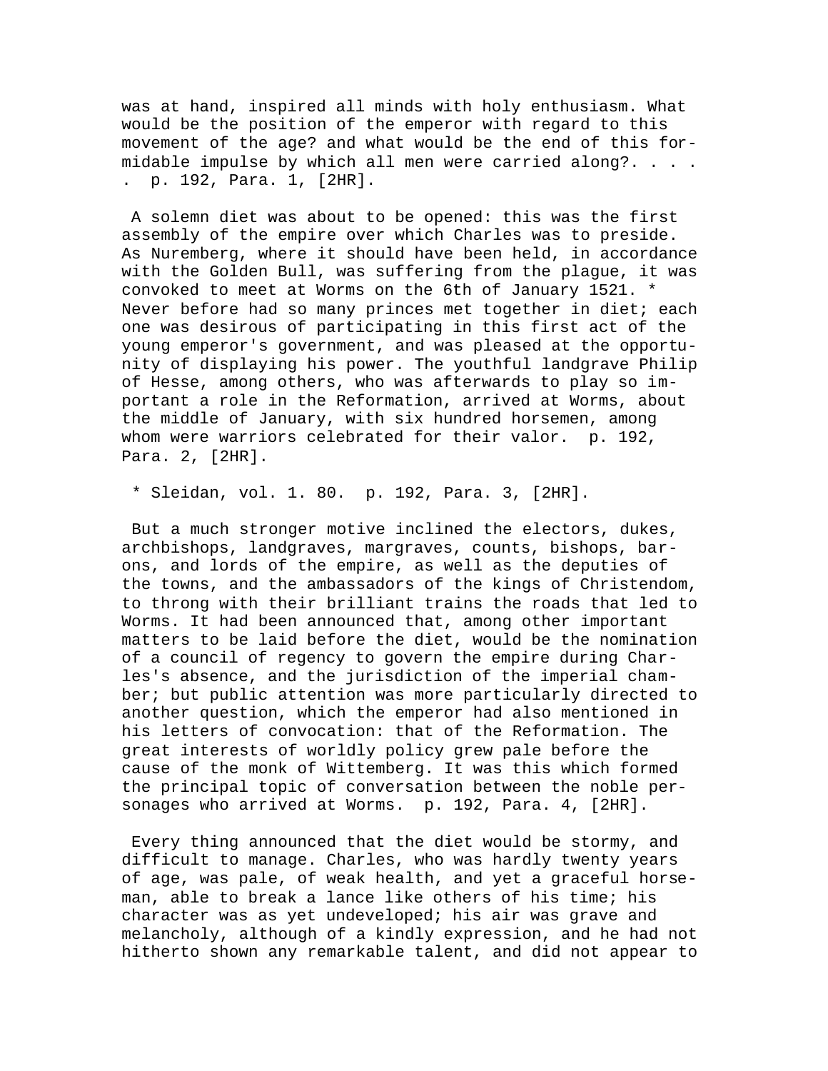was at hand, inspired all minds with holy enthusiasm. What would be the position of the emperor with regard to this movement of the age? and what would be the end of this formidable impulse by which all men were carried along?. . . . . p. 192, Para. 1, [2HR].

A solemn diet was about to be opened: this was the first assembly of the empire over which Charles was to preside. As Nuremberg, where it should have been held, in accordance with the Golden Bull, was suffering from the plague, it was convoked to meet at Worms on the 6th of January 1521. * Never before had so many princes met together in diet; each one was desirous of participating in this first act of the young emperor's government, and was pleased at the opportunity of displaying his power. The youthful landgrave Philip of Hesse, among others, who was afterwards to play so important a role in the Reformation, arrived at Worms, about the middle of January, with six hundred horsemen, among whom were warriors celebrated for their valor. p. 192, Para. 2, [2HR].

* Sleidan, vol. 1. 80. p. 192, Para. 3, [2HR].

But a much stronger motive inclined the electors, dukes, archbishops, landgraves, margraves, counts, bishops, barons, and lords of the empire, as well as the deputies of the towns, and the ambassadors of the kings of Christendom, to throng with their brilliant trains the roads that led to Worms. It had been announced that, among other important matters to be laid before the diet, would be the nomination of a council of regency to govern the empire during Charles's absence, and the jurisdiction of the imperial chamber; but public attention was more particularly directed to another question, which the emperor had also mentioned in his letters of convocation: that of the Reformation. The great interests of worldly policy grew pale before the cause of the monk of Wittemberg. It was this which formed the principal topic of conversation between the noble personages who arrived at Worms. p. 192, Para. 4, [2HR].

Every thing announced that the diet would be stormy, and difficult to manage. Charles, who was hardly twenty years of age, was pale, of weak health, and yet a graceful horseman, able to break a lance like others of his time; his character was as yet undeveloped; his air was grave and melancholy, although of a kindly expression, and he had not hitherto shown any remarkable talent, and did not appear to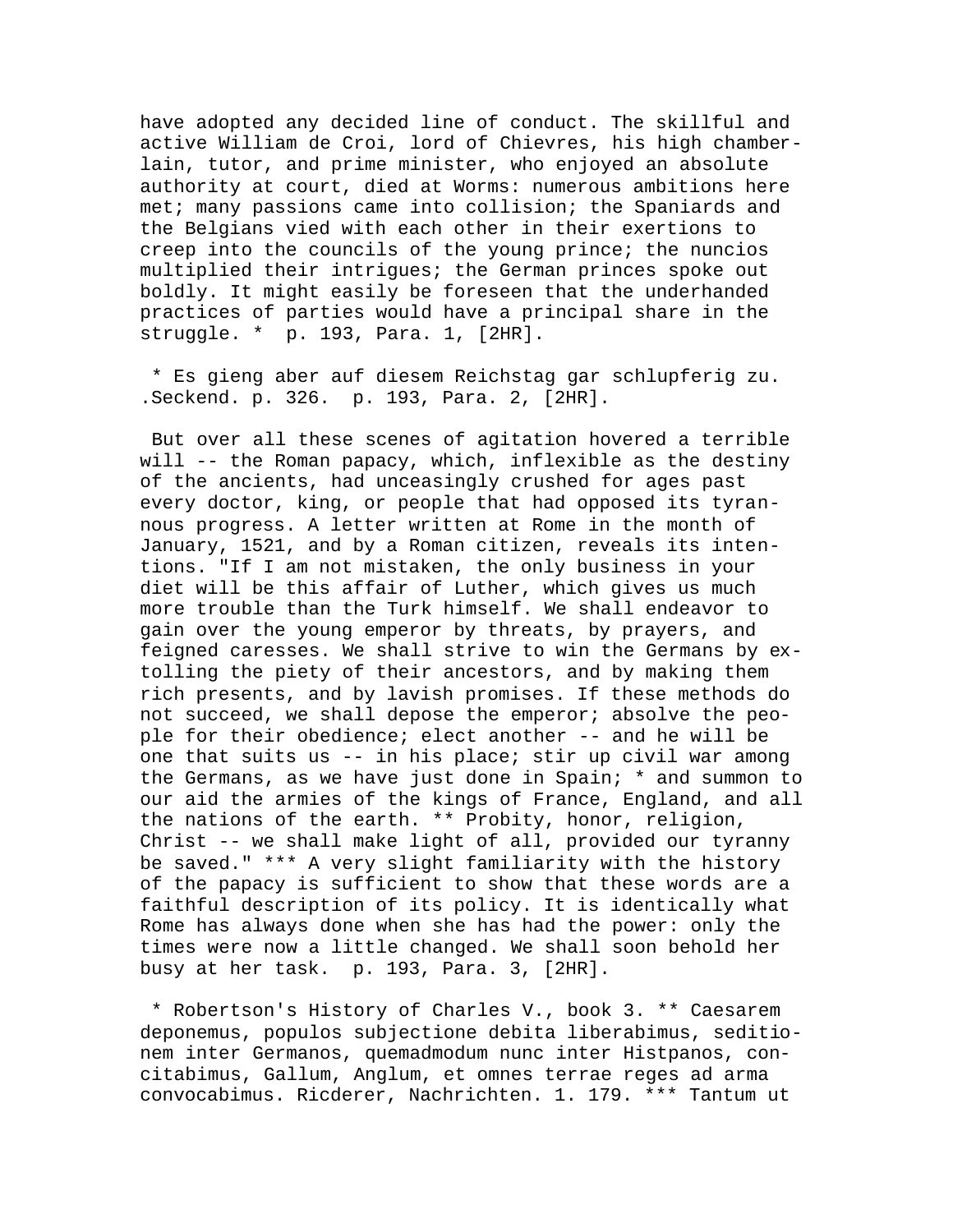have adopted any decided line of conduct. The skillful and active William de Croi, lord of Chievres, his high chamberlain, tutor, and prime minister, who enjoyed an absolute authority at court, died at Worms: numerous ambitions here met; many passions came into collision; the Spaniards and the Belgians vied with each other in their exertions to creep into the councils of the young prince; the nuncios multiplied their intrigues; the German princes spoke out boldly. It might easily be foreseen that the underhanded practices of parties would have a principal share in the struggle. * p. 193, Para. 1, [2HR].

* Es gieng aber auf diesem Reichstag gar schlupferig zu. .Seckend. p. 326. p. 193, Para. 2, [2HR].

But over all these scenes of agitation hovered a terrible will -- the Roman papacy, which, inflexible as the destiny of the ancients, had unceasingly crushed for ages past every doctor, king, or people that had opposed its tyrannous progress. A letter written at Rome in the month of January, 1521, and by a Roman citizen, reveals its intentions. "If I am not mistaken, the only business in your diet will be this affair of Luther, which gives us much more trouble than the Turk himself. We shall endeavor to gain over the young emperor by threats, by prayers, and feigned caresses. We shall strive to win the Germans by extolling the piety of their ancestors, and by making them rich presents, and by lavish promises. If these methods do not succeed, we shall depose the emperor; absolve the people for their obedience; elect another -- and he will be one that suits us -- in his place; stir up civil war among the Germans, as we have just done in Spain; * and summon to our aid the armies of the kings of France, England, and all the nations of the earth. ** Probity, honor, religion, Christ -- we shall make light of all, provided our tyranny be saved." *** A very slight familiarity with the history of the papacy is sufficient to show that these words are a faithful description of its policy. It is identically what Rome has always done when she has had the power: only the times were now a little changed. We shall soon behold her busy at her task. p. 193, Para. 3, [2HR].

* Robertson's History of Charles V., book 3. ** Caesarem deponemus, populos subjectione debita liberabimus, seditionem inter Germanos, quemadmodum nunc inter Histpanos, concitabimus, Gallum, Anglum, et omnes terrae reges ad arma convocabimus. Ricderer, Nachrichten. 1. 179. *** Tantum ut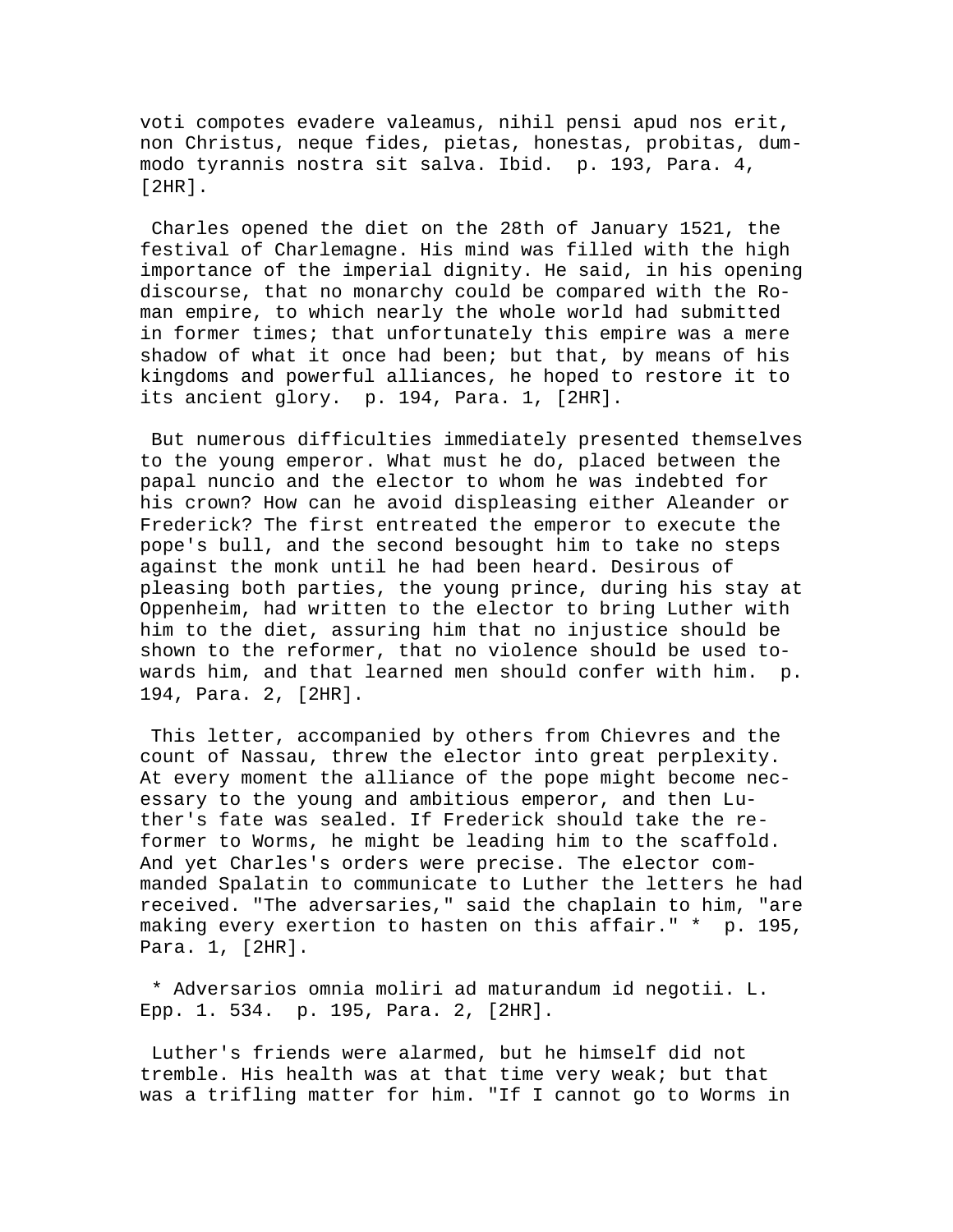voti compotes evadere valeamus, nihil pensi apud nos erit, non Christus, neque fides, pietas, honestas, probitas, dummodo tyrannis nostra sit salva. Ibid.  p. 193, Para. 4, [2HR].

Charles opened the diet on the 28th of January 1521, the festival of Charlemagne. His mind was filled with the high importance of the imperial dignity. He said, in his opening discourse, that no monarchy could be compared with the Roman empire, to which nearly the whole world had submitted in former times; that unfortunately this empire was a mere shadow of what it once had been; but that, by means of his kingdoms and powerful alliances, he hoped to restore it to its ancient glory.  p. 194, Para. 1, [2HR].

But numerous difficulties immediately presented themselves to the young emperor. What must he do, placed between the papal nuncio and the elector to whom he was indebted for his crown? How can he avoid displeasing either Aleander or Frederick? The first entreated the emperor to execute the pope's bull, and the second besought him to take no steps against the monk until he had been heard. Desirous of pleasing both parties, the young prince, during his stay at Oppenheim, had written to the elector to bring Luther with him to the diet, assuring him that no injustice should be shown to the reformer, that no violence should be used towards him, and that learned men should confer with him.  p. 194, Para. 2, [2HR].

This letter, accompanied by others from Chievres and the count of Nassau, threw the elector into great perplexity. At every moment the alliance of the pope might become necessary to the young and ambitious emperor, and then Luther's fate was sealed. If Frederick should take the reformer to Worms, he might be leading him to the scaffold. And yet Charles's orders were precise. The elector commanded Spalatin to communicate to Luther the letters he had received. "The adversaries," said the chaplain to him, "are making every exertion to hasten on this affair." *  p. 195, Para. 1, [2HR].

* Adversarios omnia moliri ad maturandum id negotii. L. Epp. 1. 534.  p. 195, Para. 2, [2HR].

Luther's friends were alarmed, but he himself did not tremble. His health was at that time very weak; but that was a trifling matter for him. "If I cannot go to Worms in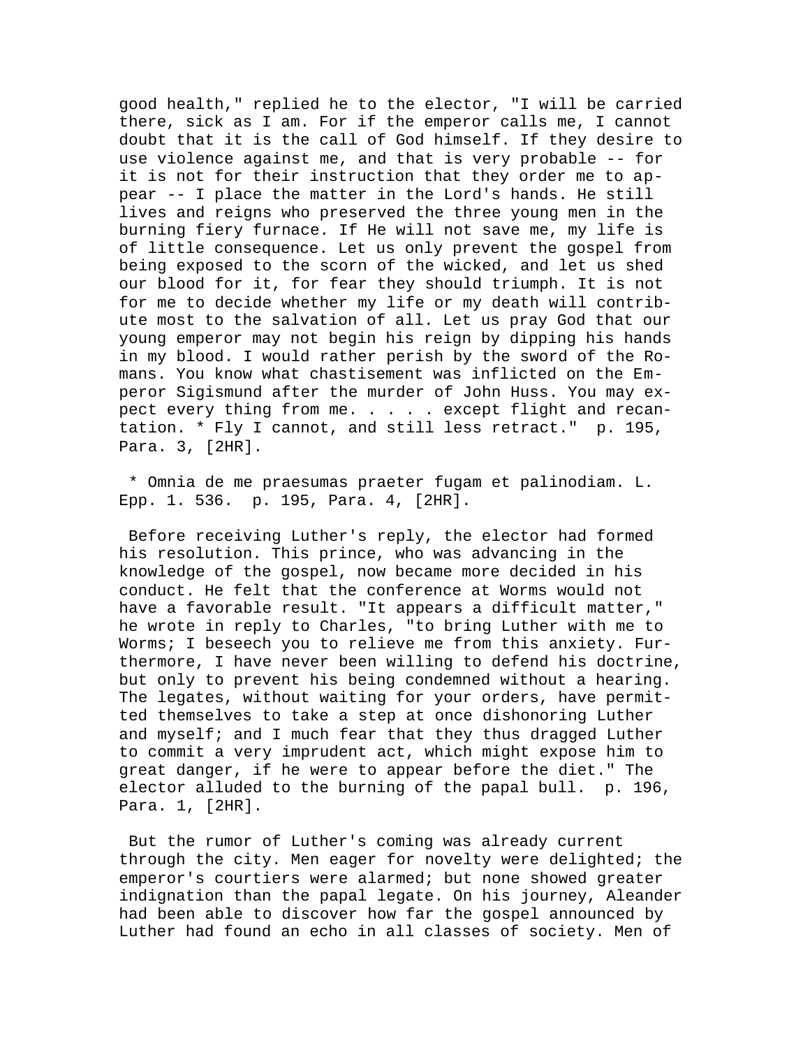good health," replied he to the elector, "I will be carried there, sick as I am. For if the emperor calls me, I cannot doubt that it is the call of God himself. If they desire to use violence against me, and that is very probable -- for it is not for their instruction that they order me to appear -- I place the matter in the Lord's hands. He still lives and reigns who preserved the three young men in the burning fiery furnace. If He will not save me, my life is of little consequence. Let us only prevent the gospel from being exposed to the scorn of the wicked, and let us shed our blood for it, for fear they should triumph. It is not for me to decide whether my life or my death will contribute most to the salvation of all. Let us pray God that our young emperor may not begin his reign by dipping his hands in my blood. I would rather perish by the sword of the Romans. You know what chastisement was inflicted on the Emperor Sigismund after the murder of John Huss. You may expect every thing from me. . . . . except flight and recantation. * Fly I cannot, and still less retract." p. 195, Para. 3, [2HR].

* Omnia de me praesumas praeter fugam et palinodiam. L. Epp. 1. 536. p. 195, Para. 4, [2HR].

Before receiving Luther's reply, the elector had formed his resolution. This prince, who was advancing in the knowledge of the gospel, now became more decided in his conduct. He felt that the conference at Worms would not have a favorable result. "It appears a difficult matter," he wrote in reply to Charles, "to bring Luther with me to Worms; I beseech you to relieve me from this anxiety. Furthermore, I have never been willing to defend his doctrine, but only to prevent his being condemned without a hearing. The legates, without waiting for your orders, have permitted themselves to take a step at once dishonoring Luther and myself; and I much fear that they thus dragged Luther to commit a very imprudent act, which might expose him to great danger, if he were to appear before the diet." The elector alluded to the burning of the papal bull. p. 196, Para. 1, [2HR].

But the rumor of Luther's coming was already current through the city. Men eager for novelty were delighted; the emperor's courtiers were alarmed; but none showed greater indignation than the papal legate. On his journey, Aleander had been able to discover how far the gospel announced by Luther had found an echo in all classes of society. Men of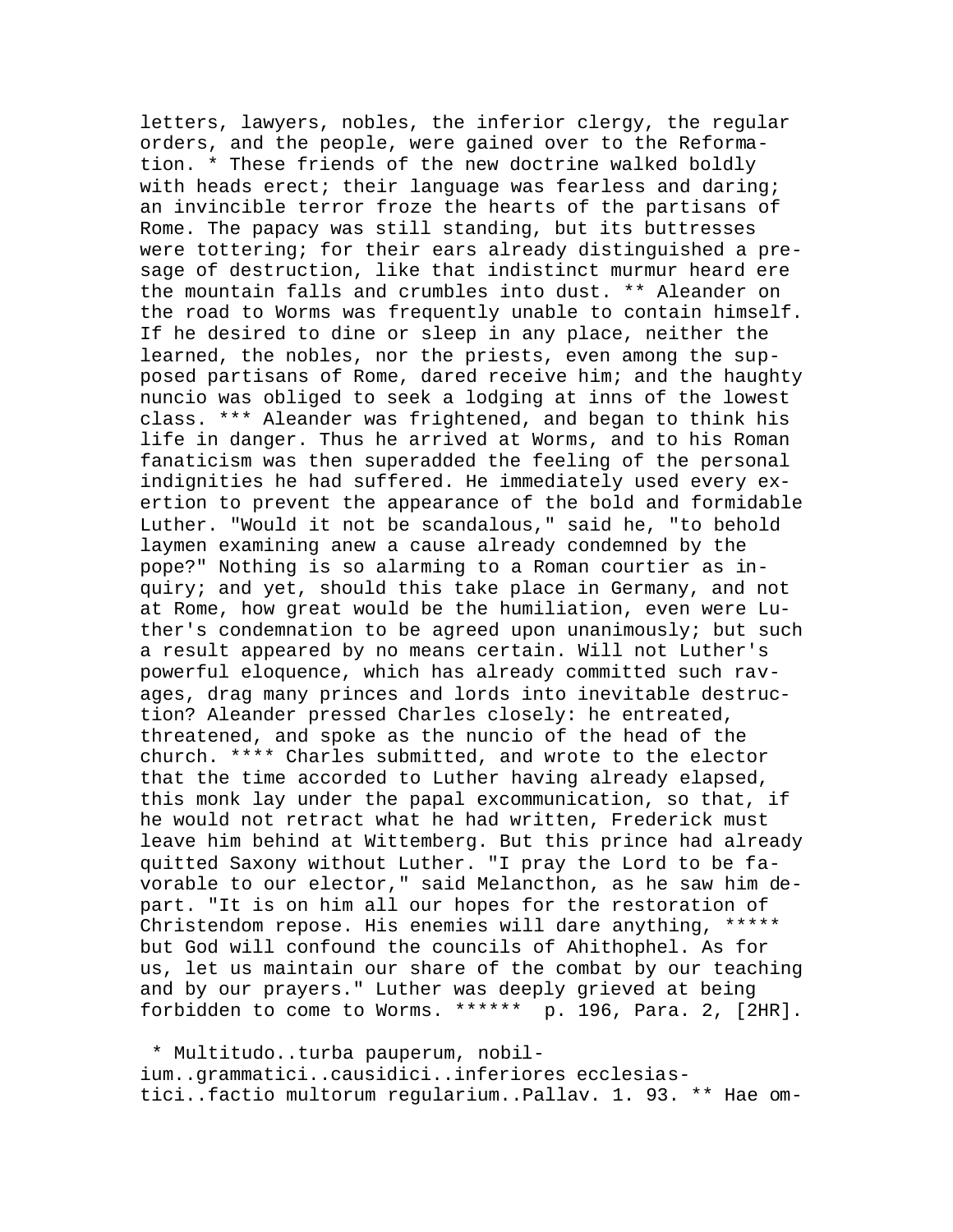letters, lawyers, nobles, the inferior clergy, the regular orders, and the people, were gained over to the Reformation. * These friends of the new doctrine walked boldly with heads erect; their language was fearless and daring; an invincible terror froze the hearts of the partisans of Rome. The papacy was still standing, but its buttresses were tottering; for their ears already distinguished a presage of destruction, like that indistinct murmur heard ere the mountain falls and crumbles into dust. ** Aleander on the road to Worms was frequently unable to contain himself. If he desired to dine or sleep in any place, neither the learned, the nobles, nor the priests, even among the supposed partisans of Rome, dared receive him; and the haughty nuncio was obliged to seek a lodging at inns of the lowest class. *** Aleander was frightened, and began to think his life in danger. Thus he arrived at Worms, and to his Roman fanaticism was then superadded the feeling of the personal indignities he had suffered. He immediately used every exertion to prevent the appearance of the bold and formidable Luther. "Would it not be scandalous," said he, "to behold laymen examining anew a cause already condemned by the pope?" Nothing is so alarming to a Roman courtier as inquiry; and yet, should this take place in Germany, and not at Rome, how great would be the humiliation, even were Luther's condemnation to be agreed upon unanimously; but such a result appeared by no means certain. Will not Luther's powerful eloquence, which has already committed such ravages, drag many princes and lords into inevitable destruction? Aleander pressed Charles closely: he entreated, threatened, and spoke as the nuncio of the head of the church. **** Charles submitted, and wrote to the elector that the time accorded to Luther having already elapsed, this monk lay under the papal excommunication, so that, if he would not retract what he had written, Frederick must leave him behind at Wittemberg. But this prince had already quitted Saxony without Luther. "I pray the Lord to be favorable to our elector," said Melancthon, as he saw him depart. "It is on him all our hopes for the restoration of Christendom repose. His enemies will dare anything, ***** but God will confound the councils of Ahithophel. As for us, let us maintain our share of the combat by our teaching and by our prayers." Luther was deeply grieved at being forbidden to come to Worms. ****** p. 196, Para. 2, [2HR].

* Multitudo..turba pauperum, nobilium..grammatici..causidici..inferiores ecclesiastici..factio multorum regularium..Pallav. 1. 93. ** Hae om-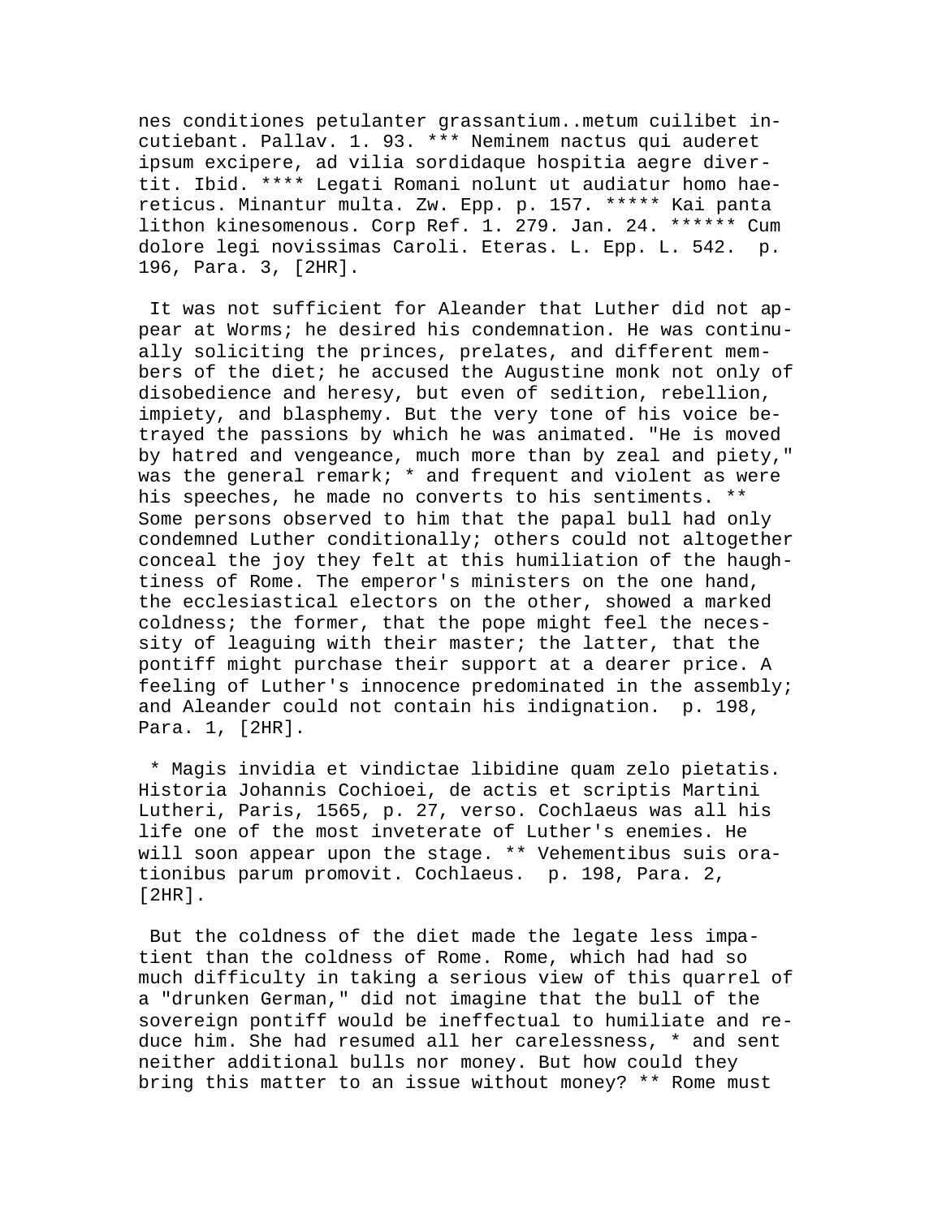nes conditiones petulanter grassantium..metum cuilibet incutiebant. Pallav. 1. 93. *** Neminem nactus qui auderet ipsum excipere, ad vilia sordidaque hospitia aegre divertit. Ibid. **** Legati Romani nolunt ut audiatur homo haereticus. Minantur multa. Zw. Epp. p. 157. ***** Kai panta lithon kinesomenous. Corp Ref. 1. 279. Jan. 24. ****** Cum dolore legi novissimas Caroli. Eteras. L. Epp. L. 542. p. 196, Para. 3, [2HR].

It was not sufficient for Aleander that Luther did not appear at Worms; he desired his condemnation. He was continually soliciting the princes, prelates, and different members of the diet; he accused the Augustine monk not only of disobedience and heresy, but even of sedition, rebellion, impiety, and blasphemy. But the very tone of his voice betrayed the passions by which he was animated. "He is moved by hatred and vengeance, much more than by zeal and piety," was the general remark; * and frequent and violent as were his speeches, he made no converts to his sentiments. ** Some persons observed to him that the papal bull had only condemned Luther conditionally; others could not altogether conceal the joy they felt at this humiliation of the haughtiness of Rome. The emperor's ministers on the one hand, the ecclesiastical electors on the other, showed a marked coldness; the former, that the pope might feel the necessity of leaguing with their master; the latter, that the pontiff might purchase their support at a dearer price. A feeling of Luther's innocence predominated in the assembly; and Aleander could not contain his indignation. p. 198, Para. 1, [2HR].

* Magis invidia et vindictae libidine quam zelo pietatis. Historia Johannis Cochioei, de actis et scriptis Martini Lutheri, Paris, 1565, p. 27, verso. Cochlaeus was all his life one of the most inveterate of Luther's enemies. He will soon appear upon the stage. ** Vehementibus suis orationibus parum promovit. Cochlaeus. p. 198, Para. 2, [2HR].

But the coldness of the diet made the legate less impatient than the coldness of Rome. Rome, which had had so much difficulty in taking a serious view of this quarrel of a "drunken German," did not imagine that the bull of the sovereign pontiff would be ineffectual to humiliate and reduce him. She had resumed all her carelessness, * and sent neither additional bulls nor money. But how could they bring this matter to an issue without money? ** Rome must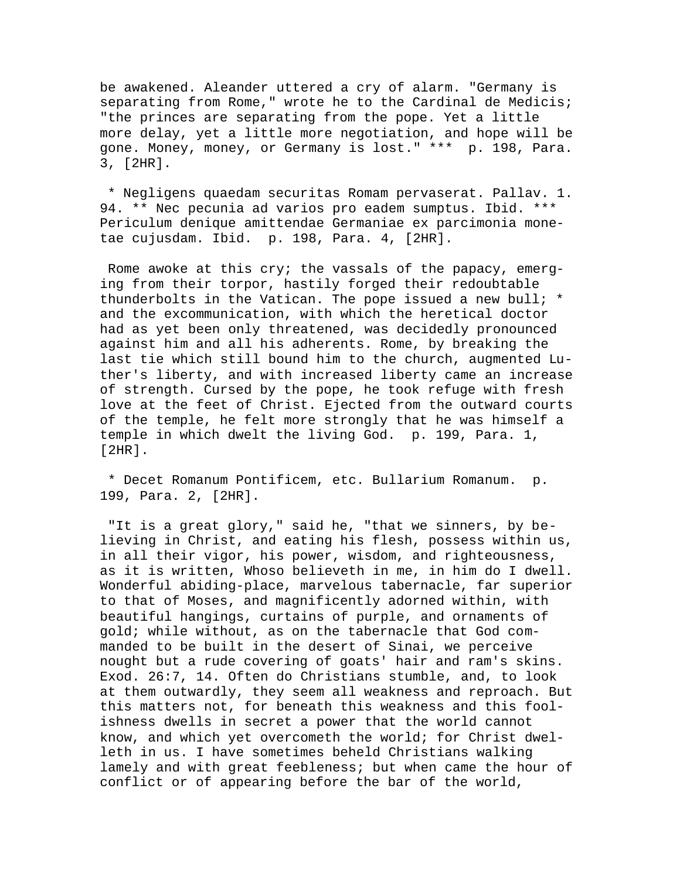be awakened. Aleander uttered a cry of alarm. "Germany is separating from Rome," wrote he to the Cardinal de Medicis; "the princes are separating from the pope. Yet a little more delay, yet a little more negotiation, and hope will be gone. Money, money, or Germany is lost." *** p. 198, Para. 3, [2HR].

* Negligens quaedam securitas Romam pervaserat. Pallav. 1. 94. ** Nec pecunia ad varios pro eadem sumptus. Ibid. *** Periculum denique amittendae Germaniae ex parcimonia monetae cujusdam. Ibid. p. 198, Para. 4, [2HR].

Rome awoke at this cry; the vassals of the papacy, emerging from their torpor, hastily forged their redoubtable thunderbolts in the Vatican. The pope issued a new bull; * and the excommunication, with which the heretical doctor had as yet been only threatened, was decidedly pronounced against him and all his adherents. Rome, by breaking the last tie which still bound him to the church, augmented Luther's liberty, and with increased liberty came an increase of strength. Cursed by the pope, he took refuge with fresh love at the feet of Christ. Ejected from the outward courts of the temple, he felt more strongly that he was himself a temple in which dwelt the living God. p. 199, Para. 1, [2HR].

* Decet Romanum Pontificem, etc. Bullarium Romanum. p. 199, Para. 2, [2HR].

"It is a great glory," said he, "that we sinners, by believing in Christ, and eating his flesh, possess within us, in all their vigor, his power, wisdom, and righteousness, as it is written, Whoso believeth in me, in him do I dwell. Wonderful abiding-place, marvelous tabernacle, far superior to that of Moses, and magnificently adorned within, with beautiful hangings, curtains of purple, and ornaments of gold; while without, as on the tabernacle that God commanded to be built in the desert of Sinai, we perceive nought but a rude covering of goats' hair and ram's skins. Exod. 26:7, 14. Often do Christians stumble, and, to look at them outwardly, they seem all weakness and reproach. But this matters not, for beneath this weakness and this foolishness dwells in secret a power that the world cannot know, and which yet overcometh the world; for Christ dwelleth in us. I have sometimes beheld Christians walking lamely and with great feebleness; but when came the hour of conflict or of appearing before the bar of the world,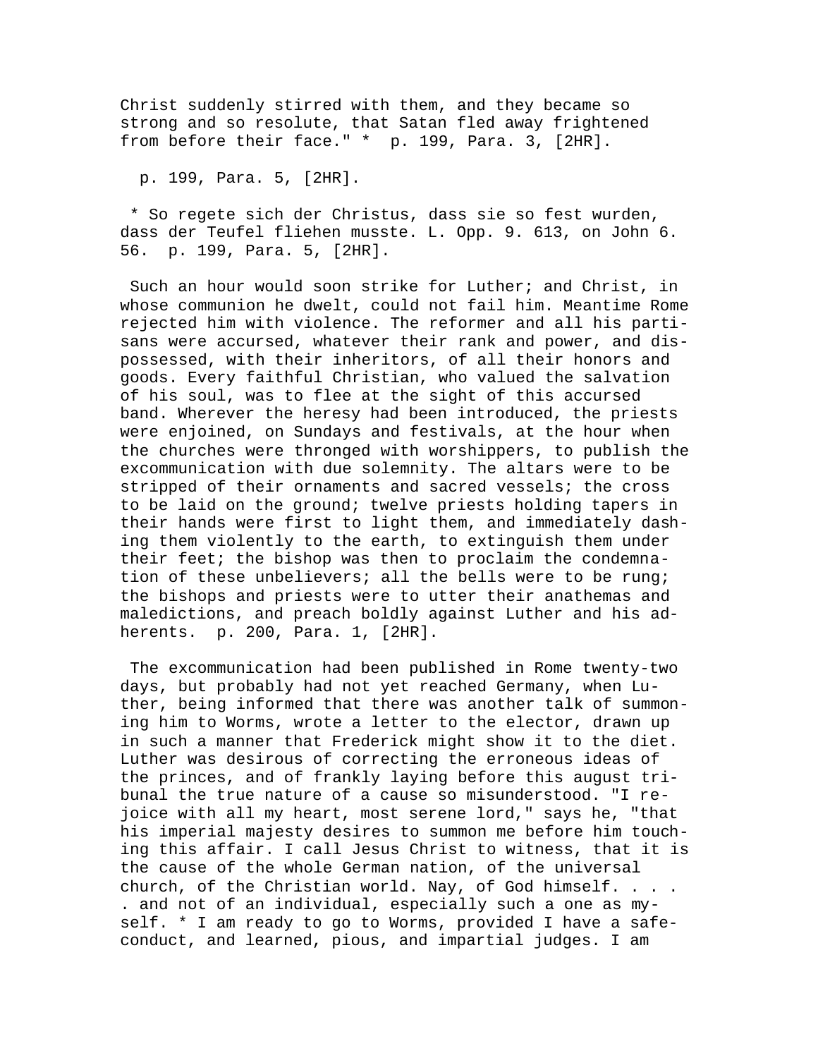Christ suddenly stirred with them, and they became so strong and so resolute, that Satan fled away frightened from before their face." * p. 199, Para. 3, [2HR].

p. 199, Para. 5, [2HR].

* So regete sich der Christus, dass sie so fest wurden, dass der Teufel fliehen musste. L. Opp. 9. 613, on John 6. 56. p. 199, Para. 5, [2HR].

Such an hour would soon strike for Luther; and Christ, in whose communion he dwelt, could not fail him. Meantime Rome rejected him with violence. The reformer and all his partisans were accursed, whatever their rank and power, and dispossessed, with their inheritors, of all their honors and goods. Every faithful Christian, who valued the salvation of his soul, was to flee at the sight of this accursed band. Wherever the heresy had been introduced, the priests were enjoined, on Sundays and festivals, at the hour when the churches were thronged with worshippers, to publish the excommunication with due solemnity. The altars were to be stripped of their ornaments and sacred vessels; the cross to be laid on the ground; twelve priests holding tapers in their hands were first to light them, and immediately dashing them violently to the earth, to extinguish them under their feet; the bishop was then to proclaim the condemnation of these unbelievers; all the bells were to be rung; the bishops and priests were to utter their anathemas and maledictions, and preach boldly against Luther and his adherents. p. 200, Para. 1, [2HR].

The excommunication had been published in Rome twenty-two days, but probably had not yet reached Germany, when Luther, being informed that there was another talk of summoning him to Worms, wrote a letter to the elector, drawn up in such a manner that Frederick might show it to the diet. Luther was desirous of correcting the erroneous ideas of the princes, and of frankly laying before this august tribunal the true nature of a cause so misunderstood. "I rejoice with all my heart, most serene lord," says he, "that his imperial majesty desires to summon me before him touching this affair. I call Jesus Christ to witness, that it is the cause of the whole German nation, of the universal church, of the Christian world. Nay, of God himself. . . . . and not of an individual, especially such a one as myself. * I am ready to go to Worms, provided I have a safe-conduct, and learned, pious, and impartial judges. I am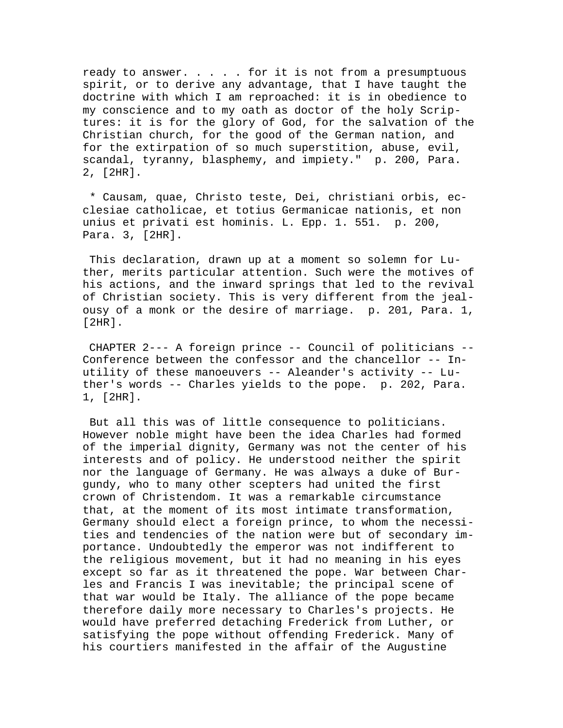ready to answer. . . . . for it is not from a presumptuous spirit, or to derive any advantage, that I have taught the doctrine with which I am reproached: it is in obedience to my conscience and to my oath as doctor of the holy Scriptures: it is for the glory of God, for the salvation of the Christian church, for the good of the German nation, and for the extirpation of so much superstition, abuse, evil, scandal, tyranny, blasphemy, and impiety."  p. 200, Para. 2, [2HR].

* Causam, quae, Christo teste, Dei, christiani orbis, ecclesiae catholicae, et totius Germanicae nationis, et non unius et privati est hominis. L. Epp. 1. 551.  p. 200, Para. 3, [2HR].

This declaration, drawn up at a moment so solemn for Luther, merits particular attention. Such were the motives of his actions, and the inward springs that led to the revival of Christian society. This is very different from the jealousy of a monk or the desire of marriage.  p. 201, Para. 1, [2HR].

CHAPTER 2--- A foreign prince -- Council of politicians -- Conference between the confessor and the chancellor -- Inutility of these manoeuvers -- Aleander's activity -- Luther's words -- Charles yields to the pope.  p. 202, Para. 1, [2HR].

But all this was of little consequence to politicians. However noble might have been the idea Charles had formed of the imperial dignity, Germany was not the center of his interests and of policy. He understood neither the spirit nor the language of Germany. He was always a duke of Burgundy, who to many other scepters had united the first crown of Christendom. It was a remarkable circumstance that, at the moment of its most intimate transformation, Germany should elect a foreign prince, to whom the necessities and tendencies of the nation were but of secondary importance. Undoubtedly the emperor was not indifferent to the religious movement, but it had no meaning in his eyes except so far as it threatened the pope. War between Charles and Francis I was inevitable; the principal scene of that war would be Italy. The alliance of the pope became therefore daily more necessary to Charles's projects. He would have preferred detaching Frederick from Luther, or satisfying the pope without offending Frederick. Many of his courtiers manifested in the affair of the Augustine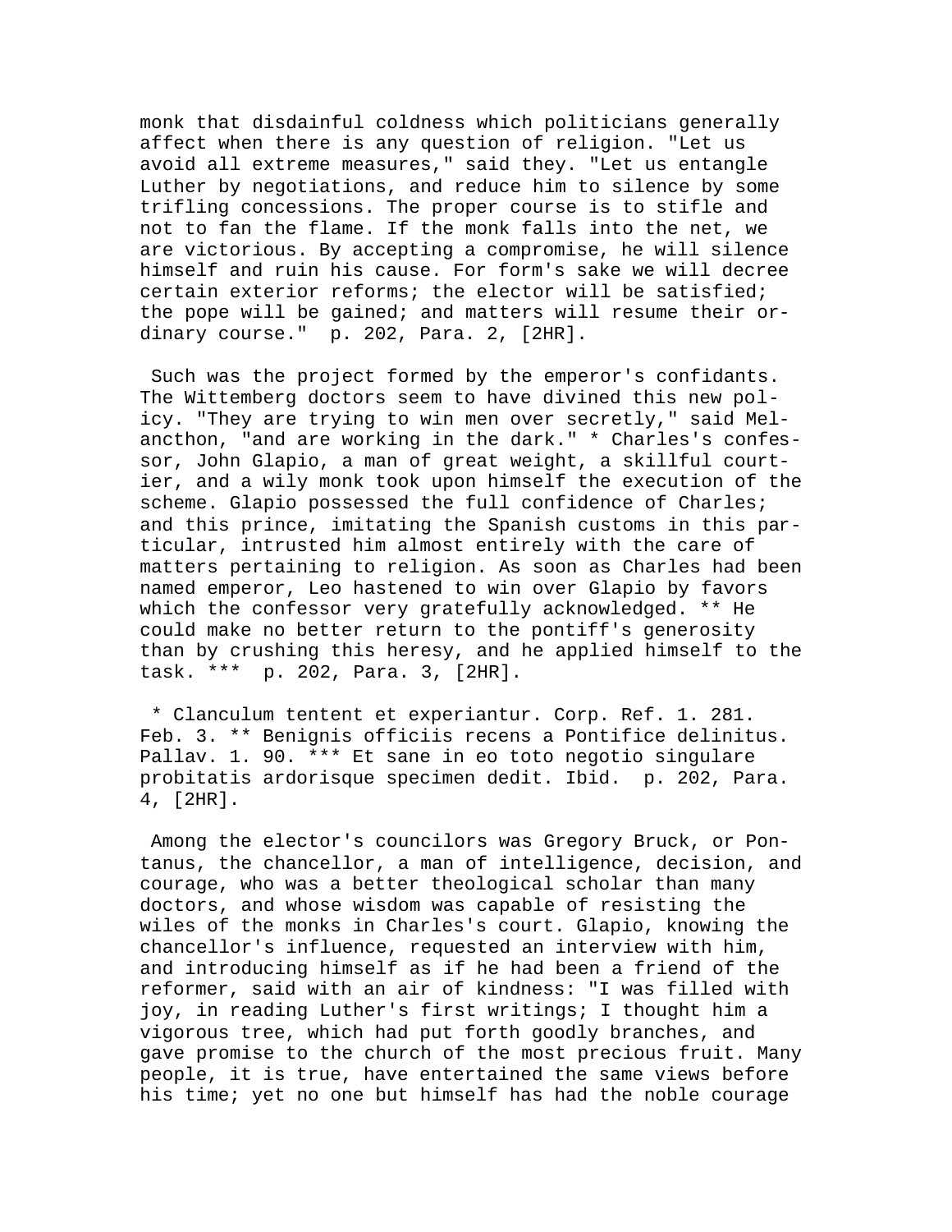monk that disdainful coldness which politicians generally affect when there is any question of religion. "Let us avoid all extreme measures," said they. "Let us entangle Luther by negotiations, and reduce him to silence by some trifling concessions. The proper course is to stifle and not to fan the flame. If the monk falls into the net, we are victorious. By accepting a compromise, he will silence himself and ruin his cause. For form's sake we will decree certain exterior reforms; the elector will be satisfied; the pope will be gained; and matters will resume their ordinary course." p. 202, Para. 2, [2HR].

Such was the project formed by the emperor's confidants. The Wittemberg doctors seem to have divined this new policy. "They are trying to win men over secretly," said Melancthon, "and are working in the dark." * Charles's confessor, John Glapio, a man of great weight, a skillful courtier, and a wily monk took upon himself the execution of the scheme. Glapio possessed the full confidence of Charles; and this prince, imitating the Spanish customs in this particular, intrusted him almost entirely with the care of matters pertaining to religion. As soon as Charles had been named emperor, Leo hastened to win over Glapio by favors which the confessor very gratefully acknowledged. ** He could make no better return to the pontiff's generosity than by crushing this heresy, and he applied himself to the task. *** p. 202, Para. 3, [2HR].

* Clanculum tentent et experiantur. Corp. Ref. 1. 281. Feb. 3. ** Benignis officiis recens a Pontifice delinitus. Pallav. 1. 90. *** Et sane in eo toto negotio singulare probitatis ardorisque specimen dedit. Ibid. p. 202, Para. 4, [2HR].

Among the elector's councilors was Gregory Bruck, or Pontanus, the chancellor, a man of intelligence, decision, and courage, who was a better theological scholar than many doctors, and whose wisdom was capable of resisting the wiles of the monks in Charles's court. Glapio, knowing the chancellor's influence, requested an interview with him, and introducing himself as if he had been a friend of the reformer, said with an air of kindness: "I was filled with joy, in reading Luther's first writings; I thought him a vigorous tree, which had put forth goodly branches, and gave promise to the church of the most precious fruit. Many people, it is true, have entertained the same views before his time; yet no one but himself has had the noble courage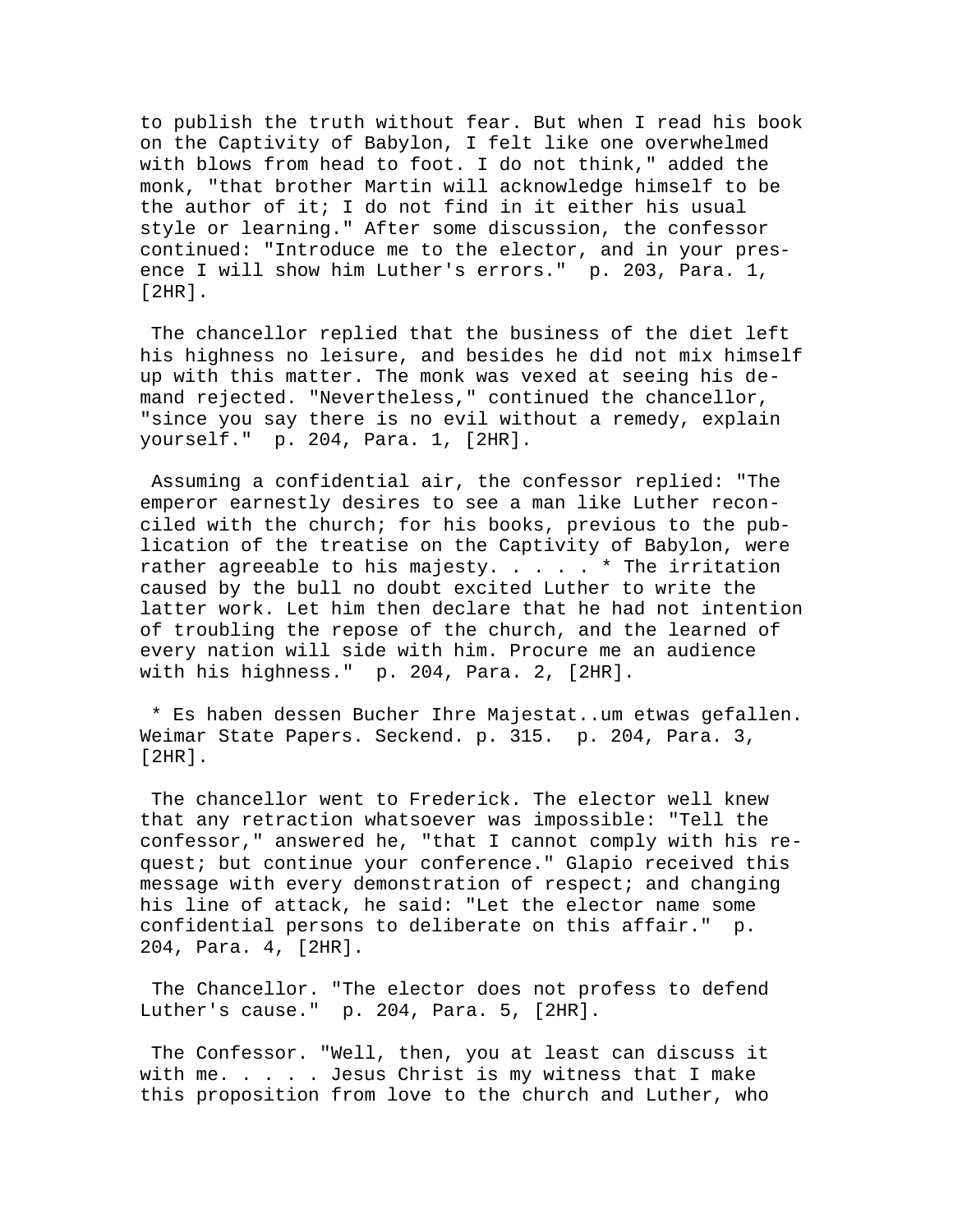to publish the truth without fear. But when I read his book on the Captivity of Babylon, I felt like one overwhelmed with blows from head to foot. I do not think," added the monk, "that brother Martin will acknowledge himself to be the author of it; I do not find in it either his usual style or learning." After some discussion, the confessor continued: "Introduce me to the elector, and in your presence I will show him Luther's errors." p. 203, Para. 1, [2HR].

The chancellor replied that the business of the diet left his highness no leisure, and besides he did not mix himself up with this matter. The monk was vexed at seeing his demand rejected. "Nevertheless," continued the chancellor, "since you say there is no evil without a remedy, explain yourself." p. 204, Para. 1, [2HR].

Assuming a confidential air, the confessor replied: "The emperor earnestly desires to see a man like Luther reconciled with the church; for his books, previous to the publication of the treatise on the Captivity of Babylon, were rather agreeable to his majesty. . . . . * The irritation caused by the bull no doubt excited Luther to write the latter work. Let him then declare that he had not intention of troubling the repose of the church, and the learned of every nation will side with him. Procure me an audience with his highness." p. 204, Para. 2, [2HR].

* Es haben dessen Bucher Ihre Majestat..um etwas gefallen. Weimar State Papers. Seckend. p. 315. p. 204, Para. 3, [2HR].

The chancellor went to Frederick. The elector well knew that any retraction whatsoever was impossible: "Tell the confessor," answered he, "that I cannot comply with his request; but continue your conference." Glapio received this message with every demonstration of respect; and changing his line of attack, he said: "Let the elector name some confidential persons to deliberate on this affair." p. 204, Para. 4, [2HR].

The Chancellor. "The elector does not profess to defend Luther's cause." p. 204, Para. 5, [2HR].

The Confessor. "Well, then, you at least can discuss it with me. . . . . Jesus Christ is my witness that I make this proposition from love to the church and Luther, who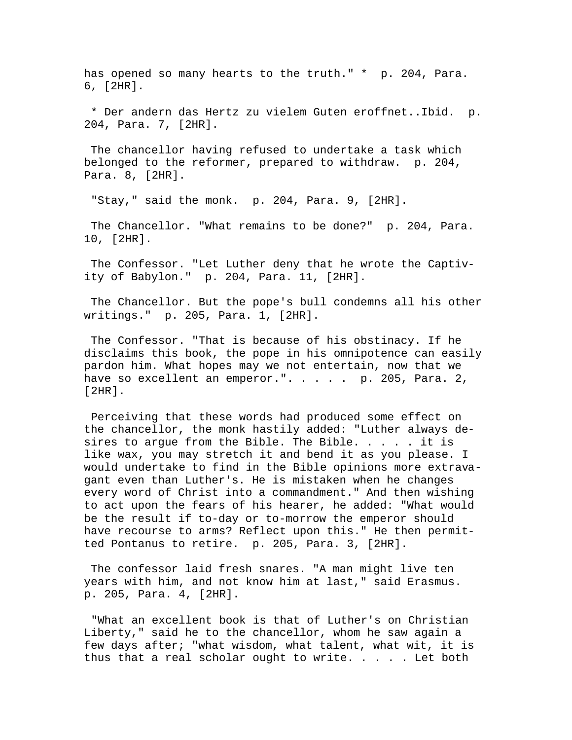has opened so many hearts to the truth." * p. 204, Para. 6, [2HR].

* Der andern das Hertz zu vielem Guten eroffnet..Ibid. p. 204, Para. 7, [2HR].

The chancellor having refused to undertake a task which belonged to the reformer, prepared to withdraw. p. 204, Para. 8, [2HR].

"Stay," said the monk. p. 204, Para. 9, [2HR].

The Chancellor. "What remains to be done?" p. 204, Para. 10, [2HR].

The Confessor. "Let Luther deny that he wrote the Captivity of Babylon." p. 204, Para. 11, [2HR].

The Chancellor. But the pope's bull condemns all his other writings." p. 205, Para. 1, [2HR].

The Confessor. "That is because of his obstinacy. If he disclaims this book, the pope in his omnipotence can easily pardon him. What hopes may we not entertain, now that we have so excellent an emperor.". . . . . p. 205, Para. 2, [2HR].

Perceiving that these words had produced some effect on the chancellor, the monk hastily added: "Luther always desires to argue from the Bible. The Bible. . . . . it is like wax, you may stretch it and bend it as you please. I would undertake to find in the Bible opinions more extravagant even than Luther's. He is mistaken when he changes every word of Christ into a commandment." And then wishing to act upon the fears of his hearer, he added: "What would be the result if to-day or to-morrow the emperor should have recourse to arms? Reflect upon this." He then permitted Pontanus to retire. p. 205, Para. 3, [2HR].

The confessor laid fresh snares. "A man might live ten years with him, and not know him at last," said Erasmus. p. 205, Para. 4, [2HR].

"What an excellent book is that of Luther's on Christian Liberty," said he to the chancellor, whom he saw again a few days after; "what wisdom, what talent, what wit, it is thus that a real scholar ought to write. . . . . Let both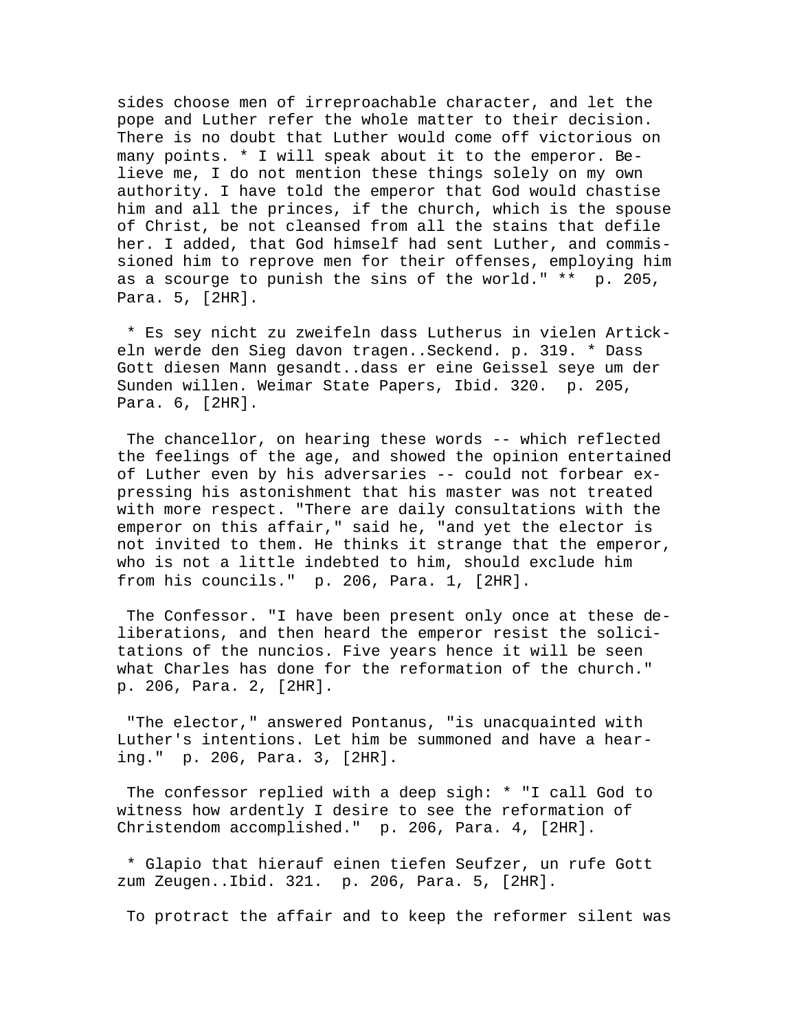sides choose men of irreproachable character, and let the pope and Luther refer the whole matter to their decision. There is no doubt that Luther would come off victorious on many points. * I will speak about it to the emperor. Believe me, I do not mention these things solely on my own authority. I have told the emperor that God would chastise him and all the princes, if the church, which is the spouse of Christ, be not cleansed from all the stains that defile her. I added, that God himself had sent Luther, and commissioned him to reprove men for their offenses, employing him as a scourge to punish the sins of the world." ** p. 205, Para. 5, [2HR].

* Es sey nicht zu zweifeln dass Lutherus in vielen Artickeln werde den Sieg davon tragen..Seckend. p. 319. * Dass Gott diesen Mann gesandt..dass er eine Geissel seye um der Sunden willen. Weimar State Papers, Ibid. 320. p. 205, Para. 6, [2HR].

The chancellor, on hearing these words -- which reflected the feelings of the age, and showed the opinion entertained of Luther even by his adversaries -- could not forbear expressing his astonishment that his master was not treated with more respect. "There are daily consultations with the emperor on this affair," said he, "and yet the elector is not invited to them. He thinks it strange that the emperor, who is not a little indebted to him, should exclude him from his councils." p. 206, Para. 1, [2HR].

The Confessor. "I have been present only once at these deliberations, and then heard the emperor resist the solicitations of the nuncios. Five years hence it will be seen what Charles has done for the reformation of the church." p. 206, Para. 2, [2HR].

"The elector," answered Pontanus, "is unacquainted with Luther's intentions. Let him be summoned and have a hearing." p. 206, Para. 3, [2HR].

The confessor replied with a deep sigh: * "I call God to witness how ardently I desire to see the reformation of Christendom accomplished." p. 206, Para. 4, [2HR].

* Glapio that hierauf einen tiefen Seufzer, un rufe Gott zum Zeugen..Ibid. 321. p. 206, Para. 5, [2HR].

To protract the affair and to keep the reformer silent was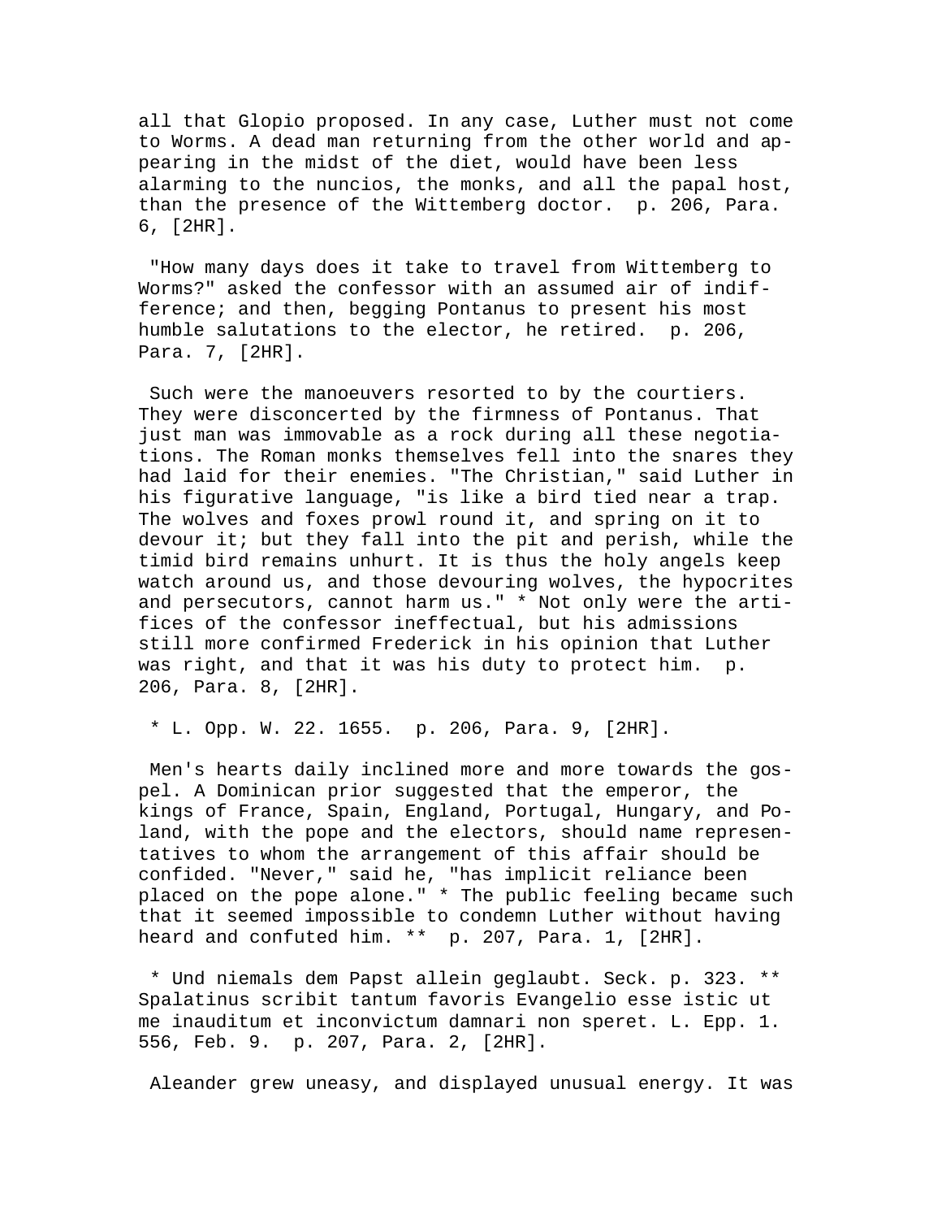all that Glopio proposed. In any case, Luther must not come to Worms. A dead man returning from the other world and appearing in the midst of the diet, would have been less alarming to the nuncios, the monks, and all the papal host, than the presence of the Wittemberg doctor. p. 206, Para. 6, [2HR].

"How many days does it take to travel from Wittemberg to Worms?" asked the confessor with an assumed air of indifference; and then, begging Pontanus to present his most humble salutations to the elector, he retired. p. 206, Para. 7, [2HR].

Such were the manoeuvers resorted to by the courtiers. They were disconcerted by the firmness of Pontanus. That just man was immovable as a rock during all these negotiations. The Roman monks themselves fell into the snares they had laid for their enemies. "The Christian," said Luther in his figurative language, "is like a bird tied near a trap. The wolves and foxes prowl round it, and spring on it to devour it; but they fall into the pit and perish, while the timid bird remains unhurt. It is thus the holy angels keep watch around us, and those devouring wolves, the hypocrites and persecutors, cannot harm us." * Not only were the artifices of the confessor ineffectual, but his admissions still more confirmed Frederick in his opinion that Luther was right, and that it was his duty to protect him. p. 206, Para. 8, [2HR].

* L. Opp. W. 22. 1655. p. 206, Para. 9, [2HR].

Men's hearts daily inclined more and more towards the gospel. A Dominican prior suggested that the emperor, the kings of France, Spain, England, Portugal, Hungary, and Poland, with the pope and the electors, should name representatives to whom the arrangement of this affair should be confided. "Never," said he, "has implicit reliance been placed on the pope alone." * The public feeling became such that it seemed impossible to condemn Luther without having heard and confuted him. ** p. 207, Para. 1, [2HR].

* Und niemals dem Papst allein geglaubt. Seck. p. 323. ** Spalatinus scribit tantum favoris Evangelio esse istic ut me inauditum et inconvictum damnari non speret. L. Epp. 1. 556, Feb. 9. p. 207, Para. 2, [2HR].

Aleander grew uneasy, and displayed unusual energy. It was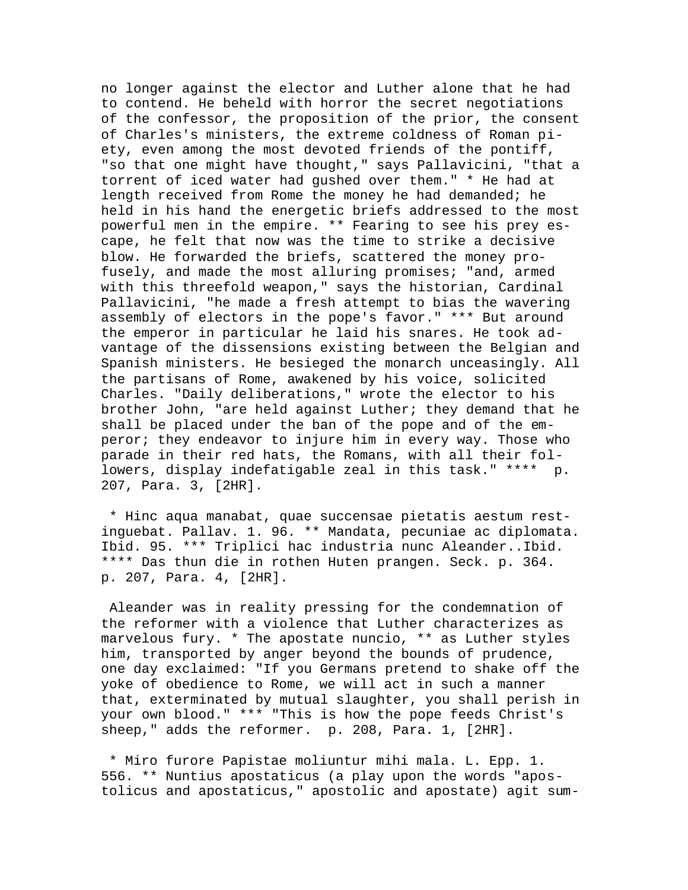no longer against the elector and Luther alone that he had to contend. He beheld with horror the secret negotiations of the confessor, the proposition of the prior, the consent of Charles's ministers, the extreme coldness of Roman piety, even among the most devoted friends of the pontiff, "so that one might have thought," says Pallavicini, "that a torrent of iced water had gushed over them." * He had at length received from Rome the money he had demanded; he held in his hand the energetic briefs addressed to the most powerful men in the empire. ** Fearing to see his prey escape, he felt that now was the time to strike a decisive blow. He forwarded the briefs, scattered the money profusely, and made the most alluring promises; "and, armed with this threefold weapon," says the historian, Cardinal Pallavicini, "he made a fresh attempt to bias the wavering assembly of electors in the pope's favor." *** But around the emperor in particular he laid his snares. He took advantage of the dissensions existing between the Belgian and Spanish ministers. He besieged the monarch unceasingly. All the partisans of Rome, awakened by his voice, solicited Charles. "Daily deliberations," wrote the elector to his brother John, "are held against Luther; they demand that he shall be placed under the ban of the pope and of the emperor; they endeavor to injure him in every way. Those who parade in their red hats, the Romans, with all their followers, display indefatigable zeal in this task." **** p. 207, Para. 3, [2HR].

* Hinc aqua manabat, quae succensae pietatis aestum restinguebat. Pallav. 1. 96. ** Mandata, pecuniae ac diplomata. Ibid. 95. *** Triplici hac industria nunc Aleander..Ibid. **** Das thun die in rothen Huten prangen. Seck. p. 364. p. 207, Para. 4, [2HR].

Aleander was in reality pressing for the condemnation of the reformer with a violence that Luther characterizes as marvelous fury. * The apostate nuncio, ** as Luther styles him, transported by anger beyond the bounds of prudence, one day exclaimed: "If you Germans pretend to shake off the yoke of obedience to Rome, we will act in such a manner that, exterminated by mutual slaughter, you shall perish in your own blood." *** "This is how the pope feeds Christ's sheep," adds the reformer. p. 208, Para. 1, [2HR].

* Miro furore Papistae moliuntur mihi mala. L. Epp. 1. 556. ** Nuntius apostaticus (a play upon the words "apostolicus and apostaticus," apostolic and apostate) agit sum-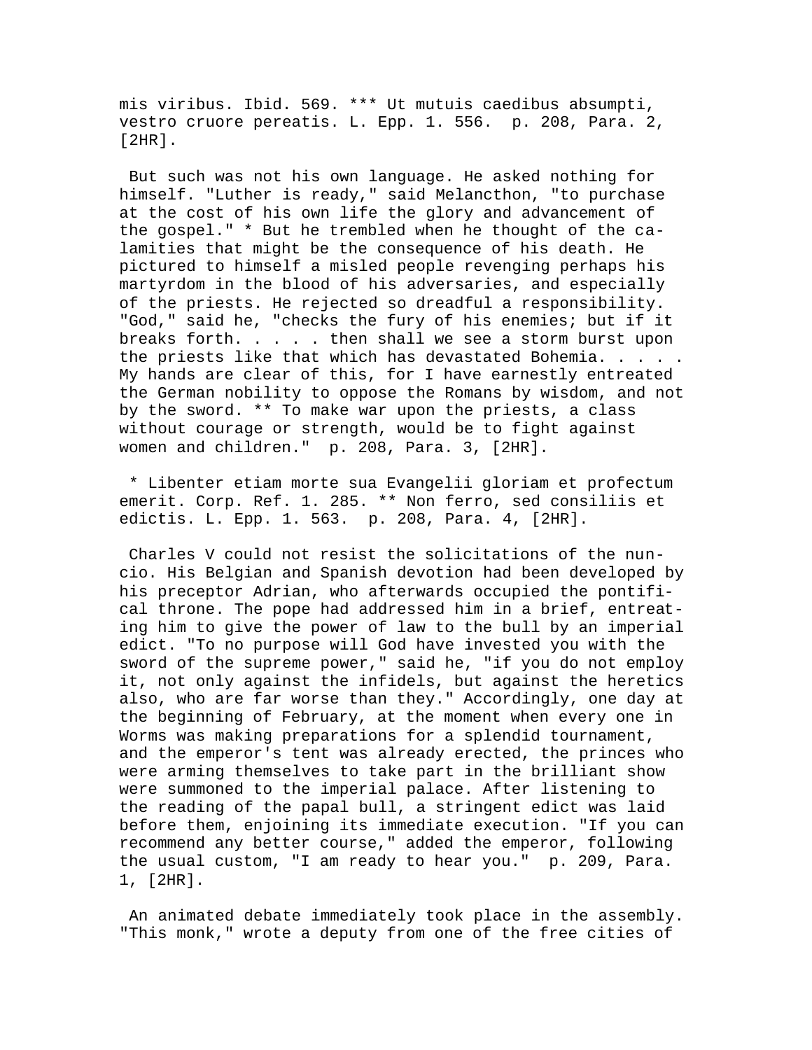mis viribus. Ibid. 569. *** Ut mutuis caedibus absumpti, vestro cruore pereatis. L. Epp. 1. 556. p. 208, Para. 2, [2HR].

But such was not his own language. He asked nothing for himself. "Luther is ready," said Melancthon, "to purchase at the cost of his own life the glory and advancement of the gospel." * But he trembled when he thought of the calamities that might be the consequence of his death. He pictured to himself a misled people revenging perhaps his martyrdom in the blood of his adversaries, and especially of the priests. He rejected so dreadful a responsibility. "God," said he, "checks the fury of his enemies; but if it breaks forth. . . . . then shall we see a storm burst upon the priests like that which has devastated Bohemia. . . . . My hands are clear of this, for I have earnestly entreated the German nobility to oppose the Romans by wisdom, and not by the sword. ** To make war upon the priests, a class without courage or strength, would be to fight against women and children." p. 208, Para. 3, [2HR].

* Libenter etiam morte sua Evangelii gloriam et profectum emerit. Corp. Ref. 1. 285. ** Non ferro, sed consiliis et edictis. L. Epp. 1. 563. p. 208, Para. 4, [2HR].

Charles V could not resist the solicitations of the nuncio. His Belgian and Spanish devotion had been developed by his preceptor Adrian, who afterwards occupied the pontifical throne. The pope had addressed him in a brief, entreating him to give the power of law to the bull by an imperial edict. "To no purpose will God have invested you with the sword of the supreme power," said he, "if you do not employ it, not only against the infidels, but against the heretics also, who are far worse than they." Accordingly, one day at the beginning of February, at the moment when every one in Worms was making preparations for a splendid tournament, and the emperor's tent was already erected, the princes who were arming themselves to take part in the brilliant show were summoned to the imperial palace. After listening to the reading of the papal bull, a stringent edict was laid before them, enjoining its immediate execution. "If you can recommend any better course," added the emperor, following the usual custom, "I am ready to hear you." p. 209, Para. 1, [2HR].

An animated debate immediately took place in the assembly. "This monk," wrote a deputy from one of the free cities of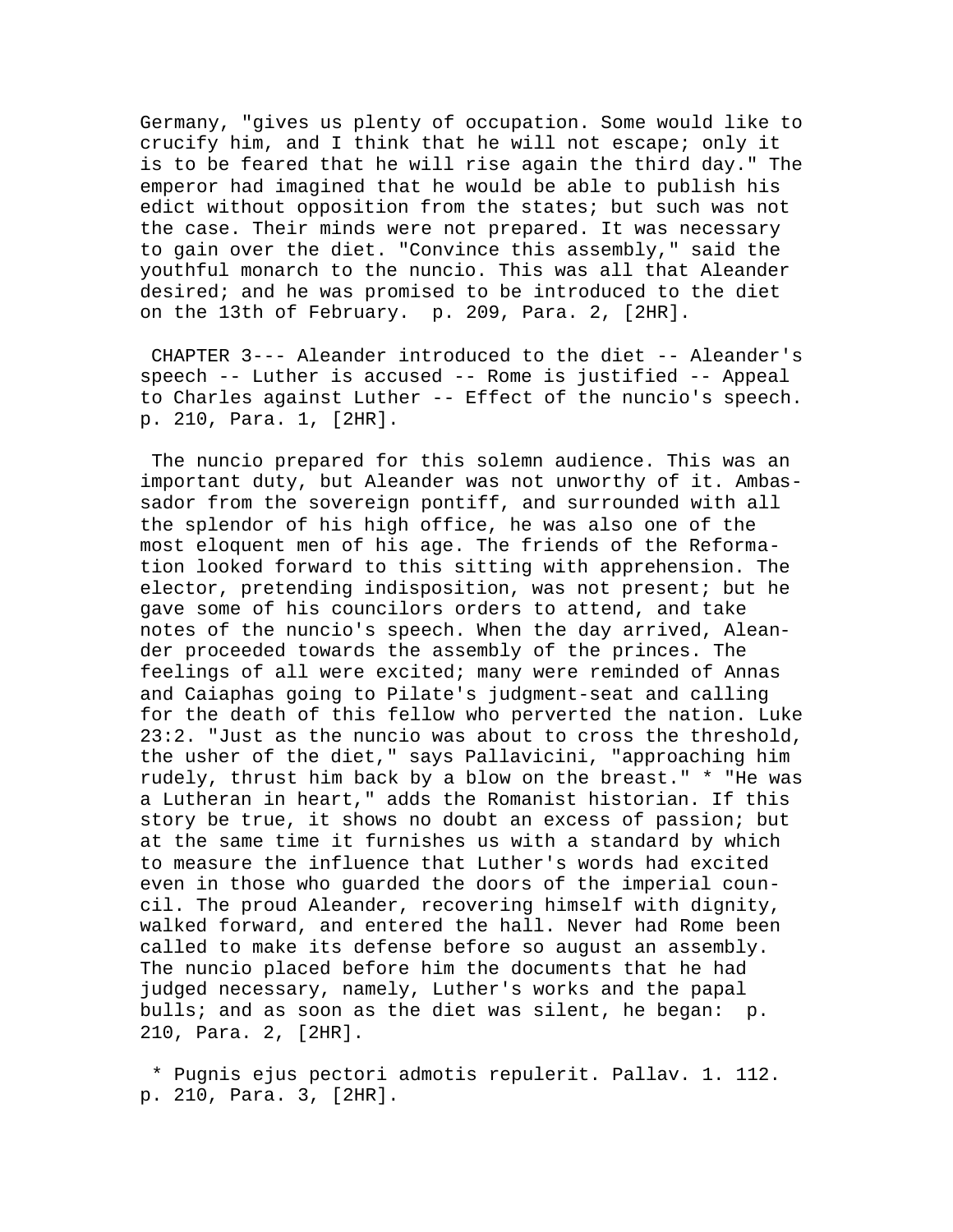Germany, "gives us plenty of occupation. Some would like to crucify him, and I think that he will not escape; only it is to be feared that he will rise again the third day." The emperor had imagined that he would be able to publish his edict without opposition from the states; but such was not the case. Their minds were not prepared. It was necessary to gain over the diet. "Convince this assembly," said the youthful monarch to the nuncio. This was all that Aleander desired; and he was promised to be introduced to the diet on the 13th of February. p. 209, Para. 2, [2HR].

CHAPTER 3--- Aleander introduced to the diet -- Aleander's speech -- Luther is accused -- Rome is justified -- Appeal to Charles against Luther -- Effect of the nuncio's speech. p. 210, Para. 1, [2HR].

The nuncio prepared for this solemn audience. This was an important duty, but Aleander was not unworthy of it. Ambassador from the sovereign pontiff, and surrounded with all the splendor of his high office, he was also one of the most eloquent men of his age. The friends of the Reformation looked forward to this sitting with apprehension. The elector, pretending indisposition, was not present; but he gave some of his councilors orders to attend, and take notes of the nuncio's speech. When the day arrived, Aleander proceeded towards the assembly of the princes. The feelings of all were excited; many were reminded of Annas and Caiaphas going to Pilate's judgment-seat and calling for the death of this fellow who perverted the nation. Luke 23:2. "Just as the nuncio was about to cross the threshold, the usher of the diet," says Pallavicini, "approaching him rudely, thrust him back by a blow on the breast." * "He was a Lutheran in heart," adds the Romanist historian. If this story be true, it shows no doubt an excess of passion; but at the same time it furnishes us with a standard by which to measure the influence that Luther's words had excited even in those who guarded the doors of the imperial council. The proud Aleander, recovering himself with dignity, walked forward, and entered the hall. Never had Rome been called to make its defense before so august an assembly. The nuncio placed before him the documents that he had judged necessary, namely, Luther's works and the papal bulls; and as soon as the diet was silent, he began: p. 210, Para. 2, [2HR].

\* Pugnis ejus pectori admotis repulerit. Pallav. 1. 112. p. 210, Para. 3, [2HR].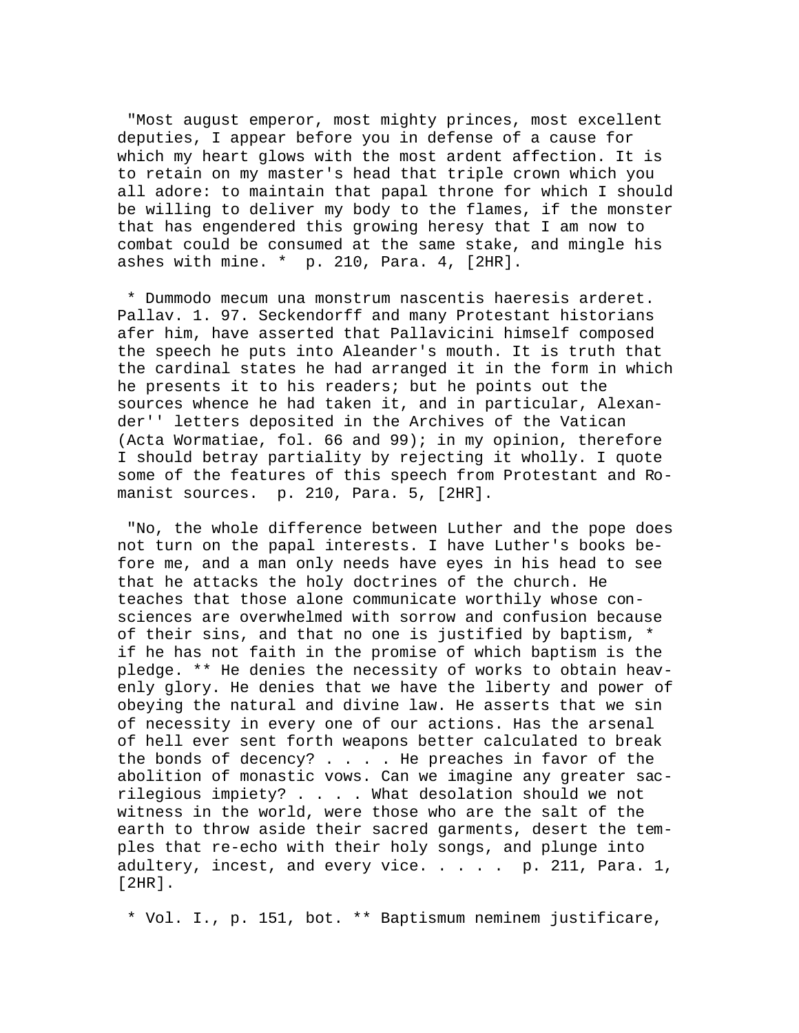"Most august emperor, most mighty princes, most excellent deputies, I appear before you in defense of a cause for which my heart glows with the most ardent affection. It is to retain on my master's head that triple crown which you all adore: to maintain that papal throne for which I should be willing to deliver my body to the flames, if the monster that has engendered this growing heresy that I am now to combat could be consumed at the same stake, and mingle his ashes with mine. *  p. 210, Para. 4, [2HR].

* Dummodo mecum una monstrum nascentis haeresis arderet. Pallav. 1. 97. Seckendorff and many Protestant historians afer him, have asserted that Pallavicini himself composed the speech he puts into Aleander's mouth. It is truth that the cardinal states he had arranged it in the form in which he presents it to his readers; but he points out the sources whence he had taken it, and in particular, Alexander'' letters deposited in the Archives of the Vatican (Acta Wormatiae, fol. 66 and 99); in my opinion, therefore I should betray partiality by rejecting it wholly. I quote some of the features of this speech from Protestant and Romanist sources.  p. 210, Para. 5, [2HR].

"No, the whole difference between Luther and the pope does not turn on the papal interests. I have Luther's books before me, and a man only needs have eyes in his head to see that he attacks the holy doctrines of the church. He teaches that those alone communicate worthily whose consciences are overwhelmed with sorrow and confusion because of their sins, and that no one is justified by baptism, * if he has not faith in the promise of which baptism is the pledge. ** He denies the necessity of works to obtain heavenly glory. He denies that we have the liberty and power of obeying the natural and divine law. He asserts that we sin of necessity in every one of our actions. Has the arsenal of hell ever sent forth weapons better calculated to break the bonds of decency? . . . . He preaches in favor of the abolition of monastic vows. Can we imagine any greater sacrilegious impiety? . . . . What desolation should we not witness in the world, were those who are the salt of the earth to throw aside their sacred garments, desert the temples that re-echo with their holy songs, and plunge into adultery, incest, and every vice. . . . .  p. 211, Para. 1, [2HR].

* Vol. I., p. 151, bot. ** Baptismum neminem justificare,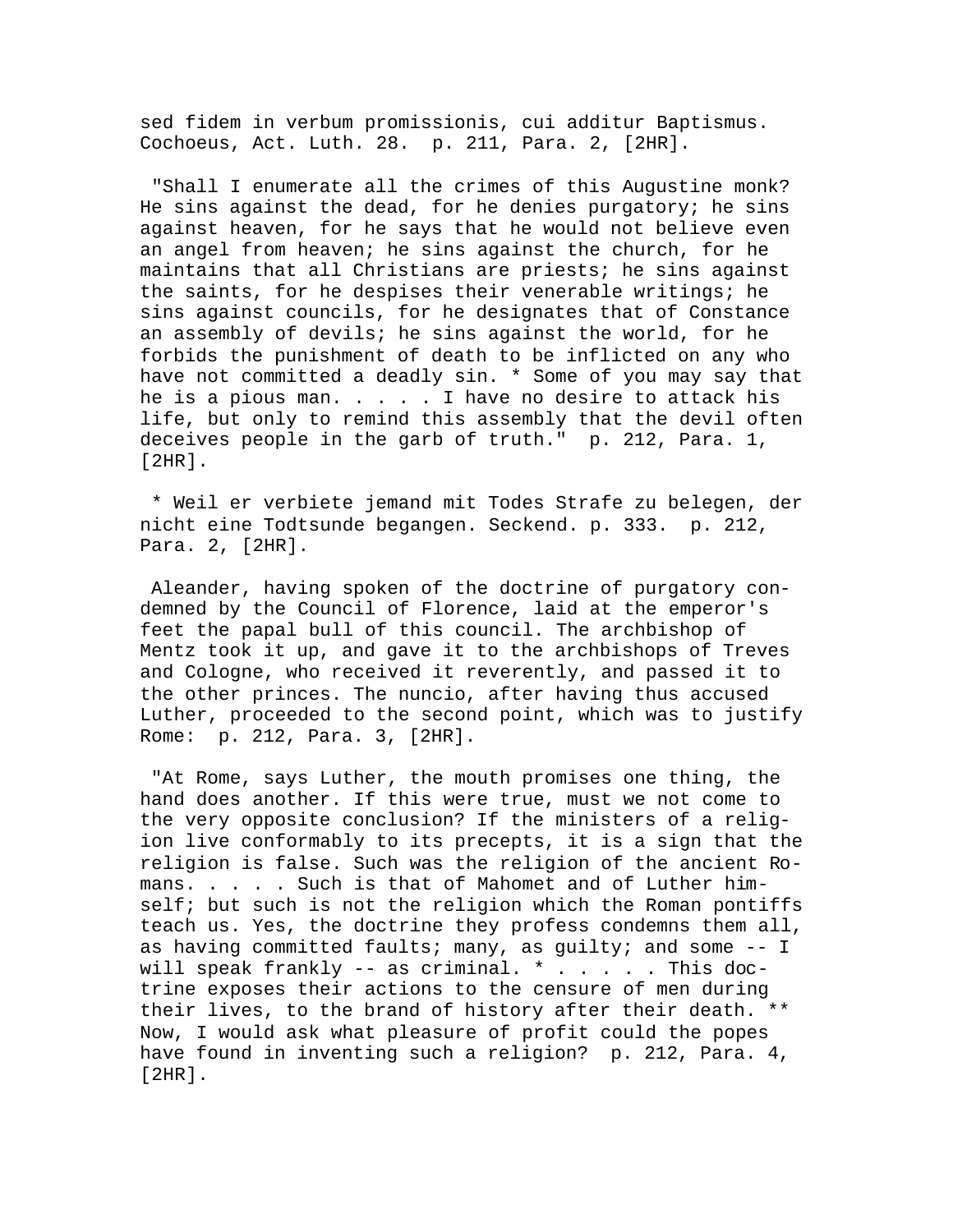sed fidem in verbum promissionis, cui additur Baptismus. Cochoeus, Act. Luth. 28.  p. 211, Para. 2, [2HR].

"Shall I enumerate all the crimes of this Augustine monk? He sins against the dead, for he denies purgatory; he sins against heaven, for he says that he would not believe even an angel from heaven; he sins against the church, for he maintains that all Christians are priests; he sins against the saints, for he despises their venerable writings; he sins against councils, for he designates that of Constance an assembly of devils; he sins against the world, for he forbids the punishment of death to be inflicted on any who have not committed a deadly sin. * Some of you may say that he is a pious man. . . . . I have no desire to attack his life, but only to remind this assembly that the devil often deceives people in the garb of truth."  p. 212, Para. 1, [2HR].

* Weil er verbiete jemand mit Todes Strafe zu belegen, der nicht eine Todtsunde begangen. Seckend. p. 333.  p. 212, Para. 2, [2HR].

Aleander, having spoken of the doctrine of purgatory condemned by the Council of Florence, laid at the emperor's feet the papal bull of this council. The archbishop of Mentz took it up, and gave it to the archbishops of Treves and Cologne, who received it reverently, and passed it to the other princes. The nuncio, after having thus accused Luther, proceeded to the second point, which was to justify Rome:  p. 212, Para. 3, [2HR].

"At Rome, says Luther, the mouth promises one thing, the hand does another. If this were true, must we not come to the very opposite conclusion? If the ministers of a religion live conformably to its precepts, it is a sign that the religion is false. Such was the religion of the ancient Romans. . . . . Such is that of Mahomet and of Luther himself; but such is not the religion which the Roman pontiffs teach us. Yes, the doctrine they profess condemns them all, as having committed faults; many, as guilty; and some -- I will speak frankly -- as criminal. * . . . . . This doctrine exposes their actions to the censure of men during their lives, to the brand of history after their death. ** Now, I would ask what pleasure of profit could the popes have found in inventing such a religion?  p. 212, Para. 4, [2HR].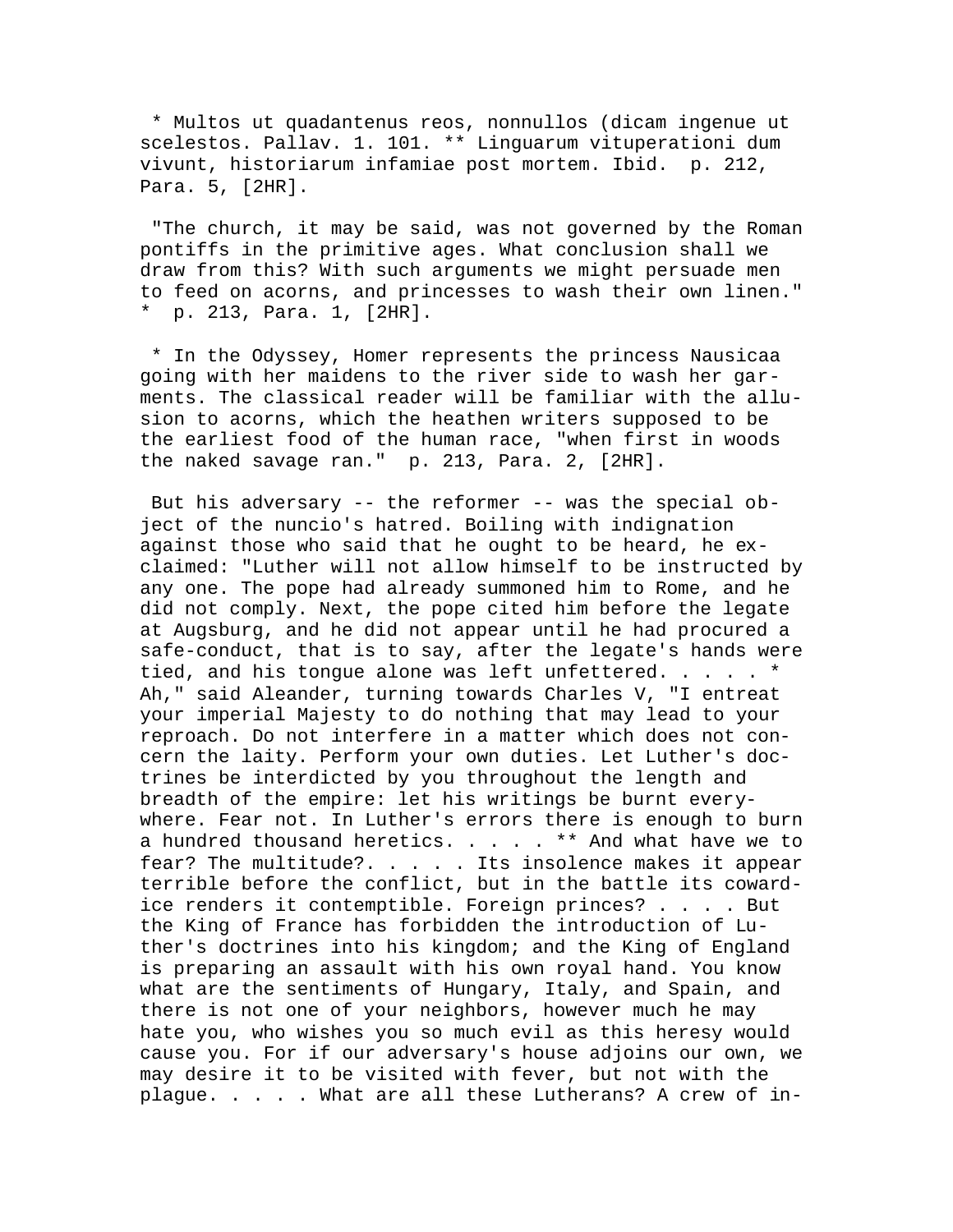* Multos ut quadantenus reos, nonnullos (dicam ingenue ut scelestos. Pallav. 1. 101. ** Linguarum vituperationi dum vivunt, historiarum infamiae post mortem. Ibid.  p. 212, Para. 5, [2HR].

"The church, it may be said, was not governed by the Roman pontiffs in the primitive ages. What conclusion shall we draw from this? With such arguments we might persuade men to feed on acorns, and princesses to wash their own linen." *  p. 213, Para. 1, [2HR].

* In the Odyssey, Homer represents the princess Nausicaa going with her maidens to the river side to wash her garments. The classical reader will be familiar with the allusion to acorns, which the heathen writers supposed to be the earliest food of the human race, "when first in woods the naked savage ran."  p. 213, Para. 2, [2HR].

But his adversary -- the reformer -- was the special object of the nuncio's hatred. Boiling with indignation against those who said that he ought to be heard, he exclaimed: "Luther will not allow himself to be instructed by any one. The pope had already summoned him to Rome, and he did not comply. Next, the pope cited him before the legate at Augsburg, and he did not appear until he had procured a safe-conduct, that is to say, after the legate's hands were tied, and his tongue alone was left unfettered. . . . . * Ah," said Aleander, turning towards Charles V, "I entreat your imperial Majesty to do nothing that may lead to your reproach. Do not interfere in a matter which does not concern the laity. Perform your own duties. Let Luther's doctrines be interdicted by you throughout the length and breadth of the empire: let his writings be burnt everywhere. Fear not. In Luther's errors there is enough to burn a hundred thousand heretics. . . . . ** And what have we to fear? The multitude?. . . . . Its insolence makes it appear terrible before the conflict, but in the battle its cowardice renders it contemptible. Foreign princes? . . . . But the King of France has forbidden the introduction of Luther's doctrines into his kingdom; and the King of England is preparing an assault with his own royal hand. You know what are the sentiments of Hungary, Italy, and Spain, and there is not one of your neighbors, however much he may hate you, who wishes you so much evil as this heresy would cause you. For if our adversary's house adjoins our own, we may desire it to be visited with fever, but not with the plague. . . . . What are all these Lutherans? A crew of in-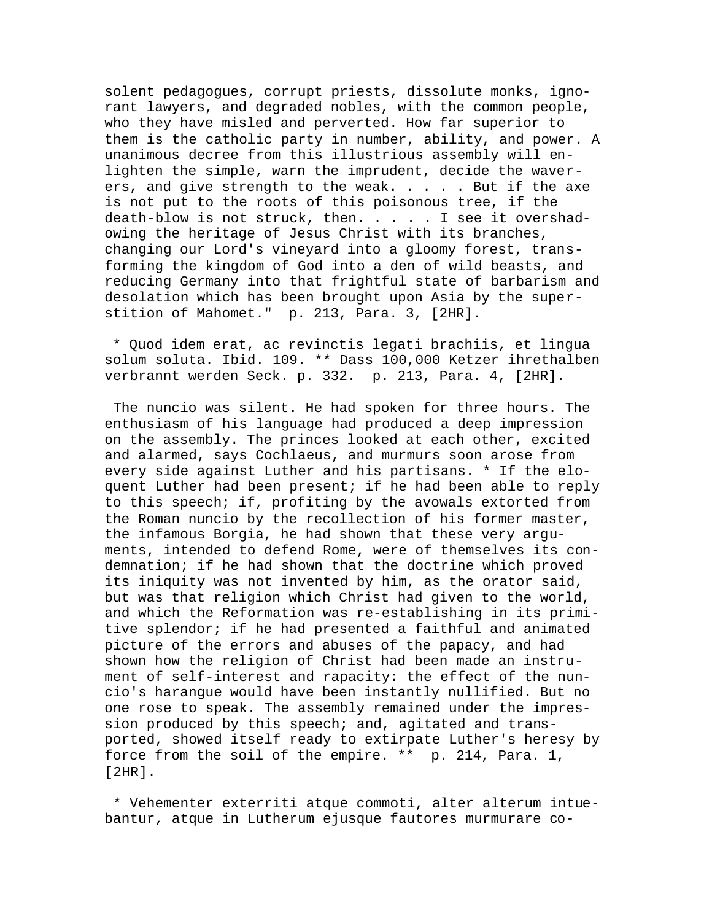solent pedagogues, corrupt priests, dissolute monks, ignorant lawyers, and degraded nobles, with the common people, who they have misled and perverted. How far superior to them is the catholic party in number, ability, and power. A unanimous decree from this illustrious assembly will enlighten the simple, warn the imprudent, decide the waverers, and give strength to the weak. . . . . But if the axe is not put to the roots of this poisonous tree, if the death-blow is not struck, then. . . . . I see it overshadowing the heritage of Jesus Christ with its branches, changing our Lord's vineyard into a gloomy forest, transforming the kingdom of God into a den of wild beasts, and reducing Germany into that frightful state of barbarism and desolation which has been brought upon Asia by the superstition of Mahomet."  p. 213, Para. 3, [2HR].

* Quod idem erat, ac revinctis legati brachiis, et lingua solum soluta. Ibid. 109. ** Dass 100,000 Ketzer ihrethalben verbrannt werden Seck. p. 332.  p. 213, Para. 4, [2HR].

The nuncio was silent. He had spoken for three hours. The enthusiasm of his language had produced a deep impression on the assembly. The princes looked at each other, excited and alarmed, says Cochlaeus, and murmurs soon arose from every side against Luther and his partisans. * If the eloquent Luther had been present; if he had been able to reply to this speech; if, profiting by the avowals extorted from the Roman nuncio by the recollection of his former master, the infamous Borgia, he had shown that these very arguments, intended to defend Rome, were of themselves its condemnation; if he had shown that the doctrine which proved its iniquity was not invented by him, as the orator said, but was that religion which Christ had given to the world, and which the Reformation was re-establishing in its primitive splendor; if he had presented a faithful and animated picture of the errors and abuses of the papacy, and had shown how the religion of Christ had been made an instrument of self-interest and rapacity: the effect of the nuncio's harangue would have been instantly nullified. But no one rose to speak. The assembly remained under the impression produced by this speech; and, agitated and transported, showed itself ready to extirpate Luther's heresy by force from the soil of the empire. **  p. 214, Para. 1, [2HR].

* Vehementer exterriti atque commoti, alter alterum intuebantur, atque in Lutherum ejusque fautores murmurare co-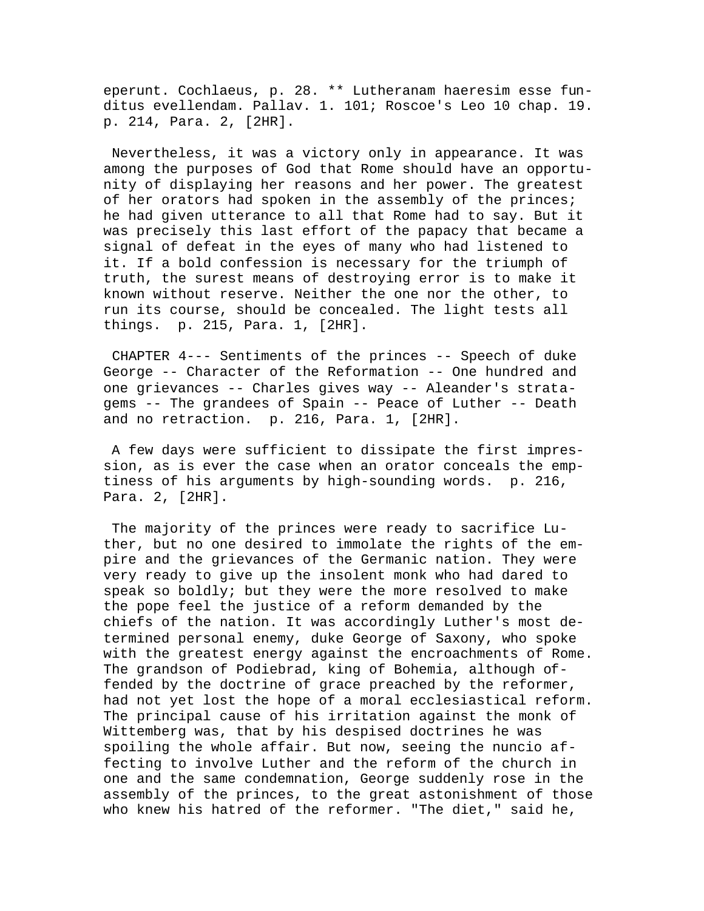eperunt. Cochlaeus, p. 28. ** Lutheranam haeresim esse funditus evellendam. Pallav. 1. 101; Roscoe's Leo 10 chap. 19. p. 214, Para. 2, [2HR].

Nevertheless, it was a victory only in appearance. It was among the purposes of God that Rome should have an opportunity of displaying her reasons and her power. The greatest of her orators had spoken in the assembly of the princes; he had given utterance to all that Rome had to say. But it was precisely this last effort of the papacy that became a signal of defeat in the eyes of many who had listened to it. If a bold confession is necessary for the triumph of truth, the surest means of destroying error is to make it known without reserve. Neither the one nor the other, to run its course, should be concealed. The light tests all things. p. 215, Para. 1, [2HR].

CHAPTER 4--- Sentiments of the princes -- Speech of duke George -- Character of the Reformation -- One hundred and one grievances -- Charles gives way -- Aleander's stratagems -- The grandees of Spain -- Peace of Luther -- Death and no retraction. p. 216, Para. 1, [2HR].

A few days were sufficient to dissipate the first impression, as is ever the case when an orator conceals the emptiness of his arguments by high-sounding words. p. 216, Para. 2, [2HR].

The majority of the princes were ready to sacrifice Luther, but no one desired to immolate the rights of the empire and the grievances of the Germanic nation. They were very ready to give up the insolent monk who had dared to speak so boldly; but they were the more resolved to make the pope feel the justice of a reform demanded by the chiefs of the nation. It was accordingly Luther's most determined personal enemy, duke George of Saxony, who spoke with the greatest energy against the encroachments of Rome. The grandson of Podiebrad, king of Bohemia, although offended by the doctrine of grace preached by the reformer, had not yet lost the hope of a moral ecclesiastical reform. The principal cause of his irritation against the monk of Wittemberg was, that by his despised doctrines he was spoiling the whole affair. But now, seeing the nuncio affecting to involve Luther and the reform of the church in one and the same condemnation, George suddenly rose in the assembly of the princes, to the great astonishment of those who knew his hatred of the reformer. "The diet," said he,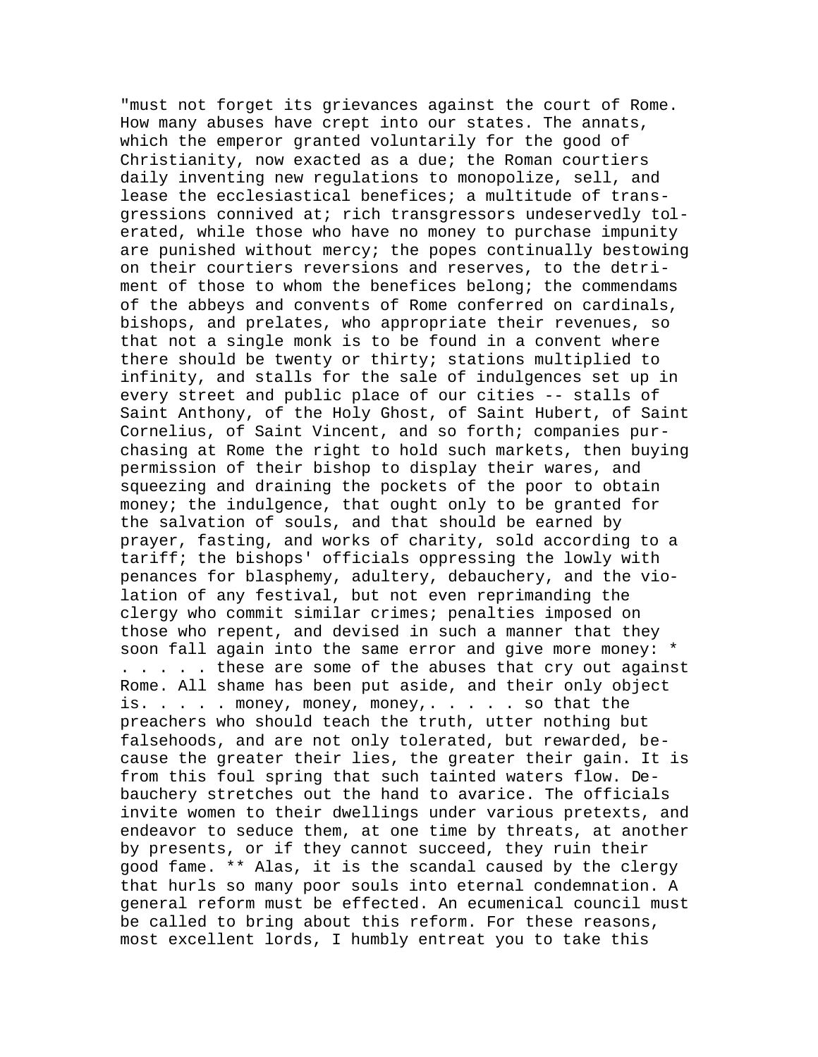"must not forget its grievances against the court of Rome. How many abuses have crept into our states. The annats, which the emperor granted voluntarily for the good of Christianity, now exacted as a due; the Roman courtiers daily inventing new regulations to monopolize, sell, and lease the ecclesiastical benefices; a multitude of transgressions connived at; rich transgressors undeservedly tolerated, while those who have no money to purchase impunity are punished without mercy; the popes continually bestowing on their courtiers reversions and reserves, to the detriment of those to whom the benefices belong; the commendams of the abbeys and convents of Rome conferred on cardinals, bishops, and prelates, who appropriate their revenues, so that not a single monk is to be found in a convent where there should be twenty or thirty; stations multiplied to infinity, and stalls for the sale of indulgences set up in every street and public place of our cities -- stalls of Saint Anthony, of the Holy Ghost, of Saint Hubert, of Saint Cornelius, of Saint Vincent, and so forth; companies purchasing at Rome the right to hold such markets, then buying permission of their bishop to display their wares, and squeezing and draining the pockets of the poor to obtain money; the indulgence, that ought only to be granted for the salvation of souls, and that should be earned by prayer, fasting, and works of charity, sold according to a tariff; the bishops' officials oppressing the lowly with penances for blasphemy, adultery, debauchery, and the violation of any festival, but not even reprimanding the clergy who commit similar crimes; penalties imposed on those who repent, and devised in such a manner that they soon fall again into the same error and give more money: * . . . . . these are some of the abuses that cry out against Rome. All shame has been put aside, and their only object is. . . . . money, money, money,. . . . . so that the preachers who should teach the truth, utter nothing but falsehoods, and are not only tolerated, but rewarded, because the greater their lies, the greater their gain. It is from this foul spring that such tainted waters flow. Debauchery stretches out the hand to avarice. The officials invite women to their dwellings under various pretexts, and endeavor to seduce them, at one time by threats, at another by presents, or if they cannot succeed, they ruin their good fame. ** Alas, it is the scandal caused by the clergy that hurls so many poor souls into eternal condemnation. A general reform must be effected. An ecumenical council must be called to bring about this reform. For these reasons, most excellent lords, I humbly entreat you to take this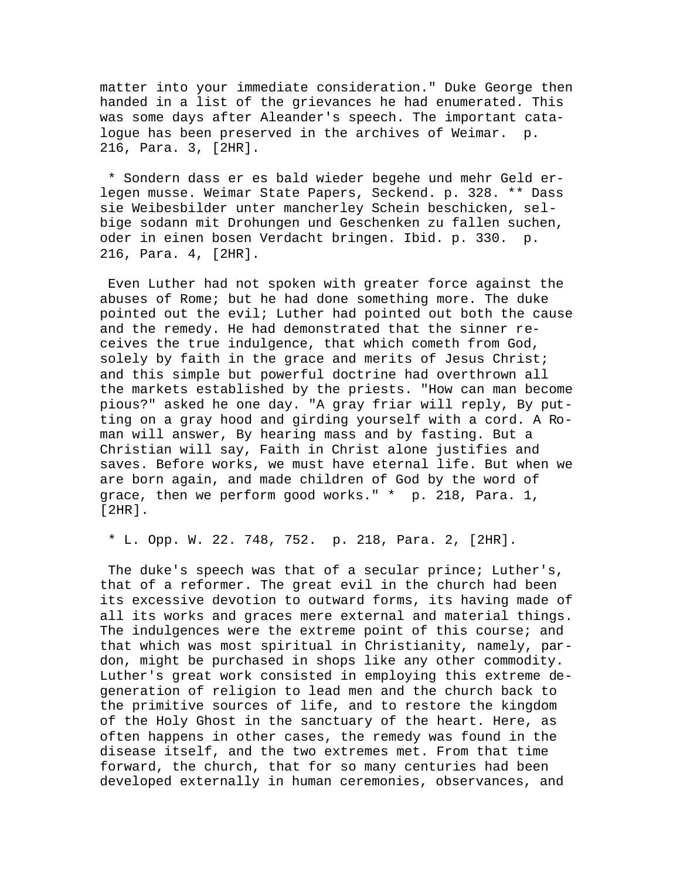matter into your immediate consideration." Duke George then handed in a list of the grievances he had enumerated. This was some days after Aleander's speech. The important catalogue has been preserved in the archives of Weimar. p. 216, Para. 3, [2HR].

* Sondern dass er es bald wieder begehe und mehr Geld erlegen musse. Weimar State Papers, Seckend. p. 328. ** Dass sie Weibesbilder unter mancherley Schein beschicken, selbige sodann mit Drohungen und Geschenken zu fallen suchen, oder in einen bosen Verdacht bringen. Ibid. p. 330. p. 216, Para. 4, [2HR].

Even Luther had not spoken with greater force against the abuses of Rome; but he had done something more. The duke pointed out the evil; Luther had pointed out both the cause and the remedy. He had demonstrated that the sinner receives the true indulgence, that which cometh from God, solely by faith in the grace and merits of Jesus Christ; and this simple but powerful doctrine had overthrown all the markets established by the priests. "How can man become pious?" asked he one day. "A gray friar will reply, By putting on a gray hood and girding yourself with a cord. A Roman will answer, By hearing mass and by fasting. But a Christian will say, Faith in Christ alone justifies and saves. Before works, we must have eternal life. But when we are born again, and made children of God by the word of grace, then we perform good works." * p. 218, Para. 1, [2HR].

* L. Opp. W. 22. 748, 752. p. 218, Para. 2, [2HR].

The duke's speech was that of a secular prince; Luther's, that of a reformer. The great evil in the church had been its excessive devotion to outward forms, its having made of all its works and graces mere external and material things. The indulgences were the extreme point of this course; and that which was most spiritual in Christianity, namely, pardon, might be purchased in shops like any other commodity. Luther's great work consisted in employing this extreme degeneration of religion to lead men and the church back to the primitive sources of life, and to restore the kingdom of the Holy Ghost in the sanctuary of the heart. Here, as often happens in other cases, the remedy was found in the disease itself, and the two extremes met. From that time forward, the church, that for so many centuries had been developed externally in human ceremonies, observances, and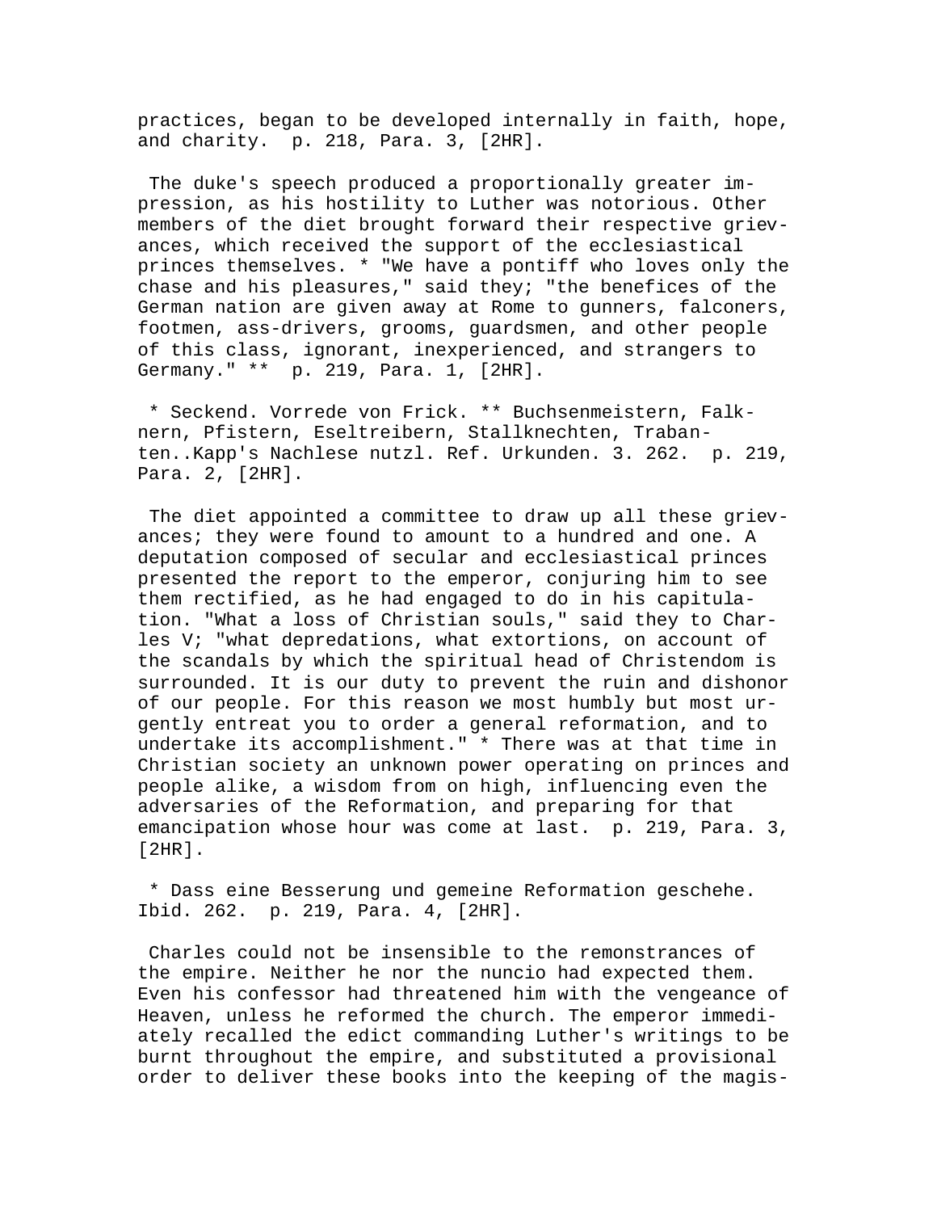practices, began to be developed internally in faith, hope, and charity. p. 218, Para. 3, [2HR].

The duke's speech produced a proportionally greater impression, as his hostility to Luther was notorious. Other members of the diet brought forward their respective grievances, which received the support of the ecclesiastical princes themselves. * "We have a pontiff who loves only the chase and his pleasures," said they; "the benefices of the German nation are given away at Rome to gunners, falconers, footmen, ass-drivers, grooms, guardsmen, and other people of this class, ignorant, inexperienced, and strangers to Germany." ** p. 219, Para. 1, [2HR].

* Seckend. Vorrede von Frick. ** Buchsenmeistern, Falknern, Pfistern, Eseltreibern, Stallknechten, Trabanten..Kapp's Nachlese nutzl. Ref. Urkunden. 3. 262. p. 219, Para. 2, [2HR].

The diet appointed a committee to draw up all these grievances; they were found to amount to a hundred and one. A deputation composed of secular and ecclesiastical princes presented the report to the emperor, conjuring him to see them rectified, as he had engaged to do in his capitulation. "What a loss of Christian souls," said they to Charles V; "what depredations, what extortions, on account of the scandals by which the spiritual head of Christendom is surrounded. It is our duty to prevent the ruin and dishonor of our people. For this reason we most humbly but most urgently entreat you to order a general reformation, and to undertake its accomplishment." * There was at that time in Christian society an unknown power operating on princes and people alike, a wisdom from on high, influencing even the adversaries of the Reformation, and preparing for that emancipation whose hour was come at last. p. 219, Para. 3, [2HR].

* Dass eine Besserung und gemeine Reformation geschehe. Ibid. 262. p. 219, Para. 4, [2HR].

Charles could not be insensible to the remonstrances of the empire. Neither he nor the nuncio had expected them. Even his confessor had threatened him with the vengeance of Heaven, unless he reformed the church. The emperor immediately recalled the edict commanding Luther's writings to be burnt throughout the empire, and substituted a provisional order to deliver these books into the keeping of the magis-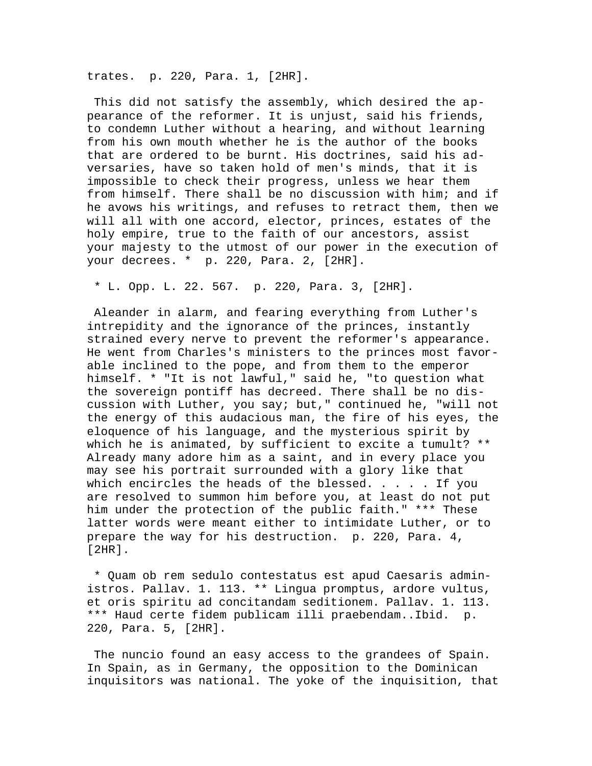trates. p. 220, Para. 1, [2HR].

This did not satisfy the assembly, which desired the appearance of the reformer. It is unjust, said his friends, to condemn Luther without a hearing, and without learning from his own mouth whether he is the author of the books that are ordered to be burnt. His doctrines, said his adversaries, have so taken hold of men's minds, that it is impossible to check their progress, unless we hear them from himself. There shall be no discussion with him; and if he avows his writings, and refuses to retract them, then we will all with one accord, elector, princes, estates of the holy empire, true to the faith of our ancestors, assist your majesty to the utmost of our power in the execution of your decrees. * p. 220, Para. 2, [2HR].

* L. Opp. L. 22. 567. p. 220, Para. 3, [2HR].

Aleander in alarm, and fearing everything from Luther's intrepidity and the ignorance of the princes, instantly strained every nerve to prevent the reformer's appearance. He went from Charles's ministers to the princes most favorable inclined to the pope, and from them to the emperor himself. * "It is not lawful," said he, "to question what the sovereign pontiff has decreed. There shall be no discussion with Luther, you say; but," continued he, "will not the energy of this audacious man, the fire of his eyes, the eloquence of his language, and the mysterious spirit by which he is animated, by sufficient to excite a tumult? ** Already many adore him as a saint, and in every place you may see his portrait surrounded with a glory like that which encircles the heads of the blessed. . . . . If you are resolved to summon him before you, at least do not put him under the protection of the public faith." *** These latter words were meant either to intimidate Luther, or to prepare the way for his destruction. p. 220, Para. 4, [2HR].

* Quam ob rem sedulo contestatus est apud Caesaris administros. Pallav. 1. 113. ** Lingua promptus, ardore vultus, et oris spiritu ad concitandam seditionem. Pallav. 1. 113. *** Haud certe fidem publicam illi praebendam..Ibid. p. 220, Para. 5, [2HR].

The nuncio found an easy access to the grandees of Spain. In Spain, as in Germany, the opposition to the Dominican inquisitors was national. The yoke of the inquisition, that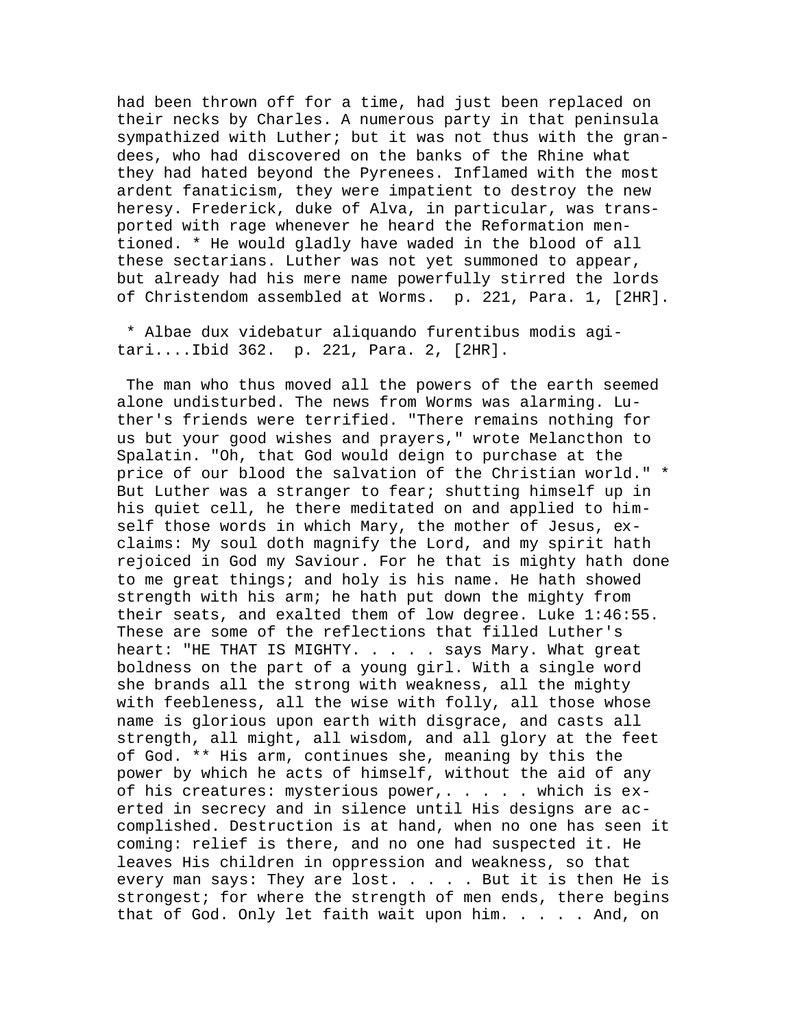had been thrown off for a time, had just been replaced on their necks by Charles. A numerous party in that peninsula sympathized with Luther; but it was not thus with the grandees, who had discovered on the banks of the Rhine what they had hated beyond the Pyrenees. Inflamed with the most ardent fanaticism, they were impatient to destroy the new heresy. Frederick, duke of Alva, in particular, was transported with rage whenever he heard the Reformation mentioned. * He would gladly have waded in the blood of all these sectarians. Luther was not yet summoned to appear, but already had his mere name powerfully stirred the lords of Christendom assembled at Worms. p. 221, Para. 1, [2HR].

* Albae dux videbatur aliquando furentibus modis agitari....Ibid 362. p. 221, Para. 2, [2HR].

The man who thus moved all the powers of the earth seemed alone undisturbed. The news from Worms was alarming. Luther's friends were terrified. "There remains nothing for us but your good wishes and prayers," wrote Melancthon to Spalatin. "Oh, that God would deign to purchase at the price of our blood the salvation of the Christian world." * But Luther was a stranger to fear; shutting himself up in his quiet cell, he there meditated on and applied to himself those words in which Mary, the mother of Jesus, exclaims: My soul doth magnify the Lord, and my spirit hath rejoiced in God my Saviour. For he that is mighty hath done to me great things; and holy is his name. He hath showed strength with his arm; he hath put down the mighty from their seats, and exalted them of low degree. Luke 1:46:55. These are some of the reflections that filled Luther's heart: "HE THAT IS MIGHTY. . . . . says Mary. What great boldness on the part of a young girl. With a single word she brands all the strong with weakness, all the mighty with feebleness, all the wise with folly, all those whose name is glorious upon earth with disgrace, and casts all strength, all might, all wisdom, and all glory at the feet of God. ** His arm, continues she, meaning by this the power by which he acts of himself, without the aid of any of his creatures: mysterious power,. . . . . which is exerted in secrecy and in silence until His designs are accomplished. Destruction is at hand, when no one has seen it coming: relief is there, and no one had suspected it. He leaves His children in oppression and weakness, so that every man says: They are lost. . . . . But it is then He is strongest; for where the strength of men ends, there begins that of God. Only let faith wait upon him. . . . . And, on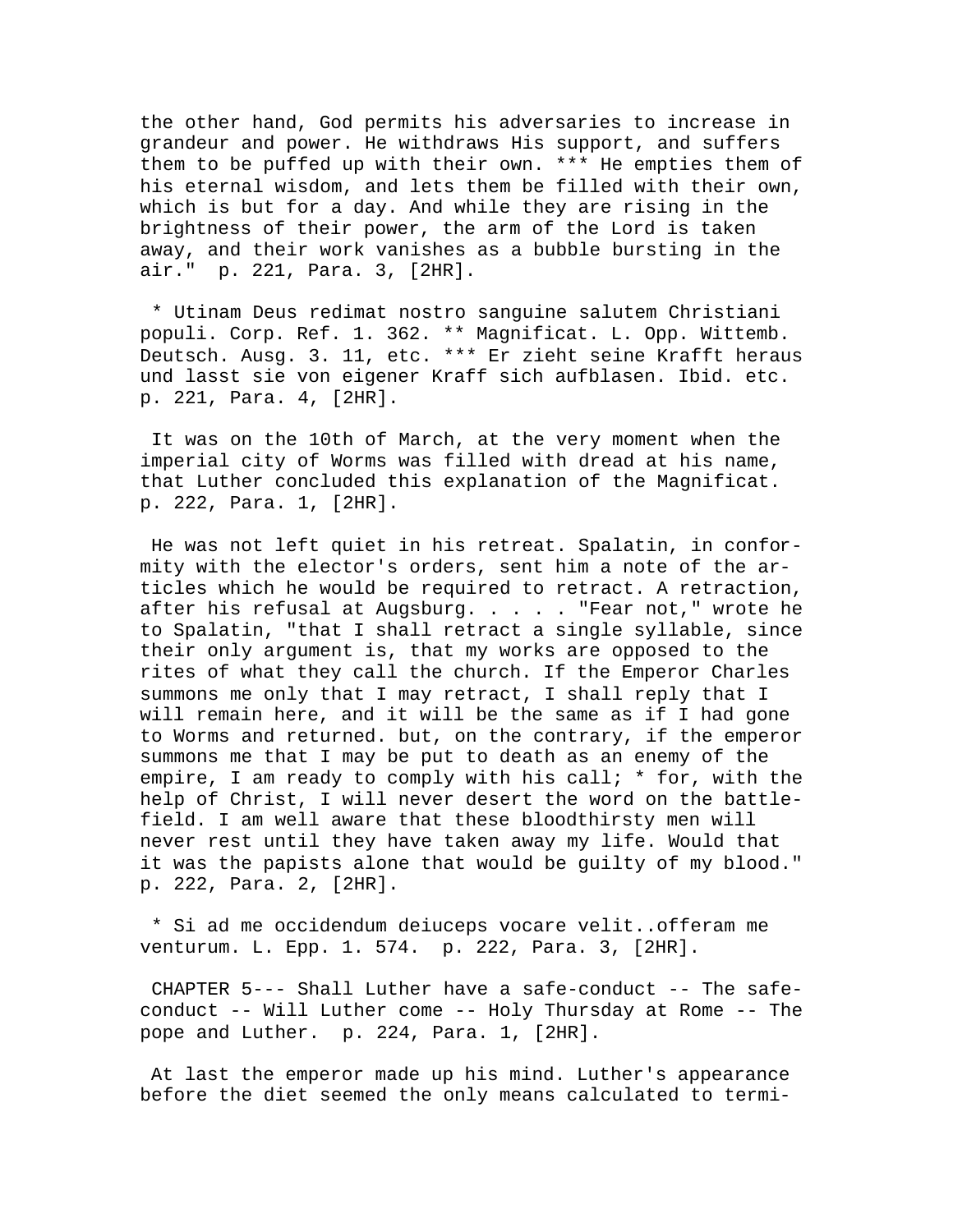the other hand, God permits his adversaries to increase in grandeur and power. He withdraws His support, and suffers them to be puffed up with their own. *** He empties them of his eternal wisdom, and lets them be filled with their own, which is but for a day. And while they are rising in the brightness of their power, the arm of the Lord is taken away, and their work vanishes as a bubble bursting in the air." p. 221, Para. 3, [2HR].

* Utinam Deus redimat nostro sanguine salutem Christiani populi. Corp. Ref. 1. 362. ** Magnificat. L. Opp. Wittemb. Deutsch. Ausg. 3. 11, etc. *** Er zieht seine Krafft heraus und lasst sie von eigener Kraff sich aufblasen. Ibid. etc. p. 221, Para. 4, [2HR].

It was on the 10th of March, at the very moment when the imperial city of Worms was filled with dread at his name, that Luther concluded this explanation of the Magnificat. p. 222, Para. 1, [2HR].

He was not left quiet in his retreat. Spalatin, in conformity with the elector's orders, sent him a note of the articles which he would be required to retract. A retraction, after his refusal at Augsburg. . . . . "Fear not," wrote he to Spalatin, "that I shall retract a single syllable, since their only argument is, that my works are opposed to the rites of what they call the church. If the Emperor Charles summons me only that I may retract, I shall reply that I will remain here, and it will be the same as if I had gone to Worms and returned. but, on the contrary, if the emperor summons me that I may be put to death as an enemy of the empire, I am ready to comply with his call; * for, with the help of Christ, I will never desert the word on the battle-field. I am well aware that these bloodthirsty men will never rest until they have taken away my life. Would that it was the papists alone that would be guilty of my blood." p. 222, Para. 2, [2HR].

* Si ad me occidendum deiuceps vocare velit..offeram me venturum. L. Epp. 1. 574. p. 222, Para. 3, [2HR].

CHAPTER 5--- Shall Luther have a safe-conduct -- The safe-conduct -- Will Luther come -- Holy Thursday at Rome -- The pope and Luther. p. 224, Para. 1, [2HR].

At last the emperor made up his mind. Luther's appearance before the diet seemed the only means calculated to termi-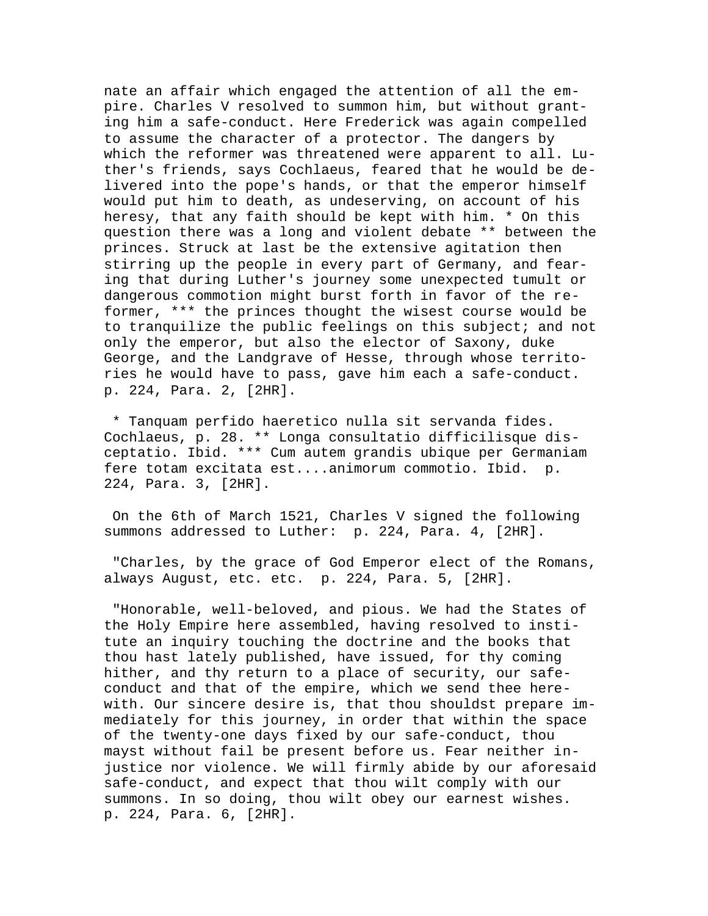nate an affair which engaged the attention of all the empire. Charles V resolved to summon him, but without granting him a safe-conduct. Here Frederick was again compelled to assume the character of a protector. The dangers by which the reformer was threatened were apparent to all. Luther's friends, says Cochlaeus, feared that he would be delivered into the pope's hands, or that the emperor himself would put him to death, as undeserving, on account of his heresy, that any faith should be kept with him. * On this question there was a long and violent debate ** between the princes. Struck at last be the extensive agitation then stirring up the people in every part of Germany, and fearing that during Luther's journey some unexpected tumult or dangerous commotion might burst forth in favor of the reformer, *** the princes thought the wisest course would be to tranquilize the public feelings on this subject; and not only the emperor, but also the elector of Saxony, duke George, and the Landgrave of Hesse, through whose territories he would have to pass, gave him each a safe-conduct. p. 224, Para. 2, [2HR].

* Tanquam perfido haeretico nulla sit servanda fides. Cochlaeus, p. 28. ** Longa consultatio difficilisque disceptatio. Ibid. *** Cum autem grandis ubique per Germaniam fere totam excitata est....animorum commotio. Ibid. p. 224, Para. 3, [2HR].

On the 6th of March 1521, Charles V signed the following summons addressed to Luther: p. 224, Para. 4, [2HR].

"Charles, by the grace of God Emperor elect of the Romans, always August, etc. etc. p. 224, Para. 5, [2HR].

"Honorable, well-beloved, and pious. We had the States of the Holy Empire here assembled, having resolved to institute an inquiry touching the doctrine and the books that thou hast lately published, have issued, for thy coming hither, and thy return to a place of security, our safe-conduct and that of the empire, which we send thee herewith. Our sincere desire is, that thou shouldst prepare immediately for this journey, in order that within the space of the twenty-one days fixed by our safe-conduct, thou mayst without fail be present before us. Fear neither injustice nor violence. We will firmly abide by our aforesaid safe-conduct, and expect that thou wilt comply with our summons. In so doing, thou wilt obey our earnest wishes. p. 224, Para. 6, [2HR].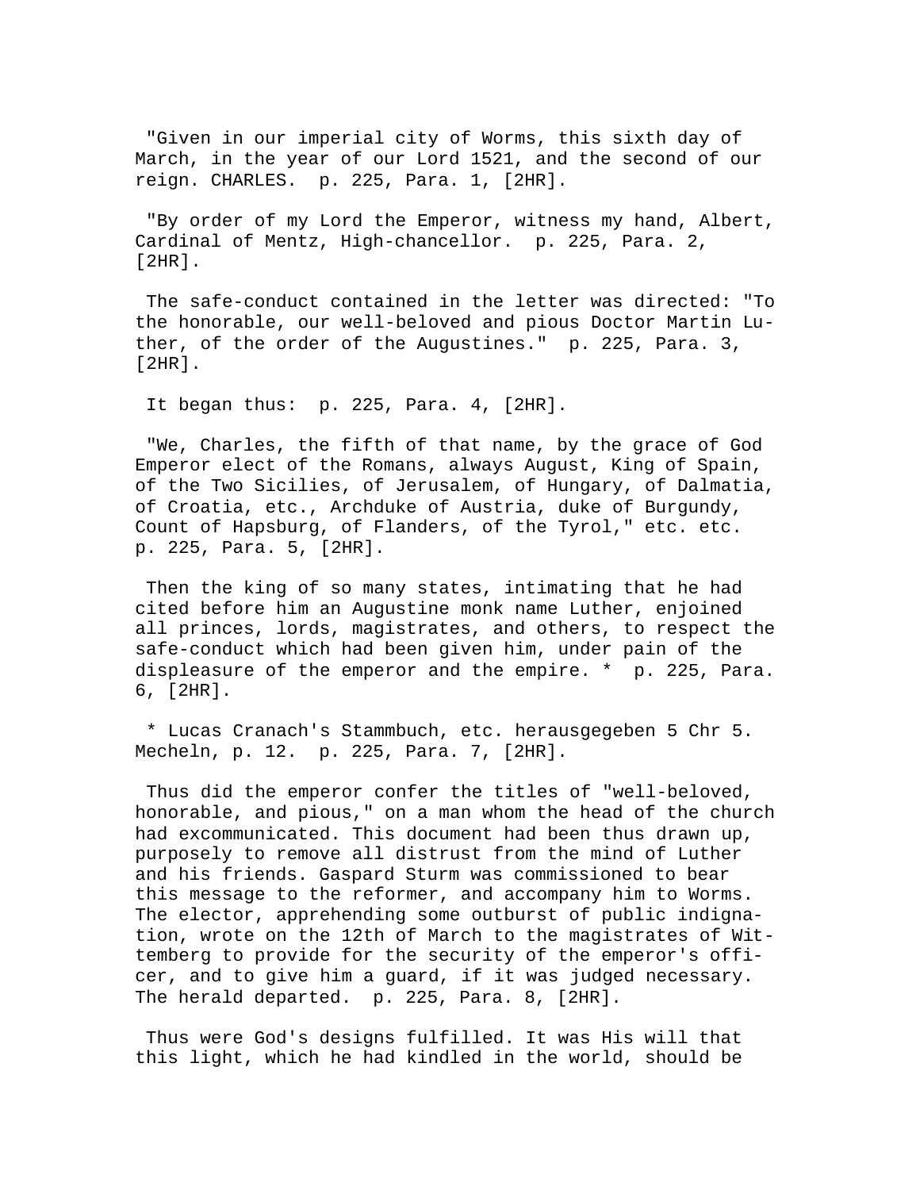"Given in our imperial city of Worms, this sixth day of March, in the year of our Lord 1521, and the second of our reign. CHARLES. p. 225, Para. 1, [2HR].

"By order of my Lord the Emperor, witness my hand, Albert, Cardinal of Mentz, High-chancellor. p. 225, Para. 2, [2HR].

The safe-conduct contained in the letter was directed: "To the honorable, our well-beloved and pious Doctor Martin Luther, of the order of the Augustines." p. 225, Para. 3, [2HR].

It began thus: p. 225, Para. 4, [2HR].

"We, Charles, the fifth of that name, by the grace of God Emperor elect of the Romans, always August, King of Spain, of the Two Sicilies, of Jerusalem, of Hungary, of Dalmatia, of Croatia, etc., Archduke of Austria, duke of Burgundy, Count of Hapsburg, of Flanders, of the Tyrol," etc. etc. p. 225, Para. 5, [2HR].

Then the king of so many states, intimating that he had cited before him an Augustine monk name Luther, enjoined all princes, lords, magistrates, and others, to respect the safe-conduct which had been given him, under pain of the displeasure of the emperor and the empire. * p. 225, Para. 6, [2HR].

* Lucas Cranach's Stammbuch, etc. herausgegeben 5 Chr 5. Mecheln, p. 12. p. 225, Para. 7, [2HR].

Thus did the emperor confer the titles of "well-beloved, honorable, and pious," on a man whom the head of the church had excommunicated. This document had been thus drawn up, purposely to remove all distrust from the mind of Luther and his friends. Gaspard Sturm was commissioned to bear this message to the reformer, and accompany him to Worms. The elector, apprehending some outburst of public indignation, wrote on the 12th of March to the magistrates of Witemberg to provide for the security of the emperor's officer, and to give him a guard, if it was judged necessary. The herald departed. p. 225, Para. 8, [2HR].

Thus were God's designs fulfilled. It was His will that this light, which he had kindled in the world, should be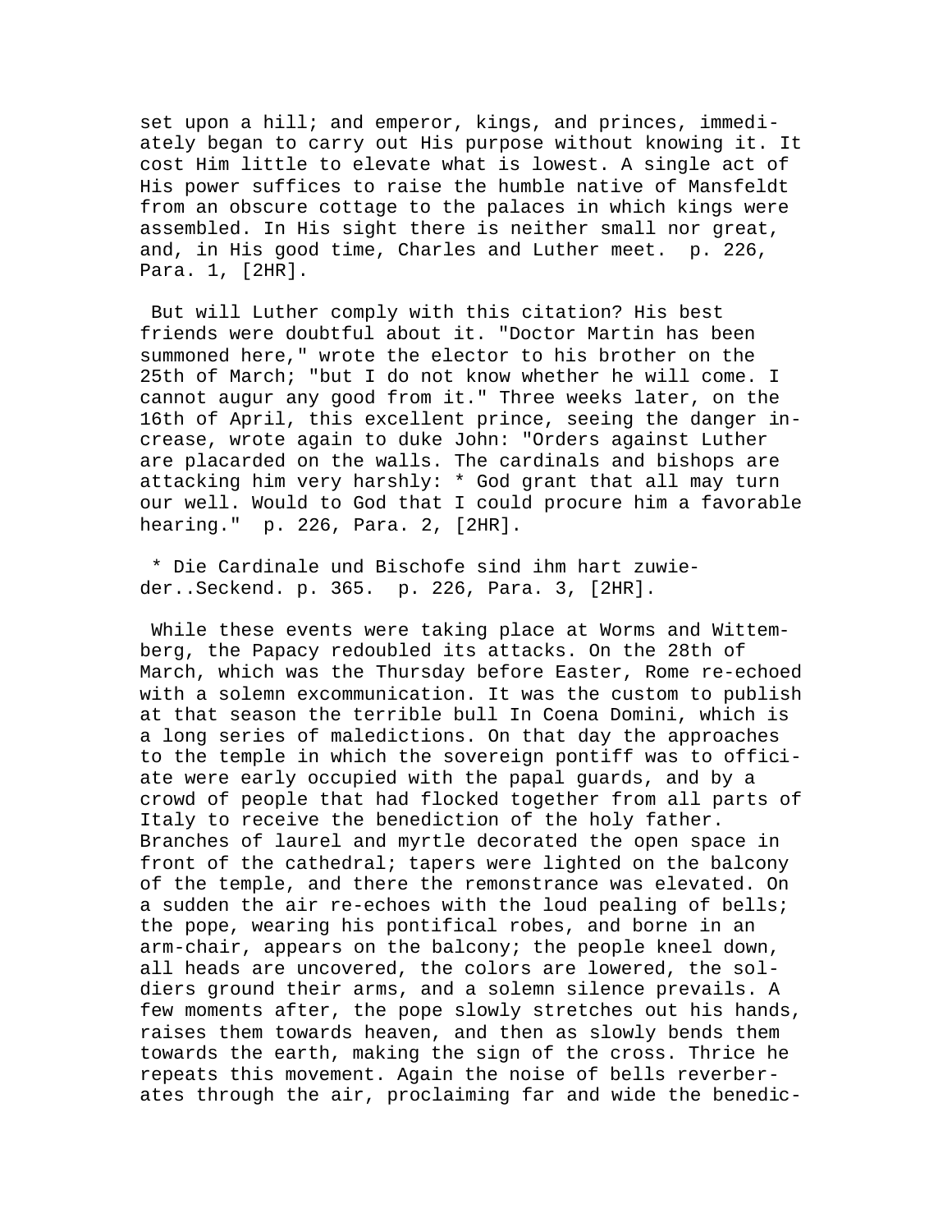set upon a hill; and emperor, kings, and princes, immediately began to carry out His purpose without knowing it. It cost Him little to elevate what is lowest. A single act of His power suffices to raise the humble native of Mansfeldt from an obscure cottage to the palaces in which kings were assembled. In His sight there is neither small nor great, and, in His good time, Charles and Luther meet. p. 226, Para. 1, [2HR].

But will Luther comply with this citation? His best friends were doubtful about it. "Doctor Martin has been summoned here," wrote the elector to his brother on the 25th of March; "but I do not know whether he will come. I cannot augur any good from it." Three weeks later, on the 16th of April, this excellent prince, seeing the danger increase, wrote again to duke John: "Orders against Luther are placarded on the walls. The cardinals and bishops are attacking him very harshly: * God grant that all may turn our well. Would to God that I could procure him a favorable hearing." p. 226, Para. 2, [2HR].

* Die Cardinale und Bischofe sind ihm hart zuwieder..Seckend. p. 365. p. 226, Para. 3, [2HR].

While these events were taking place at Worms and Wittemberg, the Papacy redoubled its attacks. On the 28th of March, which was the Thursday before Easter, Rome re-echoed with a solemn excommunication. It was the custom to publish at that season the terrible bull In Coena Domini, which is a long series of maledictions. On that day the approaches to the temple in which the sovereign pontiff was to officiate were early occupied with the papal guards, and by a crowd of people that had flocked together from all parts of Italy to receive the benediction of the holy father. Branches of laurel and myrtle decorated the open space in front of the cathedral; tapers were lighted on the balcony of the temple, and there the remonstrance was elevated. On a sudden the air re-echoes with the loud pealing of bells; the pope, wearing his pontifical robes, and borne in an arm-chair, appears on the balcony; the people kneel down, all heads are uncovered, the colors are lowered, the soldiers ground their arms, and a solemn silence prevails. A few moments after, the pope slowly stretches out his hands, raises them towards heaven, and then as slowly bends them towards the earth, making the sign of the cross. Thrice he repeats this movement. Again the noise of bells reverberates through the air, proclaiming far and wide the benedic-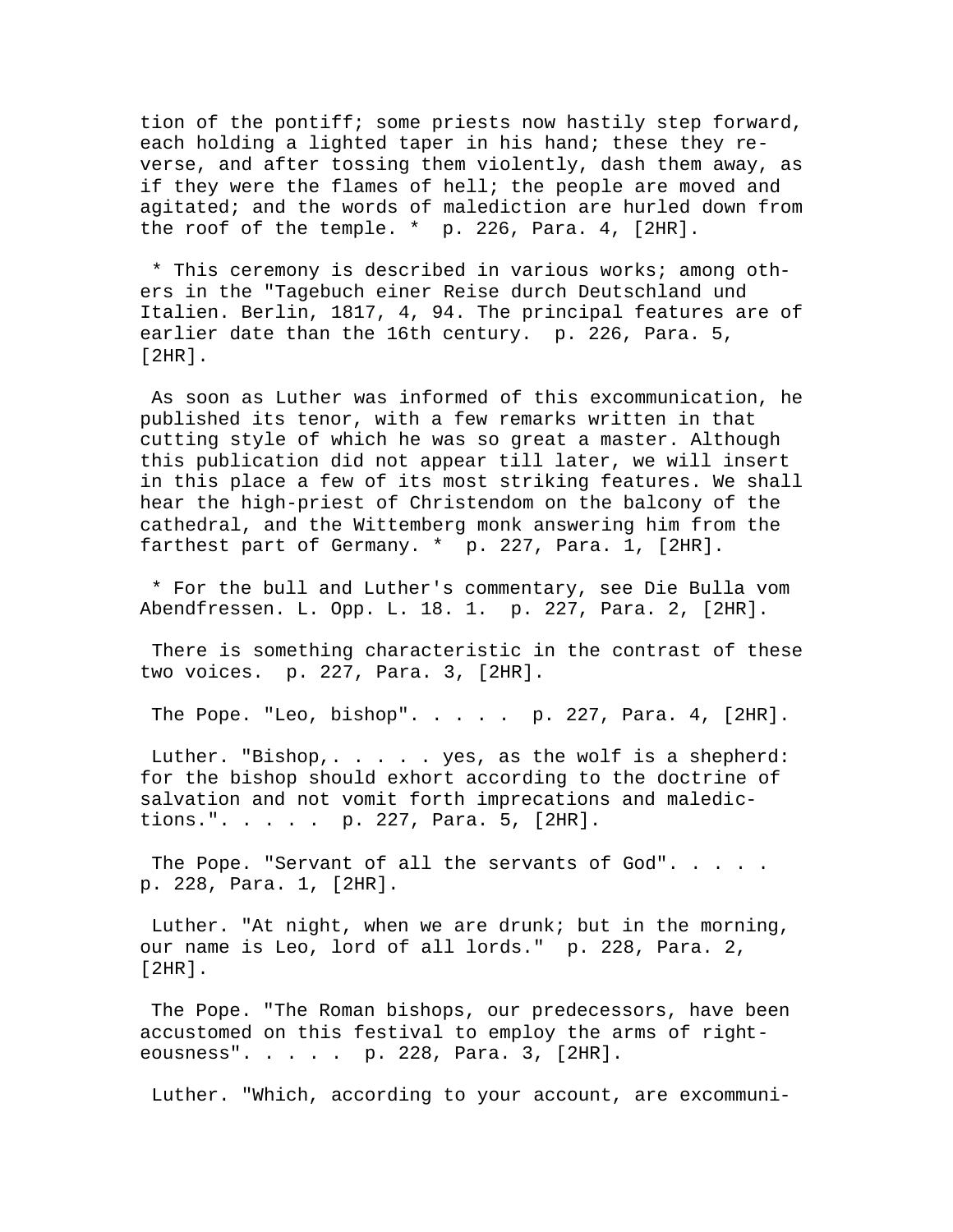tion of the pontiff; some priests now hastily step forward, each holding a lighted taper in his hand; these they reverse, and after tossing them violently, dash them away, as if they were the flames of hell; the people are moved and agitated; and the words of malediction are hurled down from the roof of the temple. * p. 226, Para. 4, [2HR].

* This ceremony is described in various works; among others in the "Tagebuch einer Reise durch Deutschland und Italien. Berlin, 1817, 4, 94. The principal features are of earlier date than the 16th century. p. 226, Para. 5, [2HR].

As soon as Luther was informed of this excommunication, he published its tenor, with a few remarks written in that cutting style of which he was so great a master. Although this publication did not appear till later, we will insert in this place a few of its most striking features. We shall hear the high-priest of Christendom on the balcony of the cathedral, and the Wittemberg monk answering him from the farthest part of Germany. * p. 227, Para. 1, [2HR].

* For the bull and Luther's commentary, see Die Bulla vom Abendfressen. L. Opp. L. 18. 1. p. 227, Para. 2, [2HR].

There is something characteristic in the contrast of these two voices. p. 227, Para. 3, [2HR].

The Pope. "Leo, bishop". . . . . p. 227, Para. 4, [2HR].

Luther. "Bishop,. . . . . yes, as the wolf is a shepherd: for the bishop should exhort according to the doctrine of salvation and not vomit forth imprecations and maledictions.". . . . . p. 227, Para. 5, [2HR].

The Pope. "Servant of all the servants of God". . . . . p. 228, Para. 1, [2HR].

Luther. "At night, when we are drunk; but in the morning, our name is Leo, lord of all lords." p. 228, Para. 2, [2HR].

The Pope. "The Roman bishops, our predecessors, have been accustomed on this festival to employ the arms of righteousness". . . . . p. 228, Para. 3, [2HR].

Luther. "Which, according to your account, are excommuni-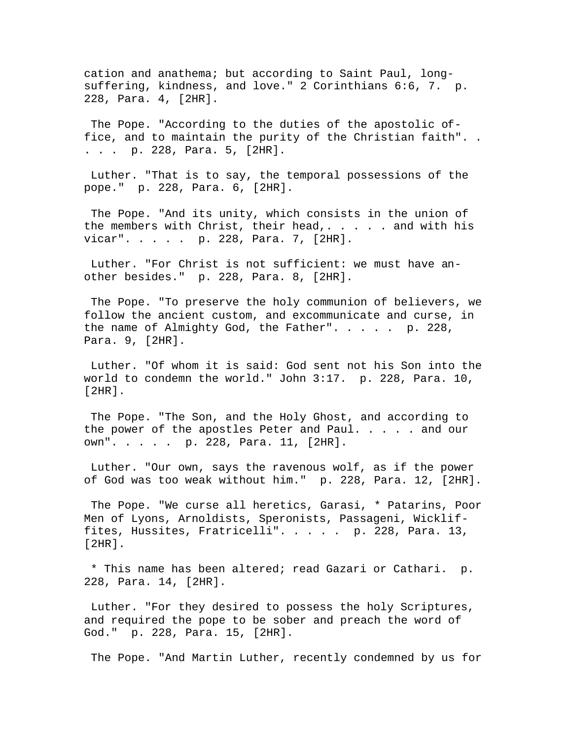cation and anathema; but according to Saint Paul, long-suffering, kindness, and love." 2 Corinthians 6:6, 7. p. 228, Para. 4, [2HR].

The Pope. "According to the duties of the apostolic office, and to maintain the purity of the Christian faith". . . . . p. 228, Para. 5, [2HR].

Luther. "That is to say, the temporal possessions of the pope." p. 228, Para. 6, [2HR].

The Pope. "And its unity, which consists in the union of the members with Christ, their head,. . . . . and with his vicar". . . . . p. 228, Para. 7, [2HR].

Luther. "For Christ is not sufficient: we must have another besides." p. 228, Para. 8, [2HR].

The Pope. "To preserve the holy communion of believers, we follow the ancient custom, and excommunicate and curse, in the name of Almighty God, the Father". . . . . p. 228, Para. 9, [2HR].

Luther. "Of whom it is said: God sent not his Son into the world to condemn the world." John 3:17. p. 228, Para. 10, [2HR].

The Pope. "The Son, and the Holy Ghost, and according to the power of the apostles Peter and Paul. . . . . and our own". . . . . p. 228, Para. 11, [2HR].

Luther. "Our own, says the ravenous wolf, as if the power of God was too weak without him." p. 228, Para. 12, [2HR].

The Pope. "We curse all heretics, Garasi, * Patarins, Poor Men of Lyons, Arnoldists, Speronists, Passageni, Wickliffites, Hussites, Fratricelli". . . . . p. 228, Para. 13, [2HR].

* This name has been altered; read Gazari or Cathari. p. 228, Para. 14, [2HR].

Luther. "For they desired to possess the holy Scriptures, and required the pope to be sober and preach the word of God." p. 228, Para. 15, [2HR].

The Pope. "And Martin Luther, recently condemned by us for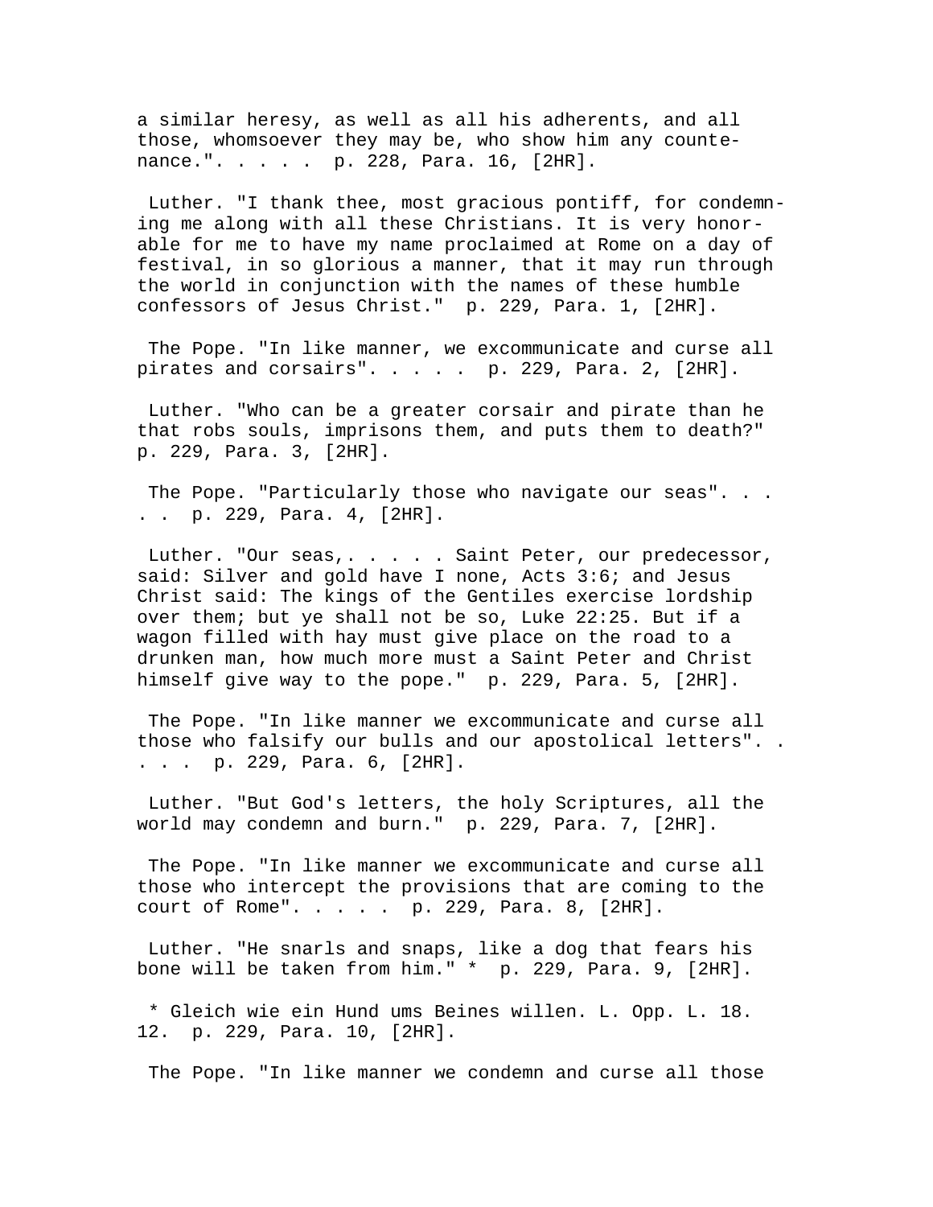a similar heresy, as well as all his adherents, and all those, whomsoever they may be, who show him any countenance.". . . . . p. 228, Para. 16, [2HR].

Luther. "I thank thee, most gracious pontiff, for condemning me along with all these Christians. It is very honorable for me to have my name proclaimed at Rome on a day of festival, in so glorious a manner, that it may run through the world in conjunction with the names of these humble confessors of Jesus Christ." p. 229, Para. 1, [2HR].

The Pope. "In like manner, we excommunicate and curse all pirates and corsairs". . . . . p. 229, Para. 2, [2HR].

Luther. "Who can be a greater corsair and pirate than he that robs souls, imprisons them, and puts them to death?" p. 229, Para. 3, [2HR].

The Pope. "Particularly those who navigate our seas". . . . . p. 229, Para. 4, [2HR].

Luther. "Our seas,. . . . . Saint Peter, our predecessor, said: Silver and gold have I none, Acts 3:6; and Jesus Christ said: The kings of the Gentiles exercise lordship over them; but ye shall not be so, Luke 22:25. But if a wagon filled with hay must give place on the road to a drunken man, how much more must a Saint Peter and Christ himself give way to the pope." p. 229, Para. 5, [2HR].

The Pope. "In like manner we excommunicate and curse all those who falsify our bulls and our apostolical letters". . . . . p. 229, Para. 6, [2HR].

Luther. "But God's letters, the holy Scriptures, all the world may condemn and burn." p. 229, Para. 7, [2HR].

The Pope. "In like manner we excommunicate and curse all those who intercept the provisions that are coming to the court of Rome". . . . . p. 229, Para. 8, [2HR].

Luther. "He snarls and snaps, like a dog that fears his bone will be taken from him." * p. 229, Para. 9, [2HR].

* Gleich wie ein Hund ums Beines willen. L. Opp. L. 18. 12. p. 229, Para. 10, [2HR].

The Pope. "In like manner we condemn and curse all those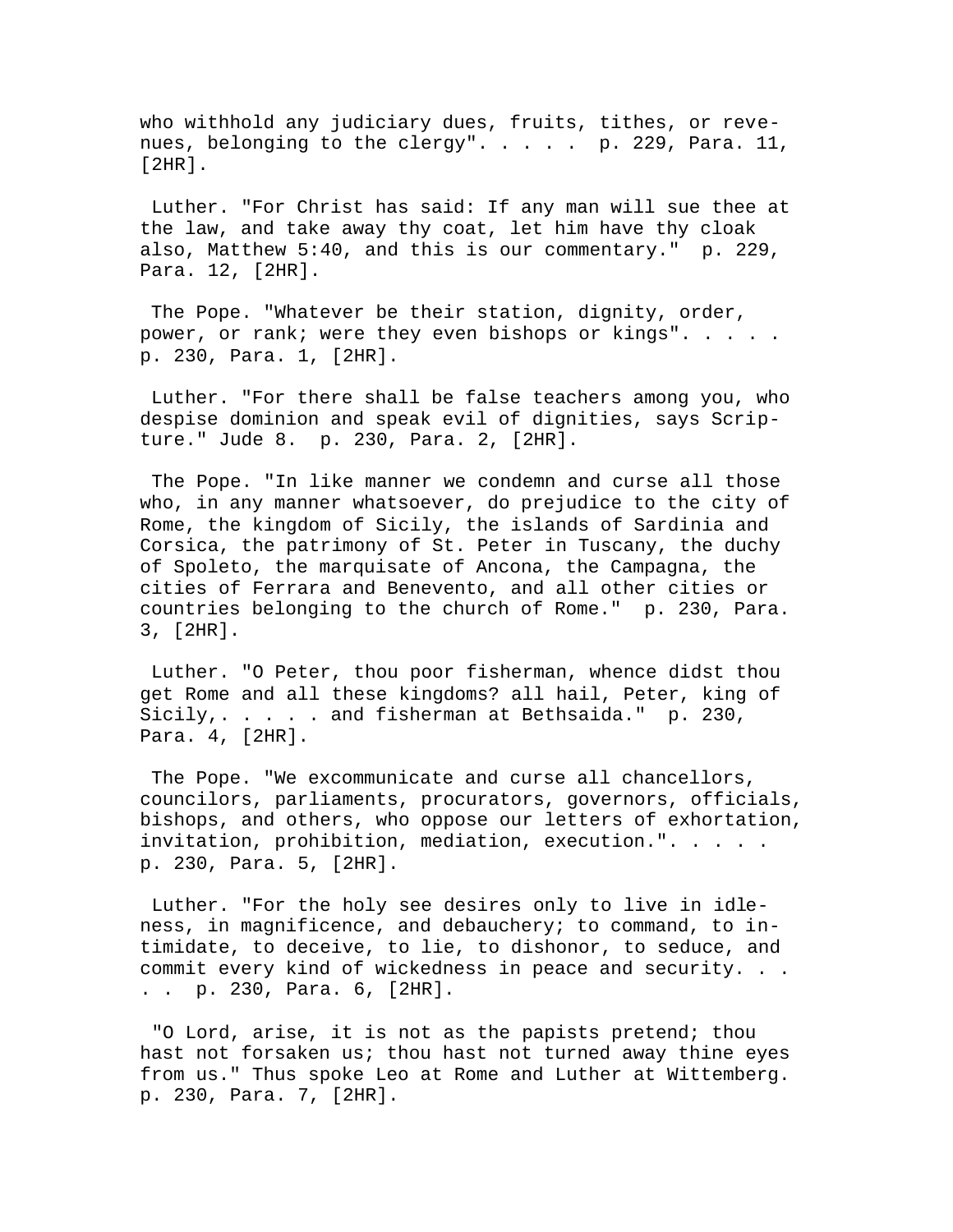who withhold any judiciary dues, fruits, tithes, or revenues, belonging to the clergy". . . . . p. 229, Para. 11, [2HR].

Luther. "For Christ has said: If any man will sue thee at the law, and take away thy coat, let him have thy cloak also, Matthew 5:40, and this is our commentary." p. 229, Para. 12, [2HR].

The Pope. "Whatever be their station, dignity, order, power, or rank; were they even bishops or kings". . . . . p. 230, Para. 1, [2HR].

Luther. "For there shall be false teachers among you, who despise dominion and speak evil of dignities, says Scripture." Jude 8. p. 230, Para. 2, [2HR].

The Pope. "In like manner we condemn and curse all those who, in any manner whatsoever, do prejudice to the city of Rome, the kingdom of Sicily, the islands of Sardinia and Corsica, the patrimony of St. Peter in Tuscany, the duchy of Spoleto, the marquisate of Ancona, the Campagna, the cities of Ferrara and Benevento, and all other cities or countries belonging to the church of Rome." p. 230, Para. 3, [2HR].

Luther. "O Peter, thou poor fisherman, whence didst thou get Rome and all these kingdoms? all hail, Peter, king of Sicily,. . . . . and fisherman at Bethsaida." p. 230, Para. 4, [2HR].

The Pope. "We excommunicate and curse all chancellors, councilors, parliaments, procurators, governors, officials, bishops, and others, who oppose our letters of exhortation, invitation, prohibition, mediation, execution.". . . . . p. 230, Para. 5, [2HR].

Luther. "For the holy see desires only to live in idleness, in magnificence, and debauchery; to command, to intimidate, to deceive, to lie, to dishonor, to seduce, and commit every kind of wickedness in peace and security. . . . . p. 230, Para. 6, [2HR].

"O Lord, arise, it is not as the papists pretend; thou hast not forsaken us; thou hast not turned away thine eyes from us." Thus spoke Leo at Rome and Luther at Wittemberg. p. 230, Para. 7, [2HR].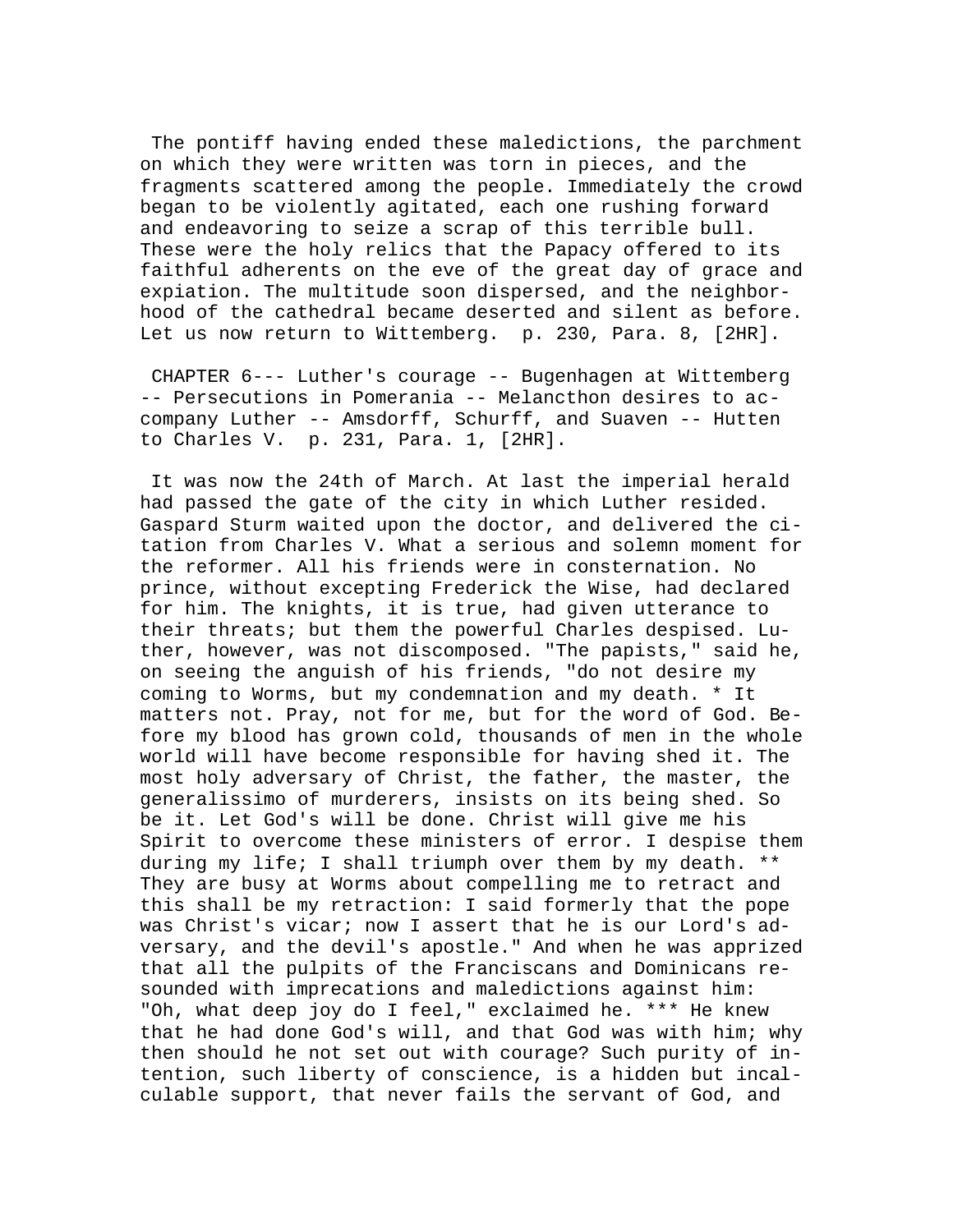The pontiff having ended these maledictions, the parchment on which they were written was torn in pieces, and the fragments scattered among the people. Immediately the crowd began to be violently agitated, each one rushing forward and endeavoring to seize a scrap of this terrible bull. These were the holy relics that the Papacy offered to its faithful adherents on the eve of the great day of grace and expiation. The multitude soon dispersed, and the neighborhood of the cathedral became deserted and silent as before. Let us now return to Wittemberg. p. 230, Para. 8, [2HR].

CHAPTER 6--- Luther's courage -- Bugenhagen at Wittemberg -- Persecutions in Pomerania -- Melancthon desires to accompany Luther -- Amsdorff, Schurff, and Suaven -- Hutten to Charles V. p. 231, Para. 1, [2HR].

It was now the 24th of March. At last the imperial herald had passed the gate of the city in which Luther resided. Gaspard Sturm waited upon the doctor, and delivered the citation from Charles V. What a serious and solemn moment for the reformer. All his friends were in consternation. No prince, without excepting Frederick the Wise, had declared for him. The knights, it is true, had given utterance to their threats; but them the powerful Charles despised. Luther, however, was not discomposed. "The papists," said he, on seeing the anguish of his friends, "do not desire my coming to Worms, but my condemnation and my death. * It matters not. Pray, not for me, but for the word of God. Before my blood has grown cold, thousands of men in the whole world will have become responsible for having shed it. The most holy adversary of Christ, the father, the master, the generalissimo of murderers, insists on its being shed. So be it. Let God's will be done. Christ will give me his Spirit to overcome these ministers of error. I despise them during my life; I shall triumph over them by my death. ** They are busy at Worms about compelling me to retract and this shall be my retraction: I said formerly that the pope was Christ's vicar; now I assert that he is our Lord's adversary, and the devil's apostle." And when he was apprized that all the pulpits of the Franciscans and Dominicans resounded with imprecations and maledictions against him: "Oh, what deep joy do I feel," exclaimed he. *** He knew that he had done God's will, and that God was with him; why then should he not set out with courage? Such purity of intention, such liberty of conscience, is a hidden but incalculable support, that never fails the servant of God, and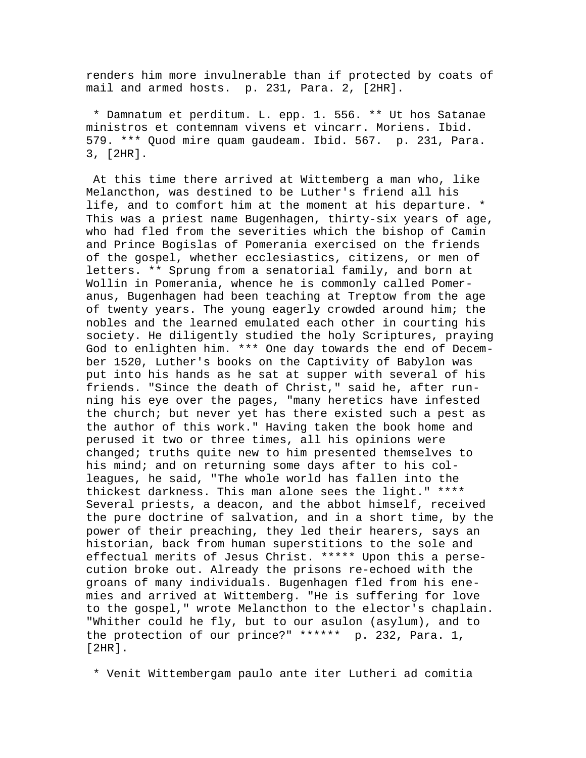renders him more invulnerable than if protected by coats of mail and armed hosts.  p. 231, Para. 2, [2HR].

* Damnatum et perditum. L. epp. 1. 556. ** Ut hos Satanae ministros et contemnam vivens et vincarr. Moriens. Ibid. 579. *** Quod mire quam gaudeam. Ibid. 567.  p. 231, Para. 3, [2HR].

At this time there arrived at Wittemberg a man who, like Melancthon, was destined to be Luther's friend all his life, and to comfort him at the moment at his departure. * This was a priest name Bugenhagen, thirty-six years of age, who had fled from the severities which the bishop of Camin and Prince Bogislas of Pomerania exercised on the friends of the gospel, whether ecclesiastics, citizens, or men of letters. ** Sprung from a senatorial family, and born at Wollin in Pomerania, whence he is commonly called Pomeranus, Bugenhagen had been teaching at Treptow from the age of twenty years. The young eagerly crowded around him; the nobles and the learned emulated each other in courting his society. He diligently studied the holy Scriptures, praying God to enlighten him. *** One day towards the end of December 1520, Luther's books on the Captivity of Babylon was put into his hands as he sat at supper with several of his friends. "Since the death of Christ," said he, after running his eye over the pages, "many heretics have infested the church; but never yet has there existed such a pest as the author of this work." Having taken the book home and perused it two or three times, all his opinions were changed; truths quite new to him presented themselves to his mind; and on returning some days after to his colleagues, he said, "The whole world has fallen into the thickest darkness. This man alone sees the light." **** Several priests, a deacon, and the abbot himself, received the pure doctrine of salvation, and in a short time, by the power of their preaching, they led their hearers, says an historian, back from human superstitions to the sole and effectual merits of Jesus Christ. ***** Upon this a persecution broke out. Already the prisons re-echoed with the groans of many individuals. Bugenhagen fled from his enemies and arrived at Wittemberg. "He is suffering for love to the gospel," wrote Melancthon to the elector's chaplain. "Whither could he fly, but to our asulon (asylum), and to the protection of our prince?" ******  p. 232, Para. 1, [2HR].

* Venit Wittembergam paulo ante iter Lutheri ad comitia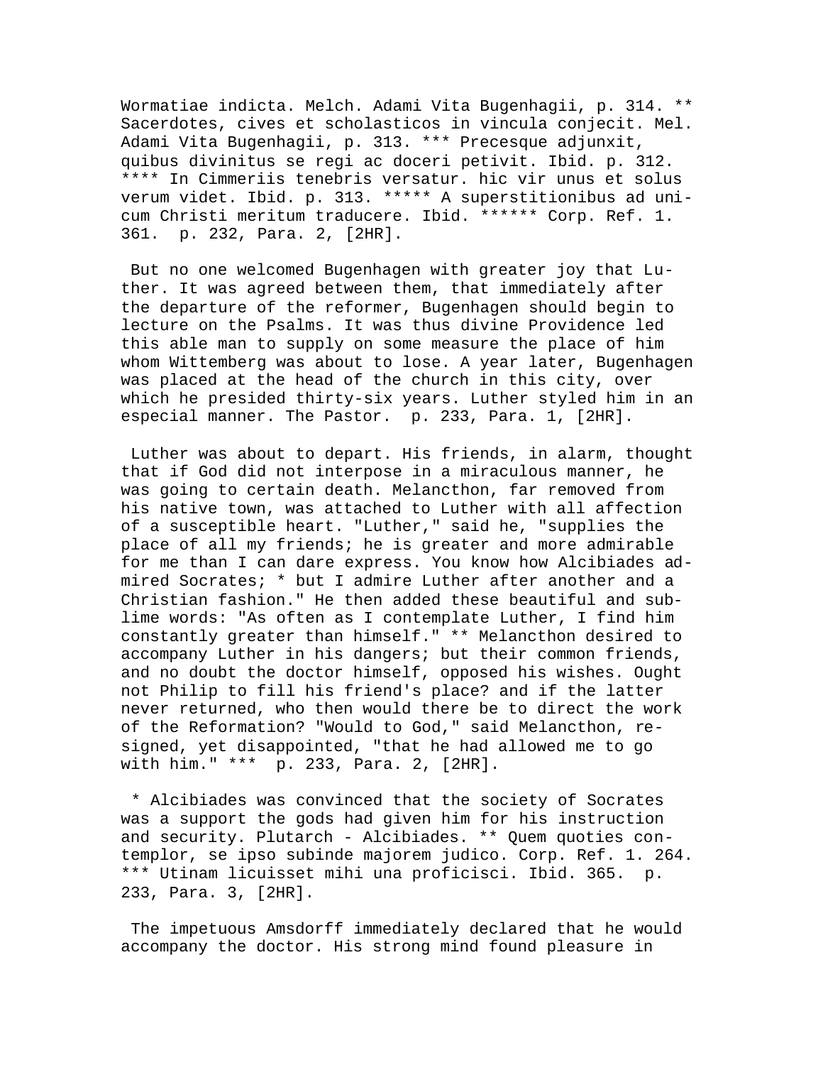Wormatiae indicta. Melch. Adami Vita Bugenhagii, p. 314. ** Sacerdotes, cives et scholasticos in vincula conjecit. Mel. Adami Vita Bugenhagii, p. 313. *** Precesque adjunxit, quibus divinitus se regi ac doceri petivit. Ibid. p. 312. **** In Cimmeriis tenebris versatur. hic vir unus et solus verum videt. Ibid. p. 313. ***** A superstitionibus ad unicum Christi meritum traducere. Ibid. ****** Corp. Ref. 1. 361. p. 232, Para. 2, [2HR].

But no one welcomed Bugenhagen with greater joy that Luther. It was agreed between them, that immediately after the departure of the reformer, Bugenhagen should begin to lecture on the Psalms. It was thus divine Providence led this able man to supply on some measure the place of him whom Wittemberg was about to lose. A year later, Bugenhagen was placed at the head of the church in this city, over which he presided thirty-six years. Luther styled him in an especial manner. The Pastor. p. 233, Para. 1, [2HR].

Luther was about to depart. His friends, in alarm, thought that if God did not interpose in a miraculous manner, he was going to certain death. Melancthon, far removed from his native town, was attached to Luther with all affection of a susceptible heart. "Luther," said he, "supplies the place of all my friends; he is greater and more admirable for me than I can dare express. You know how Alcibiades admired Socrates; * but I admire Luther after another and a Christian fashion." He then added these beautiful and sublime words: "As often as I contemplate Luther, I find him constantly greater than himself." ** Melancthon desired to accompany Luther in his dangers; but their common friends, and no doubt the doctor himself, opposed his wishes. Ought not Philip to fill his friend's place? and if the latter never returned, who then would there be to direct the work of the Reformation? "Would to God," said Melancthon, resigned, yet disappointed, "that he had allowed me to go with him." *** p. 233, Para. 2, [2HR].

* Alcibiades was convinced that the society of Socrates was a support the gods had given him for his instruction and security. Plutarch - Alcibiades. ** Quem quoties contemplor, se ipso subinde majorem judico. Corp. Ref. 1. 264. *** Utinam licuisset mihi una proficisci. Ibid. 365. p. 233, Para. 3, [2HR].

The impetuous Amsdorff immediately declared that he would accompany the doctor. His strong mind found pleasure in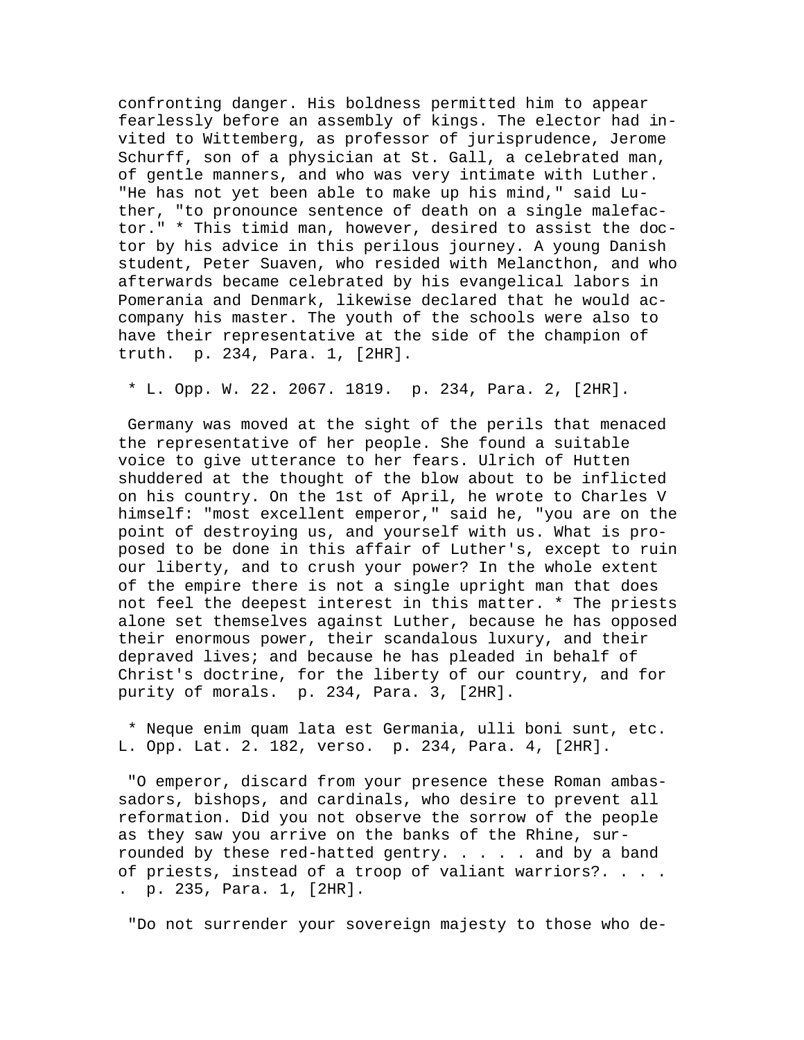confronting danger. His boldness permitted him to appear fearlessly before an assembly of kings. The elector had invited to Wittemberg, as professor of jurisprudence, Jerome Schurff, son of a physician at St. Gall, a celebrated man, of gentle manners, and who was very intimate with Luther. "He has not yet been able to make up his mind," said Luther, "to pronounce sentence of death on a single malefactor." * This timid man, however, desired to assist the doctor by his advice in this perilous journey. A young Danish student, Peter Suaven, who resided with Melancthon, and who afterwards became celebrated by his evangelical labors in Pomerania and Denmark, likewise declared that he would accompany his master. The youth of the schools were also to have their representative at the side of the champion of truth.  p. 234, Para. 1, [2HR].

* L. Opp. W. 22. 2067. 1819.  p. 234, Para. 2, [2HR].

Germany was moved at the sight of the perils that menaced the representative of her people. She found a suitable voice to give utterance to her fears. Ulrich of Hutten shuddered at the thought of the blow about to be inflicted on his country. On the 1st of April, he wrote to Charles V himself: "most excellent emperor," said he, "you are on the point of destroying us, and yourself with us. What is proposed to be done in this affair of Luther's, except to ruin our liberty, and to crush your power? In the whole extent of the empire there is not a single upright man that does not feel the deepest interest in this matter. * The priests alone set themselves against Luther, because he has opposed their enormous power, their scandalous luxury, and their depraved lives; and because he has pleaded in behalf of Christ's doctrine, for the liberty of our country, and for purity of morals.  p. 234, Para. 3, [2HR].

* Neque enim quam lata est Germania, ulli boni sunt, etc. L. Opp. Lat. 2. 182, verso.  p. 234, Para. 4, [2HR].

"O emperor, discard from your presence these Roman ambassadors, bishops, and cardinals, who desire to prevent all reformation. Did you not observe the sorrow of the people as they saw you arrive on the banks of the Rhine, surrounded by these red-hatted gentry. . . . . and by a band of priests, instead of a troop of valiant warriors?. . . . .  p. 235, Para. 1, [2HR].

"Do not surrender your sovereign majesty to those who de-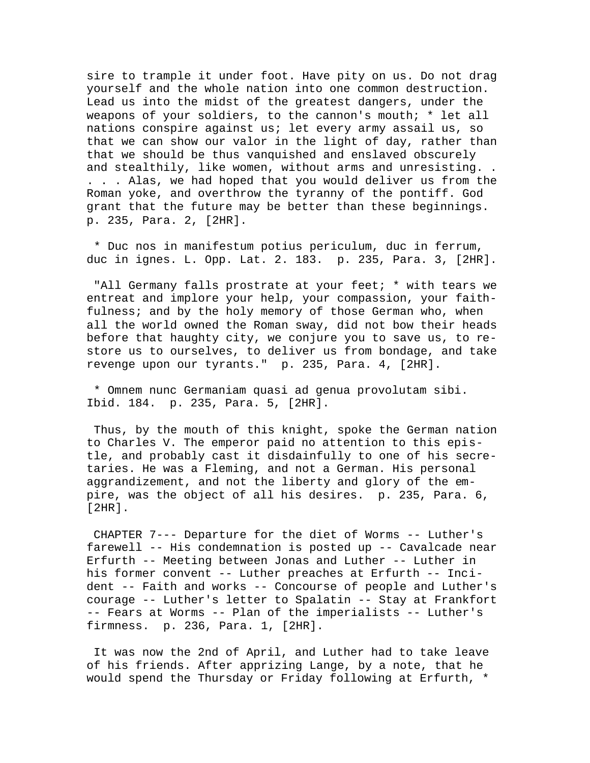sire to trample it under foot. Have pity on us. Do not drag yourself and the whole nation into one common destruction. Lead us into the midst of the greatest dangers, under the weapons of your soldiers, to the cannon's mouth; * let all nations conspire against us; let every army assail us, so that we can show our valor in the light of day, rather than that we should be thus vanquished and enslaved obscurely and stealthily, like women, without arms and unresisting. . . . . Alas, we had hoped that you would deliver us from the Roman yoke, and overthrow the tyranny of the pontiff. God grant that the future may be better than these beginnings. p. 235, Para. 2, [2HR].

* Duc nos in manifestum potius periculum, duc in ferrum, duc in ignes. L. Opp. Lat. 2. 183. p. 235, Para. 3, [2HR].

"All Germany falls prostrate at your feet; * with tears we entreat and implore your help, your compassion, your faithfulness; and by the holy memory of those German who, when all the world owned the Roman sway, did not bow their heads before that haughty city, we conjure you to save us, to restore us to ourselves, to deliver us from bondage, and take revenge upon our tyrants." p. 235, Para. 4, [2HR].

* Omnem nunc Germaniam quasi ad genua provolutam sibi. Ibid. 184. p. 235, Para. 5, [2HR].

Thus, by the mouth of this knight, spoke the German nation to Charles V. The emperor paid no attention to this epistle, and probably cast it disdainfully to one of his secretaries. He was a Fleming, and not a German. His personal aggrandizement, and not the liberty and glory of the empire, was the object of all his desires. p. 235, Para. 6, [2HR].

CHAPTER 7--- Departure for the diet of Worms -- Luther's farewell -- His condemnation is posted up -- Cavalcade near Erfurth -- Meeting between Jonas and Luther -- Luther in his former convent -- Luther preaches at Erfurth -- Incident -- Faith and works -- Concourse of people and Luther's courage -- Luther's letter to Spalatin -- Stay at Frankfort -- Fears at Worms -- Plan of the imperialists -- Luther's firmness. p. 236, Para. 1, [2HR].

It was now the 2nd of April, and Luther had to take leave of his friends. After apprizing Lange, by a note, that he would spend the Thursday or Friday following at Erfurth, *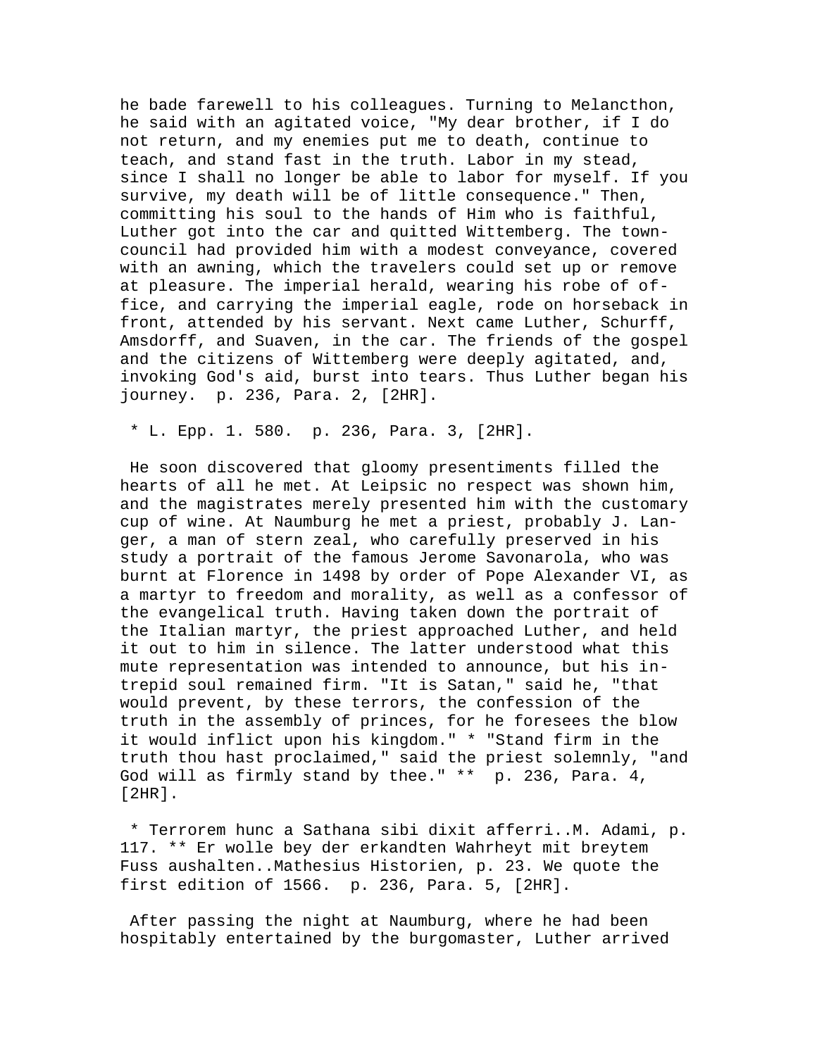he bade farewell to his colleagues. Turning to Melancthon, he said with an agitated voice, "My dear brother, if I do not return, and my enemies put me to death, continue to teach, and stand fast in the truth. Labor in my stead, since I shall no longer be able to labor for myself. If you survive, my death will be of little consequence." Then, committing his soul to the hands of Him who is faithful, Luther got into the car and quitted Wittemberg. The town-council had provided him with a modest conveyance, covered with an awning, which the travelers could set up or remove at pleasure. The imperial herald, wearing his robe of office, and carrying the imperial eagle, rode on horseback in front, attended by his servant. Next came Luther, Schurff, Amsdorff, and Suaven, in the car. The friends of the gospel and the citizens of Wittemberg were deeply agitated, and, invoking God's aid, burst into tears. Thus Luther began his journey. p. 236, Para. 2, [2HR].

* L. Epp. 1. 580. p. 236, Para. 3, [2HR].

He soon discovered that gloomy presentiments filled the hearts of all he met. At Leipsic no respect was shown him, and the magistrates merely presented him with the customary cup of wine. At Naumburg he met a priest, probably J. Langer, a man of stern zeal, who carefully preserved in his study a portrait of the famous Jerome Savonarola, who was burnt at Florence in 1498 by order of Pope Alexander VI, as a martyr to freedom and morality, as well as a confessor of the evangelical truth. Having taken down the portrait of the Italian martyr, the priest approached Luther, and held it out to him in silence. The latter understood what this mute representation was intended to announce, but his intrepid soul remained firm. "It is Satan," said he, "that would prevent, by these terrors, the confession of the truth in the assembly of princes, for he foresees the blow it would inflict upon his kingdom." * "Stand firm in the truth thou hast proclaimed," said the priest solemnly, "and God will as firmly stand by thee." ** p. 236, Para. 4, [2HR].

* Terrorem hunc a Sathana sibi dixit afferri..M. Adami, p. 117. ** Er wolle bey der erkandten Wahrheyt mit breytem Fuss aushalten..Mathesius Historien, p. 23. We quote the first edition of 1566. p. 236, Para. 5, [2HR].

After passing the night at Naumburg, where he had been hospitably entertained by the burgomaster, Luther arrived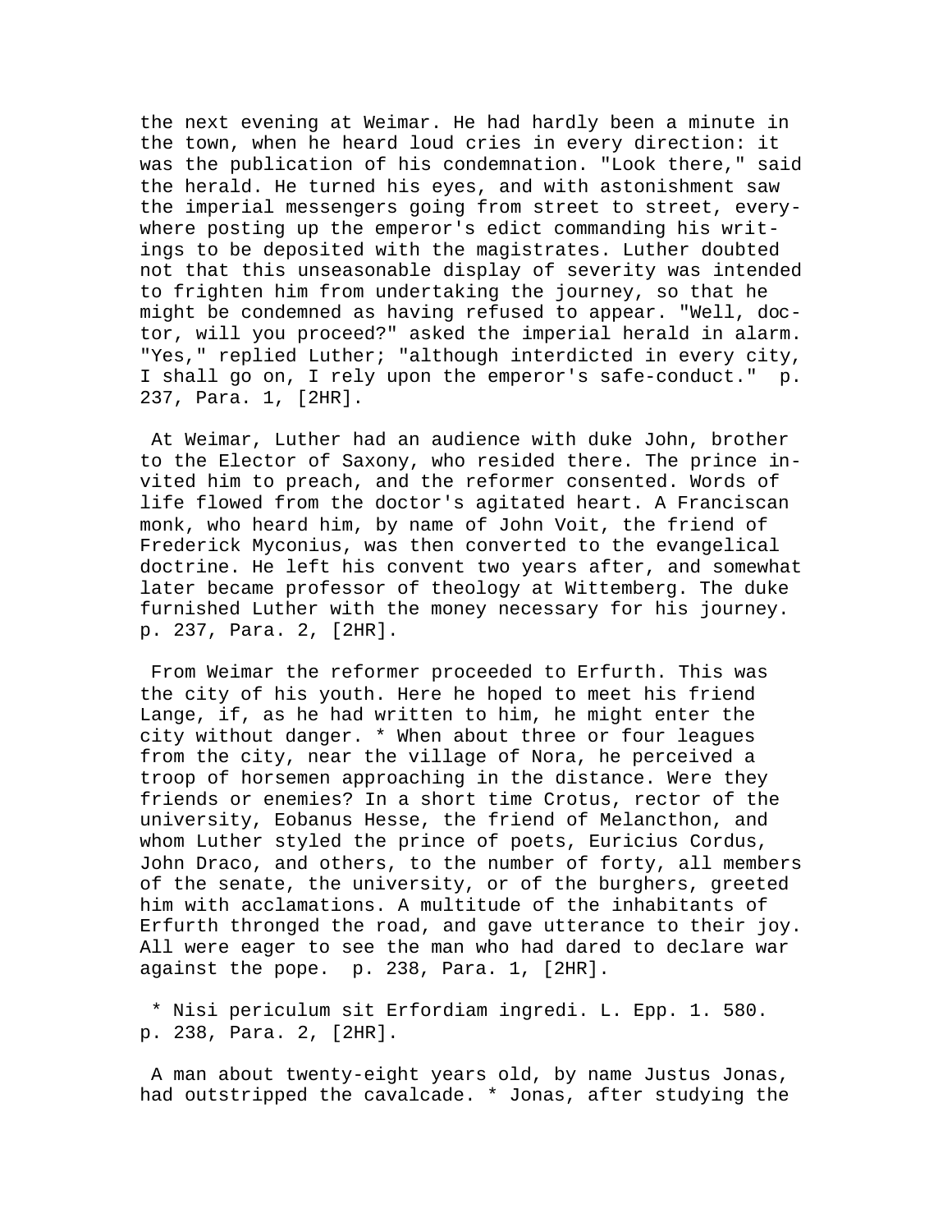the next evening at Weimar. He had hardly been a minute in the town, when he heard loud cries in every direction: it was the publication of his condemnation. "Look there," said the herald. He turned his eyes, and with astonishment saw the imperial messengers going from street to street, everywhere posting up the emperor's edict commanding his writings to be deposited with the magistrates. Luther doubted not that this unseasonable display of severity was intended to frighten him from undertaking the journey, so that he might be condemned as having refused to appear. "Well, doctor, will you proceed?" asked the imperial herald in alarm. "Yes," replied Luther; "although interdicted in every city, I shall go on, I rely upon the emperor's safe-conduct." p. 237, Para. 1, [2HR].

At Weimar, Luther had an audience with duke John, brother to the Elector of Saxony, who resided there. The prince invited him to preach, and the reformer consented. Words of life flowed from the doctor's agitated heart. A Franciscan monk, who heard him, by name of John Voit, the friend of Frederick Myconius, was then converted to the evangelical doctrine. He left his convent two years after, and somewhat later became professor of theology at Wittemberg. The duke furnished Luther with the money necessary for his journey. p. 237, Para. 2, [2HR].

From Weimar the reformer proceeded to Erfurth. This was the city of his youth. Here he hoped to meet his friend Lange, if, as he had written to him, he might enter the city without danger. * When about three or four leagues from the city, near the village of Nora, he perceived a troop of horsemen approaching in the distance. Were they friends or enemies? In a short time Crotus, rector of the university, Eobanus Hesse, the friend of Melancthon, and whom Luther styled the prince of poets, Euricius Cordus, John Draco, and others, to the number of forty, all members of the senate, the university, or of the burghers, greeted him with acclamations. A multitude of the inhabitants of Erfurth thronged the road, and gave utterance to their joy. All were eager to see the man who had dared to declare war against the pope. p. 238, Para. 1, [2HR].

* Nisi periculum sit Erfordiam ingredi. L. Epp. 1. 580. p. 238, Para. 2, [2HR].

A man about twenty-eight years old, by name Justus Jonas, had outstripped the cavalcade. * Jonas, after studying the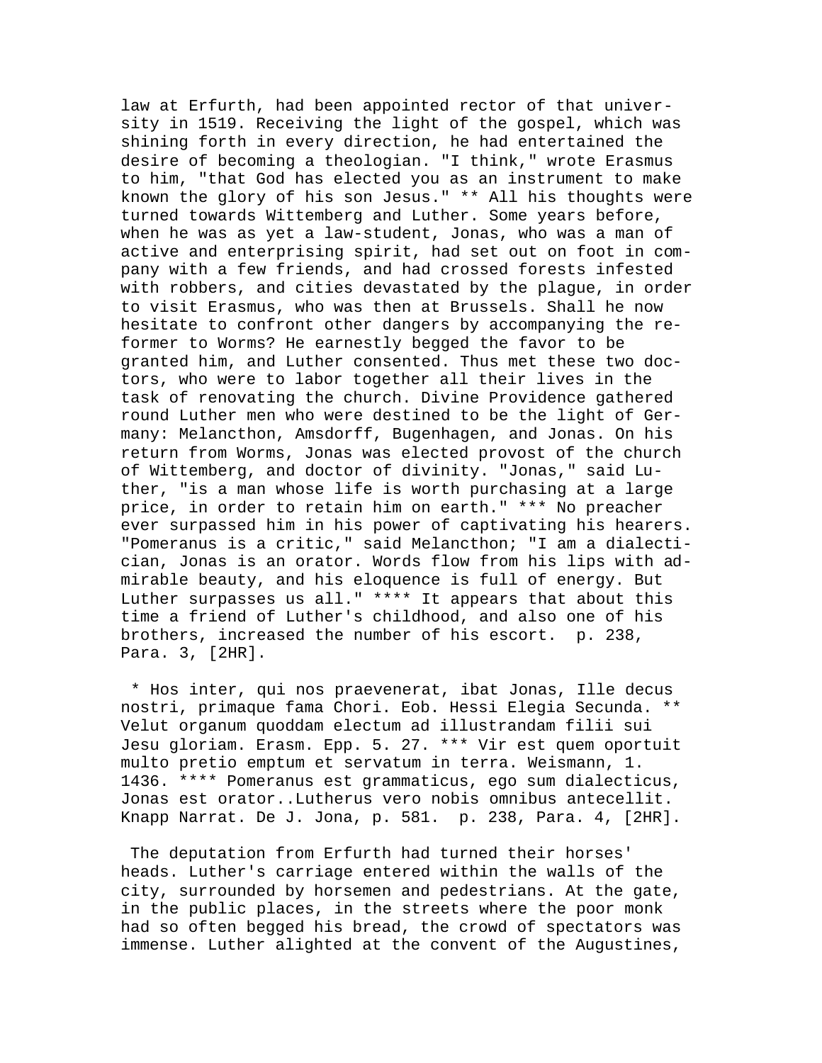law at Erfurth, had been appointed rector of that university in 1519. Receiving the light of the gospel, which was shining forth in every direction, he had entertained the desire of becoming a theologian. "I think," wrote Erasmus to him, "that God has elected you as an instrument to make known the glory of his son Jesus." ** All his thoughts were turned towards Wittemberg and Luther. Some years before, when he was as yet a law-student, Jonas, who was a man of active and enterprising spirit, had set out on foot in company with a few friends, and had crossed forests infested with robbers, and cities devastated by the plague, in order to visit Erasmus, who was then at Brussels. Shall he now hesitate to confront other dangers by accompanying the reformer to Worms? He earnestly begged the favor to be granted him, and Luther consented. Thus met these two doctors, who were to labor together all their lives in the task of renovating the church. Divine Providence gathered round Luther men who were destined to be the light of Germany: Melancthon, Amsdorff, Bugenhagen, and Jonas. On his return from Worms, Jonas was elected provost of the church of Wittemberg, and doctor of divinity. "Jonas," said Luther, "is a man whose life is worth purchasing at a large price, in order to retain him on earth." *** No preacher ever surpassed him in his power of captivating his hearers. "Pomeranus is a critic," said Melancthon; "I am a dialectician, Jonas is an orator. Words flow from his lips with admirable beauty, and his eloquence is full of energy. But Luther surpasses us all." **** It appears that about this time a friend of Luther's childhood, and also one of his brothers, increased the number of his escort. p. 238, Para. 3, [2HR].

* Hos inter, qui nos praevenerat, ibat Jonas, Ille decus nostri, primaque fama Chori. Eob. Hessi Elegia Secunda. ** Velut organum quoddam electum ad illustrandam filii sui Jesu gloriam. Erasm. Epp. 5. 27. *** Vir est quem oportuit multo pretio emptum et servatum in terra. Weismann, 1. 1436. **** Pomeranus est grammaticus, ego sum dialecticus, Jonas est orator..Lutherus vero nobis omnibus antecellit. Knapp Narrat. De J. Jona, p. 581. p. 238, Para. 4, [2HR].

The deputation from Erfurth had turned their horses' heads. Luther's carriage entered within the walls of the city, surrounded by horsemen and pedestrians. At the gate, in the public places, in the streets where the poor monk had so often begged his bread, the crowd of spectators was immense. Luther alighted at the convent of the Augustines,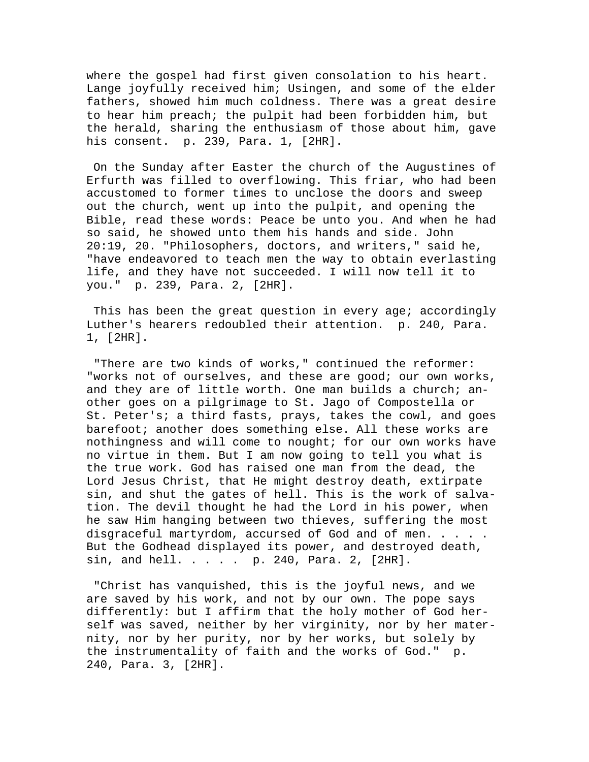where the gospel had first given consolation to his heart. Lange joyfully received him; Usingen, and some of the elder fathers, showed him much coldness. There was a great desire to hear him preach; the pulpit had been forbidden him, but the herald, sharing the enthusiasm of those about him, gave his consent.  p. 239, Para. 1, [2HR].

On the Sunday after Easter the church of the Augustines of Erfurth was filled to overflowing. This friar, who had been accustomed to former times to unclose the doors and sweep out the church, went up into the pulpit, and opening the Bible, read these words: Peace be unto you. And when he had so said, he showed unto them his hands and side. John 20:19, 20. "Philosophers, doctors, and writers," said he, "have endeavored to teach men the way to obtain everlasting life, and they have not succeeded. I will now tell it to you."  p. 239, Para. 2, [2HR].

This has been the great question in every age; accordingly Luther's hearers redoubled their attention.  p. 240, Para. 1, [2HR].

"There are two kinds of works," continued the reformer: "works not of ourselves, and these are good; our own works, and they are of little worth. One man builds a church; another goes on a pilgrimage to St. Jago of Compostella or St. Peter's; a third fasts, prays, takes the cowl, and goes barefoot; another does something else. All these works are nothingness and will come to nought; for our own works have no virtue in them. But I am now going to tell you what is the true work. God has raised one man from the dead, the Lord Jesus Christ, that He might destroy death, extirpate sin, and shut the gates of hell. This is the work of salvation. The devil thought he had the Lord in his power, when he saw Him hanging between two thieves, suffering the most disgraceful martyrdom, accursed of God and of men. . . . . But the Godhead displayed its power, and destroyed death, sin, and hell. . . . .  p. 240, Para. 2, [2HR].

"Christ has vanquished, this is the joyful news, and we are saved by his work, and not by our own. The pope says differently: but I affirm that the holy mother of God herself was saved, neither by her virginity, nor by her maternity, nor by her purity, nor by her works, but solely by the instrumentality of faith and the works of God."  p. 240, Para. 3, [2HR].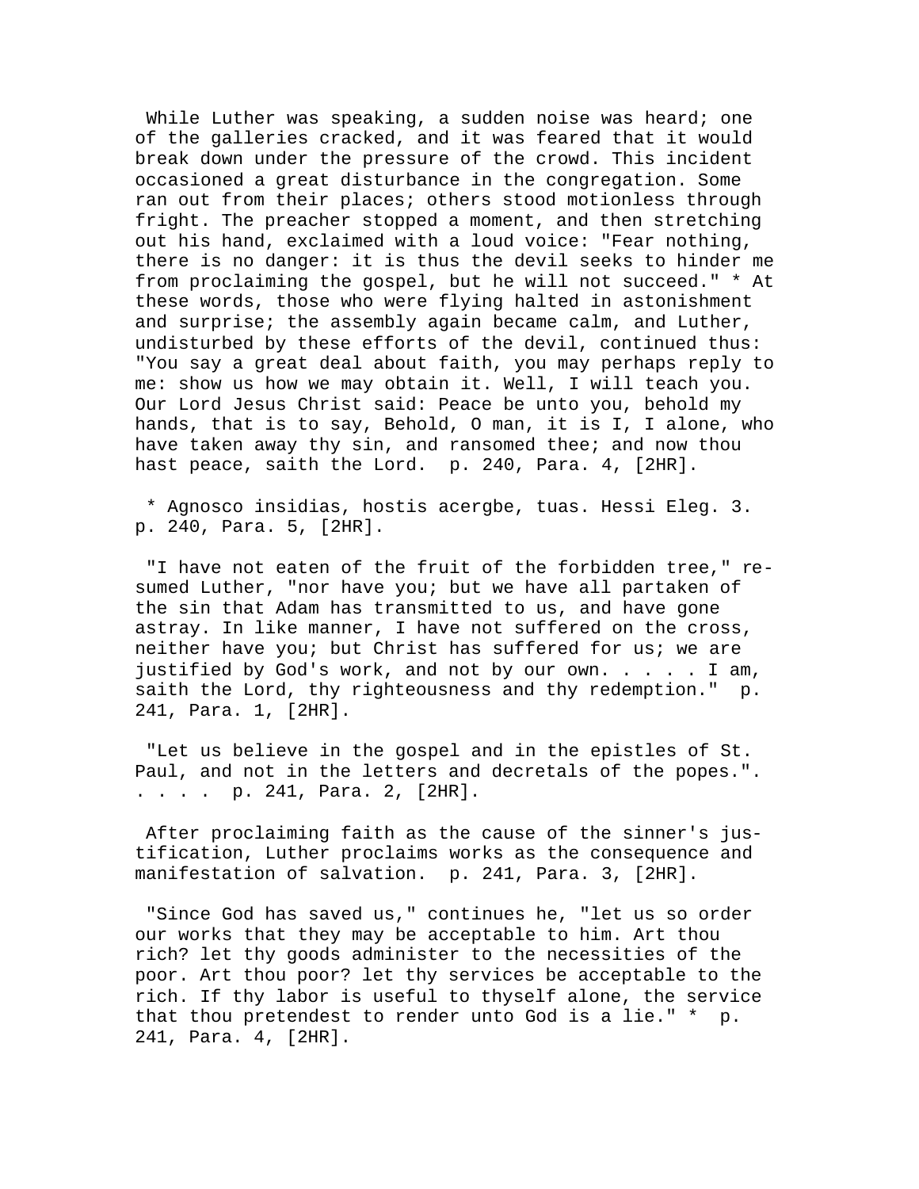While Luther was speaking, a sudden noise was heard; one of the galleries cracked, and it was feared that it would break down under the pressure of the crowd. This incident occasioned a great disturbance in the congregation. Some ran out from their places; others stood motionless through fright. The preacher stopped a moment, and then stretching out his hand, exclaimed with a loud voice: "Fear nothing, there is no danger: it is thus the devil seeks to hinder me from proclaiming the gospel, but he will not succeed." * At these words, those who were flying halted in astonishment and surprise; the assembly again became calm, and Luther, undisturbed by these efforts of the devil, continued thus: "You say a great deal about faith, you may perhaps reply to me: show us how we may obtain it. Well, I will teach you. Our Lord Jesus Christ said: Peace be unto you, behold my hands, that is to say, Behold, O man, it is I, I alone, who have taken away thy sin, and ransomed thee; and now thou hast peace, saith the Lord. p. 240, Para. 4, [2HR].

* Agnosco insidias, hostis acergbe, tuas. Hessi Eleg. 3. p. 240, Para. 5, [2HR].

"I have not eaten of the fruit of the forbidden tree," resumed Luther, "nor have you; but we have all partaken of the sin that Adam has transmitted to us, and have gone astray. In like manner, I have not suffered on the cross, neither have you; but Christ has suffered for us; we are justified by God's work, and not by our own. . . . . I am, saith the Lord, thy righteousness and thy redemption." p. 241, Para. 1, [2HR].

"Let us believe in the gospel and in the epistles of St. Paul, and not in the letters and decretals of the popes.". . . . . p. 241, Para. 2, [2HR].

After proclaiming faith as the cause of the sinner's justification, Luther proclaims works as the consequence and manifestation of salvation. p. 241, Para. 3, [2HR].

"Since God has saved us," continues he, "let us so order our works that they may be acceptable to him. Art thou rich? let thy goods administer to the necessities of the poor. Art thou poor? let thy services be acceptable to the rich. If thy labor is useful to thyself alone, the service that thou pretendest to render unto God is a lie." * p. 241, Para. 4, [2HR].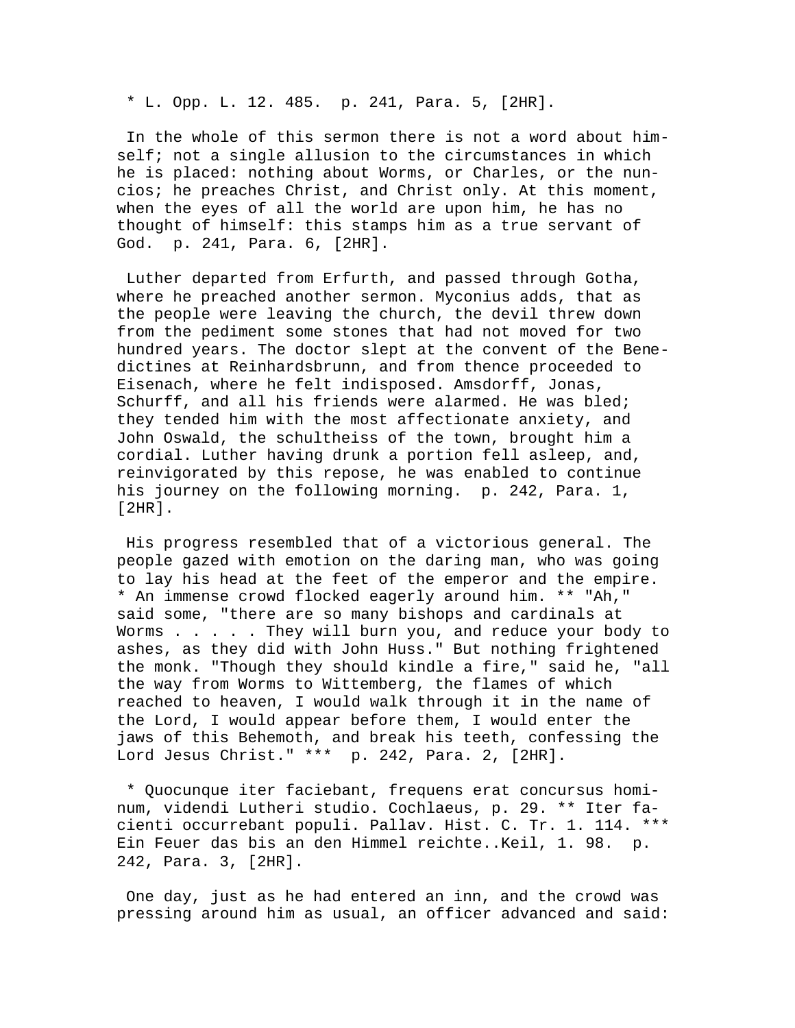* L. Opp. L. 12. 485.  p. 241, Para. 5, [2HR].

In the whole of this sermon there is not a word about himself; not a single allusion to the circumstances in which he is placed: nothing about Worms, or Charles, or the nuncios; he preaches Christ, and Christ only. At this moment, when the eyes of all the world are upon him, he has no thought of himself: this stamps him as a true servant of God.  p. 241, Para. 6, [2HR].

Luther departed from Erfurth, and passed through Gotha, where he preached another sermon. Myconius adds, that as the people were leaving the church, the devil threw down from the pediment some stones that had not moved for two hundred years. The doctor slept at the convent of the Benedictines at Reinhardsbrunn, and from thence proceeded to Eisenach, where he felt indisposed. Amsdorff, Jonas, Schurff, and all his friends were alarmed. He was bled; they tended him with the most affectionate anxiety, and John Oswald, the schultheiss of the town, brought him a cordial. Luther having drunk a portion fell asleep, and, reinvigorated by this repose, he was enabled to continue his journey on the following morning.  p. 242, Para. 1, [2HR].

His progress resembled that of a victorious general. The people gazed with emotion on the daring man, who was going to lay his head at the feet of the emperor and the empire. * An immense crowd flocked eagerly around him. ** "Ah," said some, "there are so many bishops and cardinals at Worms . . . . . They will burn you, and reduce your body to ashes, as they did with John Huss." But nothing frightened the monk. "Though they should kindle a fire," said he, "all the way from Worms to Wittemberg, the flames of which reached to heaven, I would walk through it in the name of the Lord, I would appear before them, I would enter the jaws of this Behemoth, and break his teeth, confessing the Lord Jesus Christ." ***  p. 242, Para. 2, [2HR].

* Quocunque iter faciebant, frequens erat concursus hominum, videndi Lutheri studio. Cochlaeus, p. 29. ** Iter facienti occurrebant populi. Pallav. Hist. C. Tr. 1. 114. *** Ein Feuer das bis an den Himmel reichte..Keil, 1. 98.  p. 242, Para. 3, [2HR].

One day, just as he had entered an inn, and the crowd was pressing around him as usual, an officer advanced and said: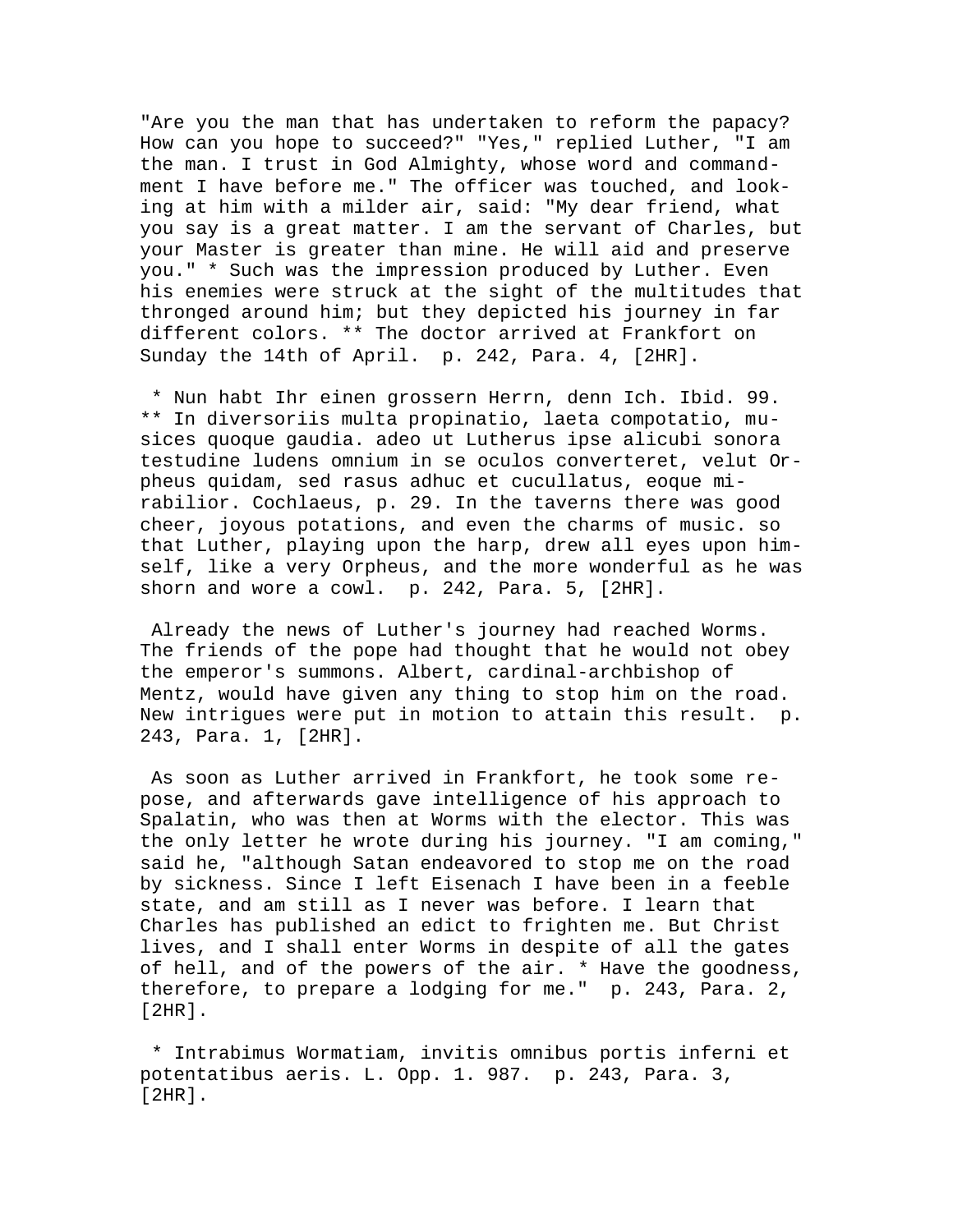"Are you the man that has undertaken to reform the papacy? How can you hope to succeed?" "Yes," replied Luther, "I am the man. I trust in God Almighty, whose word and commandment I have before me." The officer was touched, and looking at him with a milder air, said: "My dear friend, what you say is a great matter. I am the servant of Charles, but your Master is greater than mine. He will aid and preserve you." * Such was the impression produced by Luther. Even his enemies were struck at the sight of the multitudes that thronged around him; but they depicted his journey in far different colors. ** The doctor arrived at Frankfort on Sunday the 14th of April. p. 242, Para. 4, [2HR].

* Nun habt Ihr einen grossern Herrn, denn Ich. Ibid. 99. ** In diversoriis multa propinatio, laeta compotatio, musices quoque gaudia. adeo ut Lutherus ipse alicubi sonora testudine ludens omnium in se oculos converteret, velut Orpheus quidam, sed rasus adhuc et cucullatus, eoque mirabilior. Cochlaeus, p. 29. In the taverns there was good cheer, joyous potations, and even the charms of music. so that Luther, playing upon the harp, drew all eyes upon himself, like a very Orpheus, and the more wonderful as he was shorn and wore a cowl. p. 242, Para. 5, [2HR].

Already the news of Luther's journey had reached Worms. The friends of the pope had thought that he would not obey the emperor's summons. Albert, cardinal-archbishop of Mentz, would have given any thing to stop him on the road. New intrigues were put in motion to attain this result. p. 243, Para. 1, [2HR].

As soon as Luther arrived in Frankfort, he took some repose, and afterwards gave intelligence of his approach to Spalatin, who was then at Worms with the elector. This was the only letter he wrote during his journey. "I am coming," said he, "although Satan endeavored to stop me on the road by sickness. Since I left Eisenach I have been in a feeble state, and am still as I never was before. I learn that Charles has published an edict to frighten me. But Christ lives, and I shall enter Worms in despite of all the gates of hell, and of the powers of the air. * Have the goodness, therefore, to prepare a lodging for me." p. 243, Para. 2, [2HR].

* Intrabimus Wormatiam, invitis omnibus portis inferni et potentatibus aeris. L. Opp. 1. 987. p. 243, Para. 3, [2HR].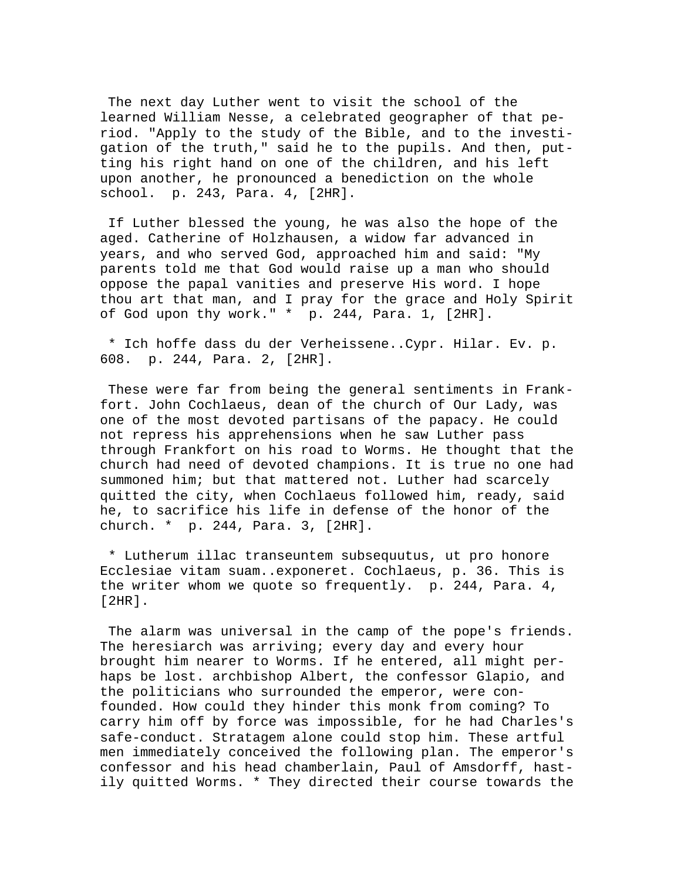The next day Luther went to visit the school of the learned William Nesse, a celebrated geographer of that period. "Apply to the study of the Bible, and to the investigation of the truth," said he to the pupils. And then, putting his right hand on one of the children, and his left upon another, he pronounced a benediction on the whole school. p. 243, Para. 4, [2HR].

If Luther blessed the young, he was also the hope of the aged. Catherine of Holzhausen, a widow far advanced in years, and who served God, approached him and said: "My parents told me that God would raise up a man who should oppose the papal vanities and preserve His word. I hope thou art that man, and I pray for the grace and Holy Spirit of God upon thy work." * p. 244, Para. 1, [2HR].

* Ich hoffe dass du der Verheissene..Cypr. Hilar. Ev. p. 608. p. 244, Para. 2, [2HR].

These were far from being the general sentiments in Frankfort. John Cochlaeus, dean of the church of Our Lady, was one of the most devoted partisans of the papacy. He could not repress his apprehensions when he saw Luther pass through Frankfort on his road to Worms. He thought that the church had need of devoted champions. It is true no one had summoned him; but that mattered not. Luther had scarcely quitted the city, when Cochlaeus followed him, ready, said he, to sacrifice his life in defense of the honor of the church. * p. 244, Para. 3, [2HR].

* Lutherum illac transeuntem subsequutus, ut pro honore Ecclesiae vitam suam..exponeret. Cochlaeus, p. 36. This is the writer whom we quote so frequently. p. 244, Para. 4, [2HR].

The alarm was universal in the camp of the pope's friends. The heresiarch was arriving; every day and every hour brought him nearer to Worms. If he entered, all might perhaps be lost. archbishop Albert, the confessor Glapio, and the politicians who surrounded the emperor, were confounded. How could they hinder this monk from coming? To carry him off by force was impossible, for he had Charles's safe-conduct. Stratagem alone could stop him. These artful men immediately conceived the following plan. The emperor's confessor and his head chamberlain, Paul of Amsdorff, hastily quitted Worms. * They directed their course towards the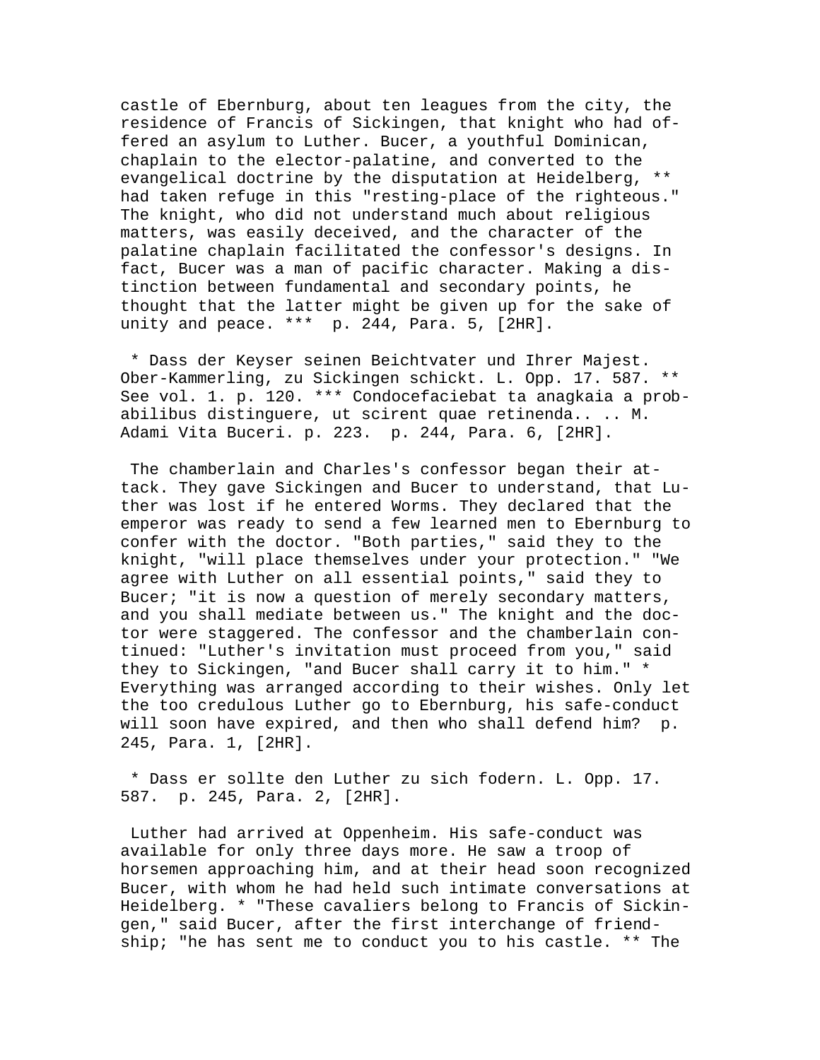castle of Ebernburg, about ten leagues from the city, the residence of Francis of Sickingen, that knight who had offered an asylum to Luther. Bucer, a youthful Dominican, chaplain to the elector-palatine, and converted to the evangelical doctrine by the disputation at Heidelberg, ** had taken refuge in this "resting-place of the righteous." The knight, who did not understand much about religious matters, was easily deceived, and the character of the palatine chaplain facilitated the confessor's designs. In fact, Bucer was a man of pacific character. Making a distinction between fundamental and secondary points, he thought that the latter might be given up for the sake of unity and peace. *** p. 244, Para. 5, [2HR].

* Dass der Keyser seinen Beichtvater und Ihrer Majest. Ober-Kammerling, zu Sickingen schickt. L. Opp. 17. 587. ** See vol. 1. p. 120. *** Condocefaciebat ta anagkaia a probabilibus distinguere, ut scirent quae retinenda.. .. M. Adami Vita Buceri. p. 223. p. 244, Para. 6, [2HR].

The chamberlain and Charles's confessor began their attack. They gave Sickingen and Bucer to understand, that Luther was lost if he entered Worms. They declared that the emperor was ready to send a few learned men to Ebernburg to confer with the doctor. "Both parties," said they to the knight, "will place themselves under your protection." "We agree with Luther on all essential points," said they to Bucer; "it is now a question of merely secondary matters, and you shall mediate between us." The knight and the doctor were staggered. The confessor and the chamberlain continued: "Luther's invitation must proceed from you," said they to Sickingen, "and Bucer shall carry it to him." * Everything was arranged according to their wishes. Only let the too credulous Luther go to Ebernburg, his safe-conduct will soon have expired, and then who shall defend him? p. 245, Para. 1, [2HR].

* Dass er sollte den Luther zu sich fodern. L. Opp. 17. 587. p. 245, Para. 2, [2HR].

Luther had arrived at Oppenheim. His safe-conduct was available for only three days more. He saw a troop of horsemen approaching him, and at their head soon recognized Bucer, with whom he had held such intimate conversations at Heidelberg. * "These cavaliers belong to Francis of Sickingen," said Bucer, after the first interchange of friendship; "he has sent me to conduct you to his castle. ** The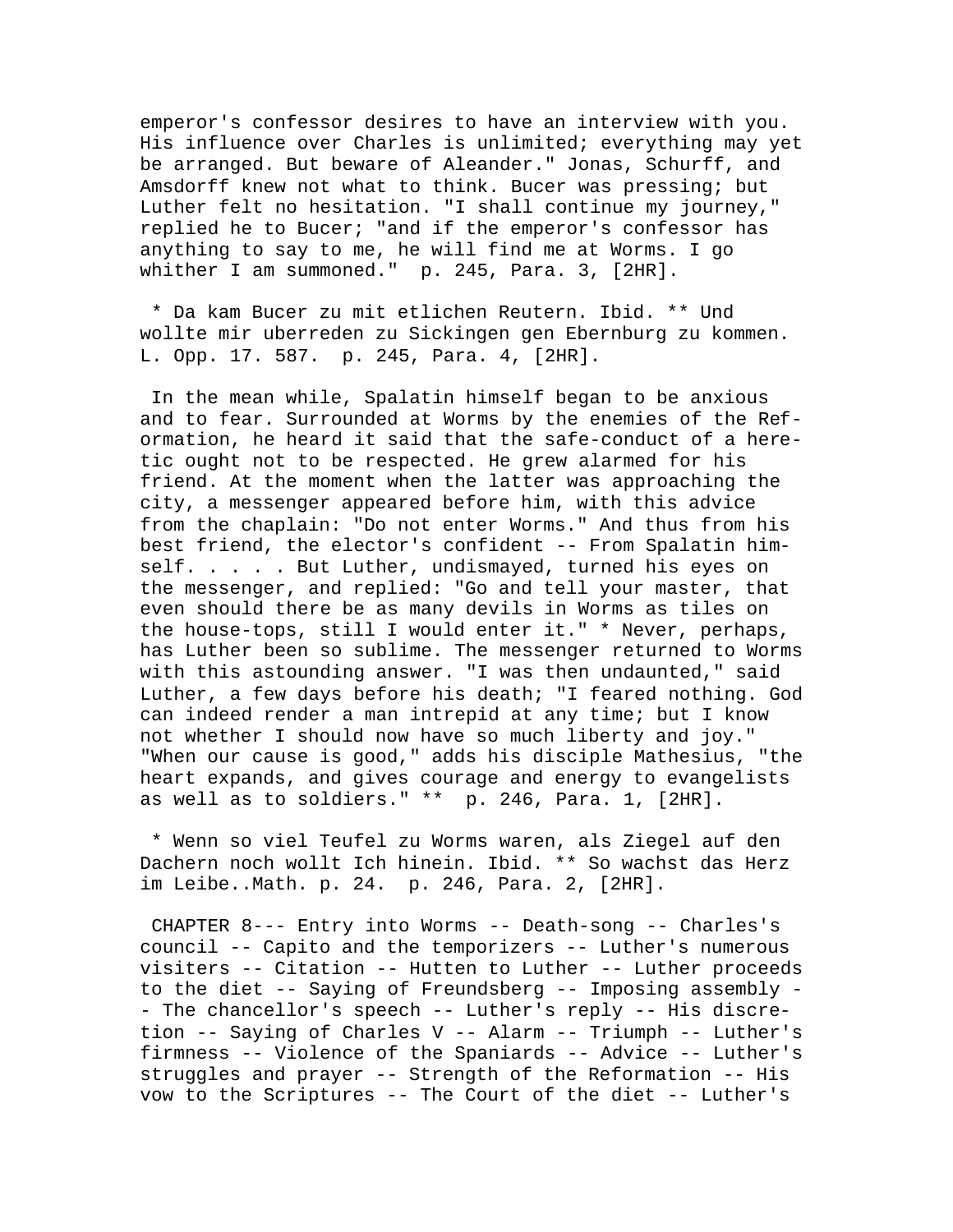emperor's confessor desires to have an interview with you. His influence over Charles is unlimited; everything may yet be arranged. But beware of Aleander." Jonas, Schurff, and Amsdorff knew not what to think. Bucer was pressing; but Luther felt no hesitation. "I shall continue my journey," replied he to Bucer; "and if the emperor's confessor has anything to say to me, he will find me at Worms. I go whither I am summoned." p. 245, Para. 3, [2HR].

* Da kam Bucer zu mit etlichen Reutern. Ibid. ** Und wollte mir uberreden zu Sickingen gen Ebernburg zu kommen. L. Opp. 17. 587. p. 245, Para. 4, [2HR].

In the mean while, Spalatin himself began to be anxious and to fear. Surrounded at Worms by the enemies of the Reformation, he heard it said that the safe-conduct of a heretic ought not to be respected. He grew alarmed for his friend. At the moment when the latter was approaching the city, a messenger appeared before him, with this advice from the chaplain: "Do not enter Worms." And thus from his best friend, the elector's confident -- From Spalatin himself. . . . . But Luther, undismayed, turned his eyes on the messenger, and replied: "Go and tell your master, that even should there be as many devils in Worms as tiles on the house-tops, still I would enter it." * Never, perhaps, has Luther been so sublime. The messenger returned to Worms with this astounding answer. "I was then undaunted," said Luther, a few days before his death; "I feared nothing. God can indeed render a man intrepid at any time; but I know not whether I should now have so much liberty and joy." "When our cause is good," adds his disciple Mathesius, "the heart expands, and gives courage and energy to evangelists as well as to soldiers." ** p. 246, Para. 1, [2HR].

* Wenn so viel Teufel zu Worms waren, als Ziegel auf den Dachern noch wollt Ich hinein. Ibid. ** So wachst das Herz im Leibe..Math. p. 24. p. 246, Para. 2, [2HR].

CHAPTER 8--- Entry into Worms -- Death-song -- Charles's council -- Capito and the temporizers -- Luther's numerous visiters -- Citation -- Hutten to Luther -- Luther proceeds to the diet -- Saying of Freundsberg -- Imposing assembly -- The chancellor's speech -- Luther's reply -- His discretion -- Saying of Charles V -- Alarm -- Triumph -- Luther's firmness -- Violence of the Spaniards -- Advice -- Luther's struggles and prayer -- Strength of the Reformation -- His vow to the Scriptures -- The Court of the diet -- Luther's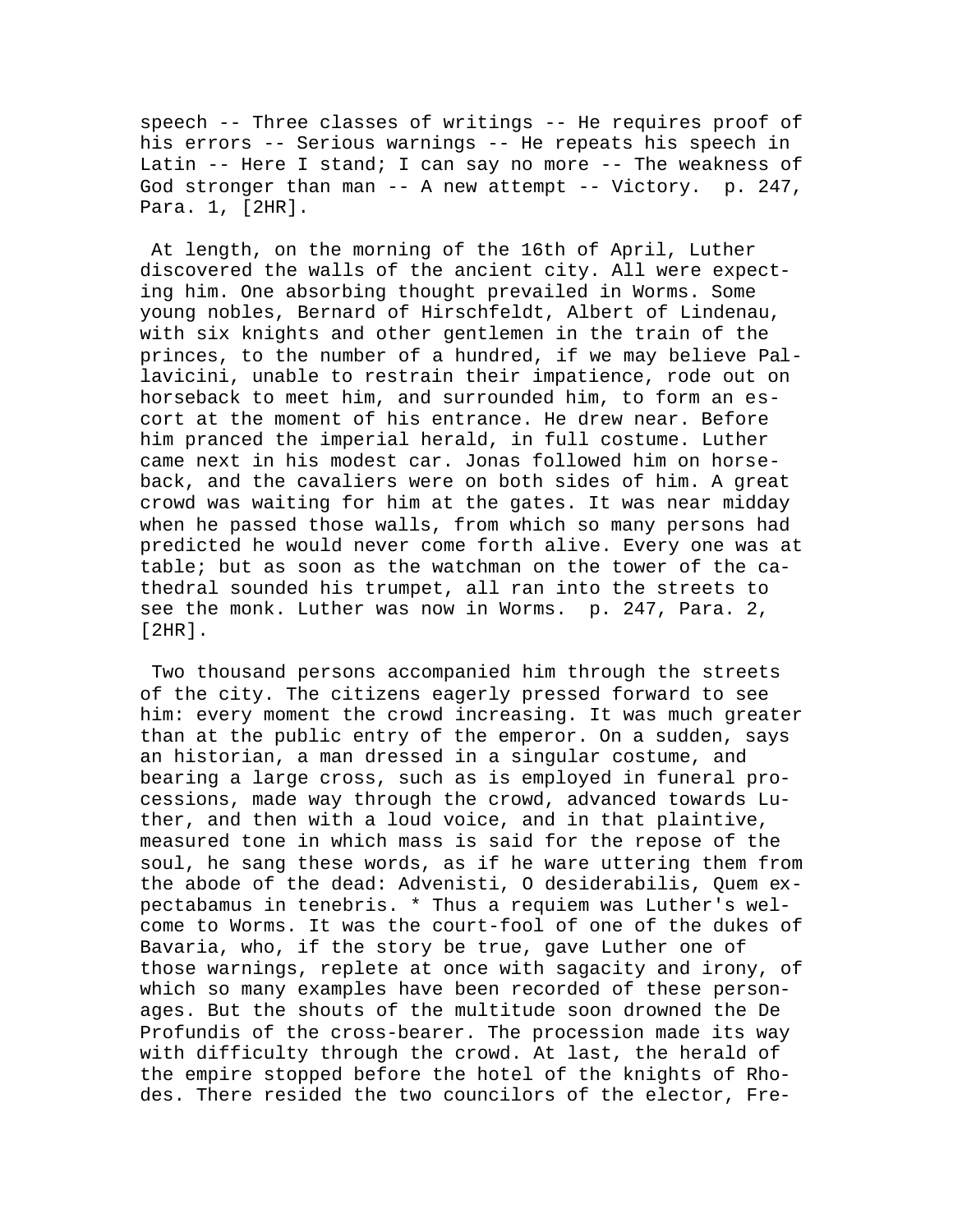speech -- Three classes of writings -- He requires proof of his errors -- Serious warnings -- He repeats his speech in Latin -- Here I stand; I can say no more -- The weakness of God stronger than man -- A new attempt -- Victory. p. 247, Para. 1, [2HR].

At length, on the morning of the 16th of April, Luther discovered the walls of the ancient city. All were expecting him. One absorbing thought prevailed in Worms. Some young nobles, Bernard of Hirschfeldt, Albert of Lindenau, with six knights and other gentlemen in the train of the princes, to the number of a hundred, if we may believe Pallavicini, unable to restrain their impatience, rode out on horseback to meet him, and surrounded him, to form an escort at the moment of his entrance. He drew near. Before him pranced the imperial herald, in full costume. Luther came next in his modest car. Jonas followed him on horseback, and the cavaliers were on both sides of him. A great crowd was waiting for him at the gates. It was near midday when he passed those walls, from which so many persons had predicted he would never come forth alive. Every one was at table; but as soon as the watchman on the tower of the cathedral sounded his trumpet, all ran into the streets to see the monk. Luther was now in Worms. p. 247, Para. 2, [2HR].

Two thousand persons accompanied him through the streets of the city. The citizens eagerly pressed forward to see him: every moment the crowd increasing. It was much greater than at the public entry of the emperor. On a sudden, says an historian, a man dressed in a singular costume, and bearing a large cross, such as is employed in funeral processions, made way through the crowd, advanced towards Luther, and then with a loud voice, and in that plaintive, measured tone in which mass is said for the repose of the soul, he sang these words, as if he ware uttering them from the abode of the dead: Advenisti, O desiderabilis, Quem expectabamus in tenebris. * Thus a requiem was Luther's welcome to Worms. It was the court-fool of one of the dukes of Bavaria, who, if the story be true, gave Luther one of those warnings, replete at once with sagacity and irony, of which so many examples have been recorded of these personages. But the shouts of the multitude soon drowned the De Profundis of the cross-bearer. The procession made its way with difficulty through the crowd. At last, the herald of the empire stopped before the hotel of the knights of Rhodes. There resided the two councilors of the elector, Fre-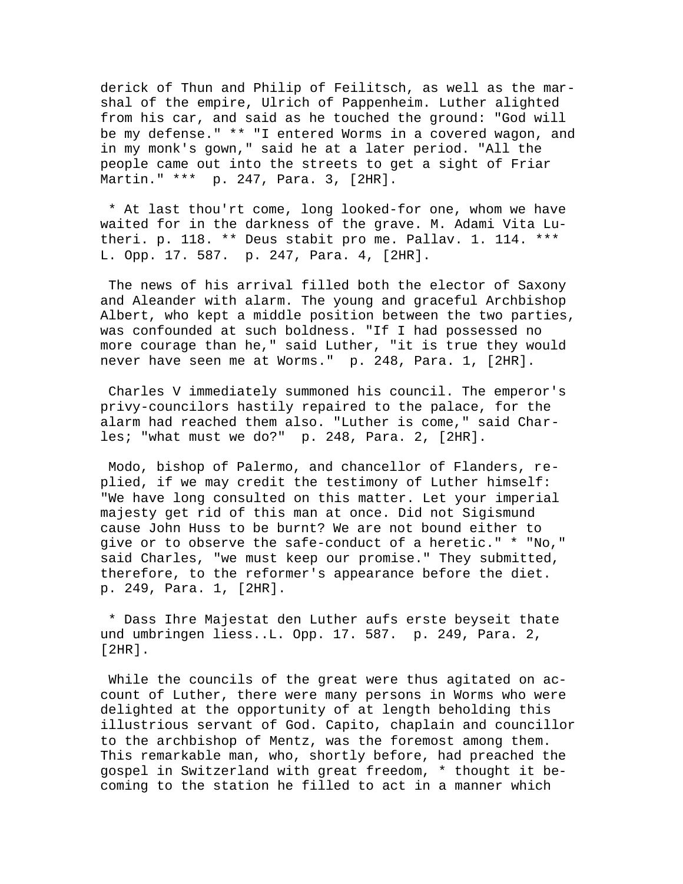derick of Thun and Philip of Feilitsch, as well as the marshal of the empire, Ulrich of Pappenheim. Luther alighted from his car, and said as he touched the ground: "God will be my defense." ** "I entered Worms in a covered wagon, and in my monk's gown," said he at a later period. "All the people came out into the streets to get a sight of Friar Martin." *** p. 247, Para. 3, [2HR].

* At last thou'rt come, long looked-for one, whom we have waited for in the darkness of the grave. M. Adami Vita Lutheri. p. 118. ** Deus stabit pro me. Pallav. 1. 114. *** L. Opp. 17. 587. p. 247, Para. 4, [2HR].

The news of his arrival filled both the elector of Saxony and Aleander with alarm. The young and graceful Archbishop Albert, who kept a middle position between the two parties, was confounded at such boldness. "If I had possessed no more courage than he," said Luther, "it is true they would never have seen me at Worms." p. 248, Para. 1, [2HR].

Charles V immediately summoned his council. The emperor's privy-councilors hastily repaired to the palace, for the alarm had reached them also. "Luther is come," said Charles; "what must we do?" p. 248, Para. 2, [2HR].

Modo, bishop of Palermo, and chancellor of Flanders, replied, if we may credit the testimony of Luther himself: "We have long consulted on this matter. Let your imperial majesty get rid of this man at once. Did not Sigismund cause John Huss to be burnt? We are not bound either to give or to observe the safe-conduct of a heretic." * "No," said Charles, "we must keep our promise." They submitted, therefore, to the reformer's appearance before the diet. p. 249, Para. 1, [2HR].

* Dass Ihre Majestat den Luther aufs erste beyseit thate und umbringen liess..L. Opp. 17. 587. p. 249, Para. 2, [2HR].

While the councils of the great were thus agitated on account of Luther, there were many persons in Worms who were delighted at the opportunity of at length beholding this illustrious servant of God. Capito, chaplain and councillor to the archbishop of Mentz, was the foremost among them. This remarkable man, who, shortly before, had preached the gospel in Switzerland with great freedom, * thought it becoming to the station he filled to act in a manner which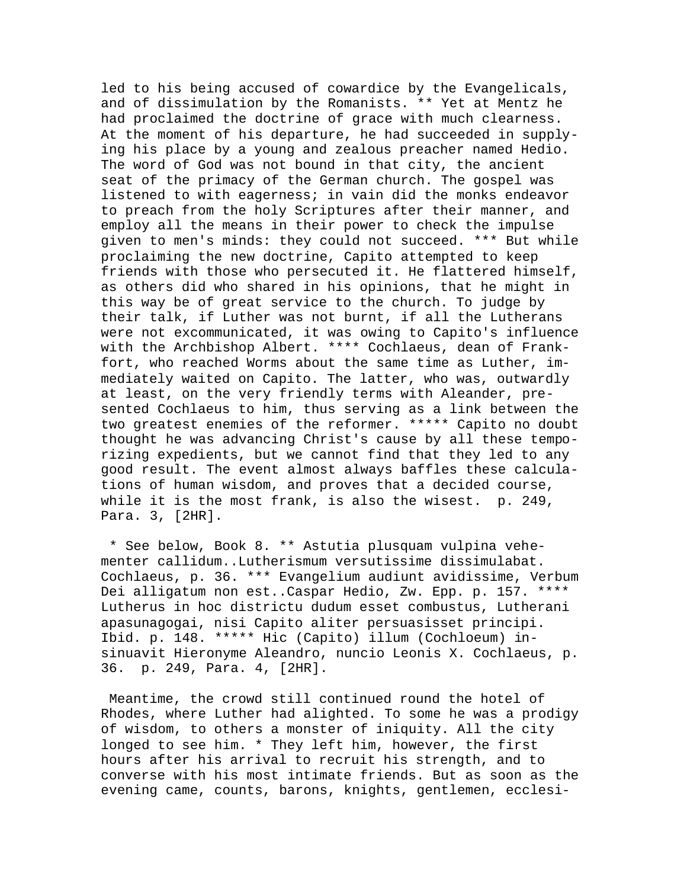led to his being accused of cowardice by the Evangelicals, and of dissimulation by the Romanists. ** Yet at Mentz he had proclaimed the doctrine of grace with much clearness. At the moment of his departure, he had succeeded in supplying his place by a young and zealous preacher named Hedio. The word of God was not bound in that city, the ancient seat of the primacy of the German church. The gospel was listened to with eagerness; in vain did the monks endeavor to preach from the holy Scriptures after their manner, and employ all the means in their power to check the impulse given to men's minds: they could not succeed. *** But while proclaiming the new doctrine, Capito attempted to keep friends with those who persecuted it. He flattered himself, as others did who shared in his opinions, that he might in this way be of great service to the church. To judge by their talk, if Luther was not burnt, if all the Lutherans were not excommunicated, it was owing to Capito's influence with the Archbishop Albert. **** Cochlaeus, dean of Frankfort, who reached Worms about the same time as Luther, immediately waited on Capito. The latter, who was, outwardly at least, on the very friendly terms with Aleander, presented Cochlaeus to him, thus serving as a link between the two greatest enemies of the reformer. ***** Capito no doubt thought he was advancing Christ's cause by all these temporizing expedients, but we cannot find that they led to any good result. The event almost always baffles these calculations of human wisdom, and proves that a decided course, while it is the most frank, is also the wisest. p. 249, Para. 3, [2HR].

* See below, Book 8. ** Astutia plusquam vulpina vehementer callidum..Lutherismum versutissime dissimulabat. Cochlaeus, p. 36. *** Evangelium audiunt avidissime, Verbum Dei alligatum non est..Caspar Hedio, Zw. Epp. p. 157. **** Lutherus in hoc districtu dudum esset combustus, Lutherani apasunagogai, nisi Capito aliter persuasisset principi. Ibid. p. 148. ***** Hic (Capito) illum (Cochloeum) insinuavit Hieronyme Aleandro, nuncio Leonis X. Cochlaeus, p. 36. p. 249, Para. 4, [2HR].

Meantime, the crowd still continued round the hotel of Rhodes, where Luther had alighted. To some he was a prodigy of wisdom, to others a monster of iniquity. All the city longed to see him. * They left him, however, the first hours after his arrival to recruit his strength, and to converse with his most intimate friends. But as soon as the evening came, counts, barons, knights, gentlemen, ecclesi-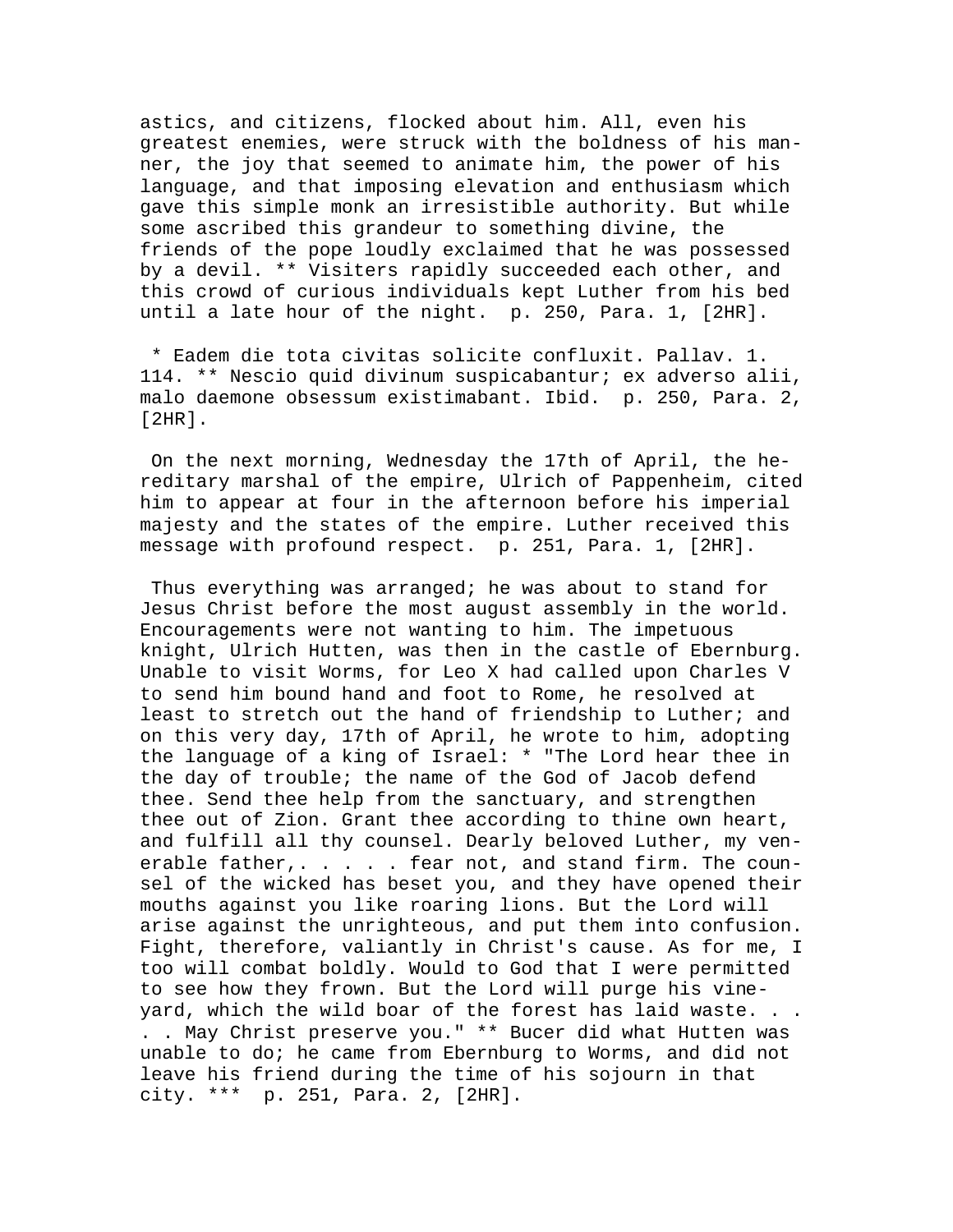astics, and citizens, flocked about him. All, even his greatest enemies, were struck with the boldness of his manner, the joy that seemed to animate him, the power of his language, and that imposing elevation and enthusiasm which gave this simple monk an irresistible authority. But while some ascribed this grandeur to something divine, the friends of the pope loudly exclaimed that he was possessed by a devil. ** Visiters rapidly succeeded each other, and this crowd of curious individuals kept Luther from his bed until a late hour of the night. p. 250, Para. 1, [2HR].

* Eadem die tota civitas solicite confluxit. Pallav. 1. 114. ** Nescio quid divinum suspicabantur; ex adverso alii, malo daemone obsessum existimabant. Ibid. p. 250, Para. 2, [2HR].

On the next morning, Wednesday the 17th of April, the hereditary marshal of the empire, Ulrich of Pappenheim, cited him to appear at four in the afternoon before his imperial majesty and the states of the empire. Luther received this message with profound respect. p. 251, Para. 1, [2HR].

Thus everything was arranged; he was about to stand for Jesus Christ before the most august assembly in the world. Encouragements were not wanting to him. The impetuous knight, Ulrich Hutten, was then in the castle of Ebernburg. Unable to visit Worms, for Leo X had called upon Charles V to send him bound hand and foot to Rome, he resolved at least to stretch out the hand of friendship to Luther; and on this very day, 17th of April, he wrote to him, adopting the language of a king of Israel: * "The Lord hear thee in the day of trouble; the name of the God of Jacob defend thee. Send thee help from the sanctuary, and strengthen thee out of Zion. Grant thee according to thine own heart, and fulfill all thy counsel. Dearly beloved Luther, my venerable father,. . . . . fear not, and stand firm. The counsel of the wicked has beset you, and they have opened their mouths against you like roaring lions. But the Lord will arise against the unrighteous, and put them into confusion. Fight, therefore, valiantly in Christ's cause. As for me, I too will combat boldly. Would to God that I were permitted to see how they frown. But the Lord will purge his vineyard, which the wild boar of the forest has laid waste. . . . . May Christ preserve you." ** Bucer did what Hutten was unable to do; he came from Ebernburg to Worms, and did not leave his friend during the time of his sojourn in that city. *** p. 251, Para. 2, [2HR].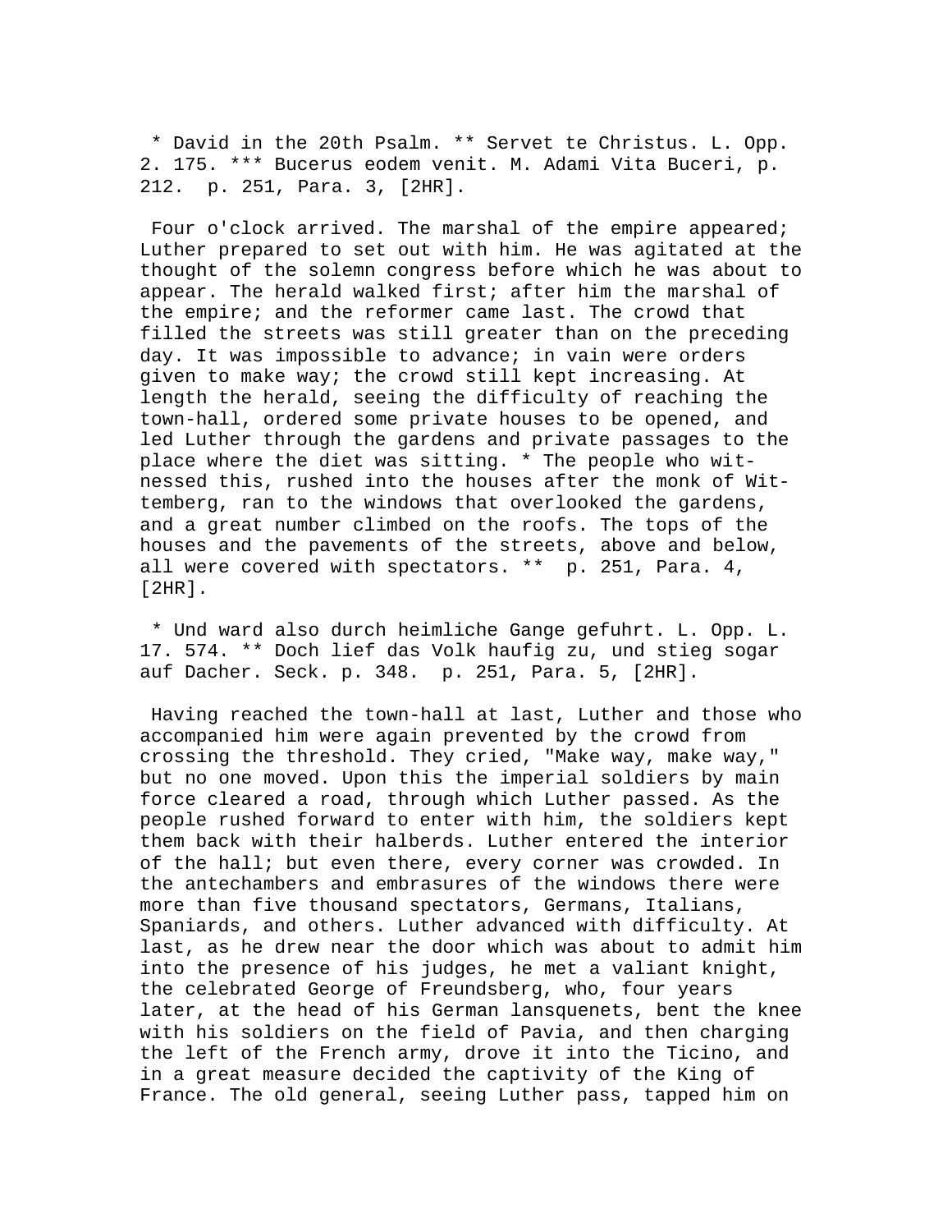* David in the 20th Psalm. ** Servet te Christus. L. Opp. 2. 175. *** Bucerus eodem venit. M. Adami Vita Buceri, p. 212. p. 251, Para. 3, [2HR].

Four o'clock arrived. The marshal of the empire appeared; Luther prepared to set out with him. He was agitated at the thought of the solemn congress before which he was about to appear. The herald walked first; after him the marshal of the empire; and the reformer came last. The crowd that filled the streets was still greater than on the preceding day. It was impossible to advance; in vain were orders given to make way; the crowd still kept increasing. At length the herald, seeing the difficulty of reaching the town-hall, ordered some private houses to be opened, and led Luther through the gardens and private passages to the place where the diet was sitting. * The people who witnessed this, rushed into the houses after the monk of Wittemberg, ran to the windows that overlooked the gardens, and a great number climbed on the roofs. The tops of the houses and the pavements of the streets, above and below, all were covered with spectators. ** p. 251, Para. 4, [2HR].

* Und ward also durch heimliche Gange gefuhrt. L. Opp. L. 17. 574. ** Doch lief das Volk haufig zu, und stieg sogar auf Dacher. Seck. p. 348. p. 251, Para. 5, [2HR].

Having reached the town-hall at last, Luther and those who accompanied him were again prevented by the crowd from crossing the threshold. They cried, "Make way, make way," but no one moved. Upon this the imperial soldiers by main force cleared a road, through which Luther passed. As the people rushed forward to enter with him, the soldiers kept them back with their halberds. Luther entered the interior of the hall; but even there, every corner was crowded. In the antechambers and embrasures of the windows there were more than five thousand spectators, Germans, Italians, Spaniards, and others. Luther advanced with difficulty. At last, as he drew near the door which was about to admit him into the presence of his judges, he met a valiant knight, the celebrated George of Freundsberg, who, four years later, at the head of his German lansquenets, bent the knee with his soldiers on the field of Pavia, and then charging the left of the French army, drove it into the Ticino, and in a great measure decided the captivity of the King of France. The old general, seeing Luther pass, tapped him on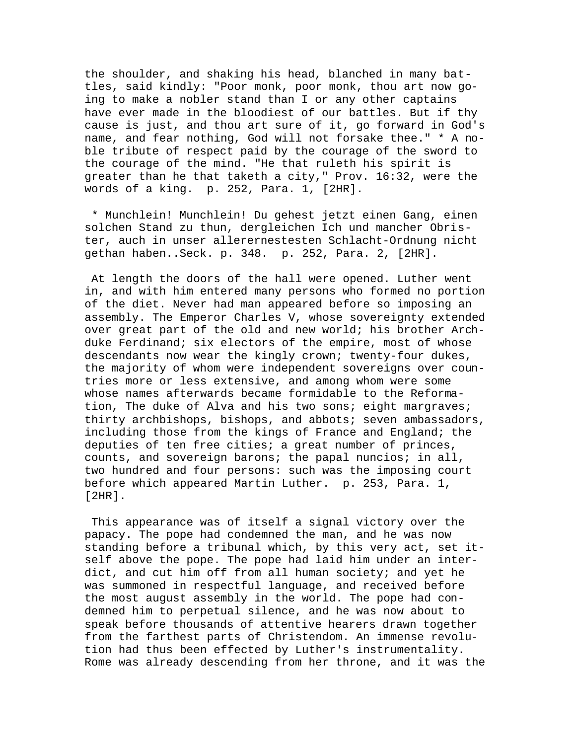the shoulder, and shaking his head, blanched in many battles, said kindly: "Poor monk, poor monk, thou art now going to make a nobler stand than I or any other captains have ever made in the bloodiest of our battles. But if thy cause is just, and thou art sure of it, go forward in God's name, and fear nothing, God will not forsake thee." * A noble tribute of respect paid by the courage of the sword to the courage of the mind. "He that ruleth his spirit is greater than he that taketh a city," Prov. 16:32, were the words of a king. p. 252, Para. 1, [2HR].

* Munchlein! Munchlein! Du gehest jetzt einen Gang, einen solchen Stand zu thun, dergleichen Ich und mancher Obrister, auch in unser allerernestesten Schlacht-Ordnung nicht gethan haben..Seck. p. 348. p. 252, Para. 2, [2HR].

At length the doors of the hall were opened. Luther went in, and with him entered many persons who formed no portion of the diet. Never had man appeared before so imposing an assembly. The Emperor Charles V, whose sovereignty extended over great part of the old and new world; his brother Archduke Ferdinand; six electors of the empire, most of whose descendants now wear the kingly crown; twenty-four dukes, the majority of whom were independent sovereigns over countries more or less extensive, and among whom were some whose names afterwards became formidable to the Reformation, The duke of Alva and his two sons; eight margraves; thirty archbishops, bishops, and abbots; seven ambassadors, including those from the kings of France and England; the deputies of ten free cities; a great number of princes, counts, and sovereign barons; the papal nuncios; in all, two hundred and four persons: such was the imposing court before which appeared Martin Luther. p. 253, Para. 1, [2HR].

This appearance was of itself a signal victory over the papacy. The pope had condemned the man, and he was now standing before a tribunal which, by this very act, set itself above the pope. The pope had laid him under an interdict, and cut him off from all human society; and yet he was summoned in respectful language, and received before the most august assembly in the world. The pope had condemned him to perpetual silence, and he was now about to speak before thousands of attentive hearers drawn together from the farthest parts of Christendom. An immense revolution had thus been effected by Luther's instrumentality. Rome was already descending from her throne, and it was the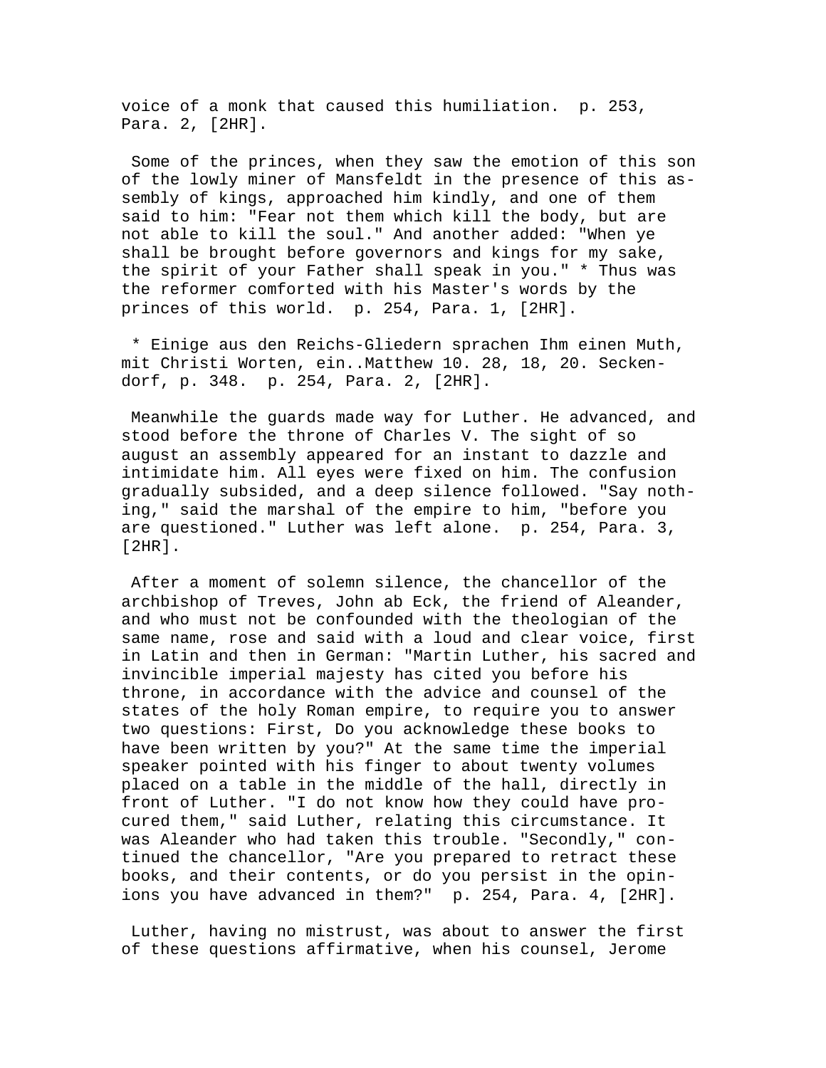voice of a monk that caused this humiliation. p. 253, Para. 2, [2HR].

Some of the princes, when they saw the emotion of this son of the lowly miner of Mansfeldt in the presence of this assembly of kings, approached him kindly, and one of them said to him: "Fear not them which kill the body, but are not able to kill the soul." And another added: "When ye shall be brought before governors and kings for my sake, the spirit of your Father shall speak in you." * Thus was the reformer comforted with his Master's words by the princes of this world. p. 254, Para. 1, [2HR].

* Einige aus den Reichs-Gliedern sprachen Ihm einen Muth, mit Christi Worten, ein..Matthew 10. 28, 18, 20. Seckendorf, p. 348. p. 254, Para. 2, [2HR].

Meanwhile the guards made way for Luther. He advanced, and stood before the throne of Charles V. The sight of so august an assembly appeared for an instant to dazzle and intimidate him. All eyes were fixed on him. The confusion gradually subsided, and a deep silence followed. "Say nothing," said the marshal of the empire to him, "before you are questioned." Luther was left alone. p. 254, Para. 3, [2HR].

After a moment of solemn silence, the chancellor of the archbishop of Treves, John ab Eck, the friend of Aleander, and who must not be confounded with the theologian of the same name, rose and said with a loud and clear voice, first in Latin and then in German: "Martin Luther, his sacred and invincible imperial majesty has cited you before his throne, in accordance with the advice and counsel of the states of the holy Roman empire, to require you to answer two questions: First, Do you acknowledge these books to have been written by you?" At the same time the imperial speaker pointed with his finger to about twenty volumes placed on a table in the middle of the hall, directly in front of Luther. "I do not know how they could have procured them," said Luther, relating this circumstance. It was Aleander who had taken this trouble. "Secondly," continued the chancellor, "Are you prepared to retract these books, and their contents, or do you persist in the opinions you have advanced in them?" p. 254, Para. 4, [2HR].

Luther, having no mistrust, was about to answer the first of these questions affirmative, when his counsel, Jerome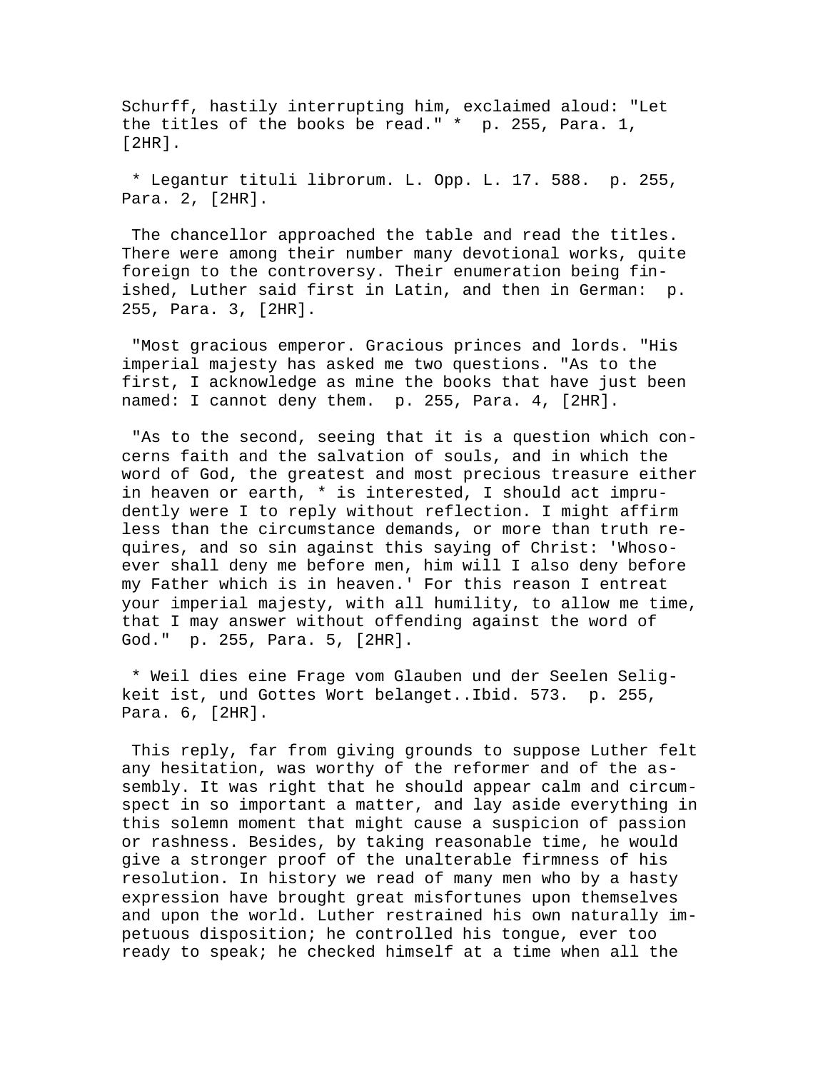Schurff, hastily interrupting him, exclaimed aloud: "Let the titles of the books be read." * p. 255, Para. 1, [2HR].

* Legantur tituli librorum. L. Opp. L. 17. 588. p. 255, Para. 2, [2HR].

The chancellor approached the table and read the titles. There were among their number many devotional works, quite foreign to the controversy. Their enumeration being finished, Luther said first in Latin, and then in German: p. 255, Para. 3, [2HR].

"Most gracious emperor. Gracious princes and lords. "His imperial majesty has asked me two questions. "As to the first, I acknowledge as mine the books that have just been named: I cannot deny them. p. 255, Para. 4, [2HR].

"As to the second, seeing that it is a question which concerns faith and the salvation of souls, and in which the word of God, the greatest and most precious treasure either in heaven or earth, * is interested, I should act imprudently were I to reply without reflection. I might affirm less than the circumstance demands, or more than truth requires, and so sin against this saying of Christ: 'Whosoever shall deny me before men, him will I also deny before my Father which is in heaven.' For this reason I entreat your imperial majesty, with all humility, to allow me time, that I may answer without offending against the word of God." p. 255, Para. 5, [2HR].

* Weil dies eine Frage vom Glauben und der Seelen Seligkeit ist, und Gottes Wort belanget..Ibid. 573. p. 255, Para. 6, [2HR].

This reply, far from giving grounds to suppose Luther felt any hesitation, was worthy of the reformer and of the assembly. It was right that he should appear calm and circumspect in so important a matter, and lay aside everything in this solemn moment that might cause a suspicion of passion or rashness. Besides, by taking reasonable time, he would give a stronger proof of the unalterable firmness of his resolution. In history we read of many men who by a hasty expression have brought great misfortunes upon themselves and upon the world. Luther restrained his own naturally impetuous disposition; he controlled his tongue, ever too ready to speak; he checked himself at a time when all the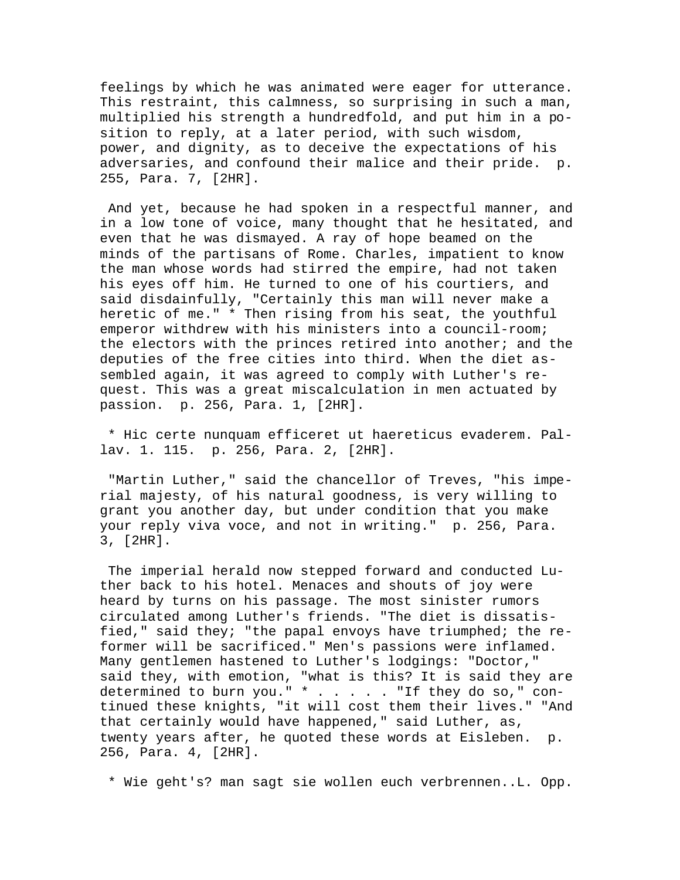feelings by which he was animated were eager for utterance. This restraint, this calmness, so surprising in such a man, multiplied his strength a hundredfold, and put him in a position to reply, at a later period, with such wisdom, power, and dignity, as to deceive the expectations of his adversaries, and confound their malice and their pride.  p. 255, Para. 7, [2HR].

And yet, because he had spoken in a respectful manner, and in a low tone of voice, many thought that he hesitated, and even that he was dismayed. A ray of hope beamed on the minds of the partisans of Rome. Charles, impatient to know the man whose words had stirred the empire, had not taken his eyes off him. He turned to one of his courtiers, and said disdainfully, "Certainly this man will never make a heretic of me." * Then rising from his seat, the youthful emperor withdrew with his ministers into a council-room; the electors with the princes retired into another; and the deputies of the free cities into third. When the diet assembled again, it was agreed to comply with Luther's request. This was a great miscalculation in men actuated by passion.  p. 256, Para. 1, [2HR].

* Hic certe nunquam efficeret ut haereticus evaderem. Pallav. 1. 115.  p. 256, Para. 2, [2HR].

"Martin Luther," said the chancellor of Treves, "his imperial majesty, of his natural goodness, is very willing to grant you another day, but under condition that you make your reply viva voce, and not in writing."  p. 256, Para. 3, [2HR].

The imperial herald now stepped forward and conducted Luther back to his hotel. Menaces and shouts of joy were heard by turns on his passage. The most sinister rumors circulated among Luther's friends. "The diet is dissatisfied," said they; "the papal envoys have triumphed; the reformer will be sacrificed." Men's passions were inflamed. Many gentlemen hastened to Luther's lodgings: "Doctor," said they, with emotion, "what is this? It is said they are determined to burn you." * . . . . . "If they do so," continued these knights, "it will cost them their lives." "And that certainly would have happened," said Luther, as, twenty years after, he quoted these words at Eisleben.  p. 256, Para. 4, [2HR].

* Wie geht's? man sagt sie wollen euch verbrennen..L. Opp.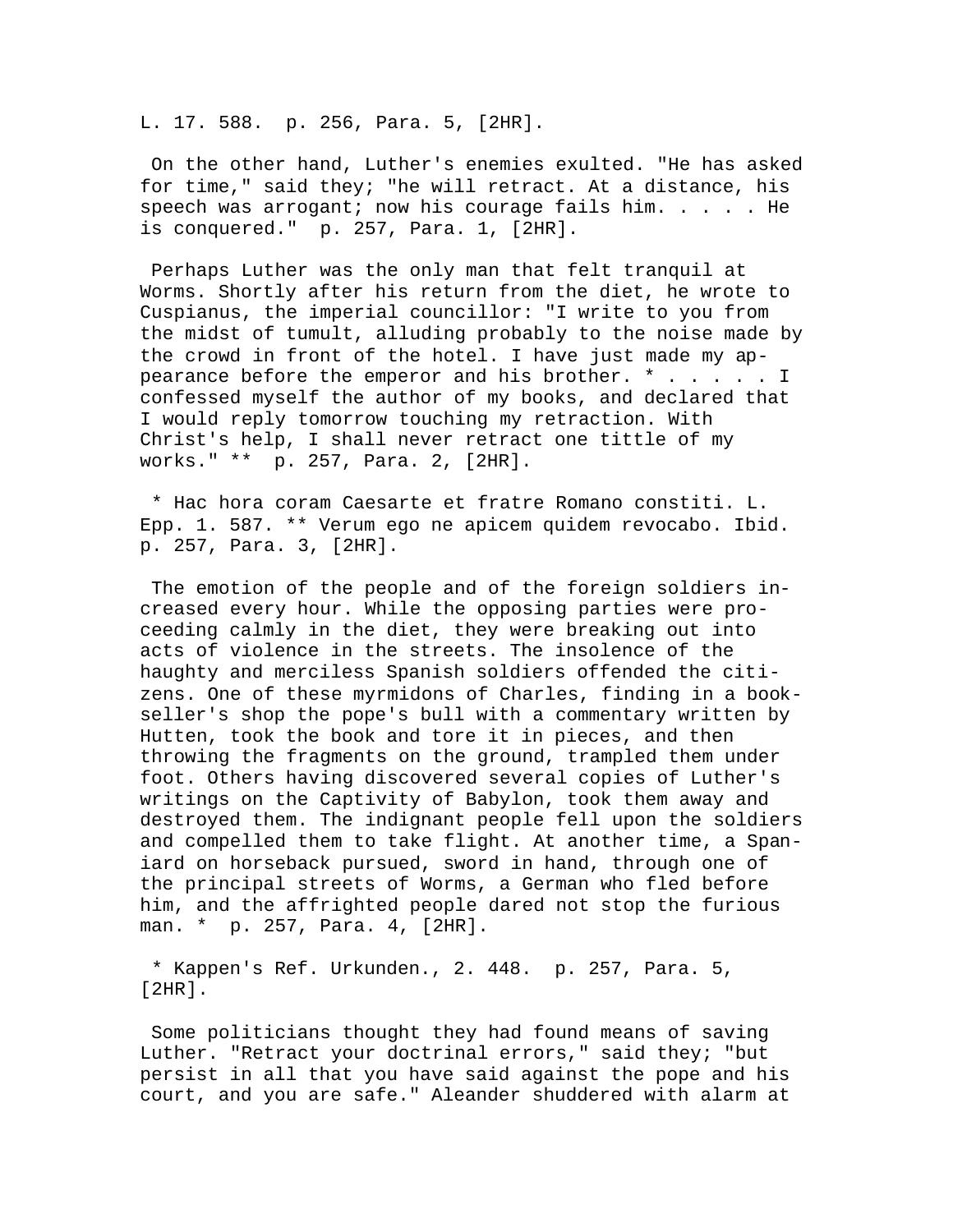L. 17. 588. p. 256, Para. 5, [2HR].

On the other hand, Luther's enemies exulted. "He has asked for time," said they; "he will retract. At a distance, his speech was arrogant; now his courage fails him. . . . . He is conquered." p. 257, Para. 1, [2HR].

Perhaps Luther was the only man that felt tranquil at Worms. Shortly after his return from the diet, he wrote to Cuspianus, the imperial councillor: "I write to you from the midst of tumult, alluding probably to the noise made by the crowd in front of the hotel. I have just made my appearance before the emperor and his brother. * . . . . . I confessed myself the author of my books, and declared that I would reply tomorrow touching my retraction. With Christ's help, I shall never retract one tittle of my works." ** p. 257, Para. 2, [2HR].

* Hac hora coram Caesarte et fratre Romano constiti. L. Epp. 1. 587. ** Verum ego ne apicem quidem revocabo. Ibid. p. 257, Para. 3, [2HR].

The emotion of the people and of the foreign soldiers increased every hour. While the opposing parties were proceeding calmly in the diet, they were breaking out into acts of violence in the streets. The insolence of the haughty and merciless Spanish soldiers offended the citizens. One of these myrmidons of Charles, finding in a bookseller's shop the pope's bull with a commentary written by Hutten, took the book and tore it in pieces, and then throwing the fragments on the ground, trampled them under foot. Others having discovered several copies of Luther's writings on the Captivity of Babylon, took them away and destroyed them. The indignant people fell upon the soldiers and compelled them to take flight. At another time, a Spaniard on horseback pursued, sword in hand, through one of the principal streets of Worms, a German who fled before him, and the affrighted people dared not stop the furious man. * p. 257, Para. 4, [2HR].

* Kappen's Ref. Urkunden., 2. 448. p. 257, Para. 5, [2HR].

Some politicians thought they had found means of saving Luther. "Retract your doctrinal errors," said they; "but persist in all that you have said against the pope and his court, and you are safe." Aleander shuddered with alarm at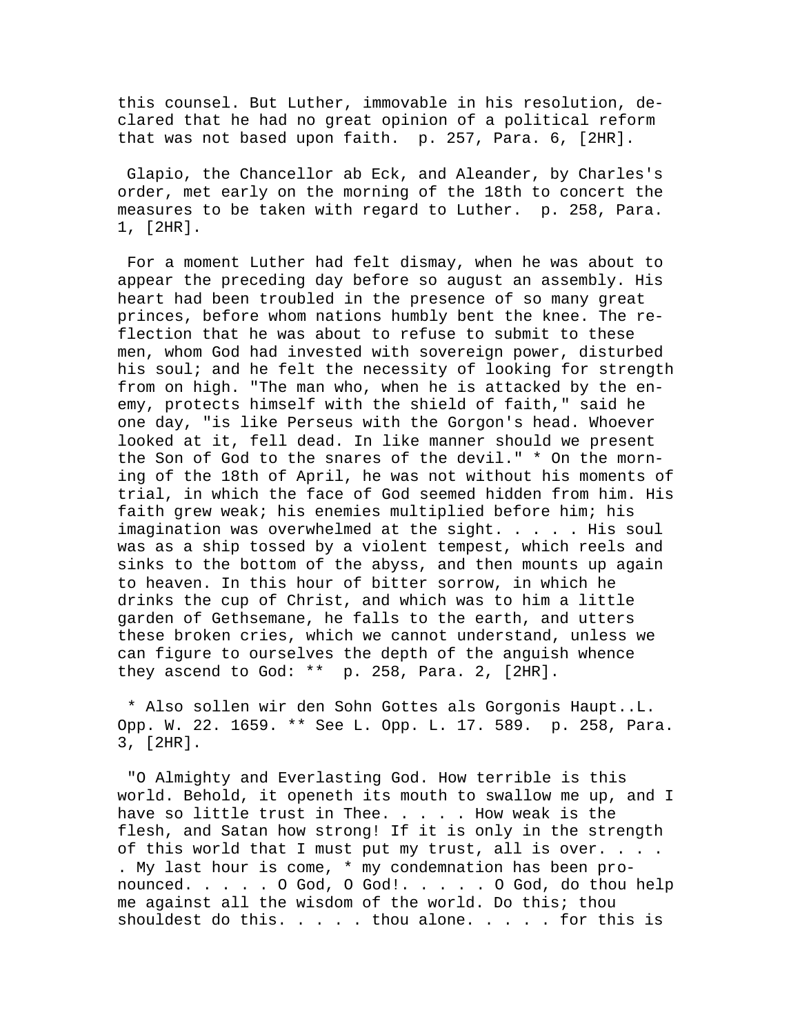this counsel. But Luther, immovable in his resolution, declared that he had no great opinion of a political reform that was not based upon faith. p. 257, Para. 6, [2HR].

Glapio, the Chancellor ab Eck, and Aleander, by Charles's order, met early on the morning of the 18th to concert the measures to be taken with regard to Luther. p. 258, Para. 1, [2HR].

For a moment Luther had felt dismay, when he was about to appear the preceding day before so august an assembly. His heart had been troubled in the presence of so many great princes, before whom nations humbly bent the knee. The reflection that he was about to refuse to submit to these men, whom God had invested with sovereign power, disturbed his soul; and he felt the necessity of looking for strength from on high. "The man who, when he is attacked by the enemy, protects himself with the shield of faith," said he one day, "is like Perseus with the Gorgon's head. Whoever looked at it, fell dead. In like manner should we present the Son of God to the snares of the devil." * On the morning of the 18th of April, he was not without his moments of trial, in which the face of God seemed hidden from him. His faith grew weak; his enemies multiplied before him; his imagination was overwhelmed at the sight. . . . . His soul was as a ship tossed by a violent tempest, which reels and sinks to the bottom of the abyss, and then mounts up again to heaven. In this hour of bitter sorrow, in which he drinks the cup of Christ, and which was to him a little garden of Gethsemane, he falls to the earth, and utters these broken cries, which we cannot understand, unless we can figure to ourselves the depth of the anguish whence they ascend to God: ** p. 258, Para. 2, [2HR].

* Also sollen wir den Sohn Gottes als Gorgonis Haupt..L. Opp. W. 22. 1659. ** See L. Opp. L. 17. 589. p. 258, Para. 3, [2HR].

"O Almighty and Everlasting God. How terrible is this world. Behold, it openeth its mouth to swallow me up, and I have so little trust in Thee. . . . . How weak is the flesh, and Satan how strong! If it is only in the strength of this world that I must put my trust, all is over. . . . . My last hour is come, * my condemnation has been pronounced. . . . . O God, O God!. . . . . O God, do thou help me against all the wisdom of the world. Do this; thou shouldest do this. . . . . thou alone. . . . . for this is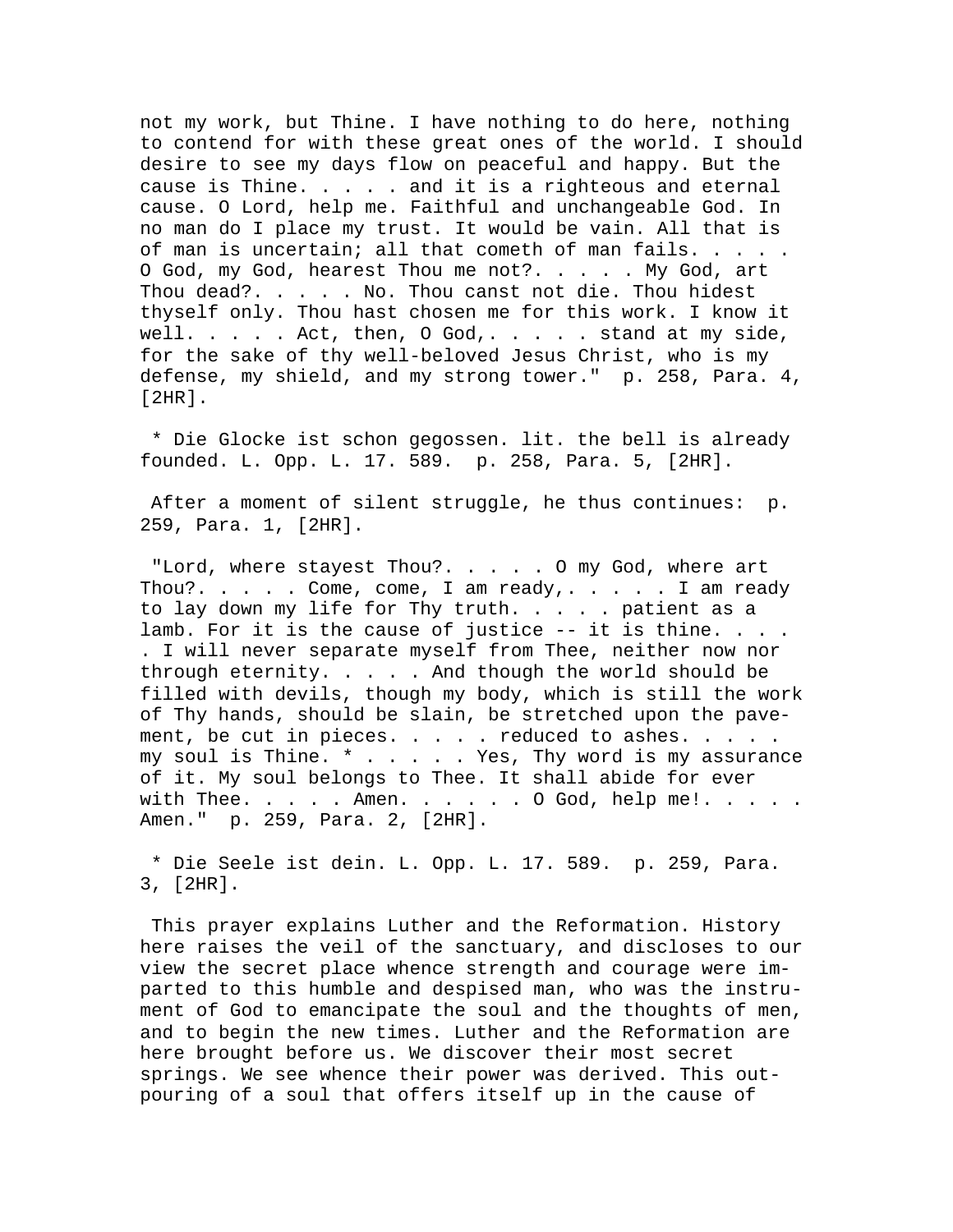not my work, but Thine. I have nothing to do here, nothing to contend for with these great ones of the world. I should desire to see my days flow on peaceful and happy. But the cause is Thine. . . . . and it is a righteous and eternal cause. O Lord, help me. Faithful and unchangeable God. In no man do I place my trust. It would be vain. All that is of man is uncertain; all that cometh of man fails. . . . . O God, my God, hearest Thou me not?. . . . . My God, art Thou dead?. . . . . No. Thou canst not die. Thou hidest thyself only. Thou hast chosen me for this work. I know it well. . . . . Act, then, O God,. . . . . stand at my side, for the sake of thy well-beloved Jesus Christ, who is my defense, my shield, and my strong tower." p. 258, Para. 4, [2HR].

* Die Glocke ist schon gegossen. lit. the bell is already founded. L. Opp. L. 17. 589. p. 258, Para. 5, [2HR].

After a moment of silent struggle, he thus continues: p. 259, Para. 1, [2HR].

"Lord, where stayest Thou?. . . . . O my God, where art Thou?. . . . . Come, come, I am ready,. . . . . I am ready to lay down my life for Thy truth. . . . . patient as a lamb. For it is the cause of justice -- it is thine. . . . . I will never separate myself from Thee, neither now nor through eternity. . . . . And though the world should be filled with devils, though my body, which is still the work of Thy hands, should be slain, be stretched upon the pavement, be cut in pieces. . . . . reduced to ashes. . . . . my soul is Thine. * . . . . . Yes, Thy word is my assurance of it. My soul belongs to Thee. It shall abide for ever with Thee. . . . . Amen. . . . . . O God, help me!. . . . . Amen." p. 259, Para. 2, [2HR].

* Die Seele ist dein. L. Opp. L. 17. 589. p. 259, Para. 3, [2HR].

This prayer explains Luther and the Reformation. History here raises the veil of the sanctuary, and discloses to our view the secret place whence strength and courage were imparted to this humble and despised man, who was the instrument of God to emancipate the soul and the thoughts of men, and to begin the new times. Luther and the Reformation are here brought before us. We discover their most secret springs. We see whence their power was derived. This outpouring of a soul that offers itself up in the cause of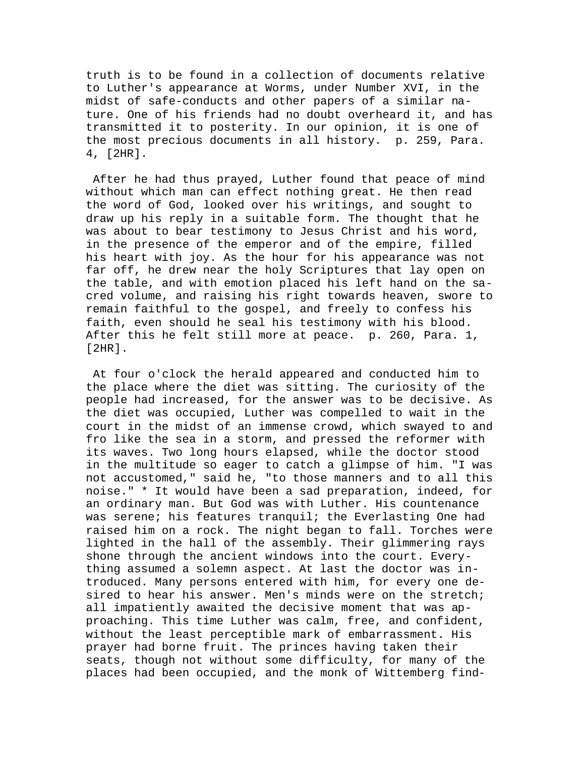truth is to be found in a collection of documents relative to Luther's appearance at Worms, under Number XVI, in the midst of safe-conducts and other papers of a similar nature. One of his friends had no doubt overheard it, and has transmitted it to posterity. In our opinion, it is one of the most precious documents in all history. p. 259, Para. 4, [2HR].

After he had thus prayed, Luther found that peace of mind without which man can effect nothing great. He then read the word of God, looked over his writings, and sought to draw up his reply in a suitable form. The thought that he was about to bear testimony to Jesus Christ and his word, in the presence of the emperor and of the empire, filled his heart with joy. As the hour for his appearance was not far off, he drew near the holy Scriptures that lay open on the table, and with emotion placed his left hand on the sacred volume, and raising his right towards heaven, swore to remain faithful to the gospel, and freely to confess his faith, even should he seal his testimony with his blood. After this he felt still more at peace. p. 260, Para. 1, [2HR].

At four o'clock the herald appeared and conducted him to the place where the diet was sitting. The curiosity of the people had increased, for the answer was to be decisive. As the diet was occupied, Luther was compelled to wait in the court in the midst of an immense crowd, which swayed to and fro like the sea in a storm, and pressed the reformer with its waves. Two long hours elapsed, while the doctor stood in the multitude so eager to catch a glimpse of him. "I was not accustomed," said he, "to those manners and to all this noise." * It would have been a sad preparation, indeed, for an ordinary man. But God was with Luther. His countenance was serene; his features tranquil; the Everlasting One had raised him on a rock. The night began to fall. Torches were lighted in the hall of the assembly. Their glimmering rays shone through the ancient windows into the court. Everything assumed a solemn aspect. At last the doctor was introduced. Many persons entered with him, for every one desired to hear his answer. Men's minds were on the stretch; all impatiently awaited the decisive moment that was approaching. This time Luther was calm, free, and confident, without the least perceptible mark of embarrassment. His prayer had borne fruit. The princes having taken their seats, though not without some difficulty, for many of the places had been occupied, and the monk of Wittemberg find-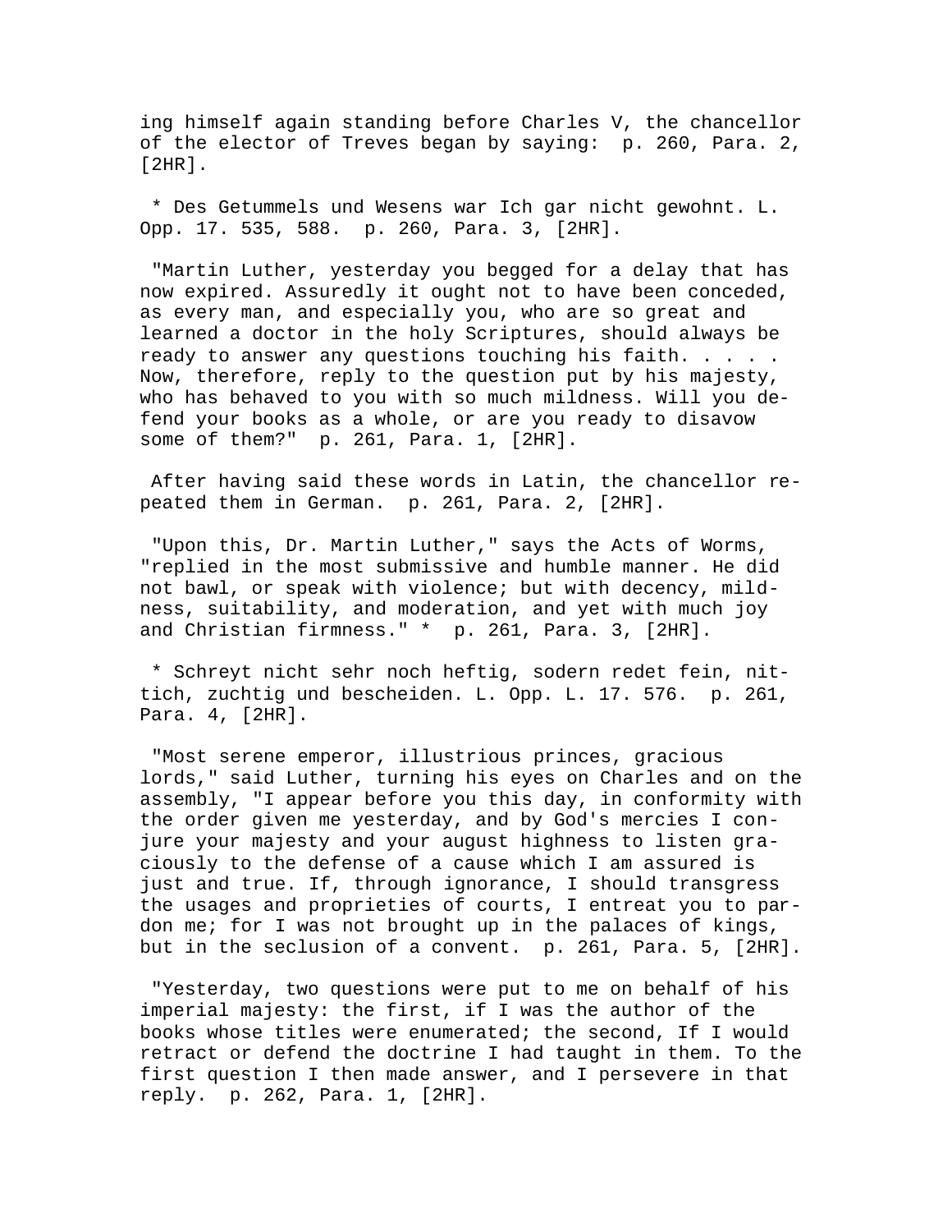ing himself again standing before Charles V, the chancellor of the elector of Treves began by saying:  p. 260, Para. 2, [2HR].

* Des Getummels und Wesens war Ich gar nicht gewohnt. L. Opp. 17. 535, 588.  p. 260, Para. 3, [2HR].

"Martin Luther, yesterday you begged for a delay that has now expired. Assuredly it ought not to have been conceded, as every man, and especially you, who are so great and learned a doctor in the holy Scriptures, should always be ready to answer any questions touching his faith. . . . . Now, therefore, reply to the question put by his majesty, who has behaved to you with so much mildness. Will you defend your books as a whole, or are you ready to disavow some of them?"  p. 261, Para. 1, [2HR].

After having said these words in Latin, the chancellor repeated them in German.  p. 261, Para. 2, [2HR].

"Upon this, Dr. Martin Luther," says the Acts of Worms, "replied in the most submissive and humble manner. He did not bawl, or speak with violence; but with decency, mildness, suitability, and moderation, and yet with much joy and Christian firmness." *  p. 261, Para. 3, [2HR].

* Schreyt nicht sehr noch heftig, sodern redet fein, nittich, zuchtig und bescheiden. L. Opp. L. 17. 576.  p. 261, Para. 4, [2HR].

"Most serene emperor, illustrious princes, gracious lords," said Luther, turning his eyes on Charles and on the assembly, "I appear before you this day, in conformity with the order given me yesterday, and by God's mercies I conjure your majesty and your august highness to listen graciously to the defense of a cause which I am assured is just and true. If, through ignorance, I should transgress the usages and proprieties of courts, I entreat you to pardon me; for I was not brought up in the palaces of kings, but in the seclusion of a convent.  p. 261, Para. 5, [2HR].

"Yesterday, two questions were put to me on behalf of his imperial majesty: the first, if I was the author of the books whose titles were enumerated; the second, If I would retract or defend the doctrine I had taught in them. To the first question I then made answer, and I persevere in that reply.  p. 262, Para. 1, [2HR].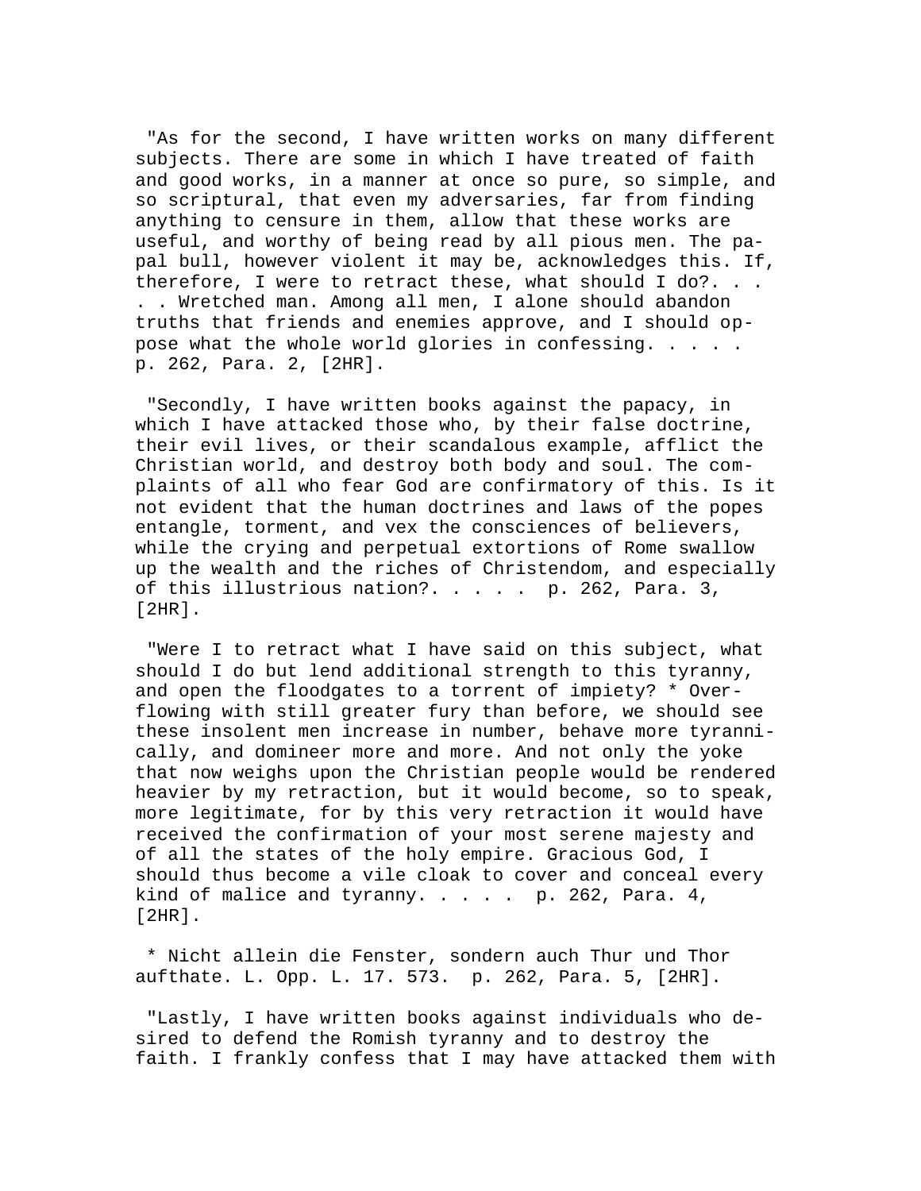"As for the second, I have written works on many different subjects. There are some in which I have treated of faith and good works, in a manner at once so pure, so simple, and so scriptural, that even my adversaries, far from finding anything to censure in them, allow that these works are useful, and worthy of being read by all pious men. The papal bull, however violent it may be, acknowledges this. If, therefore, I were to retract these, what should I do?. . . . . Wretched man. Among all men, I alone should abandon truths that friends and enemies approve, and I should oppose what the whole world glories in confessing. . . . . p. 262, Para. 2, [2HR].

"Secondly, I have written books against the papacy, in which I have attacked those who, by their false doctrine, their evil lives, or their scandalous example, afflict the Christian world, and destroy both body and soul. The complaints of all who fear God are confirmatory of this. Is it not evident that the human doctrines and laws of the popes entangle, torment, and vex the consciences of believers, while the crying and perpetual extortions of Rome swallow up the wealth and the riches of Christendom, and especially of this illustrious nation?. . . . . p. 262, Para. 3, [2HR].

"Were I to retract what I have said on this subject, what should I do but lend additional strength to this tyranny, and open the floodgates to a torrent of impiety? * Overflowing with still greater fury than before, we should see these insolent men increase in number, behave more tyrannically, and domineer more and more. And not only the yoke that now weighs upon the Christian people would be rendered heavier by my retraction, but it would become, so to speak, more legitimate, for by this very retraction it would have received the confirmation of your most serene majesty and of all the states of the holy empire. Gracious God, I should thus become a vile cloak to cover and conceal every kind of malice and tyranny. . . . . p. 262, Para. 4, [2HR].

* Nicht allein die Fenster, sondern auch Thur und Thor aufthate. L. Opp. L. 17. 573. p. 262, Para. 5, [2HR].

"Lastly, I have written books against individuals who desired to defend the Romish tyranny and to destroy the faith. I frankly confess that I may have attacked them with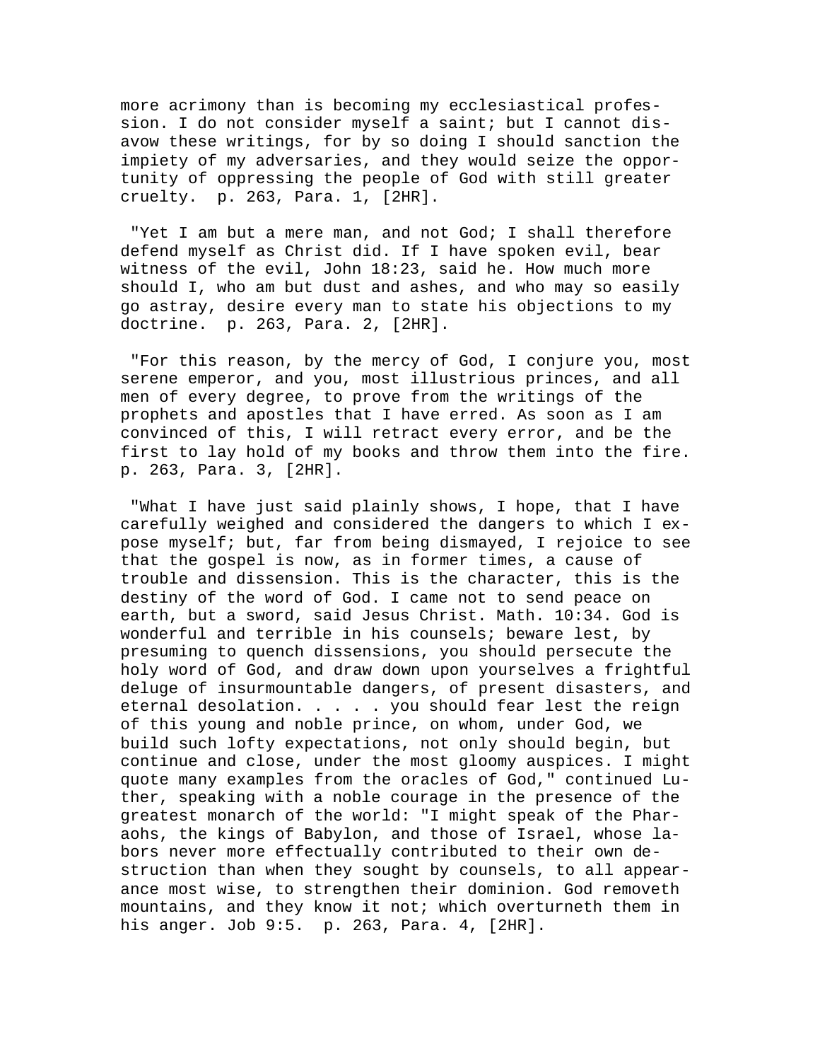more acrimony than is becoming my ecclesiastical profession. I do not consider myself a saint; but I cannot disavow these writings, for by so doing I should sanction the impiety of my adversaries, and they would seize the opportunity of oppressing the people of God with still greater cruelty. p. 263, Para. 1, [2HR].

"Yet I am but a mere man, and not God; I shall therefore defend myself as Christ did. If I have spoken evil, bear witness of the evil, John 18:23, said he. How much more should I, who am but dust and ashes, and who may so easily go astray, desire every man to state his objections to my doctrine. p. 263, Para. 2, [2HR].

"For this reason, by the mercy of God, I conjure you, most serene emperor, and you, most illustrious princes, and all men of every degree, to prove from the writings of the prophets and apostles that I have erred. As soon as I am convinced of this, I will retract every error, and be the first to lay hold of my books and throw them into the fire. p. 263, Para. 3, [2HR].

"What I have just said plainly shows, I hope, that I have carefully weighed and considered the dangers to which I expose myself; but, far from being dismayed, I rejoice to see that the gospel is now, as in former times, a cause of trouble and dissension. This is the character, this is the destiny of the word of God. I came not to send peace on earth, but a sword, said Jesus Christ. Math. 10:34. God is wonderful and terrible in his counsels; beware lest, by presuming to quench dissensions, you should persecute the holy word of God, and draw down upon yourselves a frightful deluge of insurmountable dangers, of present disasters, and eternal desolation. . . . . you should fear lest the reign of this young and noble prince, on whom, under God, we build such lofty expectations, not only should begin, but continue and close, under the most gloomy auspices. I might quote many examples from the oracles of God," continued Luther, speaking with a noble courage in the presence of the greatest monarch of the world: "I might speak of the Pharaohs, the kings of Babylon, and those of Israel, whose labors never more effectually contributed to their own destruction than when they sought by counsels, to all appearance most wise, to strengthen their dominion. God removeth mountains, and they know it not; which overturneth them in his anger. Job 9:5. p. 263, Para. 4, [2HR].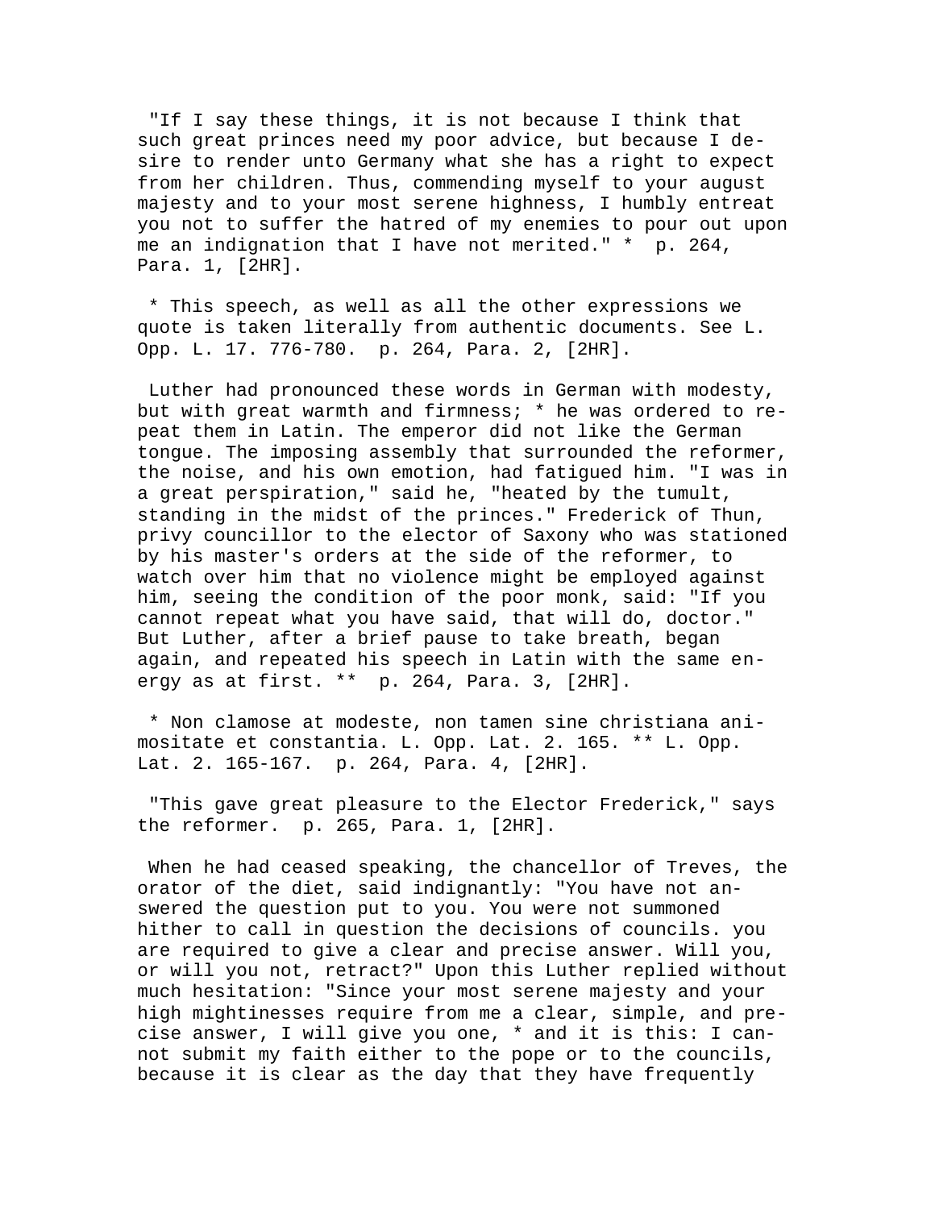"If I say these things, it is not because I think that such great princes need my poor advice, but because I desire to render unto Germany what she has a right to expect from her children. Thus, commending myself to your august majesty and to your most serene highness, I humbly entreat you not to suffer the hatred of my enemies to pour out upon me an indignation that I have not merited." * p. 264, Para. 1, [2HR].

* This speech, as well as all the other expressions we quote is taken literally from authentic documents. See L. Opp. L. 17. 776-780. p. 264, Para. 2, [2HR].

Luther had pronounced these words in German with modesty, but with great warmth and firmness; * he was ordered to repeat them in Latin. The emperor did not like the German tongue. The imposing assembly that surrounded the reformer, the noise, and his own emotion, had fatigued him. "I was in a great perspiration," said he, "heated by the tumult, standing in the midst of the princes." Frederick of Thun, privy councillor to the elector of Saxony who was stationed by his master's orders at the side of the reformer, to watch over him that no violence might be employed against him, seeing the condition of the poor monk, said: "If you cannot repeat what you have said, that will do, doctor." But Luther, after a brief pause to take breath, began again, and repeated his speech in Latin with the same energy as at first. ** p. 264, Para. 3, [2HR].

* Non clamose at modeste, non tamen sine christiana animositate et constantia. L. Opp. Lat. 2. 165. ** L. Opp. Lat. 2. 165-167. p. 264, Para. 4, [2HR].

"This gave great pleasure to the Elector Frederick," says the reformer. p. 265, Para. 1, [2HR].

When he had ceased speaking, the chancellor of Treves, the orator of the diet, said indignantly: "You have not answered the question put to you. You were not summoned hither to call in question the decisions of councils. you are required to give a clear and precise answer. Will you, or will you not, retract?" Upon this Luther replied without much hesitation: "Since your most serene majesty and your high mightinesses require from me a clear, simple, and precise answer, I will give you one, * and it is this: I cannot submit my faith either to the pope or to the councils, because it is clear as the day that they have frequently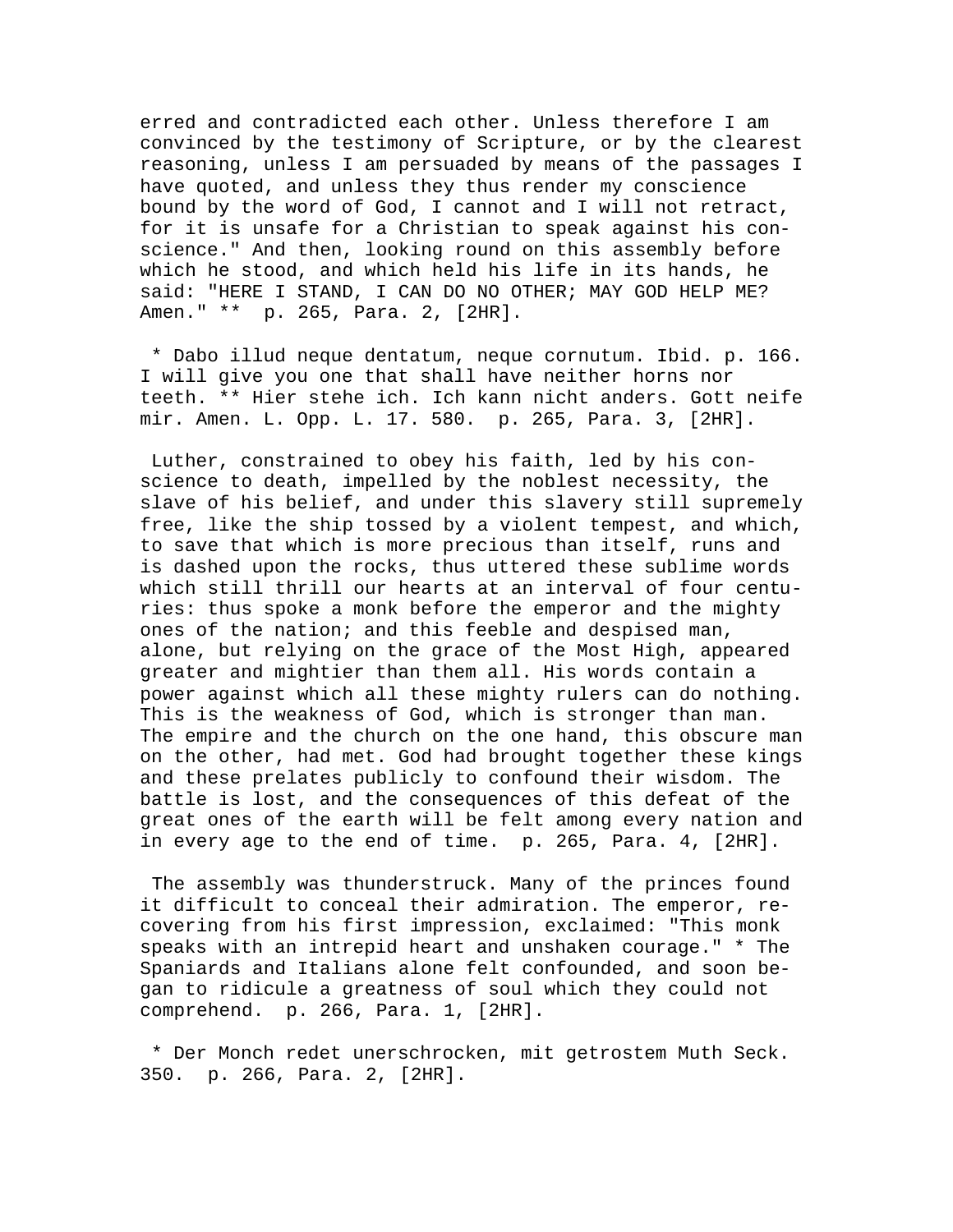erred and contradicted each other. Unless therefore I am convinced by the testimony of Scripture, or by the clearest reasoning, unless I am persuaded by means of the passages I have quoted, and unless they thus render my conscience bound by the word of God, I cannot and I will not retract, for it is unsafe for a Christian to speak against his conscience." And then, looking round on this assembly before which he stood, and which held his life in its hands, he said: "HERE I STAND, I CAN DO NO OTHER; MAY GOD HELP ME? Amen." ** p. 265, Para. 2, [2HR].

* Dabo illud neque dentatum, neque cornutum. Ibid. p. 166. I will give you one that shall have neither horns nor teeth. ** Hier stehe ich. Ich kann nicht anders. Gott neife mir. Amen. L. Opp. L. 17. 580. p. 265, Para. 3, [2HR].

Luther, constrained to obey his faith, led by his conscience to death, impelled by the noblest necessity, the slave of his belief, and under this slavery still supremely free, like the ship tossed by a violent tempest, and which, to save that which is more precious than itself, runs and is dashed upon the rocks, thus uttered these sublime words which still thrill our hearts at an interval of four centuries: thus spoke a monk before the emperor and the mighty ones of the nation; and this feeble and despised man, alone, but relying on the grace of the Most High, appeared greater and mightier than them all. His words contain a power against which all these mighty rulers can do nothing. This is the weakness of God, which is stronger than man. The empire and the church on the one hand, this obscure man on the other, had met. God had brought together these kings and these prelates publicly to confound their wisdom. The battle is lost, and the consequences of this defeat of the great ones of the earth will be felt among every nation and in every age to the end of time. p. 265, Para. 4, [2HR].

The assembly was thunderstruck. Many of the princes found it difficult to conceal their admiration. The emperor, recovering from his first impression, exclaimed: "This monk speaks with an intrepid heart and unshaken courage." * The Spaniards and Italians alone felt confounded, and soon began to ridicule a greatness of soul which they could not comprehend. p. 266, Para. 1, [2HR].

* Der Monch redet unerschrocken, mit getrostem Muth Seck. 350. p. 266, Para. 2, [2HR].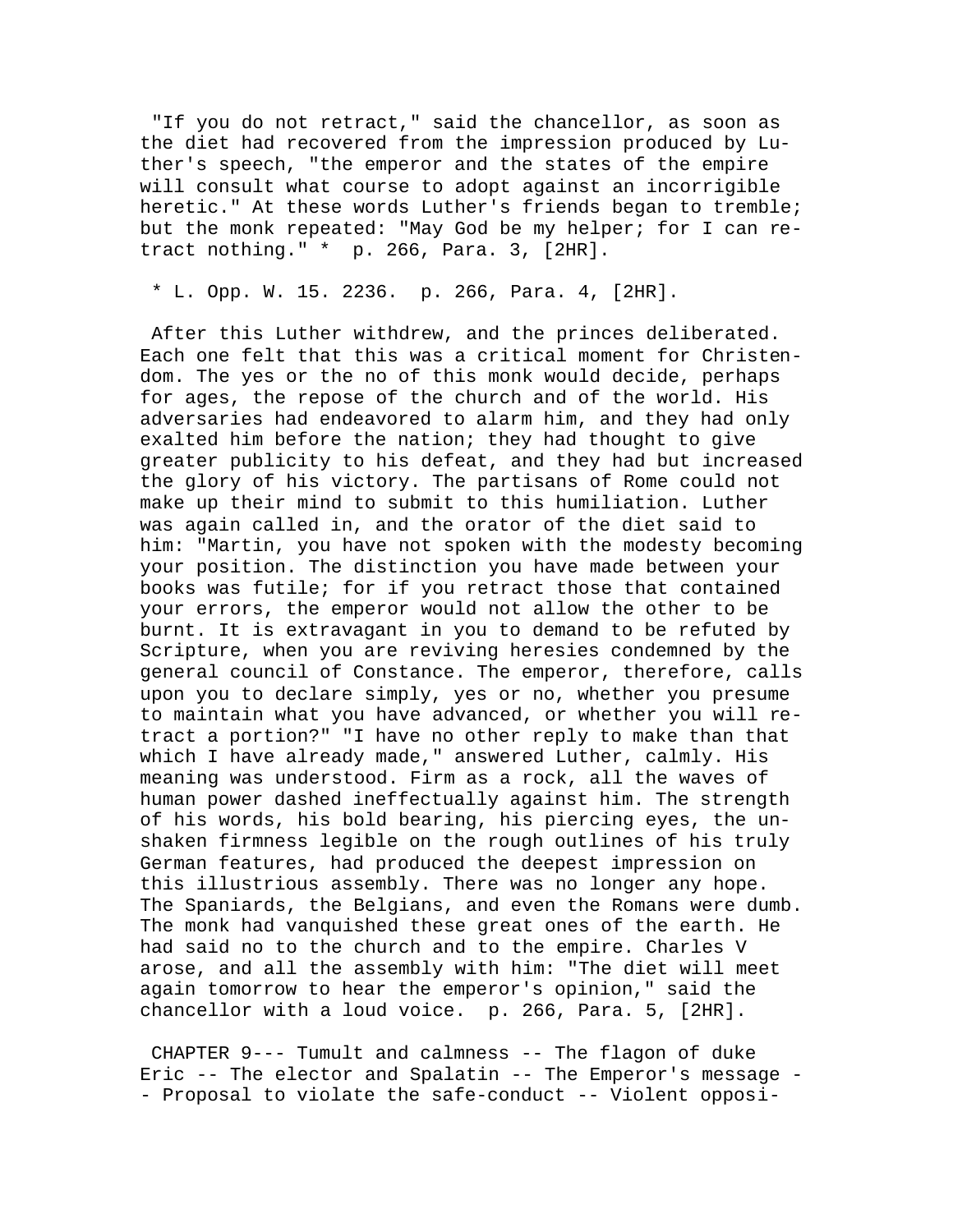"If you do not retract," said the chancellor, as soon as the diet had recovered from the impression produced by Luther's speech, "the emperor and the states of the empire will consult what course to adopt against an incorrigible heretic." At these words Luther's friends began to tremble; but the monk repeated: "May God be my helper; for I can retract nothing." * p. 266, Para. 3, [2HR].

* L. Opp. W. 15. 2236. p. 266, Para. 4, [2HR].

After this Luther withdrew, and the princes deliberated. Each one felt that this was a critical moment for Christendom. The yes or the no of this monk would decide, perhaps for ages, the repose of the church and of the world. His adversaries had endeavored to alarm him, and they had only exalted him before the nation; they had thought to give greater publicity to his defeat, and they had but increased the glory of his victory. The partisans of Rome could not make up their mind to submit to this humiliation. Luther was again called in, and the orator of the diet said to him: "Martin, you have not spoken with the modesty becoming your position. The distinction you have made between your books was futile; for if you retract those that contained your errors, the emperor would not allow the other to be burnt. It is extravagant in you to demand to be refuted by Scripture, when you are reviving heresies condemned by the general council of Constance. The emperor, therefore, calls upon you to declare simply, yes or no, whether you presume to maintain what you have advanced, or whether you will retract a portion?" "I have no other reply to make than that which I have already made," answered Luther, calmly. His meaning was understood. Firm as a rock, all the waves of human power dashed ineffectually against him. The strength of his words, his bold bearing, his piercing eyes, the unshaken firmness legible on the rough outlines of his truly German features, had produced the deepest impression on this illustrious assembly. There was no longer any hope. The Spaniards, the Belgians, and even the Romans were dumb. The monk had vanquished these great ones of the earth. He had said no to the church and to the empire. Charles V arose, and all the assembly with him: "The diet will meet again tomorrow to hear the emperor's opinion," said the chancellor with a loud voice. p. 266, Para. 5, [2HR].

CHAPTER 9--- Tumult and calmness -- The flagon of duke Eric -- The elector and Spalatin -- The Emperor's message -- Proposal to violate the safe-conduct -- Violent opposi-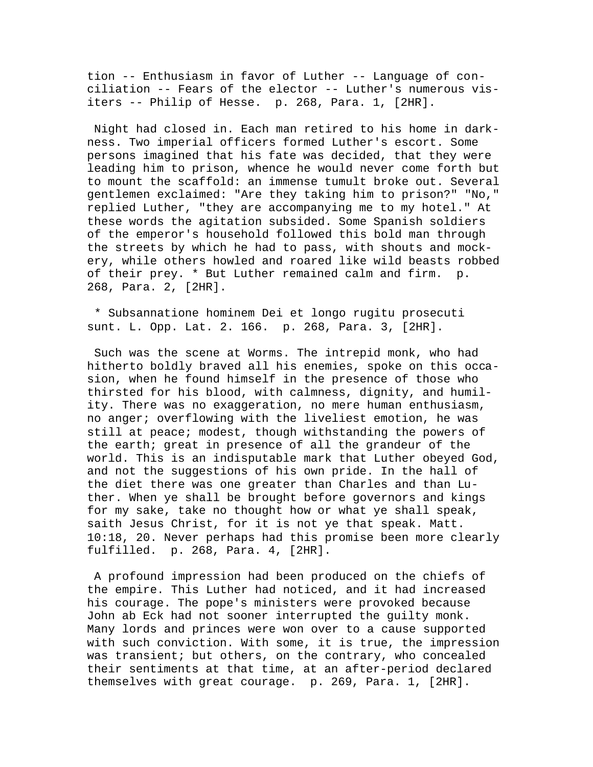tion -- Enthusiasm in favor of Luther -- Language of conciliation -- Fears of the elector -- Luther's numerous visiters -- Philip of Hesse. p. 268, Para. 1, [2HR].

Night had closed in. Each man retired to his home in darkness. Two imperial officers formed Luther's escort. Some persons imagined that his fate was decided, that they were leading him to prison, whence he would never come forth but to mount the scaffold: an immense tumult broke out. Several gentlemen exclaimed: "Are they taking him to prison?" "No," replied Luther, "they are accompanying me to my hotel." At these words the agitation subsided. Some Spanish soldiers of the emperor's household followed this bold man through the streets by which he had to pass, with shouts and mockery, while others howled and roared like wild beasts robbed of their prey. * But Luther remained calm and firm. p. 268, Para. 2, [2HR].

* Subsannatione hominem Dei et longo rugitu prosecuti sunt. L. Opp. Lat. 2. 166. p. 268, Para. 3, [2HR].

Such was the scene at Worms. The intrepid monk, who had hitherto boldly braved all his enemies, spoke on this occasion, when he found himself in the presence of those who thirsted for his blood, with calmness, dignity, and humility. There was no exaggeration, no mere human enthusiasm, no anger; overflowing with the liveliest emotion, he was still at peace; modest, though withstanding the powers of the earth; great in presence of all the grandeur of the world. This is an indisputable mark that Luther obeyed God, and not the suggestions of his own pride. In the hall of the diet there was one greater than Charles and than Luther. When ye shall be brought before governors and kings for my sake, take no thought how or what ye shall speak, saith Jesus Christ, for it is not ye that speak. Matt. 10:18, 20. Never perhaps had this promise been more clearly fulfilled. p. 268, Para. 4, [2HR].

A profound impression had been produced on the chiefs of the empire. This Luther had noticed, and it had increased his courage. The pope's ministers were provoked because John ab Eck had not sooner interrupted the guilty monk. Many lords and princes were won over to a cause supported with such conviction. With some, it is true, the impression was transient; but others, on the contrary, who concealed their sentiments at that time, at an after-period declared themselves with great courage. p. 269, Para. 1, [2HR].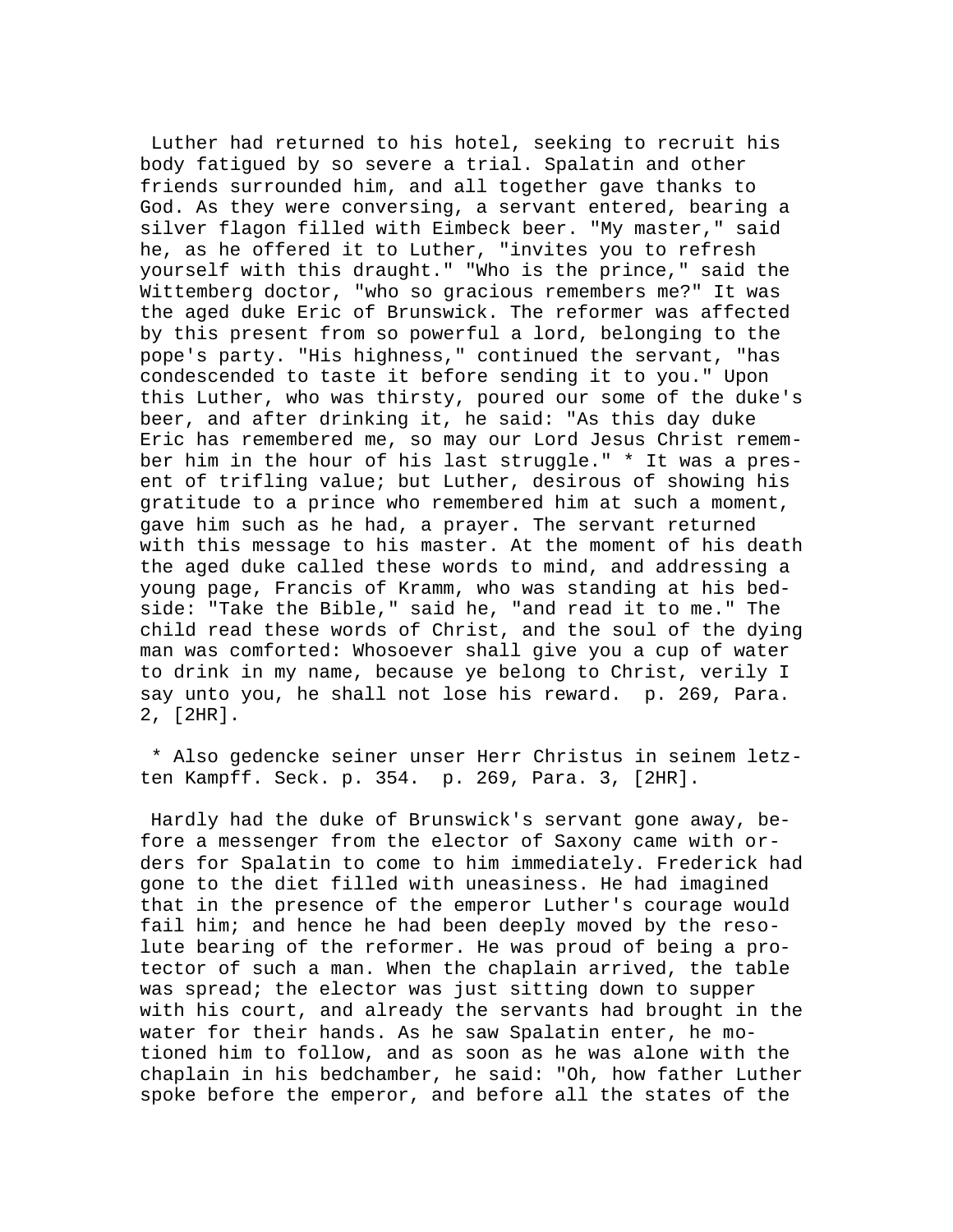Luther had returned to his hotel, seeking to recruit his body fatigued by so severe a trial. Spalatin and other friends surrounded him, and all together gave thanks to God. As they were conversing, a servant entered, bearing a silver flagon filled with Eimbeck beer. "My master," said he, as he offered it to Luther, "invites you to refresh yourself with this draught." "Who is the prince," said the Wittemberg doctor, "who so gracious remembers me?" It was the aged duke Eric of Brunswick. The reformer was affected by this present from so powerful a lord, belonging to the pope's party. "His highness," continued the servant, "has condescended to taste it before sending it to you." Upon this Luther, who was thirsty, poured our some of the duke's beer, and after drinking it, he said: "As this day duke Eric has remembered me, so may our Lord Jesus Christ remember him in the hour of his last struggle." * It was a present of trifling value; but Luther, desirous of showing his gratitude to a prince who remembered him at such a moment, gave him such as he had, a prayer. The servant returned with this message to his master. At the moment of his death the aged duke called these words to mind, and addressing a young page, Francis of Kramm, who was standing at his bedside: "Take the Bible," said he, "and read it to me." The child read these words of Christ, and the soul of the dying man was comforted: Whosoever shall give you a cup of water to drink in my name, because ye belong to Christ, verily I say unto you, he shall not lose his reward. p. 269, Para. 2, [2HR].

* Also gedencke seiner unser Herr Christus in seinem letzten Kampff. Seck. p. 354. p. 269, Para. 3, [2HR].

Hardly had the duke of Brunswick's servant gone away, before a messenger from the elector of Saxony came with orders for Spalatin to come to him immediately. Frederick had gone to the diet filled with uneasiness. He had imagined that in the presence of the emperor Luther's courage would fail him; and hence he had been deeply moved by the resolute bearing of the reformer. He was proud of being a protector of such a man. When the chaplain arrived, the table was spread; the elector was just sitting down to supper with his court, and already the servants had brought in the water for their hands. As he saw Spalatin enter, he motioned him to follow, and as soon as he was alone with the chaplain in his bedchamber, he said: "Oh, how father Luther spoke before the emperor, and before all the states of the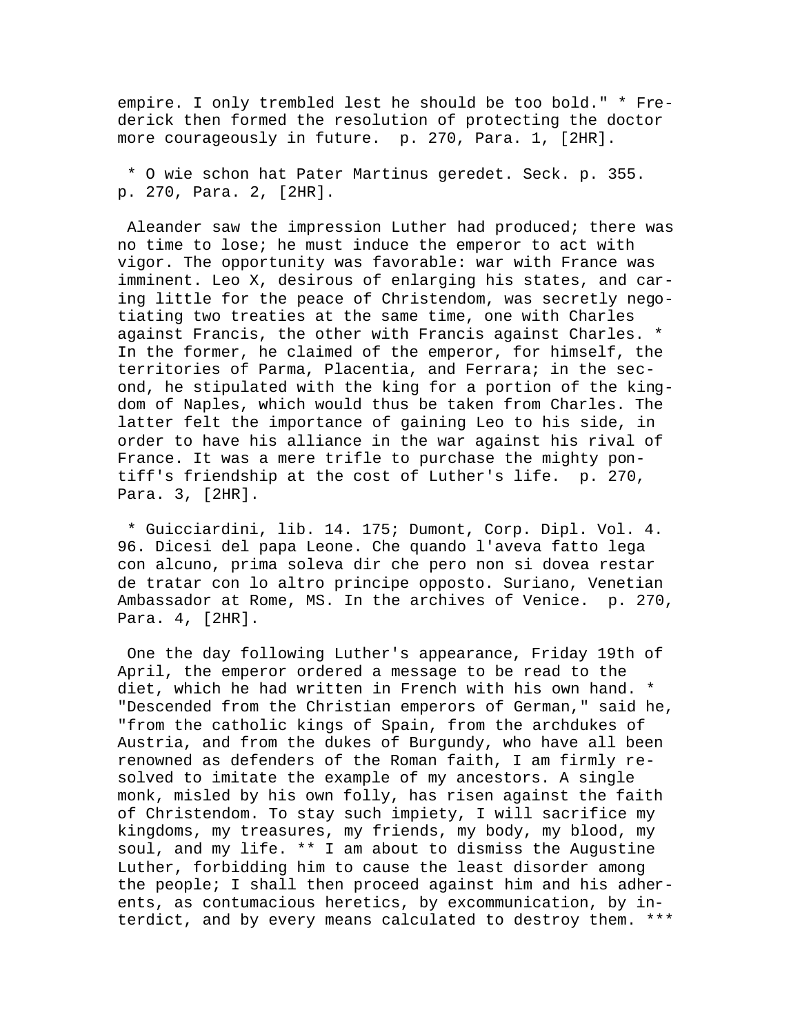empire. I only trembled lest he should be too bold." * Frederick then formed the resolution of protecting the doctor more courageously in future. p. 270, Para. 1, [2HR].

* O wie schon hat Pater Martinus geredet. Seck. p. 355. p. 270, Para. 2, [2HR].

Aleander saw the impression Luther had produced; there was no time to lose; he must induce the emperor to act with vigor. The opportunity was favorable: war with France was imminent. Leo X, desirous of enlarging his states, and caring little for the peace of Christendom, was secretly negotiating two treaties at the same time, one with Charles against Francis, the other with Francis against Charles. * In the former, he claimed of the emperor, for himself, the territories of Parma, Placentia, and Ferrara; in the second, he stipulated with the king for a portion of the kingdom of Naples, which would thus be taken from Charles. The latter felt the importance of gaining Leo to his side, in order to have his alliance in the war against his rival of France. It was a mere trifle to purchase the mighty pontiff's friendship at the cost of Luther's life. p. 270, Para. 3, [2HR].

* Guicciardini, lib. 14. 175; Dumont, Corp. Dipl. Vol. 4. 96. Dicesi del papa Leone. Che quando l'aveva fatto lega con alcuno, prima soleva dir che pero non si dovea restar de tratar con lo altro principe opposto. Suriano, Venetian Ambassador at Rome, MS. In the archives of Venice. p. 270, Para. 4, [2HR].

One the day following Luther's appearance, Friday 19th of April, the emperor ordered a message to be read to the diet, which he had written in French with his own hand. * "Descended from the Christian emperors of German," said he, "from the catholic kings of Spain, from the archdukes of Austria, and from the dukes of Burgundy, who have all been renowned as defenders of the Roman faith, I am firmly resolved to imitate the example of my ancestors. A single monk, misled by his own folly, has risen against the faith of Christendom. To stay such impiety, I will sacrifice my kingdoms, my treasures, my friends, my body, my blood, my soul, and my life. ** I am about to dismiss the Augustine Luther, forbidding him to cause the least disorder among the people; I shall then proceed against him and his adherents, as contumacious heretics, by excommunication, by interdict, and by every means calculated to destroy them. ***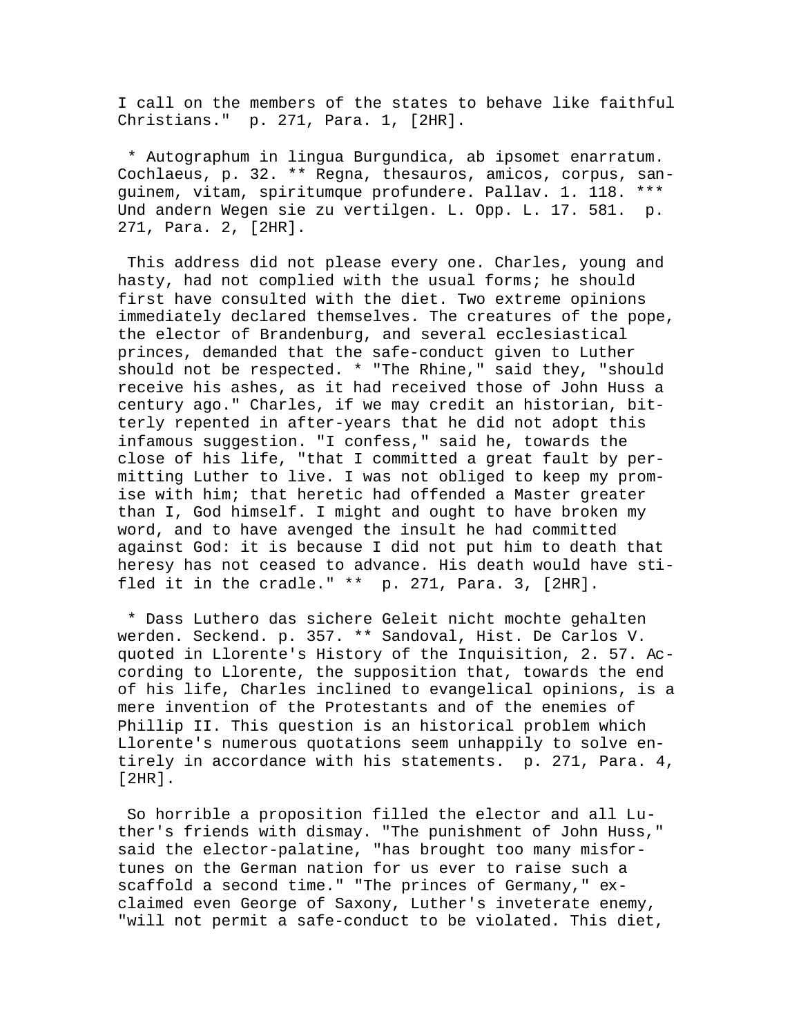I call on the members of the states to behave like faithful Christians."  p. 271, Para. 1, [2HR].

* Autographum in lingua Burgundica, ab ipsomet enarratum. Cochlaeus, p. 32. ** Regna, thesauros, amicos, corpus, sanguinem, vitam, spiritumque profundere. Pallav. 1. 118. *** Und andern Wegen sie zu vertilgen. L. Opp. L. 17. 581.  p. 271, Para. 2, [2HR].

This address did not please every one. Charles, young and hasty, had not complied with the usual forms; he should first have consulted with the diet. Two extreme opinions immediately declared themselves. The creatures of the pope, the elector of Brandenburg, and several ecclesiastical princes, demanded that the safe-conduct given to Luther should not be respected. * "The Rhine," said they, "should receive his ashes, as it had received those of John Huss a century ago." Charles, if we may credit an historian, bitterly repented in after-years that he did not adopt this infamous suggestion. "I confess," said he, towards the close of his life, "that I committed a great fault by permitting Luther to live. I was not obliged to keep my promise with him; that heretic had offended a Master greater than I, God himself. I might and ought to have broken my word, and to have avenged the insult he had committed against God: it is because I did not put him to death that heresy has not ceased to advance. His death would have stifled it in the cradle." **  p. 271, Para. 3, [2HR].

* Dass Luthero das sichere Geleit nicht mochte gehalten werden. Seckend. p. 357. ** Sandoval, Hist. De Carlos V. quoted in Llorente's History of the Inquisition, 2. 57. According to Llorente, the supposition that, towards the end of his life, Charles inclined to evangelical opinions, is a mere invention of the Protestants and of the enemies of Phillip II. This question is an historical problem which Llorente's numerous quotations seem unhappily to solve entirely in accordance with his statements.  p. 271, Para. 4, [2HR].

So horrible a proposition filled the elector and all Luther's friends with dismay. "The punishment of John Huss," said the elector-palatine, "has brought too many misfortunes on the German nation for us ever to raise such a scaffold a second time." "The princes of Germany," exclaimed even George of Saxony, Luther's inveterate enemy, "will not permit a safe-conduct to be violated. This diet,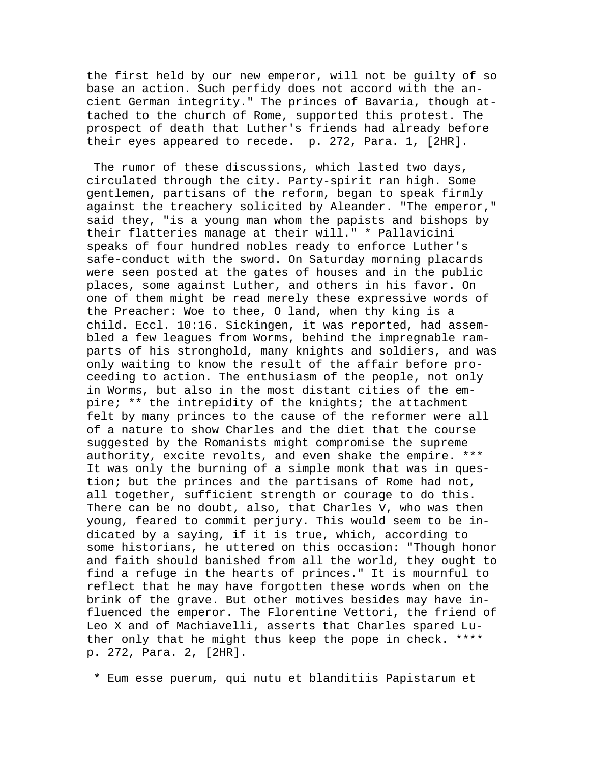the first held by our new emperor, will not be guilty of so base an action. Such perfidy does not accord with the ancient German integrity." The princes of Bavaria, though attached to the church of Rome, supported this protest. The prospect of death that Luther's friends had already before their eyes appeared to recede. p. 272, Para. 1, [2HR].

The rumor of these discussions, which lasted two days, circulated through the city. Party-spirit ran high. Some gentlemen, partisans of the reform, began to speak firmly against the treachery solicited by Aleander. "The emperor," said they, "is a young man whom the papists and bishops by their flatteries manage at their will." * Pallavicini speaks of four hundred nobles ready to enforce Luther's safe-conduct with the sword. On Saturday morning placards were seen posted at the gates of houses and in the public places, some against Luther, and others in his favor. On one of them might be read merely these expressive words of the Preacher: Woe to thee, O land, when thy king is a child. Eccl. 10:16. Sickingen, it was reported, had assembled a few leagues from Worms, behind the impregnable ramparts of his stronghold, many knights and soldiers, and was only waiting to know the result of the affair before proceeding to action. The enthusiasm of the people, not only in Worms, but also in the most distant cities of the empire; ** the intrepidity of the knights; the attachment felt by many princes to the cause of the reformer were all of a nature to show Charles and the diet that the course suggested by the Romanists might compromise the supreme authority, excite revolts, and even shake the empire. *** It was only the burning of a simple monk that was in question; but the princes and the partisans of Rome had not, all together, sufficient strength or courage to do this. There can be no doubt, also, that Charles V, who was then young, feared to commit perjury. This would seem to be indicated by a saying, if it is true, which, according to some historians, he uttered on this occasion: "Though honor and faith should banished from all the world, they ought to find a refuge in the hearts of princes." It is mournful to reflect that he may have forgotten these words when on the brink of the grave. But other motives besides may have influenced the emperor. The Florentine Vettori, the friend of Leo X and of Machiavelli, asserts that Charles spared Luther only that he might thus keep the pope in check. **** p. 272, Para. 2, [2HR].

* Eum esse puerum, qui nutu et blanditiis Papistarum et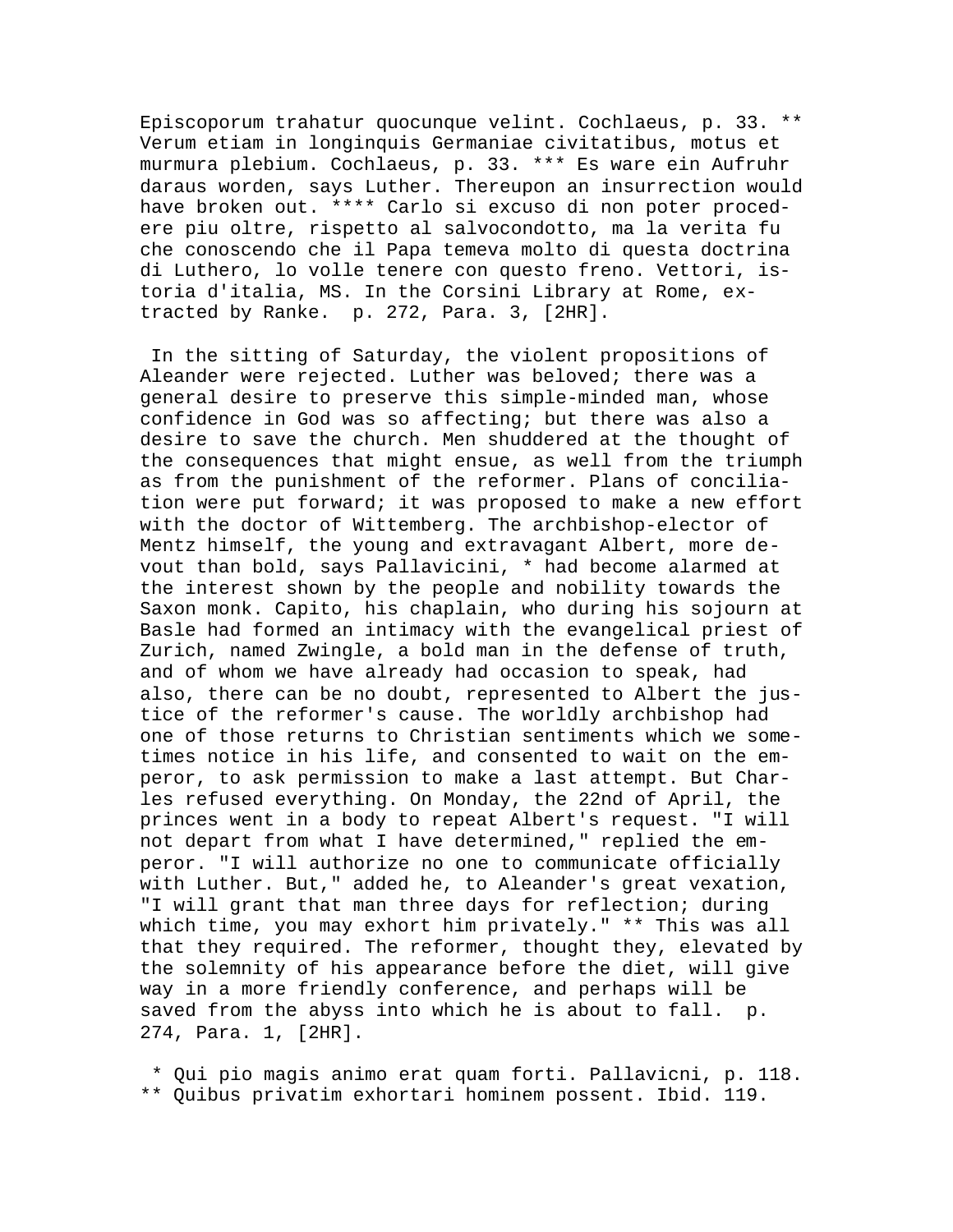Episcoporum trahatur quocunque velint. Cochlaeus, p. 33. ** Verum etiam in longinquis Germaniae civitatibus, motus et murmura plebium. Cochlaeus, p. 33. *** Es ware ein Aufruhr daraus worden, says Luther. Thereupon an insurrection would have broken out. **** Carlo si excuso di non poter procedere piu oltre, rispetto al salvocondotto, ma la verita fu che conoscendo che il Papa temeva molto di questa doctrina di Luthero, lo volle tenere con questo freno. Vettori, istoria d'italia, MS. In the Corsini Library at Rome, extracted by Ranke. p. 272, Para. 3, [2HR].

In the sitting of Saturday, the violent propositions of Aleander were rejected. Luther was beloved; there was a general desire to preserve this simple-minded man, whose confidence in God was so affecting; but there was also a desire to save the church. Men shuddered at the thought of the consequences that might ensue, as well from the triumph as from the punishment of the reformer. Plans of conciliation were put forward; it was proposed to make a new effort with the doctor of Wittemberg. The archbishop-elector of Mentz himself, the young and extravagant Albert, more devout than bold, says Pallavicini, * had become alarmed at the interest shown by the people and nobility towards the Saxon monk. Capito, his chaplain, who during his sojourn at Basle had formed an intimacy with the evangelical priest of Zurich, named Zwingle, a bold man in the defense of truth, and of whom we have already had occasion to speak, had also, there can be no doubt, represented to Albert the justice of the reformer's cause. The worldly archbishop had one of those returns to Christian sentiments which we sometimes notice in his life, and consented to wait on the emperor, to ask permission to make a last attempt. But Charles refused everything. On Monday, the 22nd of April, the princes went in a body to repeat Albert's request. "I will not depart from what I have determined," replied the emperor. "I will authorize no one to communicate officially with Luther. But," added he, to Aleander's great vexation, "I will grant that man three days for reflection; during which time, you may exhort him privately." ** This was all that they required. The reformer, thought they, elevated by the solemnity of his appearance before the diet, will give way in a more friendly conference, and perhaps will be saved from the abyss into which he is about to fall. p. 274, Para. 1, [2HR].

* Qui pio magis animo erat quam forti. Pallavicni, p. 118. ** Quibus privatim exhortari hominem possent. Ibid. 119.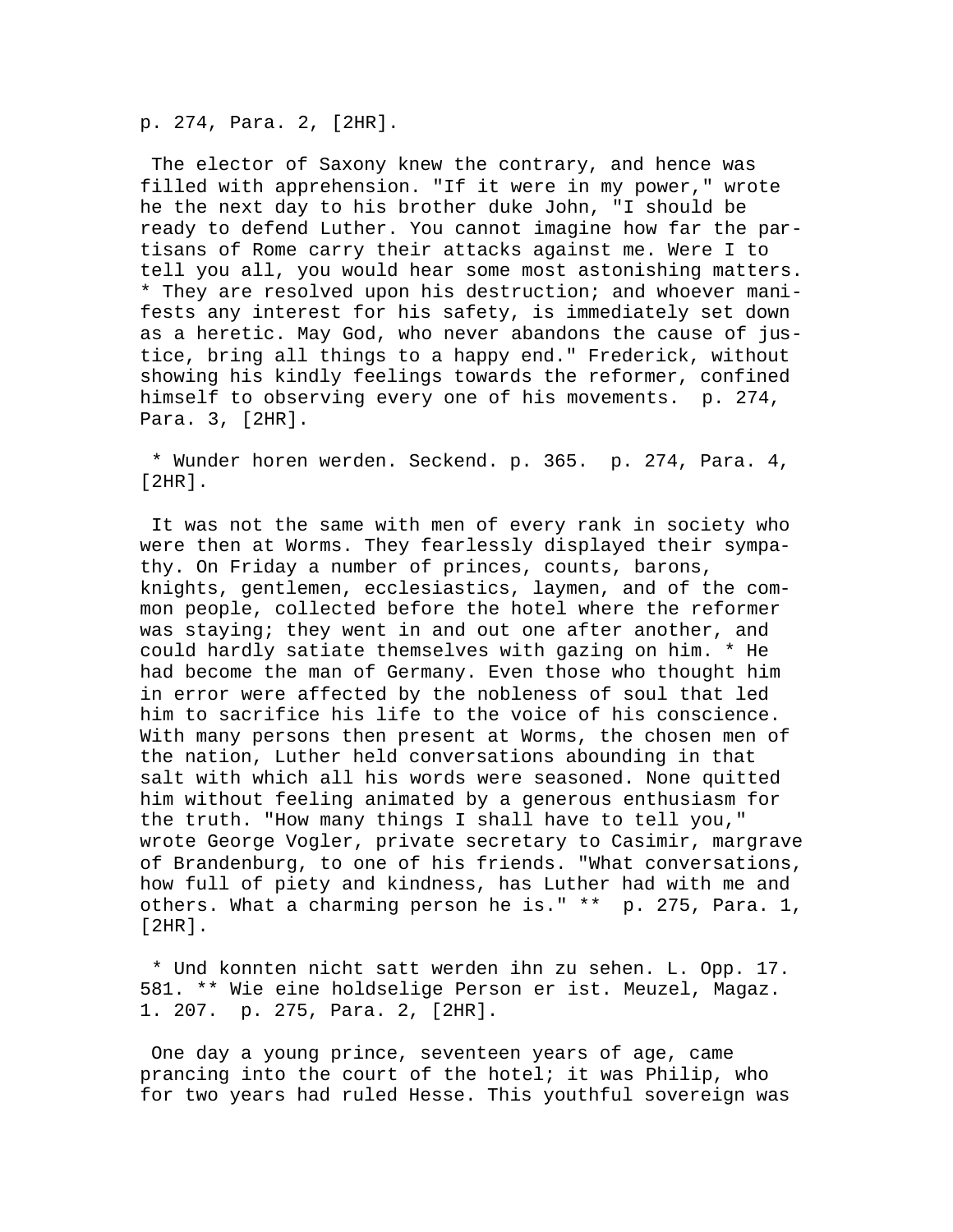p. 274, Para. 2, [2HR].

The elector of Saxony knew the contrary, and hence was filled with apprehension. "If it were in my power," wrote he the next day to his brother duke John, "I should be ready to defend Luther. You cannot imagine how far the partisans of Rome carry their attacks against me. Were I to tell you all, you would hear some most astonishing matters. * They are resolved upon his destruction; and whoever manifests any interest for his safety, is immediately set down as a heretic. May God, who never abandons the cause of justice, bring all things to a happy end." Frederick, without showing his kindly feelings towards the reformer, confined himself to observing every one of his movements. p. 274, Para. 3, [2HR].

* Wunder horen werden. Seckend. p. 365. p. 274, Para. 4, [2HR].

It was not the same with men of every rank in society who were then at Worms. They fearlessly displayed their sympathy. On Friday a number of princes, counts, barons, knights, gentlemen, ecclesiastics, laymen, and of the common people, collected before the hotel where the reformer was staying; they went in and out one after another, and could hardly satiate themselves with gazing on him. * He had become the man of Germany. Even those who thought him in error were affected by the nobleness of soul that led him to sacrifice his life to the voice of his conscience. With many persons then present at Worms, the chosen men of the nation, Luther held conversations abounding in that salt with which all his words were seasoned. None quitted him without feeling animated by a generous enthusiasm for the truth. "How many things I shall have to tell you," wrote George Vogler, private secretary to Casimir, margrave of Brandenburg, to one of his friends. "What conversations, how full of piety and kindness, has Luther had with me and others. What a charming person he is." ** p. 275, Para. 1, [2HR].

* Und konnten nicht satt werden ihn zu sehen. L. Opp. 17. 581. ** Wie eine holdselige Person er ist. Meuzel, Magaz. 1. 207. p. 275, Para. 2, [2HR].

One day a young prince, seventeen years of age, came prancing into the court of the hotel; it was Philip, who for two years had ruled Hesse. This youthful sovereign was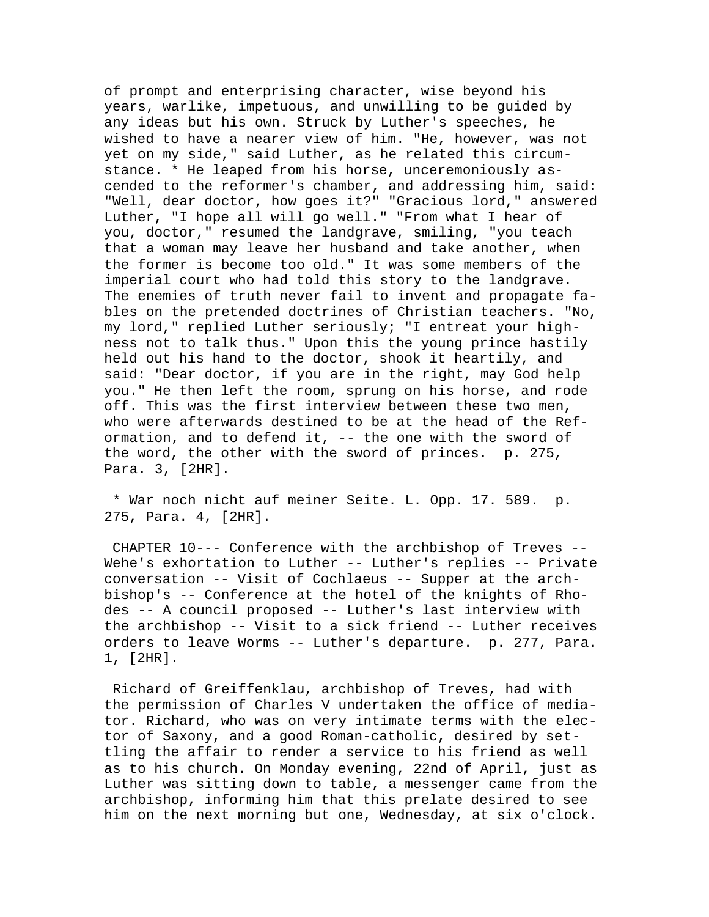of prompt and enterprising character, wise beyond his years, warlike, impetuous, and unwilling to be guided by any ideas but his own. Struck by Luther's speeches, he wished to have a nearer view of him. "He, however, was not yet on my side," said Luther, as he related this circumstance. * He leaped from his horse, unceremoniously ascended to the reformer's chamber, and addressing him, said: "Well, dear doctor, how goes it?" "Gracious lord," answered Luther, "I hope all will go well." "From what I hear of you, doctor," resumed the landgrave, smiling, "you teach that a woman may leave her husband and take another, when the former is become too old." It was some members of the imperial court who had told this story to the landgrave. The enemies of truth never fail to invent and propagate fables on the pretended doctrines of Christian teachers. "No, my lord," replied Luther seriously; "I entreat your highness not to talk thus." Upon this the young prince hastily held out his hand to the doctor, shook it heartily, and said: "Dear doctor, if you are in the right, may God help you." He then left the room, sprung on his horse, and rode off. This was the first interview between these two men, who were afterwards destined to be at the head of the Reformation, and to defend it, -- the one with the sword of the word, the other with the sword of princes. p. 275, Para. 3, [2HR].

* War noch nicht auf meiner Seite. L. Opp. 17. 589. p. 275, Para. 4, [2HR].

CHAPTER 10--- Conference with the archbishop of Treves -- Wehe's exhortation to Luther -- Luther's replies -- Private conversation -- Visit of Cochlaeus -- Supper at the archbishop's -- Conference at the hotel of the knights of Rhodes -- A council proposed -- Luther's last interview with the archbishop -- Visit to a sick friend -- Luther receives orders to leave Worms -- Luther's departure. p. 277, Para. 1, [2HR].

Richard of Greiffenklau, archbishop of Treves, had with the permission of Charles V undertaken the office of mediator. Richard, who was on very intimate terms with the elector of Saxony, and a good Roman-catholic, desired by settling the affair to render a service to his friend as well as to his church. On Monday evening, 22nd of April, just as Luther was sitting down to table, a messenger came from the archbishop, informing him that this prelate desired to see him on the next morning but one, Wednesday, at six o'clock.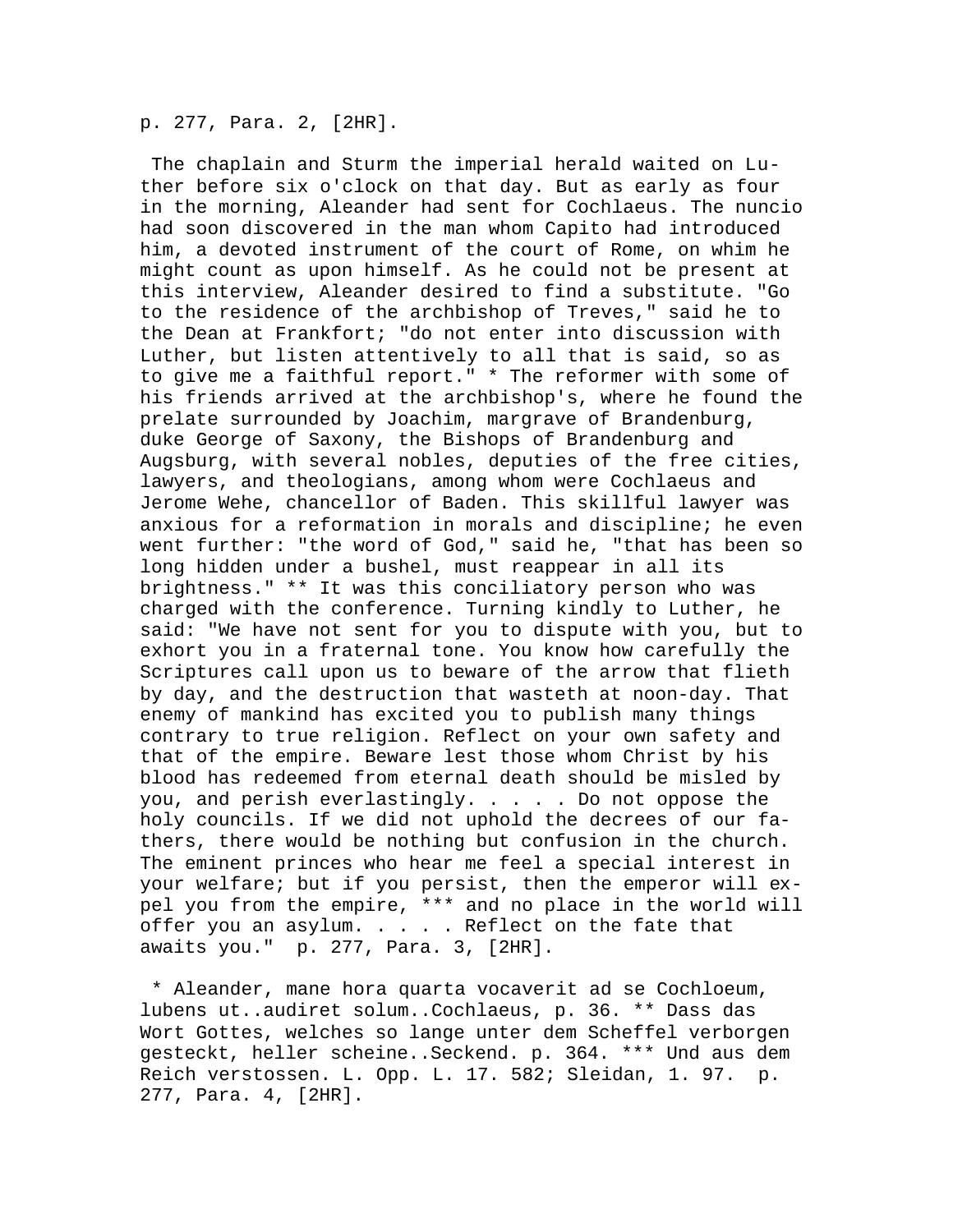p. 277, Para. 2, [2HR].

The chaplain and Sturm the imperial herald waited on Luther before six o'clock on that day. But as early as four in the morning, Aleander had sent for Cochlaeus. The nuncio had soon discovered in the man whom Capito had introduced him, a devoted instrument of the court of Rome, on whim he might count as upon himself. As he could not be present at this interview, Aleander desired to find a substitute. "Go to the residence of the archbishop of Treves," said he to the Dean at Frankfort; "do not enter into discussion with Luther, but listen attentively to all that is said, so as to give me a faithful report." * The reformer with some of his friends arrived at the archbishop's, where he found the prelate surrounded by Joachim, margrave of Brandenburg, duke George of Saxony, the Bishops of Brandenburg and Augsburg, with several nobles, deputies of the free cities, lawyers, and theologians, among whom were Cochlaeus and Jerome Wehe, chancellor of Baden. This skillful lawyer was anxious for a reformation in morals and discipline; he even went further: "the word of God," said he, "that has been so long hidden under a bushel, must reappear in all its brightness." ** It was this conciliatory person who was charged with the conference. Turning kindly to Luther, he said: "We have not sent for you to dispute with you, but to exhort you in a fraternal tone. You know how carefully the Scriptures call upon us to beware of the arrow that flieth by day, and the destruction that wasteth at noon-day. That enemy of mankind has excited you to publish many things contrary to true religion. Reflect on your own safety and that of the empire. Beware lest those whom Christ by his blood has redeemed from eternal death should be misled by you, and perish everlastingly. . . . . Do not oppose the holy councils. If we did not uphold the decrees of our fathers, there would be nothing but confusion in the church. The eminent princes who hear me feel a special interest in your welfare; but if you persist, then the emperor will expel you from the empire, *** and no place in the world will offer you an asylum. . . . . Reflect on the fate that awaits you." p. 277, Para. 3, [2HR].

* Aleander, mane hora quarta vocaverit ad se Cochloeum, lubens ut..audiret solum..Cochlaeus, p. 36. ** Dass das Wort Gottes, welches so lange unter dem Scheffel verborgen gesteckt, heller scheine..Seckend. p. 364. *** Und aus dem Reich verstossen. L. Opp. L. 17. 582; Sleidan, 1. 97. p. 277, Para. 4, [2HR].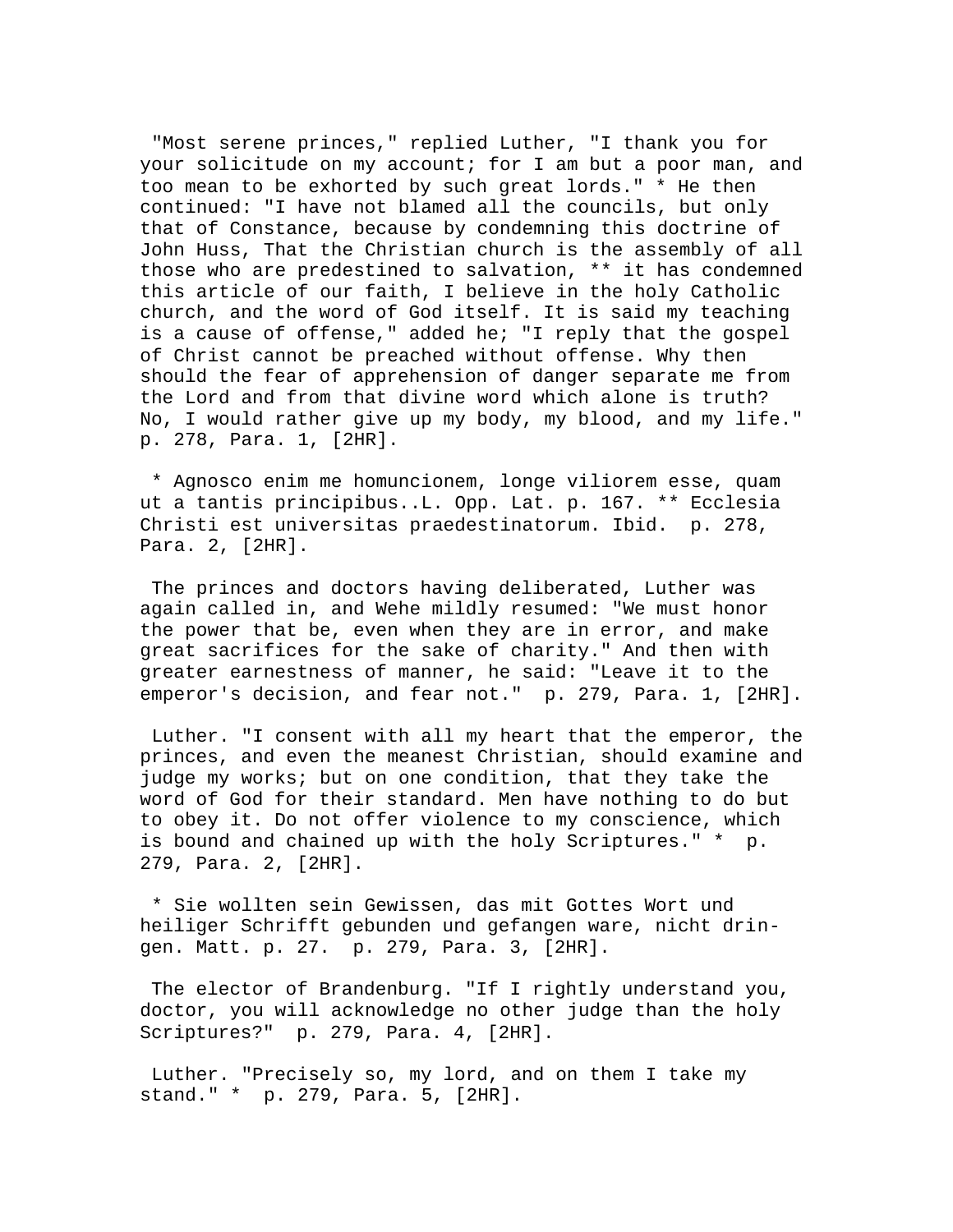"Most serene princes," replied Luther, "I thank you for your solicitude on my account; for I am but a poor man, and too mean to be exhorted by such great lords." * He then continued: "I have not blamed all the councils, but only that of Constance, because by condemning this doctrine of John Huss, That the Christian church is the assembly of all those who are predestined to salvation, ** it has condemned this article of our faith, I believe in the holy Catholic church, and the word of God itself. It is said my teaching is a cause of offense," added he; "I reply that the gospel of Christ cannot be preached without offense. Why then should the fear of apprehension of danger separate me from the Lord and from that divine word which alone is truth? No, I would rather give up my body, my blood, and my life." p. 278, Para. 1, [2HR].

* Agnosco enim me homuncionem, longe viliorem esse, quam ut a tantis principibus..L. Opp. Lat. p. 167. ** Ecclesia Christi est universitas praedestinatorum. Ibid. p. 278, Para. 2, [2HR].

The princes and doctors having deliberated, Luther was again called in, and Wehe mildly resumed: "We must honor the power that be, even when they are in error, and make great sacrifices for the sake of charity." And then with greater earnestness of manner, he said: "Leave it to the emperor's decision, and fear not." p. 279, Para. 1, [2HR].

Luther. "I consent with all my heart that the emperor, the princes, and even the meanest Christian, should examine and judge my works; but on one condition, that they take the word of God for their standard. Men have nothing to do but to obey it. Do not offer violence to my conscience, which is bound and chained up with the holy Scriptures." * p. 279, Para. 2, [2HR].

* Sie wollten sein Gewissen, das mit Gottes Wort und heiliger Schrifft gebunden und gefangen ware, nicht dringen. Matt. p. 27. p. 279, Para. 3, [2HR].

The elector of Brandenburg. "If I rightly understand you, doctor, you will acknowledge no other judge than the holy Scriptures?" p. 279, Para. 4, [2HR].

Luther. "Precisely so, my lord, and on them I take my stand." * p. 279, Para. 5, [2HR].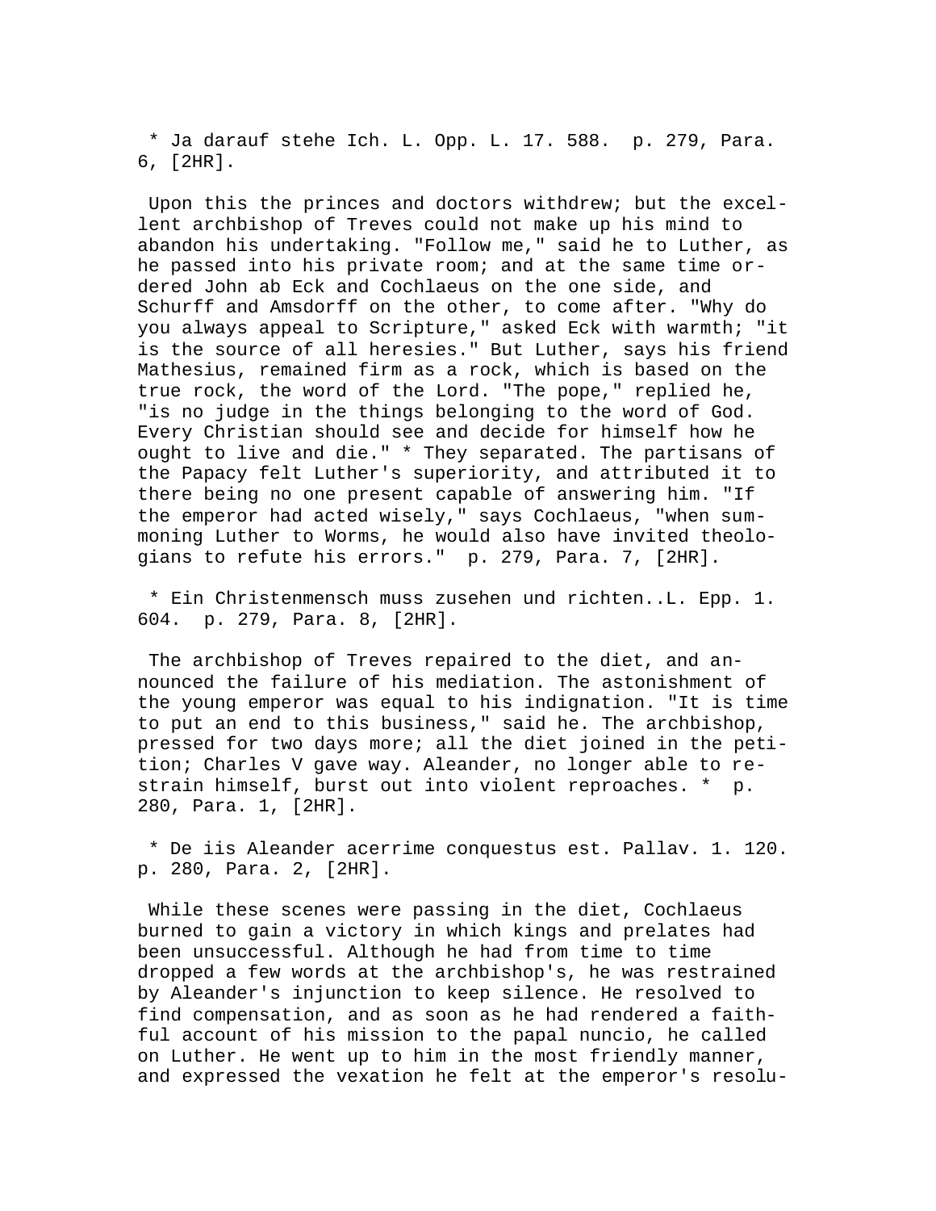* Ja darauf stehe Ich. L. Opp. L. 17. 588.  p. 279, Para. 6, [2HR].

Upon this the princes and doctors withdrew; but the excellent archbishop of Treves could not make up his mind to abandon his undertaking. "Follow me," said he to Luther, as he passed into his private room; and at the same time ordered John ab Eck and Cochlaeus on the one side, and Schurff and Amsdorff on the other, to come after. "Why do you always appeal to Scripture," asked Eck with warmth; "it is the source of all heresies." But Luther, says his friend Mathesius, remained firm as a rock, which is based on the true rock, the word of the Lord. "The pope," replied he, "is no judge in the things belonging to the word of God. Every Christian should see and decide for himself how he ought to live and die." * They separated. The partisans of the Papacy felt Luther's superiority, and attributed it to there being no one present capable of answering him. "If the emperor had acted wisely," says Cochlaeus, "when summoning Luther to Worms, he would also have invited theologians to refute his errors."  p. 279, Para. 7, [2HR].

* Ein Christenmensch muss zusehen und richten..L. Epp. 1. 604.  p. 279, Para. 8, [2HR].

The archbishop of Treves repaired to the diet, and announced the failure of his mediation. The astonishment of the young emperor was equal to his indignation. "It is time to put an end to this business," said he. The archbishop, pressed for two days more; all the diet joined in the petition; Charles V gave way. Aleander, no longer able to restrain himself, burst out into violent reproaches. *  p. 280, Para. 1, [2HR].

* De iis Aleander acerrime conquestus est. Pallav. 1. 120.  p. 280, Para. 2, [2HR].

While these scenes were passing in the diet, Cochlaeus burned to gain a victory in which kings and prelates had been unsuccessful. Although he had from time to time dropped a few words at the archbishop's, he was restrained by Aleander's injunction to keep silence. He resolved to find compensation, and as soon as he had rendered a faithful account of his mission to the papal nuncio, he called on Luther. He went up to him in the most friendly manner, and expressed the vexation he felt at the emperor's resolu-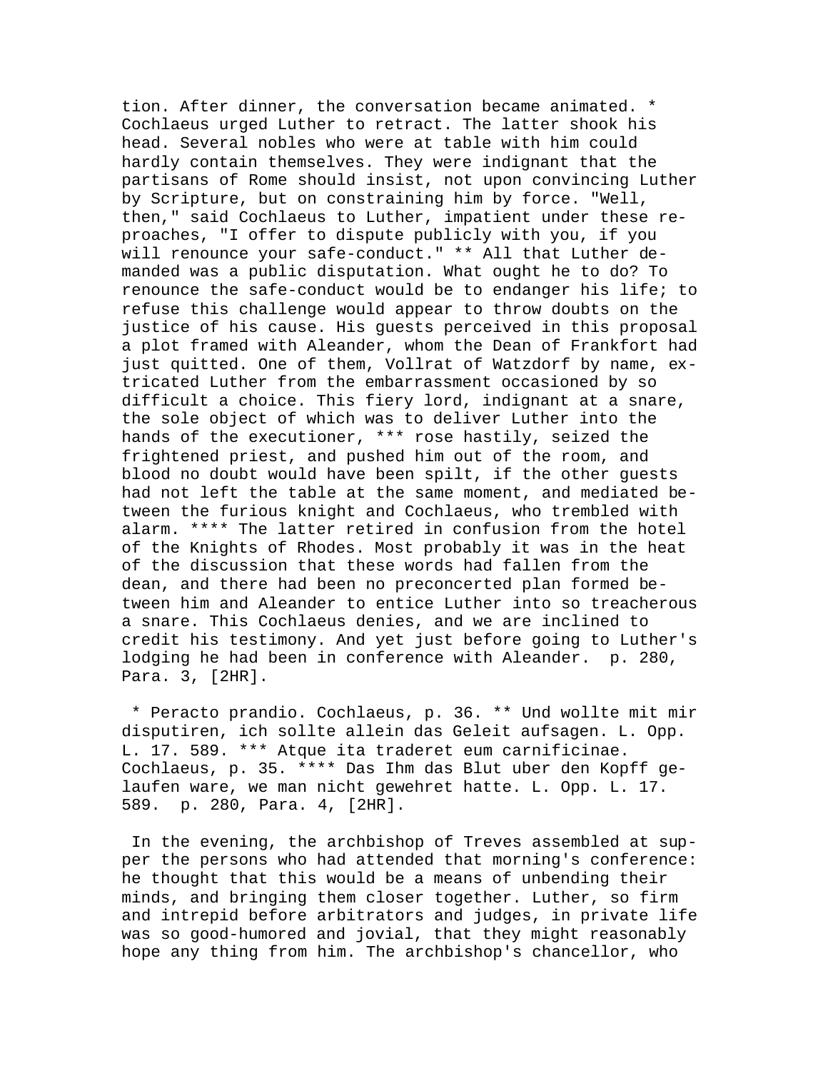tion. After dinner, the conversation became animated. * Cochlaeus urged Luther to retract. The latter shook his head. Several nobles who were at table with him could hardly contain themselves. They were indignant that the partisans of Rome should insist, not upon convincing Luther by Scripture, but on constraining him by force. "Well, then," said Cochlaeus to Luther, impatient under these reproaches, "I offer to dispute publicly with you, if you will renounce your safe-conduct." ** All that Luther demanded was a public disputation. What ought he to do? To renounce the safe-conduct would be to endanger his life; to refuse this challenge would appear to throw doubts on the justice of his cause. His guests perceived in this proposal a plot framed with Aleander, whom the Dean of Frankfort had just quitted. One of them, Vollrat of Watzdorf by name, extricated Luther from the embarrassment occasioned by so difficult a choice. This fiery lord, indignant at a snare, the sole object of which was to deliver Luther into the hands of the executioner, *** rose hastily, seized the frightened priest, and pushed him out of the room, and blood no doubt would have been spilt, if the other guests had not left the table at the same moment, and mediated between the furious knight and Cochlaeus, who trembled with alarm. **** The latter retired in confusion from the hotel of the Knights of Rhodes. Most probably it was in the heat of the discussion that these words had fallen from the dean, and there had been no preconcerted plan formed between him and Aleander to entice Luther into so treacherous a snare. This Cochlaeus denies, and we are inclined to credit his testimony. And yet just before going to Luther's lodging he had been in conference with Aleander. p. 280, Para. 3, [2HR].

* Peracto prandio. Cochlaeus, p. 36. ** Und wollte mit mir disputiren, ich sollte allein das Geleit aufsagen. L. Opp. L. 17. 589. *** Atque ita traderet eum carnificinae. Cochlaeus, p. 35. **** Das Ihm das Blut uber den Kopff gelaufen ware, we man nicht gewehret hatte. L. Opp. L. 17. 589. p. 280, Para. 4, [2HR].

In the evening, the archbishop of Treves assembled at supper the persons who had attended that morning's conference: he thought that this would be a means of unbending their minds, and bringing them closer together. Luther, so firm and intrepid before arbitrators and judges, in private life was so good-humored and jovial, that they might reasonably hope any thing from him. The archbishop's chancellor, who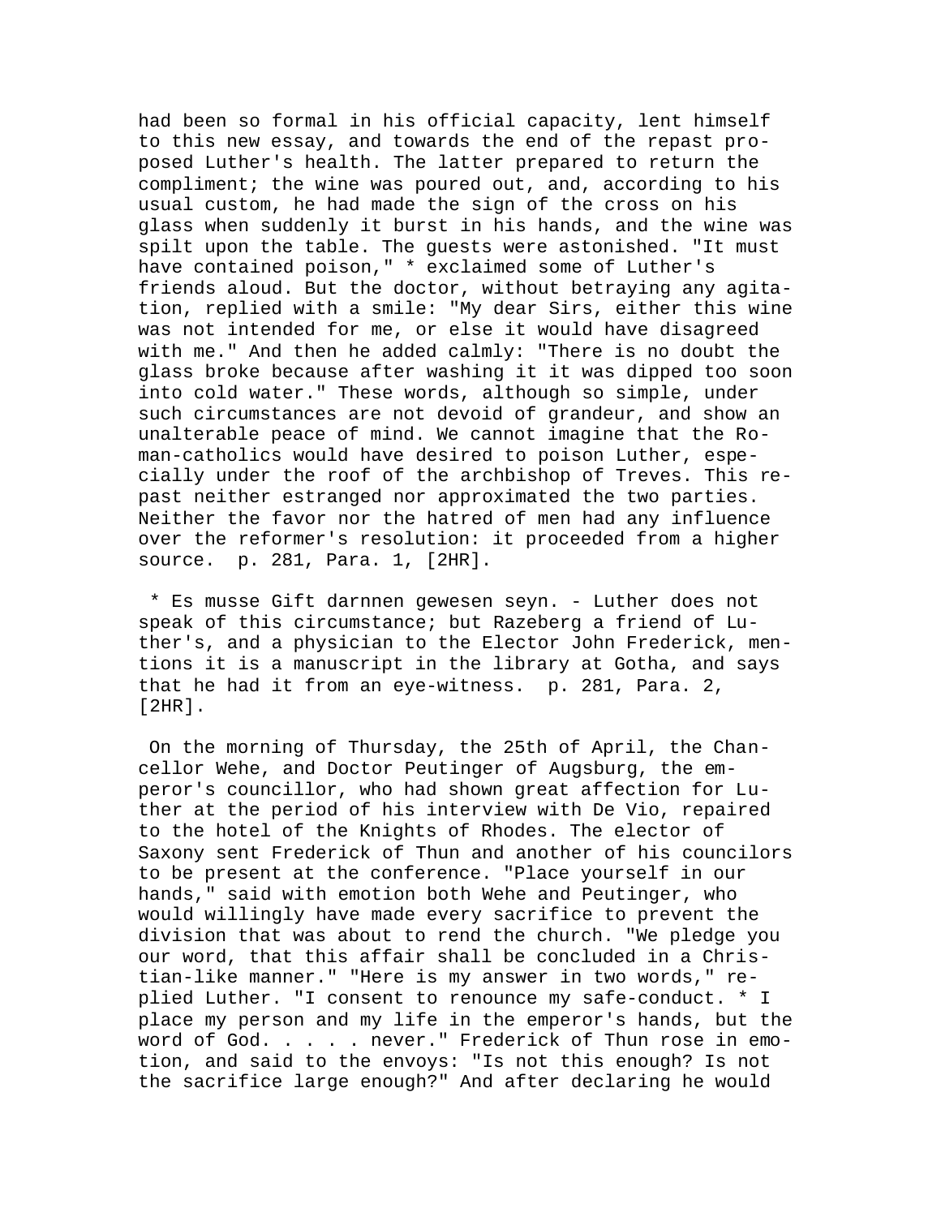had been so formal in his official capacity, lent himself to this new essay, and towards the end of the repast proposed Luther's health. The latter prepared to return the compliment; the wine was poured out, and, according to his usual custom, he had made the sign of the cross on his glass when suddenly it burst in his hands, and the wine was spilt upon the table. The guests were astonished. "It must have contained poison," * exclaimed some of Luther's friends aloud. But the doctor, without betraying any agitation, replied with a smile: "My dear Sirs, either this wine was not intended for me, or else it would have disagreed with me." And then he added calmly: "There is no doubt the glass broke because after washing it it was dipped too soon into cold water." These words, although so simple, under such circumstances are not devoid of grandeur, and show an unalterable peace of mind. We cannot imagine that the Roman-catholics would have desired to poison Luther, especially under the roof of the archbishop of Treves. This repast neither estranged nor approximated the two parties. Neither the favor nor the hatred of men had any influence over the reformer's resolution: it proceeded from a higher source. p. 281, Para. 1, [2HR].

* Es musse Gift darnnen gewesen seyn. - Luther does not speak of this circumstance; but Razeberg a friend of Luther's, and a physician to the Elector John Frederick, mentions it is a manuscript in the library at Gotha, and says that he had it from an eye-witness. p. 281, Para. 2, [2HR].

On the morning of Thursday, the 25th of April, the Chancellor Wehe, and Doctor Peutinger of Augsburg, the emperor's councillor, who had shown great affection for Luther at the period of his interview with De Vio, repaired to the hotel of the Knights of Rhodes. The elector of Saxony sent Frederick of Thun and another of his councilors to be present at the conference. "Place yourself in our hands," said with emotion both Wehe and Peutinger, who would willingly have made every sacrifice to prevent the division that was about to rend the church. "We pledge you our word, that this affair shall be concluded in a Christian-like manner." "Here is my answer in two words," replied Luther. "I consent to renounce my safe-conduct. * I place my person and my life in the emperor's hands, but the word of God. . . . . never." Frederick of Thun rose in emotion, and said to the envoys: "Is not this enough? Is not the sacrifice large enough?" And after declaring he would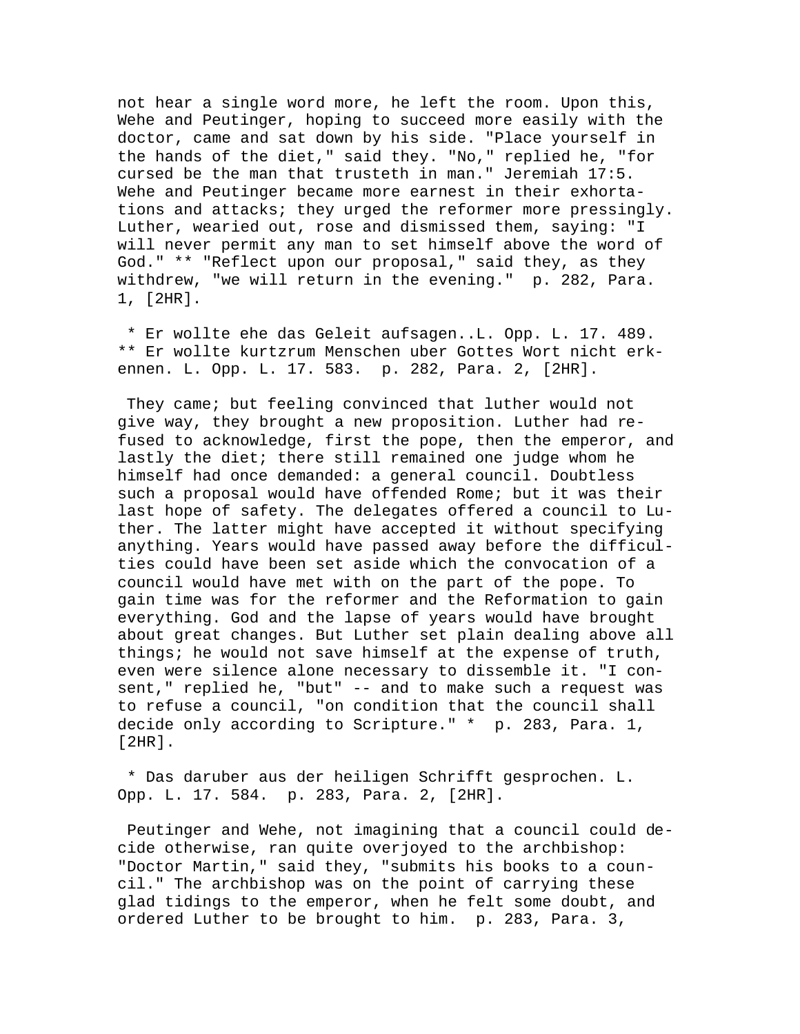not hear a single word more, he left the room. Upon this, Wehe and Peutinger, hoping to succeed more easily with the doctor, came and sat down by his side. "Place yourself in the hands of the diet," said they. "No," replied he, "for cursed be the man that trusteth in man." Jeremiah 17:5. Wehe and Peutinger became more earnest in their exhortations and attacks; they urged the reformer more pressingly. Luther, wearied out, rose and dismissed them, saying: "I will never permit any man to set himself above the word of God." ** "Reflect upon our proposal," said they, as they withdrew, "we will return in the evening." p. 282, Para. 1, [2HR].

* Er wollte ehe das Geleit aufsagen..L. Opp. L. 17. 489. ** Er wollte kurtzrum Menschen uber Gottes Wort nicht erkennen. L. Opp. L. 17. 583. p. 282, Para. 2, [2HR].

They came; but feeling convinced that luther would not give way, they brought a new proposition. Luther had refused to acknowledge, first the pope, then the emperor, and lastly the diet; there still remained one judge whom he himself had once demanded: a general council. Doubtless such a proposal would have offended Rome; but it was their last hope of safety. The delegates offered a council to Luther. The latter might have accepted it without specifying anything. Years would have passed away before the difficulties could have been set aside which the convocation of a council would have met with on the part of the pope. To gain time was for the reformer and the Reformation to gain everything. God and the lapse of years would have brought about great changes. But Luther set plain dealing above all things; he would not save himself at the expense of truth, even were silence alone necessary to dissemble it. "I consent," replied he, "but" -- and to make such a request was to refuse a council, "on condition that the council shall decide only according to Scripture." * p. 283, Para. 1, [2HR].

* Das daruber aus der heiligen Schrifft gesprochen. L. Opp. L. 17. 584. p. 283, Para. 2, [2HR].

Peutinger and Wehe, not imagining that a council could decide otherwise, ran quite overjoyed to the archbishop: "Doctor Martin," said they, "submits his books to a council." The archbishop was on the point of carrying these glad tidings to the emperor, when he felt some doubt, and ordered Luther to be brought to him. p. 283, Para. 3,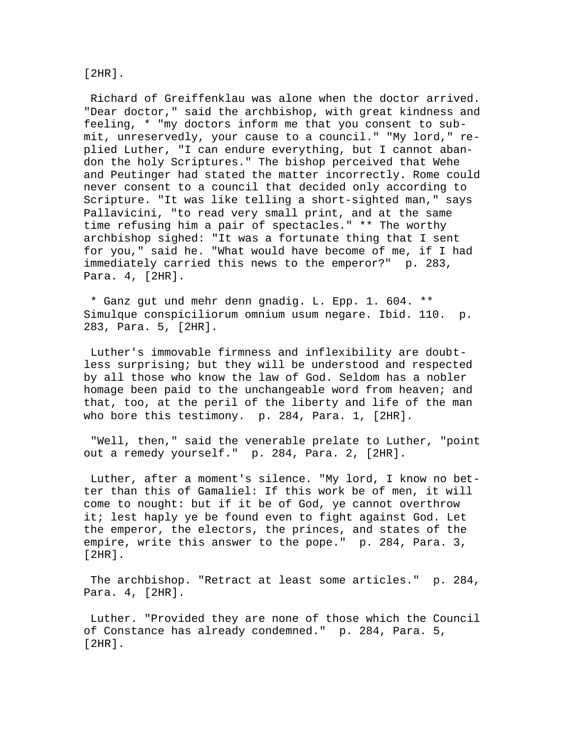[2HR].

Richard of Greiffenklau was alone when the doctor arrived. "Dear doctor," said the archbishop, with great kindness and feeling, * "my doctors inform me that you consent to submit, unreservedly, your cause to a council." "My lord," replied Luther, "I can endure everything, but I cannot abandon the holy Scriptures." The bishop perceived that Wehe and Peutinger had stated the matter incorrectly. Rome could never consent to a council that decided only according to Scripture. "It was like telling a short-sighted man," says Pallavicini, "to read very small print, and at the same time refusing him a pair of spectacles." ** The worthy archbishop sighed: "It was a fortunate thing that I sent for you," said he. "What would have become of me, if I had immediately carried this news to the emperor?" p. 283, Para. 4, [2HR].

* Ganz gut und mehr denn gnadig. L. Epp. 1. 604. ** Simulque conspiciliorum omnium usum negare. Ibid. 110. p. 283, Para. 5, [2HR].

Luther's immovable firmness and inflexibility are doubtless surprising; but they will be understood and respected by all those who know the law of God. Seldom has a nobler homage been paid to the unchangeable word from heaven; and that, too, at the peril of the liberty and life of the man who bore this testimony. p. 284, Para. 1, [2HR].

"Well, then," said the venerable prelate to Luther, "point out a remedy yourself." p. 284, Para. 2, [2HR].

Luther, after a moment's silence. "My lord, I know no better than this of Gamaliel: If this work be of men, it will come to nought: but if it be of God, ye cannot overthrow it; lest haply ye be found even to fight against God. Let the emperor, the electors, the princes, and states of the empire, write this answer to the pope." p. 284, Para. 3, [2HR].

The archbishop. "Retract at least some articles." p. 284, Para. 4, [2HR].

Luther. "Provided they are none of those which the Council of Constance has already condemned." p. 284, Para. 5, [2HR].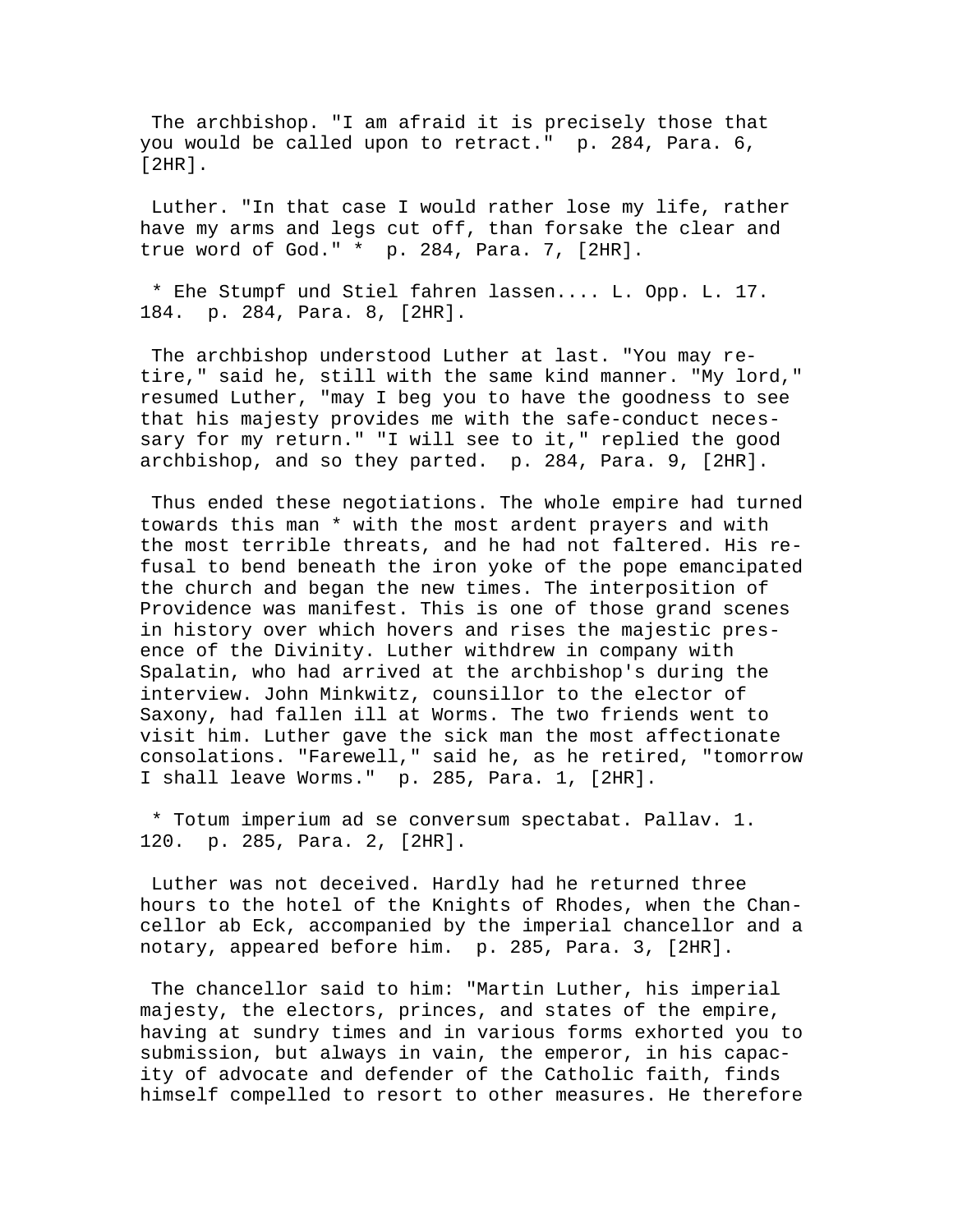The archbishop. "I am afraid it is precisely those that you would be called upon to retract." p. 284, Para. 6, [2HR].

Luther. "In that case I would rather lose my life, rather have my arms and legs cut off, than forsake the clear and true word of God." * p. 284, Para. 7, [2HR].

* Ehe Stumpf und Stiel fahren lassen.... L. Opp. L. 17. 184. p. 284, Para. 8, [2HR].

The archbishop understood Luther at last. "You may retire," said he, still with the same kind manner. "My lord," resumed Luther, "may I beg you to have the goodness to see that his majesty provides me with the safe-conduct necessary for my return." "I will see to it," replied the good archbishop, and so they parted. p. 284, Para. 9, [2HR].

Thus ended these negotiations. The whole empire had turned towards this man * with the most ardent prayers and with the most terrible threats, and he had not faltered. His refusal to bend beneath the iron yoke of the pope emancipated the church and began the new times. The interposition of Providence was manifest. This is one of those grand scenes in history over which hovers and rises the majestic presence of the Divinity. Luther withdrew in company with Spalatin, who had arrived at the archbishop's during the interview. John Minkwitz, counsillor to the elector of Saxony, had fallen ill at Worms. The two friends went to visit him. Luther gave the sick man the most affectionate consolations. "Farewell," said he, as he retired, "tomorrow I shall leave Worms." p. 285, Para. 1, [2HR].

* Totum imperium ad se conversum spectabat. Pallav. 1. 120. p. 285, Para. 2, [2HR].

Luther was not deceived. Hardly had he returned three hours to the hotel of the Knights of Rhodes, when the Chancellor ab Eck, accompanied by the imperial chancellor and a notary, appeared before him. p. 285, Para. 3, [2HR].

The chancellor said to him: "Martin Luther, his imperial majesty, the electors, princes, and states of the empire, having at sundry times and in various forms exhorted you to submission, but always in vain, the emperor, in his capacity of advocate and defender of the Catholic faith, finds himself compelled to resort to other measures. He therefore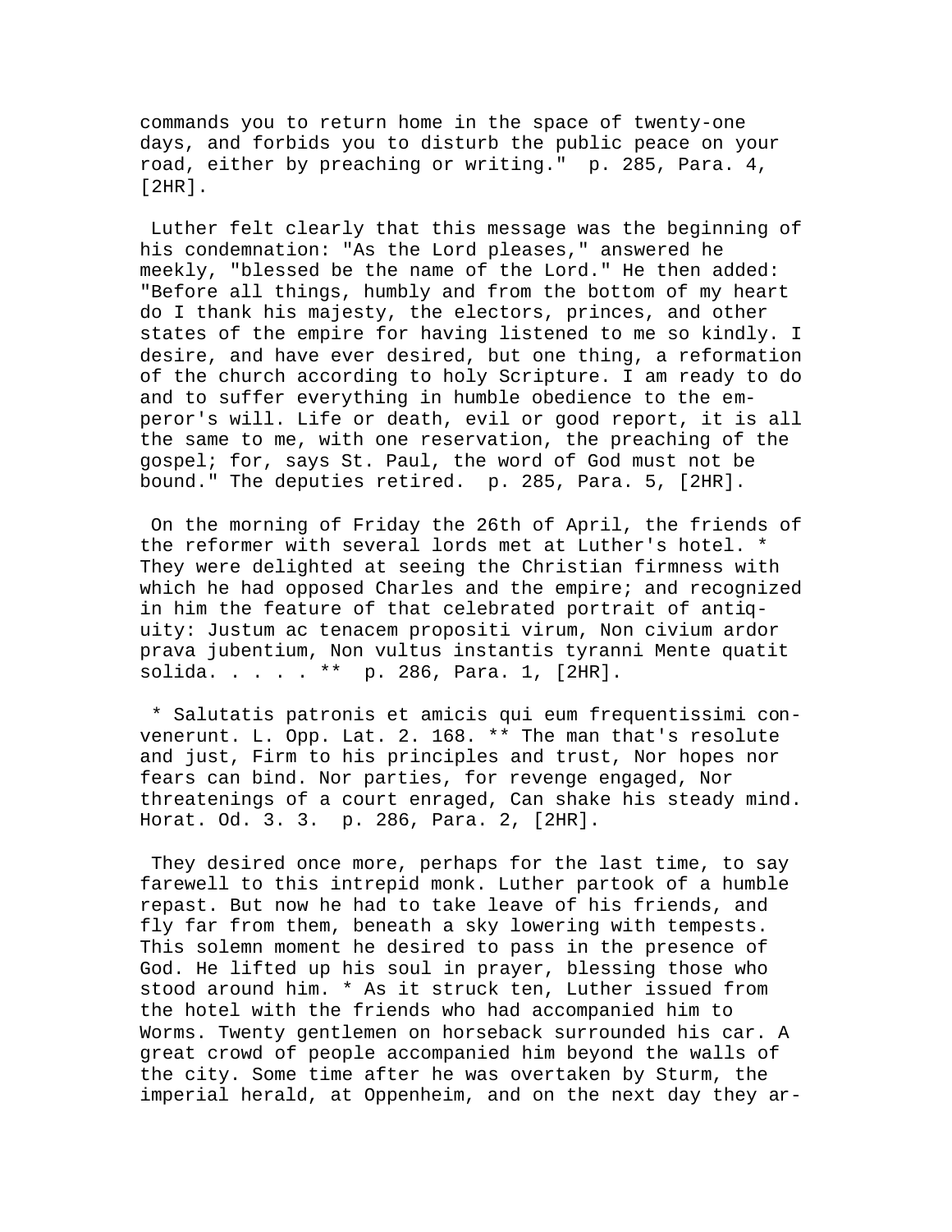commands you to return home in the space of twenty-one days, and forbids you to disturb the public peace on your road, either by preaching or writing." p. 285, Para. 4, [2HR].

Luther felt clearly that this message was the beginning of his condemnation: "As the Lord pleases," answered he meekly, "blessed be the name of the Lord." He then added: "Before all things, humbly and from the bottom of my heart do I thank his majesty, the electors, princes, and other states of the empire for having listened to me so kindly. I desire, and have ever desired, but one thing, a reformation of the church according to holy Scripture. I am ready to do and to suffer everything in humble obedience to the emperor's will. Life or death, evil or good report, it is all the same to me, with one reservation, the preaching of the gospel; for, says St. Paul, the word of God must not be bound." The deputies retired. p. 285, Para. 5, [2HR].

On the morning of Friday the 26th of April, the friends of the reformer with several lords met at Luther's hotel. * They were delighted at seeing the Christian firmness with which he had opposed Charles and the empire; and recognized in him the feature of that celebrated portrait of antiquity: Justum ac tenacem propositi virum, Non civium ardor prava jubentium, Non vultus instantis tyranni Mente quatit solida. . . . . ** p. 286, Para. 1, [2HR].

* Salutatis patronis et amicis qui eum frequentissimi convenerunt. L. Opp. Lat. 2. 168. ** The man that's resolute and just, Firm to his principles and trust, Nor hopes nor fears can bind. Nor parties, for revenge engaged, Nor threatenings of a court enraged, Can shake his steady mind. Horat. Od. 3. 3. p. 286, Para. 2, [2HR].

They desired once more, perhaps for the last time, to say farewell to this intrepid monk. Luther partook of a humble repast. But now he had to take leave of his friends, and fly far from them, beneath a sky lowering with tempests. This solemn moment he desired to pass in the presence of God. He lifted up his soul in prayer, blessing those who stood around him. * As it struck ten, Luther issued from the hotel with the friends who had accompanied him to Worms. Twenty gentlemen on horseback surrounded his car. A great crowd of people accompanied him beyond the walls of the city. Some time after he was overtaken by Sturm, the imperial herald, at Oppenheim, and on the next day they ar-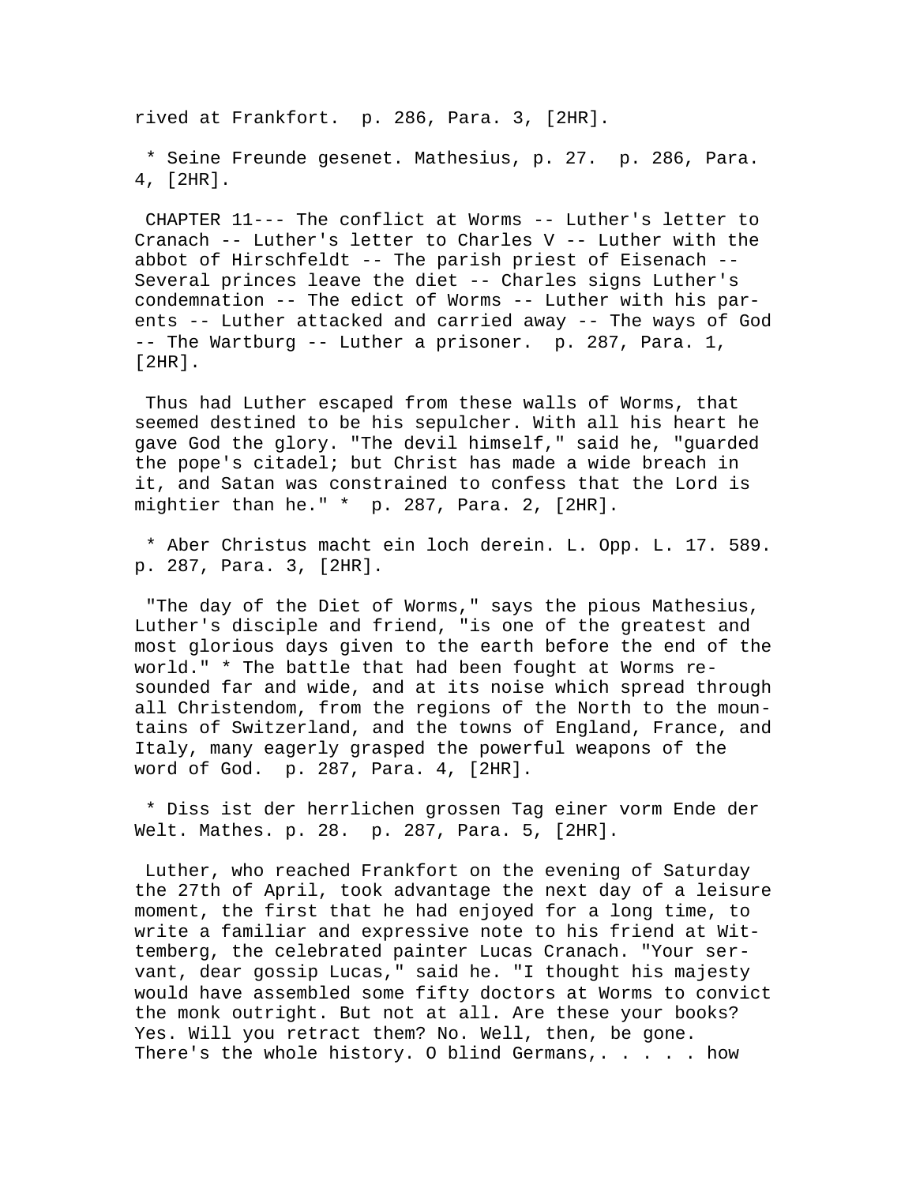rived at Frankfort. p. 286, Para. 3, [2HR].

* Seine Freunde gesenet. Mathesius, p. 27. p. 286, Para. 4, [2HR].

CHAPTER 11--- The conflict at Worms -- Luther's letter to Cranach -- Luther's letter to Charles V -- Luther with the abbot of Hirschfeldt -- The parish priest of Eisenach -- Several princes leave the diet -- Charles signs Luther's condemnation -- The edict of Worms -- Luther with his parents -- Luther attacked and carried away -- The ways of God -- The Wartburg -- Luther a prisoner. p. 287, Para. 1, [2HR].

Thus had Luther escaped from these walls of Worms, that seemed destined to be his sepulcher. With all his heart he gave God the glory. "The devil himself," said he, "guarded the pope's citadel; but Christ has made a wide breach in it, and Satan was constrained to confess that the Lord is mightier than he." * p. 287, Para. 2, [2HR].

* Aber Christus macht ein loch derein. L. Opp. L. 17. 589. p. 287, Para. 3, [2HR].

"The day of the Diet of Worms," says the pious Mathesius, Luther's disciple and friend, "is one of the greatest and most glorious days given to the earth before the end of the world." * The battle that had been fought at Worms resounded far and wide, and at its noise which spread through all Christendom, from the regions of the North to the mountains of Switzerland, and the towns of England, France, and Italy, many eagerly grasped the powerful weapons of the word of God. p. 287, Para. 4, [2HR].

* Diss ist der herrlichen grossen Tag einer vorm Ende der Welt. Mathes. p. 28. p. 287, Para. 5, [2HR].

Luther, who reached Frankfort on the evening of Saturday the 27th of April, took advantage the next day of a leisure moment, the first that he had enjoyed for a long time, to write a familiar and expressive note to his friend at Wittemberg, the celebrated painter Lucas Cranach. "Your servant, dear gossip Lucas," said he. "I thought his majesty would have assembled some fifty doctors at Worms to convict the monk outright. But not at all. Are these your books? Yes. Will you retract them? No. Well, then, be gone. There's the whole history. O blind Germans,. . . . . how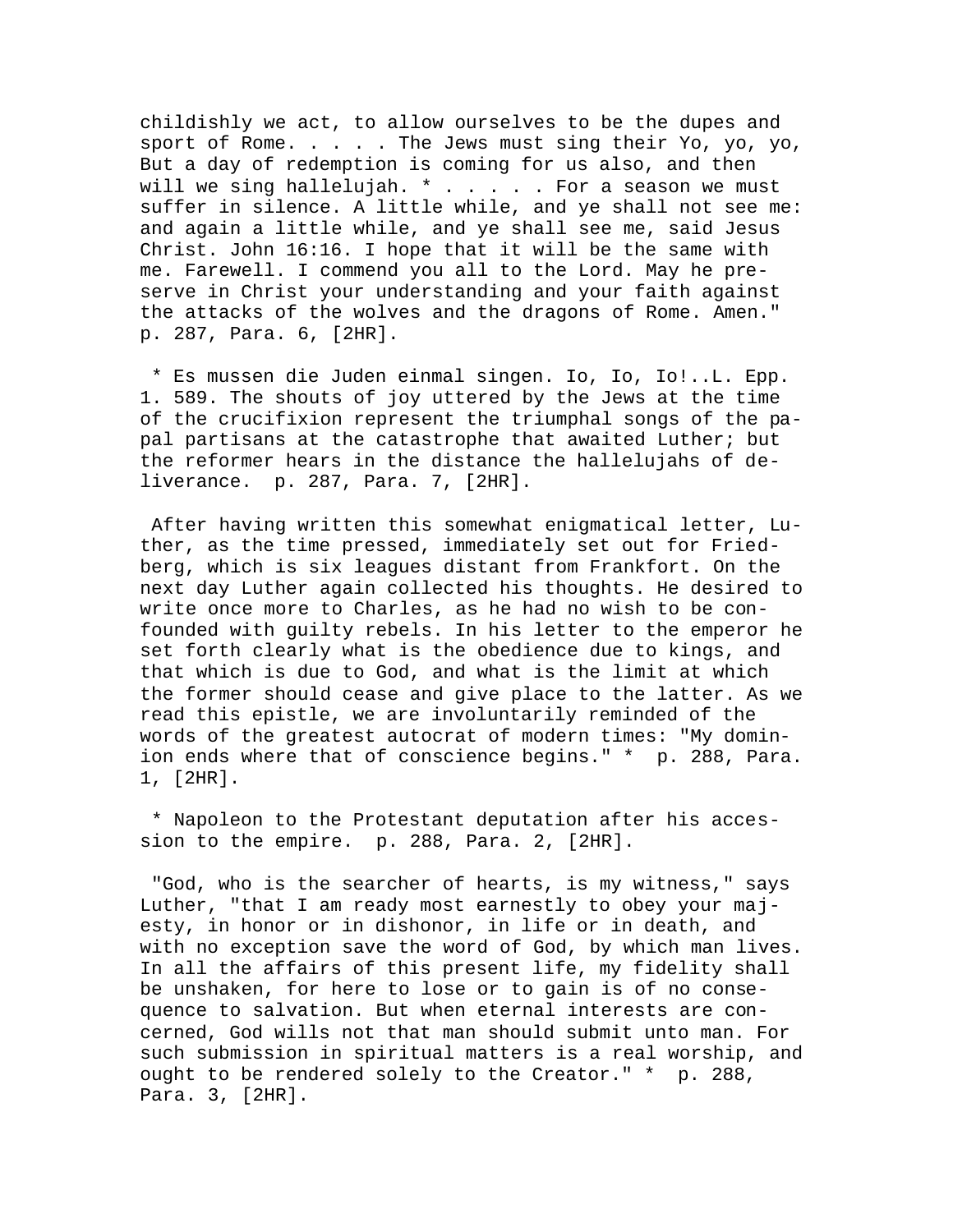childishly we act, to allow ourselves to be the dupes and sport of Rome. . . . . The Jews must sing their Yo, yo, yo, But a day of redemption is coming for us also, and then will we sing hallelujah. * . . . . . For a season we must suffer in silence. A little while, and ye shall not see me: and again a little while, and ye shall see me, said Jesus Christ. John 16:16. I hope that it will be the same with me. Farewell. I commend you all to the Lord. May he preserve in Christ your understanding and your faith against the attacks of the wolves and the dragons of Rome. Amen." p. 287, Para. 6, [2HR].

* Es mussen die Juden einmal singen. Io, Io, Io!..L. Epp. 1. 589. The shouts of joy uttered by the Jews at the time of the crucifixion represent the triumphal songs of the papal partisans at the catastrophe that awaited Luther; but the reformer hears in the distance the hallelujahs of deliverance. p. 287, Para. 7, [2HR].

After having written this somewhat enigmatical letter, Luther, as the time pressed, immediately set out for Friedberg, which is six leagues distant from Frankfort. On the next day Luther again collected his thoughts. He desired to write once more to Charles, as he had no wish to be confounded with guilty rebels. In his letter to the emperor he set forth clearly what is the obedience due to kings, and that which is due to God, and what is the limit at which the former should cease and give place to the latter. As we read this epistle, we are involuntarily reminded of the words of the greatest autocrat of modern times: "My dominion ends where that of conscience begins." * p. 288, Para. 1, [2HR].

* Napoleon to the Protestant deputation after his accession to the empire. p. 288, Para. 2, [2HR].

"God, who is the searcher of hearts, is my witness," says Luther, "that I am ready most earnestly to obey your majesty, in honor or in dishonor, in life or in death, and with no exception save the word of God, by which man lives. In all the affairs of this present life, my fidelity shall be unshaken, for here to lose or to gain is of no consequence to salvation. But when eternal interests are concerned, God wills not that man should submit unto man. For such submission in spiritual matters is a real worship, and ought to be rendered solely to the Creator." * p. 288, Para. 3, [2HR].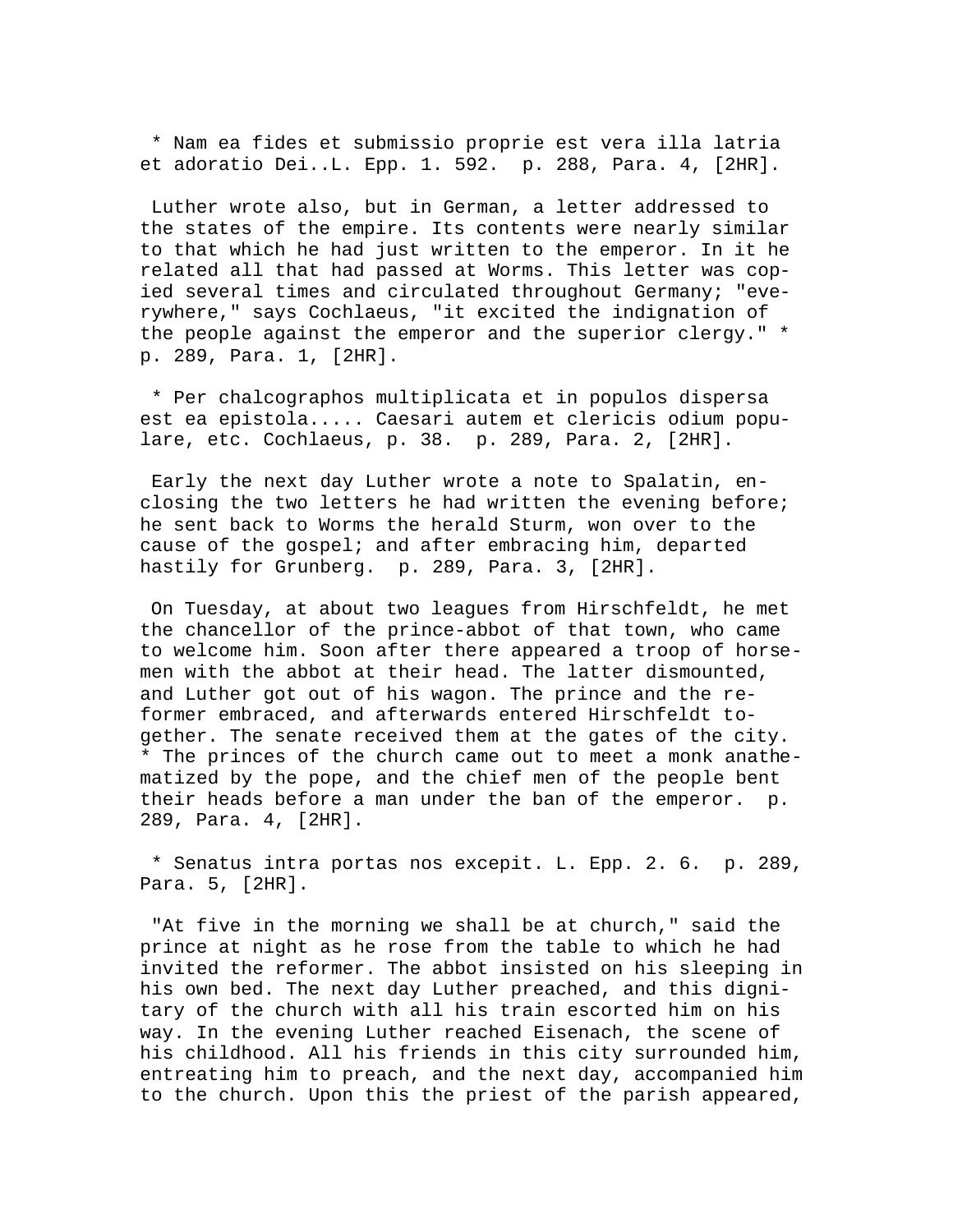* Nam ea fides et submissio proprie est vera illa latria et adoratio Dei..L. Epp. 1. 592.  p. 288, Para. 4, [2HR].

Luther wrote also, but in German, a letter addressed to the states of the empire. Its contents were nearly similar to that which he had just written to the emperor. In it he related all that had passed at Worms. This letter was copied several times and circulated throughout Germany; "everywhere," says Cochlaeus, "it excited the indignation of the people against the emperor and the superior clergy." *  p. 289, Para. 1, [2HR].

* Per chalcographos multiplicata et in populos dispersa est ea epistola..... Caesari autem et clericis odium populare, etc. Cochlaeus, p. 38.  p. 289, Para. 2, [2HR].

Early the next day Luther wrote a note to Spalatin, enclosing the two letters he had written the evening before; he sent back to Worms the herald Sturm, won over to the cause of the gospel; and after embracing him, departed hastily for Grunberg.  p. 289, Para. 3, [2HR].

On Tuesday, at about two leagues from Hirschfeldt, he met the chancellor of the prince-abbot of that town, who came to welcome him. Soon after there appeared a troop of horsemen with the abbot at their head. The latter dismounted, and Luther got out of his wagon. The prince and the reformer embraced, and afterwards entered Hirschfeldt together. The senate received them at the gates of the city. * The princes of the church came out to meet a monk anathematized by the pope, and the chief men of the people bent their heads before a man under the ban of the emperor.  p. 289, Para. 4, [2HR].

* Senatus intra portas nos excepit. L. Epp. 2. 6.  p. 289, Para. 5, [2HR].

"At five in the morning we shall be at church," said the prince at night as he rose from the table to which he had invited the reformer. The abbot insisted on his sleeping in his own bed. The next day Luther preached, and this dignitary of the church with all his train escorted him on his way. In the evening Luther reached Eisenach, the scene of his childhood. All his friends in this city surrounded him, entreating him to preach, and the next day, accompanied him to the church. Upon this the priest of the parish appeared,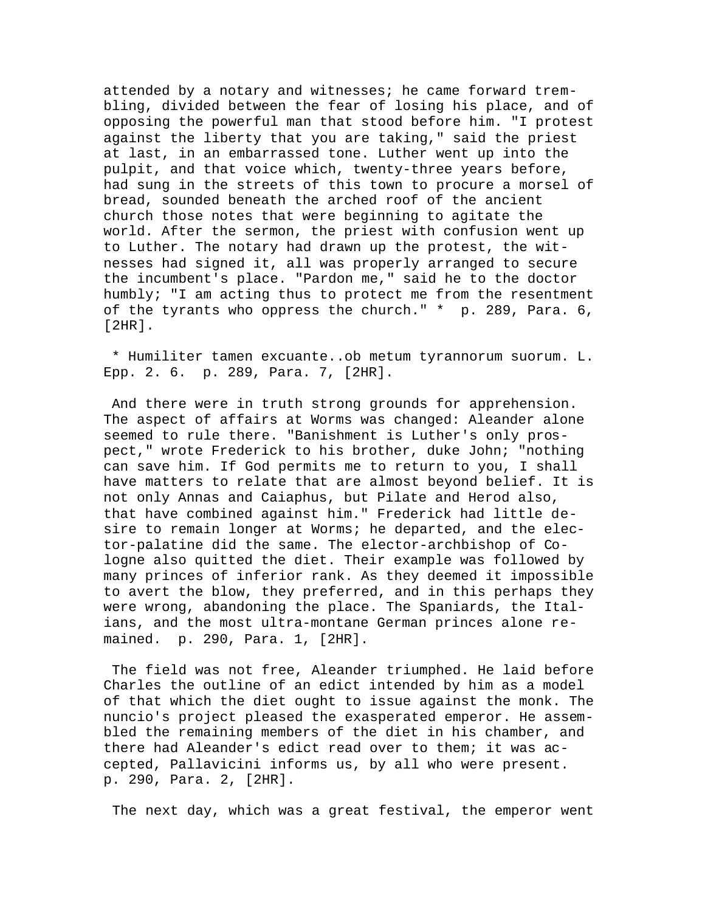attended by a notary and witnesses; he came forward trembling, divided between the fear of losing his place, and of opposing the powerful man that stood before him. "I protest against the liberty that you are taking," said the priest at last, in an embarrassed tone. Luther went up into the pulpit, and that voice which, twenty-three years before, had sung in the streets of this town to procure a morsel of bread, sounded beneath the arched roof of the ancient church those notes that were beginning to agitate the world. After the sermon, the priest with confusion went up to Luther. The notary had drawn up the protest, the witnesses had signed it, all was properly arranged to secure the incumbent's place. "Pardon me," said he to the doctor humbly; "I am acting thus to protect me from the resentment of the tyrants who oppress the church." * p. 289, Para. 6, [2HR].

* Humiliter tamen excuante..ob metum tyrannorum suorum. L. Epp. 2. 6. p. 289, Para. 7, [2HR].

And there were in truth strong grounds for apprehension. The aspect of affairs at Worms was changed: Aleander alone seemed to rule there. "Banishment is Luther's only prospect," wrote Frederick to his brother, duke John; "nothing can save him. If God permits me to return to you, I shall have matters to relate that are almost beyond belief. It is not only Annas and Caiaphus, but Pilate and Herod also, that have combined against him." Frederick had little desire to remain longer at Worms; he departed, and the elector-palatine did the same. The elector-archbishop of Cologne also quitted the diet. Their example was followed by many princes of inferior rank. As they deemed it impossible to avert the blow, they preferred, and in this perhaps they were wrong, abandoning the place. The Spaniards, the Italians, and the most ultra-montane German princes alone remained. p. 290, Para. 1, [2HR].

The field was not free, Aleander triumphed. He laid before Charles the outline of an edict intended by him as a model of that which the diet ought to issue against the monk. The nuncio's project pleased the exasperated emperor. He assembled the remaining members of the diet in his chamber, and there had Aleander's edict read over to them; it was accepted, Pallavicini informs us, by all who were present. p. 290, Para. 2, [2HR].

The next day, which was a great festival, the emperor went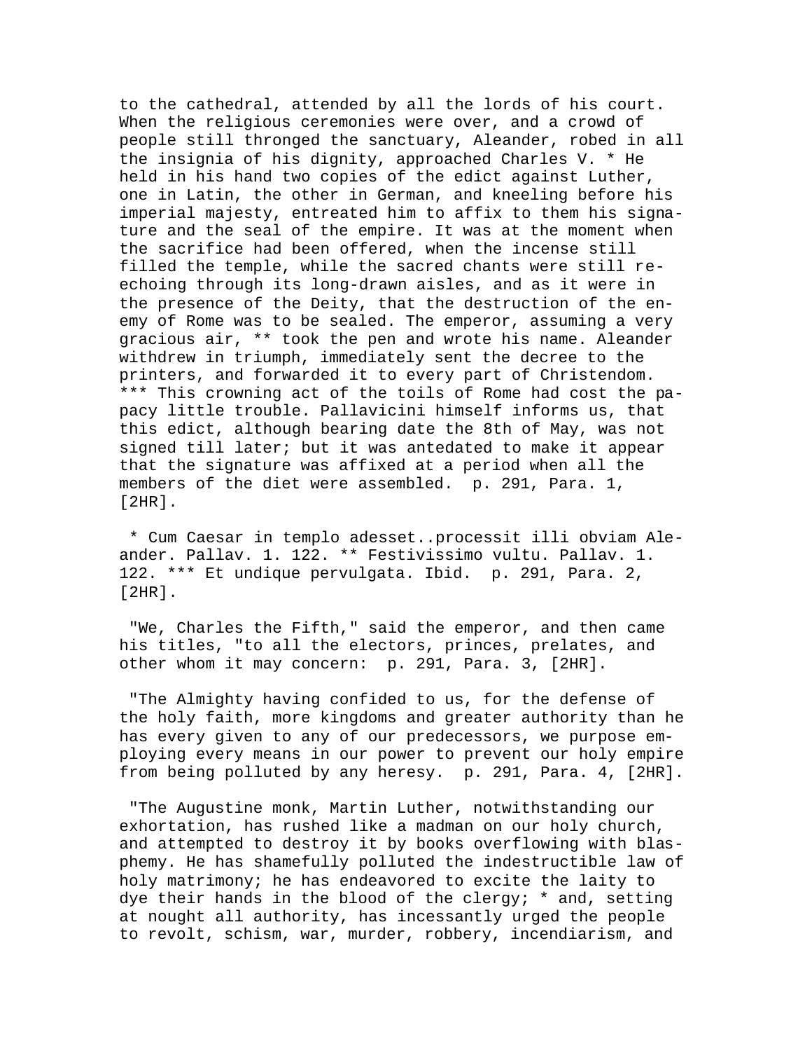to the cathedral, attended by all the lords of his court. When the religious ceremonies were over, and a crowd of people still thronged the sanctuary, Aleander, robed in all the insignia of his dignity, approached Charles V. * He held in his hand two copies of the edict against Luther, one in Latin, the other in German, and kneeling before his imperial majesty, entreated him to affix to them his signature and the seal of the empire. It was at the moment when the sacrifice had been offered, when the incense still filled the temple, while the sacred chants were still re-echoing through its long-drawn aisles, and as it were in the presence of the Deity, that the destruction of the enemy of Rome was to be sealed. The emperor, assuming a very gracious air, ** took the pen and wrote his name. Aleander withdrew in triumph, immediately sent the decree to the printers, and forwarded it to every part of Christendom. *** This crowning act of the toils of Rome had cost the papacy little trouble. Pallavicini himself informs us, that this edict, although bearing date the 8th of May, was not signed till later; but it was antedated to make it appear that the signature was affixed at a period when all the members of the diet were assembled. p. 291, Para. 1, [2HR].

* Cum Caesar in templo adesset..processit illi obviam Aleander. Pallav. 1. 122. ** Festivissimo vultu. Pallav. 1. 122. *** Et undique pervulgata. Ibid. p. 291, Para. 2, [2HR].

"We, Charles the Fifth," said the emperor, and then came his titles, "to all the electors, princes, prelates, and other whom it may concern: p. 291, Para. 3, [2HR].

"The Almighty having confided to us, for the defense of the holy faith, more kingdoms and greater authority than he has every given to any of our predecessors, we purpose employing every means in our power to prevent our holy empire from being polluted by any heresy. p. 291, Para. 4, [2HR].

"The Augustine monk, Martin Luther, notwithstanding our exhortation, has rushed like a madman on our holy church, and attempted to destroy it by books overflowing with blasphemy. He has shamefully polluted the indestructible law of holy matrimony; he has endeavored to excite the laity to dye their hands in the blood of the clergy; * and, setting at nought all authority, has incessantly urged the people to revolt, schism, war, murder, robbery, incendiarism, and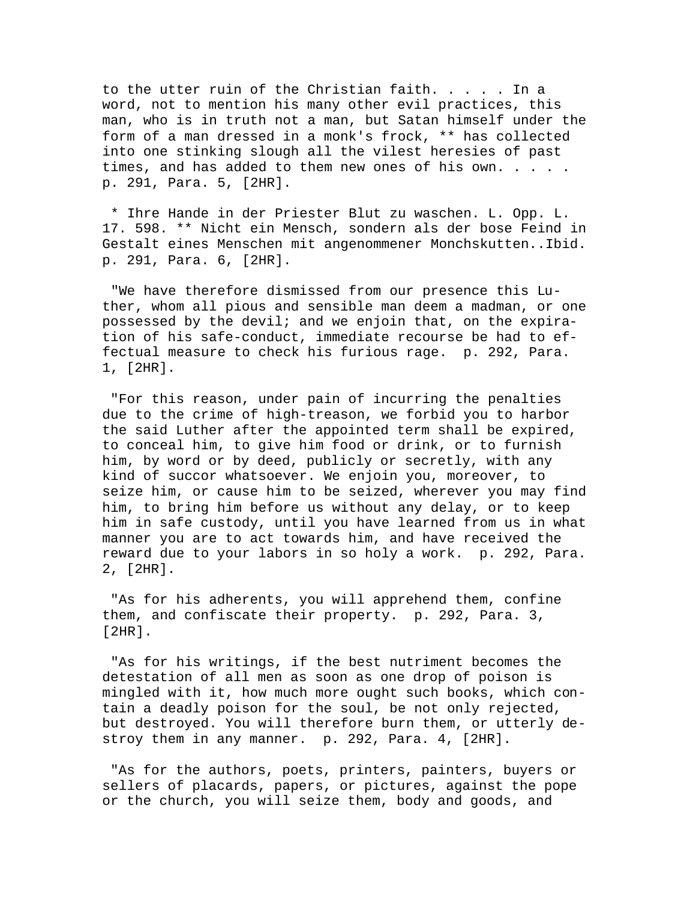to the utter ruin of the Christian faith. . . . . In a word, not to mention his many other evil practices, this man, who is in truth not a man, but Satan himself under the form of a man dressed in a monk's frock, ** has collected into one stinking slough all the vilest heresies of past times, and has added to them new ones of his own. . . . . p. 291, Para. 5, [2HR].

* Ihre Hande in der Priester Blut zu waschen. L. Opp. L. 17. 598. ** Nicht ein Mensch, sondern als der bose Feind in Gestalt eines Menschen mit angenommener Monchskutten..Ibid. p. 291, Para. 6, [2HR].

"We have therefore dismissed from our presence this Luther, whom all pious and sensible man deem a madman, or one possessed by the devil; and we enjoin that, on the expiration of his safe-conduct, immediate recourse be had to effectual measure to check his furious rage. p. 292, Para. 1, [2HR].

"For this reason, under pain of incurring the penalties due to the crime of high-treason, we forbid you to harbor the said Luther after the appointed term shall be expired, to conceal him, to give him food or drink, or to furnish him, by word or by deed, publicly or secretly, with any kind of succor whatsoever. We enjoin you, moreover, to seize him, or cause him to be seized, wherever you may find him, to bring him before us without any delay, or to keep him in safe custody, until you have learned from us in what manner you are to act towards him, and have received the reward due to your labors in so holy a work. p. 292, Para. 2, [2HR].

"As for his adherents, you will apprehend them, confine them, and confiscate their property. p. 292, Para. 3, [2HR].

"As for his writings, if the best nutriment becomes the detestation of all men as soon as one drop of poison is mingled with it, how much more ought such books, which contain a deadly poison for the soul, be not only rejected, but destroyed. You will therefore burn them, or utterly destroy them in any manner. p. 292, Para. 4, [2HR].

"As for the authors, poets, printers, painters, buyers or sellers of placards, papers, or pictures, against the pope or the church, you will seize them, body and goods, and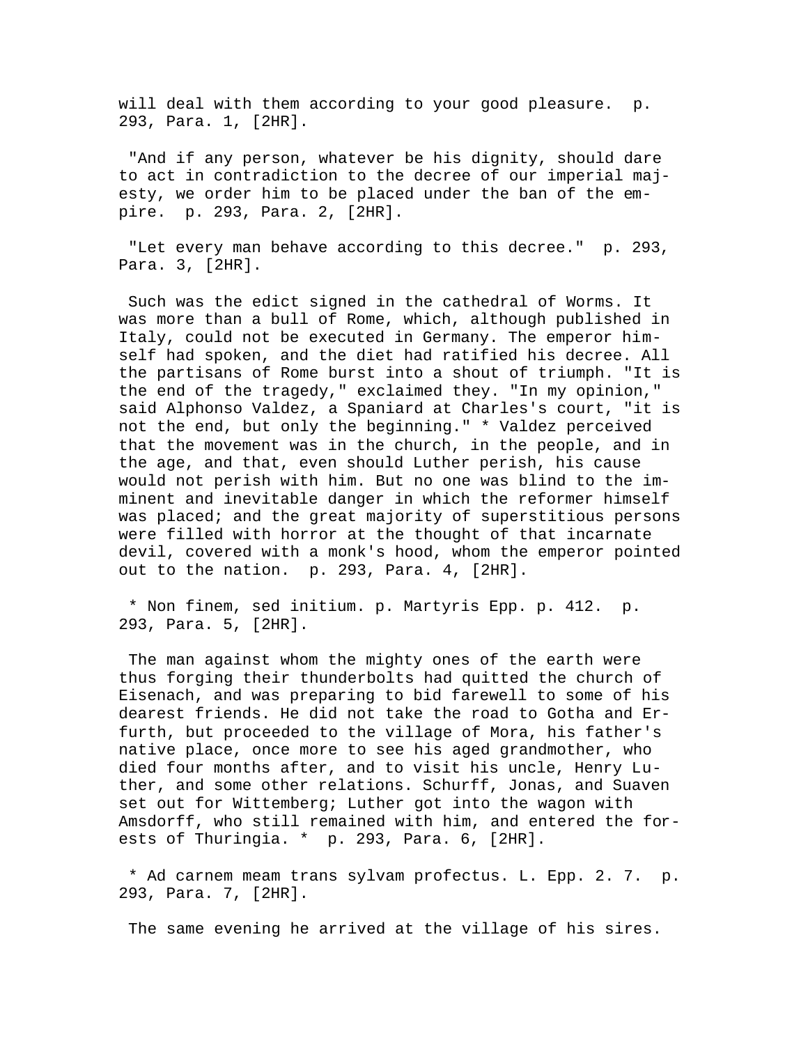will deal with them according to your good pleasure. p. 293, Para. 1, [2HR].

"And if any person, whatever be his dignity, should dare to act in contradiction to the decree of our imperial majesty, we order him to be placed under the ban of the empire. p. 293, Para. 2, [2HR].

"Let every man behave according to this decree." p. 293, Para. 3, [2HR].

Such was the edict signed in the cathedral of Worms. It was more than a bull of Rome, which, although published in Italy, could not be executed in Germany. The emperor himself had spoken, and the diet had ratified his decree. All the partisans of Rome burst into a shout of triumph. "It is the end of the tragedy," exclaimed they. "In my opinion," said Alphonso Valdez, a Spaniard at Charles's court, "it is not the end, but only the beginning." * Valdez perceived that the movement was in the church, in the people, and in the age, and that, even should Luther perish, his cause would not perish with him. But no one was blind to the imminent and inevitable danger in which the reformer himself was placed; and the great majority of superstitious persons were filled with horror at the thought of that incarnate devil, covered with a monk's hood, whom the emperor pointed out to the nation. p. 293, Para. 4, [2HR].

* Non finem, sed initium. p. Martyris Epp. p. 412. p. 293, Para. 5, [2HR].

The man against whom the mighty ones of the earth were thus forging their thunderbolts had quitted the church of Eisenach, and was preparing to bid farewell to some of his dearest friends. He did not take the road to Gotha and Erfurth, but proceeded to the village of Mora, his father's native place, once more to see his aged grandmother, who died four months after, and to visit his uncle, Henry Luther, and some other relations. Schurff, Jonas, and Suaven set out for Wittemberg; Luther got into the wagon with Amsdorff, who still remained with him, and entered the forests of Thuringia. * p. 293, Para. 6, [2HR].

* Ad carnem meam trans sylvam profectus. L. Epp. 2. 7. p. 293, Para. 7, [2HR].

The same evening he arrived at the village of his sires.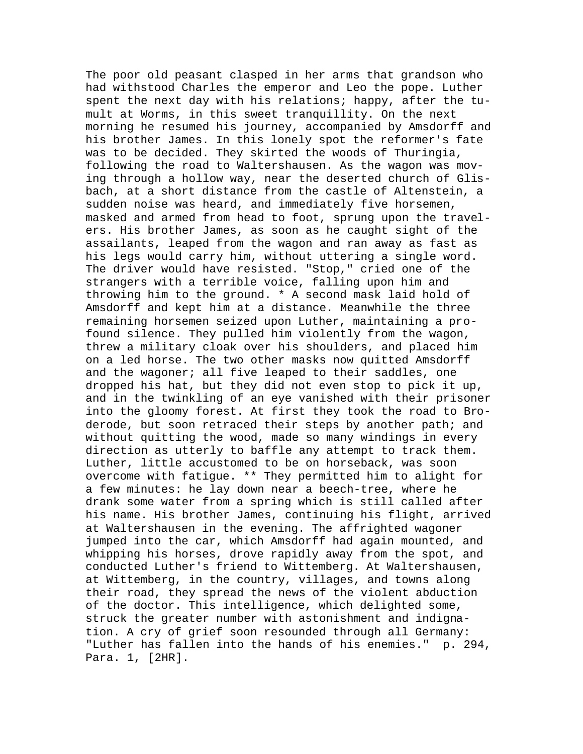The poor old peasant clasped in her arms that grandson who had withstood Charles the emperor and Leo the pope. Luther spent the next day with his relations; happy, after the tumult at Worms, in this sweet tranquillity. On the next morning he resumed his journey, accompanied by Amsdorff and his brother James. In this lonely spot the reformer's fate was to be decided. They skirted the woods of Thuringia, following the road to Waltershausen. As the wagon was moving through a hollow way, near the deserted church of Glisbach, at a short distance from the castle of Altenstein, a sudden noise was heard, and immediately five horsemen, masked and armed from head to foot, sprung upon the travelers. His brother James, as soon as he caught sight of the assailants, leaped from the wagon and ran away as fast as his legs would carry him, without uttering a single word. The driver would have resisted. "Stop," cried one of the strangers with a terrible voice, falling upon him and throwing him to the ground. * A second mask laid hold of Amsdorff and kept him at a distance. Meanwhile the three remaining horsemen seized upon Luther, maintaining a profound silence. They pulled him violently from the wagon, threw a military cloak over his shoulders, and placed him on a led horse. The two other masks now quitted Amsdorff and the wagoner; all five leaped to their saddles, one dropped his hat, but they did not even stop to pick it up, and in the twinkling of an eye vanished with their prisoner into the gloomy forest. At first they took the road to Broderode, but soon retraced their steps by another path; and without quitting the wood, made so many windings in every direction as utterly to baffle any attempt to track them. Luther, little accustomed to be on horseback, was soon overcome with fatigue. ** They permitted him to alight for a few minutes: he lay down near a beech-tree, where he drank some water from a spring which is still called after his name. His brother James, continuing his flight, arrived at Waltershausen in the evening. The affrighted wagoner jumped into the car, which Amsdorff had again mounted, and whipping his horses, drove rapidly away from the spot, and conducted Luther's friend to Wittemberg. At Waltershausen, at Wittemberg, in the country, villages, and towns along their road, they spread the news of the violent abduction of the doctor. This intelligence, which delighted some, struck the greater number with astonishment and indignation. A cry of grief soon resounded through all Germany: "Luther has fallen into the hands of his enemies." p. 294, Para. 1, [2HR].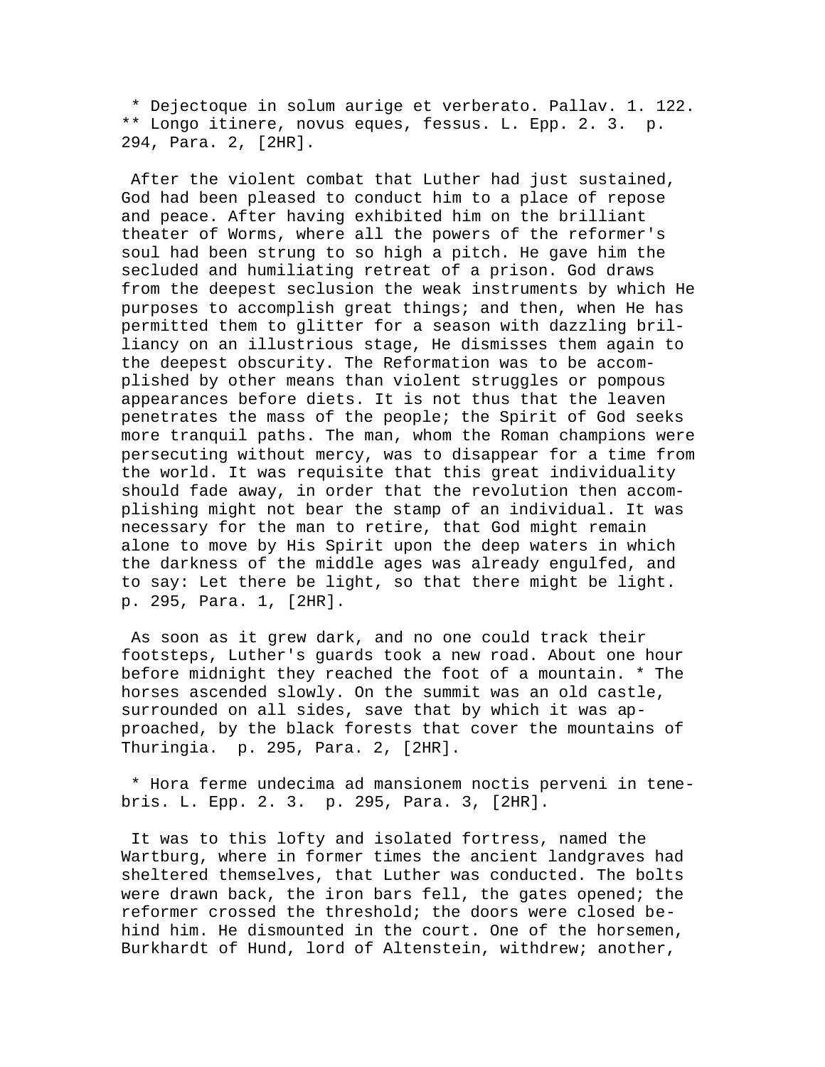* Dejectoque in solum aurige et verberato. Pallav. 1. 122.
** Longo itinere, novus eques, fessus. L. Epp. 2. 3. p. 294, Para. 2, [2HR].

After the violent combat that Luther had just sustained, God had been pleased to conduct him to a place of repose and peace. After having exhibited him on the brilliant theater of Worms, where all the powers of the reformer's soul had been strung to so high a pitch. He gave him the secluded and humiliating retreat of a prison. God draws from the deepest seclusion the weak instruments by which He purposes to accomplish great things; and then, when He has permitted them to glitter for a season with dazzling brilliancy on an illustrious stage, He dismisses them again to the deepest obscurity. The Reformation was to be accomplished by other means than violent struggles or pompous appearances before diets. It is not thus that the leaven penetrates the mass of the people; the Spirit of God seeks more tranquil paths. The man, whom the Roman champions were persecuting without mercy, was to disappear for a time from the world. It was requisite that this great individuality should fade away, in order that the revolution then accomplishing might not bear the stamp of an individual. It was necessary for the man to retire, that God might remain alone to move by His Spirit upon the deep waters in which the darkness of the middle ages was already engulfed, and to say: Let there be light, so that there might be light. p. 295, Para. 1, [2HR].

As soon as it grew dark, and no one could track their footsteps, Luther's guards took a new road. About one hour before midnight they reached the foot of a mountain. * The horses ascended slowly. On the summit was an old castle, surrounded on all sides, save that by which it was approached, by the black forests that cover the mountains of Thuringia. p. 295, Para. 2, [2HR].

* Hora ferme undecima ad mansionem noctis perveni in tenebris. L. Epp. 2. 3. p. 295, Para. 3, [2HR].

It was to this lofty and isolated fortress, named the Wartburg, where in former times the ancient landgraves had sheltered themselves, that Luther was conducted. The bolts were drawn back, the iron bars fell, the gates opened; the reformer crossed the threshold; the doors were closed behind him. He dismounted in the court. One of the horsemen, Burkhardt of Hund, lord of Altenstein, withdrew; another,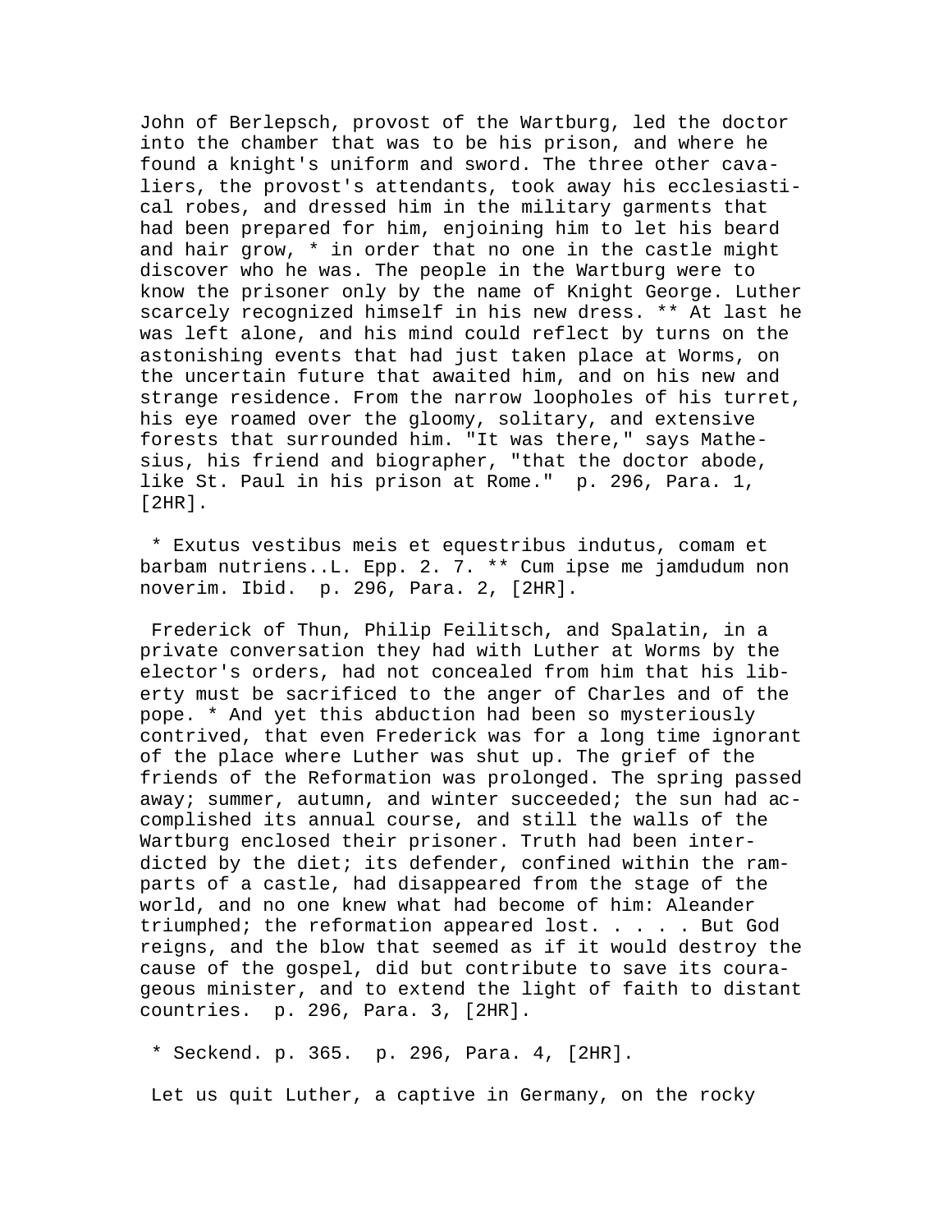John of Berlepsch, provost of the Wartburg, led the doctor into the chamber that was to be his prison, and where he found a knight's uniform and sword. The three other cavaliers, the provost's attendants, took away his ecclesiastical robes, and dressed him in the military garments that had been prepared for him, enjoining him to let his beard and hair grow, * in order that no one in the castle might discover who he was. The people in the Wartburg were to know the prisoner only by the name of Knight George. Luther scarcely recognized himself in his new dress. ** At last he was left alone, and his mind could reflect by turns on the astonishing events that had just taken place at Worms, on the uncertain future that awaited him, and on his new and strange residence. From the narrow loopholes of his turret, his eye roamed over the gloomy, solitary, and extensive forests that surrounded him. "It was there," says Mathesius, his friend and biographer, "that the doctor abode, like St. Paul in his prison at Rome."  p. 296, Para. 1, [2HR].

* Exutus vestibus meis et equestribus indutus, comam et barbam nutriens..L. Epp. 2. 7. ** Cum ipse me jamdudum non noverim. Ibid.  p. 296, Para. 2, [2HR].

Frederick of Thun, Philip Feilitsch, and Spalatin, in a private conversation they had with Luther at Worms by the elector's orders, had not concealed from him that his liberty must be sacrificed to the anger of Charles and of the pope. * And yet this abduction had been so mysteriously contrived, that even Frederick was for a long time ignorant of the place where Luther was shut up. The grief of the friends of the Reformation was prolonged. The spring passed away; summer, autumn, and winter succeeded; the sun had accomplished its annual course, and still the walls of the Wartburg enclosed their prisoner. Truth had been interdicted by the diet; its defender, confined within the ramparts of a castle, had disappeared from the stage of the world, and no one knew what had become of him: Aleander triumphed; the reformation appeared lost. . . . . But God reigns, and the blow that seemed as if it would destroy the cause of the gospel, did but contribute to save its courageous minister, and to extend the light of faith to distant countries.  p. 296, Para. 3, [2HR].

* Seckend. p. 365.  p. 296, Para. 4, [2HR].

Let us quit Luther, a captive in Germany, on the rocky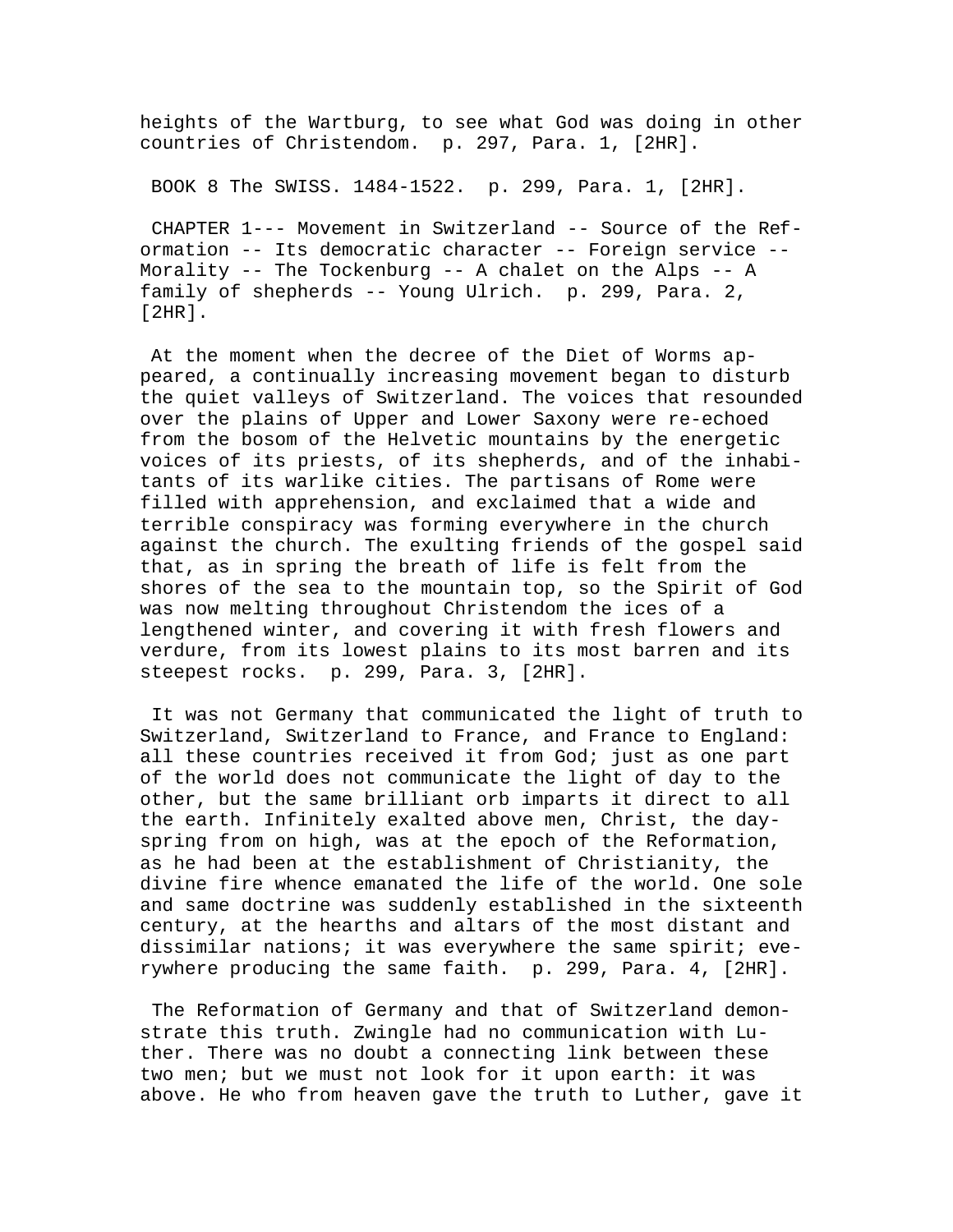heights of the Wartburg, to see what God was doing in other countries of Christendom. p. 297, Para. 1, [2HR].

BOOK 8 The SWISS. 1484-1522. p. 299, Para. 1, [2HR].

CHAPTER 1--- Movement in Switzerland -- Source of the Reformation -- Its democratic character -- Foreign service -- Morality -- The Tockenburg -- A chalet on the Alps -- A family of shepherds -- Young Ulrich. p. 299, Para. 2, [2HR].

At the moment when the decree of the Diet of Worms appeared, a continually increasing movement began to disturb the quiet valleys of Switzerland. The voices that resounded over the plains of Upper and Lower Saxony were re-echoed from the bosom of the Helvetic mountains by the energetic voices of its priests, of its shepherds, and of the inhabitants of its warlike cities. The partisans of Rome were filled with apprehension, and exclaimed that a wide and terrible conspiracy was forming everywhere in the church against the church. The exulting friends of the gospel said that, as in spring the breath of life is felt from the shores of the sea to the mountain top, so the Spirit of God was now melting throughout Christendom the ices of a lengthened winter, and covering it with fresh flowers and verdure, from its lowest plains to its most barren and its steepest rocks. p. 299, Para. 3, [2HR].

It was not Germany that communicated the light of truth to Switzerland, Switzerland to France, and France to England: all these countries received it from God; just as one part of the world does not communicate the light of day to the other, but the same brilliant orb imparts it direct to all the earth. Infinitely exalted above men, Christ, the dayspring from on high, was at the epoch of the Reformation, as he had been at the establishment of Christianity, the divine fire whence emanated the life of the world. One sole and same doctrine was suddenly established in the sixteenth century, at the hearths and altars of the most distant and dissimilar nations; it was everywhere the same spirit; everywhere producing the same faith. p. 299, Para. 4, [2HR].

The Reformation of Germany and that of Switzerland demonstrate this truth. Zwingle had no communication with Luther. There was no doubt a connecting link between these two men; but we must not look for it upon earth: it was above. He who from heaven gave the truth to Luther, gave it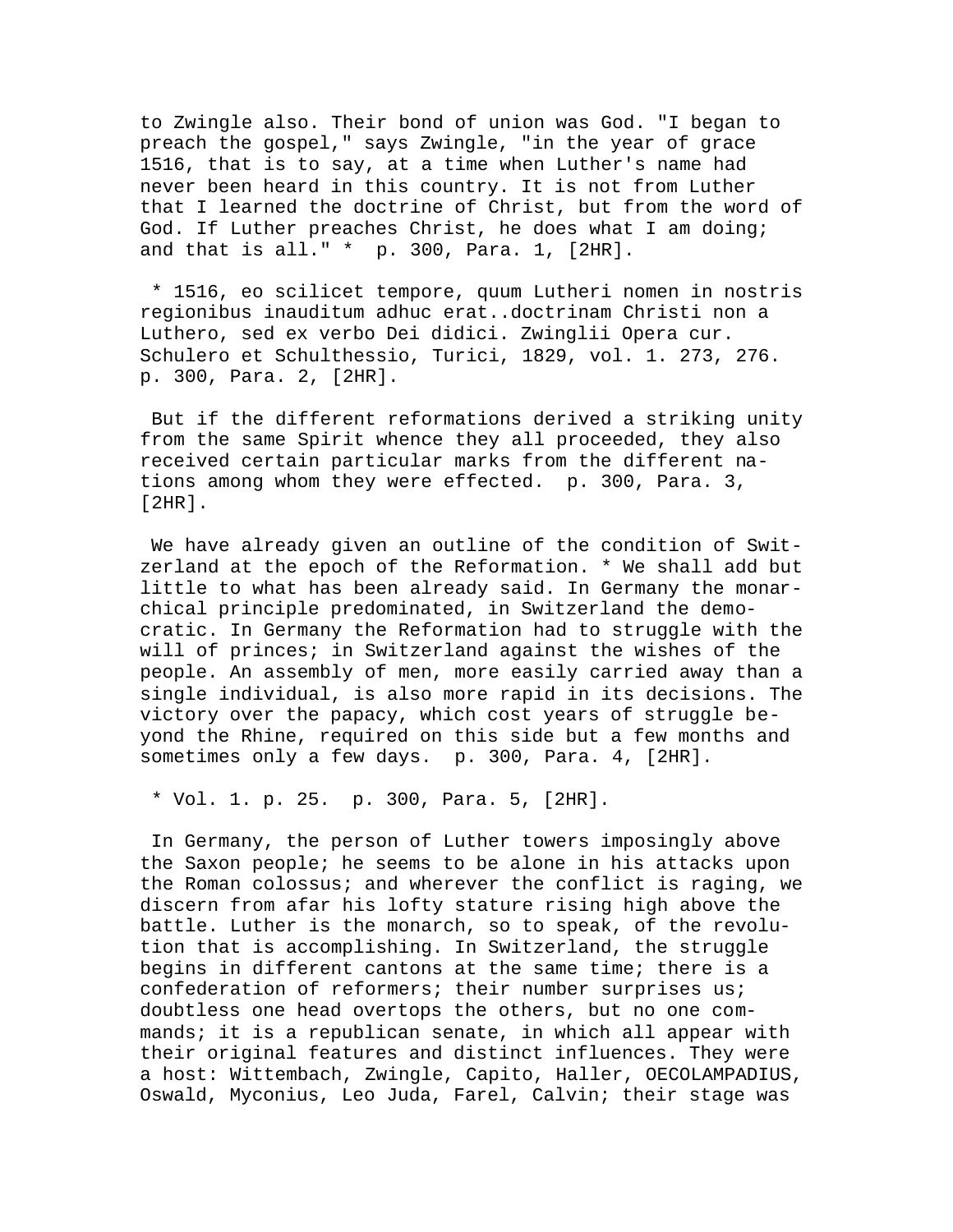to Zwingle also. Their bond of union was God. "I began to preach the gospel," says Zwingle, "in the year of grace 1516, that is to say, at a time when Luther's name had never been heard in this country. It is not from Luther that I learned the doctrine of Christ, but from the word of God. If Luther preaches Christ, he does what I am doing; and that is all." *  p. 300, Para. 1, [2HR].

* 1516, eo scilicet tempore, quum Lutheri nomen in nostris regionibus inauditum adhuc erat..doctrinam Christi non a Luthero, sed ex verbo Dei didici. Zwinglii Opera cur. Schulero et Schulthessio, Turici, 1829, vol. 1. 273, 276. p. 300, Para. 2, [2HR].

But if the different reformations derived a striking unity from the same Spirit whence they all proceeded, they also received certain particular marks from the different nations among whom they were effected.  p. 300, Para. 3, [2HR].

We have already given an outline of the condition of Switzerland at the epoch of the Reformation. * We shall add but little to what has been already said. In Germany the monarchical principle predominated, in Switzerland the democratic. In Germany the Reformation had to struggle with the will of princes; in Switzerland against the wishes of the people. An assembly of men, more easily carried away than a single individual, is also more rapid in its decisions. The victory over the papacy, which cost years of struggle beyond the Rhine, required on this side but a few months and sometimes only a few days.  p. 300, Para. 4, [2HR].

* Vol. 1. p. 25.  p. 300, Para. 5, [2HR].

In Germany, the person of Luther towers imposingly above the Saxon people; he seems to be alone in his attacks upon the Roman colossus; and wherever the conflict is raging, we discern from afar his lofty stature rising high above the battle. Luther is the monarch, so to speak, of the revolution that is accomplishing. In Switzerland, the struggle begins in different cantons at the same time; there is a confederation of reformers; their number surprises us; doubtless one head overtops the others, but no one commands; it is a republican senate, in which all appear with their original features and distinct influences. They were a host: Wittembach, Zwingle, Capito, Haller, OECOLAMPADIUS, Oswald, Myconius, Leo Juda, Farel, Calvin; their stage was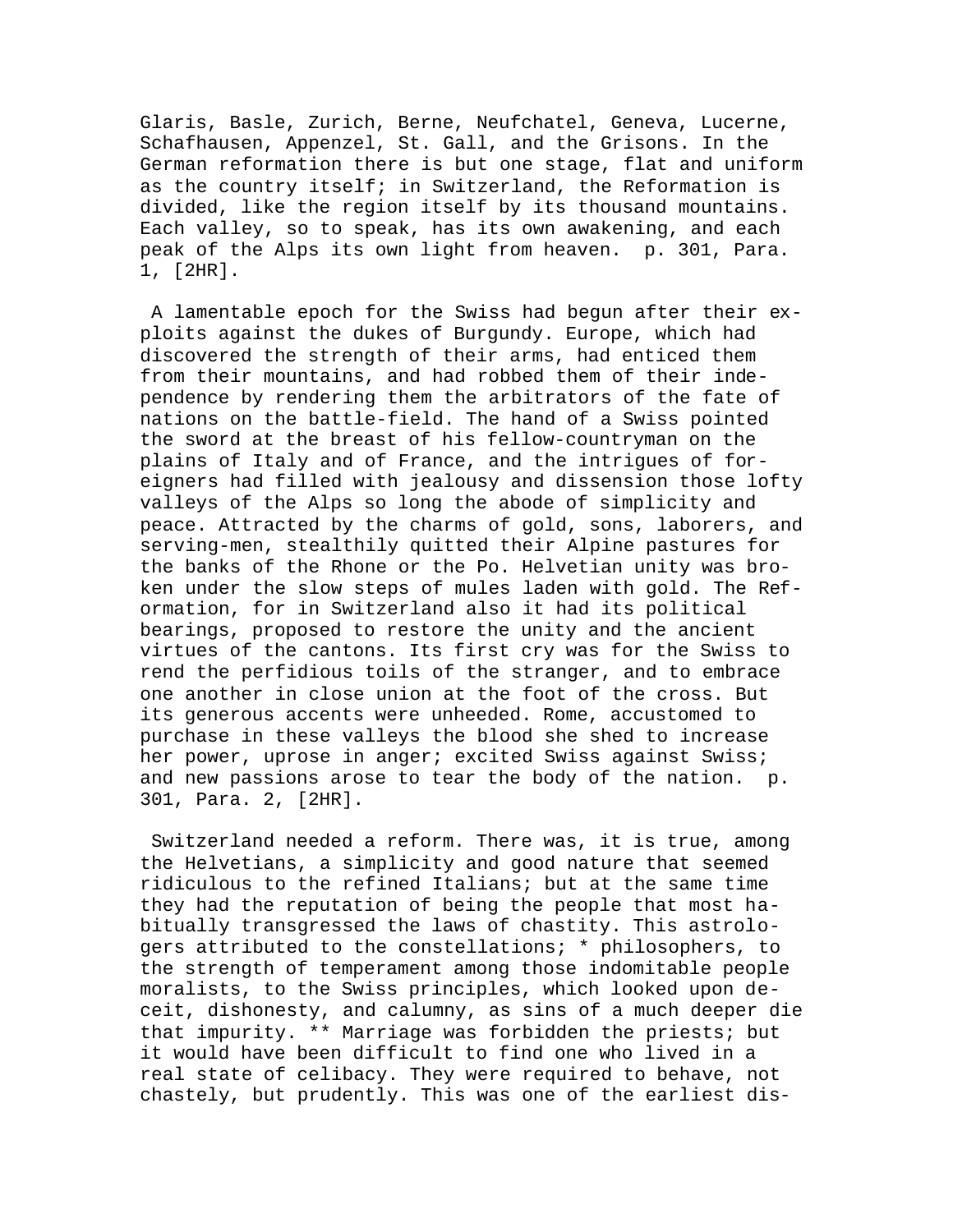Glaris, Basle, Zurich, Berne, Neufchatel, Geneva, Lucerne, Schafhausen, Appenzel, St. Gall, and the Grisons. In the German reformation there is but one stage, flat and uniform as the country itself; in Switzerland, the Reformation is divided, like the region itself by its thousand mountains. Each valley, so to speak, has its own awakening, and each peak of the Alps its own light from heaven. p. 301, Para. 1, [2HR].

A lamentable epoch for the Swiss had begun after their exploits against the dukes of Burgundy. Europe, which had discovered the strength of their arms, had enticed them from their mountains, and had robbed them of their independence by rendering them the arbitrators of the fate of nations on the battle-field. The hand of a Swiss pointed the sword at the breast of his fellow-countryman on the plains of Italy and of France, and the intrigues of foreigners had filled with jealousy and dissension those lofty valleys of the Alps so long the abode of simplicity and peace. Attracted by the charms of gold, sons, laborers, and serving-men, stealthily quitted their Alpine pastures for the banks of the Rhone or the Po. Helvetian unity was broken under the slow steps of mules laden with gold. The Reformation, for in Switzerland also it had its political bearings, proposed to restore the unity and the ancient virtues of the cantons. Its first cry was for the Swiss to rend the perfidious toils of the stranger, and to embrace one another in close union at the foot of the cross. But its generous accents were unheeded. Rome, accustomed to purchase in these valleys the blood she shed to increase her power, uprose in anger; excited Swiss against Swiss; and new passions arose to tear the body of the nation. p. 301, Para. 2, [2HR].

Switzerland needed a reform. There was, it is true, among the Helvetians, a simplicity and good nature that seemed ridiculous to the refined Italians; but at the same time they had the reputation of being the people that most habitually transgressed the laws of chastity. This astrologers attributed to the constellations; * philosophers, to the strength of temperament among those indomitable people moralists, to the Swiss principles, which looked upon deceit, dishonesty, and calumny, as sins of a much deeper die that impurity. ** Marriage was forbidden the priests; but it would have been difficult to find one who lived in a real state of celibacy. They were required to behave, not chastely, but prudently. This was one of the earliest dis-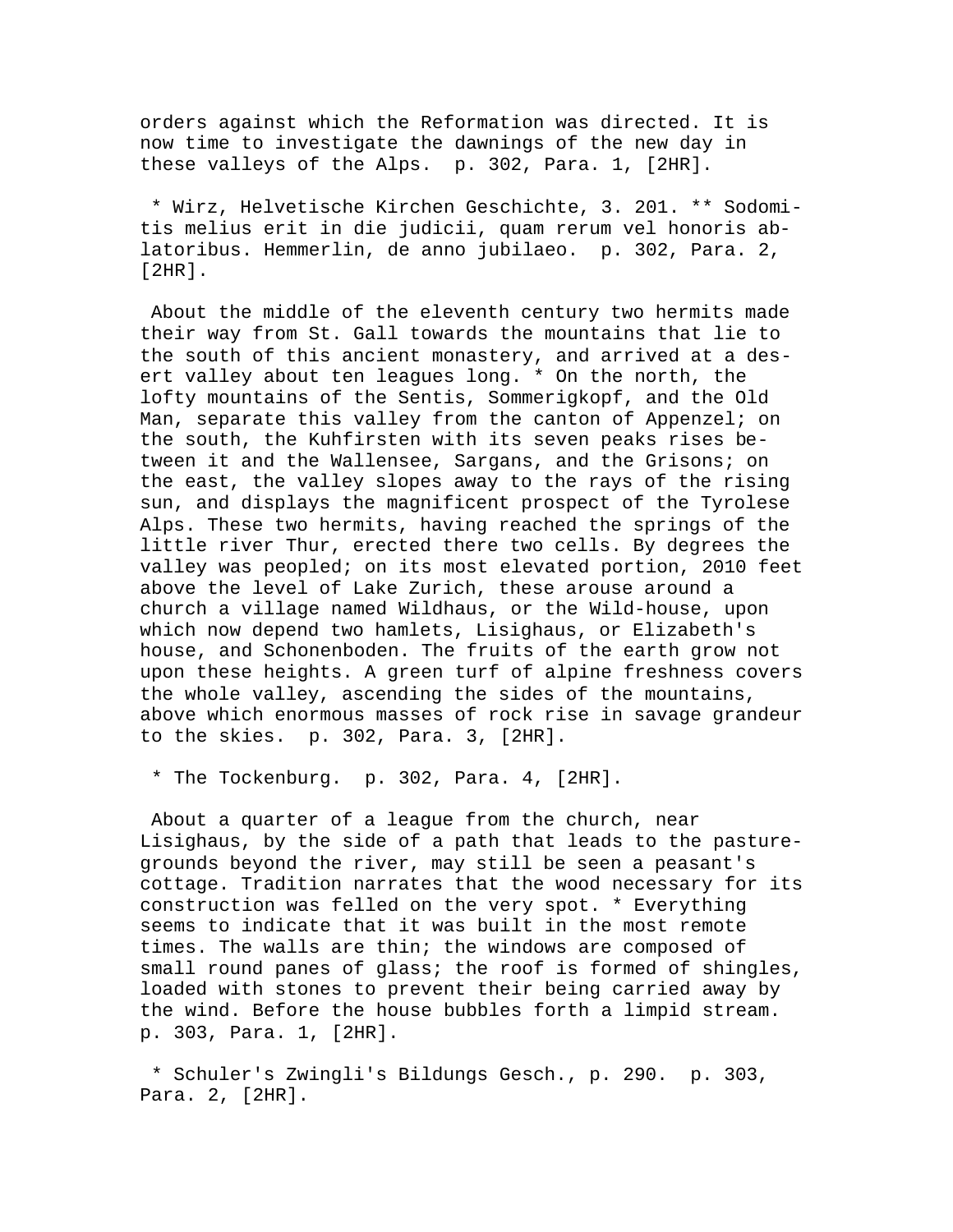orders against which the Reformation was directed. It is now time to investigate the dawnings of the new day in these valleys of the Alps.  p. 302, Para. 1, [2HR].

* Wirz, Helvetische Kirchen Geschichte, 3. 201. ** Sodomitis melius erit in die judicii, quam rerum vel honoris ablatoribus. Hemmerlin, de anno jubilaeo.  p. 302, Para. 2, [2HR].

About the middle of the eleventh century two hermits made their way from St. Gall towards the mountains that lie to the south of this ancient monastery, and arrived at a desert valley about ten leagues long. * On the north, the lofty mountains of the Sentis, Sommerigkopf, and the Old Man, separate this valley from the canton of Appenzel; on the south, the Kuhfirsten with its seven peaks rises between it and the Wallensee, Sargans, and the Grisons; on the east, the valley slopes away to the rays of the rising sun, and displays the magnificent prospect of the Tyrolese Alps. These two hermits, having reached the springs of the little river Thur, erected there two cells. By degrees the valley was peopled; on its most elevated portion, 2010 feet above the level of Lake Zurich, these arouse around a church a village named Wildhaus, or the Wild-house, upon which now depend two hamlets, Lisighaus, or Elizabeth's house, and Schonenboden. The fruits of the earth grow not upon these heights. A green turf of alpine freshness covers the whole valley, ascending the sides of the mountains, above which enormous masses of rock rise in savage grandeur to the skies.  p. 302, Para. 3, [2HR].

* The Tockenburg.  p. 302, Para. 4, [2HR].

About a quarter of a league from the church, near Lisighaus, by the side of a path that leads to the pasture-grounds beyond the river, may still be seen a peasant's cottage. Tradition narrates that the wood necessary for its construction was felled on the very spot. * Everything seems to indicate that it was built in the most remote times. The walls are thin; the windows are composed of small round panes of glass; the roof is formed of shingles, loaded with stones to prevent their being carried away by the wind. Before the house bubbles forth a limpid stream. p. 303, Para. 1, [2HR].

* Schuler's Zwingli's Bildungs Gesch., p. 290.  p. 303, Para. 2, [2HR].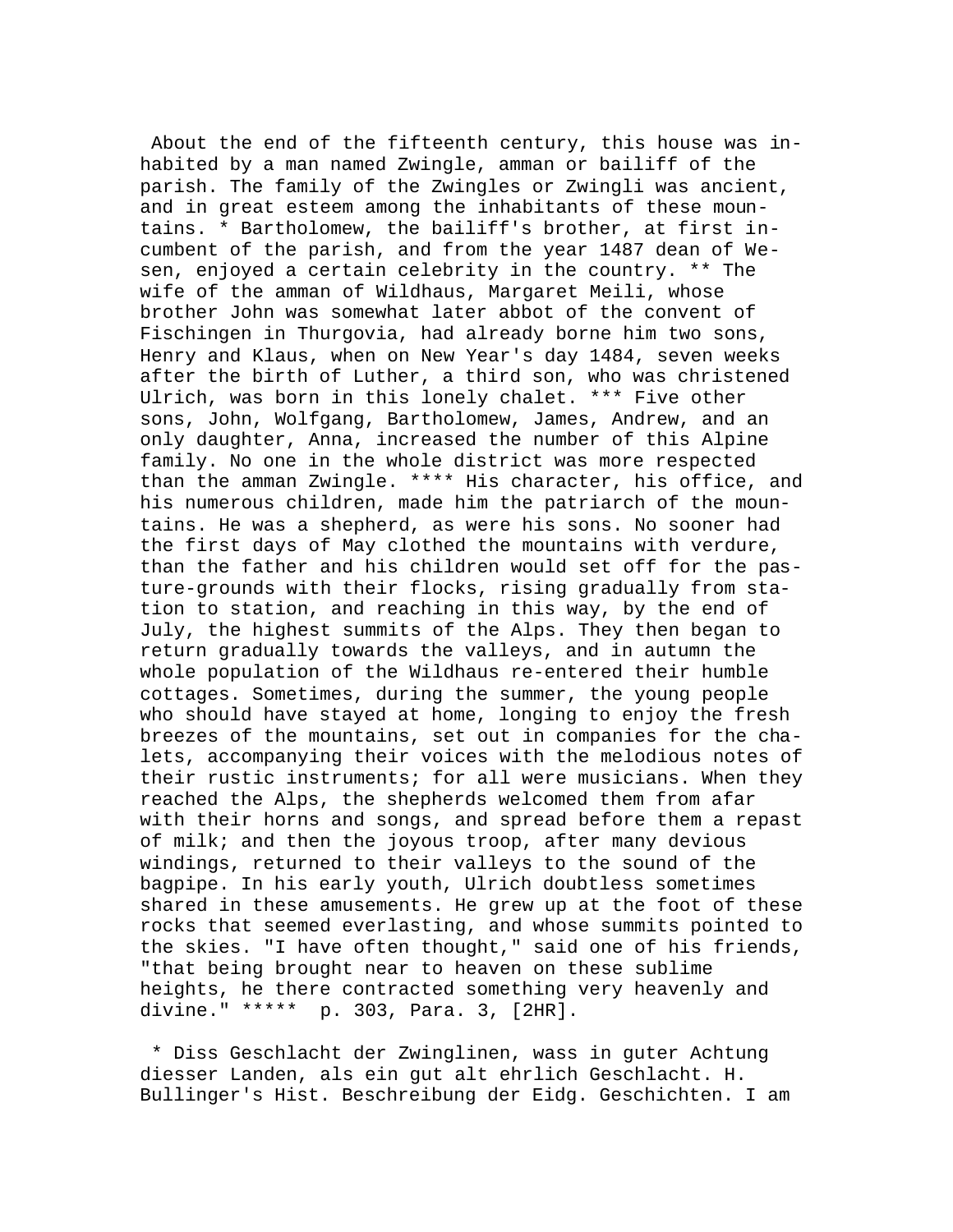About the end of the fifteenth century, this house was inhabited by a man named Zwingle, amman or bailiff of the parish. The family of the Zwingles or Zwingli was ancient, and in great esteem among the inhabitants of these mountains. * Bartholomew, the bailiff's brother, at first incumbent of the parish, and from the year 1487 dean of Wesen, enjoyed a certain celebrity in the country. ** The wife of the amman of Wildhaus, Margaret Meili, whose brother John was somewhat later abbot of the convent of Fischingen in Thurgovia, had already borne him two sons, Henry and Klaus, when on New Year's day 1484, seven weeks after the birth of Luther, a third son, who was christened Ulrich, was born in this lonely chalet. *** Five other sons, John, Wolfgang, Bartholomew, James, Andrew, and an only daughter, Anna, increased the number of this Alpine family. No one in the whole district was more respected than the amman Zwingle. **** His character, his office, and his numerous children, made him the patriarch of the mountains. He was a shepherd, as were his sons. No sooner had the first days of May clothed the mountains with verdure, than the father and his children would set off for the pasture-grounds with their flocks, rising gradually from station to station, and reaching in this way, by the end of July, the highest summits of the Alps. They then began to return gradually towards the valleys, and in autumn the whole population of the Wildhaus re-entered their humble cottages. Sometimes, during the summer, the young people who should have stayed at home, longing to enjoy the fresh breezes of the mountains, set out in companies for the chalets, accompanying their voices with the melodious notes of their rustic instruments; for all were musicians. When they reached the Alps, the shepherds welcomed them from afar with their horns and songs, and spread before them a repast of milk; and then the joyous troop, after many devious windings, returned to their valleys to the sound of the bagpipe. In his early youth, Ulrich doubtless sometimes shared in these amusements. He grew up at the foot of these rocks that seemed everlasting, and whose summits pointed to the skies. "I have often thought," said one of his friends, "that being brought near to heaven on these sublime heights, he there contracted something very heavenly and divine." ***** p. 303, Para. 3, [2HR].

* Diss Geschlacht der Zwinglinen, wass in guter Achtung diesser Landen, als ein gut alt ehrlich Geschlacht. H. Bullinger's Hist. Beschreibung der Eidg. Geschichten. I am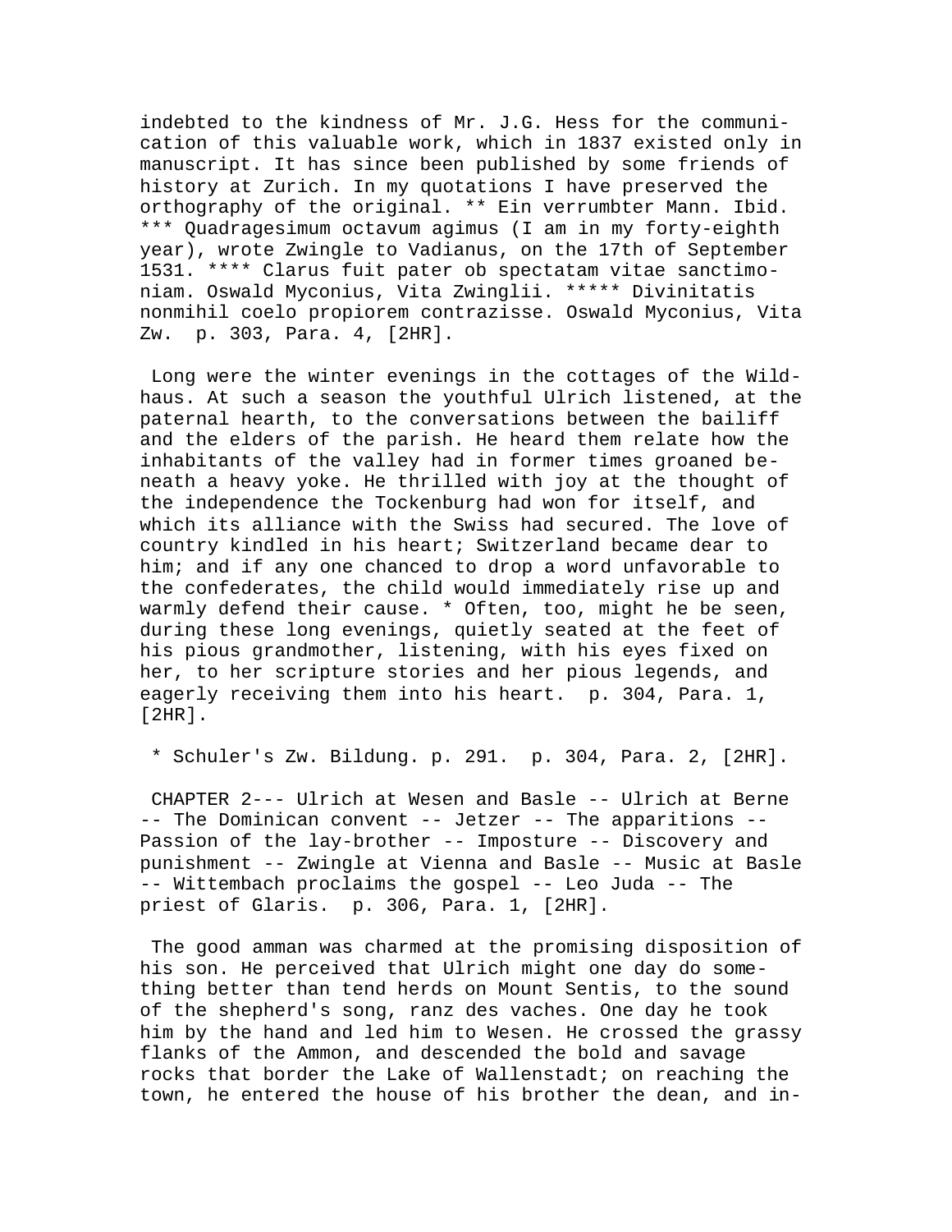indebted to the kindness of Mr. J.G. Hess for the communication of this valuable work, which in 1837 existed only in manuscript. It has since been published by some friends of history at Zurich. In my quotations I have preserved the orthography of the original. ** Ein verrumbter Mann. Ibid. *** Quadragesimum octavum agimus (I am in my forty-eighth year), wrote Zwingle to Vadianus, on the 17th of September 1531. **** Clarus fuit pater ob spectatam vitae sanctimoniam. Oswald Myconius, Vita Zwinglii. ***** Divinitatis nonmihil coelo propiorem contrazisse. Oswald Myconius, Vita Zw. p. 303, Para. 4, [2HR].

Long were the winter evenings in the cottages of the Wildhaus. At such a season the youthful Ulrich listened, at the paternal hearth, to the conversations between the bailiff and the elders of the parish. He heard them relate how the inhabitants of the valley had in former times groaned beneath a heavy yoke. He thrilled with joy at the thought of the independence the Tockenburg had won for itself, and which its alliance with the Swiss had secured. The love of country kindled in his heart; Switzerland became dear to him; and if any one chanced to drop a word unfavorable to the confederates, the child would immediately rise up and warmly defend their cause. * Often, too, might he be seen, during these long evenings, quietly seated at the feet of his pious grandmother, listening, with his eyes fixed on her, to her scripture stories and her pious legends, and eagerly receiving them into his heart. p. 304, Para. 1, [2HR].

* Schuler's Zw. Bildung. p. 291. p. 304, Para. 2, [2HR].

CHAPTER 2--- Ulrich at Wesen and Basle -- Ulrich at Berne -- The Dominican convent -- Jetzer -- The apparitions -- Passion of the lay-brother -- Imposture -- Discovery and punishment -- Zwingle at Vienna and Basle -- Music at Basle -- Wittembach proclaims the gospel -- Leo Juda -- The priest of Glaris. p. 306, Para. 1, [2HR].

The good amman was charmed at the promising disposition of his son. He perceived that Ulrich might one day do something better than tend herds on Mount Sentis, to the sound of the shepherd's song, ranz des vaches. One day he took him by the hand and led him to Wesen. He crossed the grassy flanks of the Ammon, and descended the bold and savage rocks that border the Lake of Wallenstadt; on reaching the town, he entered the house of his brother the dean, and in-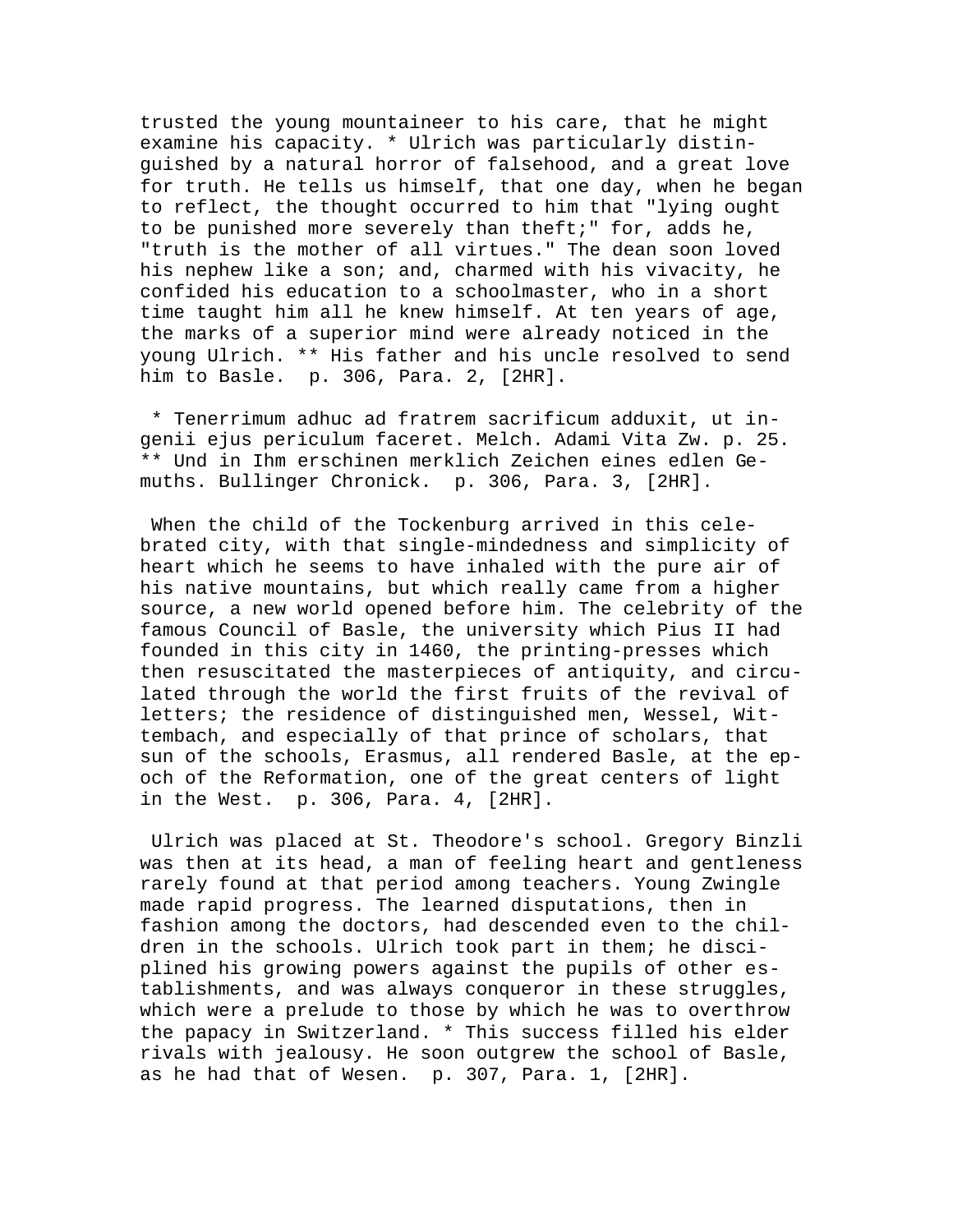trusted the young mountaineer to his care, that he might examine his capacity. * Ulrich was particularly distinguished by a natural horror of falsehood, and a great love for truth. He tells us himself, that one day, when he began to reflect, the thought occurred to him that "lying ought to be punished more severely than theft;" for, adds he, "truth is the mother of all virtues." The dean soon loved his nephew like a son; and, charmed with his vivacity, he confided his education to a schoolmaster, who in a short time taught him all he knew himself. At ten years of age, the marks of a superior mind were already noticed in the young Ulrich. ** His father and his uncle resolved to send him to Basle. p. 306, Para. 2, [2HR].

* Tenerrimum adhuc ad fratrem sacrificum adduxit, ut ingenii ejus periculum faceret. Melch. Adami Vita Zw. p. 25. ** Und in Ihm erschinen merklich Zeichen eines edlen Gemuths. Bullinger Chronick. p. 306, Para. 3, [2HR].

When the child of the Tockenburg arrived in this celebrated city, with that single-mindedness and simplicity of heart which he seems to have inhaled with the pure air of his native mountains, but which really came from a higher source, a new world opened before him. The celebrity of the famous Council of Basle, the university which Pius II had founded in this city in 1460, the printing-presses which then resuscitated the masterpieces of antiquity, and circulated through the world the first fruits of the revival of letters; the residence of distinguished men, Wessel, Wittembach, and especially of that prince of scholars, that sun of the schools, Erasmus, all rendered Basle, at the epoch of the Reformation, one of the great centers of light in the West. p. 306, Para. 4, [2HR].

Ulrich was placed at St. Theodore's school. Gregory Binzli was then at its head, a man of feeling heart and gentleness rarely found at that period among teachers. Young Zwingle made rapid progress. The learned disputations, then in fashion among the doctors, had descended even to the children in the schools. Ulrich took part in them; he disciplined his growing powers against the pupils of other establishments, and was always conqueror in these struggles, which were a prelude to those by which he was to overthrow the papacy in Switzerland. * This success filled his elder rivals with jealousy. He soon outgrew the school of Basle, as he had that of Wesen. p. 307, Para. 1, [2HR].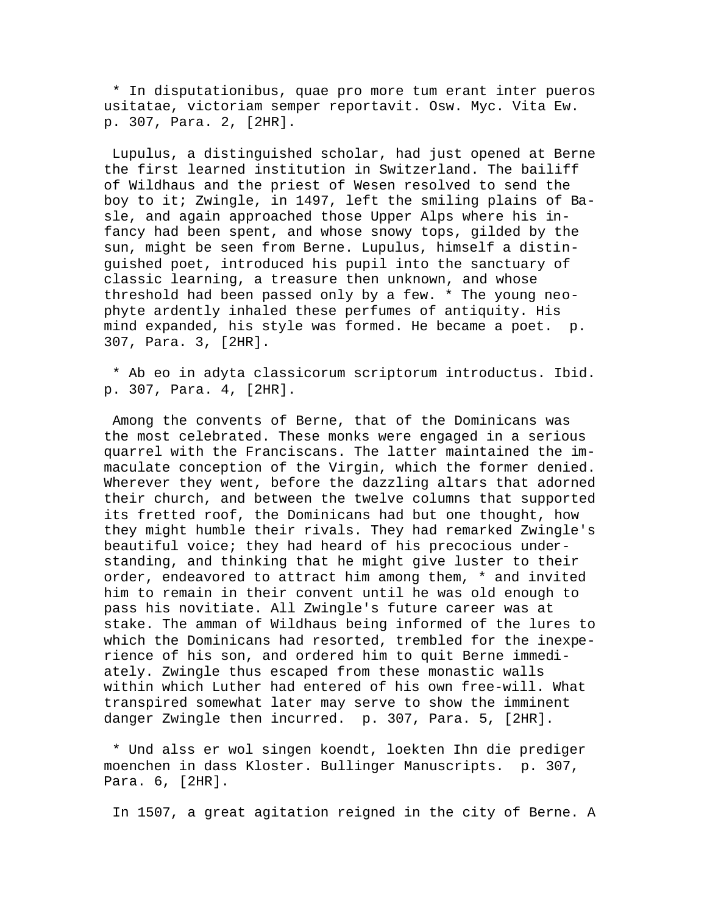* In disputationibus, quae pro more tum erant inter pueros usitatae, victoriam semper reportavit. Osw. Myc. Vita Ew. p. 307, Para. 2, [2HR].

Lupulus, a distinguished scholar, had just opened at Berne the first learned institution in Switzerland. The bailiff of Wildhaus and the priest of Wesen resolved to send the boy to it; Zwingle, in 1497, left the smiling plains of Basle, and again approached those Upper Alps where his infancy had been spent, and whose snowy tops, gilded by the sun, might be seen from Berne. Lupulus, himself a distinguished poet, introduced his pupil into the sanctuary of classic learning, a treasure then unknown, and whose threshold had been passed only by a few. * The young neophyte ardently inhaled these perfumes of antiquity. His mind expanded, his style was formed. He became a poet. p. 307, Para. 3, [2HR].

* Ab eo in adyta classicorum scriptorum introductus. Ibid. p. 307, Para. 4, [2HR].

Among the convents of Berne, that of the Dominicans was the most celebrated. These monks were engaged in a serious quarrel with the Franciscans. The latter maintained the immaculate conception of the Virgin, which the former denied. Wherever they went, before the dazzling altars that adorned their church, and between the twelve columns that supported its fretted roof, the Dominicans had but one thought, how they might humble their rivals. They had remarked Zwingle's beautiful voice; they had heard of his precocious understanding, and thinking that he might give luster to their order, endeavored to attract him among them, * and invited him to remain in their convent until he was old enough to pass his novitiate. All Zwingle's future career was at stake. The amman of Wildhaus being informed of the lures to which the Dominicans had resorted, trembled for the inexperience of his son, and ordered him to quit Berne immediately. Zwingle thus escaped from these monastic walls within which Luther had entered of his own free-will. What transpired somewhat later may serve to show the imminent danger Zwingle then incurred. p. 307, Para. 5, [2HR].

* Und alss er wol singen koendt, loekten Ihn die prediger moenchen in dass Kloster. Bullinger Manuscripts. p. 307, Para. 6, [2HR].

In 1507, a great agitation reigned in the city of Berne. A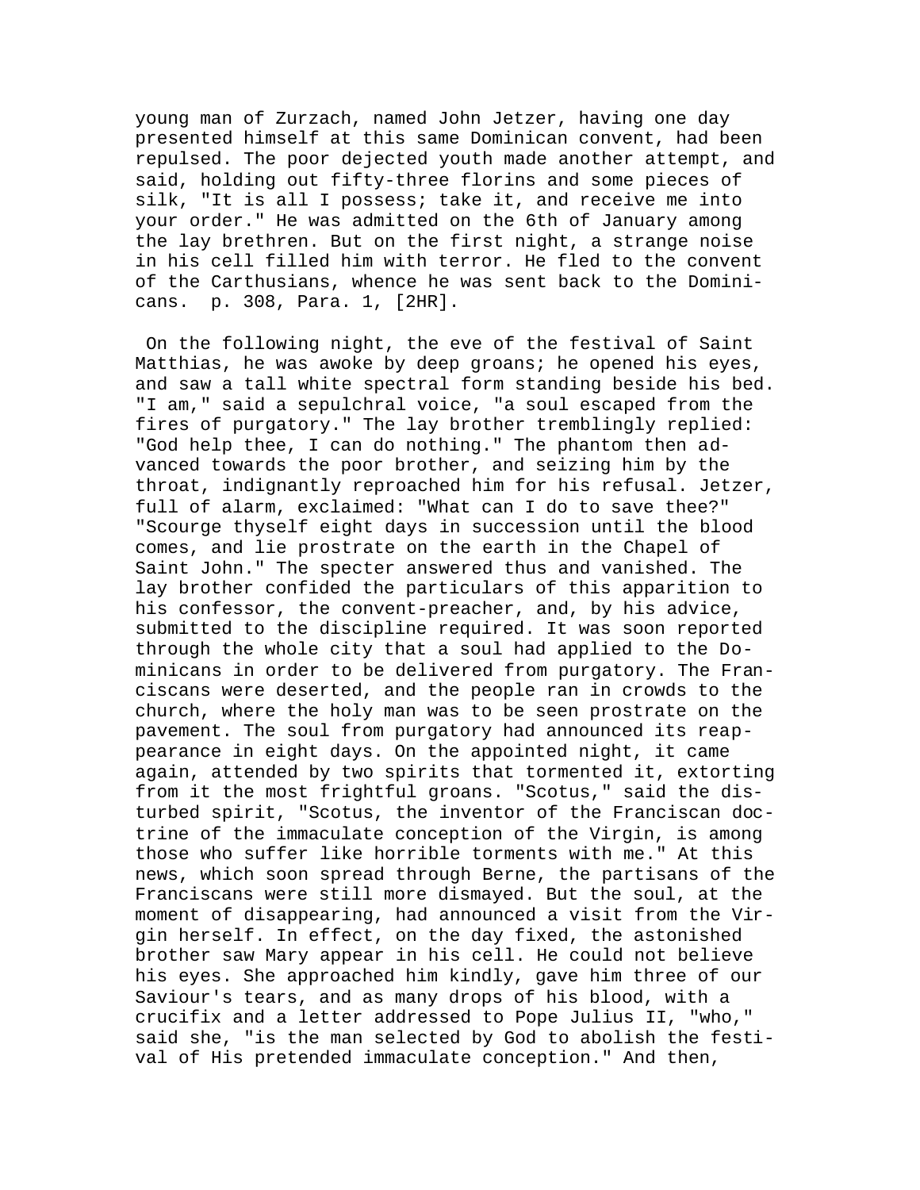young man of Zurzach, named John Jetzer, having one day presented himself at this same Dominican convent, had been repulsed. The poor dejected youth made another attempt, and said, holding out fifty-three florins and some pieces of silk, "It is all I possess; take it, and receive me into your order." He was admitted on the 6th of January among the lay brethren. But on the first night, a strange noise in his cell filled him with terror. He fled to the convent of the Carthusians, whence he was sent back to the Dominicans. p. 308, Para. 1, [2HR].

On the following night, the eve of the festival of Saint Matthias, he was awoke by deep groans; he opened his eyes, and saw a tall white spectral form standing beside his bed. "I am," said a sepulchral voice, "a soul escaped from the fires of purgatory." The lay brother tremblingly replied: "God help thee, I can do nothing." The phantom then advanced towards the poor brother, and seizing him by the throat, indignantly reproached him for his refusal. Jetzer, full of alarm, exclaimed: "What can I do to save thee?" "Scourge thyself eight days in succession until the blood comes, and lie prostrate on the earth in the Chapel of Saint John." The specter answered thus and vanished. The lay brother confided the particulars of this apparition to his confessor, the convent-preacher, and, by his advice, submitted to the discipline required. It was soon reported through the whole city that a soul had applied to the Dominicans in order to be delivered from purgatory. The Franciscans were deserted, and the people ran in crowds to the church, where the holy man was to be seen prostrate on the pavement. The soul from purgatory had announced its reappearance in eight days. On the appointed night, it came again, attended by two spirits that tormented it, extorting from it the most frightful groans. "Scotus," said the disturbed spirit, "Scotus, the inventor of the Franciscan doctrine of the immaculate conception of the Virgin, is among those who suffer like horrible torments with me." At this news, which soon spread through Berne, the partisans of the Franciscans were still more dismayed. But the soul, at the moment of disappearing, had announced a visit from the Virgin herself. In effect, on the day fixed, the astonished brother saw Mary appear in his cell. He could not believe his eyes. She approached him kindly, gave him three of our Saviour's tears, and as many drops of his blood, with a crucifix and a letter addressed to Pope Julius II, "who," said she, "is the man selected by God to abolish the festival of His pretended immaculate conception." And then,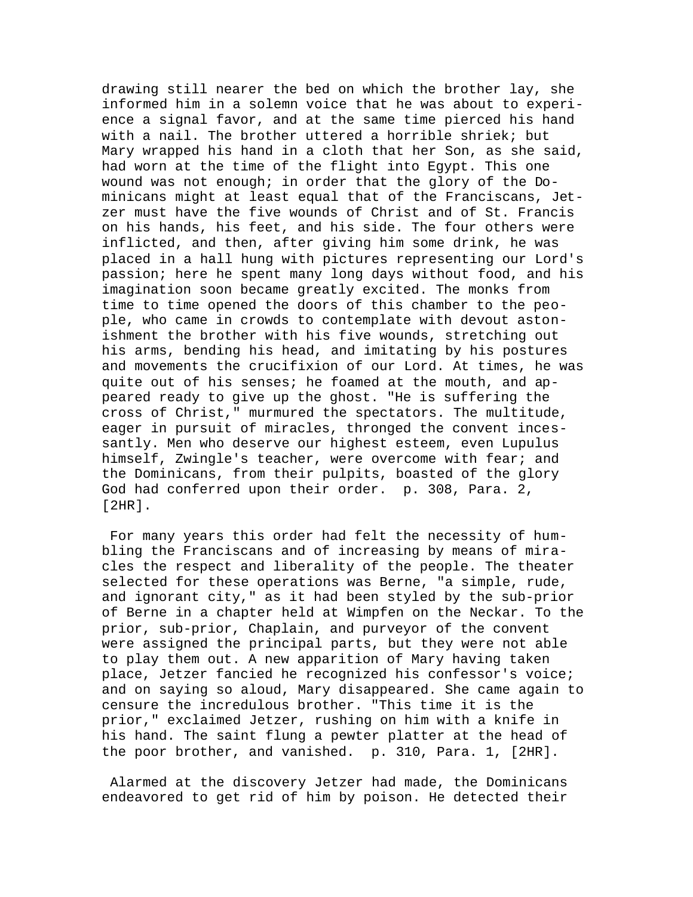drawing still nearer the bed on which the brother lay, she informed him in a solemn voice that he was about to experience a signal favor, and at the same time pierced his hand with a nail. The brother uttered a horrible shriek; but Mary wrapped his hand in a cloth that her Son, as she said, had worn at the time of the flight into Egypt. This one wound was not enough; in order that the glory of the Dominicans might at least equal that of the Franciscans, Jetzer must have the five wounds of Christ and of St. Francis on his hands, his feet, and his side. The four others were inflicted, and then, after giving him some drink, he was placed in a hall hung with pictures representing our Lord's passion; here he spent many long days without food, and his imagination soon became greatly excited. The monks from time to time opened the doors of this chamber to the people, who came in crowds to contemplate with devout astonishment the brother with his five wounds, stretching out his arms, bending his head, and imitating by his postures and movements the crucifixion of our Lord. At times, he was quite out of his senses; he foamed at the mouth, and appeared ready to give up the ghost. "He is suffering the cross of Christ," murmured the spectators. The multitude, eager in pursuit of miracles, thronged the convent incessantly. Men who deserve our highest esteem, even Lupulus himself, Zwingle's teacher, were overcome with fear; and the Dominicans, from their pulpits, boasted of the glory God had conferred upon their order. p. 308, Para. 2, [2HR].

For many years this order had felt the necessity of humbling the Franciscans and of increasing by means of miracles the respect and liberality of the people. The theater selected for these operations was Berne, "a simple, rude, and ignorant city," as it had been styled by the sub-prior of Berne in a chapter held at Wimpfen on the Neckar. To the prior, sub-prior, Chaplain, and purveyor of the convent were assigned the principal parts, but they were not able to play them out. A new apparition of Mary having taken place, Jetzer fancied he recognized his confessor's voice; and on saying so aloud, Mary disappeared. She came again to censure the incredulous brother. "This time it is the prior," exclaimed Jetzer, rushing on him with a knife in his hand. The saint flung a pewter platter at the head of the poor brother, and vanished. p. 310, Para. 1, [2HR].

Alarmed at the discovery Jetzer had made, the Dominicans endeavored to get rid of him by poison. He detected their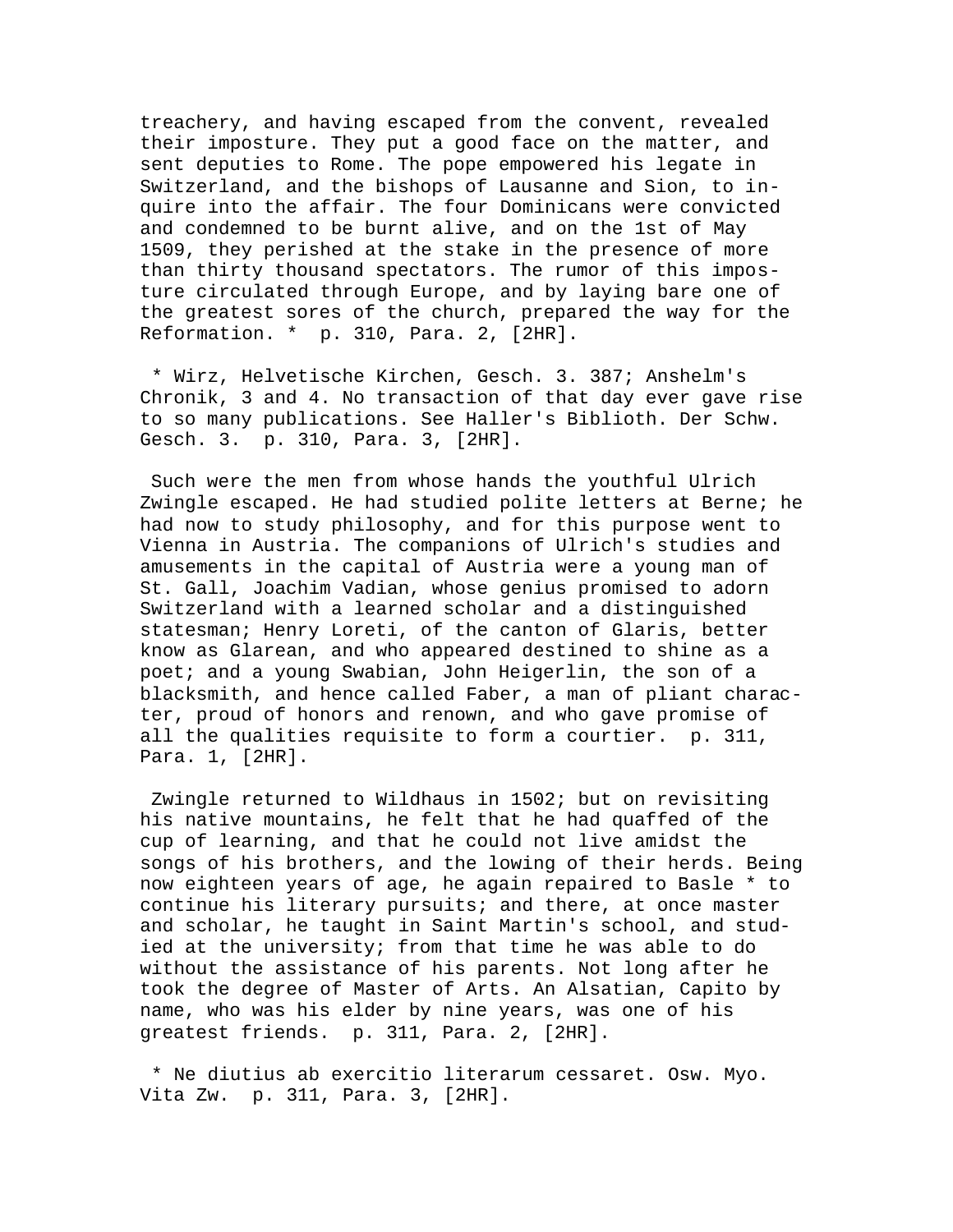treachery, and having escaped from the convent, revealed their imposture. They put a good face on the matter, and sent deputies to Rome. The pope empowered his legate in Switzerland, and the bishops of Lausanne and Sion, to inquire into the affair. The four Dominicans were convicted and condemned to be burnt alive, and on the 1st of May 1509, they perished at the stake in the presence of more than thirty thousand spectators. The rumor of this imposture circulated through Europe, and by laying bare one of the greatest sores of the church, prepared the way for the Reformation. * p. 310, Para. 2, [2HR].

* Wirz, Helvetische Kirchen, Gesch. 3. 387; Anshelm's Chronik, 3 and 4. No transaction of that day ever gave rise to so many publications. See Haller's Biblioth. Der Schw. Gesch. 3. p. 310, Para. 3, [2HR].

Such were the men from whose hands the youthful Ulrich Zwingle escaped. He had studied polite letters at Berne; he had now to study philosophy, and for this purpose went to Vienna in Austria. The companions of Ulrich's studies and amusements in the capital of Austria were a young man of St. Gall, Joachim Vadian, whose genius promised to adorn Switzerland with a learned scholar and a distinguished statesman; Henry Loreti, of the canton of Glaris, better know as Glarean, and who appeared destined to shine as a poet; and a young Swabian, John Heigerlin, the son of a blacksmith, and hence called Faber, a man of pliant character, proud of honors and renown, and who gave promise of all the qualities requisite to form a courtier. p. 311, Para. 1, [2HR].

Zwingle returned to Wildhaus in 1502; but on revisiting his native mountains, he felt that he had quaffed of the cup of learning, and that he could not live amidst the songs of his brothers, and the lowing of their herds. Being now eighteen years of age, he again repaired to Basle * to continue his literary pursuits; and there, at once master and scholar, he taught in Saint Martin's school, and studied at the university; from that time he was able to do without the assistance of his parents. Not long after he took the degree of Master of Arts. An Alsatian, Capito by name, who was his elder by nine years, was one of his greatest friends. p. 311, Para. 2, [2HR].

* Ne diutius ab exercitio literarum cessaret. Osw. Myo. Vita Zw. p. 311, Para. 3, [2HR].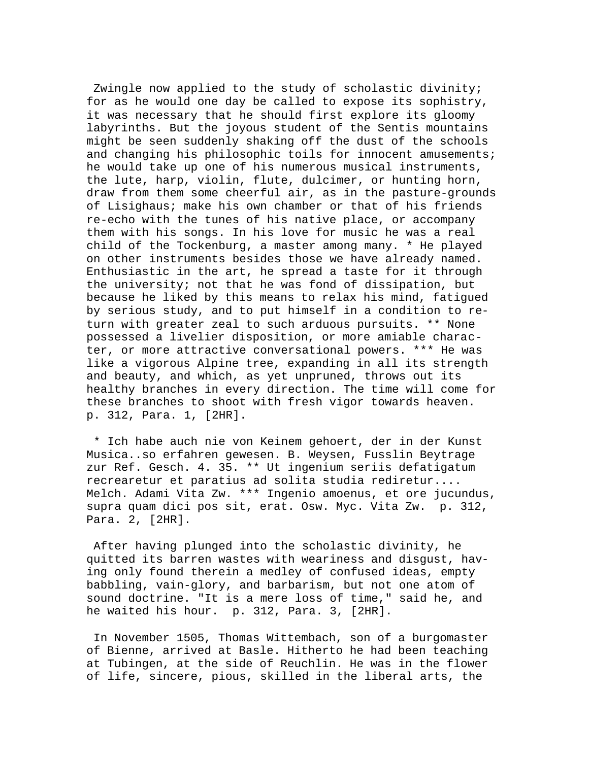Zwingle now applied to the study of scholastic divinity; for as he would one day be called to expose its sophistry, it was necessary that he should first explore its gloomy labyrinths. But the joyous student of the Sentis mountains might be seen suddenly shaking off the dust of the schools and changing his philosophic toils for innocent amusements; he would take up one of his numerous musical instruments, the lute, harp, violin, flute, dulcimer, or hunting horn, draw from them some cheerful air, as in the pasture-grounds of Lisighaus; make his own chamber or that of his friends re-echo with the tunes of his native place, or accompany them with his songs. In his love for music he was a real child of the Tockenburg, a master among many. * He played on other instruments besides those we have already named. Enthusiastic in the art, he spread a taste for it through the university; not that he was fond of dissipation, but because he liked by this means to relax his mind, fatigued by serious study, and to put himself in a condition to return with greater zeal to such arduous pursuits. ** None possessed a livelier disposition, or more amiable character, or more attractive conversational powers. *** He was like a vigorous Alpine tree, expanding in all its strength and beauty, and which, as yet unpruned, throws out its healthy branches in every direction. The time will come for these branches to shoot with fresh vigor towards heaven. p. 312, Para. 1, [2HR].

* Ich habe auch nie von Keinem gehoert, der in der Kunst Musica..so erfahren gewesen. B. Weysen, Fusslin Beytrage zur Ref. Gesch. 4. 35. ** Ut ingenium seriis defatigatum recrearetur et paratius ad solita studia rediretur.... Melch. Adami Vita Zw. *** Ingenio amoenus, et ore jucundus, supra quam dici pos sit, erat. Osw. Myc. Vita Zw. p. 312, Para. 2, [2HR].

After having plunged into the scholastic divinity, he quitted its barren wastes with weariness and disgust, having only found therein a medley of confused ideas, empty babbling, vain-glory, and barbarism, but not one atom of sound doctrine. "It is a mere loss of time," said he, and he waited his hour. p. 312, Para. 3, [2HR].

In November 1505, Thomas Wittembach, son of a burgomaster of Bienne, arrived at Basle. Hitherto he had been teaching at Tubingen, at the side of Reuchlin. He was in the flower of life, sincere, pious, skilled in the liberal arts, the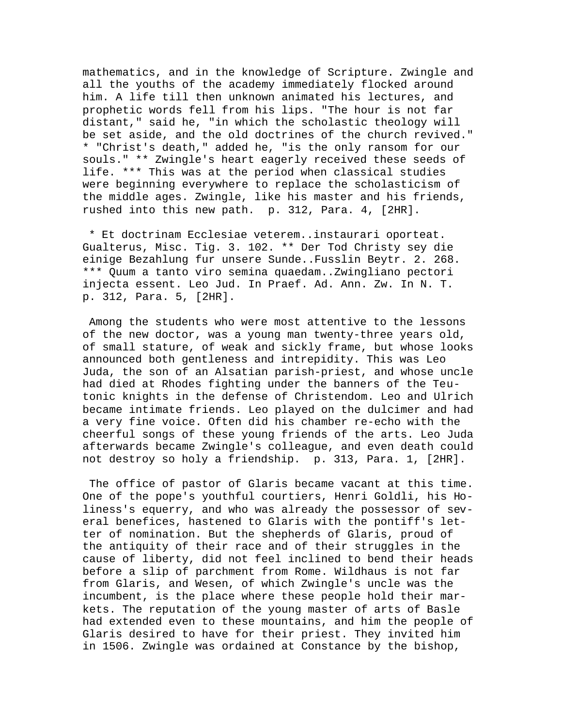mathematics, and in the knowledge of Scripture. Zwingle and all the youths of the academy immediately flocked around him. A life till then unknown animated his lectures, and prophetic words fell from his lips. "The hour is not far distant," said he, "in which the scholastic theology will be set aside, and the old doctrines of the church revived." * "Christ's death," added he, "is the only ransom for our souls." ** Zwingle's heart eagerly received these seeds of life. *** This was at the period when classical studies were beginning everywhere to replace the scholasticism of the middle ages. Zwingle, like his master and his friends, rushed into this new path.  p. 312, Para. 4, [2HR].

* Et doctrinam Ecclesiae veterem..instaurari oporteat. Gualterus, Misc. Tig. 3. 102. ** Der Tod Christy sey die einige Bezahlung fur unsere Sunde..Fusslin Beytr. 2. 268. *** Quum a tanto viro semina quaedam..Zwingliano pectori injecta essent. Leo Jud. In Praef. Ad. Ann. Zw. In N. T. p. 312, Para. 5, [2HR].

Among the students who were most attentive to the lessons of the new doctor, was a young man twenty-three years old, of small stature, of weak and sickly frame, but whose looks announced both gentleness and intrepidity. This was Leo Juda, the son of an Alsatian parish-priest, and whose uncle had died at Rhodes fighting under the banners of the Teutonic knights in the defense of Christendom. Leo and Ulrich became intimate friends. Leo played on the dulcimer and had a very fine voice. Often did his chamber re-echo with the cheerful songs of these young friends of the arts. Leo Juda afterwards became Zwingle's colleague, and even death could not destroy so holy a friendship.  p. 313, Para. 1, [2HR].

The office of pastor of Glaris became vacant at this time. One of the pope's youthful courtiers, Henri Goldli, his Holiness's equerry, and who was already the possessor of several benefices, hastened to Glaris with the pontiff's letter of nomination. But the shepherds of Glaris, proud of the antiquity of their race and of their struggles in the cause of liberty, did not feel inclined to bend their heads before a slip of parchment from Rome. Wildhaus is not far from Glaris, and Wesen, of which Zwingle's uncle was the incumbent, is the place where these people hold their markets. The reputation of the young master of arts of Basle had extended even to these mountains, and him the people of Glaris desired to have for their priest. They invited him in 1506. Zwingle was ordained at Constance by the bishop,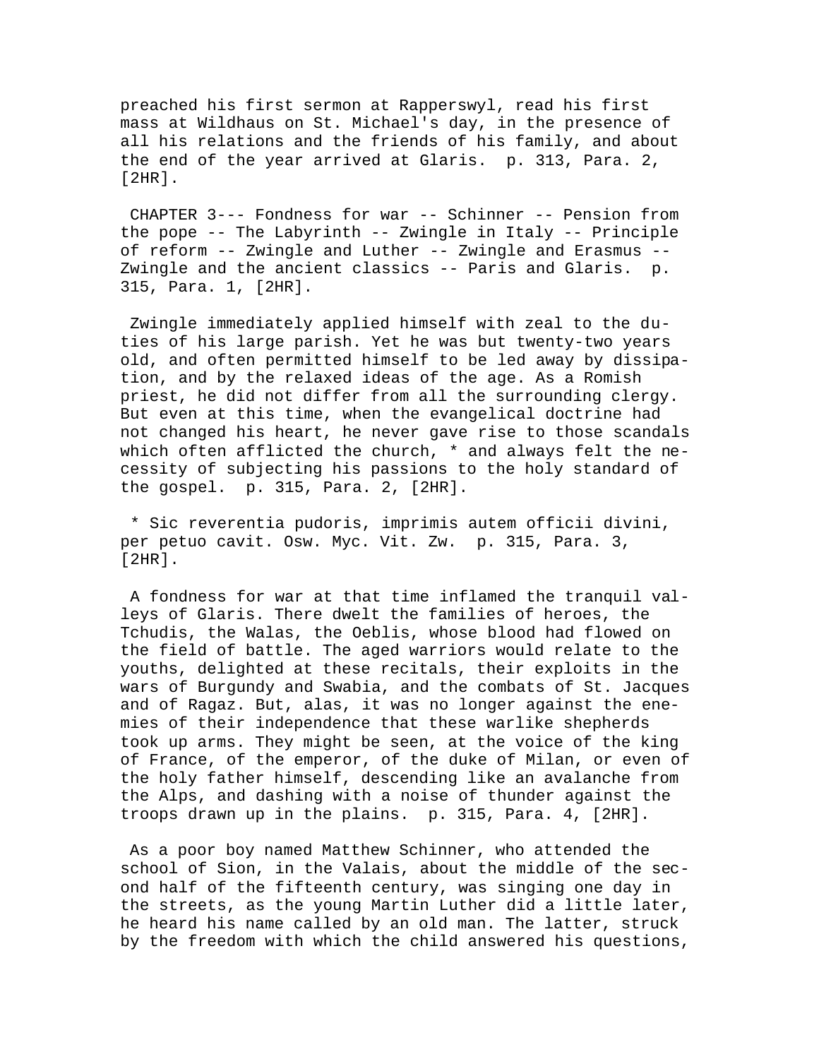preached his first sermon at Rapperswyl, read his first mass at Wildhaus on St. Michael's day, in the presence of all his relations and the friends of his family, and about the end of the year arrived at Glaris. p. 313, Para. 2, [2HR].

CHAPTER 3--- Fondness for war -- Schinner -- Pension from the pope -- The Labyrinth -- Zwingle in Italy -- Principle of reform -- Zwingle and Luther -- Zwingle and Erasmus -- Zwingle and the ancient classics -- Paris and Glaris. p. 315, Para. 1, [2HR].

Zwingle immediately applied himself with zeal to the duties of his large parish. Yet he was but twenty-two years old, and often permitted himself to be led away by dissipation, and by the relaxed ideas of the age. As a Romish priest, he did not differ from all the surrounding clergy. But even at this time, when the evangelical doctrine had not changed his heart, he never gave rise to those scandals which often afflicted the church, * and always felt the necessity of subjecting his passions to the holy standard of the gospel. p. 315, Para. 2, [2HR].

* Sic reverentia pudoris, imprimis autem officii divini, per petuo cavit. Osw. Myc. Vit. Zw. p. 315, Para. 3, [2HR].

A fondness for war at that time inflamed the tranquil valleys of Glaris. There dwelt the families of heroes, the Tchudis, the Walas, the Oeblis, whose blood had flowed on the field of battle. The aged warriors would relate to the youths, delighted at these recitals, their exploits in the wars of Burgundy and Swabia, and the combats of St. Jacques and of Ragaz. But, alas, it was no longer against the enemies of their independence that these warlike shepherds took up arms. They might be seen, at the voice of the king of France, of the emperor, of the duke of Milan, or even of the holy father himself, descending like an avalanche from the Alps, and dashing with a noise of thunder against the troops drawn up in the plains. p. 315, Para. 4, [2HR].

As a poor boy named Matthew Schinner, who attended the school of Sion, in the Valais, about the middle of the second half of the fifteenth century, was singing one day in the streets, as the young Martin Luther did a little later, he heard his name called by an old man. The latter, struck by the freedom with which the child answered his questions,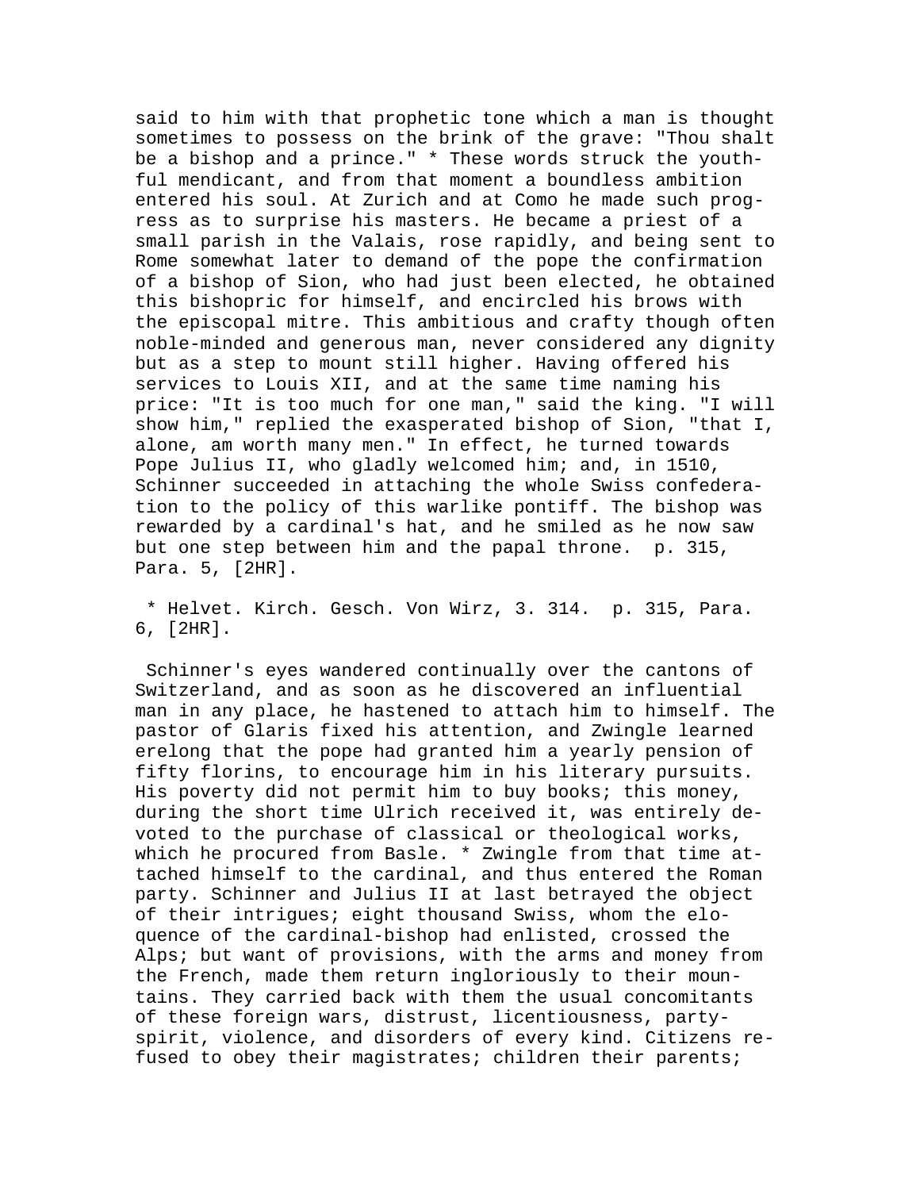said to him with that prophetic tone which a man is thought sometimes to possess on the brink of the grave: "Thou shalt be a bishop and a prince." * These words struck the youthful mendicant, and from that moment a boundless ambition entered his soul. At Zurich and at Como he made such progress as to surprise his masters. He became a priest of a small parish in the Valais, rose rapidly, and being sent to Rome somewhat later to demand of the pope the confirmation of a bishop of Sion, who had just been elected, he obtained this bishopric for himself, and encircled his brows with the episcopal mitre. This ambitious and crafty though often noble-minded and generous man, never considered any dignity but as a step to mount still higher. Having offered his services to Louis XII, and at the same time naming his price: "It is too much for one man," said the king. "I will show him," replied the exasperated bishop of Sion, "that I, alone, am worth many men." In effect, he turned towards Pope Julius II, who gladly welcomed him; and, in 1510, Schinner succeeded in attaching the whole Swiss confederation to the policy of this warlike pontiff. The bishop was rewarded by a cardinal's hat, and he smiled as he now saw but one step between him and the papal throne. p. 315, Para. 5, [2HR].

* Helvet. Kirch. Gesch. Von Wirz, 3. 314. p. 315, Para. 6, [2HR].

Schinner's eyes wandered continually over the cantons of Switzerland, and as soon as he discovered an influential man in any place, he hastened to attach him to himself. The pastor of Glaris fixed his attention, and Zwingle learned erelong that the pope had granted him a yearly pension of fifty florins, to encourage him in his literary pursuits. His poverty did not permit him to buy books; this money, during the short time Ulrich received it, was entirely devoted to the purchase of classical or theological works, which he procured from Basle. * Zwingle from that time attached himself to the cardinal, and thus entered the Roman party. Schinner and Julius II at last betrayed the object of their intrigues; eight thousand Swiss, whom the eloquence of the cardinal-bishop had enlisted, crossed the Alps; but want of provisions, with the arms and money from the French, made them return ingloriously to their mountains. They carried back with them the usual concomitants of these foreign wars, distrust, licentiousness, party-spirit, violence, and disorders of every kind. Citizens refused to obey their magistrates; children their parents;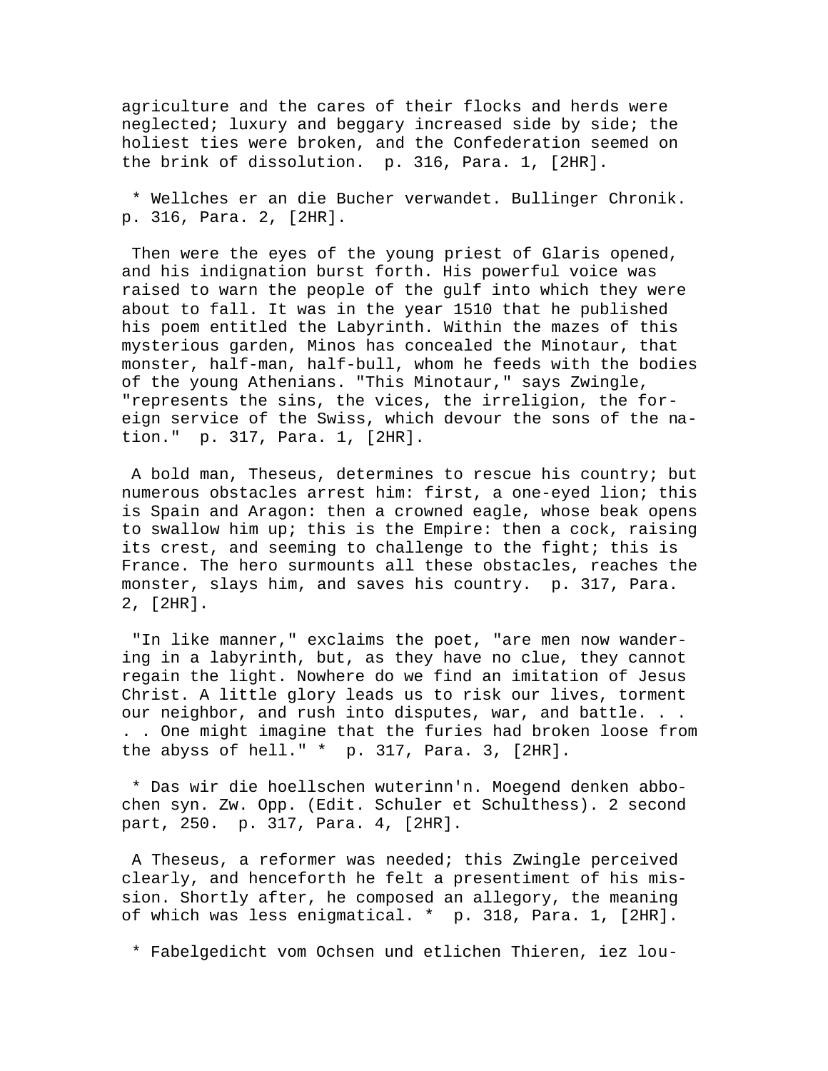agriculture and the cares of their flocks and herds were neglected; luxury and beggary increased side by side; the holiest ties were broken, and the Confederation seemed on the brink of dissolution.  p. 316, Para. 1, [2HR].

* Wellches er an die Bucher verwandet. Bullinger Chronik.  p. 316, Para. 2, [2HR].

Then were the eyes of the young priest of Glaris opened, and his indignation burst forth. His powerful voice was raised to warn the people of the gulf into which they were about to fall. It was in the year 1510 that he published his poem entitled the Labyrinth. Within the mazes of this mysterious garden, Minos has concealed the Minotaur, that monster, half-man, half-bull, whom he feeds with the bodies of the young Athenians. "This Minotaur," says Zwingle, "represents the sins, the vices, the irreligion, the foreign service of the Swiss, which devour the sons of the nation."  p. 317, Para. 1, [2HR].

A bold man, Theseus, determines to rescue his country; but numerous obstacles arrest him: first, a one-eyed lion; this is Spain and Aragon: then a crowned eagle, whose beak opens to swallow him up; this is the Empire: then a cock, raising its crest, and seeming to challenge to the fight; this is France. The hero surmounts all these obstacles, reaches the monster, slays him, and saves his country.  p. 317, Para. 2, [2HR].

"In like manner," exclaims the poet, "are men now wandering in a labyrinth, but, as they have no clue, they cannot regain the light. Nowhere do we find an imitation of Jesus Christ. A little glory leads us to risk our lives, torment our neighbor, and rush into disputes, war, and battle. . . . . One might imagine that the furies had broken loose from the abyss of hell." *  p. 317, Para. 3, [2HR].

* Das wir die hoellschen wuterinn'n. Moegend denken abbochen syn. Zw. Opp. (Edit. Schuler et Schulthess). 2 second part, 250.  p. 317, Para. 4, [2HR].

A Theseus, a reformer was needed; this Zwingle perceived clearly, and henceforth he felt a presentiment of his mission. Shortly after, he composed an allegory, the meaning of which was less enigmatical. *  p. 318, Para. 1, [2HR].

* Fabelgedicht vom Ochsen und etlichen Thieren, iez lou-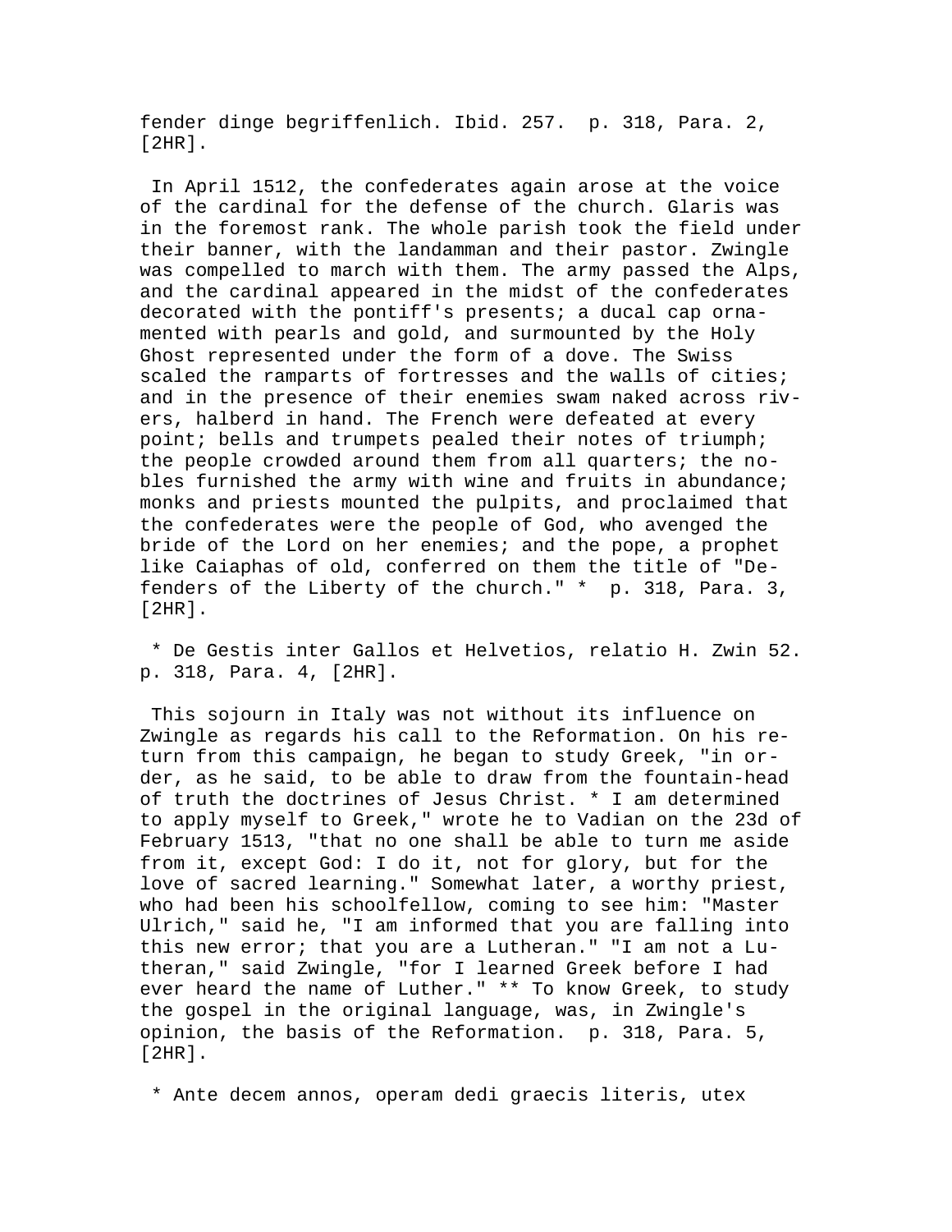fender dinge begriffenlich. Ibid. 257. p. 318, Para. 2, [2HR].

In April 1512, the confederates again arose at the voice of the cardinal for the defense of the church. Glaris was in the foremost rank. The whole parish took the field under their banner, with the landamman and their pastor. Zwingle was compelled to march with them. The army passed the Alps, and the cardinal appeared in the midst of the confederates decorated with the pontiff's presents; a ducal cap ornamented with pearls and gold, and surmounted by the Holy Ghost represented under the form of a dove. The Swiss scaled the ramparts of fortresses and the walls of cities; and in the presence of their enemies swam naked across rivers, halberd in hand. The French were defeated at every point; bells and trumpets pealed their notes of triumph; the people crowded around them from all quarters; the nobles furnished the army with wine and fruits in abundance; monks and priests mounted the pulpits, and proclaimed that the confederates were the people of God, who avenged the bride of the Lord on her enemies; and the pope, a prophet like Caiaphas of old, conferred on them the title of "Defenders of the Liberty of the church." * p. 318, Para. 3, [2HR].

* De Gestis inter Gallos et Helvetios, relatio H. Zwin 52. p. 318, Para. 4, [2HR].

This sojourn in Italy was not without its influence on Zwingle as regards his call to the Reformation. On his return from this campaign, he began to study Greek, "in order, as he said, to be able to draw from the fountain-head of truth the doctrines of Jesus Christ. * I am determined to apply myself to Greek," wrote he to Vadian on the 23d of February 1513, "that no one shall be able to turn me aside from it, except God: I do it, not for glory, but for the love of sacred learning." Somewhat later, a worthy priest, who had been his schoolfellow, coming to see him: "Master Ulrich," said he, "I am informed that you are falling into this new error; that you are a Lutheran." "I am not a Lutheran," said Zwingle, "for I learned Greek before I had ever heard the name of Luther." ** To know Greek, to study the gospel in the original language, was, in Zwingle's opinion, the basis of the Reformation. p. 318, Para. 5, [2HR].

* Ante decem annos, operam dedi graecis literis, utex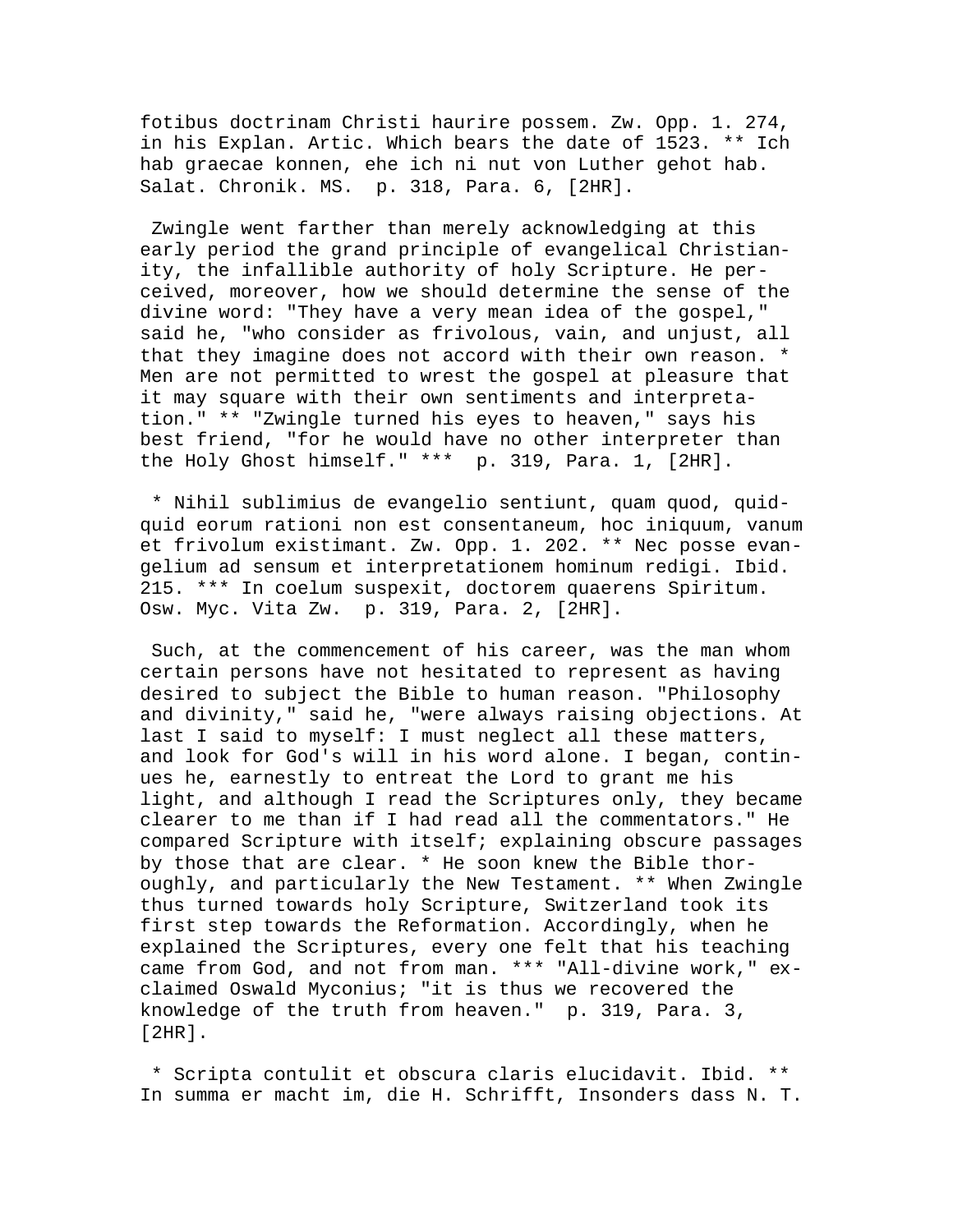fotibus doctrinam Christi haurire possem. Zw. Opp. 1. 274, in his Explan. Artic. Which bears the date of 1523. ** Ich hab graecae konnen, ehe ich ni nut von Luther gehot hab. Salat. Chronik. MS.  p. 318, Para. 6, [2HR].

Zwingle went farther than merely acknowledging at this early period the grand principle of evangelical Christianity, the infallible authority of holy Scripture. He perceived, moreover, how we should determine the sense of the divine word: "They have a very mean idea of the gospel," said he, "who consider as frivolous, vain, and unjust, all that they imagine does not accord with their own reason. * Men are not permitted to wrest the gospel at pleasure that it may square with their own sentiments and interpretation." ** "Zwingle turned his eyes to heaven," says his best friend, "for he would have no other interpreter than the Holy Ghost himself." ***  p. 319, Para. 1, [2HR].

* Nihil sublimius de evangelio sentiunt, quam quod, quidquid eorum rationi non est consentaneum, hoc iniquum, vanum et frivolum existimant. Zw. Opp. 1. 202. ** Nec posse evangelium ad sensum et interpretationem hominum redigi. Ibid. 215. *** In coelum suspexit, doctorem quaerens Spiritum. Osw. Myc. Vita Zw.  p. 319, Para. 2, [2HR].

Such, at the commencement of his career, was the man whom certain persons have not hesitated to represent as having desired to subject the Bible to human reason. "Philosophy and divinity," said he, "were always raising objections. At last I said to myself: I must neglect all these matters, and look for God's will in his word alone. I began, continues he, earnestly to entreat the Lord to grant me his light, and although I read the Scriptures only, they became clearer to me than if I had read all the commentators." He compared Scripture with itself; explaining obscure passages by those that are clear. * He soon knew the Bible thoroughly, and particularly the New Testament. ** When Zwingle thus turned towards holy Scripture, Switzerland took its first step towards the Reformation. Accordingly, when he explained the Scriptures, every one felt that his teaching came from God, and not from man. *** "All-divine work," exclaimed Oswald Myconius; "it is thus we recovered the knowledge of the truth from heaven."  p. 319, Para. 3, [2HR].

* Scripta contulit et obscura claris elucidavit. Ibid. ** In summa er macht im, die H. Schrifft, Insonders dass N. T.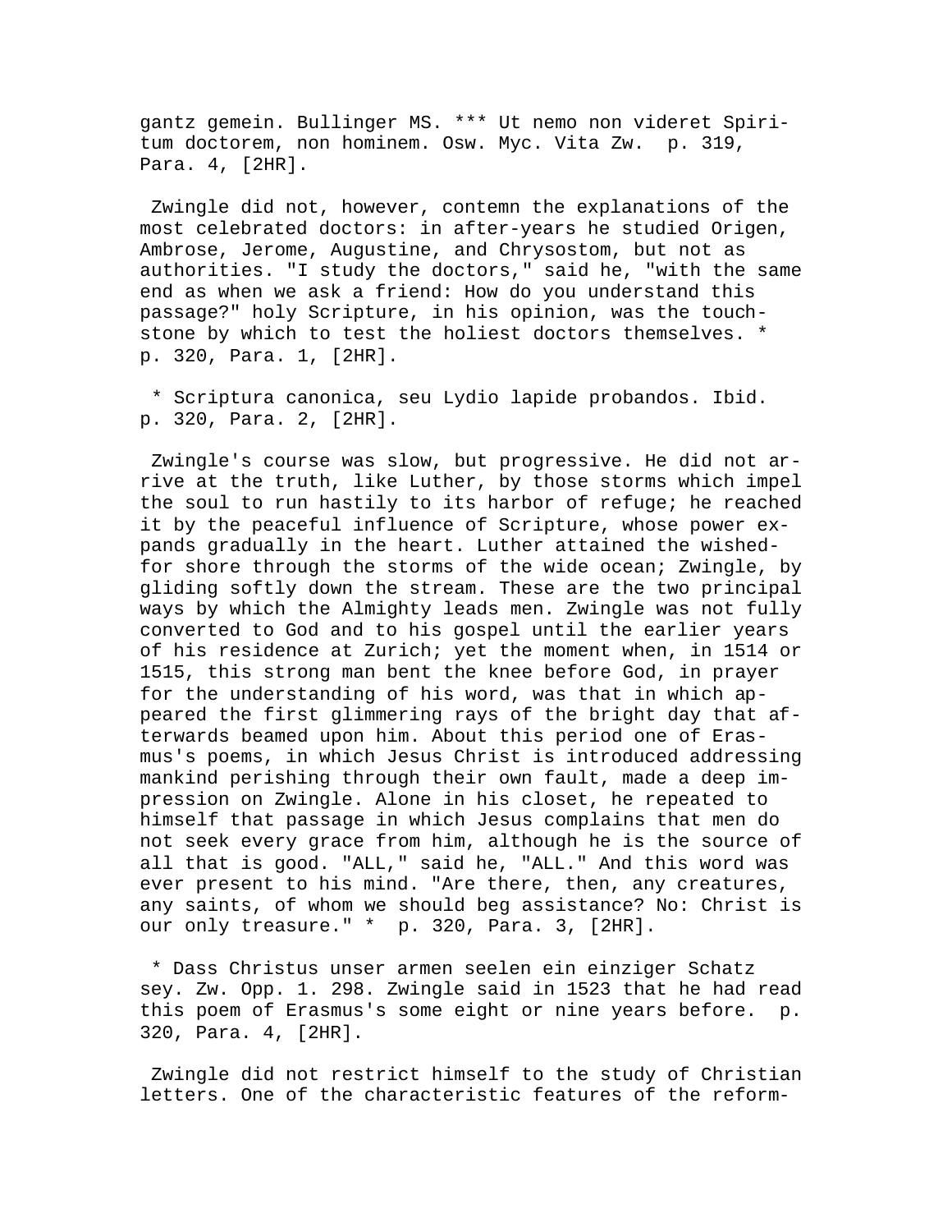gantz gemein. Bullinger MS. *** Ut nemo non videret Spiritum doctorem, non hominem. Osw. Myc. Vita Zw. p. 319, Para. 4, [2HR].

Zwingle did not, however, contemn the explanations of the most celebrated doctors: in after-years he studied Origen, Ambrose, Jerome, Augustine, and Chrysostom, but not as authorities. "I study the doctors," said he, "with the same end as when we ask a friend: How do you understand this passage?" holy Scripture, in his opinion, was the touchstone by which to test the holiest doctors themselves. * p. 320, Para. 1, [2HR].

* Scriptura canonica, seu Lydio lapide probandos. Ibid. p. 320, Para. 2, [2HR].

Zwingle's course was slow, but progressive. He did not arrive at the truth, like Luther, by those storms which impel the soul to run hastily to its harbor of refuge; he reached it by the peaceful influence of Scripture, whose power expands gradually in the heart. Luther attained the wished-for shore through the storms of the wide ocean; Zwingle, by gliding softly down the stream. These are the two principal ways by which the Almighty leads men. Zwingle was not fully converted to God and to his gospel until the earlier years of his residence at Zurich; yet the moment when, in 1514 or 1515, this strong man bent the knee before God, in prayer for the understanding of his word, was that in which appeared the first glimmering rays of the bright day that afterwards beamed upon him. About this period one of Erasmus's poems, in which Jesus Christ is introduced addressing mankind perishing through their own fault, made a deep impression on Zwingle. Alone in his closet, he repeated to himself that passage in which Jesus complains that men do not seek every grace from him, although he is the source of all that is good. "ALL," said he, "ALL." And this word was ever present to his mind. "Are there, then, any creatures, any saints, of whom we should beg assistance? No: Christ is our only treasure." * p. 320, Para. 3, [2HR].

* Dass Christus unser armen seelen ein einziger Schatz sey. Zw. Opp. 1. 298. Zwingle said in 1523 that he had read this poem of Erasmus's some eight or nine years before. p. 320, Para. 4, [2HR].

Zwingle did not restrict himself to the study of Christian letters. One of the characteristic features of the reform-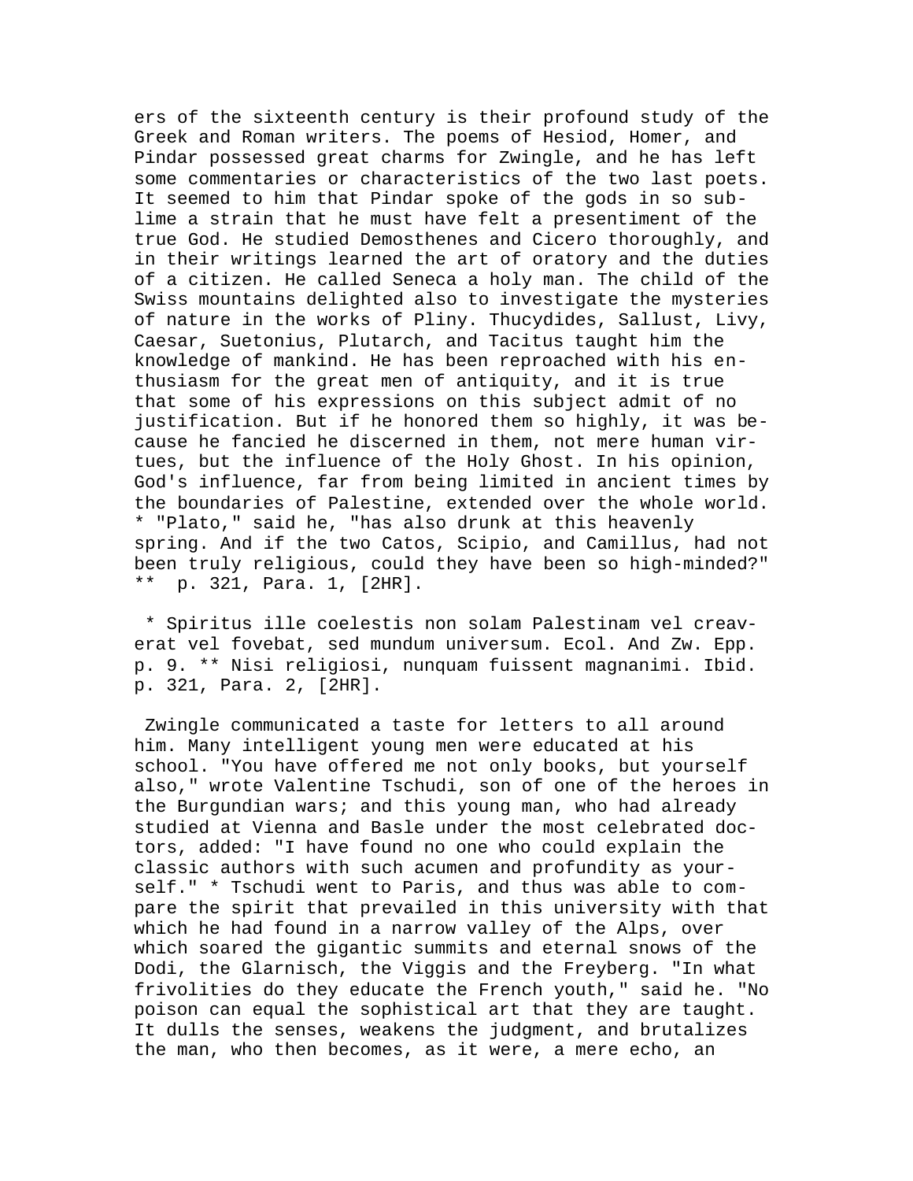ers of the sixteenth century is their profound study of the Greek and Roman writers. The poems of Hesiod, Homer, and Pindar possessed great charms for Zwingle, and he has left some commentaries or characteristics of the two last poets. It seemed to him that Pindar spoke of the gods in so sublime a strain that he must have felt a presentiment of the true God. He studied Demosthenes and Cicero thoroughly, and in their writings learned the art of oratory and the duties of a citizen. He called Seneca a holy man. The child of the Swiss mountains delighted also to investigate the mysteries of nature in the works of Pliny. Thucydides, Sallust, Livy, Caesar, Suetonius, Plutarch, and Tacitus taught him the knowledge of mankind. He has been reproached with his enthusiasm for the great men of antiquity, and it is true that some of his expressions on this subject admit of no justification. But if he honored them so highly, it was because he fancied he discerned in them, not mere human virtues, but the influence of the Holy Ghost. In his opinion, God's influence, far from being limited in ancient times by the boundaries of Palestine, extended over the whole world. * "Plato," said he, "has also drunk at this heavenly spring. And if the two Catos, Scipio, and Camillus, had not been truly religious, could they have been so high-minded?" ** p. 321, Para. 1, [2HR].

* Spiritus ille coelestis non solam Palestinam vel creaverat vel fovebat, sed mundum universum. Ecol. And Zw. Epp. p. 9. ** Nisi religiosi, nunquam fuissent magnanimi. Ibid. p. 321, Para. 2, [2HR].

Zwingle communicated a taste for letters to all around him. Many intelligent young men were educated at his school. "You have offered me not only books, but yourself also," wrote Valentine Tschudi, son of one of the heroes in the Burgundian wars; and this young man, who had already studied at Vienna and Basle under the most celebrated doctors, added: "I have found no one who could explain the classic authors with such acumen and profundity as yourself." * Tschudi went to Paris, and thus was able to compare the spirit that prevailed in this university with that which he had found in a narrow valley of the Alps, over which soared the gigantic summits and eternal snows of the Dodi, the Glarnisch, the Viggis and the Freyberg. "In what frivolities do they educate the French youth," said he. "No poison can equal the sophistical art that they are taught. It dulls the senses, weakens the judgment, and brutalizes the man, who then becomes, as it were, a mere echo, an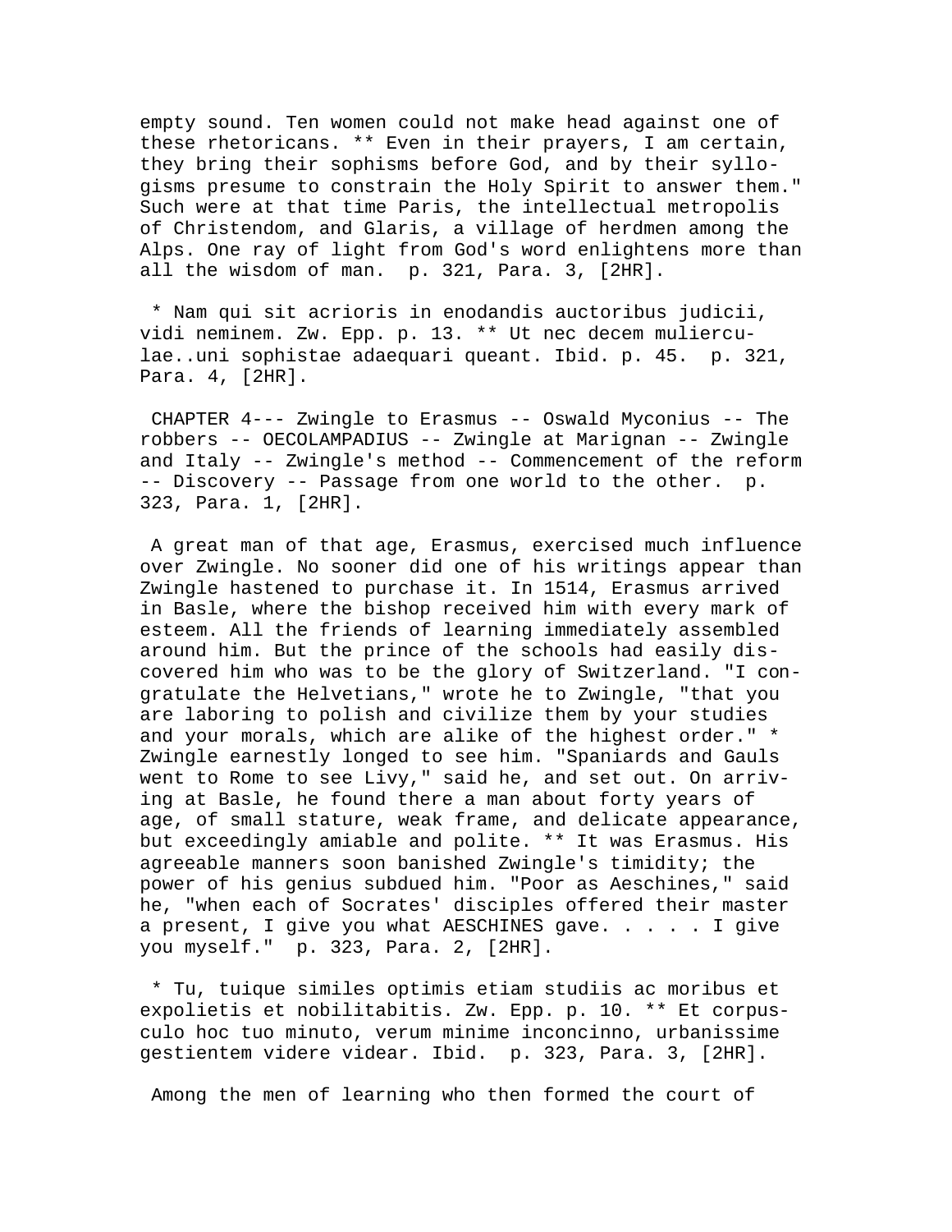empty sound. Ten women could not make head against one of these rhetoricans. ** Even in their prayers, I am certain, they bring their sophisms before God, and by their syllogisms presume to constrain the Holy Spirit to answer them." Such were at that time Paris, the intellectual metropolis of Christendom, and Glaris, a village of herdmen among the Alps. One ray of light from God's word enlightens more than all the wisdom of man. p. 321, Para. 3, [2HR].

* Nam qui sit acrioris in enodandis auctoribus judicii, vidi neminem. Zw. Epp. p. 13. ** Ut nec decem mulierculae..uni sophistae adaequari queant. Ibid. p. 45. p. 321, Para. 4, [2HR].

CHAPTER 4--- Zwingle to Erasmus -- Oswald Myconius -- The robbers -- OECOLAMPADIUS -- Zwingle at Marignan -- Zwingle and Italy -- Zwingle's method -- Commencement of the reform -- Discovery -- Passage from one world to the other. p. 323, Para. 1, [2HR].

A great man of that age, Erasmus, exercised much influence over Zwingle. No sooner did one of his writings appear than Zwingle hastened to purchase it. In 1514, Erasmus arrived in Basle, where the bishop received him with every mark of esteem. All the friends of learning immediately assembled around him. But the prince of the schools had easily discovered him who was to be the glory of Switzerland. "I congratulate the Helvetians," wrote he to Zwingle, "that you are laboring to polish and civilize them by your studies and your morals, which are alike of the highest order." * Zwingle earnestly longed to see him. "Spaniards and Gauls went to Rome to see Livy," said he, and set out. On arriving at Basle, he found there a man about forty years of age, of small stature, weak frame, and delicate appearance, but exceedingly amiable and polite. ** It was Erasmus. His agreeable manners soon banished Zwingle's timidity; the power of his genius subdued him. "Poor as Aeschines," said he, "when each of Socrates' disciples offered their master a present, I give you what AESCHINES gave. . . . . I give you myself." p. 323, Para. 2, [2HR].

* Tu, tuique similes optimis etiam studiis ac moribus et expolietis et nobilitabitis. Zw. Epp. p. 10. ** Et corpusculo hoc tuo minuto, verum minime inconcinno, urbanissime gestientem videre videar. Ibid. p. 323, Para. 3, [2HR].

Among the men of learning who then formed the court of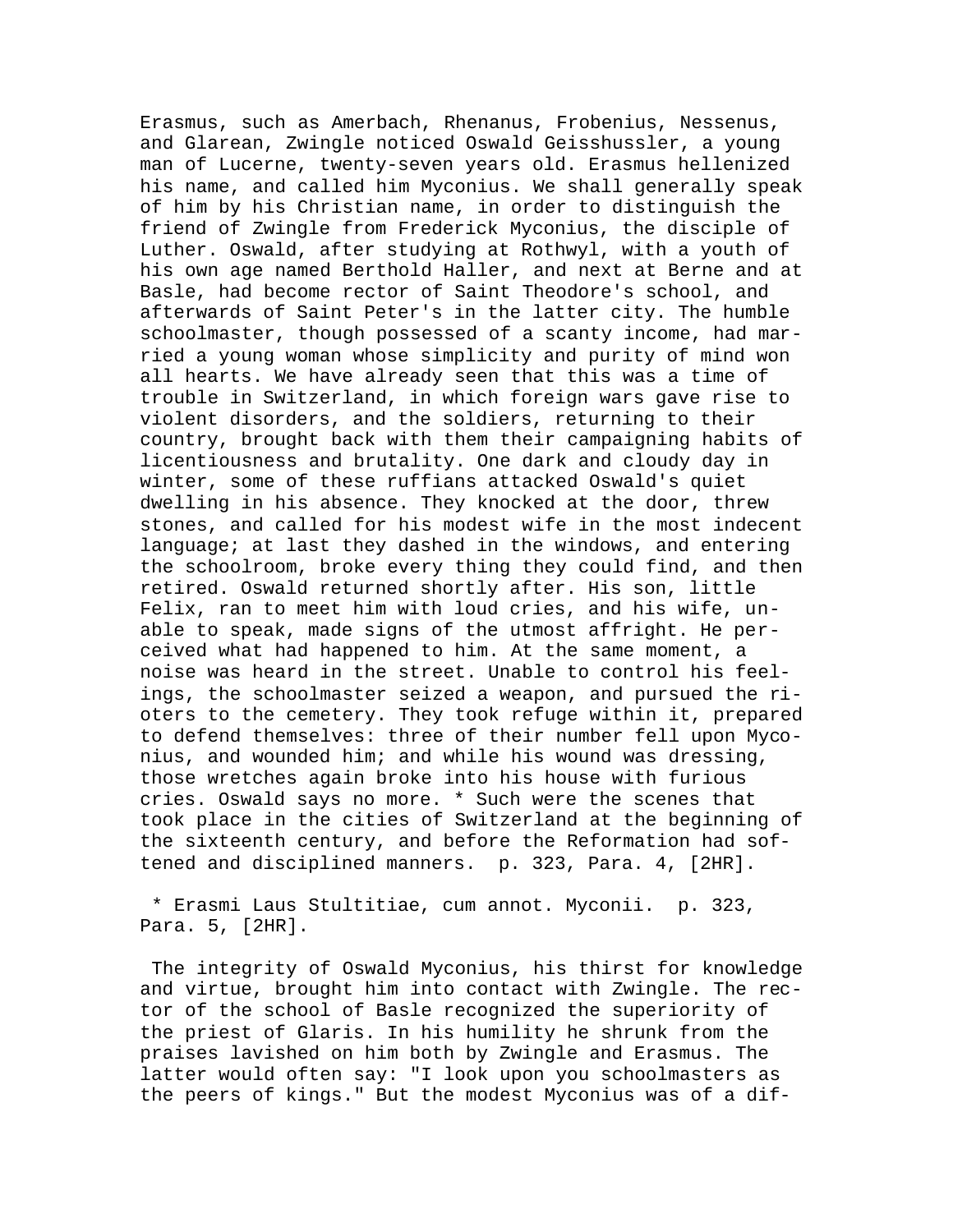Erasmus, such as Amerbach, Rhenanus, Frobenius, Nessenus, and Glarean, Zwingle noticed Oswald Geisshussler, a young man of Lucerne, twenty-seven years old. Erasmus hellenized his name, and called him Myconius. We shall generally speak of him by his Christian name, in order to distinguish the friend of Zwingle from Frederick Myconius, the disciple of Luther. Oswald, after studying at Rothwyl, with a youth of his own age named Berthold Haller, and next at Berne and at Basle, had become rector of Saint Theodore's school, and afterwards of Saint Peter's in the latter city. The humble schoolmaster, though possessed of a scanty income, had married a young woman whose simplicity and purity of mind won all hearts. We have already seen that this was a time of trouble in Switzerland, in which foreign wars gave rise to violent disorders, and the soldiers, returning to their country, brought back with them their campaigning habits of licentiousness and brutality. One dark and cloudy day in winter, some of these ruffians attacked Oswald's quiet dwelling in his absence. They knocked at the door, threw stones, and called for his modest wife in the most indecent language; at last they dashed in the windows, and entering the schoolroom, broke every thing they could find, and then retired. Oswald returned shortly after. His son, little Felix, ran to meet him with loud cries, and his wife, unable to speak, made signs of the utmost affright. He perceived what had happened to him. At the same moment, a noise was heard in the street. Unable to control his feelings, the schoolmaster seized a weapon, and pursued the rioters to the cemetery. They took refuge within it, prepared to defend themselves: three of their number fell upon Myconius, and wounded him; and while his wound was dressing, those wretches again broke into his house with furious cries. Oswald says no more. * Such were the scenes that took place in the cities of Switzerland at the beginning of the sixteenth century, and before the Reformation had softened and disciplined manners. p. 323, Para. 4, [2HR].

* Erasmi Laus Stultitiae, cum annot. Myconii. p. 323, Para. 5, [2HR].

The integrity of Oswald Myconius, his thirst for knowledge and virtue, brought him into contact with Zwingle. The rector of the school of Basle recognized the superiority of the priest of Glaris. In his humility he shrunk from the praises lavished on him both by Zwingle and Erasmus. The latter would often say: "I look upon you schoolmasters as the peers of kings." But the modest Myconius was of a dif-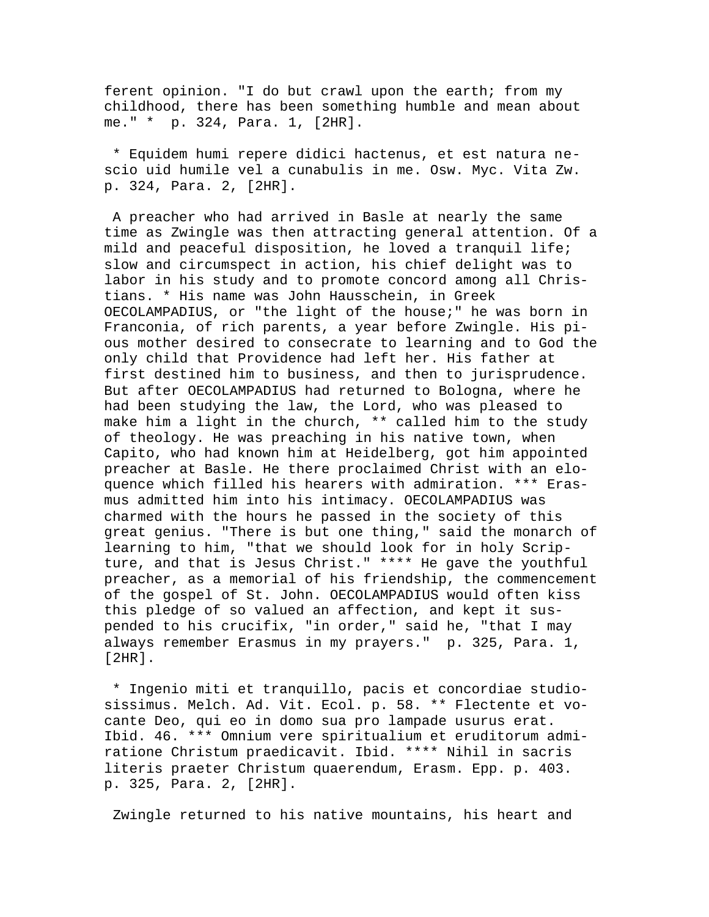ferent opinion. "I do but crawl upon the earth; from my childhood, there has been something humble and mean about me." * p. 324, Para. 1, [2HR].

* Equidem humi repere didici hactenus, et est natura nescio uid humile vel a cunabulis in me. Osw. Myc. Vita Zw. p. 324, Para. 2, [2HR].

A preacher who had arrived in Basle at nearly the same time as Zwingle was then attracting general attention. Of a mild and peaceful disposition, he loved a tranquil life; slow and circumspect in action, his chief delight was to labor in his study and to promote concord among all Christians. * His name was John Hausschein, in Greek OECOLAMPADIUS, or "the light of the house;" he was born in Franconia, of rich parents, a year before Zwingle. His pious mother desired to consecrate to learning and to God the only child that Providence had left her. His father at first destined him to business, and then to jurisprudence. But after OECOLAMPADIUS had returned to Bologna, where he had been studying the law, the Lord, who was pleased to make him a light in the church, ** called him to the study of theology. He was preaching in his native town, when Capito, who had known him at Heidelberg, got him appointed preacher at Basle. He there proclaimed Christ with an eloquence which filled his hearers with admiration. *** Erasmus admitted him into his intimacy. OECOLAMPADIUS was charmed with the hours he passed in the society of this great genius. "There is but one thing," said the monarch of learning to him, "that we should look for in holy Scripture, and that is Jesus Christ." **** He gave the youthful preacher, as a memorial of his friendship, the commencement of the gospel of St. John. OECOLAMPADIUS would often kiss this pledge of so valued an affection, and kept it suspended to his crucifix, "in order," said he, "that I may always remember Erasmus in my prayers." p. 325, Para. 1, [2HR].

* Ingenio miti et tranquillo, pacis et concordiae studiosissimus. Melch. Ad. Vit. Ecol. p. 58. ** Flectente et vocante Deo, qui eo in domo sua pro lampade usurus erat. Ibid. 46. *** Omnium vere spiritualium et eruditorum admiratione Christum praedicavit. Ibid. **** Nihil in sacris literis praeter Christum quaerendum, Erasm. Epp. p. 403. p. 325, Para. 2, [2HR].

Zwingle returned to his native mountains, his heart and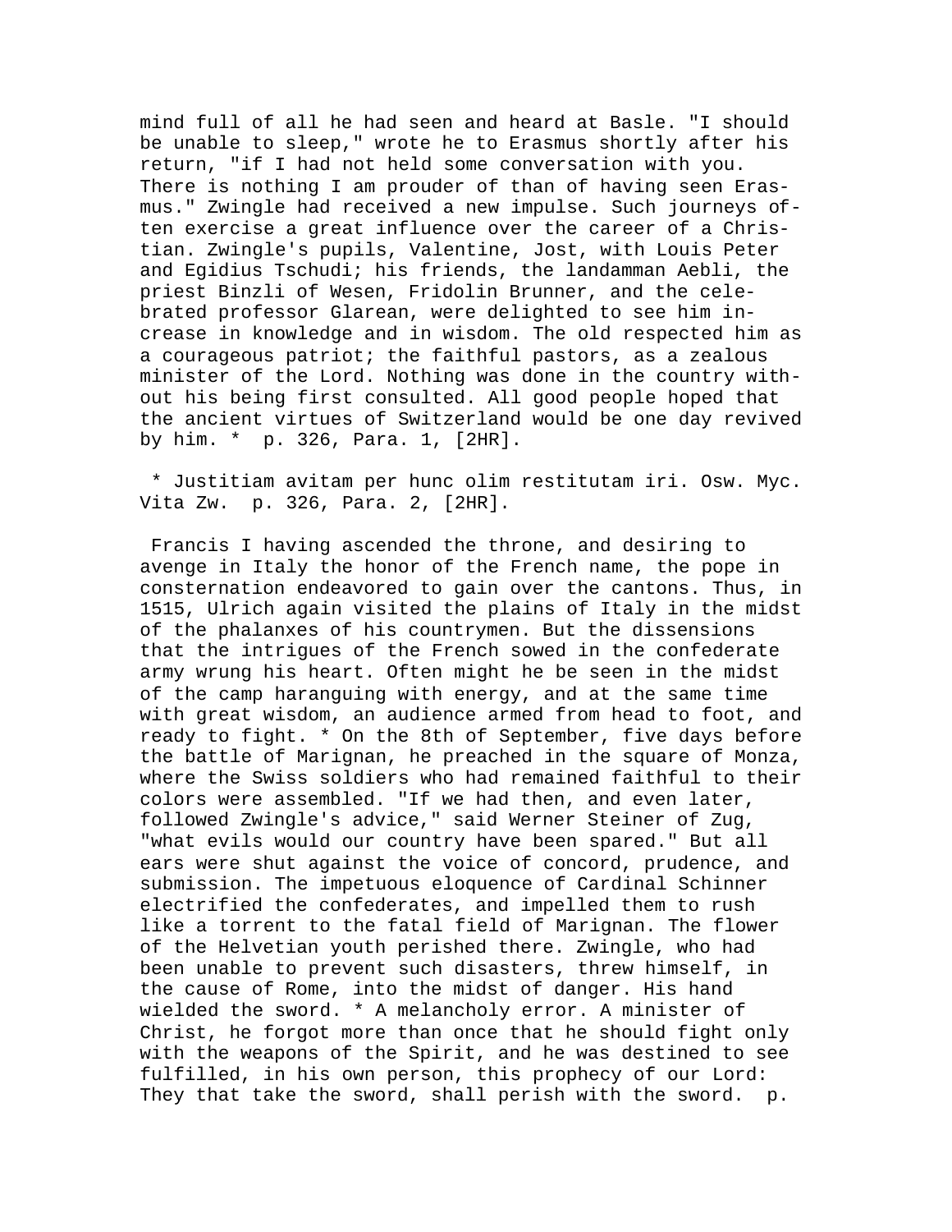mind full of all he had seen and heard at Basle. "I should be unable to sleep," wrote he to Erasmus shortly after his return, "if I had not held some conversation with you. There is nothing I am prouder of than of having seen Erasmus." Zwingle had received a new impulse. Such journeys often exercise a great influence over the career of a Christian. Zwingle's pupils, Valentine, Jost, with Louis Peter and Egidius Tschudi; his friends, the landamman Aebli, the priest Binzli of Wesen, Fridolin Brunner, and the celebrated professor Glarean, were delighted to see him increase in knowledge and in wisdom. The old respected him as a courageous patriot; the faithful pastors, as a zealous minister of the Lord. Nothing was done in the country without his being first consulted. All good people hoped that the ancient virtues of Switzerland would be one day revived by him. * p. 326, Para. 1, [2HR].

* Justitiam avitam per hunc olim restitutam iri. Osw. Myc. Vita Zw. p. 326, Para. 2, [2HR].

Francis I having ascended the throne, and desiring to avenge in Italy the honor of the French name, the pope in consternation endeavored to gain over the cantons. Thus, in 1515, Ulrich again visited the plains of Italy in the midst of the phalanxes of his countrymen. But the dissensions that the intrigues of the French sowed in the confederate army wrung his heart. Often might he be seen in the midst of the camp haranguing with energy, and at the same time with great wisdom, an audience armed from head to foot, and ready to fight. * On the 8th of September, five days before the battle of Marignan, he preached in the square of Monza, where the Swiss soldiers who had remained faithful to their colors were assembled. "If we had then, and even later, followed Zwingle's advice," said Werner Steiner of Zug, "what evils would our country have been spared." But all ears were shut against the voice of concord, prudence, and submission. The impetuous eloquence of Cardinal Schinner electrified the confederates, and impelled them to rush like a torrent to the fatal field of Marignan. The flower of the Helvetian youth perished there. Zwingle, who had been unable to prevent such disasters, threw himself, in the cause of Rome, into the midst of danger. His hand wielded the sword. * A melancholy error. A minister of Christ, he forgot more than once that he should fight only with the weapons of the Spirit, and he was destined to see fulfilled, in his own person, this prophecy of our Lord: They that take the sword, shall perish with the sword. p.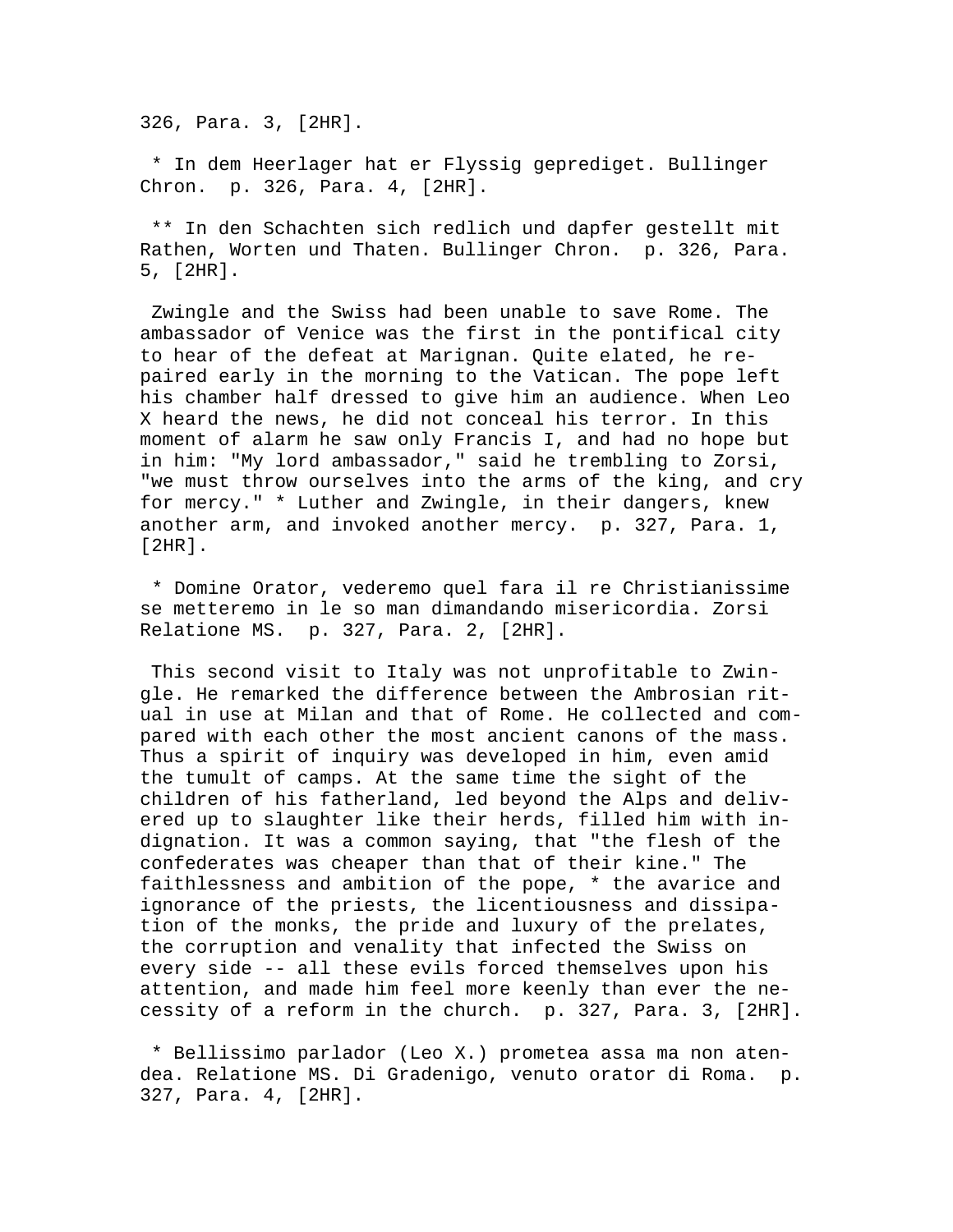326, Para. 3, [2HR].

* In dem Heerlager hat er Flyssig geprediget. Bullinger Chron. p. 326, Para. 4, [2HR].

** In den Schachten sich redlich und dapfer gestellt mit Rathen, Worten und Thaten. Bullinger Chron. p. 326, Para. 5, [2HR].

Zwingle and the Swiss had been unable to save Rome. The ambassador of Venice was the first in the pontifical city to hear of the defeat at Marignan. Quite elated, he repaired early in the morning to the Vatican. The pope left his chamber half dressed to give him an audience. When Leo X heard the news, he did not conceal his terror. In this moment of alarm he saw only Francis I, and had no hope but in him: "My lord ambassador," said he trembling to Zorsi, "we must throw ourselves into the arms of the king, and cry for mercy." * Luther and Zwingle, in their dangers, knew another arm, and invoked another mercy. p. 327, Para. 1, [2HR].

* Domine Orator, vederemo quel fara il re Christianissime se metteremo in le so man dimandando misericordia. Zorsi Relatione MS. p. 327, Para. 2, [2HR].

This second visit to Italy was not unprofitable to Zwingle. He remarked the difference between the Ambrosian ritual in use at Milan and that of Rome. He collected and compared with each other the most ancient canons of the mass. Thus a spirit of inquiry was developed in him, even amid the tumult of camps. At the same time the sight of the children of his fatherland, led beyond the Alps and delivered up to slaughter like their herds, filled him with indignation. It was a common saying, that "the flesh of the confederates was cheaper than that of their kine." The faithlessness and ambition of the pope, * the avarice and ignorance of the priests, the licentiousness and dissipation of the monks, the pride and luxury of the prelates, the corruption and venality that infected the Swiss on every side -- all these evils forced themselves upon his attention, and made him feel more keenly than ever the necessity of a reform in the church. p. 327, Para. 3, [2HR].

* Bellissimo parlador (Leo X.) prometea assa ma non atendea. Relatione MS. Di Gradenigo, venuto orator di Roma. p. 327, Para. 4, [2HR].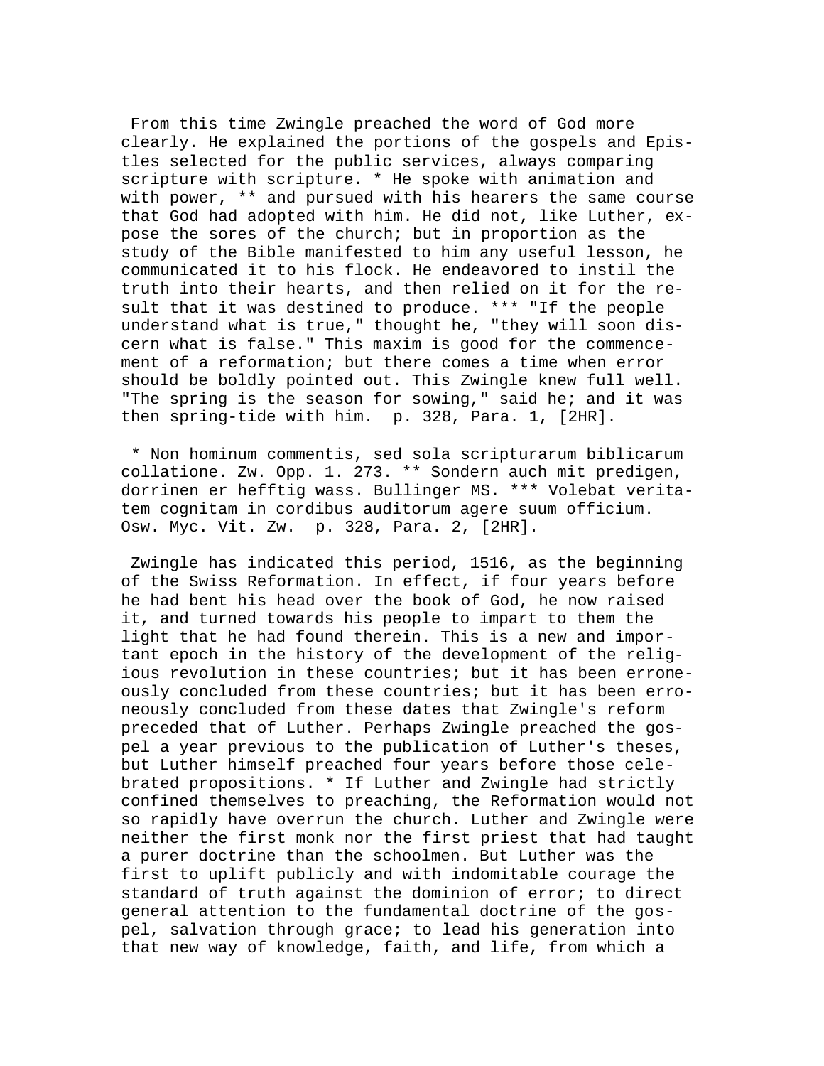From this time Zwingle preached the word of God more clearly. He explained the portions of the gospels and Epistles selected for the public services, always comparing scripture with scripture. * He spoke with animation and with power, ** and pursued with his hearers the same course that God had adopted with him. He did not, like Luther, expose the sores of the church; but in proportion as the study of the Bible manifested to him any useful lesson, he communicated it to his flock. He endeavored to instil the truth into their hearts, and then relied on it for the result that it was destined to produce. *** "If the people understand what is true," thought he, "they will soon discern what is false." This maxim is good for the commencement of a reformation; but there comes a time when error should be boldly pointed out. This Zwingle knew full well. "The spring is the season for sowing," said he; and it was then spring-tide with him.  p. 328, Para. 1, [2HR].

* Non hominum commentis, sed sola scripturarum biblicarum collatione. Zw. Opp. 1. 273. ** Sondern auch mit predigen, dorrinen er hefftig wass. Bullinger MS. *** Volebat veritatem cognitam in cordibus auditorum agere suum officium. Osw. Myc. Vit. Zw.  p. 328, Para. 2, [2HR].

Zwingle has indicated this period, 1516, as the beginning of the Swiss Reformation. In effect, if four years before he had bent his head over the book of God, he now raised it, and turned towards his people to impart to them the light that he had found therein. This is a new and important epoch in the history of the development of the religious revolution in these countries; but it has been erroneously concluded from these countries; but it has been erroneously concluded from these dates that Zwingle's reform preceded that of Luther. Perhaps Zwingle preached the gospel a year previous to the publication of Luther's theses, but Luther himself preached four years before those celebrated propositions. * If Luther and Zwingle had strictly confined themselves to preaching, the Reformation would not so rapidly have overrun the church. Luther and Zwingle were neither the first monk nor the first priest that had taught a purer doctrine than the schoolmen. But Luther was the first to uplift publicly and with indomitable courage the standard of truth against the dominion of error; to direct general attention to the fundamental doctrine of the gospel, salvation through grace; to lead his generation into that new way of knowledge, faith, and life, from which a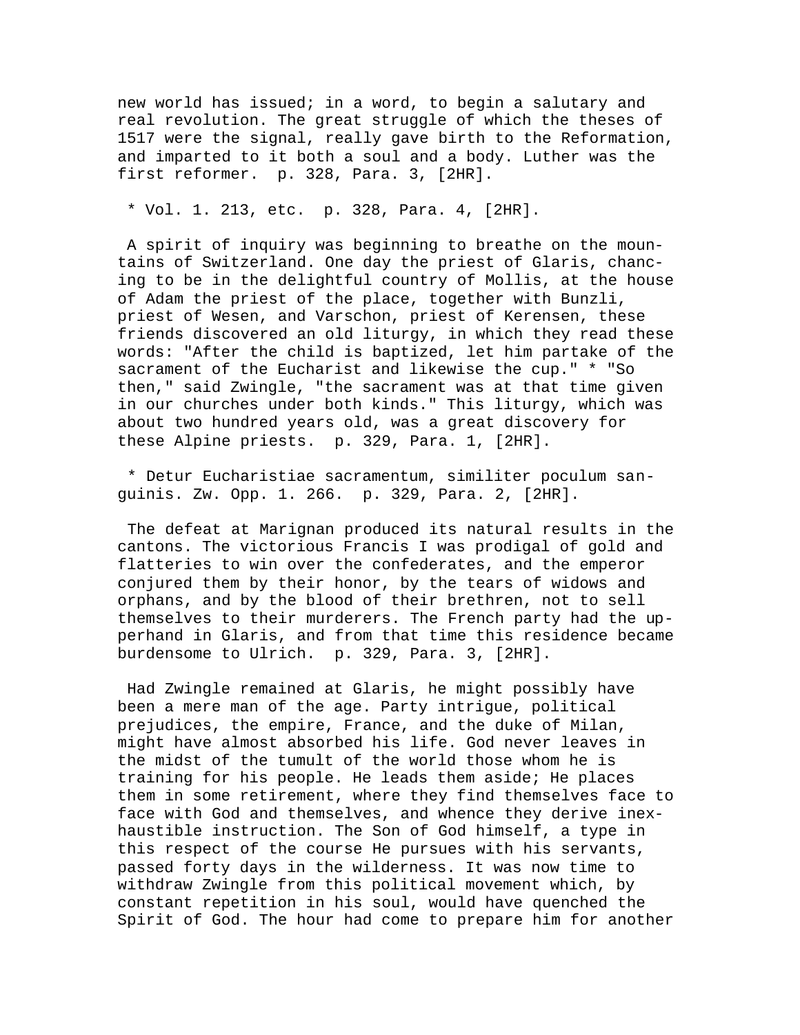new world has issued; in a word, to begin a salutary and real revolution. The great struggle of which the theses of 1517 were the signal, really gave birth to the Reformation, and imparted to it both a soul and a body. Luther was the first reformer.  p. 328, Para. 3, [2HR].

* Vol. 1. 213, etc.  p. 328, Para. 4, [2HR].

A spirit of inquiry was beginning to breathe on the mountains of Switzerland. One day the priest of Glaris, chancing to be in the delightful country of Mollis, at the house of Adam the priest of the place, together with Bunzli, priest of Wesen, and Varschon, priest of Kerensen, these friends discovered an old liturgy, in which they read these words: "After the child is baptized, let him partake of the sacrament of the Eucharist and likewise the cup." * "So then," said Zwingle, "the sacrament was at that time given in our churches under both kinds." This liturgy, which was about two hundred years old, was a great discovery for these Alpine priests.  p. 329, Para. 1, [2HR].

* Detur Eucharistiae sacramentum, similiter poculum sanguinis. Zw. Opp. 1. 266.  p. 329, Para. 2, [2HR].

The defeat at Marignan produced its natural results in the cantons. The victorious Francis I was prodigal of gold and flatteries to win over the confederates, and the emperor conjured them by their honor, by the tears of widows and orphans, and by the blood of their brethren, not to sell themselves to their murderers. The French party had the upperhand in Glaris, and from that time this residence became burdensome to Ulrich.  p. 329, Para. 3, [2HR].

Had Zwingle remained at Glaris, he might possibly have been a mere man of the age. Party intrigue, political prejudices, the empire, France, and the duke of Milan, might have almost absorbed his life. God never leaves in the midst of the tumult of the world those whom he is training for his people. He leads them aside; He places them in some retirement, where they find themselves face to face with God and themselves, and whence they derive inexhaustible instruction. The Son of God himself, a type in this respect of the course He pursues with his servants, passed forty days in the wilderness. It was now time to withdraw Zwingle from this political movement which, by constant repetition in his soul, would have quenched the Spirit of God. The hour had come to prepare him for another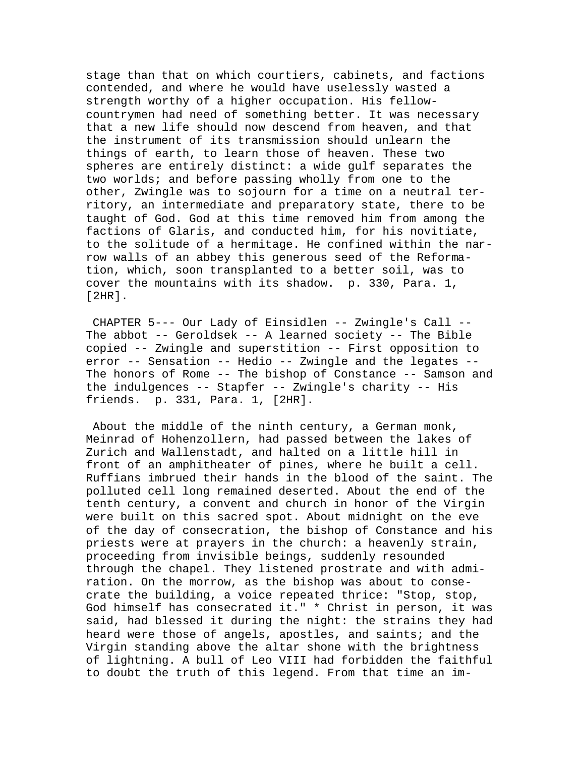stage than that on which courtiers, cabinets, and factions contended, and where he would have uselessly wasted a strength worthy of a higher occupation. His fellow-countrymen had need of something better. It was necessary that a new life should now descend from heaven, and that the instrument of its transmission should unlearn the things of earth, to learn those of heaven. These two spheres are entirely distinct: a wide gulf separates the two worlds; and before passing wholly from one to the other, Zwingle was to sojourn for a time on a neutral territory, an intermediate and preparatory state, there to be taught of God. God at this time removed him from among the factions of Glaris, and conducted him, for his novitiate, to the solitude of a hermitage. He confined within the narrow walls of an abbey this generous seed of the Reformation, which, soon transplanted to a better soil, was to cover the mountains with its shadow. p. 330, Para. 1, [2HR].

CHAPTER 5--- Our Lady of Einsidlen -- Zwingle's Call -- The abbot -- Geroldsek -- A learned society -- The Bible copied -- Zwingle and superstition -- First opposition to error -- Sensation -- Hedio -- Zwingle and the legates -- The honors of Rome -- The bishop of Constance -- Samson and the indulgences -- Stapfer -- Zwingle's charity -- His friends. p. 331, Para. 1, [2HR].

About the middle of the ninth century, a German monk, Meinrad of Hohenzollern, had passed between the lakes of Zurich and Wallenstadt, and halted on a little hill in front of an amphitheater of pines, where he built a cell. Ruffians imbrued their hands in the blood of the saint. The polluted cell long remained deserted. About the end of the tenth century, a convent and church in honor of the Virgin were built on this sacred spot. About midnight on the eve of the day of consecration, the bishop of Constance and his priests were at prayers in the church: a heavenly strain, proceeding from invisible beings, suddenly resounded through the chapel. They listened prostrate and with admiration. On the morrow, as the bishop was about to consecrate the building, a voice repeated thrice: "Stop, stop, God himself has consecrated it." * Christ in person, it was said, had blessed it during the night: the strains they had heard were those of angels, apostles, and saints; and the Virgin standing above the altar shone with the brightness of lightning. A bull of Leo VIII had forbidden the faithful to doubt the truth of this legend. From that time an im-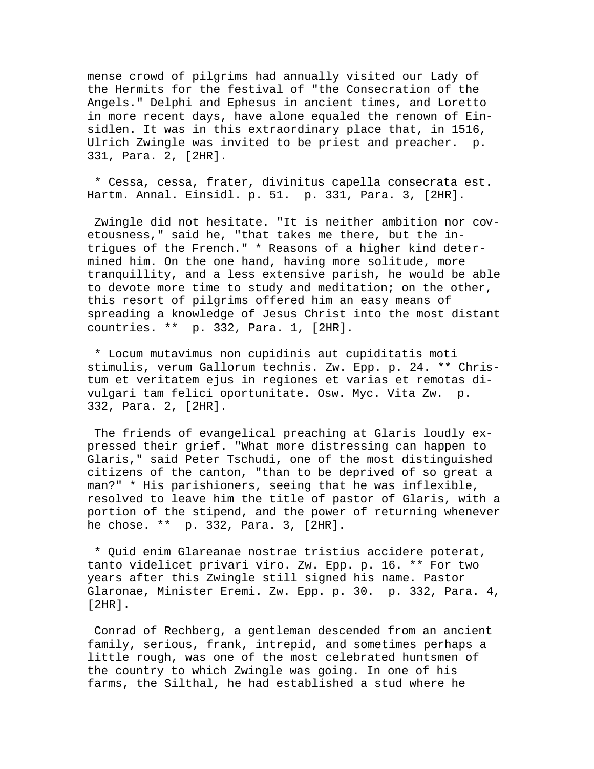mense crowd of pilgrims had annually visited our Lady of the Hermits for the festival of "the Consecration of the Angels." Delphi and Ephesus in ancient times, and Loretto in more recent days, have alone equaled the renown of Einsidlen. It was in this extraordinary place that, in 1516, Ulrich Zwingle was invited to be priest and preacher. p. 331, Para. 2, [2HR].

* Cessa, cessa, frater, divinitus capella consecrata est. Hartm. Annal. Einsidl. p. 51. p. 331, Para. 3, [2HR].

Zwingle did not hesitate. "It is neither ambition nor covetousness," said he, "that takes me there, but the intrigues of the French." * Reasons of a higher kind determined him. On the one hand, having more solitude, more tranquillity, and a less extensive parish, he would be able to devote more time to study and meditation; on the other, this resort of pilgrims offered him an easy means of spreading a knowledge of Jesus Christ into the most distant countries. ** p. 332, Para. 1, [2HR].

* Locum mutavimus non cupidinis aut cupiditatis moti stimulis, verum Gallorum technis. Zw. Epp. p. 24. ** Christum et veritatem ejus in regiones et varias et remotas divulgari tam felici oportunitate. Osw. Myc. Vita Zw. p. 332, Para. 2, [2HR].

The friends of evangelical preaching at Glaris loudly expressed their grief. "What more distressing can happen to Glaris," said Peter Tschudi, one of the most distinguished citizens of the canton, "than to be deprived of so great a man?" * His parishioners, seeing that he was inflexible, resolved to leave him the title of pastor of Glaris, with a portion of the stipend, and the power of returning whenever he chose. ** p. 332, Para. 3, [2HR].

* Quid enim Glareanae nostrae tristius accidere poterat, tanto videlicet privari viro. Zw. Epp. p. 16. ** For two years after this Zwingle still signed his name. Pastor Glaronae, Minister Eremi. Zw. Epp. p. 30. p. 332, Para. 4, [2HR].

Conrad of Rechberg, a gentleman descended from an ancient family, serious, frank, intrepid, and sometimes perhaps a little rough, was one of the most celebrated huntsmen of the country to which Zwingle was going. In one of his farms, the Silthal, he had established a stud where he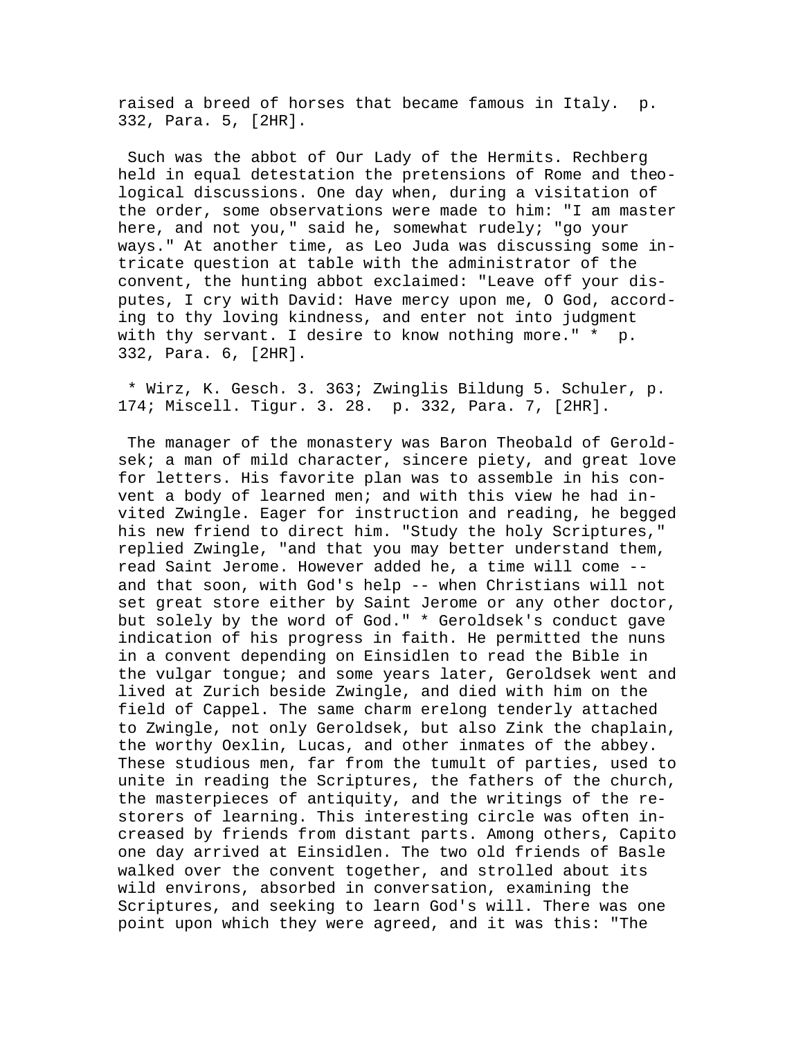raised a breed of horses that became famous in Italy.  p. 332, Para. 5, [2HR].

Such was the abbot of Our Lady of the Hermits. Rechberg held in equal detestation the pretensions of Rome and theological discussions. One day when, during a visitation of the order, some observations were made to him: "I am master here, and not you," said he, somewhat rudely; "go your ways." At another time, as Leo Juda was discussing some intricate question at table with the administrator of the convent, the hunting abbot exclaimed: "Leave off your disputes, I cry with David: Have mercy upon me, O God, according to thy loving kindness, and enter not into judgment with thy servant. I desire to know nothing more." *  p. 332, Para. 6, [2HR].

* Wirz, K. Gesch. 3. 363; Zwinglis Bildung 5. Schuler, p. 174; Miscell. Tigur. 3. 28.  p. 332, Para. 7, [2HR].

The manager of the monastery was Baron Theobald of Geroldsek; a man of mild character, sincere piety, and great love for letters. His favorite plan was to assemble in his convent a body of learned men; and with this view he had invited Zwingle. Eager for instruction and reading, he begged his new friend to direct him. "Study the holy Scriptures," replied Zwingle, "and that you may better understand them, read Saint Jerome. However added he, a time will come -- and that soon, with God's help -- when Christians will not set great store either by Saint Jerome or any other doctor, but solely by the word of God." * Geroldsek's conduct gave indication of his progress in faith. He permitted the nuns in a convent depending on Einsidlen to read the Bible in the vulgar tongue; and some years later, Geroldsek went and lived at Zurich beside Zwingle, and died with him on the field of Cappel. The same charm erelong tenderly attached to Zwingle, not only Geroldsek, but also Zink the chaplain, the worthy Oexlin, Lucas, and other inmates of the abbey. These studious men, far from the tumult of parties, used to unite in reading the Scriptures, the fathers of the church, the masterpieces of antiquity, and the writings of the restorers of learning. This interesting circle was often increased by friends from distant parts. Among others, Capito one day arrived at Einsidlen. The two old friends of Basle walked over the convent together, and strolled about its wild environs, absorbed in conversation, examining the Scriptures, and seeking to learn God's will. There was one point upon which they were agreed, and it was this: "The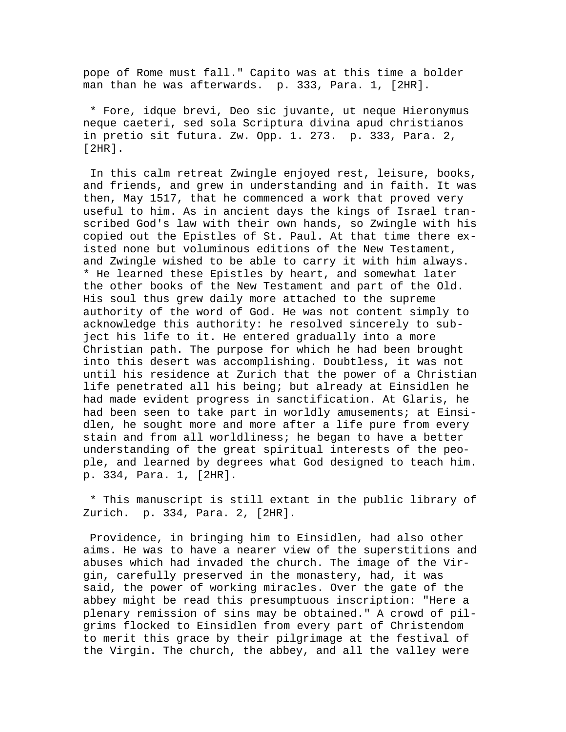pope of Rome must fall." Capito was at this time a bolder man than he was afterwards. p. 333, Para. 1, [2HR].

* Fore, idque brevi, Deo sic juvante, ut neque Hieronymus neque caeteri, sed sola Scriptura divina apud christianos in pretio sit futura. Zw. Opp. 1. 273. p. 333, Para. 2, [2HR].

In this calm retreat Zwingle enjoyed rest, leisure, books, and friends, and grew in understanding and in faith. It was then, May 1517, that he commenced a work that proved very useful to him. As in ancient days the kings of Israel transcribed God's law with their own hands, so Zwingle with his copied out the Epistles of St. Paul. At that time there existed none but voluminous editions of the New Testament, and Zwingle wished to be able to carry it with him always. * He learned these Epistles by heart, and somewhat later the other books of the New Testament and part of the Old. His soul thus grew daily more attached to the supreme authority of the word of God. He was not content simply to acknowledge this authority: he resolved sincerely to subject his life to it. He entered gradually into a more Christian path. The purpose for which he had been brought into this desert was accomplishing. Doubtless, it was not until his residence at Zurich that the power of a Christian life penetrated all his being; but already at Einsidlen he had made evident progress in sanctification. At Glaris, he had been seen to take part in worldly amusements; at Einsidlen, he sought more and more after a life pure from every stain and from all worldliness; he began to have a better understanding of the great spiritual interests of the people, and learned by degrees what God designed to teach him. p. 334, Para. 1, [2HR].

* This manuscript is still extant in the public library of Zurich. p. 334, Para. 2, [2HR].

Providence, in bringing him to Einsidlen, had also other aims. He was to have a nearer view of the superstitions and abuses which had invaded the church. The image of the Virgin, carefully preserved in the monastery, had, it was said, the power of working miracles. Over the gate of the abbey might be read this presumptuous inscription: "Here a plenary remission of sins may be obtained." A crowd of pilgrims flocked to Einsidlen from every part of Christendom to merit this grace by their pilgrimage at the festival of the Virgin. The church, the abbey, and all the valley were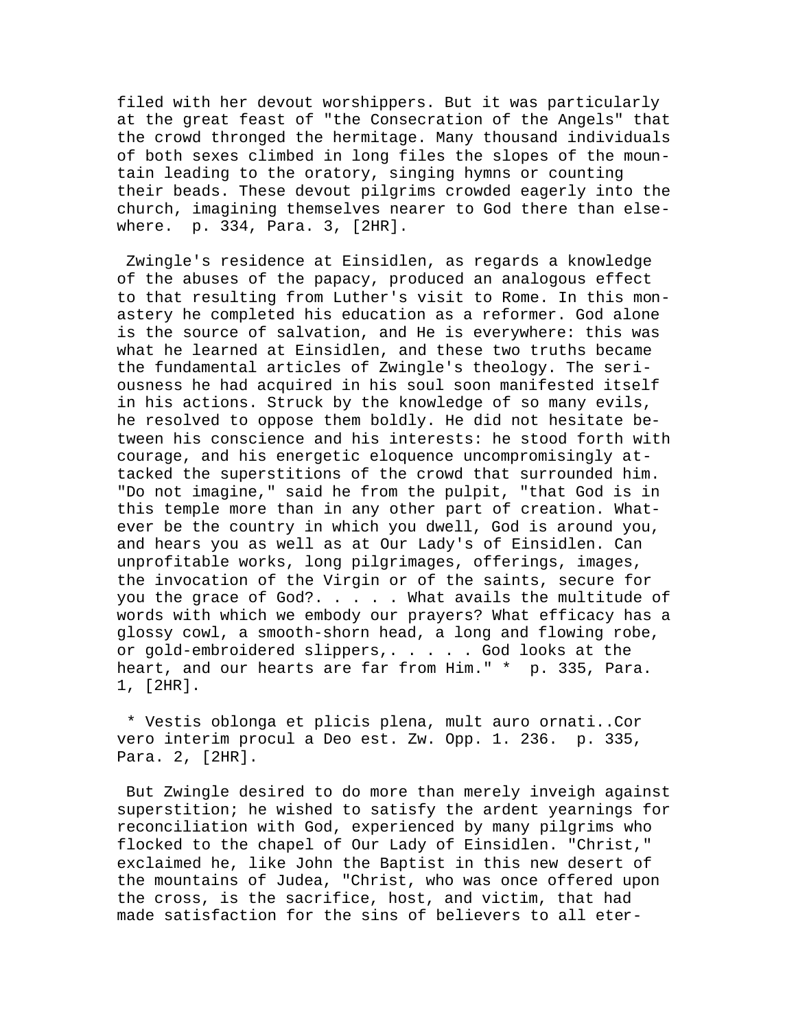filed with her devout worshippers. But it was particularly at the great feast of "the Consecration of the Angels" that the crowd thronged the hermitage. Many thousand individuals of both sexes climbed in long files the slopes of the mountain leading to the oratory, singing hymns or counting their beads. These devout pilgrims crowded eagerly into the church, imagining themselves nearer to God there than elsewhere. p. 334, Para. 3, [2HR].

Zwingle's residence at Einsidlen, as regards a knowledge of the abuses of the papacy, produced an analogous effect to that resulting from Luther's visit to Rome. In this monastery he completed his education as a reformer. God alone is the source of salvation, and He is everywhere: this was what he learned at Einsidlen, and these two truths became the fundamental articles of Zwingle's theology. The seriousness he had acquired in his soul soon manifested itself in his actions. Struck by the knowledge of so many evils, he resolved to oppose them boldly. He did not hesitate between his conscience and his interests: he stood forth with courage, and his energetic eloquence uncompromisingly attacked the superstitions of the crowd that surrounded him. "Do not imagine," said he from the pulpit, "that God is in this temple more than in any other part of creation. Whatever be the country in which you dwell, God is around you, and hears you as well as at Our Lady's of Einsidlen. Can unprofitable works, long pilgrimages, offerings, images, the invocation of the Virgin or of the saints, secure for you the grace of God?. . . . . What avails the multitude of words with which we embody our prayers? What efficacy has a glossy cowl, a smooth-shorn head, a long and flowing robe, or gold-embroidered slippers,. . . . . God looks at the heart, and our hearts are far from Him." * p. 335, Para. 1, [2HR].

* Vestis oblonga et plicis plena, mult auro ornati..Cor vero interim procul a Deo est. Zw. Opp. 1. 236. p. 335, Para. 2, [2HR].

But Zwingle desired to do more than merely inveigh against superstition; he wished to satisfy the ardent yearnings for reconciliation with God, experienced by many pilgrims who flocked to the chapel of Our Lady of Einsidlen. "Christ," exclaimed he, like John the Baptist in this new desert of the mountains of Judea, "Christ, who was once offered upon the cross, is the sacrifice, host, and victim, that had made satisfaction for the sins of believers to all eter-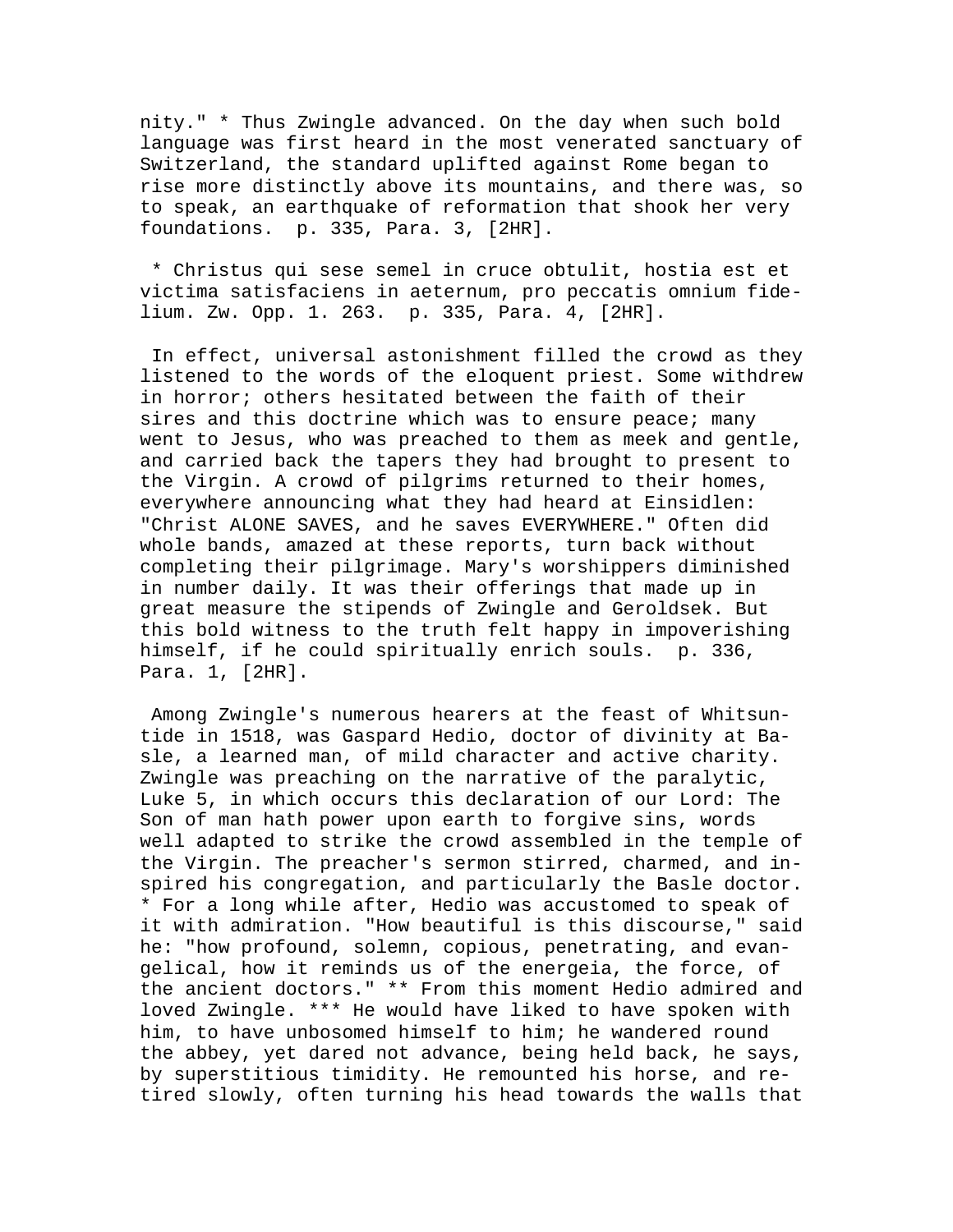nity." * Thus Zwingle advanced. On the day when such bold language was first heard in the most venerated sanctuary of Switzerland, the standard uplifted against Rome began to rise more distinctly above its mountains, and there was, so to speak, an earthquake of reformation that shook her very foundations. p. 335, Para. 3, [2HR].

* Christus qui sese semel in cruce obtulit, hostia est et victima satisfaciens in aeternum, pro peccatis omnium fidelium. Zw. Opp. 1. 263. p. 335, Para. 4, [2HR].

In effect, universal astonishment filled the crowd as they listened to the words of the eloquent priest. Some withdrew in horror; others hesitated between the faith of their sires and this doctrine which was to ensure peace; many went to Jesus, who was preached to them as meek and gentle, and carried back the tapers they had brought to present to the Virgin. A crowd of pilgrims returned to their homes, everywhere announcing what they had heard at Einsidlen: "Christ ALONE SAVES, and he saves EVERYWHERE." Often did whole bands, amazed at these reports, turn back without completing their pilgrimage. Mary's worshippers diminished in number daily. It was their offerings that made up in great measure the stipends of Zwingle and Geroldsek. But this bold witness to the truth felt happy in impoverishing himself, if he could spiritually enrich souls. p. 336, Para. 1, [2HR].

Among Zwingle's numerous hearers at the feast of Whitsuntide in 1518, was Gaspard Hedio, doctor of divinity at Basle, a learned man, of mild character and active charity. Zwingle was preaching on the narrative of the paralytic, Luke 5, in which occurs this declaration of our Lord: The Son of man hath power upon earth to forgive sins, words well adapted to strike the crowd assembled in the temple of the Virgin. The preacher's sermon stirred, charmed, and inspired his congregation, and particularly the Basle doctor. * For a long while after, Hedio was accustomed to speak of it with admiration. "How beautiful is this discourse," said he: "how profound, solemn, copious, penetrating, and evangelical, how it reminds us of the energeia, the force, of the ancient doctors." ** From this moment Hedio admired and loved Zwingle. *** He would have liked to have spoken with him, to have unbosomed himself to him; he wandered round the abbey, yet dared not advance, being held back, he says, by superstitious timidity. He remounted his horse, and retired slowly, often turning his head towards the walls that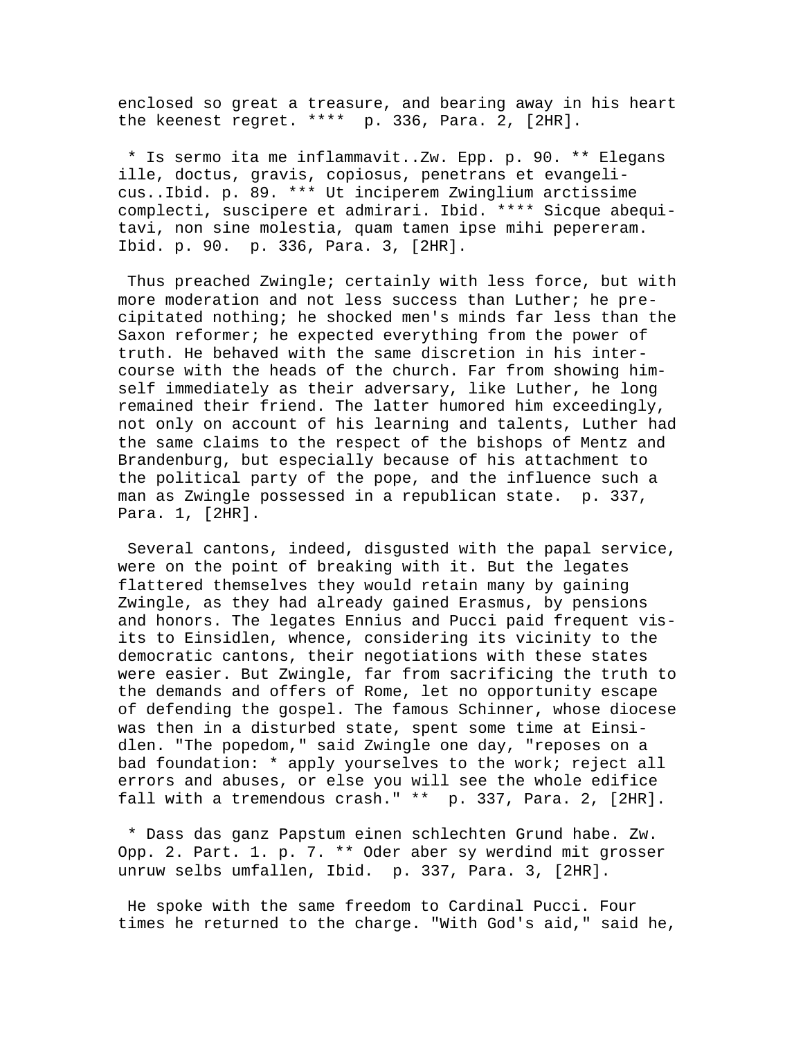enclosed so great a treasure, and bearing away in his heart the keenest regret. ****  p. 336, Para. 2, [2HR].

* Is sermo ita me inflammavit..Zw. Epp. p. 90. ** Elegans ille, doctus, gravis, copiosus, penetrans et evangelicus..Ibid. p. 89. *** Ut inciperem Zwinglium arctissime complecti, suscipere et admirari. Ibid. **** Sicque abequitavi, non sine molestia, quam tamen ipse mihi pepereram. Ibid. p. 90.  p. 336, Para. 3, [2HR].

Thus preached Zwingle; certainly with less force, but with more moderation and not less success than Luther; he precipitated nothing; he shocked men's minds far less than the Saxon reformer; he expected everything from the power of truth. He behaved with the same discretion in his intercourse with the heads of the church. Far from showing himself immediately as their adversary, like Luther, he long remained their friend. The latter humored him exceedingly, not only on account of his learning and talents, Luther had the same claims to the respect of the bishops of Mentz and Brandenburg, but especially because of his attachment to the political party of the pope, and the influence such a man as Zwingle possessed in a republican state.  p. 337, Para. 1, [2HR].

Several cantons, indeed, disgusted with the papal service, were on the point of breaking with it. But the legates flattered themselves they would retain many by gaining Zwingle, as they had already gained Erasmus, by pensions and honors. The legates Ennius and Pucci paid frequent visits to Einsidlen, whence, considering its vicinity to the democratic cantons, their negotiations with these states were easier. But Zwingle, far from sacrificing the truth to the demands and offers of Rome, let no opportunity escape of defending the gospel. The famous Schinner, whose diocese was then in a disturbed state, spent some time at Einsidlen. "The popedom," said Zwingle one day, "reposes on a bad foundation: * apply yourselves to the work; reject all errors and abuses, or else you will see the whole edifice fall with a tremendous crash." **  p. 337, Para. 2, [2HR].

* Dass das ganz Papstum einen schlechten Grund habe. Zw. Opp. 2. Part. 1. p. 7. ** Oder aber sy werdind mit grosser unruw selbs umfallen, Ibid.  p. 337, Para. 3, [2HR].

He spoke with the same freedom to Cardinal Pucci. Four times he returned to the charge. "With God's aid," said he,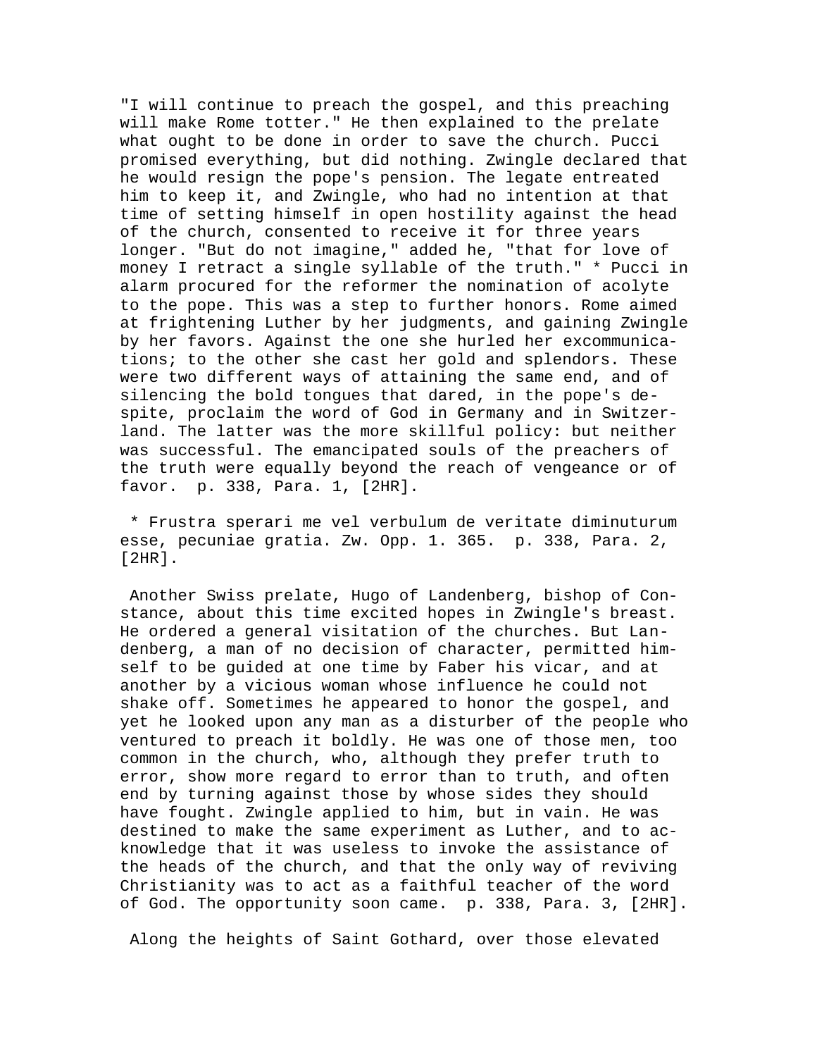"I will continue to preach the gospel, and this preaching will make Rome totter." He then explained to the prelate what ought to be done in order to save the church. Pucci promised everything, but did nothing. Zwingle declared that he would resign the pope's pension. The legate entreated him to keep it, and Zwingle, who had no intention at that time of setting himself in open hostility against the head of the church, consented to receive it for three years longer. "But do not imagine," added he, "that for love of money I retract a single syllable of the truth." * Pucci in alarm procured for the reformer the nomination of acolyte to the pope. This was a step to further honors. Rome aimed at frightening Luther by her judgments, and gaining Zwingle by her favors. Against the one she hurled her excommunications; to the other she cast her gold and splendors. These were two different ways of attaining the same end, and of silencing the bold tongues that dared, in the pope's despite, proclaim the word of God in Germany and in Switzerland. The latter was the more skillful policy: but neither was successful. The emancipated souls of the preachers of the truth were equally beyond the reach of vengeance or of favor. p. 338, Para. 1, [2HR].

* Frustra sperari me vel verbulum de veritate diminuturum esse, pecuniae gratia. Zw. Opp. 1. 365. p. 338, Para. 2, [2HR].

Another Swiss prelate, Hugo of Landenberg, bishop of Constance, about this time excited hopes in Zwingle's breast. He ordered a general visitation of the churches. But Landenberg, a man of no decision of character, permitted himself to be guided at one time by Faber his vicar, and at another by a vicious woman whose influence he could not shake off. Sometimes he appeared to honor the gospel, and yet he looked upon any man as a disturber of the people who ventured to preach it boldly. He was one of those men, too common in the church, who, although they prefer truth to error, show more regard to error than to truth, and often end by turning against those by whose sides they should have fought. Zwingle applied to him, but in vain. He was destined to make the same experiment as Luther, and to acknowledge that it was useless to invoke the assistance of the heads of the church, and that the only way of reviving Christianity was to act as a faithful teacher of the word of God. The opportunity soon came. p. 338, Para. 3, [2HR].

Along the heights of Saint Gothard, over those elevated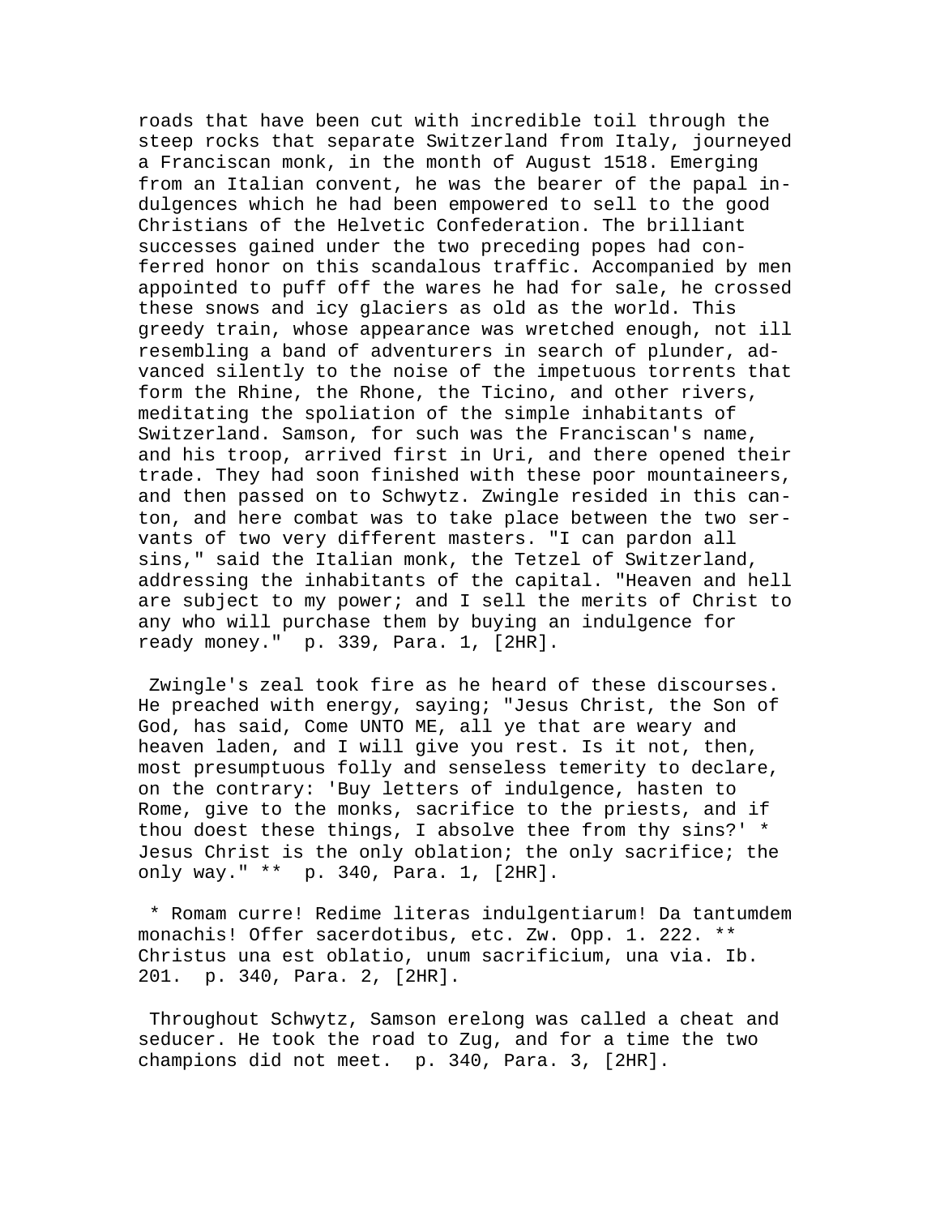roads that have been cut with incredible toil through the steep rocks that separate Switzerland from Italy, journeyed a Franciscan monk, in the month of August 1518. Emerging from an Italian convent, he was the bearer of the papal indulgences which he had been empowered to sell to the good Christians of the Helvetic Confederation. The brilliant successes gained under the two preceding popes had conferred honor on this scandalous traffic. Accompanied by men appointed to puff off the wares he had for sale, he crossed these snows and icy glaciers as old as the world. This greedy train, whose appearance was wretched enough, not ill resembling a band of adventurers in search of plunder, advanced silently to the noise of the impetuous torrents that form the Rhine, the Rhone, the Ticino, and other rivers, meditating the spoliation of the simple inhabitants of Switzerland. Samson, for such was the Franciscan's name, and his troop, arrived first in Uri, and there opened their trade. They had soon finished with these poor mountaineers, and then passed on to Schwytz. Zwingle resided in this canton, and here combat was to take place between the two servants of two very different masters. "I can pardon all sins," said the Italian monk, the Tetzel of Switzerland, addressing the inhabitants of the capital. "Heaven and hell are subject to my power; and I sell the merits of Christ to any who will purchase them by buying an indulgence for ready money." p. 339, Para. 1, [2HR].

Zwingle's zeal took fire as he heard of these discourses. He preached with energy, saying; "Jesus Christ, the Son of God, has said, Come UNTO ME, all ye that are weary and heaven laden, and I will give you rest. Is it not, then, most presumptuous folly and senseless temerity to declare, on the contrary: 'Buy letters of indulgence, hasten to Rome, give to the monks, sacrifice to the priests, and if thou doest these things, I absolve thee from thy sins?' * Jesus Christ is the only oblation; the only sacrifice; the only way." ** p. 340, Para. 1, [2HR].

* Romam curre! Redime literas indulgentiarum! Da tantumdem monachis! Offer sacerdotibus, etc. Zw. Opp. 1. 222. ** Christus una est oblatio, unum sacrificium, una via. Ib. 201. p. 340, Para. 2, [2HR].

Throughout Schwytz, Samson erelong was called a cheat and seducer. He took the road to Zug, and for a time the two champions did not meet. p. 340, Para. 3, [2HR].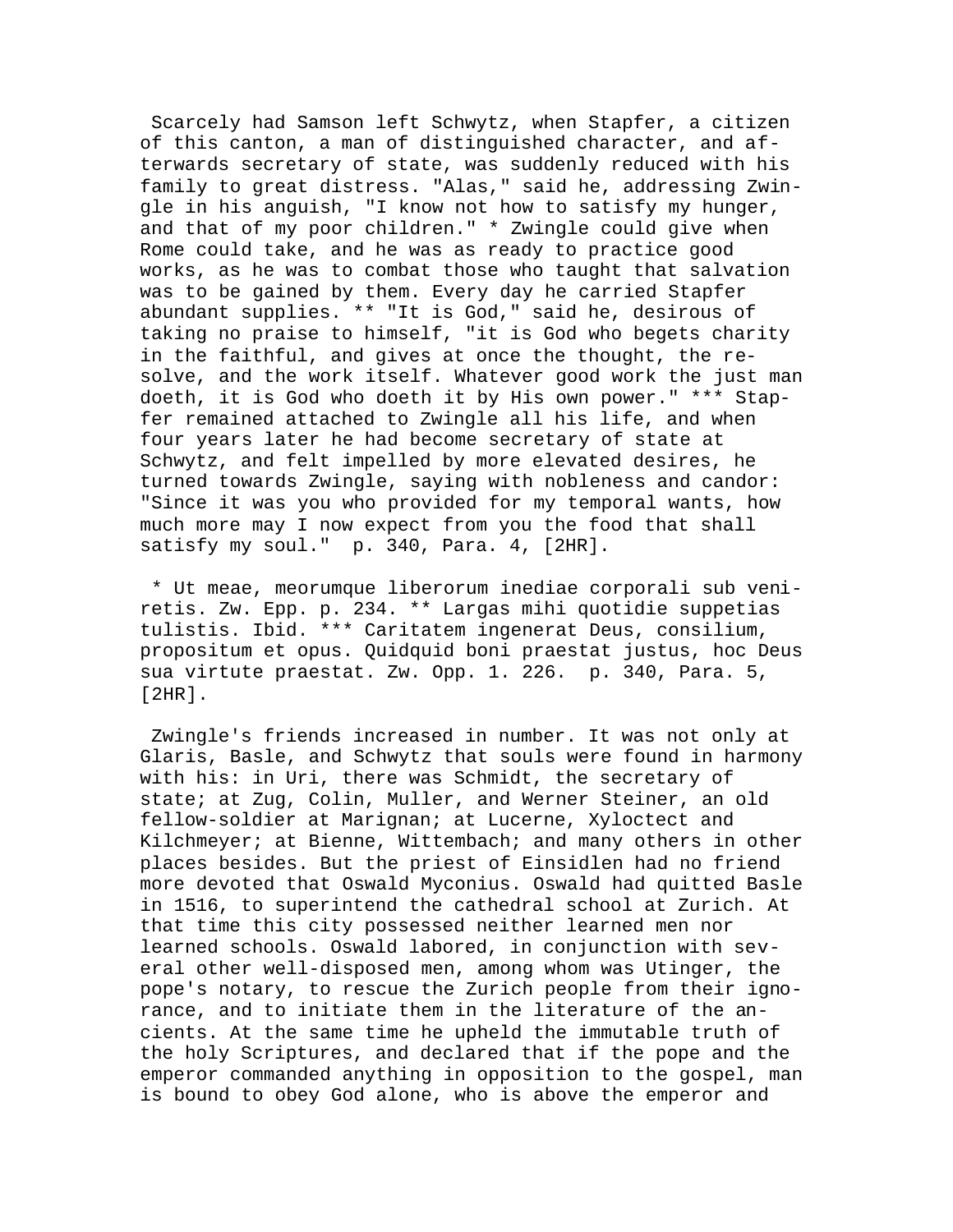Scarcely had Samson left Schwytz, when Stapfer, a citizen of this canton, a man of distinguished character, and afterwards secretary of state, was suddenly reduced with his family to great distress. "Alas," said he, addressing Zwingle in his anguish, "I know not how to satisfy my hunger, and that of my poor children." * Zwingle could give when Rome could take, and he was as ready to practice good works, as he was to combat those who taught that salvation was to be gained by them. Every day he carried Stapfer abundant supplies. ** "It is God," said he, desirous of taking no praise to himself, "it is God who begets charity in the faithful, and gives at once the thought, the resolve, and the work itself. Whatever good work the just man doeth, it is God who doeth it by His own power." *** Stapfer remained attached to Zwingle all his life, and when four years later he had become secretary of state at Schwytz, and felt impelled by more elevated desires, he turned towards Zwingle, saying with nobleness and candor: "Since it was you who provided for my temporal wants, how much more may I now expect from you the food that shall satisfy my soul." p. 340, Para. 4, [2HR].

* Ut meae, meorumque liberorum inediae corporali sub veniretis. Zw. Epp. p. 234. ** Largas mihi quotidie suppetias tulistis. Ibid. *** Caritatem ingenerat Deus, consilium, propositum et opus. Quidquid boni praestat justus, hoc Deus sua virtute praestat. Zw. Opp. 1. 226. p. 340, Para. 5, [2HR].

Zwingle's friends increased in number. It was not only at Glaris, Basle, and Schwytz that souls were found in harmony with his: in Uri, there was Schmidt, the secretary of state; at Zug, Colin, Muller, and Werner Steiner, an old fellow-soldier at Marignan; at Lucerne, Xyloctect and Kilchmeyer; at Bienne, Wittembach; and many others in other places besides. But the priest of Einsidlen had no friend more devoted that Oswald Myconius. Oswald had quitted Basle in 1516, to superintend the cathedral school at Zurich. At that time this city possessed neither learned men nor learned schools. Oswald labored, in conjunction with several other well-disposed men, among whom was Utinger, the pope's notary, to rescue the Zurich people from their ignorance, and to initiate them in the literature of the ancients. At the same time he upheld the immutable truth of the holy Scriptures, and declared that if the pope and the emperor commanded anything in opposition to the gospel, man is bound to obey God alone, who is above the emperor and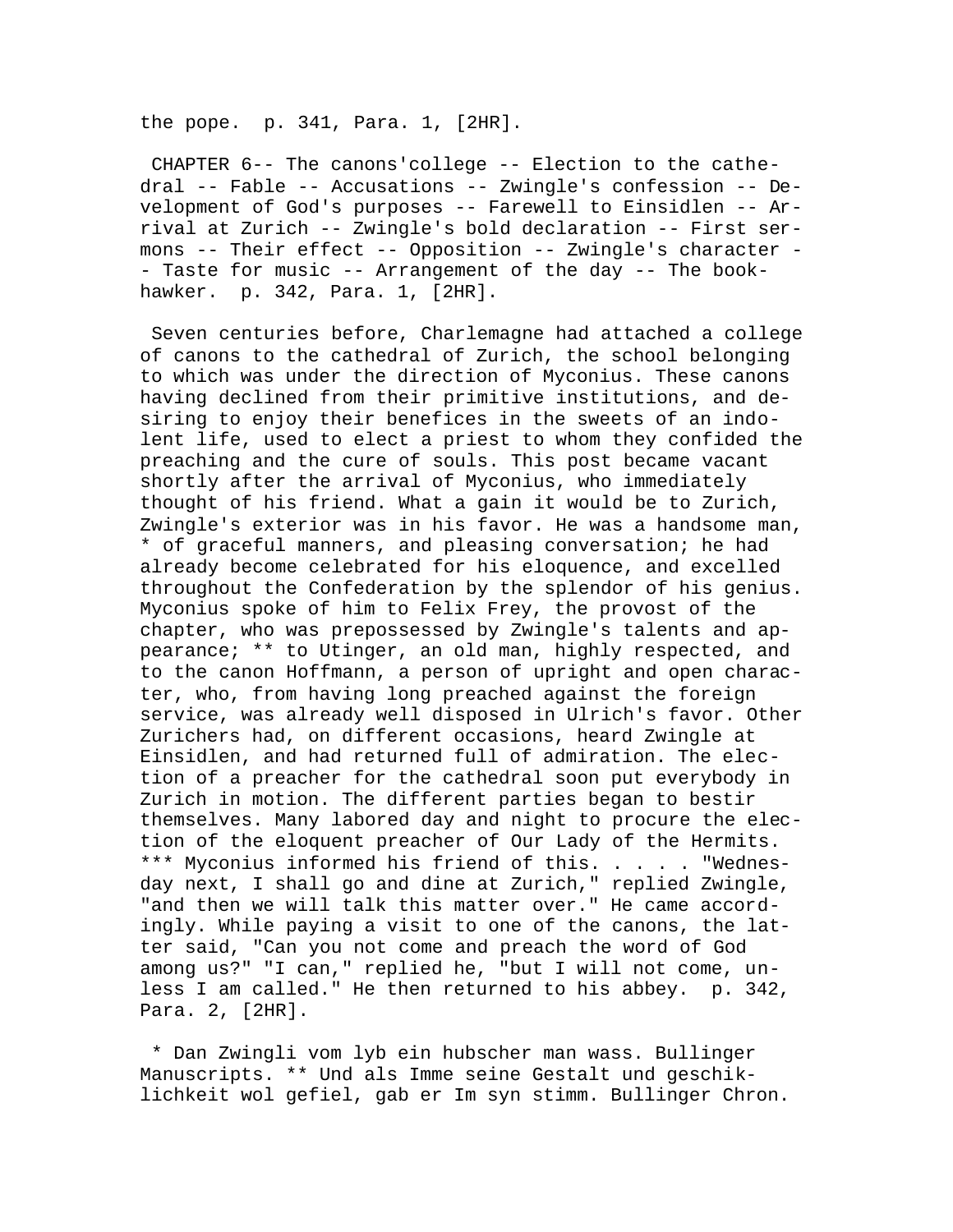the pope.  p. 341, Para. 1, [2HR].

CHAPTER 6-- The canons'college -- Election to the cathedral -- Fable -- Accusations -- Zwingle's confession -- Development of God's purposes -- Farewell to Einsidlen -- Arrival at Zurich -- Zwingle's bold declaration -- First sermons -- Their effect -- Opposition -- Zwingle's character -- Taste for music -- Arrangement of the day -- The book-hawker.  p. 342, Para. 1, [2HR].

Seven centuries before, Charlemagne had attached a college of canons to the cathedral of Zurich, the school belonging to which was under the direction of Myconius. These canons having declined from their primitive institutions, and desiring to enjoy their benefices in the sweets of an indolent life, used to elect a priest to whom they confided the preaching and the cure of souls. This post became vacant shortly after the arrival of Myconius, who immediately thought of his friend. What a gain it would be to Zurich, Zwingle's exterior was in his favor. He was a handsome man, * of graceful manners, and pleasing conversation; he had already become celebrated for his eloquence, and excelled throughout the Confederation by the splendor of his genius. Myconius spoke of him to Felix Frey, the provost of the chapter, who was prepossessed by Zwingle's talents and appearance; ** to Utinger, an old man, highly respected, and to the canon Hoffmann, a person of upright and open character, who, from having long preached against the foreign service, was already well disposed in Ulrich's favor. Other Zurichers had, on different occasions, heard Zwingle at Einsidlen, and had returned full of admiration. The election of a preacher for the cathedral soon put everybody in Zurich in motion. The different parties began to bestir themselves. Many labored day and night to procure the election of the eloquent preacher of Our Lady of the Hermits. *** Myconius informed his friend of this. . . . . "Wednesday next, I shall go and dine at Zurich," replied Zwingle, "and then we will talk this matter over." He came accordingly. While paying a visit to one of the canons, the latter said, "Can you not come and preach the word of God among us?" "I can," replied he, "but I will not come, unless I am called." He then returned to his abbey.  p. 342, Para. 2, [2HR].

* Dan Zwingli vom lyb ein hubscher man wass. Bullinger Manuscripts. ** Und als Imme seine Gestalt und geschiklichkeit wol gefiel, gab er Im syn stimm. Bullinger Chron.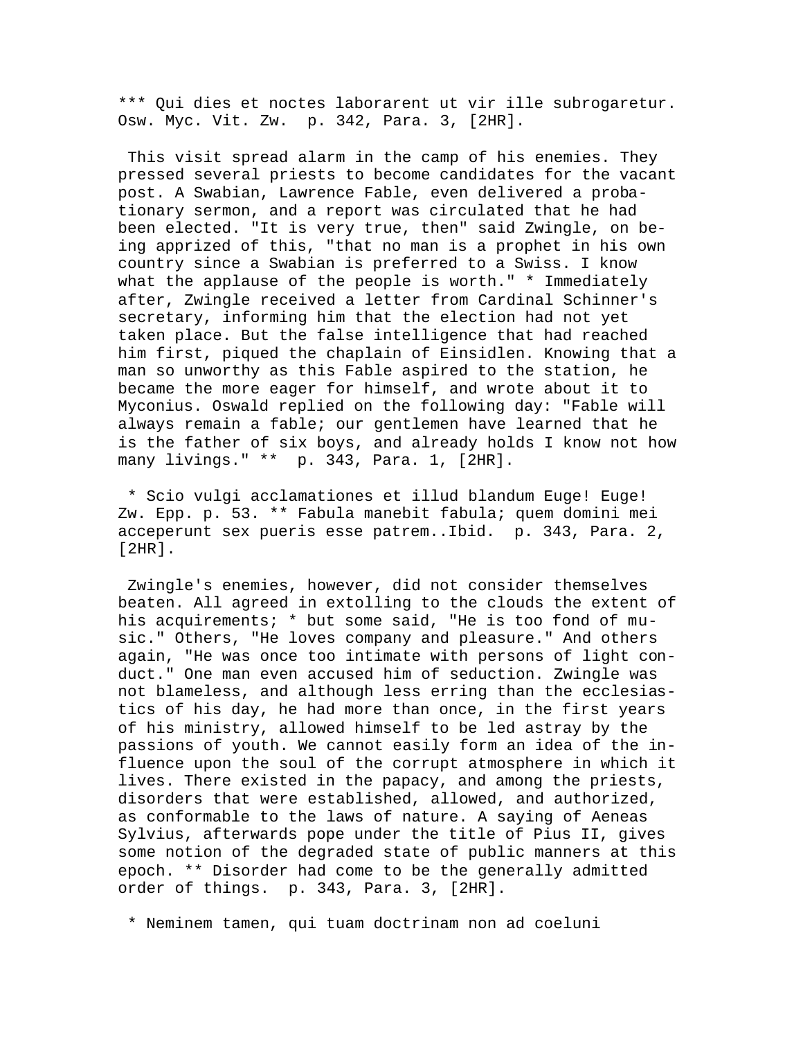*** Qui dies et noctes laborarent ut vir ille subrogaretur. Osw. Myc. Vit. Zw. p. 342, Para. 3, [2HR].

This visit spread alarm in the camp of his enemies. They pressed several priests to become candidates for the vacant post. A Swabian, Lawrence Fable, even delivered a probationary sermon, and a report was circulated that he had been elected. "It is very true, then" said Zwingle, on being apprized of this, "that no man is a prophet in his own country since a Swabian is preferred to a Swiss. I know what the applause of the people is worth." * Immediately after, Zwingle received a letter from Cardinal Schinner's secretary, informing him that the election had not yet taken place. But the false intelligence that had reached him first, piqued the chaplain of Einsidlen. Knowing that a man so unworthy as this Fable aspired to the station, he became the more eager for himself, and wrote about it to Myconius. Oswald replied on the following day: "Fable will always remain a fable; our gentlemen have learned that he is the father of six boys, and already holds I know not how many livings." ** p. 343, Para. 1, [2HR].

* Scio vulgi acclamationes et illud blandum Euge! Euge! Zw. Epp. p. 53. ** Fabula manebit fabula; quem domini mei acceperunt sex pueris esse patrem..Ibid. p. 343, Para. 2, [2HR].

Zwingle's enemies, however, did not consider themselves beaten. All agreed in extolling to the clouds the extent of his acquirements; * but some said, "He is too fond of music." Others, "He loves company and pleasure." And others again, "He was once too intimate with persons of light conduct." One man even accused him of seduction. Zwingle was not blameless, and although less erring than the ecclesiastics of his day, he had more than once, in the first years of his ministry, allowed himself to be led astray by the passions of youth. We cannot easily form an idea of the influence upon the soul of the corrupt atmosphere in which it lives. There existed in the papacy, and among the priests, disorders that were established, allowed, and authorized, as conformable to the laws of nature. A saying of Aeneas Sylvius, afterwards pope under the title of Pius II, gives some notion of the degraded state of public manners at this epoch. ** Disorder had come to be the generally admitted order of things. p. 343, Para. 3, [2HR].

* Neminem tamen, qui tuam doctrinam non ad coeluni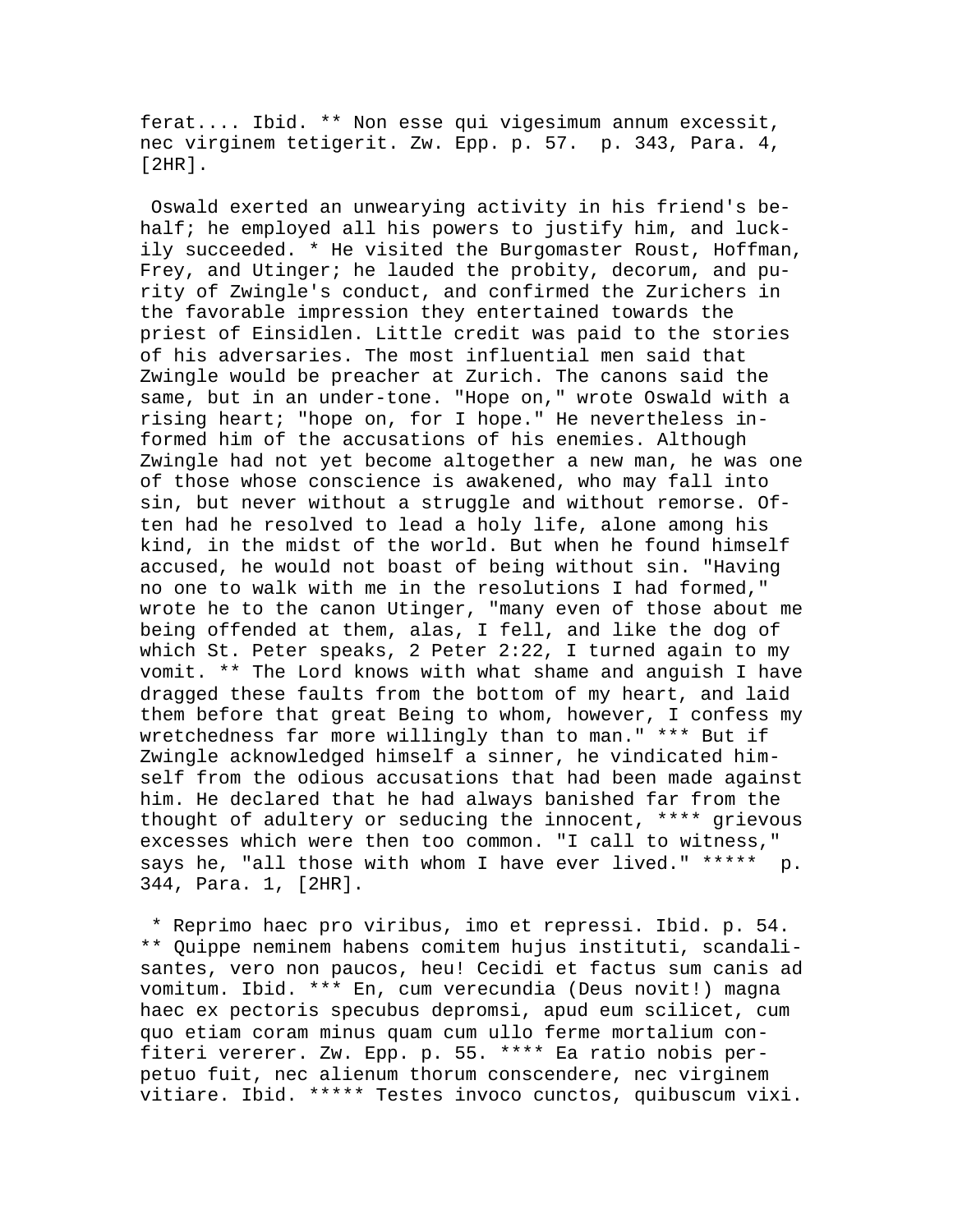ferat.... Ibid. ** Non esse qui vigesimum annum excessit, nec virginem tetigerit. Zw. Epp. p. 57.  p. 343, Para. 4, [2HR].

Oswald exerted an unwearying activity in his friend's behalf; he employed all his powers to justify him, and luckily succeeded. * He visited the Burgomaster Roust, Hoffman, Frey, and Utinger; he lauded the probity, decorum, and purity of Zwingle's conduct, and confirmed the Zurichers in the favorable impression they entertained towards the priest of Einsidlen. Little credit was paid to the stories of his adversaries. The most influential men said that Zwingle would be preacher at Zurich. The canons said the same, but in an under-tone. "Hope on," wrote Oswald with a rising heart; "hope on, for I hope." He nevertheless informed him of the accusations of his enemies. Although Zwingle had not yet become altogether a new man, he was one of those whose conscience is awakened, who may fall into sin, but never without a struggle and without remorse. Often had he resolved to lead a holy life, alone among his kind, in the midst of the world. But when he found himself accused, he would not boast of being without sin. "Having no one to walk with me in the resolutions I had formed," wrote he to the canon Utinger, "many even of those about me being offended at them, alas, I fell, and like the dog of which St. Peter speaks, 2 Peter 2:22, I turned again to my vomit. ** The Lord knows with what shame and anguish I have dragged these faults from the bottom of my heart, and laid them before that great Being to whom, however, I confess my wretchedness far more willingly than to man." *** But if Zwingle acknowledged himself a sinner, he vindicated himself from the odious accusations that had been made against him. He declared that he had always banished far from the thought of adultery or seducing the innocent, **** grievous excesses which were then too common. "I call to witness," says he, "all those with whom I have ever lived." *****  p. 344, Para. 1, [2HR].

* Reprimo haec pro viribus, imo et repressi. Ibid. p. 54. ** Quippe neminem habens comitem hujus instituti, scandalisantes, vero non paucos, heu! Cecidi et factus sum canis ad vomitum. Ibid. *** En, cum verecundia (Deus novit!) magna haec ex pectoris specubus depromsi, apud eum scilicet, cum quo etiam coram minus quam cum ullo ferme mortalium confiteri vererer. Zw. Epp. p. 55. **** Ea ratio nobis perpetuo fuit, nec alienum thorum conscendere, nec virginem vitiare. Ibid. ***** Testes invoco cunctos, quibuscum vixi.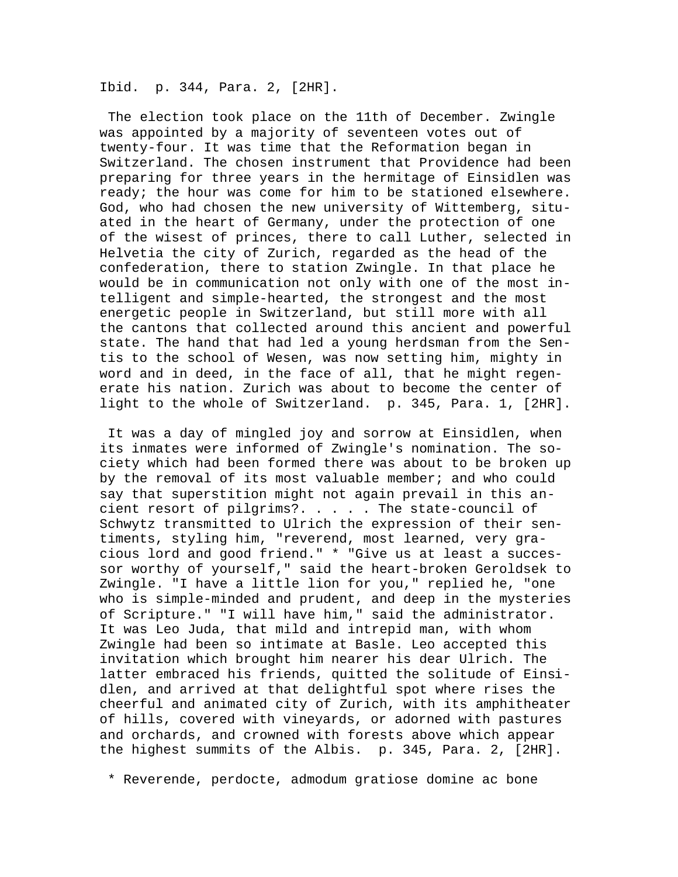Ibid. p. 344, Para. 2, [2HR].

The election took place on the 11th of December. Zwingle was appointed by a majority of seventeen votes out of twenty-four. It was time that the Reformation began in Switzerland. The chosen instrument that Providence had been preparing for three years in the hermitage of Einsidlen was ready; the hour was come for him to be stationed elsewhere. God, who had chosen the new university of Wittemberg, situated in the heart of Germany, under the protection of one of the wisest of princes, there to call Luther, selected in Helvetia the city of Zurich, regarded as the head of the confederation, there to station Zwingle. In that place he would be in communication not only with one of the most intelligent and simple-hearted, the strongest and the most energetic people in Switzerland, but still more with all the cantons that collected around this ancient and powerful state. The hand that had led a young herdsman from the Sentis to the school of Wesen, was now setting him, mighty in word and in deed, in the face of all, that he might regenerate his nation. Zurich was about to become the center of light to the whole of Switzerland. p. 345, Para. 1, [2HR].

It was a day of mingled joy and sorrow at Einsidlen, when its inmates were informed of Zwingle's nomination. The society which had been formed there was about to be broken up by the removal of its most valuable member; and who could say that superstition might not again prevail in this ancient resort of pilgrims?. . . . . The state-council of Schwytz transmitted to Ulrich the expression of their sentiments, styling him, "reverend, most learned, very gracious lord and good friend." * "Give us at least a successor worthy of yourself," said the heart-broken Geroldsek to Zwingle. "I have a little lion for you," replied he, "one who is simple-minded and prudent, and deep in the mysteries of Scripture." "I will have him," said the administrator. It was Leo Juda, that mild and intrepid man, with whom Zwingle had been so intimate at Basle. Leo accepted this invitation which brought him nearer his dear Ulrich. The latter embraced his friends, quitted the solitude of Einsidlen, and arrived at that delightful spot where rises the cheerful and animated city of Zurich, with its amphitheater of hills, covered with vineyards, or adorned with pastures and orchards, and crowned with forests above which appear the highest summits of the Albis. p. 345, Para. 2, [2HR].

* Reverende, perdocte, admodum gratiose domine ac bone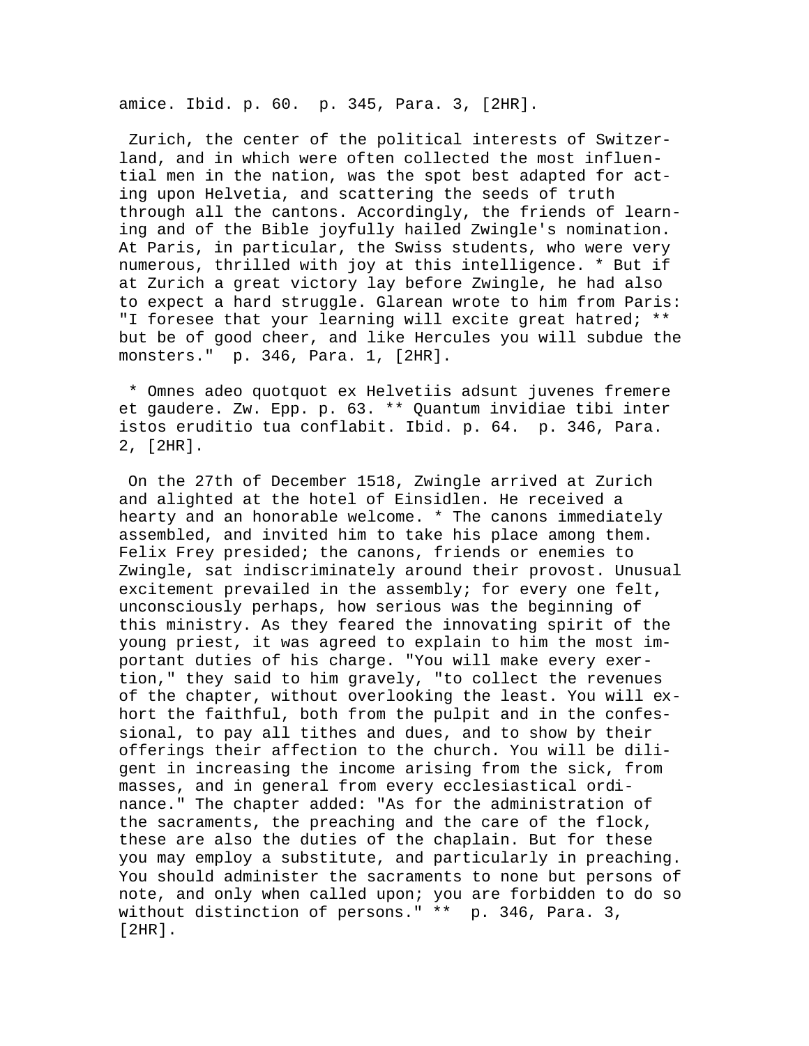amice. Ibid. p. 60. p. 345, Para. 3, [2HR].

Zurich, the center of the political interests of Switzerland, and in which were often collected the most influential men in the nation, was the spot best adapted for acting upon Helvetia, and scattering the seeds of truth through all the cantons. Accordingly, the friends of learning and of the Bible joyfully hailed Zwingle's nomination. At Paris, in particular, the Swiss students, who were very numerous, thrilled with joy at this intelligence. * But if at Zurich a great victory lay before Zwingle, he had also to expect a hard struggle. Glarean wrote to him from Paris: "I foresee that your learning will excite great hatred; ** but be of good cheer, and like Hercules you will subdue the monsters." p. 346, Para. 1, [2HR].

* Omnes adeo quotquot ex Helvetiis adsunt juvenes fremere et gaudere. Zw. Epp. p. 63. ** Quantum invidiae tibi inter istos eruditio tua conflabit. Ibid. p. 64. p. 346, Para. 2, [2HR].

On the 27th of December 1518, Zwingle arrived at Zurich and alighted at the hotel of Einsidlen. He received a hearty and an honorable welcome. * The canons immediately assembled, and invited him to take his place among them. Felix Frey presided; the canons, friends or enemies to Zwingle, sat indiscriminately around their provost. Unusual excitement prevailed in the assembly; for every one felt, unconsciously perhaps, how serious was the beginning of this ministry. As they feared the innovating spirit of the young priest, it was agreed to explain to him the most important duties of his charge. "You will make every exertion," they said to him gravely, "to collect the revenues of the chapter, without overlooking the least. You will exhort the faithful, both from the pulpit and in the confessional, to pay all tithes and dues, and to show by their offerings their affection to the church. You will be diligent in increasing the income arising from the sick, from masses, and in general from every ecclesiastical ordinance." The chapter added: "As for the administration of the sacraments, the preaching and the care of the flock, these are also the duties of the chaplain. But for these you may employ a substitute, and particularly in preaching. You should administer the sacraments to none but persons of note, and only when called upon; you are forbidden to do so without distinction of persons." ** p. 346, Para. 3, [2HR].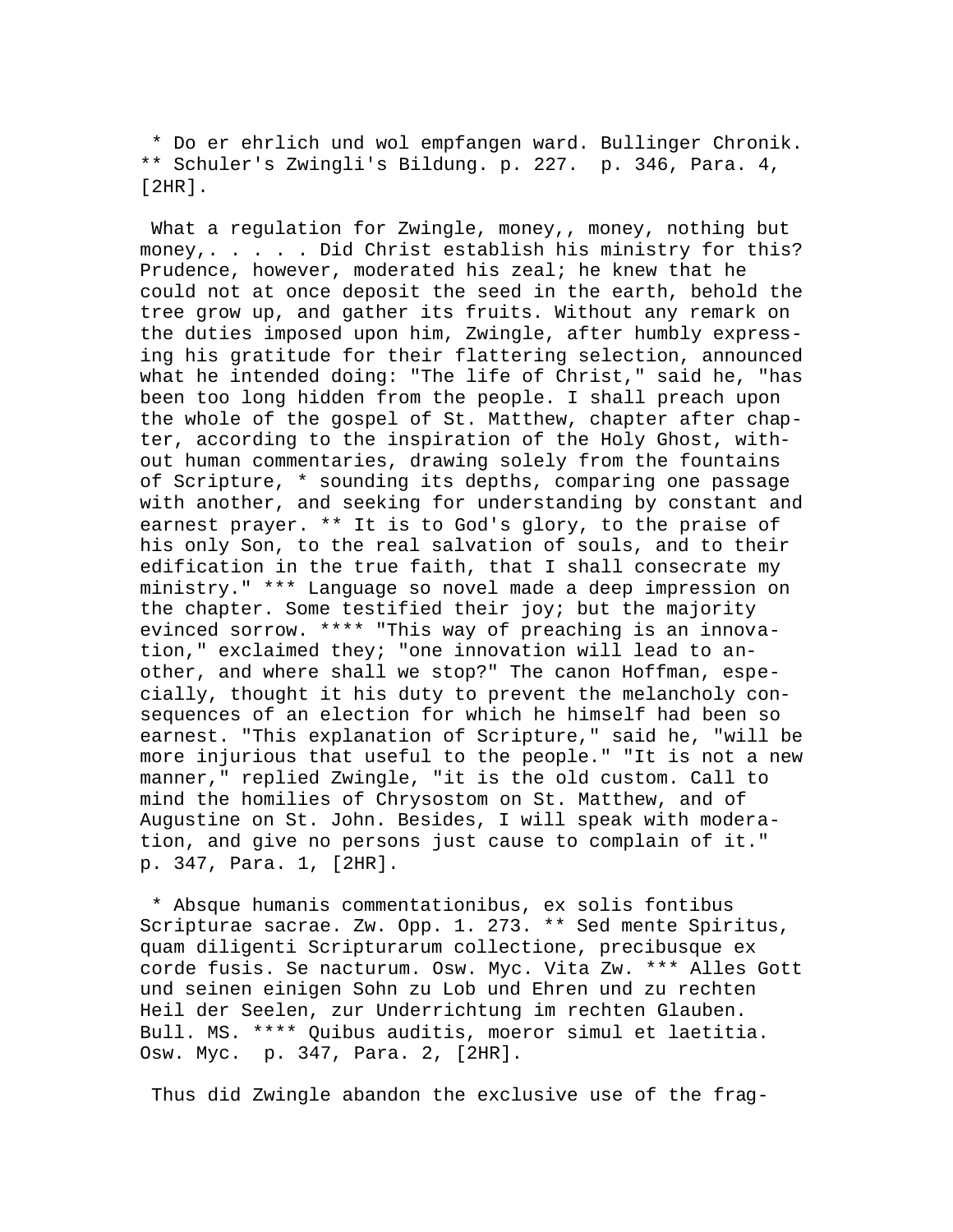* Do er ehrlich und wol empfangen ward. Bullinger Chronik. ** Schuler's Zwingli's Bildung. p. 227. p. 346, Para. 4, [2HR].

What a regulation for Zwingle, money,, money, nothing but money,. . . . . Did Christ establish his ministry for this? Prudence, however, moderated his zeal; he knew that he could not at once deposit the seed in the earth, behold the tree grow up, and gather its fruits. Without any remark on the duties imposed upon him, Zwingle, after humbly expressing his gratitude for their flattering selection, announced what he intended doing: "The life of Christ," said he, "has been too long hidden from the people. I shall preach upon the whole of the gospel of St. Matthew, chapter after chapter, according to the inspiration of the Holy Ghost, without human commentaries, drawing solely from the fountains of Scripture, * sounding its depths, comparing one passage with another, and seeking for understanding by constant and earnest prayer. ** It is to God's glory, to the praise of his only Son, to the real salvation of souls, and to their edification in the true faith, that I shall consecrate my ministry." *** Language so novel made a deep impression on the chapter. Some testified their joy; but the majority evinced sorrow. **** "This way of preaching is an innovation," exclaimed they; "one innovation will lead to another, and where shall we stop?" The canon Hoffman, especially, thought it his duty to prevent the melancholy consequences of an election for which he himself had been so earnest. "This explanation of Scripture," said he, "will be more injurious that useful to the people." "It is not a new manner," replied Zwingle, "it is the old custom. Call to mind the homilies of Chrysostom on St. Matthew, and of Augustine on St. John. Besides, I will speak with moderation, and give no persons just cause to complain of it." p. 347, Para. 1, [2HR].

* Absque humanis commentationibus, ex solis fontibus Scripturae sacrae. Zw. Opp. 1. 273. ** Sed mente Spiritus, quam diligenti Scripturarum collectione, precibusque ex corde fusis. Se nacturum. Osw. Myc. Vita Zw. *** Alles Gott und seinen einigen Sohn zu Lob und Ehren und zu rechten Heil der Seelen, zur Underrichtung im rechten Glauben. Bull. MS. **** Quibus auditis, moeror simul et laetitia. Osw. Myc. p. 347, Para. 2, [2HR].

Thus did Zwingle abandon the exclusive use of the frag-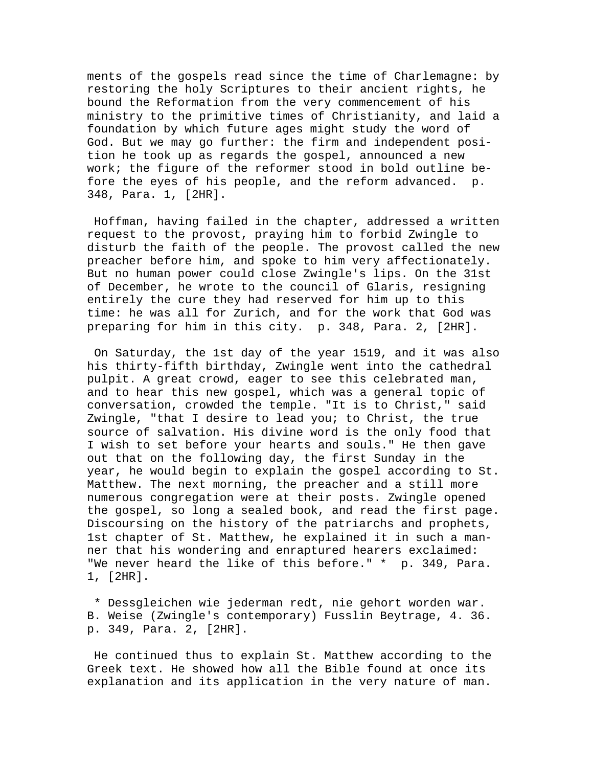ments of the gospels read since the time of Charlemagne: by restoring the holy Scriptures to their ancient rights, he bound the Reformation from the very commencement of his ministry to the primitive times of Christianity, and laid a foundation by which future ages might study the word of God. But we may go further: the firm and independent position he took up as regards the gospel, announced a new work; the figure of the reformer stood in bold outline before the eyes of his people, and the reform advanced. p. 348, Para. 1, [2HR].

Hoffman, having failed in the chapter, addressed a written request to the provost, praying him to forbid Zwingle to disturb the faith of the people. The provost called the new preacher before him, and spoke to him very affectionately. But no human power could close Zwingle's lips. On the 31st of December, he wrote to the council of Glaris, resigning entirely the cure they had reserved for him up to this time: he was all for Zurich, and for the work that God was preparing for him in this city. p. 348, Para. 2, [2HR].

On Saturday, the 1st day of the year 1519, and it was also his thirty-fifth birthday, Zwingle went into the cathedral pulpit. A great crowd, eager to see this celebrated man, and to hear this new gospel, which was a general topic of conversation, crowded the temple. "It is to Christ," said Zwingle, "that I desire to lead you; to Christ, the true source of salvation. His divine word is the only food that I wish to set before your hearts and souls." He then gave out that on the following day, the first Sunday in the year, he would begin to explain the gospel according to St. Matthew. The next morning, the preacher and a still more numerous congregation were at their posts. Zwingle opened the gospel, so long a sealed book, and read the first page. Discoursing on the history of the patriarchs and prophets, 1st chapter of St. Matthew, he explained it in such a manner that his wondering and enraptured hearers exclaimed: "We never heard the like of this before." * p. 349, Para. 1, [2HR].

* Dessgleichen wie jederman redt, nie gehort worden war. B. Weise (Zwingle's contemporary) Fusslin Beytrage, 4. 36. p. 349, Para. 2, [2HR].

He continued thus to explain St. Matthew according to the Greek text. He showed how all the Bible found at once its explanation and its application in the very nature of man.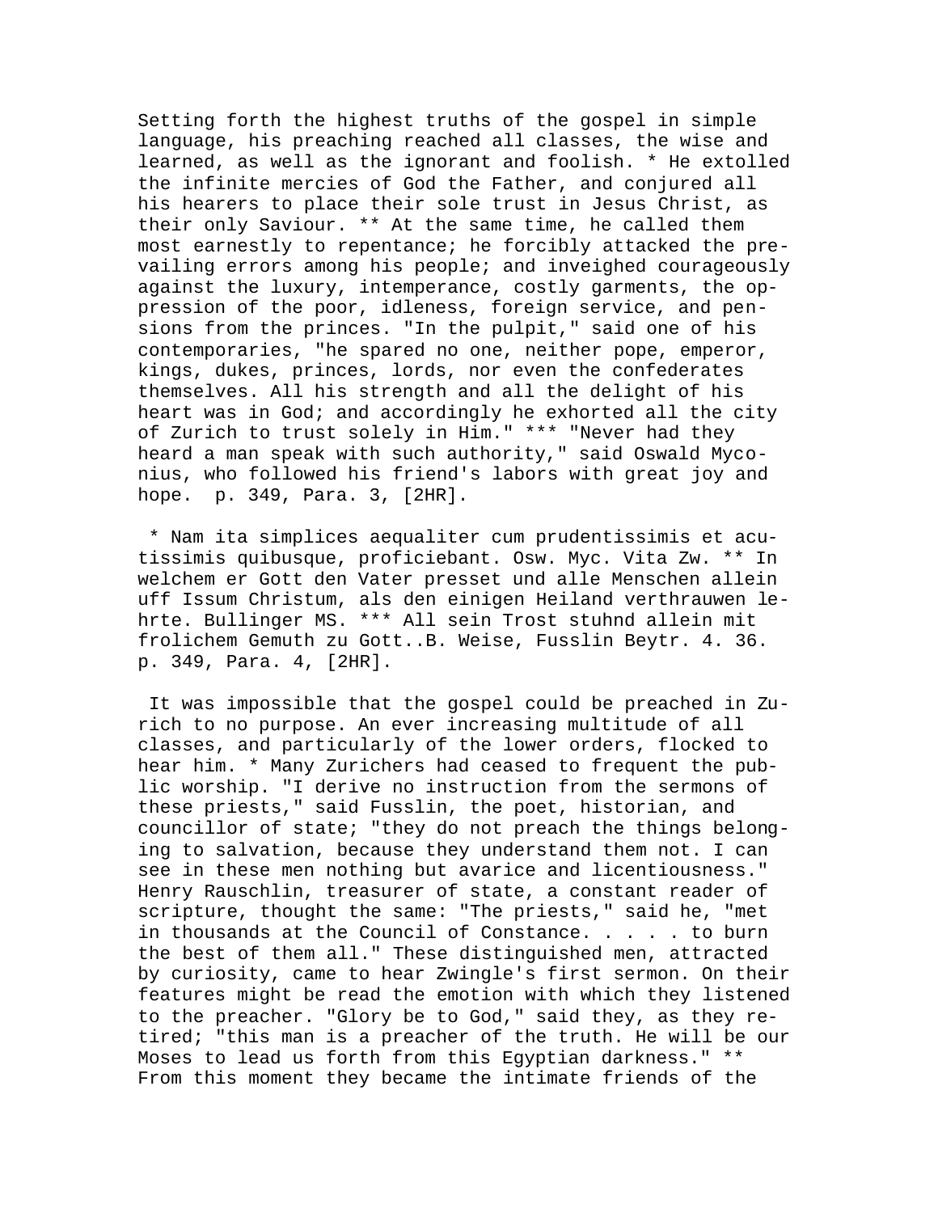Setting forth the highest truths of the gospel in simple language, his preaching reached all classes, the wise and learned, as well as the ignorant and foolish. * He extolled the infinite mercies of God the Father, and conjured all his hearers to place their sole trust in Jesus Christ, as their only Saviour. ** At the same time, he called them most earnestly to repentance; he forcibly attacked the prevailing errors among his people; and inveighed courageously against the luxury, intemperance, costly garments, the oppression of the poor, idleness, foreign service, and pensions from the princes. "In the pulpit," said one of his contemporaries, "he spared no one, neither pope, emperor, kings, dukes, princes, lords, nor even the confederates themselves. All his strength and all the delight of his heart was in God; and accordingly he exhorted all the city of Zurich to trust solely in Him." *** "Never had they heard a man speak with such authority," said Oswald Myconius, who followed his friend's labors with great joy and hope. p. 349, Para. 3, [2HR].

* Nam ita simplices aequaliter cum prudentissimis et acutissimis quibusque, proficiebant. Osw. Myc. Vita Zw. ** In welchem er Gott den Vater presset und alle Menschen allein uff Issum Christum, als den einigen Heiland verthrauwen lehrte. Bullinger MS. *** All sein Trost stuhnd allein mit frolichem Gemuth zu Gott..B. Weise, Fusslin Beytr. 4. 36. p. 349, Para. 4, [2HR].

It was impossible that the gospel could be preached in Zurich to no purpose. An ever increasing multitude of all classes, and particularly of the lower orders, flocked to hear him. * Many Zurichers had ceased to frequent the public worship. "I derive no instruction from the sermons of these priests," said Fusslin, the poet, historian, and councillor of state; "they do not preach the things belonging to salvation, because they understand them not. I can see in these men nothing but avarice and licentiousness." Henry Rauschlin, treasurer of state, a constant reader of scripture, thought the same: "The priests," said he, "met in thousands at the Council of Constance. . . . . to burn the best of them all." These distinguished men, attracted by curiosity, came to hear Zwingle's first sermon. On their features might be read the emotion with which they listened to the preacher. "Glory be to God," said they, as they retired; "this man is a preacher of the truth. He will be our Moses to lead us forth from this Egyptian darkness." ** From this moment they became the intimate friends of the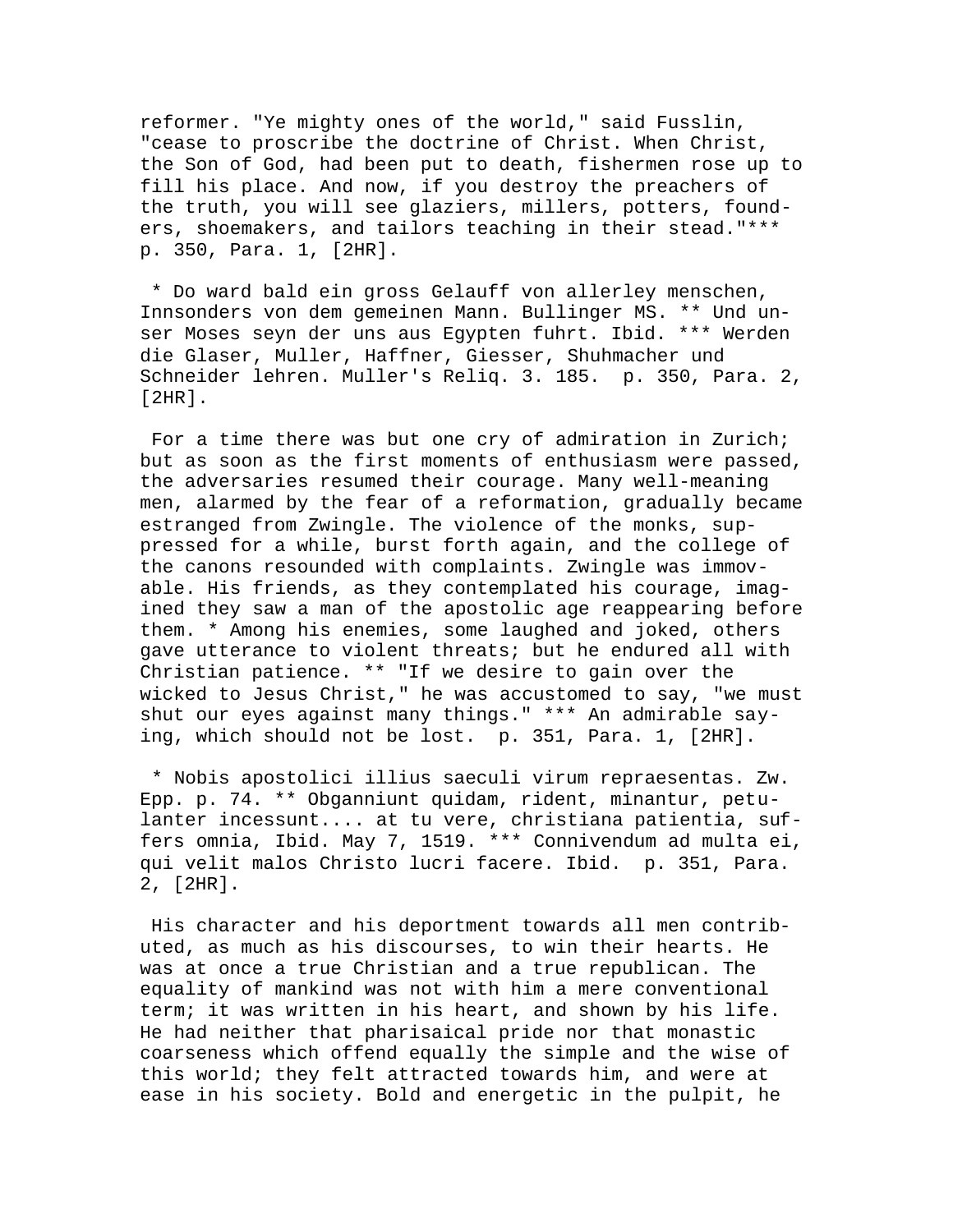reformer. "Ye mighty ones of the world," said Fusslin, "cease to proscribe the doctrine of Christ. When Christ, the Son of God, had been put to death, fishermen rose up to fill his place. And now, if you destroy the preachers of the truth, you will see glaziers, millers, potters, founders, shoemakers, and tailors teaching in their stead."*** p. 350, Para. 1, [2HR].

* Do ward bald ein gross Gelauff von allerley menschen, Innsonders von dem gemeinen Mann. Bullinger MS. ** Und unser Moses seyn der uns aus Egypten fuhrt. Ibid. *** Werden die Glaser, Muller, Haffner, Giesser, Shuhmacher und Schneider lehren. Muller's Reliq. 3. 185. p. 350, Para. 2, [2HR].

For a time there was but one cry of admiration in Zurich; but as soon as the first moments of enthusiasm were passed, the adversaries resumed their courage. Many well-meaning men, alarmed by the fear of a reformation, gradually became estranged from Zwingle. The violence of the monks, suppressed for a while, burst forth again, and the college of the canons resounded with complaints. Zwingle was immovable. His friends, as they contemplated his courage, imagined they saw a man of the apostolic age reappearing before them. * Among his enemies, some laughed and joked, others gave utterance to violent threats; but he endured all with Christian patience. ** "If we desire to gain over the wicked to Jesus Christ," he was accustomed to say, "we must shut our eyes against many things." *** An admirable saying, which should not be lost. p. 351, Para. 1, [2HR].

* Nobis apostolici illius saeculi virum repraesentas. Zw. Epp. p. 74. ** Obganniunt quidam, rident, minantur, petulanter incessunt.... at tu vere, christiana patientia, suffers omnia, Ibid. May 7, 1519. *** Connivendum ad multa ei, qui velit malos Christo lucri facere. Ibid. p. 351, Para. 2, [2HR].

His character and his deportment towards all men contributed, as much as his discourses, to win their hearts. He was at once a true Christian and a true republican. The equality of mankind was not with him a mere conventional term; it was written in his heart, and shown by his life. He had neither that pharisaical pride nor that monastic coarseness which offend equally the simple and the wise of this world; they felt attracted towards him, and were at ease in his society. Bold and energetic in the pulpit, he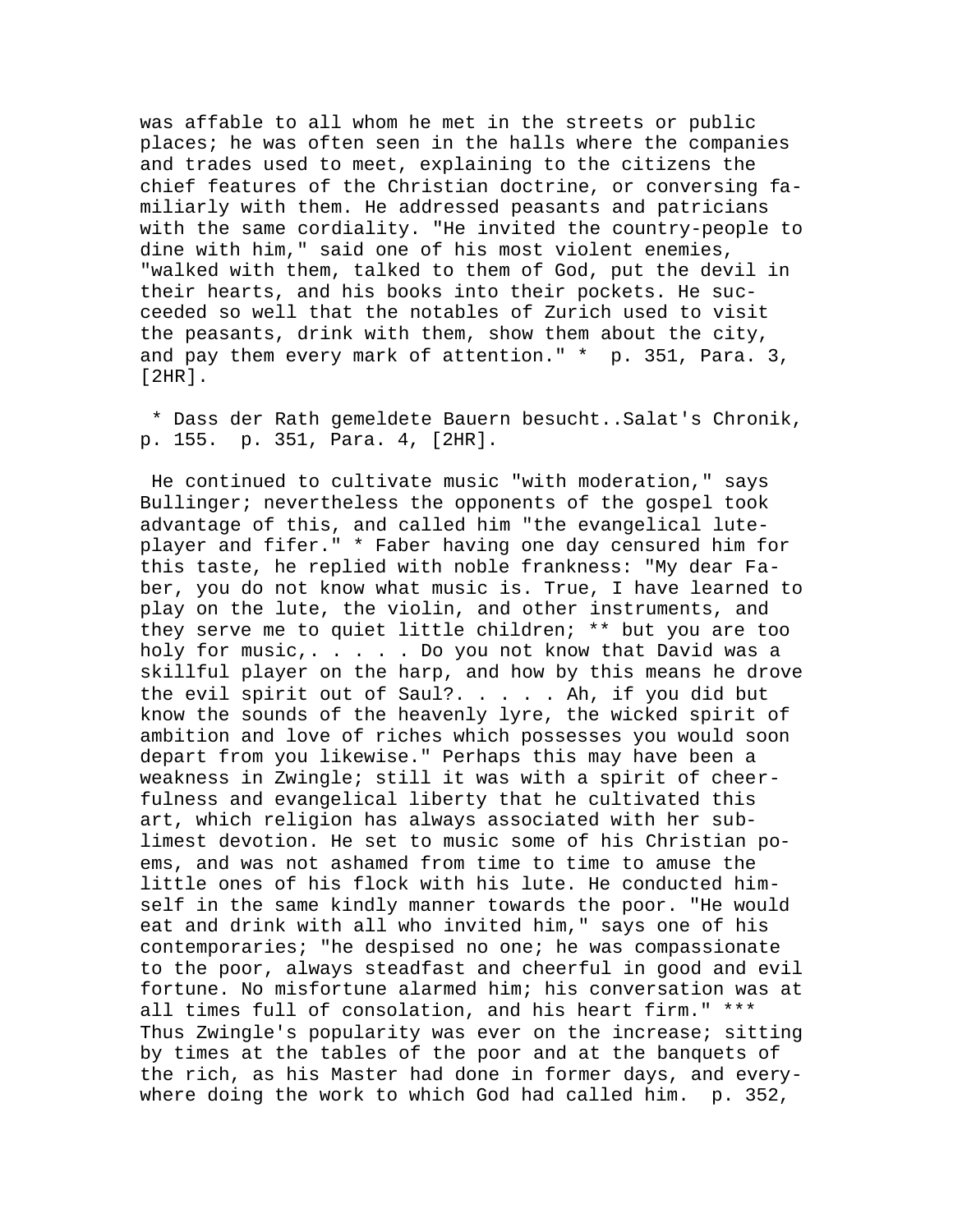was affable to all whom he met in the streets or public places; he was often seen in the halls where the companies and trades used to meet, explaining to the citizens the chief features of the Christian doctrine, or conversing familiarly with them. He addressed peasants and patricians with the same cordiality. "He invited the country-people to dine with him," said one of his most violent enemies, "walked with them, talked to them of God, put the devil in their hearts, and his books into their pockets. He succeeded so well that the notables of Zurich used to visit the peasants, drink with them, show them about the city, and pay them every mark of attention." * p. 351, Para. 3, [2HR].

* Dass der Rath gemeldete Bauern besucht..Salat's Chronik, p. 155. p. 351, Para. 4, [2HR].

He continued to cultivate music "with moderation," says Bullinger; nevertheless the opponents of the gospel took advantage of this, and called him "the evangelical lute-player and fifer." * Faber having one day censured him for this taste, he replied with noble frankness: "My dear Faber, you do not know what music is. True, I have learned to play on the lute, the violin, and other instruments, and they serve me to quiet little children; ** but you are too holy for music,. . . . . Do you not know that David was a skillful player on the harp, and how by this means he drove the evil spirit out of Saul?. . . . . Ah, if you did but know the sounds of the heavenly lyre, the wicked spirit of ambition and love of riches which possesses you would soon depart from you likewise." Perhaps this may have been a weakness in Zwingle; still it was with a spirit of cheerfulness and evangelical liberty that he cultivated this art, which religion has always associated with her sublimest devotion. He set to music some of his Christian poems, and was not ashamed from time to time to amuse the little ones of his flock with his lute. He conducted himself in the same kindly manner towards the poor. "He would eat and drink with all who invited him," says one of his contemporaries; "he despised no one; he was compassionate to the poor, always steadfast and cheerful in good and evil fortune. No misfortune alarmed him; his conversation was at all times full of consolation, and his heart firm." *** Thus Zwingle's popularity was ever on the increase; sitting by times at the tables of the poor and at the banquets of the rich, as his Master had done in former days, and everywhere doing the work to which God had called him. p. 352,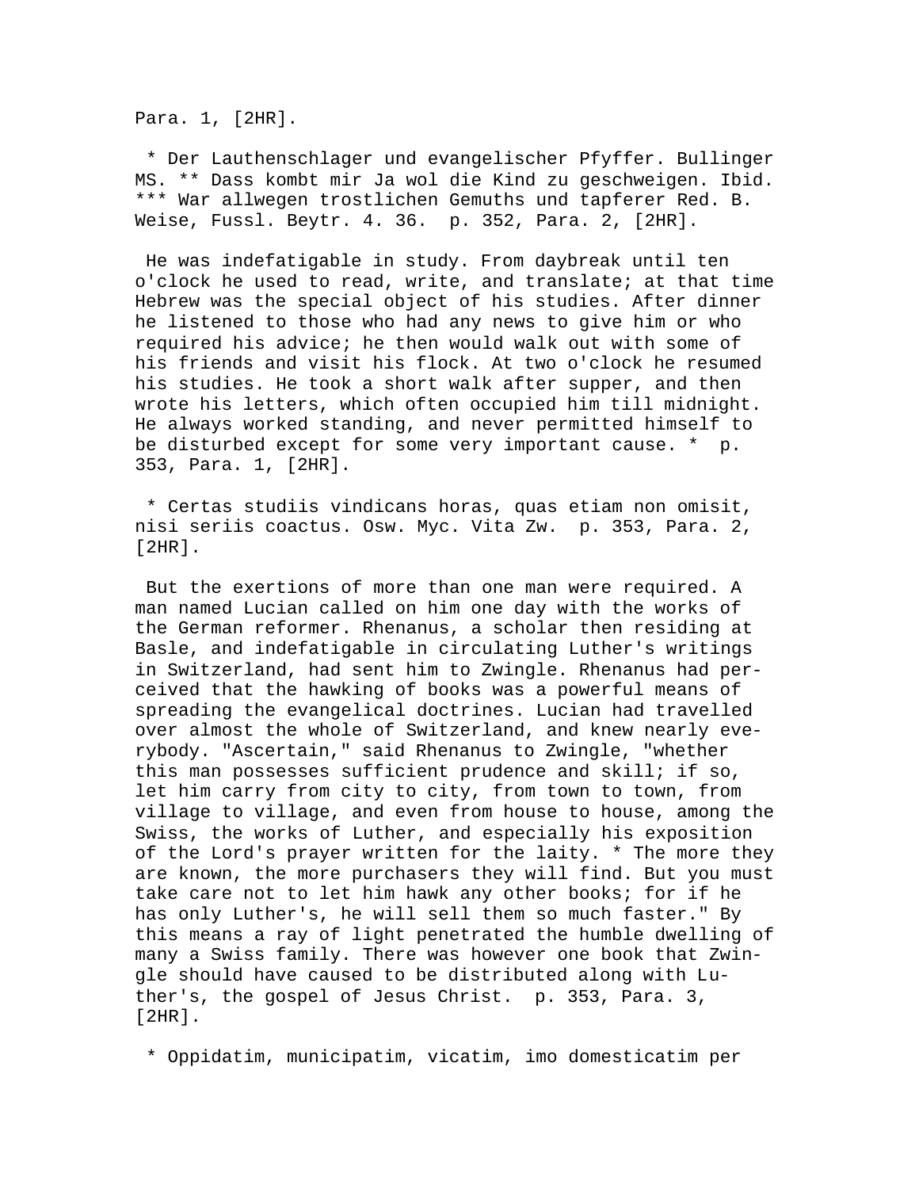Para. 1, [2HR].

* Der Lauthenschlager und evangelischer Pfyffer. Bullinger MS. ** Dass kombt mir Ja wol die Kind zu geschweigen. Ibid. *** War allwegen trostlichen Gemuths und tapferer Red. B. Weise, Fussl. Beytr. 4. 36.  p. 352, Para. 2, [2HR].

He was indefatigable in study. From daybreak until ten o'clock he used to read, write, and translate; at that time Hebrew was the special object of his studies. After dinner he listened to those who had any news to give him or who required his advice; he then would walk out with some of his friends and visit his flock. At two o'clock he resumed his studies. He took a short walk after supper, and then wrote his letters, which often occupied him till midnight. He always worked standing, and never permitted himself to be disturbed except for some very important cause. *  p. 353, Para. 1, [2HR].

* Certas studiis vindicans horas, quas etiam non omisit, nisi seriis coactus. Osw. Myc. Vita Zw.  p. 353, Para. 2, [2HR].

But the exertions of more than one man were required. A man named Lucian called on him one day with the works of the German reformer. Rhenanus, a scholar then residing at Basle, and indefatigable in circulating Luther's writings in Switzerland, had sent him to Zwingle. Rhenanus had perceived that the hawking of books was a powerful means of spreading the evangelical doctrines. Lucian had travelled over almost the whole of Switzerland, and knew nearly everybody. "Ascertain," said Rhenanus to Zwingle, "whether this man possesses sufficient prudence and skill; if so, let him carry from city to city, from town to town, from village to village, and even from house to house, among the Swiss, the works of Luther, and especially his exposition of the Lord's prayer written for the laity. * The more they are known, the more purchasers they will find. But you must take care not to let him hawk any other books; for if he has only Luther's, he will sell them so much faster." By this means a ray of light penetrated the humble dwelling of many a Swiss family. There was however one book that Zwingle should have caused to be distributed along with Luther's, the gospel of Jesus Christ.  p. 353, Para. 3, [2HR].

* Oppidatim, municipatim, vicatim, imo domesticatim per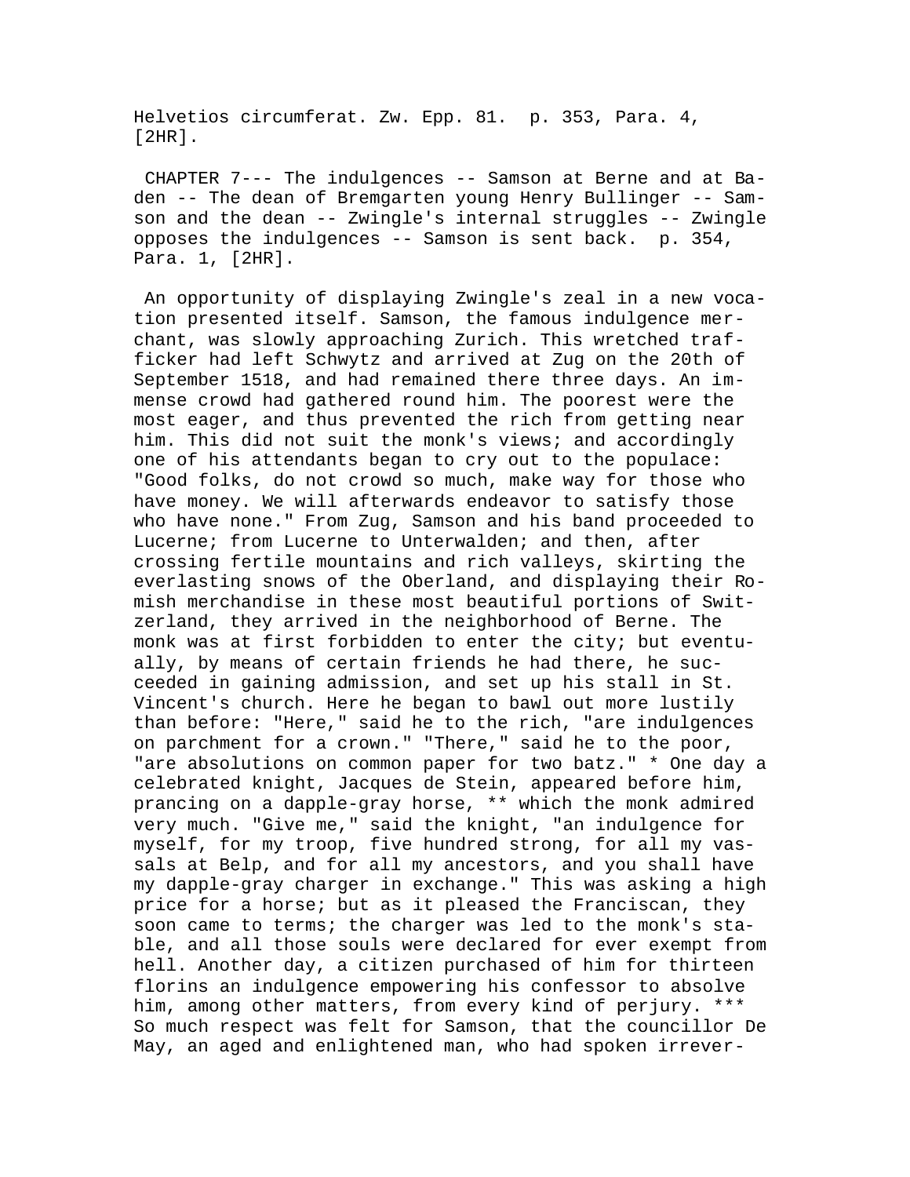Helvetios circumferat. Zw. Epp. 81. p. 353, Para. 4, [2HR].

CHAPTER 7--- The indulgences -- Samson at Berne and at Baden -- The dean of Bremgarten young Henry Bullinger -- Samson and the dean -- Zwingle's internal struggles -- Zwingle opposes the indulgences -- Samson is sent back. p. 354, Para. 1, [2HR].

An opportunity of displaying Zwingle's zeal in a new vocation presented itself. Samson, the famous indulgence merchant, was slowly approaching Zurich. This wretched trafficker had left Schwytz and arrived at Zug on the 20th of September 1518, and had remained there three days. An immense crowd had gathered round him. The poorest were the most eager, and thus prevented the rich from getting near him. This did not suit the monk's views; and accordingly one of his attendants began to cry out to the populace: "Good folks, do not crowd so much, make way for those who have money. We will afterwards endeavor to satisfy those who have none." From Zug, Samson and his band proceeded to Lucerne; from Lucerne to Unterwalden; and then, after crossing fertile mountains and rich valleys, skirting the everlasting snows of the Oberland, and displaying their Romish merchandise in these most beautiful portions of Switzerland, they arrived in the neighborhood of Berne. The monk was at first forbidden to enter the city; but eventually, by means of certain friends he had there, he succeeded in gaining admission, and set up his stall in St. Vincent's church. Here he began to bawl out more lustily than before: "Here," said he to the rich, "are indulgences on parchment for a crown." "There," said he to the poor, "are absolutions on common paper for two batz." * One day a celebrated knight, Jacques de Stein, appeared before him, prancing on a dapple-gray horse, ** which the monk admired very much. "Give me," said the knight, "an indulgence for myself, for my troop, five hundred strong, for all my vassals at Belp, and for all my ancestors, and you shall have my dapple-gray charger in exchange." This was asking a high price for a horse; but as it pleased the Franciscan, they soon came to terms; the charger was led to the monk's stable, and all those souls were declared for ever exempt from hell. Another day, a citizen purchased of him for thirteen florins an indulgence empowering his confessor to absolve him, among other matters, from every kind of perjury. *** So much respect was felt for Samson, that the councillor De May, an aged and enlightened man, who had spoken irrever-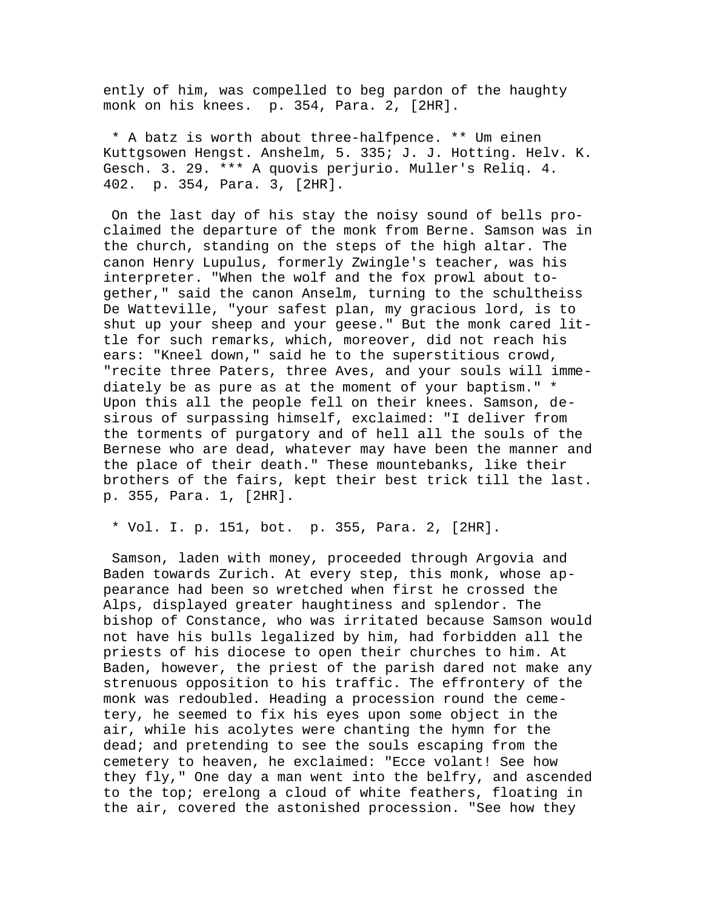ently of him, was compelled to beg pardon of the haughty monk on his knees. p. 354, Para. 2, [2HR].

* A batz is worth about three-halfpence. ** Um einen Kuttgsowen Hengst. Anshelm, 5. 335; J. J. Hotting. Helv. K. Gesch. 3. 29. *** A quovis perjurio. Muller's Reliq. 4. 402. p. 354, Para. 3, [2HR].

On the last day of his stay the noisy sound of bells proclaimed the departure of the monk from Berne. Samson was in the church, standing on the steps of the high altar. The canon Henry Lupulus, formerly Zwingle's teacher, was his interpreter. "When the wolf and the fox prowl about together," said the canon Anselm, turning to the schultheiss De Watteville, "your safest plan, my gracious lord, is to shut up your sheep and your geese." But the monk cared little for such remarks, which, moreover, did not reach his ears: "Kneel down," said he to the superstitious crowd, "recite three Paters, three Aves, and your souls will immediately be as pure as at the moment of your baptism." * Upon this all the people fell on their knees. Samson, desirous of surpassing himself, exclaimed: "I deliver from the torments of purgatory and of hell all the souls of the Bernese who are dead, whatever may have been the manner and the place of their death." These mountebanks, like their brothers of the fairs, kept their best trick till the last. p. 355, Para. 1, [2HR].

* Vol. I. p. 151, bot. p. 355, Para. 2, [2HR].

Samson, laden with money, proceeded through Argovia and Baden towards Zurich. At every step, this monk, whose appearance had been so wretched when first he crossed the Alps, displayed greater haughtiness and splendor. The bishop of Constance, who was irritated because Samson would not have his bulls legalized by him, had forbidden all the priests of his diocese to open their churches to him. At Baden, however, the priest of the parish dared not make any strenuous opposition to his traffic. The effrontery of the monk was redoubled. Heading a procession round the cemetery, he seemed to fix his eyes upon some object in the air, while his acolytes were chanting the hymn for the dead; and pretending to see the souls escaping from the cemetery to heaven, he exclaimed: "Ecce volant! See how they fly," One day a man went into the belfry, and ascended to the top; erelong a cloud of white feathers, floating in the air, covered the astonished procession. "See how they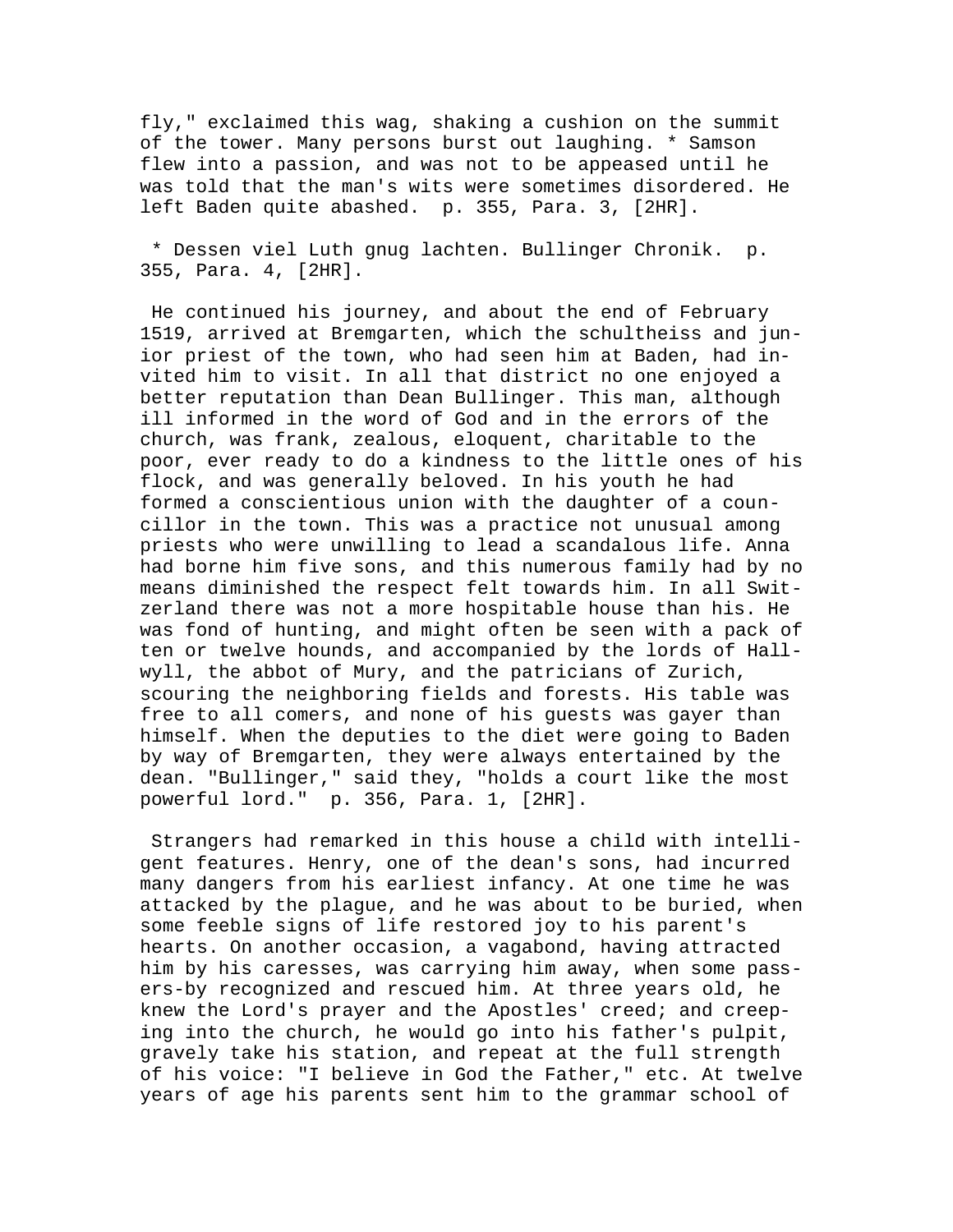fly," exclaimed this wag, shaking a cushion on the summit of the tower. Many persons burst out laughing. * Samson flew into a passion, and was not to be appeased until he was told that the man's wits were sometimes disordered. He left Baden quite abashed. p. 355, Para. 3, [2HR].

* Dessen viel Luth gnug lachten. Bullinger Chronik. p. 355, Para. 4, [2HR].

He continued his journey, and about the end of February 1519, arrived at Bremgarten, which the schultheiss and junior priest of the town, who had seen him at Baden, had invited him to visit. In all that district no one enjoyed a better reputation than Dean Bullinger. This man, although ill informed in the word of God and in the errors of the church, was frank, zealous, eloquent, charitable to the poor, ever ready to do a kindness to the little ones of his flock, and was generally beloved. In his youth he had formed a conscientious union with the daughter of a councillor in the town. This was a practice not unusual among priests who were unwilling to lead a scandalous life. Anna had borne him five sons, and this numerous family had by no means diminished the respect felt towards him. In all Switzerland there was not a more hospitable house than his. He was fond of hunting, and might often be seen with a pack of ten or twelve hounds, and accompanied by the lords of Hallwyll, the abbot of Mury, and the patricians of Zurich, scouring the neighboring fields and forests. His table was free to all comers, and none of his guests was gayer than himself. When the deputies to the diet were going to Baden by way of Bremgarten, they were always entertained by the dean. "Bullinger," said they, "holds a court like the most powerful lord." p. 356, Para. 1, [2HR].

Strangers had remarked in this house a child with intelligent features. Henry, one of the dean's sons, had incurred many dangers from his earliest infancy. At one time he was attacked by the plague, and he was about to be buried, when some feeble signs of life restored joy to his parent's hearts. On another occasion, a vagabond, having attracted him by his caresses, was carrying him away, when some passers-by recognized and rescued him. At three years old, he knew the Lord's prayer and the Apostles' creed; and creeping into the church, he would go into his father's pulpit, gravely take his station, and repeat at the full strength of his voice: "I believe in God the Father," etc. At twelve years of age his parents sent him to the grammar school of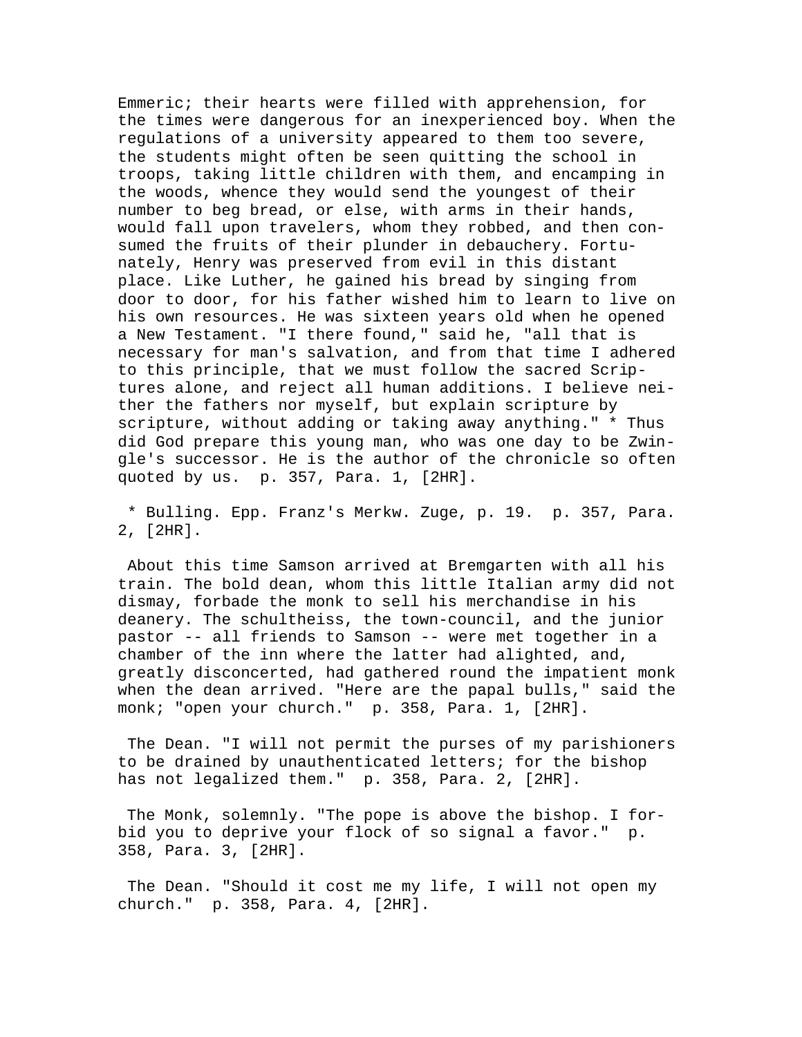Emmeric; their hearts were filled with apprehension, for the times were dangerous for an inexperienced boy. When the regulations of a university appeared to them too severe, the students might often be seen quitting the school in troops, taking little children with them, and encamping in the woods, whence they would send the youngest of their number to beg bread, or else, with arms in their hands, would fall upon travelers, whom they robbed, and then consumed the fruits of their plunder in debauchery. Fortunately, Henry was preserved from evil in this distant place. Like Luther, he gained his bread by singing from door to door, for his father wished him to learn to live on his own resources. He was sixteen years old when he opened a New Testament. "I there found," said he, "all that is necessary for man's salvation, and from that time I adhered to this principle, that we must follow the sacred Scriptures alone, and reject all human additions. I believe neither the fathers nor myself, but explain scripture by scripture, without adding or taking away anything." * Thus did God prepare this young man, who was one day to be Zwingle's successor. He is the author of the chronicle so often quoted by us. p. 357, Para. 1, [2HR].

* Bulling. Epp. Franz's Merkw. Zuge, p. 19. p. 357, Para. 2, [2HR].

About this time Samson arrived at Bremgarten with all his train. The bold dean, whom this little Italian army did not dismay, forbade the monk to sell his merchandise in his deanery. The schultheiss, the town-council, and the junior pastor -- all friends to Samson -- were met together in a chamber of the inn where the latter had alighted, and, greatly disconcerted, had gathered round the impatient monk when the dean arrived. "Here are the papal bulls," said the monk; "open your church." p. 358, Para. 1, [2HR].

The Dean. "I will not permit the purses of my parishioners to be drained by unauthenticated letters; for the bishop has not legalized them." p. 358, Para. 2, [2HR].

The Monk, solemnly. "The pope is above the bishop. I forbid you to deprive your flock of so signal a favor." p. 358, Para. 3, [2HR].

The Dean. "Should it cost me my life, I will not open my church." p. 358, Para. 4, [2HR].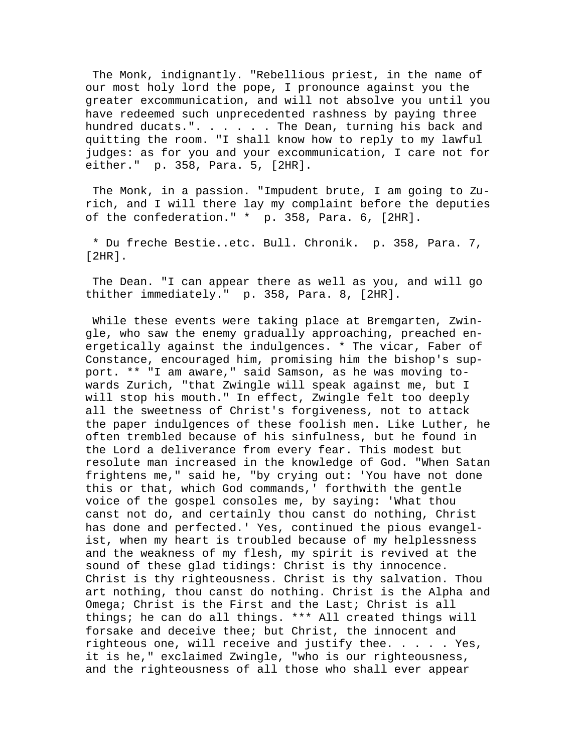The Monk, indignantly. "Rebellious priest, in the name of our most holy lord the pope, I pronounce against you the greater excommunication, and will not absolve you until you have redeemed such unprecedented rashness by paying three hundred ducats.". . . . . . The Dean, turning his back and quitting the room. "I shall know how to reply to my lawful judges: as for you and your excommunication, I care not for either." p. 358, Para. 5, [2HR].

The Monk, in a passion. "Impudent brute, I am going to Zurich, and I will there lay my complaint before the deputies of the confederation." * p. 358, Para. 6, [2HR].

* Du freche Bestie..etc. Bull. Chronik. p. 358, Para. 7, [2HR].

The Dean. "I can appear there as well as you, and will go thither immediately." p. 358, Para. 8, [2HR].

While these events were taking place at Bremgarten, Zwingle, who saw the enemy gradually approaching, preached energetically against the indulgences. * The vicar, Faber of Constance, encouraged him, promising him the bishop's support. ** "I am aware," said Samson, as he was moving towards Zurich, "that Zwingle will speak against me, but I will stop his mouth." In effect, Zwingle felt too deeply all the sweetness of Christ's forgiveness, not to attack the paper indulgences of these foolish men. Like Luther, he often trembled because of his sinfulness, but he found in the Lord a deliverance from every fear. This modest but resolute man increased in the knowledge of God. "When Satan frightens me," said he, "by crying out: 'You have not done this or that, which God commands,' forthwith the gentle voice of the gospel consoles me, by saying: 'What thou canst not do, and certainly thou canst do nothing, Christ has done and perfected.' Yes, continued the pious evangelist, when my heart is troubled because of my helplessness and the weakness of my flesh, my spirit is revived at the sound of these glad tidings: Christ is thy innocence. Christ is thy righteousness. Christ is thy salvation. Thou art nothing, thou canst do nothing. Christ is the Alpha and Omega; Christ is the First and the Last; Christ is all things; he can do all things. *** All created things will forsake and deceive thee; but Christ, the innocent and righteous one, will receive and justify thee. . . . . Yes, it is he," exclaimed Zwingle, "who is our righteousness, and the righteousness of all those who shall ever appear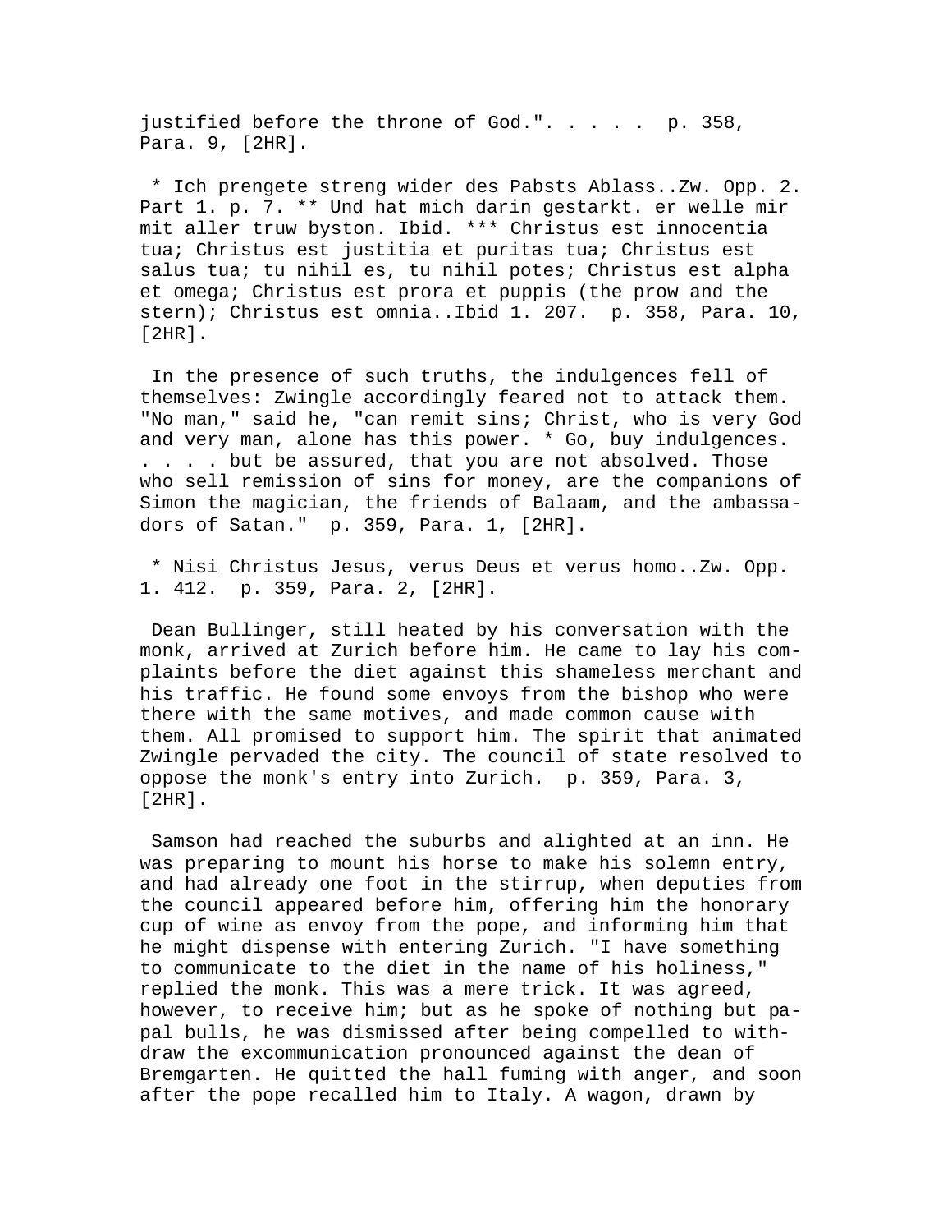justified before the throne of God.". . . . . p. 358, Para. 9, [2HR].

* Ich prengete streng wider des Pabsts Ablass..Zw. Opp. 2. Part 1. p. 7. ** Und hat mich darin gestarkt. er welle mir mit aller truw byston. Ibid. *** Christus est innocentia tua; Christus est justitia et puritas tua; Christus est salus tua; tu nihil es, tu nihil potes; Christus est alpha et omega; Christus est prora et puppis (the prow and the stern); Christus est omnia..Ibid 1. 207. p. 358, Para. 10, [2HR].

In the presence of such truths, the indulgences fell of themselves: Zwingle accordingly feared not to attack them. "No man," said he, "can remit sins; Christ, who is very God and very man, alone has this power. * Go, buy indulgences. . . . . but be assured, that you are not absolved. Those who sell remission of sins for money, are the companions of Simon the magician, the friends of Balaam, and the ambassadors of Satan." p. 359, Para. 1, [2HR].

* Nisi Christus Jesus, verus Deus et verus homo..Zw. Opp. 1. 412. p. 359, Para. 2, [2HR].

Dean Bullinger, still heated by his conversation with the monk, arrived at Zurich before him. He came to lay his complaints before the diet against this shameless merchant and his traffic. He found some envoys from the bishop who were there with the same motives, and made common cause with them. All promised to support him. The spirit that animated Zwingle pervaded the city. The council of state resolved to oppose the monk's entry into Zurich. p. 359, Para. 3, [2HR].

Samson had reached the suburbs and alighted at an inn. He was preparing to mount his horse to make his solemn entry, and had already one foot in the stirrup, when deputies from the council appeared before him, offering him the honorary cup of wine as envoy from the pope, and informing him that he might dispense with entering Zurich. "I have something to communicate to the diet in the name of his holiness," replied the monk. This was a mere trick. It was agreed, however, to receive him; but as he spoke of nothing but papal bulls, he was dismissed after being compelled to withdraw the excommunication pronounced against the dean of Bremgarten. He quitted the hall fuming with anger, and soon after the pope recalled him to Italy. A wagon, drawn by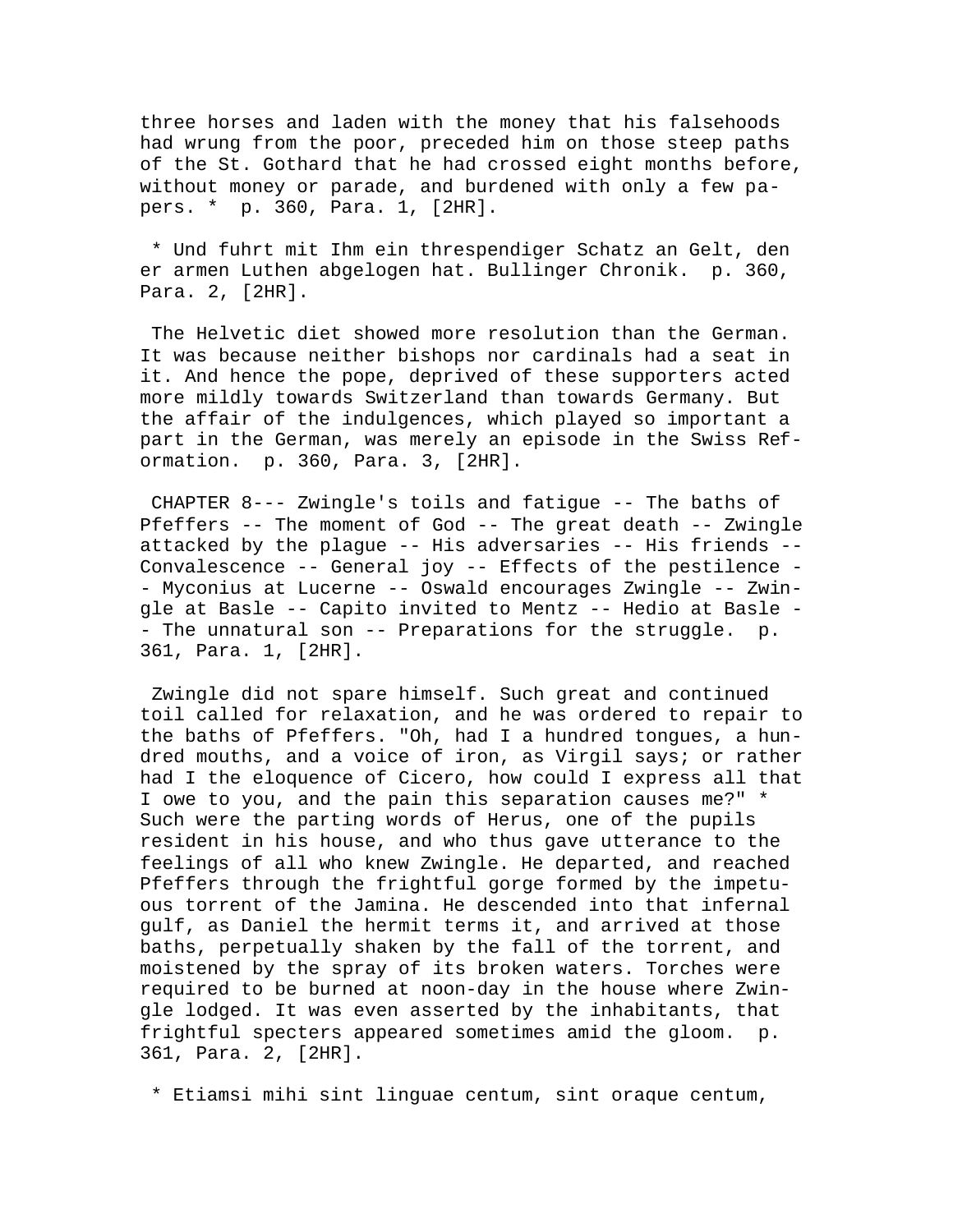three horses and laden with the money that his falsehoods had wrung from the poor, preceded him on those steep paths of the St. Gothard that he had crossed eight months before, without money or parade, and burdened with only a few papers. * p. 360, Para. 1, [2HR].

* Und fuhrt mit Ihm ein threspendiger Schatz an Gelt, den er armen Luthen abgelogen hat. Bullinger Chronik. p. 360, Para. 2, [2HR].

The Helvetic diet showed more resolution than the German. It was because neither bishops nor cardinals had a seat in it. And hence the pope, deprived of these supporters acted more mildly towards Switzerland than towards Germany. But the affair of the indulgences, which played so important a part in the German, was merely an episode in the Swiss Reformation. p. 360, Para. 3, [2HR].

CHAPTER 8--- Zwingle's toils and fatigue -- The baths of Pfeffers -- The moment of God -- The great death -- Zwingle attacked by the plague -- His adversaries -- His friends -- Convalescence -- General joy -- Effects of the pestilence -- Myconius at Lucerne -- Oswald encourages Zwingle -- Zwingle at Basle -- Capito invited to Mentz -- Hedio at Basle -- The unnatural son -- Preparations for the struggle. p. 361, Para. 1, [2HR].

Zwingle did not spare himself. Such great and continued toil called for relaxation, and he was ordered to repair to the baths of Pfeffers. "Oh, had I a hundred tongues, a hundred mouths, and a voice of iron, as Virgil says; or rather had I the eloquence of Cicero, how could I express all that I owe to you, and the pain this separation causes me?" * Such were the parting words of Herus, one of the pupils resident in his house, and who thus gave utterance to the feelings of all who knew Zwingle. He departed, and reached Pfeffers through the frightful gorge formed by the impetuous torrent of the Jamina. He descended into that infernal gulf, as Daniel the hermit terms it, and arrived at those baths, perpetually shaken by the fall of the torrent, and moistened by the spray of its broken waters. Torches were required to be burned at noon-day in the house where Zwingle lodged. It was even asserted by the inhabitants, that frightful specters appeared sometimes amid the gloom. p. 361, Para. 2, [2HR].

* Etiamsi mihi sint linguae centum, sint oraque centum,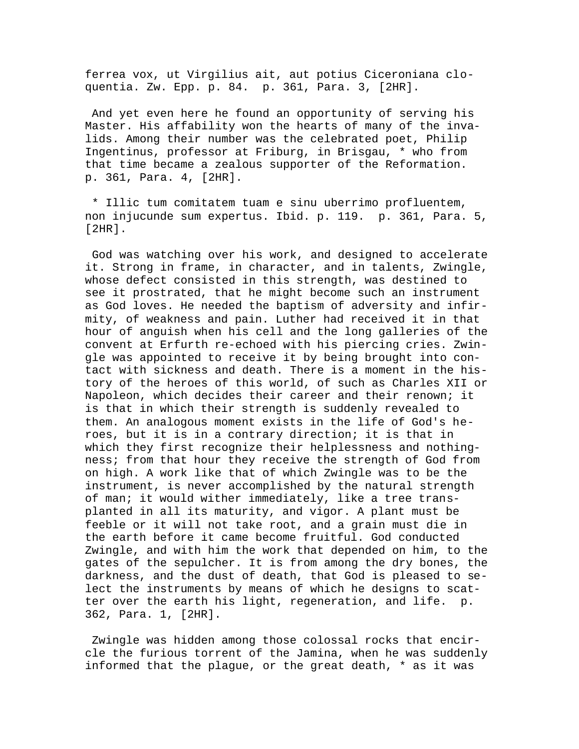ferrea vox, ut Virgilius ait, aut potius Ciceroniana cloquentia. Zw. Epp. p. 84. p. 361, Para. 3, [2HR].

And yet even here he found an opportunity of serving his Master. His affability won the hearts of many of the invalids. Among their number was the celebrated poet, Philip Ingentinus, professor at Friburg, in Brisgau, * who from that time became a zealous supporter of the Reformation. p. 361, Para. 4, [2HR].

* Illic tum comitatem tuam e sinu uberrimo profluentem, non injucunde sum expertus. Ibid. p. 119. p. 361, Para. 5, [2HR].

God was watching over his work, and designed to accelerate it. Strong in frame, in character, and in talents, Zwingle, whose defect consisted in this strength, was destined to see it prostrated, that he might become such an instrument as God loves. He needed the baptism of adversity and infirmity, of weakness and pain. Luther had received it in that hour of anguish when his cell and the long galleries of the convent at Erfurth re-echoed with his piercing cries. Zwingle was appointed to receive it by being brought into contact with sickness and death. There is a moment in the history of the heroes of this world, of such as Charles XII or Napoleon, which decides their career and their renown; it is that in which their strength is suddenly revealed to them. An analogous moment exists in the life of God's heroes, but it is in a contrary direction; it is that in which they first recognize their helplessness and nothingness; from that hour they receive the strength of God from on high. A work like that of which Zwingle was to be the instrument, is never accomplished by the natural strength of man; it would wither immediately, like a tree transplanted in all its maturity, and vigor. A plant must be feeble or it will not take root, and a grain must die in the earth before it came become fruitful. God conducted Zwingle, and with him the work that depended on him, to the gates of the sepulcher. It is from among the dry bones, the darkness, and the dust of death, that God is pleased to select the instruments by means of which he designs to scatter over the earth his light, regeneration, and life. p. 362, Para. 1, [2HR].

Zwingle was hidden among those colossal rocks that encircle the furious torrent of the Jamina, when he was suddenly informed that the plague, or the great death, * as it was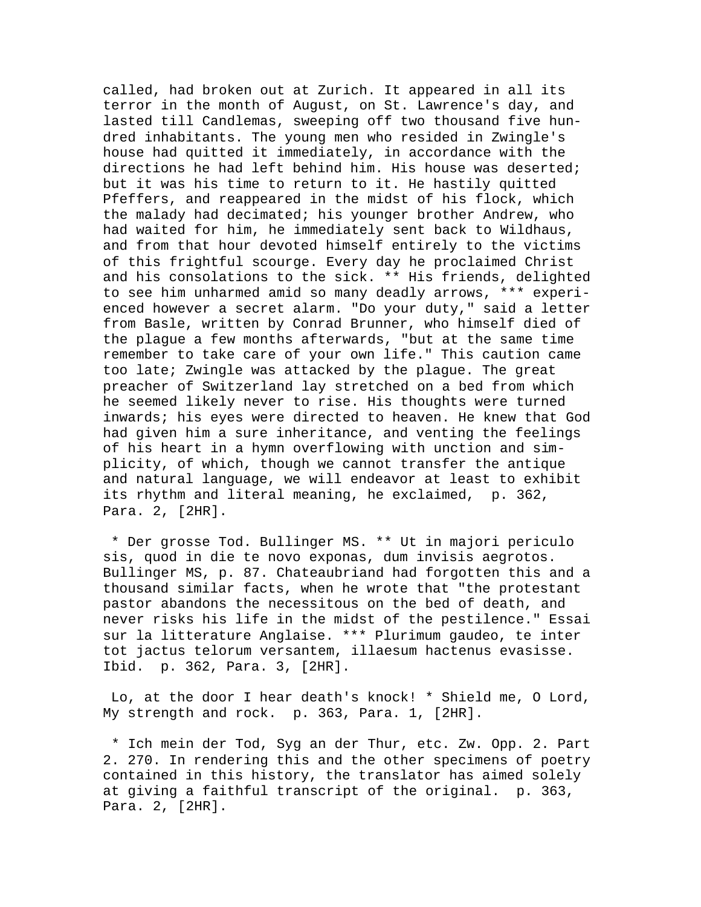called, had broken out at Zurich. It appeared in all its terror in the month of August, on St. Lawrence's day, and lasted till Candlemas, sweeping off two thousand five hundred inhabitants. The young men who resided in Zwingle's house had quitted it immediately, in accordance with the directions he had left behind him. His house was deserted; but it was his time to return to it. He hastily quitted Pfeffers, and reappeared in the midst of his flock, which the malady had decimated; his younger brother Andrew, who had waited for him, he immediately sent back to Wildhaus, and from that hour devoted himself entirely to the victims of this frightful scourge. Every day he proclaimed Christ and his consolations to the sick. ** His friends, delighted to see him unharmed amid so many deadly arrows, *** experienced however a secret alarm. "Do your duty," said a letter from Basle, written by Conrad Brunner, who himself died of the plague a few months afterwards, "but at the same time remember to take care of your own life." This caution came too late; Zwingle was attacked by the plague. The great preacher of Switzerland lay stretched on a bed from which he seemed likely never to rise. His thoughts were turned inwards; his eyes were directed to heaven. He knew that God had given him a sure inheritance, and venting the feelings of his heart in a hymn overflowing with unction and simplicity, of which, though we cannot transfer the antique and natural language, we will endeavor at least to exhibit its rhythm and literal meaning, he exclaimed,  p. 362, Para. 2, [2HR].

* Der grosse Tod. Bullinger MS. ** Ut in majori periculo sis, quod in die te novo exponas, dum invisis aegrotos. Bullinger MS, p. 87. Chateaubriand had forgotten this and a thousand similar facts, when he wrote that "the protestant pastor abandons the necessitous on the bed of death, and never risks his life in the midst of the pestilence." Essai sur la litterature Anglaise. *** Plurimum gaudeo, te inter tot jactus telorum versantem, illaesum hactenus evasisse. Ibid.  p. 362, Para. 3, [2HR].

Lo, at the door I hear death's knock! * Shield me, O Lord, My strength and rock.  p. 363, Para. 1, [2HR].

* Ich mein der Tod, Syg an der Thur, etc. Zw. Opp. 2. Part 2. 270. In rendering this and the other specimens of poetry contained in this history, the translator has aimed solely at giving a faithful transcript of the original.  p. 363, Para. 2, [2HR].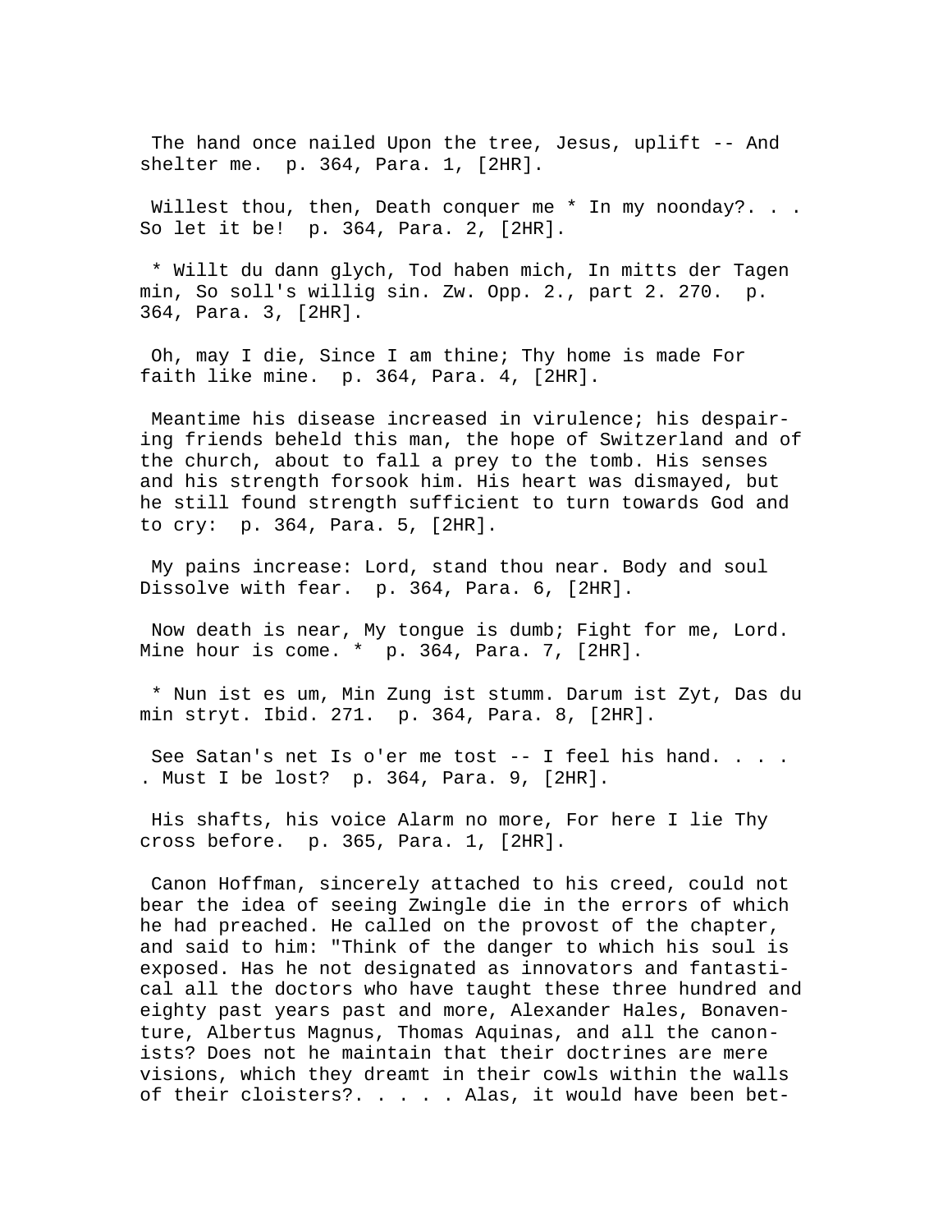The hand once nailed Upon the tree, Jesus, uplift -- And shelter me. p. 364, Para. 1, [2HR].

Willest thou, then, Death conquer me * In my noonday?. . . So let it be! p. 364, Para. 2, [2HR].

* Willt du dann glych, Tod haben mich, In mitts der Tagen min, So soll's willig sin. Zw. Opp. 2., part 2. 270. p. 364, Para. 3, [2HR].

Oh, may I die, Since I am thine; Thy home is made For faith like mine. p. 364, Para. 4, [2HR].

Meantime his disease increased in virulence; his despairing friends beheld this man, the hope of Switzerland and of the church, about to fall a prey to the tomb. His senses and his strength forsook him. His heart was dismayed, but he still found strength sufficient to turn towards God and to cry: p. 364, Para. 5, [2HR].

My pains increase: Lord, stand thou near. Body and soul Dissolve with fear. p. 364, Para. 6, [2HR].

Now death is near, My tongue is dumb; Fight for me, Lord. Mine hour is come. * p. 364, Para. 7, [2HR].

* Nun ist es um, Min Zung ist stumm. Darum ist Zyt, Das du min stryt. Ibid. 271. p. 364, Para. 8, [2HR].

See Satan's net Is o'er me tost -- I feel his hand. . . . . Must I be lost? p. 364, Para. 9, [2HR].

His shafts, his voice Alarm no more, For here I lie Thy cross before. p. 365, Para. 1, [2HR].

Canon Hoffman, sincerely attached to his creed, could not bear the idea of seeing Zwingle die in the errors of which he had preached. He called on the provost of the chapter, and said to him: "Think of the danger to which his soul is exposed. Has he not designated as innovators and fantastical all the doctors who have taught these three hundred and eighty past years past and more, Alexander Hales, Bonaventure, Albertus Magnus, Thomas Aquinas, and all the canonists? Does not he maintain that their doctrines are mere visions, which they dreamt in their cowls within the walls of their cloisters?. . . . . Alas, it would have been bet-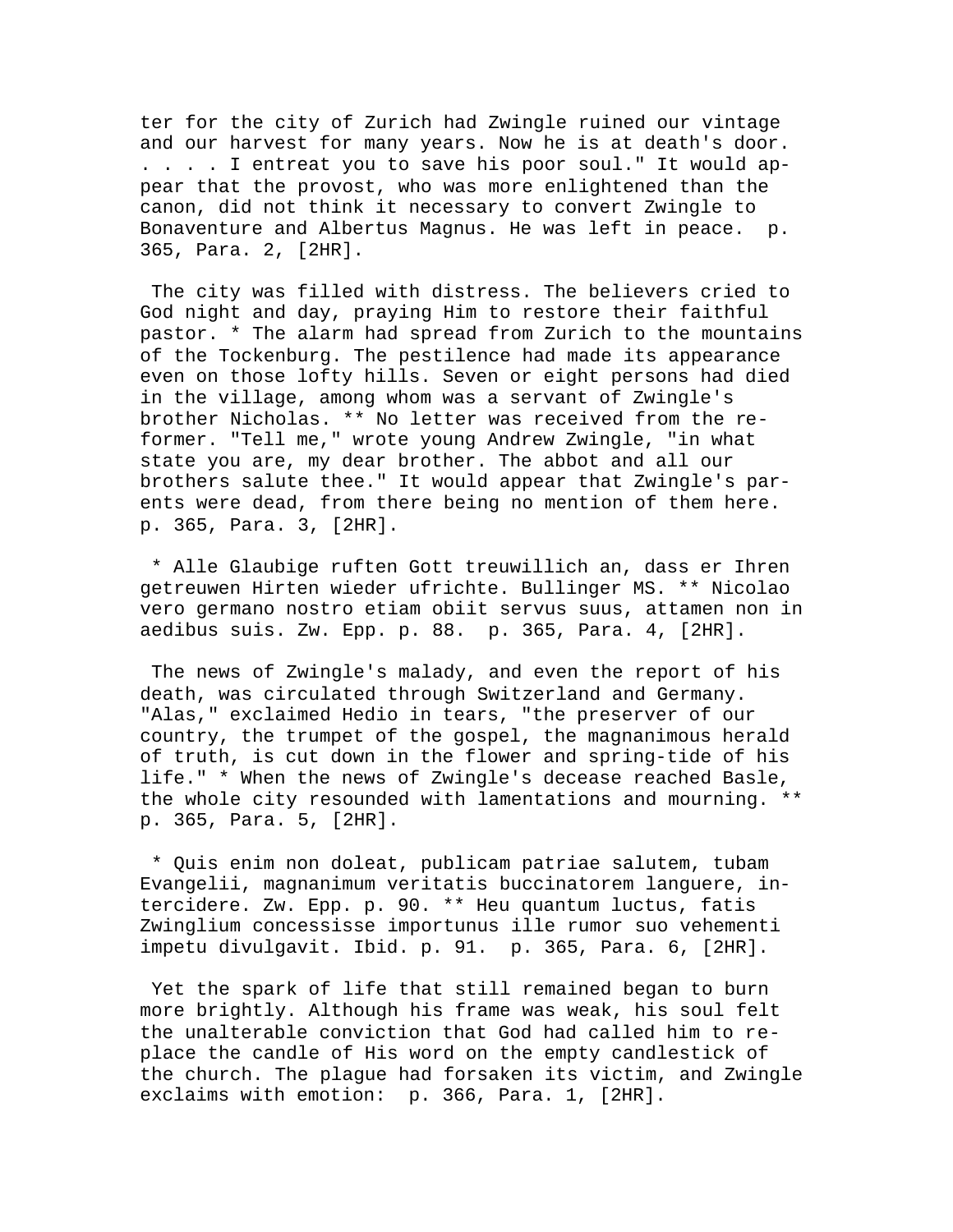ter for the city of Zurich had Zwingle ruined our vintage and our harvest for many years. Now he is at death's door. . . . . I entreat you to save his poor soul." It would appear that the provost, who was more enlightened than the canon, did not think it necessary to convert Zwingle to Bonaventure and Albertus Magnus. He was left in peace. p. 365, Para. 2, [2HR].

The city was filled with distress. The believers cried to God night and day, praying Him to restore their faithful pastor. * The alarm had spread from Zurich to the mountains of the Tockenburg. The pestilence had made its appearance even on those lofty hills. Seven or eight persons had died in the village, among whom was a servant of Zwingle's brother Nicholas. ** No letter was received from the reformer. "Tell me," wrote young Andrew Zwingle, "in what state you are, my dear brother. The abbot and all our brothers salute thee." It would appear that Zwingle's parents were dead, from there being no mention of them here. p. 365, Para. 3, [2HR].

* Alle Glaubige ruften Gott treuwillich an, dass er Ihren getreuwen Hirten wieder ufrichte. Bullinger MS. ** Nicolao vero germano nostro etiam obiit servus suus, attamen non in aedibus suis. Zw. Epp. p. 88. p. 365, Para. 4, [2HR].

The news of Zwingle's malady, and even the report of his death, was circulated through Switzerland and Germany. "Alas," exclaimed Hedio in tears, "the preserver of our country, the trumpet of the gospel, the magnanimous herald of truth, is cut down in the flower and spring-tide of his life." * When the news of Zwingle's decease reached Basle, the whole city resounded with lamentations and mourning. ** p. 365, Para. 5, [2HR].

* Quis enim non doleat, publicam patriae salutem, tubam Evangelii, magnanimum veritatis buccinatorem languere, intercidere. Zw. Epp. p. 90. ** Heu quantum luctus, fatis Zwinglium concessisse importunus ille rumor suo vehementi impetu divulgavit. Ibid. p. 91. p. 365, Para. 6, [2HR].

Yet the spark of life that still remained began to burn more brightly. Although his frame was weak, his soul felt the unalterable conviction that God had called him to replace the candle of His word on the empty candlestick of the church. The plague had forsaken its victim, and Zwingle exclaims with emotion: p. 366, Para. 1, [2HR].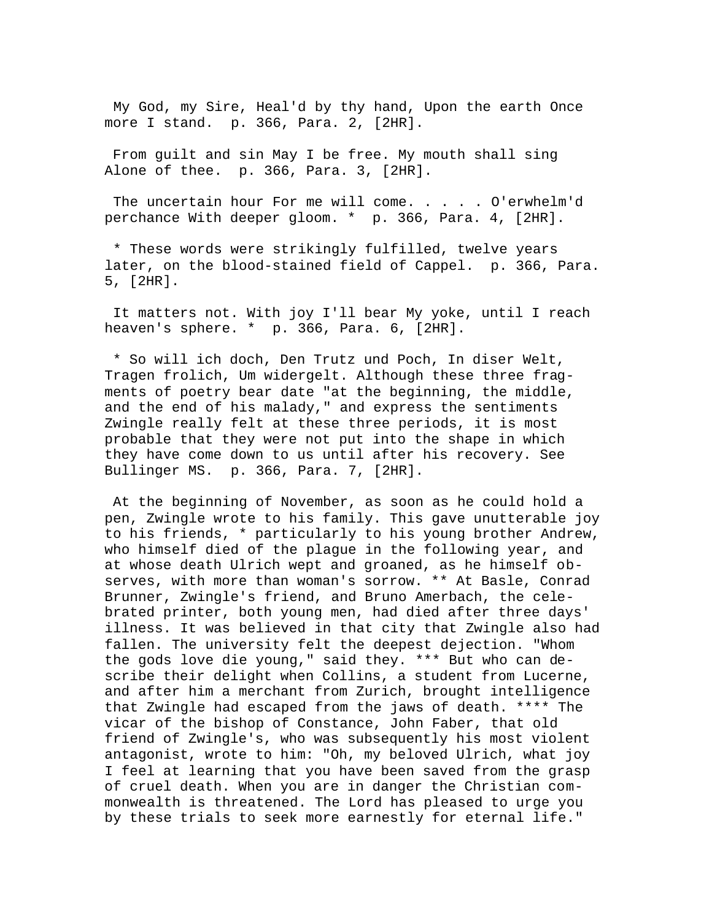My God, my Sire, Heal'd by thy hand, Upon the earth Once more I stand. p. 366, Para. 2, [2HR].

From guilt and sin May I be free. My mouth shall sing Alone of thee. p. 366, Para. 3, [2HR].

The uncertain hour For me will come. . . . . O'erwhelm'd perchance With deeper gloom. * p. 366, Para. 4, [2HR].

* These words were strikingly fulfilled, twelve years later, on the blood-stained field of Cappel. p. 366, Para. 5, [2HR].

It matters not. With joy I'll bear My yoke, until I reach heaven's sphere. * p. 366, Para. 6, [2HR].

* So will ich doch, Den Trutz und Poch, In diser Welt, Tragen frolich, Um widergelt. Although these three fragments of poetry bear date "at the beginning, the middle, and the end of his malady," and express the sentiments Zwingle really felt at these three periods, it is most probable that they were not put into the shape in which they have come down to us until after his recovery. See Bullinger MS. p. 366, Para. 7, [2HR].

At the beginning of November, as soon as he could hold a pen, Zwingle wrote to his family. This gave unutterable joy to his friends, * particularly to his young brother Andrew, who himself died of the plague in the following year, and at whose death Ulrich wept and groaned, as he himself observes, with more than woman's sorrow. ** At Basle, Conrad Brunner, Zwingle's friend, and Bruno Amerbach, the celebrated printer, both young men, had died after three days' illness. It was believed in that city that Zwingle also had fallen. The university felt the deepest dejection. "Whom the gods love die young," said they. *** But who can describe their delight when Collins, a student from Lucerne, and after him a merchant from Zurich, brought intelligence that Zwingle had escaped from the jaws of death. **** The vicar of the bishop of Constance, John Faber, that old friend of Zwingle's, who was subsequently his most violent antagonist, wrote to him: "Oh, my beloved Ulrich, what joy I feel at learning that you have been saved from the grasp of cruel death. When you are in danger the Christian commonwealth is threatened. The Lord has pleased to urge you by these trials to seek more earnestly for eternal life."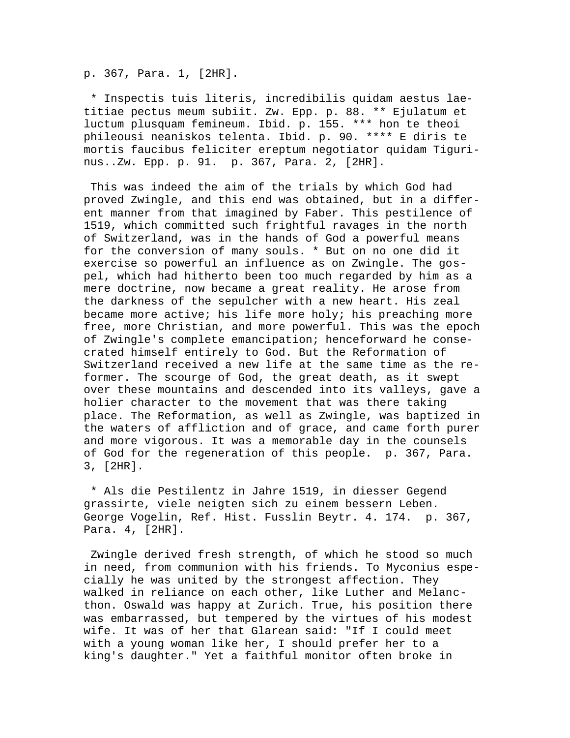p. 367, Para. 1, [2HR].

* Inspectis tuis literis, incredibilis quidam aestus laetitiae pectus meum subiit. Zw. Epp. p. 88. ** Ejulatum et luctum plusquam femineum. Ibid. p. 155. *** hon te theoi phileousi neaniskos telenta. Ibid. p. 90. **** E diris te mortis faucibus feliciter ereptum negotiator quidam Tigurinus..Zw. Epp. p. 91. p. 367, Para. 2, [2HR].

This was indeed the aim of the trials by which God had proved Zwingle, and this end was obtained, but in a different manner from that imagined by Faber. This pestilence of 1519, which committed such frightful ravages in the north of Switzerland, was in the hands of God a powerful means for the conversion of many souls. * But on no one did it exercise so powerful an influence as on Zwingle. The gospel, which had hitherto been too much regarded by him as a mere doctrine, now became a great reality. He arose from the darkness of the sepulcher with a new heart. His zeal became more active; his life more holy; his preaching more free, more Christian, and more powerful. This was the epoch of Zwingle's complete emancipation; henceforward he consecrated himself entirely to God. But the Reformation of Switzerland received a new life at the same time as the reformer. The scourge of God, the great death, as it swept over these mountains and descended into its valleys, gave a holier character to the movement that was there taking place. The Reformation, as well as Zwingle, was baptized in the waters of affliction and of grace, and came forth purer and more vigorous. It was a memorable day in the counsels of God for the regeneration of this people. p. 367, Para. 3, [2HR].

* Als die Pestilentz in Jahre 1519, in diesser Gegend grassirte, viele neigten sich zu einem bessern Leben. George Vogelin, Ref. Hist. Fusslin Beytr. 4. 174. p. 367, Para. 4, [2HR].

Zwingle derived fresh strength, of which he stood so much in need, from communion with his friends. To Myconius especially he was united by the strongest affection. They walked in reliance on each other, like Luther and Melancthon. Oswald was happy at Zurich. True, his position there was embarrassed, but tempered by the virtues of his modest wife. It was of her that Glarean said: "If I could meet with a young woman like her, I should prefer her to a king's daughter." Yet a faithful monitor often broke in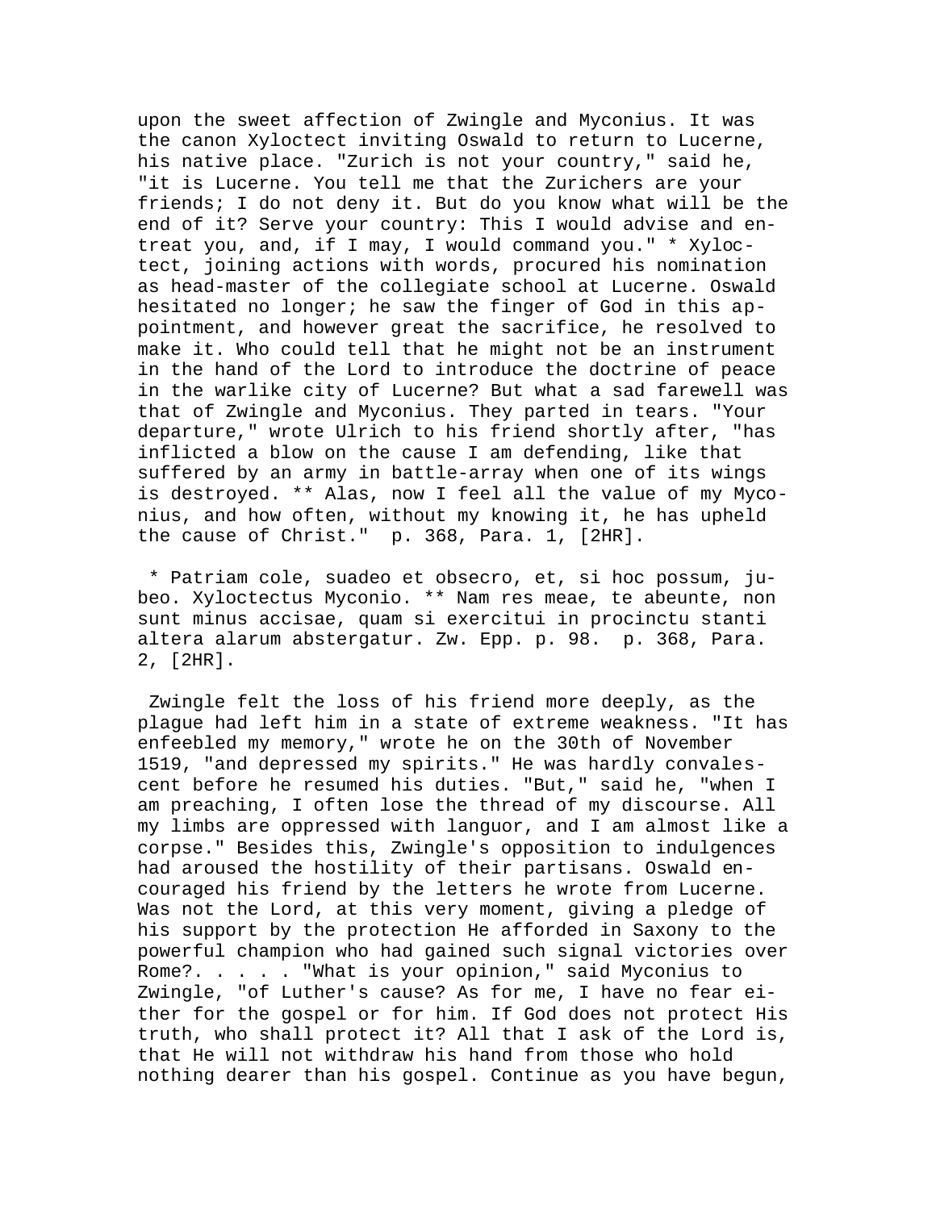upon the sweet affection of Zwingle and Myconius. It was the canon Xyloctect inviting Oswald to return to Lucerne, his native place. "Zurich is not your country," said he, "it is Lucerne. You tell me that the Zurichers are your friends; I do not deny it. But do you know what will be the end of it? Serve your country: This I would advise and entreat you, and, if I may, I would command you." * Xyloctect, joining actions with words, procured his nomination as head-master of the collegiate school at Lucerne. Oswald hesitated no longer; he saw the finger of God in this appointment, and however great the sacrifice, he resolved to make it. Who could tell that he might not be an instrument in the hand of the Lord to introduce the doctrine of peace in the warlike city of Lucerne? But what a sad farewell was that of Zwingle and Myconius. They parted in tears. "Your departure," wrote Ulrich to his friend shortly after, "has inflicted a blow on the cause I am defending, like that suffered by an army in battle-array when one of its wings is destroyed. ** Alas, now I feel all the value of my Myconius, and how often, without my knowing it, he has upheld the cause of Christ." p. 368, Para. 1, [2HR].

* Patriam cole, suadeo et obsecro, et, si hoc possum, jubeo. Xyloctectus Myconio. ** Nam res meae, te abeunte, non sunt minus accisae, quam si exercitui in procinctu stanti altera alarum abstergatur. Zw. Epp. p. 98. p. 368, Para. 2, [2HR].

Zwingle felt the loss of his friend more deeply, as the plague had left him in a state of extreme weakness. "It has enfeebled my memory," wrote he on the 30th of November 1519, "and depressed my spirits." He was hardly convalescent before he resumed his duties. "But," said he, "when I am preaching, I often lose the thread of my discourse. All my limbs are oppressed with languor, and I am almost like a corpse." Besides this, Zwingle's opposition to indulgences had aroused the hostility of their partisans. Oswald encouraged his friend by the letters he wrote from Lucerne. Was not the Lord, at this very moment, giving a pledge of his support by the protection He afforded in Saxony to the powerful champion who had gained such signal victories over Rome?. . . . . "What is your opinion," said Myconius to Zwingle, "of Luther's cause? As for me, I have no fear either for the gospel or for him. If God does not protect His truth, who shall protect it? All that I ask of the Lord is, that He will not withdraw his hand from those who hold nothing dearer than his gospel. Continue as you have begun,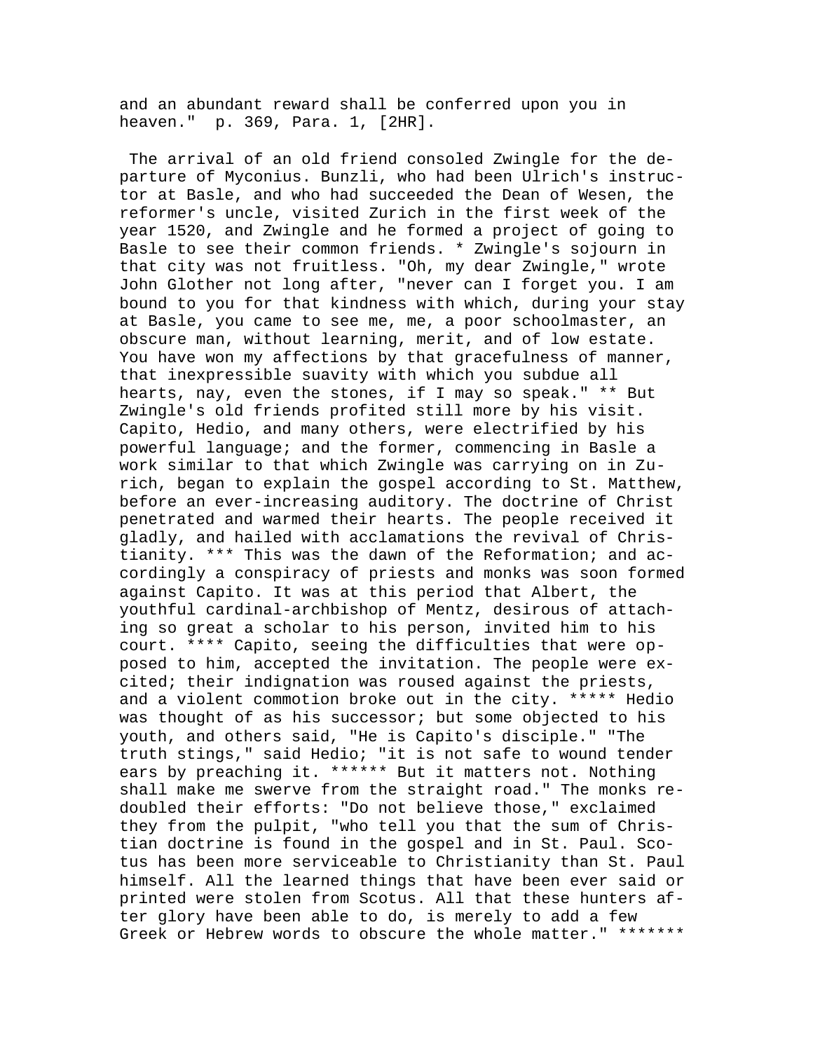and an abundant reward shall be conferred upon you in heaven." p. 369, Para. 1, [2HR].

The arrival of an old friend consoled Zwingle for the departure of Myconius. Bunzli, who had been Ulrich's instructor at Basle, and who had succeeded the Dean of Wesen, the reformer's uncle, visited Zurich in the first week of the year 1520, and Zwingle and he formed a project of going to Basle to see their common friends. * Zwingle's sojourn in that city was not fruitless. "Oh, my dear Zwingle," wrote John Glother not long after, "never can I forget you. I am bound to you for that kindness with which, during your stay at Basle, you came to see me, me, a poor schoolmaster, an obscure man, without learning, merit, and of low estate. You have won my affections by that gracefulness of manner, that inexpressible suavity with which you subdue all hearts, nay, even the stones, if I may so speak." ** But Zwingle's old friends profited still more by his visit. Capito, Hedio, and many others, were electrified by his powerful language; and the former, commencing in Basle a work similar to that which Zwingle was carrying on in Zurich, began to explain the gospel according to St. Matthew, before an ever-increasing auditory. The doctrine of Christ penetrated and warmed their hearts. The people received it gladly, and hailed with acclamations the revival of Christianity. *** This was the dawn of the Reformation; and accordingly a conspiracy of priests and monks was soon formed against Capito. It was at this period that Albert, the youthful cardinal-archbishop of Mentz, desirous of attaching so great a scholar to his person, invited him to his court. **** Capito, seeing the difficulties that were opposed to him, accepted the invitation. The people were excited; their indignation was roused against the priests, and a violent commotion broke out in the city. ***** Hedio was thought of as his successor; but some objected to his youth, and others said, "He is Capito's disciple." "The truth stings," said Hedio; "it is not safe to wound tender ears by preaching it. ****** But it matters not. Nothing shall make me swerve from the straight road." The monks redoubled their efforts: "Do not believe those," exclaimed they from the pulpit, "who tell you that the sum of Christian doctrine is found in the gospel and in St. Paul. Scotus has been more serviceable to Christianity than St. Paul himself. All the learned things that have been ever said or printed were stolen from Scotus. All that these hunters after glory have been able to do, is merely to add a few Greek or Hebrew words to obscure the whole matter." *******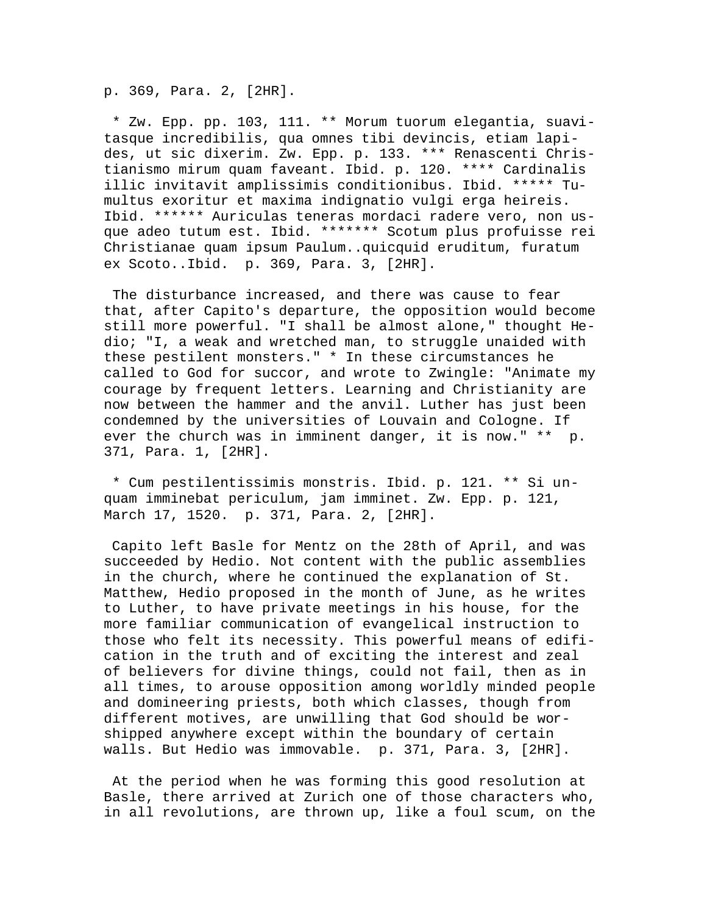p. 369, Para. 2, [2HR].

* Zw. Epp. pp. 103, 111. ** Morum tuorum elegantia, suavitasque incredibilis, qua omnes tibi devincis, etiam lapides, ut sic dixerim. Zw. Epp. p. 133. *** Renascenti Christianismo mirum quam faveant. Ibid. p. 120. **** Cardinalis illic invitavit amplissimis conditionibus. Ibid. ***** Tumultus exoritur et maxima indignatio vulgi erga heireis. Ibid. ****** Auriculas teneras mordaci radere vero, non usque adeo tutum est. Ibid. ******* Scotum plus profuisse rei Christianae quam ipsum Paulum..quicquid eruditum, furatum ex Scoto..Ibid. p. 369, Para. 3, [2HR].

The disturbance increased, and there was cause to fear that, after Capito's departure, the opposition would become still more powerful. "I shall be almost alone," thought Hedio; "I, a weak and wretched man, to struggle unaided with these pestilent monsters." * In these circumstances he called to God for succor, and wrote to Zwingle: "Animate my courage by frequent letters. Learning and Christianity are now between the hammer and the anvil. Luther has just been condemned by the universities of Louvain and Cologne. If ever the church was in imminent danger, it is now." ** p. 371, Para. 1, [2HR].

* Cum pestilentissimis monstris. Ibid. p. 121. ** Si unquam imminebat periculum, jam imminet. Zw. Epp. p. 121, March 17, 1520. p. 371, Para. 2, [2HR].

Capito left Basle for Mentz on the 28th of April, and was succeeded by Hedio. Not content with the public assemblies in the church, where he continued the explanation of St. Matthew, Hedio proposed in the month of June, as he writes to Luther, to have private meetings in his house, for the more familiar communication of evangelical instruction to those who felt its necessity. This powerful means of edification in the truth and of exciting the interest and zeal of believers for divine things, could not fail, then as in all times, to arouse opposition among worldly minded people and domineering priests, both which classes, though from different motives, are unwilling that God should be worshipped anywhere except within the boundary of certain walls. But Hedio was immovable. p. 371, Para. 3, [2HR].

At the period when he was forming this good resolution at Basle, there arrived at Zurich one of those characters who, in all revolutions, are thrown up, like a foul scum, on the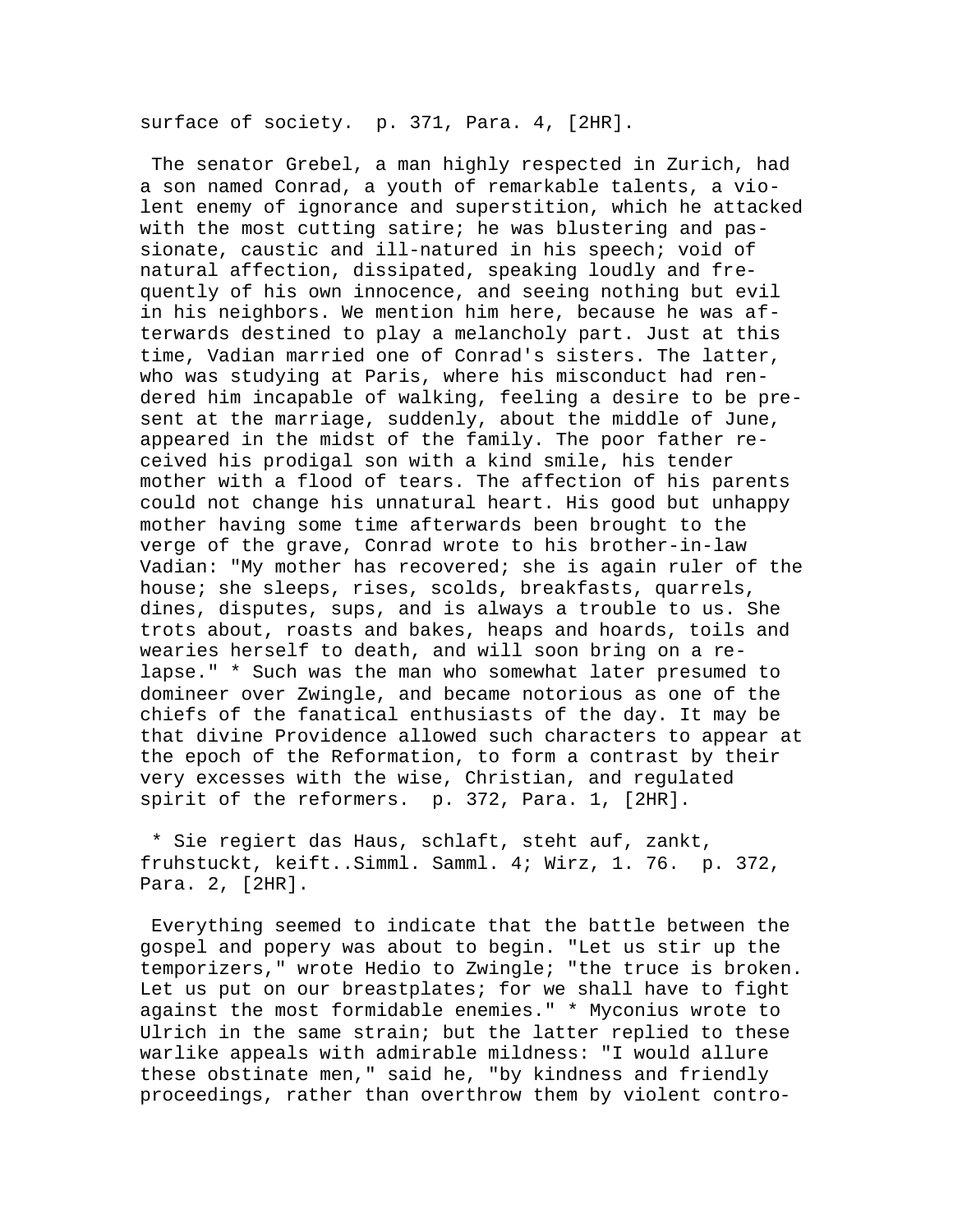surface of society. p. 371, Para. 4, [2HR].

The senator Grebel, a man highly respected in Zurich, had a son named Conrad, a youth of remarkable talents, a violent enemy of ignorance and superstition, which he attacked with the most cutting satire; he was blustering and passionate, caustic and ill-natured in his speech; void of natural affection, dissipated, speaking loudly and frequently of his own innocence, and seeing nothing but evil in his neighbors. We mention him here, because he was afterwards destined to play a melancholy part. Just at this time, Vadian married one of Conrad's sisters. The latter, who was studying at Paris, where his misconduct had rendered him incapable of walking, feeling a desire to be present at the marriage, suddenly, about the middle of June, appeared in the midst of the family. The poor father received his prodigal son with a kind smile, his tender mother with a flood of tears. The affection of his parents could not change his unnatural heart. His good but unhappy mother having some time afterwards been brought to the verge of the grave, Conrad wrote to his brother-in-law Vadian: "My mother has recovered; she is again ruler of the house; she sleeps, rises, scolds, breakfasts, quarrels, dines, disputes, sups, and is always a trouble to us. She trots about, roasts and bakes, heaps and hoards, toils and wearies herself to death, and will soon bring on a relapse." * Such was the man who somewhat later presumed to domineer over Zwingle, and became notorious as one of the chiefs of the fanatical enthusiasts of the day. It may be that divine Providence allowed such characters to appear at the epoch of the Reformation, to form a contrast by their very excesses with the wise, Christian, and regulated spirit of the reformers. p. 372, Para. 1, [2HR].

* Sie regiert das Haus, schlaft, steht auf, zankt, fruhstuckt, keift..Simml. Samml. 4; Wirz, 1. 76. p. 372, Para. 2, [2HR].

Everything seemed to indicate that the battle between the gospel and popery was about to begin. "Let us stir up the temporizers," wrote Hedio to Zwingle; "the truce is broken. Let us put on our breastplates; for we shall have to fight against the most formidable enemies." * Myconius wrote to Ulrich in the same strain; but the latter replied to these warlike appeals with admirable mildness: "I would allure these obstinate men," said he, "by kindness and friendly proceedings, rather than overthrow them by violent contro-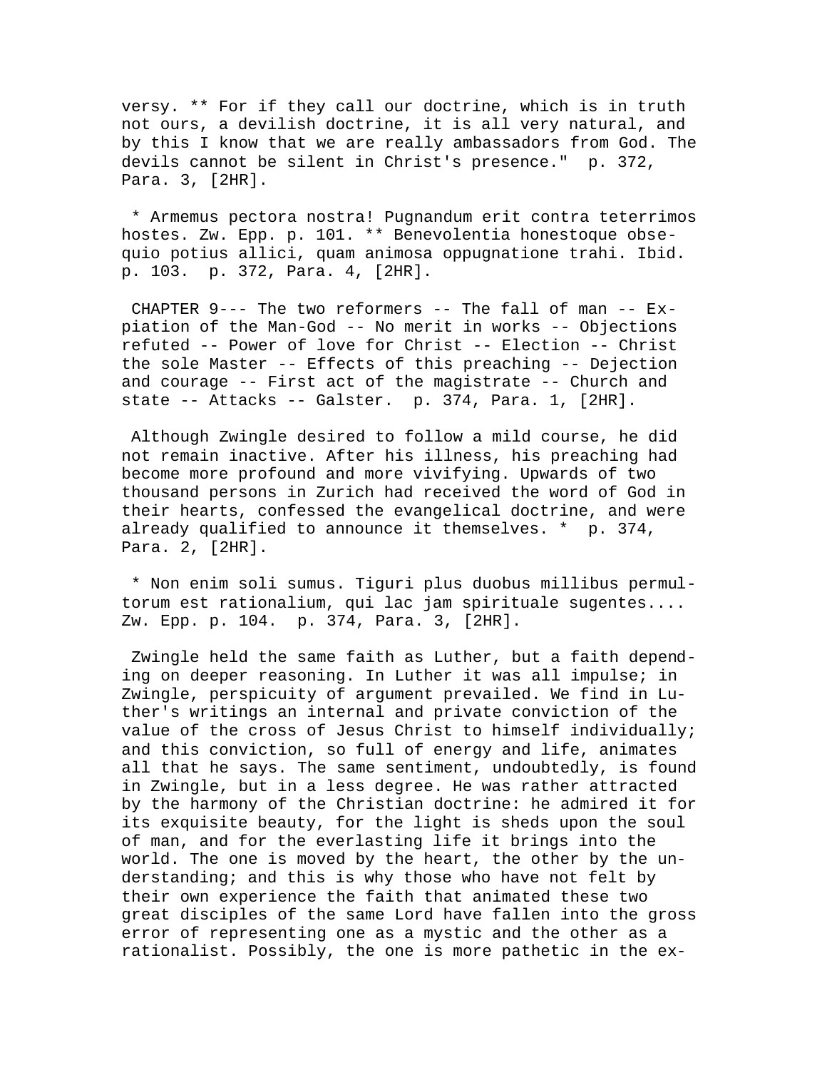versy. ** For if they call our doctrine, which is in truth not ours, a devilish doctrine, it is all very natural, and by this I know that we are really ambassadors from God. The devils cannot be silent in Christ's presence." p. 372, Para. 3, [2HR].

* Armemus pectora nostra! Pugnandum erit contra teterrimos hostes. Zw. Epp. p. 101. ** Benevolentia honestoque obsequio potius allici, quam animosa oppugnatione trahi. Ibid. p. 103. p. 372, Para. 4, [2HR].

CHAPTER 9--- The two reformers -- The fall of man -- Expiation of the Man-God -- No merit in works -- Objections refuted -- Power of love for Christ -- Election -- Christ the sole Master -- Effects of this preaching -- Dejection and courage -- First act of the magistrate -- Church and state -- Attacks -- Galster. p. 374, Para. 1, [2HR].

Although Zwingle desired to follow a mild course, he did not remain inactive. After his illness, his preaching had become more profound and more vivifying. Upwards of two thousand persons in Zurich had received the word of God in their hearts, confessed the evangelical doctrine, and were already qualified to announce it themselves. * p. 374, Para. 2, [2HR].

* Non enim soli sumus. Tiguri plus duobus millibus permultorum est rationalium, qui lac jam spirituale sugentes.... Zw. Epp. p. 104. p. 374, Para. 3, [2HR].

Zwingle held the same faith as Luther, but a faith depending on deeper reasoning. In Luther it was all impulse; in Zwingle, perspicuity of argument prevailed. We find in Luther's writings an internal and private conviction of the value of the cross of Jesus Christ to himself individually; and this conviction, so full of energy and life, animates all that he says. The same sentiment, undoubtedly, is found in Zwingle, but in a less degree. He was rather attracted by the harmony of the Christian doctrine: he admired it for its exquisite beauty, for the light is sheds upon the soul of man, and for the everlasting life it brings into the world. The one is moved by the heart, the other by the understanding; and this is why those who have not felt by their own experience the faith that animated these two great disciples of the same Lord have fallen into the gross error of representing one as a mystic and the other as a rationalist. Possibly, the one is more pathetic in the ex-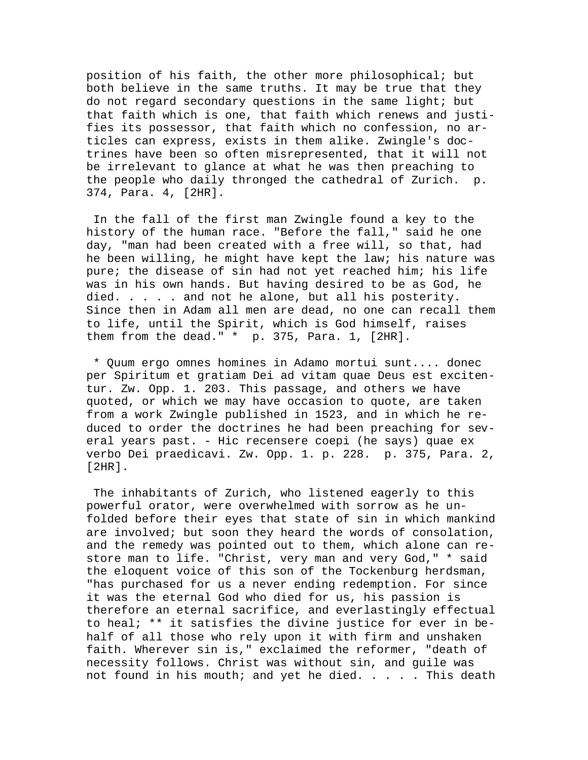position of his faith, the other more philosophical; but both believe in the same truths. It may be true that they do not regard secondary questions in the same light; but that faith which is one, that faith which renews and justifies its possessor, that faith which no confession, no articles can express, exists in them alike. Zwingle's doctrines have been so often misrepresented, that it will not be irrelevant to glance at what he was then preaching to the people who daily thronged the cathedral of Zurich. p. 374, Para. 4, [2HR].

In the fall of the first man Zwingle found a key to the history of the human race. "Before the fall," said he one day, "man had been created with a free will, so that, had he been willing, he might have kept the law; his nature was pure; the disease of sin had not yet reached him; his life was in his own hands. But having desired to be as God, he died. . . . . and not he alone, but all his posterity. Since then in Adam all men are dead, no one can recall them to life, until the Spirit, which is God himself, raises them from the dead." * p. 375, Para. 1, [2HR].

* Quum ergo omnes homines in Adamo mortui sunt.... donec per Spiritum et gratiam Dei ad vitam quae Deus est excitentur. Zw. Opp. 1. 203. This passage, and others we have quoted, or which we may have occasion to quote, are taken from a work Zwingle published in 1523, and in which he reduced to order the doctrines he had been preaching for several years past. - Hic recensere coepi (he says) quae ex verbo Dei praedicavi. Zw. Opp. 1. p. 228. p. 375, Para. 2, [2HR].

The inhabitants of Zurich, who listened eagerly to this powerful orator, were overwhelmed with sorrow as he unfolded before their eyes that state of sin in which mankind are involved; but soon they heard the words of consolation, and the remedy was pointed out to them, which alone can restore man to life. "Christ, very man and very God," * said the eloquent voice of this son of the Tockenburg herdsman, "has purchased for us a never ending redemption. For since it was the eternal God who died for us, his passion is therefore an eternal sacrifice, and everlastingly effectual to heal; ** it satisfies the divine justice for ever in behalf of all those who rely upon it with firm and unshaken faith. Wherever sin is," exclaimed the reformer, "death of necessity follows. Christ was without sin, and guile was not found in his mouth; and yet he died. . . . . This death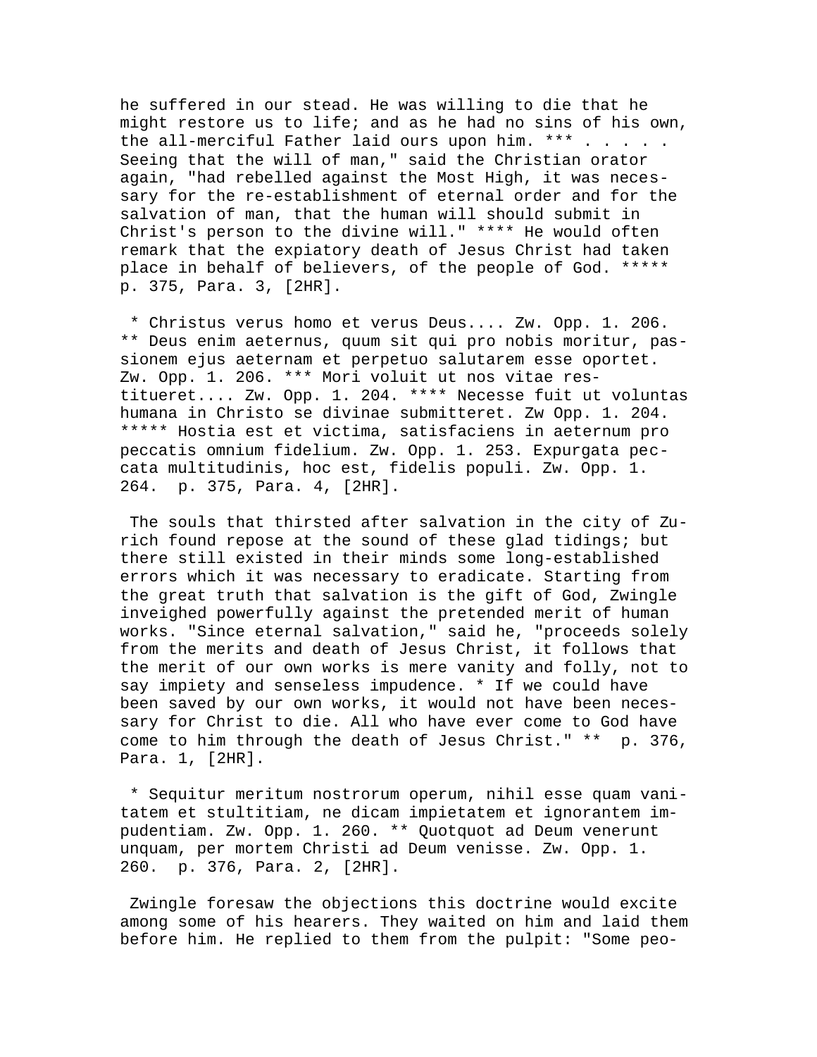he suffered in our stead. He was willing to die that he might restore us to life; and as he had no sins of his own, the all-merciful Father laid ours upon him. *** . . . . . Seeing that the will of man," said the Christian orator again, "had rebelled against the Most High, it was necessary for the re-establishment of eternal order and for the salvation of man, that the human will should submit in Christ's person to the divine will." **** He would often remark that the expiatory death of Jesus Christ had taken place in behalf of believers, of the people of God. ***** p. 375, Para. 3, [2HR].

* Christus verus homo et verus Deus.... Zw. Opp. 1. 206. ** Deus enim aeternus, quum sit qui pro nobis moritur, passionem ejus aeternam et perpetuo salutarem esse oportet. Zw. Opp. 1. 206. *** Mori voluit ut nos vitae restitueret.... Zw. Opp. 1. 204. **** Necesse fuit ut voluntas humana in Christo se divinae submitteret. Zw Opp. 1. 204. ***** Hostia est et victima, satisfaciens in aeternum pro peccatis omnium fidelium. Zw. Opp. 1. 253. Expurgata peccata multitudinis, hoc est, fidelis populi. Zw. Opp. 1. 264. p. 375, Para. 4, [2HR].

The souls that thirsted after salvation in the city of Zurich found repose at the sound of these glad tidings; but there still existed in their minds some long-established errors which it was necessary to eradicate. Starting from the great truth that salvation is the gift of God, Zwingle inveighed powerfully against the pretended merit of human works. "Since eternal salvation," said he, "proceeds solely from the merits and death of Jesus Christ, it follows that the merit of our own works is mere vanity and folly, not to say impiety and senseless impudence. * If we could have been saved by our own works, it would not have been necessary for Christ to die. All who have ever come to God have come to him through the death of Jesus Christ." ** p. 376, Para. 1, [2HR].

* Sequitur meritum nostrorum operum, nihil esse quam vanitatem et stultitiam, ne dicam impietatem et ignorantem impudentiam. Zw. Opp. 1. 260. ** Quotquot ad Deum venerunt unquam, per mortem Christi ad Deum venisse. Zw. Opp. 1. 260. p. 376, Para. 2, [2HR].

Zwingle foresaw the objections this doctrine would excite among some of his hearers. They waited on him and laid them before him. He replied to them from the pulpit: "Some peo-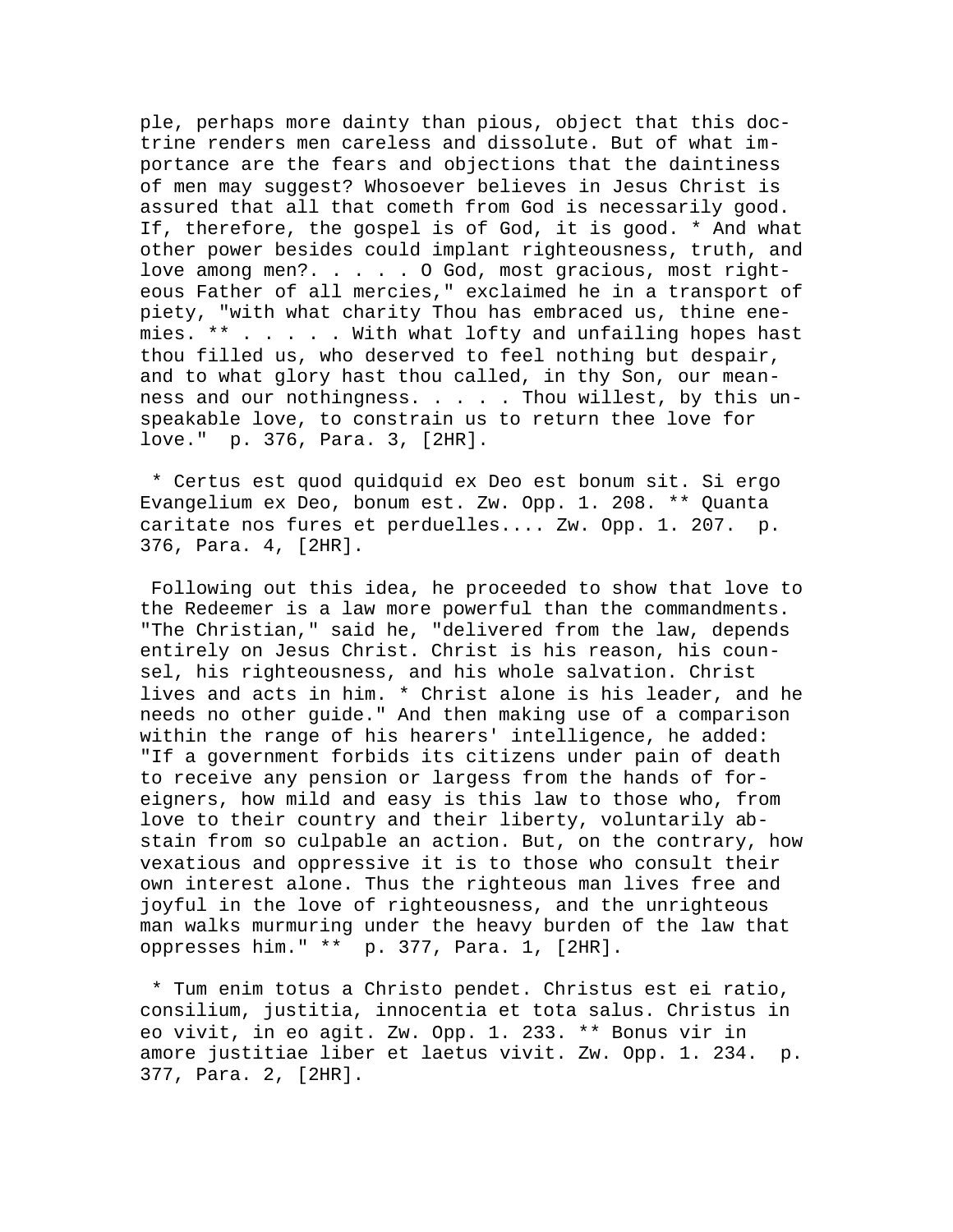ple, perhaps more dainty than pious, object that this doctrine renders men careless and dissolute. But of what importance are the fears and objections that the daintiness of men may suggest? Whosoever believes in Jesus Christ is assured that all that cometh from God is necessarily good. If, therefore, the gospel is of God, it is good. * And what other power besides could implant righteousness, truth, and love among men?. . . . . O God, most gracious, most righteous Father of all mercies," exclaimed he in a transport of piety, "with what charity Thou has embraced us, thine enemies. ** . . . . . With what lofty and unfailing hopes hast thou filled us, who deserved to feel nothing but despair, and to what glory hast thou called, in thy Son, our meanness and our nothingness. . . . . Thou willest, by this unspeakable love, to constrain us to return thee love for love." p. 376, Para. 3, [2HR].

* Certus est quod quidquid ex Deo est bonum sit. Si ergo Evangelium ex Deo, bonum est. Zw. Opp. 1. 208. ** Quanta caritate nos fures et perduelles.... Zw. Opp. 1. 207. p. 376, Para. 4, [2HR].

Following out this idea, he proceeded to show that love to the Redeemer is a law more powerful than the commandments. "The Christian," said he, "delivered from the law, depends entirely on Jesus Christ. Christ is his reason, his counsel, his righteousness, and his whole salvation. Christ lives and acts in him. * Christ alone is his leader, and he needs no other guide." And then making use of a comparison within the range of his hearers' intelligence, he added: "If a government forbids its citizens under pain of death to receive any pension or largess from the hands of foreigners, how mild and easy is this law to those who, from love to their country and their liberty, voluntarily abstain from so culpable an action. But, on the contrary, how vexatious and oppressive it is to those who consult their own interest alone. Thus the righteous man lives free and joyful in the love of righteousness, and the unrighteous man walks murmuring under the heavy burden of the law that oppresses him." ** p. 377, Para. 1, [2HR].

* Tum enim totus a Christo pendet. Christus est ei ratio, consilium, justitia, innocentia et tota salus. Christus in eo vivit, in eo agit. Zw. Opp. 1. 233. ** Bonus vir in amore justitiae liber et laetus vivit. Zw. Opp. 1. 234. p. 377, Para. 2, [2HR].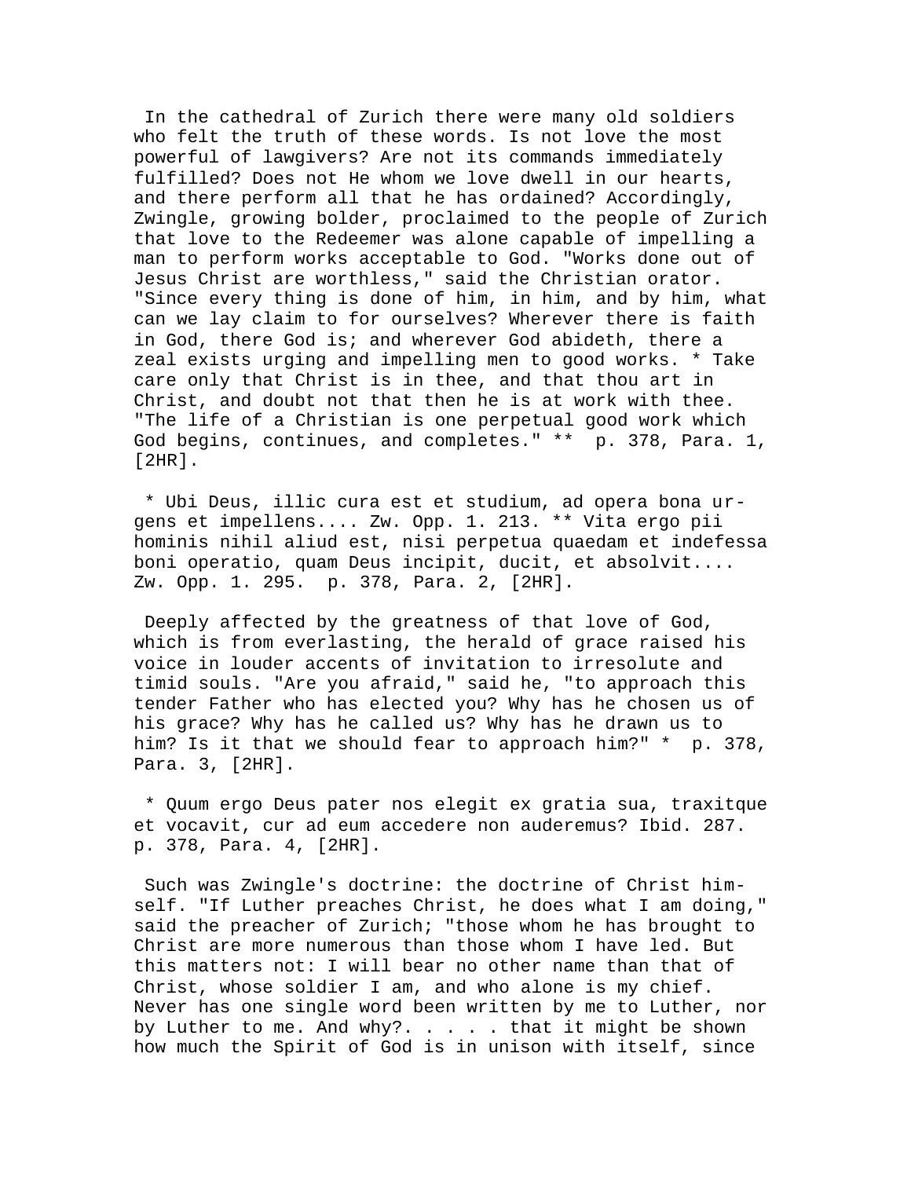In the cathedral of Zurich there were many old soldiers who felt the truth of these words. Is not love the most powerful of lawgivers? Are not its commands immediately fulfilled? Does not He whom we love dwell in our hearts, and there perform all that he has ordained? Accordingly, Zwingle, growing bolder, proclaimed to the people of Zurich that love to the Redeemer was alone capable of impelling a man to perform works acceptable to God. "Works done out of Jesus Christ are worthless," said the Christian orator. "Since every thing is done of him, in him, and by him, what can we lay claim to for ourselves? Wherever there is faith in God, there God is; and wherever God abideth, there a zeal exists urging and impelling men to good works. * Take care only that Christ is in thee, and that thou art in Christ, and doubt not that then he is at work with thee. "The life of a Christian is one perpetual good work which God begins, continues, and completes." ** p. 378, Para. 1, [2HR].

* Ubi Deus, illic cura est et studium, ad opera bona urgens et impellens.... Zw. Opp. 1. 213. ** Vita ergo pii hominis nihil aliud est, nisi perpetua quaedam et indefessa boni operatio, quam Deus incipit, ducit, et absolvit.... Zw. Opp. 1. 295. p. 378, Para. 2, [2HR].

Deeply affected by the greatness of that love of God, which is from everlasting, the herald of grace raised his voice in louder accents of invitation to irresolute and timid souls. "Are you afraid," said he, "to approach this tender Father who has elected you? Why has he chosen us of his grace? Why has he called us? Why has he drawn us to him? Is it that we should fear to approach him?" * p. 378, Para. 3, [2HR].

* Quum ergo Deus pater nos elegit ex gratia sua, traxitque et vocavit, cur ad eum accedere non auderemus? Ibid. 287. p. 378, Para. 4, [2HR].

Such was Zwingle's doctrine: the doctrine of Christ himself. "If Luther preaches Christ, he does what I am doing," said the preacher of Zurich; "those whom he has brought to Christ are more numerous than those whom I have led. But this matters not: I will bear no other name than that of Christ, whose soldier I am, and who alone is my chief. Never has one single word been written by me to Luther, nor by Luther to me. And why?. . . . . that it might be shown how much the Spirit of God is in unison with itself, since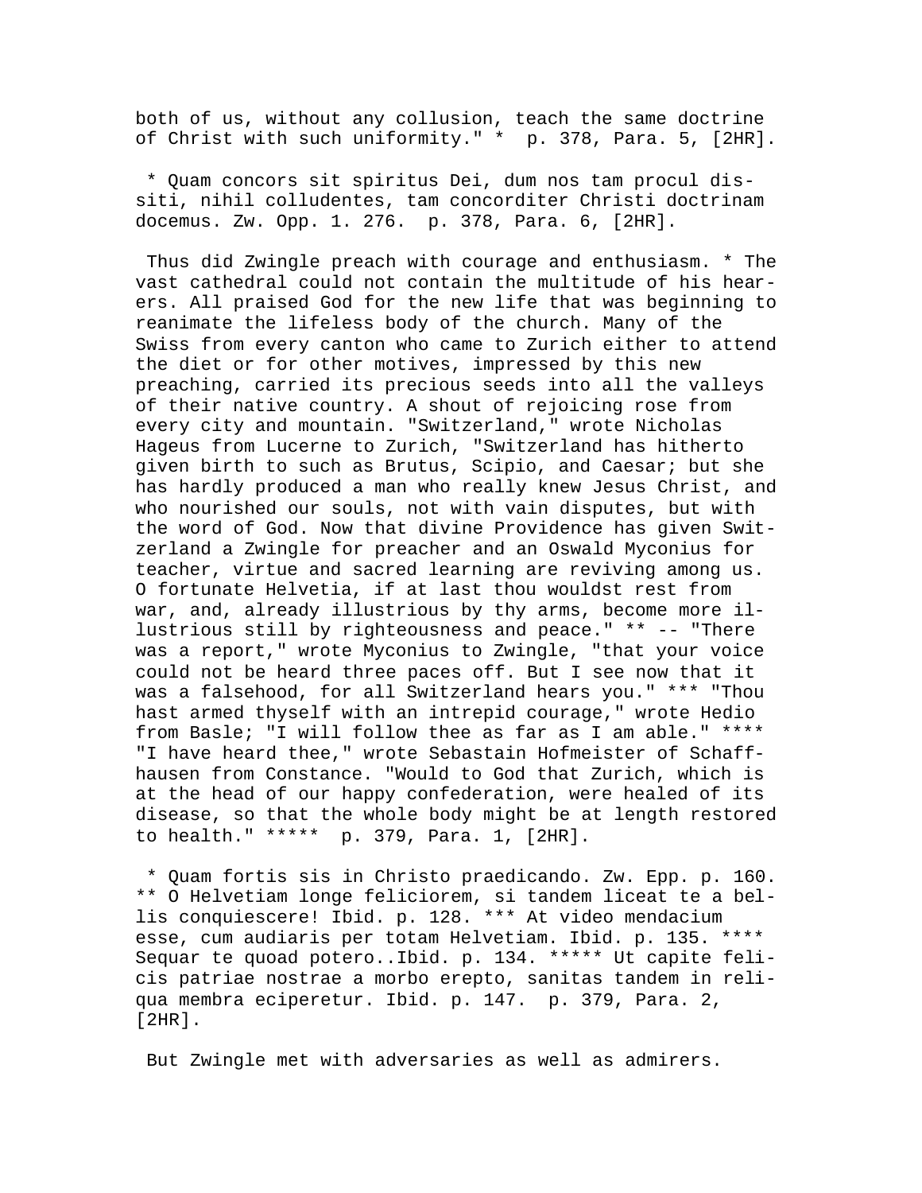both of us, without any collusion, teach the same doctrine of Christ with such uniformity." * p. 378, Para. 5, [2HR].

* Quam concors sit spiritus Dei, dum nos tam procul dissiti, nihil colludentes, tam concorditer Christi doctrinam docemus. Zw. Opp. 1. 276. p. 378, Para. 6, [2HR].

Thus did Zwingle preach with courage and enthusiasm. * The vast cathedral could not contain the multitude of his hearers. All praised God for the new life that was beginning to reanimate the lifeless body of the church. Many of the Swiss from every canton who came to Zurich either to attend the diet or for other motives, impressed by this new preaching, carried its precious seeds into all the valleys of their native country. A shout of rejoicing rose from every city and mountain. "Switzerland," wrote Nicholas Hageus from Lucerne to Zurich, "Switzerland has hitherto given birth to such as Brutus, Scipio, and Caesar; but she has hardly produced a man who really knew Jesus Christ, and who nourished our souls, not with vain disputes, but with the word of God. Now that divine Providence has given Switzerland a Zwingle for preacher and an Oswald Myconius for teacher, virtue and sacred learning are reviving among us. O fortunate Helvetia, if at last thou wouldst rest from war, and, already illustrious by thy arms, become more illustrious still by righteousness and peace." ** -- "There was a report," wrote Myconius to Zwingle, "that your voice could not be heard three paces off. But I see now that it was a falsehood, for all Switzerland hears you." *** "Thou hast armed thyself with an intrepid courage," wrote Hedio from Basle; "I will follow thee as far as I am able." **** "I have heard thee," wrote Sebastain Hofmeister of Schaffhausen from Constance. "Would to God that Zurich, which is at the head of our happy confederation, were healed of its disease, so that the whole body might be at length restored to health." ***** p. 379, Para. 1, [2HR].

* Quam fortis sis in Christo praedicando. Zw. Epp. p. 160. ** O Helvetiam longe feliciorem, si tandem liceat te a bellis conquiescere! Ibid. p. 128. *** At video mendacium esse, cum audiaris per totam Helvetiam. Ibid. p. 135. **** Sequar te quoad potero..Ibid. p. 134. ***** Ut capite felicis patriae nostrae a morbo erepto, sanitas tandem in reliqua membra eciperetur. Ibid. p. 147. p. 379, Para. 2, [2HR].

But Zwingle met with adversaries as well as admirers.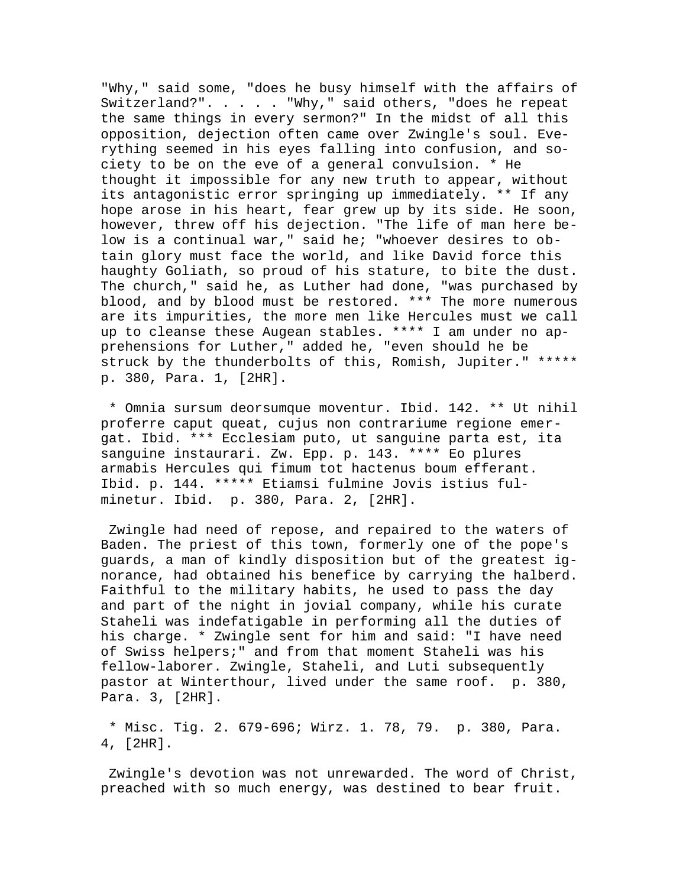"Why," said some, "does he busy himself with the affairs of Switzerland?". . . . . "Why," said others, "does he repeat the same things in every sermon?" In the midst of all this opposition, dejection often came over Zwingle's soul. Everything seemed in his eyes falling into confusion, and society to be on the eve of a general convulsion. * He thought it impossible for any new truth to appear, without its antagonistic error springing up immediately. ** If any hope arose in his heart, fear grew up by its side. He soon, however, threw off his dejection. "The life of man here below is a continual war," said he; "whoever desires to obtain glory must face the world, and like David force this haughty Goliath, so proud of his stature, to bite the dust. The church," said he, as Luther had done, "was purchased by blood, and by blood must be restored. *** The more numerous are its impurities, the more men like Hercules must we call up to cleanse these Augean stables. **** I am under no apprehensions for Luther," added he, "even should he be struck by the thunderbolts of this, Romish, Jupiter." ***** p. 380, Para. 1, [2HR].

* Omnia sursum deorsumque moventur. Ibid. 142. ** Ut nihil proferre caput queat, cujus non contrariume regione emergat. Ibid. *** Ecclesiam puto, ut sanguine parta est, ita sanguine instaurari. Zw. Epp. p. 143. **** Eo plures armabis Hercules qui fimum tot hactenus boum efferant. Ibid. p. 144. ***** Etiamsi fulmine Jovis istius fulminetur. Ibid. p. 380, Para. 2, [2HR].

Zwingle had need of repose, and repaired to the waters of Baden. The priest of this town, formerly one of the pope's guards, a man of kindly disposition but of the greatest ignorance, had obtained his benefice by carrying the halberd. Faithful to the military habits, he used to pass the day and part of the night in jovial company, while his curate Staheli was indefatigable in performing all the duties of his charge. * Zwingle sent for him and said: "I have need of Swiss helpers;" and from that moment Staheli was his fellow-laborer. Zwingle, Staheli, and Luti subsequently pastor at Winterthour, lived under the same roof. p. 380, Para. 3, [2HR].

* Misc. Tig. 2. 679-696; Wirz. 1. 78, 79. p. 380, Para. 4, [2HR].

Zwingle's devotion was not unrewarded. The word of Christ, preached with so much energy, was destined to bear fruit.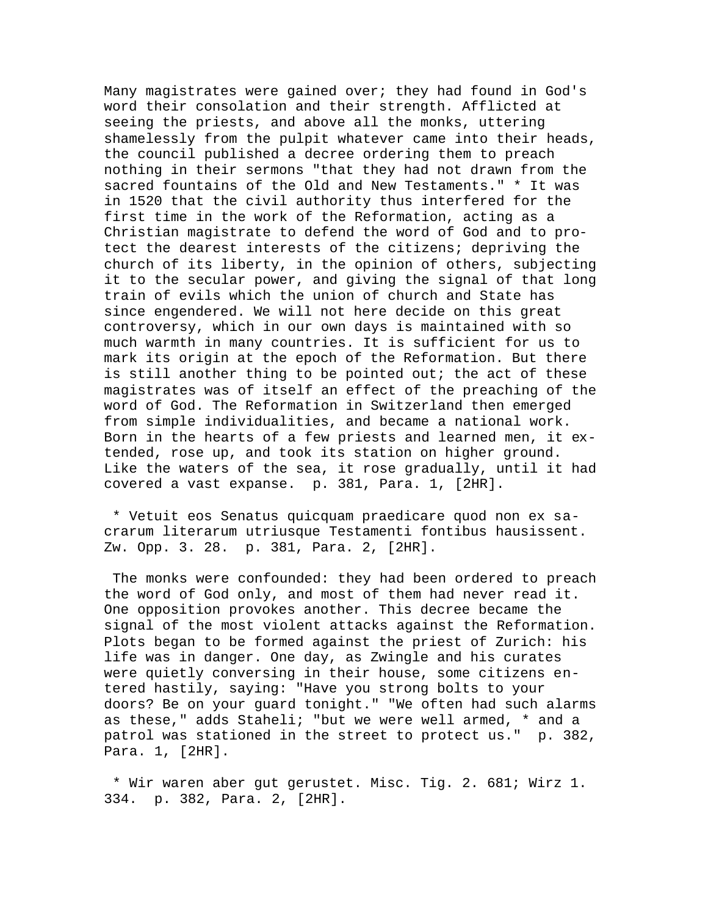Many magistrates were gained over; they had found in God's word their consolation and their strength. Afflicted at seeing the priests, and above all the monks, uttering shamelessly from the pulpit whatever came into their heads, the council published a decree ordering them to preach nothing in their sermons "that they had not drawn from the sacred fountains of the Old and New Testaments." * It was in 1520 that the civil authority thus interfered for the first time in the work of the Reformation, acting as a Christian magistrate to defend the word of God and to protect the dearest interests of the citizens; depriving the church of its liberty, in the opinion of others, subjecting it to the secular power, and giving the signal of that long train of evils which the union of church and State has since engendered. We will not here decide on this great controversy, which in our own days is maintained with so much warmth in many countries. It is sufficient for us to mark its origin at the epoch of the Reformation. But there is still another thing to be pointed out; the act of these magistrates was of itself an effect of the preaching of the word of God. The Reformation in Switzerland then emerged from simple individualities, and became a national work. Born in the hearts of a few priests and learned men, it extended, rose up, and took its station on higher ground. Like the waters of the sea, it rose gradually, until it had covered a vast expanse. p. 381, Para. 1, [2HR].

* Vetuit eos Senatus quicquam praedicare quod non ex sacrarum literarum utriusque Testamenti fontibus hausissent. Zw. Opp. 3. 28. p. 381, Para. 2, [2HR].

The monks were confounded: they had been ordered to preach the word of God only, and most of them had never read it. One opposition provokes another. This decree became the signal of the most violent attacks against the Reformation. Plots began to be formed against the priest of Zurich: his life was in danger. One day, as Zwingle and his curates were quietly conversing in their house, some citizens entered hastily, saying: "Have you strong bolts to your doors? Be on your guard tonight." "We often had such alarms as these," adds Staheli; "but we were well armed, * and a patrol was stationed in the street to protect us." p. 382, Para. 1, [2HR].

* Wir waren aber gut gerustet. Misc. Tig. 2. 681; Wirz 1. 334. p. 382, Para. 2, [2HR].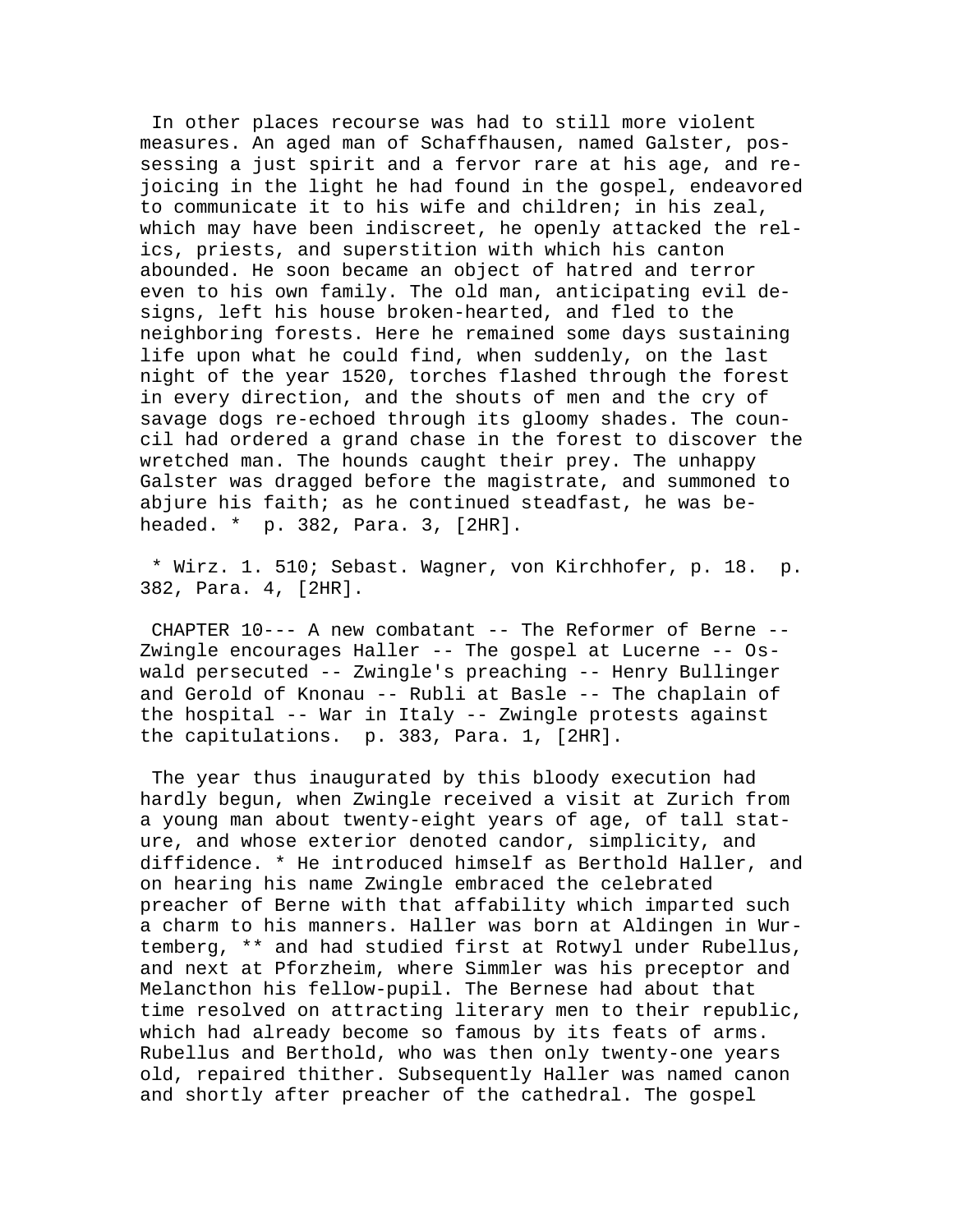In other places recourse was had to still more violent measures. An aged man of Schaffhausen, named Galster, possessing a just spirit and a fervor rare at his age, and rejoicing in the light he had found in the gospel, endeavored to communicate it to his wife and children; in his zeal, which may have been indiscreet, he openly attacked the relics, priests, and superstition with which his canton abounded. He soon became an object of hatred and terror even to his own family. The old man, anticipating evil designs, left his house broken-hearted, and fled to the neighboring forests. Here he remained some days sustaining life upon what he could find, when suddenly, on the last night of the year 1520, torches flashed through the forest in every direction, and the shouts of men and the cry of savage dogs re-echoed through its gloomy shades. The council had ordered a grand chase in the forest to discover the wretched man. The hounds caught their prey. The unhappy Galster was dragged before the magistrate, and summoned to abjure his faith; as he continued steadfast, he was beheaded. * p. 382, Para. 3, [2HR].

* Wirz. 1. 510; Sebast. Wagner, von Kirchhofer, p. 18. p. 382, Para. 4, [2HR].

CHAPTER 10--- A new combatant -- The Reformer of Berne -- Zwingle encourages Haller -- The gospel at Lucerne -- Oswald persecuted -- Zwingle's preaching -- Henry Bullinger and Gerold of Knonau -- Rubli at Basle -- The chaplain of the hospital -- War in Italy -- Zwingle protests against the capitulations. p. 383, Para. 1, [2HR].

The year thus inaugurated by this bloody execution had hardly begun, when Zwingle received a visit at Zurich from a young man about twenty-eight years of age, of tall stature, and whose exterior denoted candor, simplicity, and diffidence. * He introduced himself as Berthold Haller, and on hearing his name Zwingle embraced the celebrated preacher of Berne with that affability which imparted such a charm to his manners. Haller was born at Aldingen in Wurtemberg, ** and had studied first at Rotwyl under Rubellus, and next at Pforzheim, where Simmler was his preceptor and Melancthon his fellow-pupil. The Bernese had about that time resolved on attracting literary men to their republic, which had already become so famous by its feats of arms. Rubellus and Berthold, who was then only twenty-one years old, repaired thither. Subsequently Haller was named canon and shortly after preacher of the cathedral. The gospel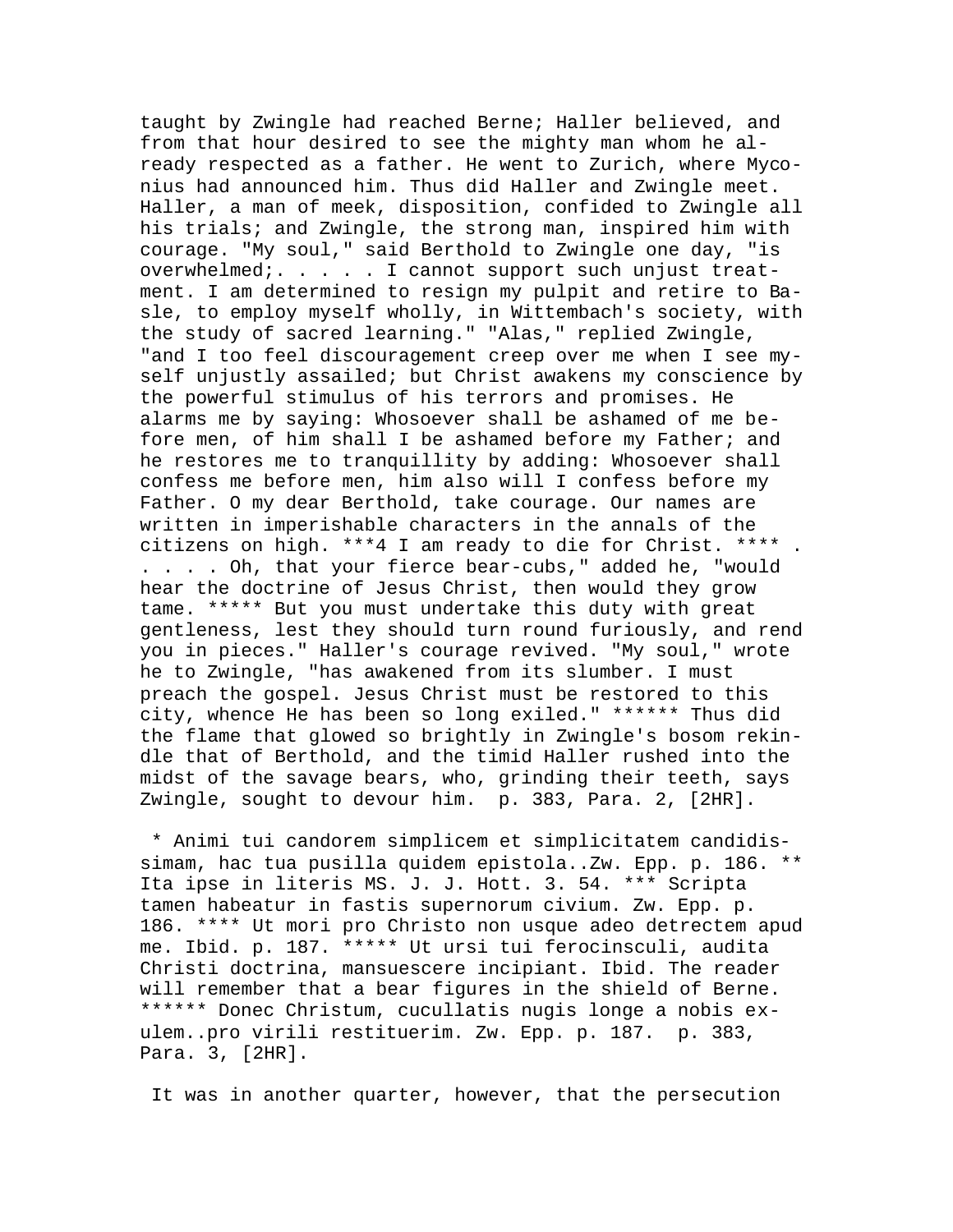taught by Zwingle had reached Berne; Haller believed, and from that hour desired to see the mighty man whom he already respected as a father. He went to Zurich, where Myconius had announced him. Thus did Haller and Zwingle meet. Haller, a man of meek, disposition, confided to Zwingle all his trials; and Zwingle, the strong man, inspired him with courage. "My soul," said Berthold to Zwingle one day, "is overwhelmed;. . . . . I cannot support such unjust treatment. I am determined to resign my pulpit and retire to Basle, to employ myself wholly, in Wittembach's society, with the study of sacred learning." "Alas," replied Zwingle, "and I too feel discouragement creep over me when I see myself unjustly assailed; but Christ awakens my conscience by the powerful stimulus of his terrors and promises. He alarms me by saying: Whosoever shall be ashamed of me before men, of him shall I be ashamed before my Father; and he restores me to tranquillity by adding: Whosoever shall confess me before men, him also will I confess before my Father. O my dear Berthold, take courage. Our names are written in imperishable characters in the annals of the citizens on high. ***4 I am ready to die for Christ. **** . . . . . Oh, that your fierce bear-cubs," added he, "would hear the doctrine of Jesus Christ, then would they grow tame. ***** But you must undertake this duty with great gentleness, lest they should turn round furiously, and rend you in pieces." Haller's courage revived. "My soul," wrote he to Zwingle, "has awakened from its slumber. I must preach the gospel. Jesus Christ must be restored to this city, whence He has been so long exiled." ****** Thus did the flame that glowed so brightly in Zwingle's bosom rekindle that of Berthold, and the timid Haller rushed into the midst of the savage bears, who, grinding their teeth, says Zwingle, sought to devour him. p. 383, Para. 2, [2HR].

* Animi tui candorem simplicem et simplicitatem candidissimam, hac tua pusilla quidem epistola..Zw. Epp. p. 186. ** Ita ipse in literis MS. J. J. Hott. 3. 54. *** Scripta tamen habeatur in fastis supernorum civium. Zw. Epp. p. 186. **** Ut mori pro Christo non usque adeo detrectem apud me. Ibid. p. 187. ***** Ut ursi tui ferocinsculi, audita Christi doctrina, mansuescere incipiant. Ibid. The reader will remember that a bear figures in the shield of Berne. ****** Donec Christum, cucullatis nugis longe a nobis exulem..pro virili restituerim. Zw. Epp. p. 187. p. 383, Para. 3, [2HR].

It was in another quarter, however, that the persecution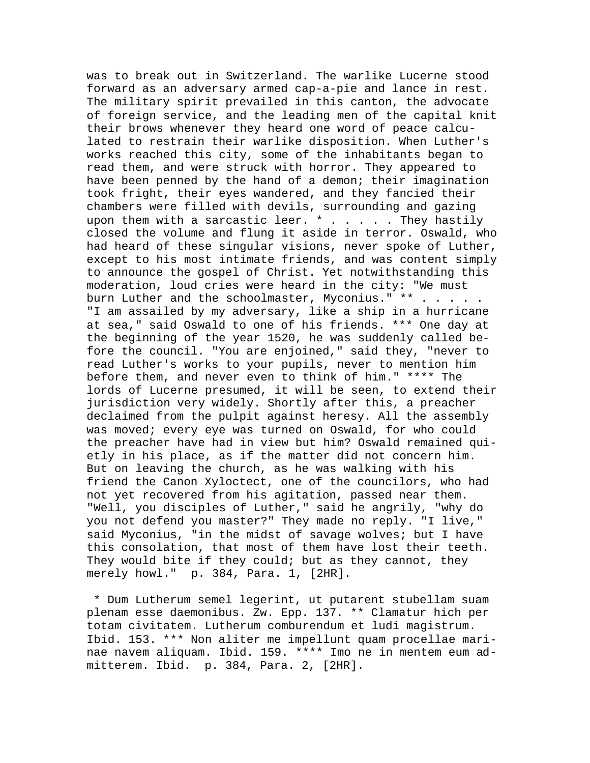was to break out in Switzerland. The warlike Lucerne stood forward as an adversary armed cap-a-pie and lance in rest. The military spirit prevailed in this canton, the advocate of foreign service, and the leading men of the capital knit their brows whenever they heard one word of peace calculated to restrain their warlike disposition. When Luther's works reached this city, some of the inhabitants began to read them, and were struck with horror. They appeared to have been penned by the hand of a demon; their imagination took fright, their eyes wandered, and they fancied their chambers were filled with devils, surrounding and gazing upon them with a sarcastic leer. * . . . . . They hastily closed the volume and flung it aside in terror. Oswald, who had heard of these singular visions, never spoke of Luther, except to his most intimate friends, and was content simply to announce the gospel of Christ. Yet notwithstanding this moderation, loud cries were heard in the city: "We must burn Luther and the schoolmaster, Myconius." ** . . . . . "I am assailed by my adversary, like a ship in a hurricane at sea," said Oswald to one of his friends. *** One day at the beginning of the year 1520, he was suddenly called before the council. "You are enjoined," said they, "never to read Luther's works to your pupils, never to mention him before them, and never even to think of him." **** The lords of Lucerne presumed, it will be seen, to extend their jurisdiction very widely. Shortly after this, a preacher declaimed from the pulpit against heresy. All the assembly was moved; every eye was turned on Oswald, for who could the preacher have had in view but him? Oswald remained quietly in his place, as if the matter did not concern him. But on leaving the church, as he was walking with his friend the Canon Xyloctect, one of the councilors, who had not yet recovered from his agitation, passed near them. "Well, you disciples of Luther," said he angrily, "why do you not defend you master?" They made no reply. "I live," said Myconius, "in the midst of savage wolves; but I have this consolation, that most of them have lost their teeth. They would bite if they could; but as they cannot, they merely howl." p. 384, Para. 1, [2HR].

* Dum Lutherum semel legerint, ut putarent stubellam suam plenam esse daemonibus. Zw. Epp. 137. ** Clamatur hich per totam civitatem. Lutherum comburendum et ludi magistrum. Ibid. 153. *** Non aliter me impellunt quam procellae marinae navem aliquam. Ibid. 159. **** Imo ne in mentem eum admitterem. Ibid. p. 384, Para. 2, [2HR].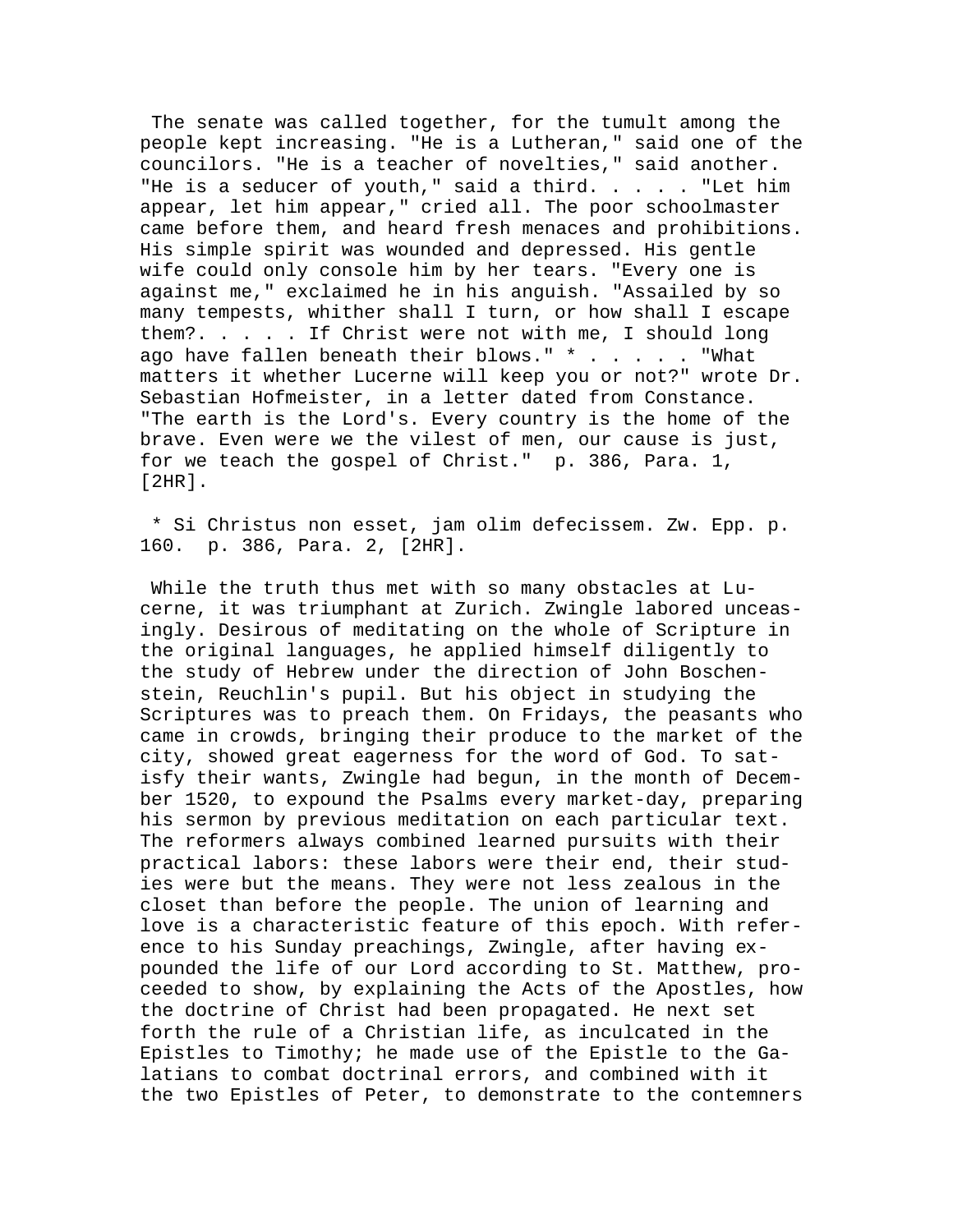The senate was called together, for the tumult among the people kept increasing. "He is a Lutheran," said one of the councilors. "He is a teacher of novelties," said another. "He is a seducer of youth," said a third. . . . . "Let him appear, let him appear," cried all. The poor schoolmaster came before them, and heard fresh menaces and prohibitions. His simple spirit was wounded and depressed. His gentle wife could only console him by her tears. "Every one is against me," exclaimed he in his anguish. "Assailed by so many tempests, whither shall I turn, or how shall I escape them?. . . . . If Christ were not with me, I should long ago have fallen beneath their blows." * . . . . . "What matters it whether Lucerne will keep you or not?" wrote Dr. Sebastian Hofmeister, in a letter dated from Constance. "The earth is the Lord's. Every country is the home of the brave. Even were we the vilest of men, our cause is just, for we teach the gospel of Christ." p. 386, Para. 1, [2HR].

* Si Christus non esset, jam olim defecissem. Zw. Epp. p. 160. p. 386, Para. 2, [2HR].

While the truth thus met with so many obstacles at Lucerne, it was triumphant at Zurich. Zwingle labored unceasingly. Desirous of meditating on the whole of Scripture in the original languages, he applied himself diligently to the study of Hebrew under the direction of John Boschenstein, Reuchlin's pupil. But his object in studying the Scriptures was to preach them. On Fridays, the peasants who came in crowds, bringing their produce to the market of the city, showed great eagerness for the word of God. To satisfy their wants, Zwingle had begun, in the month of December 1520, to expound the Psalms every market-day, preparing his sermon by previous meditation on each particular text. The reformers always combined learned pursuits with their practical labors: these labors were their end, their studies were but the means. They were not less zealous in the closet than before the people. The union of learning and love is a characteristic feature of this epoch. With reference to his Sunday preachings, Zwingle, after having expounded the life of our Lord according to St. Matthew, proceeded to show, by explaining the Acts of the Apostles, how the doctrine of Christ had been propagated. He next set forth the rule of a Christian life, as inculcated in the Epistles to Timothy; he made use of the Epistle to the Galatians to combat doctrinal errors, and combined with it the two Epistles of Peter, to demonstrate to the contemners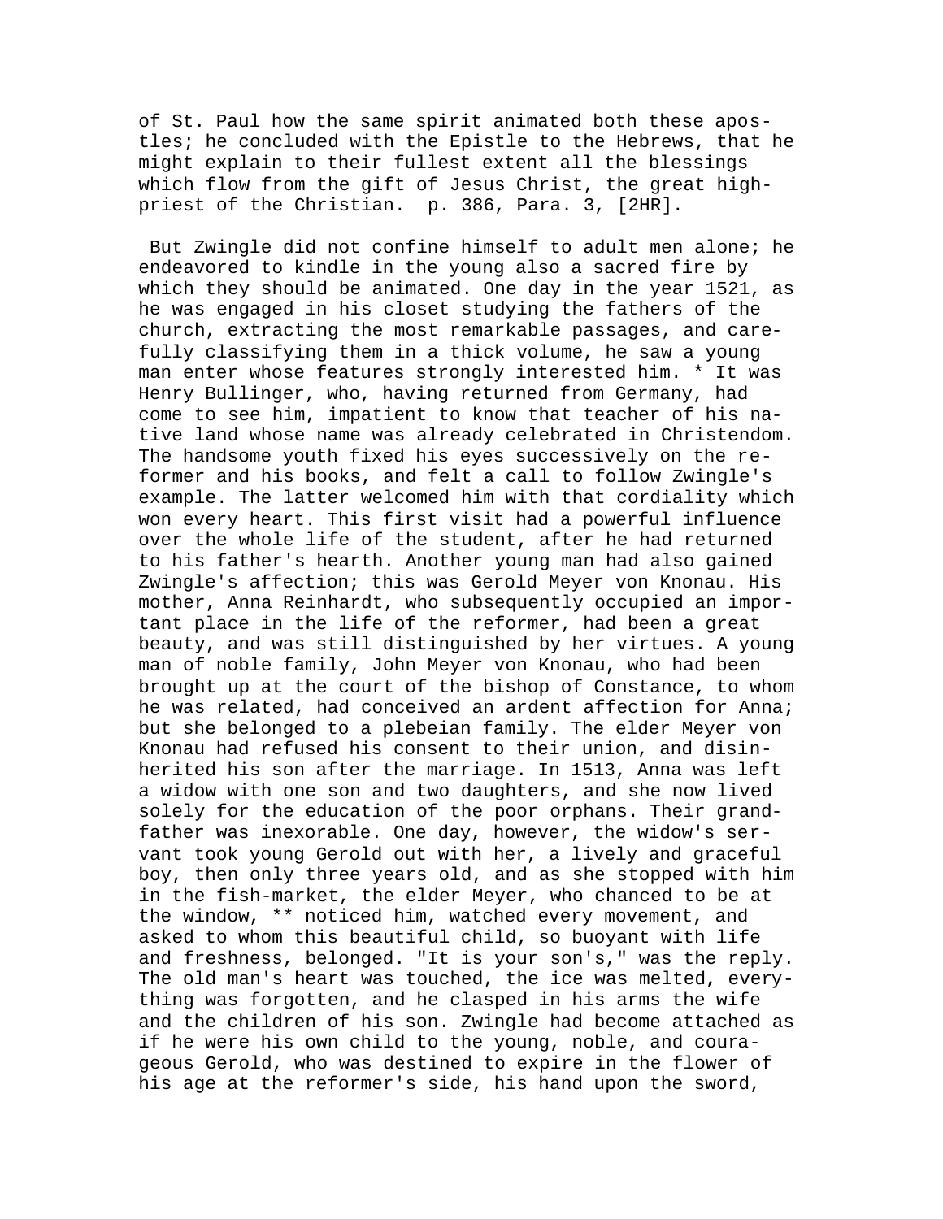of St. Paul how the same spirit animated both these apostles; he concluded with the Epistle to the Hebrews, that he might explain to their fullest extent all the blessings which flow from the gift of Jesus Christ, the great high-priest of the Christian. p. 386, Para. 3, [2HR].

But Zwingle did not confine himself to adult men alone; he endeavored to kindle in the young also a sacred fire by which they should be animated. One day in the year 1521, as he was engaged in his closet studying the fathers of the church, extracting the most remarkable passages, and carefully classifying them in a thick volume, he saw a young man enter whose features strongly interested him. * It was Henry Bullinger, who, having returned from Germany, had come to see him, impatient to know that teacher of his native land whose name was already celebrated in Christendom. The handsome youth fixed his eyes successively on the reformer and his books, and felt a call to follow Zwingle's example. The latter welcomed him with that cordiality which won every heart. This first visit had a powerful influence over the whole life of the student, after he had returned to his father's hearth. Another young man had also gained Zwingle's affection; this was Gerold Meyer von Knonau. His mother, Anna Reinhardt, who subsequently occupied an important place in the life of the reformer, had been a great beauty, and was still distinguished by her virtues. A young man of noble family, John Meyer von Knonau, who had been brought up at the court of the bishop of Constance, to whom he was related, had conceived an ardent affection for Anna; but she belonged to a plebeian family. The elder Meyer von Knonau had refused his consent to their union, and disinherited his son after the marriage. In 1513, Anna was left a widow with one son and two daughters, and she now lived solely for the education of the poor orphans. Their grandfather was inexorable. One day, however, the widow's servant took young Gerold out with her, a lively and graceful boy, then only three years old, and as she stopped with him in the fish-market, the elder Meyer, who chanced to be at the window, ** noticed him, watched every movement, and asked to whom this beautiful child, so buoyant with life and freshness, belonged. "It is your son's," was the reply. The old man's heart was touched, the ice was melted, everything was forgotten, and he clasped in his arms the wife and the children of his son. Zwingle had become attached as if he were his own child to the young, noble, and courageous Gerold, who was destined to expire in the flower of his age at the reformer's side, his hand upon the sword,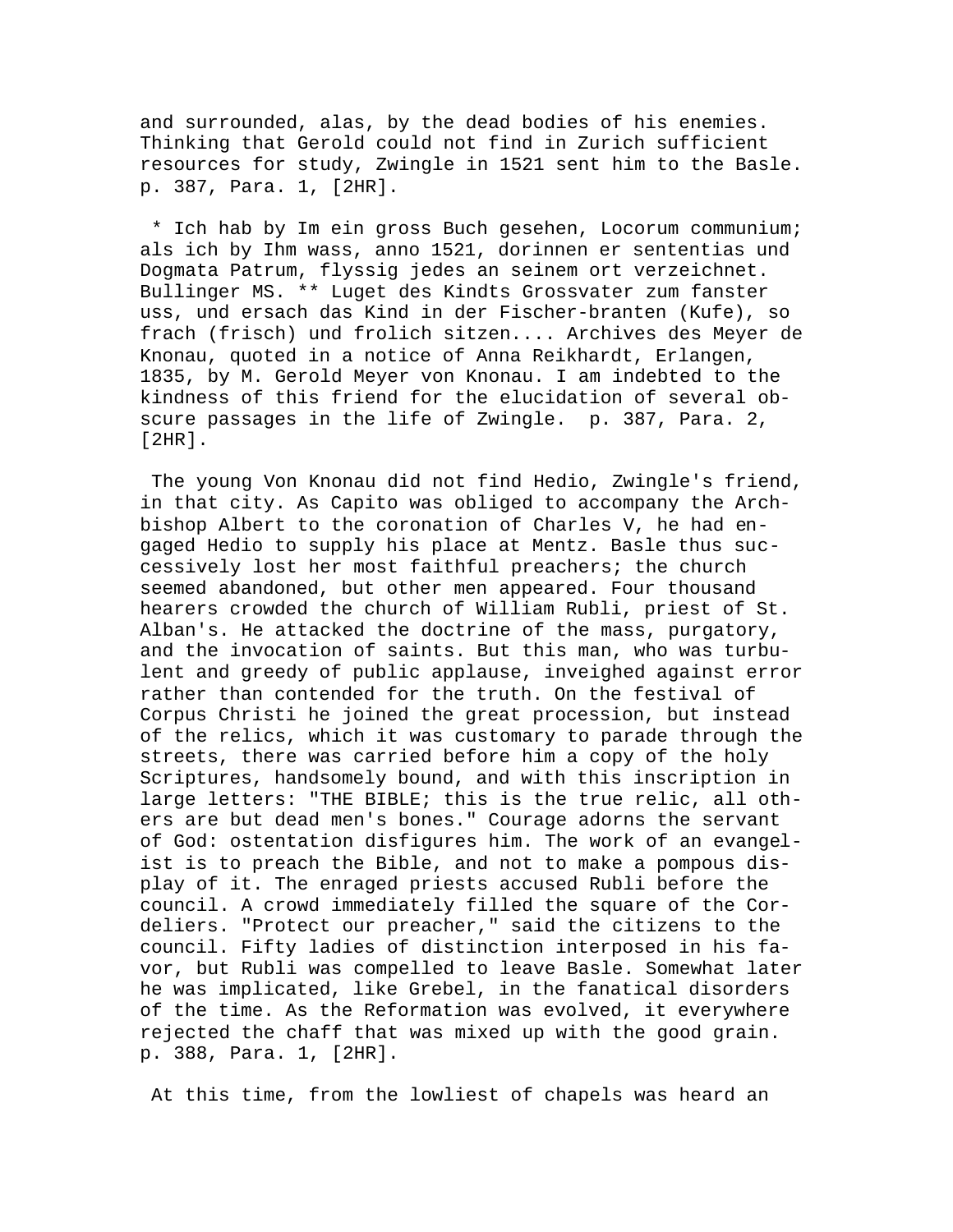and surrounded, alas, by the dead bodies of his enemies. Thinking that Gerold could not find in Zurich sufficient resources for study, Zwingle in 1521 sent him to the Basle. p. 387, Para. 1, [2HR].

* Ich hab by Im ein gross Buch gesehen, Locorum communium; als ich by Ihm wass, anno 1521, dorinnen er sententias und Dogmata Patrum, flyssig jedes an seinem ort verzeichnet. Bullinger MS. ** Luget des Kindts Grossvater zum fanster uss, und ersach das Kind in der Fischer-branten (Kufe), so frach (frisch) und frolich sitzen.... Archives des Meyer de Knonau, quoted in a notice of Anna Reikhardt, Erlangen, 1835, by M. Gerold Meyer von Knonau. I am indebted to the kindness of this friend for the elucidation of several obscure passages in the life of Zwingle. p. 387, Para. 2, [2HR].

The young Von Knonau did not find Hedio, Zwingle's friend, in that city. As Capito was obliged to accompany the Archbishop Albert to the coronation of Charles V, he had engaged Hedio to supply his place at Mentz. Basle thus successively lost her most faithful preachers; the church seemed abandoned, but other men appeared. Four thousand hearers crowded the church of William Rubli, priest of St. Alban's. He attacked the doctrine of the mass, purgatory, and the invocation of saints. But this man, who was turbulent and greedy of public applause, inveighed against error rather than contended for the truth. On the festival of Corpus Christi he joined the great procession, but instead of the relics, which it was customary to parade through the streets, there was carried before him a copy of the holy Scriptures, handsomely bound, and with this inscription in large letters: "THE BIBLE; this is the true relic, all others are but dead men's bones." Courage adorns the servant of God: ostentation disfigures him. The work of an evangelist is to preach the Bible, and not to make a pompous display of it. The enraged priests accused Rubli before the council. A crowd immediately filled the square of the Cordeliers. "Protect our preacher," said the citizens to the council. Fifty ladies of distinction interposed in his favor, but Rubli was compelled to leave Basle. Somewhat later he was implicated, like Grebel, in the fanatical disorders of the time. As the Reformation was evolved, it everywhere rejected the chaff that was mixed up with the good grain. p. 388, Para. 1, [2HR].

At this time, from the lowliest of chapels was heard an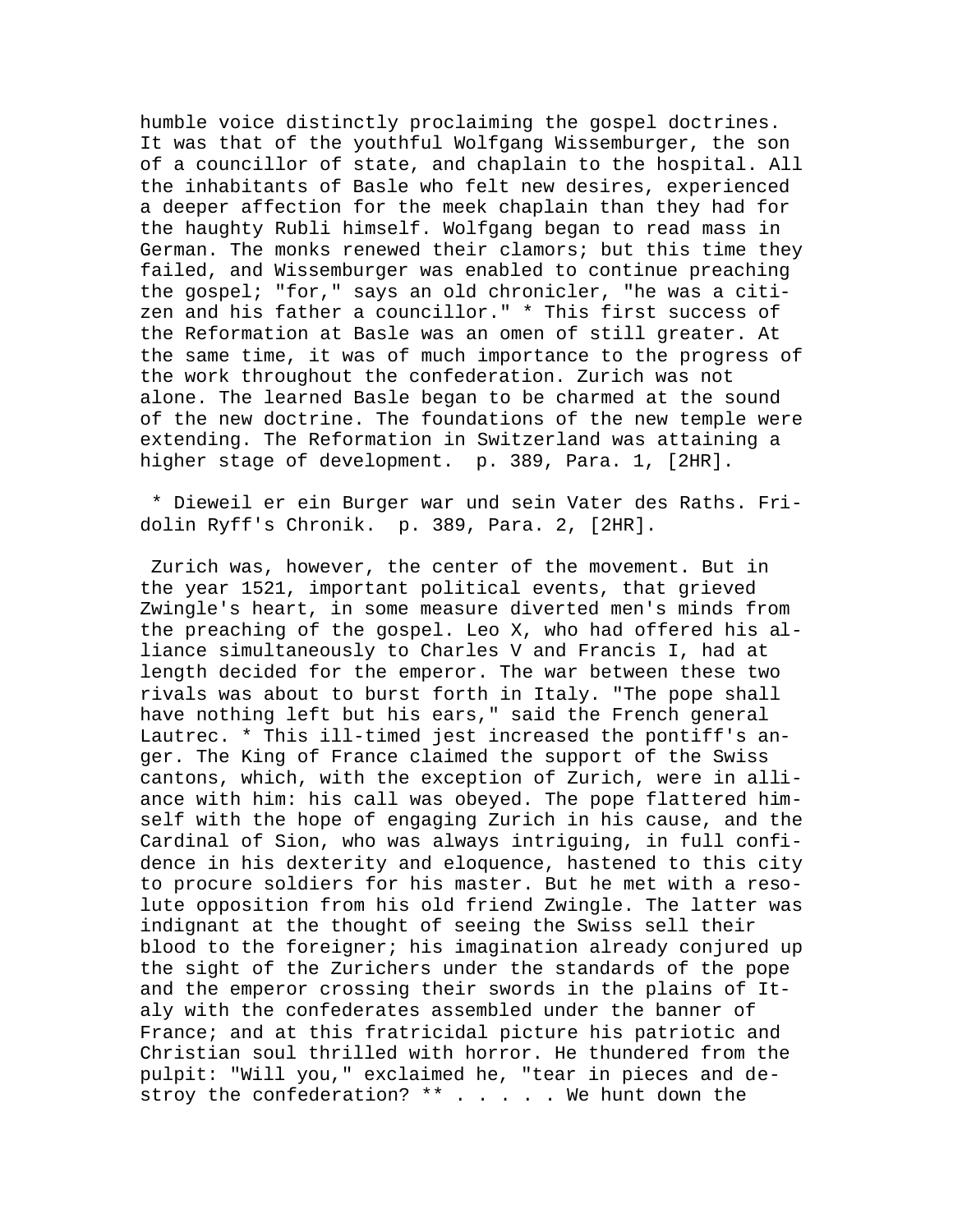humble voice distinctly proclaiming the gospel doctrines. It was that of the youthful Wolfgang Wissemburger, the son of a councillor of state, and chaplain to the hospital. All the inhabitants of Basle who felt new desires, experienced a deeper affection for the meek chaplain than they had for the haughty Rubli himself. Wolfgang began to read mass in German. The monks renewed their clamors; but this time they failed, and Wissemburger was enabled to continue preaching the gospel; "for," says an old chronicler, "he was a citizen and his father a councillor." * This first success of the Reformation at Basle was an omen of still greater. At the same time, it was of much importance to the progress of the work throughout the confederation. Zurich was not alone. The learned Basle began to be charmed at the sound of the new doctrine. The foundations of the new temple were extending. The Reformation in Switzerland was attaining a higher stage of development. p. 389, Para. 1, [2HR].

* Dieweil er ein Burger war und sein Vater des Raths. Fridolin Ryff's Chronik. p. 389, Para. 2, [2HR].

Zurich was, however, the center of the movement. But in the year 1521, important political events, that grieved Zwingle's heart, in some measure diverted men's minds from the preaching of the gospel. Leo X, who had offered his alliance simultaneously to Charles V and Francis I, had at length decided for the emperor. The war between these two rivals was about to burst forth in Italy. "The pope shall have nothing left but his ears," said the French general Lautrec. * This ill-timed jest increased the pontiff's anger. The King of France claimed the support of the Swiss cantons, which, with the exception of Zurich, were in alliance with him: his call was obeyed. The pope flattered himself with the hope of engaging Zurich in his cause, and the Cardinal of Sion, who was always intriguing, in full confidence in his dexterity and eloquence, hastened to this city to procure soldiers for his master. But he met with a resolute opposition from his old friend Zwingle. The latter was indignant at the thought of seeing the Swiss sell their blood to the foreigner; his imagination already conjured up the sight of the Zurichers under the standards of the pope and the emperor crossing their swords in the plains of Italy with the confederates assembled under the banner of France; and at this fratricidal picture his patriotic and Christian soul thrilled with horror. He thundered from the pulpit: "Will you," exclaimed he, "tear in pieces and destroy the confederation? ** . . . . . We hunt down the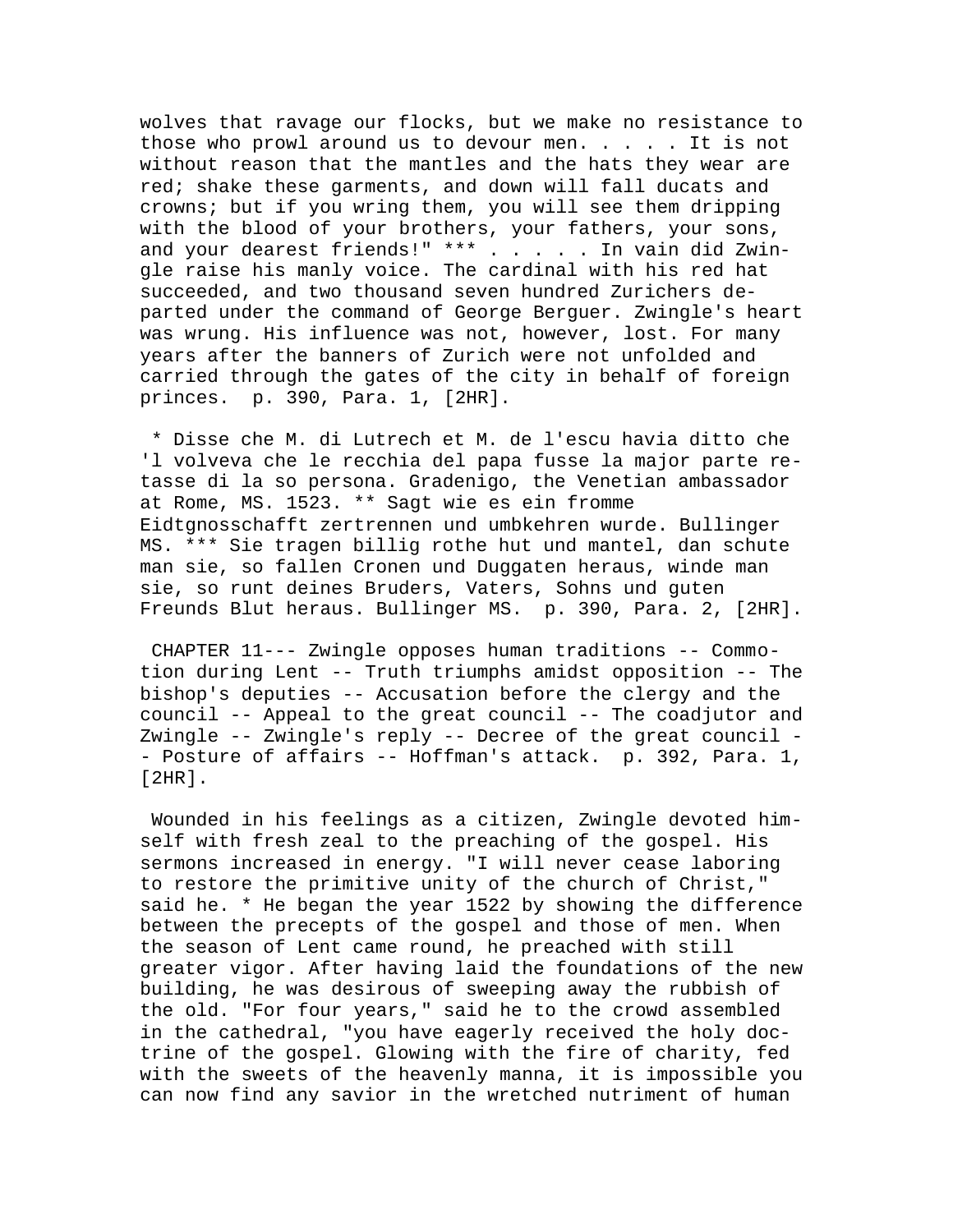wolves that ravage our flocks, but we make no resistance to those who prowl around us to devour men. . . . . It is not without reason that the mantles and the hats they wear are red; shake these garments, and down will fall ducats and crowns; but if you wring them, you will see them dripping with the blood of your brothers, your fathers, your sons, and your dearest friends!" *** . . . . . In vain did Zwingle raise his manly voice. The cardinal with his red hat succeeded, and two thousand seven hundred Zurichers departed under the command of George Berguer. Zwingle's heart was wrung. His influence was not, however, lost. For many years after the banners of Zurich were not unfolded and carried through the gates of the city in behalf of foreign princes. p. 390, Para. 1, [2HR].

* Disse che M. di Lutrech et M. de l'escu havia ditto che 'l volveva che le recchia del papa fusse la major parte retasse di la so persona. Gradenigo, the Venetian ambassador at Rome, MS. 1523. ** Sagt wie es ein fromme Eidtgnosschafft zertrennen und umbkehren wurde. Bullinger MS. *** Sie tragen billig rothe hut und mantel, dan schute man sie, so fallen Cronen und Duggaten heraus, winde man sie, so runt deines Bruders, Vaters, Sohns und guten Freunds Blut heraus. Bullinger MS. p. 390, Para. 2, [2HR].

CHAPTER 11--- Zwingle opposes human traditions -- Commotion during Lent -- Truth triumphs amidst opposition -- The bishop's deputies -- Accusation before the clergy and the council -- Appeal to the great council -- The coadjutor and Zwingle -- Zwingle's reply -- Decree of the great council -- Posture of affairs -- Hoffman's attack. p. 392, Para. 1, [2HR].

Wounded in his feelings as a citizen, Zwingle devoted himself with fresh zeal to the preaching of the gospel. His sermons increased in energy. "I will never cease laboring to restore the primitive unity of the church of Christ," said he. * He began the year 1522 by showing the difference between the precepts of the gospel and those of men. When the season of Lent came round, he preached with still greater vigor. After having laid the foundations of the new building, he was desirous of sweeping away the rubbish of the old. "For four years," said he to the crowd assembled in the cathedral, "you have eagerly received the holy doctrine of the gospel. Glowing with the fire of charity, fed with the sweets of the heavenly manna, it is impossible you can now find any savior in the wretched nutriment of human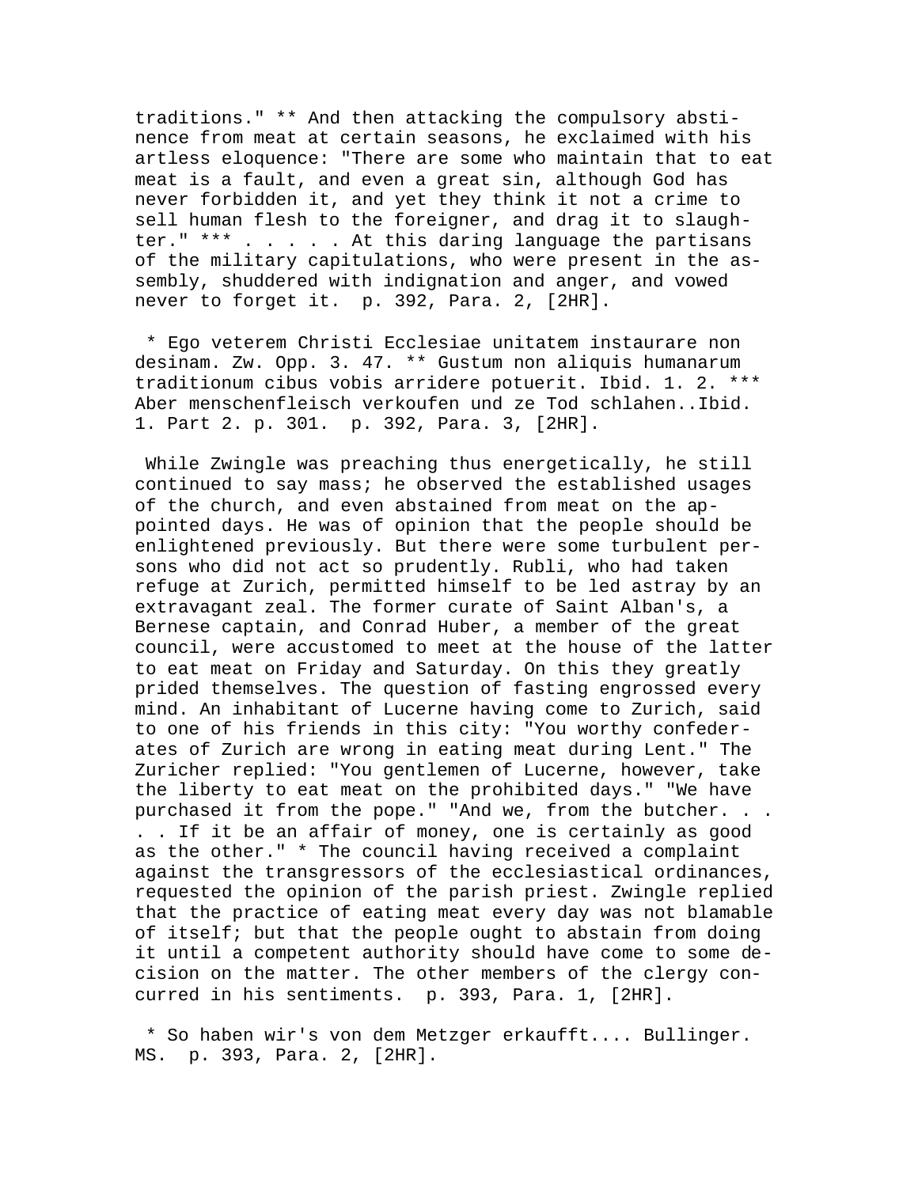traditions." ** And then attacking the compulsory abstinence from meat at certain seasons, he exclaimed with his artless eloquence: "There are some who maintain that to eat meat is a fault, and even a great sin, although God has never forbidden it, and yet they think it not a crime to sell human flesh to the foreigner, and drag it to slaughter." *** . . . . . At this daring language the partisans of the military capitulations, who were present in the assembly, shuddered with indignation and anger, and vowed never to forget it. p. 392, Para. 2, [2HR].

* Ego veterem Christi Ecclesiae unitatem instaurare non desinam. Zw. Opp. 3. 47. ** Gustum non aliquis humanarum traditionum cibus vobis arridere potuerit. Ibid. 1. 2. *** Aber menschenfleisch verkoufen und ze Tod schlahen..Ibid. 1. Part 2. p. 301. p. 392, Para. 3, [2HR].

While Zwingle was preaching thus energetically, he still continued to say mass; he observed the established usages of the church, and even abstained from meat on the appointed days. He was of opinion that the people should be enlightened previously. But there were some turbulent persons who did not act so prudently. Rubli, who had taken refuge at Zurich, permitted himself to be led astray by an extravagant zeal. The former curate of Saint Alban's, a Bernese captain, and Conrad Huber, a member of the great council, were accustomed to meet at the house of the latter to eat meat on Friday and Saturday. On this they greatly prided themselves. The question of fasting engrossed every mind. An inhabitant of Lucerne having come to Zurich, said to one of his friends in this city: "You worthy confederates of Zurich are wrong in eating meat during Lent." The Zuricher replied: "You gentlemen of Lucerne, however, take the liberty to eat meat on the prohibited days." "We have purchased it from the pope." "And we, from the butcher. . . . . If it be an affair of money, one is certainly as good as the other." * The council having received a complaint against the transgressors of the ecclesiastical ordinances, requested the opinion of the parish priest. Zwingle replied that the practice of eating meat every day was not blamable of itself; but that the people ought to abstain from doing it until a competent authority should have come to some decision on the matter. The other members of the clergy concurred in his sentiments. p. 393, Para. 1, [2HR].

* So haben wir's von dem Metzger erkaufft.... Bullinger. MS. p. 393, Para. 2, [2HR].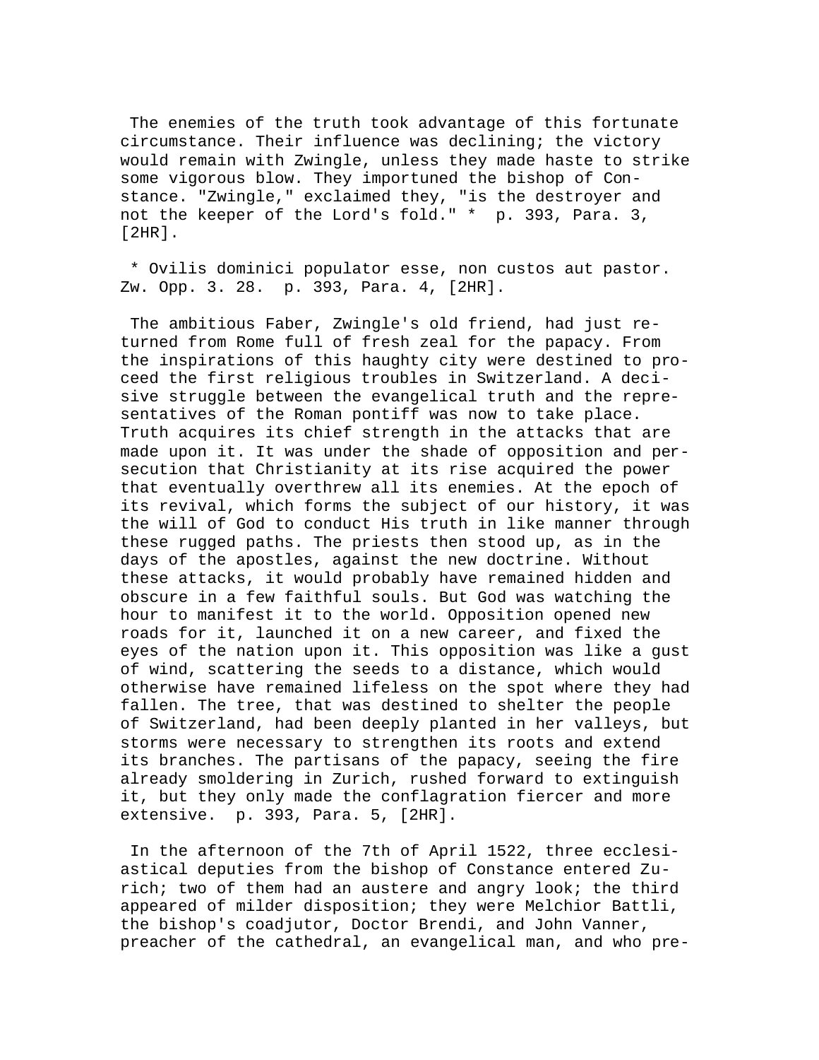The enemies of the truth took advantage of this fortunate circumstance. Their influence was declining; the victory would remain with Zwingle, unless they made haste to strike some vigorous blow. They importuned the bishop of Constance. "Zwingle," exclaimed they, "is the destroyer and not the keeper of the Lord's fold." * p. 393, Para. 3, [2HR].

* Ovilis dominici populator esse, non custos aut pastor. Zw. Opp. 3. 28. p. 393, Para. 4, [2HR].

The ambitious Faber, Zwingle's old friend, had just returned from Rome full of fresh zeal for the papacy. From the inspirations of this haughty city were destined to proceed the first religious troubles in Switzerland. A decisive struggle between the evangelical truth and the representatives of the Roman pontiff was now to take place. Truth acquires its chief strength in the attacks that are made upon it. It was under the shade of opposition and persecution that Christianity at its rise acquired the power that eventually overthrew all its enemies. At the epoch of its revival, which forms the subject of our history, it was the will of God to conduct His truth in like manner through these rugged paths. The priests then stood up, as in the days of the apostles, against the new doctrine. Without these attacks, it would probably have remained hidden and obscure in a few faithful souls. But God was watching the hour to manifest it to the world. Opposition opened new roads for it, launched it on a new career, and fixed the eyes of the nation upon it. This opposition was like a gust of wind, scattering the seeds to a distance, which would otherwise have remained lifeless on the spot where they had fallen. The tree, that was destined to shelter the people of Switzerland, had been deeply planted in her valleys, but storms were necessary to strengthen its roots and extend its branches. The partisans of the papacy, seeing the fire already smoldering in Zurich, rushed forward to extinguish it, but they only made the conflagration fiercer and more extensive. p. 393, Para. 5, [2HR].

In the afternoon of the 7th of April 1522, three ecclesiastical deputies from the bishop of Constance entered Zurich; two of them had an austere and angry look; the third appeared of milder disposition; they were Melchior Battli, the bishop's coadjutor, Doctor Brendi, and John Vanner, preacher of the cathedral, an evangelical man, and who pre-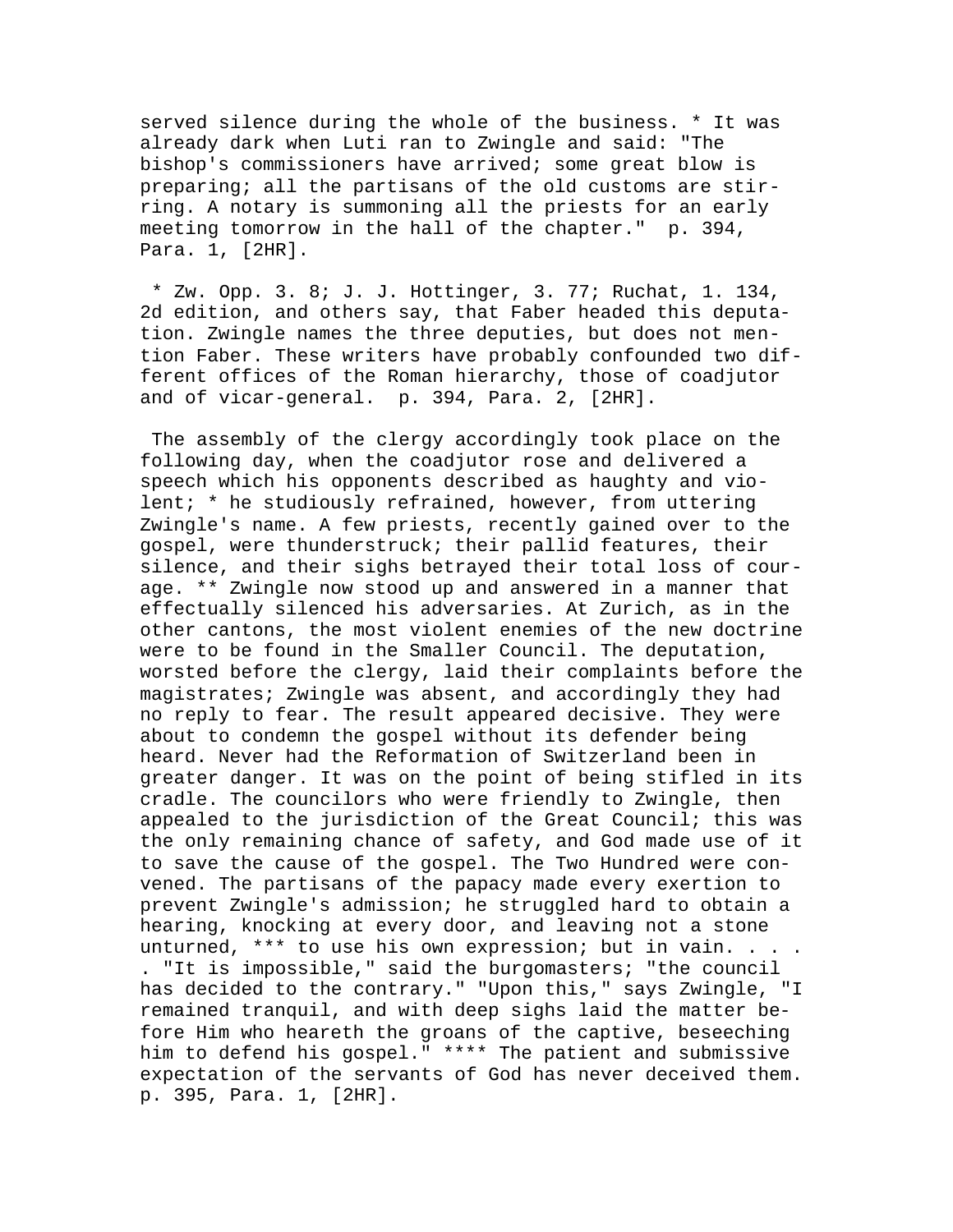served silence during the whole of the business. * It was already dark when Luti ran to Zwingle and said: "The bishop's commissioners have arrived; some great blow is preparing; all the partisans of the old customs are stirring. A notary is summoning all the priests for an early meeting tomorrow in the hall of the chapter." p. 394, Para. 1, [2HR].

* Zw. Opp. 3. 8; J. J. Hottinger, 3. 77; Ruchat, 1. 134, 2d edition, and others say, that Faber headed this deputation. Zwingle names the three deputies, but does not mention Faber. These writers have probably confounded two different offices of the Roman hierarchy, those of coadjutor and of vicar-general. p. 394, Para. 2, [2HR].

The assembly of the clergy accordingly took place on the following day, when the coadjutor rose and delivered a speech which his opponents described as haughty and violent; * he studiously refrained, however, from uttering Zwingle's name. A few priests, recently gained over to the gospel, were thunderstruck; their pallid features, their silence, and their sighs betrayed their total loss of courage. ** Zwingle now stood up and answered in a manner that effectually silenced his adversaries. At Zurich, as in the other cantons, the most violent enemies of the new doctrine were to be found in the Smaller Council. The deputation, worsted before the clergy, laid their complaints before the magistrates; Zwingle was absent, and accordingly they had no reply to fear. The result appeared decisive. They were about to condemn the gospel without its defender being heard. Never had the Reformation of Switzerland been in greater danger. It was on the point of being stifled in its cradle. The councilors who were friendly to Zwingle, then appealed to the jurisdiction of the Great Council; this was the only remaining chance of safety, and God made use of it to save the cause of the gospel. The Two Hundred were convened. The partisans of the papacy made every exertion to prevent Zwingle's admission; he struggled hard to obtain a hearing, knocking at every door, and leaving not a stone unturned, *** to use his own expression; but in vain. . . . . "It is impossible," said the burgomasters; "the council has decided to the contrary." "Upon this," says Zwingle, "I remained tranquil, and with deep sighs laid the matter before Him who heareth the groans of the captive, beseeching him to defend his gospel." **** The patient and submissive expectation of the servants of God has never deceived them. p. 395, Para. 1, [2HR].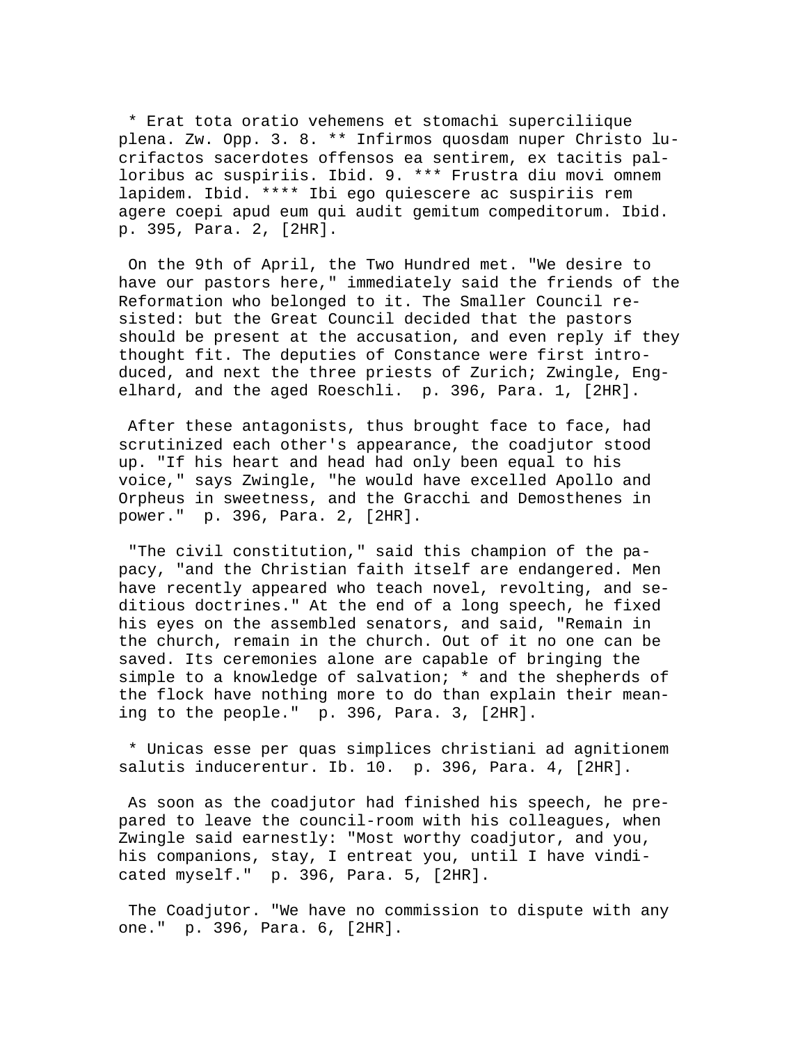* Erat tota oratio vehemens et stomachi superciliique plena. Zw. Opp. 3. 8. ** Infirmos quosdam nuper Christo lucrifactos sacerdotes offensos ea sentirem, ex tacitis palloribus ac suspiriis. Ibid. 9. *** Frustra diu movi omnem lapidem. Ibid. **** Ibi ego quiescere ac suspiriis rem agere coepi apud eum qui audit gemitum compeditorum. Ibid. p. 395, Para. 2, [2HR].

On the 9th of April, the Two Hundred met. "We desire to have our pastors here," immediately said the friends of the Reformation who belonged to it. The Smaller Council resisted: but the Great Council decided that the pastors should be present at the accusation, and even reply if they thought fit. The deputies of Constance were first introduced, and next the three priests of Zurich; Zwingle, Engelhard, and the aged Roeschli. p. 396, Para. 1, [2HR].

After these antagonists, thus brought face to face, had scrutinized each other's appearance, the coadjutor stood up. "If his heart and head had only been equal to his voice," says Zwingle, "he would have excelled Apollo and Orpheus in sweetness, and the Gracchi and Demosthenes in power." p. 396, Para. 2, [2HR].

"The civil constitution," said this champion of the papacy, "and the Christian faith itself are endangered. Men have recently appeared who teach novel, revolting, and seditious doctrines." At the end of a long speech, he fixed his eyes on the assembled senators, and said, "Remain in the church, remain in the church. Out of it no one can be saved. Its ceremonies alone are capable of bringing the simple to a knowledge of salvation; * and the shepherds of the flock have nothing more to do than explain their meaning to the people." p. 396, Para. 3, [2HR].

* Unicas esse per quas simplices christiani ad agnitionem salutis inducerentur. Ib. 10. p. 396, Para. 4, [2HR].

As soon as the coadjutor had finished his speech, he prepared to leave the council-room with his colleagues, when Zwingle said earnestly: "Most worthy coadjutor, and you, his companions, stay, I entreat you, until I have vindicated myself." p. 396, Para. 5, [2HR].

The Coadjutor. "We have no commission to dispute with any one." p. 396, Para. 6, [2HR].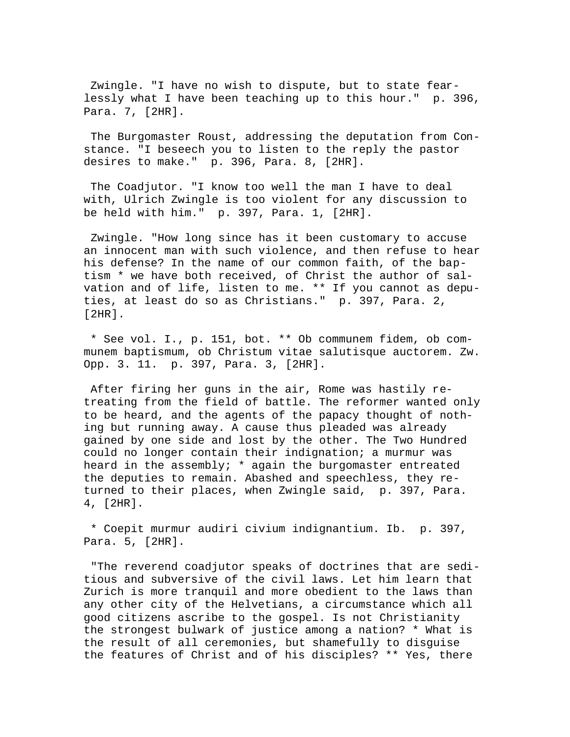Zwingle. "I have no wish to dispute, but to state fearlessly what I have been teaching up to this hour." p. 396, Para. 7, [2HR].

The Burgomaster Roust, addressing the deputation from Constance. "I beseech you to listen to the reply the pastor desires to make." p. 396, Para. 8, [2HR].

The Coadjutor. "I know too well the man I have to deal with, Ulrich Zwingle is too violent for any discussion to be held with him." p. 397, Para. 1, [2HR].

Zwingle. "How long since has it been customary to accuse an innocent man with such violence, and then refuse to hear his defense? In the name of our common faith, of the baptism * we have both received, of Christ the author of salvation and of life, listen to me. ** If you cannot as deputies, at least do so as Christians." p. 397, Para. 2, [2HR].

* See vol. I., p. 151, bot. ** Ob communem fidem, ob communem baptismum, ob Christum vitae salutisque auctorem. Zw. Opp. 3. 11. p. 397, Para. 3, [2HR].

After firing her guns in the air, Rome was hastily retreating from the field of battle. The reformer wanted only to be heard, and the agents of the papacy thought of nothing but running away. A cause thus pleaded was already gained by one side and lost by the other. The Two Hundred could no longer contain their indignation; a murmur was heard in the assembly; * again the burgomaster entreated the deputies to remain. Abashed and speechless, they returned to their places, when Zwingle said, p. 397, Para. 4, [2HR].

* Coepit murmur audiri civium indignantium. Ib. p. 397, Para. 5, [2HR].

"The reverend coadjutor speaks of doctrines that are seditious and subversive of the civil laws. Let him learn that Zurich is more tranquil and more obedient to the laws than any other city of the Helvetians, a circumstance which all good citizens ascribe to the gospel. Is not Christianity the strongest bulwark of justice among a nation? * What is the result of all ceremonies, but shamefully to disguise the features of Christ and of his disciples? ** Yes, there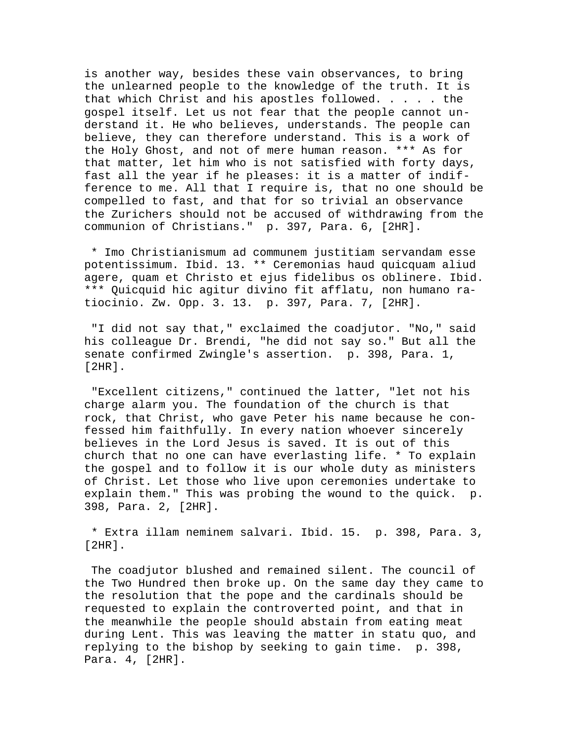is another way, besides these vain observances, to bring the unlearned people to the knowledge of the truth. It is that which Christ and his apostles followed. . . . . the gospel itself. Let us not fear that the people cannot understand it. He who believes, understands. The people can believe, they can therefore understand. This is a work of the Holy Ghost, and not of mere human reason. *** As for that matter, let him who is not satisfied with forty days, fast all the year if he pleases: it is a matter of indifference to me. All that I require is, that no one should be compelled to fast, and that for so trivial an observance the Zurichers should not be accused of withdrawing from the communion of Christians."  p. 397, Para. 6, [2HR].

* Imo Christianismum ad communem justitiam servandam esse potentissimum. Ibid. 13. ** Ceremonias haud quicquam aliud agere, quam et Christo et ejus fidelibus os oblinere. Ibid. *** Quicquid hic agitur divino fit afflatu, non humano ratiocinio. Zw. Opp. 3. 13.  p. 397, Para. 7, [2HR].

"I did not say that," exclaimed the coadjutor. "No," said his colleague Dr. Brendi, "he did not say so." But all the senate confirmed Zwingle's assertion.  p. 398, Para. 1, [2HR].

"Excellent citizens," continued the latter, "let not his charge alarm you. The foundation of the church is that rock, that Christ, who gave Peter his name because he confessed him faithfully. In every nation whoever sincerely believes in the Lord Jesus is saved. It is out of this church that no one can have everlasting life. * To explain the gospel and to follow it is our whole duty as ministers of Christ. Let those who live upon ceremonies undertake to explain them." This was probing the wound to the quick.  p. 398, Para. 2, [2HR].

* Extra illam neminem salvari. Ibid. 15.  p. 398, Para. 3, [2HR].

The coadjutor blushed and remained silent. The council of the Two Hundred then broke up. On the same day they came to the resolution that the pope and the cardinals should be requested to explain the controverted point, and that in the meanwhile the people should abstain from eating meat during Lent. This was leaving the matter in statu quo, and replying to the bishop by seeking to gain time.  p. 398, Para. 4, [2HR].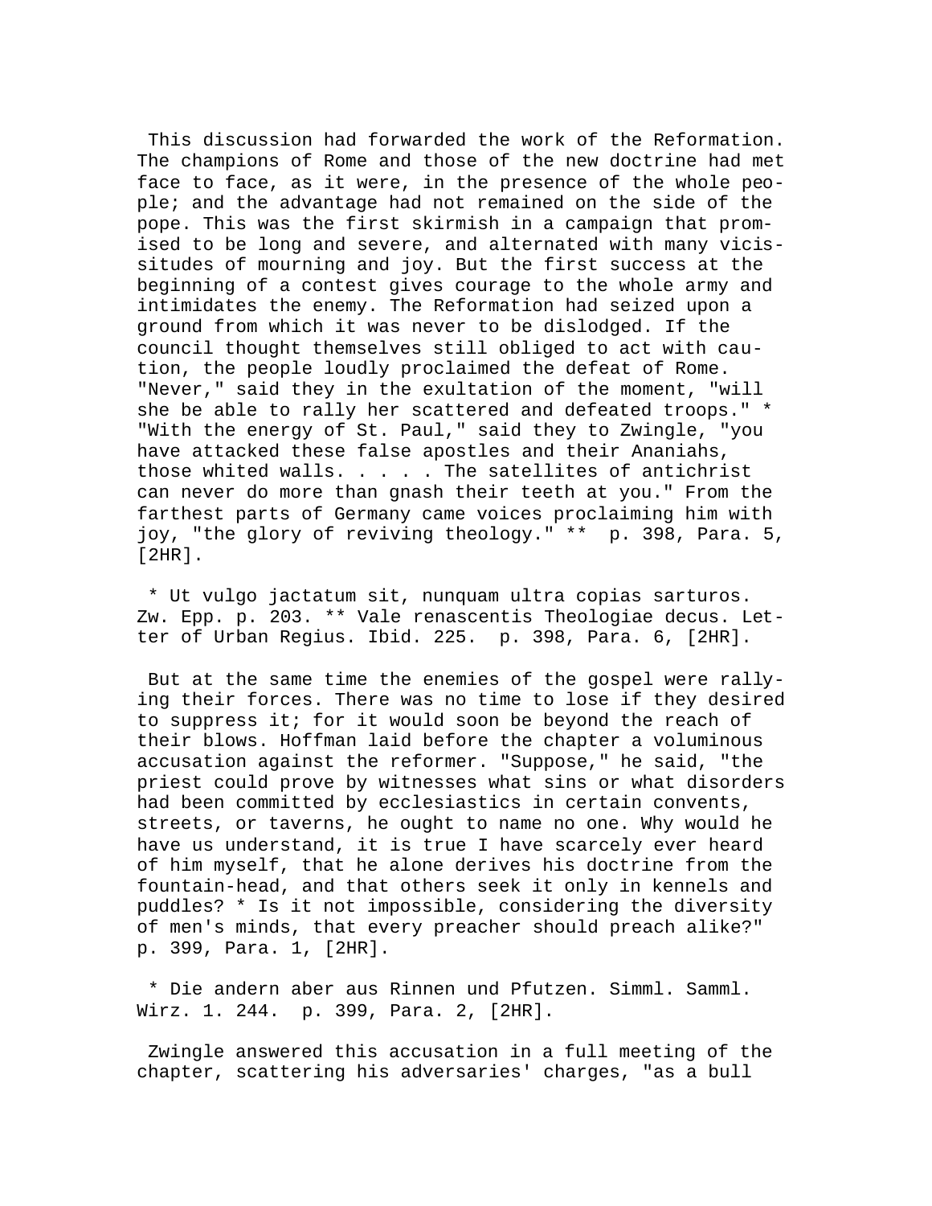This discussion had forwarded the work of the Reformation. The champions of Rome and those of the new doctrine had met face to face, as it were, in the presence of the whole people; and the advantage had not remained on the side of the pope. This was the first skirmish in a campaign that promised to be long and severe, and alternated with many vicissitudes of mourning and joy. But the first success at the beginning of a contest gives courage to the whole army and intimidates the enemy. The Reformation had seized upon a ground from which it was never to be dislodged. If the council thought themselves still obliged to act with caution, the people loudly proclaimed the defeat of Rome. "Never," said they in the exultation of the moment, "will she be able to rally her scattered and defeated troops." * "With the energy of St. Paul," said they to Zwingle, "you have attacked these false apostles and their Ananiahs, those whited walls. . . . . The satellites of antichrist can never do more than gnash their teeth at you." From the farthest parts of Germany came voices proclaiming him with joy, "the glory of reviving theology." ** p. 398, Para. 5, [2HR].

* Ut vulgo jactatum sit, nunquam ultra copias sarturos. Zw. Epp. p. 203. ** Vale renascentis Theologiae decus. Letter of Urban Regius. Ibid. 225. p. 398, Para. 6, [2HR].

But at the same time the enemies of the gospel were rallying their forces. There was no time to lose if they desired to suppress it; for it would soon be beyond the reach of their blows. Hoffman laid before the chapter a voluminous accusation against the reformer. "Suppose," he said, "the priest could prove by witnesses what sins or what disorders had been committed by ecclesiastics in certain convents, streets, or taverns, he ought to name no one. Why would he have us understand, it is true I have scarcely ever heard of him myself, that he alone derives his doctrine from the fountain-head, and that others seek it only in kennels and puddles? * Is it not impossible, considering the diversity of men's minds, that every preacher should preach alike?" p. 399, Para. 1, [2HR].

* Die andern aber aus Rinnen und Pfutzen. Simml. Samml. Wirz. 1. 244. p. 399, Para. 2, [2HR].

Zwingle answered this accusation in a full meeting of the chapter, scattering his adversaries' charges, "as a bull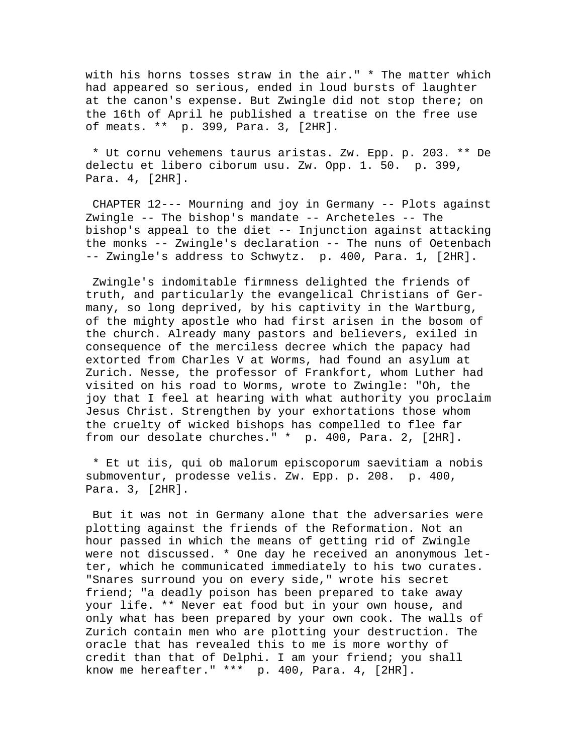with his horns tosses straw in the air." * The matter which had appeared so serious, ended in loud bursts of laughter at the canon's expense. But Zwingle did not stop there; on the 16th of April he published a treatise on the free use of meats. **  p. 399, Para. 3, [2HR].

* Ut cornu vehemens taurus aristas. Zw. Epp. p. 203. ** De delectu et libero ciborum usu. Zw. Opp. 1. 50.  p. 399, Para. 4, [2HR].

CHAPTER 12--- Mourning and joy in Germany -- Plots against Zwingle -- The bishop's mandate -- Archeteles -- The bishop's appeal to the diet -- Injunction against attacking the monks -- Zwingle's declaration -- The nuns of Oetenbach -- Zwingle's address to Schwytz.  p. 400, Para. 1, [2HR].

Zwingle's indomitable firmness delighted the friends of truth, and particularly the evangelical Christians of Germany, so long deprived, by his captivity in the Wartburg, of the mighty apostle who had first arisen in the bosom of the church. Already many pastors and believers, exiled in consequence of the merciless decree which the papacy had extorted from Charles V at Worms, had found an asylum at Zurich. Nesse, the professor of Frankfort, whom Luther had visited on his road to Worms, wrote to Zwingle: "Oh, the joy that I feel at hearing with what authority you proclaim Jesus Christ. Strengthen by your exhortations those whom the cruelty of wicked bishops has compelled to flee far from our desolate churches." *  p. 400, Para. 2, [2HR].

* Et ut iis, qui ob malorum episcoporum saevitiam a nobis submoventur, prodesse velis. Zw. Epp. p. 208.  p. 400, Para. 3, [2HR].

But it was not in Germany alone that the adversaries were plotting against the friends of the Reformation. Not an hour passed in which the means of getting rid of Zwingle were not discussed. * One day he received an anonymous letter, which he communicated immediately to his two curates. "Snares surround you on every side," wrote his secret friend; "a deadly poison has been prepared to take away your life. ** Never eat food but in your own house, and only what has been prepared by your own cook. The walls of Zurich contain men who are plotting your destruction. The oracle that has revealed this to me is more worthy of credit than that of Delphi. I am your friend; you shall know me hereafter." ***  p. 400, Para. 4, [2HR].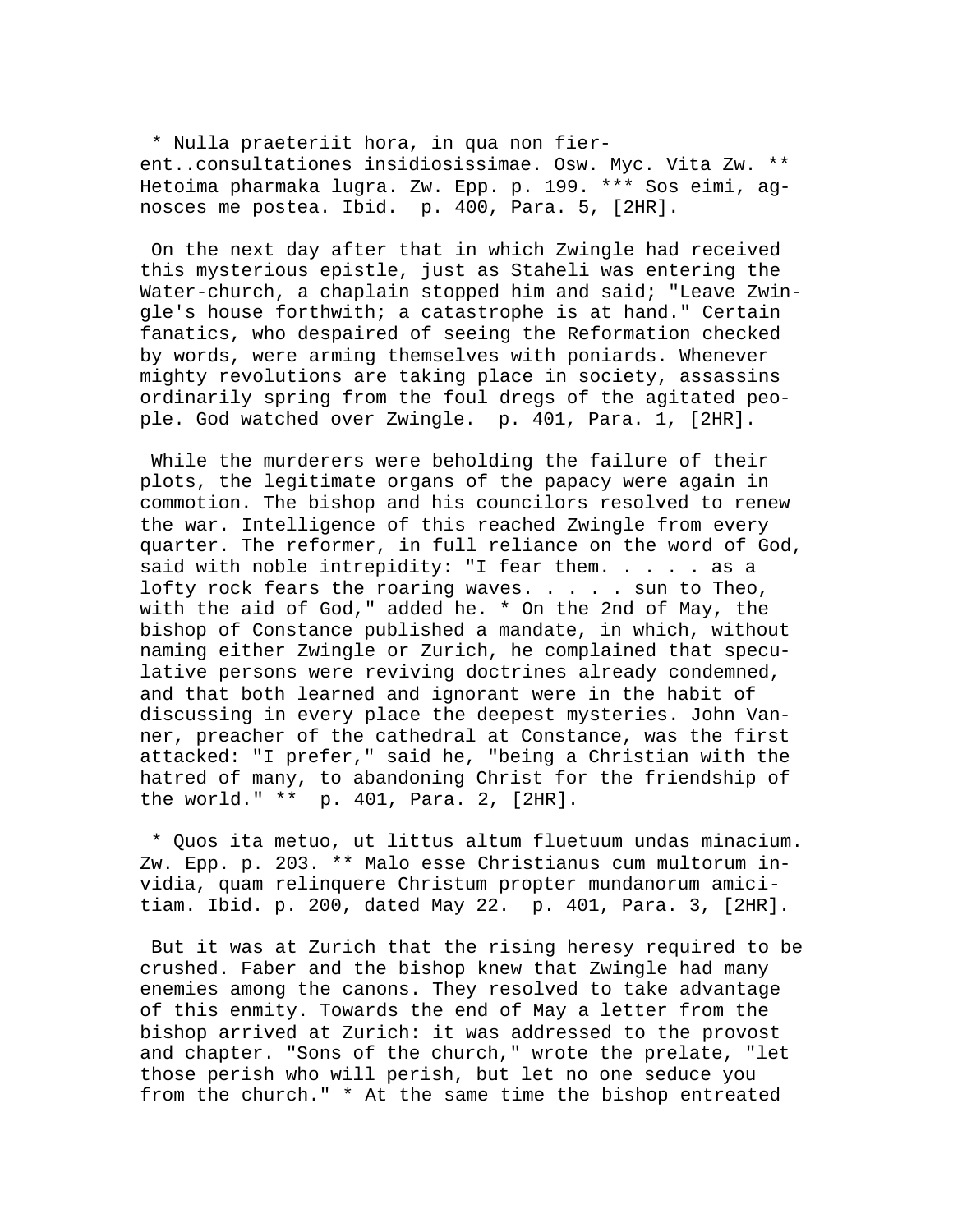* Nulla praeteriit hora, in qua non fierent..consultationes insidiosissimae. Osw. Myc. Vita Zw. ** Hetoima pharmaka lugra. Zw. Epp. p. 199. *** Sos eimi, agnosces me postea. Ibid. p. 400, Para. 5, [2HR].

On the next day after that in which Zwingle had received this mysterious epistle, just as Staheli was entering the Water-church, a chaplain stopped him and said; "Leave Zwingle's house forthwith; a catastrophe is at hand." Certain fanatics, who despaired of seeing the Reformation checked by words, were arming themselves with poniards. Whenever mighty revolutions are taking place in society, assassins ordinarily spring from the foul dregs of the agitated people. God watched over Zwingle. p. 401, Para. 1, [2HR].

While the murderers were beholding the failure of their plots, the legitimate organs of the papacy were again in commotion. The bishop and his councilors resolved to renew the war. Intelligence of this reached Zwingle from every quarter. The reformer, in full reliance on the word of God, said with noble intrepidity: "I fear them. . . . . as a lofty rock fears the roaring waves. . . . . sun to Theo, with the aid of God," added he. * On the 2nd of May, the bishop of Constance published a mandate, in which, without naming either Zwingle or Zurich, he complained that speculative persons were reviving doctrines already condemned, and that both learned and ignorant were in the habit of discussing in every place the deepest mysteries. John Vanner, preacher of the cathedral at Constance, was the first attacked: "I prefer," said he, "being a Christian with the hatred of many, to abandoning Christ for the friendship of the world." ** p. 401, Para. 2, [2HR].

* Quos ita metuo, ut littus altum fluetuum undas minacium. Zw. Epp. p. 203. ** Malo esse Christianus cum multorum invidia, quam relinquere Christum propter mundanorum amicitiam. Ibid. p. 200, dated May 22. p. 401, Para. 3, [2HR].

But it was at Zurich that the rising heresy required to be crushed. Faber and the bishop knew that Zwingle had many enemies among the canons. They resolved to take advantage of this enmity. Towards the end of May a letter from the bishop arrived at Zurich: it was addressed to the provost and chapter. "Sons of the church," wrote the prelate, "let those perish who will perish, but let no one seduce you from the church." * At the same time the bishop entreated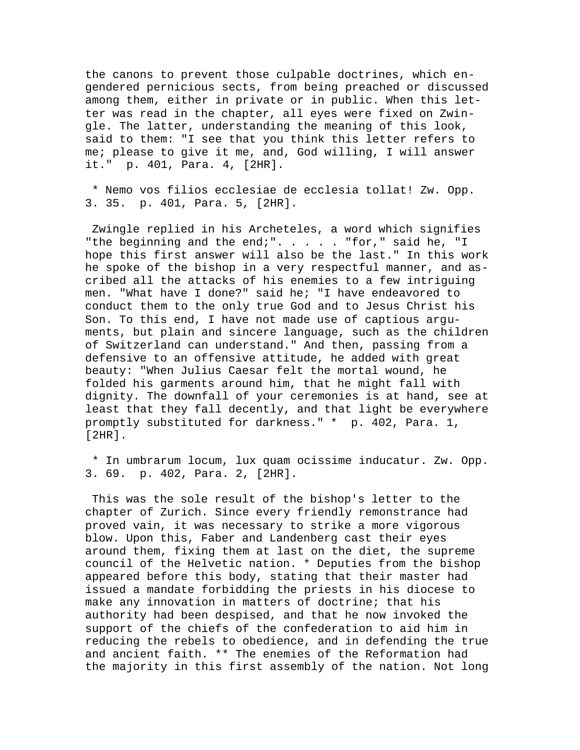the canons to prevent those culpable doctrines, which engendered pernicious sects, from being preached or discussed among them, either in private or in public. When this letter was read in the chapter, all eyes were fixed on Zwingle. The latter, understanding the meaning of this look, said to them: "I see that you think this letter refers to me; please to give it me, and, God willing, I will answer it."  p. 401, Para. 4, [2HR].

* Nemo vos filios ecclesiae de ecclesia tollat! Zw. Opp. 3. 35.  p. 401, Para. 5, [2HR].

Zwingle replied in his Archeteles, a word which signifies "the beginning and the end;". . . . . "for," said he, "I hope this first answer will also be the last." In this work he spoke of the bishop in a very respectful manner, and ascribed all the attacks of his enemies to a few intriguing men. "What have I done?" said he; "I have endeavored to conduct them to the only true God and to Jesus Christ his Son. To this end, I have not made use of captious arguments, but plain and sincere language, such as the children of Switzerland can understand." And then, passing from a defensive to an offensive attitude, he added with great beauty: "When Julius Caesar felt the mortal wound, he folded his garments around him, that he might fall with dignity. The downfall of your ceremonies is at hand, see at least that they fall decently, and that light be everywhere promptly substituted for darkness." *  p. 402, Para. 1, [2HR].

* In umbrarum locum, lux quam ocissime inducatur. Zw. Opp. 3. 69.  p. 402, Para. 2, [2HR].

This was the sole result of the bishop's letter to the chapter of Zurich. Since every friendly remonstrance had proved vain, it was necessary to strike a more vigorous blow. Upon this, Faber and Landenberg cast their eyes around them, fixing them at last on the diet, the supreme council of the Helvetic nation. * Deputies from the bishop appeared before this body, stating that their master had issued a mandate forbidding the priests in his diocese to make any innovation in matters of doctrine; that his authority had been despised, and that he now invoked the support of the chiefs of the confederation to aid him in reducing the rebels to obedience, and in defending the true and ancient faith. ** The enemies of the Reformation had the majority in this first assembly of the nation. Not long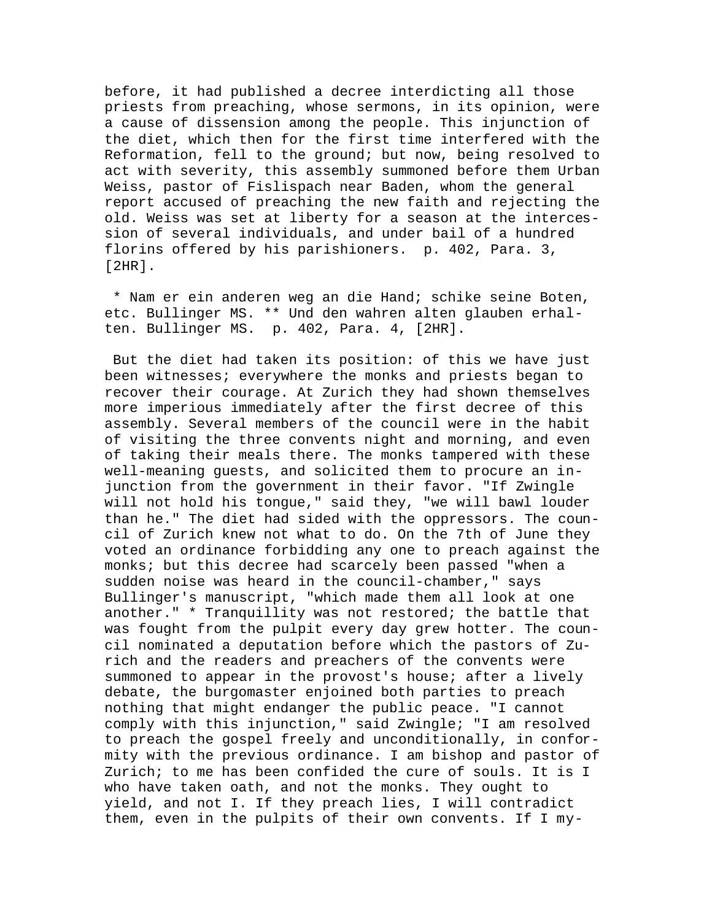before, it had published a decree interdicting all those priests from preaching, whose sermons, in its opinion, were a cause of dissension among the people. This injunction of the diet, which then for the first time interfered with the Reformation, fell to the ground; but now, being resolved to act with severity, this assembly summoned before them Urban Weiss, pastor of Fislispach near Baden, whom the general report accused of preaching the new faith and rejecting the old. Weiss was set at liberty for a season at the intercession of several individuals, and under bail of a hundred florins offered by his parishioners. p. 402, Para. 3, [2HR].

* Nam er ein anderen weg an die Hand; schike seine Boten, etc. Bullinger MS. ** Und den wahren alten glauben erhalten. Bullinger MS. p. 402, Para. 4, [2HR].

But the diet had taken its position: of this we have just been witnesses; everywhere the monks and priests began to recover their courage. At Zurich they had shown themselves more imperious immediately after the first decree of this assembly. Several members of the council were in the habit of visiting the three convents night and morning, and even of taking their meals there. The monks tampered with these well-meaning guests, and solicited them to procure an injunction from the government in their favor. "If Zwingle will not hold his tongue," said they, "we will bawl louder than he." The diet had sided with the oppressors. The council of Zurich knew not what to do. On the 7th of June they voted an ordinance forbidding any one to preach against the monks; but this decree had scarcely been passed "when a sudden noise was heard in the council-chamber," says Bullinger's manuscript, "which made them all look at one another." * Tranquillity was not restored; the battle that was fought from the pulpit every day grew hotter. The council nominated a deputation before which the pastors of Zurich and the readers and preachers of the convents were summoned to appear in the provost's house; after a lively debate, the burgomaster enjoined both parties to preach nothing that might endanger the public peace. "I cannot comply with this injunction," said Zwingle; "I am resolved to preach the gospel freely and unconditionally, in conformity with the previous ordinance. I am bishop and pastor of Zurich; to me has been confided the cure of souls. It is I who have taken oath, and not the monks. They ought to yield, and not I. If they preach lies, I will contradict them, even in the pulpits of their own convents. If I my-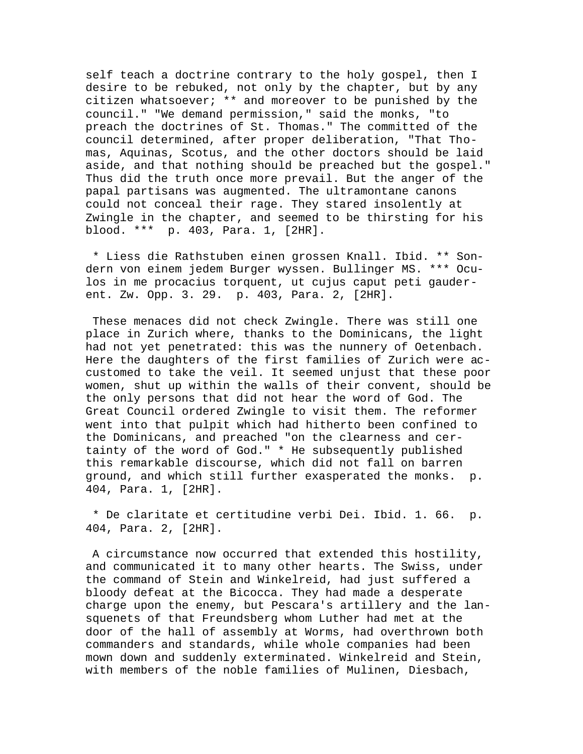self teach a doctrine contrary to the holy gospel, then I desire to be rebuked, not only by the chapter, but by any citizen whatsoever; ** and moreover to be punished by the council." "We demand permission," said the monks, "to preach the doctrines of St. Thomas." The committed of the council determined, after proper deliberation, "That Thomas, Aquinas, Scotus, and the other doctors should be laid aside, and that nothing should be preached but the gospel." Thus did the truth once more prevail. But the anger of the papal partisans was augmented. The ultramontane canons could not conceal their rage. They stared insolently at Zwingle in the chapter, and seemed to be thirsting for his blood. *** p. 403, Para. 1, [2HR].

* Liess die Rathstuben einen grossen Knall. Ibid. ** Sondern von einem jedem Burger wyssen. Bullinger MS. *** Oculos in me procacius torquent, ut cujus caput peti gauderent. Zw. Opp. 3. 29. p. 403, Para. 2, [2HR].

These menaces did not check Zwingle. There was still one place in Zurich where, thanks to the Dominicans, the light had not yet penetrated: this was the nunnery of Oetenbach. Here the daughters of the first families of Zurich were accustomed to take the veil. It seemed unjust that these poor women, shut up within the walls of their convent, should be the only persons that did not hear the word of God. The Great Council ordered Zwingle to visit them. The reformer went into that pulpit which had hitherto been confined to the Dominicans, and preached "on the clearness and certainty of the word of God." * He subsequently published this remarkable discourse, which did not fall on barren ground, and which still further exasperated the monks. p. 404, Para. 1, [2HR].

* De claritate et certitudine verbi Dei. Ibid. 1. 66. p. 404, Para. 2, [2HR].

A circumstance now occurred that extended this hostility, and communicated it to many other hearts. The Swiss, under the command of Stein and Winkelreid, had just suffered a bloody defeat at the Bicocca. They had made a desperate charge upon the enemy, but Pescara's artillery and the lansquenets of that Freundsberg whom Luther had met at the door of the hall of assembly at Worms, had overthrown both commanders and standards, while whole companies had been mown down and suddenly exterminated. Winkelreid and Stein, with members of the noble families of Mulinen, Diesbach,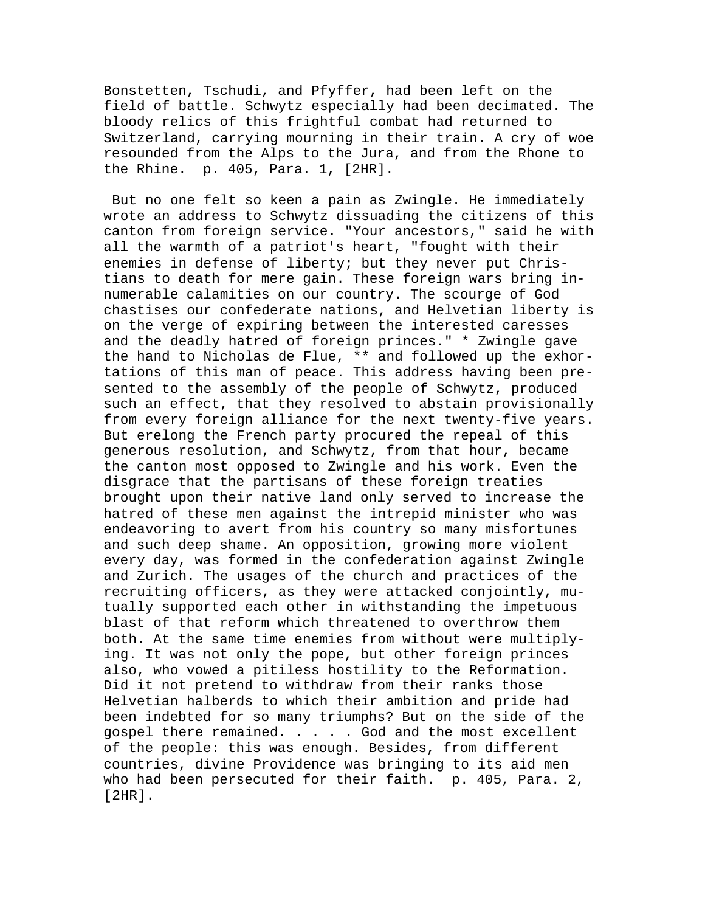Bonstetten, Tschudi, and Pfyffer, had been left on the field of battle. Schwytz especially had been decimated. The bloody relics of this frightful combat had returned to Switzerland, carrying mourning in their train. A cry of woe resounded from the Alps to the Jura, and from the Rhone to the Rhine.  p. 405, Para. 1, [2HR].

But no one felt so keen a pain as Zwingle. He immediately wrote an address to Schwytz dissuading the citizens of this canton from foreign service. "Your ancestors," said he with all the warmth of a patriot's heart, "fought with their enemies in defense of liberty; but they never put Christians to death for mere gain. These foreign wars bring innumerable calamities on our country. The scourge of God chastises our confederate nations, and Helvetian liberty is on the verge of expiring between the interested caresses and the deadly hatred of foreign princes." * Zwingle gave the hand to Nicholas de Flue, ** and followed up the exhortations of this man of peace. This address having been presented to the assembly of the people of Schwytz, produced such an effect, that they resolved to abstain provisionally from every foreign alliance for the next twenty-five years. But erelong the French party procured the repeal of this generous resolution, and Schwytz, from that hour, became the canton most opposed to Zwingle and his work. Even the disgrace that the partisans of these foreign treaties brought upon their native land only served to increase the hatred of these men against the intrepid minister who was endeavoring to avert from his country so many misfortunes and such deep shame. An opposition, growing more violent every day, was formed in the confederation against Zwingle and Zurich. The usages of the church and practices of the recruiting officers, as they were attacked conjointly, mutually supported each other in withstanding the impetuous blast of that reform which threatened to overthrow them both. At the same time enemies from without were multiplying. It was not only the pope, but other foreign princes also, who vowed a pitiless hostility to the Reformation. Did it not pretend to withdraw from their ranks those Helvetian halberds to which their ambition and pride had been indebted for so many triumphs? But on the side of the gospel there remained. . . . . God and the most excellent of the people: this was enough. Besides, from different countries, divine Providence was bringing to its aid men who had been persecuted for their faith.  p. 405, Para. 2, [2HR].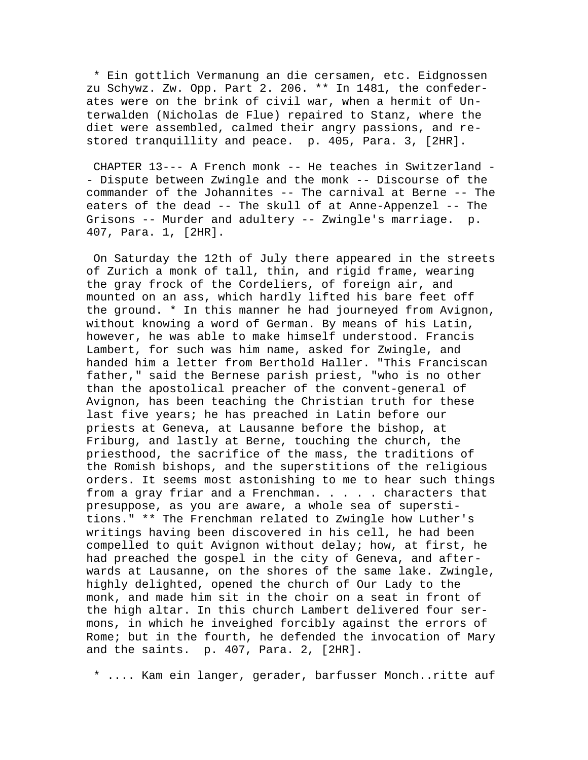* Ein gottlich Vermanung an die cersamen, etc. Eidgnossen zu Schywz. Zw. Opp. Part 2. 206. ** In 1481, the confederates were on the brink of civil war, when a hermit of Unterwalden (Nicholas de Flue) repaired to Stanz, where the diet were assembled, calmed their angry passions, and restored tranquillity and peace.  p. 405, Para. 3, [2HR].

CHAPTER 13--- A French monk -- He teaches in Switzerland -- Dispute between Zwingle and the monk -- Discourse of the commander of the Johannites -- The carnival at Berne -- The eaters of the dead -- The skull of at Anne-Appenzel -- The Grisons -- Murder and adultery -- Zwingle's marriage.  p. 407, Para. 1, [2HR].

On Saturday the 12th of July there appeared in the streets of Zurich a monk of tall, thin, and rigid frame, wearing the gray frock of the Cordeliers, of foreign air, and mounted on an ass, which hardly lifted his bare feet off the ground. * In this manner he had journeyed from Avignon, without knowing a word of German. By means of his Latin, however, he was able to make himself understood. Francis Lambert, for such was him name, asked for Zwingle, and handed him a letter from Berthold Haller. "This Franciscan father," said the Bernese parish priest, "who is no other than the apostolical preacher of the convent-general of Avignon, has been teaching the Christian truth for these last five years; he has preached in Latin before our priests at Geneva, at Lausanne before the bishop, at Friburg, and lastly at Berne, touching the church, the priesthood, the sacrifice of the mass, the traditions of the Romish bishops, and the superstitions of the religious orders. It seems most astonishing to me to hear such things from a gray friar and a Frenchman. . . . . characters that presuppose, as you are aware, a whole sea of superstitions." ** The Frenchman related to Zwingle how Luther's writings having been discovered in his cell, he had been compelled to quit Avignon without delay; how, at first, he had preached the gospel in the city of Geneva, and afterwards at Lausanne, on the shores of the same lake. Zwingle, highly delighted, opened the church of Our Lady to the monk, and made him sit in the choir on a seat in front of the high altar. In this church Lambert delivered four sermons, in which he inveighed forcibly against the errors of Rome; but in the fourth, he defended the invocation of Mary and the saints.  p. 407, Para. 2, [2HR].

* .... Kam ein langer, gerader, barfusser Monch..ritte auf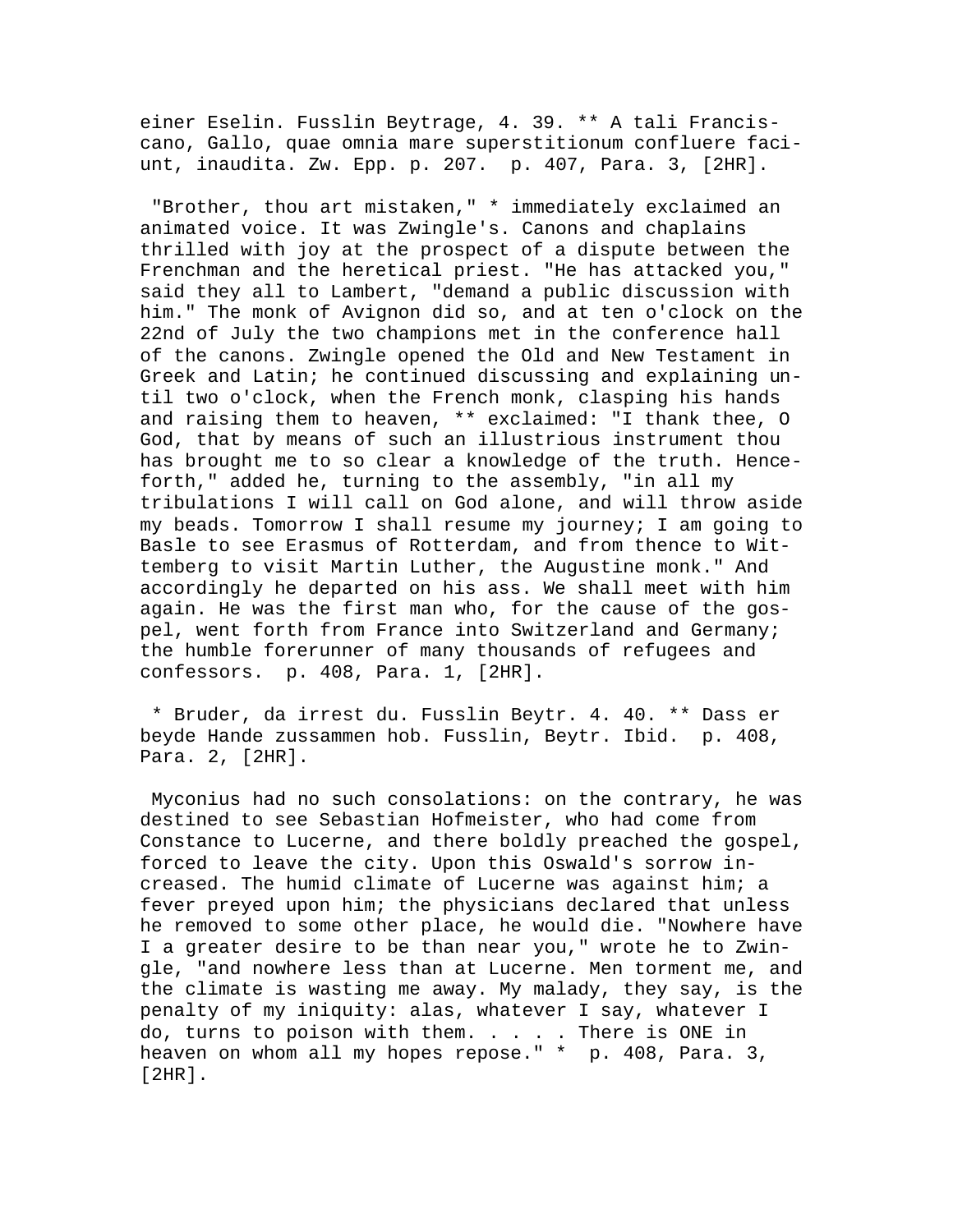einer Eselin. Fusslin Beytrage, 4. 39. ** A tali Franciscano, Gallo, quae omnia mare superstitionum confluere faciunt, inaudita. Zw. Epp. p. 207. p. 407, Para. 3, [2HR].

"Brother, thou art mistaken," * immediately exclaimed an animated voice. It was Zwingle's. Canons and chaplains thrilled with joy at the prospect of a dispute between the Frenchman and the heretical priest. "He has attacked you," said they all to Lambert, "demand a public discussion with him." The monk of Avignon did so, and at ten o'clock on the 22nd of July the two champions met in the conference hall of the canons. Zwingle opened the Old and New Testament in Greek and Latin; he continued discussing and explaining until two o'clock, when the French monk, clasping his hands and raising them to heaven, ** exclaimed: "I thank thee, O God, that by means of such an illustrious instrument thou has brought me to so clear a knowledge of the truth. Henceforth," added he, turning to the assembly, "in all my tribulations I will call on God alone, and will throw aside my beads. Tomorrow I shall resume my journey; I am going to Basle to see Erasmus of Rotterdam, and from thence to Wittemberg to visit Martin Luther, the Augustine monk." And accordingly he departed on his ass. We shall meet with him again. He was the first man who, for the cause of the gospel, went forth from France into Switzerland and Germany; the humble forerunner of many thousands of refugees and confessors. p. 408, Para. 1, [2HR].

* Bruder, da irrest du. Fusslin Beytr. 4. 40. ** Dass er beyde Hande zussammen hob. Fusslin, Beytr. Ibid. p. 408, Para. 2, [2HR].

Myconius had no such consolations: on the contrary, he was destined to see Sebastian Hofmeister, who had come from Constance to Lucerne, and there boldly preached the gospel, forced to leave the city. Upon this Oswald's sorrow increased. The humid climate of Lucerne was against him; a fever preyed upon him; the physicians declared that unless he removed to some other place, he would die. "Nowhere have I a greater desire to be than near you," wrote he to Zwingle, "and nowhere less than at Lucerne. Men torment me, and the climate is wasting me away. My malady, they say, is the penalty of my iniquity: alas, whatever I say, whatever I do, turns to poison with them. . . . . There is ONE in heaven on whom all my hopes repose." * p. 408, Para. 3, [2HR].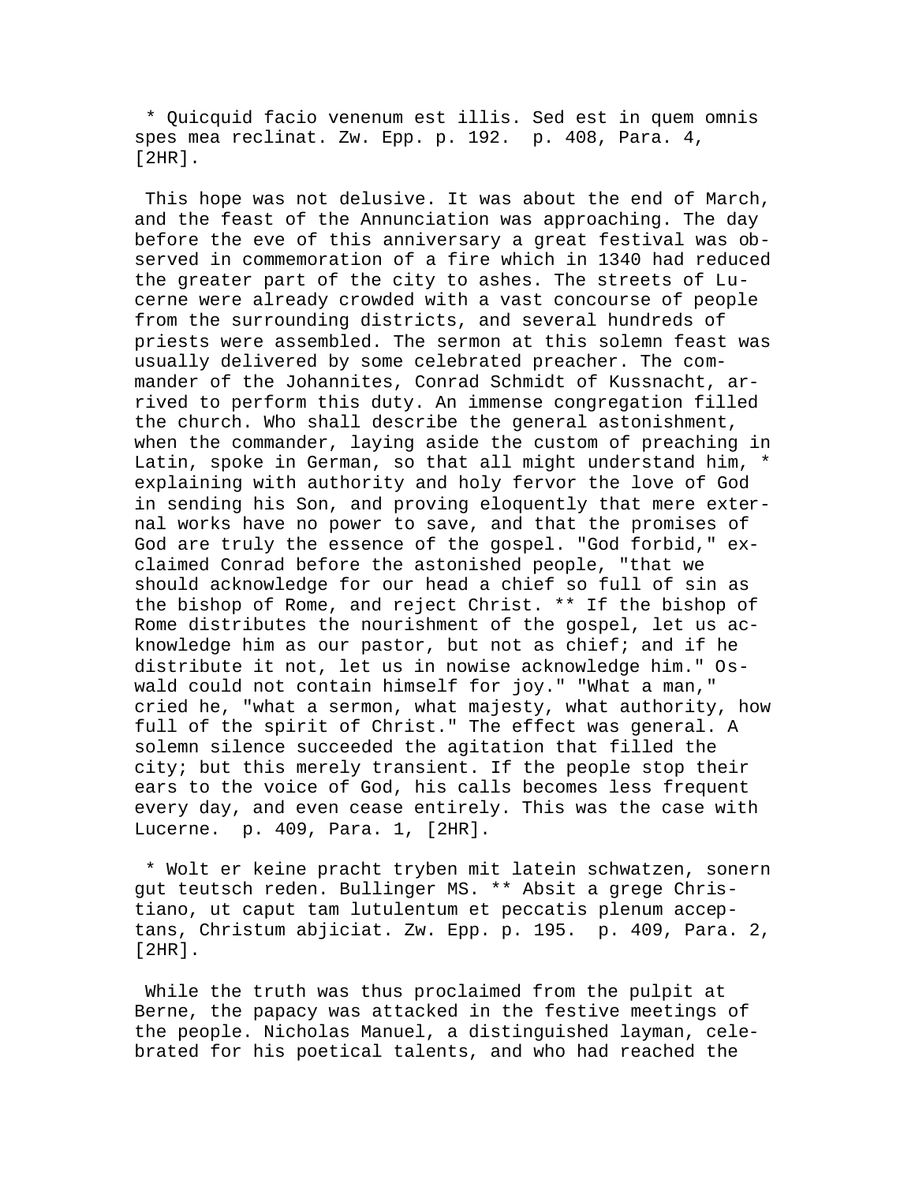* Quicquid facio venenum est illis. Sed est in quem omnis spes mea reclinat. Zw. Epp. p. 192. p. 408, Para. 4, [2HR].

This hope was not delusive. It was about the end of March, and the feast of the Annunciation was approaching. The day before the eve of this anniversary a great festival was observed in commemoration of a fire which in 1340 had reduced the greater part of the city to ashes. The streets of Lucerne were already crowded with a vast concourse of people from the surrounding districts, and several hundreds of priests were assembled. The sermon at this solemn feast was usually delivered by some celebrated preacher. The commander of the Johannites, Conrad Schmidt of Kussnacht, arrived to perform this duty. An immense congregation filled the church. Who shall describe the general astonishment, when the commander, laying aside the custom of preaching in Latin, spoke in German, so that all might understand him, * explaining with authority and holy fervor the love of God in sending his Son, and proving eloquently that mere external works have no power to save, and that the promises of God are truly the essence of the gospel. "God forbid," exclaimed Conrad before the astonished people, "that we should acknowledge for our head a chief so full of sin as the bishop of Rome, and reject Christ. ** If the bishop of Rome distributes the nourishment of the gospel, let us acknowledge him as our pastor, but not as chief; and if he distribute it not, let us in nowise acknowledge him." Oswald could not contain himself for joy." "What a man," cried he, "what a sermon, what majesty, what authority, how full of the spirit of Christ." The effect was general. A solemn silence succeeded the agitation that filled the city; but this merely transient. If the people stop their ears to the voice of God, his calls becomes less frequent every day, and even cease entirely. This was the case with Lucerne. p. 409, Para. 1, [2HR].

* Wolt er keine pracht tryben mit latein schwatzen, sonern gut teutsch reden. Bullinger MS. ** Absit a grege Christiano, ut caput tam lutulentum et peccatis plenum acceptans, Christum abjiciat. Zw. Epp. p. 195. p. 409, Para. 2, [2HR].

While the truth was thus proclaimed from the pulpit at Berne, the papacy was attacked in the festive meetings of the people. Nicholas Manuel, a distinguished layman, celebrated for his poetical talents, and who had reached the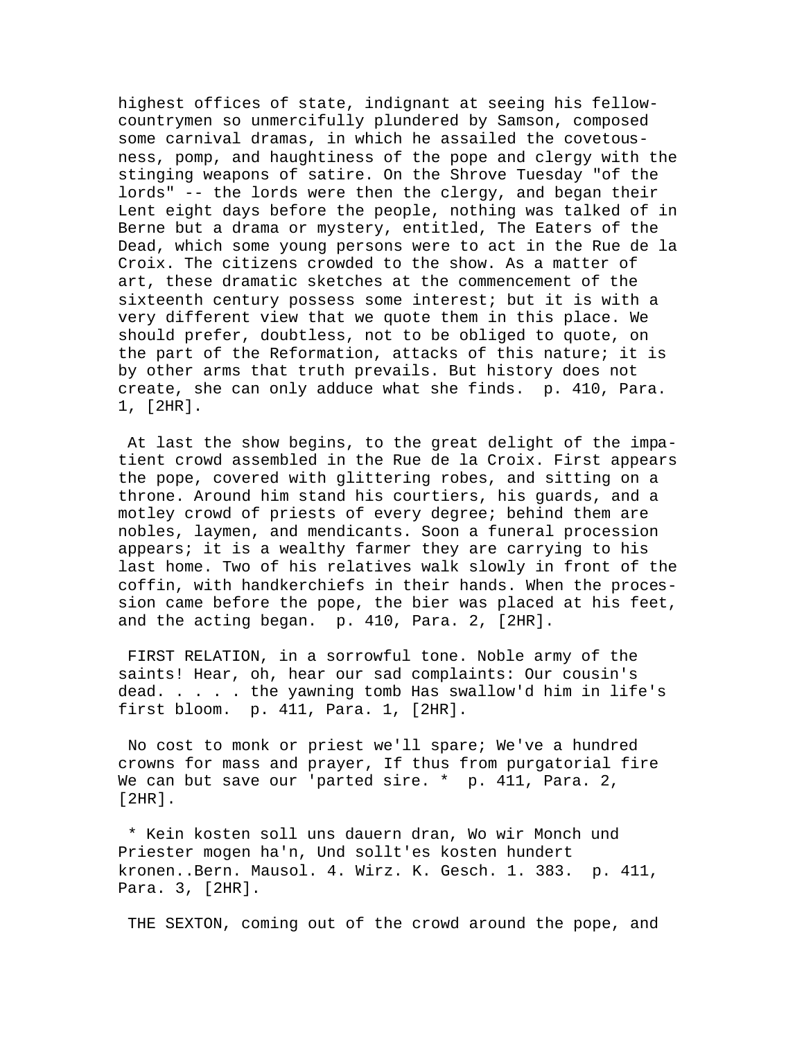highest offices of state, indignant at seeing his fellow-countrymen so unmercifully plundered by Samson, composed some carnival dramas, in which he assailed the covetousness, pomp, and haughtiness of the pope and clergy with the stinging weapons of satire. On the Shrove Tuesday "of the lords" -- the lords were then the clergy, and began their Lent eight days before the people, nothing was talked of in Berne but a drama or mystery, entitled, The Eaters of the Dead, which some young persons were to act in the Rue de la Croix. The citizens crowded to the show. As a matter of art, these dramatic sketches at the commencement of the sixteenth century possess some interest; but it is with a very different view that we quote them in this place. We should prefer, doubtless, not to be obliged to quote, on the part of the Reformation, attacks of this nature; it is by other arms that truth prevails. But history does not create, she can only adduce what she finds. p. 410, Para. 1, [2HR].

At last the show begins, to the great delight of the impatient crowd assembled in the Rue de la Croix. First appears the pope, covered with glittering robes, and sitting on a throne. Around him stand his courtiers, his guards, and a motley crowd of priests of every degree; behind them are nobles, laymen, and mendicants. Soon a funeral procession appears; it is a wealthy farmer they are carrying to his last home. Two of his relatives walk slowly in front of the coffin, with handkerchiefs in their hands. When the procession came before the pope, the bier was placed at his feet, and the acting began. p. 410, Para. 2, [2HR].

FIRST RELATION, in a sorrowful tone. Noble army of the saints! Hear, oh, hear our sad complaints: Our cousin's dead. . . . . the yawning tomb Has swallow'd him in life's first bloom. p. 411, Para. 1, [2HR].

No cost to monk or priest we'll spare; We've a hundred crowns for mass and prayer, If thus from purgatorial fire We can but save our 'parted sire. * p. 411, Para. 2, [2HR].

* Kein kosten soll uns dauern dran, Wo wir Monch und Priester mogen ha'n, Und sollt'es kosten hundert kronen..Bern. Mausol. 4. Wirz. K. Gesch. 1. 383. p. 411, Para. 3, [2HR].

THE SEXTON, coming out of the crowd around the pope, and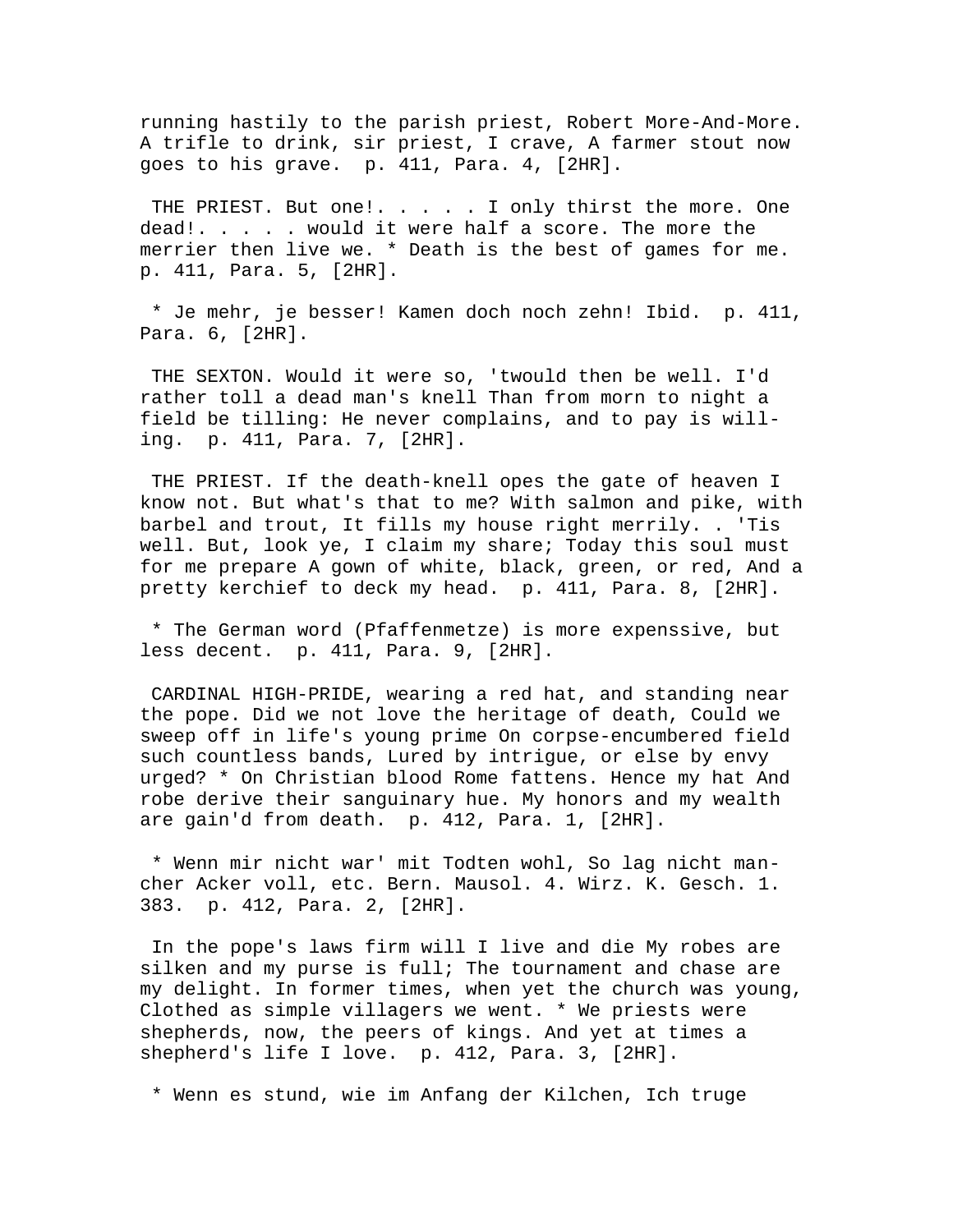running hastily to the parish priest, Robert More-And-More. A trifle to drink, sir priest, I crave, A farmer stout now goes to his grave.  p. 411, Para. 4, [2HR].

THE PRIEST. But one!. . . . . I only thirst the more. One dead!. . . . . would it were half a score. The more the merrier then live we. * Death is the best of games for me.  p. 411, Para. 5, [2HR].

* Je mehr, je besser! Kamen doch noch zehn! Ibid.  p. 411, Para. 6, [2HR].

THE SEXTON. Would it were so, 'twould then be well. I'd rather toll a dead man's knell Than from morn to night a field be tilling: He never complains, and to pay is willing.  p. 411, Para. 7, [2HR].

THE PRIEST. If the death-knell opes the gate of heaven I know not. But what's that to me? With salmon and pike, with barbel and trout, It fills my house right merrily. . 'Tis well. But, look ye, I claim my share; Today this soul must for me prepare A gown of white, black, green, or red, And a pretty kerchief to deck my head.  p. 411, Para. 8, [2HR].

* The German word (Pfaffenmetze) is more expenssive, but less decent.  p. 411, Para. 9, [2HR].

CARDINAL HIGH-PRIDE, wearing a red hat, and standing near the pope. Did we not love the heritage of death, Could we sweep off in life's young prime On corpse-encumbered field such countless bands, Lured by intrigue, or else by envy urged? * On Christian blood Rome fattens. Hence my hat And robe derive their sanguinary hue. My honors and my wealth are gain'd from death.  p. 412, Para. 1, [2HR].

* Wenn mir nicht war' mit Todten wohl, So lag nicht mancher Acker voll, etc. Bern. Mausol. 4. Wirz. K. Gesch. 1. 383.  p. 412, Para. 2, [2HR].

In the pope's laws firm will I live and die My robes are silken and my purse is full; The tournament and chase are my delight. In former times, when yet the church was young, Clothed as simple villagers we went. * We priests were shepherds, now, the peers of kings. And yet at times a shepherd's life I love.  p. 412, Para. 3, [2HR].

* Wenn es stund, wie im Anfang der Kilchen, Ich truge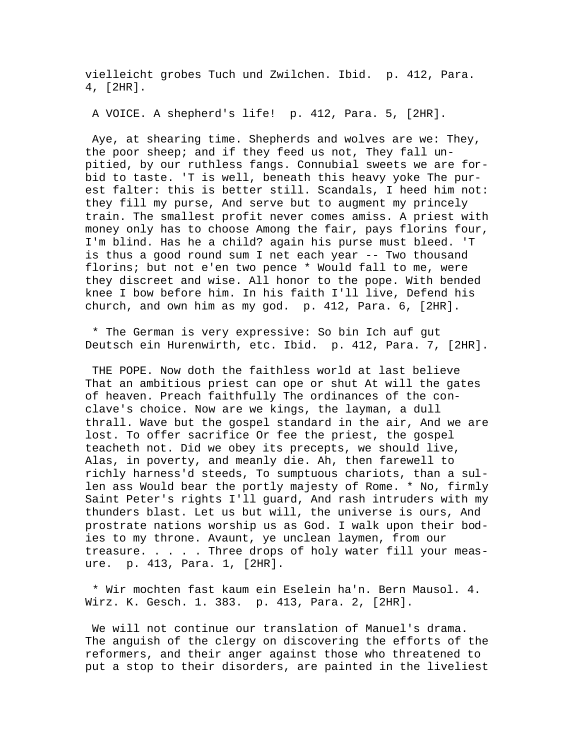vielleicht grobes Tuch und Zwilchen. Ibid.  p. 412, Para. 4, [2HR].

A VOICE. A shepherd's life!  p. 412, Para. 5, [2HR].

Aye, at shearing time. Shepherds and wolves are we: They, the poor sheep; and if they feed us not, They fall unpitied, by our ruthless fangs. Connubial sweets we are forbid to taste. 'T is well, beneath this heavy yoke The purest falter: this is better still. Scandals, I heed him not: they fill my purse, And serve but to augment my princely train. The smallest profit never comes amiss. A priest with money only has to choose Among the fair, pays florins four, I'm blind. Has he a child? again his purse must bleed. 'T is thus a good round sum I net each year -- Two thousand florins; but not e'en two pence * Would fall to me, were they discreet and wise. All honor to the pope. With bended knee I bow before him. In his faith I'll live, Defend his church, and own him as my god.  p. 412, Para. 6, [2HR].

* The German is very expressive: So bin Ich auf gut Deutsch ein Hurenwirth, etc. Ibid.  p. 412, Para. 7, [2HR].

THE POPE. Now doth the faithless world at last believe That an ambitious priest can ope or shut At will the gates of heaven. Preach faithfully The ordinances of the conclave's choice. Now are we kings, the layman, a dull thrall. Wave but the gospel standard in the air, And we are lost. To offer sacrifice Or fee the priest, the gospel teacheth not. Did we obey its precepts, we should live, Alas, in poverty, and meanly die. Ah, then farewell to richly harness'd steeds, To sumptuous chariots, than a sullen ass Would bear the portly majesty of Rome. * No, firmly Saint Peter's rights I'll guard, And rash intruders with my thunders blast. Let us but will, the universe is ours, And prostrate nations worship us as God. I walk upon their bodies to my throne. Avaunt, ye unclean laymen, from our treasure. . . . . Three drops of holy water fill your measure.  p. 413, Para. 1, [2HR].

* Wir mochten fast kaum ein Eselein ha'n. Bern Mausol. 4. Wirz. K. Gesch. 1. 383.  p. 413, Para. 2, [2HR].

We will not continue our translation of Manuel's drama. The anguish of the clergy on discovering the efforts of the reformers, and their anger against those who threatened to put a stop to their disorders, are painted in the liveliest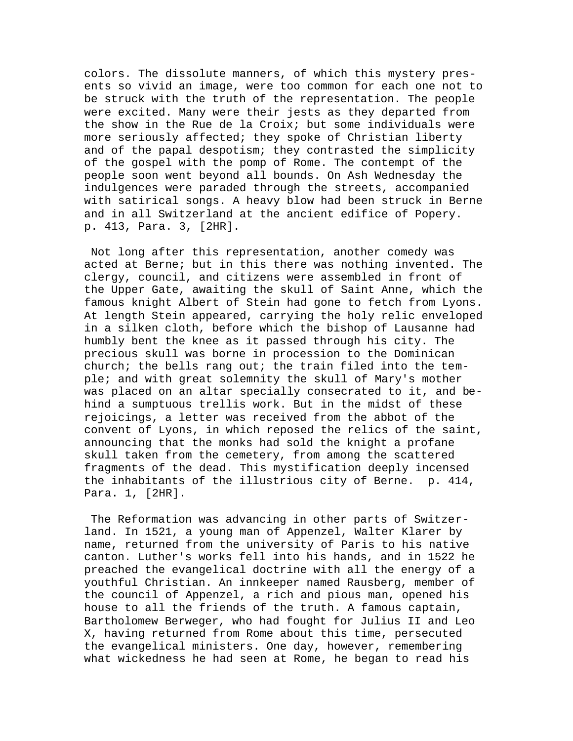colors. The dissolute manners, of which this mystery presents so vivid an image, were too common for each one not to be struck with the truth of the representation. The people were excited. Many were their jests as they departed from the show in the Rue de la Croix; but some individuals were more seriously affected; they spoke of Christian liberty and of the papal despotism; they contrasted the simplicity of the gospel with the pomp of Rome. The contempt of the people soon went beyond all bounds. On Ash Wednesday the indulgences were paraded through the streets, accompanied with satirical songs. A heavy blow had been struck in Berne and in all Switzerland at the ancient edifice of Popery. p. 413, Para. 3, [2HR].

Not long after this representation, another comedy was acted at Berne; but in this there was nothing invented. The clergy, council, and citizens were assembled in front of the Upper Gate, awaiting the skull of Saint Anne, which the famous knight Albert of Stein had gone to fetch from Lyons. At length Stein appeared, carrying the holy relic enveloped in a silken cloth, before which the bishop of Lausanne had humbly bent the knee as it passed through his city. The precious skull was borne in procession to the Dominican church; the bells rang out; the train filed into the temple; and with great solemnity the skull of Mary's mother was placed on an altar specially consecrated to it, and behind a sumptuous trellis work. But in the midst of these rejoicings, a letter was received from the abbot of the convent of Lyons, in which reposed the relics of the saint, announcing that the monks had sold the knight a profane skull taken from the cemetery, from among the scattered fragments of the dead. This mystification deeply incensed the inhabitants of the illustrious city of Berne. p. 414, Para. 1, [2HR].

The Reformation was advancing in other parts of Switzerland. In 1521, a young man of Appenzel, Walter Klarer by name, returned from the university of Paris to his native canton. Luther's works fell into his hands, and in 1522 he preached the evangelical doctrine with all the energy of a youthful Christian. An innkeeper named Rausberg, member of the council of Appenzel, a rich and pious man, opened his house to all the friends of the truth. A famous captain, Bartholomew Berweger, who had fought for Julius II and Leo X, having returned from Rome about this time, persecuted the evangelical ministers. One day, however, remembering what wickedness he had seen at Rome, he began to read his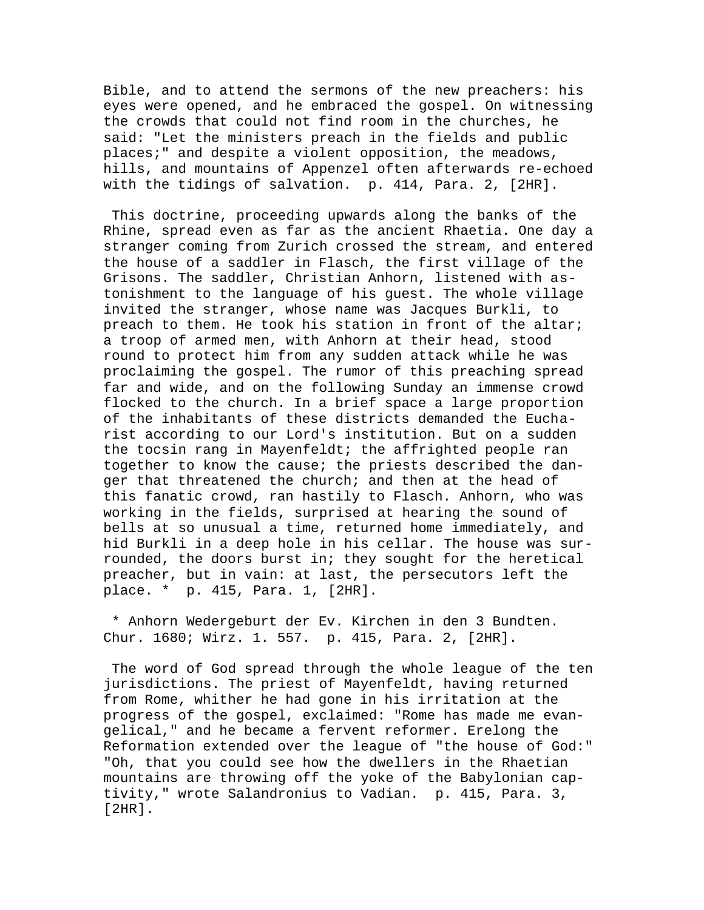Bible, and to attend the sermons of the new preachers: his eyes were opened, and he embraced the gospel. On witnessing the crowds that could not find room in the churches, he said: "Let the ministers preach in the fields and public places;" and despite a violent opposition, the meadows, hills, and mountains of Appenzel often afterwards re-echoed with the tidings of salvation.  p. 414, Para. 2, [2HR].

This doctrine, proceeding upwards along the banks of the Rhine, spread even as far as the ancient Rhaetia. One day a stranger coming from Zurich crossed the stream, and entered the house of a saddler in Flasch, the first village of the Grisons. The saddler, Christian Anhorn, listened with astonishment to the language of his guest. The whole village invited the stranger, whose name was Jacques Burkli, to preach to them. He took his station in front of the altar; a troop of armed men, with Anhorn at their head, stood round to protect him from any sudden attack while he was proclaiming the gospel. The rumor of this preaching spread far and wide, and on the following Sunday an immense crowd flocked to the church. In a brief space a large proportion of the inhabitants of these districts demanded the Eucharist according to our Lord's institution. But on a sudden the tocsin rang in Mayenfeldt; the affrighted people ran together to know the cause; the priests described the danger that threatened the church; and then at the head of this fanatic crowd, ran hastily to Flasch. Anhorn, who was working in the fields, surprised at hearing the sound of bells at so unusual a time, returned home immediately, and hid Burkli in a deep hole in his cellar. The house was surrounded, the doors burst in; they sought for the heretical preacher, but in vain: at last, the persecutors left the place. *  p. 415, Para. 1, [2HR].

* Anhorn Wedergeburt der Ev. Kirchen in den 3 Bundten. Chur. 1680; Wirz. 1. 557.  p. 415, Para. 2, [2HR].

The word of God spread through the whole league of the ten jurisdictions. The priest of Mayenfeldt, having returned from Rome, whither he had gone in his irritation at the progress of the gospel, exclaimed: "Rome has made me evangelical," and he became a fervent reformer. Erelong the Reformation extended over the league of "the house of God:" "Oh, that you could see how the dwellers in the Rhaetian mountains are throwing off the yoke of the Babylonian captivity," wrote Salandronius to Vadian.  p. 415, Para. 3, [2HR].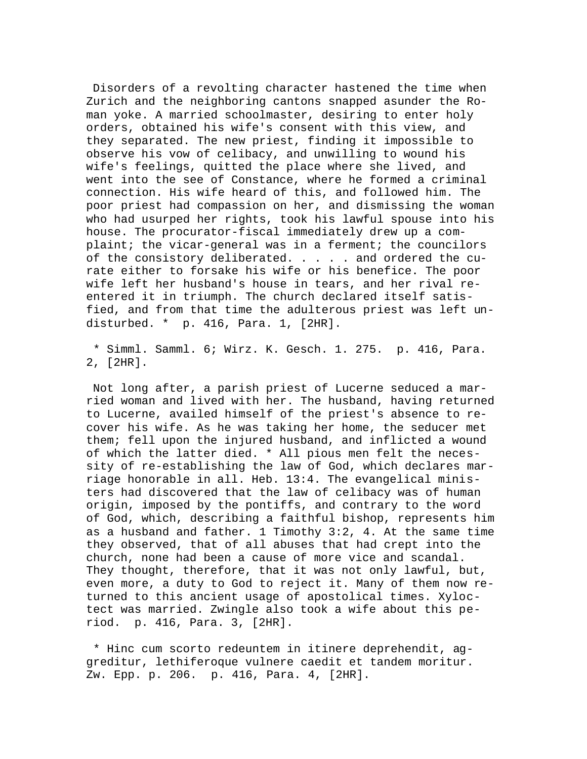Disorders of a revolting character hastened the time when Zurich and the neighboring cantons snapped asunder the Roman yoke. A married schoolmaster, desiring to enter holy orders, obtained his wife's consent with this view, and they separated. The new priest, finding it impossible to observe his vow of celibacy, and unwilling to wound his wife's feelings, quitted the place where she lived, and went into the see of Constance, where he formed a criminal connection. His wife heard of this, and followed him. The poor priest had compassion on her, and dismissing the woman who had usurped her rights, took his lawful spouse into his house. The procurator-fiscal immediately drew up a complaint; the vicar-general was in a ferment; the councilors of the consistory deliberated. . . . . and ordered the curate either to forsake his wife or his benefice. The poor wife left her husband's house in tears, and her rival re-entered it in triumph. The church declared itself satisfied, and from that time the adulterous priest was left undisturbed. * p. 416, Para. 1, [2HR].

* Simml. Samml. 6; Wirz. K. Gesch. 1. 275. p. 416, Para. 2, [2HR].

Not long after, a parish priest of Lucerne seduced a married woman and lived with her. The husband, having returned to Lucerne, availed himself of the priest's absence to recover his wife. As he was taking her home, the seducer met them; fell upon the injured husband, and inflicted a wound of which the latter died. * All pious men felt the necessity of re-establishing the law of God, which declares marriage honorable in all. Heb. 13:4. The evangelical ministers had discovered that the law of celibacy was of human origin, imposed by the pontiffs, and contrary to the word of God, which, describing a faithful bishop, represents him as a husband and father. 1 Timothy 3:2, 4. At the same time they observed, that of all abuses that had crept into the church, none had been a cause of more vice and scandal. They thought, therefore, that it was not only lawful, but, even more, a duty to God to reject it. Many of them now returned to this ancient usage of apostolical times. Xyloctect was married. Zwingle also took a wife about this period. p. 416, Para. 3, [2HR].

* Hinc cum scorto redeuntem in itinere deprehendit, aggreditur, lethiferoque vulnere caedit et tandem moritur. Zw. Epp. p. 206. p. 416, Para. 4, [2HR].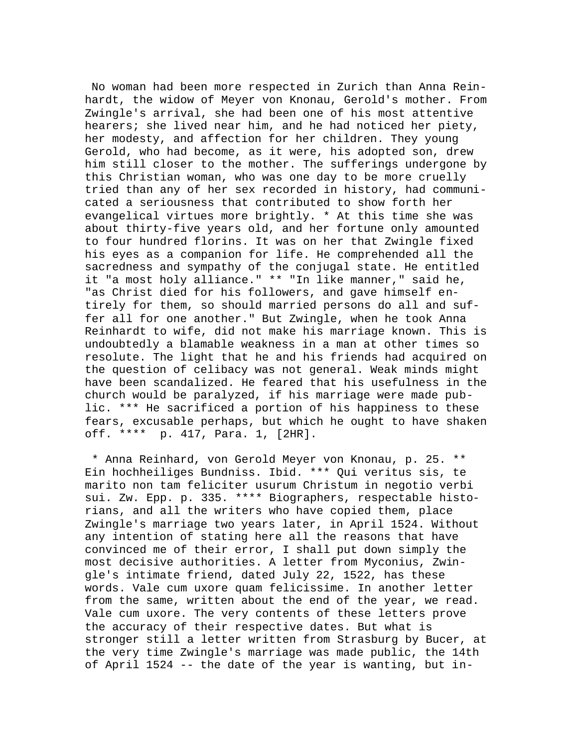No woman had been more respected in Zurich than Anna Reinhardt, the widow of Meyer von Knonau, Gerold's mother. From Zwingle's arrival, she had been one of his most attentive hearers; she lived near him, and he had noticed her piety, her modesty, and affection for her children. They young Gerold, who had become, as it were, his adopted son, drew him still closer to the mother. The sufferings undergone by this Christian woman, who was one day to be more cruelly tried than any of her sex recorded in history, had communicated a seriousness that contributed to show forth her evangelical virtues more brightly. * At this time she was about thirty-five years old, and her fortune only amounted to four hundred florins. It was on her that Zwingle fixed his eyes as a companion for life. He comprehended all the sacredness and sympathy of the conjugal state. He entitled it "a most holy alliance." ** "In like manner," said he, "as Christ died for his followers, and gave himself entirely for them, so should married persons do all and suffer all for one another." But Zwingle, when he took Anna Reinhardt to wife, did not make his marriage known. This is undoubtedly a blamable weakness in a man at other times so resolute. The light that he and his friends had acquired on the question of celibacy was not general. Weak minds might have been scandalized. He feared that his usefulness in the church would be paralyzed, if his marriage were made public. *** He sacrificed a portion of his happiness to these fears, excusable perhaps, but which he ought to have shaken off. **** p. 417, Para. 1, [2HR].

* Anna Reinhard, von Gerold Meyer von Knonau, p. 25. ** Ein hochheiliges Bundniss. Ibid. *** Qui veritus sis, te marito non tam feliciter usurum Christum in negotio verbi sui. Zw. Epp. p. 335. **** Biographers, respectable historians, and all the writers who have copied them, place Zwingle's marriage two years later, in April 1524. Without any intention of stating here all the reasons that have convinced me of their error, I shall put down simply the most decisive authorities. A letter from Myconius, Zwingle's intimate friend, dated July 22, 1522, has these words. Vale cum uxore quam felicissime. In another letter from the same, written about the end of the year, we read. Vale cum uxore. The very contents of these letters prove the accuracy of their respective dates. But what is stronger still a letter written from Strasburg by Bucer, at the very time Zwingle's marriage was made public, the 14th of April 1524 -- the date of the year is wanting, but in-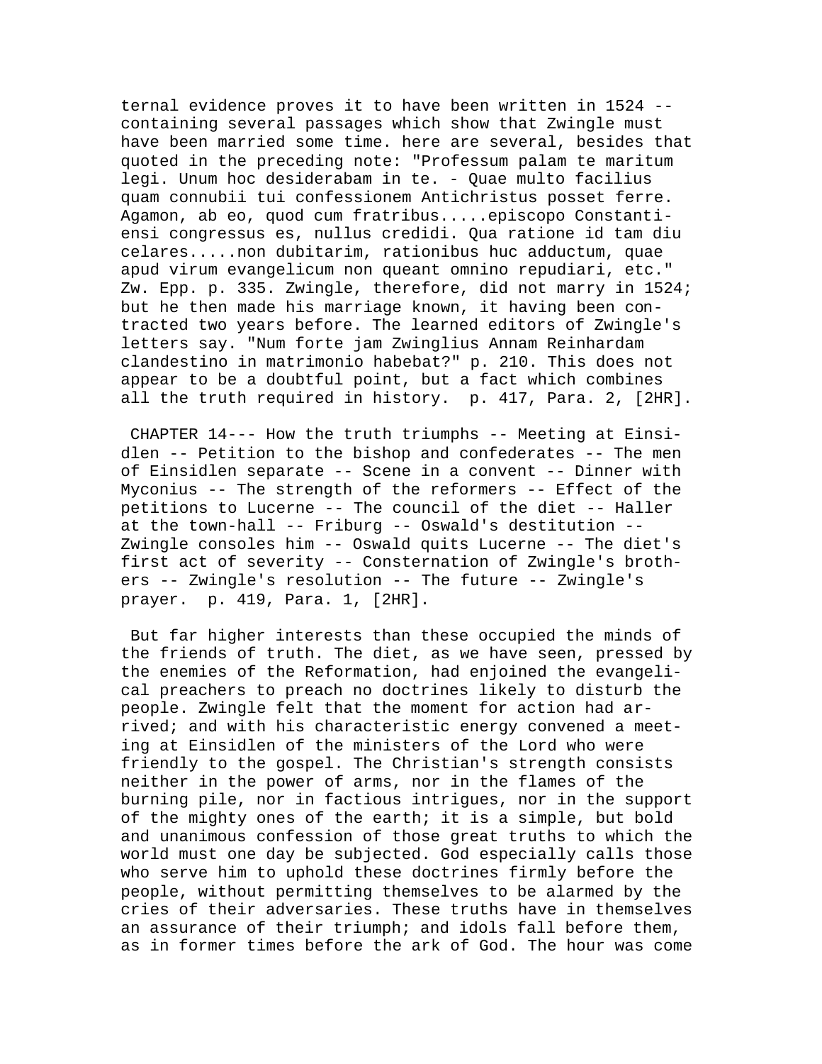ternal evidence proves it to have been written in 1524 -- containing several passages which show that Zwingle must have been married some time. here are several, besides that quoted in the preceding note: "Professum palam te maritum legi. Unum hoc desiderabam in te. - Quae multo facilius quam connubii tui confessionem Antichristus posset ferre. Agamon, ab eo, quod cum fratribus.....episcopo Constantiensi congressus es, nullus credidi. Qua ratione id tam diu celares.....non dubitarim, rationibus huc adductum, quae apud virum evangelicum non queant omnino repudiari, etc." Zw. Epp. p. 335. Zwingle, therefore, did not marry in 1524; but he then made his marriage known, it having been contracted two years before. The learned editors of Zwingle's letters say. "Num forte jam Zwinglius Annam Reinhardam clandestino in matrimonio habebat?" p. 210. This does not appear to be a doubtful point, but a fact which combines all the truth required in history. p. 417, Para. 2, [2HR].

CHAPTER 14--- How the truth triumphs -- Meeting at Einsidlen -- Petition to the bishop and confederates -- The men of Einsidlen separate -- Scene in a convent -- Dinner with Myconius -- The strength of the reformers -- Effect of the petitions to Lucerne -- The council of the diet -- Haller at the town-hall -- Friburg -- Oswald's destitution -- Zwingle consoles him -- Oswald quits Lucerne -- The diet's first act of severity -- Consternation of Zwingle's brothers -- Zwingle's resolution -- The future -- Zwingle's prayer. p. 419, Para. 1, [2HR].

But far higher interests than these occupied the minds of the friends of truth. The diet, as we have seen, pressed by the enemies of the Reformation, had enjoined the evangelical preachers to preach no doctrines likely to disturb the people. Zwingle felt that the moment for action had arrived; and with his characteristic energy convened a meeting at Einsidlen of the ministers of the Lord who were friendly to the gospel. The Christian's strength consists neither in the power of arms, nor in the flames of the burning pile, nor in factious intrigues, nor in the support of the mighty ones of the earth; it is a simple, but bold and unanimous confession of those great truths to which the world must one day be subjected. God especially calls those who serve him to uphold these doctrines firmly before the people, without permitting themselves to be alarmed by the cries of their adversaries. These truths have in themselves an assurance of their triumph; and idols fall before them, as in former times before the ark of God. The hour was come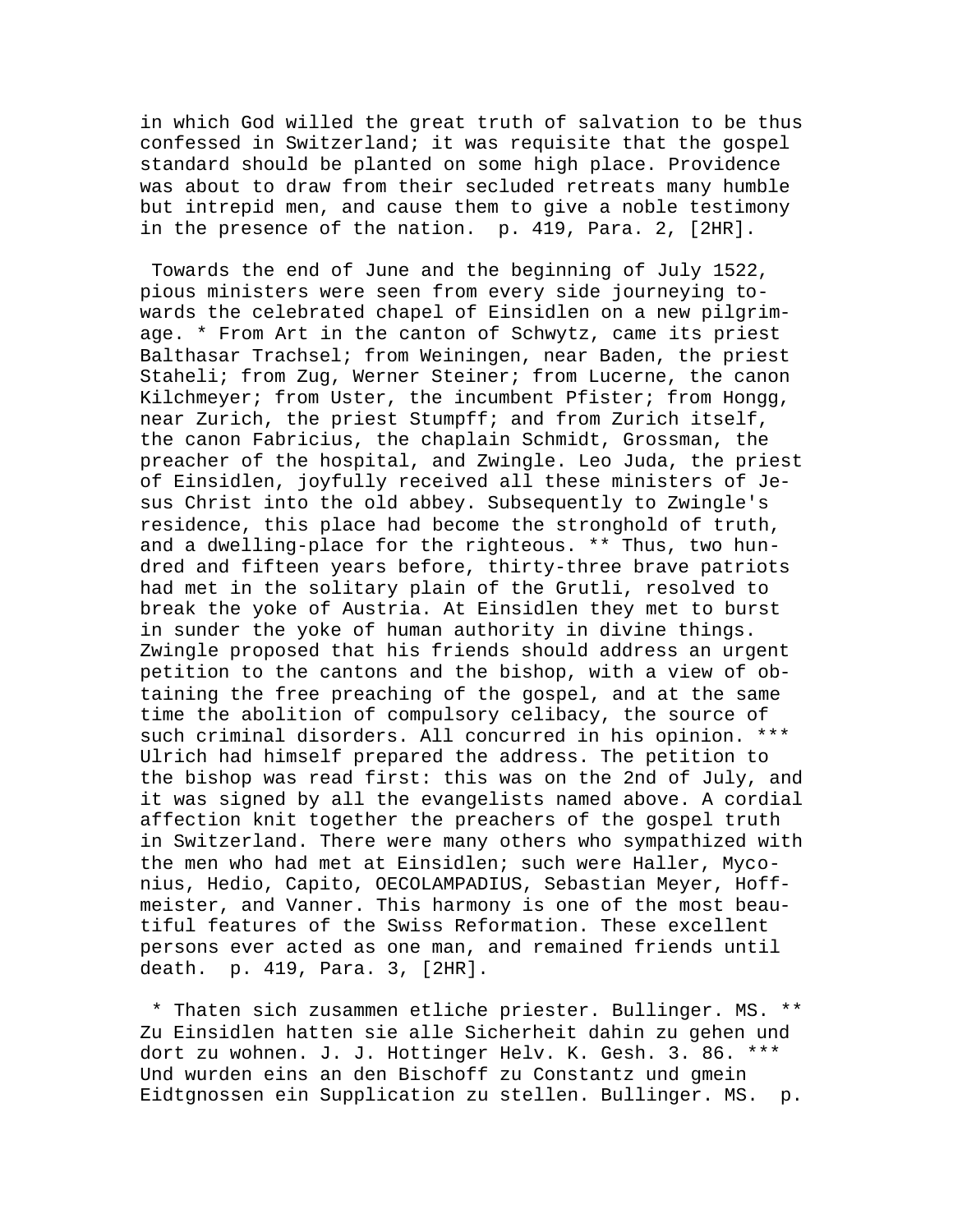in which God willed the great truth of salvation to be thus confessed in Switzerland; it was requisite that the gospel standard should be planted on some high place. Providence was about to draw from their secluded retreats many humble but intrepid men, and cause them to give a noble testimony in the presence of the nation. p. 419, Para. 2, [2HR].

Towards the end of June and the beginning of July 1522, pious ministers were seen from every side journeying towards the celebrated chapel of Einsidlen on a new pilgrimage. * From Art in the canton of Schwytz, came its priest Balthasar Trachsel; from Weiningen, near Baden, the priest Staheli; from Zug, Werner Steiner; from Lucerne, the canon Kilchmeyer; from Uster, the incumbent Pfister; from Hongg, near Zurich, the priest Stumpff; and from Zurich itself, the canon Fabricius, the chaplain Schmidt, Grossman, the preacher of the hospital, and Zwingle. Leo Juda, the priest of Einsidlen, joyfully received all these ministers of Jesus Christ into the old abbey. Subsequently to Zwingle's residence, this place had become the stronghold of truth, and a dwelling-place for the righteous. ** Thus, two hundred and fifteen years before, thirty-three brave patriots had met in the solitary plain of the Grutli, resolved to break the yoke of Austria. At Einsidlen they met to burst in sunder the yoke of human authority in divine things. Zwingle proposed that his friends should address an urgent petition to the cantons and the bishop, with a view of obtaining the free preaching of the gospel, and at the same time the abolition of compulsory celibacy, the source of such criminal disorders. All concurred in his opinion. *** Ulrich had himself prepared the address. The petition to the bishop was read first: this was on the 2nd of July, and it was signed by all the evangelists named above. A cordial affection knit together the preachers of the gospel truth in Switzerland. There were many others who sympathized with the men who had met at Einsidlen; such were Haller, Myconius, Hedio, Capito, OECOLAMPADIUS, Sebastian Meyer, Hoffmeister, and Vanner. This harmony is one of the most beautiful features of the Swiss Reformation. These excellent persons ever acted as one man, and remained friends until death. p. 419, Para. 3, [2HR].

* Thaten sich zusammen etliche priester. Bullinger. MS. ** Zu Einsidlen hatten sie alle Sicherheit dahin zu gehen und dort zu wohnen. J. J. Hottinger Helv. K. Gesh. 3. 86. *** Und wurden eins an den Bischoff zu Constantz und gmein Eidtgnossen ein Supplication zu stellen. Bullinger. MS. p.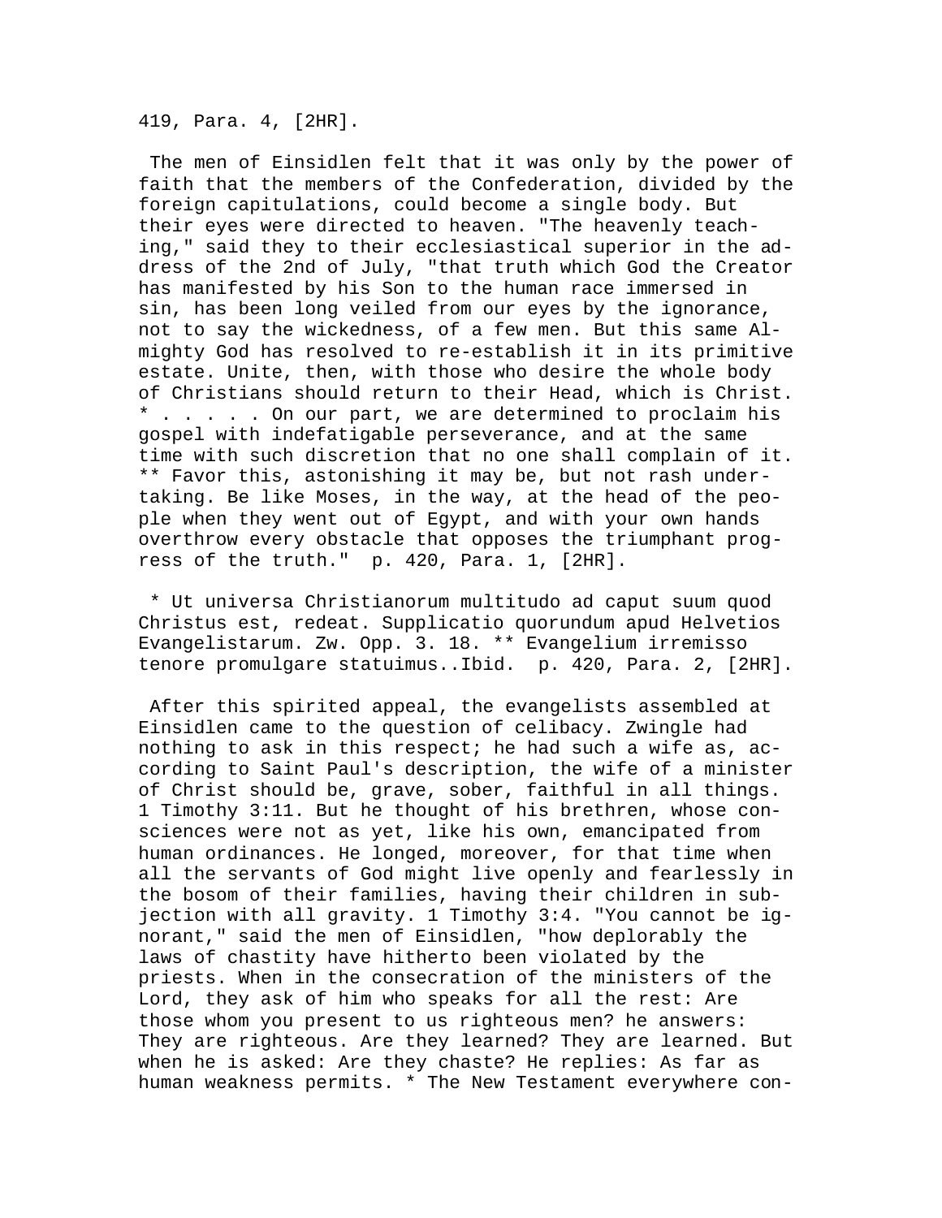419, Para. 4, [2HR].

The men of Einsidlen felt that it was only by the power of faith that the members of the Confederation, divided by the foreign capitulations, could become a single body. But their eyes were directed to heaven. "The heavenly teaching," said they to their ecclesiastical superior in the address of the 2nd of July, "that truth which God the Creator has manifested by his Son to the human race immersed in sin, has been long veiled from our eyes by the ignorance, not to say the wickedness, of a few men. But this same Almighty God has resolved to re-establish it in its primitive estate. Unite, then, with those who desire the whole body of Christians should return to their Head, which is Christ. * . . . . . On our part, we are determined to proclaim his gospel with indefatigable perseverance, and at the same time with such discretion that no one shall complain of it. ** Favor this, astonishing it may be, but not rash undertaking. Be like Moses, in the way, at the head of the people when they went out of Egypt, and with your own hands overthrow every obstacle that opposes the triumphant progress of the truth." p. 420, Para. 1, [2HR].

* Ut universa Christianorum multitudo ad caput suum quod Christus est, redeat. Supplicatio quorundum apud Helvetios Evangelistarum. Zw. Opp. 3. 18. ** Evangelium irremisso tenore promulgare statuimus..Ibid. p. 420, Para. 2, [2HR].

After this spirited appeal, the evangelists assembled at Einsidlen came to the question of celibacy. Zwingle had nothing to ask in this respect; he had such a wife as, according to Saint Paul's description, the wife of a minister of Christ should be, grave, sober, faithful in all things. 1 Timothy 3:11. But he thought of his brethren, whose consciences were not as yet, like his own, emancipated from human ordinances. He longed, moreover, for that time when all the servants of God might live openly and fearlessly in the bosom of their families, having their children in subjection with all gravity. 1 Timothy 3:4. "You cannot be ignorant," said the men of Einsidlen, "how deplorably the laws of chastity have hitherto been violated by the priests. When in the consecration of the ministers of the Lord, they ask of him who speaks for all the rest: Are those whom you present to us righteous men? he answers: They are righteous. Are they learned? They are learned. But when he is asked: Are they chaste? He replies: As far as human weakness permits. * The New Testament everywhere con-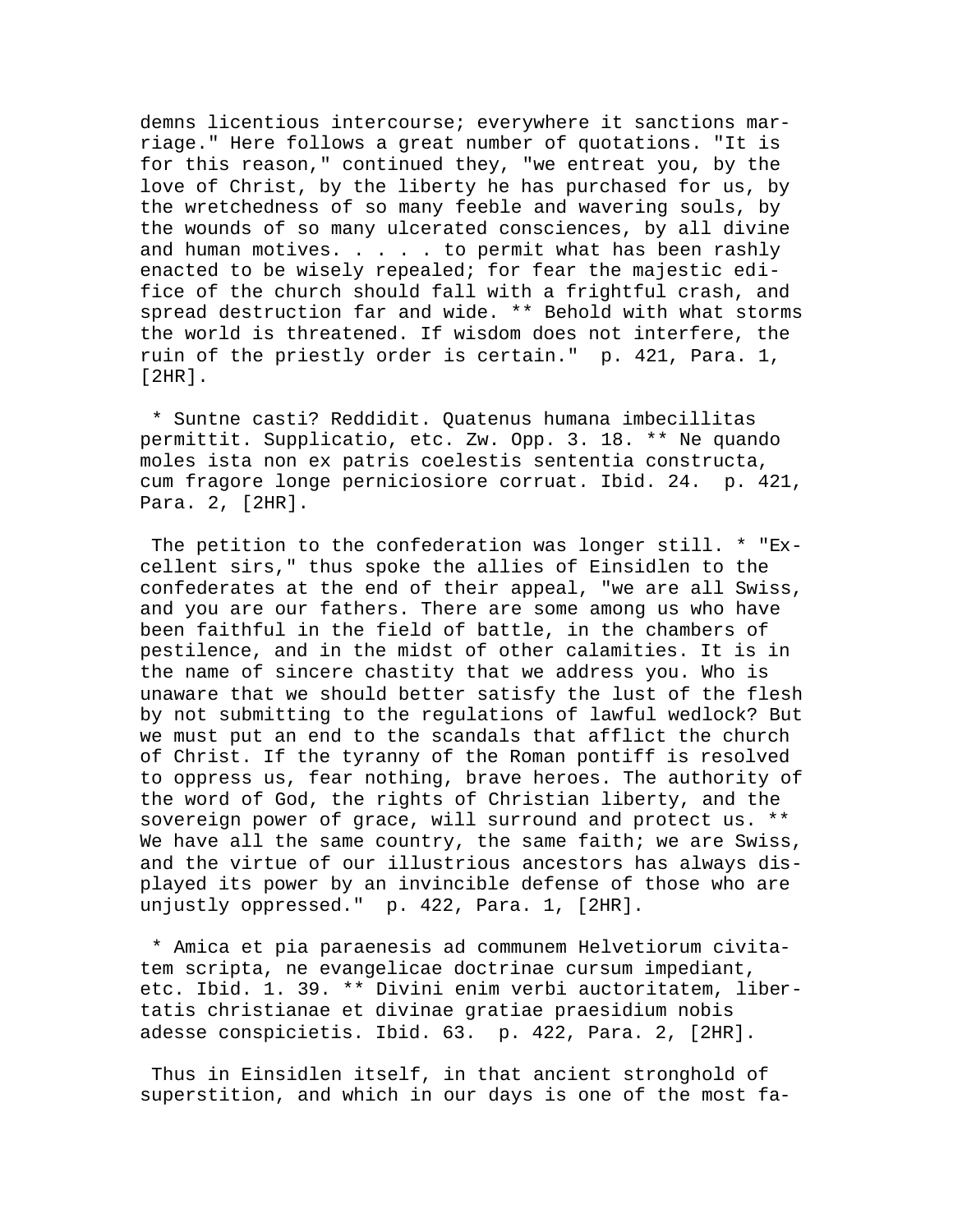demns licentious intercourse; everywhere it sanctions marriage." Here follows a great number of quotations. "It is for this reason," continued they, "we entreat you, by the love of Christ, by the liberty he has purchased for us, by the wretchedness of so many feeble and wavering souls, by the wounds of so many ulcerated consciences, by all divine and human motives. . . . . to permit what has been rashly enacted to be wisely repealed; for fear the majestic edifice of the church should fall with a frightful crash, and spread destruction far and wide. ** Behold with what storms the world is threatened. If wisdom does not interfere, the ruin of the priestly order is certain." p. 421, Para. 1, [2HR].

* Suntne casti? Reddidit. Quatenus humana imbecillitas permittit. Supplicatio, etc. Zw. Opp. 3. 18. ** Ne quando moles ista non ex patris coelestis sententia constructa, cum fragore longe perniciosiore corruat. Ibid. 24. p. 421, Para. 2, [2HR].

The petition to the confederation was longer still. * "Excellent sirs," thus spoke the allies of Einsidlen to the confederates at the end of their appeal, "we are all Swiss, and you are our fathers. There are some among us who have been faithful in the field of battle, in the chambers of pestilence, and in the midst of other calamities. It is in the name of sincere chastity that we address you. Who is unaware that we should better satisfy the lust of the flesh by not submitting to the regulations of lawful wedlock? But we must put an end to the scandals that afflict the church of Christ. If the tyranny of the Roman pontiff is resolved to oppress us, fear nothing, brave heroes. The authority of the word of God, the rights of Christian liberty, and the sovereign power of grace, will surround and protect us. ** We have all the same country, the same faith; we are Swiss, and the virtue of our illustrious ancestors has always displayed its power by an invincible defense of those who are unjustly oppressed." p. 422, Para. 1, [2HR].

* Amica et pia paraenesis ad communem Helvetiorum civitatem scripta, ne evangelicae doctrinae cursum impediant, etc. Ibid. 1. 39. ** Divini enim verbi auctoritatem, libertatis christianae et divinae gratiae praesidium nobis adesse conspicietis. Ibid. 63. p. 422, Para. 2, [2HR].

Thus in Einsidlen itself, in that ancient stronghold of superstition, and which in our days is one of the most fa-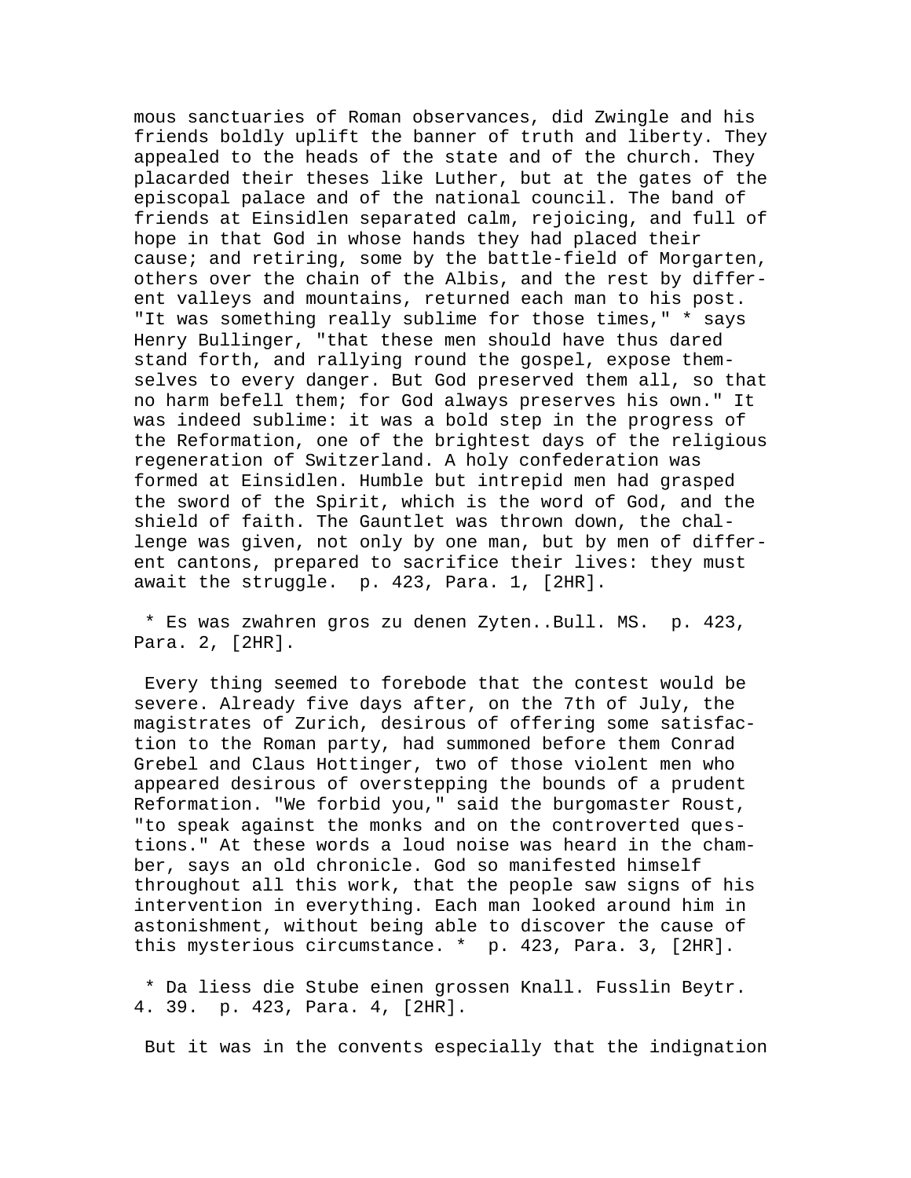mous sanctuaries of Roman observances, did Zwingle and his friends boldly uplift the banner of truth and liberty. They appealed to the heads of the state and of the church. They placarded their theses like Luther, but at the gates of the episcopal palace and of the national council. The band of friends at Einsidlen separated calm, rejoicing, and full of hope in that God in whose hands they had placed their cause; and retiring, some by the battle-field of Morgarten, others over the chain of the Albis, and the rest by different valleys and mountains, returned each man to his post. "It was something really sublime for those times," * says Henry Bullinger, "that these men should have thus dared stand forth, and rallying round the gospel, expose themselves to every danger. But God preserved them all, so that no harm befell them; for God always preserves his own." It was indeed sublime: it was a bold step in the progress of the Reformation, one of the brightest days of the religious regeneration of Switzerland. A holy confederation was formed at Einsidlen. Humble but intrepid men had grasped the sword of the Spirit, which is the word of God, and the shield of faith. The Gauntlet was thrown down, the challenge was given, not only by one man, but by men of different cantons, prepared to sacrifice their lives: they must await the struggle.  p. 423, Para. 1, [2HR].

 * Es was zwahren gros zu denen Zyten..Bull. MS.  p. 423, Para. 2, [2HR].

 Every thing seemed to forebode that the contest would be severe. Already five days after, on the 7th of July, the magistrates of Zurich, desirous of offering some satisfaction to the Roman party, had summoned before them Conrad Grebel and Claus Hottinger, two of those violent men who appeared desirous of overstepping the bounds of a prudent Reformation. "We forbid you," said the burgomaster Roust, "to speak against the monks and on the controverted questions." At these words a loud noise was heard in the chamber, says an old chronicle. God so manifested himself throughout all this work, that the people saw signs of his intervention in everything. Each man looked around him in astonishment, without being able to discover the cause of this mysterious circumstance. *  p. 423, Para. 3, [2HR].

 * Da liess die Stube einen grossen Knall. Fusslin Beytr. 4. 39.  p. 423, Para. 4, [2HR].

 But it was in the convents especially that the indignation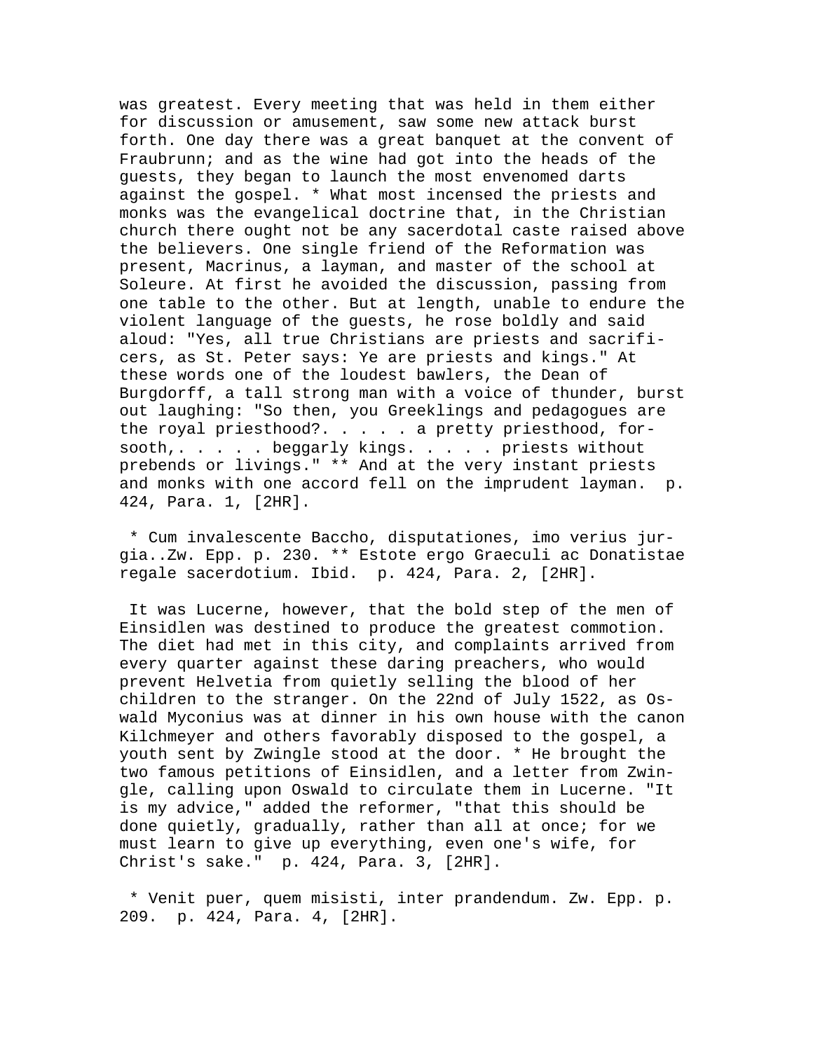was greatest. Every meeting that was held in them either for discussion or amusement, saw some new attack burst forth. One day there was a great banquet at the convent of Fraubrunn; and as the wine had got into the heads of the guests, they began to launch the most envenomed darts against the gospel. * What most incensed the priests and monks was the evangelical doctrine that, in the Christian church there ought not be any sacerdotal caste raised above the believers. One single friend of the Reformation was present, Macrinus, a layman, and master of the school at Soleure. At first he avoided the discussion, passing from one table to the other. But at length, unable to endure the violent language of the guests, he rose boldly and said aloud: "Yes, all true Christians are priests and sacrificers, as St. Peter says: Ye are priests and kings." At these words one of the loudest bawlers, the Dean of Burgdorff, a tall strong man with a voice of thunder, burst out laughing: "So then, you Greeklings and pedagogues are the royal priesthood?. . . . . a pretty priesthood, forsooth,. . . . . beggarly kings. . . . . priests without prebends or livings." ** And at the very instant priests and monks with one accord fell on the imprudent layman.  p. 424, Para. 1, [2HR].

* Cum invalescente Baccho, disputationes, imo verius jurgia..Zw. Epp. p. 230. ** Estote ergo Graeculi ac Donatistae regale sacerdotium. Ibid.  p. 424, Para. 2, [2HR].

It was Lucerne, however, that the bold step of the men of Einsidlen was destined to produce the greatest commotion. The diet had met in this city, and complaints arrived from every quarter against these daring preachers, who would prevent Helvetia from quietly selling the blood of her children to the stranger. On the 22nd of July 1522, as Oswald Myconius was at dinner in his own house with the canon Kilchmeyer and others favorably disposed to the gospel, a youth sent by Zwingle stood at the door. * He brought the two famous petitions of Einsidlen, and a letter from Zwingle, calling upon Oswald to circulate them in Lucerne. "It is my advice," added the reformer, "that this should be done quietly, gradually, rather than all at once; for we must learn to give up everything, even one's wife, for Christ's sake."  p. 424, Para. 3, [2HR].

* Venit puer, quem misisti, inter prandendum. Zw. Epp. p. 209.  p. 424, Para. 4, [2HR].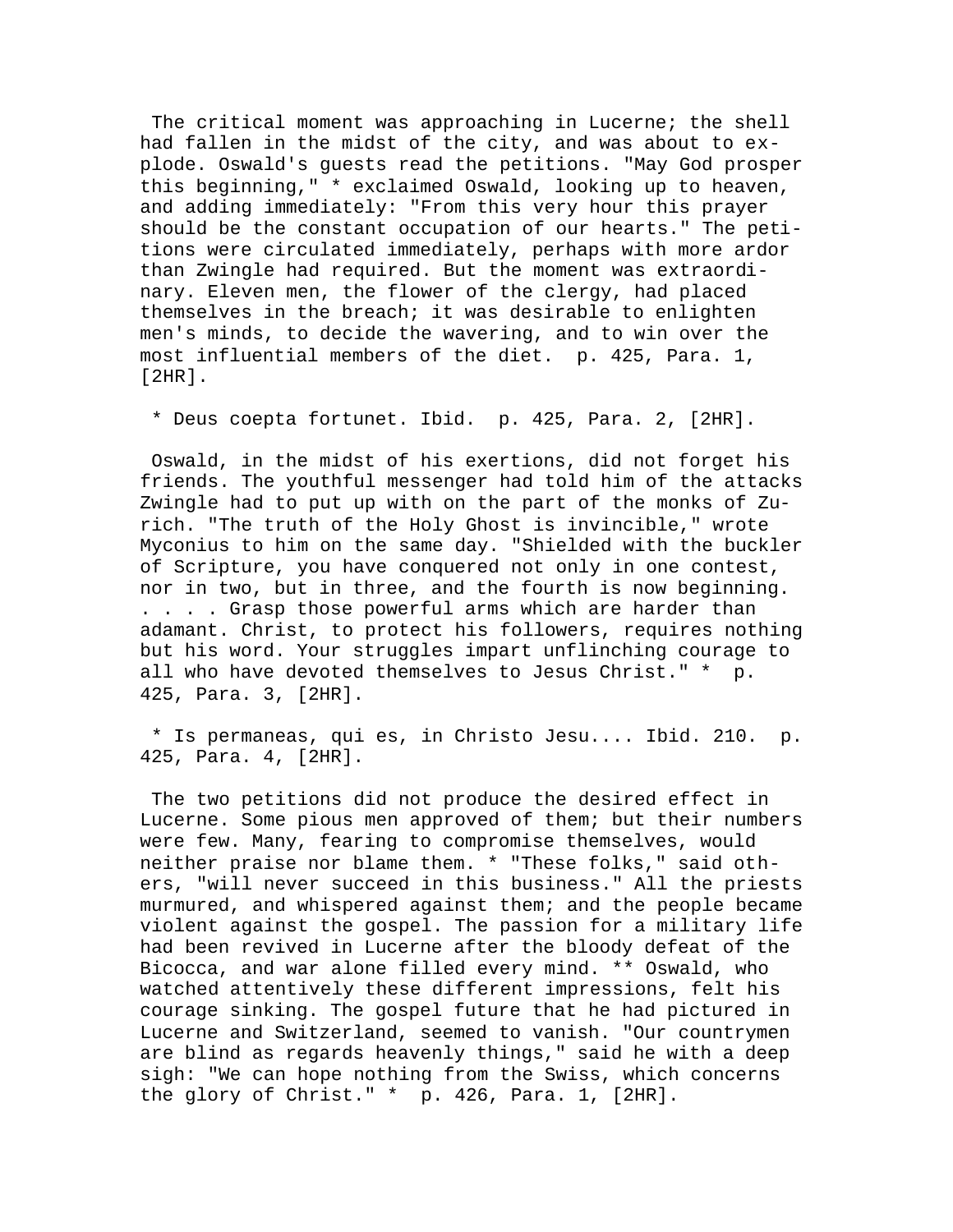The critical moment was approaching in Lucerne; the shell had fallen in the midst of the city, and was about to explode. Oswald's guests read the petitions. "May God prosper this beginning," * exclaimed Oswald, looking up to heaven, and adding immediately: "From this very hour this prayer should be the constant occupation of our hearts." The petitions were circulated immediately, perhaps with more ardor than Zwingle had required. But the moment was extraordinary. Eleven men, the flower of the clergy, had placed themselves in the breach; it was desirable to enlighten men's minds, to decide the wavering, and to win over the most influential members of the diet. p. 425, Para. 1, [2HR].

* Deus coepta fortunet. Ibid. p. 425, Para. 2, [2HR].

Oswald, in the midst of his exertions, did not forget his friends. The youthful messenger had told him of the attacks Zwingle had to put up with on the part of the monks of Zurich. "The truth of the Holy Ghost is invincible," wrote Myconius to him on the same day. "Shielded with the buckler of Scripture, you have conquered not only in one contest, nor in two, but in three, and the fourth is now beginning. . . . . Grasp those powerful arms which are harder than adamant. Christ, to protect his followers, requires nothing but his word. Your struggles impart unflinching courage to all who have devoted themselves to Jesus Christ." * p. 425, Para. 3, [2HR].

* Is permaneas, qui es, in Christo Jesu.... Ibid. 210. p. 425, Para. 4, [2HR].

The two petitions did not produce the desired effect in Lucerne. Some pious men approved of them; but their numbers were few. Many, fearing to compromise themselves, would neither praise nor blame them. * "These folks," said others, "will never succeed in this business." All the priests murmured, and whispered against them; and the people became violent against the gospel. The passion for a military life had been revived in Lucerne after the bloody defeat of the Bicocca, and war alone filled every mind. ** Oswald, who watched attentively these different impressions, felt his courage sinking. The gospel future that he had pictured in Lucerne and Switzerland, seemed to vanish. "Our countrymen are blind as regards heavenly things," said he with a deep sigh: "We can hope nothing from the Swiss, which concerns the glory of Christ." * p. 426, Para. 1, [2HR].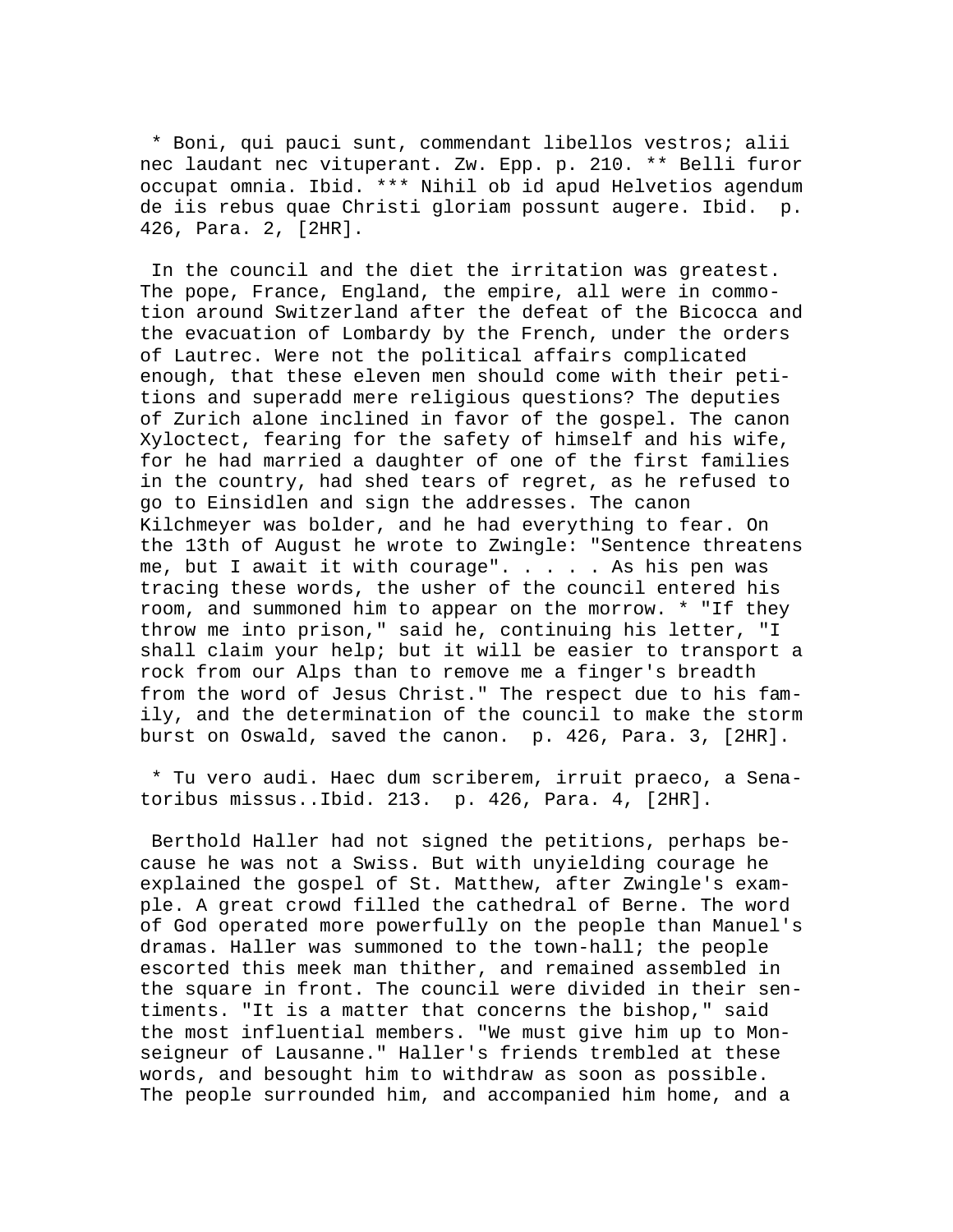* Boni, qui pauci sunt, commendant libellos vestros; alii nec laudant nec vituperant. Zw. Epp. p. 210. ** Belli furor occupat omnia. Ibid. *** Nihil ob id apud Helvetios agendum de iis rebus quae Christi gloriam possunt augere. Ibid. p. 426, Para. 2, [2HR].

In the council and the diet the irritation was greatest. The pope, France, England, the empire, all were in commotion around Switzerland after the defeat of the Bicocca and the evacuation of Lombardy by the French, under the orders of Lautrec. Were not the political affairs complicated enough, that these eleven men should come with their petitions and superadd mere religious questions? The deputies of Zurich alone inclined in favor of the gospel. The canon Xyloctect, fearing for the safety of himself and his wife, for he had married a daughter of one of the first families in the country, had shed tears of regret, as he refused to go to Einsidlen and sign the addresses. The canon Kilchmeyer was bolder, and he had everything to fear. On the 13th of August he wrote to Zwingle: "Sentence threatens me, but I await it with courage". . . . . As his pen was tracing these words, the usher of the council entered his room, and summoned him to appear on the morrow. * "If they throw me into prison," said he, continuing his letter, "I shall claim your help; but it will be easier to transport a rock from our Alps than to remove me a finger's breadth from the word of Jesus Christ." The respect due to his family, and the determination of the council to make the storm burst on Oswald, saved the canon. p. 426, Para. 3, [2HR].

* Tu vero audi. Haec dum scriberem, irruit praeco, a Senatoribus missus..Ibid. 213. p. 426, Para. 4, [2HR].

Berthold Haller had not signed the petitions, perhaps because he was not a Swiss. But with unyielding courage he explained the gospel of St. Matthew, after Zwingle's example. A great crowd filled the cathedral of Berne. The word of God operated more powerfully on the people than Manuel's dramas. Haller was summoned to the town-hall; the people escorted this meek man thither, and remained assembled in the square in front. The council were divided in their sentiments. "It is a matter that concerns the bishop," said the most influential members. "We must give him up to Monseigneur of Lausanne." Haller's friends trembled at these words, and besought him to withdraw as soon as possible. The people surrounded him, and accompanied him home, and a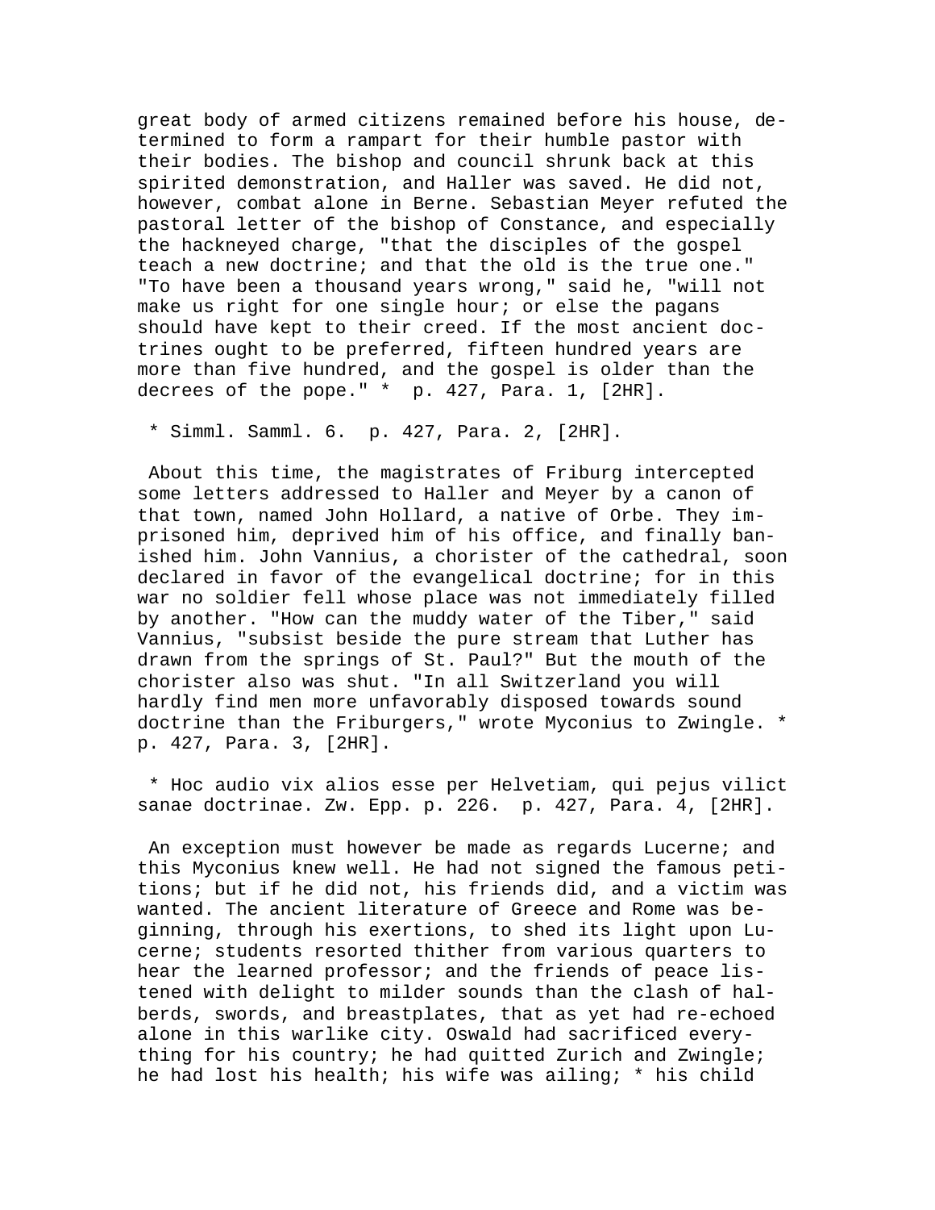great body of armed citizens remained before his house, determined to form a rampart for their humble pastor with their bodies. The bishop and council shrunk back at this spirited demonstration, and Haller was saved. He did not, however, combat alone in Berne. Sebastian Meyer refuted the pastoral letter of the bishop of Constance, and especially the hackneyed charge, "that the disciples of the gospel teach a new doctrine; and that the old is the true one." "To have been a thousand years wrong," said he, "will not make us right for one single hour; or else the pagans should have kept to their creed. If the most ancient doctrines ought to be preferred, fifteen hundred years are more than five hundred, and the gospel is older than the decrees of the pope." * p. 427, Para. 1, [2HR].

* Simml. Samml. 6. p. 427, Para. 2, [2HR].

About this time, the magistrates of Friburg intercepted some letters addressed to Haller and Meyer by a canon of that town, named John Hollard, a native of Orbe. They imprisoned him, deprived him of his office, and finally banished him. John Vannius, a chorister of the cathedral, soon declared in favor of the evangelical doctrine; for in this war no soldier fell whose place was not immediately filled by another. "How can the muddy water of the Tiber," said Vannius, "subsist beside the pure stream that Luther has drawn from the springs of St. Paul?" But the mouth of the chorister also was shut. "In all Switzerland you will hardly find men more unfavorably disposed towards sound doctrine than the Friburgers," wrote Myconius to Zwingle. * p. 427, Para. 3, [2HR].

* Hoc audio vix alios esse per Helvetiam, qui pejus vilict sanae doctrinae. Zw. Epp. p. 226. p. 427, Para. 4, [2HR].

An exception must however be made as regards Lucerne; and this Myconius knew well. He had not signed the famous petitions; but if he did not, his friends did, and a victim was wanted. The ancient literature of Greece and Rome was beginning, through his exertions, to shed its light upon Lucerne; students resorted thither from various quarters to hear the learned professor; and the friends of peace listened with delight to milder sounds than the clash of halberds, swords, and breastplates, that as yet had re-echoed alone in this warlike city. Oswald had sacrificed everything for his country; he had quitted Zurich and Zwingle; he had lost his health; his wife was ailing; * his child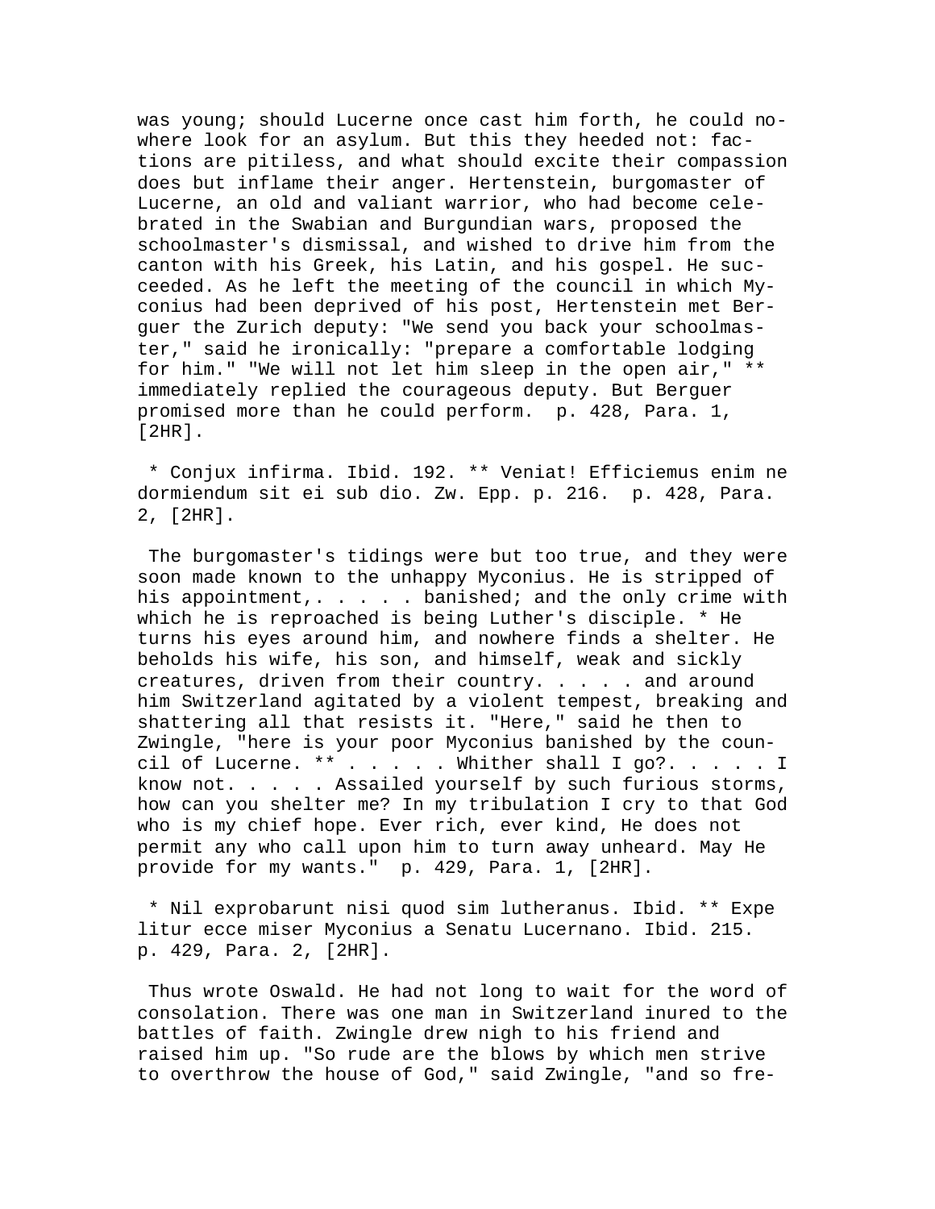was young; should Lucerne once cast him forth, he could nowhere look for an asylum. But this they heeded not: factions are pitiless, and what should excite their compassion does but inflame their anger. Hertenstein, burgomaster of Lucerne, an old and valiant warrior, who had become celebrated in the Swabian and Burgundian wars, proposed the schoolmaster's dismissal, and wished to drive him from the canton with his Greek, his Latin, and his gospel. He succeeded. As he left the meeting of the council in which Myconius had been deprived of his post, Hertenstein met Berguer the Zurich deputy: "We send you back your schoolmaster," said he ironically: "prepare a comfortable lodging for him." "We will not let him sleep in the open air," ** immediately replied the courageous deputy. But Berguer promised more than he could perform. p. 428, Para. 1, [2HR].

* Conjux infirma. Ibid. 192. ** Veniat! Efficiemus enim ne dormiendum sit ei sub dio. Zw. Epp. p. 216. p. 428, Para. 2, [2HR].

The burgomaster's tidings were but too true, and they were soon made known to the unhappy Myconius. He is stripped of his appointment,. . . . . banished; and the only crime with which he is reproached is being Luther's disciple. * He turns his eyes around him, and nowhere finds a shelter. He beholds his wife, his son, and himself, weak and sickly creatures, driven from their country. . . . . and around him Switzerland agitated by a violent tempest, breaking and shattering all that resists it. "Here," said he then to Zwingle, "here is your poor Myconius banished by the council of Lucerne. ** . . . . . Whither shall I go?. . . . . I know not. . . . . Assailed yourself by such furious storms, how can you shelter me? In my tribulation I cry to that God who is my chief hope. Ever rich, ever kind, He does not permit any who call upon him to turn away unheard. May He provide for my wants." p. 429, Para. 1, [2HR].

* Nil exprobarunt nisi quod sim lutheranus. Ibid. ** Expelitur ecce miser Myconius a Senatu Lucernano. Ibid. 215. p. 429, Para. 2, [2HR].

Thus wrote Oswald. He had not long to wait for the word of consolation. There was one man in Switzerland inured to the battles of faith. Zwingle drew nigh to his friend and raised him up. "So rude are the blows by which men strive to overthrow the house of God," said Zwingle, "and so fre-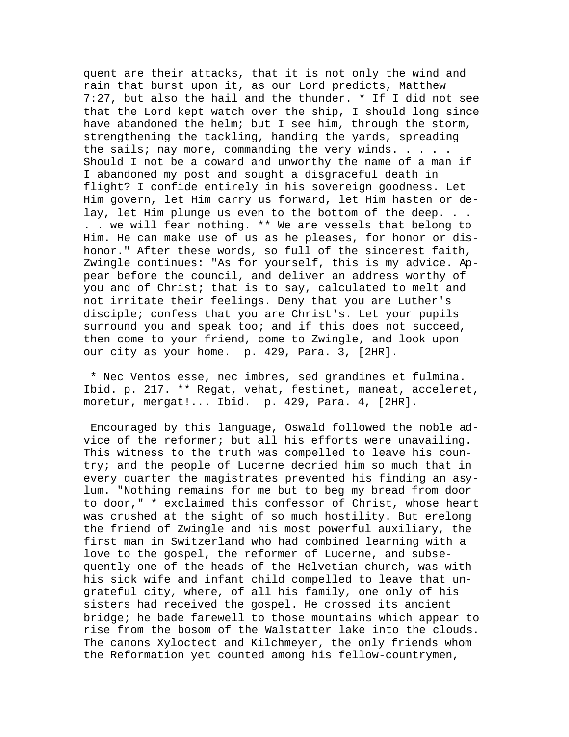quent are their attacks, that it is not only the wind and rain that burst upon it, as our Lord predicts, Matthew 7:27, but also the hail and the thunder. * If I did not see that the Lord kept watch over the ship, I should long since have abandoned the helm; but I see him, through the storm, strengthening the tackling, handing the yards, spreading the sails; nay more, commanding the very winds. . . . . Should I not be a coward and unworthy the name of a man if I abandoned my post and sought a disgraceful death in flight? I confide entirely in his sovereign goodness. Let Him govern, let Him carry us forward, let Him hasten or delay, let Him plunge us even to the bottom of the deep. . . . . we will fear nothing. ** We are vessels that belong to Him. He can make use of us as he pleases, for honor or dishonor." After these words, so full of the sincerest faith, Zwingle continues: "As for yourself, this is my advice. Appear before the council, and deliver an address worthy of you and of Christ; that is to say, calculated to melt and not irritate their feelings. Deny that you are Luther's disciple; confess that you are Christ's. Let your pupils surround you and speak too; and if this does not succeed, then come to your friend, come to Zwingle, and look upon our city as your home. p. 429, Para. 3, [2HR].

* Nec Ventos esse, nec imbres, sed grandines et fulmina. Ibid. p. 217. ** Regat, vehat, festinet, maneat, acceleret, moretur, mergat!... Ibid. p. 429, Para. 4, [2HR].

Encouraged by this language, Oswald followed the noble advice of the reformer; but all his efforts were unavailing. This witness to the truth was compelled to leave his country; and the people of Lucerne decried him so much that in every quarter the magistrates prevented his finding an asylum. "Nothing remains for me but to beg my bread from door to door," * exclaimed this confessor of Christ, whose heart was crushed at the sight of so much hostility. But erelong the friend of Zwingle and his most powerful auxiliary, the first man in Switzerland who had combined learning with a love to the gospel, the reformer of Lucerne, and subsequently one of the heads of the Helvetian church, was with his sick wife and infant child compelled to leave that ungrateful city, where, of all his family, one only of his sisters had received the gospel. He crossed its ancient bridge; he bade farewell to those mountains which appear to rise from the bosom of the Walstatter lake into the clouds. The canons Xyloctect and Kilchmeyer, the only friends whom the Reformation yet counted among his fellow-countrymen,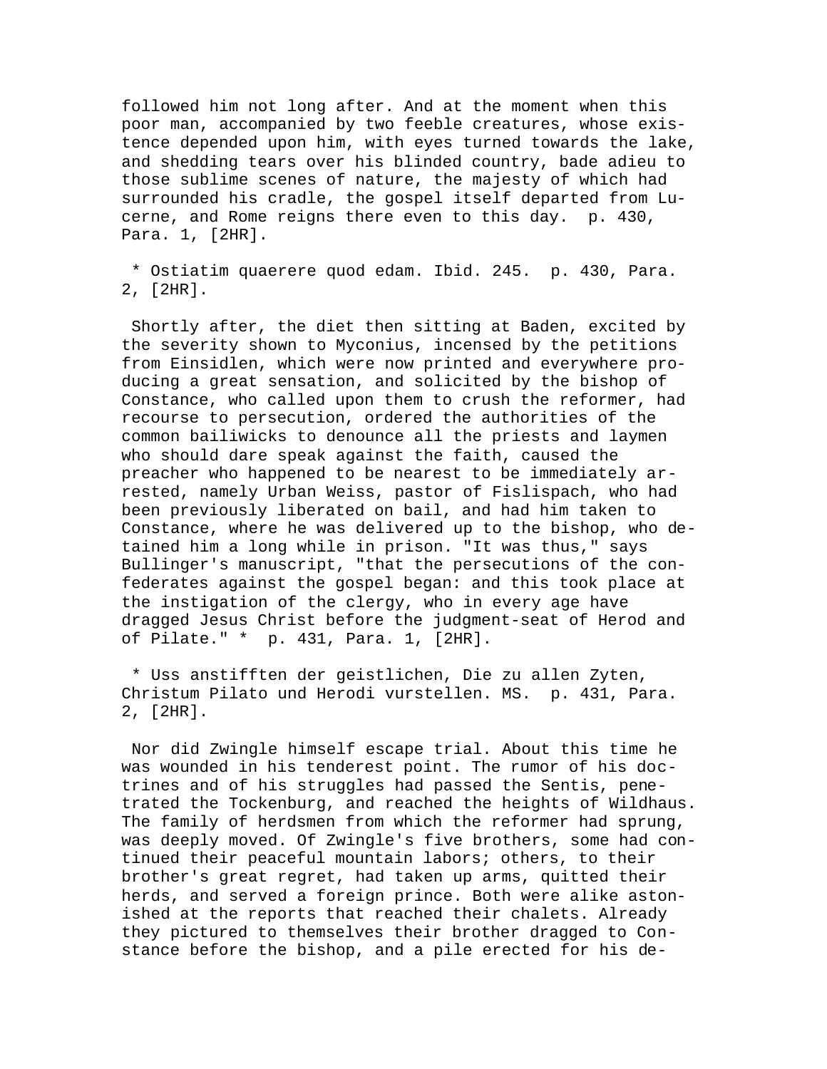followed him not long after. And at the moment when this poor man, accompanied by two feeble creatures, whose existence depended upon him, with eyes turned towards the lake, and shedding tears over his blinded country, bade adieu to those sublime scenes of nature, the majesty of which had surrounded his cradle, the gospel itself departed from Lucerne, and Rome reigns there even to this day. p. 430, Para. 1, [2HR].

* Ostiatim quaerere quod edam. Ibid. 245. p. 430, Para. 2, [2HR].

Shortly after, the diet then sitting at Baden, excited by the severity shown to Myconius, incensed by the petitions from Einsidlen, which were now printed and everywhere producing a great sensation, and solicited by the bishop of Constance, who called upon them to crush the reformer, had recourse to persecution, ordered the authorities of the common bailiwicks to denounce all the priests and laymen who should dare speak against the faith, caused the preacher who happened to be nearest to be immediately arrested, namely Urban Weiss, pastor of Fislispach, who had been previously liberated on bail, and had him taken to Constance, where he was delivered up to the bishop, who detained him a long while in prison. "It was thus," says Bullinger's manuscript, "that the persecutions of the confederates against the gospel began: and this took place at the instigation of the clergy, who in every age have dragged Jesus Christ before the judgment-seat of Herod and of Pilate." * p. 431, Para. 1, [2HR].

* Uss anstifften der geistlichen, Die zu allen Zyten, Christum Pilato und Herodi vurstellen. MS. p. 431, Para. 2, [2HR].

Nor did Zwingle himself escape trial. About this time he was wounded in his tenderest point. The rumor of his doctrines and of his struggles had passed the Sentis, penetrated the Tockenburg, and reached the heights of Wildhaus. The family of herdsmen from which the reformer had sprung, was deeply moved. Of Zwingle's five brothers, some had continued their peaceful mountain labors; others, to their brother's great regret, had taken up arms, quitted their herds, and served a foreign prince. Both were alike astonished at the reports that reached their chalets. Already they pictured to themselves their brother dragged to Constance before the bishop, and a pile erected for his de-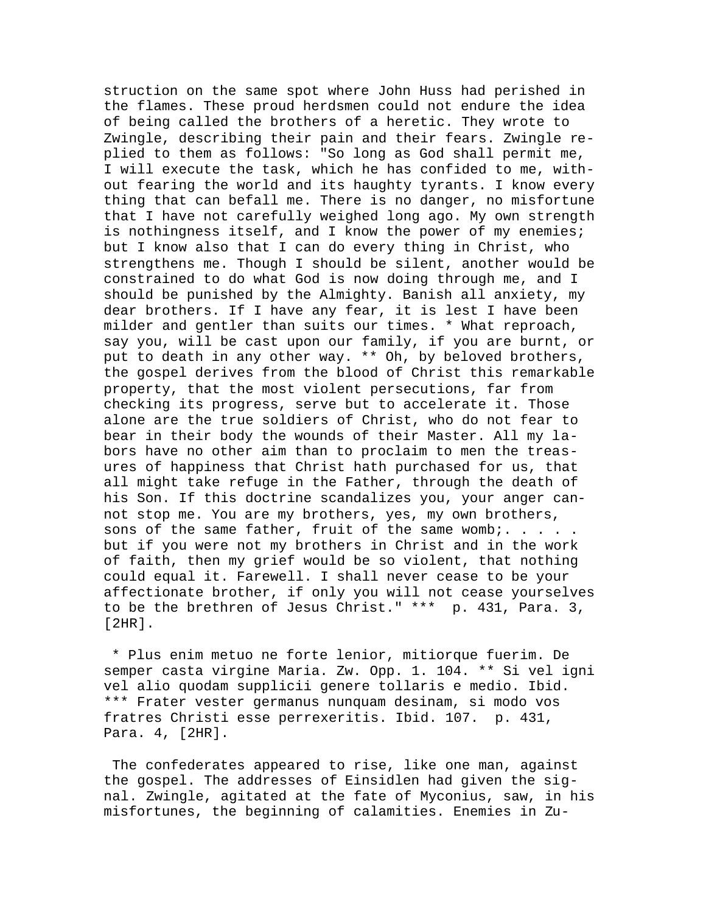struction on the same spot where John Huss had perished in the flames. These proud herdsmen could not endure the idea of being called the brothers of a heretic. They wrote to Zwingle, describing their pain and their fears. Zwingle replied to them as follows: "So long as God shall permit me, I will execute the task, which he has confided to me, without fearing the world and its haughty tyrants. I know every thing that can befall me. There is no danger, no misfortune that I have not carefully weighed long ago. My own strength is nothingness itself, and I know the power of my enemies; but I know also that I can do every thing in Christ, who strengthens me. Though I should be silent, another would be constrained to do what God is now doing through me, and I should be punished by the Almighty. Banish all anxiety, my dear brothers. If I have any fear, it is lest I have been milder and gentler than suits our times. * What reproach, say you, will be cast upon our family, if you are burnt, or put to death in any other way. ** Oh, by beloved brothers, the gospel derives from the blood of Christ this remarkable property, that the most violent persecutions, far from checking its progress, serve but to accelerate it. Those alone are the true soldiers of Christ, who do not fear to bear in their body the wounds of their Master. All my labors have no other aim than to proclaim to men the treasures of happiness that Christ hath purchased for us, that all might take refuge in the Father, through the death of his Son. If this doctrine scandalizes you, your anger cannot stop me. You are my brothers, yes, my own brothers, sons of the same father, fruit of the same womb;. . . . . but if you were not my brothers in Christ and in the work of faith, then my grief would be so violent, that nothing could equal it. Farewell. I shall never cease to be your affectionate brother, if only you will not cease yourselves to be the brethren of Jesus Christ." *** p. 431, Para. 3, [2HR].

* Plus enim metuo ne forte lenior, mitiorque fuerim. De semper casta virgine Maria. Zw. Opp. 1. 104. ** Si vel igni vel alio quodam supplicii genere tollaris e medio. Ibid. *** Frater vester germanus nunquam desinam, si modo vos fratres Christi esse perrexeritis. Ibid. 107. p. 431, Para. 4, [2HR].

The confederates appeared to rise, like one man, against the gospel. The addresses of Einsidlen had given the signal. Zwingle, agitated at the fate of Myconius, saw, in his misfortunes, the beginning of calamities. Enemies in Zu-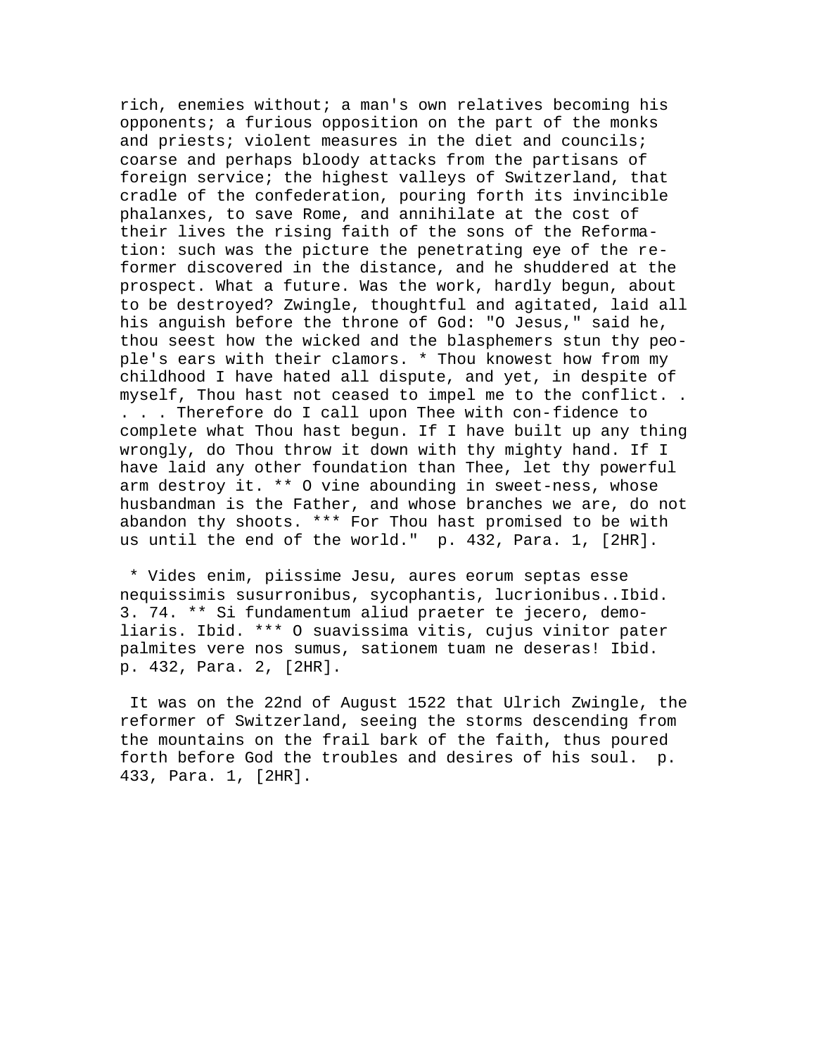rich, enemies without; a man's own relatives becoming his opponents; a furious opposition on the part of the monks and priests; violent measures in the diet and councils; coarse and perhaps bloody attacks from the partisans of foreign service; the highest valleys of Switzerland, that cradle of the confederation, pouring forth its invincible phalanxes, to save Rome, and annihilate at the cost of their lives the rising faith of the sons of the Reformation: such was the picture the penetrating eye of the reformer discovered in the distance, and he shuddered at the prospect. What a future. Was the work, hardly begun, about to be destroyed? Zwingle, thoughtful and agitated, laid all his anguish before the throne of God: "O Jesus," said he, thou seest how the wicked and the blasphemers stun thy people's ears with their clamors. * Thou knowest how from my childhood I have hated all dispute, and yet, in despite of myself, Thou hast not ceased to impel me to the conflict. . . . . Therefore do I call upon Thee with confidence to complete what Thou hast begun. If I have built up any thing wrongly, do Thou throw it down with thy mighty hand. If I have laid any other foundation than Thee, let thy powerful arm destroy it. ** O vine abounding in sweetness, whose husbandman is the Father, and whose branches we are, do not abandon thy shoots. *** For Thou hast promised to be with us until the end of the world." p. 432, Para. 1, [2HR].

* Vides enim, piissime Jesu, aures eorum septas esse nequissimis susurronibus, sycophantis, lucrionibus..Ibid. 3. 74. ** Si fundamentum aliud praeter te jecero, demoliaris. Ibid. *** O suavissima vitis, cujus vinitor pater palmites vere nos sumus, sationem tuam ne deseras! Ibid. p. 432, Para. 2, [2HR].

It was on the 22nd of August 1522 that Ulrich Zwingle, the reformer of Switzerland, seeing the storms descending from the mountains on the frail bark of the faith, thus poured forth before God the troubles and desires of his soul. p. 433, Para. 1, [2HR].